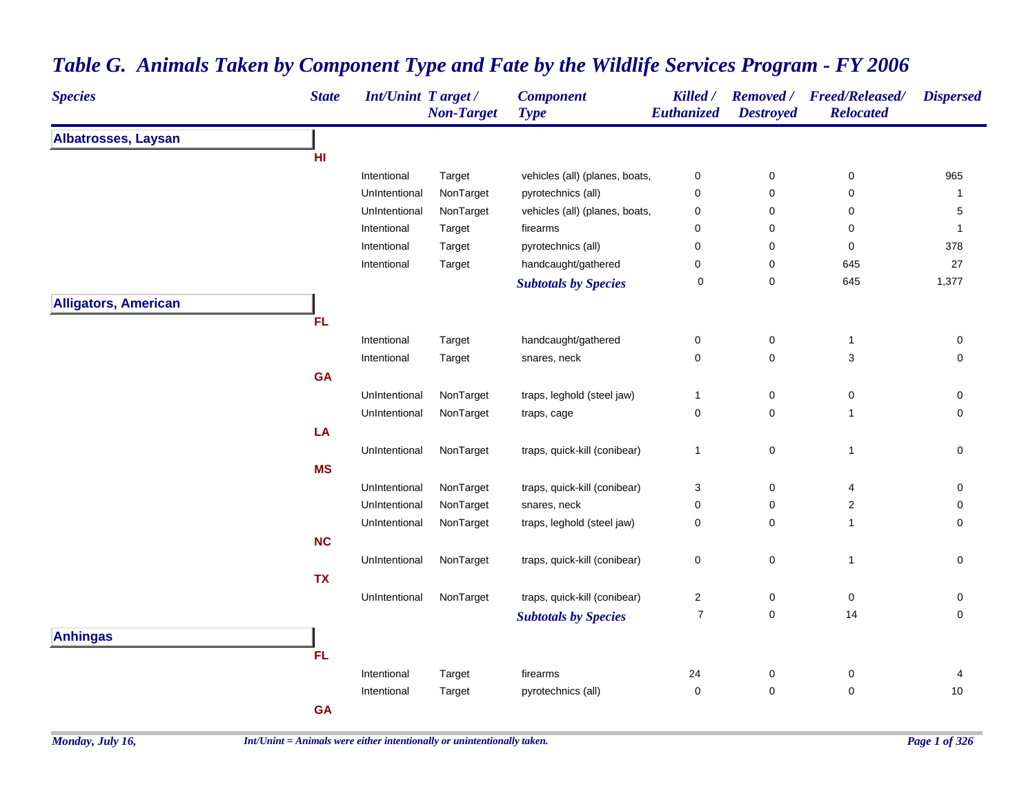# Table G. Animals Taken by Component Type and Fate by the Wildlife Services Program - FY 2006

| Species | State | Int/Unint | Target / Non-Target | Component Type | Killed / Euthanized | Removed / Destroyed | Freed/Released/ Relocated | Dispersed |
|---|---|---|---|---|---|---|---|---|
| **Albatrosses, Laysan** | | | | | | | | |
| | **HI** | | | | | | | |
| | | Intentional | Target | vehicles (all) (planes, boats, | 0 | 0 | 0 | 965 |
| | | UnIntentional | NonTarget | pyrotechnics (all) | 0 | 0 | 0 | 1 |
| | | UnIntentional | NonTarget | vehicles (all) (planes, boats, | 0 | 0 | 0 | 5 |
| | | Intentional | Target | firearms | 0 | 0 | 0 | 1 |
| | | Intentional | Target | pyrotechnics (all) | 0 | 0 | 0 | 378 |
| | | Intentional | Target | handcaught/gathered | 0 | 0 | 645 | 27 |
| | | | | ***Subtotals by Species*** | 0 | 0 | 645 | 1,377 |
| **Alligators, American** | | | | | | | | |
| | **FL** | | | | | | | |
| | | Intentional | Target | handcaught/gathered | 0 | 0 | 1 | 0 |
| | | Intentional | Target | snares, neck | 0 | 0 | 3 | 0 |
| | **GA** | | | | | | | |
| | | UnIntentional | NonTarget | traps, leghold (steel jaw) | 1 | 0 | 0 | 0 |
| | | UnIntentional | NonTarget | traps, cage | 0 | 0 | 1 | 0 |
| | **LA** | | | | | | | |
| | | UnIntentional | NonTarget | traps, quick-kill (conibear) | 1 | 0 | 1 | 0 |
| | **MS** | | | | | | | |
| | | UnIntentional | NonTarget | traps, quick-kill (conibear) | 3 | 0 | 4 | 0 |
| | | UnIntentional | NonTarget | snares, neck | 0 | 0 | 2 | 0 |
| | | UnIntentional | NonTarget | traps, leghold (steel jaw) | 0 | 0 | 1 | 0 |
| | **NC** | | | | | | | |
| | | UnIntentional | NonTarget | traps, quick-kill (conibear) | 0 | 0 | 1 | 0 |
| | **TX** | | | | | | | |
| | | UnIntentional | NonTarget | traps, quick-kill (conibear) | 2 | 0 | 0 | 0 |
| | | | | ***Subtotals by Species*** | 7 | 0 | 14 | 0 |
| **Anhingas** | | | | | | | | |
| | **FL** | | | | | | | |
| | | Intentional | Target | firearms | 24 | 0 | 0 | 4 |
| | | Intentional | Target | pyrotechnics (all) | 0 | 0 | 0 | 10 |
| | **GA** | | | | | | | |

*Monday, July 16,*

*Int/Unint = Animals were either intentionally or unintentionally taken.*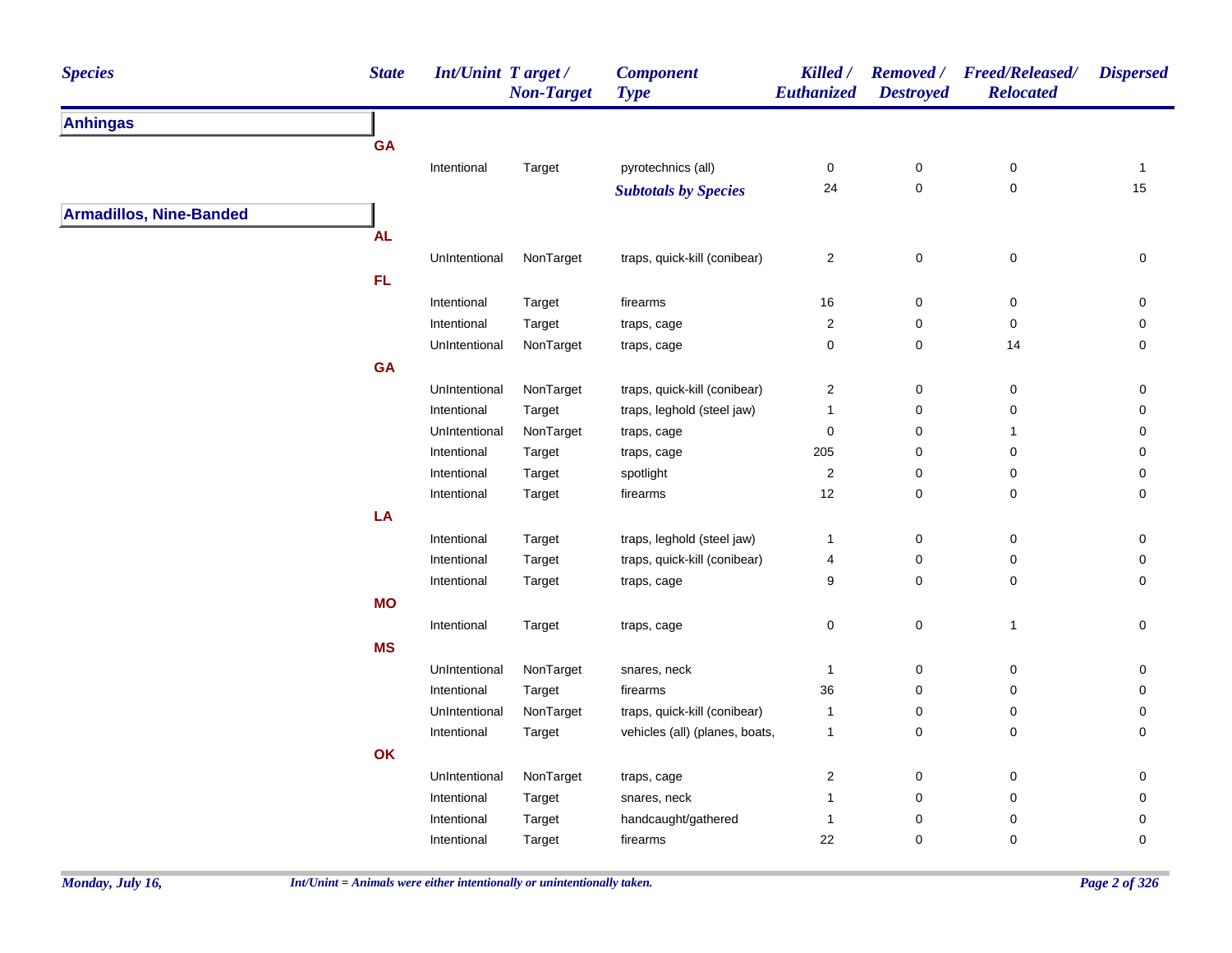| Species | State | Int/Unint | Target / Non-Target | Component Type | Killed / Euthanized | Removed / Destroyed | Freed/Released/ Relocated | Dispersed |
|---|---|---|---|---|---|---|---|---|
| **Anhingas** | | | | | | | | |
| | **GA** | | | | | | | |
| | | Intentional | Target | pyrotechnics (all) | 0 | 0 | 0 | 1 |
| | | | | ***Subtotals by Species*** | 24 | 0 | 0 | 15 |
| **Armadillos, Nine-Banded** | | | | | | | | |
| | **AL** | | | | | | | |
| | | UnIntentional | NonTarget | traps, quick-kill (conibear) | 2 | 0 | 0 | 0 |
| | **FL** | | | | | | | |
| | | Intentional | Target | firearms | 16 | 0 | 0 | 0 |
| | | Intentional | Target | traps, cage | 2 | 0 | 0 | 0 |
| | | UnIntentional | NonTarget | traps, cage | 0 | 0 | 14 | 0 |
| | **GA** | | | | | | | |
| | | UnIntentional | NonTarget | traps, quick-kill (conibear) | 2 | 0 | 0 | 0 |
| | | Intentional | Target | traps, leghold (steel jaw) | 1 | 0 | 0 | 0 |
| | | UnIntentional | NonTarget | traps, cage | 0 | 0 | 1 | 0 |
| | | Intentional | Target | traps, cage | 205 | 0 | 0 | 0 |
| | | Intentional | Target | spotlight | 2 | 0 | 0 | 0 |
| | | Intentional | Target | firearms | 12 | 0 | 0 | 0 |
| | **LA** | | | | | | | |
| | | Intentional | Target | traps, leghold (steel jaw) | 1 | 0 | 0 | 0 |
| | | Intentional | Target | traps, quick-kill (conibear) | 4 | 0 | 0 | 0 |
| | | Intentional | Target | traps, cage | 9 | 0 | 0 | 0 |
| | **MO** | | | | | | | |
| | | Intentional | Target | traps, cage | 0 | 0 | 1 | 0 |
| | **MS** | | | | | | | |
| | | UnIntentional | NonTarget | snares, neck | 1 | 0 | 0 | 0 |
| | | Intentional | Target | firearms | 36 | 0 | 0 | 0 |
| | | UnIntentional | NonTarget | traps, quick-kill (conibear) | 1 | 0 | 0 | 0 |
| | | Intentional | Target | vehicles (all) (planes, boats, | 1 | 0 | 0 | 0 |
| | **OK** | | | | | | | |
| | | UnIntentional | NonTarget | traps, cage | 2 | 0 | 0 | 0 |
| | | Intentional | Target | snares, neck | 1 | 0 | 0 | 0 |
| | | Intentional | Target | handcaught/gathered | 1 | 0 | 0 | 0 |
| | | Intentional | Target | firearms | 22 | 0 | 0 | 0 |

*Int/Unint = Animals were either intentionally or unintentionally taken.*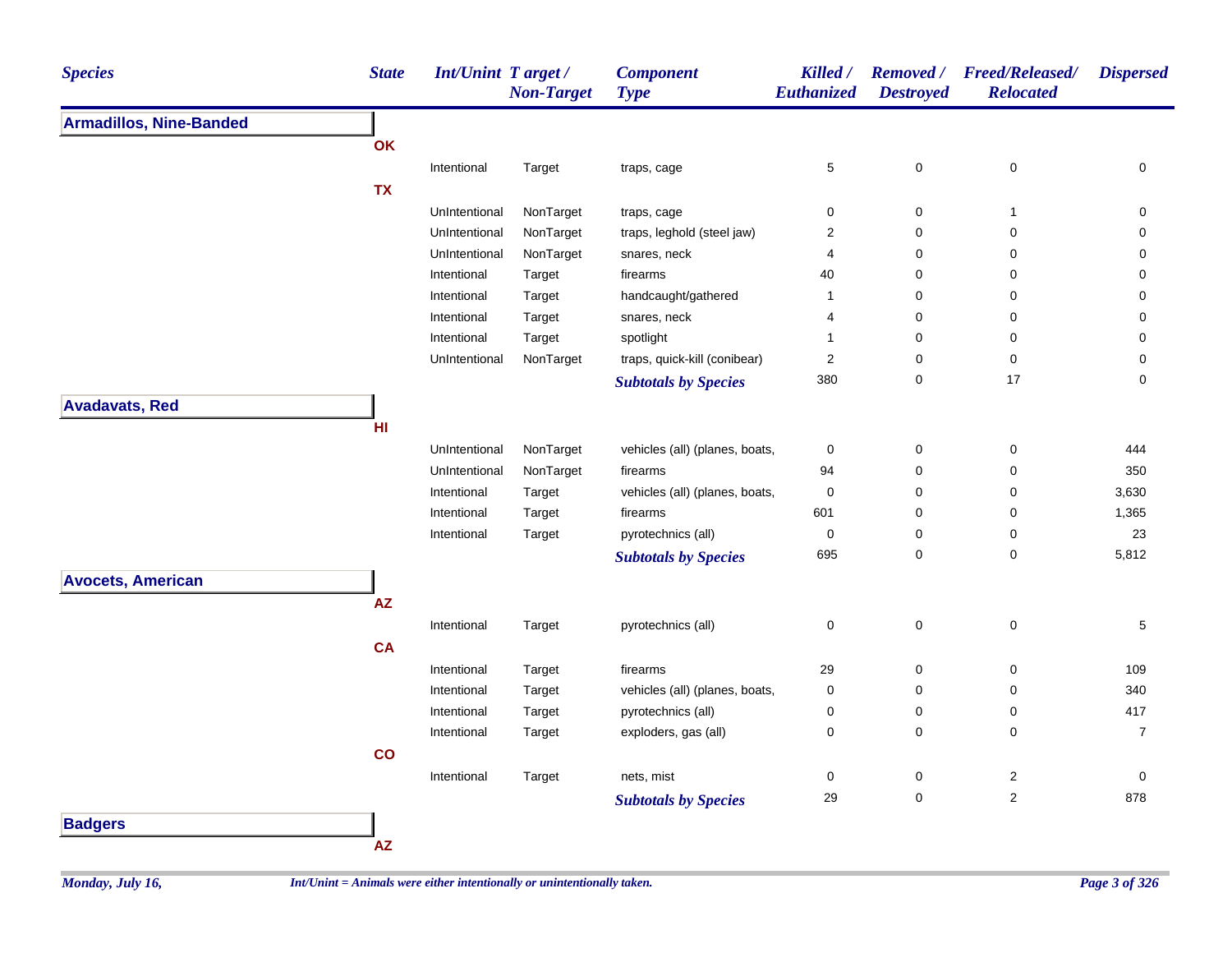| Species | State | Int/Unint | Target / Non-Target | Component Type | Killed / Euthanized | Removed / Destroyed | Freed/Released/ Relocated | Dispersed |
|---|---|---|---|---|---|---|---|---|
| **Armadillos, Nine-Banded** | | | | | | | | |
| | **OK** | | | | | | | |
| | | Intentional | Target | traps, cage | 5 | 0 | 0 | 0 |
| | **TX** | | | | | | | |
| | | UnIntentional | NonTarget | traps, cage | 0 | 0 | 1 | 0 |
| | | UnIntentional | NonTarget | traps, leghold (steel jaw) | 2 | 0 | 0 | 0 |
| | | UnIntentional | NonTarget | snares, neck | 4 | 0 | 0 | 0 |
| | | Intentional | Target | firearms | 40 | 0 | 0 | 0 |
| | | Intentional | Target | handcaught/gathered | 1 | 0 | 0 | 0 |
| | | Intentional | Target | snares, neck | 4 | 0 | 0 | 0 |
| | | Intentional | Target | spotlight | 1 | 0 | 0 | 0 |
| | | UnIntentional | NonTarget | traps, quick-kill (conibear) | 2 | 0 | 0 | 0 |
| | | | | ***Subtotals by Species*** | 380 | 0 | 17 | 0 |
| **Avadavats, Red** | | | | | | | | |
| | **HI** | | | | | | | |
| | | UnIntentional | NonTarget | vehicles (all) (planes, boats, | 0 | 0 | 0 | 444 |
| | | UnIntentional | NonTarget | firearms | 94 | 0 | 0 | 350 |
| | | Intentional | Target | vehicles (all) (planes, boats, | 0 | 0 | 0 | 3,630 |
| | | Intentional | Target | firearms | 601 | 0 | 0 | 1,365 |
| | | Intentional | Target | pyrotechnics (all) | 0 | 0 | 0 | 23 |
| | | | | ***Subtotals by Species*** | 695 | 0 | 0 | 5,812 |
| **Avocets, American** | | | | | | | | |
| | **AZ** | | | | | | | |
| | | Intentional | Target | pyrotechnics (all) | 0 | 0 | 0 | 5 |
| | **CA** | | | | | | | |
| | | Intentional | Target | firearms | 29 | 0 | 0 | 109 |
| | | Intentional | Target | vehicles (all) (planes, boats, | 0 | 0 | 0 | 340 |
| | | Intentional | Target | pyrotechnics (all) | 0 | 0 | 0 | 417 |
| | | Intentional | Target | exploders, gas (all) | 0 | 0 | 0 | 7 |
| | **CO** | | | | | | | |
| | | Intentional | Target | nets, mist | 0 | 0 | 2 | 0 |
| | | | | ***Subtotals by Species*** | 29 | 0 | 2 | 878 |
| **Badgers** | | | | | | | | |
| | **AZ** | | | | | | | |

*Int/Unint = Animals were either intentionally or unintentionally taken.*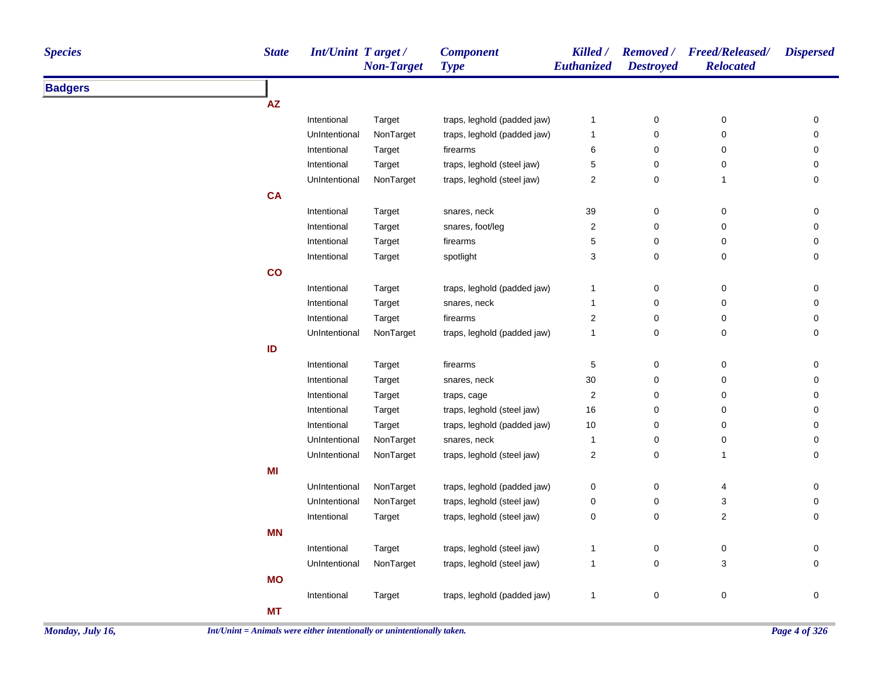| Species | State | Int/Unint | Target / Non-Target | Component Type | Killed / Euthanized | Removed / Destroyed | Freed/Released/ Relocated | Dispersed |
|---|---|---|---|---|---|---|---|---|
| **Badgers** | | | | | | | | |
| | **AZ** | | | | | | | |
| | | Intentional | Target | traps, leghold (padded jaw) | 1 | 0 | 0 | 0 |
| | | UnIntentional | NonTarget | traps, leghold (padded jaw) | 1 | 0 | 0 | 0 |
| | | Intentional | Target | firearms | 6 | 0 | 0 | 0 |
| | | Intentional | Target | traps, leghold (steel jaw) | 5 | 0 | 0 | 0 |
| | | UnIntentional | NonTarget | traps, leghold (steel jaw) | 2 | 0 | 1 | 0 |
| | **CA** | | | | | | | |
| | | Intentional | Target | snares, neck | 39 | 0 | 0 | 0 |
| | | Intentional | Target | snares, foot/leg | 2 | 0 | 0 | 0 |
| | | Intentional | Target | firearms | 5 | 0 | 0 | 0 |
| | | Intentional | Target | spotlight | 3 | 0 | 0 | 0 |
| | **CO** | | | | | | | |
| | | Intentional | Target | traps, leghold (padded jaw) | 1 | 0 | 0 | 0 |
| | | Intentional | Target | snares, neck | 1 | 0 | 0 | 0 |
| | | Intentional | Target | firearms | 2 | 0 | 0 | 0 |
| | | UnIntentional | NonTarget | traps, leghold (padded jaw) | 1 | 0 | 0 | 0 |
| | **ID** | | | | | | | |
| | | Intentional | Target | firearms | 5 | 0 | 0 | 0 |
| | | Intentional | Target | snares, neck | 30 | 0 | 0 | 0 |
| | | Intentional | Target | traps, cage | 2 | 0 | 0 | 0 |
| | | Intentional | Target | traps, leghold (steel jaw) | 16 | 0 | 0 | 0 |
| | | Intentional | Target | traps, leghold (padded jaw) | 10 | 0 | 0 | 0 |
| | | UnIntentional | NonTarget | snares, neck | 1 | 0 | 0 | 0 |
| | | UnIntentional | NonTarget | traps, leghold (steel jaw) | 2 | 0 | 1 | 0 |
| | **MI** | | | | | | | |
| | | UnIntentional | NonTarget | traps, leghold (padded jaw) | 0 | 0 | 4 | 0 |
| | | UnIntentional | NonTarget | traps, leghold (steel jaw) | 0 | 0 | 3 | 0 |
| | | Intentional | Target | traps, leghold (steel jaw) | 0 | 0 | 2 | 0 |
| | **MN** | | | | | | | |
| | | Intentional | Target | traps, leghold (steel jaw) | 1 | 0 | 0 | 0 |
| | | UnIntentional | NonTarget | traps, leghold (steel jaw) | 1 | 0 | 3 | 0 |
| | **MO** | | | | | | | |
| | | Intentional | Target | traps, leghold (padded jaw) | 1 | 0 | 0 | 0 |
| | **MT** | | | | | | | |

*Int/Unint = Animals were either intentionally or unintentionally taken.*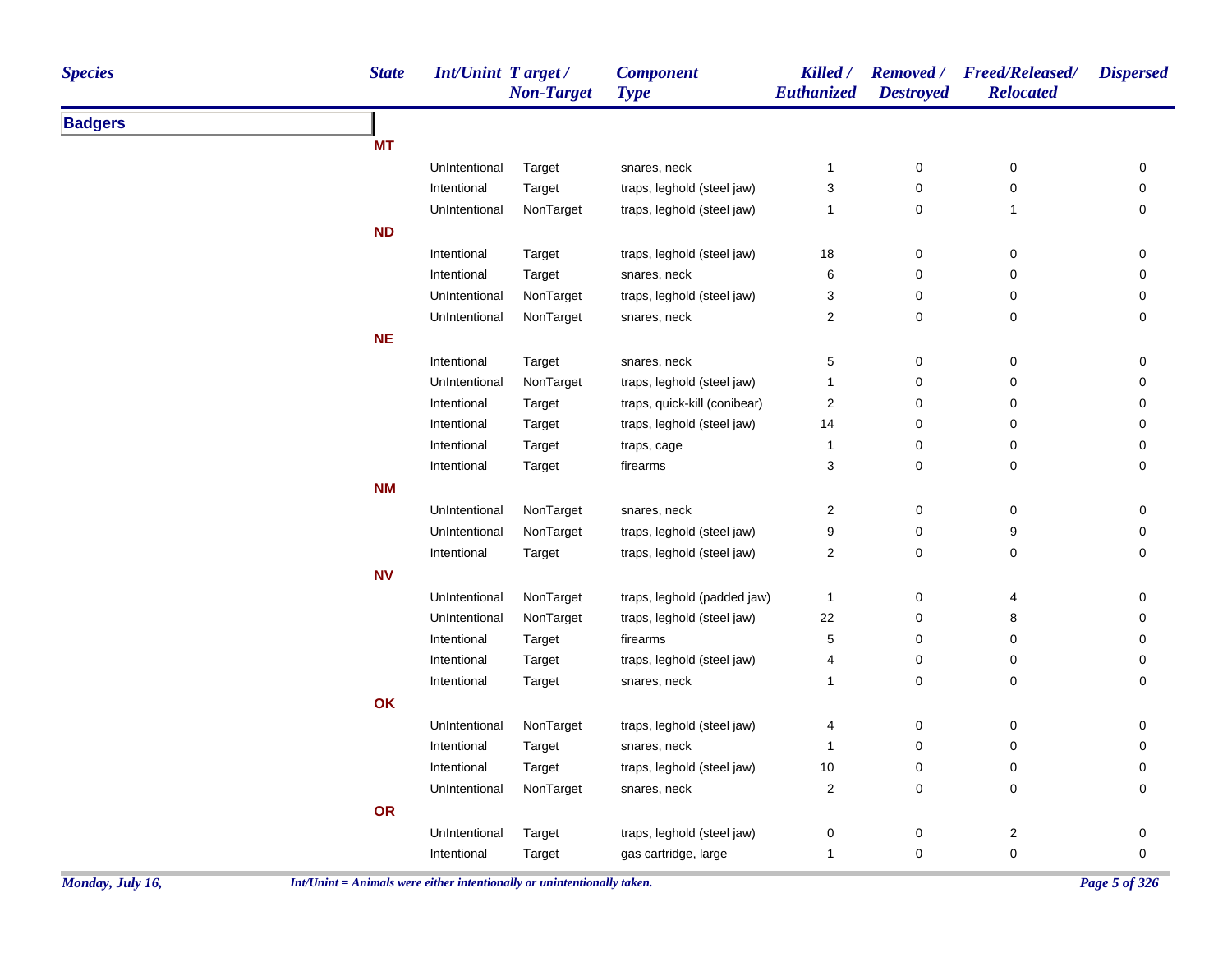| Species | State | Int/Unint | Target / Non-Target | Component Type | Killed / Euthanized | Removed / Destroyed | Freed/Released/ Relocated | Dispersed |
|---|---|---|---|---|---|---|---|---|
| **Badgers** | | | | | | | | |
| | **MT** | | | | | | | |
| | | UnIntentional | Target | snares, neck | 1 | 0 | 0 | 0 |
| | | Intentional | Target | traps, leghold (steel jaw) | 3 | 0 | 0 | 0 |
| | | UnIntentional | NonTarget | traps, leghold (steel jaw) | 1 | 0 | 1 | 0 |
| | **ND** | | | | | | | |
| | | Intentional | Target | traps, leghold (steel jaw) | 18 | 0 | 0 | 0 |
| | | Intentional | Target | snares, neck | 6 | 0 | 0 | 0 |
| | | UnIntentional | NonTarget | traps, leghold (steel jaw) | 3 | 0 | 0 | 0 |
| | | UnIntentional | NonTarget | snares, neck | 2 | 0 | 0 | 0 |
| | **NE** | | | | | | | |
| | | Intentional | Target | snares, neck | 5 | 0 | 0 | 0 |
| | | UnIntentional | NonTarget | traps, leghold (steel jaw) | 1 | 0 | 0 | 0 |
| | | Intentional | Target | traps, quick-kill (conibear) | 2 | 0 | 0 | 0 |
| | | Intentional | Target | traps, leghold (steel jaw) | 14 | 0 | 0 | 0 |
| | | Intentional | Target | traps, cage | 1 | 0 | 0 | 0 |
| | | Intentional | Target | firearms | 3 | 0 | 0 | 0 |
| | **NM** | | | | | | | |
| | | UnIntentional | NonTarget | snares, neck | 2 | 0 | 0 | 0 |
| | | UnIntentional | NonTarget | traps, leghold (steel jaw) | 9 | 0 | 9 | 0 |
| | | Intentional | Target | traps, leghold (steel jaw) | 2 | 0 | 0 | 0 |
| | **NV** | | | | | | | |
| | | UnIntentional | NonTarget | traps, leghold (padded jaw) | 1 | 0 | 4 | 0 |
| | | UnIntentional | NonTarget | traps, leghold (steel jaw) | 22 | 0 | 8 | 0 |
| | | Intentional | Target | firearms | 5 | 0 | 0 | 0 |
| | | Intentional | Target | traps, leghold (steel jaw) | 4 | 0 | 0 | 0 |
| | | Intentional | Target | snares, neck | 1 | 0 | 0 | 0 |
| | **OK** | | | | | | | |
| | | UnIntentional | NonTarget | traps, leghold (steel jaw) | 4 | 0 | 0 | 0 |
| | | Intentional | Target | snares, neck | 1 | 0 | 0 | 0 |
| | | Intentional | Target | traps, leghold (steel jaw) | 10 | 0 | 0 | 0 |
| | | UnIntentional | NonTarget | snares, neck | 2 | 0 | 0 | 0 |
| | **OR** | | | | | | | |
| | | UnIntentional | Target | traps, leghold (steel jaw) | 0 | 0 | 2 | 0 |
| | | Intentional | Target | gas cartridge, large | 1 | 0 | 0 | 0 |

*Int/Unint = Animals were either intentionally or unintentionally taken.*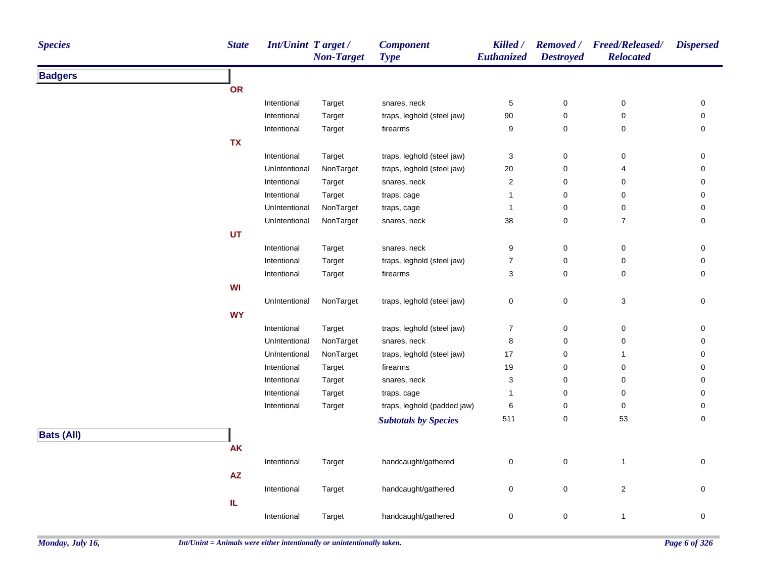| Species | State | Int/Unint | Target / Non-Target | Component Type | Killed / Euthanized | Removed / Destroyed | Freed/Released/ Relocated | Dispersed |
|---|---|---|---|---|---|---|---|---|
| **Badgers** | | | | | | | | |
| | **OR** | | | | | | | |
| | | Intentional | Target | snares, neck | 5 | 0 | 0 | 0 |
| | | Intentional | Target | traps, leghold (steel jaw) | 90 | 0 | 0 | 0 |
| | | Intentional | Target | firearms | 9 | 0 | 0 | 0 |
| | **TX** | | | | | | | |
| | | Intentional | Target | traps, leghold (steel jaw) | 3 | 0 | 0 | 0 |
| | | UnIntentional | NonTarget | traps, leghold (steel jaw) | 20 | 0 | 4 | 0 |
| | | Intentional | Target | snares, neck | 2 | 0 | 0 | 0 |
| | | Intentional | Target | traps, cage | 1 | 0 | 0 | 0 |
| | | UnIntentional | NonTarget | traps, cage | 1 | 0 | 0 | 0 |
| | | UnIntentional | NonTarget | snares, neck | 38 | 0 | 7 | 0 |
| | **UT** | | | | | | | |
| | | Intentional | Target | snares, neck | 9 | 0 | 0 | 0 |
| | | Intentional | Target | traps, leghold (steel jaw) | 7 | 0 | 0 | 0 |
| | | Intentional | Target | firearms | 3 | 0 | 0 | 0 |
| | **WI** | | | | | | | |
| | | UnIntentional | NonTarget | traps, leghold (steel jaw) | 0 | 0 | 3 | 0 |
| | **WY** | | | | | | | |
| | | Intentional | Target | traps, leghold (steel jaw) | 7 | 0 | 0 | 0 |
| | | UnIntentional | NonTarget | snares, neck | 8 | 0 | 0 | 0 |
| | | UnIntentional | NonTarget | traps, leghold (steel jaw) | 17 | 0 | 1 | 0 |
| | | Intentional | Target | firearms | 19 | 0 | 0 | 0 |
| | | Intentional | Target | snares, neck | 3 | 0 | 0 | 0 |
| | | Intentional | Target | traps, cage | 1 | 0 | 0 | 0 |
| | | Intentional | Target | traps, leghold (padded jaw) | 6 | 0 | 0 | 0 |
| | | | | ***Subtotals by Species*** | 511 | 0 | 53 | 0 |
| **Bats (All)** | | | | | | | | |
| | **AK** | | | | | | | |
| | | Intentional | Target | handcaught/gathered | 0 | 0 | 1 | 0 |
| | **AZ** | | | | | | | |
| | | Intentional | Target | handcaught/gathered | 0 | 0 | 2 | 0 |
| | **IL** | | | | | | | |
| | | Intentional | Target | handcaught/gathered | 0 | 0 | 1 | 0 |

*Monday, July 16,*

*Int/Unint = Animals were either intentionally or unintentionally taken.*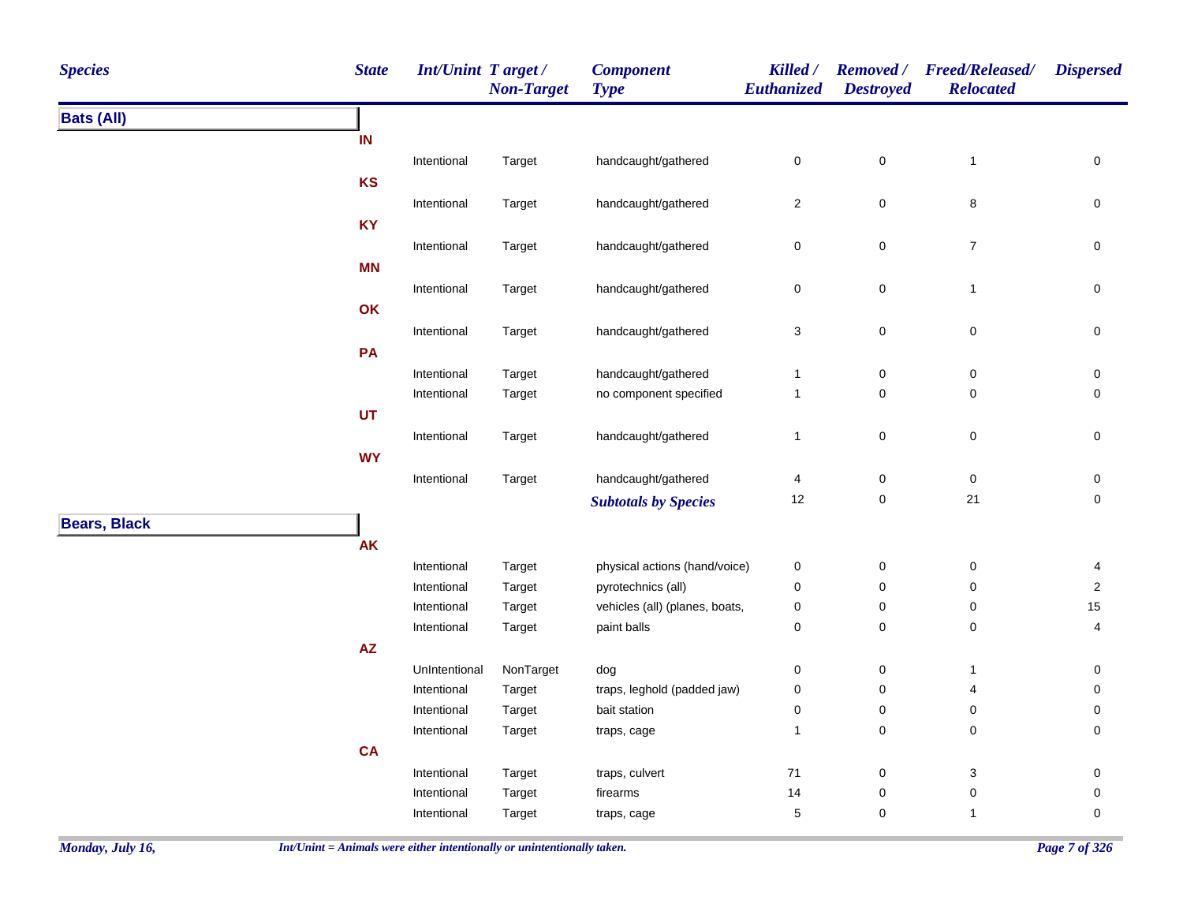| Species | State | Int/Unint | Target / Non-Target | Component Type | Killed / Euthanized | Removed / Destroyed | Freed/Released/ Relocated | Dispersed |
|---|---|---|---|---|---|---|---|---|
| **Bats (All)** | | | | | | | | |
| | **IN** | | | | | | | |
| | | Intentional | Target | handcaught/gathered | 0 | 0 | 1 | 0 |
| | **KS** | | | | | | | |
| | | Intentional | Target | handcaught/gathered | 2 | 0 | 8 | 0 |
| | **KY** | | | | | | | |
| | | Intentional | Target | handcaught/gathered | 0 | 0 | 7 | 0 |
| | **MN** | | | | | | | |
| | | Intentional | Target | handcaught/gathered | 0 | 0 | 1 | 0 |
| | **OK** | | | | | | | |
| | | Intentional | Target | handcaught/gathered | 3 | 0 | 0 | 0 |
| | **PA** | | | | | | | |
| | | Intentional | Target | handcaught/gathered | 1 | 0 | 0 | 0 |
| | | Intentional | Target | no component specified | 1 | 0 | 0 | 0 |
| | **UT** | | | | | | | |
| | | Intentional | Target | handcaught/gathered | 1 | 0 | 0 | 0 |
| | **WY** | | | | | | | |
| | | Intentional | Target | handcaught/gathered | 4 | 0 | 0 | 0 |
| | | | | ***Subtotals by Species*** | 12 | 0 | 21 | 0 |
| **Bears, Black** | | | | | | | | |
| | **AK** | | | | | | | |
| | | Intentional | Target | physical actions (hand/voice) | 0 | 0 | 0 | 4 |
| | | Intentional | Target | pyrotechnics (all) | 0 | 0 | 0 | 2 |
| | | Intentional | Target | vehicles (all) (planes, boats, | 0 | 0 | 0 | 15 |
| | | Intentional | Target | paint balls | 0 | 0 | 0 | 4 |
| | **AZ** | | | | | | | |
| | | UnIntentional | NonTarget | dog | 0 | 0 | 1 | 0 |
| | | Intentional | Target | traps, leghold (padded jaw) | 0 | 0 | 4 | 0 |
| | | Intentional | Target | bait station | 0 | 0 | 0 | 0 |
| | | Intentional | Target | traps, cage | 1 | 0 | 0 | 0 |
| | **CA** | | | | | | | |
| | | Intentional | Target | traps, culvert | 71 | 0 | 3 | 0 |
| | | Intentional | Target | firearms | 14 | 0 | 0 | 0 |
| | | Intentional | Target | traps, cage | 5 | 0 | 1 | 0 |

*Int/Unint = Animals were either intentionally or unintentionally taken.*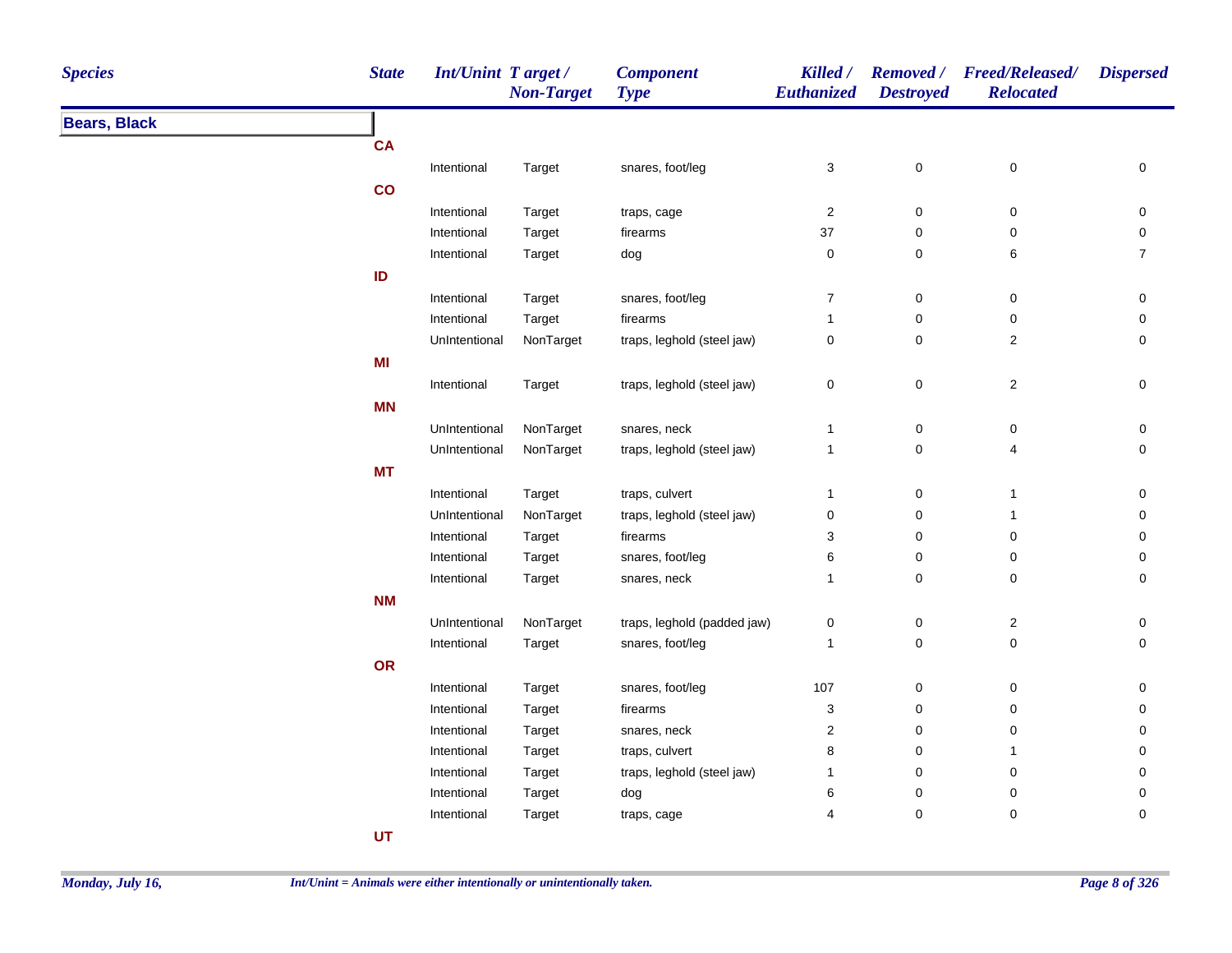| Species | State | Int/Unint | Target / Non-Target | Component Type | Killed / Euthanized | Removed / Destroyed | Freed/Released/ Relocated | Dispersed |
|---|---|---|---|---|---|---|---|---|
| **Bears, Black** | | | | | | | | |
| | **CA** | | | | | | | |
| | | Intentional | Target | snares, foot/leg | 3 | 0 | 0 | 0 |
| | **CO** | | | | | | | |
| | | Intentional | Target | traps, cage | 2 | 0 | 0 | 0 |
| | | Intentional | Target | firearms | 37 | 0 | 0 | 0 |
| | | Intentional | Target | dog | 0 | 0 | 6 | 7 |
| | **ID** | | | | | | | |
| | | Intentional | Target | snares, foot/leg | 7 | 0 | 0 | 0 |
| | | Intentional | Target | firearms | 1 | 0 | 0 | 0 |
| | | UnIntentional | NonTarget | traps, leghold (steel jaw) | 0 | 0 | 2 | 0 |
| | **MI** | | | | | | | |
| | | Intentional | Target | traps, leghold (steel jaw) | 0 | 0 | 2 | 0 |
| | **MN** | | | | | | | |
| | | UnIntentional | NonTarget | snares, neck | 1 | 0 | 0 | 0 |
| | | UnIntentional | NonTarget | traps, leghold (steel jaw) | 1 | 0 | 4 | 0 |
| | **MT** | | | | | | | |
| | | Intentional | Target | traps, culvert | 1 | 0 | 1 | 0 |
| | | UnIntentional | NonTarget | traps, leghold (steel jaw) | 0 | 0 | 1 | 0 |
| | | Intentional | Target | firearms | 3 | 0 | 0 | 0 |
| | | Intentional | Target | snares, foot/leg | 6 | 0 | 0 | 0 |
| | | Intentional | Target | snares, neck | 1 | 0 | 0 | 0 |
| | **NM** | | | | | | | |
| | | UnIntentional | NonTarget | traps, leghold (padded jaw) | 0 | 0 | 2 | 0 |
| | | Intentional | Target | snares, foot/leg | 1 | 0 | 0 | 0 |
| | **OR** | | | | | | | |
| | | Intentional | Target | snares, foot/leg | 107 | 0 | 0 | 0 |
| | | Intentional | Target | firearms | 3 | 0 | 0 | 0 |
| | | Intentional | Target | snares, neck | 2 | 0 | 0 | 0 |
| | | Intentional | Target | traps, culvert | 8 | 0 | 1 | 0 |
| | | Intentional | Target | traps, leghold (steel jaw) | 1 | 0 | 0 | 0 |
| | | Intentional | Target | dog | 6 | 0 | 0 | 0 |
| | | Intentional | Target | traps, cage | 4 | 0 | 0 | 0 |
| | **UT** | | | | | | | |

*Int/Unint = Animals were either intentionally or unintentionally taken.*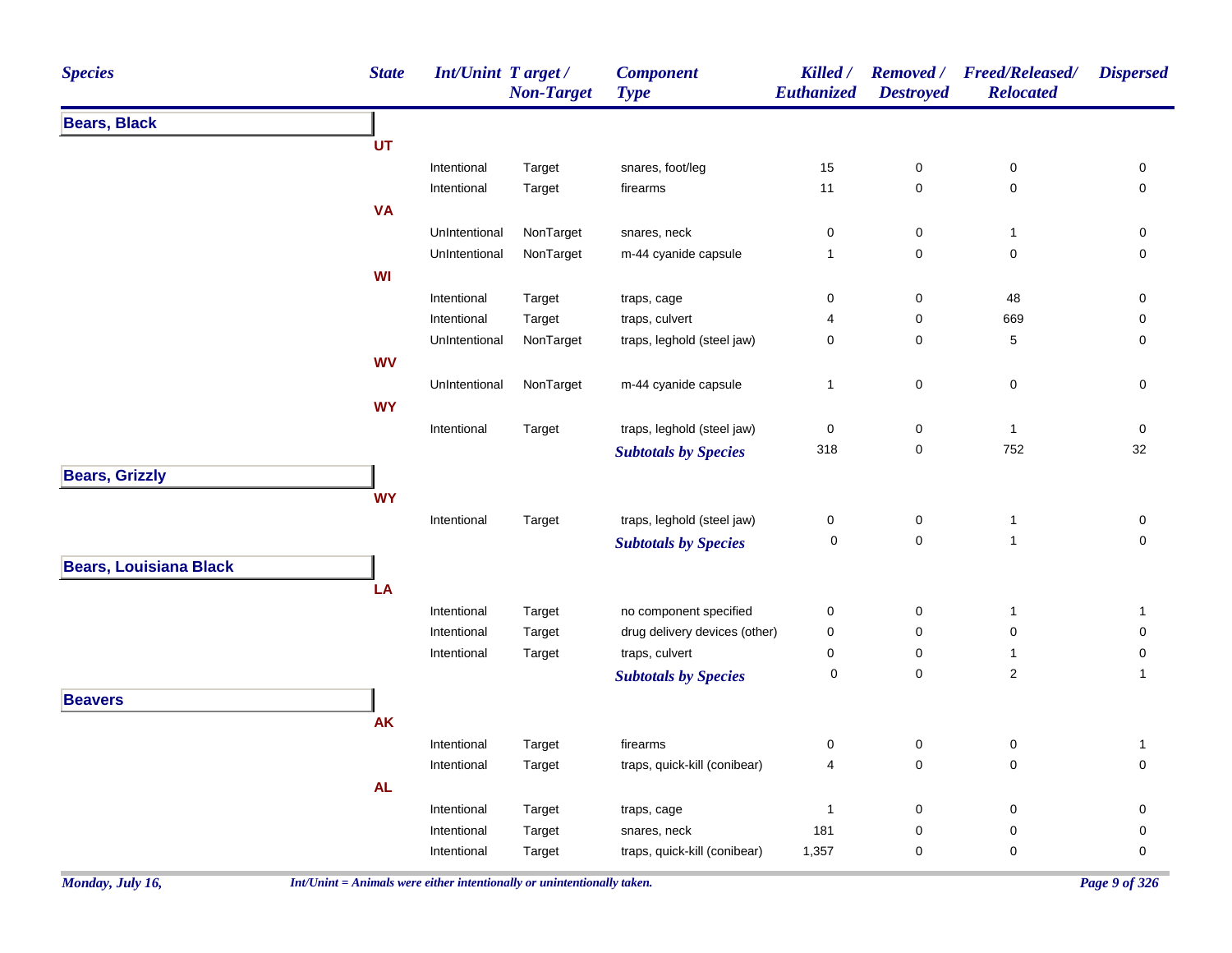| Species | State | Int/Unint | Target / Non-Target | Component Type | Killed / Euthanized | Removed / Destroyed | Freed/Released/ Relocated | Dispersed |
|---|---|---|---|---|---|---|---|---|
| **Bears, Black** | | | | | | | | |
| | UT | | | | | | | |
| | | Intentional | Target | snares, foot/leg | 15 | 0 | 0 | 0 |
| | | Intentional | Target | firearms | 11 | 0 | 0 | 0 |
| | VA | | | | | | | |
| | | UnIntentional | NonTarget | snares, neck | 0 | 0 | 1 | 0 |
| | | UnIntentional | NonTarget | m-44 cyanide capsule | 1 | 0 | 0 | 0 |
| | WI | | | | | | | |
| | | Intentional | Target | traps, cage | 0 | 0 | 48 | 0 |
| | | Intentional | Target | traps, culvert | 4 | 0 | 669 | 0 |
| | | UnIntentional | NonTarget | traps, leghold (steel jaw) | 0 | 0 | 5 | 0 |
| | WV | | | | | | | |
| | | UnIntentional | NonTarget | m-44 cyanide capsule | 1 | 0 | 0 | 0 |
| | WY | | | | | | | |
| | | Intentional | Target | traps, leghold (steel jaw) | 0 | 0 | 1 | 0 |
| | | | | ***Subtotals by Species*** | 318 | 0 | 752 | 32 |
| **Bears, Grizzly** | | | | | | | | |
| | WY | | | | | | | |
| | | Intentional | Target | traps, leghold (steel jaw) | 0 | 0 | 1 | 0 |
| | | | | ***Subtotals by Species*** | 0 | 0 | 1 | 0 |
| **Bears, Louisiana Black** | | | | | | | | |
| | LA | | | | | | | |
| | | Intentional | Target | no component specified | 0 | 0 | 1 | 1 |
| | | Intentional | Target | drug delivery devices (other) | 0 | 0 | 0 | 0 |
| | | Intentional | Target | traps, culvert | 0 | 0 | 1 | 0 |
| | | | | ***Subtotals by Species*** | 0 | 0 | 2 | 1 |
| **Beavers** | | | | | | | | |
| | AK | | | | | | | |
| | | Intentional | Target | firearms | 0 | 0 | 0 | 1 |
| | | Intentional | Target | traps, quick-kill (conibear) | 4 | 0 | 0 | 0 |
| | AL | | | | | | | |
| | | Intentional | Target | traps, cage | 1 | 0 | 0 | 0 |
| | | Intentional | Target | snares, neck | 181 | 0 | 0 | 0 |
| | | Intentional | Target | traps, quick-kill (conibear) | 1,357 | 0 | 0 | 0 |

*Int/Unint = Animals were either intentionally or unintentionally taken.*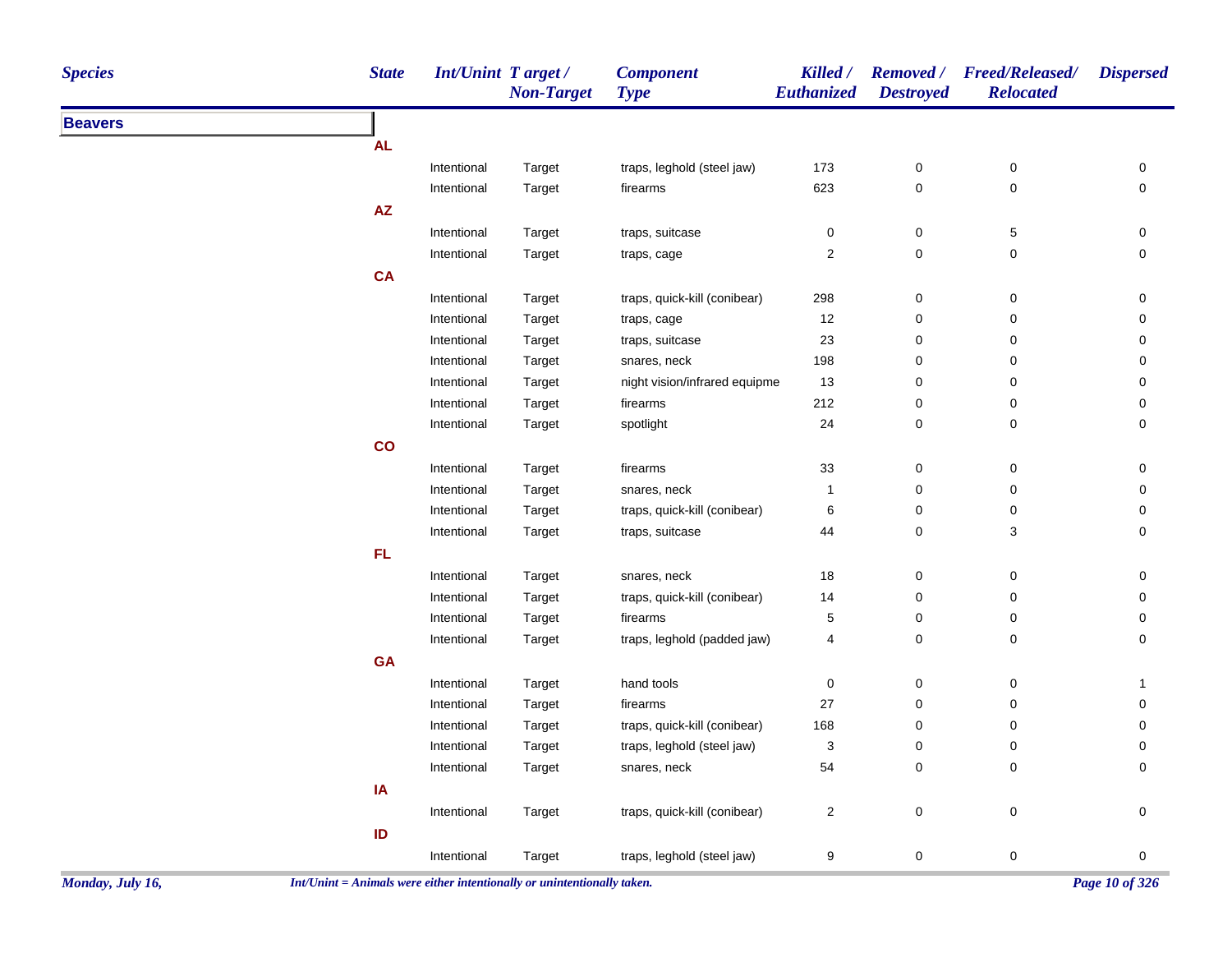| Species | State | Int/Unint | Target / Non-Target | Component Type | Killed / Euthanized | Removed / Destroyed | Freed/Released/ Relocated | Dispersed |
|---|---|---|---|---|---|---|---|---|
| **Beavers** | | | | | | | | |
| | **AL** | | | | | | | |
| | | Intentional | Target | traps, leghold (steel jaw) | 173 | 0 | 0 | 0 |
| | | Intentional | Target | firearms | 623 | 0 | 0 | 0 |
| | **AZ** | | | | | | | |
| | | Intentional | Target | traps, suitcase | 0 | 0 | 5 | 0 |
| | | Intentional | Target | traps, cage | 2 | 0 | 0 | 0 |
| | **CA** | | | | | | | |
| | | Intentional | Target | traps, quick-kill (conibear) | 298 | 0 | 0 | 0 |
| | | Intentional | Target | traps, cage | 12 | 0 | 0 | 0 |
| | | Intentional | Target | traps, suitcase | 23 | 0 | 0 | 0 |
| | | Intentional | Target | snares, neck | 198 | 0 | 0 | 0 |
| | | Intentional | Target | night vision/infrared equipme | 13 | 0 | 0 | 0 |
| | | Intentional | Target | firearms | 212 | 0 | 0 | 0 |
| | | Intentional | Target | spotlight | 24 | 0 | 0 | 0 |
| | **CO** | | | | | | | |
| | | Intentional | Target | firearms | 33 | 0 | 0 | 0 |
| | | Intentional | Target | snares, neck | 1 | 0 | 0 | 0 |
| | | Intentional | Target | traps, quick-kill (conibear) | 6 | 0 | 0 | 0 |
| | | Intentional | Target | traps, suitcase | 44 | 0 | 3 | 0 |
| | **FL** | | | | | | | |
| | | Intentional | Target | snares, neck | 18 | 0 | 0 | 0 |
| | | Intentional | Target | traps, quick-kill (conibear) | 14 | 0 | 0 | 0 |
| | | Intentional | Target | firearms | 5 | 0 | 0 | 0 |
| | | Intentional | Target | traps, leghold (padded jaw) | 4 | 0 | 0 | 0 |
| | **GA** | | | | | | | |
| | | Intentional | Target | hand tools | 0 | 0 | 0 | 1 |
| | | Intentional | Target | firearms | 27 | 0 | 0 | 0 |
| | | Intentional | Target | traps, quick-kill (conibear) | 168 | 0 | 0 | 0 |
| | | Intentional | Target | traps, leghold (steel jaw) | 3 | 0 | 0 | 0 |
| | | Intentional | Target | snares, neck | 54 | 0 | 0 | 0 |
| | **IA** | | | | | | | |
| | | Intentional | Target | traps, quick-kill (conibear) | 2 | 0 | 0 | 0 |
| | **ID** | | | | | | | |
| | | Intentional | Target | traps, leghold (steel jaw) | 9 | 0 | 0 | 0 |

*Int/Unint = Animals were either intentionally or unintentionally taken.*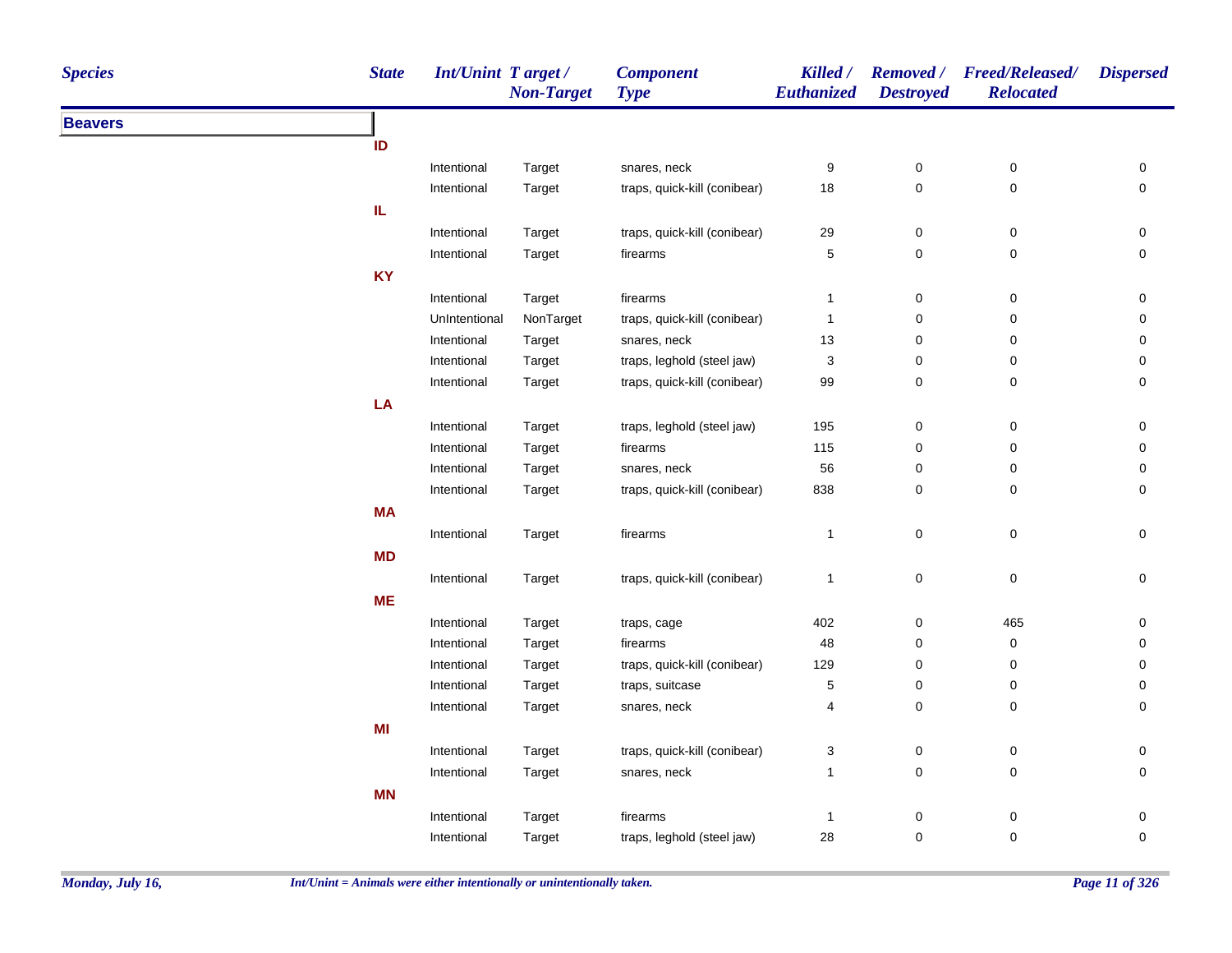| Species | State | Int/Unint | Target / Non-Target | Component Type | Killed / Euthanized | Removed / Destroyed | Freed/Released/ Relocated | Dispersed |
|---|---|---|---|---|---|---|---|---|
| **Beavers** | | | | | | | | |
| | **ID** | | | | | | | |
| | | Intentional | Target | snares, neck | 9 | 0 | 0 | 0 |
| | | Intentional | Target | traps, quick-kill (conibear) | 18 | 0 | 0 | 0 |
| | **IL** | | | | | | | |
| | | Intentional | Target | traps, quick-kill (conibear) | 29 | 0 | 0 | 0 |
| | | Intentional | Target | firearms | 5 | 0 | 0 | 0 |
| | **KY** | | | | | | | |
| | | Intentional | Target | firearms | 1 | 0 | 0 | 0 |
| | | UnIntentional | NonTarget | traps, quick-kill (conibear) | 1 | 0 | 0 | 0 |
| | | Intentional | Target | snares, neck | 13 | 0 | 0 | 0 |
| | | Intentional | Target | traps, leghold (steel jaw) | 3 | 0 | 0 | 0 |
| | | Intentional | Target | traps, quick-kill (conibear) | 99 | 0 | 0 | 0 |
| | **LA** | | | | | | | |
| | | Intentional | Target | traps, leghold (steel jaw) | 195 | 0 | 0 | 0 |
| | | Intentional | Target | firearms | 115 | 0 | 0 | 0 |
| | | Intentional | Target | snares, neck | 56 | 0 | 0 | 0 |
| | | Intentional | Target | traps, quick-kill (conibear) | 838 | 0 | 0 | 0 |
| | **MA** | | | | | | | |
| | | Intentional | Target | firearms | 1 | 0 | 0 | 0 |
| | **MD** | | | | | | | |
| | | Intentional | Target | traps, quick-kill (conibear) | 1 | 0 | 0 | 0 |
| | **ME** | | | | | | | |
| | | Intentional | Target | traps, cage | 402 | 0 | 465 | 0 |
| | | Intentional | Target | firearms | 48 | 0 | 0 | 0 |
| | | Intentional | Target | traps, quick-kill (conibear) | 129 | 0 | 0 | 0 |
| | | Intentional | Target | traps, suitcase | 5 | 0 | 0 | 0 |
| | | Intentional | Target | snares, neck | 4 | 0 | 0 | 0 |
| | **MI** | | | | | | | |
| | | Intentional | Target | traps, quick-kill (conibear) | 3 | 0 | 0 | 0 |
| | | Intentional | Target | snares, neck | 1 | 0 | 0 | 0 |
| | **MN** | | | | | | | |
| | | Intentional | Target | firearms | 1 | 0 | 0 | 0 |
| | | Intentional | Target | traps, leghold (steel jaw) | 28 | 0 | 0 | 0 |

*Int/Unint = Animals were either intentionally or unintentionally taken.*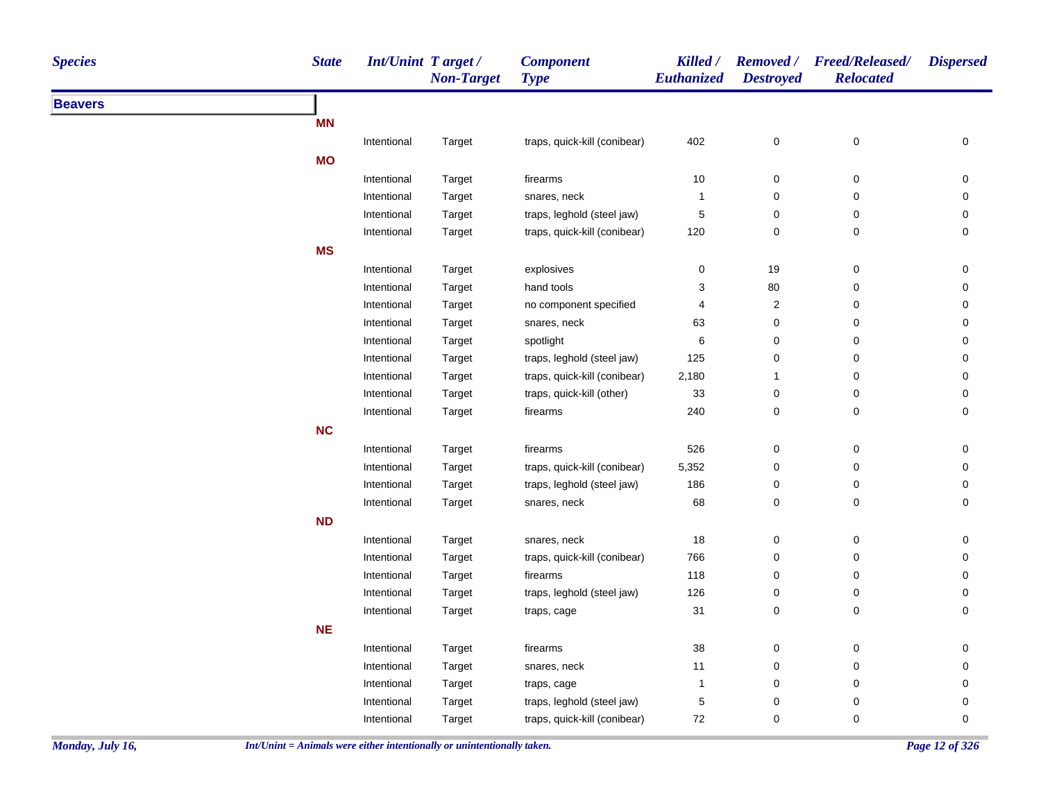| Species | State | Int/Unint | Target / Non-Target | Component Type | Killed / Euthanized | Removed / Destroyed | Freed/Released/ Relocated | Dispersed |
|---|---|---|---|---|---|---|---|---|
| **Beavers** | | | | | | | | |
| | **MN** | | | | | | | |
| | | Intentional | Target | traps, quick-kill (conibear) | 402 | 0 | 0 | 0 |
| | **MO** | | | | | | | |
| | | Intentional | Target | firearms | 10 | 0 | 0 | 0 |
| | | Intentional | Target | snares, neck | 1 | 0 | 0 | 0 |
| | | Intentional | Target | traps, leghold (steel jaw) | 5 | 0 | 0 | 0 |
| | | Intentional | Target | traps, quick-kill (conibear) | 120 | 0 | 0 | 0 |
| | **MS** | | | | | | | |
| | | Intentional | Target | explosives | 0 | 19 | 0 | 0 |
| | | Intentional | Target | hand tools | 3 | 80 | 0 | 0 |
| | | Intentional | Target | no component specified | 4 | 2 | 0 | 0 |
| | | Intentional | Target | snares, neck | 63 | 0 | 0 | 0 |
| | | Intentional | Target | spotlight | 6 | 0 | 0 | 0 |
| | | Intentional | Target | traps, leghold (steel jaw) | 125 | 0 | 0 | 0 |
| | | Intentional | Target | traps, quick-kill (conibear) | 2,180 | 1 | 0 | 0 |
| | | Intentional | Target | traps, quick-kill (other) | 33 | 0 | 0 | 0 |
| | | Intentional | Target | firearms | 240 | 0 | 0 | 0 |
| | **NC** | | | | | | | |
| | | Intentional | Target | firearms | 526 | 0 | 0 | 0 |
| | | Intentional | Target | traps, quick-kill (conibear) | 5,352 | 0 | 0 | 0 |
| | | Intentional | Target | traps, leghold (steel jaw) | 186 | 0 | 0 | 0 |
| | | Intentional | Target | snares, neck | 68 | 0 | 0 | 0 |
| | **ND** | | | | | | | |
| | | Intentional | Target | snares, neck | 18 | 0 | 0 | 0 |
| | | Intentional | Target | traps, quick-kill (conibear) | 766 | 0 | 0 | 0 |
| | | Intentional | Target | firearms | 118 | 0 | 0 | 0 |
| | | Intentional | Target | traps, leghold (steel jaw) | 126 | 0 | 0 | 0 |
| | | Intentional | Target | traps, cage | 31 | 0 | 0 | 0 |
| | **NE** | | | | | | | |
| | | Intentional | Target | firearms | 38 | 0 | 0 | 0 |
| | | Intentional | Target | snares, neck | 11 | 0 | 0 | 0 |
| | | Intentional | Target | traps, cage | 1 | 0 | 0 | 0 |
| | | Intentional | Target | traps, leghold (steel jaw) | 5 | 0 | 0 | 0 |
| | | Intentional | Target | traps, quick-kill (conibear) | 72 | 0 | 0 | 0 |

*Int/Unint = Animals were either intentionally or unintentionally taken.*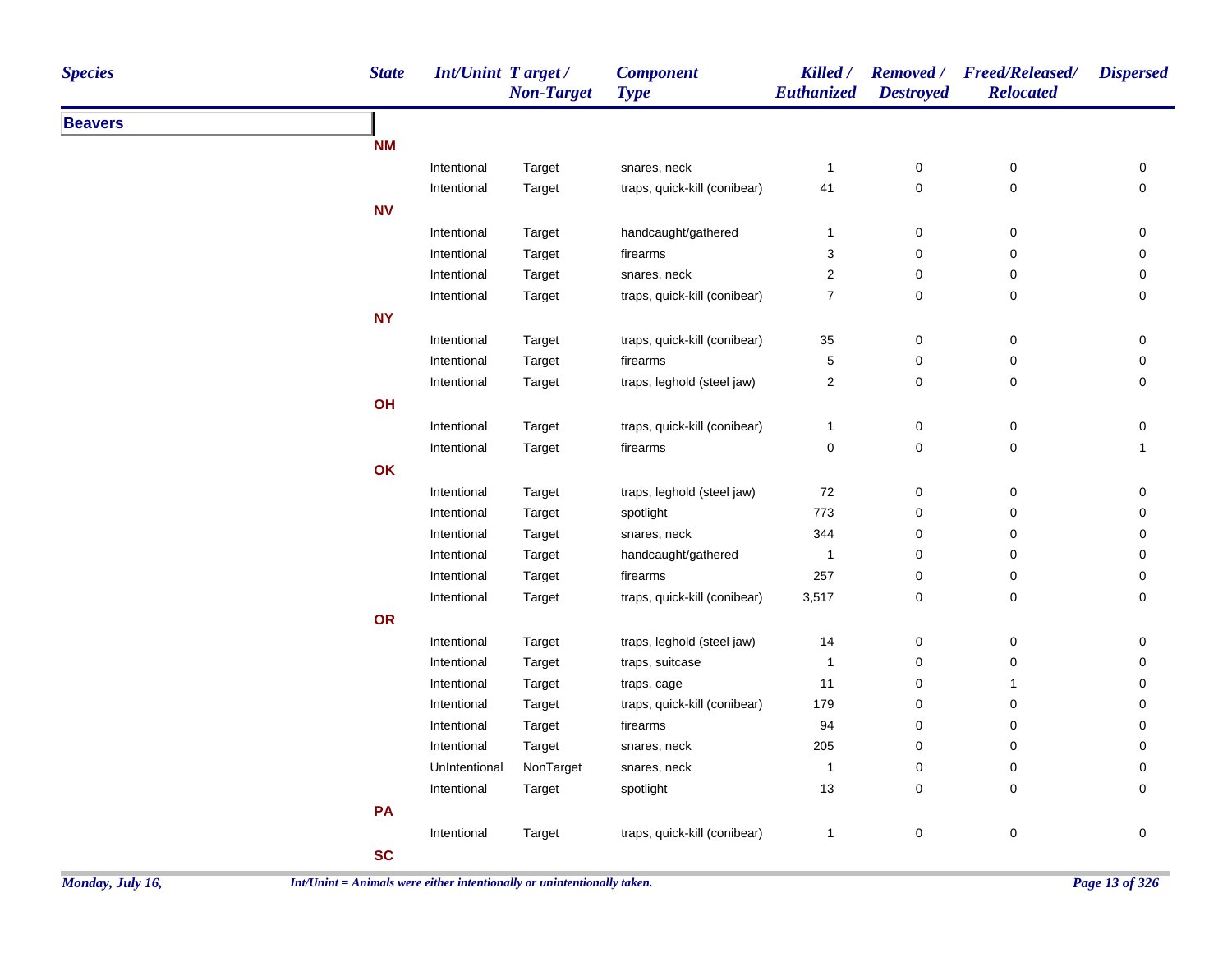| Species | State | Int/Unint | Target / Non-Target | Component Type | Killed / Euthanized | Removed / Destroyed | Freed/Released/ Relocated | Dispersed |
|---|---|---|---|---|---|---|---|---|
| **Beavers** | | | | | | | | |
| | **NM** | | | | | | | |
| | | Intentional | Target | snares, neck | 1 | 0 | 0 | 0 |
| | | Intentional | Target | traps, quick-kill (conibear) | 41 | 0 | 0 | 0 |
| | **NV** | | | | | | | |
| | | Intentional | Target | handcaught/gathered | 1 | 0 | 0 | 0 |
| | | Intentional | Target | firearms | 3 | 0 | 0 | 0 |
| | | Intentional | Target | snares, neck | 2 | 0 | 0 | 0 |
| | | Intentional | Target | traps, quick-kill (conibear) | 7 | 0 | 0 | 0 |
| | **NY** | | | | | | | |
| | | Intentional | Target | traps, quick-kill (conibear) | 35 | 0 | 0 | 0 |
| | | Intentional | Target | firearms | 5 | 0 | 0 | 0 |
| | | Intentional | Target | traps, leghold (steel jaw) | 2 | 0 | 0 | 0 |
| | **OH** | | | | | | | |
| | | Intentional | Target | traps, quick-kill (conibear) | 1 | 0 | 0 | 0 |
| | | Intentional | Target | firearms | 0 | 0 | 0 | 1 |
| | **OK** | | | | | | | |
| | | Intentional | Target | traps, leghold (steel jaw) | 72 | 0 | 0 | 0 |
| | | Intentional | Target | spotlight | 773 | 0 | 0 | 0 |
| | | Intentional | Target | snares, neck | 344 | 0 | 0 | 0 |
| | | Intentional | Target | handcaught/gathered | 1 | 0 | 0 | 0 |
| | | Intentional | Target | firearms | 257 | 0 | 0 | 0 |
| | | Intentional | Target | traps, quick-kill (conibear) | 3,517 | 0 | 0 | 0 |
| | **OR** | | | | | | | |
| | | Intentional | Target | traps, leghold (steel jaw) | 14 | 0 | 0 | 0 |
| | | Intentional | Target | traps, suitcase | 1 | 0 | 0 | 0 |
| | | Intentional | Target | traps, cage | 11 | 0 | 1 | 0 |
| | | Intentional | Target | traps, quick-kill (conibear) | 179 | 0 | 0 | 0 |
| | | Intentional | Target | firearms | 94 | 0 | 0 | 0 |
| | | Intentional | Target | snares, neck | 205 | 0 | 0 | 0 |
| | | UnIntentional | NonTarget | snares, neck | 1 | 0 | 0 | 0 |
| | | Intentional | Target | spotlight | 13 | 0 | 0 | 0 |
| | **PA** | | | | | | | |
| | | Intentional | Target | traps, quick-kill (conibear) | 1 | 0 | 0 | 0 |
| | **SC** | | | | | | | |

Int/Unint = Animals were either intentionally or unintentionally taken.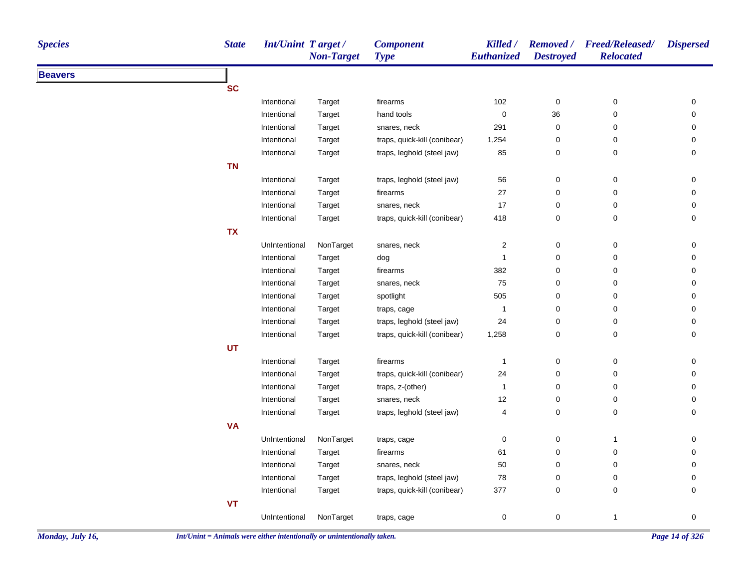| Species | State | Int/Unint | Target / Non-Target | Component Type | Killed / Euthanized | Removed / Destroyed | Freed/Released/ Relocated | Dispersed |
|---|---|---|---|---|---|---|---|---|
| **Beavers** | | | | | | | | |
| | **SC** | | | | | | | |
| | | Intentional | Target | firearms | 102 | 0 | 0 | 0 |
| | | Intentional | Target | hand tools | 0 | 36 | 0 | 0 |
| | | Intentional | Target | snares, neck | 291 | 0 | 0 | 0 |
| | | Intentional | Target | traps, quick-kill (conibear) | 1,254 | 0 | 0 | 0 |
| | | Intentional | Target | traps, leghold (steel jaw) | 85 | 0 | 0 | 0 |
| | **TN** | | | | | | | |
| | | Intentional | Target | traps, leghold (steel jaw) | 56 | 0 | 0 | 0 |
| | | Intentional | Target | firearms | 27 | 0 | 0 | 0 |
| | | Intentional | Target | snares, neck | 17 | 0 | 0 | 0 |
| | | Intentional | Target | traps, quick-kill (conibear) | 418 | 0 | 0 | 0 |
| | **TX** | | | | | | | |
| | | UnIntentional | NonTarget | snares, neck | 2 | 0 | 0 | 0 |
| | | Intentional | Target | dog | 1 | 0 | 0 | 0 |
| | | Intentional | Target | firearms | 382 | 0 | 0 | 0 |
| | | Intentional | Target | snares, neck | 75 | 0 | 0 | 0 |
| | | Intentional | Target | spotlight | 505 | 0 | 0 | 0 |
| | | Intentional | Target | traps, cage | 1 | 0 | 0 | 0 |
| | | Intentional | Target | traps, leghold (steel jaw) | 24 | 0 | 0 | 0 |
| | | Intentional | Target | traps, quick-kill (conibear) | 1,258 | 0 | 0 | 0 |
| | **UT** | | | | | | | |
| | | Intentional | Target | firearms | 1 | 0 | 0 | 0 |
| | | Intentional | Target | traps, quick-kill (conibear) | 24 | 0 | 0 | 0 |
| | | Intentional | Target | traps, z-(other) | 1 | 0 | 0 | 0 |
| | | Intentional | Target | snares, neck | 12 | 0 | 0 | 0 |
| | | Intentional | Target | traps, leghold (steel jaw) | 4 | 0 | 0 | 0 |
| | **VA** | | | | | | | |
| | | UnIntentional | NonTarget | traps, cage | 0 | 0 | 1 | 0 |
| | | Intentional | Target | firearms | 61 | 0 | 0 | 0 |
| | | Intentional | Target | snares, neck | 50 | 0 | 0 | 0 |
| | | Intentional | Target | traps, leghold (steel jaw) | 78 | 0 | 0 | 0 |
| | | Intentional | Target | traps, quick-kill (conibear) | 377 | 0 | 0 | 0 |
| | **VT** | | | | | | | |
| | | UnIntentional | NonTarget | traps, cage | 0 | 0 | 1 | 0 |

*Int/Unint = Animals were either intentionally or unintentionally taken.*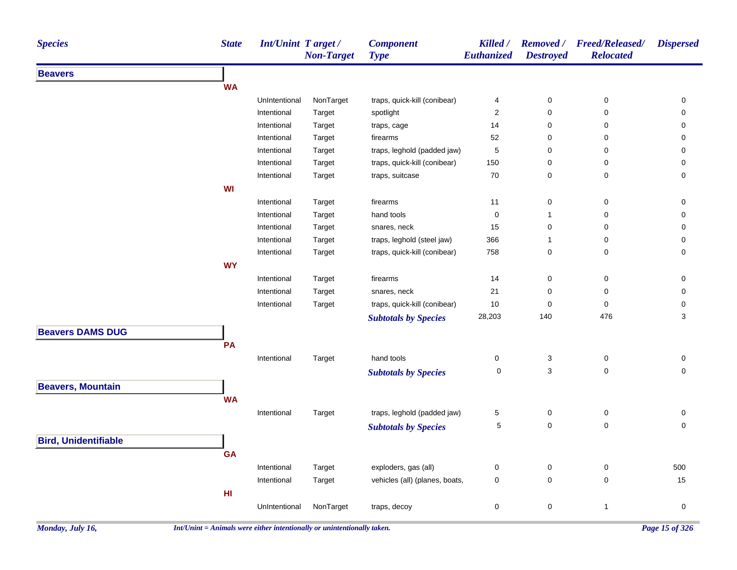| Species | State | Int/Unint | Target / Non-Target | Component Type | Killed / Euthanized | Removed / Destroyed | Freed/Released/ Relocated | Dispersed |
|---|---|---|---|---|---|---|---|---|
| **Beavers** | | | | | | | | |
| | **WA** | | | | | | | |
| | | UnIntentional | NonTarget | traps, quick-kill (conibear) | 4 | 0 | 0 | 0 |
| | | Intentional | Target | spotlight | 2 | 0 | 0 | 0 |
| | | Intentional | Target | traps, cage | 14 | 0 | 0 | 0 |
| | | Intentional | Target | firearms | 52 | 0 | 0 | 0 |
| | | Intentional | Target | traps, leghold (padded jaw) | 5 | 0 | 0 | 0 |
| | | Intentional | Target | traps, quick-kill (conibear) | 150 | 0 | 0 | 0 |
| | | Intentional | Target | traps, suitcase | 70 | 0 | 0 | 0 |
| | **WI** | | | | | | | |
| | | Intentional | Target | firearms | 11 | 0 | 0 | 0 |
| | | Intentional | Target | hand tools | 0 | 1 | 0 | 0 |
| | | Intentional | Target | snares, neck | 15 | 0 | 0 | 0 |
| | | Intentional | Target | traps, leghold (steel jaw) | 366 | 1 | 0 | 0 |
| | | Intentional | Target | traps, quick-kill (conibear) | 758 | 0 | 0 | 0 |
| | **WY** | | | | | | | |
| | | Intentional | Target | firearms | 14 | 0 | 0 | 0 |
| | | Intentional | Target | snares, neck | 21 | 0 | 0 | 0 |
| | | Intentional | Target | traps, quick-kill (conibear) | 10 | 0 | 0 | 0 |
| | | | | ***Subtotals by Species*** | 28,203 | 140 | 476 | 3 |
| **Beavers DAMS DUG** | | | | | | | | |
| | **PA** | | | | | | | |
| | | Intentional | Target | hand tools | 0 | 3 | 0 | 0 |
| | | | | ***Subtotals by Species*** | 0 | 3 | 0 | 0 |
| **Beavers, Mountain** | | | | | | | | |
| | **WA** | | | | | | | |
| | | Intentional | Target | traps, leghold (padded jaw) | 5 | 0 | 0 | 0 |
| | | | | ***Subtotals by Species*** | 5 | 0 | 0 | 0 |
| **Bird, Unidentifiable** | | | | | | | | |
| | **GA** | | | | | | | |
| | | Intentional | Target | exploders, gas (all) | 0 | 0 | 0 | 500 |
| | | Intentional | Target | vehicles (all) (planes, boats, | 0 | 0 | 0 | 15 |
| | **HI** | | | | | | | |
| | | UnIntentional | NonTarget | traps, decoy | 0 | 0 | 1 | 0 |

*Int/Unint = Animals were either intentionally or unintentionally taken.*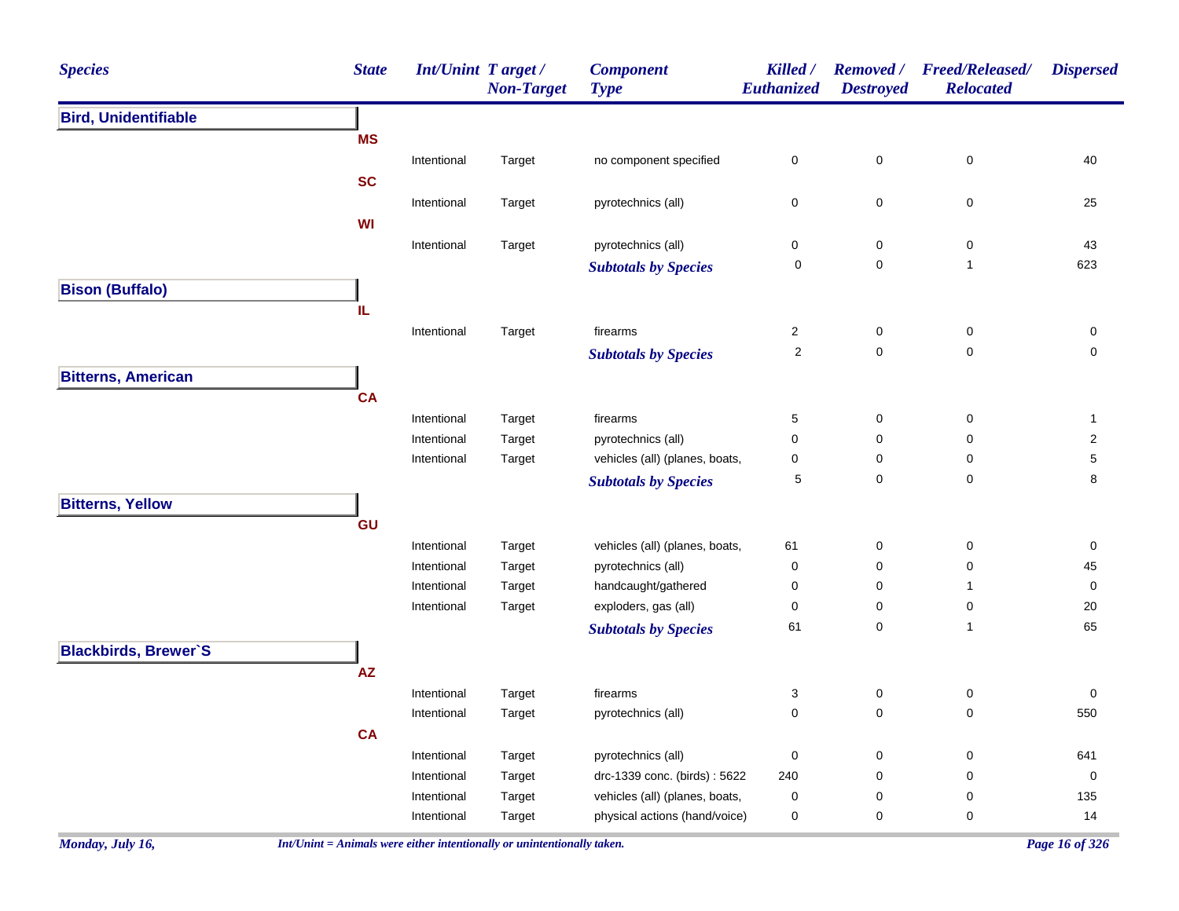| Species | State | Int/Unint | Target / Non-Target | Component Type | Killed / Euthanized | Removed / Destroyed | Freed/Released/ Relocated | Dispersed |
|---|---|---|---|---|---|---|---|---|
| **Bird, Unidentifiable** | | | | | | | | |
| | **MS** | | | | | | | |
| | | Intentional | Target | no component specified | 0 | 0 | 0 | 40 |
| | **SC** | | | | | | | |
| | | Intentional | Target | pyrotechnics (all) | 0 | 0 | 0 | 25 |
| | **WI** | | | | | | | |
| | | Intentional | Target | pyrotechnics (all) | 0 | 0 | 0 | 43 |
| | | | | ***Subtotals by Species*** | 0 | 0 | 1 | 623 |
| **Bison (Buffalo)** | | | | | | | | |
| | **IL** | | | | | | | |
| | | Intentional | Target | firearms | 2 | 0 | 0 | 0 |
| | | | | ***Subtotals by Species*** | 2 | 0 | 0 | 0 |
| **Bitterns, American** | | | | | | | | |
| | **CA** | | | | | | | |
| | | Intentional | Target | firearms | 5 | 0 | 0 | 1 |
| | | Intentional | Target | pyrotechnics (all) | 0 | 0 | 0 | 2 |
| | | Intentional | Target | vehicles (all) (planes, boats, | 0 | 0 | 0 | 5 |
| | | | | ***Subtotals by Species*** | 5 | 0 | 0 | 8 |
| **Bitterns, Yellow** | | | | | | | | |
| | **GU** | | | | | | | |
| | | Intentional | Target | vehicles (all) (planes, boats, | 61 | 0 | 0 | 0 |
| | | Intentional | Target | pyrotechnics (all) | 0 | 0 | 0 | 45 |
| | | Intentional | Target | handcaught/gathered | 0 | 0 | 1 | 0 |
| | | Intentional | Target | exploders, gas (all) | 0 | 0 | 0 | 20 |
| | | | | ***Subtotals by Species*** | 61 | 0 | 1 | 65 |
| **Blackbirds, Brewer`S** | | | | | | | | |
| | **AZ** | | | | | | | |
| | | Intentional | Target | firearms | 3 | 0 | 0 | 0 |
| | | Intentional | Target | pyrotechnics (all) | 0 | 0 | 0 | 550 |
| | **CA** | | | | | | | |
| | | Intentional | Target | pyrotechnics (all) | 0 | 0 | 0 | 641 |
| | | Intentional | Target | drc-1339 conc. (birds) : 5622 | 240 | 0 | 0 | 0 |
| | | Intentional | Target | vehicles (all) (planes, boats, | 0 | 0 | 0 | 135 |
| | | Intentional | Target | physical actions (hand/voice) | 0 | 0 | 0 | 14 |

*Int/Unint = Animals were either intentionally or unintentionally taken.*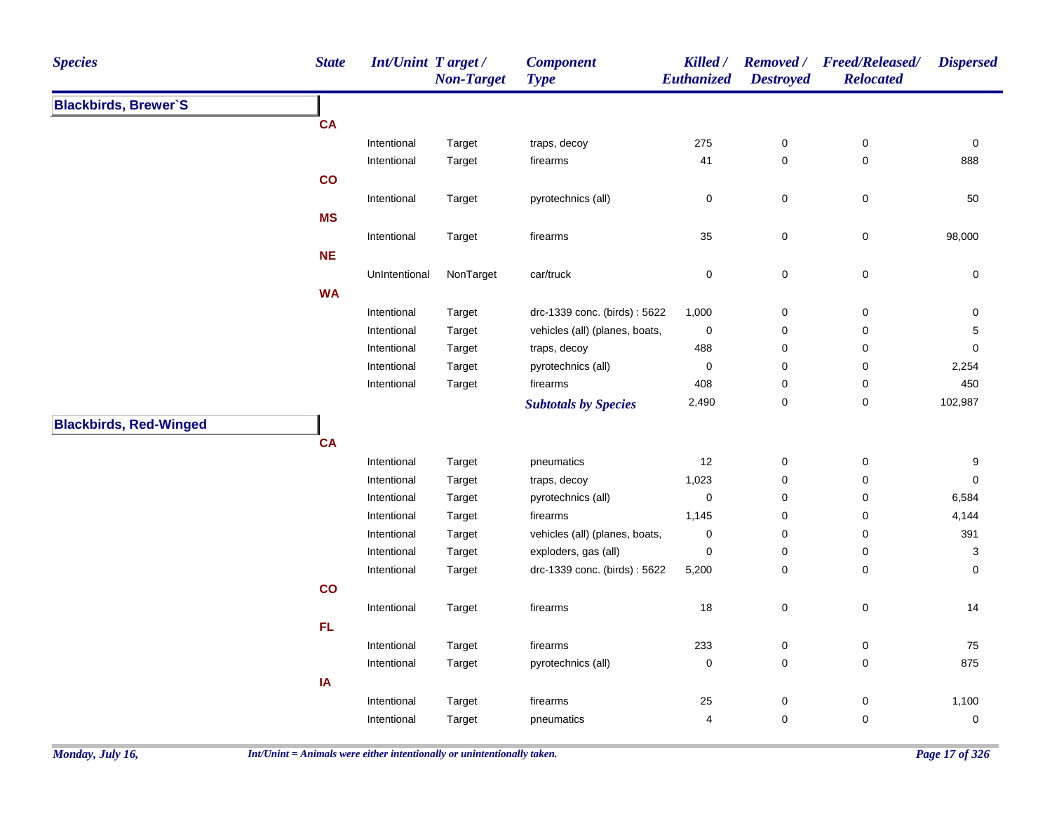| Species | State | Int/Unint | Target / Non-Target | Component Type | Killed / Euthanized | Removed / Destroyed | Freed/Released/ Relocated | Dispersed |
|---|---|---|---|---|---|---|---|---|
| **Blackbirds, Brewer`S** | | | | | | | | |
| | **CA** | | | | | | | |
| | | Intentional | Target | traps, decoy | 275 | 0 | 0 | 0 |
| | | Intentional | Target | firearms | 41 | 0 | 0 | 888 |
| | **CO** | | | | | | | |
| | | Intentional | Target | pyrotechnics (all) | 0 | 0 | 0 | 50 |
| | **MS** | | | | | | | |
| | | Intentional | Target | firearms | 35 | 0 | 0 | 98,000 |
| | **NE** | | | | | | | |
| | | UnIntentional | NonTarget | car/truck | 0 | 0 | 0 | 0 |
| | **WA** | | | | | | | |
| | | Intentional | Target | drc-1339 conc. (birds) : 5622 | 1,000 | 0 | 0 | 0 |
| | | Intentional | Target | vehicles (all) (planes, boats, | 0 | 0 | 0 | 5 |
| | | Intentional | Target | traps, decoy | 488 | 0 | 0 | 0 |
| | | Intentional | Target | pyrotechnics (all) | 0 | 0 | 0 | 2,254 |
| | | Intentional | Target | firearms | 408 | 0 | 0 | 450 |
| | | | | ***Subtotals by Species*** | 2,490 | 0 | 0 | 102,987 |
| **Blackbirds, Red-Winged** | | | | | | | | |
| | **CA** | | | | | | | |
| | | Intentional | Target | pneumatics | 12 | 0 | 0 | 9 |
| | | Intentional | Target | traps, decoy | 1,023 | 0 | 0 | 0 |
| | | Intentional | Target | pyrotechnics (all) | 0 | 0 | 0 | 6,584 |
| | | Intentional | Target | firearms | 1,145 | 0 | 0 | 4,144 |
| | | Intentional | Target | vehicles (all) (planes, boats, | 0 | 0 | 0 | 391 |
| | | Intentional | Target | exploders, gas (all) | 0 | 0 | 0 | 3 |
| | | Intentional | Target | drc-1339 conc. (birds) : 5622 | 5,200 | 0 | 0 | 0 |
| | **CO** | | | | | | | |
| | | Intentional | Target | firearms | 18 | 0 | 0 | 14 |
| | **FL** | | | | | | | |
| | | Intentional | Target | firearms | 233 | 0 | 0 | 75 |
| | | Intentional | Target | pyrotechnics (all) | 0 | 0 | 0 | 875 |
| | **IA** | | | | | | | |
| | | Intentional | Target | firearms | 25 | 0 | 0 | 1,100 |
| | | Intentional | Target | pneumatics | 4 | 0 | 0 | 0 |

*Int/Unint = Animals were either intentionally or unintentionally taken.*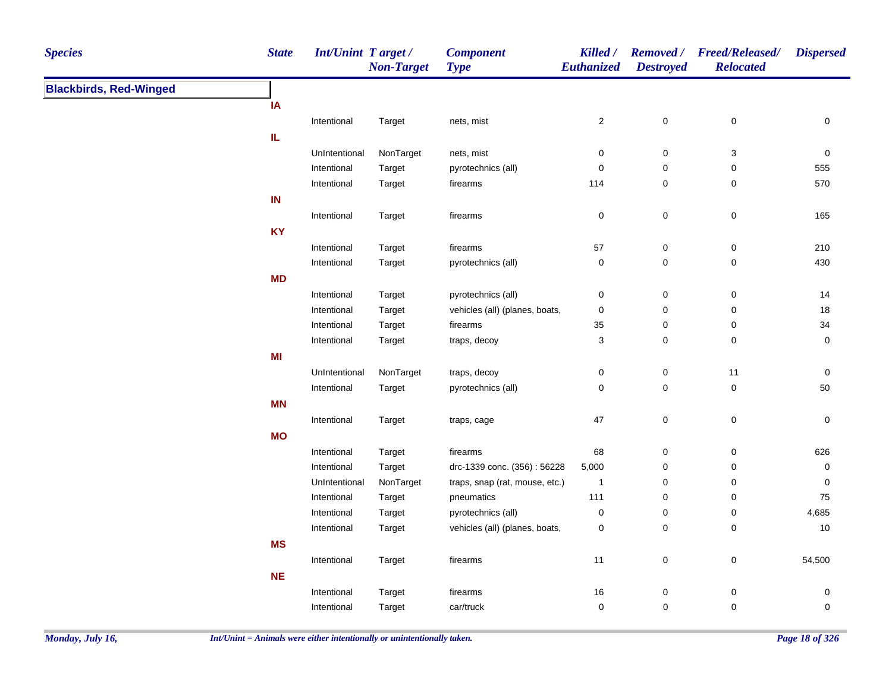| Species | State | Int/Unint | Target / Non-Target | Component Type | Killed / Euthanized | Removed / Destroyed | Freed/Released/ Relocated | Dispersed |
|---|---|---|---|---|---|---|---|---|
| **Blackbirds, Red-Winged** | | | | | | | | |
| | **IA** | | | | | | | |
| | | Intentional | Target | nets, mist | 2 | 0 | 0 | 0 |
| | **IL** | | | | | | | |
| | | UnIntentional | NonTarget | nets, mist | 0 | 0 | 3 | 0 |
| | | Intentional | Target | pyrotechnics (all) | 0 | 0 | 0 | 555 |
| | | Intentional | Target | firearms | 114 | 0 | 0 | 570 |
| | **IN** | | | | | | | |
| | | Intentional | Target | firearms | 0 | 0 | 0 | 165 |
| | **KY** | | | | | | | |
| | | Intentional | Target | firearms | 57 | 0 | 0 | 210 |
| | | Intentional | Target | pyrotechnics (all) | 0 | 0 | 0 | 430 |
| | **MD** | | | | | | | |
| | | Intentional | Target | pyrotechnics (all) | 0 | 0 | 0 | 14 |
| | | Intentional | Target | vehicles (all) (planes, boats, | 0 | 0 | 0 | 18 |
| | | Intentional | Target | firearms | 35 | 0 | 0 | 34 |
| | | Intentional | Target | traps, decoy | 3 | 0 | 0 | 0 |
| | **MI** | | | | | | | |
| | | UnIntentional | NonTarget | traps, decoy | 0 | 0 | 11 | 0 |
| | | Intentional | Target | pyrotechnics (all) | 0 | 0 | 0 | 50 |
| | **MN** | | | | | | | |
| | | Intentional | Target | traps, cage | 47 | 0 | 0 | 0 |
| | **MO** | | | | | | | |
| | | Intentional | Target | firearms | 68 | 0 | 0 | 626 |
| | | Intentional | Target | drc-1339 conc. (356) : 56228 | 5,000 | 0 | 0 | 0 |
| | | UnIntentional | NonTarget | traps, snap (rat, mouse, etc.) | 1 | 0 | 0 | 0 |
| | | Intentional | Target | pneumatics | 111 | 0 | 0 | 75 |
| | | Intentional | Target | pyrotechnics (all) | 0 | 0 | 0 | 4,685 |
| | | Intentional | Target | vehicles (all) (planes, boats, | 0 | 0 | 0 | 10 |
| | **MS** | | | | | | | |
| | | Intentional | Target | firearms | 11 | 0 | 0 | 54,500 |
| | **NE** | | | | | | | |
| | | Intentional | Target | firearms | 16 | 0 | 0 | 0 |
| | | Intentional | Target | car/truck | 0 | 0 | 0 | 0 |

*Int/Unint = Animals were either intentionally or unintentionally taken.*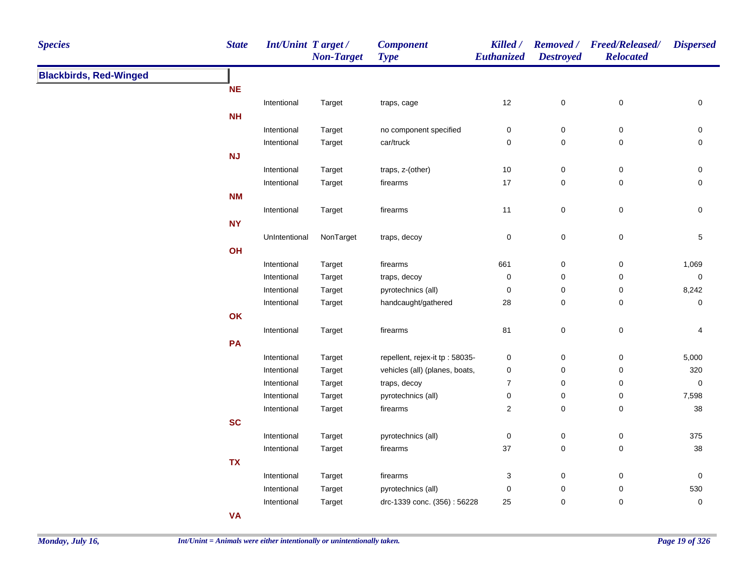| Species | State | Int/Unint | Target / Non-Target | Component Type | Killed / Euthanized | Removed / Destroyed | Freed/Released/ Relocated | Dispersed |
|---|---|---|---|---|---|---|---|---|
| **Blackbirds, Red-Winged** | | | | | | | | |
| | **NE** | | | | | | | |
| | | Intentional | Target | traps, cage | 12 | 0 | 0 | 0 |
| | **NH** | | | | | | | |
| | | Intentional | Target | no component specified | 0 | 0 | 0 | 0 |
| | | Intentional | Target | car/truck | 0 | 0 | 0 | 0 |
| | **NJ** | | | | | | | |
| | | Intentional | Target | traps, z-(other) | 10 | 0 | 0 | 0 |
| | | Intentional | Target | firearms | 17 | 0 | 0 | 0 |
| | **NM** | | | | | | | |
| | | Intentional | Target | firearms | 11 | 0 | 0 | 0 |
| | **NY** | | | | | | | |
| | | UnIntentional | NonTarget | traps, decoy | 0 | 0 | 0 | 5 |
| | **OH** | | | | | | | |
| | | Intentional | Target | firearms | 661 | 0 | 0 | 1,069 |
| | | Intentional | Target | traps, decoy | 0 | 0 | 0 | 0 |
| | | Intentional | Target | pyrotechnics (all) | 0 | 0 | 0 | 8,242 |
| | | Intentional | Target | handcaught/gathered | 28 | 0 | 0 | 0 |
| | **OK** | | | | | | | |
| | | Intentional | Target | firearms | 81 | 0 | 0 | 4 |
| | **PA** | | | | | | | |
| | | Intentional | Target | repellent, rejex-it tp : 58035- | 0 | 0 | 0 | 5,000 |
| | | Intentional | Target | vehicles (all) (planes, boats, | 0 | 0 | 0 | 320 |
| | | Intentional | Target | traps, decoy | 7 | 0 | 0 | 0 |
| | | Intentional | Target | pyrotechnics (all) | 0 | 0 | 0 | 7,598 |
| | | Intentional | Target | firearms | 2 | 0 | 0 | 38 |
| | **SC** | | | | | | | |
| | | Intentional | Target | pyrotechnics (all) | 0 | 0 | 0 | 375 |
| | | Intentional | Target | firearms | 37 | 0 | 0 | 38 |
| | **TX** | | | | | | | |
| | | Intentional | Target | firearms | 3 | 0 | 0 | 0 |
| | | Intentional | Target | pyrotechnics (all) | 0 | 0 | 0 | 530 |
| | | Intentional | Target | drc-1339 conc. (356) : 56228 | 25 | 0 | 0 | 0 |
| | **VA** | | | | | | | |

*Int/Unint = Animals were either intentionally or unintentionally taken.*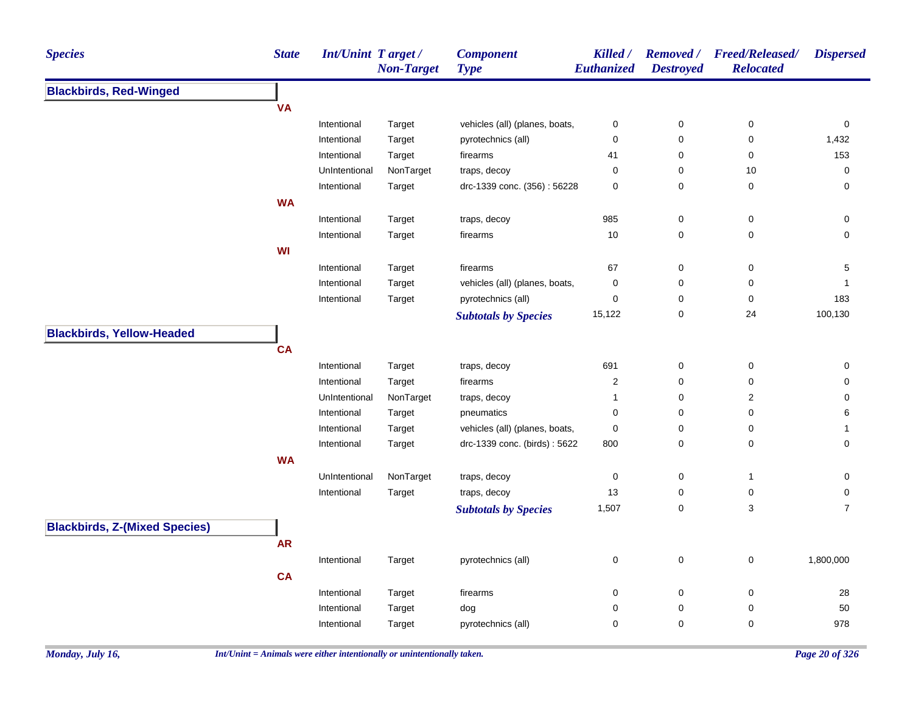| Species | State | Int/Unint | Target / Non-Target | Component Type | Killed / Euthanized | Removed / Destroyed | Freed/Released/ Relocated | Dispersed |
|---|---|---|---|---|---|---|---|---|
| **Blackbirds, Red-Winged** | | | | | | | | |
| | **VA** | | | | | | | |
| | | Intentional | Target | vehicles (all) (planes, boats, | 0 | 0 | 0 | 0 |
| | | Intentional | Target | pyrotechnics (all) | 0 | 0 | 0 | 1,432 |
| | | Intentional | Target | firearms | 41 | 0 | 0 | 153 |
| | | UnIntentional | NonTarget | traps, decoy | 0 | 0 | 10 | 0 |
| | | Intentional | Target | drc-1339 conc. (356) : 56228 | 0 | 0 | 0 | 0 |
| | **WA** | | | | | | | |
| | | Intentional | Target | traps, decoy | 985 | 0 | 0 | 0 |
| | | Intentional | Target | firearms | 10 | 0 | 0 | 0 |
| | **WI** | | | | | | | |
| | | Intentional | Target | firearms | 67 | 0 | 0 | 5 |
| | | Intentional | Target | vehicles (all) (planes, boats, | 0 | 0 | 0 | 1 |
| | | Intentional | Target | pyrotechnics (all) | 0 | 0 | 0 | 183 |
| | | | | *Subtotals by Species* | 15,122 | 0 | 24 | 100,130 |
| **Blackbirds, Yellow-Headed** | | | | | | | | |
| | **CA** | | | | | | | |
| | | Intentional | Target | traps, decoy | 691 | 0 | 0 | 0 |
| | | Intentional | Target | firearms | 2 | 0 | 0 | 0 |
| | | UnIntentional | NonTarget | traps, decoy | 1 | 0 | 2 | 0 |
| | | Intentional | Target | pneumatics | 0 | 0 | 0 | 6 |
| | | Intentional | Target | vehicles (all) (planes, boats, | 0 | 0 | 0 | 1 |
| | | Intentional | Target | drc-1339 conc. (birds) : 5622 | 800 | 0 | 0 | 0 |
| | **WA** | | | | | | | |
| | | UnIntentional | NonTarget | traps, decoy | 0 | 0 | 1 | 0 |
| | | Intentional | Target | traps, decoy | 13 | 0 | 0 | 0 |
| | | | | *Subtotals by Species* | 1,507 | 0 | 3 | 7 |
| **Blackbirds, Z-(Mixed Species)** | | | | | | | | |
| | **AR** | | | | | | | |
| | | Intentional | Target | pyrotechnics (all) | 0 | 0 | 0 | 1,800,000 |
| | **CA** | | | | | | | |
| | | Intentional | Target | firearms | 0 | 0 | 0 | 28 |
| | | Intentional | Target | dog | 0 | 0 | 0 | 50 |
| | | Intentional | Target | pyrotechnics (all) | 0 | 0 | 0 | 978 |

*Int/Unint = Animals were either intentionally or unintentionally taken.*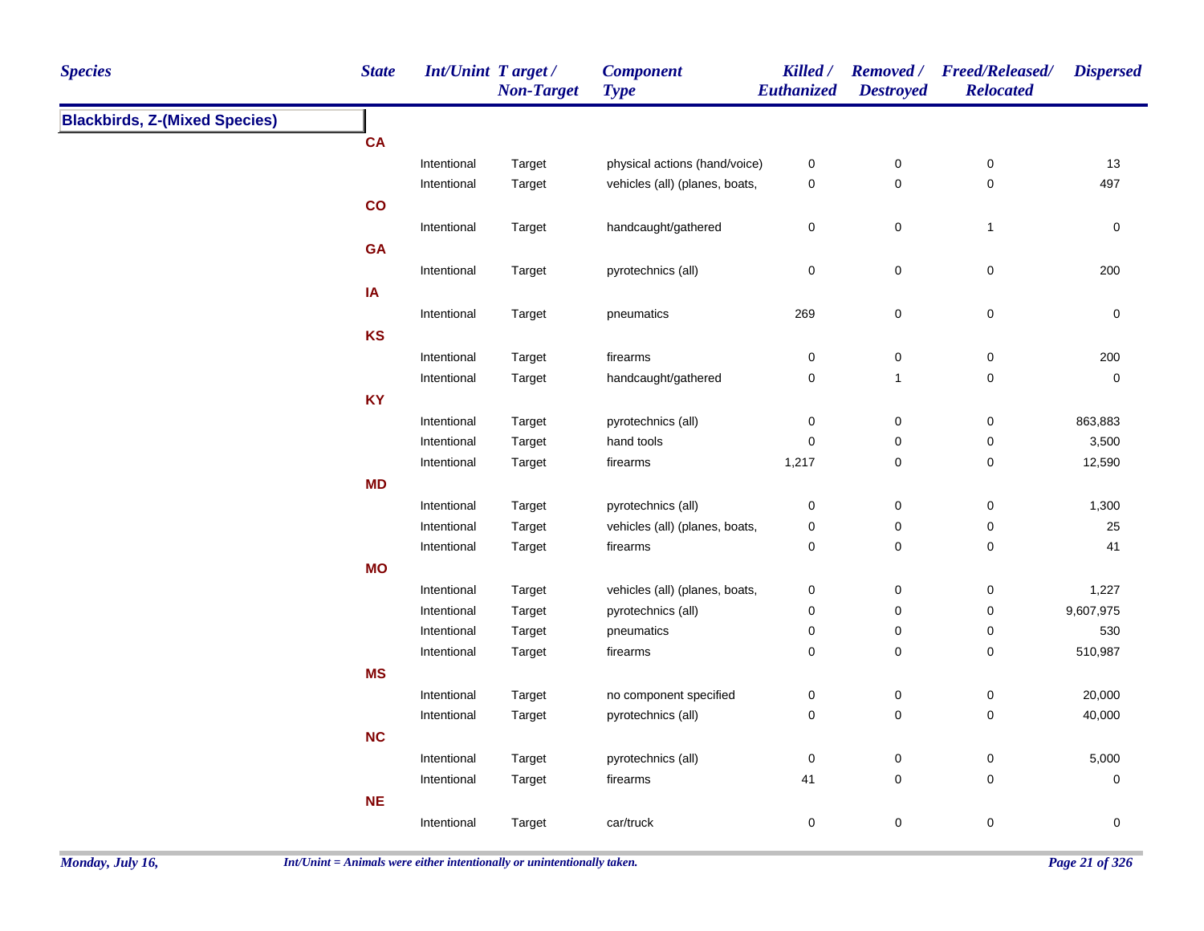| Species | State | Int/Unint | Target / Non-Target | Component Type | Killed / Euthanized | Removed / Destroyed | Freed/Released/ Relocated | Dispersed |
|---|---|---|---|---|---|---|---|---|
| **Blackbirds, Z-(Mixed Species)** | | | | | | | | |
| | **CA** | | | | | | | |
| | | Intentional | Target | physical actions (hand/voice) | 0 | 0 | 0 | 13 |
| | | Intentional | Target | vehicles (all) (planes, boats, | 0 | 0 | 0 | 497 |
| | **CO** | | | | | | | |
| | | Intentional | Target | handcaught/gathered | 0 | 0 | 1 | 0 |
| | **GA** | | | | | | | |
| | | Intentional | Target | pyrotechnics (all) | 0 | 0 | 0 | 200 |
| | **IA** | | | | | | | |
| | | Intentional | Target | pneumatics | 269 | 0 | 0 | 0 |
| | **KS** | | | | | | | |
| | | Intentional | Target | firearms | 0 | 0 | 0 | 200 |
| | | Intentional | Target | handcaught/gathered | 0 | 1 | 0 | 0 |
| | **KY** | | | | | | | |
| | | Intentional | Target | pyrotechnics (all) | 0 | 0 | 0 | 863,883 |
| | | Intentional | Target | hand tools | 0 | 0 | 0 | 3,500 |
| | | Intentional | Target | firearms | 1,217 | 0 | 0 | 12,590 |
| | **MD** | | | | | | | |
| | | Intentional | Target | pyrotechnics (all) | 0 | 0 | 0 | 1,300 |
| | | Intentional | Target | vehicles (all) (planes, boats, | 0 | 0 | 0 | 25 |
| | | Intentional | Target | firearms | 0 | 0 | 0 | 41 |
| | **MO** | | | | | | | |
| | | Intentional | Target | vehicles (all) (planes, boats, | 0 | 0 | 0 | 1,227 |
| | | Intentional | Target | pyrotechnics (all) | 0 | 0 | 0 | 9,607,975 |
| | | Intentional | Target | pneumatics | 0 | 0 | 0 | 530 |
| | | Intentional | Target | firearms | 0 | 0 | 0 | 510,987 |
| | **MS** | | | | | | | |
| | | Intentional | Target | no component specified | 0 | 0 | 0 | 20,000 |
| | | Intentional | Target | pyrotechnics (all) | 0 | 0 | 0 | 40,000 |
| | **NC** | | | | | | | |
| | | Intentional | Target | pyrotechnics (all) | 0 | 0 | 0 | 5,000 |
| | | Intentional | Target | firearms | 41 | 0 | 0 | 0 |
| | **NE** | | | | | | | |
| | | Intentional | Target | car/truck | 0 | 0 | 0 | 0 |

*Int/Unint = Animals were either intentionally or unintentionally taken.*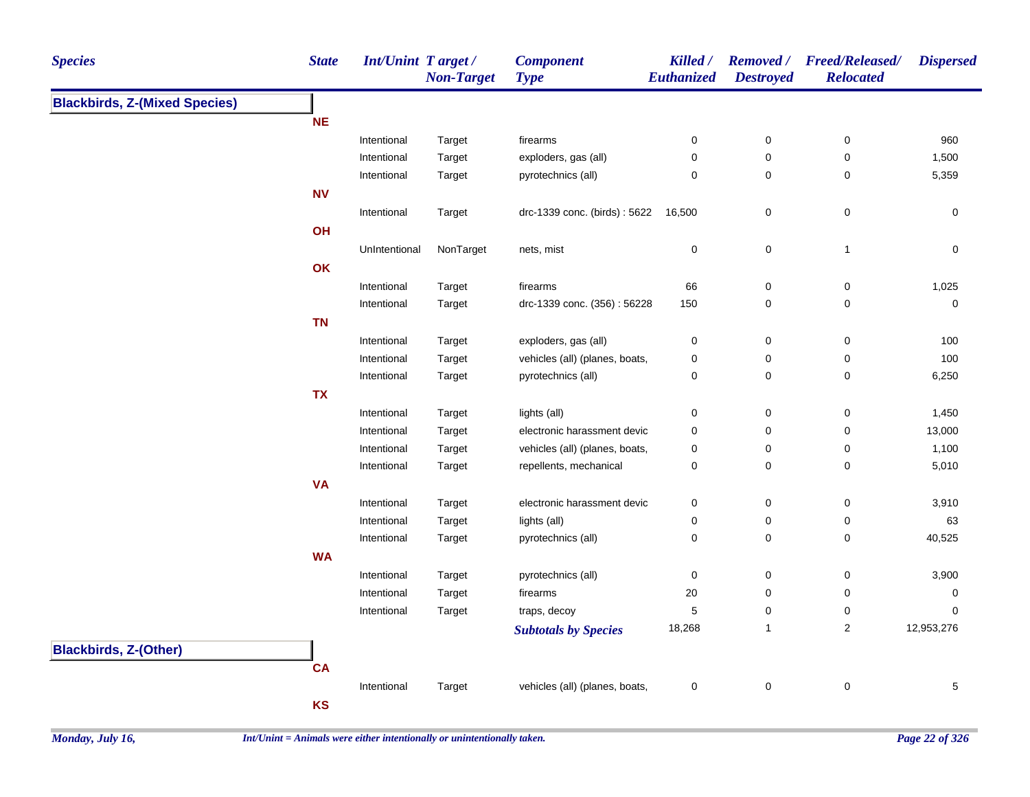| Species | State | Int/Unint | Target / Non-Target | Component Type | Killed / Euthanized | Removed / Destroyed | Freed/Released/ Relocated | Dispersed |
|---|---|---|---|---|---|---|---|---|
| **Blackbirds, Z-(Mixed Species)** | | | | | | | | |
| | **NE** | | | | | | | |
| | | Intentional | Target | firearms | 0 | 0 | 0 | 960 |
| | | Intentional | Target | exploders, gas (all) | 0 | 0 | 0 | 1,500 |
| | | Intentional | Target | pyrotechnics (all) | 0 | 0 | 0 | 5,359 |
| | **NV** | | | | | | | |
| | | Intentional | Target | drc-1339 conc. (birds) : 5622 | 16,500 | 0 | 0 | 0 |
| | **OH** | | | | | | | |
| | | UnIntentional | NonTarget | nets, mist | 0 | 0 | 1 | 0 |
| | **OK** | | | | | | | |
| | | Intentional | Target | firearms | 66 | 0 | 0 | 1,025 |
| | | Intentional | Target | drc-1339 conc. (356) : 56228 | 150 | 0 | 0 | 0 |
| | **TN** | | | | | | | |
| | | Intentional | Target | exploders, gas (all) | 0 | 0 | 0 | 100 |
| | | Intentional | Target | vehicles (all) (planes, boats, | 0 | 0 | 0 | 100 |
| | | Intentional | Target | pyrotechnics (all) | 0 | 0 | 0 | 6,250 |
| | **TX** | | | | | | | |
| | | Intentional | Target | lights (all) | 0 | 0 | 0 | 1,450 |
| | | Intentional | Target | electronic harassment devic | 0 | 0 | 0 | 13,000 |
| | | Intentional | Target | vehicles (all) (planes, boats, | 0 | 0 | 0 | 1,100 |
| | | Intentional | Target | repellents, mechanical | 0 | 0 | 0 | 5,010 |
| | **VA** | | | | | | | |
| | | Intentional | Target | electronic harassment devic | 0 | 0 | 0 | 3,910 |
| | | Intentional | Target | lights (all) | 0 | 0 | 0 | 63 |
| | | Intentional | Target | pyrotechnics (all) | 0 | 0 | 0 | 40,525 |
| | **WA** | | | | | | | |
| | | Intentional | Target | pyrotechnics (all) | 0 | 0 | 0 | 3,900 |
| | | Intentional | Target | firearms | 20 | 0 | 0 | 0 |
| | | Intentional | Target | traps, decoy | 5 | 0 | 0 | 0 |
| | | | | ***Subtotals by Species*** | 18,268 | 1 | 2 | 12,953,276 |
| **Blackbirds, Z-(Other)** | | | | | | | | |
| | **CA** | | | | | | | |
| | | Intentional | Target | vehicles (all) (planes, boats, | 0 | 0 | 0 | 5 |
| | **KS** | | | | | | | |

*Int/Unint = Animals were either intentionally or unintentionally taken.*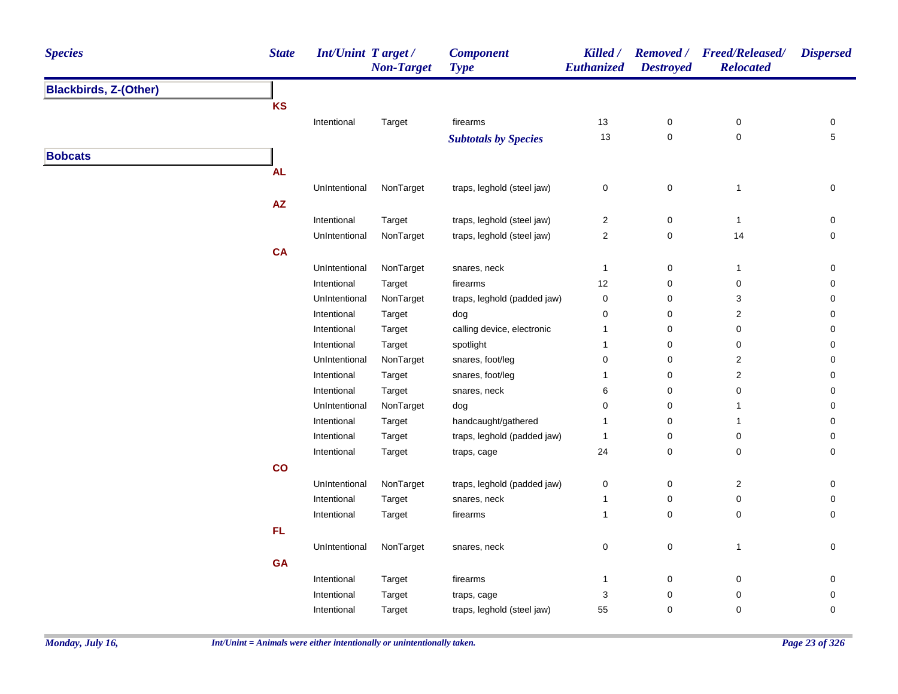| Species | State | Int/Unint | Target / Non-Target | Component Type | Killed / Euthanized | Removed / Destroyed | Freed/Released/ Relocated | Dispersed |
|---|---|---|---|---|---|---|---|---|
| **Blackbirds, Z-(Other)** | | | | | | | | |
| | **KS** | | | | | | | |
| | | Intentional | Target | firearms | 13 | 0 | 0 | 0 |
| | | | | ***Subtotals by Species*** | 13 | 0 | 0 | 5 |
| **Bobcats** | | | | | | | | |
| | **AL** | | | | | | | |
| | | UnIntentional | NonTarget | traps, leghold (steel jaw) | 0 | 0 | 1 | 0 |
| | **AZ** | | | | | | | |
| | | Intentional | Target | traps, leghold (steel jaw) | 2 | 0 | 1 | 0 |
| | | UnIntentional | NonTarget | traps, leghold (steel jaw) | 2 | 0 | 14 | 0 |
| | **CA** | | | | | | | |
| | | UnIntentional | NonTarget | snares, neck | 1 | 0 | 1 | 0 |
| | | Intentional | Target | firearms | 12 | 0 | 0 | 0 |
| | | UnIntentional | NonTarget | traps, leghold (padded jaw) | 0 | 0 | 3 | 0 |
| | | Intentional | Target | dog | 0 | 0 | 2 | 0 |
| | | Intentional | Target | calling device, electronic | 1 | 0 | 0 | 0 |
| | | Intentional | Target | spotlight | 1 | 0 | 0 | 0 |
| | | UnIntentional | NonTarget | snares, foot/leg | 0 | 0 | 2 | 0 |
| | | Intentional | Target | snares, foot/leg | 1 | 0 | 2 | 0 |
| | | Intentional | Target | snares, neck | 6 | 0 | 0 | 0 |
| | | UnIntentional | NonTarget | dog | 0 | 0 | 1 | 0 |
| | | Intentional | Target | handcaught/gathered | 1 | 0 | 1 | 0 |
| | | Intentional | Target | traps, leghold (padded jaw) | 1 | 0 | 0 | 0 |
| | | Intentional | Target | traps, cage | 24 | 0 | 0 | 0 |
| | **CO** | | | | | | | |
| | | UnIntentional | NonTarget | traps, leghold (padded jaw) | 0 | 0 | 2 | 0 |
| | | Intentional | Target | snares, neck | 1 | 0 | 0 | 0 |
| | | Intentional | Target | firearms | 1 | 0 | 0 | 0 |
| | **FL** | | | | | | | |
| | | UnIntentional | NonTarget | snares, neck | 0 | 0 | 1 | 0 |
| | **GA** | | | | | | | |
| | | Intentional | Target | firearms | 1 | 0 | 0 | 0 |
| | | Intentional | Target | traps, cage | 3 | 0 | 0 | 0 |
| | | Intentional | Target | traps, leghold (steel jaw) | 55 | 0 | 0 | 0 |

*Int/Unint = Animals were either intentionally or unintentionally taken.*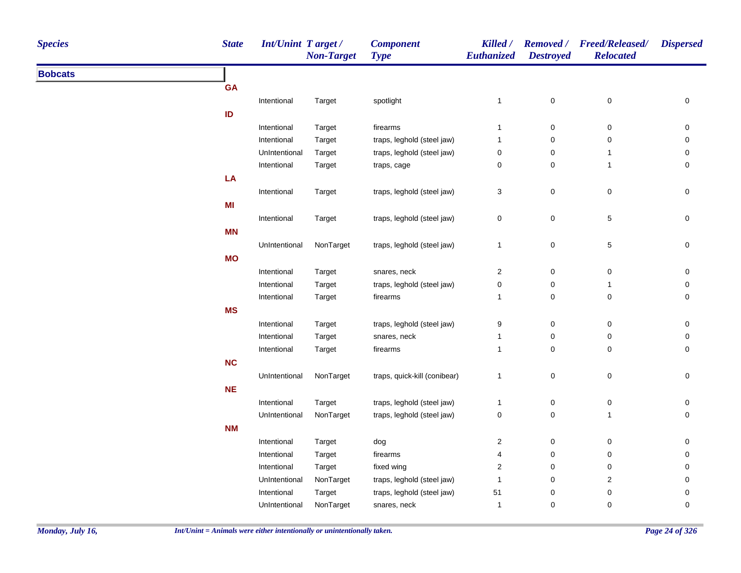| Species | State | Int/Unint | Target / Non-Target | Component Type | Killed / Euthanized | Removed / Destroyed | Freed/Released/ Relocated | Dispersed |
|---|---|---|---|---|---|---|---|---|
| **Bobcats** | | | | | | | | |
| | **GA** | | | | | | | |
| | | Intentional | Target | spotlight | 1 | 0 | 0 | 0 |
| | **ID** | | | | | | | |
| | | Intentional | Target | firearms | 1 | 0 | 0 | 0 |
| | | Intentional | Target | traps, leghold (steel jaw) | 1 | 0 | 0 | 0 |
| | | UnIntentional | Target | traps, leghold (steel jaw) | 0 | 0 | 1 | 0 |
| | | Intentional | Target | traps, cage | 0 | 0 | 1 | 0 |
| | **LA** | | | | | | | |
| | | Intentional | Target | traps, leghold (steel jaw) | 3 | 0 | 0 | 0 |
| | **MI** | | | | | | | |
| | | Intentional | Target | traps, leghold (steel jaw) | 0 | 0 | 5 | 0 |
| | **MN** | | | | | | | |
| | | UnIntentional | NonTarget | traps, leghold (steel jaw) | 1 | 0 | 5 | 0 |
| | **MO** | | | | | | | |
| | | Intentional | Target | snares, neck | 2 | 0 | 0 | 0 |
| | | Intentional | Target | traps, leghold (steel jaw) | 0 | 0 | 1 | 0 |
| | | Intentional | Target | firearms | 1 | 0 | 0 | 0 |
| | **MS** | | | | | | | |
| | | Intentional | Target | traps, leghold (steel jaw) | 9 | 0 | 0 | 0 |
| | | Intentional | Target | snares, neck | 1 | 0 | 0 | 0 |
| | | Intentional | Target | firearms | 1 | 0 | 0 | 0 |
| | **NC** | | | | | | | |
| | | UnIntentional | NonTarget | traps, quick-kill (conibear) | 1 | 0 | 0 | 0 |
| | **NE** | | | | | | | |
| | | Intentional | Target | traps, leghold (steel jaw) | 1 | 0 | 0 | 0 |
| | | UnIntentional | NonTarget | traps, leghold (steel jaw) | 0 | 0 | 1 | 0 |
| | **NM** | | | | | | | |
| | | Intentional | Target | dog | 2 | 0 | 0 | 0 |
| | | Intentional | Target | firearms | 4 | 0 | 0 | 0 |
| | | Intentional | Target | fixed wing | 2 | 0 | 0 | 0 |
| | | UnIntentional | NonTarget | traps, leghold (steel jaw) | 1 | 0 | 2 | 0 |
| | | Intentional | Target | traps, leghold (steel jaw) | 51 | 0 | 0 | 0 |
| | | UnIntentional | NonTarget | snares, neck | 1 | 0 | 0 | 0 |

*Int/Unint = Animals were either intentionally or unintentionally taken.*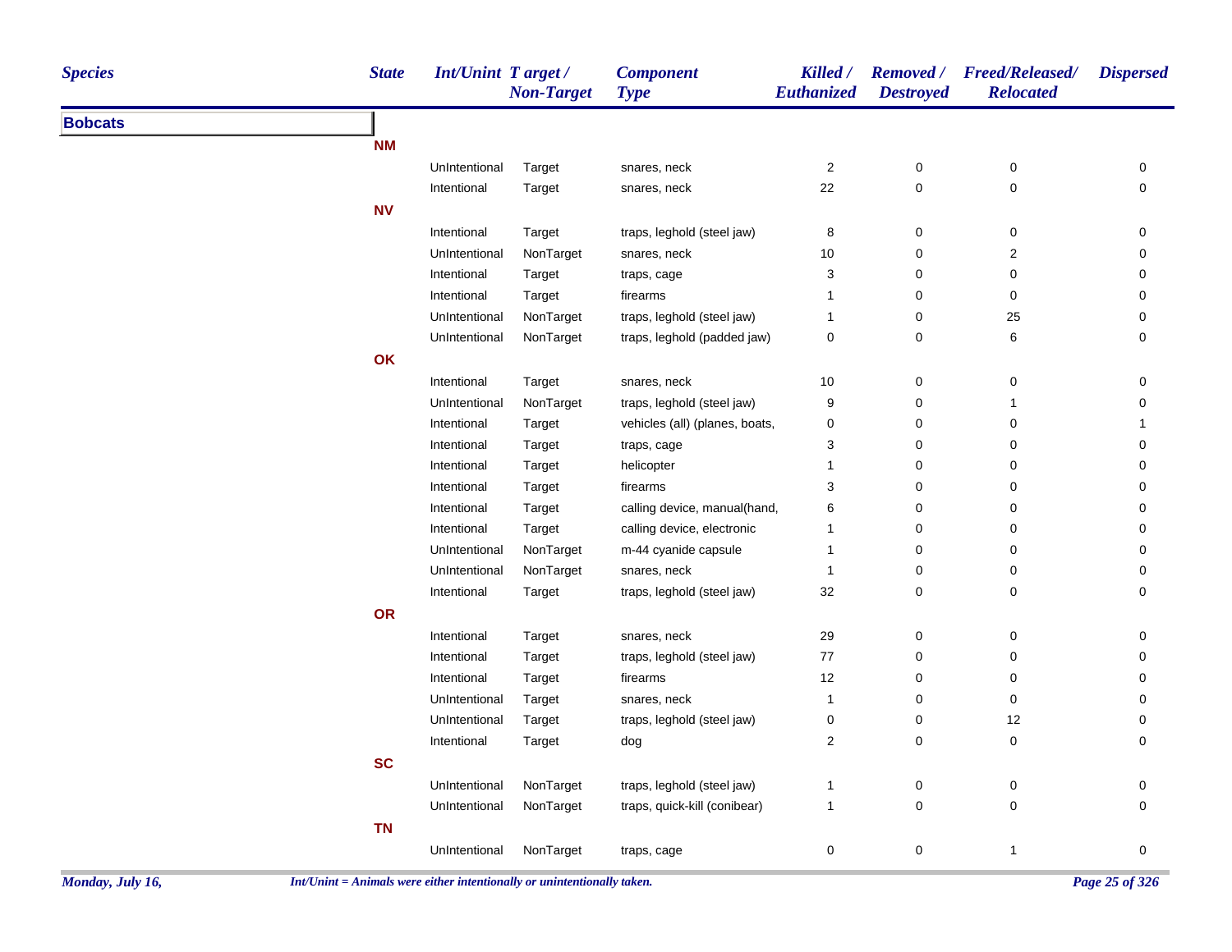| Species | State | Int/Unint | Target / Non-Target | Component Type | Killed / Euthanized | Removed / Destroyed | Freed/Released/ Relocated | Dispersed |
|---|---|---|---|---|---|---|---|---|
| **Bobcats** | | | | | | | | |
| | **NM** | | | | | | | |
| | | UnIntentional | Target | snares, neck | 2 | 0 | 0 | 0 |
| | | Intentional | Target | snares, neck | 22 | 0 | 0 | 0 |
| | **NV** | | | | | | | |
| | | Intentional | Target | traps, leghold (steel jaw) | 8 | 0 | 0 | 0 |
| | | UnIntentional | NonTarget | snares, neck | 10 | 0 | 2 | 0 |
| | | Intentional | Target | traps, cage | 3 | 0 | 0 | 0 |
| | | Intentional | Target | firearms | 1 | 0 | 0 | 0 |
| | | UnIntentional | NonTarget | traps, leghold (steel jaw) | 1 | 0 | 25 | 0 |
| | | UnIntentional | NonTarget | traps, leghold (padded jaw) | 0 | 0 | 6 | 0 |
| | **OK** | | | | | | | |
| | | Intentional | Target | snares, neck | 10 | 0 | 0 | 0 |
| | | UnIntentional | NonTarget | traps, leghold (steel jaw) | 9 | 0 | 1 | 0 |
| | | Intentional | Target | vehicles (all) (planes, boats, | 0 | 0 | 0 | 1 |
| | | Intentional | Target | traps, cage | 3 | 0 | 0 | 0 |
| | | Intentional | Target | helicopter | 1 | 0 | 0 | 0 |
| | | Intentional | Target | firearms | 3 | 0 | 0 | 0 |
| | | Intentional | Target | calling device, manual(hand, | 6 | 0 | 0 | 0 |
| | | Intentional | Target | calling device, electronic | 1 | 0 | 0 | 0 |
| | | UnIntentional | NonTarget | m-44 cyanide capsule | 1 | 0 | 0 | 0 |
| | | UnIntentional | NonTarget | snares, neck | 1 | 0 | 0 | 0 |
| | | Intentional | Target | traps, leghold (steel jaw) | 32 | 0 | 0 | 0 |
| | **OR** | | | | | | | |
| | | Intentional | Target | snares, neck | 29 | 0 | 0 | 0 |
| | | Intentional | Target | traps, leghold (steel jaw) | 77 | 0 | 0 | 0 |
| | | Intentional | Target | firearms | 12 | 0 | 0 | 0 |
| | | UnIntentional | Target | snares, neck | 1 | 0 | 0 | 0 |
| | | UnIntentional | Target | traps, leghold (steel jaw) | 0 | 0 | 12 | 0 |
| | | Intentional | Target | dog | 2 | 0 | 0 | 0 |
| | **SC** | | | | | | | |
| | | UnIntentional | NonTarget | traps, leghold (steel jaw) | 1 | 0 | 0 | 0 |
| | | UnIntentional | NonTarget | traps, quick-kill (conibear) | 1 | 0 | 0 | 0 |
| | **TN** | | | | | | | |
| | | UnIntentional | NonTarget | traps, cage | 0 | 0 | 1 | 0 |

*Int/Unint = Animals were either intentionally or unintentionally taken.*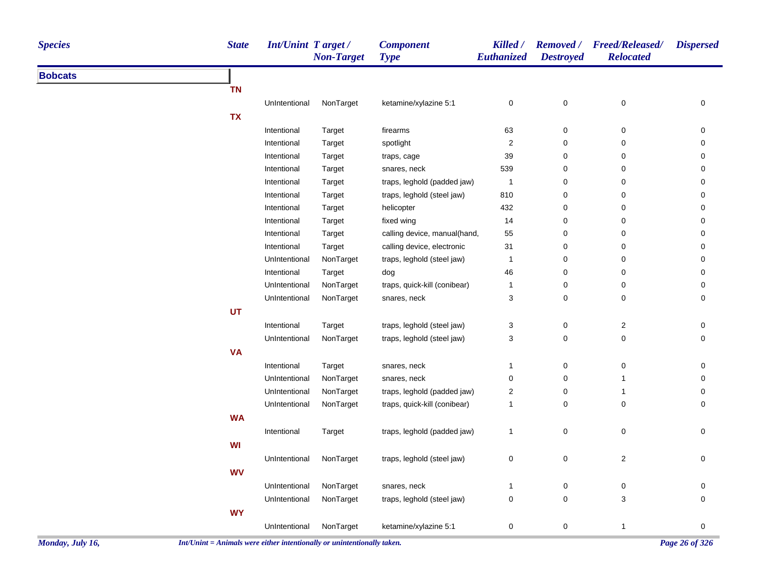| Species | State | Int/Unint | Target / Non-Target | Component Type | Killed / Euthanized | Removed / Destroyed | Freed/Released/ Relocated | Dispersed |
|---|---|---|---|---|---|---|---|---|
| **Bobcats** | | | | | | | | |
| | **TN** | | | | | | | |
| | | UnIntentional | NonTarget | ketamine/xylazine 5:1 | 0 | 0 | 0 | 0 |
| | **TX** | | | | | | | |
| | | Intentional | Target | firearms | 63 | 0 | 0 | 0 |
| | | Intentional | Target | spotlight | 2 | 0 | 0 | 0 |
| | | Intentional | Target | traps, cage | 39 | 0 | 0 | 0 |
| | | Intentional | Target | snares, neck | 539 | 0 | 0 | 0 |
| | | Intentional | Target | traps, leghold (padded jaw) | 1 | 0 | 0 | 0 |
| | | Intentional | Target | traps, leghold (steel jaw) | 810 | 0 | 0 | 0 |
| | | Intentional | Target | helicopter | 432 | 0 | 0 | 0 |
| | | Intentional | Target | fixed wing | 14 | 0 | 0 | 0 |
| | | Intentional | Target | calling device, manual(hand, | 55 | 0 | 0 | 0 |
| | | Intentional | Target | calling device, electronic | 31 | 0 | 0 | 0 |
| | | UnIntentional | NonTarget | traps, leghold (steel jaw) | 1 | 0 | 0 | 0 |
| | | Intentional | Target | dog | 46 | 0 | 0 | 0 |
| | | UnIntentional | NonTarget | traps, quick-kill (conibear) | 1 | 0 | 0 | 0 |
| | | UnIntentional | NonTarget | snares, neck | 3 | 0 | 0 | 0 |
| | **UT** | | | | | | | |
| | | Intentional | Target | traps, leghold (steel jaw) | 3 | 0 | 2 | 0 |
| | | UnIntentional | NonTarget | traps, leghold (steel jaw) | 3 | 0 | 0 | 0 |
| | **VA** | | | | | | | |
| | | Intentional | Target | snares, neck | 1 | 0 | 0 | 0 |
| | | UnIntentional | NonTarget | snares, neck | 0 | 0 | 1 | 0 |
| | | UnIntentional | NonTarget | traps, leghold (padded jaw) | 2 | 0 | 1 | 0 |
| | | UnIntentional | NonTarget | traps, quick-kill (conibear) | 1 | 0 | 0 | 0 |
| | **WA** | | | | | | | |
| | | Intentional | Target | traps, leghold (padded jaw) | 1 | 0 | 0 | 0 |
| | **WI** | | | | | | | |
| | | UnIntentional | NonTarget | traps, leghold (steel jaw) | 0 | 0 | 2 | 0 |
| | **WV** | | | | | | | |
| | | UnIntentional | NonTarget | snares, neck | 1 | 0 | 0 | 0 |
| | | UnIntentional | NonTarget | traps, leghold (steel jaw) | 0 | 0 | 3 | 0 |
| | **WY** | | | | | | | |
| | | UnIntentional | NonTarget | ketamine/xylazine 5:1 | 0 | 0 | 1 | 0 |

*Int/Unint = Animals were either intentionally or unintentionally taken.*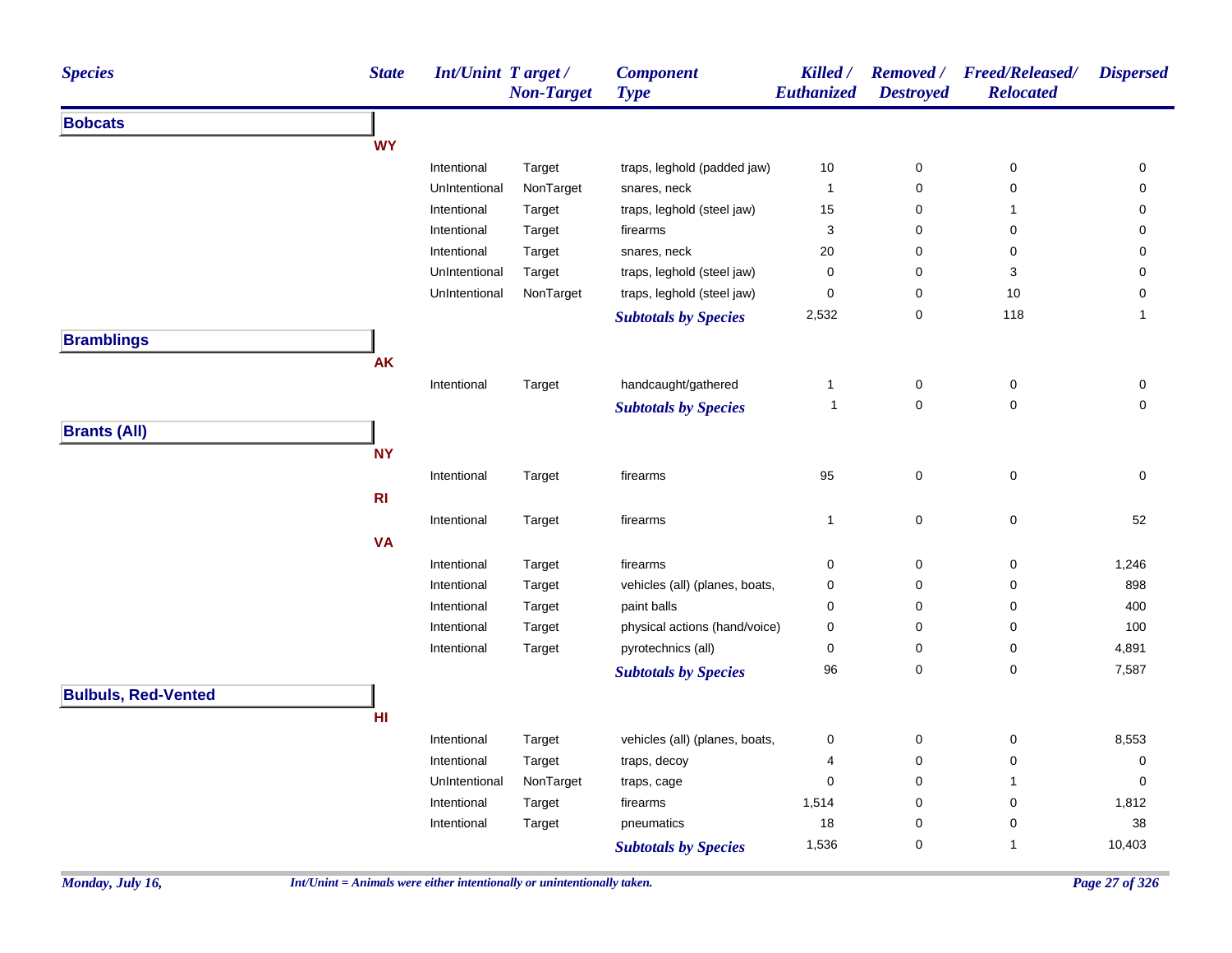| Species | State | Int/Unint | Target / Non-Target | Component Type | Killed / Euthanized | Removed / Destroyed | Freed/Released/ Relocated | Dispersed |
|---|---|---|---|---|---|---|---|---|
| **Bobcats** | | | | | | | | |
| | **WY** | | | | | | | |
| | | Intentional | Target | traps, leghold (padded jaw) | 10 | 0 | 0 | 0 |
| | | UnIntentional | NonTarget | snares, neck | 1 | 0 | 0 | 0 |
| | | Intentional | Target | traps, leghold (steel jaw) | 15 | 0 | 1 | 0 |
| | | Intentional | Target | firearms | 3 | 0 | 0 | 0 |
| | | Intentional | Target | snares, neck | 20 | 0 | 0 | 0 |
| | | UnIntentional | Target | traps, leghold (steel jaw) | 0 | 0 | 3 | 0 |
| | | UnIntentional | NonTarget | traps, leghold (steel jaw) | 0 | 0 | 10 | 0 |
| | | | | ***Subtotals by Species*** | 2,532 | 0 | 118 | 1 |
| **Bramblings** | | | | | | | | |
| | **AK** | | | | | | | |
| | | Intentional | Target | handcaught/gathered | 1 | 0 | 0 | 0 |
| | | | | ***Subtotals by Species*** | 1 | 0 | 0 | 0 |
| **Brants (All)** | | | | | | | | |
| | **NY** | | | | | | | |
| | | Intentional | Target | firearms | 95 | 0 | 0 | 0 |
| | **RI** | | | | | | | |
| | | Intentional | Target | firearms | 1 | 0 | 0 | 52 |
| | **VA** | | | | | | | |
| | | Intentional | Target | firearms | 0 | 0 | 0 | 1,246 |
| | | Intentional | Target | vehicles (all) (planes, boats, | 0 | 0 | 0 | 898 |
| | | Intentional | Target | paint balls | 0 | 0 | 0 | 400 |
| | | Intentional | Target | physical actions (hand/voice) | 0 | 0 | 0 | 100 |
| | | Intentional | Target | pyrotechnics (all) | 0 | 0 | 0 | 4,891 |
| | | | | ***Subtotals by Species*** | 96 | 0 | 0 | 7,587 |
| **Bulbuls, Red-Vented** | | | | | | | | |
| | **HI** | | | | | | | |
| | | Intentional | Target | vehicles (all) (planes, boats, | 0 | 0 | 0 | 8,553 |
| | | Intentional | Target | traps, decoy | 4 | 0 | 0 | 0 |
| | | UnIntentional | NonTarget | traps, cage | 0 | 0 | 1 | 0 |
| | | Intentional | Target | firearms | 1,514 | 0 | 0 | 1,812 |
| | | Intentional | Target | pneumatics | 18 | 0 | 0 | 38 |
| | | | | ***Subtotals by Species*** | 1,536 | 0 | 1 | 10,403 |

*Int/Unint = Animals were either intentionally or unintentionally taken.*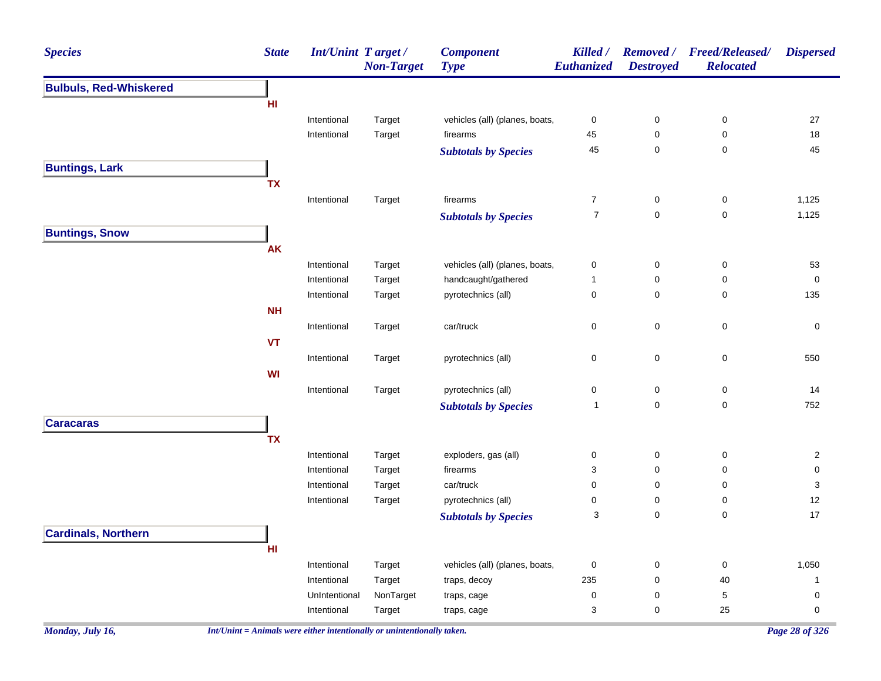| Species | State | Int/Unint | Target / Non-Target | Component Type | Killed / Euthanized | Removed / Destroyed | Freed/Released/ Relocated | Dispersed |
|---|---|---|---|---|---|---|---|---|
| **Bulbuls, Red-Whiskered** | | | | | | | | |
| | HI | | | | | | | |
| | | Intentional | Target | vehicles (all) (planes, boats, | 0 | 0 | 0 | 27 |
| | | Intentional | Target | firearms | 45 | 0 | 0 | 18 |
| | | | | ***Subtotals by Species*** | 45 | 0 | 0 | 45 |
| **Buntings, Lark** | | | | | | | | |
| | TX | | | | | | | |
| | | Intentional | Target | firearms | 7 | 0 | 0 | 1,125 |
| | | | | ***Subtotals by Species*** | 7 | 0 | 0 | 1,125 |
| **Buntings, Snow** | | | | | | | | |
| | AK | | | | | | | |
| | | Intentional | Target | vehicles (all) (planes, boats, | 0 | 0 | 0 | 53 |
| | | Intentional | Target | handcaught/gathered | 1 | 0 | 0 | 0 |
| | | Intentional | Target | pyrotechnics (all) | 0 | 0 | 0 | 135 |
| | NH | | | | | | | |
| | | Intentional | Target | car/truck | 0 | 0 | 0 | 0 |
| | VT | | | | | | | |
| | | Intentional | Target | pyrotechnics (all) | 0 | 0 | 0 | 550 |
| | WI | | | | | | | |
| | | Intentional | Target | pyrotechnics (all) | 0 | 0 | 0 | 14 |
| | | | | ***Subtotals by Species*** | 1 | 0 | 0 | 752 |
| **Caracaras** | | | | | | | | |
| | TX | | | | | | | |
| | | Intentional | Target | exploders, gas (all) | 0 | 0 | 0 | 2 |
| | | Intentional | Target | firearms | 3 | 0 | 0 | 0 |
| | | Intentional | Target | car/truck | 0 | 0 | 0 | 3 |
| | | Intentional | Target | pyrotechnics (all) | 0 | 0 | 0 | 12 |
| | | | | ***Subtotals by Species*** | 3 | 0 | 0 | 17 |
| **Cardinals, Northern** | | | | | | | | |
| | HI | | | | | | | |
| | | Intentional | Target | vehicles (all) (planes, boats, | 0 | 0 | 0 | 1,050 |
| | | Intentional | Target | traps, decoy | 235 | 0 | 40 | 1 |
| | | UnIntentional | NonTarget | traps, cage | 0 | 0 | 5 | 0 |
| | | Intentional | Target | traps, cage | 3 | 0 | 25 | 0 |

*Int/Unint = Animals were either intentionally or unintentionally taken.*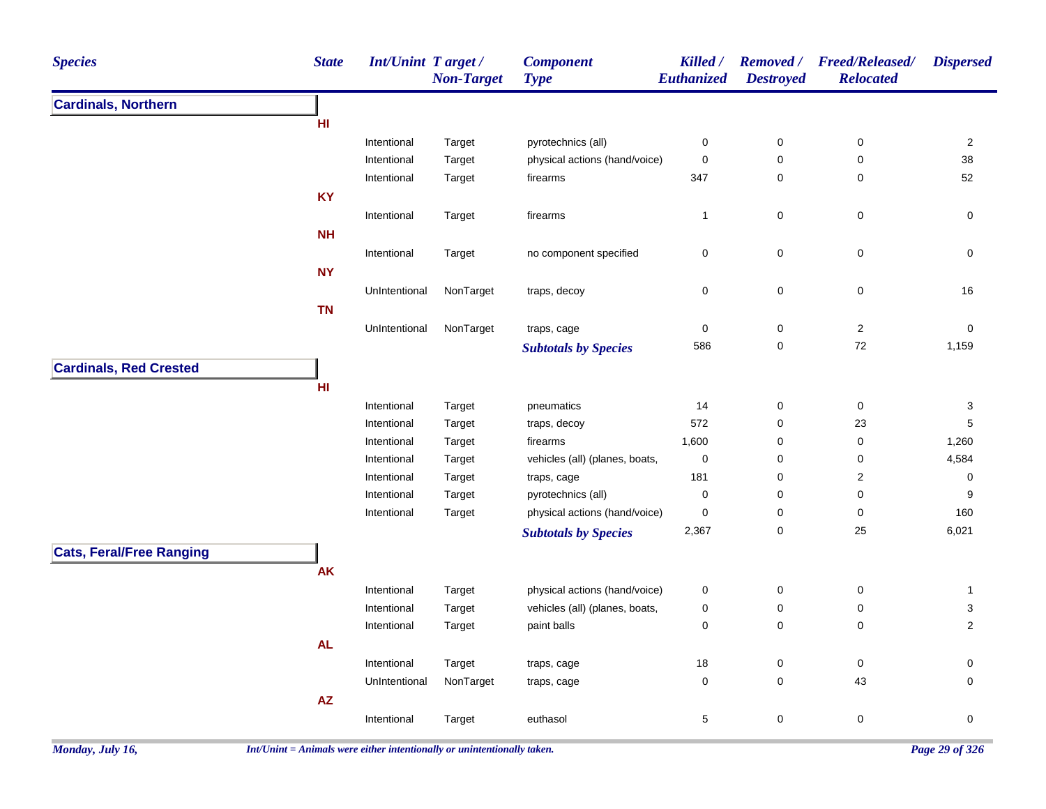| Species | State | Int/Unint | Target / Non-Target | Component Type | Killed / Euthanized | Removed / Destroyed | Freed/Released/ Relocated | Dispersed |
|---|---|---|---|---|---|---|---|---|
| **Cardinals, Northern** | | | | | | | | |
| | **HI** | | | | | | | |
| | | Intentional | Target | pyrotechnics (all) | 0 | 0 | 0 | 2 |
| | | Intentional | Target | physical actions (hand/voice) | 0 | 0 | 0 | 38 |
| | | Intentional | Target | firearms | 347 | 0 | 0 | 52 |
| | **KY** | | | | | | | |
| | | Intentional | Target | firearms | 1 | 0 | 0 | 0 |
| | **NH** | | | | | | | |
| | | Intentional | Target | no component specified | 0 | 0 | 0 | 0 |
| | **NY** | | | | | | | |
| | | UnIntentional | NonTarget | traps, decoy | 0 | 0 | 0 | 16 |
| | **TN** | | | | | | | |
| | | UnIntentional | NonTarget | traps, cage | 0 | 0 | 2 | 0 |
| | | | | ***Subtotals by Species*** | 586 | 0 | 72 | 1,159 |
| **Cardinals, Red Crested** | | | | | | | | |
| | **HI** | | | | | | | |
| | | Intentional | Target | pneumatics | 14 | 0 | 0 | 3 |
| | | Intentional | Target | traps, decoy | 572 | 0 | 23 | 5 |
| | | Intentional | Target | firearms | 1,600 | 0 | 0 | 1,260 |
| | | Intentional | Target | vehicles (all) (planes, boats, | 0 | 0 | 0 | 4,584 |
| | | Intentional | Target | traps, cage | 181 | 0 | 2 | 0 |
| | | Intentional | Target | pyrotechnics (all) | 0 | 0 | 0 | 9 |
| | | Intentional | Target | physical actions (hand/voice) | 0 | 0 | 0 | 160 |
| | | | | ***Subtotals by Species*** | 2,367 | 0 | 25 | 6,021 |
| **Cats, Feral/Free Ranging** | | | | | | | | |
| | **AK** | | | | | | | |
| | | Intentional | Target | physical actions (hand/voice) | 0 | 0 | 0 | 1 |
| | | Intentional | Target | vehicles (all) (planes, boats, | 0 | 0 | 0 | 3 |
| | | Intentional | Target | paint balls | 0 | 0 | 0 | 2 |
| | **AL** | | | | | | | |
| | | Intentional | Target | traps, cage | 18 | 0 | 0 | 0 |
| | | UnIntentional | NonTarget | traps, cage | 0 | 0 | 43 | 0 |
| | **AZ** | | | | | | | |
| | | Intentional | Target | euthasol | 5 | 0 | 0 | 0 |

*Int/Unint = Animals were either intentionally or unintentionally taken.*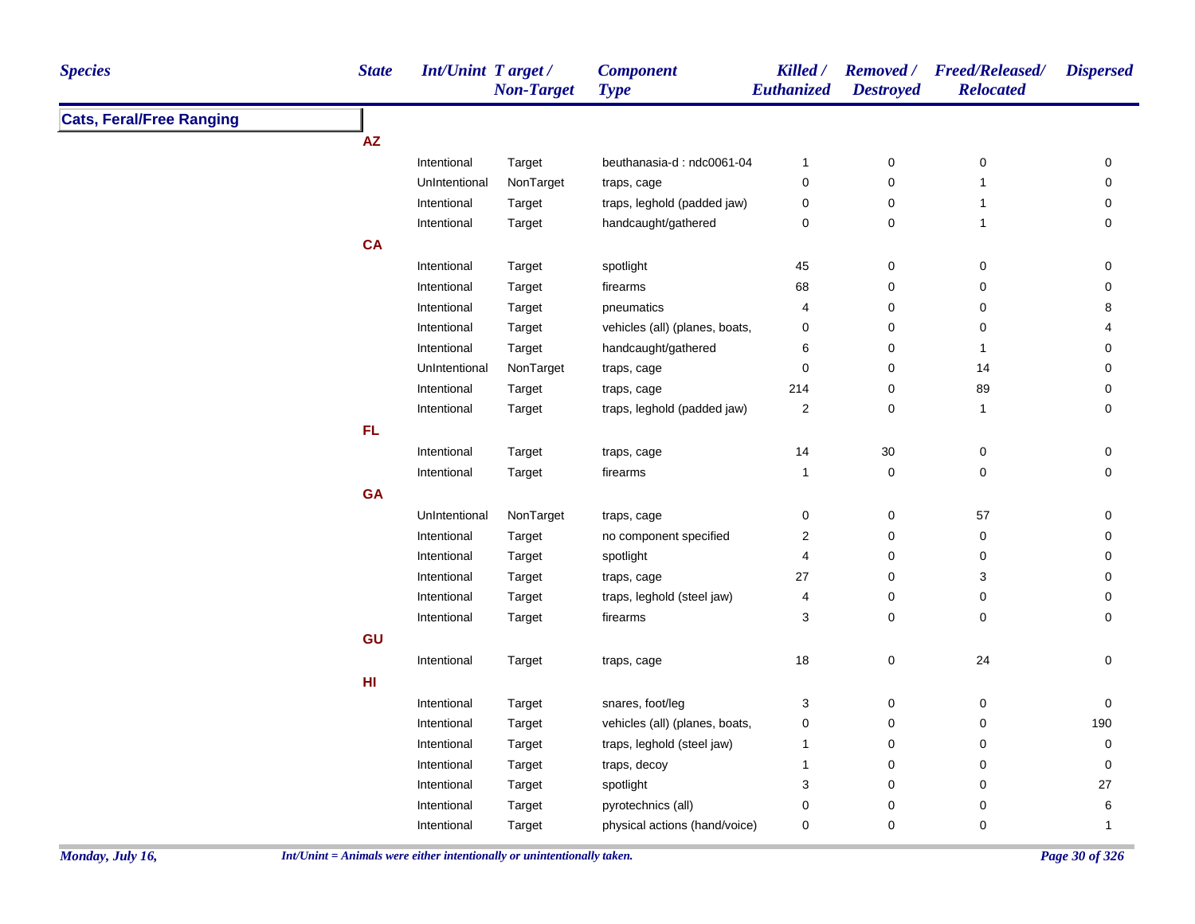| Species | State | Int/Unint | Target / Non-Target | Component Type | Killed / Euthanized | Removed / Destroyed | Freed/Released/ Relocated | Dispersed |
|---|---|---|---|---|---|---|---|---|
| **Cats, Feral/Free Ranging** | | | | | | | | |
| | **AZ** | | | | | | | |
| | | Intentional | Target | beuthanasia-d : ndc0061-04 | 1 | 0 | 0 | 0 |
| | | UnIntentional | NonTarget | traps, cage | 0 | 0 | 1 | 0 |
| | | Intentional | Target | traps, leghold (padded jaw) | 0 | 0 | 1 | 0 |
| | | Intentional | Target | handcaught/gathered | 0 | 0 | 1 | 0 |
| | **CA** | | | | | | | |
| | | Intentional | Target | spotlight | 45 | 0 | 0 | 0 |
| | | Intentional | Target | firearms | 68 | 0 | 0 | 0 |
| | | Intentional | Target | pneumatics | 4 | 0 | 0 | 8 |
| | | Intentional | Target | vehicles (all) (planes, boats, | 0 | 0 | 0 | 4 |
| | | Intentional | Target | handcaught/gathered | 6 | 0 | 1 | 0 |
| | | UnIntentional | NonTarget | traps, cage | 0 | 0 | 14 | 0 |
| | | Intentional | Target | traps, cage | 214 | 0 | 89 | 0 |
| | | Intentional | Target | traps, leghold (padded jaw) | 2 | 0 | 1 | 0 |
| | **FL** | | | | | | | |
| | | Intentional | Target | traps, cage | 14 | 30 | 0 | 0 |
| | | Intentional | Target | firearms | 1 | 0 | 0 | 0 |
| | **GA** | | | | | | | |
| | | UnIntentional | NonTarget | traps, cage | 0 | 0 | 57 | 0 |
| | | Intentional | Target | no component specified | 2 | 0 | 0 | 0 |
| | | Intentional | Target | spotlight | 4 | 0 | 0 | 0 |
| | | Intentional | Target | traps, cage | 27 | 0 | 3 | 0 |
| | | Intentional | Target | traps, leghold (steel jaw) | 4 | 0 | 0 | 0 |
| | | Intentional | Target | firearms | 3 | 0 | 0 | 0 |
| | **GU** | | | | | | | |
| | | Intentional | Target | traps, cage | 18 | 0 | 24 | 0 |
| | **HI** | | | | | | | |
| | | Intentional | Target | snares, foot/leg | 3 | 0 | 0 | 0 |
| | | Intentional | Target | vehicles (all) (planes, boats, | 0 | 0 | 0 | 190 |
| | | Intentional | Target | traps, leghold (steel jaw) | 1 | 0 | 0 | 0 |
| | | Intentional | Target | traps, decoy | 1 | 0 | 0 | 0 |
| | | Intentional | Target | spotlight | 3 | 0 | 0 | 27 |
| | | Intentional | Target | pyrotechnics (all) | 0 | 0 | 0 | 6 |
| | | Intentional | Target | physical actions (hand/voice) | 0 | 0 | 0 | 1 |

*Int/Unint = Animals were either intentionally or unintentionally taken.*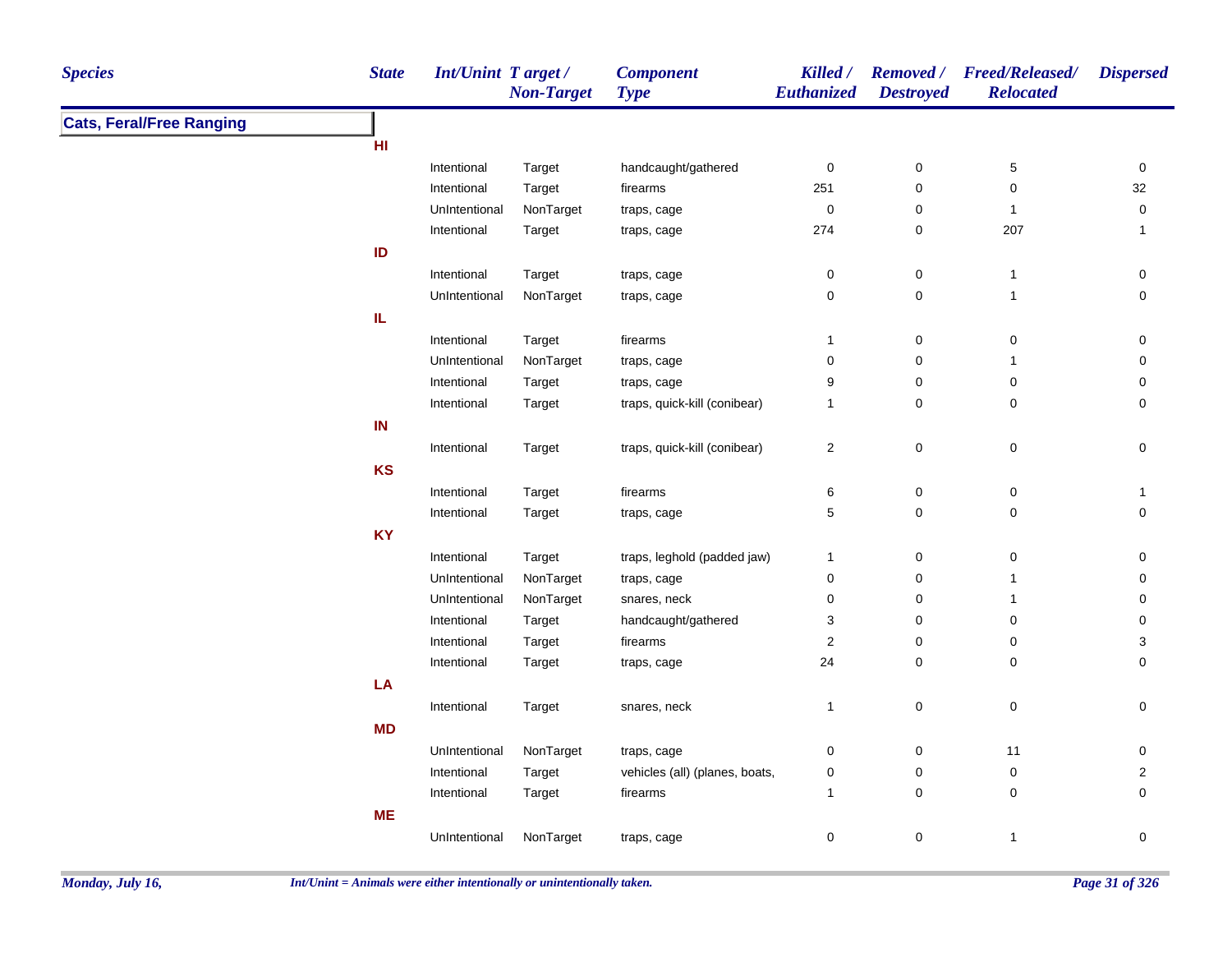| Species | State | Int/Unint | Target / Non-Target | Component Type | Killed / Euthanized | Removed / Destroyed | Freed/Released/ Relocated | Dispersed |
|---|---|---|---|---|---|---|---|---|
| **Cats, Feral/Free Ranging** | | | | | | | | |
| | **HI** | | | | | | | |
| | | Intentional | Target | handcaught/gathered | 0 | 0 | 5 | 0 |
| | | Intentional | Target | firearms | 251 | 0 | 0 | 32 |
| | | UnIntentional | NonTarget | traps, cage | 0 | 0 | 1 | 0 |
| | | Intentional | Target | traps, cage | 274 | 0 | 207 | 1 |
| | **ID** | | | | | | | |
| | | Intentional | Target | traps, cage | 0 | 0 | 1 | 0 |
| | | UnIntentional | NonTarget | traps, cage | 0 | 0 | 1 | 0 |
| | **IL** | | | | | | | |
| | | Intentional | Target | firearms | 1 | 0 | 0 | 0 |
| | | UnIntentional | NonTarget | traps, cage | 0 | 0 | 1 | 0 |
| | | Intentional | Target | traps, cage | 9 | 0 | 0 | 0 |
| | | Intentional | Target | traps, quick-kill (conibear) | 1 | 0 | 0 | 0 |
| | **IN** | | | | | | | |
| | | Intentional | Target | traps, quick-kill (conibear) | 2 | 0 | 0 | 0 |
| | **KS** | | | | | | | |
| | | Intentional | Target | firearms | 6 | 0 | 0 | 1 |
| | | Intentional | Target | traps, cage | 5 | 0 | 0 | 0 |
| | **KY** | | | | | | | |
| | | Intentional | Target | traps, leghold (padded jaw) | 1 | 0 | 0 | 0 |
| | | UnIntentional | NonTarget | traps, cage | 0 | 0 | 1 | 0 |
| | | UnIntentional | NonTarget | snares, neck | 0 | 0 | 1 | 0 |
| | | Intentional | Target | handcaught/gathered | 3 | 0 | 0 | 0 |
| | | Intentional | Target | firearms | 2 | 0 | 0 | 3 |
| | | Intentional | Target | traps, cage | 24 | 0 | 0 | 0 |
| | **LA** | | | | | | | |
| | | Intentional | Target | snares, neck | 1 | 0 | 0 | 0 |
| | **MD** | | | | | | | |
| | | UnIntentional | NonTarget | traps, cage | 0 | 0 | 11 | 0 |
| | | Intentional | Target | vehicles (all) (planes, boats, | 0 | 0 | 0 | 2 |
| | | Intentional | Target | firearms | 1 | 0 | 0 | 0 |
| | **ME** | | | | | | | |
| | | UnIntentional | NonTarget | traps, cage | 0 | 0 | 1 | 0 |

*Int/Unint = Animals were either intentionally or unintentionally taken.*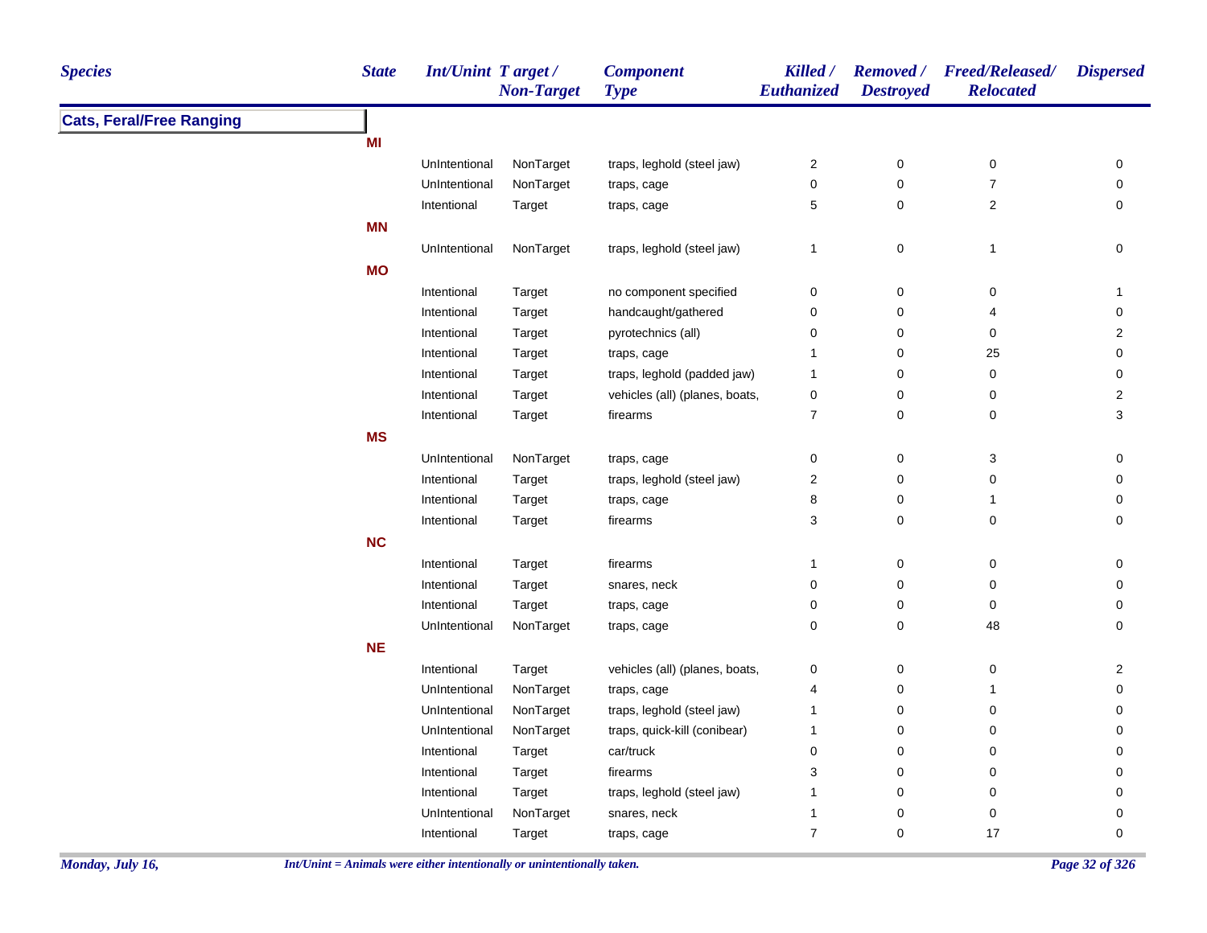| Species | State | Int/Unint | Target / Non-Target | Component Type | Killed / Euthanized | Removed / Destroyed | Freed/Released/ Relocated | Dispersed |
|---|---|---|---|---|---|---|---|---|
| **Cats, Feral/Free Ranging** | | | | | | | | |
| | **MI** | | | | | | | |
| | | UnIntentional | NonTarget | traps, leghold (steel jaw) | 2 | 0 | 0 | 0 |
| | | UnIntentional | NonTarget | traps, cage | 0 | 0 | 7 | 0 |
| | | Intentional | Target | traps, cage | 5 | 0 | 2 | 0 |
| | **MN** | | | | | | | |
| | | UnIntentional | NonTarget | traps, leghold (steel jaw) | 1 | 0 | 1 | 0 |
| | **MO** | | | | | | | |
| | | Intentional | Target | no component specified | 0 | 0 | 0 | 1 |
| | | Intentional | Target | handcaught/gathered | 0 | 0 | 4 | 0 |
| | | Intentional | Target | pyrotechnics (all) | 0 | 0 | 0 | 2 |
| | | Intentional | Target | traps, cage | 1 | 0 | 25 | 0 |
| | | Intentional | Target | traps, leghold (padded jaw) | 1 | 0 | 0 | 0 |
| | | Intentional | Target | vehicles (all) (planes, boats, | 0 | 0 | 0 | 2 |
| | | Intentional | Target | firearms | 7 | 0 | 0 | 3 |
| | **MS** | | | | | | | |
| | | UnIntentional | NonTarget | traps, cage | 0 | 0 | 3 | 0 |
| | | Intentional | Target | traps, leghold (steel jaw) | 2 | 0 | 0 | 0 |
| | | Intentional | Target | traps, cage | 8 | 0 | 1 | 0 |
| | | Intentional | Target | firearms | 3 | 0 | 0 | 0 |
| | **NC** | | | | | | | |
| | | Intentional | Target | firearms | 1 | 0 | 0 | 0 |
| | | Intentional | Target | snares, neck | 0 | 0 | 0 | 0 |
| | | Intentional | Target | traps, cage | 0 | 0 | 0 | 0 |
| | | UnIntentional | NonTarget | traps, cage | 0 | 0 | 48 | 0 |
| | **NE** | | | | | | | |
| | | Intentional | Target | vehicles (all) (planes, boats, | 0 | 0 | 0 | 2 |
| | | UnIntentional | NonTarget | traps, cage | 4 | 0 | 1 | 0 |
| | | UnIntentional | NonTarget | traps, leghold (steel jaw) | 1 | 0 | 0 | 0 |
| | | UnIntentional | NonTarget | traps, quick-kill (conibear) | 1 | 0 | 0 | 0 |
| | | Intentional | Target | car/truck | 0 | 0 | 0 | 0 |
| | | Intentional | Target | firearms | 3 | 0 | 0 | 0 |
| | | Intentional | Target | traps, leghold (steel jaw) | 1 | 0 | 0 | 0 |
| | | UnIntentional | NonTarget | snares, neck | 1 | 0 | 0 | 0 |
| | | Intentional | Target | traps, cage | 7 | 0 | 17 | 0 |

*Int/Unint = Animals were either intentionally or unintentionally taken.*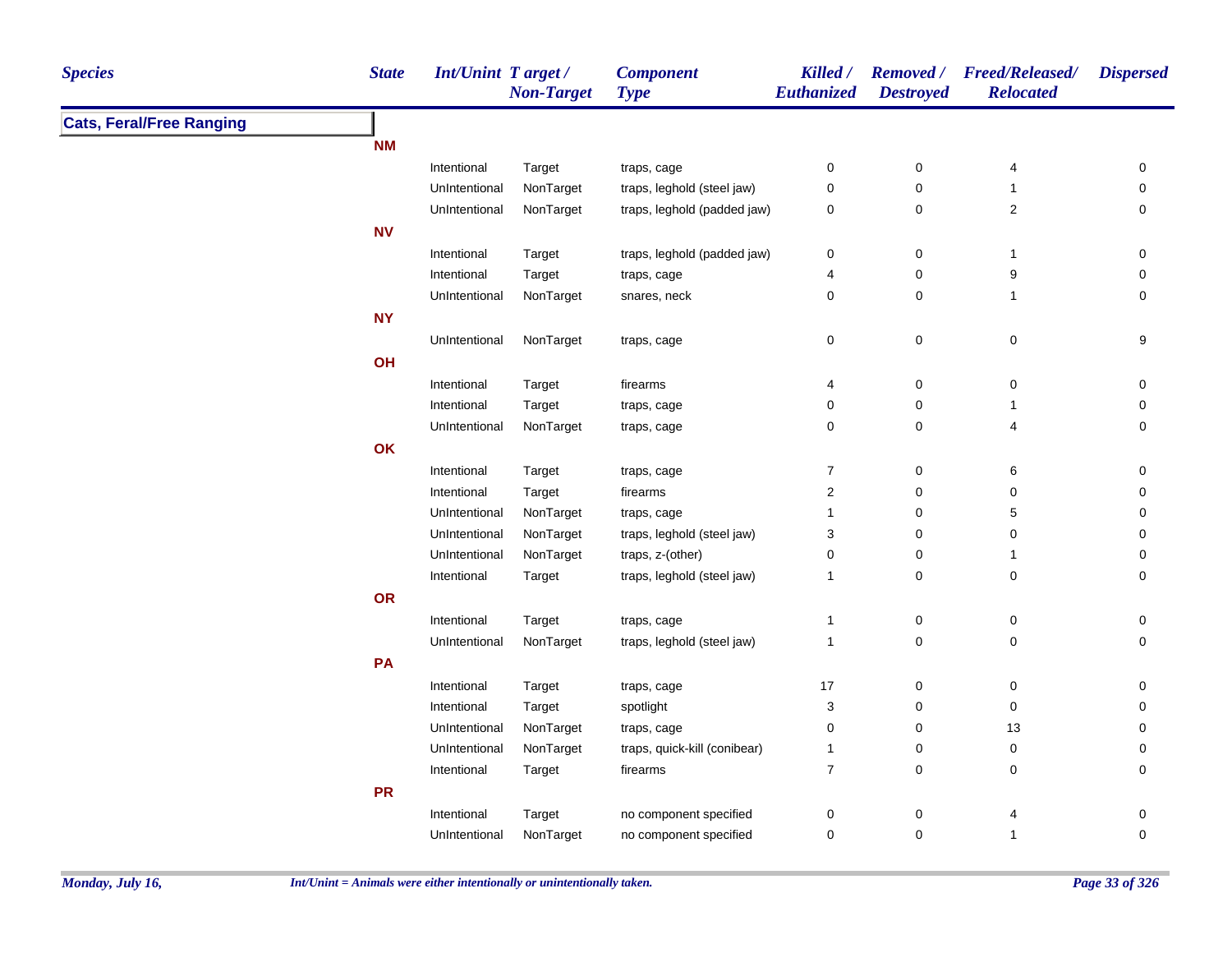| Species | State | Int/Unint | Target / Non-Target | Component Type | Killed / Euthanized | Removed / Destroyed | Freed/Released/ Relocated | Dispersed |
|---|---|---|---|---|---|---|---|---|
| **Cats, Feral/Free Ranging** | | | | | | | | |
| | **NM** | | | | | | | |
| | | Intentional | Target | traps, cage | 0 | 0 | 4 | 0 |
| | | UnIntentional | NonTarget | traps, leghold (steel jaw) | 0 | 0 | 1 | 0 |
| | | UnIntentional | NonTarget | traps, leghold (padded jaw) | 0 | 0 | 2 | 0 |
| | **NV** | | | | | | | |
| | | Intentional | Target | traps, leghold (padded jaw) | 0 | 0 | 1 | 0 |
| | | Intentional | Target | traps, cage | 4 | 0 | 9 | 0 |
| | | UnIntentional | NonTarget | snares, neck | 0 | 0 | 1 | 0 |
| | **NY** | | | | | | | |
| | | UnIntentional | NonTarget | traps, cage | 0 | 0 | 0 | 9 |
| | **OH** | | | | | | | |
| | | Intentional | Target | firearms | 4 | 0 | 0 | 0 |
| | | Intentional | Target | traps, cage | 0 | 0 | 1 | 0 |
| | | UnIntentional | NonTarget | traps, cage | 0 | 0 | 4 | 0 |
| | **OK** | | | | | | | |
| | | Intentional | Target | traps, cage | 7 | 0 | 6 | 0 |
| | | Intentional | Target | firearms | 2 | 0 | 0 | 0 |
| | | UnIntentional | NonTarget | traps, cage | 1 | 0 | 5 | 0 |
| | | UnIntentional | NonTarget | traps, leghold (steel jaw) | 3 | 0 | 0 | 0 |
| | | UnIntentional | NonTarget | traps, z-(other) | 0 | 0 | 1 | 0 |
| | | Intentional | Target | traps, leghold (steel jaw) | 1 | 0 | 0 | 0 |
| | **OR** | | | | | | | |
| | | Intentional | Target | traps, cage | 1 | 0 | 0 | 0 |
| | | UnIntentional | NonTarget | traps, leghold (steel jaw) | 1 | 0 | 0 | 0 |
| | **PA** | | | | | | | |
| | | Intentional | Target | traps, cage | 17 | 0 | 0 | 0 |
| | | Intentional | Target | spotlight | 3 | 0 | 0 | 0 |
| | | UnIntentional | NonTarget | traps, cage | 0 | 0 | 13 | 0 |
| | | UnIntentional | NonTarget | traps, quick-kill (conibear) | 1 | 0 | 0 | 0 |
| | | Intentional | Target | firearms | 7 | 0 | 0 | 0 |
| | **PR** | | | | | | | |
| | | Intentional | Target | no component specified | 0 | 0 | 4 | 0 |
| | | UnIntentional | NonTarget | no component specified | 0 | 0 | 1 | 0 |

*Int/Unint = Animals were either intentionally or unintentionally taken.*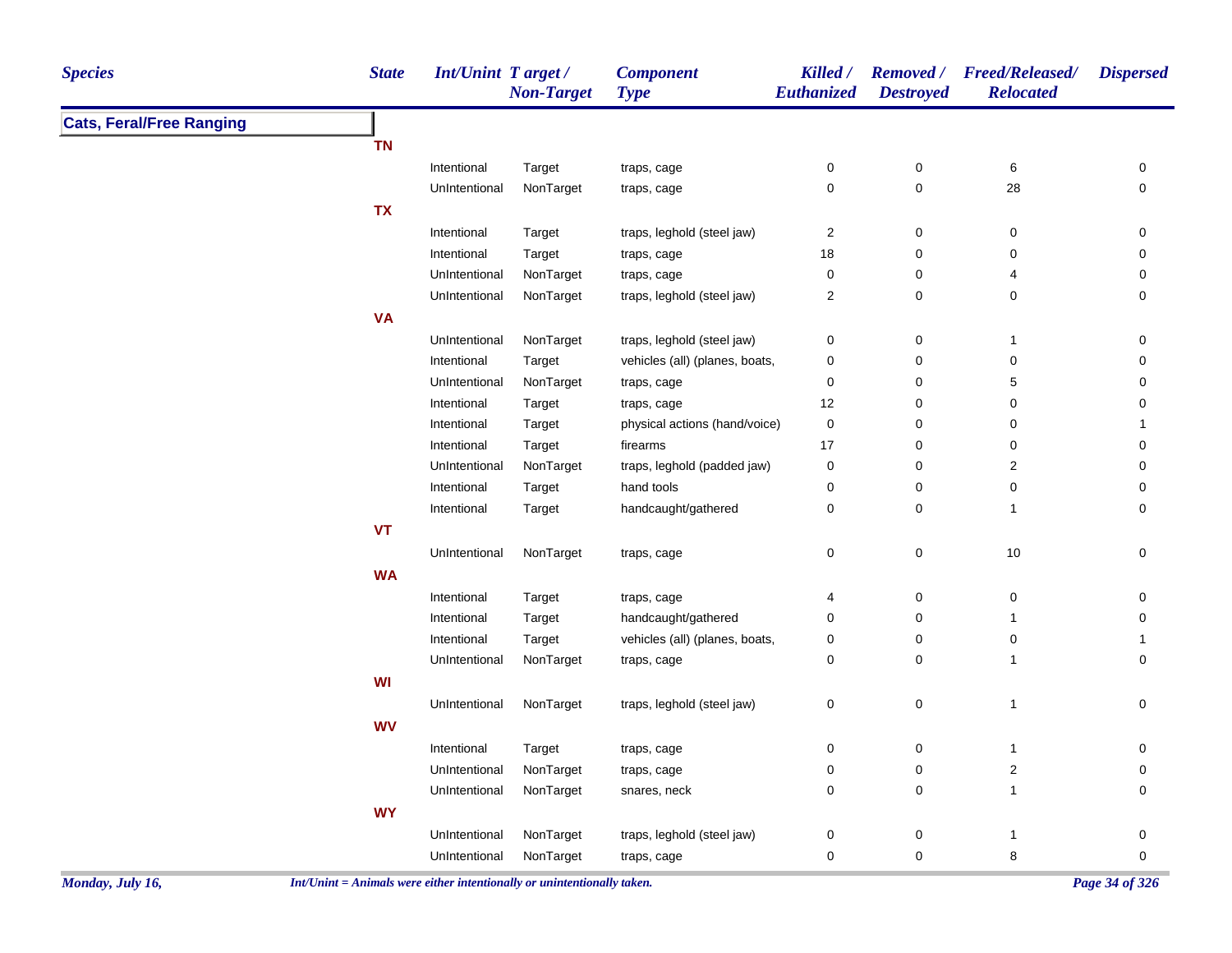| Species | State | Int/Unint | Target / Non-Target | Component Type | Killed / Euthanized | Removed / Destroyed | Freed/Released/ Relocated | Dispersed |
|---|---|---|---|---|---|---|---|---|
| **Cats, Feral/Free Ranging** | | | | | | | | |
| | **TN** | | | | | | | |
| | | Intentional | Target | traps, cage | 0 | 0 | 6 | 0 |
| | | UnIntentional | NonTarget | traps, cage | 0 | 0 | 28 | 0 |
| | **TX** | | | | | | | |
| | | Intentional | Target | traps, leghold (steel jaw) | 2 | 0 | 0 | 0 |
| | | Intentional | Target | traps, cage | 18 | 0 | 0 | 0 |
| | | UnIntentional | NonTarget | traps, cage | 0 | 0 | 4 | 0 |
| | | UnIntentional | NonTarget | traps, leghold (steel jaw) | 2 | 0 | 0 | 0 |
| | **VA** | | | | | | | |
| | | UnIntentional | NonTarget | traps, leghold (steel jaw) | 0 | 0 | 1 | 0 |
| | | Intentional | Target | vehicles (all) (planes, boats, | 0 | 0 | 0 | 0 |
| | | UnIntentional | NonTarget | traps, cage | 0 | 0 | 5 | 0 |
| | | Intentional | Target | traps, cage | 12 | 0 | 0 | 0 |
| | | Intentional | Target | physical actions (hand/voice) | 0 | 0 | 0 | 1 |
| | | Intentional | Target | firearms | 17 | 0 | 0 | 0 |
| | | UnIntentional | NonTarget | traps, leghold (padded jaw) | 0 | 0 | 2 | 0 |
| | | Intentional | Target | hand tools | 0 | 0 | 0 | 0 |
| | | Intentional | Target | handcaught/gathered | 0 | 0 | 1 | 0 |
| | **VT** | | | | | | | |
| | | UnIntentional | NonTarget | traps, cage | 0 | 0 | 10 | 0 |
| | **WA** | | | | | | | |
| | | Intentional | Target | traps, cage | 4 | 0 | 0 | 0 |
| | | Intentional | Target | handcaught/gathered | 0 | 0 | 1 | 0 |
| | | Intentional | Target | vehicles (all) (planes, boats, | 0 | 0 | 0 | 1 |
| | | UnIntentional | NonTarget | traps, cage | 0 | 0 | 1 | 0 |
| | **WI** | | | | | | | |
| | | UnIntentional | NonTarget | traps, leghold (steel jaw) | 0 | 0 | 1 | 0 |
| | **WV** | | | | | | | |
| | | Intentional | Target | traps, cage | 0 | 0 | 1 | 0 |
| | | UnIntentional | NonTarget | traps, cage | 0 | 0 | 2 | 0 |
| | | UnIntentional | NonTarget | snares, neck | 0 | 0 | 1 | 0 |
| | **WY** | | | | | | | |
| | | UnIntentional | NonTarget | traps, leghold (steel jaw) | 0 | 0 | 1 | 0 |
| | | UnIntentional | NonTarget | traps, cage | 0 | 0 | 8 | 0 |

*Int/Unint = Animals were either intentionally or unintentionally taken.*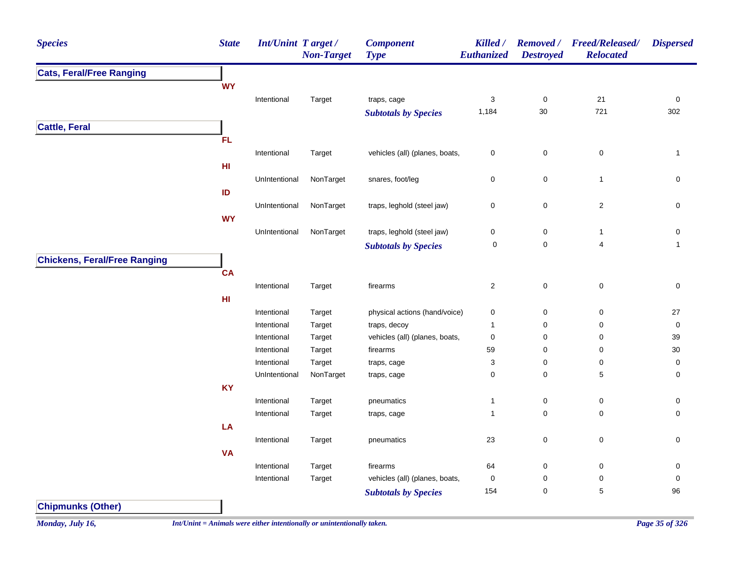| Species | State | Int/Unint | Target / Non-Target | Component Type | Killed / Euthanized | Removed / Destroyed | Freed/Released/ Relocated | Dispersed |
|---|---|---|---|---|---|---|---|---|
| **Cats, Feral/Free Ranging** | | | | | | | | |
| | WY | | | | | | | |
| | | Intentional | Target | traps, cage | 3 | 0 | 21 | 0 |
| | | | | ***Subtotals by Species*** | 1,184 | 30 | 721 | 302 |
| **Cattle, Feral** | | | | | | | | |
| | FL | | | | | | | |
| | | Intentional | Target | vehicles (all) (planes, boats, | 0 | 0 | 0 | 1 |
| | HI | | | | | | | |
| | | UnIntentional | NonTarget | snares, foot/leg | 0 | 0 | 1 | 0 |
| | ID | | | | | | | |
| | | UnIntentional | NonTarget | traps, leghold (steel jaw) | 0 | 0 | 2 | 0 |
| | WY | | | | | | | |
| | | UnIntentional | NonTarget | traps, leghold (steel jaw) | 0 | 0 | 1 | 0 |
| | | | | ***Subtotals by Species*** | 0 | 0 | 4 | 1 |
| **Chickens, Feral/Free Ranging** | | | | | | | | |
| | CA | | | | | | | |
| | | Intentional | Target | firearms | 2 | 0 | 0 | 0 |
| | HI | | | | | | | |
| | | Intentional | Target | physical actions (hand/voice) | 0 | 0 | 0 | 27 |
| | | Intentional | Target | traps, decoy | 1 | 0 | 0 | 0 |
| | | Intentional | Target | vehicles (all) (planes, boats, | 0 | 0 | 0 | 39 |
| | | Intentional | Target | firearms | 59 | 0 | 0 | 30 |
| | | Intentional | Target | traps, cage | 3 | 0 | 0 | 0 |
| | | UnIntentional | NonTarget | traps, cage | 0 | 0 | 5 | 0 |
| | KY | | | | | | | |
| | | Intentional | Target | pneumatics | 1 | 0 | 0 | 0 |
| | | Intentional | Target | traps, cage | 1 | 0 | 0 | 0 |
| | LA | | | | | | | |
| | | Intentional | Target | pneumatics | 23 | 0 | 0 | 0 |
| | VA | | | | | | | |
| | | Intentional | Target | firearms | 64 | 0 | 0 | 0 |
| | | Intentional | Target | vehicles (all) (planes, boats, | 0 | 0 | 0 | 0 |
| | | | | ***Subtotals by Species*** | 154 | 0 | 5 | 96 |
| **Chipmunks (Other)** | | | | | | | | |

*Int/Unint = Animals were either intentionally or unintentionally taken.*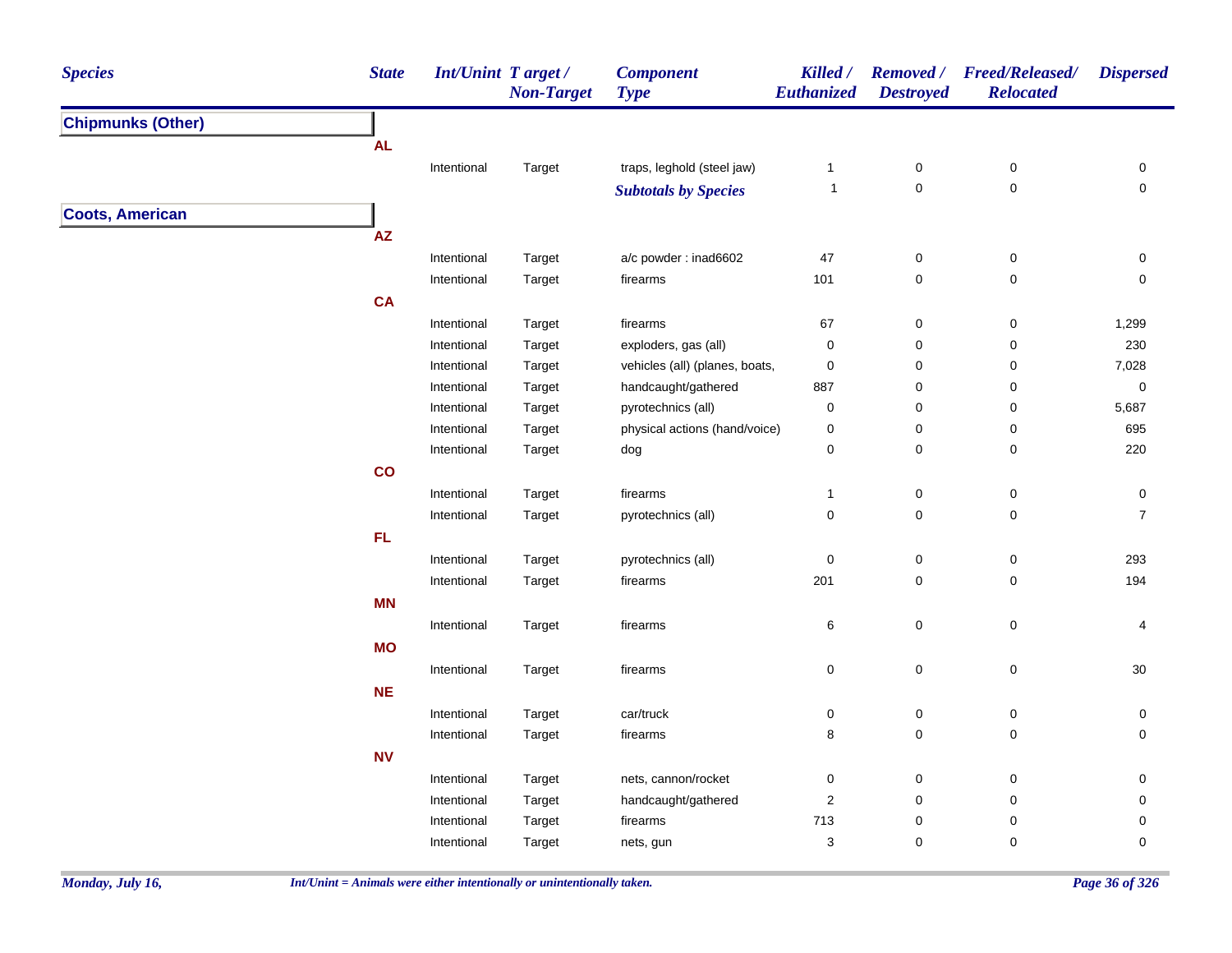| Species | State | Int/Unint | Target / Non-Target | Component Type | Killed / Euthanized | Removed / Destroyed | Freed/Released/ Relocated | Dispersed |
|---|---|---|---|---|---|---|---|---|
| **Chipmunks (Other)** | | | | | | | | |
| | **AL** | | | | | | | |
| | | Intentional | Target | traps, leghold (steel jaw) | 1 | 0 | 0 | 0 |
| | | | | ***Subtotals by Species*** | 1 | 0 | 0 | 0 |
| **Coots, American** | | | | | | | | |
| | **AZ** | | | | | | | |
| | | Intentional | Target | a/c powder : inad6602 | 47 | 0 | 0 | 0 |
| | | Intentional | Target | firearms | 101 | 0 | 0 | 0 |
| | **CA** | | | | | | | |
| | | Intentional | Target | firearms | 67 | 0 | 0 | 1,299 |
| | | Intentional | Target | exploders, gas (all) | 0 | 0 | 0 | 230 |
| | | Intentional | Target | vehicles (all) (planes, boats, | 0 | 0 | 0 | 7,028 |
| | | Intentional | Target | handcaught/gathered | 887 | 0 | 0 | 0 |
| | | Intentional | Target | pyrotechnics (all) | 0 | 0 | 0 | 5,687 |
| | | Intentional | Target | physical actions (hand/voice) | 0 | 0 | 0 | 695 |
| | | Intentional | Target | dog | 0 | 0 | 0 | 220 |
| | **CO** | | | | | | | |
| | | Intentional | Target | firearms | 1 | 0 | 0 | 0 |
| | | Intentional | Target | pyrotechnics (all) | 0 | 0 | 0 | 7 |
| | **FL** | | | | | | | |
| | | Intentional | Target | pyrotechnics (all) | 0 | 0 | 0 | 293 |
| | | Intentional | Target | firearms | 201 | 0 | 0 | 194 |
| | **MN** | | | | | | | |
| | | Intentional | Target | firearms | 6 | 0 | 0 | 4 |
| | **MO** | | | | | | | |
| | | Intentional | Target | firearms | 0 | 0 | 0 | 30 |
| | **NE** | | | | | | | |
| | | Intentional | Target | car/truck | 0 | 0 | 0 | 0 |
| | | Intentional | Target | firearms | 8 | 0 | 0 | 0 |
| | **NV** | | | | | | | |
| | | Intentional | Target | nets, cannon/rocket | 0 | 0 | 0 | 0 |
| | | Intentional | Target | handcaught/gathered | 2 | 0 | 0 | 0 |
| | | Intentional | Target | firearms | 713 | 0 | 0 | 0 |
| | | Intentional | Target | nets, gun | 3 | 0 | 0 | 0 |

*Int/Unint = Animals were either intentionally or unintentionally taken.*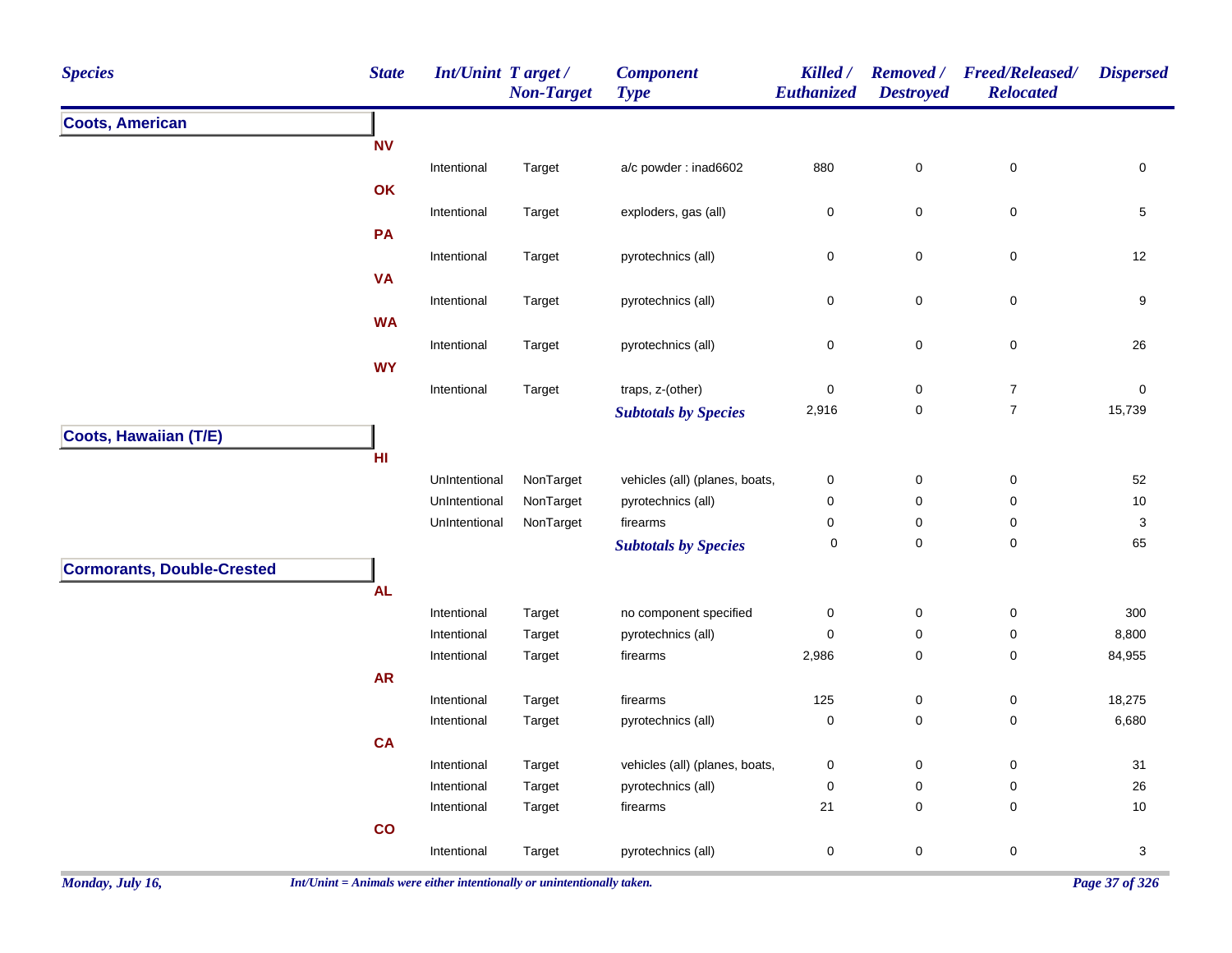| Species | State | Int/Unint | Target / Non-Target | Component Type | Killed / Euthanized | Removed / Destroyed | Freed/Released/ Relocated | Dispersed |
|---|---|---|---|---|---|---|---|---|
| **Coots, American** | | | | | | | | |
| | **NV** | | | | | | | |
| | | Intentional | Target | a/c powder : inad6602 | 880 | 0 | 0 | 0 |
| | **OK** | | | | | | | |
| | | Intentional | Target | exploders, gas (all) | 0 | 0 | 0 | 5 |
| | **PA** | | | | | | | |
| | | Intentional | Target | pyrotechnics (all) | 0 | 0 | 0 | 12 |
| | **VA** | | | | | | | |
| | | Intentional | Target | pyrotechnics (all) | 0 | 0 | 0 | 9 |
| | **WA** | | | | | | | |
| | | Intentional | Target | pyrotechnics (all) | 0 | 0 | 0 | 26 |
| | **WY** | | | | | | | |
| | | Intentional | Target | traps, z-(other) | 0 | 0 | 7 | 0 |
| | | | | ***Subtotals by Species*** | 2,916 | 0 | 7 | 15,739 |
| **Coots, Hawaiian (T/E)** | | | | | | | | |
| | **HI** | | | | | | | |
| | | UnIntentional | NonTarget | vehicles (all) (planes, boats, | 0 | 0 | 0 | 52 |
| | | UnIntentional | NonTarget | pyrotechnics (all) | 0 | 0 | 0 | 10 |
| | | UnIntentional | NonTarget | firearms | 0 | 0 | 0 | 3 |
| | | | | ***Subtotals by Species*** | 0 | 0 | 0 | 65 |
| **Cormorants, Double-Crested** | | | | | | | | |
| | **AL** | | | | | | | |
| | | Intentional | Target | no component specified | 0 | 0 | 0 | 300 |
| | | Intentional | Target | pyrotechnics (all) | 0 | 0 | 0 | 8,800 |
| | | Intentional | Target | firearms | 2,986 | 0 | 0 | 84,955 |
| | **AR** | | | | | | | |
| | | Intentional | Target | firearms | 125 | 0 | 0 | 18,275 |
| | | Intentional | Target | pyrotechnics (all) | 0 | 0 | 0 | 6,680 |
| | **CA** | | | | | | | |
| | | Intentional | Target | vehicles (all) (planes, boats, | 0 | 0 | 0 | 31 |
| | | Intentional | Target | pyrotechnics (all) | 0 | 0 | 0 | 26 |
| | | Intentional | Target | firearms | 21 | 0 | 0 | 10 |
| | **CO** | | | | | | | |
| | | Intentional | Target | pyrotechnics (all) | 0 | 0 | 0 | 3 |

*Int/Unint = Animals were either intentionally or unintentionally taken.*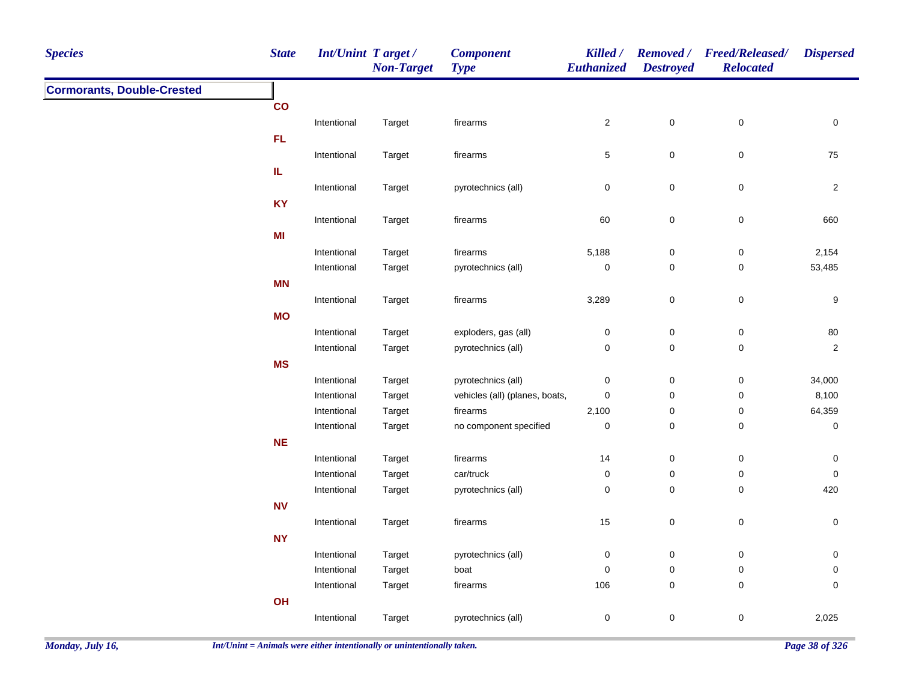| Species | State | Int/Unint | Target / Non-Target | Component Type | Killed / Euthanized | Removed / Destroyed | Freed/Released/ Relocated | Dispersed |
|---|---|---|---|---|---|---|---|---|
| **Cormorants, Double-Crested** | | | | | | | | |
| | **CO** | | | | | | | |
| | | Intentional | Target | firearms | 2 | 0 | 0 | 0 |
| | **FL** | | | | | | | |
| | | Intentional | Target | firearms | 5 | 0 | 0 | 75 |
| | **IL** | | | | | | | |
| | | Intentional | Target | pyrotechnics (all) | 0 | 0 | 0 | 2 |
| | **KY** | | | | | | | |
| | | Intentional | Target | firearms | 60 | 0 | 0 | 660 |
| | **MI** | | | | | | | |
| | | Intentional | Target | firearms | 5,188 | 0 | 0 | 2,154 |
| | | Intentional | Target | pyrotechnics (all) | 0 | 0 | 0 | 53,485 |
| | **MN** | | | | | | | |
| | | Intentional | Target | firearms | 3,289 | 0 | 0 | 9 |
| | **MO** | | | | | | | |
| | | Intentional | Target | exploders, gas (all) | 0 | 0 | 0 | 80 |
| | | Intentional | Target | pyrotechnics (all) | 0 | 0 | 0 | 2 |
| | **MS** | | | | | | | |
| | | Intentional | Target | pyrotechnics (all) | 0 | 0 | 0 | 34,000 |
| | | Intentional | Target | vehicles (all) (planes, boats, | 0 | 0 | 0 | 8,100 |
| | | Intentional | Target | firearms | 2,100 | 0 | 0 | 64,359 |
| | | Intentional | Target | no component specified | 0 | 0 | 0 | 0 |
| | **NE** | | | | | | | |
| | | Intentional | Target | firearms | 14 | 0 | 0 | 0 |
| | | Intentional | Target | car/truck | 0 | 0 | 0 | 0 |
| | | Intentional | Target | pyrotechnics (all) | 0 | 0 | 0 | 420 |
| | **NV** | | | | | | | |
| | | Intentional | Target | firearms | 15 | 0 | 0 | 0 |
| | **NY** | | | | | | | |
| | | Intentional | Target | pyrotechnics (all) | 0 | 0 | 0 | 0 |
| | | Intentional | Target | boat | 0 | 0 | 0 | 0 |
| | | Intentional | Target | firearms | 106 | 0 | 0 | 0 |
| | **OH** | | | | | | | |
| | | Intentional | Target | pyrotechnics (all) | 0 | 0 | 0 | 2,025 |

*Int/Unint = Animals were either intentionally or unintentionally taken.*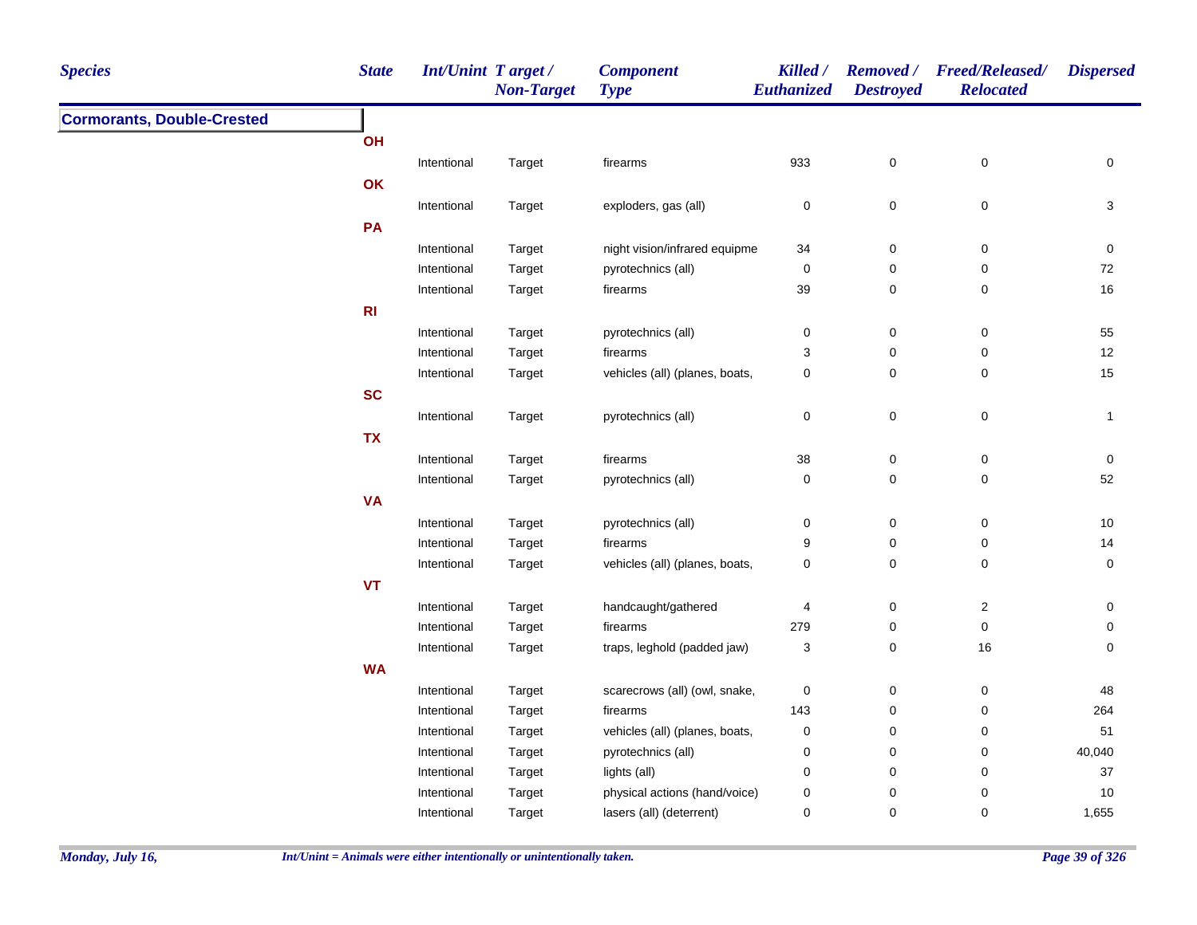| Species | State | Int/Unint | Target / Non-Target | Component Type | Killed / Euthanized | Removed / Destroyed | Freed/Released/ Relocated | Dispersed |
|---|---|---|---|---|---|---|---|---|
| **Cormorants, Double-Crested** | | | | | | | | |
| | **OH** | | | | | | | |
| | | Intentional | Target | firearms | 933 | 0 | 0 | 0 |
| | **OK** | | | | | | | |
| | | Intentional | Target | exploders, gas (all) | 0 | 0 | 0 | 3 |
| | **PA** | | | | | | | |
| | | Intentional | Target | night vision/infrared equipme | 34 | 0 | 0 | 0 |
| | | Intentional | Target | pyrotechnics (all) | 0 | 0 | 0 | 72 |
| | | Intentional | Target | firearms | 39 | 0 | 0 | 16 |
| | **RI** | | | | | | | |
| | | Intentional | Target | pyrotechnics (all) | 0 | 0 | 0 | 55 |
| | | Intentional | Target | firearms | 3 | 0 | 0 | 12 |
| | | Intentional | Target | vehicles (all) (planes, boats, | 0 | 0 | 0 | 15 |
| | **SC** | | | | | | | |
| | | Intentional | Target | pyrotechnics (all) | 0 | 0 | 0 | 1 |
| | **TX** | | | | | | | |
| | | Intentional | Target | firearms | 38 | 0 | 0 | 0 |
| | | Intentional | Target | pyrotechnics (all) | 0 | 0 | 0 | 52 |
| | **VA** | | | | | | | |
| | | Intentional | Target | pyrotechnics (all) | 0 | 0 | 0 | 10 |
| | | Intentional | Target | firearms | 9 | 0 | 0 | 14 |
| | | Intentional | Target | vehicles (all) (planes, boats, | 0 | 0 | 0 | 0 |
| | **VT** | | | | | | | |
| | | Intentional | Target | handcaught/gathered | 4 | 0 | 2 | 0 |
| | | Intentional | Target | firearms | 279 | 0 | 0 | 0 |
| | | Intentional | Target | traps, leghold (padded jaw) | 3 | 0 | 16 | 0 |
| | **WA** | | | | | | | |
| | | Intentional | Target | scarecrows (all) (owl, snake, | 0 | 0 | 0 | 48 |
| | | Intentional | Target | firearms | 143 | 0 | 0 | 264 |
| | | Intentional | Target | vehicles (all) (planes, boats, | 0 | 0 | 0 | 51 |
| | | Intentional | Target | pyrotechnics (all) | 0 | 0 | 0 | 40,040 |
| | | Intentional | Target | lights (all) | 0 | 0 | 0 | 37 |
| | | Intentional | Target | physical actions (hand/voice) | 0 | 0 | 0 | 10 |
| | | Intentional | Target | lasers (all) (deterrent) | 0 | 0 | 0 | 1,655 |

*Int/Unint = Animals were either intentionally or unintentionally taken.*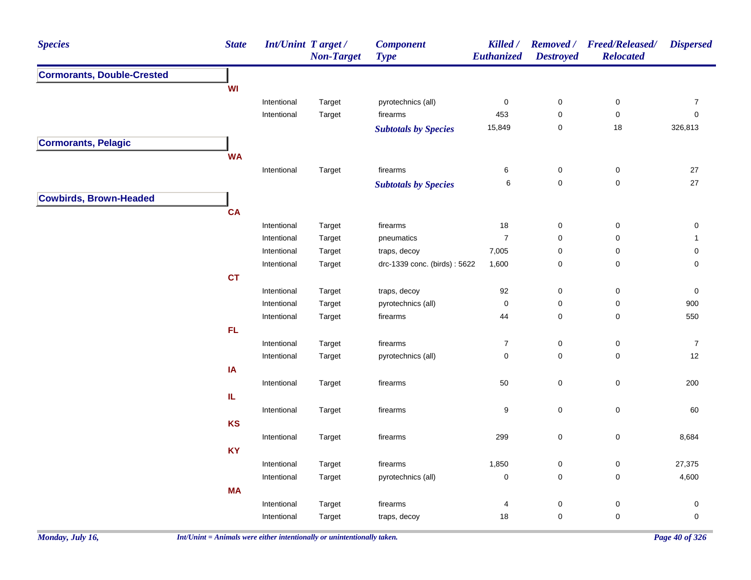| Species | State | Int/Unint | Target / Non-Target | Component Type | Killed / Euthanized | Removed / Destroyed | Freed/Released/ Relocated | Dispersed |
|---|---|---|---|---|---|---|---|---|
| **Cormorants, Double-Crested** | | | | | | | | |
| | WI | | | | | | | |
| | | Intentional | Target | pyrotechnics (all) | 0 | 0 | 0 | 7 |
| | | Intentional | Target | firearms | 453 | 0 | 0 | 0 |
| | | | | ***Subtotals by Species*** | 15,849 | 0 | 18 | 326,813 |
| **Cormorants, Pelagic** | | | | | | | | |
| | WA | | | | | | | |
| | | Intentional | Target | firearms | 6 | 0 | 0 | 27 |
| | | | | ***Subtotals by Species*** | 6 | 0 | 0 | 27 |
| **Cowbirds, Brown-Headed** | | | | | | | | |
| | CA | | | | | | | |
| | | Intentional | Target | firearms | 18 | 0 | 0 | 0 |
| | | Intentional | Target | pneumatics | 7 | 0 | 0 | 1 |
| | | Intentional | Target | traps, decoy | 7,005 | 0 | 0 | 0 |
| | | Intentional | Target | drc-1339 conc. (birds) : 5622 | 1,600 | 0 | 0 | 0 |
| | CT | | | | | | | |
| | | Intentional | Target | traps, decoy | 92 | 0 | 0 | 0 |
| | | Intentional | Target | pyrotechnics (all) | 0 | 0 | 0 | 900 |
| | | Intentional | Target | firearms | 44 | 0 | 0 | 550 |
| | FL | | | | | | | |
| | | Intentional | Target | firearms | 7 | 0 | 0 | 7 |
| | | Intentional | Target | pyrotechnics (all) | 0 | 0 | 0 | 12 |
| | IA | | | | | | | |
| | | Intentional | Target | firearms | 50 | 0 | 0 | 200 |
| | IL | | | | | | | |
| | | Intentional | Target | firearms | 9 | 0 | 0 | 60 |
| | KS | | | | | | | |
| | | Intentional | Target | firearms | 299 | 0 | 0 | 8,684 |
| | KY | | | | | | | |
| | | Intentional | Target | firearms | 1,850 | 0 | 0 | 27,375 |
| | | Intentional | Target | pyrotechnics (all) | 0 | 0 | 0 | 4,600 |
| | MA | | | | | | | |
| | | Intentional | Target | firearms | 4 | 0 | 0 | 0 |
| | | Intentional | Target | traps, decoy | 18 | 0 | 0 | 0 |

*Int/Unint = Animals were either intentionally or unintentionally taken.*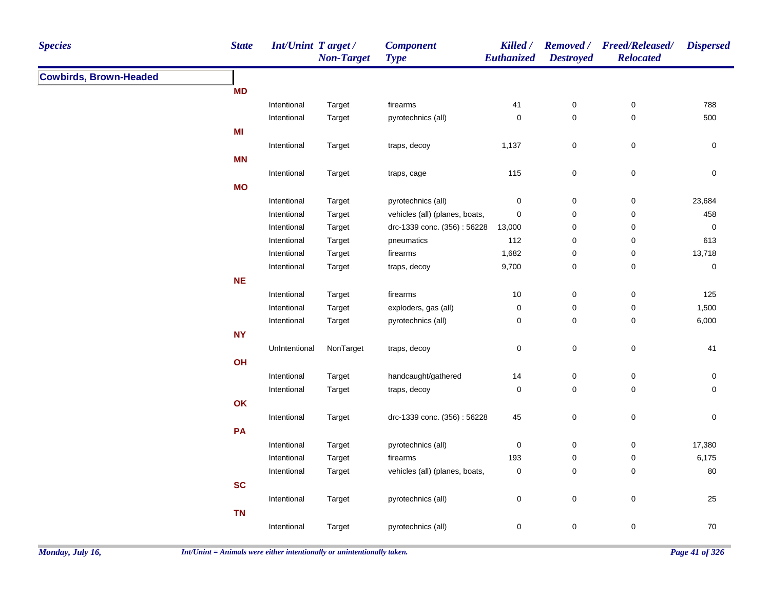| Species | State | Int/Unint | Target / Non-Target | Component Type | Killed / Euthanized | Removed / Destroyed | Freed/Released/ Relocated | Dispersed |
|---|---|---|---|---|---|---|---|---|
| **Cowbirds, Brown-Headed** | | | | | | | | |
| | **MD** | | | | | | | |
| | | Intentional | Target | firearms | 41 | 0 | 0 | 788 |
| | | Intentional | Target | pyrotechnics (all) | 0 | 0 | 0 | 500 |
| | **MI** | | | | | | | |
| | | Intentional | Target | traps, decoy | 1,137 | 0 | 0 | 0 |
| | **MN** | | | | | | | |
| | | Intentional | Target | traps, cage | 115 | 0 | 0 | 0 |
| | **MO** | | | | | | | |
| | | Intentional | Target | pyrotechnics (all) | 0 | 0 | 0 | 23,684 |
| | | Intentional | Target | vehicles (all) (planes, boats, | 0 | 0 | 0 | 458 |
| | | Intentional | Target | drc-1339 conc. (356) : 56228 | 13,000 | 0 | 0 | 0 |
| | | Intentional | Target | pneumatics | 112 | 0 | 0 | 613 |
| | | Intentional | Target | firearms | 1,682 | 0 | 0 | 13,718 |
| | | Intentional | Target | traps, decoy | 9,700 | 0 | 0 | 0 |
| | **NE** | | | | | | | |
| | | Intentional | Target | firearms | 10 | 0 | 0 | 125 |
| | | Intentional | Target | exploders, gas (all) | 0 | 0 | 0 | 1,500 |
| | | Intentional | Target | pyrotechnics (all) | 0 | 0 | 0 | 6,000 |
| | **NY** | | | | | | | |
| | | UnIntentional | NonTarget | traps, decoy | 0 | 0 | 0 | 41 |
| | **OH** | | | | | | | |
| | | Intentional | Target | handcaught/gathered | 14 | 0 | 0 | 0 |
| | | Intentional | Target | traps, decoy | 0 | 0 | 0 | 0 |
| | **OK** | | | | | | | |
| | | Intentional | Target | drc-1339 conc. (356) : 56228 | 45 | 0 | 0 | 0 |
| | **PA** | | | | | | | |
| | | Intentional | Target | pyrotechnics (all) | 0 | 0 | 0 | 17,380 |
| | | Intentional | Target | firearms | 193 | 0 | 0 | 6,175 |
| | | Intentional | Target | vehicles (all) (planes, boats, | 0 | 0 | 0 | 80 |
| | **SC** | | | | | | | |
| | | Intentional | Target | pyrotechnics (all) | 0 | 0 | 0 | 25 |
| | **TN** | | | | | | | |
| | | Intentional | Target | pyrotechnics (all) | 0 | 0 | 0 | 70 |

*Int/Unint = Animals were either intentionally or unintentionally taken.*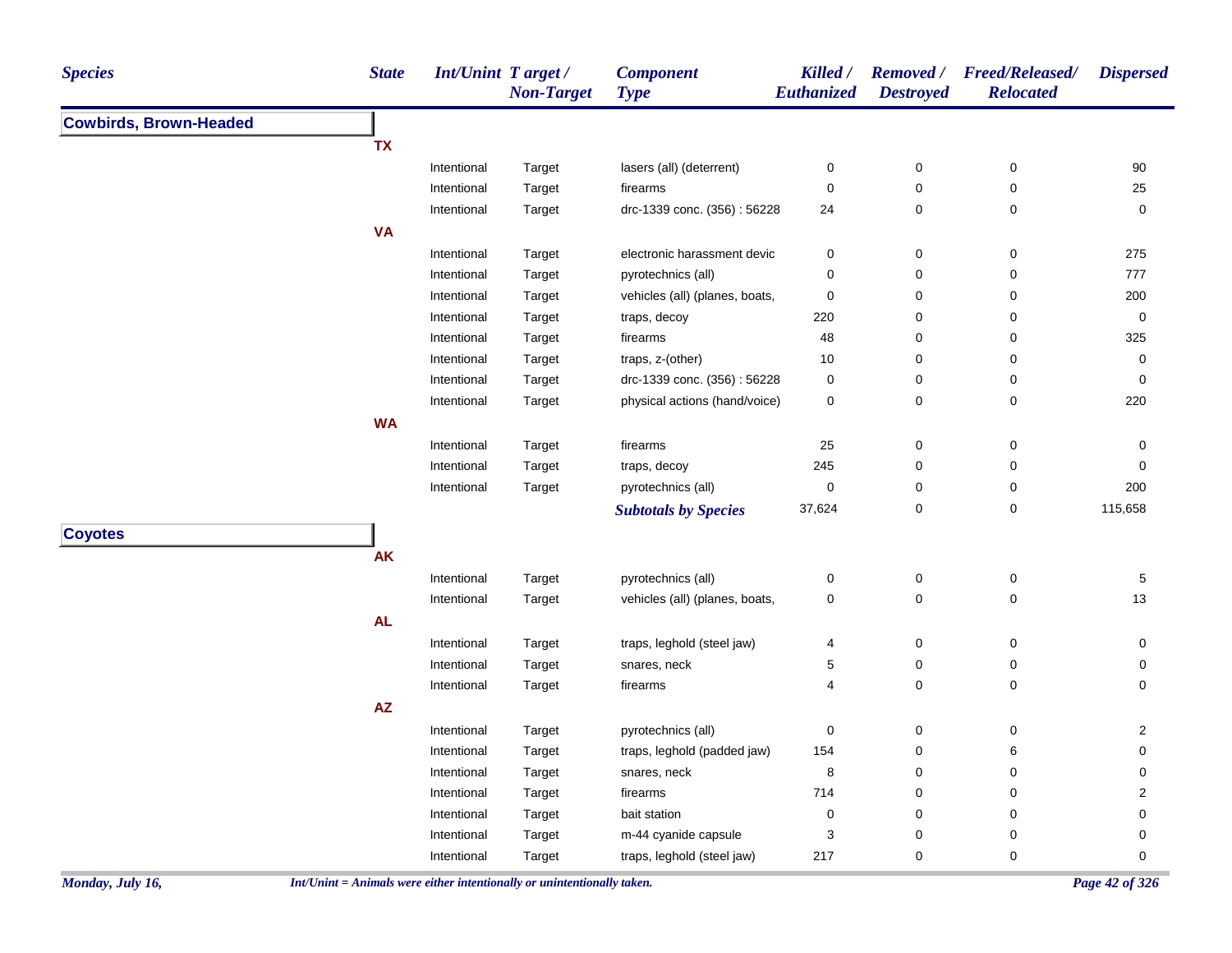| Species | State | Int/Unint | Target / Non-Target | Component Type | Killed / Euthanized | Removed / Destroyed | Freed/Released/ Relocated | Dispersed |
|---|---|---|---|---|---|---|---|---|
| **Cowbirds, Brown-Headed** | | | | | | | | |
| | **TX** | | | | | | | |
| | | Intentional | Target | lasers (all) (deterrent) | 0 | 0 | 0 | 90 |
| | | Intentional | Target | firearms | 0 | 0 | 0 | 25 |
| | | Intentional | Target | drc-1339 conc. (356) : 56228 | 24 | 0 | 0 | 0 |
| | **VA** | | | | | | | |
| | | Intentional | Target | electronic harassment devic | 0 | 0 | 0 | 275 |
| | | Intentional | Target | pyrotechnics (all) | 0 | 0 | 0 | 777 |
| | | Intentional | Target | vehicles (all) (planes, boats, | 0 | 0 | 0 | 200 |
| | | Intentional | Target | traps, decoy | 220 | 0 | 0 | 0 |
| | | Intentional | Target | firearms | 48 | 0 | 0 | 325 |
| | | Intentional | Target | traps, z-(other) | 10 | 0 | 0 | 0 |
| | | Intentional | Target | drc-1339 conc. (356) : 56228 | 0 | 0 | 0 | 0 |
| | | Intentional | Target | physical actions (hand/voice) | 0 | 0 | 0 | 220 |
| | **WA** | | | | | | | |
| | | Intentional | Target | firearms | 25 | 0 | 0 | 0 |
| | | Intentional | Target | traps, decoy | 245 | 0 | 0 | 0 |
| | | Intentional | Target | pyrotechnics (all) | 0 | 0 | 0 | 200 |
| | | | | ***Subtotals by Species*** | 37,624 | 0 | 0 | 115,658 |
| **Coyotes** | | | | | | | | |
| | **AK** | | | | | | | |
| | | Intentional | Target | pyrotechnics (all) | 0 | 0 | 0 | 5 |
| | | Intentional | Target | vehicles (all) (planes, boats, | 0 | 0 | 0 | 13 |
| | **AL** | | | | | | | |
| | | Intentional | Target | traps, leghold (steel jaw) | 4 | 0 | 0 | 0 |
| | | Intentional | Target | snares, neck | 5 | 0 | 0 | 0 |
| | | Intentional | Target | firearms | 4 | 0 | 0 | 0 |
| | **AZ** | | | | | | | |
| | | Intentional | Target | pyrotechnics (all) | 0 | 0 | 0 | 2 |
| | | Intentional | Target | traps, leghold (padded jaw) | 154 | 0 | 6 | 0 |
| | | Intentional | Target | snares, neck | 8 | 0 | 0 | 0 |
| | | Intentional | Target | firearms | 714 | 0 | 0 | 2 |
| | | Intentional | Target | bait station | 0 | 0 | 0 | 0 |
| | | Intentional | Target | m-44 cyanide capsule | 3 | 0 | 0 | 0 |
| | | Intentional | Target | traps, leghold (steel jaw) | 217 | 0 | 0 | 0 |

*Int/Unint = Animals were either intentionally or unintentionally taken.*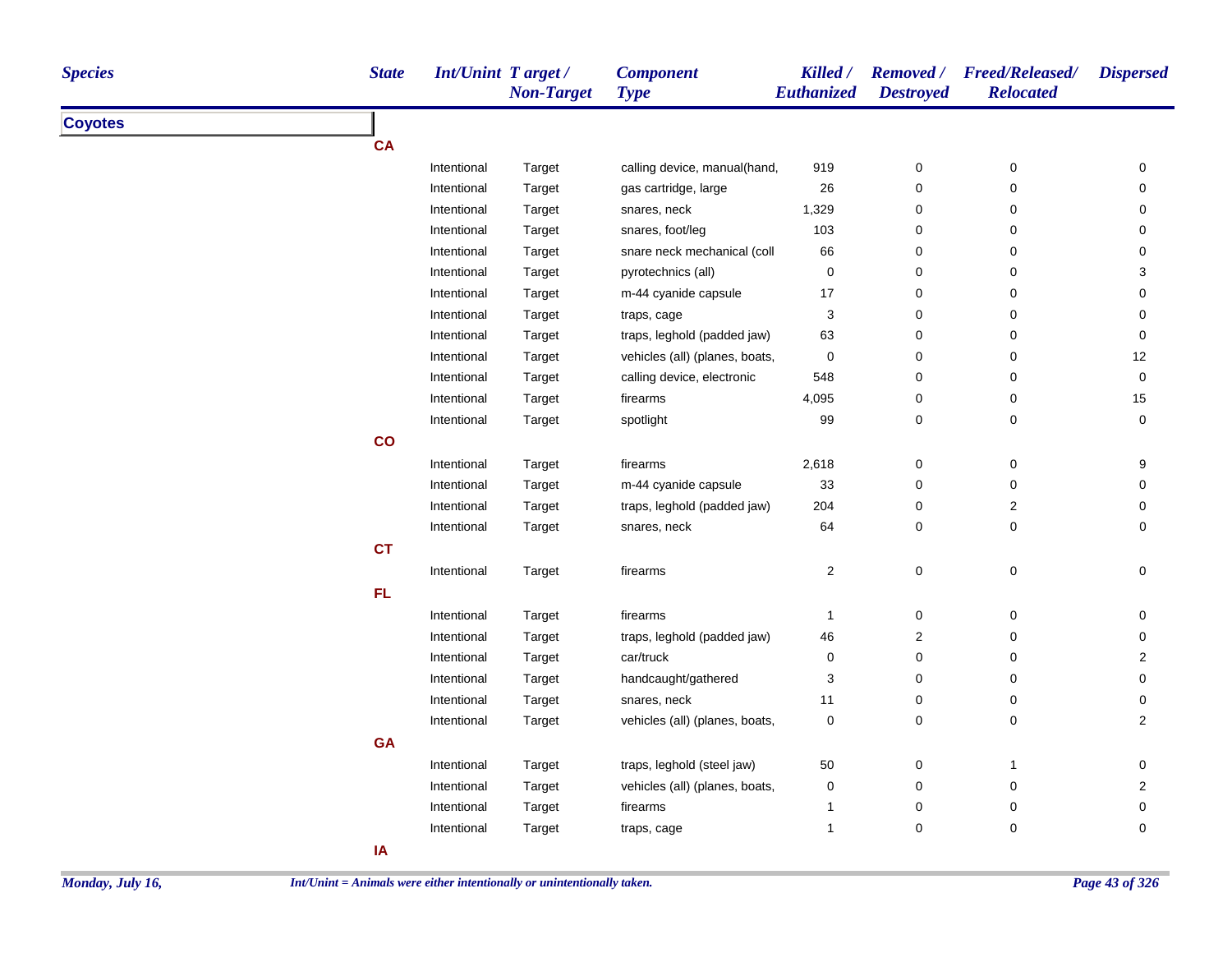| Species | State | Int/Unint | Target / Non-Target | Component Type | Killed / Euthanized | Removed / Destroyed | Freed/Released/ Relocated | Dispersed |
|---|---|---|---|---|---|---|---|---|
| **Coyotes** | | | | | | | | |
| | **CA** | | | | | | | |
| | | Intentional | Target | calling device, manual(hand, | 919 | 0 | 0 | 0 |
| | | Intentional | Target | gas cartridge, large | 26 | 0 | 0 | 0 |
| | | Intentional | Target | snares, neck | 1,329 | 0 | 0 | 0 |
| | | Intentional | Target | snares, foot/leg | 103 | 0 | 0 | 0 |
| | | Intentional | Target | snare neck mechanical (coll | 66 | 0 | 0 | 0 |
| | | Intentional | Target | pyrotechnics (all) | 0 | 0 | 0 | 3 |
| | | Intentional | Target | m-44 cyanide capsule | 17 | 0 | 0 | 0 |
| | | Intentional | Target | traps, cage | 3 | 0 | 0 | 0 |
| | | Intentional | Target | traps, leghold (padded jaw) | 63 | 0 | 0 | 0 |
| | | Intentional | Target | vehicles (all) (planes, boats, | 0 | 0 | 0 | 12 |
| | | Intentional | Target | calling device, electronic | 548 | 0 | 0 | 0 |
| | | Intentional | Target | firearms | 4,095 | 0 | 0 | 15 |
| | | Intentional | Target | spotlight | 99 | 0 | 0 | 0 |
| | **CO** | | | | | | | |
| | | Intentional | Target | firearms | 2,618 | 0 | 0 | 9 |
| | | Intentional | Target | m-44 cyanide capsule | 33 | 0 | 0 | 0 |
| | | Intentional | Target | traps, leghold (padded jaw) | 204 | 0 | 2 | 0 |
| | | Intentional | Target | snares, neck | 64 | 0 | 0 | 0 |
| | **CT** | | | | | | | |
| | | Intentional | Target | firearms | 2 | 0 | 0 | 0 |
| | **FL** | | | | | | | |
| | | Intentional | Target | firearms | 1 | 0 | 0 | 0 |
| | | Intentional | Target | traps, leghold (padded jaw) | 46 | 2 | 0 | 0 |
| | | Intentional | Target | car/truck | 0 | 0 | 0 | 2 |
| | | Intentional | Target | handcaught/gathered | 3 | 0 | 0 | 0 |
| | | Intentional | Target | snares, neck | 11 | 0 | 0 | 0 |
| | | Intentional | Target | vehicles (all) (planes, boats, | 0 | 0 | 0 | 2 |
| | **GA** | | | | | | | |
| | | Intentional | Target | traps, leghold (steel jaw) | 50 | 0 | 1 | 0 |
| | | Intentional | Target | vehicles (all) (planes, boats, | 0 | 0 | 0 | 2 |
| | | Intentional | Target | firearms | 1 | 0 | 0 | 0 |
| | | Intentional | Target | traps, cage | 1 | 0 | 0 | 0 |
| | **IA** | | | | | | | |

*Int/Unint = Animals were either intentionally or unintentionally taken.*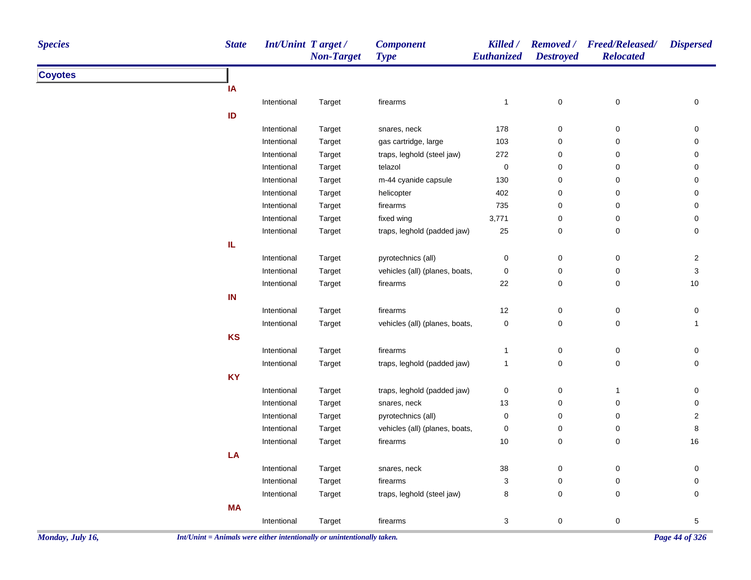| Species | State | Int/Unint | Target / Non-Target | Component Type | Killed / Euthanized | Removed / Destroyed | Freed/Released/ Relocated | Dispersed |
|---|---|---|---|---|---|---|---|---|
| **Coyotes** | | | | | | | | |
| | **IA** | | | | | | | |
| | | Intentional | Target | firearms | 1 | 0 | 0 | 0 |
| | **ID** | | | | | | | |
| | | Intentional | Target | snares, neck | 178 | 0 | 0 | 0 |
| | | Intentional | Target | gas cartridge, large | 103 | 0 | 0 | 0 |
| | | Intentional | Target | traps, leghold (steel jaw) | 272 | 0 | 0 | 0 |
| | | Intentional | Target | telazol | 0 | 0 | 0 | 0 |
| | | Intentional | Target | m-44 cyanide capsule | 130 | 0 | 0 | 0 |
| | | Intentional | Target | helicopter | 402 | 0 | 0 | 0 |
| | | Intentional | Target | firearms | 735 | 0 | 0 | 0 |
| | | Intentional | Target | fixed wing | 3,771 | 0 | 0 | 0 |
| | | Intentional | Target | traps, leghold (padded jaw) | 25 | 0 | 0 | 0 |
| | **IL** | | | | | | | |
| | | Intentional | Target | pyrotechnics (all) | 0 | 0 | 0 | 2 |
| | | Intentional | Target | vehicles (all) (planes, boats, | 0 | 0 | 0 | 3 |
| | | Intentional | Target | firearms | 22 | 0 | 0 | 10 |
| | **IN** | | | | | | | |
| | | Intentional | Target | firearms | 12 | 0 | 0 | 0 |
| | | Intentional | Target | vehicles (all) (planes, boats, | 0 | 0 | 0 | 1 |
| | **KS** | | | | | | | |
| | | Intentional | Target | firearms | 1 | 0 | 0 | 0 |
| | | Intentional | Target | traps, leghold (padded jaw) | 1 | 0 | 0 | 0 |
| | **KY** | | | | | | | |
| | | Intentional | Target | traps, leghold (padded jaw) | 0 | 0 | 1 | 0 |
| | | Intentional | Target | snares, neck | 13 | 0 | 0 | 0 |
| | | Intentional | Target | pyrotechnics (all) | 0 | 0 | 0 | 2 |
| | | Intentional | Target | vehicles (all) (planes, boats, | 0 | 0 | 0 | 8 |
| | | Intentional | Target | firearms | 10 | 0 | 0 | 16 |
| | **LA** | | | | | | | |
| | | Intentional | Target | snares, neck | 38 | 0 | 0 | 0 |
| | | Intentional | Target | firearms | 3 | 0 | 0 | 0 |
| | | Intentional | Target | traps, leghold (steel jaw) | 8 | 0 | 0 | 0 |
| | **MA** | | | | | | | |
| | | Intentional | Target | firearms | 3 | 0 | 0 | 5 |

*Int/Unint = Animals were either intentionally or unintentionally taken.*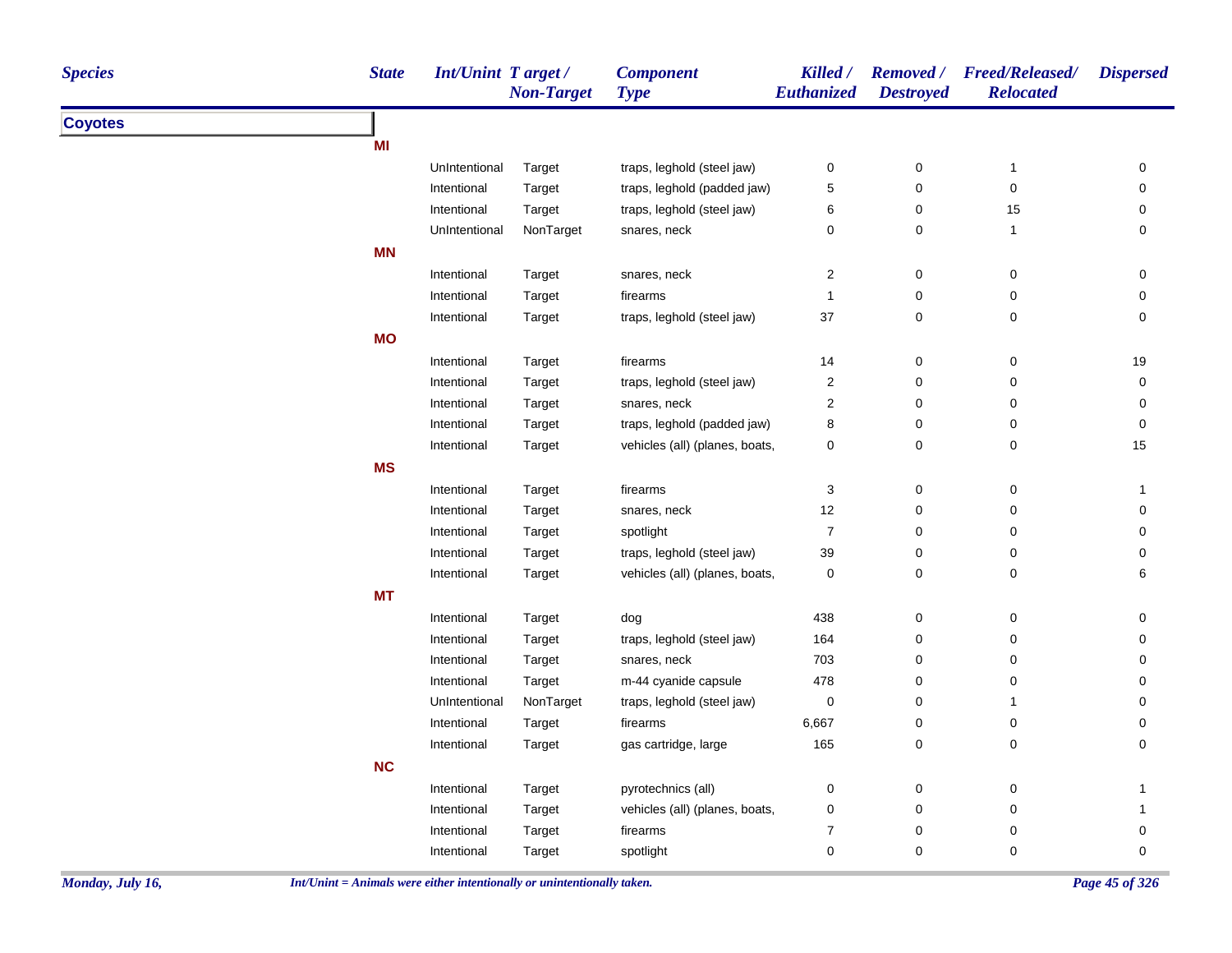| Species | State | Int/Unint | Target / Non-Target | Component Type | Killed / Euthanized | Removed / Destroyed | Freed/Released/ Relocated | Dispersed |
|---|---|---|---|---|---|---|---|---|
| **Coyotes** | | | | | | | | |
| | **MI** | | | | | | | |
| | | UnIntentional | Target | traps, leghold (steel jaw) | 0 | 0 | 1 | 0 |
| | | Intentional | Target | traps, leghold (padded jaw) | 5 | 0 | 0 | 0 |
| | | Intentional | Target | traps, leghold (steel jaw) | 6 | 0 | 15 | 0 |
| | | UnIntentional | NonTarget | snares, neck | 0 | 0 | 1 | 0 |
| | **MN** | | | | | | | |
| | | Intentional | Target | snares, neck | 2 | 0 | 0 | 0 |
| | | Intentional | Target | firearms | 1 | 0 | 0 | 0 |
| | | Intentional | Target | traps, leghold (steel jaw) | 37 | 0 | 0 | 0 |
| | **MO** | | | | | | | |
| | | Intentional | Target | firearms | 14 | 0 | 0 | 19 |
| | | Intentional | Target | traps, leghold (steel jaw) | 2 | 0 | 0 | 0 |
| | | Intentional | Target | snares, neck | 2 | 0 | 0 | 0 |
| | | Intentional | Target | traps, leghold (padded jaw) | 8 | 0 | 0 | 0 |
| | | Intentional | Target | vehicles (all) (planes, boats, | 0 | 0 | 0 | 15 |
| | **MS** | | | | | | | |
| | | Intentional | Target | firearms | 3 | 0 | 0 | 1 |
| | | Intentional | Target | snares, neck | 12 | 0 | 0 | 0 |
| | | Intentional | Target | spotlight | 7 | 0 | 0 | 0 |
| | | Intentional | Target | traps, leghold (steel jaw) | 39 | 0 | 0 | 0 |
| | | Intentional | Target | vehicles (all) (planes, boats, | 0 | 0 | 0 | 6 |
| | **MT** | | | | | | | |
| | | Intentional | Target | dog | 438 | 0 | 0 | 0 |
| | | Intentional | Target | traps, leghold (steel jaw) | 164 | 0 | 0 | 0 |
| | | Intentional | Target | snares, neck | 703 | 0 | 0 | 0 |
| | | Intentional | Target | m-44 cyanide capsule | 478 | 0 | 0 | 0 |
| | | UnIntentional | NonTarget | traps, leghold (steel jaw) | 0 | 0 | 1 | 0 |
| | | Intentional | Target | firearms | 6,667 | 0 | 0 | 0 |
| | | Intentional | Target | gas cartridge, large | 165 | 0 | 0 | 0 |
| | **NC** | | | | | | | |
| | | Intentional | Target | pyrotechnics (all) | 0 | 0 | 0 | 1 |
| | | Intentional | Target | vehicles (all) (planes, boats, | 0 | 0 | 0 | 1 |
| | | Intentional | Target | firearms | 7 | 0 | 0 | 0 |
| | | Intentional | Target | spotlight | 0 | 0 | 0 | 0 |

*Int/Unint = Animals were either intentionally or unintentionally taken.*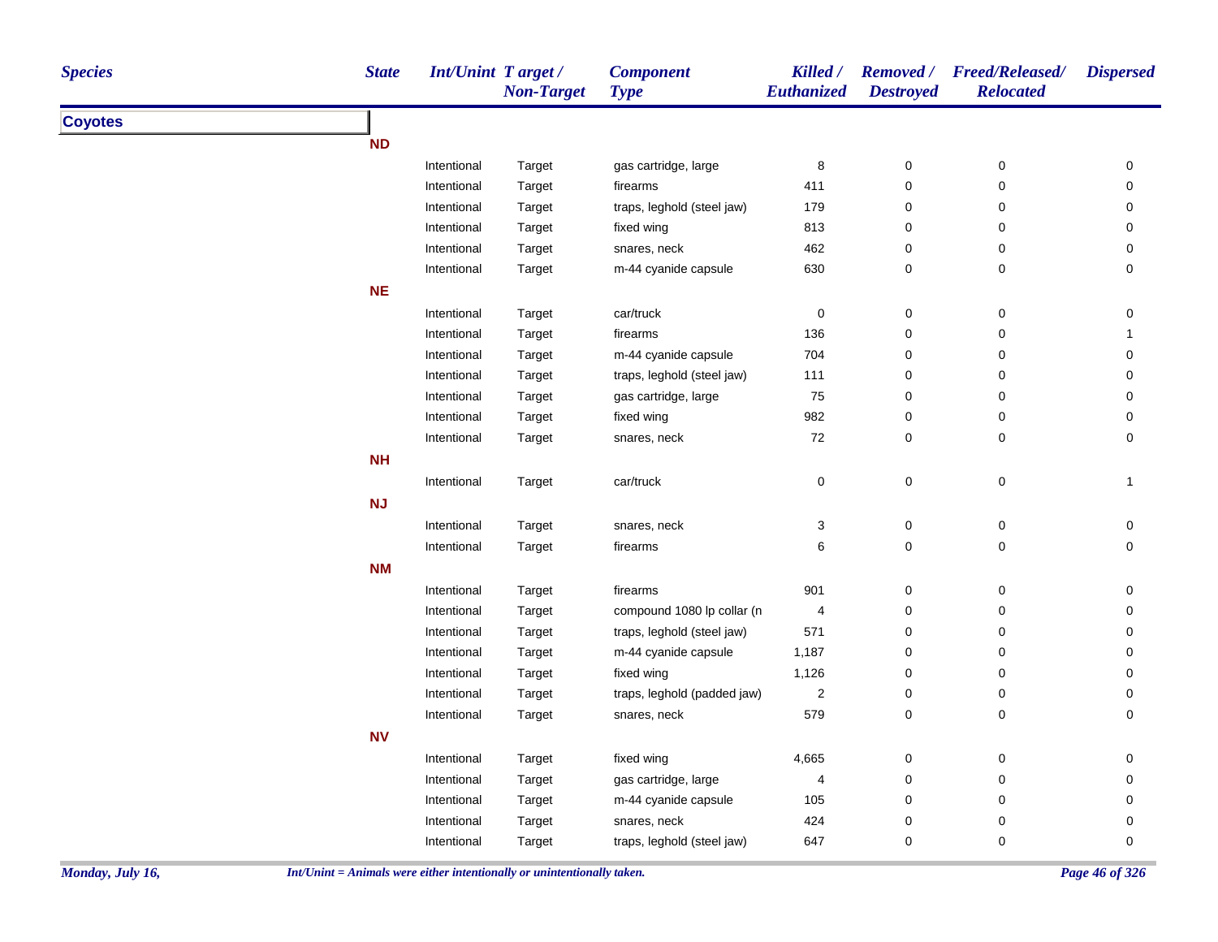| Species | State | Int/Unint | Target / Non-Target | Component Type | Killed / Euthanized | Removed / Destroyed | Freed/Released/ Relocated | Dispersed |
|---|---|---|---|---|---|---|---|---|
| **Coyotes** | | | | | | | | |
| | **ND** | | | | | | | |
| | | Intentional | Target | gas cartridge, large | 8 | 0 | 0 | 0 |
| | | Intentional | Target | firearms | 411 | 0 | 0 | 0 |
| | | Intentional | Target | traps, leghold (steel jaw) | 179 | 0 | 0 | 0 |
| | | Intentional | Target | fixed wing | 813 | 0 | 0 | 0 |
| | | Intentional | Target | snares, neck | 462 | 0 | 0 | 0 |
| | | Intentional | Target | m-44 cyanide capsule | 630 | 0 | 0 | 0 |
| | **NE** | | | | | | | |
| | | Intentional | Target | car/truck | 0 | 0 | 0 | 0 |
| | | Intentional | Target | firearms | 136 | 0 | 0 | 1 |
| | | Intentional | Target | m-44 cyanide capsule | 704 | 0 | 0 | 0 |
| | | Intentional | Target | traps, leghold (steel jaw) | 111 | 0 | 0 | 0 |
| | | Intentional | Target | gas cartridge, large | 75 | 0 | 0 | 0 |
| | | Intentional | Target | fixed wing | 982 | 0 | 0 | 0 |
| | | Intentional | Target | snares, neck | 72 | 0 | 0 | 0 |
| | **NH** | | | | | | | |
| | | Intentional | Target | car/truck | 0 | 0 | 0 | 1 |
| | **NJ** | | | | | | | |
| | | Intentional | Target | snares, neck | 3 | 0 | 0 | 0 |
| | | Intentional | Target | firearms | 6 | 0 | 0 | 0 |
| | **NM** | | | | | | | |
| | | Intentional | Target | firearms | 901 | 0 | 0 | 0 |
| | | Intentional | Target | compound 1080 lp collar (n | 4 | 0 | 0 | 0 |
| | | Intentional | Target | traps, leghold (steel jaw) | 571 | 0 | 0 | 0 |
| | | Intentional | Target | m-44 cyanide capsule | 1,187 | 0 | 0 | 0 |
| | | Intentional | Target | fixed wing | 1,126 | 0 | 0 | 0 |
| | | Intentional | Target | traps, leghold (padded jaw) | 2 | 0 | 0 | 0 |
| | | Intentional | Target | snares, neck | 579 | 0 | 0 | 0 |
| | **NV** | | | | | | | |
| | | Intentional | Target | fixed wing | 4,665 | 0 | 0 | 0 |
| | | Intentional | Target | gas cartridge, large | 4 | 0 | 0 | 0 |
| | | Intentional | Target | m-44 cyanide capsule | 105 | 0 | 0 | 0 |
| | | Intentional | Target | snares, neck | 424 | 0 | 0 | 0 |
| | | Intentional | Target | traps, leghold (steel jaw) | 647 | 0 | 0 | 0 |

*Int/Unint = Animals were either intentionally or unintentionally taken.*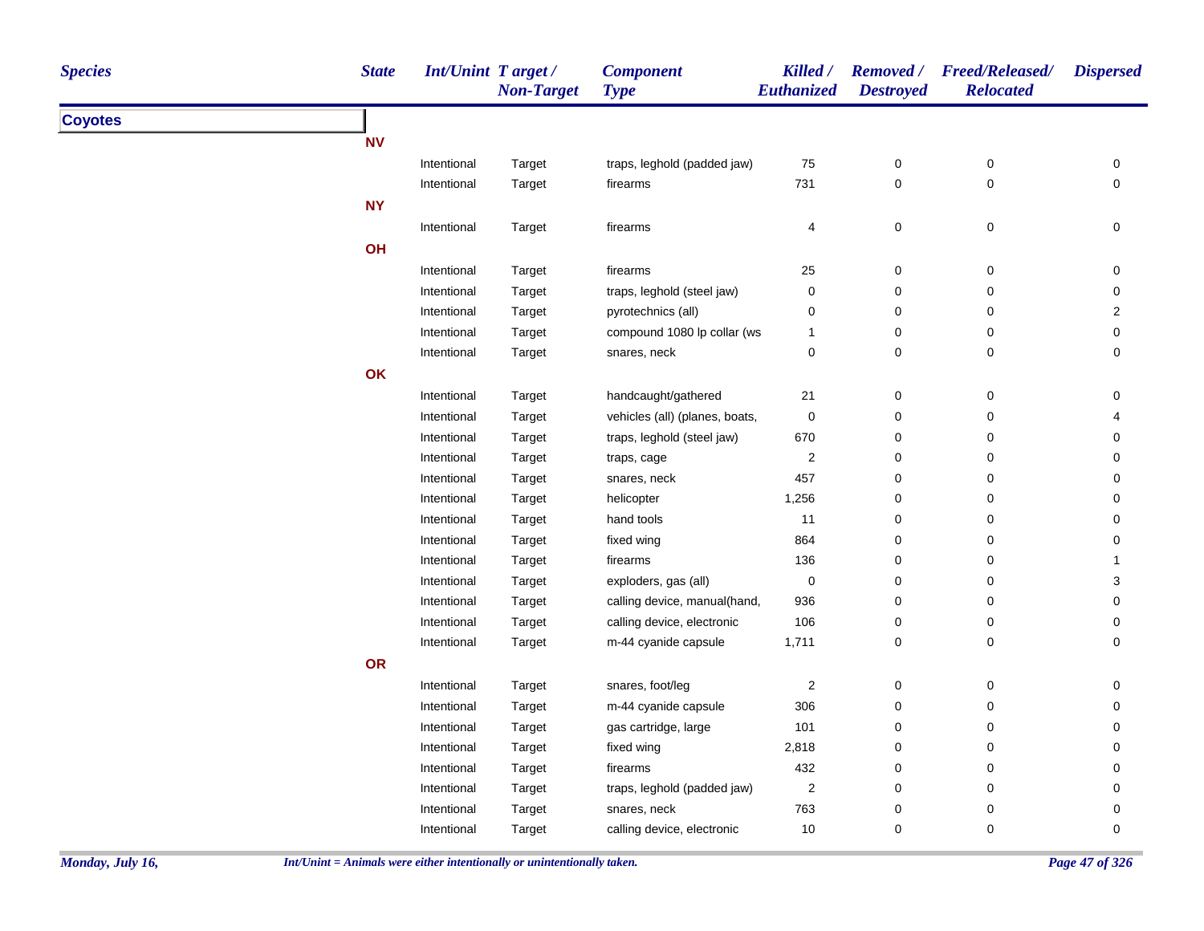| Species | State | Int/Unint | Target / Non-Target | Component Type | Killed / Euthanized | Removed / Destroyed | Freed/Released/ Relocated | Dispersed |
|---|---|---|---|---|---|---|---|---|
| **Coyotes** | | | | | | | | |
| | **NV** | | | | | | | |
| | | Intentional | Target | traps, leghold (padded jaw) | 75 | 0 | 0 | 0 |
| | | Intentional | Target | firearms | 731 | 0 | 0 | 0 |
| | **NY** | | | | | | | |
| | | Intentional | Target | firearms | 4 | 0 | 0 | 0 |
| | **OH** | | | | | | | |
| | | Intentional | Target | firearms | 25 | 0 | 0 | 0 |
| | | Intentional | Target | traps, leghold (steel jaw) | 0 | 0 | 0 | 0 |
| | | Intentional | Target | pyrotechnics (all) | 0 | 0 | 0 | 2 |
| | | Intentional | Target | compound 1080 lp collar (ws | 1 | 0 | 0 | 0 |
| | | Intentional | Target | snares, neck | 0 | 0 | 0 | 0 |
| | **OK** | | | | | | | |
| | | Intentional | Target | handcaught/gathered | 21 | 0 | 0 | 0 |
| | | Intentional | Target | vehicles (all) (planes, boats, | 0 | 0 | 0 | 4 |
| | | Intentional | Target | traps, leghold (steel jaw) | 670 | 0 | 0 | 0 |
| | | Intentional | Target | traps, cage | 2 | 0 | 0 | 0 |
| | | Intentional | Target | snares, neck | 457 | 0 | 0 | 0 |
| | | Intentional | Target | helicopter | 1,256 | 0 | 0 | 0 |
| | | Intentional | Target | hand tools | 11 | 0 | 0 | 0 |
| | | Intentional | Target | fixed wing | 864 | 0 | 0 | 0 |
| | | Intentional | Target | firearms | 136 | 0 | 0 | 1 |
| | | Intentional | Target | exploders, gas (all) | 0 | 0 | 0 | 3 |
| | | Intentional | Target | calling device, manual(hand, | 936 | 0 | 0 | 0 |
| | | Intentional | Target | calling device, electronic | 106 | 0 | 0 | 0 |
| | | Intentional | Target | m-44 cyanide capsule | 1,711 | 0 | 0 | 0 |
| | **OR** | | | | | | | |
| | | Intentional | Target | snares, foot/leg | 2 | 0 | 0 | 0 |
| | | Intentional | Target | m-44 cyanide capsule | 306 | 0 | 0 | 0 |
| | | Intentional | Target | gas cartridge, large | 101 | 0 | 0 | 0 |
| | | Intentional | Target | fixed wing | 2,818 | 0 | 0 | 0 |
| | | Intentional | Target | firearms | 432 | 0 | 0 | 0 |
| | | Intentional | Target | traps, leghold (padded jaw) | 2 | 0 | 0 | 0 |
| | | Intentional | Target | snares, neck | 763 | 0 | 0 | 0 |
| | | Intentional | Target | calling device, electronic | 10 | 0 | 0 | 0 |

*Int/Unint = Animals were either intentionally or unintentionally taken.*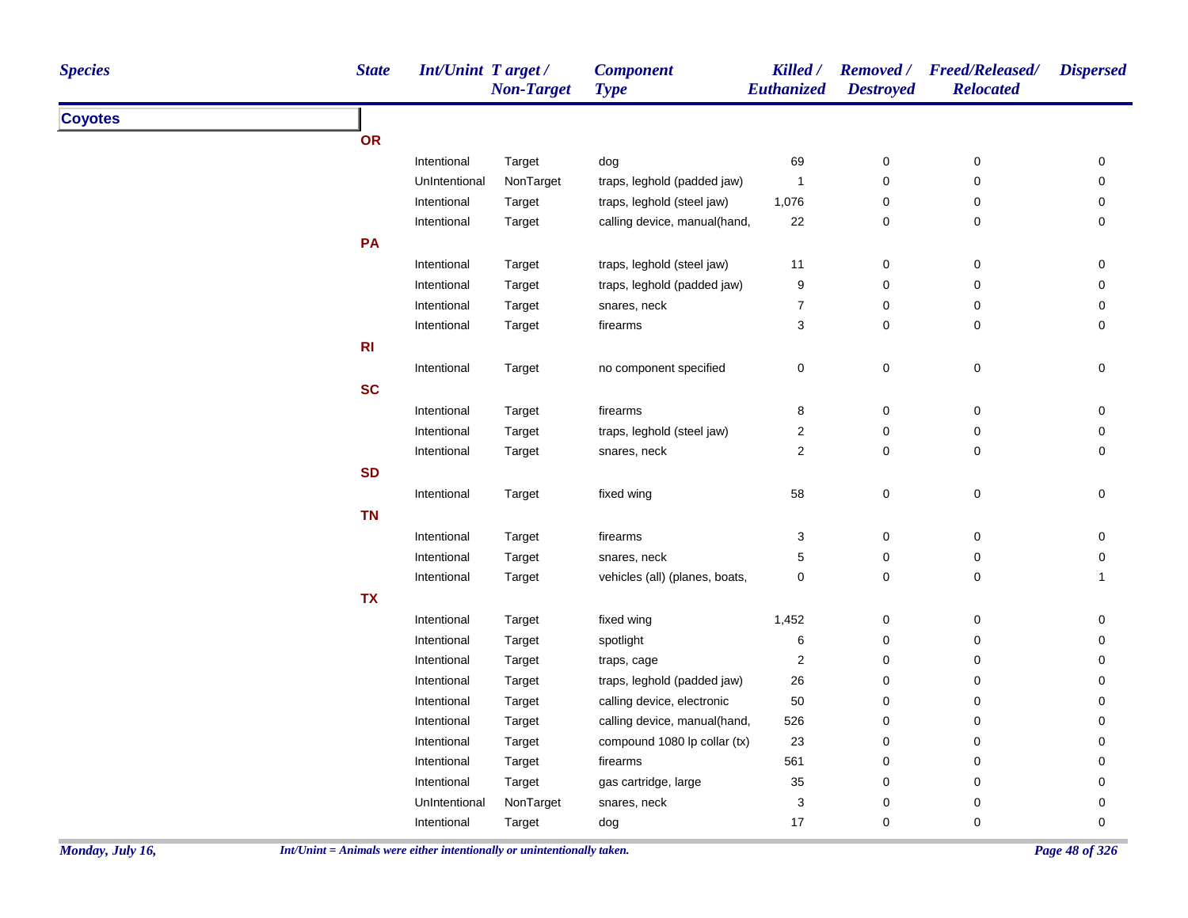| Species | State | Int/Unint | Target / Non-Target | Component Type | Killed / Euthanized | Removed / Destroyed | Freed/Released/ Relocated | Dispersed |
|---|---|---|---|---|---|---|---|---|
| **Coyotes** | | | | | | | | |
| | **OR** | | | | | | | |
| | | Intentional | Target | dog | 69 | 0 | 0 | 0 |
| | | UnIntentional | NonTarget | traps, leghold (padded jaw) | 1 | 0 | 0 | 0 |
| | | Intentional | Target | traps, leghold (steel jaw) | 1,076 | 0 | 0 | 0 |
| | | Intentional | Target | calling device, manual(hand, | 22 | 0 | 0 | 0 |
| | **PA** | | | | | | | |
| | | Intentional | Target | traps, leghold (steel jaw) | 11 | 0 | 0 | 0 |
| | | Intentional | Target | traps, leghold (padded jaw) | 9 | 0 | 0 | 0 |
| | | Intentional | Target | snares, neck | 7 | 0 | 0 | 0 |
| | | Intentional | Target | firearms | 3 | 0 | 0 | 0 |
| | **RI** | | | | | | | |
| | | Intentional | Target | no component specified | 0 | 0 | 0 | 0 |
| | **SC** | | | | | | | |
| | | Intentional | Target | firearms | 8 | 0 | 0 | 0 |
| | | Intentional | Target | traps, leghold (steel jaw) | 2 | 0 | 0 | 0 |
| | | Intentional | Target | snares, neck | 2 | 0 | 0 | 0 |
| | **SD** | | | | | | | |
| | | Intentional | Target | fixed wing | 58 | 0 | 0 | 0 |
| | **TN** | | | | | | | |
| | | Intentional | Target | firearms | 3 | 0 | 0 | 0 |
| | | Intentional | Target | snares, neck | 5 | 0 | 0 | 0 |
| | | Intentional | Target | vehicles (all) (planes, boats, | 0 | 0 | 0 | 1 |
| | **TX** | | | | | | | |
| | | Intentional | Target | fixed wing | 1,452 | 0 | 0 | 0 |
| | | Intentional | Target | spotlight | 6 | 0 | 0 | 0 |
| | | Intentional | Target | traps, cage | 2 | 0 | 0 | 0 |
| | | Intentional | Target | traps, leghold (padded jaw) | 26 | 0 | 0 | 0 |
| | | Intentional | Target | calling device, electronic | 50 | 0 | 0 | 0 |
| | | Intentional | Target | calling device, manual(hand, | 526 | 0 | 0 | 0 |
| | | Intentional | Target | compound 1080 lp collar (tx) | 23 | 0 | 0 | 0 |
| | | Intentional | Target | firearms | 561 | 0 | 0 | 0 |
| | | Intentional | Target | gas cartridge, large | 35 | 0 | 0 | 0 |
| | | UnIntentional | NonTarget | snares, neck | 3 | 0 | 0 | 0 |
| | | Intentional | Target | dog | 17 | 0 | 0 | 0 |

*Int/Unint = Animals were either intentionally or unintentionally taken.*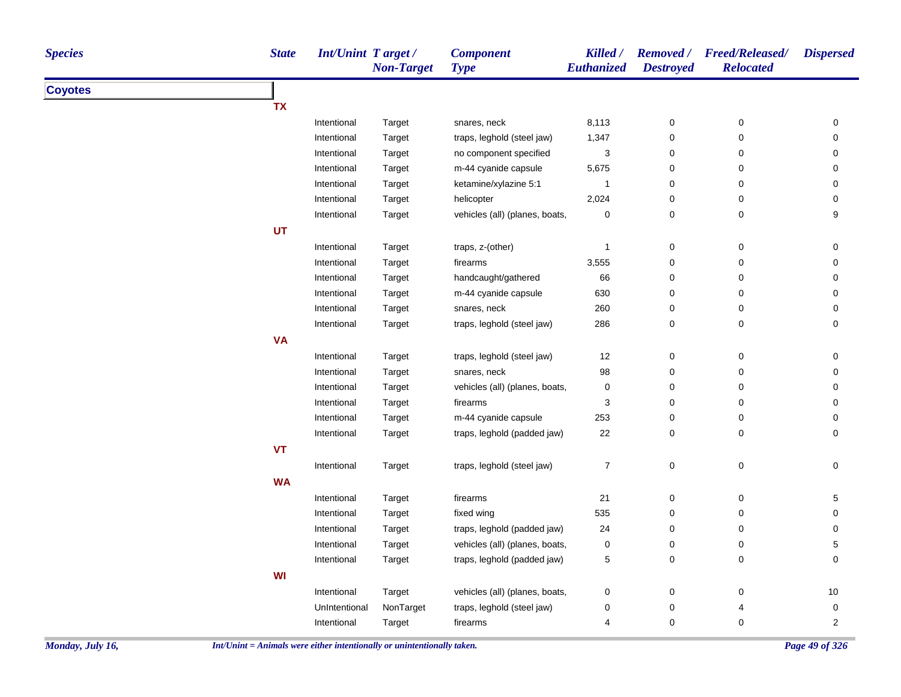| Species | State | Int/Unint | Target / Non-Target | Component Type | Killed / Euthanized | Removed / Destroyed | Freed/Released/ Relocated | Dispersed |
|---|---|---|---|---|---|---|---|---|
| **Coyotes** | | | | | | | | |
| | **TX** | | | | | | | |
| | | Intentional | Target | snares, neck | 8,113 | 0 | 0 | 0 |
| | | Intentional | Target | traps, leghold (steel jaw) | 1,347 | 0 | 0 | 0 |
| | | Intentional | Target | no component specified | 3 | 0 | 0 | 0 |
| | | Intentional | Target | m-44 cyanide capsule | 5,675 | 0 | 0 | 0 |
| | | Intentional | Target | ketamine/xylazine 5:1 | 1 | 0 | 0 | 0 |
| | | Intentional | Target | helicopter | 2,024 | 0 | 0 | 0 |
| | | Intentional | Target | vehicles (all) (planes, boats, | 0 | 0 | 0 | 9 |
| | **UT** | | | | | | | |
| | | Intentional | Target | traps, z-(other) | 1 | 0 | 0 | 0 |
| | | Intentional | Target | firearms | 3,555 | 0 | 0 | 0 |
| | | Intentional | Target | handcaught/gathered | 66 | 0 | 0 | 0 |
| | | Intentional | Target | m-44 cyanide capsule | 630 | 0 | 0 | 0 |
| | | Intentional | Target | snares, neck | 260 | 0 | 0 | 0 |
| | | Intentional | Target | traps, leghold (steel jaw) | 286 | 0 | 0 | 0 |
| | **VA** | | | | | | | |
| | | Intentional | Target | traps, leghold (steel jaw) | 12 | 0 | 0 | 0 |
| | | Intentional | Target | snares, neck | 98 | 0 | 0 | 0 |
| | | Intentional | Target | vehicles (all) (planes, boats, | 0 | 0 | 0 | 0 |
| | | Intentional | Target | firearms | 3 | 0 | 0 | 0 |
| | | Intentional | Target | m-44 cyanide capsule | 253 | 0 | 0 | 0 |
| | | Intentional | Target | traps, leghold (padded jaw) | 22 | 0 | 0 | 0 |
| | **VT** | | | | | | | |
| | | Intentional | Target | traps, leghold (steel jaw) | 7 | 0 | 0 | 0 |
| | **WA** | | | | | | | |
| | | Intentional | Target | firearms | 21 | 0 | 0 | 5 |
| | | Intentional | Target | fixed wing | 535 | 0 | 0 | 0 |
| | | Intentional | Target | traps, leghold (padded jaw) | 24 | 0 | 0 | 0 |
| | | Intentional | Target | vehicles (all) (planes, boats, | 0 | 0 | 0 | 5 |
| | | Intentional | Target | traps, leghold (padded jaw) | 5 | 0 | 0 | 0 |
| | **WI** | | | | | | | |
| | | Intentional | Target | vehicles (all) (planes, boats, | 0 | 0 | 0 | 10 |
| | | UnIntentional | NonTarget | traps, leghold (steel jaw) | 0 | 0 | 4 | 0 |
| | | Intentional | Target | firearms | 4 | 0 | 0 | 2 |

*Int/Unint = Animals were either intentionally or unintentionally taken.*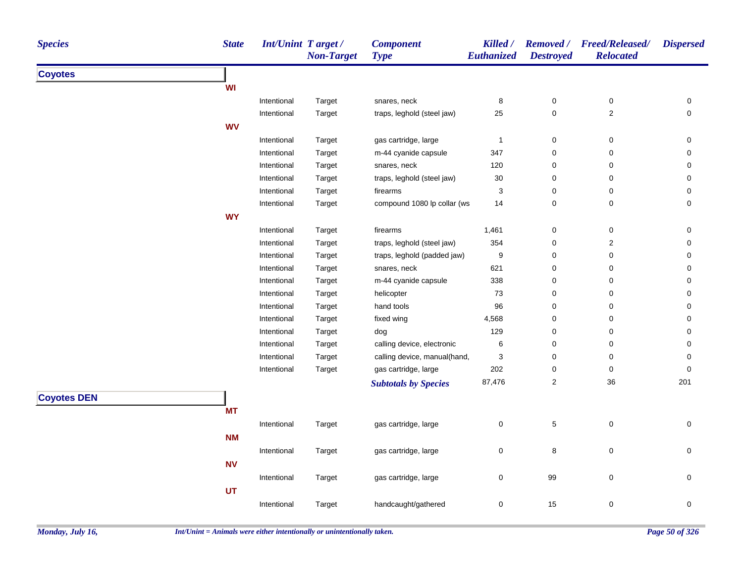| Species | State | Int/Unint | Target / Non-Target | Component Type | Killed / Euthanized | Removed / Destroyed | Freed/Released/ Relocated | Dispersed |
|---|---|---|---|---|---|---|---|---|
| **Coyotes** | | | | | | | | |
| | **WI** | | | | | | | |
| | | Intentional | Target | snares, neck | 8 | 0 | 0 | 0 |
| | | Intentional | Target | traps, leghold (steel jaw) | 25 | 0 | 2 | 0 |
| | **WV** | | | | | | | |
| | | Intentional | Target | gas cartridge, large | 1 | 0 | 0 | 0 |
| | | Intentional | Target | m-44 cyanide capsule | 347 | 0 | 0 | 0 |
| | | Intentional | Target | snares, neck | 120 | 0 | 0 | 0 |
| | | Intentional | Target | traps, leghold (steel jaw) | 30 | 0 | 0 | 0 |
| | | Intentional | Target | firearms | 3 | 0 | 0 | 0 |
| | | Intentional | Target | compound 1080 lp collar (ws | 14 | 0 | 0 | 0 |
| | **WY** | | | | | | | |
| | | Intentional | Target | firearms | 1,461 | 0 | 0 | 0 |
| | | Intentional | Target | traps, leghold (steel jaw) | 354 | 0 | 2 | 0 |
| | | Intentional | Target | traps, leghold (padded jaw) | 9 | 0 | 0 | 0 |
| | | Intentional | Target | snares, neck | 621 | 0 | 0 | 0 |
| | | Intentional | Target | m-44 cyanide capsule | 338 | 0 | 0 | 0 |
| | | Intentional | Target | helicopter | 73 | 0 | 0 | 0 |
| | | Intentional | Target | hand tools | 96 | 0 | 0 | 0 |
| | | Intentional | Target | fixed wing | 4,568 | 0 | 0 | 0 |
| | | Intentional | Target | dog | 129 | 0 | 0 | 0 |
| | | Intentional | Target | calling device, electronic | 6 | 0 | 0 | 0 |
| | | Intentional | Target | calling device, manual(hand, | 3 | 0 | 0 | 0 |
| | | Intentional | Target | gas cartridge, large | 202 | 0 | 0 | 0 |
| | | | | ***Subtotals by Species*** | 87,476 | 2 | 36 | 201 |
| **Coyotes DEN** | | | | | | | | |
| | **MT** | | | | | | | |
| | | Intentional | Target | gas cartridge, large | 0 | 5 | 0 | 0 |
| | **NM** | | | | | | | |
| | | Intentional | Target | gas cartridge, large | 0 | 8 | 0 | 0 |
| | **NV** | | | | | | | |
| | | Intentional | Target | gas cartridge, large | 0 | 99 | 0 | 0 |
| | **UT** | | | | | | | |
| | | Intentional | Target | handcaught/gathered | 0 | 15 | 0 | 0 |

*Monday, July 16,* — *Int/Unint = Animals were either intentionally or unintentionally taken.*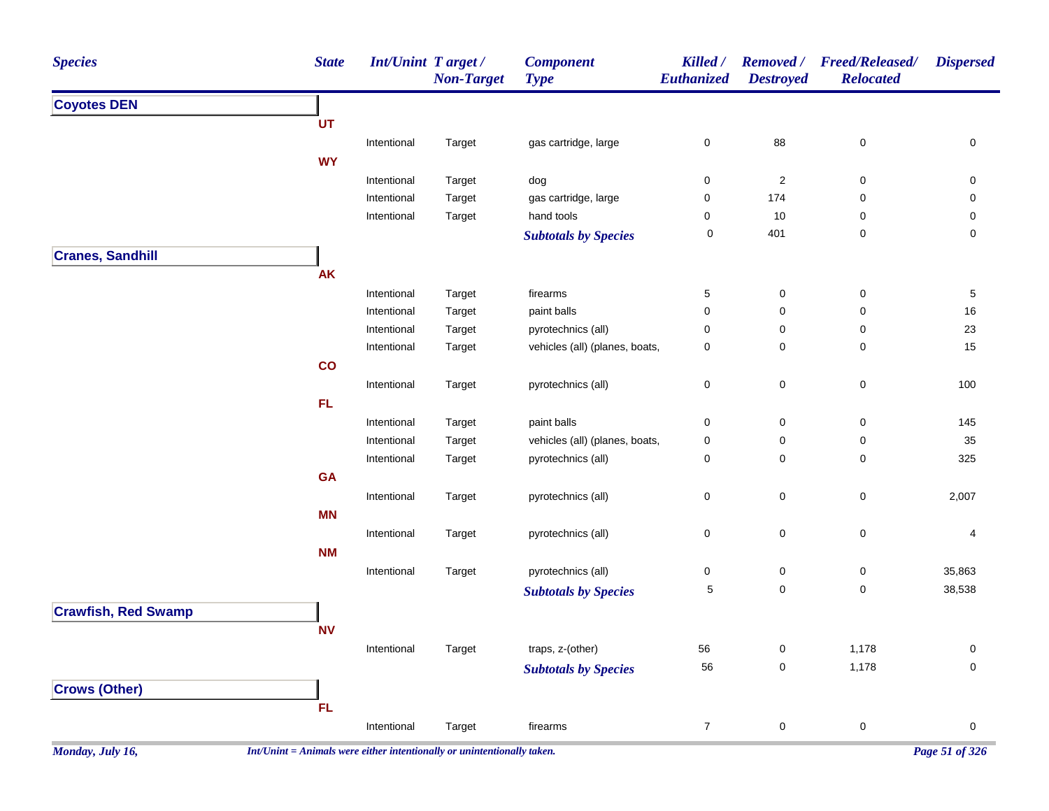| Species | State | Int/Unint | Target / Non-Target | Component Type | Killed / Euthanized | Removed / Destroyed | Freed/Released/ Relocated | Dispersed |
|---|---|---|---|---|---|---|---|---|
| **Coyotes DEN** | | | | | | | | |
| | **UT** | | | | | | | |
| | | Intentional | Target | gas cartridge, large | 0 | 88 | 0 | 0 |
| | **WY** | | | | | | | |
| | | Intentional | Target | dog | 0 | 2 | 0 | 0 |
| | | Intentional | Target | gas cartridge, large | 0 | 174 | 0 | 0 |
| | | Intentional | Target | hand tools | 0 | 10 | 0 | 0 |
| | | | | ***Subtotals by Species*** | 0 | 401 | 0 | 0 |
| **Cranes, Sandhill** | | | | | | | | |
| | **AK** | | | | | | | |
| | | Intentional | Target | firearms | 5 | 0 | 0 | 5 |
| | | Intentional | Target | paint balls | 0 | 0 | 0 | 16 |
| | | Intentional | Target | pyrotechnics (all) | 0 | 0 | 0 | 23 |
| | | Intentional | Target | vehicles (all) (planes, boats, | 0 | 0 | 0 | 15 |
| | **CO** | | | | | | | |
| | | Intentional | Target | pyrotechnics (all) | 0 | 0 | 0 | 100 |
| | **FL** | | | | | | | |
| | | Intentional | Target | paint balls | 0 | 0 | 0 | 145 |
| | | Intentional | Target | vehicles (all) (planes, boats, | 0 | 0 | 0 | 35 |
| | | Intentional | Target | pyrotechnics (all) | 0 | 0 | 0 | 325 |
| | **GA** | | | | | | | |
| | | Intentional | Target | pyrotechnics (all) | 0 | 0 | 0 | 2,007 |
| | **MN** | | | | | | | |
| | | Intentional | Target | pyrotechnics (all) | 0 | 0 | 0 | 4 |
| | **NM** | | | | | | | |
| | | Intentional | Target | pyrotechnics (all) | 0 | 0 | 0 | 35,863 |
| | | | | ***Subtotals by Species*** | 5 | 0 | 0 | 38,538 |
| **Crawfish, Red Swamp** | | | | | | | | |
| | **NV** | | | | | | | |
| | | Intentional | Target | traps, z-(other) | 56 | 0 | 1,178 | 0 |
| | | | | ***Subtotals by Species*** | 56 | 0 | 1,178 | 0 |
| **Crows (Other)** | | | | | | | | |
| | **FL** | | | | | | | |
| | | Intentional | Target | firearms | 7 | 0 | 0 | 0 |

*Int/Unint = Animals were either intentionally or unintentionally taken.*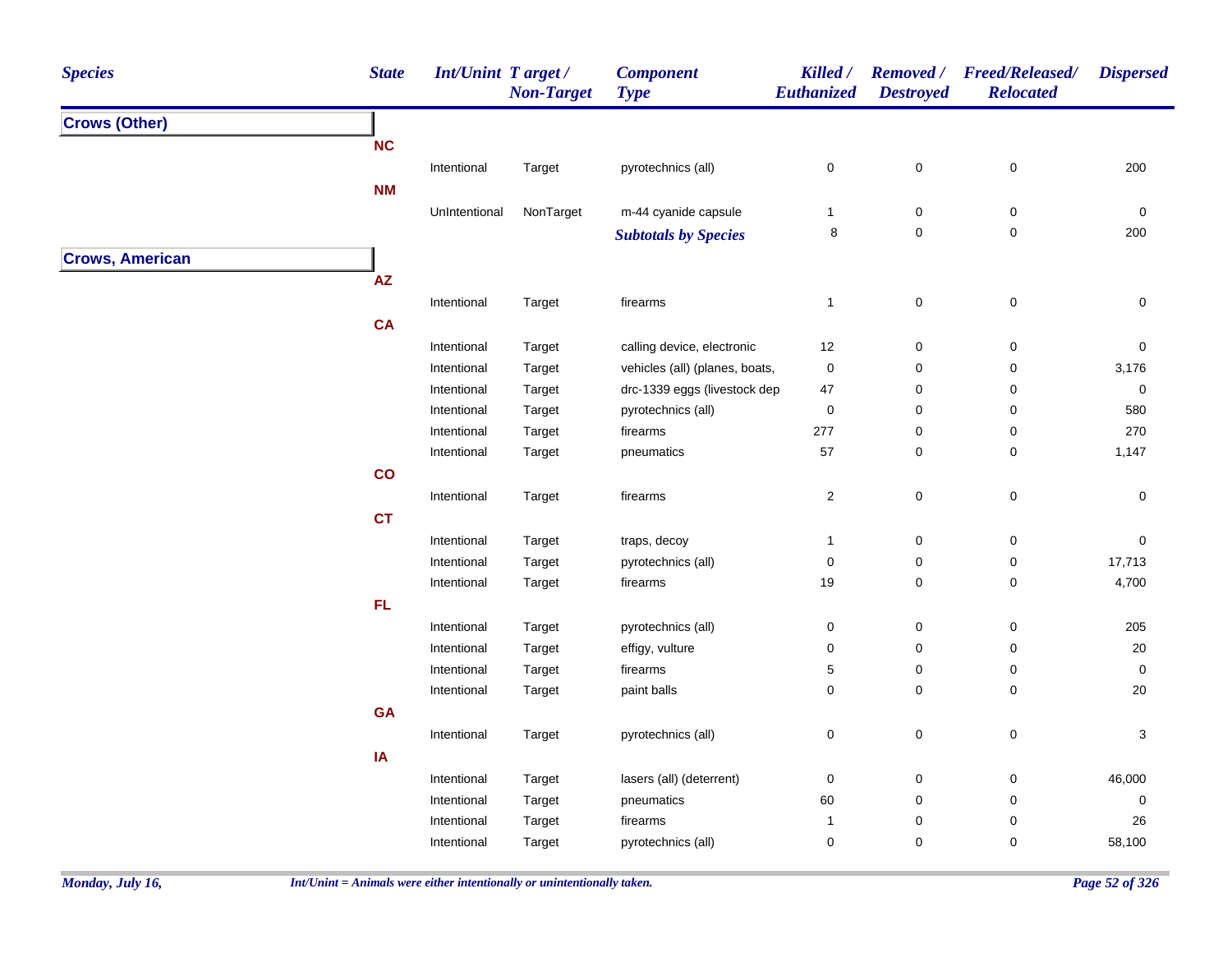| Species | State | Int/Unint | Target / Non-Target | Component Type | Killed / Euthanized | Removed / Destroyed | Freed/Released/ Relocated | Dispersed |
|---|---|---|---|---|---|---|---|---|
| **Crows (Other)** | | | | | | | | |
| | **NC** | | | | | | | |
| | | Intentional | Target | pyrotechnics (all) | 0 | 0 | 0 | 200 |
| | **NM** | | | | | | | |
| | | UnIntentional | NonTarget | m-44 cyanide capsule | 1 | 0 | 0 | 0 |
| | | | | ***Subtotals by Species*** | 8 | 0 | 0 | 200 |
| **Crows, American** | | | | | | | | |
| | **AZ** | | | | | | | |
| | | Intentional | Target | firearms | 1 | 0 | 0 | 0 |
| | **CA** | | | | | | | |
| | | Intentional | Target | calling device, electronic | 12 | 0 | 0 | 0 |
| | | Intentional | Target | vehicles (all) (planes, boats, | 0 | 0 | 0 | 3,176 |
| | | Intentional | Target | drc-1339 eggs (livestock dep | 47 | 0 | 0 | 0 |
| | | Intentional | Target | pyrotechnics (all) | 0 | 0 | 0 | 580 |
| | | Intentional | Target | firearms | 277 | 0 | 0 | 270 |
| | | Intentional | Target | pneumatics | 57 | 0 | 0 | 1,147 |
| | **CO** | | | | | | | |
| | | Intentional | Target | firearms | 2 | 0 | 0 | 0 |
| | **CT** | | | | | | | |
| | | Intentional | Target | traps, decoy | 1 | 0 | 0 | 0 |
| | | Intentional | Target | pyrotechnics (all) | 0 | 0 | 0 | 17,713 |
| | | Intentional | Target | firearms | 19 | 0 | 0 | 4,700 |
| | **FL** | | | | | | | |
| | | Intentional | Target | pyrotechnics (all) | 0 | 0 | 0 | 205 |
| | | Intentional | Target | effigy, vulture | 0 | 0 | 0 | 20 |
| | | Intentional | Target | firearms | 5 | 0 | 0 | 0 |
| | | Intentional | Target | paint balls | 0 | 0 | 0 | 20 |
| | **GA** | | | | | | | |
| | | Intentional | Target | pyrotechnics (all) | 0 | 0 | 0 | 3 |
| | **IA** | | | | | | | |
| | | Intentional | Target | lasers (all) (deterrent) | 0 | 0 | 0 | 46,000 |
| | | Intentional | Target | pneumatics | 60 | 0 | 0 | 0 |
| | | Intentional | Target | firearms | 1 | 0 | 0 | 26 |
| | | Intentional | Target | pyrotechnics (all) | 0 | 0 | 0 | 58,100 |

*Int/Unint = Animals were either intentionally or unintentionally taken.*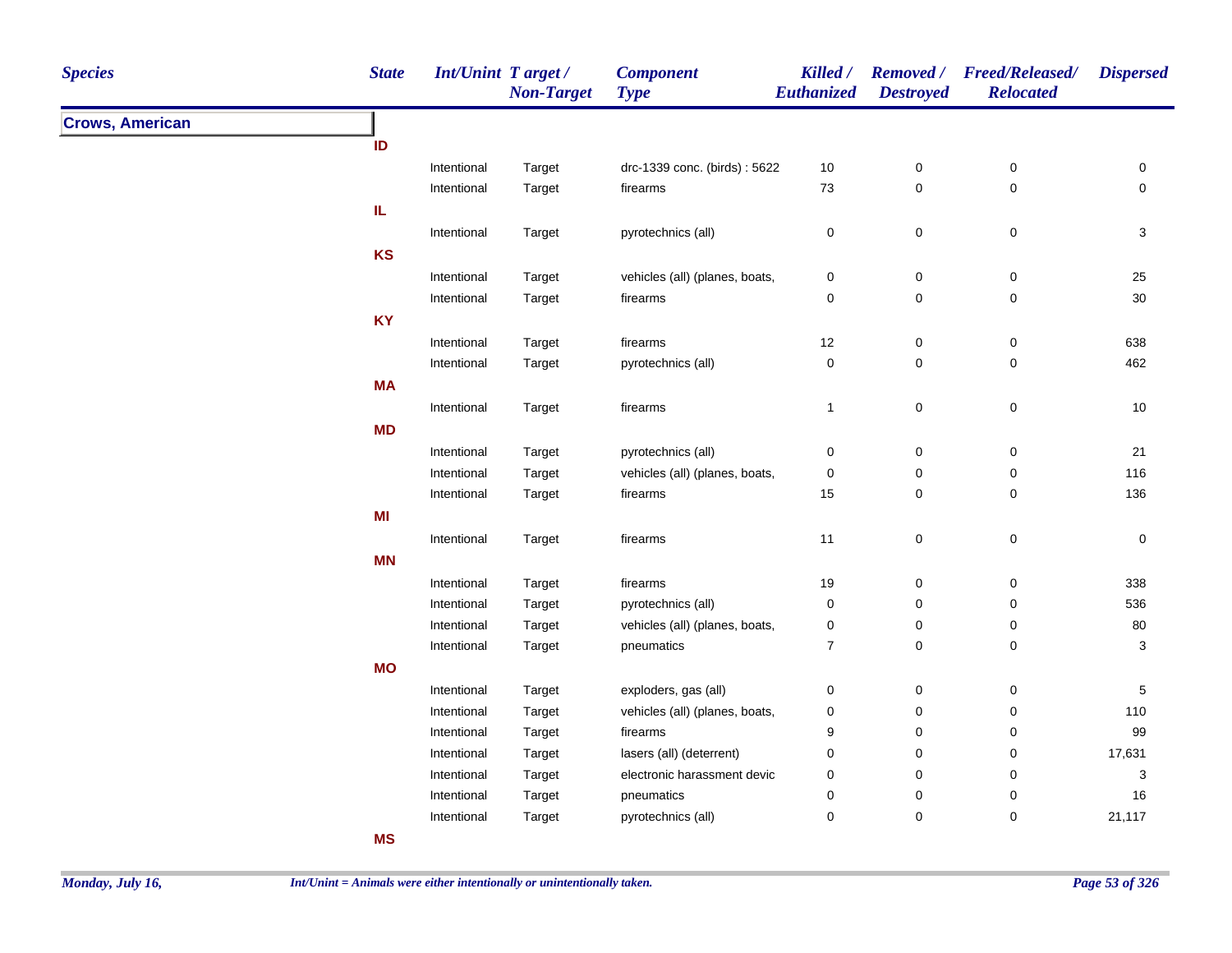| Species | State | Int/Unint | Target / Non-Target | Component Type | Killed / Euthanized | Removed / Destroyed | Freed/Released/ Relocated | Dispersed |
|---|---|---|---|---|---|---|---|---|
| **Crows, American** | | | | | | | | |
| | **ID** | | | | | | | |
| | | Intentional | Target | drc-1339 conc. (birds) : 5622 | 10 | 0 | 0 | 0 |
| | | Intentional | Target | firearms | 73 | 0 | 0 | 0 |
| | **IL** | | | | | | | |
| | | Intentional | Target | pyrotechnics (all) | 0 | 0 | 0 | 3 |
| | **KS** | | | | | | | |
| | | Intentional | Target | vehicles (all) (planes, boats, | 0 | 0 | 0 | 25 |
| | | Intentional | Target | firearms | 0 | 0 | 0 | 30 |
| | **KY** | | | | | | | |
| | | Intentional | Target | firearms | 12 | 0 | 0 | 638 |
| | | Intentional | Target | pyrotechnics (all) | 0 | 0 | 0 | 462 |
| | **MA** | | | | | | | |
| | | Intentional | Target | firearms | 1 | 0 | 0 | 10 |
| | **MD** | | | | | | | |
| | | Intentional | Target | pyrotechnics (all) | 0 | 0 | 0 | 21 |
| | | Intentional | Target | vehicles (all) (planes, boats, | 0 | 0 | 0 | 116 |
| | | Intentional | Target | firearms | 15 | 0 | 0 | 136 |
| | **MI** | | | | | | | |
| | | Intentional | Target | firearms | 11 | 0 | 0 | 0 |
| | **MN** | | | | | | | |
| | | Intentional | Target | firearms | 19 | 0 | 0 | 338 |
| | | Intentional | Target | pyrotechnics (all) | 0 | 0 | 0 | 536 |
| | | Intentional | Target | vehicles (all) (planes, boats, | 0 | 0 | 0 | 80 |
| | | Intentional | Target | pneumatics | 7 | 0 | 0 | 3 |
| | **MO** | | | | | | | |
| | | Intentional | Target | exploders, gas (all) | 0 | 0 | 0 | 5 |
| | | Intentional | Target | vehicles (all) (planes, boats, | 0 | 0 | 0 | 110 |
| | | Intentional | Target | firearms | 9 | 0 | 0 | 99 |
| | | Intentional | Target | lasers (all) (deterrent) | 0 | 0 | 0 | 17,631 |
| | | Intentional | Target | electronic harassment devic | 0 | 0 | 0 | 3 |
| | | Intentional | Target | pneumatics | 0 | 0 | 0 | 16 |
| | | Intentional | Target | pyrotechnics (all) | 0 | 0 | 0 | 21,117 |
| | **MS** | | | | | | | |

*Int/Unint = Animals were either intentionally or unintentionally taken.*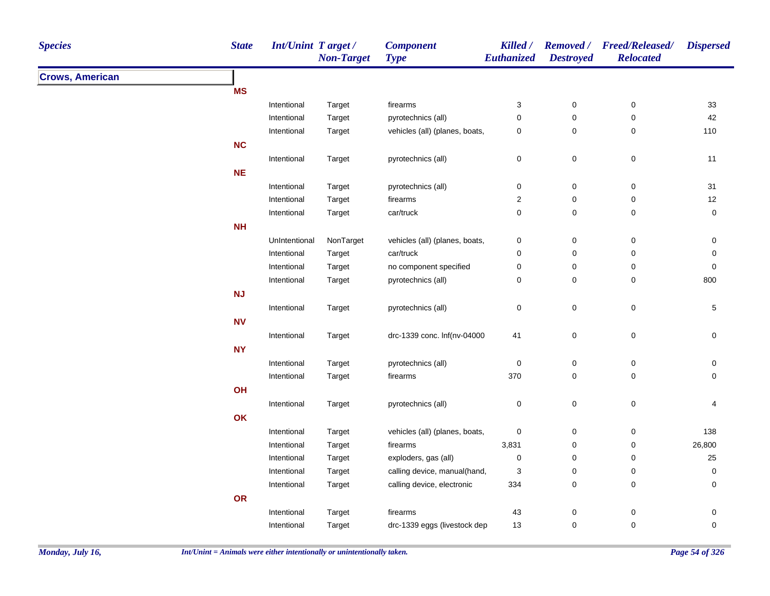| Species | State | Int/Unint | Target / Non-Target | Component Type | Killed / Euthanized | Removed / Destroyed | Freed/Released/ Relocated | Dispersed |
|---|---|---|---|---|---|---|---|---|
| **Crows, American** | | | | | | | | |
| | **MS** | | | | | | | |
| | | Intentional | Target | firearms | 3 | 0 | 0 | 33 |
| | | Intentional | Target | pyrotechnics (all) | 0 | 0 | 0 | 42 |
| | | Intentional | Target | vehicles (all) (planes, boats, | 0 | 0 | 0 | 110 |
| | **NC** | | | | | | | |
| | | Intentional | Target | pyrotechnics (all) | 0 | 0 | 0 | 11 |
| | **NE** | | | | | | | |
| | | Intentional | Target | pyrotechnics (all) | 0 | 0 | 0 | 31 |
| | | Intentional | Target | firearms | 2 | 0 | 0 | 12 |
| | | Intentional | Target | car/truck | 0 | 0 | 0 | 0 |
| | **NH** | | | | | | | |
| | | UnIntentional | NonTarget | vehicles (all) (planes, boats, | 0 | 0 | 0 | 0 |
| | | Intentional | Target | car/truck | 0 | 0 | 0 | 0 |
| | | Intentional | Target | no component specified | 0 | 0 | 0 | 0 |
| | | Intentional | Target | pyrotechnics (all) | 0 | 0 | 0 | 800 |
| | **NJ** | | | | | | | |
| | | Intentional | Target | pyrotechnics (all) | 0 | 0 | 0 | 5 |
| | **NV** | | | | | | | |
| | | Intentional | Target | drc-1339 conc. lnf(nv-04000 | 41 | 0 | 0 | 0 |
| | **NY** | | | | | | | |
| | | Intentional | Target | pyrotechnics (all) | 0 | 0 | 0 | 0 |
| | | Intentional | Target | firearms | 370 | 0 | 0 | 0 |
| | **OH** | | | | | | | |
| | | Intentional | Target | pyrotechnics (all) | 0 | 0 | 0 | 4 |
| | **OK** | | | | | | | |
| | | Intentional | Target | vehicles (all) (planes, boats, | 0 | 0 | 0 | 138 |
| | | Intentional | Target | firearms | 3,831 | 0 | 0 | 26,800 |
| | | Intentional | Target | exploders, gas (all) | 0 | 0 | 0 | 25 |
| | | Intentional | Target | calling device, manual(hand, | 3 | 0 | 0 | 0 |
| | | Intentional | Target | calling device, electronic | 334 | 0 | 0 | 0 |
| | **OR** | | | | | | | |
| | | Intentional | Target | firearms | 43 | 0 | 0 | 0 |
| | | Intentional | Target | drc-1339 eggs (livestock dep | 13 | 0 | 0 | 0 |

*Int/Unint = Animals were either intentionally or unintentionally taken.*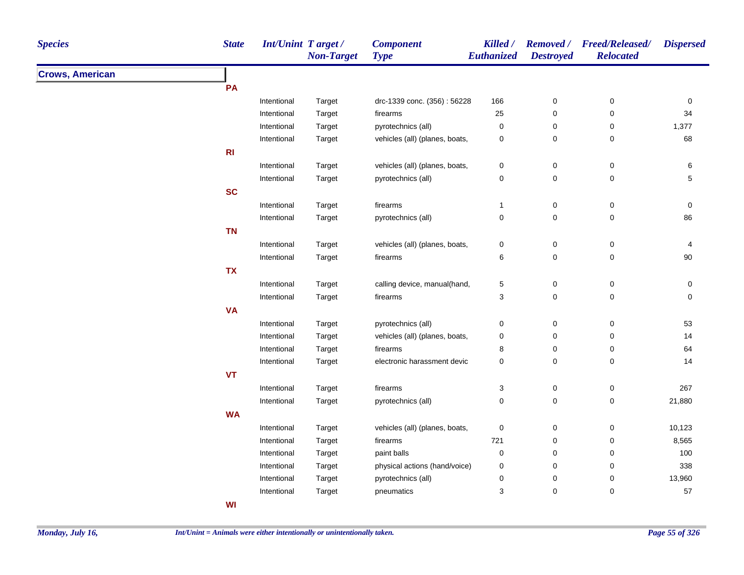| Species | State | Int/Unint | Target / Non-Target | Component Type | Killed / Euthanized | Removed / Destroyed | Freed/Released/ Relocated | Dispersed |
|---|---|---|---|---|---|---|---|---|
| **Crows, American** | | | | | | | | |
| | **PA** | | | | | | | |
| | | Intentional | Target | drc-1339 conc. (356) : 56228 | 166 | 0 | 0 | 0 |
| | | Intentional | Target | firearms | 25 | 0 | 0 | 34 |
| | | Intentional | Target | pyrotechnics (all) | 0 | 0 | 0 | 1,377 |
| | | Intentional | Target | vehicles (all) (planes, boats, | 0 | 0 | 0 | 68 |
| | **RI** | | | | | | | |
| | | Intentional | Target | vehicles (all) (planes, boats, | 0 | 0 | 0 | 6 |
| | | Intentional | Target | pyrotechnics (all) | 0 | 0 | 0 | 5 |
| | **SC** | | | | | | | |
| | | Intentional | Target | firearms | 1 | 0 | 0 | 0 |
| | | Intentional | Target | pyrotechnics (all) | 0 | 0 | 0 | 86 |
| | **TN** | | | | | | | |
| | | Intentional | Target | vehicles (all) (planes, boats, | 0 | 0 | 0 | 4 |
| | | Intentional | Target | firearms | 6 | 0 | 0 | 90 |
| | **TX** | | | | | | | |
| | | Intentional | Target | calling device, manual(hand, | 5 | 0 | 0 | 0 |
| | | Intentional | Target | firearms | 3 | 0 | 0 | 0 |
| | **VA** | | | | | | | |
| | | Intentional | Target | pyrotechnics (all) | 0 | 0 | 0 | 53 |
| | | Intentional | Target | vehicles (all) (planes, boats, | 0 | 0 | 0 | 14 |
| | | Intentional | Target | firearms | 8 | 0 | 0 | 64 |
| | | Intentional | Target | electronic harassment devic | 0 | 0 | 0 | 14 |
| | **VT** | | | | | | | |
| | | Intentional | Target | firearms | 3 | 0 | 0 | 267 |
| | | Intentional | Target | pyrotechnics (all) | 0 | 0 | 0 | 21,880 |
| | **WA** | | | | | | | |
| | | Intentional | Target | vehicles (all) (planes, boats, | 0 | 0 | 0 | 10,123 |
| | | Intentional | Target | firearms | 721 | 0 | 0 | 8,565 |
| | | Intentional | Target | paint balls | 0 | 0 | 0 | 100 |
| | | Intentional | Target | physical actions (hand/voice) | 0 | 0 | 0 | 338 |
| | | Intentional | Target | pyrotechnics (all) | 0 | 0 | 0 | 13,960 |
| | | Intentional | Target | pneumatics | 3 | 0 | 0 | 57 |
| | **WI** | | | | | | | |

*Int/Unint = Animals were either intentionally or unintentionally taken.*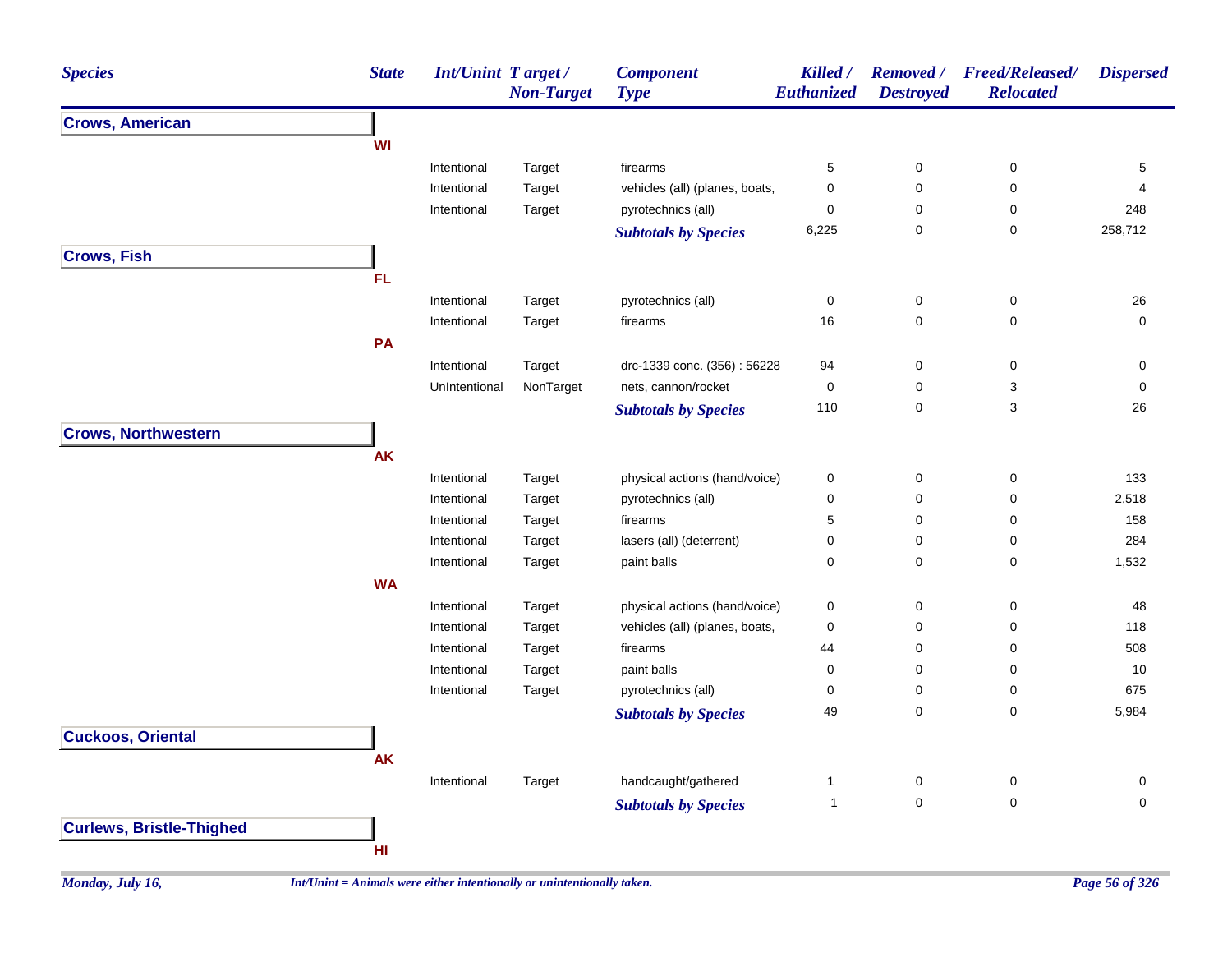| Species | State | Int/Unint | Target / Non-Target | Component Type | Killed / Euthanized | Removed / Destroyed | Freed/Released/ Relocated | Dispersed |
|---|---|---|---|---|---|---|---|---|
| **Crows, American** | | | | | | | | |
| | **WI** | | | | | | | |
| | | Intentional | Target | firearms | 5 | 0 | 0 | 5 |
| | | Intentional | Target | vehicles (all) (planes, boats, | 0 | 0 | 0 | 4 |
| | | Intentional | Target | pyrotechnics (all) | 0 | 0 | 0 | 248 |
| | | | | ***Subtotals by Species*** | 6,225 | 0 | 0 | 258,712 |
| **Crows, Fish** | | | | | | | | |
| | **FL** | | | | | | | |
| | | Intentional | Target | pyrotechnics (all) | 0 | 0 | 0 | 26 |
| | | Intentional | Target | firearms | 16 | 0 | 0 | 0 |
| | **PA** | | | | | | | |
| | | Intentional | Target | drc-1339 conc. (356) : 56228 | 94 | 0 | 0 | 0 |
| | | UnIntentional | NonTarget | nets, cannon/rocket | 0 | 0 | 3 | 0 |
| | | | | ***Subtotals by Species*** | 110 | 0 | 3 | 26 |
| **Crows, Northwestern** | | | | | | | | |
| | **AK** | | | | | | | |
| | | Intentional | Target | physical actions (hand/voice) | 0 | 0 | 0 | 133 |
| | | Intentional | Target | pyrotechnics (all) | 0 | 0 | 0 | 2,518 |
| | | Intentional | Target | firearms | 5 | 0 | 0 | 158 |
| | | Intentional | Target | lasers (all) (deterrent) | 0 | 0 | 0 | 284 |
| | | Intentional | Target | paint balls | 0 | 0 | 0 | 1,532 |
| | **WA** | | | | | | | |
| | | Intentional | Target | physical actions (hand/voice) | 0 | 0 | 0 | 48 |
| | | Intentional | Target | vehicles (all) (planes, boats, | 0 | 0 | 0 | 118 |
| | | Intentional | Target | firearms | 44 | 0 | 0 | 508 |
| | | Intentional | Target | paint balls | 0 | 0 | 0 | 10 |
| | | Intentional | Target | pyrotechnics (all) | 0 | 0 | 0 | 675 |
| | | | | ***Subtotals by Species*** | 49 | 0 | 0 | 5,984 |
| **Cuckoos, Oriental** | | | | | | | | |
| | **AK** | | | | | | | |
| | | Intentional | Target | handcaught/gathered | 1 | 0 | 0 | 0 |
| | | | | ***Subtotals by Species*** | 1 | 0 | 0 | 0 |
| **Curlews, Bristle-Thighed** | | | | | | | | |
| | **HI** | | | | | | | |

*Int/Unint = Animals were either intentionally or unintentionally taken.*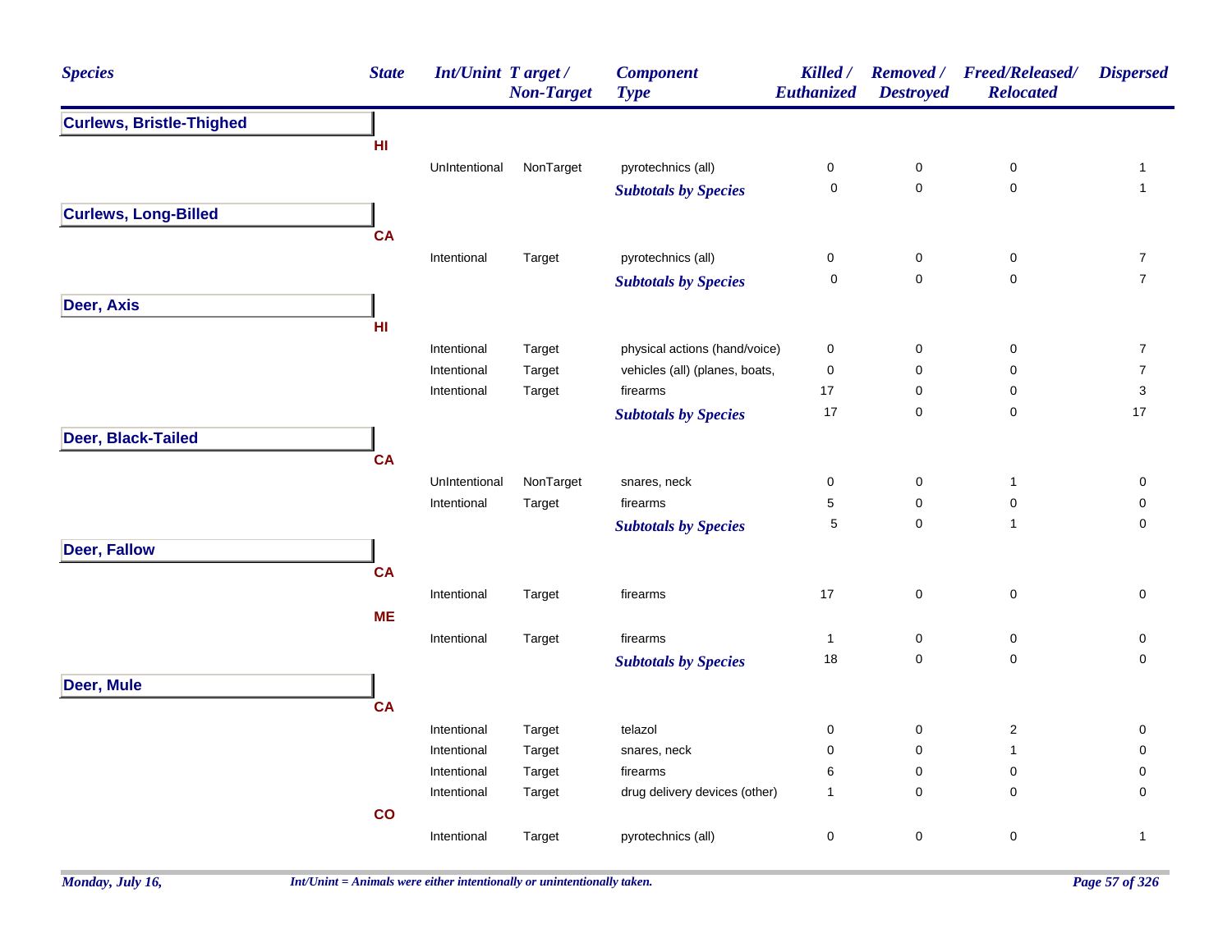| Species | State | Int/Unint | Target / Non-Target | Component Type | Killed / Euthanized | Removed / Destroyed | Freed/Released/ Relocated | Dispersed |
|---|---|---|---|---|---|---|---|---|
| **Curlews, Bristle-Thighed** | | | | | | | | |
| | **HI** | | | | | | | |
| | | UnIntentional | NonTarget | pyrotechnics (all) | 0 | 0 | 0 | 1 |
| | | | | ***Subtotals by Species*** | 0 | 0 | 0 | 1 |
| **Curlews, Long-Billed** | | | | | | | | |
| | **CA** | | | | | | | |
| | | Intentional | Target | pyrotechnics (all) | 0 | 0 | 0 | 7 |
| | | | | ***Subtotals by Species*** | 0 | 0 | 0 | 7 |
| **Deer, Axis** | | | | | | | | |
| | **HI** | | | | | | | |
| | | Intentional | Target | physical actions (hand/voice) | 0 | 0 | 0 | 7 |
| | | Intentional | Target | vehicles (all) (planes, boats, | 0 | 0 | 0 | 7 |
| | | Intentional | Target | firearms | 17 | 0 | 0 | 3 |
| | | | | ***Subtotals by Species*** | 17 | 0 | 0 | 17 |
| **Deer, Black-Tailed** | | | | | | | | |
| | **CA** | | | | | | | |
| | | UnIntentional | NonTarget | snares, neck | 0 | 0 | 1 | 0 |
| | | Intentional | Target | firearms | 5 | 0 | 0 | 0 |
| | | | | ***Subtotals by Species*** | 5 | 0 | 1 | 0 |
| **Deer, Fallow** | | | | | | | | |
| | **CA** | | | | | | | |
| | | Intentional | Target | firearms | 17 | 0 | 0 | 0 |
| | **ME** | | | | | | | |
| | | Intentional | Target | firearms | 1 | 0 | 0 | 0 |
| | | | | ***Subtotals by Species*** | 18 | 0 | 0 | 0 |
| **Deer, Mule** | | | | | | | | |
| | **CA** | | | | | | | |
| | | Intentional | Target | telazol | 0 | 0 | 2 | 0 |
| | | Intentional | Target | snares, neck | 0 | 0 | 1 | 0 |
| | | Intentional | Target | firearms | 6 | 0 | 0 | 0 |
| | | Intentional | Target | drug delivery devices (other) | 1 | 0 | 0 | 0 |
| | **CO** | | | | | | | |
| | | Intentional | Target | pyrotechnics (all) | 0 | 0 | 0 | 1 |

*Monday, July 16,*

*Int/Unint = Animals were either intentionally or unintentionally taken.*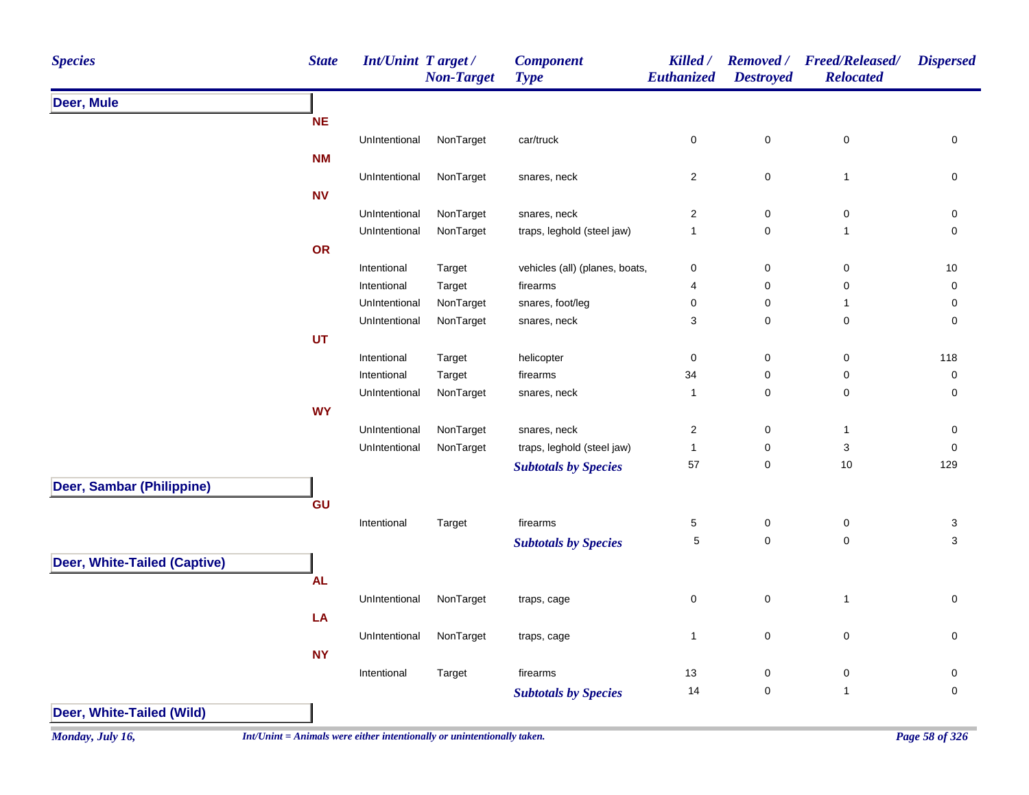| Species | State | Int/Unint | Target / Non-Target | Component Type | Killed / Euthanized | Removed / Destroyed | Freed/Released/ Relocated | Dispersed |
|---|---|---|---|---|---|---|---|---|
| **Deer, Mule** | | | | | | | | |
| | **NE** | | | | | | | |
| | | UnIntentional | NonTarget | car/truck | 0 | 0 | 0 | 0 |
| | **NM** | | | | | | | |
| | | UnIntentional | NonTarget | snares, neck | 2 | 0 | 1 | 0 |
| | **NV** | | | | | | | |
| | | UnIntentional | NonTarget | snares, neck | 2 | 0 | 0 | 0 |
| | | UnIntentional | NonTarget | traps, leghold (steel jaw) | 1 | 0 | 1 | 0 |
| | **OR** | | | | | | | |
| | | Intentional | Target | vehicles (all) (planes, boats, | 0 | 0 | 0 | 10 |
| | | Intentional | Target | firearms | 4 | 0 | 0 | 0 |
| | | UnIntentional | NonTarget | snares, foot/leg | 0 | 0 | 1 | 0 |
| | | UnIntentional | NonTarget | snares, neck | 3 | 0 | 0 | 0 |
| | **UT** | | | | | | | |
| | | Intentional | Target | helicopter | 0 | 0 | 0 | 118 |
| | | Intentional | Target | firearms | 34 | 0 | 0 | 0 |
| | | UnIntentional | NonTarget | snares, neck | 1 | 0 | 0 | 0 |
| | **WY** | | | | | | | |
| | | UnIntentional | NonTarget | snares, neck | 2 | 0 | 1 | 0 |
| | | UnIntentional | NonTarget | traps, leghold (steel jaw) | 1 | 0 | 3 | 0 |
| | | | | ***Subtotals by Species*** | 57 | 0 | 10 | 129 |
| **Deer, Sambar (Philippine)** | | | | | | | | |
| | **GU** | | | | | | | |
| | | Intentional | Target | firearms | 5 | 0 | 0 | 3 |
| | | | | ***Subtotals by Species*** | 5 | 0 | 0 | 3 |
| **Deer, White-Tailed (Captive)** | | | | | | | | |
| | **AL** | | | | | | | |
| | | UnIntentional | NonTarget | traps, cage | 0 | 0 | 1 | 0 |
| | **LA** | | | | | | | |
| | | UnIntentional | NonTarget | traps, cage | 1 | 0 | 0 | 0 |
| | **NY** | | | | | | | |
| | | Intentional | Target | firearms | 13 | 0 | 0 | 0 |
| | | | | ***Subtotals by Species*** | 14 | 0 | 1 | 0 |
| **Deer, White-Tailed (Wild)** | | | | | | | | |

*Int/Unint = Animals were either intentionally or unintentionally taken.*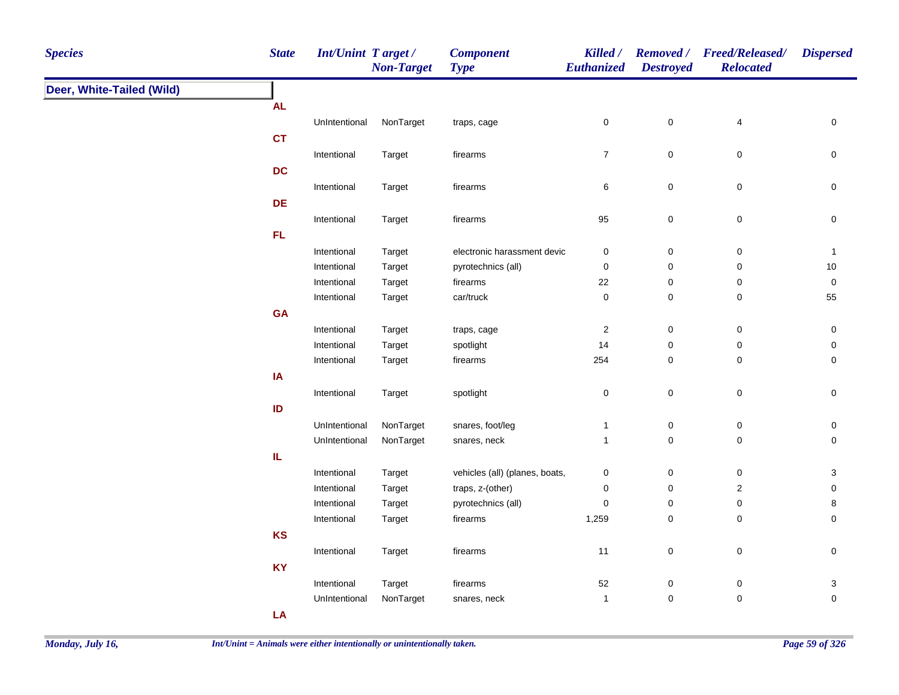| Species | State | Int/Unint | Target / Non-Target | Component Type | Killed / Euthanized | Removed / Destroyed | Freed/Released/ Relocated | Dispersed |
|---|---|---|---|---|---|---|---|---|
| **Deer, White-Tailed (Wild)** | | | | | | | | |
| | **AL** | | | | | | | |
| | | UnIntentional | NonTarget | traps, cage | 0 | 0 | 4 | 0 |
| | **CT** | | | | | | | |
| | | Intentional | Target | firearms | 7 | 0 | 0 | 0 |
| | **DC** | | | | | | | |
| | | Intentional | Target | firearms | 6 | 0 | 0 | 0 |
| | **DE** | | | | | | | |
| | | Intentional | Target | firearms | 95 | 0 | 0 | 0 |
| | **FL** | | | | | | | |
| | | Intentional | Target | electronic harassment devic | 0 | 0 | 0 | 1 |
| | | Intentional | Target | pyrotechnics (all) | 0 | 0 | 0 | 10 |
| | | Intentional | Target | firearms | 22 | 0 | 0 | 0 |
| | | Intentional | Target | car/truck | 0 | 0 | 0 | 55 |
| | **GA** | | | | | | | |
| | | Intentional | Target | traps, cage | 2 | 0 | 0 | 0 |
| | | Intentional | Target | spotlight | 14 | 0 | 0 | 0 |
| | | Intentional | Target | firearms | 254 | 0 | 0 | 0 |
| | **IA** | | | | | | | |
| | | Intentional | Target | spotlight | 0 | 0 | 0 | 0 |
| | **ID** | | | | | | | |
| | | UnIntentional | NonTarget | snares, foot/leg | 1 | 0 | 0 | 0 |
| | | UnIntentional | NonTarget | snares, neck | 1 | 0 | 0 | 0 |
| | **IL** | | | | | | | |
| | | Intentional | Target | vehicles (all) (planes, boats, | 0 | 0 | 0 | 3 |
| | | Intentional | Target | traps, z-(other) | 0 | 0 | 2 | 0 |
| | | Intentional | Target | pyrotechnics (all) | 0 | 0 | 0 | 8 |
| | | Intentional | Target | firearms | 1,259 | 0 | 0 | 0 |
| | **KS** | | | | | | | |
| | | Intentional | Target | firearms | 11 | 0 | 0 | 0 |
| | **KY** | | | | | | | |
| | | Intentional | Target | firearms | 52 | 0 | 0 | 3 |
| | | UnIntentional | NonTarget | snares, neck | 1 | 0 | 0 | 0 |
| | **LA** | | | | | | | |

Monday, July 16,

Int/Unint = Animals were either intentionally or unintentionally taken.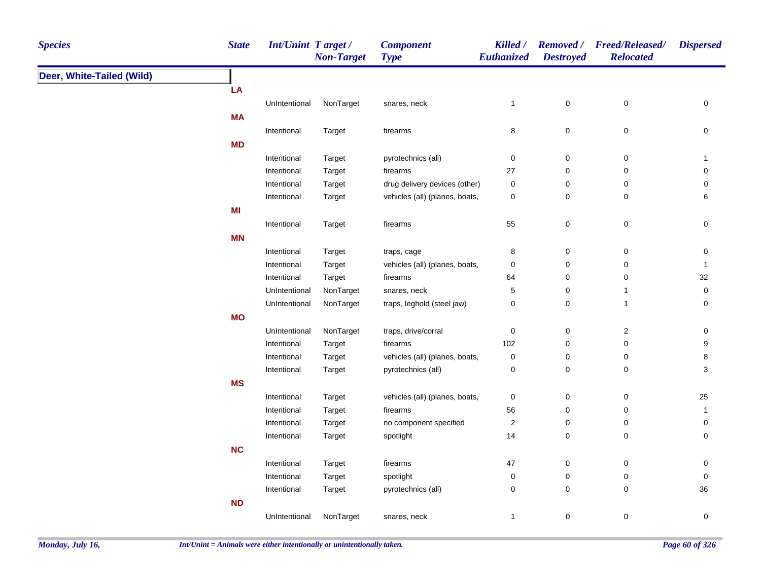| Species | State | Int/Unint | Target / Non-Target | Component Type | Killed / Euthanized | Removed / Destroyed | Freed/Released/ Relocated | Dispersed |
|---|---|---|---|---|---|---|---|---|
| **Deer, White-Tailed (Wild)** | | | | | | | | |
| | **LA** | | | | | | | |
| | | UnIntentional | NonTarget | snares, neck | 1 | 0 | 0 | 0 |
| | **MA** | | | | | | | |
| | | Intentional | Target | firearms | 8 | 0 | 0 | 0 |
| | **MD** | | | | | | | |
| | | Intentional | Target | pyrotechnics (all) | 0 | 0 | 0 | 1 |
| | | Intentional | Target | firearms | 27 | 0 | 0 | 0 |
| | | Intentional | Target | drug delivery devices (other) | 0 | 0 | 0 | 0 |
| | | Intentional | Target | vehicles (all) (planes, boats, | 0 | 0 | 0 | 6 |
| | **MI** | | | | | | | |
| | | Intentional | Target | firearms | 55 | 0 | 0 | 0 |
| | **MN** | | | | | | | |
| | | Intentional | Target | traps, cage | 8 | 0 | 0 | 0 |
| | | Intentional | Target | vehicles (all) (planes, boats, | 0 | 0 | 0 | 1 |
| | | Intentional | Target | firearms | 64 | 0 | 0 | 32 |
| | | UnIntentional | NonTarget | snares, neck | 5 | 0 | 1 | 0 |
| | | UnIntentional | NonTarget | traps, leghold (steel jaw) | 0 | 0 | 1 | 0 |
| | **MO** | | | | | | | |
| | | UnIntentional | NonTarget | traps, drive/corral | 0 | 0 | 2 | 0 |
| | | Intentional | Target | firearms | 102 | 0 | 0 | 9 |
| | | Intentional | Target | vehicles (all) (planes, boats, | 0 | 0 | 0 | 8 |
| | | Intentional | Target | pyrotechnics (all) | 0 | 0 | 0 | 3 |
| | **MS** | | | | | | | |
| | | Intentional | Target | vehicles (all) (planes, boats, | 0 | 0 | 0 | 25 |
| | | Intentional | Target | firearms | 56 | 0 | 0 | 1 |
| | | Intentional | Target | no component specified | 2 | 0 | 0 | 0 |
| | | Intentional | Target | spotlight | 14 | 0 | 0 | 0 |
| | **NC** | | | | | | | |
| | | Intentional | Target | firearms | 47 | 0 | 0 | 0 |
| | | Intentional | Target | spotlight | 0 | 0 | 0 | 0 |
| | | Intentional | Target | pyrotechnics (all) | 0 | 0 | 0 | 36 |
| | **ND** | | | | | | | |
| | | UnIntentional | NonTarget | snares, neck | 1 | 0 | 0 | 0 |

*Int/Unint = Animals were either intentionally or unintentionally taken.*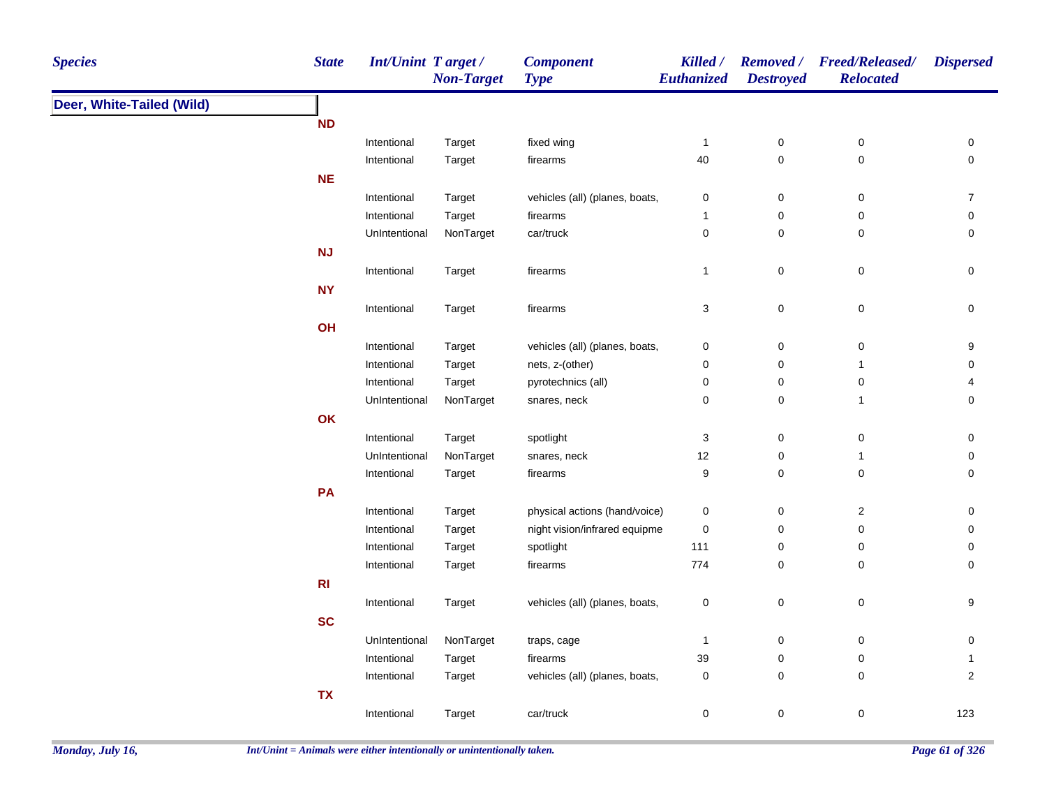| Species | State | Int/Unint | Target / Non-Target | Component Type | Killed / Euthanized | Removed / Destroyed | Freed/Released/ Relocated | Dispersed |
|---|---|---|---|---|---|---|---|---|
| **Deer, White-Tailed (Wild)** | | | | | | | | |
| | **ND** | | | | | | | |
| | | Intentional | Target | fixed wing | 1 | 0 | 0 | 0 |
| | | Intentional | Target | firearms | 40 | 0 | 0 | 0 |
| | **NE** | | | | | | | |
| | | Intentional | Target | vehicles (all) (planes, boats, | 0 | 0 | 0 | 7 |
| | | Intentional | Target | firearms | 1 | 0 | 0 | 0 |
| | | UnIntentional | NonTarget | car/truck | 0 | 0 | 0 | 0 |
| | **NJ** | | | | | | | |
| | | Intentional | Target | firearms | 1 | 0 | 0 | 0 |
| | **NY** | | | | | | | |
| | | Intentional | Target | firearms | 3 | 0 | 0 | 0 |
| | **OH** | | | | | | | |
| | | Intentional | Target | vehicles (all) (planes, boats, | 0 | 0 | 0 | 9 |
| | | Intentional | Target | nets, z-(other) | 0 | 0 | 1 | 0 |
| | | Intentional | Target | pyrotechnics (all) | 0 | 0 | 0 | 4 |
| | | UnIntentional | NonTarget | snares, neck | 0 | 0 | 1 | 0 |
| | **OK** | | | | | | | |
| | | Intentional | Target | spotlight | 3 | 0 | 0 | 0 |
| | | UnIntentional | NonTarget | snares, neck | 12 | 0 | 1 | 0 |
| | | Intentional | Target | firearms | 9 | 0 | 0 | 0 |
| | **PA** | | | | | | | |
| | | Intentional | Target | physical actions (hand/voice) | 0 | 0 | 2 | 0 |
| | | Intentional | Target | night vision/infrared equipme | 0 | 0 | 0 | 0 |
| | | Intentional | Target | spotlight | 111 | 0 | 0 | 0 |
| | | Intentional | Target | firearms | 774 | 0 | 0 | 0 |
| | **RI** | | | | | | | |
| | | Intentional | Target | vehicles (all) (planes, boats, | 0 | 0 | 0 | 9 |
| | **SC** | | | | | | | |
| | | UnIntentional | NonTarget | traps, cage | 1 | 0 | 0 | 0 |
| | | Intentional | Target | firearms | 39 | 0 | 0 | 1 |
| | | Intentional | Target | vehicles (all) (planes, boats, | 0 | 0 | 0 | 2 |
| | **TX** | | | | | | | |
| | | Intentional | Target | car/truck | 0 | 0 | 0 | 123 |

*Int/Unint = Animals were either intentionally or unintentionally taken.*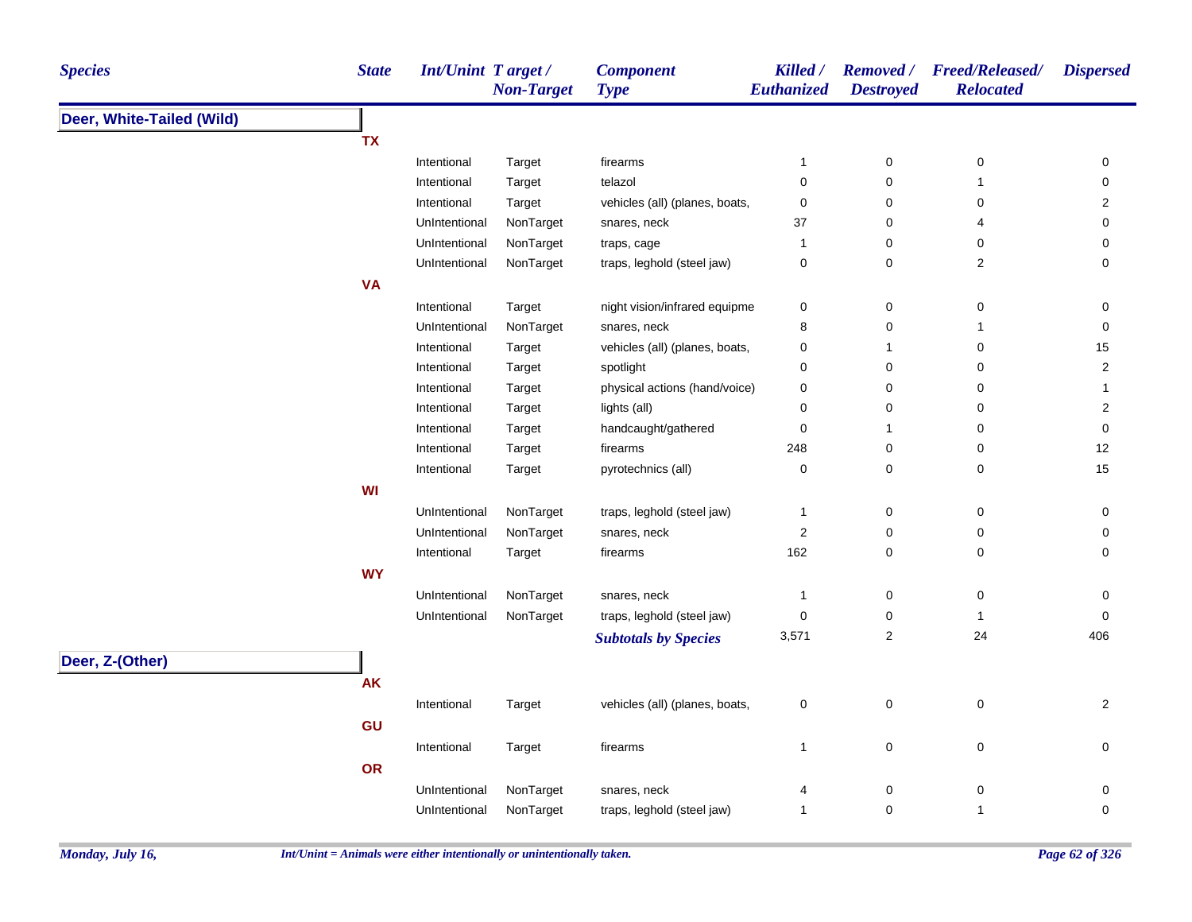| Species | State | Int/Unint | Target / Non-Target | Component Type | Killed / Euthanized | Removed / Destroyed | Freed/Released/ Relocated | Dispersed |
|---|---|---|---|---|---|---|---|---|
| **Deer, White-Tailed (Wild)** | | | | | | | | |
| | **TX** | | | | | | | |
| | | Intentional | Target | firearms | 1 | 0 | 0 | 0 |
| | | Intentional | Target | telazol | 0 | 0 | 1 | 0 |
| | | Intentional | Target | vehicles (all) (planes, boats, | 0 | 0 | 0 | 2 |
| | | UnIntentional | NonTarget | snares, neck | 37 | 0 | 4 | 0 |
| | | UnIntentional | NonTarget | traps, cage | 1 | 0 | 0 | 0 |
| | | UnIntentional | NonTarget | traps, leghold (steel jaw) | 0 | 0 | 2 | 0 |
| | **VA** | | | | | | | |
| | | Intentional | Target | night vision/infrared equipme | 0 | 0 | 0 | 0 |
| | | UnIntentional | NonTarget | snares, neck | 8 | 0 | 1 | 0 |
| | | Intentional | Target | vehicles (all) (planes, boats, | 0 | 1 | 0 | 15 |
| | | Intentional | Target | spotlight | 0 | 0 | 0 | 2 |
| | | Intentional | Target | physical actions (hand/voice) | 0 | 0 | 0 | 1 |
| | | Intentional | Target | lights (all) | 0 | 0 | 0 | 2 |
| | | Intentional | Target | handcaught/gathered | 0 | 1 | 0 | 0 |
| | | Intentional | Target | firearms | 248 | 0 | 0 | 12 |
| | | Intentional | Target | pyrotechnics (all) | 0 | 0 | 0 | 15 |
| | **WI** | | | | | | | |
| | | UnIntentional | NonTarget | traps, leghold (steel jaw) | 1 | 0 | 0 | 0 |
| | | UnIntentional | NonTarget | snares, neck | 2 | 0 | 0 | 0 |
| | | Intentional | Target | firearms | 162 | 0 | 0 | 0 |
| | **WY** | | | | | | | |
| | | UnIntentional | NonTarget | snares, neck | 1 | 0 | 0 | 0 |
| | | UnIntentional | NonTarget | traps, leghold (steel jaw) | 0 | 0 | 1 | 0 |
| | | | | ***Subtotals by Species*** | 3,571 | 2 | 24 | 406 |
| **Deer, Z-(Other)** | | | | | | | | |
| | **AK** | | | | | | | |
| | | Intentional | Target | vehicles (all) (planes, boats, | 0 | 0 | 0 | 2 |
| | **GU** | | | | | | | |
| | | Intentional | Target | firearms | 1 | 0 | 0 | 0 |
| | **OR** | | | | | | | |
| | | UnIntentional | NonTarget | snares, neck | 4 | 0 | 0 | 0 |
| | | UnIntentional | NonTarget | traps, leghold (steel jaw) | 1 | 0 | 1 | 0 |

*Int/Unint = Animals were either intentionally or unintentionally taken.*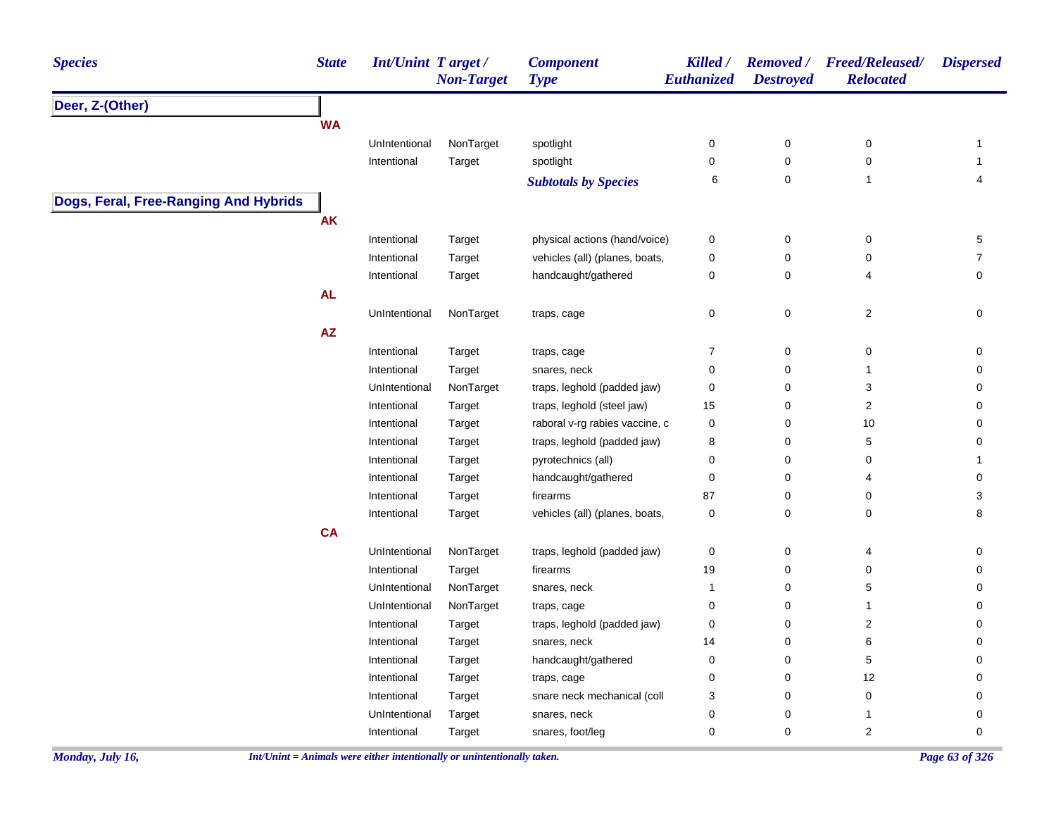| Species | State | Int/Unint | Target / Non-Target | Component Type | Killed / Euthanized | Removed / Destroyed | Freed/Released/ Relocated | Dispersed |
|---|---|---|---|---|---|---|---|---|
| **Deer, Z-(Other)** | | | | | | | | |
| | **WA** | | | | | | | |
| | | UnIntentional | NonTarget | spotlight | 0 | 0 | 0 | 1 |
| | | Intentional | Target | spotlight | 0 | 0 | 0 | 1 |
| | | | | ***Subtotals by Species*** | 6 | 0 | 1 | 4 |
| **Dogs, Feral, Free-Ranging And Hybrids** | | | | | | | | |
| | **AK** | | | | | | | |
| | | Intentional | Target | physical actions (hand/voice) | 0 | 0 | 0 | 5 |
| | | Intentional | Target | vehicles (all) (planes, boats, | 0 | 0 | 0 | 7 |
| | | Intentional | Target | handcaught/gathered | 0 | 0 | 4 | 0 |
| | **AL** | | | | | | | |
| | | UnIntentional | NonTarget | traps, cage | 0 | 0 | 2 | 0 |
| | **AZ** | | | | | | | |
| | | Intentional | Target | traps, cage | 7 | 0 | 0 | 0 |
| | | Intentional | Target | snares, neck | 0 | 0 | 1 | 0 |
| | | UnIntentional | NonTarget | traps, leghold (padded jaw) | 0 | 0 | 3 | 0 |
| | | Intentional | Target | traps, leghold (steel jaw) | 15 | 0 | 2 | 0 |
| | | Intentional | Target | raboral v-rg rabies vaccine, c | 0 | 0 | 10 | 0 |
| | | Intentional | Target | traps, leghold (padded jaw) | 8 | 0 | 5 | 0 |
| | | Intentional | Target | pyrotechnics (all) | 0 | 0 | 0 | 1 |
| | | Intentional | Target | handcaught/gathered | 0 | 0 | 4 | 0 |
| | | Intentional | Target | firearms | 87 | 0 | 0 | 3 |
| | | Intentional | Target | vehicles (all) (planes, boats, | 0 | 0 | 0 | 8 |
| | **CA** | | | | | | | |
| | | UnIntentional | NonTarget | traps, leghold (padded jaw) | 0 | 0 | 4 | 0 |
| | | Intentional | Target | firearms | 19 | 0 | 0 | 0 |
| | | UnIntentional | NonTarget | snares, neck | 1 | 0 | 5 | 0 |
| | | UnIntentional | NonTarget | traps, cage | 0 | 0 | 1 | 0 |
| | | Intentional | Target | traps, leghold (padded jaw) | 0 | 0 | 2 | 0 |
| | | Intentional | Target | snares, neck | 14 | 0 | 6 | 0 |
| | | Intentional | Target | handcaught/gathered | 0 | 0 | 5 | 0 |
| | | Intentional | Target | traps, cage | 0 | 0 | 12 | 0 |
| | | Intentional | Target | snare neck mechanical (coll | 3 | 0 | 0 | 0 |
| | | UnIntentional | Target | snares, neck | 0 | 0 | 1 | 0 |
| | | Intentional | Target | snares, foot/leg | 0 | 0 | 2 | 0 |

*Int/Unint = Animals were either intentionally or unintentionally taken.*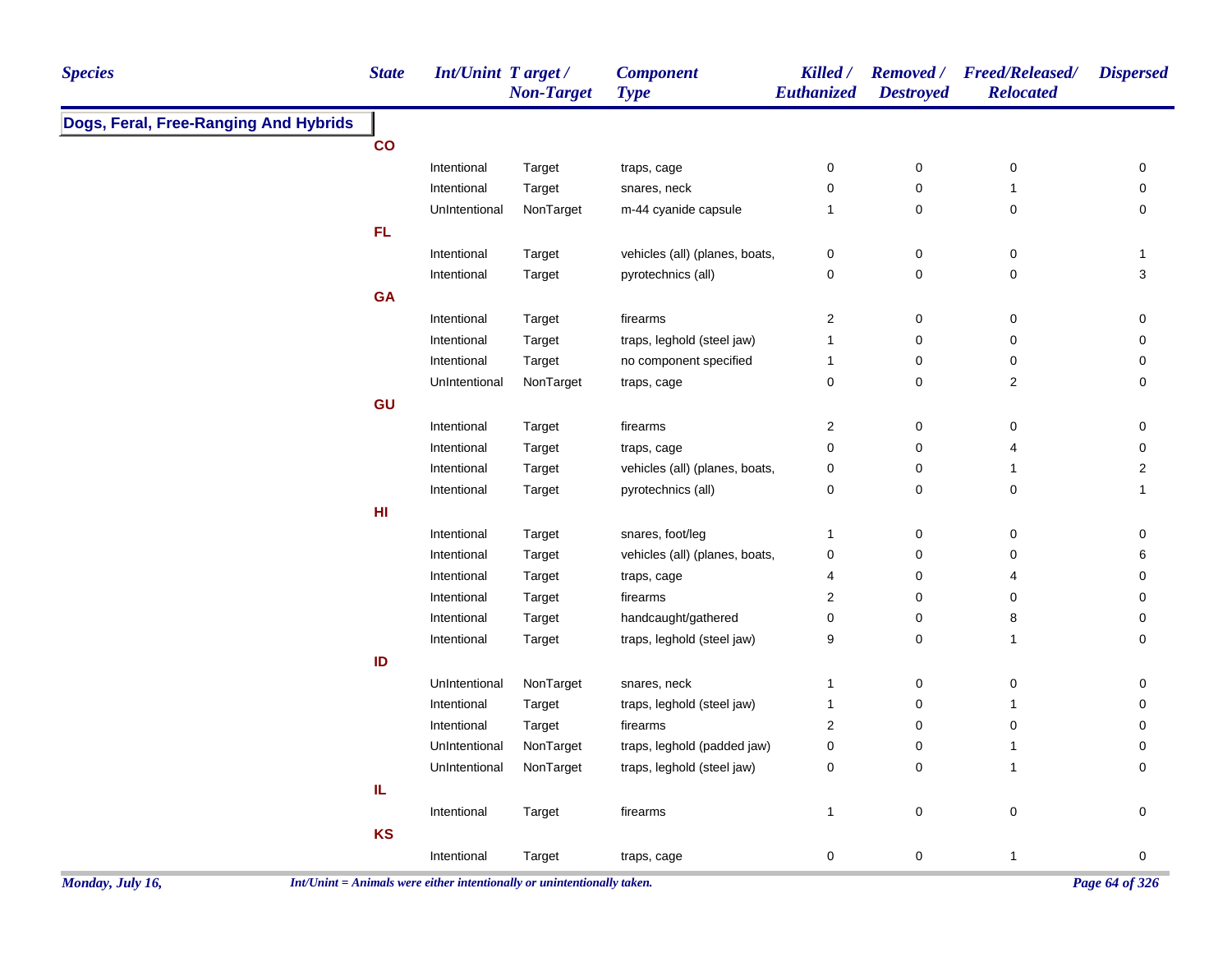| Species | State | Int/Unint | Target / Non-Target | Component Type | Killed / Euthanized | Removed / Destroyed | Freed/Released/ Relocated | Dispersed |
|---|---|---|---|---|---|---|---|---|
| **Dogs, Feral, Free-Ranging And Hybrids** | | | | | | | | |
| | **CO** | | | | | | | |
| | | Intentional | Target | traps, cage | 0 | 0 | 0 | 0 |
| | | Intentional | Target | snares, neck | 0 | 0 | 1 | 0 |
| | | UnIntentional | NonTarget | m-44 cyanide capsule | 1 | 0 | 0 | 0 |
| | **FL** | | | | | | | |
| | | Intentional | Target | vehicles (all) (planes, boats, | 0 | 0 | 0 | 1 |
| | | Intentional | Target | pyrotechnics (all) | 0 | 0 | 0 | 3 |
| | **GA** | | | | | | | |
| | | Intentional | Target | firearms | 2 | 0 | 0 | 0 |
| | | Intentional | Target | traps, leghold (steel jaw) | 1 | 0 | 0 | 0 |
| | | Intentional | Target | no component specified | 1 | 0 | 0 | 0 |
| | | UnIntentional | NonTarget | traps, cage | 0 | 0 | 2 | 0 |
| | **GU** | | | | | | | |
| | | Intentional | Target | firearms | 2 | 0 | 0 | 0 |
| | | Intentional | Target | traps, cage | 0 | 0 | 4 | 0 |
| | | Intentional | Target | vehicles (all) (planes, boats, | 0 | 0 | 1 | 2 |
| | | Intentional | Target | pyrotechnics (all) | 0 | 0 | 0 | 1 |
| | **HI** | | | | | | | |
| | | Intentional | Target | snares, foot/leg | 1 | 0 | 0 | 0 |
| | | Intentional | Target | vehicles (all) (planes, boats, | 0 | 0 | 0 | 6 |
| | | Intentional | Target | traps, cage | 4 | 0 | 4 | 0 |
| | | Intentional | Target | firearms | 2 | 0 | 0 | 0 |
| | | Intentional | Target | handcaught/gathered | 0 | 0 | 8 | 0 |
| | | Intentional | Target | traps, leghold (steel jaw) | 9 | 0 | 1 | 0 |
| | **ID** | | | | | | | |
| | | UnIntentional | NonTarget | snares, neck | 1 | 0 | 0 | 0 |
| | | Intentional | Target | traps, leghold (steel jaw) | 1 | 0 | 1 | 0 |
| | | Intentional | Target | firearms | 2 | 0 | 0 | 0 |
| | | UnIntentional | NonTarget | traps, leghold (padded jaw) | 0 | 0 | 1 | 0 |
| | | UnIntentional | NonTarget | traps, leghold (steel jaw) | 0 | 0 | 1 | 0 |
| | **IL** | | | | | | | |
| | | Intentional | Target | firearms | 1 | 0 | 0 | 0 |
| | **KS** | | | | | | | |
| | | Intentional | Target | traps, cage | 0 | 0 | 1 | 0 |

*Int/Unint = Animals were either intentionally or unintentionally taken.*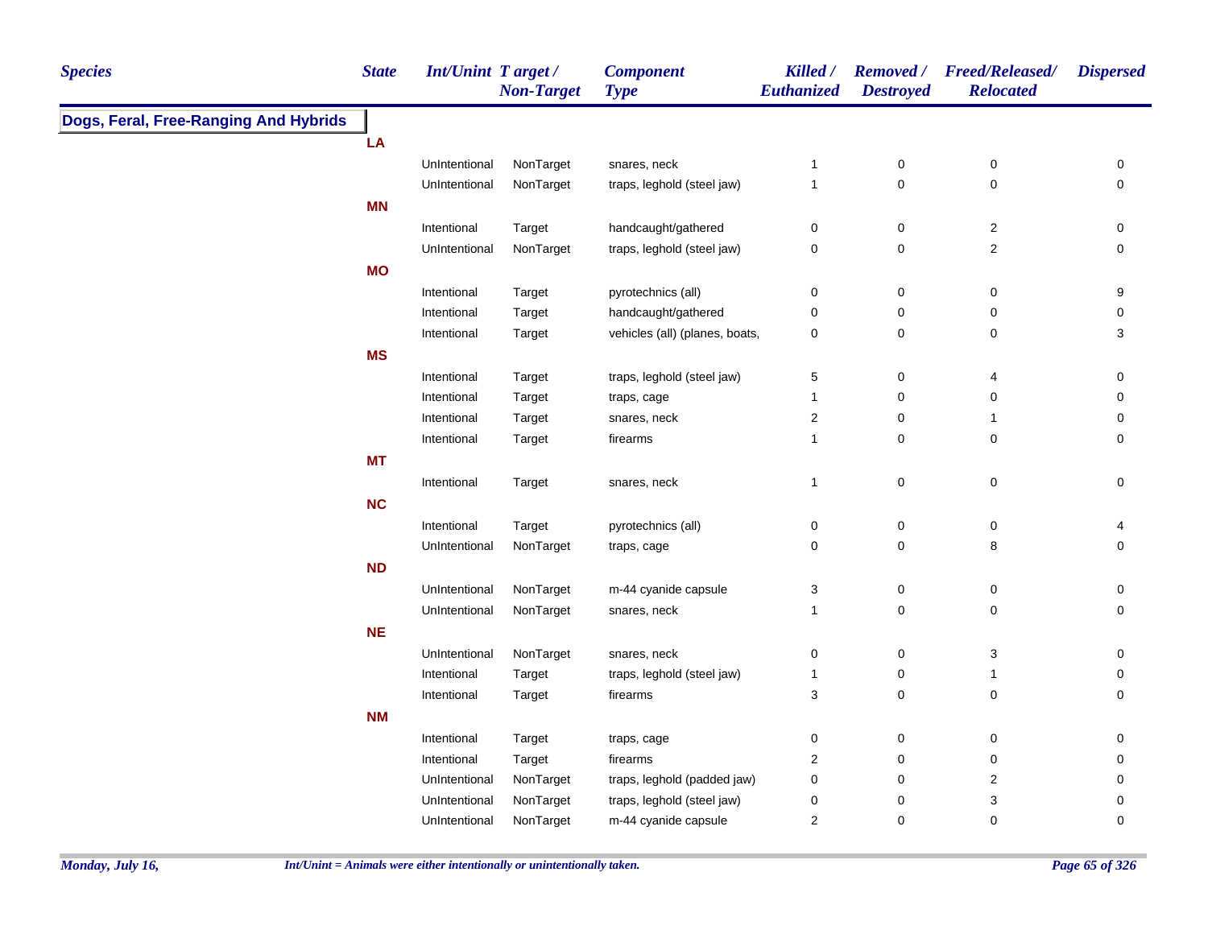| Species | State | Int/Unint | Target / Non-Target | Component Type | Killed / Euthanized | Removed / Destroyed | Freed/Released/ Relocated | Dispersed |
|---|---|---|---|---|---|---|---|---|
| **Dogs, Feral, Free-Ranging And Hybrids** | | | | | | | | |
| | **LA** | | | | | | | |
| | | UnIntentional | NonTarget | snares, neck | 1 | 0 | 0 | 0 |
| | | UnIntentional | NonTarget | traps, leghold (steel jaw) | 1 | 0 | 0 | 0 |
| | **MN** | | | | | | | |
| | | Intentional | Target | handcaught/gathered | 0 | 0 | 2 | 0 |
| | | UnIntentional | NonTarget | traps, leghold (steel jaw) | 0 | 0 | 2 | 0 |
| | **MO** | | | | | | | |
| | | Intentional | Target | pyrotechnics (all) | 0 | 0 | 0 | 9 |
| | | Intentional | Target | handcaught/gathered | 0 | 0 | 0 | 0 |
| | | Intentional | Target | vehicles (all) (planes, boats, | 0 | 0 | 0 | 3 |
| | **MS** | | | | | | | |
| | | Intentional | Target | traps, leghold (steel jaw) | 5 | 0 | 4 | 0 |
| | | Intentional | Target | traps, cage | 1 | 0 | 0 | 0 |
| | | Intentional | Target | snares, neck | 2 | 0 | 1 | 0 |
| | | Intentional | Target | firearms | 1 | 0 | 0 | 0 |
| | **MT** | | | | | | | |
| | | Intentional | Target | snares, neck | 1 | 0 | 0 | 0 |
| | **NC** | | | | | | | |
| | | Intentional | Target | pyrotechnics (all) | 0 | 0 | 0 | 4 |
| | | UnIntentional | NonTarget | traps, cage | 0 | 0 | 8 | 0 |
| | **ND** | | | | | | | |
| | | UnIntentional | NonTarget | m-44 cyanide capsule | 3 | 0 | 0 | 0 |
| | | UnIntentional | NonTarget | snares, neck | 1 | 0 | 0 | 0 |
| | **NE** | | | | | | | |
| | | UnIntentional | NonTarget | snares, neck | 0 | 0 | 3 | 0 |
| | | Intentional | Target | traps, leghold (steel jaw) | 1 | 0 | 1 | 0 |
| | | Intentional | Target | firearms | 3 | 0 | 0 | 0 |
| | **NM** | | | | | | | |
| | | Intentional | Target | traps, cage | 0 | 0 | 0 | 0 |
| | | Intentional | Target | firearms | 2 | 0 | 0 | 0 |
| | | UnIntentional | NonTarget | traps, leghold (padded jaw) | 0 | 0 | 2 | 0 |
| | | UnIntentional | NonTarget | traps, leghold (steel jaw) | 0 | 0 | 3 | 0 |
| | | UnIntentional | NonTarget | m-44 cyanide capsule | 2 | 0 | 0 | 0 |

*Int/Unint = Animals were either intentionally or unintentionally taken.*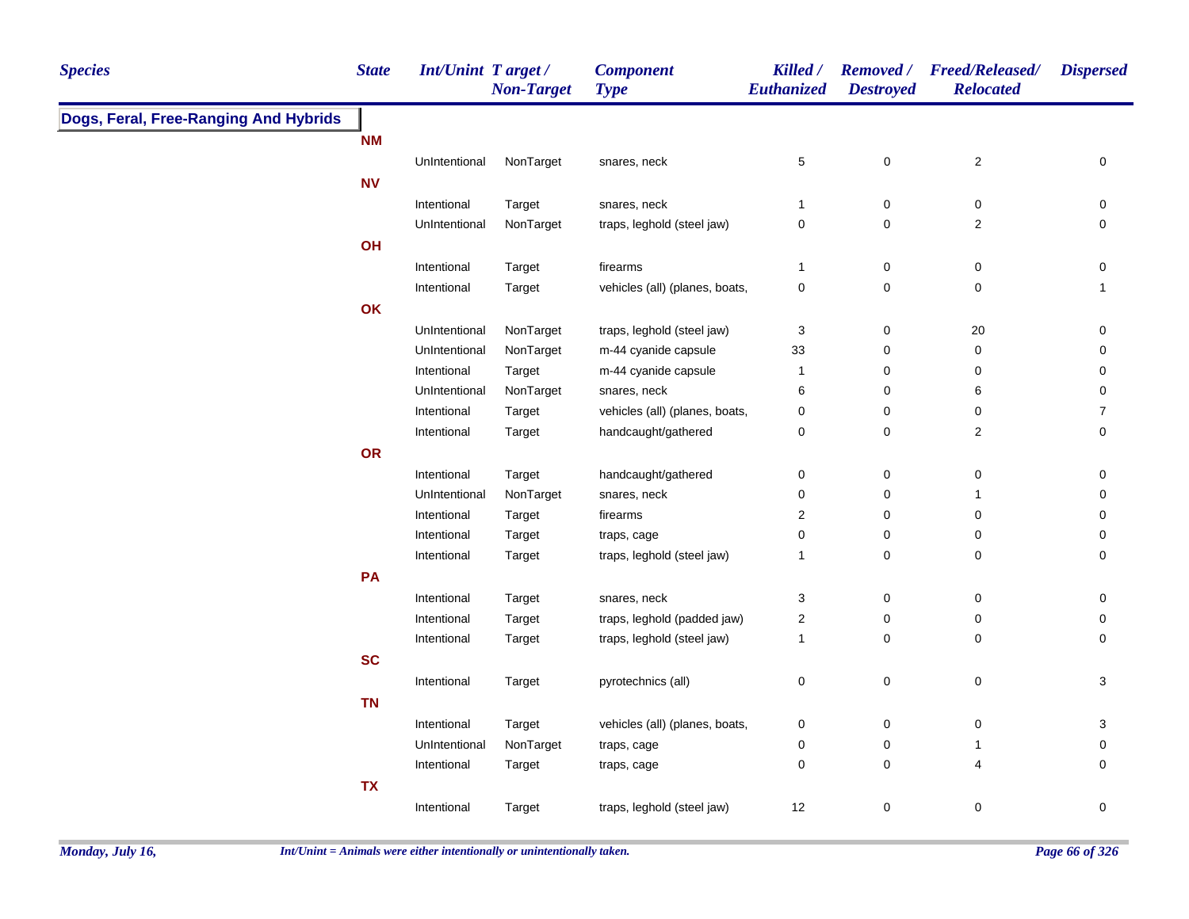| Species | State | Int/Unint | Target / Non-Target | Component Type | Killed / Euthanized | Removed / Destroyed | Freed/Released/ Relocated | Dispersed |
|---|---|---|---|---|---|---|---|---|
| **Dogs, Feral, Free-Ranging And Hybrids** | | | | | | | | |
| | **NM** | | | | | | | |
| | | UnIntentional | NonTarget | snares, neck | 5 | 0 | 2 | 0 |
| | **NV** | | | | | | | |
| | | Intentional | Target | snares, neck | 1 | 0 | 0 | 0 |
| | | UnIntentional | NonTarget | traps, leghold (steel jaw) | 0 | 0 | 2 | 0 |
| | **OH** | | | | | | | |
| | | Intentional | Target | firearms | 1 | 0 | 0 | 0 |
| | | Intentional | Target | vehicles (all) (planes, boats, | 0 | 0 | 0 | 1 |
| | **OK** | | | | | | | |
| | | UnIntentional | NonTarget | traps, leghold (steel jaw) | 3 | 0 | 20 | 0 |
| | | UnIntentional | NonTarget | m-44 cyanide capsule | 33 | 0 | 0 | 0 |
| | | Intentional | Target | m-44 cyanide capsule | 1 | 0 | 0 | 0 |
| | | UnIntentional | NonTarget | snares, neck | 6 | 0 | 6 | 0 |
| | | Intentional | Target | vehicles (all) (planes, boats, | 0 | 0 | 0 | 7 |
| | | Intentional | Target | handcaught/gathered | 0 | 0 | 2 | 0 |
| | **OR** | | | | | | | |
| | | Intentional | Target | handcaught/gathered | 0 | 0 | 0 | 0 |
| | | UnIntentional | NonTarget | snares, neck | 0 | 0 | 1 | 0 |
| | | Intentional | Target | firearms | 2 | 0 | 0 | 0 |
| | | Intentional | Target | traps, cage | 0 | 0 | 0 | 0 |
| | | Intentional | Target | traps, leghold (steel jaw) | 1 | 0 | 0 | 0 |
| | **PA** | | | | | | | |
| | | Intentional | Target | snares, neck | 3 | 0 | 0 | 0 |
| | | Intentional | Target | traps, leghold (padded jaw) | 2 | 0 | 0 | 0 |
| | | Intentional | Target | traps, leghold (steel jaw) | 1 | 0 | 0 | 0 |
| | **SC** | | | | | | | |
| | | Intentional | Target | pyrotechnics (all) | 0 | 0 | 0 | 3 |
| | **TN** | | | | | | | |
| | | Intentional | Target | vehicles (all) (planes, boats, | 0 | 0 | 0 | 3 |
| | | UnIntentional | NonTarget | traps, cage | 0 | 0 | 1 | 0 |
| | | Intentional | Target | traps, cage | 0 | 0 | 4 | 0 |
| | **TX** | | | | | | | |
| | | Intentional | Target | traps, leghold (steel jaw) | 12 | 0 | 0 | 0 |

*Int/Unint = Animals were either intentionally or unintentionally taken.*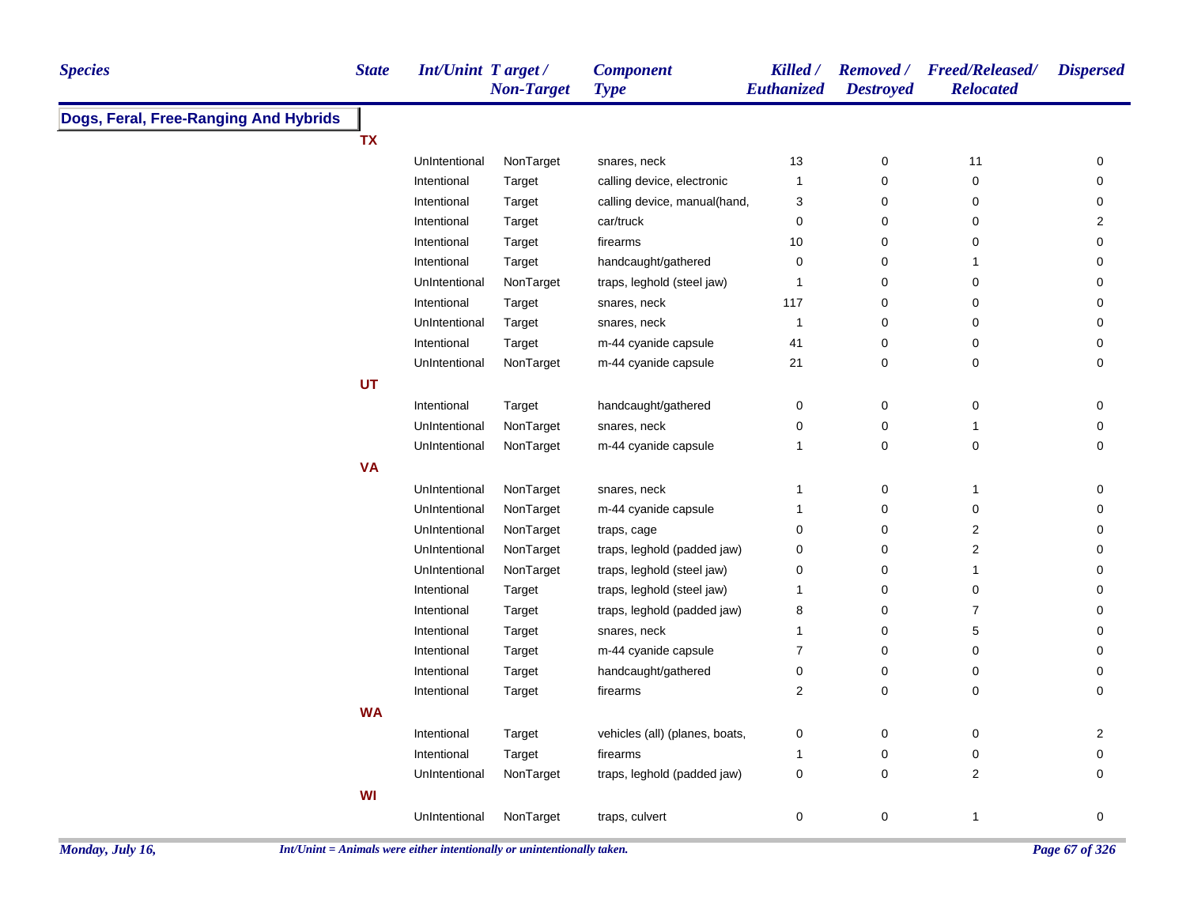| Species | State | Int/Unint | Target / Non-Target | Component Type | Killed / Euthanized | Removed / Destroyed | Freed/Released/ Relocated | Dispersed |
|---|---|---|---|---|---|---|---|---|
| **Dogs, Feral, Free-Ranging And Hybrids** | | | | | | | | |
| | **TX** | | | | | | | |
| | | UnIntentional | NonTarget | snares, neck | 13 | 0 | 11 | 0 |
| | | Intentional | Target | calling device, electronic | 1 | 0 | 0 | 0 |
| | | Intentional | Target | calling device, manual(hand, | 3 | 0 | 0 | 0 |
| | | Intentional | Target | car/truck | 0 | 0 | 0 | 2 |
| | | Intentional | Target | firearms | 10 | 0 | 0 | 0 |
| | | Intentional | Target | handcaught/gathered | 0 | 0 | 1 | 0 |
| | | UnIntentional | NonTarget | traps, leghold (steel jaw) | 1 | 0 | 0 | 0 |
| | | Intentional | Target | snares, neck | 117 | 0 | 0 | 0 |
| | | UnIntentional | Target | snares, neck | 1 | 0 | 0 | 0 |
| | | Intentional | Target | m-44 cyanide capsule | 41 | 0 | 0 | 0 |
| | | UnIntentional | NonTarget | m-44 cyanide capsule | 21 | 0 | 0 | 0 |
| | **UT** | | | | | | | |
| | | Intentional | Target | handcaught/gathered | 0 | 0 | 0 | 0 |
| | | UnIntentional | NonTarget | snares, neck | 0 | 0 | 1 | 0 |
| | | UnIntentional | NonTarget | m-44 cyanide capsule | 1 | 0 | 0 | 0 |
| | **VA** | | | | | | | |
| | | UnIntentional | NonTarget | snares, neck | 1 | 0 | 1 | 0 |
| | | UnIntentional | NonTarget | m-44 cyanide capsule | 1 | 0 | 0 | 0 |
| | | UnIntentional | NonTarget | traps, cage | 0 | 0 | 2 | 0 |
| | | UnIntentional | NonTarget | traps, leghold (padded jaw) | 0 | 0 | 2 | 0 |
| | | UnIntentional | NonTarget | traps, leghold (steel jaw) | 0 | 0 | 1 | 0 |
| | | Intentional | Target | traps, leghold (steel jaw) | 1 | 0 | 0 | 0 |
| | | Intentional | Target | traps, leghold (padded jaw) | 8 | 0 | 7 | 0 |
| | | Intentional | Target | snares, neck | 1 | 0 | 5 | 0 |
| | | Intentional | Target | m-44 cyanide capsule | 7 | 0 | 0 | 0 |
| | | Intentional | Target | handcaught/gathered | 0 | 0 | 0 | 0 |
| | | Intentional | Target | firearms | 2 | 0 | 0 | 0 |
| | **WA** | | | | | | | |
| | | Intentional | Target | vehicles (all) (planes, boats, | 0 | 0 | 0 | 2 |
| | | Intentional | Target | firearms | 1 | 0 | 0 | 0 |
| | | UnIntentional | NonTarget | traps, leghold (padded jaw) | 0 | 0 | 2 | 0 |
| | **WI** | | | | | | | |
| | | UnIntentional | NonTarget | traps, culvert | 0 | 0 | 1 | 0 |

*Int/Unint = Animals were either intentionally or unintentionally taken.*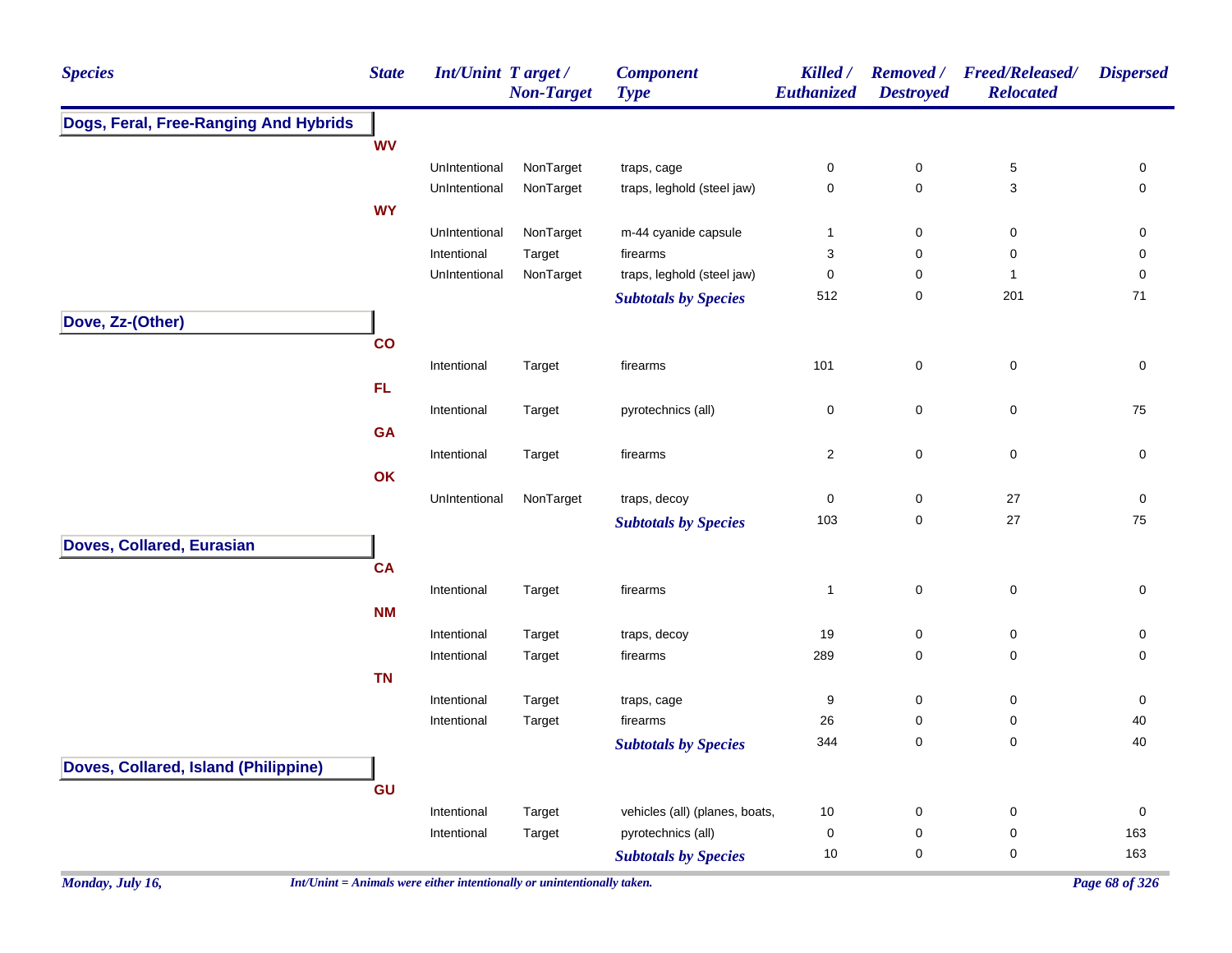| Species | State | Int/Unint | Target / Non-Target | Component Type | Killed / Euthanized | Removed / Destroyed | Freed/Released/ Relocated | Dispersed |
|---|---|---|---|---|---|---|---|---|
| **Dogs, Feral, Free-Ranging And Hybrids** | | | | | | | | |
| | **WV** | | | | | | | |
| | | UnIntentional | NonTarget | traps, cage | 0 | 0 | 5 | 0 |
| | | UnIntentional | NonTarget | traps, leghold (steel jaw) | 0 | 0 | 3 | 0 |
| | **WY** | | | | | | | |
| | | UnIntentional | NonTarget | m-44 cyanide capsule | 1 | 0 | 0 | 0 |
| | | Intentional | Target | firearms | 3 | 0 | 0 | 0 |
| | | UnIntentional | NonTarget | traps, leghold (steel jaw) | 0 | 0 | 1 | 0 |
| | | | | ***Subtotals by Species*** | 512 | 0 | 201 | 71 |
| **Dove, Zz-(Other)** | | | | | | | | |
| | **CO** | | | | | | | |
| | | Intentional | Target | firearms | 101 | 0 | 0 | 0 |
| | **FL** | | | | | | | |
| | | Intentional | Target | pyrotechnics (all) | 0 | 0 | 0 | 75 |
| | **GA** | | | | | | | |
| | | Intentional | Target | firearms | 2 | 0 | 0 | 0 |
| | **OK** | | | | | | | |
| | | UnIntentional | NonTarget | traps, decoy | 0 | 0 | 27 | 0 |
| | | | | ***Subtotals by Species*** | 103 | 0 | 27 | 75 |
| **Doves, Collared, Eurasian** | | | | | | | | |
| | **CA** | | | | | | | |
| | | Intentional | Target | firearms | 1 | 0 | 0 | 0 |
| | **NM** | | | | | | | |
| | | Intentional | Target | traps, decoy | 19 | 0 | 0 | 0 |
| | | Intentional | Target | firearms | 289 | 0 | 0 | 0 |
| | **TN** | | | | | | | |
| | | Intentional | Target | traps, cage | 9 | 0 | 0 | 0 |
| | | Intentional | Target | firearms | 26 | 0 | 0 | 40 |
| | | | | ***Subtotals by Species*** | 344 | 0 | 0 | 40 |
| **Doves, Collared, Island (Philippine)** | | | | | | | | |
| | **GU** | | | | | | | |
| | | Intentional | Target | vehicles (all) (planes, boats, | 10 | 0 | 0 | 0 |
| | | Intentional | Target | pyrotechnics (all) | 0 | 0 | 0 | 163 |
| | | | | ***Subtotals by Species*** | 10 | 0 | 0 | 163 |

*Monday, July 16,*

*Int/Unint = Animals were either intentionally or unintentionally taken.*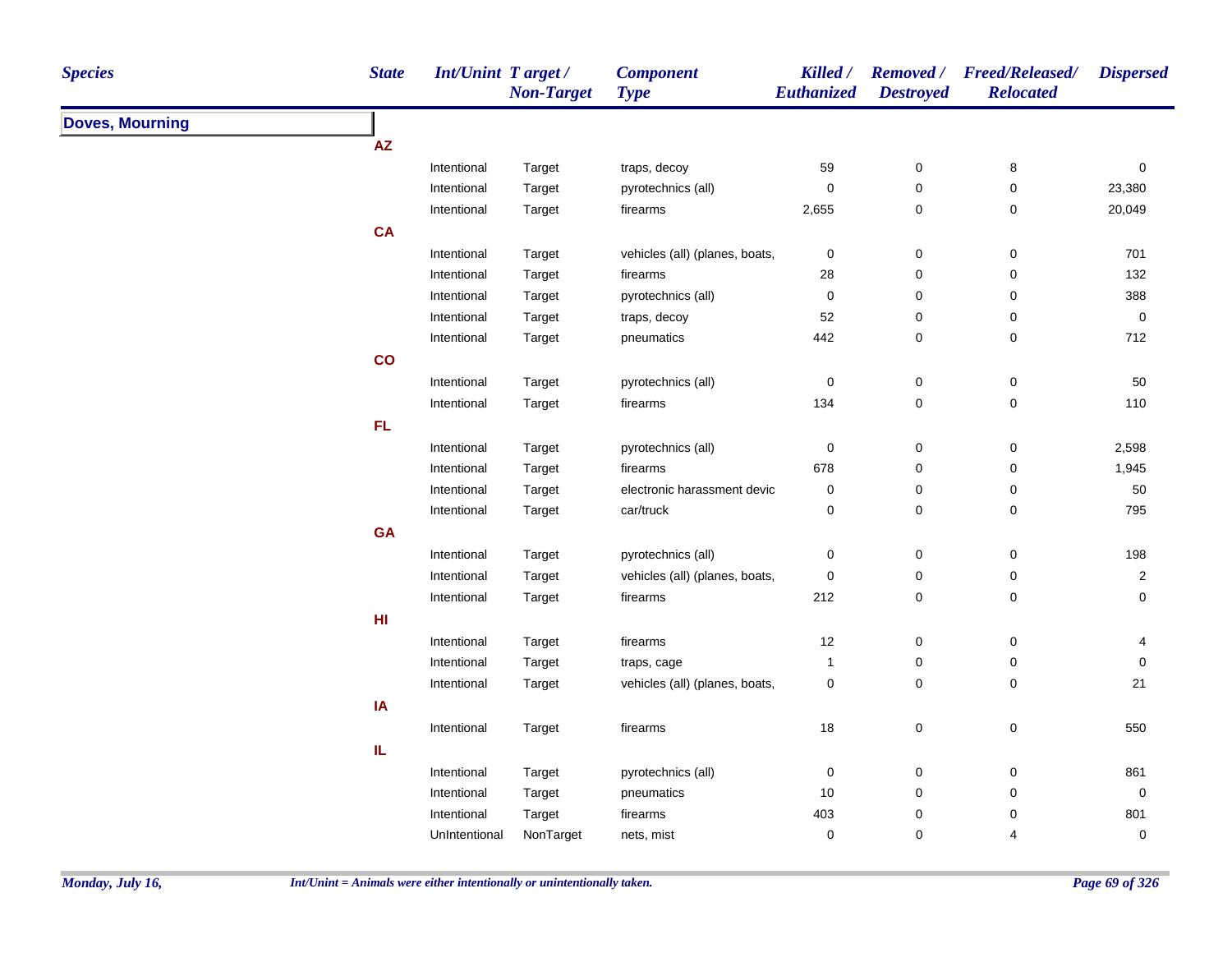| Species | State | Int/Unint | Target / Non-Target | Component Type | Killed / Euthanized | Removed / Destroyed | Freed/Released/ Relocated | Dispersed |
|---|---|---|---|---|---|---|---|---|
| **Doves, Mourning** | | | | | | | | |
| | **AZ** | | | | | | | |
| | | Intentional | Target | traps, decoy | 59 | 0 | 8 | 0 |
| | | Intentional | Target | pyrotechnics (all) | 0 | 0 | 0 | 23,380 |
| | | Intentional | Target | firearms | 2,655 | 0 | 0 | 20,049 |
| | **CA** | | | | | | | |
| | | Intentional | Target | vehicles (all) (planes, boats, | 0 | 0 | 0 | 701 |
| | | Intentional | Target | firearms | 28 | 0 | 0 | 132 |
| | | Intentional | Target | pyrotechnics (all) | 0 | 0 | 0 | 388 |
| | | Intentional | Target | traps, decoy | 52 | 0 | 0 | 0 |
| | | Intentional | Target | pneumatics | 442 | 0 | 0 | 712 |
| | **CO** | | | | | | | |
| | | Intentional | Target | pyrotechnics (all) | 0 | 0 | 0 | 50 |
| | | Intentional | Target | firearms | 134 | 0 | 0 | 110 |
| | **FL** | | | | | | | |
| | | Intentional | Target | pyrotechnics (all) | 0 | 0 | 0 | 2,598 |
| | | Intentional | Target | firearms | 678 | 0 | 0 | 1,945 |
| | | Intentional | Target | electronic harassment devic | 0 | 0 | 0 | 50 |
| | | Intentional | Target | car/truck | 0 | 0 | 0 | 795 |
| | **GA** | | | | | | | |
| | | Intentional | Target | pyrotechnics (all) | 0 | 0 | 0 | 198 |
| | | Intentional | Target | vehicles (all) (planes, boats, | 0 | 0 | 0 | 2 |
| | | Intentional | Target | firearms | 212 | 0 | 0 | 0 |
| | **HI** | | | | | | | |
| | | Intentional | Target | firearms | 12 | 0 | 0 | 4 |
| | | Intentional | Target | traps, cage | 1 | 0 | 0 | 0 |
| | | Intentional | Target | vehicles (all) (planes, boats, | 0 | 0 | 0 | 21 |
| | **IA** | | | | | | | |
| | | Intentional | Target | firearms | 18 | 0 | 0 | 550 |
| | **IL** | | | | | | | |
| | | Intentional | Target | pyrotechnics (all) | 0 | 0 | 0 | 861 |
| | | Intentional | Target | pneumatics | 10 | 0 | 0 | 0 |
| | | Intentional | Target | firearms | 403 | 0 | 0 | 801 |
| | | UnIntentional | NonTarget | nets, mist | 0 | 0 | 4 | 0 |

*Int/Unint = Animals were either intentionally or unintentionally taken.*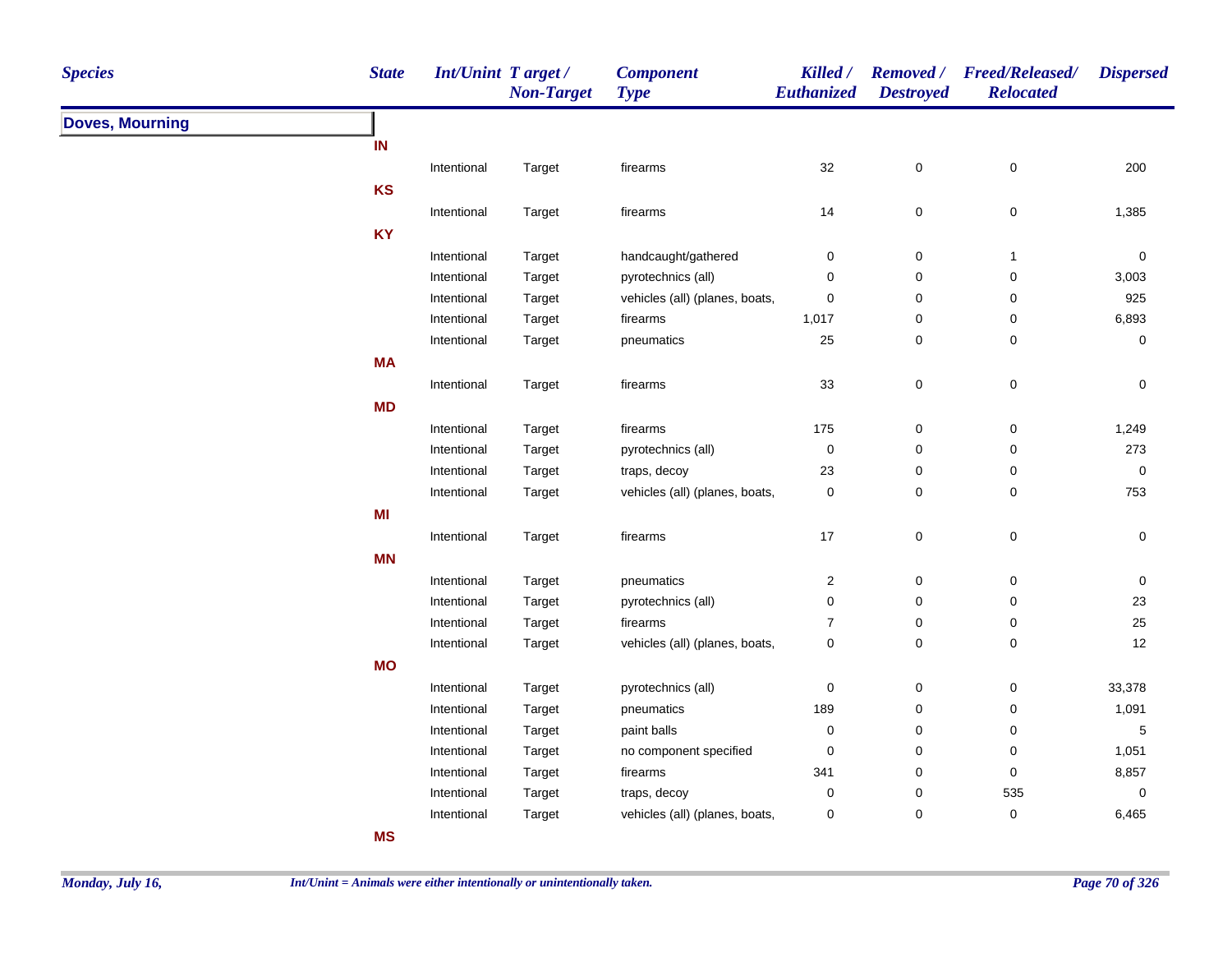| Species | State | Int/Unint | Target / Non-Target | Component Type | Killed / Euthanized | Removed / Destroyed | Freed/Released/ Relocated | Dispersed |
|---|---|---|---|---|---|---|---|---|
| **Doves, Mourning** | | | | | | | | |
| | **IN** | | | | | | | |
| | | Intentional | Target | firearms | 32 | 0 | 0 | 200 |
| | **KS** | | | | | | | |
| | | Intentional | Target | firearms | 14 | 0 | 0 | 1,385 |
| | **KY** | | | | | | | |
| | | Intentional | Target | handcaught/gathered | 0 | 0 | 1 | 0 |
| | | Intentional | Target | pyrotechnics (all) | 0 | 0 | 0 | 3,003 |
| | | Intentional | Target | vehicles (all) (planes, boats, | 0 | 0 | 0 | 925 |
| | | Intentional | Target | firearms | 1,017 | 0 | 0 | 6,893 |
| | | Intentional | Target | pneumatics | 25 | 0 | 0 | 0 |
| | **MA** | | | | | | | |
| | | Intentional | Target | firearms | 33 | 0 | 0 | 0 |
| | **MD** | | | | | | | |
| | | Intentional | Target | firearms | 175 | 0 | 0 | 1,249 |
| | | Intentional | Target | pyrotechnics (all) | 0 | 0 | 0 | 273 |
| | | Intentional | Target | traps, decoy | 23 | 0 | 0 | 0 |
| | | Intentional | Target | vehicles (all) (planes, boats, | 0 | 0 | 0 | 753 |
| | **MI** | | | | | | | |
| | | Intentional | Target | firearms | 17 | 0 | 0 | 0 |
| | **MN** | | | | | | | |
| | | Intentional | Target | pneumatics | 2 | 0 | 0 | 0 |
| | | Intentional | Target | pyrotechnics (all) | 0 | 0 | 0 | 23 |
| | | Intentional | Target | firearms | 7 | 0 | 0 | 25 |
| | | Intentional | Target | vehicles (all) (planes, boats, | 0 | 0 | 0 | 12 |
| | **MO** | | | | | | | |
| | | Intentional | Target | pyrotechnics (all) | 0 | 0 | 0 | 33,378 |
| | | Intentional | Target | pneumatics | 189 | 0 | 0 | 1,091 |
| | | Intentional | Target | paint balls | 0 | 0 | 0 | 5 |
| | | Intentional | Target | no component specified | 0 | 0 | 0 | 1,051 |
| | | Intentional | Target | firearms | 341 | 0 | 0 | 8,857 |
| | | Intentional | Target | traps, decoy | 0 | 0 | 535 | 0 |
| | | Intentional | Target | vehicles (all) (planes, boats, | 0 | 0 | 0 | 6,465 |
| | **MS** | | | | | | | |

Int/Unint = Animals were either intentionally or unintentionally taken.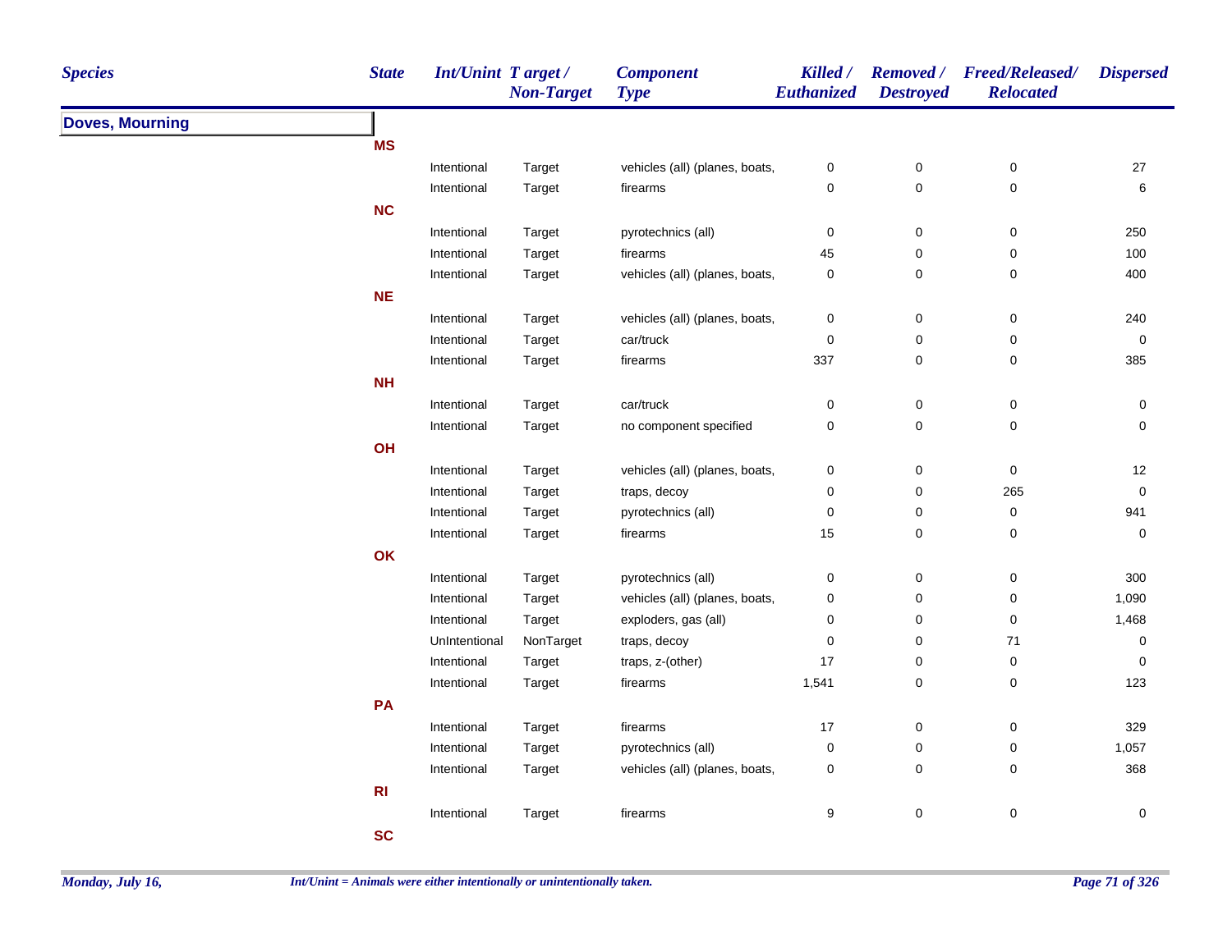| Species | State | Int/Unint | Target / Non-Target | Component Type | Killed / Euthanized | Removed / Destroyed | Freed/Released/ Relocated | Dispersed |
|---|---|---|---|---|---|---|---|---|
| **Doves, Mourning** | | | | | | | | |
| | **MS** | | | | | | | |
| | | Intentional | Target | vehicles (all) (planes, boats, | 0 | 0 | 0 | 27 |
| | | Intentional | Target | firearms | 0 | 0 | 0 | 6 |
| | **NC** | | | | | | | |
| | | Intentional | Target | pyrotechnics (all) | 0 | 0 | 0 | 250 |
| | | Intentional | Target | firearms | 45 | 0 | 0 | 100 |
| | | Intentional | Target | vehicles (all) (planes, boats, | 0 | 0 | 0 | 400 |
| | **NE** | | | | | | | |
| | | Intentional | Target | vehicles (all) (planes, boats, | 0 | 0 | 0 | 240 |
| | | Intentional | Target | car/truck | 0 | 0 | 0 | 0 |
| | | Intentional | Target | firearms | 337 | 0 | 0 | 385 |
| | **NH** | | | | | | | |
| | | Intentional | Target | car/truck | 0 | 0 | 0 | 0 |
| | | Intentional | Target | no component specified | 0 | 0 | 0 | 0 |
| | **OH** | | | | | | | |
| | | Intentional | Target | vehicles (all) (planes, boats, | 0 | 0 | 0 | 12 |
| | | Intentional | Target | traps, decoy | 0 | 0 | 265 | 0 |
| | | Intentional | Target | pyrotechnics (all) | 0 | 0 | 0 | 941 |
| | | Intentional | Target | firearms | 15 | 0 | 0 | 0 |
| | **OK** | | | | | | | |
| | | Intentional | Target | pyrotechnics (all) | 0 | 0 | 0 | 300 |
| | | Intentional | Target | vehicles (all) (planes, boats, | 0 | 0 | 0 | 1,090 |
| | | Intentional | Target | exploders, gas (all) | 0 | 0 | 0 | 1,468 |
| | | UnIntentional | NonTarget | traps, decoy | 0 | 0 | 71 | 0 |
| | | Intentional | Target | traps, z-(other) | 17 | 0 | 0 | 0 |
| | | Intentional | Target | firearms | 1,541 | 0 | 0 | 123 |
| | **PA** | | | | | | | |
| | | Intentional | Target | firearms | 17 | 0 | 0 | 329 |
| | | Intentional | Target | pyrotechnics (all) | 0 | 0 | 0 | 1,057 |
| | | Intentional | Target | vehicles (all) (planes, boats, | 0 | 0 | 0 | 368 |
| | **RI** | | | | | | | |
| | | Intentional | Target | firearms | 9 | 0 | 0 | 0 |
| | **SC** | | | | | | | |

*Int/Unint = Animals were either intentionally or unintentionally taken.*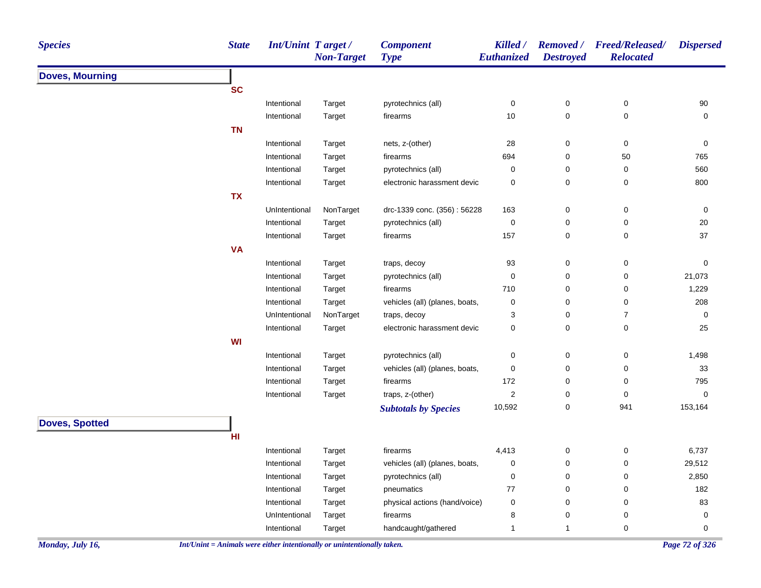| Species | State | Int/Unint | Target / Non-Target | Component Type | Killed / Euthanized | Removed / Destroyed | Freed/Released/ Relocated | Dispersed |
|---|---|---|---|---|---|---|---|---|
| **Doves, Mourning** | | | | | | | | |
| | **SC** | | | | | | | |
| | | Intentional | Target | pyrotechnics (all) | 0 | 0 | 0 | 90 |
| | | Intentional | Target | firearms | 10 | 0 | 0 | 0 |
| | **TN** | | | | | | | |
| | | Intentional | Target | nets, z-(other) | 28 | 0 | 0 | 0 |
| | | Intentional | Target | firearms | 694 | 0 | 50 | 765 |
| | | Intentional | Target | pyrotechnics (all) | 0 | 0 | 0 | 560 |
| | | Intentional | Target | electronic harassment devic | 0 | 0 | 0 | 800 |
| | **TX** | | | | | | | |
| | | UnIntentional | NonTarget | drc-1339 conc. (356) : 56228 | 163 | 0 | 0 | 0 |
| | | Intentional | Target | pyrotechnics (all) | 0 | 0 | 0 | 20 |
| | | Intentional | Target | firearms | 157 | 0 | 0 | 37 |
| | **VA** | | | | | | | |
| | | Intentional | Target | traps, decoy | 93 | 0 | 0 | 0 |
| | | Intentional | Target | pyrotechnics (all) | 0 | 0 | 0 | 21,073 |
| | | Intentional | Target | firearms | 710 | 0 | 0 | 1,229 |
| | | Intentional | Target | vehicles (all) (planes, boats, | 0 | 0 | 0 | 208 |
| | | UnIntentional | NonTarget | traps, decoy | 3 | 0 | 7 | 0 |
| | | Intentional | Target | electronic harassment devic | 0 | 0 | 0 | 25 |
| | **WI** | | | | | | | |
| | | Intentional | Target | pyrotechnics (all) | 0 | 0 | 0 | 1,498 |
| | | Intentional | Target | vehicles (all) (planes, boats, | 0 | 0 | 0 | 33 |
| | | Intentional | Target | firearms | 172 | 0 | 0 | 795 |
| | | Intentional | Target | traps, z-(other) | 2 | 0 | 0 | 0 |
| | | | | ***Subtotals by Species*** | 10,592 | 0 | 941 | 153,164 |
| **Doves, Spotted** | | | | | | | | |
| | **HI** | | | | | | | |
| | | Intentional | Target | firearms | 4,413 | 0 | 0 | 6,737 |
| | | Intentional | Target | vehicles (all) (planes, boats, | 0 | 0 | 0 | 29,512 |
| | | Intentional | Target | pyrotechnics (all) | 0 | 0 | 0 | 2,850 |
| | | Intentional | Target | pneumatics | 77 | 0 | 0 | 182 |
| | | Intentional | Target | physical actions (hand/voice) | 0 | 0 | 0 | 83 |
| | | UnIntentional | Target | firearms | 8 | 0 | 0 | 0 |
| | | Intentional | Target | handcaught/gathered | 1 | 1 | 0 | 0 |

*Int/Unint = Animals were either intentionally or unintentionally taken.*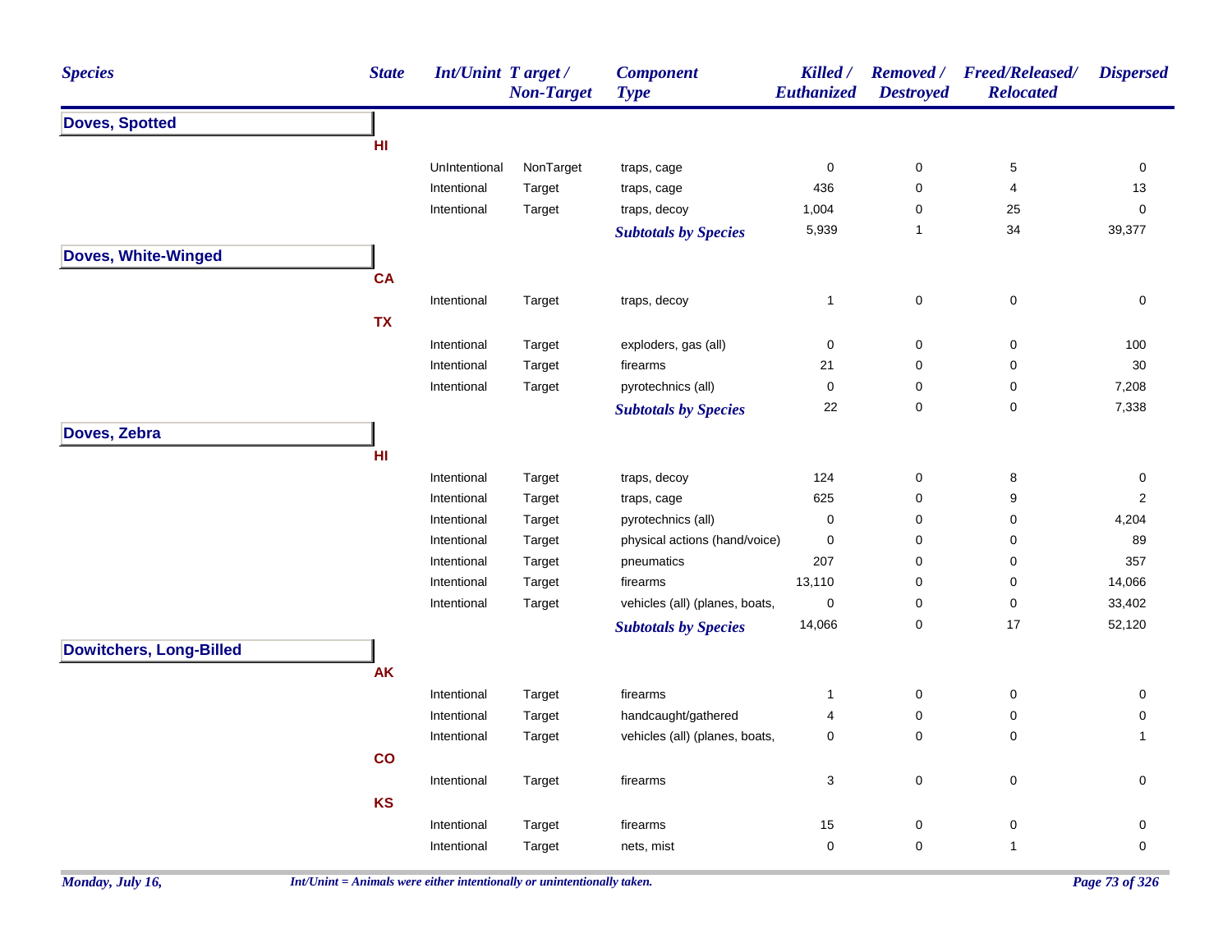| Species | State | Int/Unint | Target / Non-Target | Component Type | Killed / Euthanized | Removed / Destroyed | Freed/Released/ Relocated | Dispersed |
|---|---|---|---|---|---|---|---|---|
| **Doves, Spotted** | | | | | | | | |
| | HI | | | | | | | |
| | | UnIntentional | NonTarget | traps, cage | 0 | 0 | 5 | 0 |
| | | Intentional | Target | traps, cage | 436 | 0 | 4 | 13 |
| | | Intentional | Target | traps, decoy | 1,004 | 0 | 25 | 0 |
| | | | | ***Subtotals by Species*** | 5,939 | 1 | 34 | 39,377 |
| **Doves, White-Winged** | | | | | | | | |
| | CA | | | | | | | |
| | | Intentional | Target | traps, decoy | 1 | 0 | 0 | 0 |
| | TX | | | | | | | |
| | | Intentional | Target | exploders, gas (all) | 0 | 0 | 0 | 100 |
| | | Intentional | Target | firearms | 21 | 0 | 0 | 30 |
| | | Intentional | Target | pyrotechnics (all) | 0 | 0 | 0 | 7,208 |
| | | | | ***Subtotals by Species*** | 22 | 0 | 0 | 7,338 |
| **Doves, Zebra** | | | | | | | | |
| | HI | | | | | | | |
| | | Intentional | Target | traps, decoy | 124 | 0 | 8 | 0 |
| | | Intentional | Target | traps, cage | 625 | 0 | 9 | 2 |
| | | Intentional | Target | pyrotechnics (all) | 0 | 0 | 0 | 4,204 |
| | | Intentional | Target | physical actions (hand/voice) | 0 | 0 | 0 | 89 |
| | | Intentional | Target | pneumatics | 207 | 0 | 0 | 357 |
| | | Intentional | Target | firearms | 13,110 | 0 | 0 | 14,066 |
| | | Intentional | Target | vehicles (all) (planes, boats, | 0 | 0 | 0 | 33,402 |
| | | | | ***Subtotals by Species*** | 14,066 | 0 | 17 | 52,120 |
| **Dowitchers, Long-Billed** | | | | | | | | |
| | AK | | | | | | | |
| | | Intentional | Target | firearms | 1 | 0 | 0 | 0 |
| | | Intentional | Target | handcaught/gathered | 4 | 0 | 0 | 0 |
| | | Intentional | Target | vehicles (all) (planes, boats, | 0 | 0 | 0 | 1 |
| | CO | | | | | | | |
| | | Intentional | Target | firearms | 3 | 0 | 0 | 0 |
| | KS | | | | | | | |
| | | Intentional | Target | firearms | 15 | 0 | 0 | 0 |
| | | Intentional | Target | nets, mist | 0 | 0 | 1 | 0 |

*Int/Unint = Animals were either intentionally or unintentionally taken.*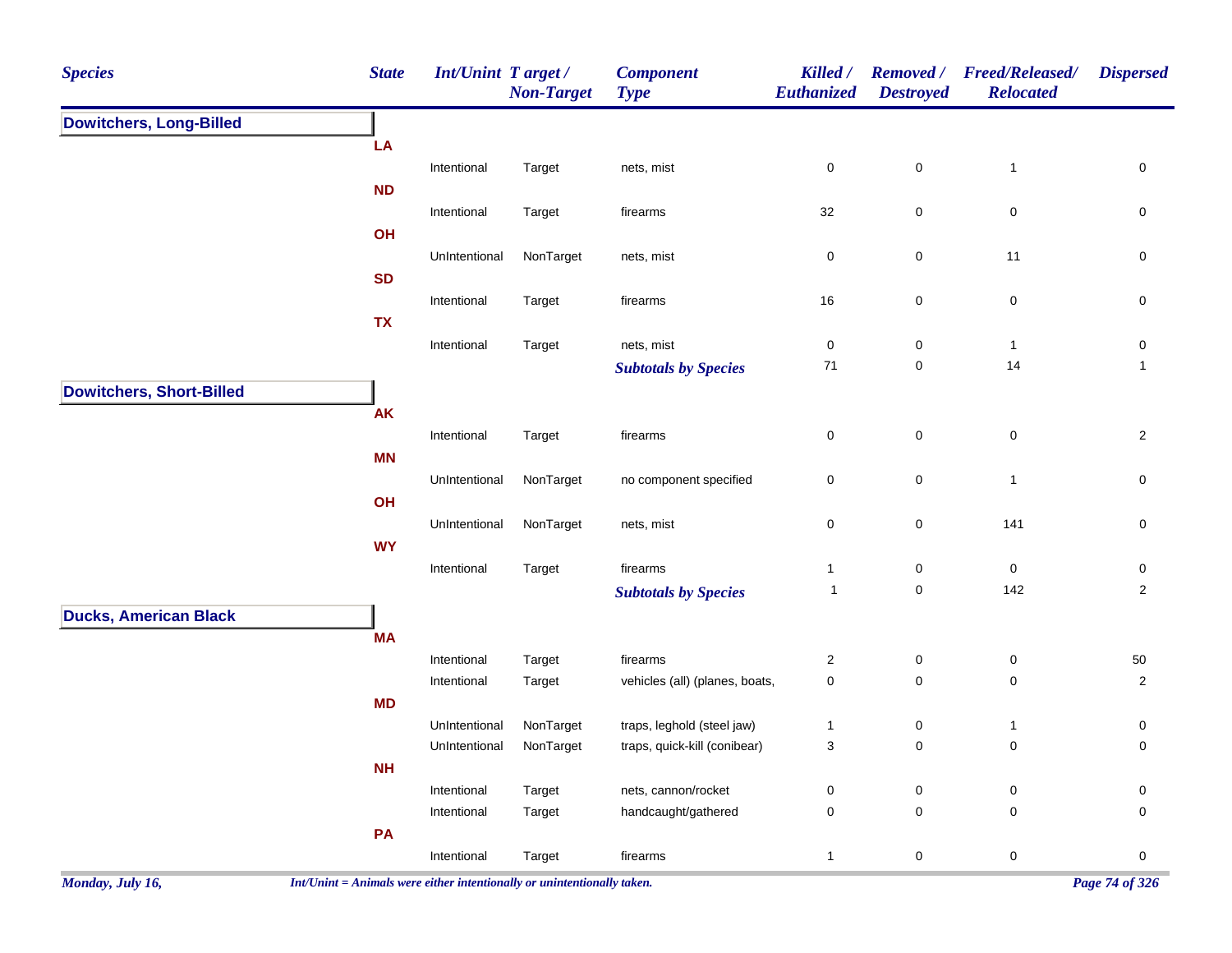| Species | State | Int/Unint | Target / Non-Target | Component Type | Killed / Euthanized | Removed / Destroyed | Freed/Released/ Relocated | Dispersed |
|---|---|---|---|---|---|---|---|---|
| **Dowitchers, Long-Billed** | | | | | | | | |
| | **LA** | | | | | | | |
| | | Intentional | Target | nets, mist | 0 | 0 | 1 | 0 |
| | **ND** | | | | | | | |
| | | Intentional | Target | firearms | 32 | 0 | 0 | 0 |
| | **OH** | | | | | | | |
| | | UnIntentional | NonTarget | nets, mist | 0 | 0 | 11 | 0 |
| | **SD** | | | | | | | |
| | | Intentional | Target | firearms | 16 | 0 | 0 | 0 |
| | **TX** | | | | | | | |
| | | Intentional | Target | nets, mist | 0 | 0 | 1 | 0 |
| | | | | ***Subtotals by Species*** | 71 | 0 | 14 | 1 |
| **Dowitchers, Short-Billed** | | | | | | | | |
| | **AK** | | | | | | | |
| | | Intentional | Target | firearms | 0 | 0 | 0 | 2 |
| | **MN** | | | | | | | |
| | | UnIntentional | NonTarget | no component specified | 0 | 0 | 1 | 0 |
| | **OH** | | | | | | | |
| | | UnIntentional | NonTarget | nets, mist | 0 | 0 | 141 | 0 |
| | **WY** | | | | | | | |
| | | Intentional | Target | firearms | 1 | 0 | 0 | 0 |
| | | | | ***Subtotals by Species*** | 1 | 0 | 142 | 2 |
| **Ducks, American Black** | | | | | | | | |
| | **MA** | | | | | | | |
| | | Intentional | Target | firearms | 2 | 0 | 0 | 50 |
| | | Intentional | Target | vehicles (all) (planes, boats, | 0 | 0 | 0 | 2 |
| | **MD** | | | | | | | |
| | | UnIntentional | NonTarget | traps, leghold (steel jaw) | 1 | 0 | 1 | 0 |
| | | UnIntentional | NonTarget | traps, quick-kill (conibear) | 3 | 0 | 0 | 0 |
| | **NH** | | | | | | | |
| | | Intentional | Target | nets, cannon/rocket | 0 | 0 | 0 | 0 |
| | | Intentional | Target | handcaught/gathered | 0 | 0 | 0 | 0 |
| | **PA** | | | | | | | |
| | | Intentional | Target | firearms | 1 | 0 | 0 | 0 |

*Int/Unint = Animals were either intentionally or unintentionally taken.*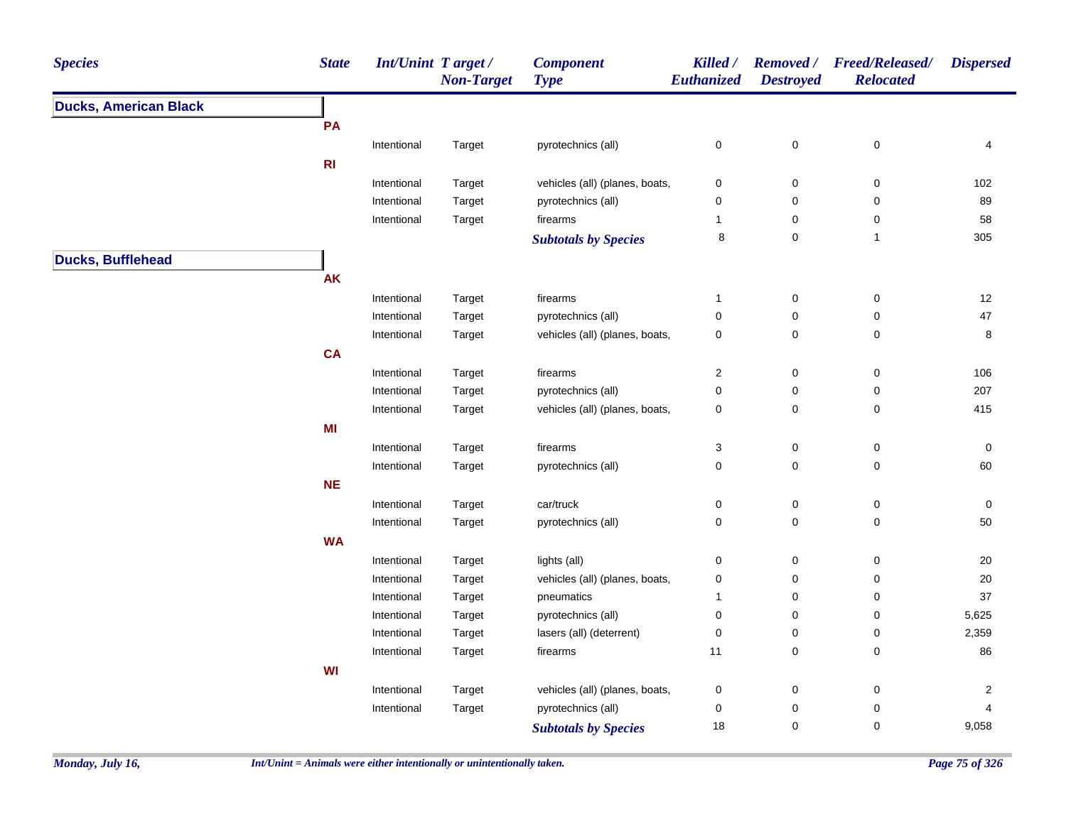| Species | State | Int/Unint | Target / Non-Target | Component Type | Killed / Euthanized | Removed / Destroyed | Freed/Released/ Relocated | Dispersed |
|---|---|---|---|---|---|---|---|---|
| **Ducks, American Black** | | | | | | | | |
| | **PA** | | | | | | | |
| | | Intentional | Target | pyrotechnics (all) | 0 | 0 | 0 | 4 |
| | **RI** | | | | | | | |
| | | Intentional | Target | vehicles (all) (planes, boats, | 0 | 0 | 0 | 102 |
| | | Intentional | Target | pyrotechnics (all) | 0 | 0 | 0 | 89 |
| | | Intentional | Target | firearms | 1 | 0 | 0 | 58 |
| | | | | ***Subtotals by Species*** | 8 | 0 | 1 | 305 |
| **Ducks, Bufflehead** | | | | | | | | |
| | **AK** | | | | | | | |
| | | Intentional | Target | firearms | 1 | 0 | 0 | 12 |
| | | Intentional | Target | pyrotechnics (all) | 0 | 0 | 0 | 47 |
| | | Intentional | Target | vehicles (all) (planes, boats, | 0 | 0 | 0 | 8 |
| | **CA** | | | | | | | |
| | | Intentional | Target | firearms | 2 | 0 | 0 | 106 |
| | | Intentional | Target | pyrotechnics (all) | 0 | 0 | 0 | 207 |
| | | Intentional | Target | vehicles (all) (planes, boats, | 0 | 0 | 0 | 415 |
| | **MI** | | | | | | | |
| | | Intentional | Target | firearms | 3 | 0 | 0 | 0 |
| | | Intentional | Target | pyrotechnics (all) | 0 | 0 | 0 | 60 |
| | **NE** | | | | | | | |
| | | Intentional | Target | car/truck | 0 | 0 | 0 | 0 |
| | | Intentional | Target | pyrotechnics (all) | 0 | 0 | 0 | 50 |
| | **WA** | | | | | | | |
| | | Intentional | Target | lights (all) | 0 | 0 | 0 | 20 |
| | | Intentional | Target | vehicles (all) (planes, boats, | 0 | 0 | 0 | 20 |
| | | Intentional | Target | pneumatics | 1 | 0 | 0 | 37 |
| | | Intentional | Target | pyrotechnics (all) | 0 | 0 | 0 | 5,625 |
| | | Intentional | Target | lasers (all) (deterrent) | 0 | 0 | 0 | 2,359 |
| | | Intentional | Target | firearms | 11 | 0 | 0 | 86 |
| | **WI** | | | | | | | |
| | | Intentional | Target | vehicles (all) (planes, boats, | 0 | 0 | 0 | 2 |
| | | Intentional | Target | pyrotechnics (all) | 0 | 0 | 0 | 4 |
| | | | | ***Subtotals by Species*** | 18 | 0 | 0 | 9,058 |

*Int/Unint = Animals were either intentionally or unintentionally taken.*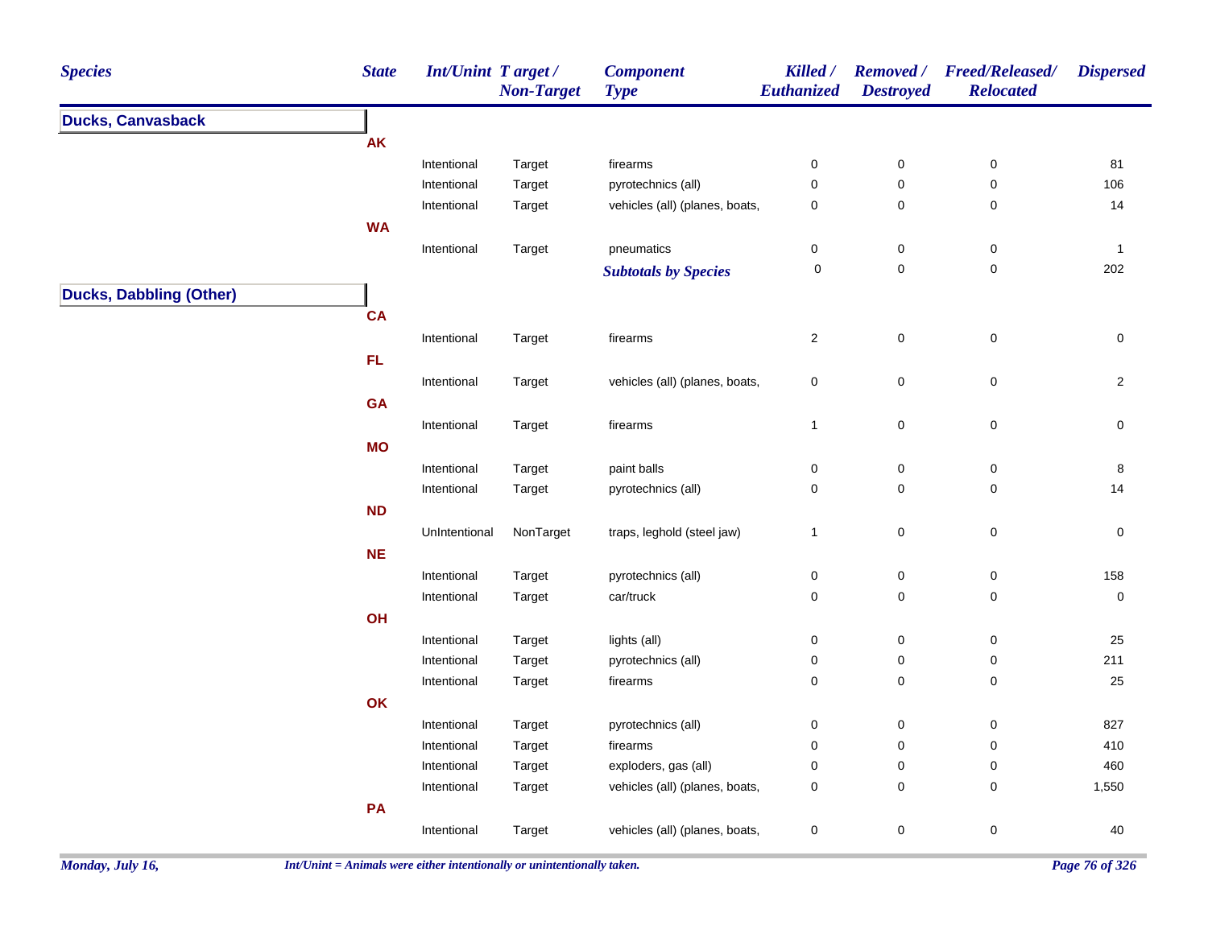| Species | State | Int/Unint | Target / Non-Target | Component Type | Killed / Euthanized | Removed / Destroyed | Freed/Released/ Relocated | Dispersed |
|---|---|---|---|---|---|---|---|---|
| **Ducks, Canvasback** | | | | | | | | |
| | AK | | | | | | | |
| | | Intentional | Target | firearms | 0 | 0 | 0 | 81 |
| | | Intentional | Target | pyrotechnics (all) | 0 | 0 | 0 | 106 |
| | | Intentional | Target | vehicles (all) (planes, boats, | 0 | 0 | 0 | 14 |
| | WA | | | | | | | |
| | | Intentional | Target | pneumatics | 0 | 0 | 0 | 1 |
| | | | | ***Subtotals by Species*** | 0 | 0 | 0 | 202 |
| **Ducks, Dabbling (Other)** | | | | | | | | |
| | CA | | | | | | | |
| | | Intentional | Target | firearms | 2 | 0 | 0 | 0 |
| | FL | | | | | | | |
| | | Intentional | Target | vehicles (all) (planes, boats, | 0 | 0 | 0 | 2 |
| | GA | | | | | | | |
| | | Intentional | Target | firearms | 1 | 0 | 0 | 0 |
| | MO | | | | | | | |
| | | Intentional | Target | paint balls | 0 | 0 | 0 | 8 |
| | | Intentional | Target | pyrotechnics (all) | 0 | 0 | 0 | 14 |
| | ND | | | | | | | |
| | | UnIntentional | NonTarget | traps, leghold (steel jaw) | 1 | 0 | 0 | 0 |
| | NE | | | | | | | |
| | | Intentional | Target | pyrotechnics (all) | 0 | 0 | 0 | 158 |
| | | Intentional | Target | car/truck | 0 | 0 | 0 | 0 |
| | OH | | | | | | | |
| | | Intentional | Target | lights (all) | 0 | 0 | 0 | 25 |
| | | Intentional | Target | pyrotechnics (all) | 0 | 0 | 0 | 211 |
| | | Intentional | Target | firearms | 0 | 0 | 0 | 25 |
| | OK | | | | | | | |
| | | Intentional | Target | pyrotechnics (all) | 0 | 0 | 0 | 827 |
| | | Intentional | Target | firearms | 0 | 0 | 0 | 410 |
| | | Intentional | Target | exploders, gas (all) | 0 | 0 | 0 | 460 |
| | | Intentional | Target | vehicles (all) (planes, boats, | 0 | 0 | 0 | 1,550 |
| | PA | | | | | | | |
| | | Intentional | Target | vehicles (all) (planes, boats, | 0 | 0 | 0 | 40 |

*Int/Unint = Animals were either intentionally or unintentionally taken.*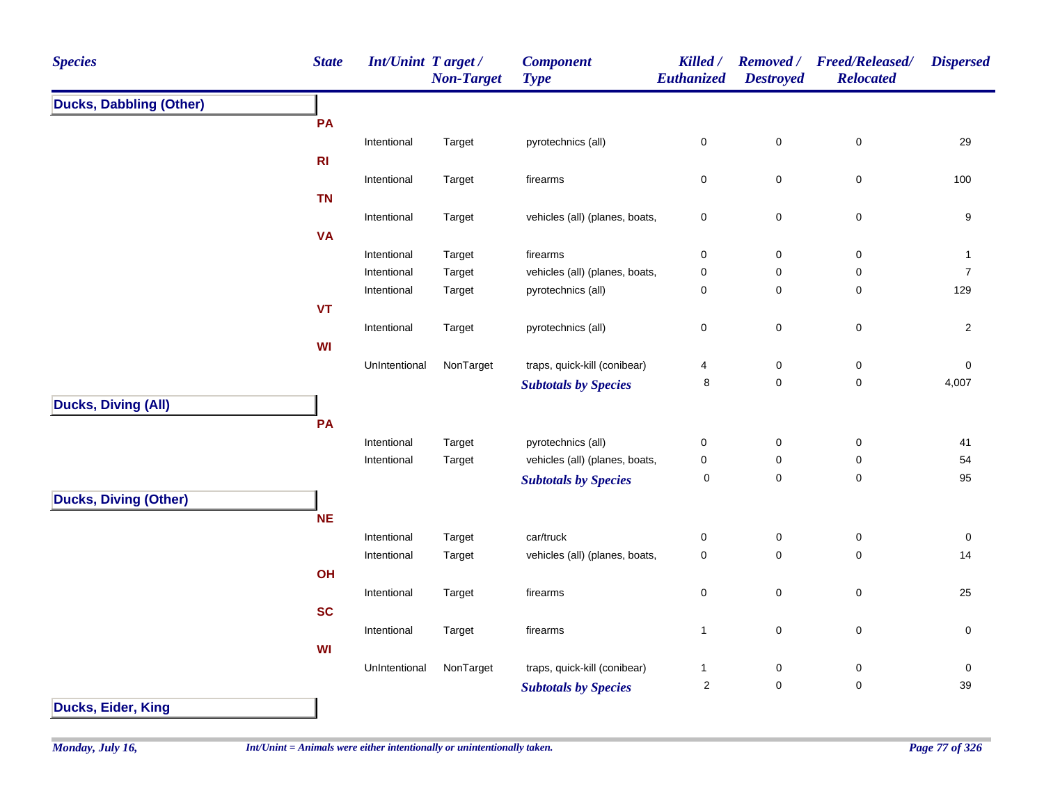| Species | State | Int/Unint | Target / Non-Target | Component Type | Killed / Euthanized | Removed / Destroyed | Freed/Released/ Relocated | Dispersed |
|---|---|---|---|---|---|---|---|---|
| **Ducks, Dabbling (Other)** | | | | | | | | |
| | PA | | | | | | | |
| | | Intentional | Target | pyrotechnics (all) | 0 | 0 | 0 | 29 |
| | RI | | | | | | | |
| | | Intentional | Target | firearms | 0 | 0 | 0 | 100 |
| | TN | | | | | | | |
| | | Intentional | Target | vehicles (all) (planes, boats, | 0 | 0 | 0 | 9 |
| | VA | | | | | | | |
| | | Intentional | Target | firearms | 0 | 0 | 0 | 1 |
| | | Intentional | Target | vehicles (all) (planes, boats, | 0 | 0 | 0 | 7 |
| | | Intentional | Target | pyrotechnics (all) | 0 | 0 | 0 | 129 |
| | VT | | | | | | | |
| | | Intentional | Target | pyrotechnics (all) | 0 | 0 | 0 | 2 |
| | WI | | | | | | | |
| | | UnIntentional | NonTarget | traps, quick-kill (conibear) | 4 | 0 | 0 | 0 |
| | | | | ***Subtotals by Species*** | 8 | 0 | 0 | 4,007 |
| **Ducks, Diving (All)** | | | | | | | | |
| | PA | | | | | | | |
| | | Intentional | Target | pyrotechnics (all) | 0 | 0 | 0 | 41 |
| | | Intentional | Target | vehicles (all) (planes, boats, | 0 | 0 | 0 | 54 |
| | | | | ***Subtotals by Species*** | 0 | 0 | 0 | 95 |
| **Ducks, Diving (Other)** | | | | | | | | |
| | NE | | | | | | | |
| | | Intentional | Target | car/truck | 0 | 0 | 0 | 0 |
| | | Intentional | Target | vehicles (all) (planes, boats, | 0 | 0 | 0 | 14 |
| | OH | | | | | | | |
| | | Intentional | Target | firearms | 0 | 0 | 0 | 25 |
| | SC | | | | | | | |
| | | Intentional | Target | firearms | 1 | 0 | 0 | 0 |
| | WI | | | | | | | |
| | | UnIntentional | NonTarget | traps, quick-kill (conibear) | 1 | 0 | 0 | 0 |
| | | | | ***Subtotals by Species*** | 2 | 0 | 0 | 39 |
| **Ducks, Eider, King** | | | | | | | | |

*Int/Unint = Animals were either intentionally or unintentionally taken.*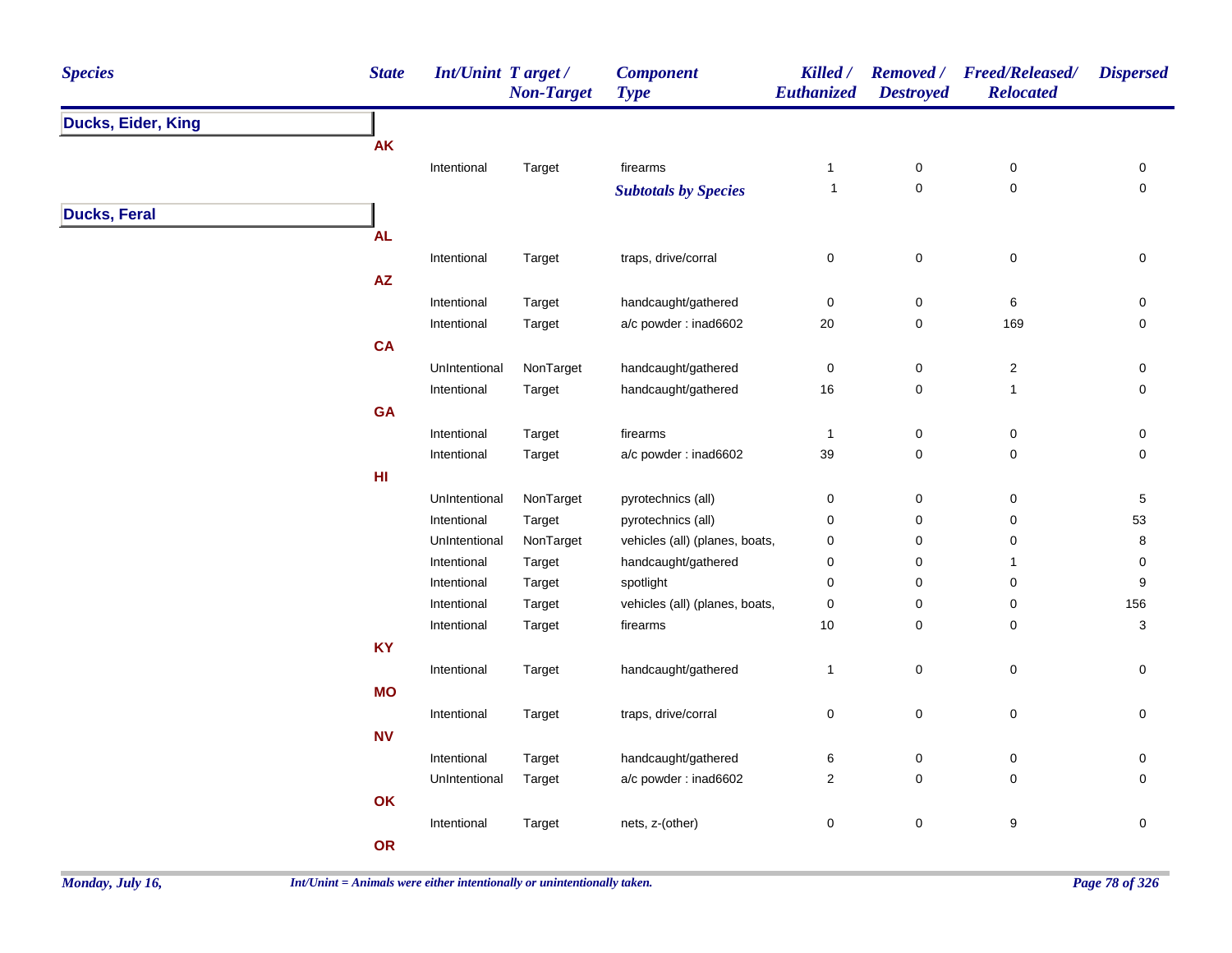| Species | State | Int/Unint | Target / Non-Target | Component Type | Killed / Euthanized | Removed / Destroyed | Freed/Released/ Relocated | Dispersed |
|---|---|---|---|---|---|---|---|---|
| **Ducks, Eider, King** | | | | | | | | |
| | **AK** | | | | | | | |
| | | Intentional | Target | firearms | 1 | 0 | 0 | 0 |
| | | | | ***Subtotals by Species*** | 1 | 0 | 0 | 0 |
| **Ducks, Feral** | | | | | | | | |
| | **AL** | | | | | | | |
| | | Intentional | Target | traps, drive/corral | 0 | 0 | 0 | 0 |
| | **AZ** | | | | | | | |
| | | Intentional | Target | handcaught/gathered | 0 | 0 | 6 | 0 |
| | | Intentional | Target | a/c powder : inad6602 | 20 | 0 | 169 | 0 |
| | **CA** | | | | | | | |
| | | UnIntentional | NonTarget | handcaught/gathered | 0 | 0 | 2 | 0 |
| | | Intentional | Target | handcaught/gathered | 16 | 0 | 1 | 0 |
| | **GA** | | | | | | | |
| | | Intentional | Target | firearms | 1 | 0 | 0 | 0 |
| | | Intentional | Target | a/c powder : inad6602 | 39 | 0 | 0 | 0 |
| | **HI** | | | | | | | |
| | | UnIntentional | NonTarget | pyrotechnics (all) | 0 | 0 | 0 | 5 |
| | | Intentional | Target | pyrotechnics (all) | 0 | 0 | 0 | 53 |
| | | UnIntentional | NonTarget | vehicles (all) (planes, boats, | 0 | 0 | 0 | 8 |
| | | Intentional | Target | handcaught/gathered | 0 | 0 | 1 | 0 |
| | | Intentional | Target | spotlight | 0 | 0 | 0 | 9 |
| | | Intentional | Target | vehicles (all) (planes, boats, | 0 | 0 | 0 | 156 |
| | | Intentional | Target | firearms | 10 | 0 | 0 | 3 |
| | **KY** | | | | | | | |
| | | Intentional | Target | handcaught/gathered | 1 | 0 | 0 | 0 |
| | **MO** | | | | | | | |
| | | Intentional | Target | traps, drive/corral | 0 | 0 | 0 | 0 |
| | **NV** | | | | | | | |
| | | Intentional | Target | handcaught/gathered | 6 | 0 | 0 | 0 |
| | | UnIntentional | Target | a/c powder : inad6602 | 2 | 0 | 0 | 0 |
| | **OK** | | | | | | | |
| | | Intentional | Target | nets, z-(other) | 0 | 0 | 9 | 0 |
| | **OR** | | | | | | | |

*Int/Unint = Animals were either intentionally or unintentionally taken.*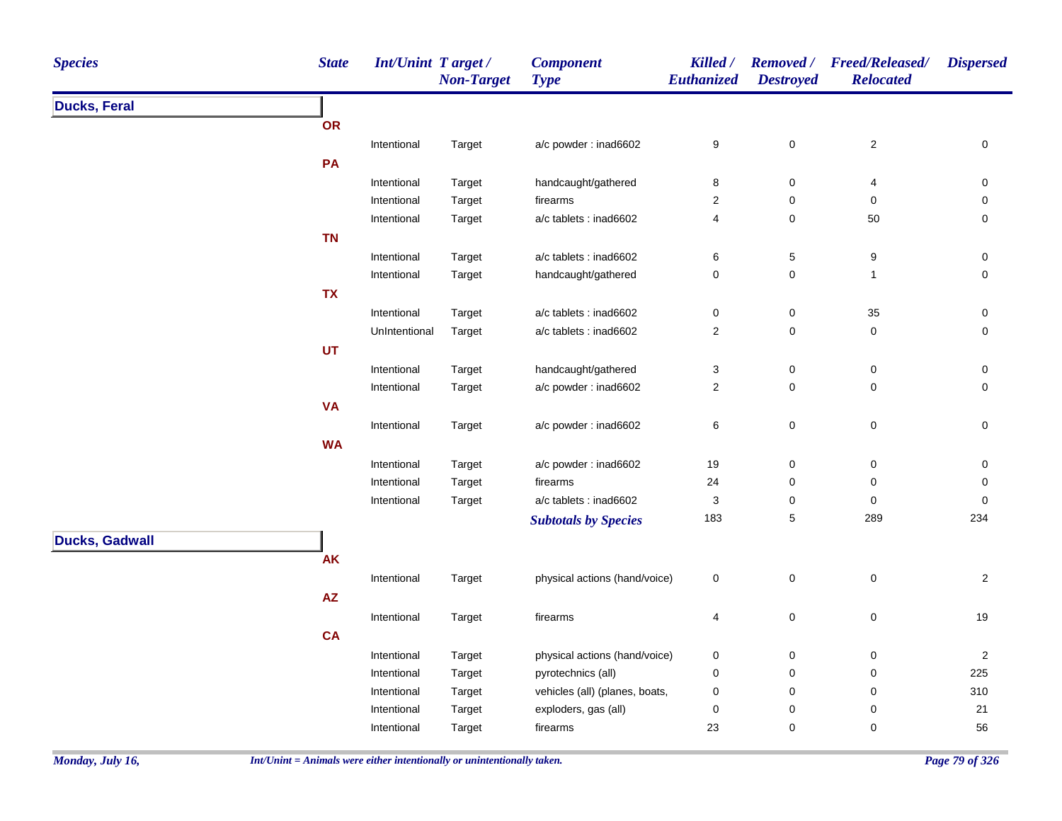| Species | State | Int/Unint | Target / Non-Target | Component Type | Killed / Euthanized | Removed / Destroyed | Freed/Released/ Relocated | Dispersed |
|---|---|---|---|---|---|---|---|---|
| **Ducks, Feral** | | | | | | | | |
| | **OR** | | | | | | | |
| | | Intentional | Target | a/c powder : inad6602 | 9 | 0 | 2 | 0 |
| | **PA** | | | | | | | |
| | | Intentional | Target | handcaught/gathered | 8 | 0 | 4 | 0 |
| | | Intentional | Target | firearms | 2 | 0 | 0 | 0 |
| | | Intentional | Target | a/c tablets : inad6602 | 4 | 0 | 50 | 0 |
| | **TN** | | | | | | | |
| | | Intentional | Target | a/c tablets : inad6602 | 6 | 5 | 9 | 0 |
| | | Intentional | Target | handcaught/gathered | 0 | 0 | 1 | 0 |
| | **TX** | | | | | | | |
| | | Intentional | Target | a/c tablets : inad6602 | 0 | 0 | 35 | 0 |
| | | UnIntentional | Target | a/c tablets : inad6602 | 2 | 0 | 0 | 0 |
| | **UT** | | | | | | | |
| | | Intentional | Target | handcaught/gathered | 3 | 0 | 0 | 0 |
| | | Intentional | Target | a/c powder : inad6602 | 2 | 0 | 0 | 0 |
| | **VA** | | | | | | | |
| | | Intentional | Target | a/c powder : inad6602 | 6 | 0 | 0 | 0 |
| | **WA** | | | | | | | |
| | | Intentional | Target | a/c powder : inad6602 | 19 | 0 | 0 | 0 |
| | | Intentional | Target | firearms | 24 | 0 | 0 | 0 |
| | | Intentional | Target | a/c tablets : inad6602 | 3 | 0 | 0 | 0 |
| | | | | ***Subtotals by Species*** | 183 | 5 | 289 | 234 |
| **Ducks, Gadwall** | | | | | | | | |
| | **AK** | | | | | | | |
| | | Intentional | Target | physical actions (hand/voice) | 0 | 0 | 0 | 2 |
| | **AZ** | | | | | | | |
| | | Intentional | Target | firearms | 4 | 0 | 0 | 19 |
| | **CA** | | | | | | | |
| | | Intentional | Target | physical actions (hand/voice) | 0 | 0 | 0 | 2 |
| | | Intentional | Target | pyrotechnics (all) | 0 | 0 | 0 | 225 |
| | | Intentional | Target | vehicles (all) (planes, boats, | 0 | 0 | 0 | 310 |
| | | Intentional | Target | exploders, gas (all) | 0 | 0 | 0 | 21 |
| | | Intentional | Target | firearms | 23 | 0 | 0 | 56 |

*Int/Unint = Animals were either intentionally or unintentionally taken.*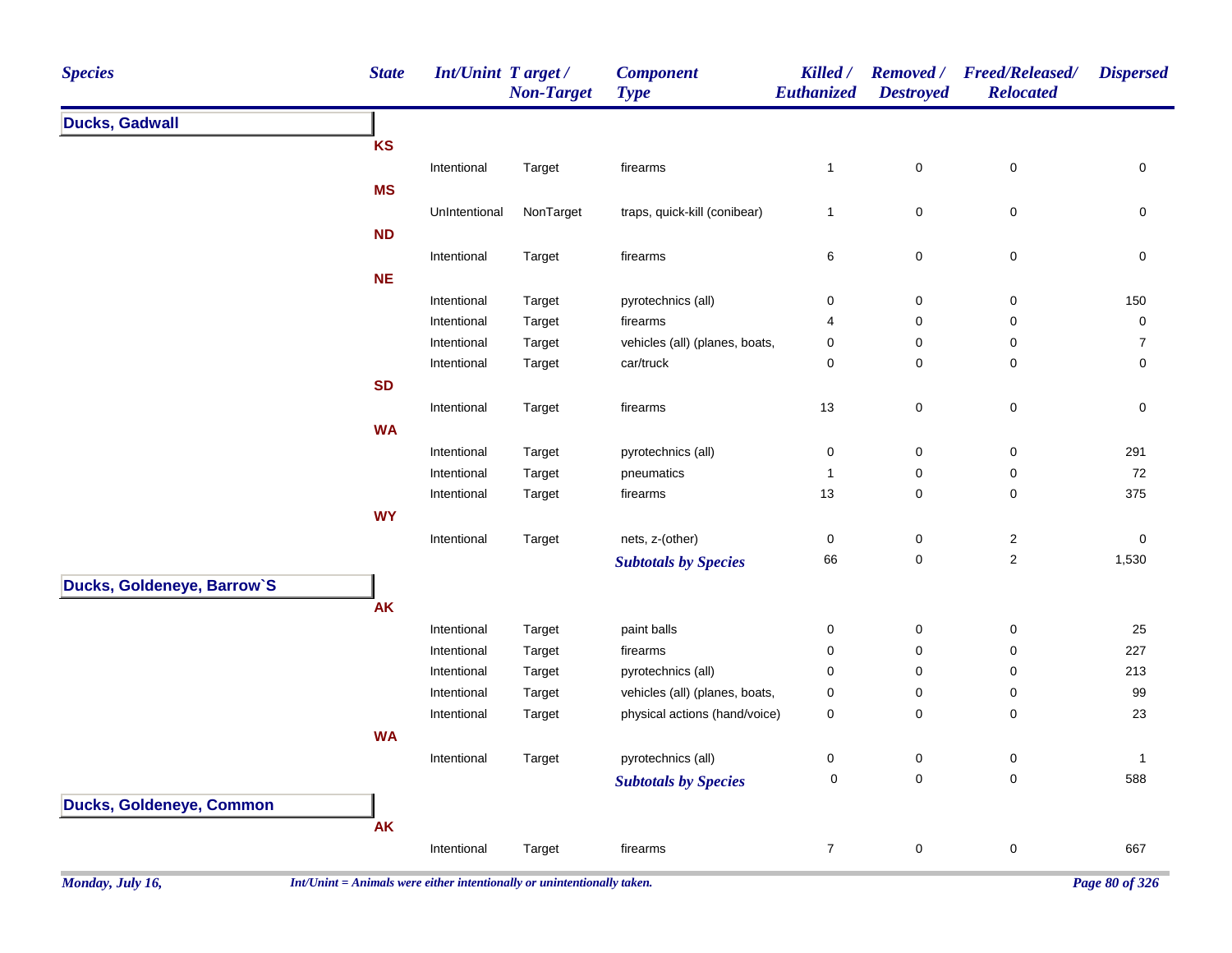| Species | State | Int/Unint | Target / Non-Target | Component Type | Killed / Euthanized | Removed / Destroyed | Freed/Released/ Relocated | Dispersed |
|---|---|---|---|---|---|---|---|---|
| **Ducks, Gadwall** | | | | | | | | |
| | **KS** | | | | | | | |
| | | Intentional | Target | firearms | 1 | 0 | 0 | 0 |
| | **MS** | | | | | | | |
| | | UnIntentional | NonTarget | traps, quick-kill (conibear) | 1 | 0 | 0 | 0 |
| | **ND** | | | | | | | |
| | | Intentional | Target | firearms | 6 | 0 | 0 | 0 |
| | **NE** | | | | | | | |
| | | Intentional | Target | pyrotechnics (all) | 0 | 0 | 0 | 150 |
| | | Intentional | Target | firearms | 4 | 0 | 0 | 0 |
| | | Intentional | Target | vehicles (all) (planes, boats, | 0 | 0 | 0 | 7 |
| | | Intentional | Target | car/truck | 0 | 0 | 0 | 0 |
| | **SD** | | | | | | | |
| | | Intentional | Target | firearms | 13 | 0 | 0 | 0 |
| | **WA** | | | | | | | |
| | | Intentional | Target | pyrotechnics (all) | 0 | 0 | 0 | 291 |
| | | Intentional | Target | pneumatics | 1 | 0 | 0 | 72 |
| | | Intentional | Target | firearms | 13 | 0 | 0 | 375 |
| | **WY** | | | | | | | |
| | | Intentional | Target | nets, z-(other) | 0 | 0 | 2 | 0 |
| | | | | *Subtotals by Species* | 66 | 0 | 2 | 1,530 |
| **Ducks, Goldeneye, Barrow`S** | | | | | | | | |
| | **AK** | | | | | | | |
| | | Intentional | Target | paint balls | 0 | 0 | 0 | 25 |
| | | Intentional | Target | firearms | 0 | 0 | 0 | 227 |
| | | Intentional | Target | pyrotechnics (all) | 0 | 0 | 0 | 213 |
| | | Intentional | Target | vehicles (all) (planes, boats, | 0 | 0 | 0 | 99 |
| | | Intentional | Target | physical actions (hand/voice) | 0 | 0 | 0 | 23 |
| | **WA** | | | | | | | |
| | | Intentional | Target | pyrotechnics (all) | 0 | 0 | 0 | 1 |
| | | | | *Subtotals by Species* | 0 | 0 | 0 | 588 |
| **Ducks, Goldeneye, Common** | | | | | | | | |
| | **AK** | | | | | | | |
| | | Intentional | Target | firearms | 7 | 0 | 0 | 667 |

*Int/Unint = Animals were either intentionally or unintentionally taken.*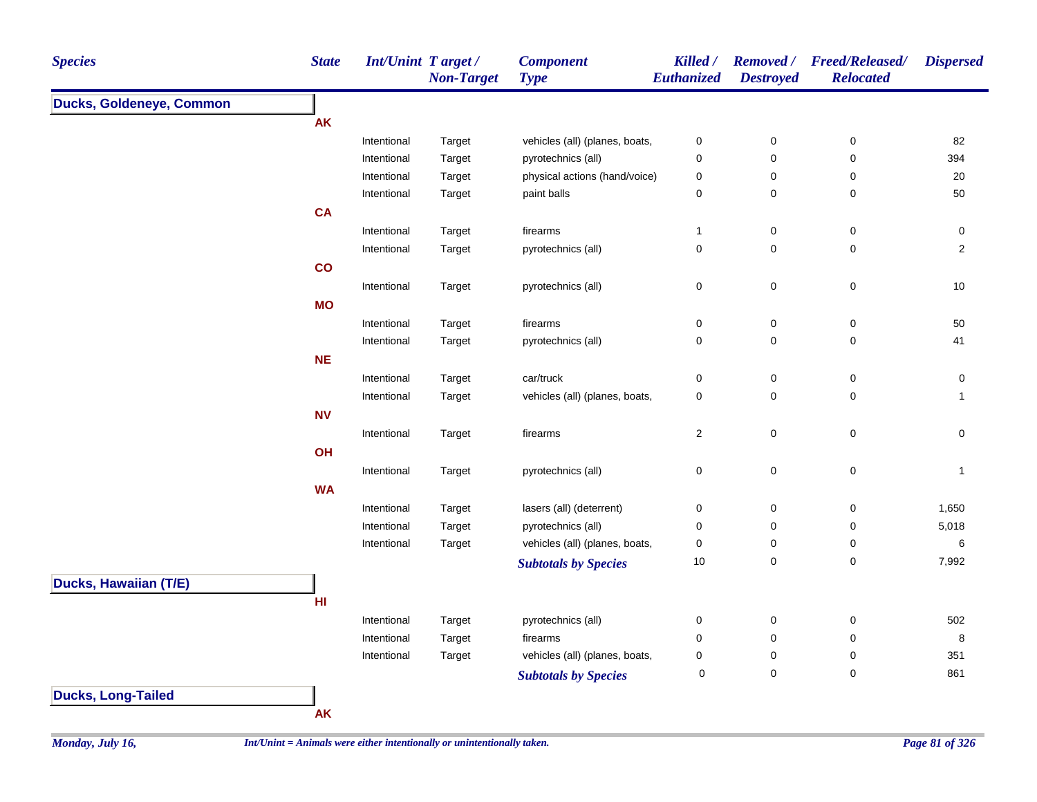| Species | State | Int/Unint | Target / Non-Target | Component Type | Killed / Euthanized | Removed / Destroyed | Freed/Released/ Relocated | Dispersed |
|---|---|---|---|---|---|---|---|---|
| **Ducks, Goldeneye, Common** | | | | | | | | |
| | **AK** | | | | | | | |
| | | Intentional | Target | vehicles (all) (planes, boats, | 0 | 0 | 0 | 82 |
| | | Intentional | Target | pyrotechnics (all) | 0 | 0 | 0 | 394 |
| | | Intentional | Target | physical actions (hand/voice) | 0 | 0 | 0 | 20 |
| | | Intentional | Target | paint balls | 0 | 0 | 0 | 50 |
| | **CA** | | | | | | | |
| | | Intentional | Target | firearms | 1 | 0 | 0 | 0 |
| | | Intentional | Target | pyrotechnics (all) | 0 | 0 | 0 | 2 |
| | **CO** | | | | | | | |
| | | Intentional | Target | pyrotechnics (all) | 0 | 0 | 0 | 10 |
| | **MO** | | | | | | | |
| | | Intentional | Target | firearms | 0 | 0 | 0 | 50 |
| | | Intentional | Target | pyrotechnics (all) | 0 | 0 | 0 | 41 |
| | **NE** | | | | | | | |
| | | Intentional | Target | car/truck | 0 | 0 | 0 | 0 |
| | | Intentional | Target | vehicles (all) (planes, boats, | 0 | 0 | 0 | 1 |
| | **NV** | | | | | | | |
| | | Intentional | Target | firearms | 2 | 0 | 0 | 0 |
| | **OH** | | | | | | | |
| | | Intentional | Target | pyrotechnics (all) | 0 | 0 | 0 | 1 |
| | **WA** | | | | | | | |
| | | Intentional | Target | lasers (all) (deterrent) | 0 | 0 | 0 | 1,650 |
| | | Intentional | Target | pyrotechnics (all) | 0 | 0 | 0 | 5,018 |
| | | Intentional | Target | vehicles (all) (planes, boats, | 0 | 0 | 0 | 6 |
| | | | | ***Subtotals by Species*** | 10 | 0 | 0 | 7,992 |
| **Ducks, Hawaiian (T/E)** | | | | | | | | |
| | **HI** | | | | | | | |
| | | Intentional | Target | pyrotechnics (all) | 0 | 0 | 0 | 502 |
| | | Intentional | Target | firearms | 0 | 0 | 0 | 8 |
| | | Intentional | Target | vehicles (all) (planes, boats, | 0 | 0 | 0 | 351 |
| | | | | ***Subtotals by Species*** | 0 | 0 | 0 | 861 |
| **Ducks, Long-Tailed** | | | | | | | | |
| | **AK** | | | | | | | |

*Int/Unint = Animals were either intentionally or unintentionally taken.*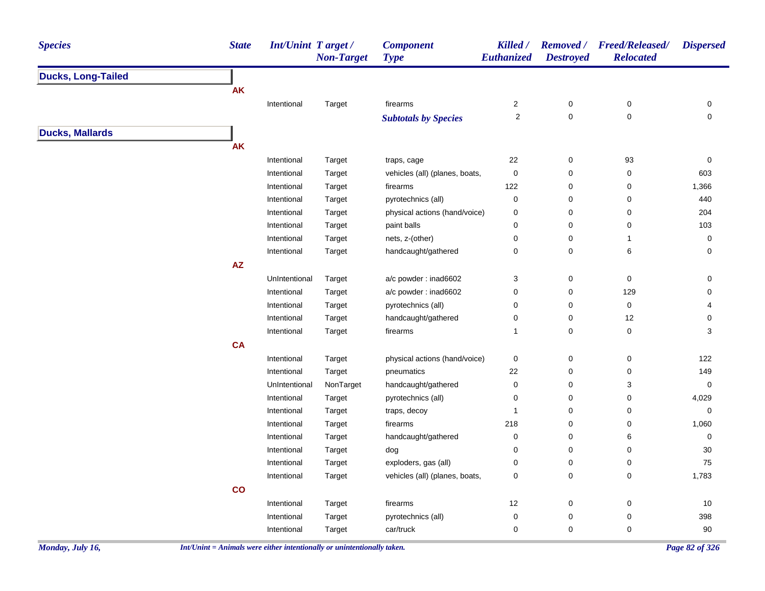| Species | State | Int/Unint | Target / Non-Target | Component Type | Killed / Euthanized | Removed / Destroyed | Freed/Released/ Relocated | Dispersed |
|---|---|---|---|---|---|---|---|---|
| **Ducks, Long-Tailed** | | | | | | | | |
| | AK | | | | | | | |
| | | Intentional | Target | firearms | 2 | 0 | 0 | 0 |
| | | | | ***Subtotals by Species*** | 2 | 0 | 0 | 0 |
| **Ducks, Mallards** | | | | | | | | |
| | AK | | | | | | | |
| | | Intentional | Target | traps, cage | 22 | 0 | 93 | 0 |
| | | Intentional | Target | vehicles (all) (planes, boats, | 0 | 0 | 0 | 603 |
| | | Intentional | Target | firearms | 122 | 0 | 0 | 1,366 |
| | | Intentional | Target | pyrotechnics (all) | 0 | 0 | 0 | 440 |
| | | Intentional | Target | physical actions (hand/voice) | 0 | 0 | 0 | 204 |
| | | Intentional | Target | paint balls | 0 | 0 | 0 | 103 |
| | | Intentional | Target | nets, z-(other) | 0 | 0 | 1 | 0 |
| | | Intentional | Target | handcaught/gathered | 0 | 0 | 6 | 0 |
| | AZ | | | | | | | |
| | | UnIntentional | Target | a/c powder : inad6602 | 3 | 0 | 0 | 0 |
| | | Intentional | Target | a/c powder : inad6602 | 0 | 0 | 129 | 0 |
| | | Intentional | Target | pyrotechnics (all) | 0 | 0 | 0 | 4 |
| | | Intentional | Target | handcaught/gathered | 0 | 0 | 12 | 0 |
| | | Intentional | Target | firearms | 1 | 0 | 0 | 3 |
| | CA | | | | | | | |
| | | Intentional | Target | physical actions (hand/voice) | 0 | 0 | 0 | 122 |
| | | Intentional | Target | pneumatics | 22 | 0 | 0 | 149 |
| | | UnIntentional | NonTarget | handcaught/gathered | 0 | 0 | 3 | 0 |
| | | Intentional | Target | pyrotechnics (all) | 0 | 0 | 0 | 4,029 |
| | | Intentional | Target | traps, decoy | 1 | 0 | 0 | 0 |
| | | Intentional | Target | firearms | 218 | 0 | 0 | 1,060 |
| | | Intentional | Target | handcaught/gathered | 0 | 0 | 6 | 0 |
| | | Intentional | Target | dog | 0 | 0 | 0 | 30 |
| | | Intentional | Target | exploders, gas (all) | 0 | 0 | 0 | 75 |
| | | Intentional | Target | vehicles (all) (planes, boats, | 0 | 0 | 0 | 1,783 |
| | CO | | | | | | | |
| | | Intentional | Target | firearms | 12 | 0 | 0 | 10 |
| | | Intentional | Target | pyrotechnics (all) | 0 | 0 | 0 | 398 |
| | | Intentional | Target | car/truck | 0 | 0 | 0 | 90 |

*Int/Unint = Animals were either intentionally or unintentionally taken.*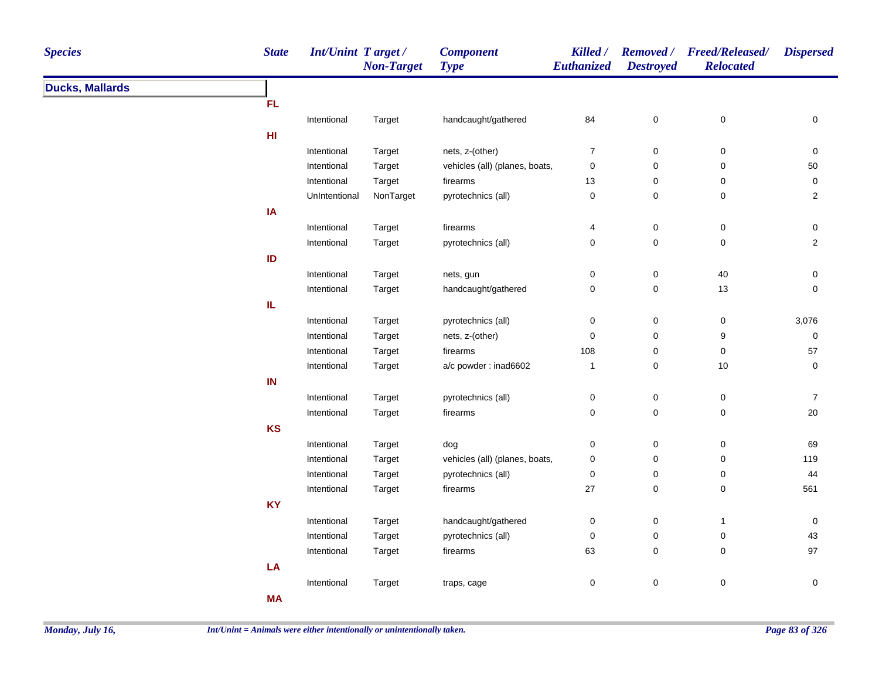| Species | State | Int/Unint | Target / Non-Target | Component Type | Killed / Euthanized | Removed / Destroyed | Freed/Released/ Relocated | Dispersed |
|---|---|---|---|---|---|---|---|---|
| **Ducks, Mallards** | | | | | | | | |
| | **FL** | | | | | | | |
| | | Intentional | Target | handcaught/gathered | 84 | 0 | 0 | 0 |
| | **HI** | | | | | | | |
| | | Intentional | Target | nets, z-(other) | 7 | 0 | 0 | 0 |
| | | Intentional | Target | vehicles (all) (planes, boats, | 0 | 0 | 0 | 50 |
| | | Intentional | Target | firearms | 13 | 0 | 0 | 0 |
| | | UnIntentional | NonTarget | pyrotechnics (all) | 0 | 0 | 0 | 2 |
| | **IA** | | | | | | | |
| | | Intentional | Target | firearms | 4 | 0 | 0 | 0 |
| | | Intentional | Target | pyrotechnics (all) | 0 | 0 | 0 | 2 |
| | **ID** | | | | | | | |
| | | Intentional | Target | nets, gun | 0 | 0 | 40 | 0 |
| | | Intentional | Target | handcaught/gathered | 0 | 0 | 13 | 0 |
| | **IL** | | | | | | | |
| | | Intentional | Target | pyrotechnics (all) | 0 | 0 | 0 | 3,076 |
| | | Intentional | Target | nets, z-(other) | 0 | 0 | 9 | 0 |
| | | Intentional | Target | firearms | 108 | 0 | 0 | 57 |
| | | Intentional | Target | a/c powder : inad6602 | 1 | 0 | 10 | 0 |
| | **IN** | | | | | | | |
| | | Intentional | Target | pyrotechnics (all) | 0 | 0 | 0 | 7 |
| | | Intentional | Target | firearms | 0 | 0 | 0 | 20 |
| | **KS** | | | | | | | |
| | | Intentional | Target | dog | 0 | 0 | 0 | 69 |
| | | Intentional | Target | vehicles (all) (planes, boats, | 0 | 0 | 0 | 119 |
| | | Intentional | Target | pyrotechnics (all) | 0 | 0 | 0 | 44 |
| | | Intentional | Target | firearms | 27 | 0 | 0 | 561 |
| | **KY** | | | | | | | |
| | | Intentional | Target | handcaught/gathered | 0 | 0 | 1 | 0 |
| | | Intentional | Target | pyrotechnics (all) | 0 | 0 | 0 | 43 |
| | | Intentional | Target | firearms | 63 | 0 | 0 | 97 |
| | **LA** | | | | | | | |
| | | Intentional | Target | traps, cage | 0 | 0 | 0 | 0 |
| | **MA** | | | | | | | |

Int/Unint = Animals were either intentionally or unintentionally taken.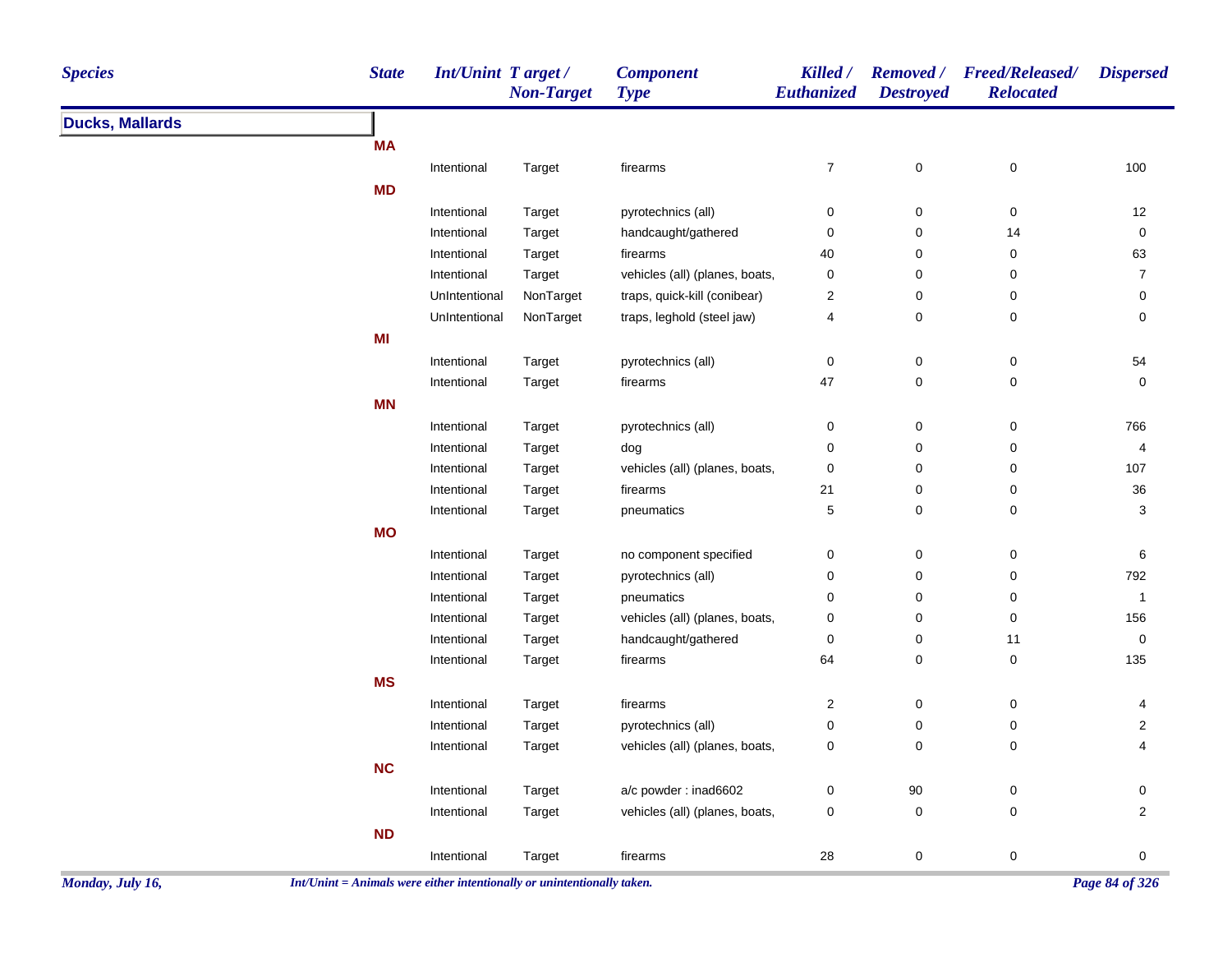| Species | State | Int/Unint | Target / Non-Target | Component Type | Killed / Euthanized | Removed / Destroyed | Freed/Released/ Relocated | Dispersed |
|---|---|---|---|---|---|---|---|---|
| **Ducks, Mallards** | | | | | | | | |
| | **MA** | | | | | | | |
| | | Intentional | Target | firearms | 7 | 0 | 0 | 100 |
| | **MD** | | | | | | | |
| | | Intentional | Target | pyrotechnics (all) | 0 | 0 | 0 | 12 |
| | | Intentional | Target | handcaught/gathered | 0 | 0 | 14 | 0 |
| | | Intentional | Target | firearms | 40 | 0 | 0 | 63 |
| | | Intentional | Target | vehicles (all) (planes, boats, | 0 | 0 | 0 | 7 |
| | | UnIntentional | NonTarget | traps, quick-kill (conibear) | 2 | 0 | 0 | 0 |
| | | UnIntentional | NonTarget | traps, leghold (steel jaw) | 4 | 0 | 0 | 0 |
| | **MI** | | | | | | | |
| | | Intentional | Target | pyrotechnics (all) | 0 | 0 | 0 | 54 |
| | | Intentional | Target | firearms | 47 | 0 | 0 | 0 |
| | **MN** | | | | | | | |
| | | Intentional | Target | pyrotechnics (all) | 0 | 0 | 0 | 766 |
| | | Intentional | Target | dog | 0 | 0 | 0 | 4 |
| | | Intentional | Target | vehicles (all) (planes, boats, | 0 | 0 | 0 | 107 |
| | | Intentional | Target | firearms | 21 | 0 | 0 | 36 |
| | | Intentional | Target | pneumatics | 5 | 0 | 0 | 3 |
| | **MO** | | | | | | | |
| | | Intentional | Target | no component specified | 0 | 0 | 0 | 6 |
| | | Intentional | Target | pyrotechnics (all) | 0 | 0 | 0 | 792 |
| | | Intentional | Target | pneumatics | 0 | 0 | 0 | 1 |
| | | Intentional | Target | vehicles (all) (planes, boats, | 0 | 0 | 0 | 156 |
| | | Intentional | Target | handcaught/gathered | 0 | 0 | 11 | 0 |
| | | Intentional | Target | firearms | 64 | 0 | 0 | 135 |
| | **MS** | | | | | | | |
| | | Intentional | Target | firearms | 2 | 0 | 0 | 4 |
| | | Intentional | Target | pyrotechnics (all) | 0 | 0 | 0 | 2 |
| | | Intentional | Target | vehicles (all) (planes, boats, | 0 | 0 | 0 | 4 |
| | **NC** | | | | | | | |
| | | Intentional | Target | a/c powder : inad6602 | 0 | 90 | 0 | 0 |
| | | Intentional | Target | vehicles (all) (planes, boats, | 0 | 0 | 0 | 2 |
| | **ND** | | | | | | | |
| | | Intentional | Target | firearms | 28 | 0 | 0 | 0 |

*Int/Unint = Animals were either intentionally or unintentionally taken.*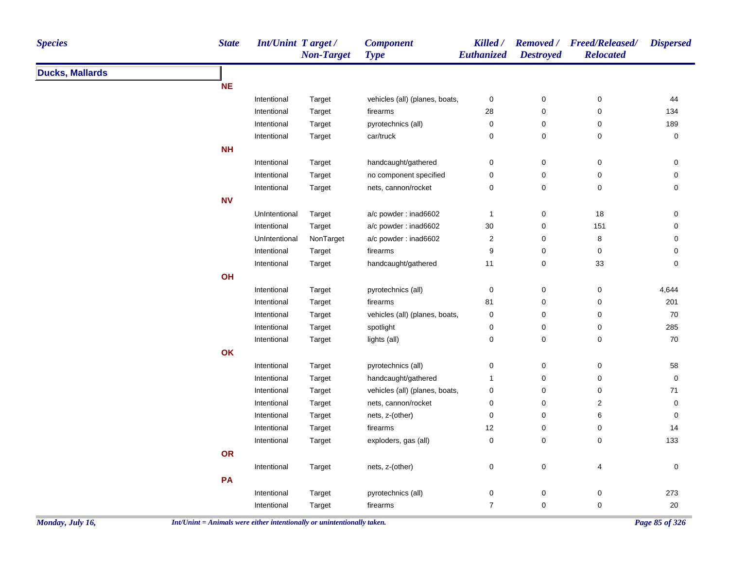| Species | State | Int/Unint | Target / Non-Target | Component Type | Killed / Euthanized | Removed / Destroyed | Freed/Released/ Relocated | Dispersed |
|---|---|---|---|---|---|---|---|---|
| **Ducks, Mallards** | | | | | | | | |
| | **NE** | | | | | | | |
| | | Intentional | Target | vehicles (all) (planes, boats, | 0 | 0 | 0 | 44 |
| | | Intentional | Target | firearms | 28 | 0 | 0 | 134 |
| | | Intentional | Target | pyrotechnics (all) | 0 | 0 | 0 | 189 |
| | | Intentional | Target | car/truck | 0 | 0 | 0 | 0 |
| | **NH** | | | | | | | |
| | | Intentional | Target | handcaught/gathered | 0 | 0 | 0 | 0 |
| | | Intentional | Target | no component specified | 0 | 0 | 0 | 0 |
| | | Intentional | Target | nets, cannon/rocket | 0 | 0 | 0 | 0 |
| | **NV** | | | | | | | |
| | | UnIntentional | Target | a/c powder : inad6602 | 1 | 0 | 18 | 0 |
| | | Intentional | Target | a/c powder : inad6602 | 30 | 0 | 151 | 0 |
| | | UnIntentional | NonTarget | a/c powder : inad6602 | 2 | 0 | 8 | 0 |
| | | Intentional | Target | firearms | 9 | 0 | 0 | 0 |
| | | Intentional | Target | handcaught/gathered | 11 | 0 | 33 | 0 |
| | **OH** | | | | | | | |
| | | Intentional | Target | pyrotechnics (all) | 0 | 0 | 0 | 4,644 |
| | | Intentional | Target | firearms | 81 | 0 | 0 | 201 |
| | | Intentional | Target | vehicles (all) (planes, boats, | 0 | 0 | 0 | 70 |
| | | Intentional | Target | spotlight | 0 | 0 | 0 | 285 |
| | | Intentional | Target | lights (all) | 0 | 0 | 0 | 70 |
| | **OK** | | | | | | | |
| | | Intentional | Target | pyrotechnics (all) | 0 | 0 | 0 | 58 |
| | | Intentional | Target | handcaught/gathered | 1 | 0 | 0 | 0 |
| | | Intentional | Target | vehicles (all) (planes, boats, | 0 | 0 | 0 | 71 |
| | | Intentional | Target | nets, cannon/rocket | 0 | 0 | 2 | 0 |
| | | Intentional | Target | nets, z-(other) | 0 | 0 | 6 | 0 |
| | | Intentional | Target | firearms | 12 | 0 | 0 | 14 |
| | | Intentional | Target | exploders, gas (all) | 0 | 0 | 0 | 133 |
| | **OR** | | | | | | | |
| | | Intentional | Target | nets, z-(other) | 0 | 0 | 4 | 0 |
| | **PA** | | | | | | | |
| | | Intentional | Target | pyrotechnics (all) | 0 | 0 | 0 | 273 |
| | | Intentional | Target | firearms | 7 | 0 | 0 | 20 |

*Int/Unint = Animals were either intentionally or unintentionally taken.*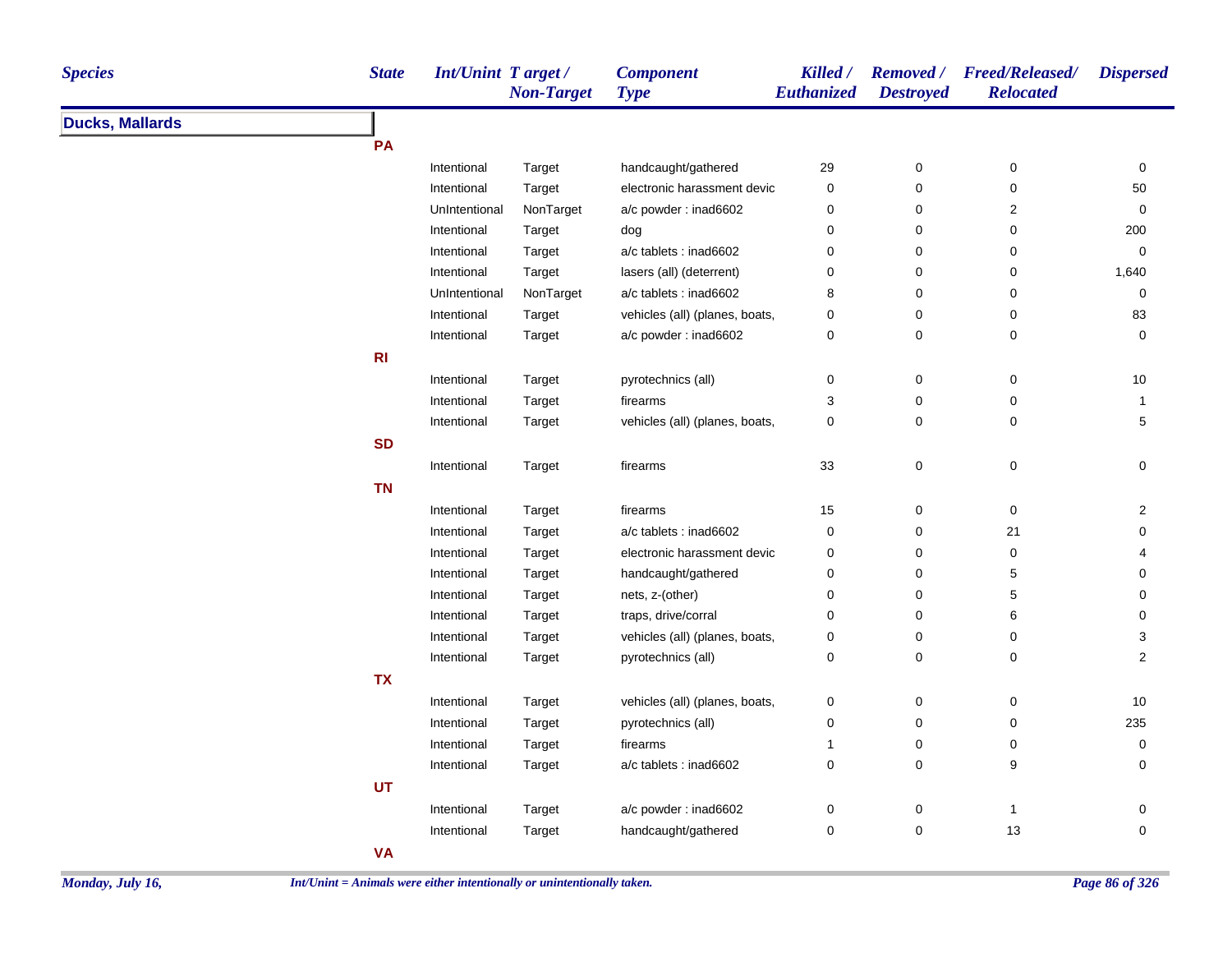| Species | State | Int/Unint | Target / Non-Target | Component Type | Killed / Euthanized | Removed / Destroyed | Freed/Released/ Relocated | Dispersed |
|---|---|---|---|---|---|---|---|---|
| **Ducks, Mallards** | | | | | | | | |
| | **PA** | | | | | | | |
| | | Intentional | Target | handcaught/gathered | 29 | 0 | 0 | 0 |
| | | Intentional | Target | electronic harassment devic | 0 | 0 | 0 | 50 |
| | | UnIntentional | NonTarget | a/c powder : inad6602 | 0 | 0 | 2 | 0 |
| | | Intentional | Target | dog | 0 | 0 | 0 | 200 |
| | | Intentional | Target | a/c tablets : inad6602 | 0 | 0 | 0 | 0 |
| | | Intentional | Target | lasers (all) (deterrent) | 0 | 0 | 0 | 1,640 |
| | | UnIntentional | NonTarget | a/c tablets : inad6602 | 8 | 0 | 0 | 0 |
| | | Intentional | Target | vehicles (all) (planes, boats, | 0 | 0 | 0 | 83 |
| | | Intentional | Target | a/c powder : inad6602 | 0 | 0 | 0 | 0 |
| | **RI** | | | | | | | |
| | | Intentional | Target | pyrotechnics (all) | 0 | 0 | 0 | 10 |
| | | Intentional | Target | firearms | 3 | 0 | 0 | 1 |
| | | Intentional | Target | vehicles (all) (planes, boats, | 0 | 0 | 0 | 5 |
| | **SD** | | | | | | | |
| | | Intentional | Target | firearms | 33 | 0 | 0 | 0 |
| | **TN** | | | | | | | |
| | | Intentional | Target | firearms | 15 | 0 | 0 | 2 |
| | | Intentional | Target | a/c tablets : inad6602 | 0 | 0 | 21 | 0 |
| | | Intentional | Target | electronic harassment devic | 0 | 0 | 0 | 4 |
| | | Intentional | Target | handcaught/gathered | 0 | 0 | 5 | 0 |
| | | Intentional | Target | nets, z-(other) | 0 | 0 | 5 | 0 |
| | | Intentional | Target | traps, drive/corral | 0 | 0 | 6 | 0 |
| | | Intentional | Target | vehicles (all) (planes, boats, | 0 | 0 | 0 | 3 |
| | | Intentional | Target | pyrotechnics (all) | 0 | 0 | 0 | 2 |
| | **TX** | | | | | | | |
| | | Intentional | Target | vehicles (all) (planes, boats, | 0 | 0 | 0 | 10 |
| | | Intentional | Target | pyrotechnics (all) | 0 | 0 | 0 | 235 |
| | | Intentional | Target | firearms | 1 | 0 | 0 | 0 |
| | | Intentional | Target | a/c tablets : inad6602 | 0 | 0 | 9 | 0 |
| | **UT** | | | | | | | |
| | | Intentional | Target | a/c powder : inad6602 | 0 | 0 | 1 | 0 |
| | | Intentional | Target | handcaught/gathered | 0 | 0 | 13 | 0 |
| | **VA** | | | | | | | |

*Int/Unint = Animals were either intentionally or unintentionally taken.*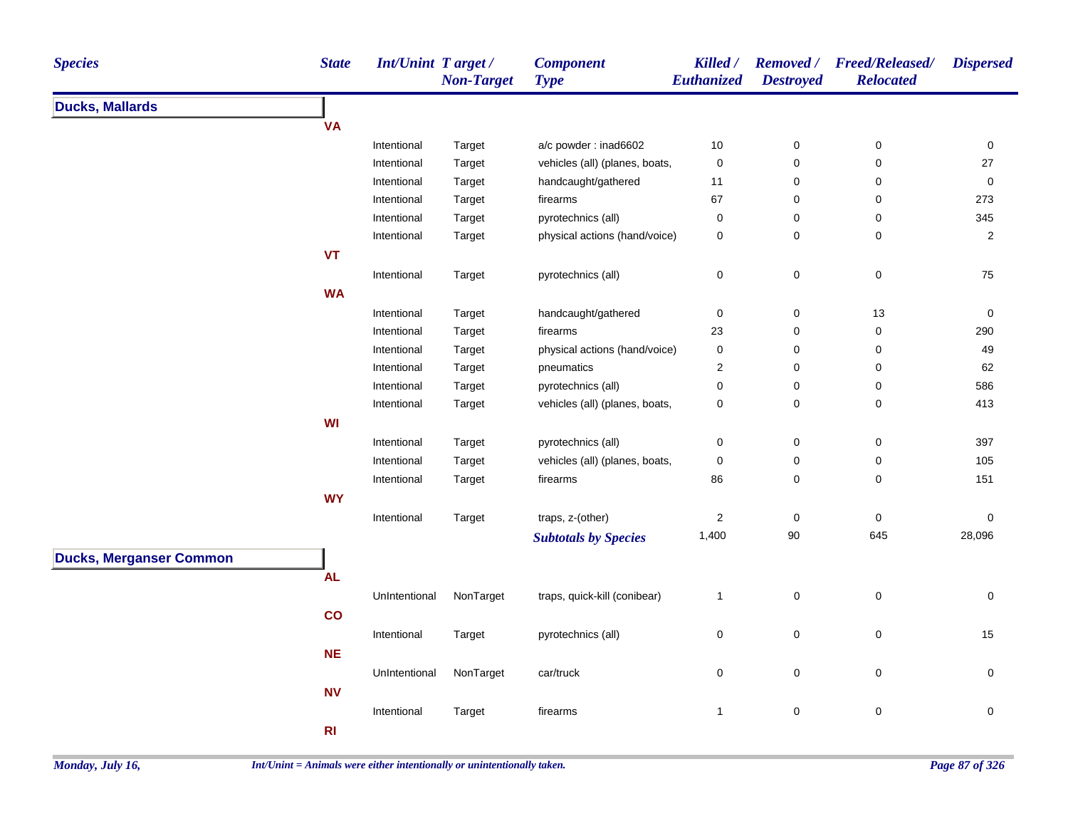| Species | State | Int/Unint | Target / Non-Target | Component Type | Killed / Euthanized | Removed / Destroyed | Freed/Released/ Relocated | Dispersed |
|---|---|---|---|---|---|---|---|---|
| **Ducks, Mallards** | | | | | | | | |
| | **VA** | | | | | | | |
| | | Intentional | Target | a/c powder : inad6602 | 10 | 0 | 0 | 0 |
| | | Intentional | Target | vehicles (all) (planes, boats, | 0 | 0 | 0 | 27 |
| | | Intentional | Target | handcaught/gathered | 11 | 0 | 0 | 0 |
| | | Intentional | Target | firearms | 67 | 0 | 0 | 273 |
| | | Intentional | Target | pyrotechnics (all) | 0 | 0 | 0 | 345 |
| | | Intentional | Target | physical actions (hand/voice) | 0 | 0 | 0 | 2 |
| | **VT** | | | | | | | |
| | | Intentional | Target | pyrotechnics (all) | 0 | 0 | 0 | 75 |
| | **WA** | | | | | | | |
| | | Intentional | Target | handcaught/gathered | 0 | 0 | 13 | 0 |
| | | Intentional | Target | firearms | 23 | 0 | 0 | 290 |
| | | Intentional | Target | physical actions (hand/voice) | 0 | 0 | 0 | 49 |
| | | Intentional | Target | pneumatics | 2 | 0 | 0 | 62 |
| | | Intentional | Target | pyrotechnics (all) | 0 | 0 | 0 | 586 |
| | | Intentional | Target | vehicles (all) (planes, boats, | 0 | 0 | 0 | 413 |
| | **WI** | | | | | | | |
| | | Intentional | Target | pyrotechnics (all) | 0 | 0 | 0 | 397 |
| | | Intentional | Target | vehicles (all) (planes, boats, | 0 | 0 | 0 | 105 |
| | | Intentional | Target | firearms | 86 | 0 | 0 | 151 |
| | **WY** | | | | | | | |
| | | Intentional | Target | traps, z-(other) | 2 | 0 | 0 | 0 |
| | | | | ***Subtotals by Species*** | 1,400 | 90 | 645 | 28,096 |
| **Ducks, Merganser Common** | | | | | | | | |
| | **AL** | | | | | | | |
| | | UnIntentional | NonTarget | traps, quick-kill (conibear) | 1 | 0 | 0 | 0 |
| | **CO** | | | | | | | |
| | | Intentional | Target | pyrotechnics (all) | 0 | 0 | 0 | 15 |
| | **NE** | | | | | | | |
| | | UnIntentional | NonTarget | car/truck | 0 | 0 | 0 | 0 |
| | **NV** | | | | | | | |
| | | Intentional | Target | firearms | 1 | 0 | 0 | 0 |
| | **RI** | | | | | | | |

*Int/Unint = Animals were either intentionally or unintentionally taken.*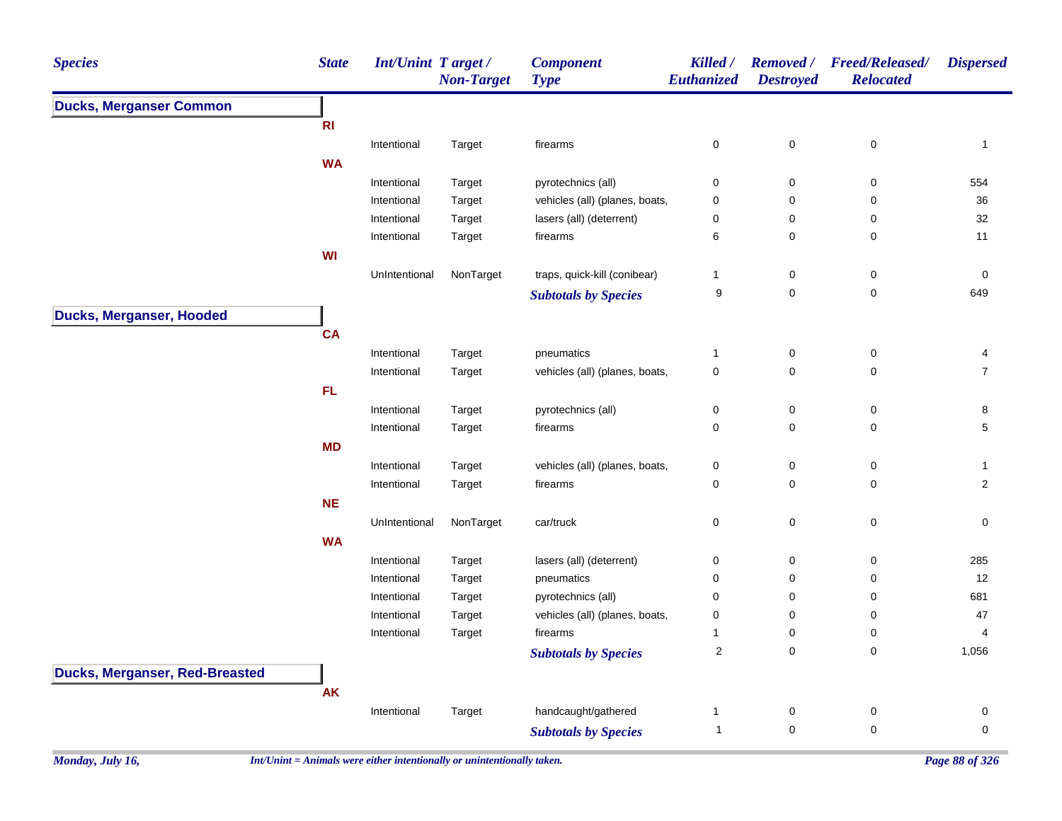| Species | State | Int/Unint | Target / Non-Target | Component Type | Killed / Euthanized | Removed / Destroyed | Freed/Released/ Relocated | Dispersed |
|---|---|---|---|---|---|---|---|---|
| **Ducks, Merganser Common** | | | | | | | | |
| | RI | | | | | | | |
| | | Intentional | Target | firearms | 0 | 0 | 0 | 1 |
| | WA | | | | | | | |
| | | Intentional | Target | pyrotechnics (all) | 0 | 0 | 0 | 554 |
| | | Intentional | Target | vehicles (all) (planes, boats, | 0 | 0 | 0 | 36 |
| | | Intentional | Target | lasers (all) (deterrent) | 0 | 0 | 0 | 32 |
| | | Intentional | Target | firearms | 6 | 0 | 0 | 11 |
| | WI | | | | | | | |
| | | UnIntentional | NonTarget | traps, quick-kill (conibear) | 1 | 0 | 0 | 0 |
| | | | | ***Subtotals by Species*** | 9 | 0 | 0 | 649 |
| **Ducks, Merganser, Hooded** | | | | | | | | |
| | CA | | | | | | | |
| | | Intentional | Target | pneumatics | 1 | 0 | 0 | 4 |
| | | Intentional | Target | vehicles (all) (planes, boats, | 0 | 0 | 0 | 7 |
| | FL | | | | | | | |
| | | Intentional | Target | pyrotechnics (all) | 0 | 0 | 0 | 8 |
| | | Intentional | Target | firearms | 0 | 0 | 0 | 5 |
| | MD | | | | | | | |
| | | Intentional | Target | vehicles (all) (planes, boats, | 0 | 0 | 0 | 1 |
| | | Intentional | Target | firearms | 0 | 0 | 0 | 2 |
| | NE | | | | | | | |
| | | UnIntentional | NonTarget | car/truck | 0 | 0 | 0 | 0 |
| | WA | | | | | | | |
| | | Intentional | Target | lasers (all) (deterrent) | 0 | 0 | 0 | 285 |
| | | Intentional | Target | pneumatics | 0 | 0 | 0 | 12 |
| | | Intentional | Target | pyrotechnics (all) | 0 | 0 | 0 | 681 |
| | | Intentional | Target | vehicles (all) (planes, boats, | 0 | 0 | 0 | 47 |
| | | Intentional | Target | firearms | 1 | 0 | 0 | 4 |
| | | | | ***Subtotals by Species*** | 2 | 0 | 0 | 1,056 |
| **Ducks, Merganser, Red-Breasted** | | | | | | | | |
| | AK | | | | | | | |
| | | Intentional | Target | handcaught/gathered | 1 | 0 | 0 | 0 |
| | | | | ***Subtotals by Species*** | 1 | 0 | 0 | 0 |

*Int/Unint = Animals were either intentionally or unintentionally taken.*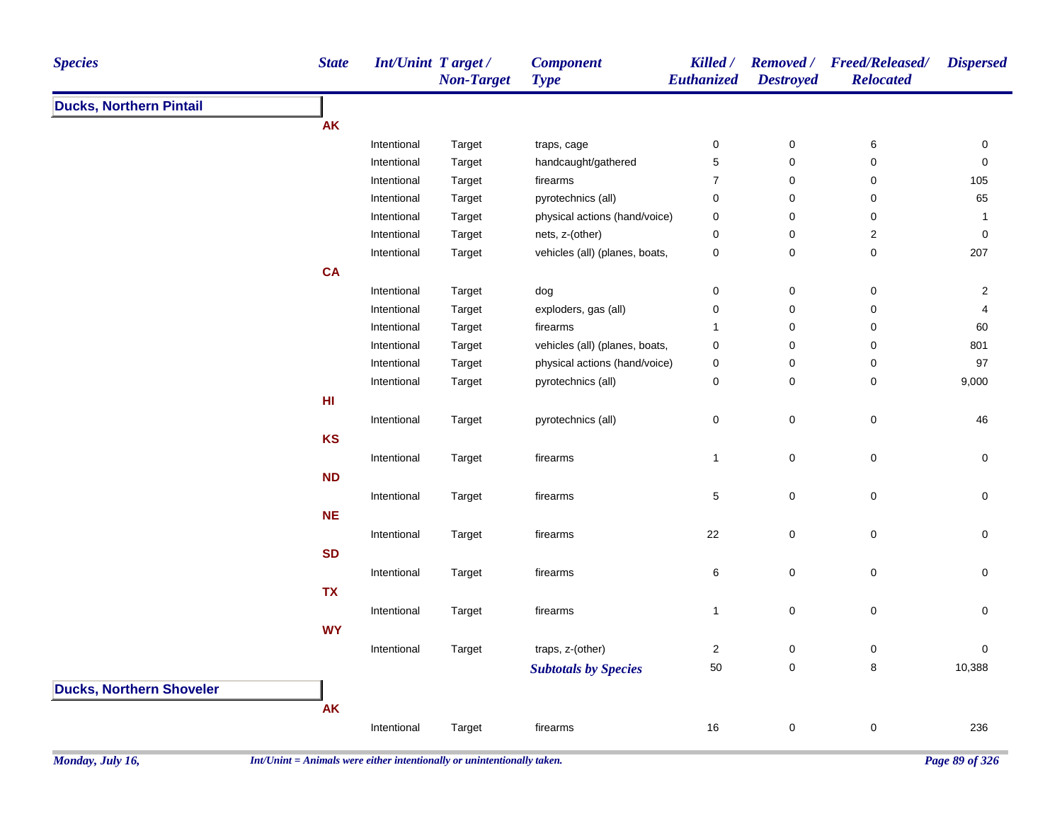| Species | State | Int/Unint | Target / Non-Target | Component Type | Killed / Euthanized | Removed / Destroyed | Freed/Released/ Relocated | Dispersed |
|---|---|---|---|---|---|---|---|---|
| **Ducks, Northern Pintail** | | | | | | | | |
| | **AK** | | | | | | | |
| | | Intentional | Target | traps, cage | 0 | 0 | 6 | 0 |
| | | Intentional | Target | handcaught/gathered | 5 | 0 | 0 | 0 |
| | | Intentional | Target | firearms | 7 | 0 | 0 | 105 |
| | | Intentional | Target | pyrotechnics (all) | 0 | 0 | 0 | 65 |
| | | Intentional | Target | physical actions (hand/voice) | 0 | 0 | 0 | 1 |
| | | Intentional | Target | nets, z-(other) | 0 | 0 | 2 | 0 |
| | | Intentional | Target | vehicles (all) (planes, boats, | 0 | 0 | 0 | 207 |
| | **CA** | | | | | | | |
| | | Intentional | Target | dog | 0 | 0 | 0 | 2 |
| | | Intentional | Target | exploders, gas (all) | 0 | 0 | 0 | 4 |
| | | Intentional | Target | firearms | 1 | 0 | 0 | 60 |
| | | Intentional | Target | vehicles (all) (planes, boats, | 0 | 0 | 0 | 801 |
| | | Intentional | Target | physical actions (hand/voice) | 0 | 0 | 0 | 97 |
| | | Intentional | Target | pyrotechnics (all) | 0 | 0 | 0 | 9,000 |
| | **HI** | | | | | | | |
| | | Intentional | Target | pyrotechnics (all) | 0 | 0 | 0 | 46 |
| | **KS** | | | | | | | |
| | | Intentional | Target | firearms | 1 | 0 | 0 | 0 |
| | **ND** | | | | | | | |
| | | Intentional | Target | firearms | 5 | 0 | 0 | 0 |
| | **NE** | | | | | | | |
| | | Intentional | Target | firearms | 22 | 0 | 0 | 0 |
| | **SD** | | | | | | | |
| | | Intentional | Target | firearms | 6 | 0 | 0 | 0 |
| | **TX** | | | | | | | |
| | | Intentional | Target | firearms | 1 | 0 | 0 | 0 |
| | **WY** | | | | | | | |
| | | Intentional | Target | traps, z-(other) | 2 | 0 | 0 | 0 |
| | | | | ***Subtotals by Species*** | 50 | 0 | 8 | 10,388 |
| **Ducks, Northern Shoveler** | | | | | | | | |
| | **AK** | | | | | | | |
| | | Intentional | Target | firearms | 16 | 0 | 0 | 236 |

*Monday, July 16,* — *Int/Unint = Animals were either intentionally or unintentionally taken.*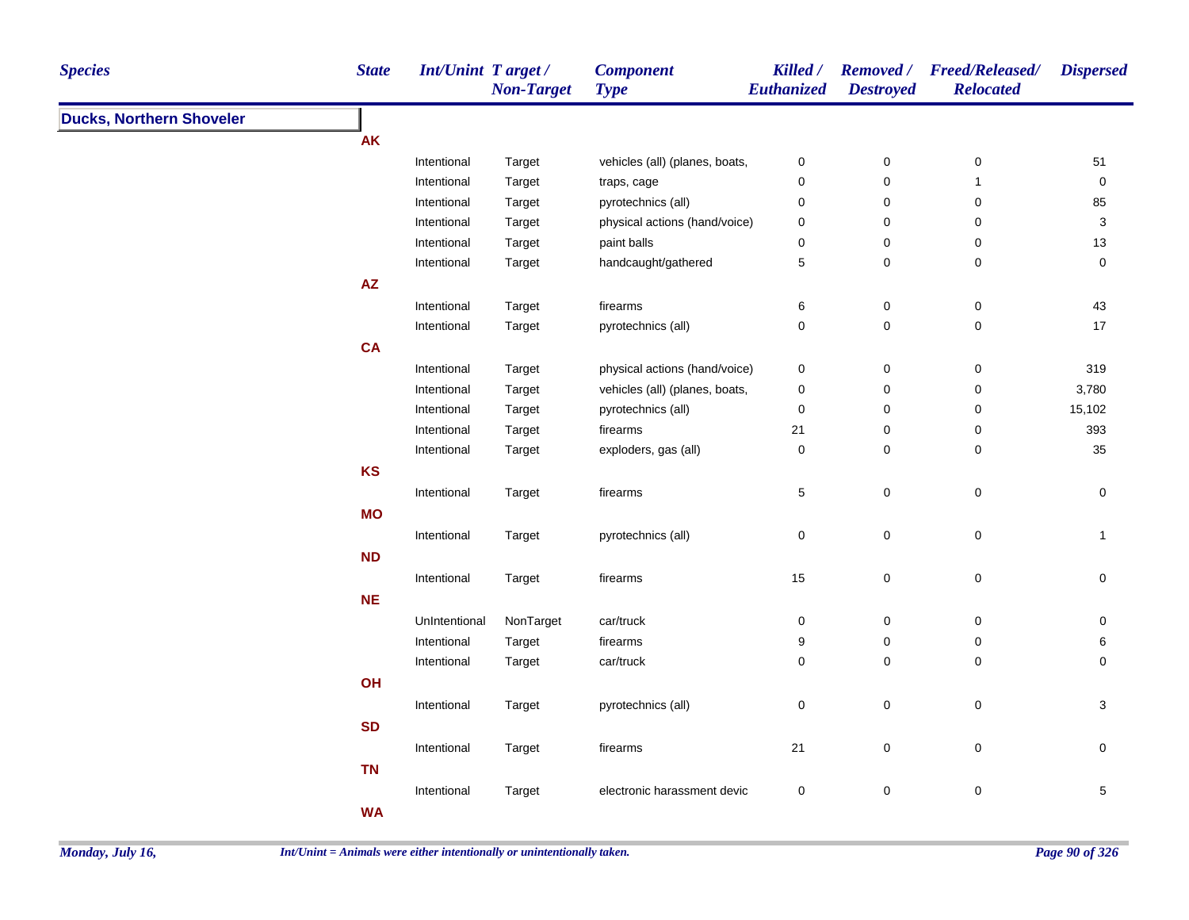| Species | State | Int/Unint | Target / Non-Target | Component Type | Killed / Euthanized | Removed / Destroyed | Freed/Released/ Relocated | Dispersed |
|---|---|---|---|---|---|---|---|---|
| **Ducks, Northern Shoveler** | | | | | | | | |
| | **AK** | | | | | | | |
| | | Intentional | Target | vehicles (all) (planes, boats, | 0 | 0 | 0 | 51 |
| | | Intentional | Target | traps, cage | 0 | 0 | 1 | 0 |
| | | Intentional | Target | pyrotechnics (all) | 0 | 0 | 0 | 85 |
| | | Intentional | Target | physical actions (hand/voice) | 0 | 0 | 0 | 3 |
| | | Intentional | Target | paint balls | 0 | 0 | 0 | 13 |
| | | Intentional | Target | handcaught/gathered | 5 | 0 | 0 | 0 |
| | **AZ** | | | | | | | |
| | | Intentional | Target | firearms | 6 | 0 | 0 | 43 |
| | | Intentional | Target | pyrotechnics (all) | 0 | 0 | 0 | 17 |
| | **CA** | | | | | | | |
| | | Intentional | Target | physical actions (hand/voice) | 0 | 0 | 0 | 319 |
| | | Intentional | Target | vehicles (all) (planes, boats, | 0 | 0 | 0 | 3,780 |
| | | Intentional | Target | pyrotechnics (all) | 0 | 0 | 0 | 15,102 |
| | | Intentional | Target | firearms | 21 | 0 | 0 | 393 |
| | | Intentional | Target | exploders, gas (all) | 0 | 0 | 0 | 35 |
| | **KS** | | | | | | | |
| | | Intentional | Target | firearms | 5 | 0 | 0 | 0 |
| | **MO** | | | | | | | |
| | | Intentional | Target | pyrotechnics (all) | 0 | 0 | 0 | 1 |
| | **ND** | | | | | | | |
| | | Intentional | Target | firearms | 15 | 0 | 0 | 0 |
| | **NE** | | | | | | | |
| | | UnIntentional | NonTarget | car/truck | 0 | 0 | 0 | 0 |
| | | Intentional | Target | firearms | 9 | 0 | 0 | 6 |
| | | Intentional | Target | car/truck | 0 | 0 | 0 | 0 |
| | **OH** | | | | | | | |
| | | Intentional | Target | pyrotechnics (all) | 0 | 0 | 0 | 3 |
| | **SD** | | | | | | | |
| | | Intentional | Target | firearms | 21 | 0 | 0 | 0 |
| | **TN** | | | | | | | |
| | | Intentional | Target | electronic harassment devic | 0 | 0 | 0 | 5 |
| | **WA** | | | | | | | |

*Monday, July 16,* *Int/Unint = Animals were either intentionally or unintentionally taken.*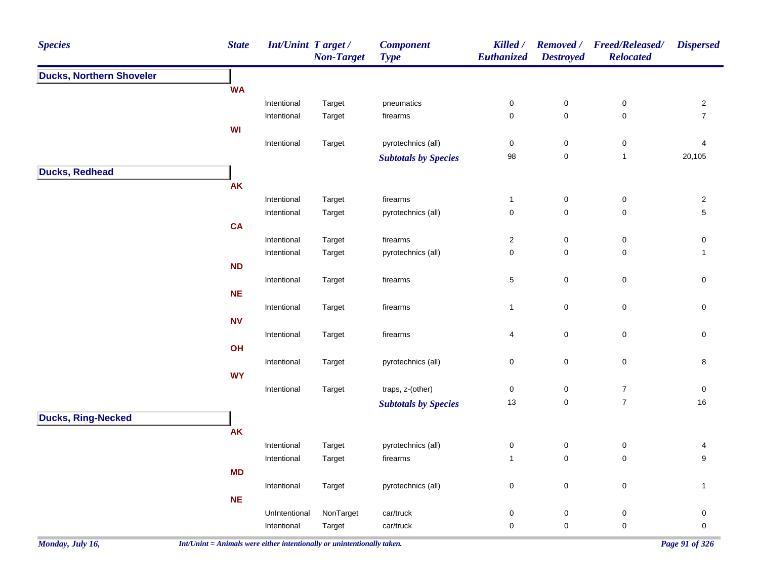| Species | State | Int/Unint | Target / Non-Target | Component Type | Killed / Euthanized | Removed / Destroyed | Freed/Released/ Relocated | Dispersed |
|---|---|---|---|---|---|---|---|---|
| **Ducks, Northern Shoveler** | | | | | | | | |
| | **WA** | | | | | | | |
| | | Intentional | Target | pneumatics | 0 | 0 | 0 | 2 |
| | | Intentional | Target | firearms | 0 | 0 | 0 | 7 |
| | **WI** | | | | | | | |
| | | Intentional | Target | pyrotechnics (all) | 0 | 0 | 0 | 4 |
| | | | | ***Subtotals by Species*** | 98 | 0 | 1 | 20,105 |
| **Ducks, Redhead** | | | | | | | | |
| | **AK** | | | | | | | |
| | | Intentional | Target | firearms | 1 | 0 | 0 | 2 |
| | | Intentional | Target | pyrotechnics (all) | 0 | 0 | 0 | 5 |
| | **CA** | | | | | | | |
| | | Intentional | Target | firearms | 2 | 0 | 0 | 0 |
| | | Intentional | Target | pyrotechnics (all) | 0 | 0 | 0 | 1 |
| | **ND** | | | | | | | |
| | | Intentional | Target | firearms | 5 | 0 | 0 | 0 |
| | **NE** | | | | | | | |
| | | Intentional | Target | firearms | 1 | 0 | 0 | 0 |
| | **NV** | | | | | | | |
| | | Intentional | Target | firearms | 4 | 0 | 0 | 0 |
| | **OH** | | | | | | | |
| | | Intentional | Target | pyrotechnics (all) | 0 | 0 | 0 | 8 |
| | **WY** | | | | | | | |
| | | Intentional | Target | traps, z-(other) | 0 | 0 | 7 | 0 |
| | | | | ***Subtotals by Species*** | 13 | 0 | 7 | 16 |
| **Ducks, Ring-Necked** | | | | | | | | |
| | **AK** | | | | | | | |
| | | Intentional | Target | pyrotechnics (all) | 0 | 0 | 0 | 4 |
| | | Intentional | Target | firearms | 1 | 0 | 0 | 9 |
| | **MD** | | | | | | | |
| | | Intentional | Target | pyrotechnics (all) | 0 | 0 | 0 | 1 |
| | **NE** | | | | | | | |
| | | UnIntentional | NonTarget | car/truck | 0 | 0 | 0 | 0 |
| | | Intentional | Target | car/truck | 0 | 0 | 0 | 0 |

*Int/Unint = Animals were either intentionally or unintentionally taken.*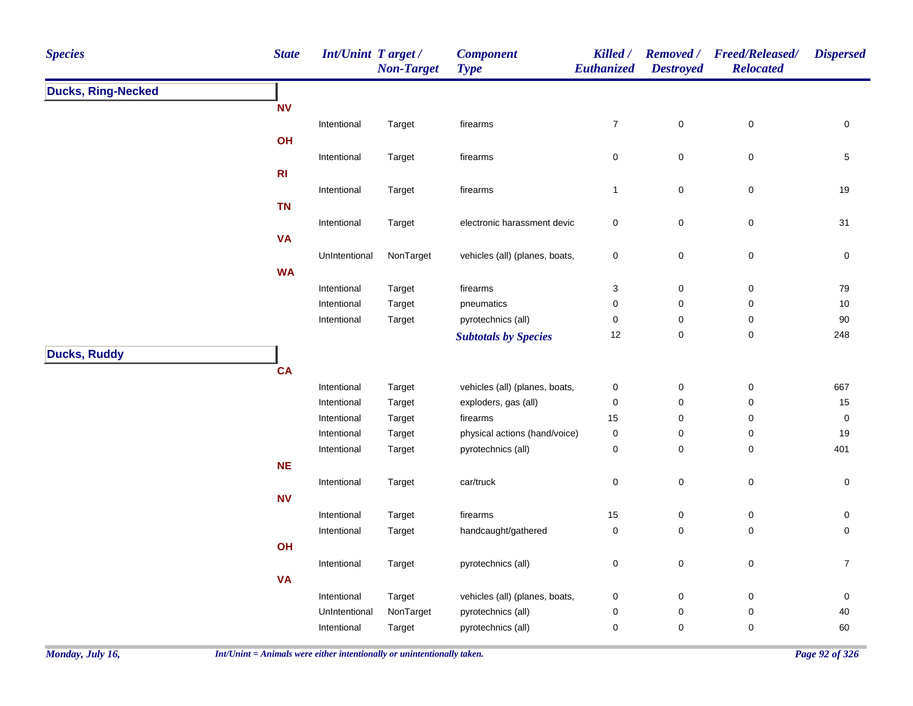| Species | State | Int/Unint | Target / Non-Target | Component Type | Killed / Euthanized | Removed / Destroyed | Freed/Released/ Relocated | Dispersed |
|---|---|---|---|---|---|---|---|---|
| **Ducks, Ring-Necked** | | | | | | | | |
| | **NV** | | | | | | | |
| | | Intentional | Target | firearms | 7 | 0 | 0 | 0 |
| | **OH** | | | | | | | |
| | | Intentional | Target | firearms | 0 | 0 | 0 | 5 |
| | **RI** | | | | | | | |
| | | Intentional | Target | firearms | 1 | 0 | 0 | 19 |
| | **TN** | | | | | | | |
| | | Intentional | Target | electronic harassment devic | 0 | 0 | 0 | 31 |
| | **VA** | | | | | | | |
| | | UnIntentional | NonTarget | vehicles (all) (planes, boats, | 0 | 0 | 0 | 0 |
| | **WA** | | | | | | | |
| | | Intentional | Target | firearms | 3 | 0 | 0 | 79 |
| | | Intentional | Target | pneumatics | 0 | 0 | 0 | 10 |
| | | Intentional | Target | pyrotechnics (all) | 0 | 0 | 0 | 90 |
| | | | | ***Subtotals by Species*** | 12 | 0 | 0 | 248 |
| **Ducks, Ruddy** | | | | | | | | |
| | **CA** | | | | | | | |
| | | Intentional | Target | vehicles (all) (planes, boats, | 0 | 0 | 0 | 667 |
| | | Intentional | Target | exploders, gas (all) | 0 | 0 | 0 | 15 |
| | | Intentional | Target | firearms | 15 | 0 | 0 | 0 |
| | | Intentional | Target | physical actions (hand/voice) | 0 | 0 | 0 | 19 |
| | | Intentional | Target | pyrotechnics (all) | 0 | 0 | 0 | 401 |
| | **NE** | | | | | | | |
| | | Intentional | Target | car/truck | 0 | 0 | 0 | 0 |
| | **NV** | | | | | | | |
| | | Intentional | Target | firearms | 15 | 0 | 0 | 0 |
| | | Intentional | Target | handcaught/gathered | 0 | 0 | 0 | 0 |
| | **OH** | | | | | | | |
| | | Intentional | Target | pyrotechnics (all) | 0 | 0 | 0 | 7 |
| | **VA** | | | | | | | |
| | | Intentional | Target | vehicles (all) (planes, boats, | 0 | 0 | 0 | 0 |
| | | UnIntentional | NonTarget | pyrotechnics (all) | 0 | 0 | 0 | 40 |
| | | Intentional | Target | pyrotechnics (all) | 0 | 0 | 0 | 60 |

*Int/Unint = Animals were either intentionally or unintentionally taken.*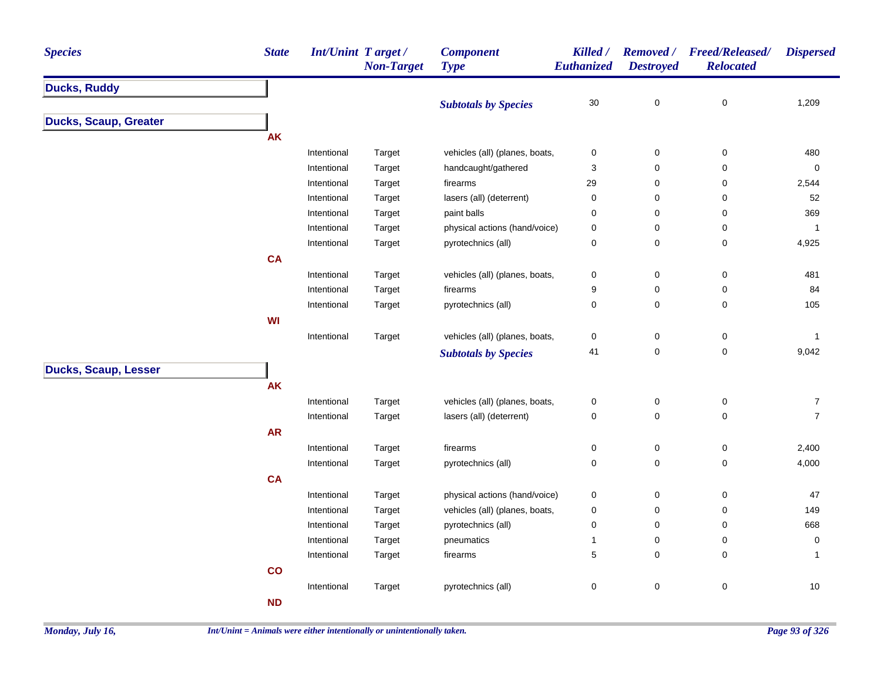| Species | State | Int/Unint | Target / Non-Target | Component Type | Killed / Euthanized | Removed / Destroyed | Freed/Released/ Relocated | Dispersed |
|---|---|---|---|---|---|---|---|---|
| **Ducks, Ruddy** | | | | | | | | |
| | | | | ***Subtotals by Species*** | 30 | 0 | 0 | 1,209 |
| **Ducks, Scaup, Greater** | | | | | | | | |
| | **AK** | | | | | | | |
| | | Intentional | Target | vehicles (all) (planes, boats, | 0 | 0 | 0 | 480 |
| | | Intentional | Target | handcaught/gathered | 3 | 0 | 0 | 0 |
| | | Intentional | Target | firearms | 29 | 0 | 0 | 2,544 |
| | | Intentional | Target | lasers (all) (deterrent) | 0 | 0 | 0 | 52 |
| | | Intentional | Target | paint balls | 0 | 0 | 0 | 369 |
| | | Intentional | Target | physical actions (hand/voice) | 0 | 0 | 0 | 1 |
| | | Intentional | Target | pyrotechnics (all) | 0 | 0 | 0 | 4,925 |
| | **CA** | | | | | | | |
| | | Intentional | Target | vehicles (all) (planes, boats, | 0 | 0 | 0 | 481 |
| | | Intentional | Target | firearms | 9 | 0 | 0 | 84 |
| | | Intentional | Target | pyrotechnics (all) | 0 | 0 | 0 | 105 |
| | **WI** | | | | | | | |
| | | Intentional | Target | vehicles (all) (planes, boats, | 0 | 0 | 0 | 1 |
| | | | | ***Subtotals by Species*** | 41 | 0 | 0 | 9,042 |
| **Ducks, Scaup, Lesser** | | | | | | | | |
| | **AK** | | | | | | | |
| | | Intentional | Target | vehicles (all) (planes, boats, | 0 | 0 | 0 | 7 |
| | | Intentional | Target | lasers (all) (deterrent) | 0 | 0 | 0 | 7 |
| | **AR** | | | | | | | |
| | | Intentional | Target | firearms | 0 | 0 | 0 | 2,400 |
| | | Intentional | Target | pyrotechnics (all) | 0 | 0 | 0 | 4,000 |
| | **CA** | | | | | | | |
| | | Intentional | Target | physical actions (hand/voice) | 0 | 0 | 0 | 47 |
| | | Intentional | Target | vehicles (all) (planes, boats, | 0 | 0 | 0 | 149 |
| | | Intentional | Target | pyrotechnics (all) | 0 | 0 | 0 | 668 |
| | | Intentional | Target | pneumatics | 1 | 0 | 0 | 0 |
| | | Intentional | Target | firearms | 5 | 0 | 0 | 1 |
| | **CO** | | | | | | | |
| | | Intentional | Target | pyrotechnics (all) | 0 | 0 | 0 | 10 |
| | **ND** | | | | | | | |

*Int/Unint = Animals were either intentionally or unintentionally taken.*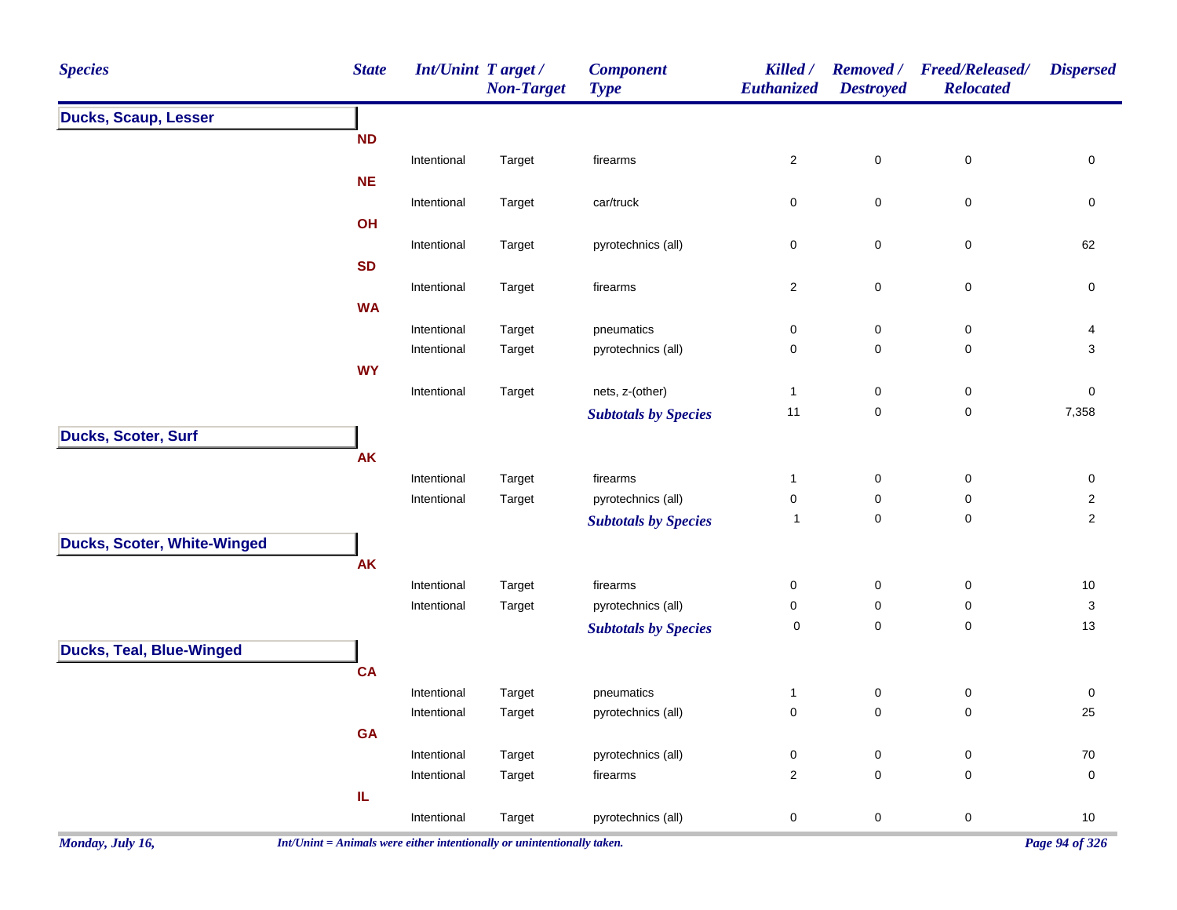| Species | State | Int/Unint | Target / Non-Target | Component Type | Killed / Euthanized | Removed / Destroyed | Freed/Released/ Relocated | Dispersed |
|---|---|---|---|---|---|---|---|---|
| **Ducks, Scaup, Lesser** | | | | | | | | |
| | **ND** | | | | | | | |
| | | Intentional | Target | firearms | 2 | 0 | 0 | 0 |
| | **NE** | | | | | | | |
| | | Intentional | Target | car/truck | 0 | 0 | 0 | 0 |
| | **OH** | | | | | | | |
| | | Intentional | Target | pyrotechnics (all) | 0 | 0 | 0 | 62 |
| | **SD** | | | | | | | |
| | | Intentional | Target | firearms | 2 | 0 | 0 | 0 |
| | **WA** | | | | | | | |
| | | Intentional | Target | pneumatics | 0 | 0 | 0 | 4 |
| | | Intentional | Target | pyrotechnics (all) | 0 | 0 | 0 | 3 |
| | **WY** | | | | | | | |
| | | Intentional | Target | nets, z-(other) | 1 | 0 | 0 | 0 |
| | | | | ***Subtotals by Species*** | 11 | 0 | 0 | 7,358 |
| **Ducks, Scoter, Surf** | | | | | | | | |
| | **AK** | | | | | | | |
| | | Intentional | Target | firearms | 1 | 0 | 0 | 0 |
| | | Intentional | Target | pyrotechnics (all) | 0 | 0 | 0 | 2 |
| | | | | ***Subtotals by Species*** | 1 | 0 | 0 | 2 |
| **Ducks, Scoter, White-Winged** | | | | | | | | |
| | **AK** | | | | | | | |
| | | Intentional | Target | firearms | 0 | 0 | 0 | 10 |
| | | Intentional | Target | pyrotechnics (all) | 0 | 0 | 0 | 3 |
| | | | | ***Subtotals by Species*** | 0 | 0 | 0 | 13 |
| **Ducks, Teal, Blue-Winged** | | | | | | | | |
| | **CA** | | | | | | | |
| | | Intentional | Target | pneumatics | 1 | 0 | 0 | 0 |
| | | Intentional | Target | pyrotechnics (all) | 0 | 0 | 0 | 25 |
| | **GA** | | | | | | | |
| | | Intentional | Target | pyrotechnics (all) | 0 | 0 | 0 | 70 |
| | | Intentional | Target | firearms | 2 | 0 | 0 | 0 |
| | **IL** | | | | | | | |
| | | Intentional | Target | pyrotechnics (all) | 0 | 0 | 0 | 10 |

*Int/Unint = Animals were either intentionally or unintentionally taken.*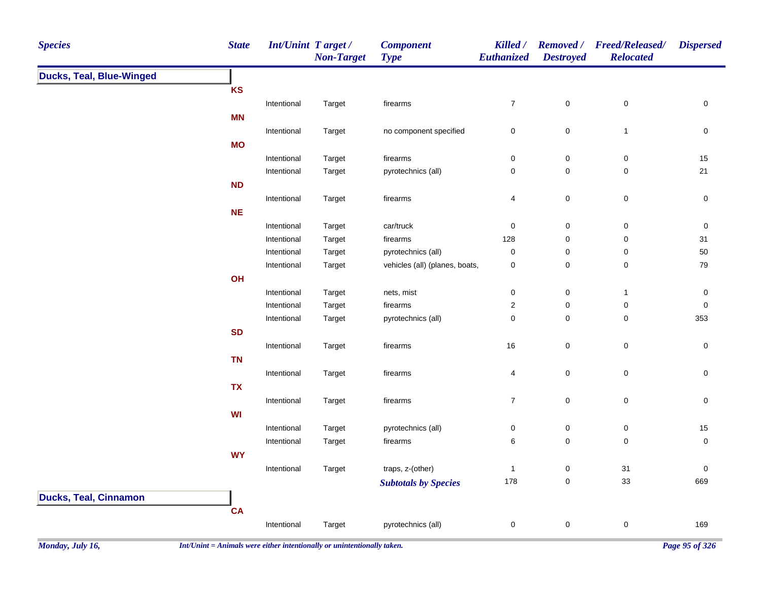| Species | State | Int/Unint | Target / Non-Target | Component Type | Killed / Euthanized | Removed / Destroyed | Freed/Released/ Relocated | Dispersed |
|---|---|---|---|---|---|---|---|---|
| **Ducks, Teal, Blue-Winged** | | | | | | | | |
| | **KS** | | | | | | | |
| | | Intentional | Target | firearms | 7 | 0 | 0 | 0 |
| | **MN** | | | | | | | |
| | | Intentional | Target | no component specified | 0 | 0 | 1 | 0 |
| | **MO** | | | | | | | |
| | | Intentional | Target | firearms | 0 | 0 | 0 | 15 |
| | | Intentional | Target | pyrotechnics (all) | 0 | 0 | 0 | 21 |
| | **ND** | | | | | | | |
| | | Intentional | Target | firearms | 4 | 0 | 0 | 0 |
| | **NE** | | | | | | | |
| | | Intentional | Target | car/truck | 0 | 0 | 0 | 0 |
| | | Intentional | Target | firearms | 128 | 0 | 0 | 31 |
| | | Intentional | Target | pyrotechnics (all) | 0 | 0 | 0 | 50 |
| | | Intentional | Target | vehicles (all) (planes, boats, | 0 | 0 | 0 | 79 |
| | **OH** | | | | | | | |
| | | Intentional | Target | nets, mist | 0 | 0 | 1 | 0 |
| | | Intentional | Target | firearms | 2 | 0 | 0 | 0 |
| | | Intentional | Target | pyrotechnics (all) | 0 | 0 | 0 | 353 |
| | **SD** | | | | | | | |
| | | Intentional | Target | firearms | 16 | 0 | 0 | 0 |
| | **TN** | | | | | | | |
| | | Intentional | Target | firearms | 4 | 0 | 0 | 0 |
| | **TX** | | | | | | | |
| | | Intentional | Target | firearms | 7 | 0 | 0 | 0 |
| | **WI** | | | | | | | |
| | | Intentional | Target | pyrotechnics (all) | 0 | 0 | 0 | 15 |
| | | Intentional | Target | firearms | 6 | 0 | 0 | 0 |
| | **WY** | | | | | | | |
| | | Intentional | Target | traps, z-(other) | 1 | 0 | 31 | 0 |
| | | | | ***Subtotals by Species*** | 178 | 0 | 33 | 669 |
| **Ducks, Teal, Cinnamon** | | | | | | | | |
| | **CA** | | | | | | | |
| | | Intentional | Target | pyrotechnics (all) | 0 | 0 | 0 | 169 |

*Int/Unint = Animals were either intentionally or unintentionally taken.*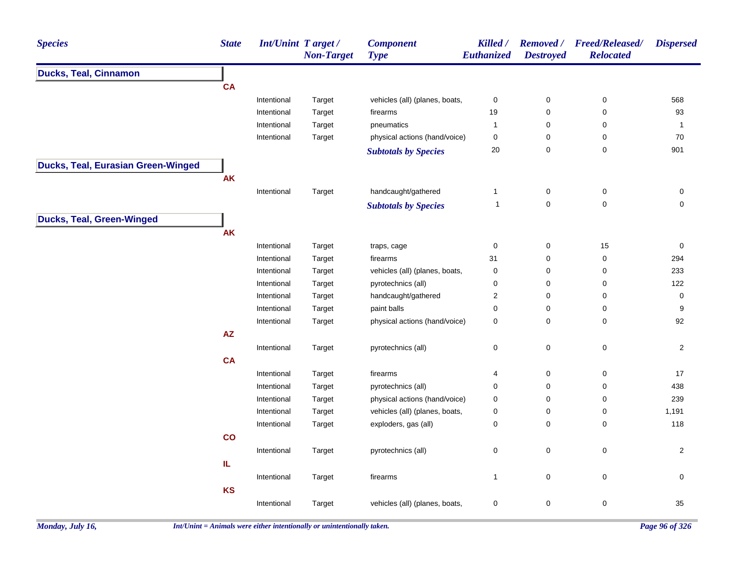| Species | State | Int/Unint | Target / Non-Target | Component Type | Killed / Euthanized | Removed / Destroyed | Freed/Released/ Relocated | Dispersed |
|---|---|---|---|---|---|---|---|---|
| **Ducks, Teal, Cinnamon** | | | | | | | | |
| | CA | | | | | | | |
| | | Intentional | Target | vehicles (all) (planes, boats, | 0 | 0 | 0 | 568 |
| | | Intentional | Target | firearms | 19 | 0 | 0 | 93 |
| | | Intentional | Target | pneumatics | 1 | 0 | 0 | 1 |
| | | Intentional | Target | physical actions (hand/voice) | 0 | 0 | 0 | 70 |
| | | | | *Subtotals by Species* | 20 | 0 | 0 | 901 |
| **Ducks, Teal, Eurasian Green-Winged** | | | | | | | | |
| | AK | | | | | | | |
| | | Intentional | Target | handcaught/gathered | 1 | 0 | 0 | 0 |
| | | | | *Subtotals by Species* | 1 | 0 | 0 | 0 |
| **Ducks, Teal, Green-Winged** | | | | | | | | |
| | AK | | | | | | | |
| | | Intentional | Target | traps, cage | 0 | 0 | 15 | 0 |
| | | Intentional | Target | firearms | 31 | 0 | 0 | 294 |
| | | Intentional | Target | vehicles (all) (planes, boats, | 0 | 0 | 0 | 233 |
| | | Intentional | Target | pyrotechnics (all) | 0 | 0 | 0 | 122 |
| | | Intentional | Target | handcaught/gathered | 2 | 0 | 0 | 0 |
| | | Intentional | Target | paint balls | 0 | 0 | 0 | 9 |
| | | Intentional | Target | physical actions (hand/voice) | 0 | 0 | 0 | 92 |
| | AZ | | | | | | | |
| | | Intentional | Target | pyrotechnics (all) | 0 | 0 | 0 | 2 |
| | CA | | | | | | | |
| | | Intentional | Target | firearms | 4 | 0 | 0 | 17 |
| | | Intentional | Target | pyrotechnics (all) | 0 | 0 | 0 | 438 |
| | | Intentional | Target | physical actions (hand/voice) | 0 | 0 | 0 | 239 |
| | | Intentional | Target | vehicles (all) (planes, boats, | 0 | 0 | 0 | 1,191 |
| | | Intentional | Target | exploders, gas (all) | 0 | 0 | 0 | 118 |
| | CO | | | | | | | |
| | | Intentional | Target | pyrotechnics (all) | 0 | 0 | 0 | 2 |
| | IL | | | | | | | |
| | | Intentional | Target | firearms | 1 | 0 | 0 | 0 |
| | KS | | | | | | | |
| | | Intentional | Target | vehicles (all) (planes, boats, | 0 | 0 | 0 | 35 |

*Int/Unint = Animals were either intentionally or unintentionally taken.*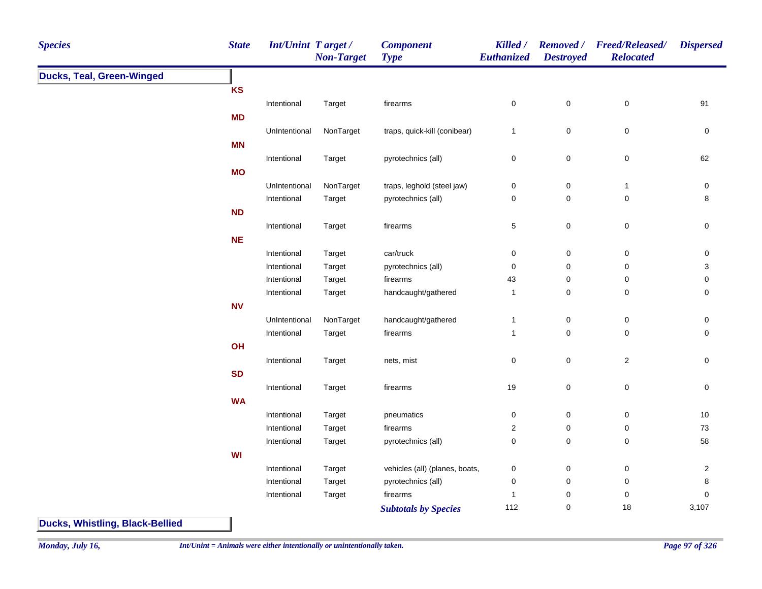| Species | State | Int/Unint | Target / Non-Target | Component Type | Killed / Euthanized | Removed / Destroyed | Freed/Released/ Relocated | Dispersed |
|---|---|---|---|---|---|---|---|---|
| **Ducks, Teal, Green-Winged** | | | | | | | | |
| | **KS** | | | | | | | |
| | | Intentional | Target | firearms | 0 | 0 | 0 | 91 |
| | **MD** | | | | | | | |
| | | UnIntentional | NonTarget | traps, quick-kill (conibear) | 1 | 0 | 0 | 0 |
| | **MN** | | | | | | | |
| | | Intentional | Target | pyrotechnics (all) | 0 | 0 | 0 | 62 |
| | **MO** | | | | | | | |
| | | UnIntentional | NonTarget | traps, leghold (steel jaw) | 0 | 0 | 1 | 0 |
| | | Intentional | Target | pyrotechnics (all) | 0 | 0 | 0 | 8 |
| | **ND** | | | | | | | |
| | | Intentional | Target | firearms | 5 | 0 | 0 | 0 |
| | **NE** | | | | | | | |
| | | Intentional | Target | car/truck | 0 | 0 | 0 | 0 |
| | | Intentional | Target | pyrotechnics (all) | 0 | 0 | 0 | 3 |
| | | Intentional | Target | firearms | 43 | 0 | 0 | 0 |
| | | Intentional | Target | handcaught/gathered | 1 | 0 | 0 | 0 |
| | **NV** | | | | | | | |
| | | UnIntentional | NonTarget | handcaught/gathered | 1 | 0 | 0 | 0 |
| | | Intentional | Target | firearms | 1 | 0 | 0 | 0 |
| | **OH** | | | | | | | |
| | | Intentional | Target | nets, mist | 0 | 0 | 2 | 0 |
| | **SD** | | | | | | | |
| | | Intentional | Target | firearms | 19 | 0 | 0 | 0 |
| | **WA** | | | | | | | |
| | | Intentional | Target | pneumatics | 0 | 0 | 0 | 10 |
| | | Intentional | Target | firearms | 2 | 0 | 0 | 73 |
| | | Intentional | Target | pyrotechnics (all) | 0 | 0 | 0 | 58 |
| | **WI** | | | | | | | |
| | | Intentional | Target | vehicles (all) (planes, boats, | 0 | 0 | 0 | 2 |
| | | Intentional | Target | pyrotechnics (all) | 0 | 0 | 0 | 8 |
| | | Intentional | Target | firearms | 1 | 0 | 0 | 0 |
| | | | | ***Subtotals by Species*** | 112 | 0 | 18 | 3,107 |
| **Ducks, Whistling, Black-Bellied** | | | | | | | | |

*Int/Unint = Animals were either intentionally or unintentionally taken.*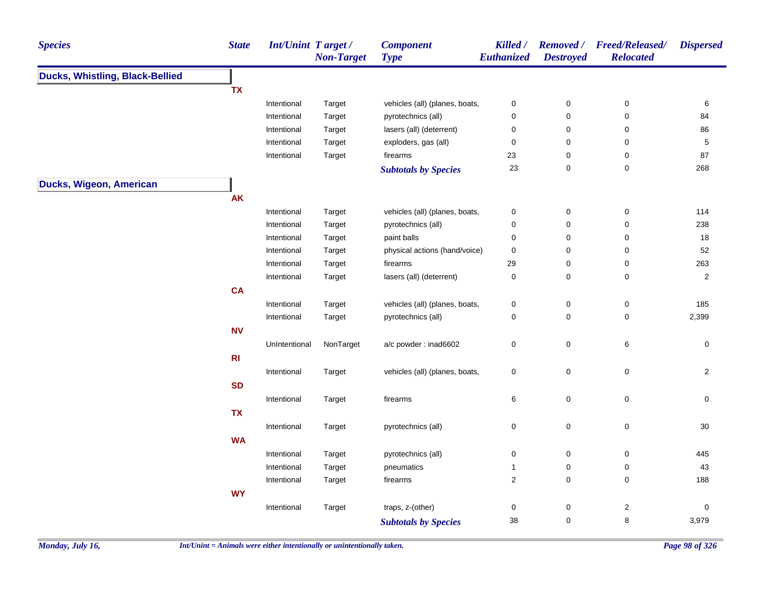| Species | State | Int/Unint | Target / Non-Target | Component Type | Killed / Euthanized | Removed / Destroyed | Freed/Released/ Relocated | Dispersed |
|---|---|---|---|---|---|---|---|---|
| **Ducks, Whistling, Black-Bellied** | | | | | | | | |
| | **TX** | | | | | | | |
| | | Intentional | Target | vehicles (all) (planes, boats, | 0 | 0 | 0 | 6 |
| | | Intentional | Target | pyrotechnics (all) | 0 | 0 | 0 | 84 |
| | | Intentional | Target | lasers (all) (deterrent) | 0 | 0 | 0 | 86 |
| | | Intentional | Target | exploders, gas (all) | 0 | 0 | 0 | 5 |
| | | Intentional | Target | firearms | 23 | 0 | 0 | 87 |
| | | | | ***Subtotals by Species*** | 23 | 0 | 0 | 268 |
| **Ducks, Wigeon, American** | | | | | | | | |
| | **AK** | | | | | | | |
| | | Intentional | Target | vehicles (all) (planes, boats, | 0 | 0 | 0 | 114 |
| | | Intentional | Target | pyrotechnics (all) | 0 | 0 | 0 | 238 |
| | | Intentional | Target | paint balls | 0 | 0 | 0 | 18 |
| | | Intentional | Target | physical actions (hand/voice) | 0 | 0 | 0 | 52 |
| | | Intentional | Target | firearms | 29 | 0 | 0 | 263 |
| | | Intentional | Target | lasers (all) (deterrent) | 0 | 0 | 0 | 2 |
| | **CA** | | | | | | | |
| | | Intentional | Target | vehicles (all) (planes, boats, | 0 | 0 | 0 | 185 |
| | | Intentional | Target | pyrotechnics (all) | 0 | 0 | 0 | 2,399 |
| | **NV** | | | | | | | |
| | | UnIntentional | NonTarget | a/c powder : inad6602 | 0 | 0 | 6 | 0 |
| | **RI** | | | | | | | |
| | | Intentional | Target | vehicles (all) (planes, boats, | 0 | 0 | 0 | 2 |
| | **SD** | | | | | | | |
| | | Intentional | Target | firearms | 6 | 0 | 0 | 0 |
| | **TX** | | | | | | | |
| | | Intentional | Target | pyrotechnics (all) | 0 | 0 | 0 | 30 |
| | **WA** | | | | | | | |
| | | Intentional | Target | pyrotechnics (all) | 0 | 0 | 0 | 445 |
| | | Intentional | Target | pneumatics | 1 | 0 | 0 | 43 |
| | | Intentional | Target | firearms | 2 | 0 | 0 | 188 |
| | **WY** | | | | | | | |
| | | Intentional | Target | traps, z-(other) | 0 | 0 | 2 | 0 |
| | | | | ***Subtotals by Species*** | 38 | 0 | 8 | 3,979 |

*Int/Unint = Animals were either intentionally or unintentionally taken.*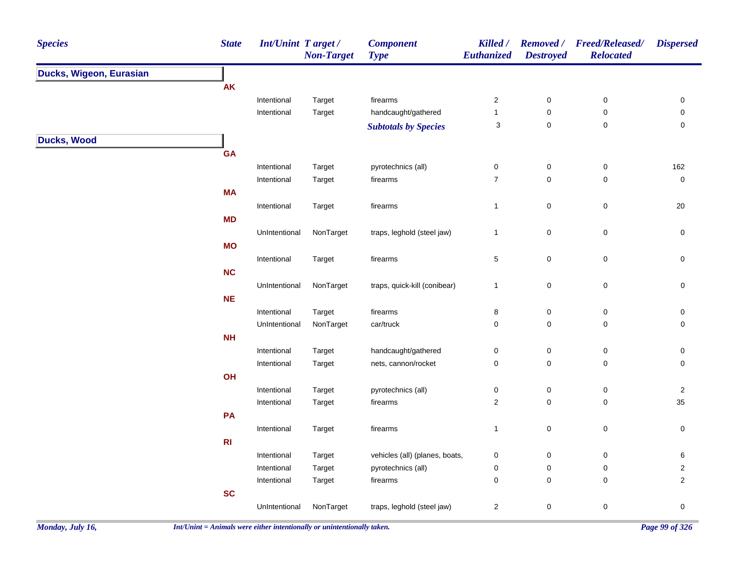| Species | State | Int/Unint | Target / Non-Target | Component Type | Killed / Euthanized | Removed / Destroyed | Freed/Released/ Relocated | Dispersed |
|---|---|---|---|---|---|---|---|---|
| **Ducks, Wigeon, Eurasian** | | | | | | | | |
| | **AK** | | | | | | | |
| | | Intentional | Target | firearms | 2 | 0 | 0 | 0 |
| | | Intentional | Target | handcaught/gathered | 1 | 0 | 0 | 0 |
| | | | | ***Subtotals by Species*** | 3 | 0 | 0 | 0 |
| **Ducks, Wood** | | | | | | | | |
| | **GA** | | | | | | | |
| | | Intentional | Target | pyrotechnics (all) | 0 | 0 | 0 | 162 |
| | | Intentional | Target | firearms | 7 | 0 | 0 | 0 |
| | **MA** | | | | | | | |
| | | Intentional | Target | firearms | 1 | 0 | 0 | 20 |
| | **MD** | | | | | | | |
| | | UnIntentional | NonTarget | traps, leghold (steel jaw) | 1 | 0 | 0 | 0 |
| | **MO** | | | | | | | |
| | | Intentional | Target | firearms | 5 | 0 | 0 | 0 |
| | **NC** | | | | | | | |
| | | UnIntentional | NonTarget | traps, quick-kill (conibear) | 1 | 0 | 0 | 0 |
| | **NE** | | | | | | | |
| | | Intentional | Target | firearms | 8 | 0 | 0 | 0 |
| | | UnIntentional | NonTarget | car/truck | 0 | 0 | 0 | 0 |
| | **NH** | | | | | | | |
| | | Intentional | Target | handcaught/gathered | 0 | 0 | 0 | 0 |
| | | Intentional | Target | nets, cannon/rocket | 0 | 0 | 0 | 0 |
| | **OH** | | | | | | | |
| | | Intentional | Target | pyrotechnics (all) | 0 | 0 | 0 | 2 |
| | | Intentional | Target | firearms | 2 | 0 | 0 | 35 |
| | **PA** | | | | | | | |
| | | Intentional | Target | firearms | 1 | 0 | 0 | 0 |
| | **RI** | | | | | | | |
| | | Intentional | Target | vehicles (all) (planes, boats, | 0 | 0 | 0 | 6 |
| | | Intentional | Target | pyrotechnics (all) | 0 | 0 | 0 | 2 |
| | | Intentional | Target | firearms | 0 | 0 | 0 | 2 |
| | **SC** | | | | | | | |
| | | UnIntentional | NonTarget | traps, leghold (steel jaw) | 2 | 0 | 0 | 0 |

*Int/Unint = Animals were either intentionally or unintentionally taken.*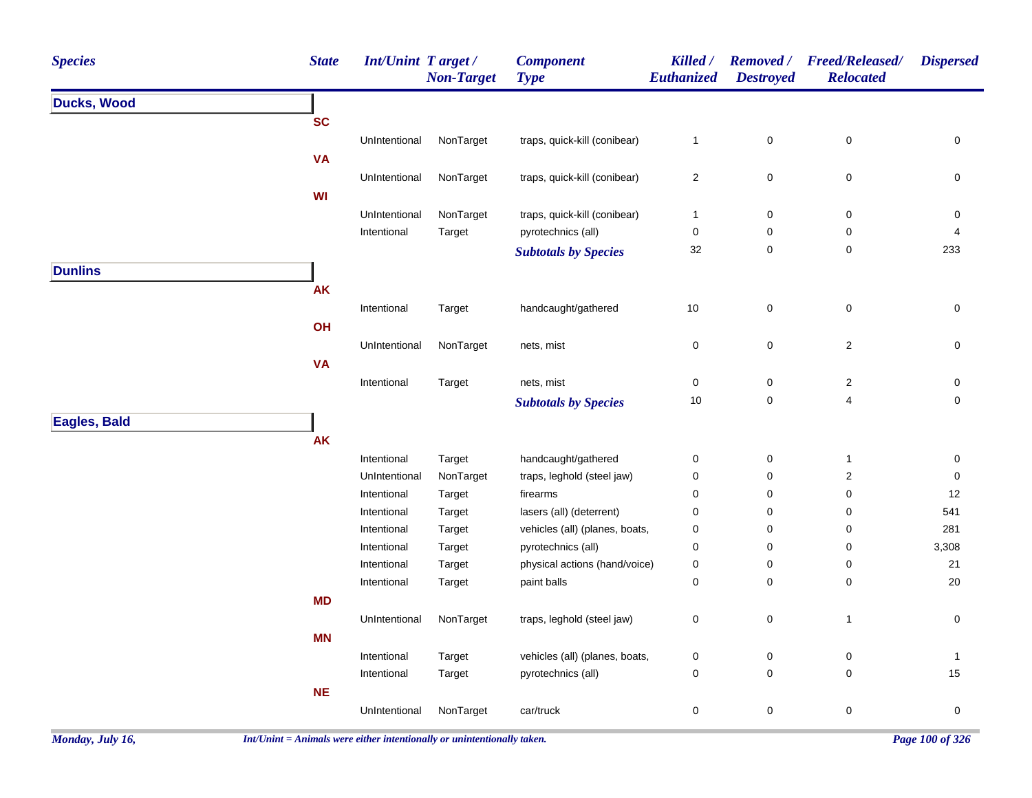| Species | State | Int/Unint | Target / Non-Target | Component Type | Killed / Euthanized | Removed / Destroyed | Freed/Released/ Relocated | Dispersed |
|---|---|---|---|---|---|---|---|---|
| **Ducks, Wood** | | | | | | | | |
| | SC | | | | | | | |
| | | UnIntentional | NonTarget | traps, quick-kill (conibear) | 1 | 0 | 0 | 0 |
| | VA | | | | | | | |
| | | UnIntentional | NonTarget | traps, quick-kill (conibear) | 2 | 0 | 0 | 0 |
| | WI | | | | | | | |
| | | UnIntentional | NonTarget | traps, quick-kill (conibear) | 1 | 0 | 0 | 0 |
| | | Intentional | Target | pyrotechnics (all) | 0 | 0 | 0 | 4 |
| | | | | ***Subtotals by Species*** | 32 | 0 | 0 | 233 |
| **Dunlins** | | | | | | | | |
| | AK | | | | | | | |
| | | Intentional | Target | handcaught/gathered | 10 | 0 | 0 | 0 |
| | OH | | | | | | | |
| | | UnIntentional | NonTarget | nets, mist | 0 | 0 | 2 | 0 |
| | VA | | | | | | | |
| | | Intentional | Target | nets, mist | 0 | 0 | 2 | 0 |
| | | | | ***Subtotals by Species*** | 10 | 0 | 4 | 0 |
| **Eagles, Bald** | | | | | | | | |
| | AK | | | | | | | |
| | | Intentional | Target | handcaught/gathered | 0 | 0 | 1 | 0 |
| | | UnIntentional | NonTarget | traps, leghold (steel jaw) | 0 | 0 | 2 | 0 |
| | | Intentional | Target | firearms | 0 | 0 | 0 | 12 |
| | | Intentional | Target | lasers (all) (deterrent) | 0 | 0 | 0 | 541 |
| | | Intentional | Target | vehicles (all) (planes, boats, | 0 | 0 | 0 | 281 |
| | | Intentional | Target | pyrotechnics (all) | 0 | 0 | 0 | 3,308 |
| | | Intentional | Target | physical actions (hand/voice) | 0 | 0 | 0 | 21 |
| | | Intentional | Target | paint balls | 0 | 0 | 0 | 20 |
| | MD | | | | | | | |
| | | UnIntentional | NonTarget | traps, leghold (steel jaw) | 0 | 0 | 1 | 0 |
| | MN | | | | | | | |
| | | Intentional | Target | vehicles (all) (planes, boats, | 0 | 0 | 0 | 1 |
| | | Intentional | Target | pyrotechnics (all) | 0 | 0 | 0 | 15 |
| | NE | | | | | | | |
| | | UnIntentional | NonTarget | car/truck | 0 | 0 | 0 | 0 |

*Int/Unint = Animals were either intentionally or unintentionally taken.*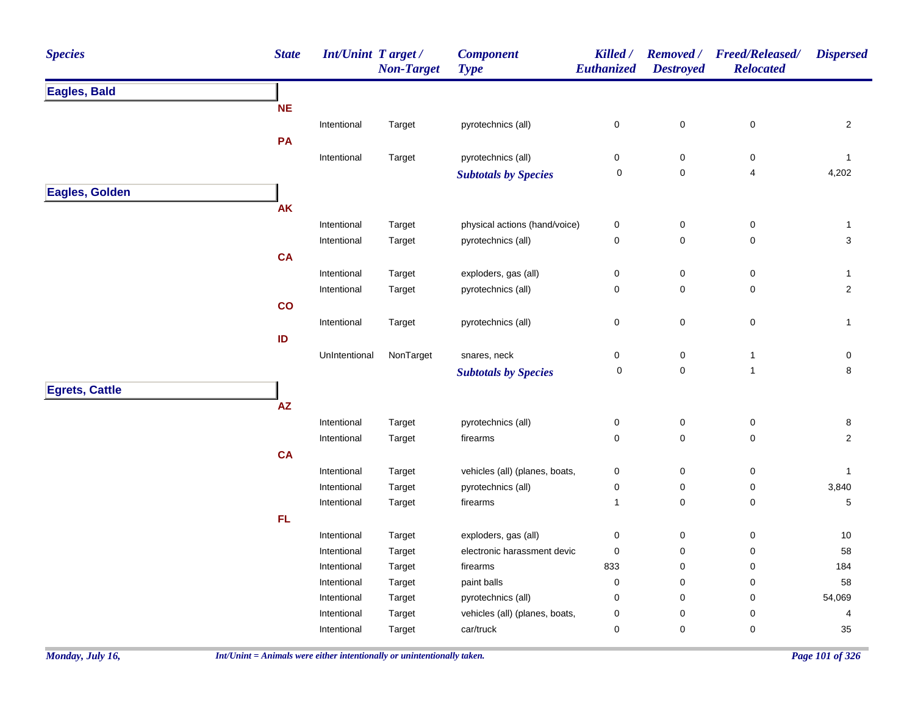| Species | State | Int/Unint | Target / Non-Target | Component Type | Killed / Euthanized | Removed / Destroyed | Freed/Released/ Relocated | Dispersed |
|---|---|---|---|---|---|---|---|---|
| **Eagles, Bald** | | | | | | | | |
| | **NE** | | | | | | | |
| | | Intentional | Target | pyrotechnics (all) | 0 | 0 | 0 | 2 |
| | **PA** | | | | | | | |
| | | Intentional | Target | pyrotechnics (all) | 0 | 0 | 0 | 1 |
| | | | | ***Subtotals by Species*** | 0 | 0 | 4 | 4,202 |
| **Eagles, Golden** | | | | | | | | |
| | **AK** | | | | | | | |
| | | Intentional | Target | physical actions (hand/voice) | 0 | 0 | 0 | 1 |
| | | Intentional | Target | pyrotechnics (all) | 0 | 0 | 0 | 3 |
| | **CA** | | | | | | | |
| | | Intentional | Target | exploders, gas (all) | 0 | 0 | 0 | 1 |
| | | Intentional | Target | pyrotechnics (all) | 0 | 0 | 0 | 2 |
| | **CO** | | | | | | | |
| | | Intentional | Target | pyrotechnics (all) | 0 | 0 | 0 | 1 |
| | **ID** | | | | | | | |
| | | UnIntentional | NonTarget | snares, neck | 0 | 0 | 1 | 0 |
| | | | | ***Subtotals by Species*** | 0 | 0 | 1 | 8 |
| **Egrets, Cattle** | | | | | | | | |
| | **AZ** | | | | | | | |
| | | Intentional | Target | pyrotechnics (all) | 0 | 0 | 0 | 8 |
| | | Intentional | Target | firearms | 0 | 0 | 0 | 2 |
| | **CA** | | | | | | | |
| | | Intentional | Target | vehicles (all) (planes, boats, | 0 | 0 | 0 | 1 |
| | | Intentional | Target | pyrotechnics (all) | 0 | 0 | 0 | 3,840 |
| | | Intentional | Target | firearms | 1 | 0 | 0 | 5 |
| | **FL** | | | | | | | |
| | | Intentional | Target | exploders, gas (all) | 0 | 0 | 0 | 10 |
| | | Intentional | Target | electronic harassment devic | 0 | 0 | 0 | 58 |
| | | Intentional | Target | firearms | 833 | 0 | 0 | 184 |
| | | Intentional | Target | paint balls | 0 | 0 | 0 | 58 |
| | | Intentional | Target | pyrotechnics (all) | 0 | 0 | 0 | 54,069 |
| | | Intentional | Target | vehicles (all) (planes, boats, | 0 | 0 | 0 | 4 |
| | | Intentional | Target | car/truck | 0 | 0 | 0 | 35 |

*Int/Unint = Animals were either intentionally or unintentionally taken.*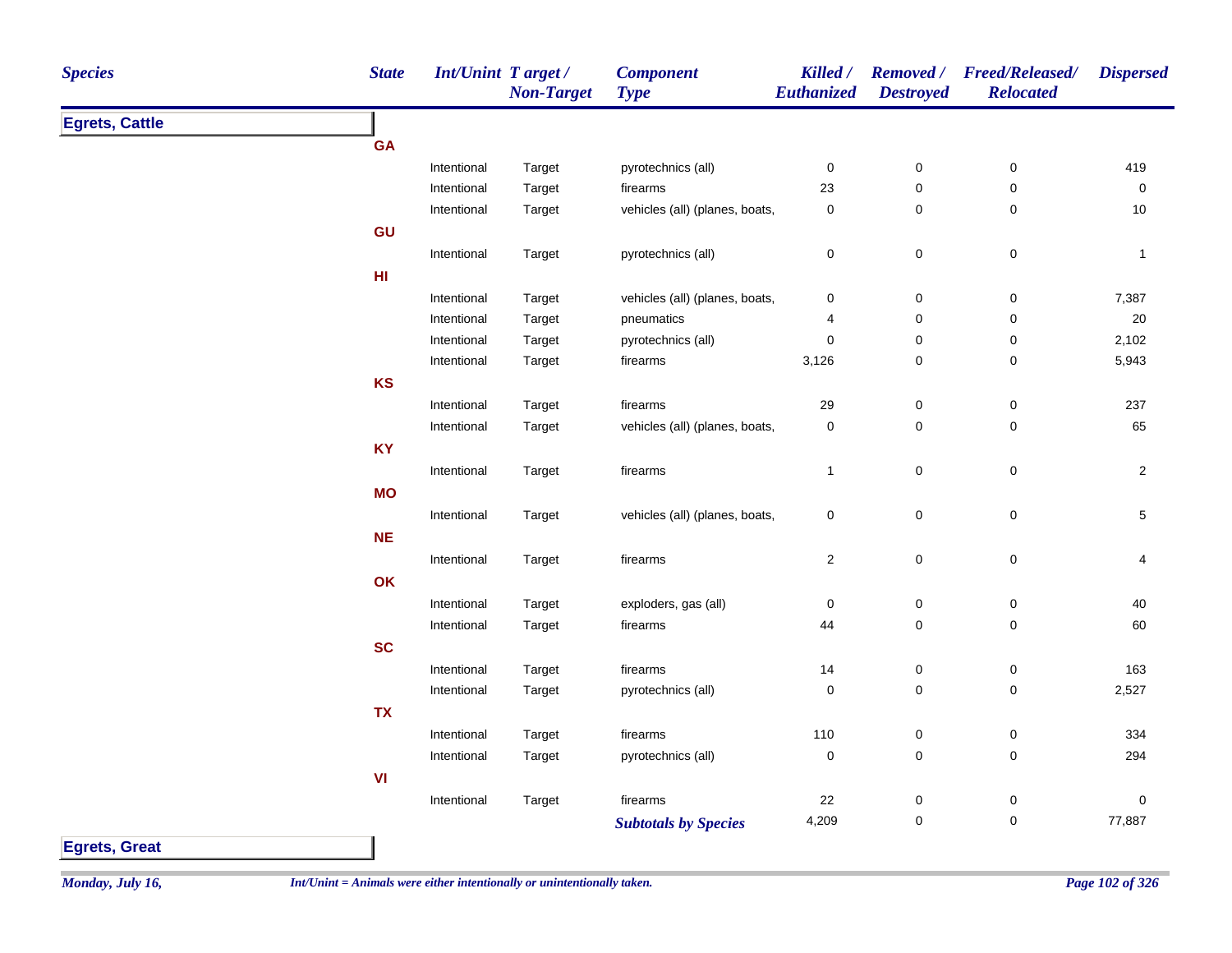| Species | State | Int/Unint | Target / Non-Target | Component Type | Killed / Euthanized | Removed / Destroyed | Freed/Released/ Relocated | Dispersed |
|---|---|---|---|---|---|---|---|---|
| **Egrets, Cattle** | | | | | | | | |
| | **GA** | | | | | | | |
| | | Intentional | Target | pyrotechnics (all) | 0 | 0 | 0 | 419 |
| | | Intentional | Target | firearms | 23 | 0 | 0 | 0 |
| | | Intentional | Target | vehicles (all) (planes, boats, | 0 | 0 | 0 | 10 |
| | **GU** | | | | | | | |
| | | Intentional | Target | pyrotechnics (all) | 0 | 0 | 0 | 1 |
| | **HI** | | | | | | | |
| | | Intentional | Target | vehicles (all) (planes, boats, | 0 | 0 | 0 | 7,387 |
| | | Intentional | Target | pneumatics | 4 | 0 | 0 | 20 |
| | | Intentional | Target | pyrotechnics (all) | 0 | 0 | 0 | 2,102 |
| | | Intentional | Target | firearms | 3,126 | 0 | 0 | 5,943 |
| | **KS** | | | | | | | |
| | | Intentional | Target | firearms | 29 | 0 | 0 | 237 |
| | | Intentional | Target | vehicles (all) (planes, boats, | 0 | 0 | 0 | 65 |
| | **KY** | | | | | | | |
| | | Intentional | Target | firearms | 1 | 0 | 0 | 2 |
| | **MO** | | | | | | | |
| | | Intentional | Target | vehicles (all) (planes, boats, | 0 | 0 | 0 | 5 |
| | **NE** | | | | | | | |
| | | Intentional | Target | firearms | 2 | 0 | 0 | 4 |
| | **OK** | | | | | | | |
| | | Intentional | Target | exploders, gas (all) | 0 | 0 | 0 | 40 |
| | | Intentional | Target | firearms | 44 | 0 | 0 | 60 |
| | **SC** | | | | | | | |
| | | Intentional | Target | firearms | 14 | 0 | 0 | 163 |
| | | Intentional | Target | pyrotechnics (all) | 0 | 0 | 0 | 2,527 |
| | **TX** | | | | | | | |
| | | Intentional | Target | firearms | 110 | 0 | 0 | 334 |
| | | Intentional | Target | pyrotechnics (all) | 0 | 0 | 0 | 294 |
| | **VI** | | | | | | | |
| | | Intentional | Target | firearms | 22 | 0 | 0 | 0 |
| | | | | ***Subtotals by Species*** | 4,209 | 0 | 0 | 77,887 |
| **Egrets, Great** | | | | | | | | |

*Int/Unint = Animals were either intentionally or unintentionally taken.*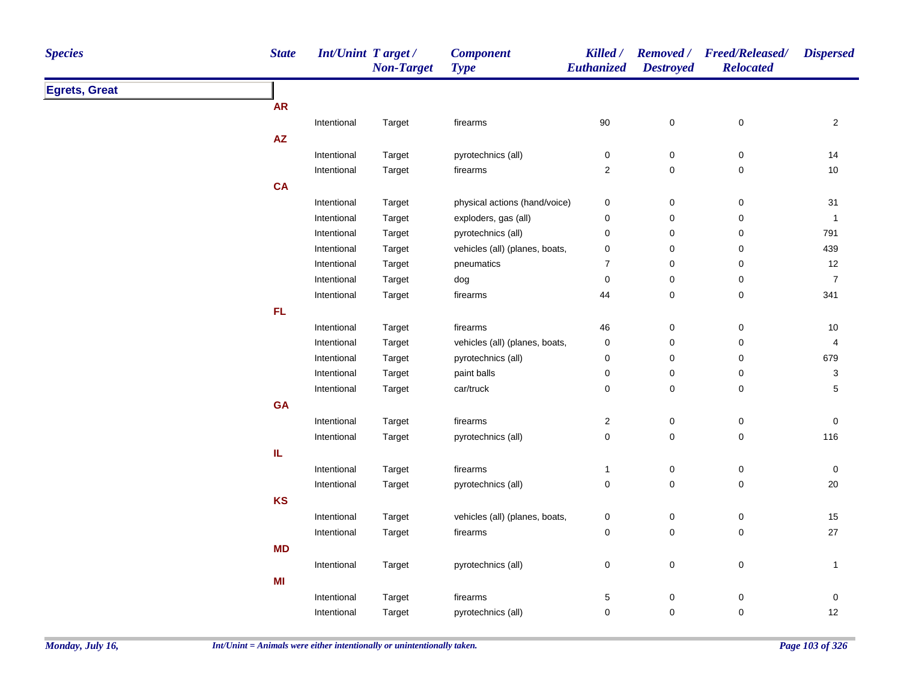| Species | State | Int/Unint | Target / Non-Target | Component Type | Killed / Euthanized | Removed / Destroyed | Freed/Released/ Relocated | Dispersed |
|---|---|---|---|---|---|---|---|---|
| **Egrets, Great** | | | | | | | | |
| | **AR** | | | | | | | |
| | | Intentional | Target | firearms | 90 | 0 | 0 | 2 |
| | **AZ** | | | | | | | |
| | | Intentional | Target | pyrotechnics (all) | 0 | 0 | 0 | 14 |
| | | Intentional | Target | firearms | 2 | 0 | 0 | 10 |
| | **CA** | | | | | | | |
| | | Intentional | Target | physical actions (hand/voice) | 0 | 0 | 0 | 31 |
| | | Intentional | Target | exploders, gas (all) | 0 | 0 | 0 | 1 |
| | | Intentional | Target | pyrotechnics (all) | 0 | 0 | 0 | 791 |
| | | Intentional | Target | vehicles (all) (planes, boats, | 0 | 0 | 0 | 439 |
| | | Intentional | Target | pneumatics | 7 | 0 | 0 | 12 |
| | | Intentional | Target | dog | 0 | 0 | 0 | 7 |
| | | Intentional | Target | firearms | 44 | 0 | 0 | 341 |
| | **FL** | | | | | | | |
| | | Intentional | Target | firearms | 46 | 0 | 0 | 10 |
| | | Intentional | Target | vehicles (all) (planes, boats, | 0 | 0 | 0 | 4 |
| | | Intentional | Target | pyrotechnics (all) | 0 | 0 | 0 | 679 |
| | | Intentional | Target | paint balls | 0 | 0 | 0 | 3 |
| | | Intentional | Target | car/truck | 0 | 0 | 0 | 5 |
| | **GA** | | | | | | | |
| | | Intentional | Target | firearms | 2 | 0 | 0 | 0 |
| | | Intentional | Target | pyrotechnics (all) | 0 | 0 | 0 | 116 |
| | **IL** | | | | | | | |
| | | Intentional | Target | firearms | 1 | 0 | 0 | 0 |
| | | Intentional | Target | pyrotechnics (all) | 0 | 0 | 0 | 20 |
| | **KS** | | | | | | | |
| | | Intentional | Target | vehicles (all) (planes, boats, | 0 | 0 | 0 | 15 |
| | | Intentional | Target | firearms | 0 | 0 | 0 | 27 |
| | **MD** | | | | | | | |
| | | Intentional | Target | pyrotechnics (all) | 0 | 0 | 0 | 1 |
| | **MI** | | | | | | | |
| | | Intentional | Target | firearms | 5 | 0 | 0 | 0 |
| | | Intentional | Target | pyrotechnics (all) | 0 | 0 | 0 | 12 |

*Int/Unint = Animals were either intentionally or unintentionally taken.*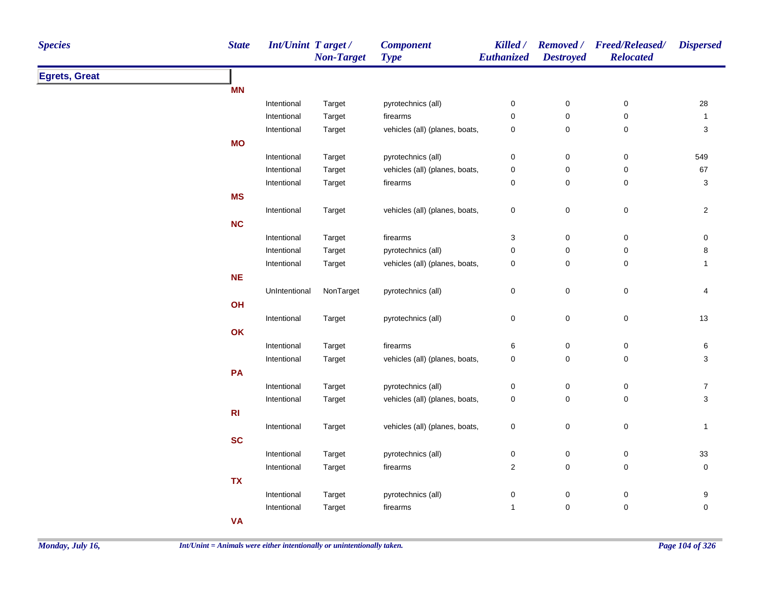| Species | State | Int/Unint | Target / Non-Target | Component Type | Killed / Euthanized | Removed / Destroyed | Freed/Released/ Relocated | Dispersed |
|---|---|---|---|---|---|---|---|---|
| **Egrets, Great** | | | | | | | | |
| | **MN** | | | | | | | |
| | | Intentional | Target | pyrotechnics (all) | 0 | 0 | 0 | 28 |
| | | Intentional | Target | firearms | 0 | 0 | 0 | 1 |
| | | Intentional | Target | vehicles (all) (planes, boats, | 0 | 0 | 0 | 3 |
| | **MO** | | | | | | | |
| | | Intentional | Target | pyrotechnics (all) | 0 | 0 | 0 | 549 |
| | | Intentional | Target | vehicles (all) (planes, boats, | 0 | 0 | 0 | 67 |
| | | Intentional | Target | firearms | 0 | 0 | 0 | 3 |
| | **MS** | | | | | | | |
| | | Intentional | Target | vehicles (all) (planes, boats, | 0 | 0 | 0 | 2 |
| | **NC** | | | | | | | |
| | | Intentional | Target | firearms | 3 | 0 | 0 | 0 |
| | | Intentional | Target | pyrotechnics (all) | 0 | 0 | 0 | 8 |
| | | Intentional | Target | vehicles (all) (planes, boats, | 0 | 0 | 0 | 1 |
| | **NE** | | | | | | | |
| | | UnIntentional | NonTarget | pyrotechnics (all) | 0 | 0 | 0 | 4 |
| | **OH** | | | | | | | |
| | | Intentional | Target | pyrotechnics (all) | 0 | 0 | 0 | 13 |
| | **OK** | | | | | | | |
| | | Intentional | Target | firearms | 6 | 0 | 0 | 6 |
| | | Intentional | Target | vehicles (all) (planes, boats, | 0 | 0 | 0 | 3 |
| | **PA** | | | | | | | |
| | | Intentional | Target | pyrotechnics (all) | 0 | 0 | 0 | 7 |
| | | Intentional | Target | vehicles (all) (planes, boats, | 0 | 0 | 0 | 3 |
| | **RI** | | | | | | | |
| | | Intentional | Target | vehicles (all) (planes, boats, | 0 | 0 | 0 | 1 |
| | **SC** | | | | | | | |
| | | Intentional | Target | pyrotechnics (all) | 0 | 0 | 0 | 33 |
| | | Intentional | Target | firearms | 2 | 0 | 0 | 0 |
| | **TX** | | | | | | | |
| | | Intentional | Target | pyrotechnics (all) | 0 | 0 | 0 | 9 |
| | | Intentional | Target | firearms | 1 | 0 | 0 | 0 |
| | **VA** | | | | | | | |

*Int/Unint = Animals were either intentionally or unintentionally taken.*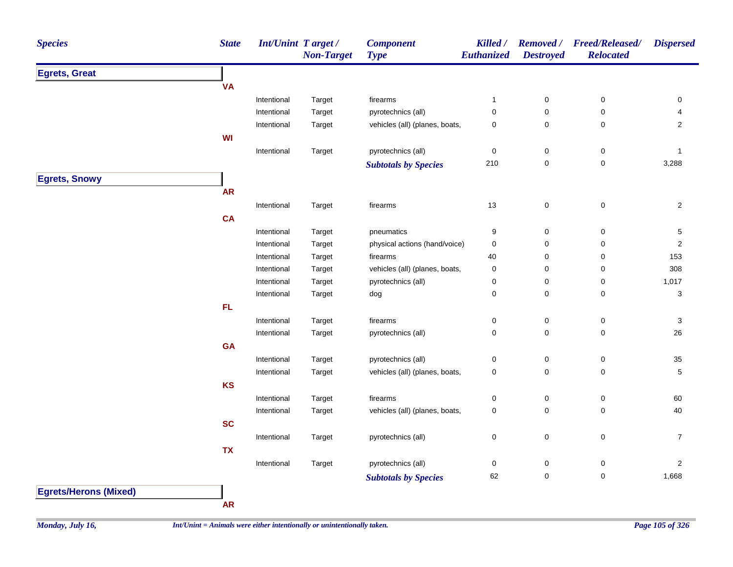| Species | State | Int/Unint | Target / Non-Target | Component Type | Killed / Euthanized | Removed / Destroyed | Freed/Released/ Relocated | Dispersed |
|---|---|---|---|---|---|---|---|---|
| **Egrets, Great** | | | | | | | | |
| | **VA** | | | | | | | |
| | | Intentional | Target | firearms | 1 | 0 | 0 | 0 |
| | | Intentional | Target | pyrotechnics (all) | 0 | 0 | 0 | 4 |
| | | Intentional | Target | vehicles (all) (planes, boats, | 0 | 0 | 0 | 2 |
| | **WI** | | | | | | | |
| | | Intentional | Target | pyrotechnics (all) | 0 | 0 | 0 | 1 |
| | | | | ***Subtotals by Species*** | 210 | 0 | 0 | 3,288 |
| **Egrets, Snowy** | | | | | | | | |
| | **AR** | | | | | | | |
| | | Intentional | Target | firearms | 13 | 0 | 0 | 2 |
| | **CA** | | | | | | | |
| | | Intentional | Target | pneumatics | 9 | 0 | 0 | 5 |
| | | Intentional | Target | physical actions (hand/voice) | 0 | 0 | 0 | 2 |
| | | Intentional | Target | firearms | 40 | 0 | 0 | 153 |
| | | Intentional | Target | vehicles (all) (planes, boats, | 0 | 0 | 0 | 308 |
| | | Intentional | Target | pyrotechnics (all) | 0 | 0 | 0 | 1,017 |
| | | Intentional | Target | dog | 0 | 0 | 0 | 3 |
| | **FL** | | | | | | | |
| | | Intentional | Target | firearms | 0 | 0 | 0 | 3 |
| | | Intentional | Target | pyrotechnics (all) | 0 | 0 | 0 | 26 |
| | **GA** | | | | | | | |
| | | Intentional | Target | pyrotechnics (all) | 0 | 0 | 0 | 35 |
| | | Intentional | Target | vehicles (all) (planes, boats, | 0 | 0 | 0 | 5 |
| | **KS** | | | | | | | |
| | | Intentional | Target | firearms | 0 | 0 | 0 | 60 |
| | | Intentional | Target | vehicles (all) (planes, boats, | 0 | 0 | 0 | 40 |
| | **SC** | | | | | | | |
| | | Intentional | Target | pyrotechnics (all) | 0 | 0 | 0 | 7 |
| | **TX** | | | | | | | |
| | | Intentional | Target | pyrotechnics (all) | 0 | 0 | 0 | 2 |
| | | | | ***Subtotals by Species*** | 62 | 0 | 0 | 1,668 |
| **Egrets/Herons (Mixed)** | | | | | | | | |
| | **AR** | | | | | | | |

*Int/Unint = Animals were either intentionally or unintentionally taken.*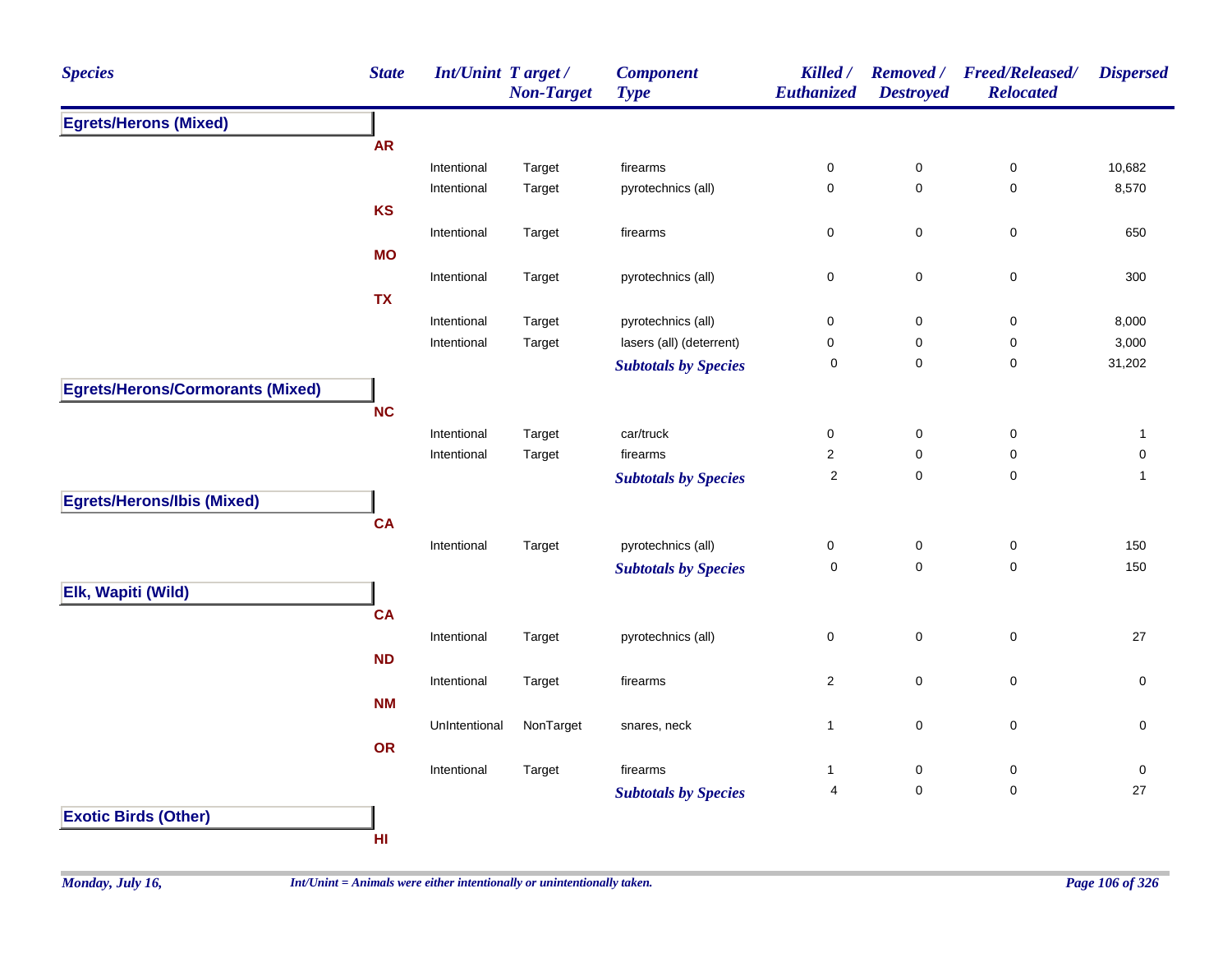| Species | State | Int/Unint | Target / Non-Target | Component Type | Killed / Euthanized | Removed / Destroyed | Freed/Released/ Relocated | Dispersed |
|---|---|---|---|---|---|---|---|---|
| **Egrets/Herons (Mixed)** | | | | | | | | |
| | **AR** | | | | | | | |
| | | Intentional | Target | firearms | 0 | 0 | 0 | 10,682 |
| | | Intentional | Target | pyrotechnics (all) | 0 | 0 | 0 | 8,570 |
| | **KS** | | | | | | | |
| | | Intentional | Target | firearms | 0 | 0 | 0 | 650 |
| | **MO** | | | | | | | |
| | | Intentional | Target | pyrotechnics (all) | 0 | 0 | 0 | 300 |
| | **TX** | | | | | | | |
| | | Intentional | Target | pyrotechnics (all) | 0 | 0 | 0 | 8,000 |
| | | Intentional | Target | lasers (all) (deterrent) | 0 | 0 | 0 | 3,000 |
| | | | | ***Subtotals by Species*** | 0 | 0 | 0 | 31,202 |
| **Egrets/Herons/Cormorants (Mixed)** | | | | | | | | |
| | **NC** | | | | | | | |
| | | Intentional | Target | car/truck | 0 | 0 | 0 | 1 |
| | | Intentional | Target | firearms | 2 | 0 | 0 | 0 |
| | | | | ***Subtotals by Species*** | 2 | 0 | 0 | 1 |
| **Egrets/Herons/Ibis (Mixed)** | | | | | | | | |
| | **CA** | | | | | | | |
| | | Intentional | Target | pyrotechnics (all) | 0 | 0 | 0 | 150 |
| | | | | ***Subtotals by Species*** | 0 | 0 | 0 | 150 |
| **Elk, Wapiti (Wild)** | | | | | | | | |
| | **CA** | | | | | | | |
| | | Intentional | Target | pyrotechnics (all) | 0 | 0 | 0 | 27 |
| | **ND** | | | | | | | |
| | | Intentional | Target | firearms | 2 | 0 | 0 | 0 |
| | **NM** | | | | | | | |
| | | UnIntentional | NonTarget | snares, neck | 1 | 0 | 0 | 0 |
| | **OR** | | | | | | | |
| | | Intentional | Target | firearms | 1 | 0 | 0 | 0 |
| | | | | ***Subtotals by Species*** | 4 | 0 | 0 | 27 |
| **Exotic Birds (Other)** | | | | | | | | |
| | **HI** | | | | | | | |

*Monday, July 16,*

*Int/Unint = Animals were either intentionally or unintentionally taken.*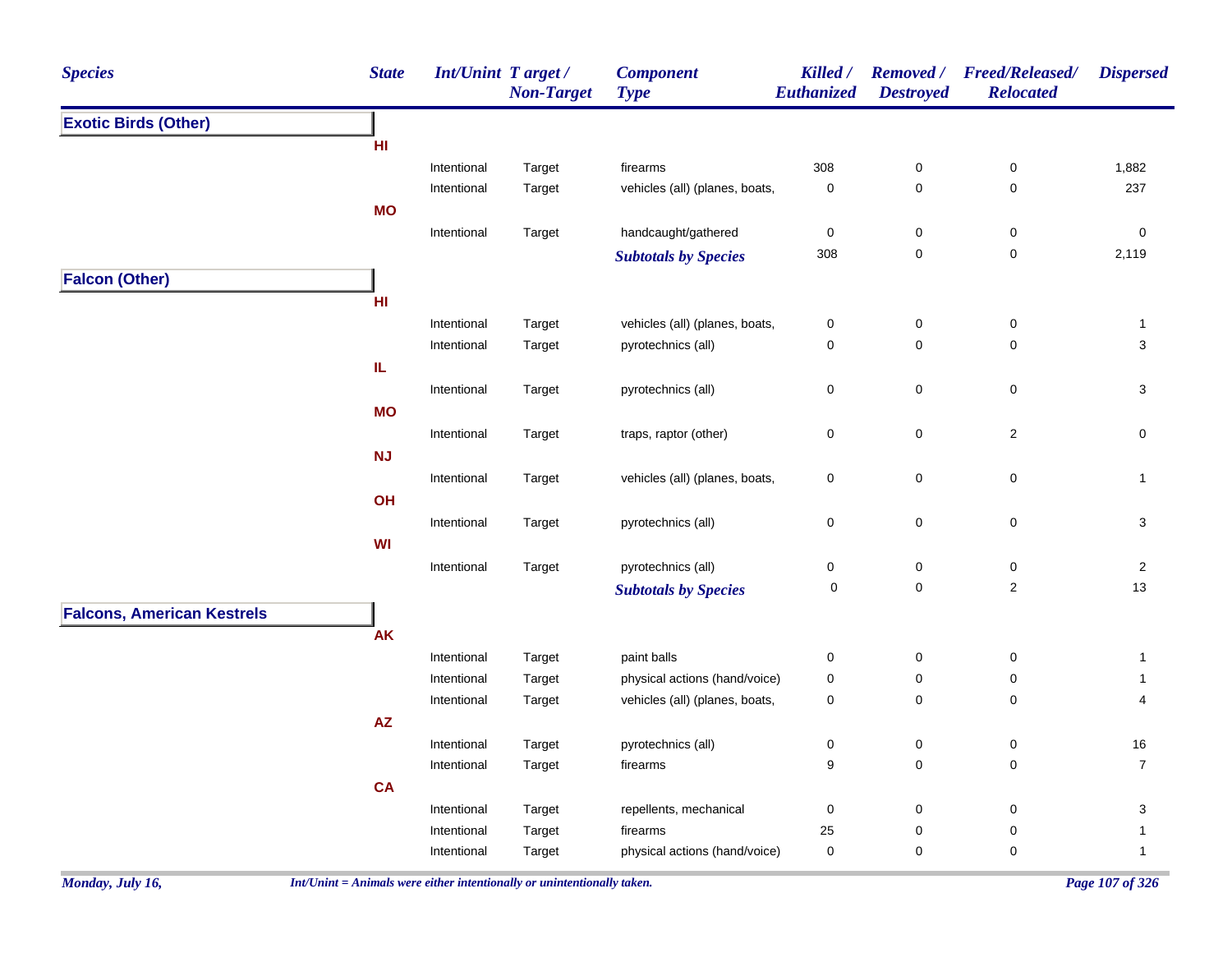| Species | State | Int/Unint | Target / Non-Target | Component Type | Killed / Euthanized | Removed / Destroyed | Freed/Released/ Relocated | Dispersed |
|---|---|---|---|---|---|---|---|---|
| **Exotic Birds (Other)** | | | | | | | | |
| | **HI** | | | | | | | |
| | | Intentional | Target | firearms | 308 | 0 | 0 | 1,882 |
| | | Intentional | Target | vehicles (all) (planes, boats, | 0 | 0 | 0 | 237 |
| | **MO** | | | | | | | |
| | | Intentional | Target | handcaught/gathered | 0 | 0 | 0 | 0 |
| | | | | ***Subtotals by Species*** | 308 | 0 | 0 | 2,119 |
| **Falcon (Other)** | | | | | | | | |
| | **HI** | | | | | | | |
| | | Intentional | Target | vehicles (all) (planes, boats, | 0 | 0 | 0 | 1 |
| | | Intentional | Target | pyrotechnics (all) | 0 | 0 | 0 | 3 |
| | **IL** | | | | | | | |
| | | Intentional | Target | pyrotechnics (all) | 0 | 0 | 0 | 3 |
| | **MO** | | | | | | | |
| | | Intentional | Target | traps, raptor (other) | 0 | 0 | 2 | 0 |
| | **NJ** | | | | | | | |
| | | Intentional | Target | vehicles (all) (planes, boats, | 0 | 0 | 0 | 1 |
| | **OH** | | | | | | | |
| | | Intentional | Target | pyrotechnics (all) | 0 | 0 | 0 | 3 |
| | **WI** | | | | | | | |
| | | Intentional | Target | pyrotechnics (all) | 0 | 0 | 0 | 2 |
| | | | | ***Subtotals by Species*** | 0 | 0 | 2 | 13 |
| **Falcons, American Kestrels** | | | | | | | | |
| | **AK** | | | | | | | |
| | | Intentional | Target | paint balls | 0 | 0 | 0 | 1 |
| | | Intentional | Target | physical actions (hand/voice) | 0 | 0 | 0 | 1 |
| | | Intentional | Target | vehicles (all) (planes, boats, | 0 | 0 | 0 | 4 |
| | **AZ** | | | | | | | |
| | | Intentional | Target | pyrotechnics (all) | 0 | 0 | 0 | 16 |
| | | Intentional | Target | firearms | 9 | 0 | 0 | 7 |
| | **CA** | | | | | | | |
| | | Intentional | Target | repellents, mechanical | 0 | 0 | 0 | 3 |
| | | Intentional | Target | firearms | 25 | 0 | 0 | 1 |
| | | Intentional | Target | physical actions (hand/voice) | 0 | 0 | 0 | 1 |

*Int/Unint = Animals were either intentionally or unintentionally taken.*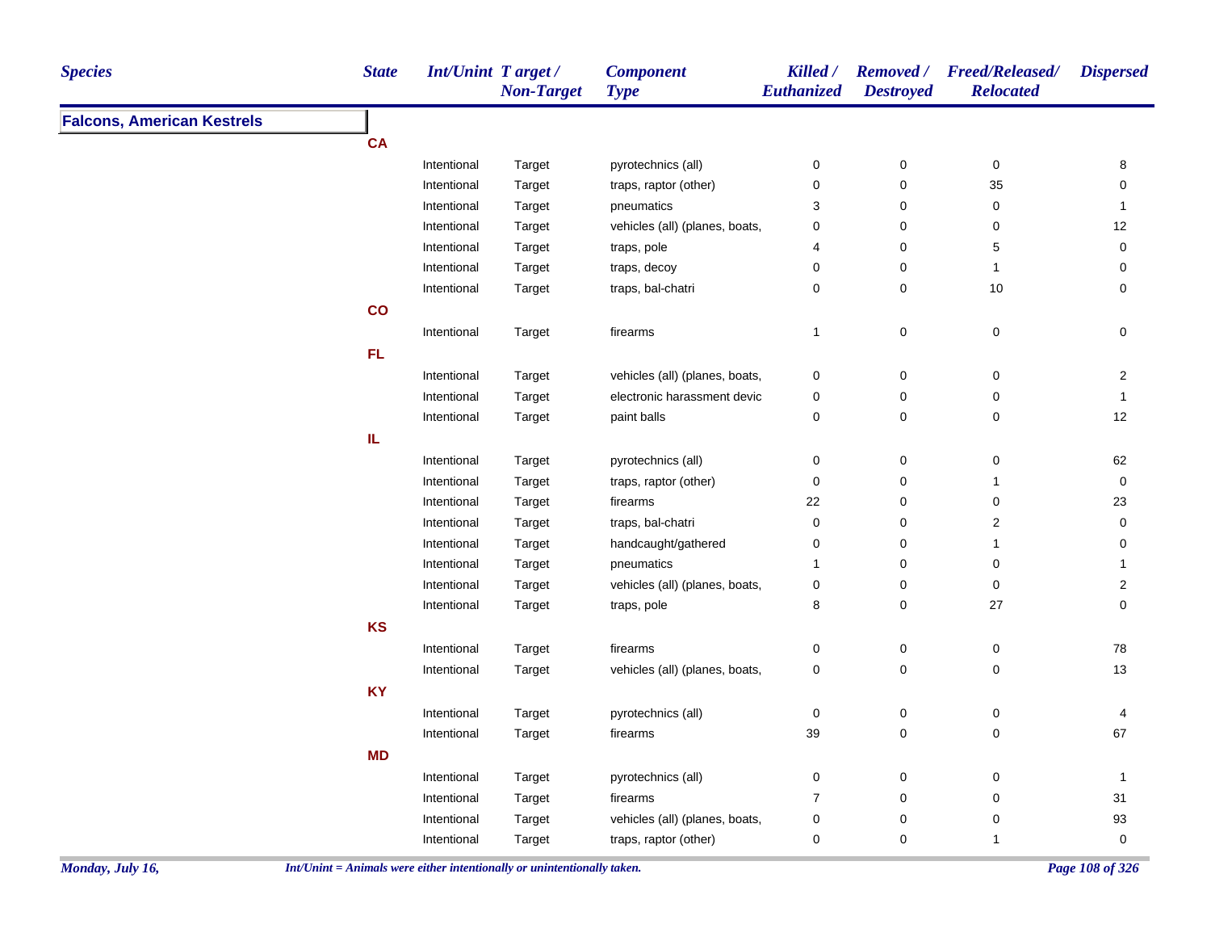| Species | State | Int/Unint | Target / Non-Target | Component Type | Killed / Euthanized | Removed / Destroyed | Freed/Released/ Relocated | Dispersed |
|---|---|---|---|---|---|---|---|---|
| **Falcons, American Kestrels** | | | | | | | | |
| | **CA** | | | | | | | |
| | | Intentional | Target | pyrotechnics (all) | 0 | 0 | 0 | 8 |
| | | Intentional | Target | traps, raptor (other) | 0 | 0 | 35 | 0 |
| | | Intentional | Target | pneumatics | 3 | 0 | 0 | 1 |
| | | Intentional | Target | vehicles (all) (planes, boats, | 0 | 0 | 0 | 12 |
| | | Intentional | Target | traps, pole | 4 | 0 | 5 | 0 |
| | | Intentional | Target | traps, decoy | 0 | 0 | 1 | 0 |
| | | Intentional | Target | traps, bal-chatri | 0 | 0 | 10 | 0 |
| | **CO** | | | | | | | |
| | | Intentional | Target | firearms | 1 | 0 | 0 | 0 |
| | **FL** | | | | | | | |
| | | Intentional | Target | vehicles (all) (planes, boats, | 0 | 0 | 0 | 2 |
| | | Intentional | Target | electronic harassment devic | 0 | 0 | 0 | 1 |
| | | Intentional | Target | paint balls | 0 | 0 | 0 | 12 |
| | **IL** | | | | | | | |
| | | Intentional | Target | pyrotechnics (all) | 0 | 0 | 0 | 62 |
| | | Intentional | Target | traps, raptor (other) | 0 | 0 | 1 | 0 |
| | | Intentional | Target | firearms | 22 | 0 | 0 | 23 |
| | | Intentional | Target | traps, bal-chatri | 0 | 0 | 2 | 0 |
| | | Intentional | Target | handcaught/gathered | 0 | 0 | 1 | 0 |
| | | Intentional | Target | pneumatics | 1 | 0 | 0 | 1 |
| | | Intentional | Target | vehicles (all) (planes, boats, | 0 | 0 | 0 | 2 |
| | | Intentional | Target | traps, pole | 8 | 0 | 27 | 0 |
| | **KS** | | | | | | | |
| | | Intentional | Target | firearms | 0 | 0 | 0 | 78 |
| | | Intentional | Target | vehicles (all) (planes, boats, | 0 | 0 | 0 | 13 |
| | **KY** | | | | | | | |
| | | Intentional | Target | pyrotechnics (all) | 0 | 0 | 0 | 4 |
| | | Intentional | Target | firearms | 39 | 0 | 0 | 67 |
| | **MD** | | | | | | | |
| | | Intentional | Target | pyrotechnics (all) | 0 | 0 | 0 | 1 |
| | | Intentional | Target | firearms | 7 | 0 | 0 | 31 |
| | | Intentional | Target | vehicles (all) (planes, boats, | 0 | 0 | 0 | 93 |
| | | Intentional | Target | traps, raptor (other) | 0 | 0 | 1 | 0 |

*Int/Unint = Animals were either intentionally or unintentionally taken.*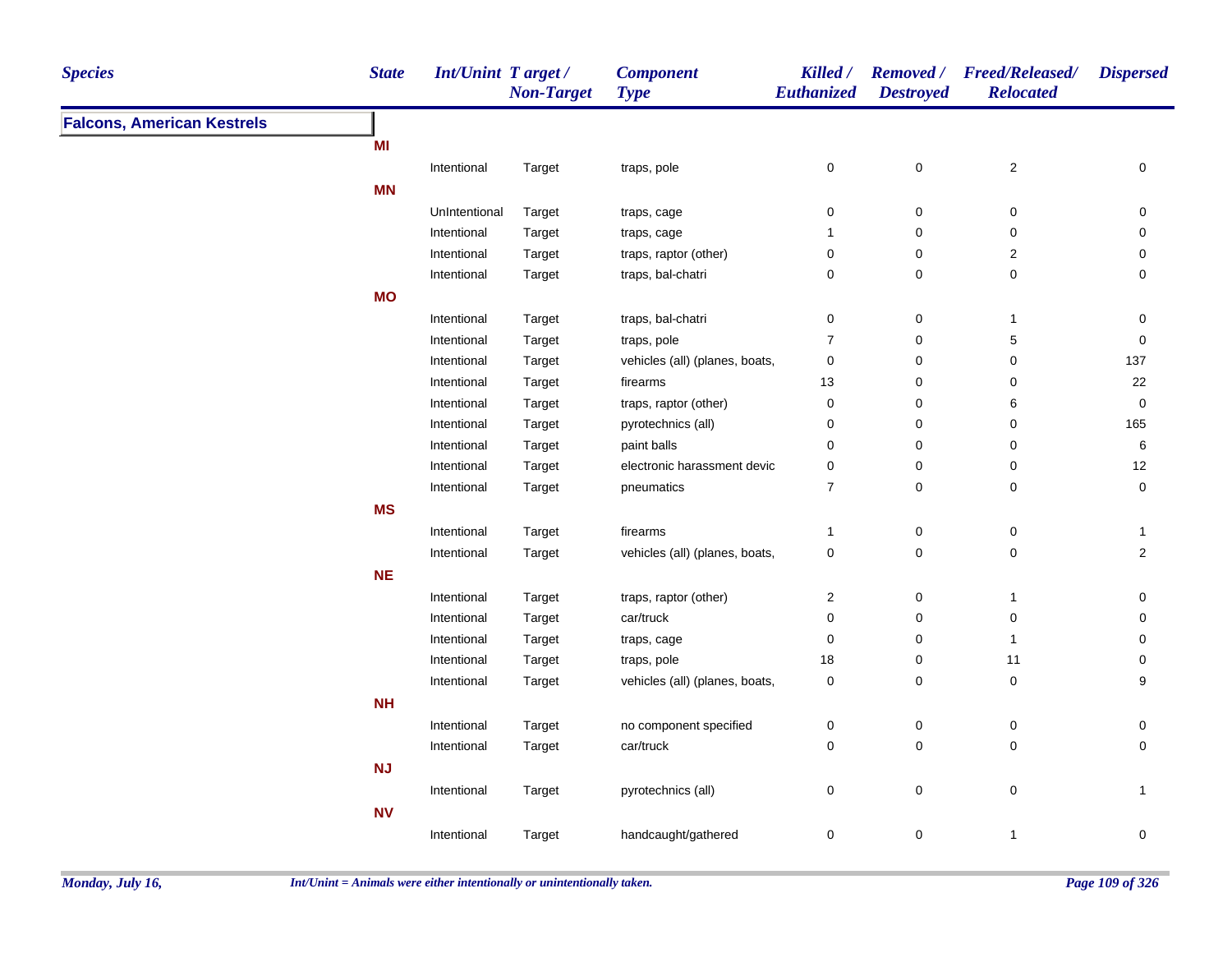| Species | State | Int/Unint | Target / Non-Target | Component Type | Killed / Euthanized | Removed / Destroyed | Freed/Released/ Relocated | Dispersed |
|---|---|---|---|---|---|---|---|---|
| **Falcons, American Kestrels** | | | | | | | | |
| | **MI** | | | | | | | |
| | | Intentional | Target | traps, pole | 0 | 0 | 2 | 0 |
| | **MN** | | | | | | | |
| | | UnIntentional | Target | traps, cage | 0 | 0 | 0 | 0 |
| | | Intentional | Target | traps, cage | 1 | 0 | 0 | 0 |
| | | Intentional | Target | traps, raptor (other) | 0 | 0 | 2 | 0 |
| | | Intentional | Target | traps, bal-chatri | 0 | 0 | 0 | 0 |
| | **MO** | | | | | | | |
| | | Intentional | Target | traps, bal-chatri | 0 | 0 | 1 | 0 |
| | | Intentional | Target | traps, pole | 7 | 0 | 5 | 0 |
| | | Intentional | Target | vehicles (all) (planes, boats, | 0 | 0 | 0 | 137 |
| | | Intentional | Target | firearms | 13 | 0 | 0 | 22 |
| | | Intentional | Target | traps, raptor (other) | 0 | 0 | 6 | 0 |
| | | Intentional | Target | pyrotechnics (all) | 0 | 0 | 0 | 165 |
| | | Intentional | Target | paint balls | 0 | 0 | 0 | 6 |
| | | Intentional | Target | electronic harassment devic | 0 | 0 | 0 | 12 |
| | | Intentional | Target | pneumatics | 7 | 0 | 0 | 0 |
| | **MS** | | | | | | | |
| | | Intentional | Target | firearms | 1 | 0 | 0 | 1 |
| | | Intentional | Target | vehicles (all) (planes, boats, | 0 | 0 | 0 | 2 |
| | **NE** | | | | | | | |
| | | Intentional | Target | traps, raptor (other) | 2 | 0 | 1 | 0 |
| | | Intentional | Target | car/truck | 0 | 0 | 0 | 0 |
| | | Intentional | Target | traps, cage | 0 | 0 | 1 | 0 |
| | | Intentional | Target | traps, pole | 18 | 0 | 11 | 0 |
| | | Intentional | Target | vehicles (all) (planes, boats, | 0 | 0 | 0 | 9 |
| | **NH** | | | | | | | |
| | | Intentional | Target | no component specified | 0 | 0 | 0 | 0 |
| | | Intentional | Target | car/truck | 0 | 0 | 0 | 0 |
| | **NJ** | | | | | | | |
| | | Intentional | Target | pyrotechnics (all) | 0 | 0 | 0 | 1 |
| | **NV** | | | | | | | |
| | | Intentional | Target | handcaught/gathered | 0 | 0 | 1 | 0 |

*Int/Unint = Animals were either intentionally or unintentionally taken.*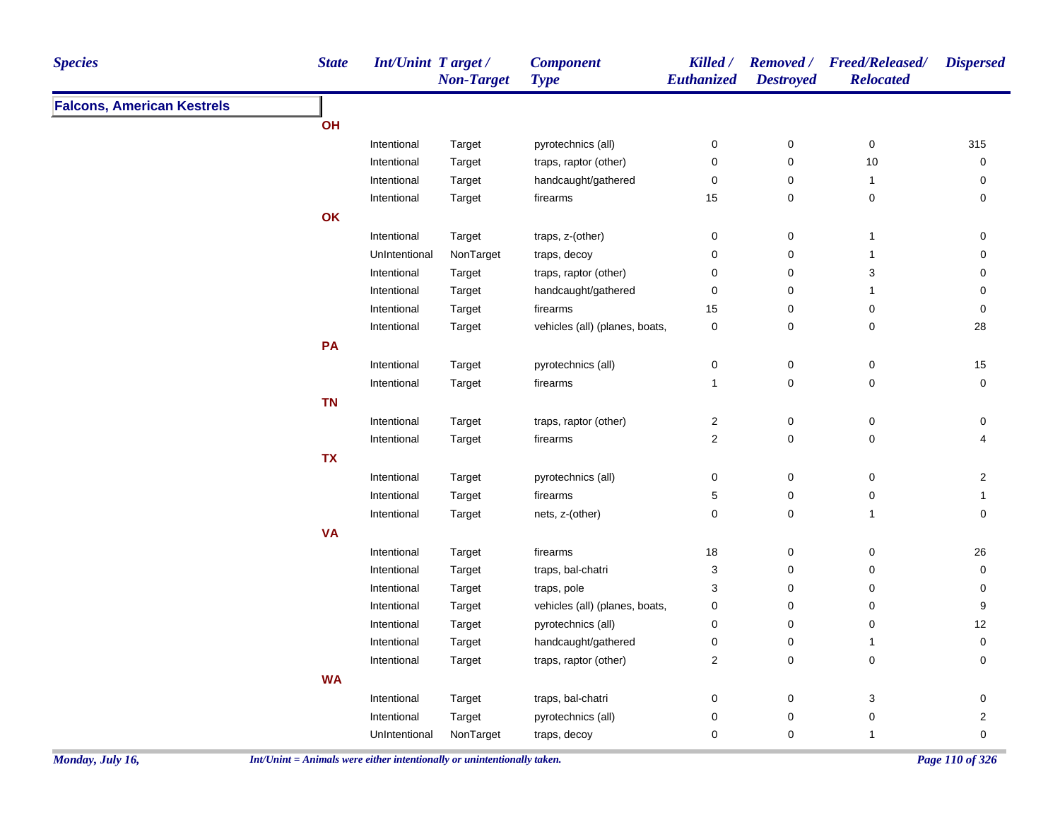| Species | State | Int/Unint | Target / Non-Target | Component Type | Killed / Euthanized | Removed / Destroyed | Freed/Released/ Relocated | Dispersed |
|---|---|---|---|---|---|---|---|---|
| **Falcons, American Kestrels** | | | | | | | | |
| | **OH** | | | | | | | |
| | | Intentional | Target | pyrotechnics (all) | 0 | 0 | 0 | 315 |
| | | Intentional | Target | traps, raptor (other) | 0 | 0 | 10 | 0 |
| | | Intentional | Target | handcaught/gathered | 0 | 0 | 1 | 0 |
| | | Intentional | Target | firearms | 15 | 0 | 0 | 0 |
| | **OK** | | | | | | | |
| | | Intentional | Target | traps, z-(other) | 0 | 0 | 1 | 0 |
| | | UnIntentional | NonTarget | traps, decoy | 0 | 0 | 1 | 0 |
| | | Intentional | Target | traps, raptor (other) | 0 | 0 | 3 | 0 |
| | | Intentional | Target | handcaught/gathered | 0 | 0 | 1 | 0 |
| | | Intentional | Target | firearms | 15 | 0 | 0 | 0 |
| | | Intentional | Target | vehicles (all) (planes, boats, | 0 | 0 | 0 | 28 |
| | **PA** | | | | | | | |
| | | Intentional | Target | pyrotechnics (all) | 0 | 0 | 0 | 15 |
| | | Intentional | Target | firearms | 1 | 0 | 0 | 0 |
| | **TN** | | | | | | | |
| | | Intentional | Target | traps, raptor (other) | 2 | 0 | 0 | 0 |
| | | Intentional | Target | firearms | 2 | 0 | 0 | 4 |
| | **TX** | | | | | | | |
| | | Intentional | Target | pyrotechnics (all) | 0 | 0 | 0 | 2 |
| | | Intentional | Target | firearms | 5 | 0 | 0 | 1 |
| | | Intentional | Target | nets, z-(other) | 0 | 0 | 1 | 0 |
| | **VA** | | | | | | | |
| | | Intentional | Target | firearms | 18 | 0 | 0 | 26 |
| | | Intentional | Target | traps, bal-chatri | 3 | 0 | 0 | 0 |
| | | Intentional | Target | traps, pole | 3 | 0 | 0 | 0 |
| | | Intentional | Target | vehicles (all) (planes, boats, | 0 | 0 | 0 | 9 |
| | | Intentional | Target | pyrotechnics (all) | 0 | 0 | 0 | 12 |
| | | Intentional | Target | handcaught/gathered | 0 | 0 | 1 | 0 |
| | | Intentional | Target | traps, raptor (other) | 2 | 0 | 0 | 0 |
| | **WA** | | | | | | | |
| | | Intentional | Target | traps, bal-chatri | 0 | 0 | 3 | 0 |
| | | Intentional | Target | pyrotechnics (all) | 0 | 0 | 0 | 2 |
| | | UnIntentional | NonTarget | traps, decoy | 0 | 0 | 1 | 0 |

*Int/Unint = Animals were either intentionally or unintentionally taken.*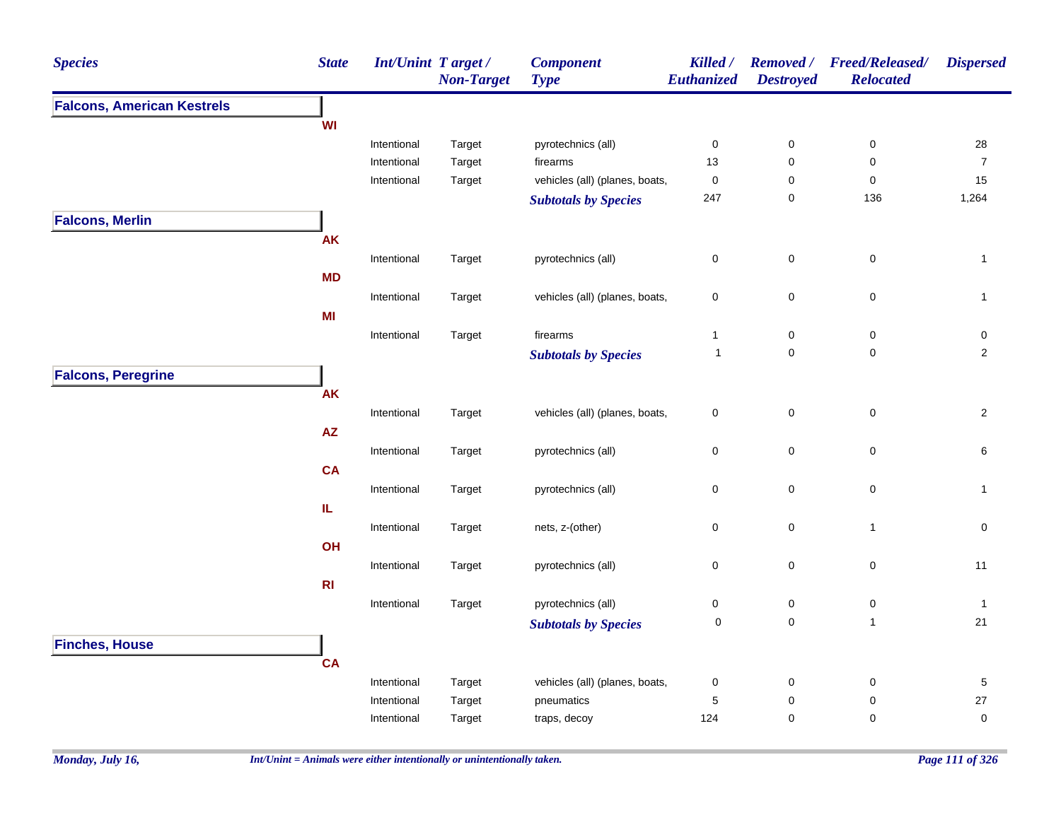| Species | State | Int/Unint | Target / Non-Target | Component Type | Killed / Euthanized | Removed / Destroyed | Freed/Released/ Relocated | Dispersed |
|---|---|---|---|---|---|---|---|---|
| **Falcons, American Kestrels** | | | | | | | | |
| | WI | | | | | | | |
| | | Intentional | Target | pyrotechnics (all) | 0 | 0 | 0 | 28 |
| | | Intentional | Target | firearms | 13 | 0 | 0 | 7 |
| | | Intentional | Target | vehicles (all) (planes, boats, | 0 | 0 | 0 | 15 |
| | | | | ***Subtotals by Species*** | 247 | 0 | 136 | 1,264 |
| **Falcons, Merlin** | | | | | | | | |
| | AK | | | | | | | |
| | | Intentional | Target | pyrotechnics (all) | 0 | 0 | 0 | 1 |
| | MD | | | | | | | |
| | | Intentional | Target | vehicles (all) (planes, boats, | 0 | 0 | 0 | 1 |
| | MI | | | | | | | |
| | | Intentional | Target | firearms | 1 | 0 | 0 | 0 |
| | | | | ***Subtotals by Species*** | 1 | 0 | 0 | 2 |
| **Falcons, Peregrine** | | | | | | | | |
| | AK | | | | | | | |
| | | Intentional | Target | vehicles (all) (planes, boats, | 0 | 0 | 0 | 2 |
| | AZ | | | | | | | |
| | | Intentional | Target | pyrotechnics (all) | 0 | 0 | 0 | 6 |
| | CA | | | | | | | |
| | | Intentional | Target | pyrotechnics (all) | 0 | 0 | 0 | 1 |
| | IL | | | | | | | |
| | | Intentional | Target | nets, z-(other) | 0 | 0 | 1 | 0 |
| | OH | | | | | | | |
| | | Intentional | Target | pyrotechnics (all) | 0 | 0 | 0 | 11 |
| | RI | | | | | | | |
| | | Intentional | Target | pyrotechnics (all) | 0 | 0 | 0 | 1 |
| | | | | ***Subtotals by Species*** | 0 | 0 | 1 | 21 |
| **Finches, House** | | | | | | | | |
| | CA | | | | | | | |
| | | Intentional | Target | vehicles (all) (planes, boats, | 0 | 0 | 0 | 5 |
| | | Intentional | Target | pneumatics | 5 | 0 | 0 | 27 |
| | | Intentional | Target | traps, decoy | 124 | 0 | 0 | 0 |

*Int/Unint = Animals were either intentionally or unintentionally taken.*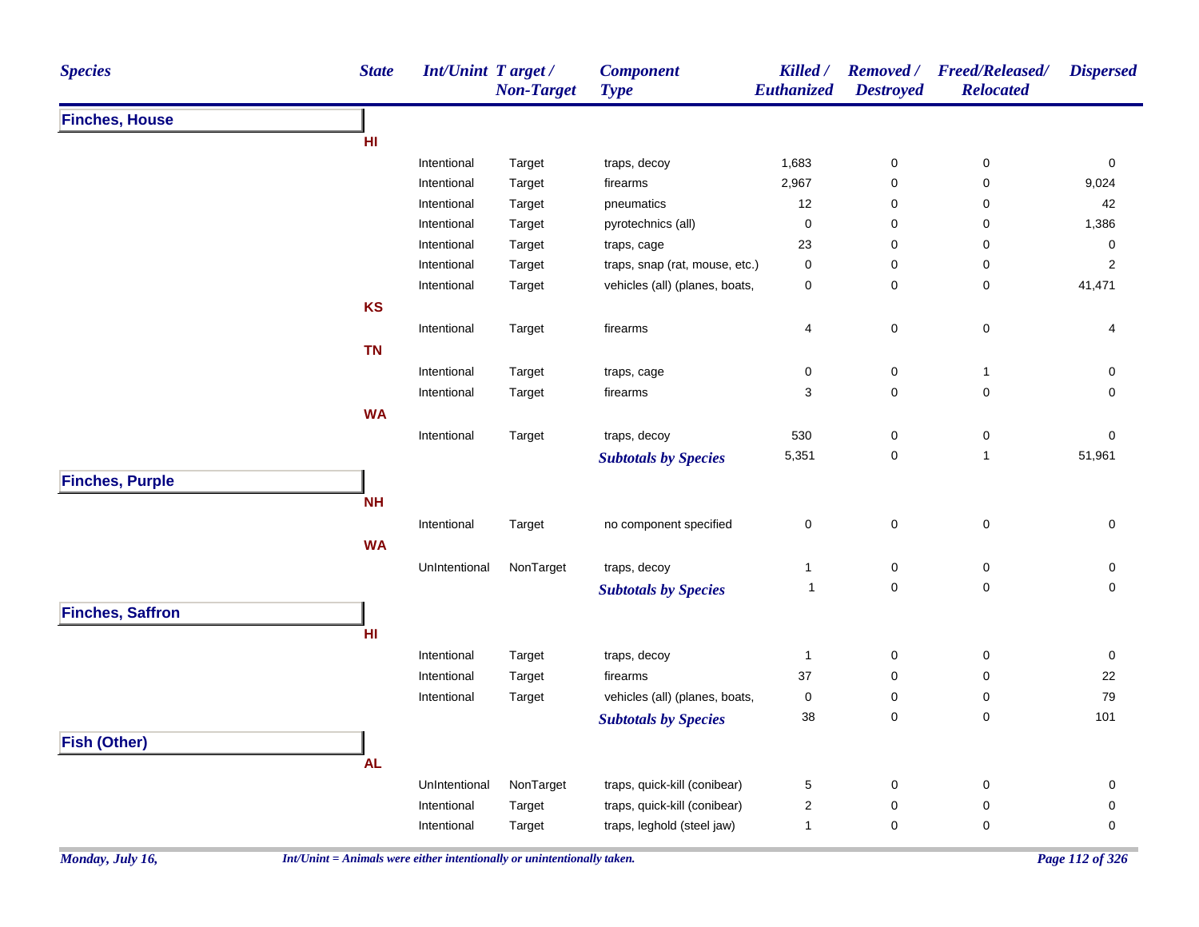| Species | State | Int/Unint | Target / Non-Target | Component Type | Killed / Euthanized | Removed / Destroyed | Freed/Released/ Relocated | Dispersed |
|---|---|---|---|---|---|---|---|---|
| **Finches, House** | | | | | | | | |
| | **HI** | | | | | | | |
| | | Intentional | Target | traps, decoy | 1,683 | 0 | 0 | 0 |
| | | Intentional | Target | firearms | 2,967 | 0 | 0 | 9,024 |
| | | Intentional | Target | pneumatics | 12 | 0 | 0 | 42 |
| | | Intentional | Target | pyrotechnics (all) | 0 | 0 | 0 | 1,386 |
| | | Intentional | Target | traps, cage | 23 | 0 | 0 | 0 |
| | | Intentional | Target | traps, snap (rat, mouse, etc.) | 0 | 0 | 0 | 2 |
| | | Intentional | Target | vehicles (all) (planes, boats, | 0 | 0 | 0 | 41,471 |
| | **KS** | | | | | | | |
| | | Intentional | Target | firearms | 4 | 0 | 0 | 4 |
| | **TN** | | | | | | | |
| | | Intentional | Target | traps, cage | 0 | 0 | 1 | 0 |
| | | Intentional | Target | firearms | 3 | 0 | 0 | 0 |
| | **WA** | | | | | | | |
| | | Intentional | Target | traps, decoy | 530 | 0 | 0 | 0 |
| | | | | ***Subtotals by Species*** | 5,351 | 0 | 1 | 51,961 |
| **Finches, Purple** | | | | | | | | |
| | **NH** | | | | | | | |
| | | Intentional | Target | no component specified | 0 | 0 | 0 | 0 |
| | **WA** | | | | | | | |
| | | UnIntentional | NonTarget | traps, decoy | 1 | 0 | 0 | 0 |
| | | | | ***Subtotals by Species*** | 1 | 0 | 0 | 0 |
| **Finches, Saffron** | | | | | | | | |
| | **HI** | | | | | | | |
| | | Intentional | Target | traps, decoy | 1 | 0 | 0 | 0 |
| | | Intentional | Target | firearms | 37 | 0 | 0 | 22 |
| | | Intentional | Target | vehicles (all) (planes, boats, | 0 | 0 | 0 | 79 |
| | | | | ***Subtotals by Species*** | 38 | 0 | 0 | 101 |
| **Fish (Other)** | | | | | | | | |
| | **AL** | | | | | | | |
| | | UnIntentional | NonTarget | traps, quick-kill (conibear) | 5 | 0 | 0 | 0 |
| | | Intentional | Target | traps, quick-kill (conibear) | 2 | 0 | 0 | 0 |
| | | Intentional | Target | traps, leghold (steel jaw) | 1 | 0 | 0 | 0 |

*Int/Unint = Animals were either intentionally or unintentionally taken.*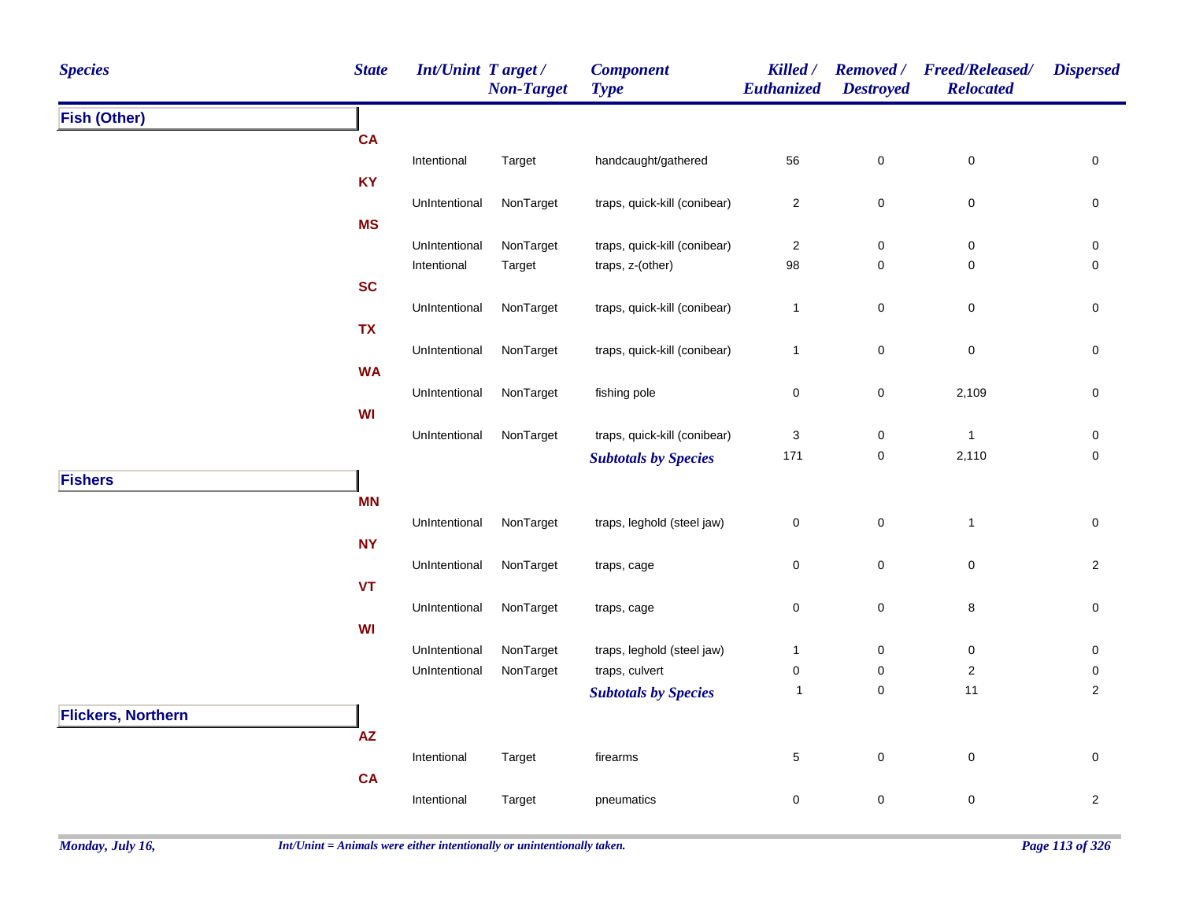| Species | State | Int/Unint | Target / Non-Target | Component Type | Killed / Euthanized | Removed / Destroyed | Freed/Released/ Relocated | Dispersed |
|---|---|---|---|---|---|---|---|---|
| **Fish (Other)** | | | | | | | | |
| | **CA** | | | | | | | |
| | | Intentional | Target | handcaught/gathered | 56 | 0 | 0 | 0 |
| | **KY** | | | | | | | |
| | | UnIntentional | NonTarget | traps, quick-kill (conibear) | 2 | 0 | 0 | 0 |
| | **MS** | | | | | | | |
| | | UnIntentional | NonTarget | traps, quick-kill (conibear) | 2 | 0 | 0 | 0 |
| | | Intentional | Target | traps, z-(other) | 98 | 0 | 0 | 0 |
| | **SC** | | | | | | | |
| | | UnIntentional | NonTarget | traps, quick-kill (conibear) | 1 | 0 | 0 | 0 |
| | **TX** | | | | | | | |
| | | UnIntentional | NonTarget | traps, quick-kill (conibear) | 1 | 0 | 0 | 0 |
| | **WA** | | | | | | | |
| | | UnIntentional | NonTarget | fishing pole | 0 | 0 | 2,109 | 0 |
| | **WI** | | | | | | | |
| | | UnIntentional | NonTarget | traps, quick-kill (conibear) | 3 | 0 | 1 | 0 |
| | | | | ***Subtotals by Species*** | 171 | 0 | 2,110 | 0 |
| **Fishers** | | | | | | | | |
| | **MN** | | | | | | | |
| | | UnIntentional | NonTarget | traps, leghold (steel jaw) | 0 | 0 | 1 | 0 |
| | **NY** | | | | | | | |
| | | UnIntentional | NonTarget | traps, cage | 0 | 0 | 0 | 2 |
| | **VT** | | | | | | | |
| | | UnIntentional | NonTarget | traps, cage | 0 | 0 | 8 | 0 |
| | **WI** | | | | | | | |
| | | UnIntentional | NonTarget | traps, leghold (steel jaw) | 1 | 0 | 0 | 0 |
| | | UnIntentional | NonTarget | traps, culvert | 0 | 0 | 2 | 0 |
| | | | | ***Subtotals by Species*** | 1 | 0 | 11 | 2 |
| **Flickers, Northern** | | | | | | | | |
| | **AZ** | | | | | | | |
| | | Intentional | Target | firearms | 5 | 0 | 0 | 0 |
| | **CA** | | | | | | | |
| | | Intentional | Target | pneumatics | 0 | 0 | 0 | 2 |

*Int/Unint = Animals were either intentionally or unintentionally taken.*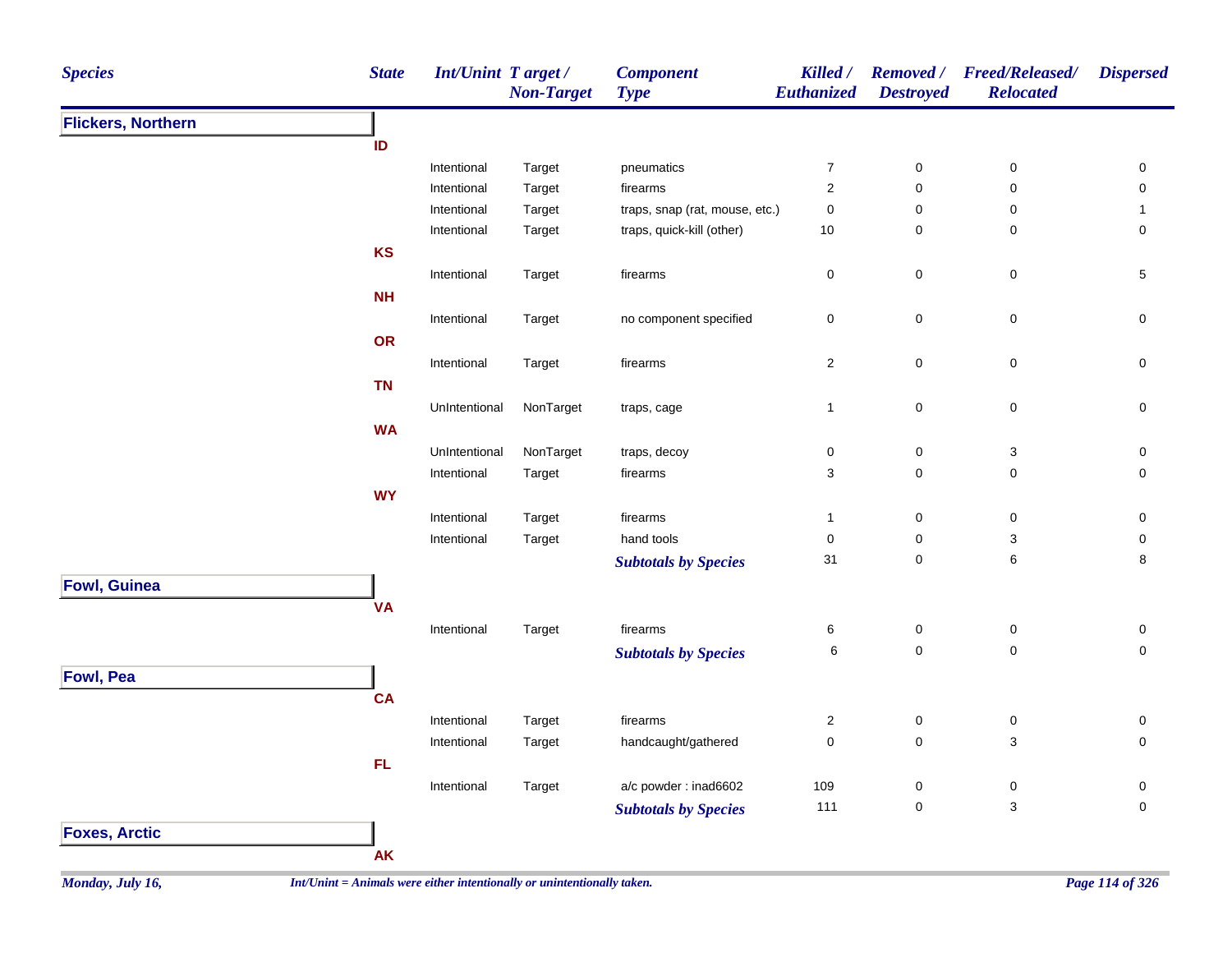| Species | State | Int/Unint | Target / Non-Target | Component Type | Killed / Euthanized | Removed / Destroyed | Freed/Released/ Relocated | Dispersed |
|---|---|---|---|---|---|---|---|---|
| **Flickers, Northern** | | | | | | | | |
| | ID | | | | | | | |
| | | Intentional | Target | pneumatics | 7 | 0 | 0 | 0 |
| | | Intentional | Target | firearms | 2 | 0 | 0 | 0 |
| | | Intentional | Target | traps, snap (rat, mouse, etc.) | 0 | 0 | 0 | 1 |
| | | Intentional | Target | traps, quick-kill (other) | 10 | 0 | 0 | 0 |
| | KS | | | | | | | |
| | | Intentional | Target | firearms | 0 | 0 | 0 | 5 |
| | NH | | | | | | | |
| | | Intentional | Target | no component specified | 0 | 0 | 0 | 0 |
| | OR | | | | | | | |
| | | Intentional | Target | firearms | 2 | 0 | 0 | 0 |
| | TN | | | | | | | |
| | | UnIntentional | NonTarget | traps, cage | 1 | 0 | 0 | 0 |
| | WA | | | | | | | |
| | | UnIntentional | NonTarget | traps, decoy | 0 | 0 | 3 | 0 |
| | | Intentional | Target | firearms | 3 | 0 | 0 | 0 |
| | WY | | | | | | | |
| | | Intentional | Target | firearms | 1 | 0 | 0 | 0 |
| | | Intentional | Target | hand tools | 0 | 0 | 3 | 0 |
| | | | | ***Subtotals by Species*** | 31 | 0 | 6 | 8 |
| **Fowl, Guinea** | | | | | | | | |
| | VA | | | | | | | |
| | | Intentional | Target | firearms | 6 | 0 | 0 | 0 |
| | | | | ***Subtotals by Species*** | 6 | 0 | 0 | 0 |
| **Fowl, Pea** | | | | | | | | |
| | CA | | | | | | | |
| | | Intentional | Target | firearms | 2 | 0 | 0 | 0 |
| | | Intentional | Target | handcaught/gathered | 0 | 0 | 3 | 0 |
| | FL | | | | | | | |
| | | Intentional | Target | a/c powder : inad6602 | 109 | 0 | 0 | 0 |
| | | | | ***Subtotals by Species*** | 111 | 0 | 3 | 0 |
| **Foxes, Arctic** | | | | | | | | |
| | AK | | | | | | | |

*Int/Unint = Animals were either intentionally or unintentionally taken.*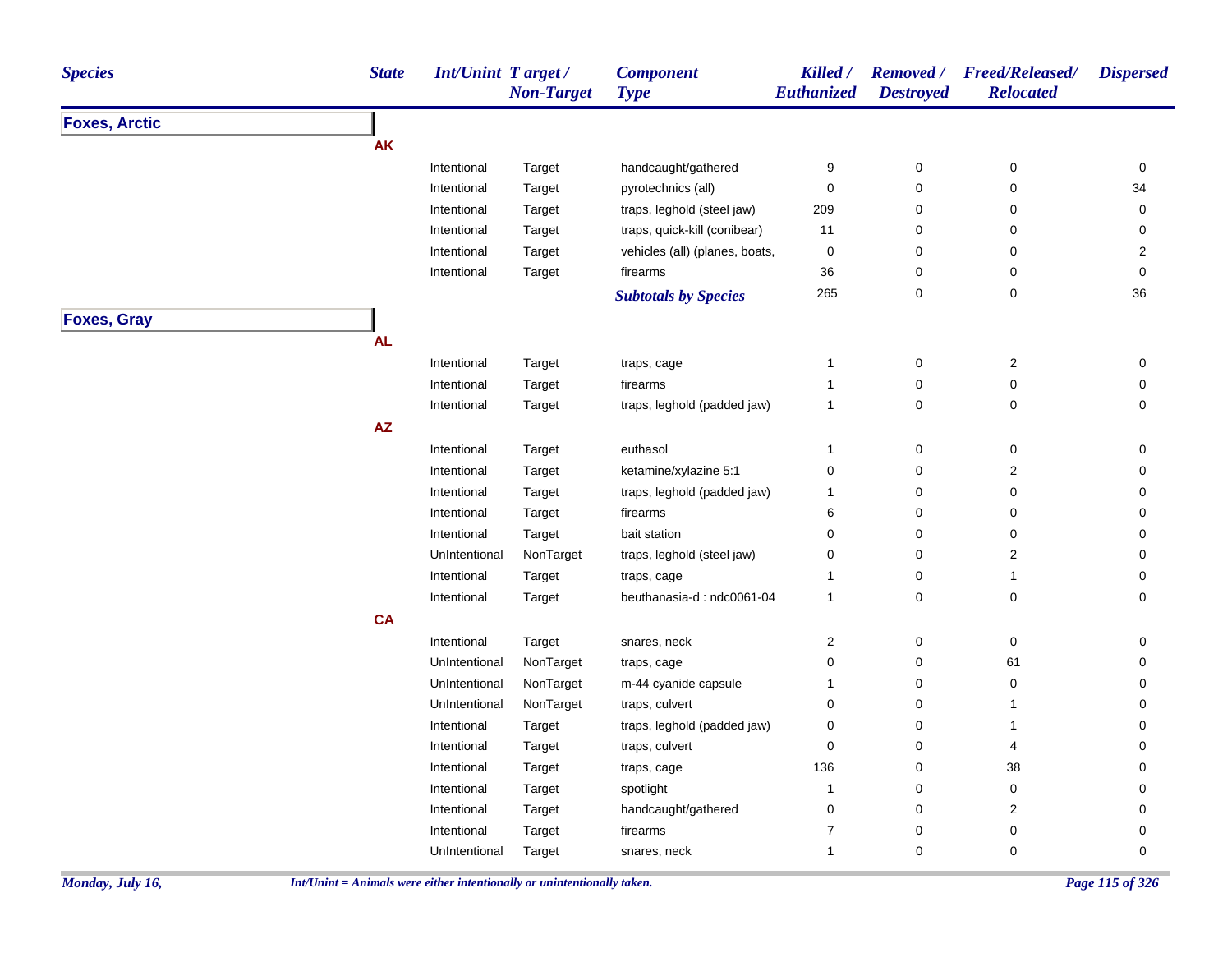| Species | State | Int/Unint | Target / Non-Target | Component Type | Killed / Euthanized | Removed / Destroyed | Freed/Released/ Relocated | Dispersed |
|---|---|---|---|---|---|---|---|---|
| **Foxes, Arctic** | | | | | | | | |
| | **AK** | | | | | | | |
| | | Intentional | Target | handcaught/gathered | 9 | 0 | 0 | 0 |
| | | Intentional | Target | pyrotechnics (all) | 0 | 0 | 0 | 34 |
| | | Intentional | Target | traps, leghold (steel jaw) | 209 | 0 | 0 | 0 |
| | | Intentional | Target | traps, quick-kill (conibear) | 11 | 0 | 0 | 0 |
| | | Intentional | Target | vehicles (all) (planes, boats, | 0 | 0 | 0 | 2 |
| | | Intentional | Target | firearms | 36 | 0 | 0 | 0 |
| | | | | ***Subtotals by Species*** | 265 | 0 | 0 | 36 |
| **Foxes, Gray** | | | | | | | | |
| | **AL** | | | | | | | |
| | | Intentional | Target | traps, cage | 1 | 0 | 2 | 0 |
| | | Intentional | Target | firearms | 1 | 0 | 0 | 0 |
| | | Intentional | Target | traps, leghold (padded jaw) | 1 | 0 | 0 | 0 |
| | **AZ** | | | | | | | |
| | | Intentional | Target | euthasol | 1 | 0 | 0 | 0 |
| | | Intentional | Target | ketamine/xylazine 5:1 | 0 | 0 | 2 | 0 |
| | | Intentional | Target | traps, leghold (padded jaw) | 1 | 0 | 0 | 0 |
| | | Intentional | Target | firearms | 6 | 0 | 0 | 0 |
| | | Intentional | Target | bait station | 0 | 0 | 0 | 0 |
| | | UnIntentional | NonTarget | traps, leghold (steel jaw) | 0 | 0 | 2 | 0 |
| | | Intentional | Target | traps, cage | 1 | 0 | 1 | 0 |
| | | Intentional | Target | beuthanasia-d : ndc0061-04 | 1 | 0 | 0 | 0 |
| | **CA** | | | | | | | |
| | | Intentional | Target | snares, neck | 2 | 0 | 0 | 0 |
| | | UnIntentional | NonTarget | traps, cage | 0 | 0 | 61 | 0 |
| | | UnIntentional | NonTarget | m-44 cyanide capsule | 1 | 0 | 0 | 0 |
| | | UnIntentional | NonTarget | traps, culvert | 0 | 0 | 1 | 0 |
| | | Intentional | Target | traps, leghold (padded jaw) | 0 | 0 | 1 | 0 |
| | | Intentional | Target | traps, culvert | 0 | 0 | 4 | 0 |
| | | Intentional | Target | traps, cage | 136 | 0 | 38 | 0 |
| | | Intentional | Target | spotlight | 1 | 0 | 0 | 0 |
| | | Intentional | Target | handcaught/gathered | 0 | 0 | 2 | 0 |
| | | Intentional | Target | firearms | 7 | 0 | 0 | 0 |
| | | UnIntentional | Target | snares, neck | 1 | 0 | 0 | 0 |

*Int/Unint = Animals were either intentionally or unintentionally taken.*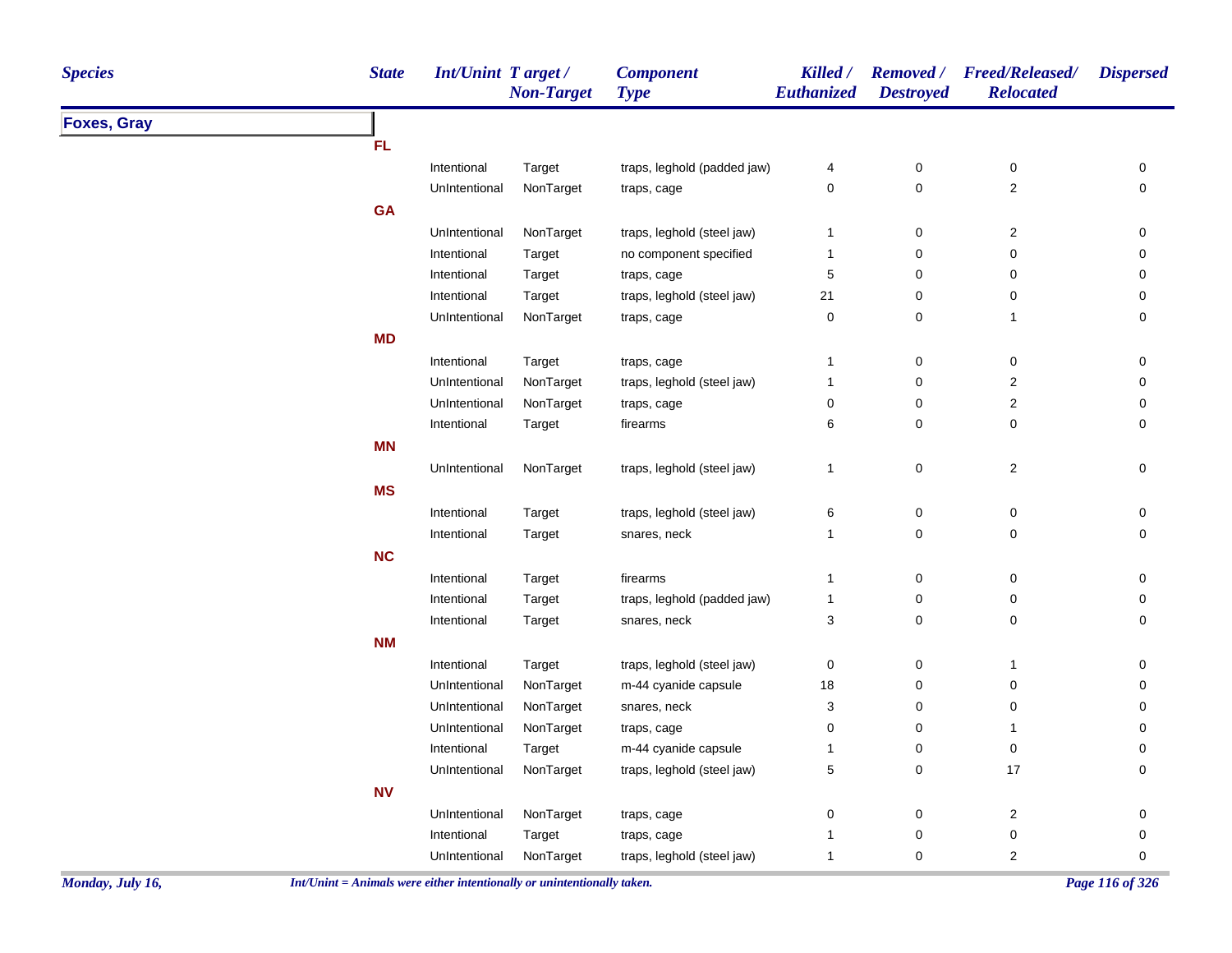| Species | State | Int/Unint | Target / Non-Target | Component Type | Killed / Euthanized | Removed / Destroyed | Freed/Released/ Relocated | Dispersed |
|---|---|---|---|---|---|---|---|---|
| **Foxes, Gray** | | | | | | | | |
| | **FL** | | | | | | | |
| | | Intentional | Target | traps, leghold (padded jaw) | 4 | 0 | 0 | 0 |
| | | UnIntentional | NonTarget | traps, cage | 0 | 0 | 2 | 0 |
| | **GA** | | | | | | | |
| | | UnIntentional | NonTarget | traps, leghold (steel jaw) | 1 | 0 | 2 | 0 |
| | | Intentional | Target | no component specified | 1 | 0 | 0 | 0 |
| | | Intentional | Target | traps, cage | 5 | 0 | 0 | 0 |
| | | Intentional | Target | traps, leghold (steel jaw) | 21 | 0 | 0 | 0 |
| | | UnIntentional | NonTarget | traps, cage | 0 | 0 | 1 | 0 |
| | **MD** | | | | | | | |
| | | Intentional | Target | traps, cage | 1 | 0 | 0 | 0 |
| | | UnIntentional | NonTarget | traps, leghold (steel jaw) | 1 | 0 | 2 | 0 |
| | | UnIntentional | NonTarget | traps, cage | 0 | 0 | 2 | 0 |
| | | Intentional | Target | firearms | 6 | 0 | 0 | 0 |
| | **MN** | | | | | | | |
| | | UnIntentional | NonTarget | traps, leghold (steel jaw) | 1 | 0 | 2 | 0 |
| | **MS** | | | | | | | |
| | | Intentional | Target | traps, leghold (steel jaw) | 6 | 0 | 0 | 0 |
| | | Intentional | Target | snares, neck | 1 | 0 | 0 | 0 |
| | **NC** | | | | | | | |
| | | Intentional | Target | firearms | 1 | 0 | 0 | 0 |
| | | Intentional | Target | traps, leghold (padded jaw) | 1 | 0 | 0 | 0 |
| | | Intentional | Target | snares, neck | 3 | 0 | 0 | 0 |
| | **NM** | | | | | | | |
| | | Intentional | Target | traps, leghold (steel jaw) | 0 | 0 | 1 | 0 |
| | | UnIntentional | NonTarget | m-44 cyanide capsule | 18 | 0 | 0 | 0 |
| | | UnIntentional | NonTarget | snares, neck | 3 | 0 | 0 | 0 |
| | | UnIntentional | NonTarget | traps, cage | 0 | 0 | 1 | 0 |
| | | Intentional | Target | m-44 cyanide capsule | 1 | 0 | 0 | 0 |
| | | UnIntentional | NonTarget | traps, leghold (steel jaw) | 5 | 0 | 17 | 0 |
| | **NV** | | | | | | | |
| | | UnIntentional | NonTarget | traps, cage | 0 | 0 | 2 | 0 |
| | | Intentional | Target | traps, cage | 1 | 0 | 0 | 0 |
| | | UnIntentional | NonTarget | traps, leghold (steel jaw) | 1 | 0 | 2 | 0 |

*Int/Unint = Animals were either intentionally or unintentionally taken.*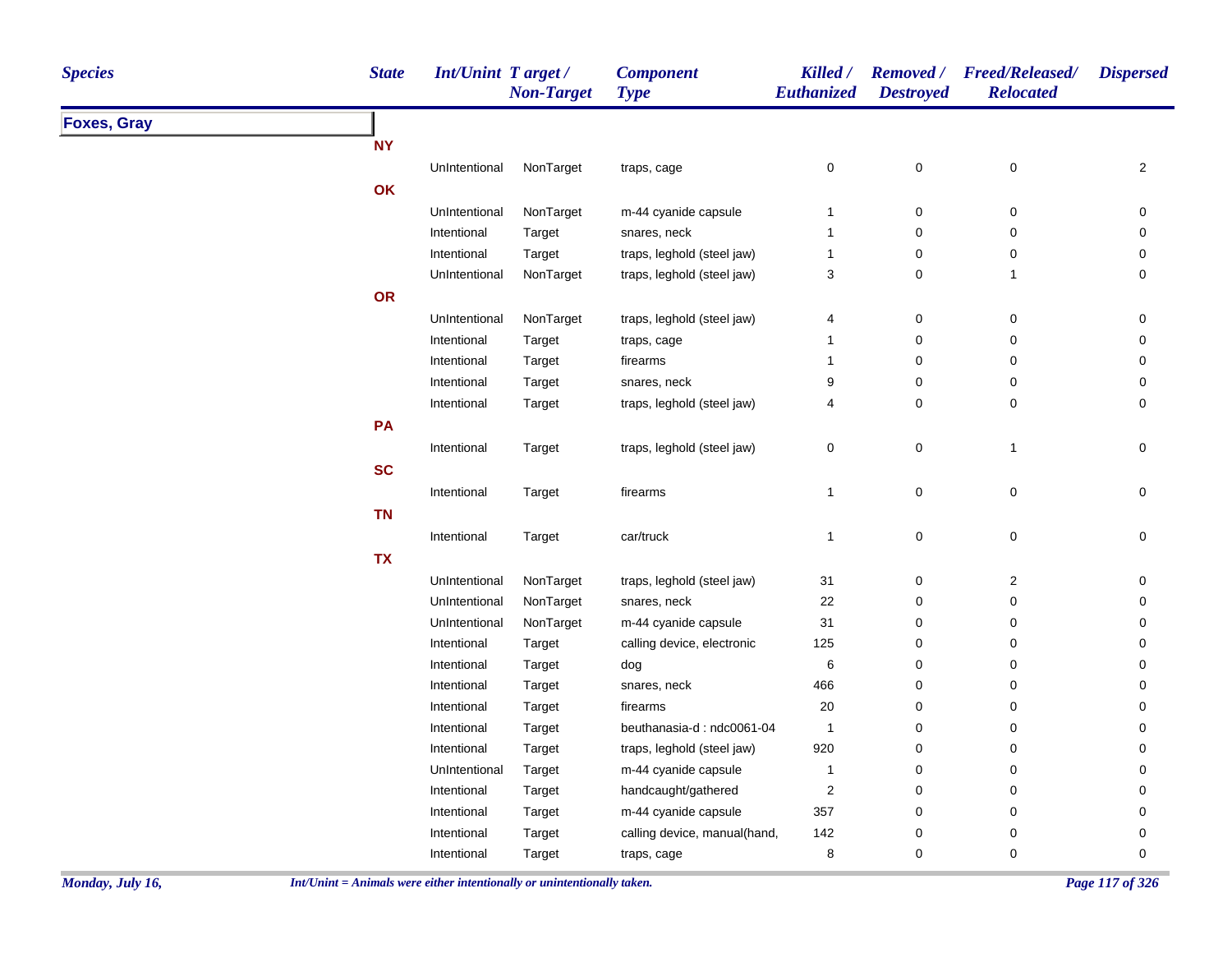| Species | State | Int/Unint | Target / Non-Target | Component Type | Killed / Euthanized | Removed / Destroyed | Freed/Released/ Relocated | Dispersed |
|---|---|---|---|---|---|---|---|---|
| **Foxes, Gray** | | | | | | | | |
| | **NY** | | | | | | | |
| | | UnIntentional | NonTarget | traps, cage | 0 | 0 | 0 | 2 |
| | **OK** | | | | | | | |
| | | UnIntentional | NonTarget | m-44 cyanide capsule | 1 | 0 | 0 | 0 |
| | | Intentional | Target | snares, neck | 1 | 0 | 0 | 0 |
| | | Intentional | Target | traps, leghold (steel jaw) | 1 | 0 | 0 | 0 |
| | | UnIntentional | NonTarget | traps, leghold (steel jaw) | 3 | 0 | 1 | 0 |
| | **OR** | | | | | | | |
| | | UnIntentional | NonTarget | traps, leghold (steel jaw) | 4 | 0 | 0 | 0 |
| | | Intentional | Target | traps, cage | 1 | 0 | 0 | 0 |
| | | Intentional | Target | firearms | 1 | 0 | 0 | 0 |
| | | Intentional | Target | snares, neck | 9 | 0 | 0 | 0 |
| | | Intentional | Target | traps, leghold (steel jaw) | 4 | 0 | 0 | 0 |
| | **PA** | | | | | | | |
| | | Intentional | Target | traps, leghold (steel jaw) | 0 | 0 | 1 | 0 |
| | **SC** | | | | | | | |
| | | Intentional | Target | firearms | 1 | 0 | 0 | 0 |
| | **TN** | | | | | | | |
| | | Intentional | Target | car/truck | 1 | 0 | 0 | 0 |
| | **TX** | | | | | | | |
| | | UnIntentional | NonTarget | traps, leghold (steel jaw) | 31 | 0 | 2 | 0 |
| | | UnIntentional | NonTarget | snares, neck | 22 | 0 | 0 | 0 |
| | | UnIntentional | NonTarget | m-44 cyanide capsule | 31 | 0 | 0 | 0 |
| | | Intentional | Target | calling device, electronic | 125 | 0 | 0 | 0 |
| | | Intentional | Target | dog | 6 | 0 | 0 | 0 |
| | | Intentional | Target | snares, neck | 466 | 0 | 0 | 0 |
| | | Intentional | Target | firearms | 20 | 0 | 0 | 0 |
| | | Intentional | Target | beuthanasia-d : ndc0061-04 | 1 | 0 | 0 | 0 |
| | | Intentional | Target | traps, leghold (steel jaw) | 920 | 0 | 0 | 0 |
| | | UnIntentional | Target | m-44 cyanide capsule | 1 | 0 | 0 | 0 |
| | | Intentional | Target | handcaught/gathered | 2 | 0 | 0 | 0 |
| | | Intentional | Target | m-44 cyanide capsule | 357 | 0 | 0 | 0 |
| | | Intentional | Target | calling device, manual(hand, | 142 | 0 | 0 | 0 |
| | | Intentional | Target | traps, cage | 8 | 0 | 0 | 0 |

*Int/Unint = Animals were either intentionally or unintentionally taken.*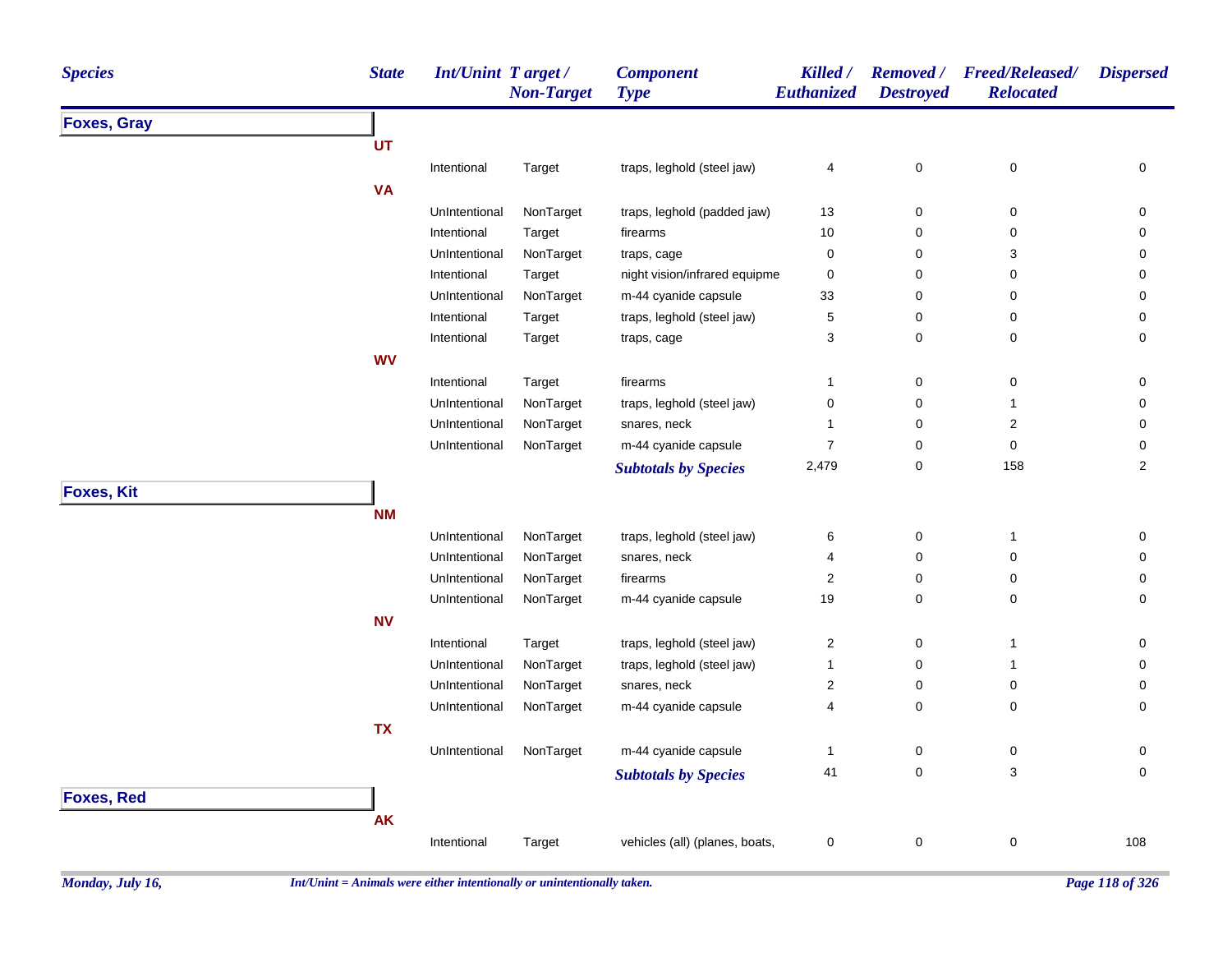| Species | State | Int/Unint | Target / Non-Target | Component Type | Killed / Euthanized | Removed / Destroyed | Freed/Released/ Relocated | Dispersed |
|---|---|---|---|---|---|---|---|---|
| **Foxes, Gray** | | | | | | | | |
| | **UT** | | | | | | | |
| | | Intentional | Target | traps, leghold (steel jaw) | 4 | 0 | 0 | 0 |
| | **VA** | | | | | | | |
| | | UnIntentional | NonTarget | traps, leghold (padded jaw) | 13 | 0 | 0 | 0 |
| | | Intentional | Target | firearms | 10 | 0 | 0 | 0 |
| | | UnIntentional | NonTarget | traps, cage | 0 | 0 | 3 | 0 |
| | | Intentional | Target | night vision/infrared equipme | 0 | 0 | 0 | 0 |
| | | UnIntentional | NonTarget | m-44 cyanide capsule | 33 | 0 | 0 | 0 |
| | | Intentional | Target | traps, leghold (steel jaw) | 5 | 0 | 0 | 0 |
| | | Intentional | Target | traps, cage | 3 | 0 | 0 | 0 |
| | **WV** | | | | | | | |
| | | Intentional | Target | firearms | 1 | 0 | 0 | 0 |
| | | UnIntentional | NonTarget | traps, leghold (steel jaw) | 0 | 0 | 1 | 0 |
| | | UnIntentional | NonTarget | snares, neck | 1 | 0 | 2 | 0 |
| | | UnIntentional | NonTarget | m-44 cyanide capsule | 7 | 0 | 0 | 0 |
| | | | | ***Subtotals by Species*** | 2,479 | 0 | 158 | 2 |
| **Foxes, Kit** | | | | | | | | |
| | **NM** | | | | | | | |
| | | UnIntentional | NonTarget | traps, leghold (steel jaw) | 6 | 0 | 1 | 0 |
| | | UnIntentional | NonTarget | snares, neck | 4 | 0 | 0 | 0 |
| | | UnIntentional | NonTarget | firearms | 2 | 0 | 0 | 0 |
| | | UnIntentional | NonTarget | m-44 cyanide capsule | 19 | 0 | 0 | 0 |
| | **NV** | | | | | | | |
| | | Intentional | Target | traps, leghold (steel jaw) | 2 | 0 | 1 | 0 |
| | | UnIntentional | NonTarget | traps, leghold (steel jaw) | 1 | 0 | 1 | 0 |
| | | UnIntentional | NonTarget | snares, neck | 2 | 0 | 0 | 0 |
| | | UnIntentional | NonTarget | m-44 cyanide capsule | 4 | 0 | 0 | 0 |
| | **TX** | | | | | | | |
| | | UnIntentional | NonTarget | m-44 cyanide capsule | 1 | 0 | 0 | 0 |
| | | | | ***Subtotals by Species*** | 41 | 0 | 3 | 0 |
| **Foxes, Red** | | | | | | | | |
| | **AK** | | | | | | | |
| | | Intentional | Target | vehicles (all) (planes, boats, | 0 | 0 | 0 | 108 |

*Int/Unint = Animals were either intentionally or unintentionally taken.*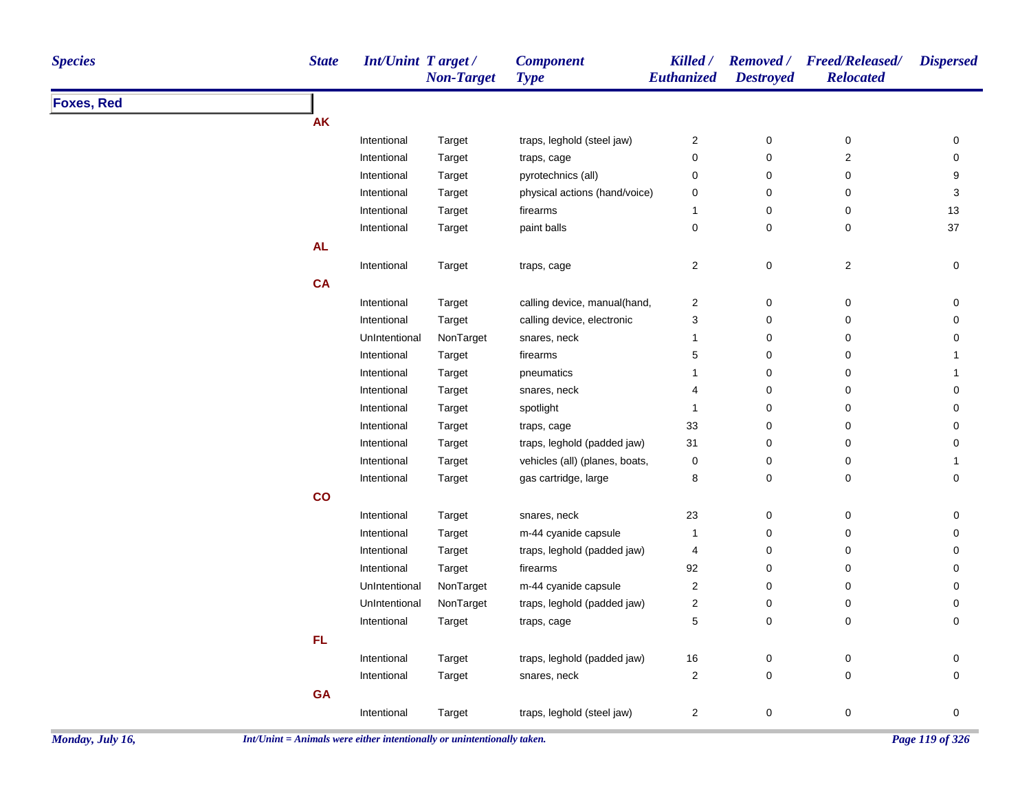| Species | State | Int/Unint | Target / Non-Target | Component Type | Killed / Euthanized | Removed / Destroyed | Freed/Released/ Relocated | Dispersed |
|---|---|---|---|---|---|---|---|---|
| **Foxes, Red** | | | | | | | | |
| | **AK** | | | | | | | |
| | | Intentional | Target | traps, leghold (steel jaw) | 2 | 0 | 0 | 0 |
| | | Intentional | Target | traps, cage | 0 | 0 | 2 | 0 |
| | | Intentional | Target | pyrotechnics (all) | 0 | 0 | 0 | 9 |
| | | Intentional | Target | physical actions (hand/voice) | 0 | 0 | 0 | 3 |
| | | Intentional | Target | firearms | 1 | 0 | 0 | 13 |
| | | Intentional | Target | paint balls | 0 | 0 | 0 | 37 |
| | **AL** | | | | | | | |
| | | Intentional | Target | traps, cage | 2 | 0 | 2 | 0 |
| | **CA** | | | | | | | |
| | | Intentional | Target | calling device, manual(hand, | 2 | 0 | 0 | 0 |
| | | Intentional | Target | calling device, electronic | 3 | 0 | 0 | 0 |
| | | UnIntentional | NonTarget | snares, neck | 1 | 0 | 0 | 0 |
| | | Intentional | Target | firearms | 5 | 0 | 0 | 1 |
| | | Intentional | Target | pneumatics | 1 | 0 | 0 | 1 |
| | | Intentional | Target | snares, neck | 4 | 0 | 0 | 0 |
| | | Intentional | Target | spotlight | 1 | 0 | 0 | 0 |
| | | Intentional | Target | traps, cage | 33 | 0 | 0 | 0 |
| | | Intentional | Target | traps, leghold (padded jaw) | 31 | 0 | 0 | 0 |
| | | Intentional | Target | vehicles (all) (planes, boats, | 0 | 0 | 0 | 1 |
| | | Intentional | Target | gas cartridge, large | 8 | 0 | 0 | 0 |
| | **CO** | | | | | | | |
| | | Intentional | Target | snares, neck | 23 | 0 | 0 | 0 |
| | | Intentional | Target | m-44 cyanide capsule | 1 | 0 | 0 | 0 |
| | | Intentional | Target | traps, leghold (padded jaw) | 4 | 0 | 0 | 0 |
| | | Intentional | Target | firearms | 92 | 0 | 0 | 0 |
| | | UnIntentional | NonTarget | m-44 cyanide capsule | 2 | 0 | 0 | 0 |
| | | UnIntentional | NonTarget | traps, leghold (padded jaw) | 2 | 0 | 0 | 0 |
| | | Intentional | Target | traps, cage | 5 | 0 | 0 | 0 |
| | **FL** | | | | | | | |
| | | Intentional | Target | traps, leghold (padded jaw) | 16 | 0 | 0 | 0 |
| | | Intentional | Target | snares, neck | 2 | 0 | 0 | 0 |
| | **GA** | | | | | | | |
| | | Intentional | Target | traps, leghold (steel jaw) | 2 | 0 | 0 | 0 |

Int/Unint = Animals were either intentionally or unintentionally taken.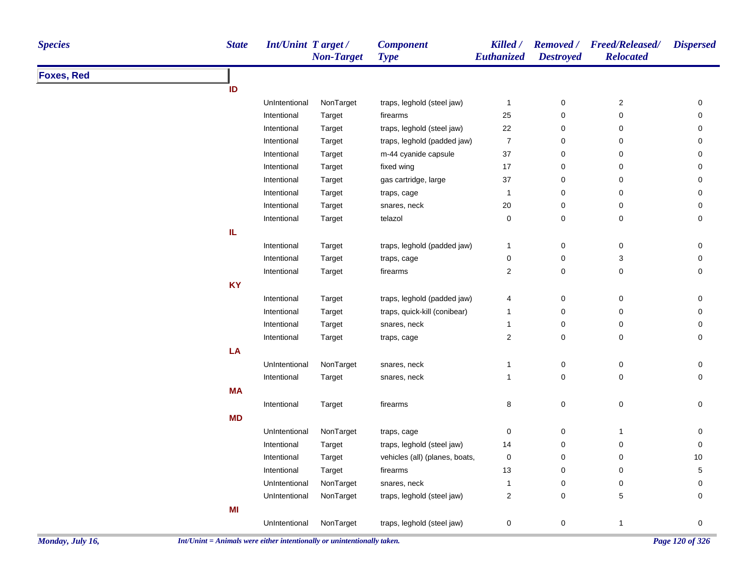| Species | State | Int/Unint | Target / Non-Target | Component Type | Killed / Euthanized | Removed / Destroyed | Freed/Released/ Relocated | Dispersed |
|---|---|---|---|---|---|---|---|---|
| **Foxes, Red** | | | | | | | | |
| | **ID** | | | | | | | |
| | | UnIntentional | NonTarget | traps, leghold (steel jaw) | 1 | 0 | 2 | 0 |
| | | Intentional | Target | firearms | 25 | 0 | 0 | 0 |
| | | Intentional | Target | traps, leghold (steel jaw) | 22 | 0 | 0 | 0 |
| | | Intentional | Target | traps, leghold (padded jaw) | 7 | 0 | 0 | 0 |
| | | Intentional | Target | m-44 cyanide capsule | 37 | 0 | 0 | 0 |
| | | Intentional | Target | fixed wing | 17 | 0 | 0 | 0 |
| | | Intentional | Target | gas cartridge, large | 37 | 0 | 0 | 0 |
| | | Intentional | Target | traps, cage | 1 | 0 | 0 | 0 |
| | | Intentional | Target | snares, neck | 20 | 0 | 0 | 0 |
| | | Intentional | Target | telazol | 0 | 0 | 0 | 0 |
| | **IL** | | | | | | | |
| | | Intentional | Target | traps, leghold (padded jaw) | 1 | 0 | 0 | 0 |
| | | Intentional | Target | traps, cage | 0 | 0 | 3 | 0 |
| | | Intentional | Target | firearms | 2 | 0 | 0 | 0 |
| | **KY** | | | | | | | |
| | | Intentional | Target | traps, leghold (padded jaw) | 4 | 0 | 0 | 0 |
| | | Intentional | Target | traps, quick-kill (conibear) | 1 | 0 | 0 | 0 |
| | | Intentional | Target | snares, neck | 1 | 0 | 0 | 0 |
| | | Intentional | Target | traps, cage | 2 | 0 | 0 | 0 |
| | **LA** | | | | | | | |
| | | UnIntentional | NonTarget | snares, neck | 1 | 0 | 0 | 0 |
| | | Intentional | Target | snares, neck | 1 | 0 | 0 | 0 |
| | **MA** | | | | | | | |
| | | Intentional | Target | firearms | 8 | 0 | 0 | 0 |
| | **MD** | | | | | | | |
| | | UnIntentional | NonTarget | traps, cage | 0 | 0 | 1 | 0 |
| | | Intentional | Target | traps, leghold (steel jaw) | 14 | 0 | 0 | 0 |
| | | Intentional | Target | vehicles (all) (planes, boats, | 0 | 0 | 0 | 10 |
| | | Intentional | Target | firearms | 13 | 0 | 0 | 5 |
| | | UnIntentional | NonTarget | snares, neck | 1 | 0 | 0 | 0 |
| | | UnIntentional | NonTarget | traps, leghold (steel jaw) | 2 | 0 | 5 | 0 |
| | **MI** | | | | | | | |
| | | UnIntentional | NonTarget | traps, leghold (steel jaw) | 0 | 0 | 1 | 0 |

*Int/Unint = Animals were either intentionally or unintentionally taken.*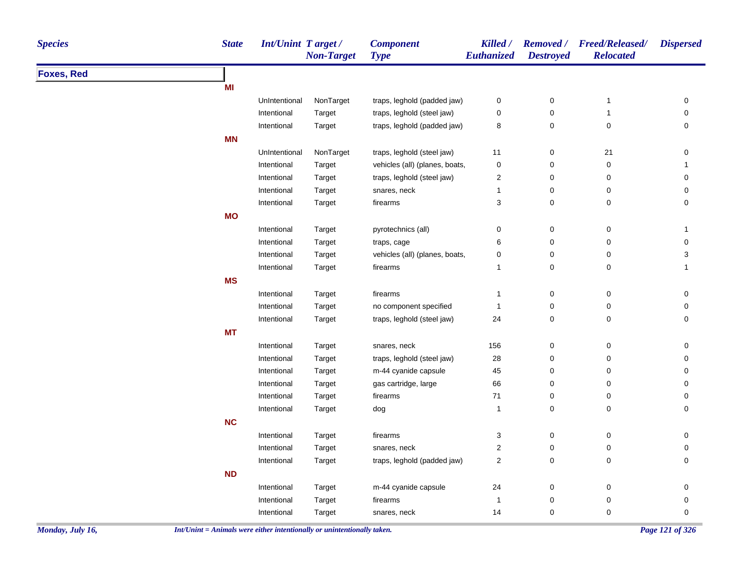| Species | State | Int/Unint | Target / Non-Target | Component Type | Killed / Euthanized | Removed / Destroyed | Freed/Released/ Relocated | Dispersed |
|---|---|---|---|---|---|---|---|---|
| **Foxes, Red** | | | | | | | | |
| | **MI** | | | | | | | |
| | | UnIntentional | NonTarget | traps, leghold (padded jaw) | 0 | 0 | 1 | 0 |
| | | Intentional | Target | traps, leghold (steel jaw) | 0 | 0 | 1 | 0 |
| | | Intentional | Target | traps, leghold (padded jaw) | 8 | 0 | 0 | 0 |
| | **MN** | | | | | | | |
| | | UnIntentional | NonTarget | traps, leghold (steel jaw) | 11 | 0 | 21 | 0 |
| | | Intentional | Target | vehicles (all) (planes, boats, | 0 | 0 | 0 | 1 |
| | | Intentional | Target | traps, leghold (steel jaw) | 2 | 0 | 0 | 0 |
| | | Intentional | Target | snares, neck | 1 | 0 | 0 | 0 |
| | | Intentional | Target | firearms | 3 | 0 | 0 | 0 |
| | **MO** | | | | | | | |
| | | Intentional | Target | pyrotechnics (all) | 0 | 0 | 0 | 1 |
| | | Intentional | Target | traps, cage | 6 | 0 | 0 | 0 |
| | | Intentional | Target | vehicles (all) (planes, boats, | 0 | 0 | 0 | 3 |
| | | Intentional | Target | firearms | 1 | 0 | 0 | 1 |
| | **MS** | | | | | | | |
| | | Intentional | Target | firearms | 1 | 0 | 0 | 0 |
| | | Intentional | Target | no component specified | 1 | 0 | 0 | 0 |
| | | Intentional | Target | traps, leghold (steel jaw) | 24 | 0 | 0 | 0 |
| | **MT** | | | | | | | |
| | | Intentional | Target | snares, neck | 156 | 0 | 0 | 0 |
| | | Intentional | Target | traps, leghold (steel jaw) | 28 | 0 | 0 | 0 |
| | | Intentional | Target | m-44 cyanide capsule | 45 | 0 | 0 | 0 |
| | | Intentional | Target | gas cartridge, large | 66 | 0 | 0 | 0 |
| | | Intentional | Target | firearms | 71 | 0 | 0 | 0 |
| | | Intentional | Target | dog | 1 | 0 | 0 | 0 |
| | **NC** | | | | | | | |
| | | Intentional | Target | firearms | 3 | 0 | 0 | 0 |
| | | Intentional | Target | snares, neck | 2 | 0 | 0 | 0 |
| | | Intentional | Target | traps, leghold (padded jaw) | 2 | 0 | 0 | 0 |
| | **ND** | | | | | | | |
| | | Intentional | Target | m-44 cyanide capsule | 24 | 0 | 0 | 0 |
| | | Intentional | Target | firearms | 1 | 0 | 0 | 0 |
| | | Intentional | Target | snares, neck | 14 | 0 | 0 | 0 |

*Int/Unint = Animals were either intentionally or unintentionally taken.*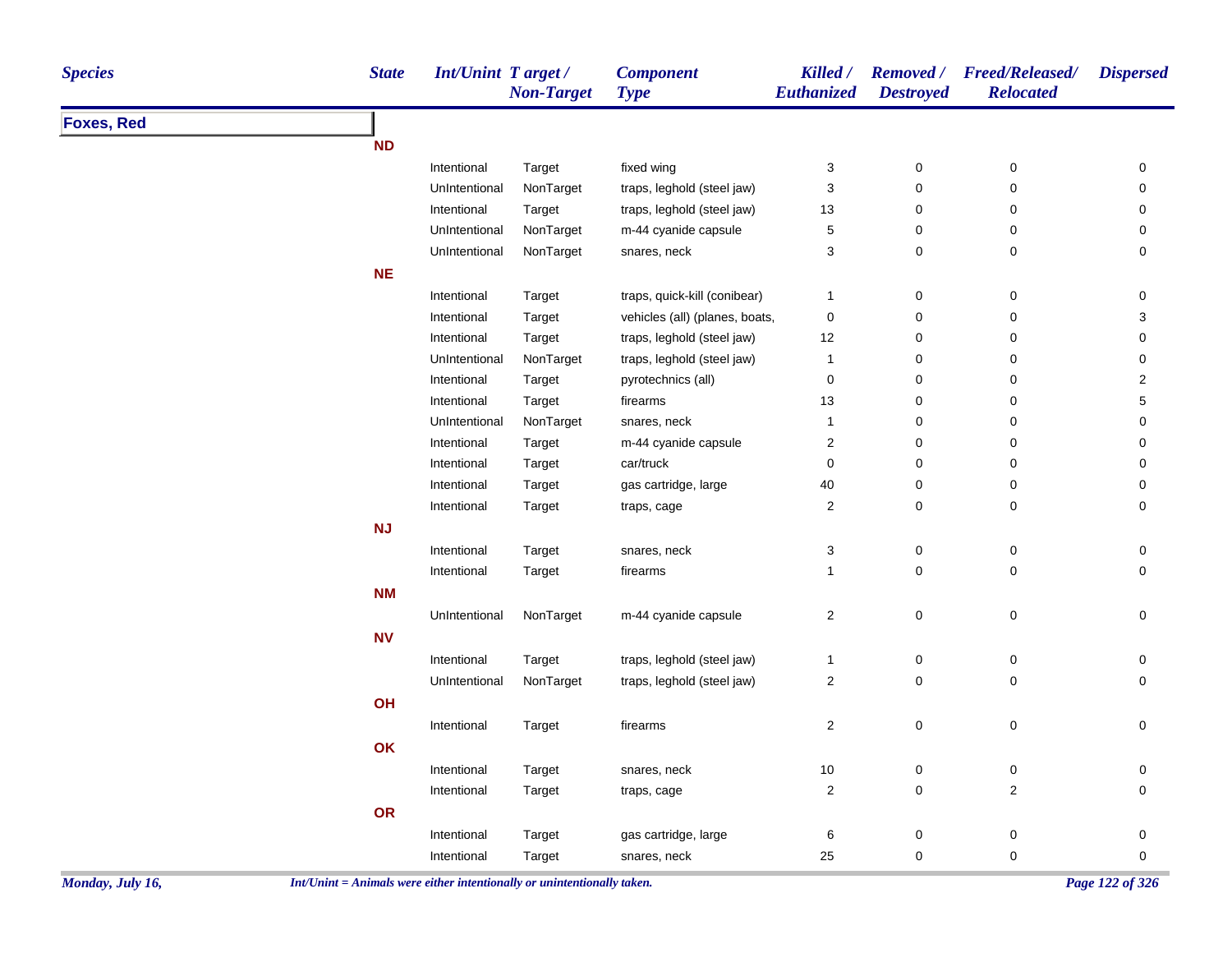| Species | State | Int/Unint | Target / Non-Target | Component Type | Killed / Euthanized | Removed / Destroyed | Freed/Released/ Relocated | Dispersed |
|---|---|---|---|---|---|---|---|---|
| **Foxes, Red** | | | | | | | | |
| | **ND** | | | | | | | |
| | | Intentional | Target | fixed wing | 3 | 0 | 0 | 0 |
| | | UnIntentional | NonTarget | traps, leghold (steel jaw) | 3 | 0 | 0 | 0 |
| | | Intentional | Target | traps, leghold (steel jaw) | 13 | 0 | 0 | 0 |
| | | UnIntentional | NonTarget | m-44 cyanide capsule | 5 | 0 | 0 | 0 |
| | | UnIntentional | NonTarget | snares, neck | 3 | 0 | 0 | 0 |
| | **NE** | | | | | | | |
| | | Intentional | Target | traps, quick-kill (conibear) | 1 | 0 | 0 | 0 |
| | | Intentional | Target | vehicles (all) (planes, boats, | 0 | 0 | 0 | 3 |
| | | Intentional | Target | traps, leghold (steel jaw) | 12 | 0 | 0 | 0 |
| | | UnIntentional | NonTarget | traps, leghold (steel jaw) | 1 | 0 | 0 | 0 |
| | | Intentional | Target | pyrotechnics (all) | 0 | 0 | 0 | 2 |
| | | Intentional | Target | firearms | 13 | 0 | 0 | 5 |
| | | UnIntentional | NonTarget | snares, neck | 1 | 0 | 0 | 0 |
| | | Intentional | Target | m-44 cyanide capsule | 2 | 0 | 0 | 0 |
| | | Intentional | Target | car/truck | 0 | 0 | 0 | 0 |
| | | Intentional | Target | gas cartridge, large | 40 | 0 | 0 | 0 |
| | | Intentional | Target | traps, cage | 2 | 0 | 0 | 0 |
| | **NJ** | | | | | | | |
| | | Intentional | Target | snares, neck | 3 | 0 | 0 | 0 |
| | | Intentional | Target | firearms | 1 | 0 | 0 | 0 |
| | **NM** | | | | | | | |
| | | UnIntentional | NonTarget | m-44 cyanide capsule | 2 | 0 | 0 | 0 |
| | **NV** | | | | | | | |
| | | Intentional | Target | traps, leghold (steel jaw) | 1 | 0 | 0 | 0 |
| | | UnIntentional | NonTarget | traps, leghold (steel jaw) | 2 | 0 | 0 | 0 |
| | **OH** | | | | | | | |
| | | Intentional | Target | firearms | 2 | 0 | 0 | 0 |
| | **OK** | | | | | | | |
| | | Intentional | Target | snares, neck | 10 | 0 | 0 | 0 |
| | | Intentional | Target | traps, cage | 2 | 0 | 2 | 0 |
| | **OR** | | | | | | | |
| | | Intentional | Target | gas cartridge, large | 6 | 0 | 0 | 0 |
| | | Intentional | Target | snares, neck | 25 | 0 | 0 | 0 |

*Int/Unint = Animals were either intentionally or unintentionally taken.*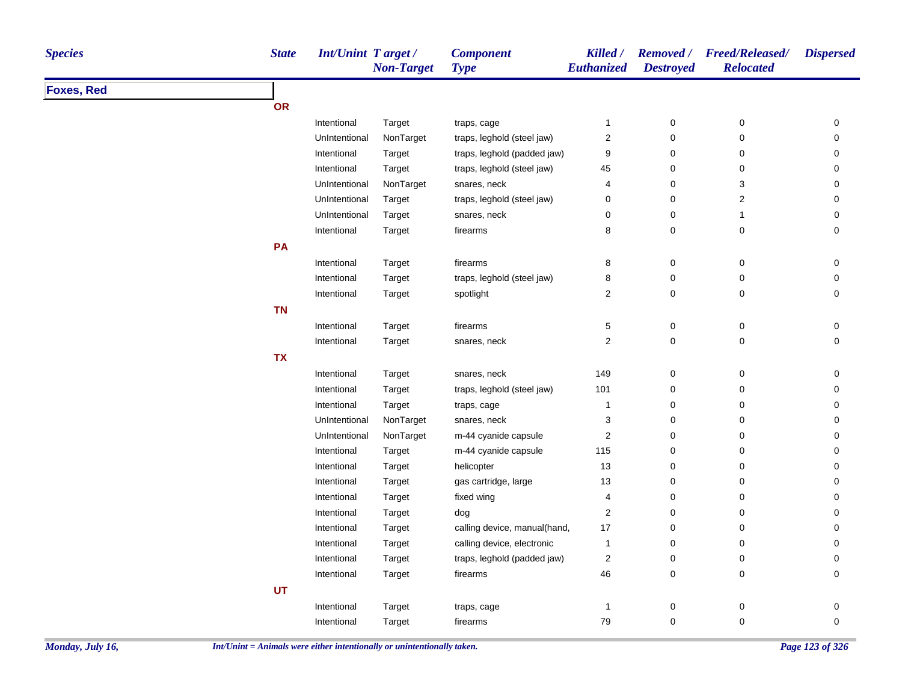| Species | State | Int/Unint | Target / Non-Target | Component Type | Killed / Euthanized | Removed / Destroyed | Freed/Released/ Relocated | Dispersed |
|---|---|---|---|---|---|---|---|---|
| **Foxes, Red** | | | | | | | | |
| | **OR** | | | | | | | |
| | | Intentional | Target | traps, cage | 1 | 0 | 0 | 0 |
| | | UnIntentional | NonTarget | traps, leghold (steel jaw) | 2 | 0 | 0 | 0 |
| | | Intentional | Target | traps, leghold (padded jaw) | 9 | 0 | 0 | 0 |
| | | Intentional | Target | traps, leghold (steel jaw) | 45 | 0 | 0 | 0 |
| | | UnIntentional | NonTarget | snares, neck | 4 | 0 | 3 | 0 |
| | | UnIntentional | Target | traps, leghold (steel jaw) | 0 | 0 | 2 | 0 |
| | | UnIntentional | Target | snares, neck | 0 | 0 | 1 | 0 |
| | | Intentional | Target | firearms | 8 | 0 | 0 | 0 |
| | **PA** | | | | | | | |
| | | Intentional | Target | firearms | 8 | 0 | 0 | 0 |
| | | Intentional | Target | traps, leghold (steel jaw) | 8 | 0 | 0 | 0 |
| | | Intentional | Target | spotlight | 2 | 0 | 0 | 0 |
| | **TN** | | | | | | | |
| | | Intentional | Target | firearms | 5 | 0 | 0 | 0 |
| | | Intentional | Target | snares, neck | 2 | 0 | 0 | 0 |
| | **TX** | | | | | | | |
| | | Intentional | Target | snares, neck | 149 | 0 | 0 | 0 |
| | | Intentional | Target | traps, leghold (steel jaw) | 101 | 0 | 0 | 0 |
| | | Intentional | Target | traps, cage | 1 | 0 | 0 | 0 |
| | | UnIntentional | NonTarget | snares, neck | 3 | 0 | 0 | 0 |
| | | UnIntentional | NonTarget | m-44 cyanide capsule | 2 | 0 | 0 | 0 |
| | | Intentional | Target | m-44 cyanide capsule | 115 | 0 | 0 | 0 |
| | | Intentional | Target | helicopter | 13 | 0 | 0 | 0 |
| | | Intentional | Target | gas cartridge, large | 13 | 0 | 0 | 0 |
| | | Intentional | Target | fixed wing | 4 | 0 | 0 | 0 |
| | | Intentional | Target | dog | 2 | 0 | 0 | 0 |
| | | Intentional | Target | calling device, manual(hand, | 17 | 0 | 0 | 0 |
| | | Intentional | Target | calling device, electronic | 1 | 0 | 0 | 0 |
| | | Intentional | Target | traps, leghold (padded jaw) | 2 | 0 | 0 | 0 |
| | | Intentional | Target | firearms | 46 | 0 | 0 | 0 |
| | **UT** | | | | | | | |
| | | Intentional | Target | traps, cage | 1 | 0 | 0 | 0 |
| | | Intentional | Target | firearms | 79 | 0 | 0 | 0 |

*Int/Unint = Animals were either intentionally or unintentionally taken.*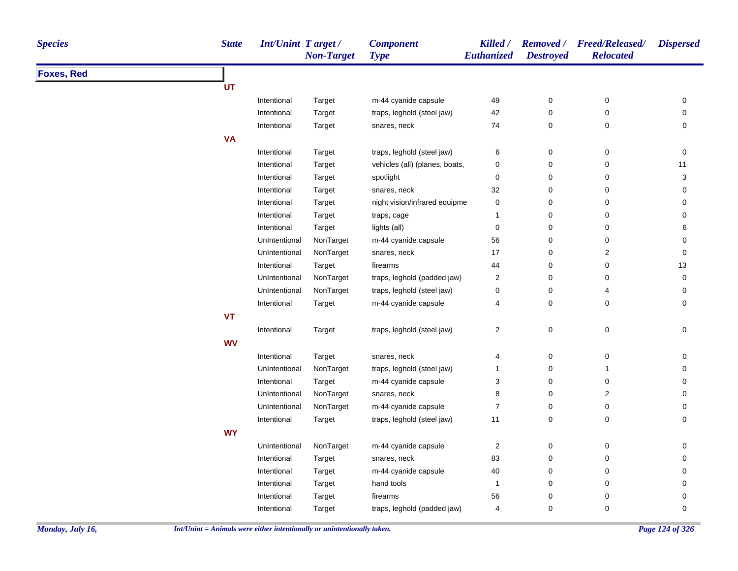| Species | State | Int/Unint | Target / Non-Target | Component Type | Killed / Euthanized | Removed / Destroyed | Freed/Released/ Relocated | Dispersed |
|---|---|---|---|---|---|---|---|---|
| **Foxes, Red** | | | | | | | | |
| | **UT** | | | | | | | |
| | | Intentional | Target | m-44 cyanide capsule | 49 | 0 | 0 | 0 |
| | | Intentional | Target | traps, leghold (steel jaw) | 42 | 0 | 0 | 0 |
| | | Intentional | Target | snares, neck | 74 | 0 | 0 | 0 |
| | **VA** | | | | | | | |
| | | Intentional | Target | traps, leghold (steel jaw) | 6 | 0 | 0 | 0 |
| | | Intentional | Target | vehicles (all) (planes, boats, | 0 | 0 | 0 | 11 |
| | | Intentional | Target | spotlight | 0 | 0 | 0 | 3 |
| | | Intentional | Target | snares, neck | 32 | 0 | 0 | 0 |
| | | Intentional | Target | night vision/infrared equipme | 0 | 0 | 0 | 0 |
| | | Intentional | Target | traps, cage | 1 | 0 | 0 | 0 |
| | | Intentional | Target | lights (all) | 0 | 0 | 0 | 6 |
| | | UnIntentional | NonTarget | m-44 cyanide capsule | 56 | 0 | 0 | 0 |
| | | UnIntentional | NonTarget | snares, neck | 17 | 0 | 2 | 0 |
| | | Intentional | Target | firearms | 44 | 0 | 0 | 13 |
| | | UnIntentional | NonTarget | traps, leghold (padded jaw) | 2 | 0 | 0 | 0 |
| | | UnIntentional | NonTarget | traps, leghold (steel jaw) | 0 | 0 | 4 | 0 |
| | | Intentional | Target | m-44 cyanide capsule | 4 | 0 | 0 | 0 |
| | **VT** | | | | | | | |
| | | Intentional | Target | traps, leghold (steel jaw) | 2 | 0 | 0 | 0 |
| | **WV** | | | | | | | |
| | | Intentional | Target | snares, neck | 4 | 0 | 0 | 0 |
| | | UnIntentional | NonTarget | traps, leghold (steel jaw) | 1 | 0 | 1 | 0 |
| | | Intentional | Target | m-44 cyanide capsule | 3 | 0 | 0 | 0 |
| | | UnIntentional | NonTarget | snares, neck | 8 | 0 | 2 | 0 |
| | | UnIntentional | NonTarget | m-44 cyanide capsule | 7 | 0 | 0 | 0 |
| | | Intentional | Target | traps, leghold (steel jaw) | 11 | 0 | 0 | 0 |
| | **WY** | | | | | | | |
| | | UnIntentional | NonTarget | m-44 cyanide capsule | 2 | 0 | 0 | 0 |
| | | Intentional | Target | snares, neck | 83 | 0 | 0 | 0 |
| | | Intentional | Target | m-44 cyanide capsule | 40 | 0 | 0 | 0 |
| | | Intentional | Target | hand tools | 1 | 0 | 0 | 0 |
| | | Intentional | Target | firearms | 56 | 0 | 0 | 0 |
| | | Intentional | Target | traps, leghold (padded jaw) | 4 | 0 | 0 | 0 |

*Int/Unint = Animals were either intentionally or unintentionally taken.*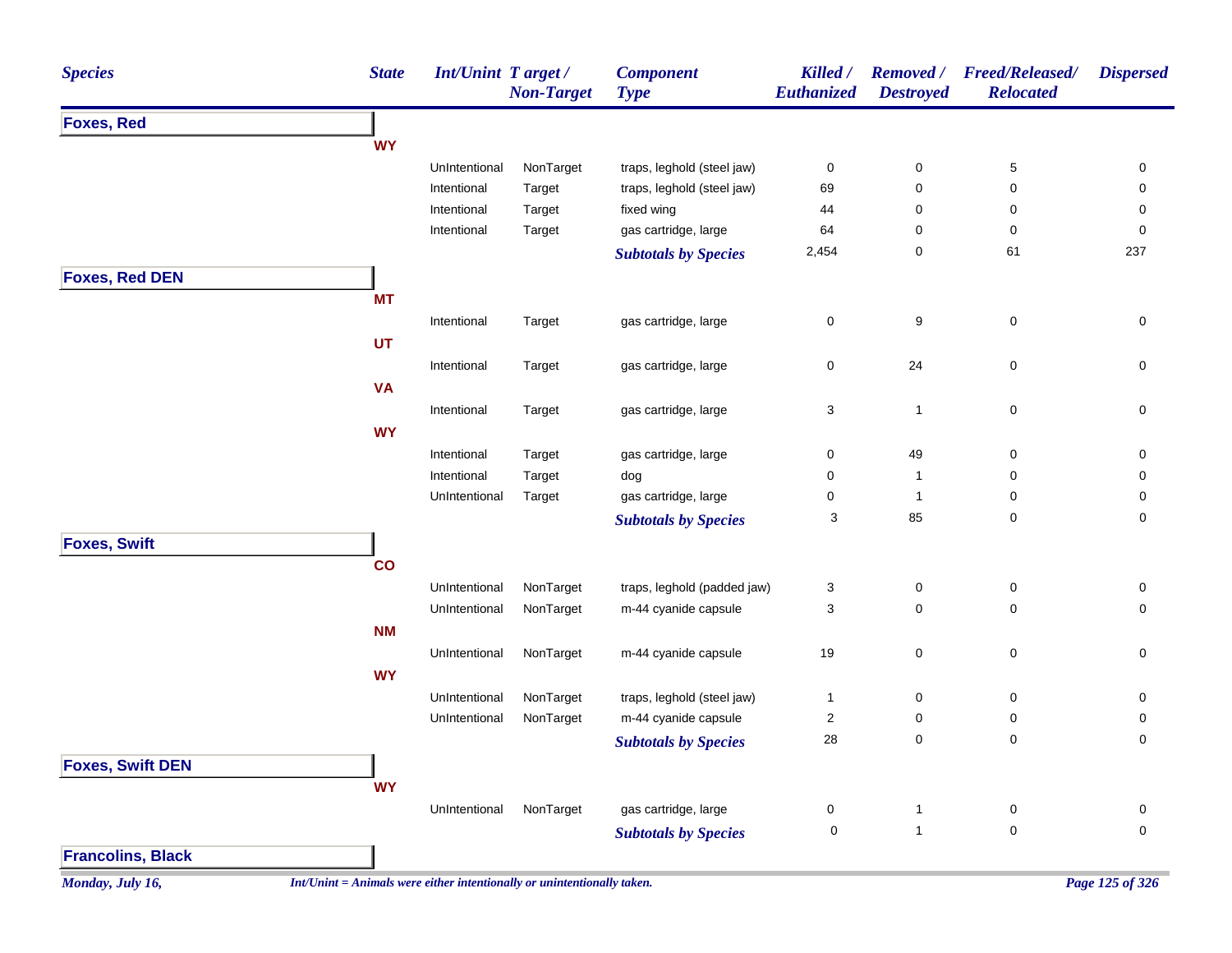| Species | State | Int/Unint | Target / Non-Target | Component Type | Killed / Euthanized | Removed / Destroyed | Freed/Released/ Relocated | Dispersed |
|---|---|---|---|---|---|---|---|---|
| **Foxes, Red** | | | | | | | | |
| | **WY** | | | | | | | |
| | | UnIntentional | NonTarget | traps, leghold (steel jaw) | 0 | 0 | 5 | 0 |
| | | Intentional | Target | traps, leghold (steel jaw) | 69 | 0 | 0 | 0 |
| | | Intentional | Target | fixed wing | 44 | 0 | 0 | 0 |
| | | Intentional | Target | gas cartridge, large | 64 | 0 | 0 | 0 |
| | | | | ***Subtotals by Species*** | 2,454 | 0 | 61 | 237 |
| **Foxes, Red DEN** | | | | | | | | |
| | **MT** | | | | | | | |
| | | Intentional | Target | gas cartridge, large | 0 | 9 | 0 | 0 |
| | **UT** | | | | | | | |
| | | Intentional | Target | gas cartridge, large | 0 | 24 | 0 | 0 |
| | **VA** | | | | | | | |
| | | Intentional | Target | gas cartridge, large | 3 | 1 | 0 | 0 |
| | **WY** | | | | | | | |
| | | Intentional | Target | gas cartridge, large | 0 | 49 | 0 | 0 |
| | | Intentional | Target | dog | 0 | 1 | 0 | 0 |
| | | UnIntentional | Target | gas cartridge, large | 0 | 1 | 0 | 0 |
| | | | | ***Subtotals by Species*** | 3 | 85 | 0 | 0 |
| **Foxes, Swift** | | | | | | | | |
| | **CO** | | | | | | | |
| | | UnIntentional | NonTarget | traps, leghold (padded jaw) | 3 | 0 | 0 | 0 |
| | | UnIntentional | NonTarget | m-44 cyanide capsule | 3 | 0 | 0 | 0 |
| | **NM** | | | | | | | |
| | | UnIntentional | NonTarget | m-44 cyanide capsule | 19 | 0 | 0 | 0 |
| | **WY** | | | | | | | |
| | | UnIntentional | NonTarget | traps, leghold (steel jaw) | 1 | 0 | 0 | 0 |
| | | UnIntentional | NonTarget | m-44 cyanide capsule | 2 | 0 | 0 | 0 |
| | | | | ***Subtotals by Species*** | 28 | 0 | 0 | 0 |
| **Foxes, Swift DEN** | | | | | | | | |
| | **WY** | | | | | | | |
| | | UnIntentional | NonTarget | gas cartridge, large | 0 | 1 | 0 | 0 |
| | | | | ***Subtotals by Species*** | 0 | 1 | 0 | 0 |
| **Francolins, Black** | | | | | | | | |

*Int/Unint = Animals were either intentionally or unintentionally taken.*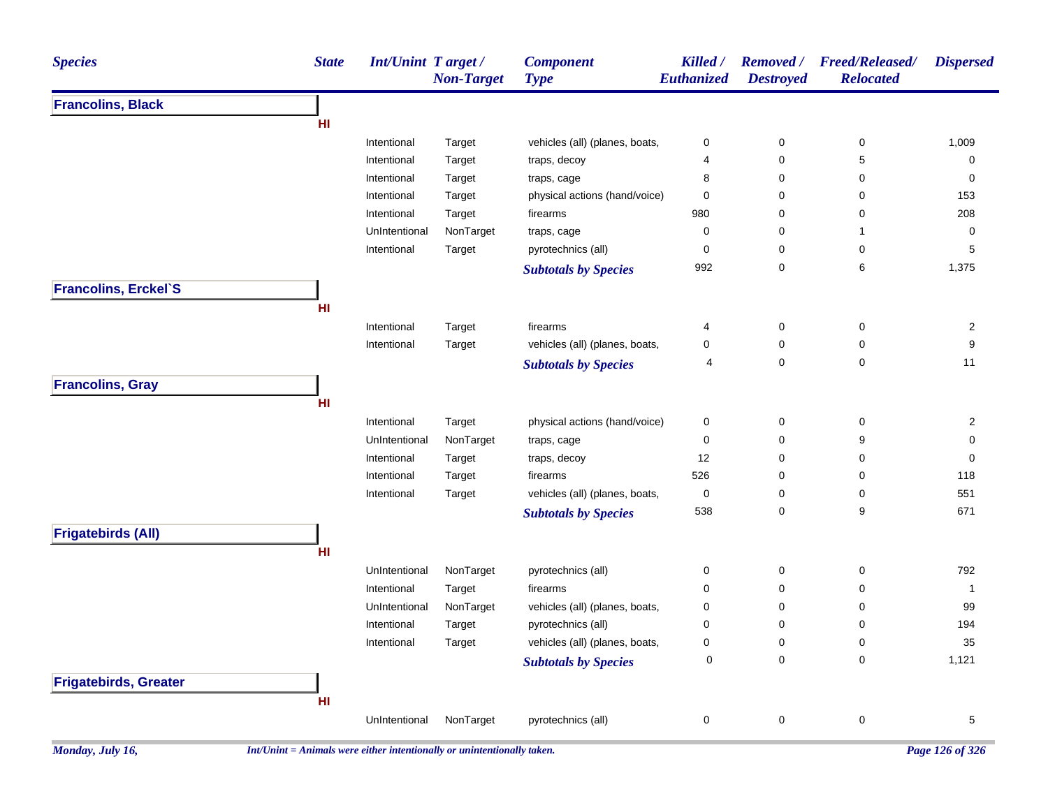| Species | State | Int/Unint | Target / Non-Target | Component Type | Killed / Euthanized | Removed / Destroyed | Freed/Released/ Relocated | Dispersed |
|---|---|---|---|---|---|---|---|---|
| **Francolins, Black** | | | | | | | | |
| | HI | | | | | | | |
| | | Intentional | Target | vehicles (all) (planes, boats, | 0 | 0 | 0 | 1,009 |
| | | Intentional | Target | traps, decoy | 4 | 0 | 5 | 0 |
| | | Intentional | Target | traps, cage | 8 | 0 | 0 | 0 |
| | | Intentional | Target | physical actions (hand/voice) | 0 | 0 | 0 | 153 |
| | | Intentional | Target | firearms | 980 | 0 | 0 | 208 |
| | | UnIntentional | NonTarget | traps, cage | 0 | 0 | 1 | 0 |
| | | Intentional | Target | pyrotechnics (all) | 0 | 0 | 0 | 5 |
| | | | | ***Subtotals by Species*** | 992 | 0 | 6 | 1,375 |
| **Francolins, Erckel`S** | | | | | | | | |
| | HI | | | | | | | |
| | | Intentional | Target | firearms | 4 | 0 | 0 | 2 |
| | | Intentional | Target | vehicles (all) (planes, boats, | 0 | 0 | 0 | 9 |
| | | | | ***Subtotals by Species*** | 4 | 0 | 0 | 11 |
| **Francolins, Gray** | | | | | | | | |
| | HI | | | | | | | |
| | | Intentional | Target | physical actions (hand/voice) | 0 | 0 | 0 | 2 |
| | | UnIntentional | NonTarget | traps, cage | 0 | 0 | 9 | 0 |
| | | Intentional | Target | traps, decoy | 12 | 0 | 0 | 0 |
| | | Intentional | Target | firearms | 526 | 0 | 0 | 118 |
| | | Intentional | Target | vehicles (all) (planes, boats, | 0 | 0 | 0 | 551 |
| | | | | ***Subtotals by Species*** | 538 | 0 | 9 | 671 |
| **Frigatebirds (All)** | | | | | | | | |
| | HI | | | | | | | |
| | | UnIntentional | NonTarget | pyrotechnics (all) | 0 | 0 | 0 | 792 |
| | | Intentional | Target | firearms | 0 | 0 | 0 | 1 |
| | | UnIntentional | NonTarget | vehicles (all) (planes, boats, | 0 | 0 | 0 | 99 |
| | | Intentional | Target | pyrotechnics (all) | 0 | 0 | 0 | 194 |
| | | Intentional | Target | vehicles (all) (planes, boats, | 0 | 0 | 0 | 35 |
| | | | | ***Subtotals by Species*** | 0 | 0 | 0 | 1,121 |
| **Frigatebirds, Greater** | | | | | | | | |
| | HI | | | | | | | |
| | | UnIntentional | NonTarget | pyrotechnics (all) | 0 | 0 | 0 | 5 |

*Monday, July 16,* *Int/Unint = Animals were either intentionally or unintentionally taken.*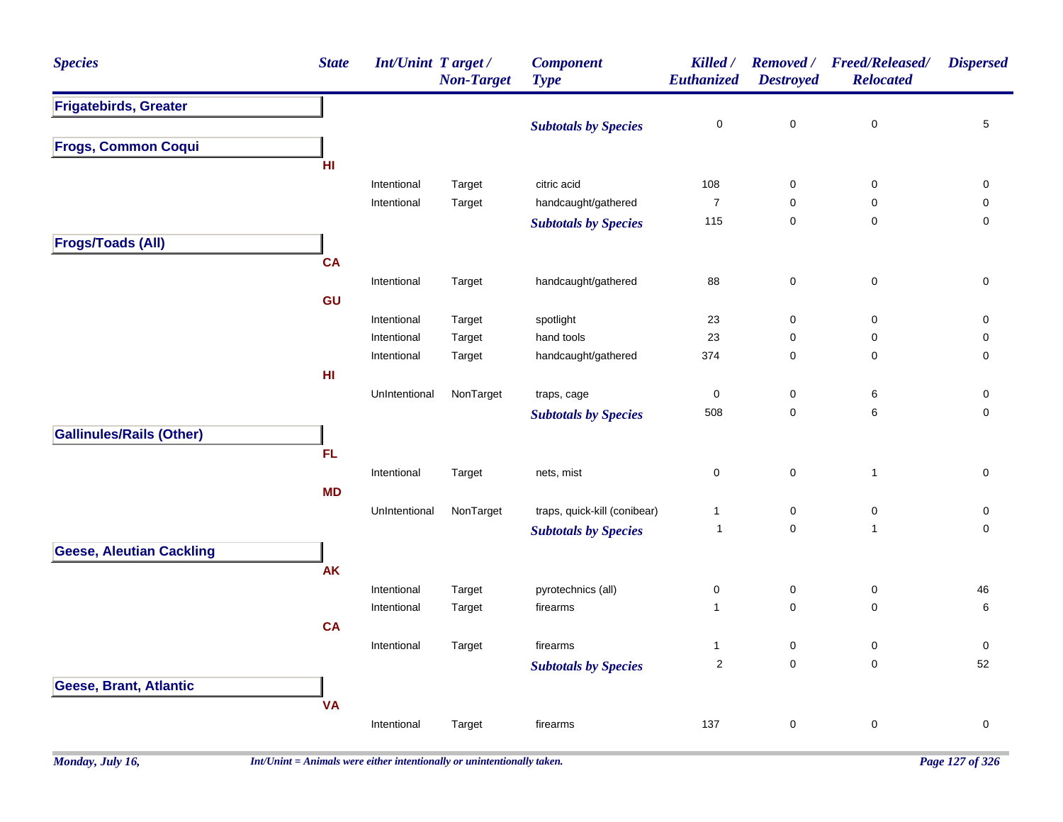| Species | State | Int/Unint | Target / Non-Target | Component Type | Killed / Euthanized | Removed / Destroyed | Freed/Released/ Relocated | Dispersed |
|---|---|---|---|---|---|---|---|---|
| **Frigatebirds, Greater** | | | | | | | | |
| | | | | ***Subtotals by Species*** | 0 | 0 | 0 | 5 |
| **Frogs, Common Coqui** | | | | | | | | |
| | **HI** | | | | | | | |
| | | Intentional | Target | citric acid | 108 | 0 | 0 | 0 |
| | | Intentional | Target | handcaught/gathered | 7 | 0 | 0 | 0 |
| | | | | ***Subtotals by Species*** | 115 | 0 | 0 | 0 |
| **Frogs/Toads (All)** | | | | | | | | |
| | **CA** | | | | | | | |
| | | Intentional | Target | handcaught/gathered | 88 | 0 | 0 | 0 |
| | **GU** | | | | | | | |
| | | Intentional | Target | spotlight | 23 | 0 | 0 | 0 |
| | | Intentional | Target | hand tools | 23 | 0 | 0 | 0 |
| | | Intentional | Target | handcaught/gathered | 374 | 0 | 0 | 0 |
| | **HI** | | | | | | | |
| | | UnIntentional | NonTarget | traps, cage | 0 | 0 | 6 | 0 |
| | | | | ***Subtotals by Species*** | 508 | 0 | 6 | 0 |
| **Gallinules/Rails (Other)** | | | | | | | | |
| | **FL** | | | | | | | |
| | | Intentional | Target | nets, mist | 0 | 0 | 1 | 0 |
| | **MD** | | | | | | | |
| | | UnIntentional | NonTarget | traps, quick-kill (conibear) | 1 | 0 | 0 | 0 |
| | | | | ***Subtotals by Species*** | 1 | 0 | 1 | 0 |
| **Geese, Aleutian Cackling** | | | | | | | | |
| | **AK** | | | | | | | |
| | | Intentional | Target | pyrotechnics (all) | 0 | 0 | 0 | 46 |
| | | Intentional | Target | firearms | 1 | 0 | 0 | 6 |
| | **CA** | | | | | | | |
| | | Intentional | Target | firearms | 1 | 0 | 0 | 0 |
| | | | | ***Subtotals by Species*** | 2 | 0 | 0 | 52 |
| **Geese, Brant, Atlantic** | | | | | | | | |
| | **VA** | | | | | | | |
| | | Intentional | Target | firearms | 137 | 0 | 0 | 0 |

*Int/Unint = Animals were either intentionally or unintentionally taken.*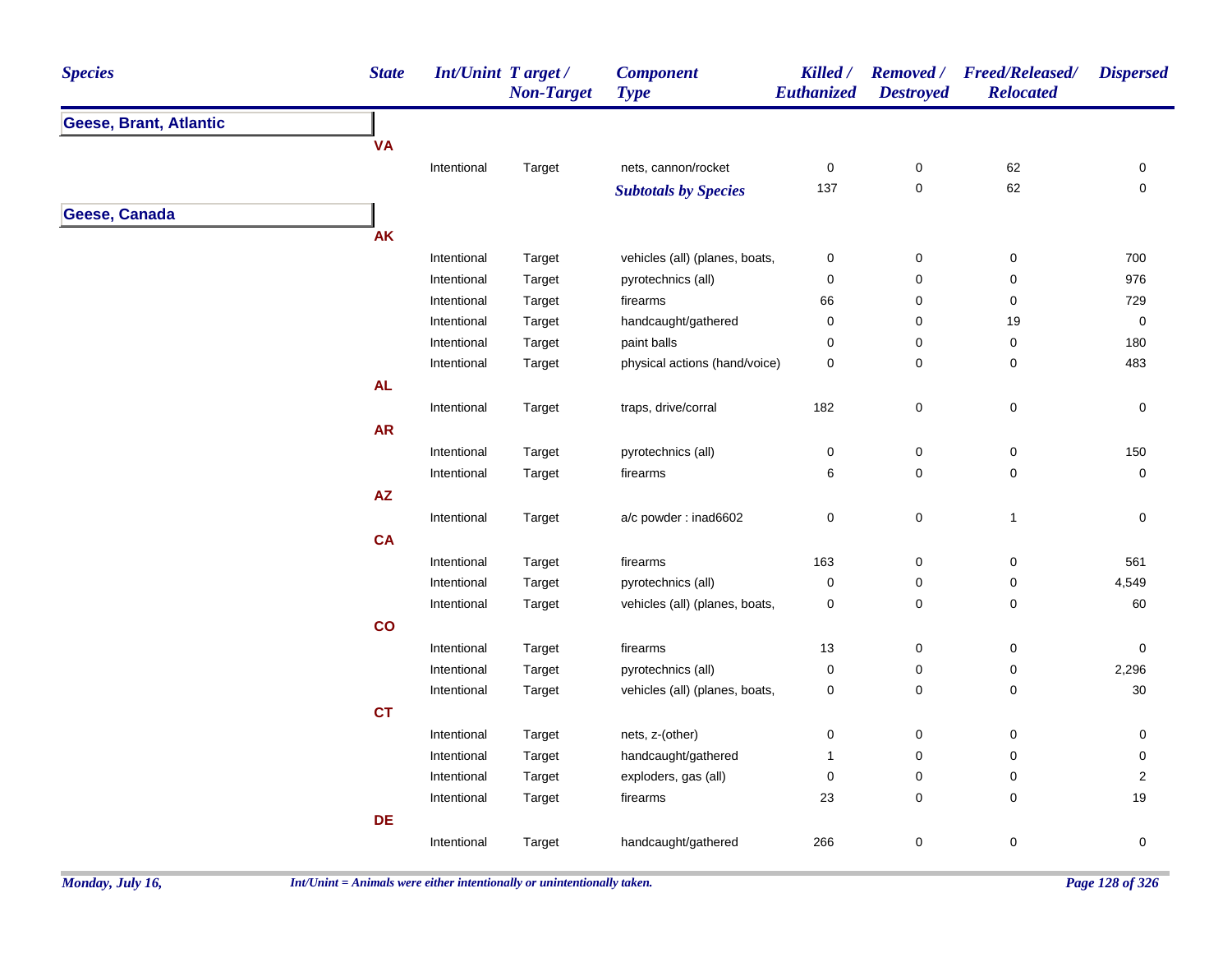| Species | State | Int/Unint | Target / Non-Target | Component Type | Killed / Euthanized | Removed / Destroyed | Freed/Released/ Relocated | Dispersed |
|---|---|---|---|---|---|---|---|---|
| **Geese, Brant, Atlantic** | | | | | | | | |
| | VA | | | | | | | |
| | | Intentional | Target | nets, cannon/rocket | 0 | 0 | 62 | 0 |
| | | | | ***Subtotals by Species*** | 137 | 0 | 62 | 0 |
| **Geese, Canada** | | | | | | | | |
| | AK | | | | | | | |
| | | Intentional | Target | vehicles (all) (planes, boats, | 0 | 0 | 0 | 700 |
| | | Intentional | Target | pyrotechnics (all) | 0 | 0 | 0 | 976 |
| | | Intentional | Target | firearms | 66 | 0 | 0 | 729 |
| | | Intentional | Target | handcaught/gathered | 0 | 0 | 19 | 0 |
| | | Intentional | Target | paint balls | 0 | 0 | 0 | 180 |
| | | Intentional | Target | physical actions (hand/voice) | 0 | 0 | 0 | 483 |
| | AL | | | | | | | |
| | | Intentional | Target | traps, drive/corral | 182 | 0 | 0 | 0 |
| | AR | | | | | | | |
| | | Intentional | Target | pyrotechnics (all) | 0 | 0 | 0 | 150 |
| | | Intentional | Target | firearms | 6 | 0 | 0 | 0 |
| | AZ | | | | | | | |
| | | Intentional | Target | a/c powder : inad6602 | 0 | 0 | 1 | 0 |
| | CA | | | | | | | |
| | | Intentional | Target | firearms | 163 | 0 | 0 | 561 |
| | | Intentional | Target | pyrotechnics (all) | 0 | 0 | 0 | 4,549 |
| | | Intentional | Target | vehicles (all) (planes, boats, | 0 | 0 | 0 | 60 |
| | CO | | | | | | | |
| | | Intentional | Target | firearms | 13 | 0 | 0 | 0 |
| | | Intentional | Target | pyrotechnics (all) | 0 | 0 | 0 | 2,296 |
| | | Intentional | Target | vehicles (all) (planes, boats, | 0 | 0 | 0 | 30 |
| | CT | | | | | | | |
| | | Intentional | Target | nets, z-(other) | 0 | 0 | 0 | 0 |
| | | Intentional | Target | handcaught/gathered | 1 | 0 | 0 | 0 |
| | | Intentional | Target | exploders, gas (all) | 0 | 0 | 0 | 2 |
| | | Intentional | Target | firearms | 23 | 0 | 0 | 19 |
| | DE | | | | | | | |
| | | Intentional | Target | handcaught/gathered | 266 | 0 | 0 | 0 |

*Int/Unint = Animals were either intentionally or unintentionally taken.*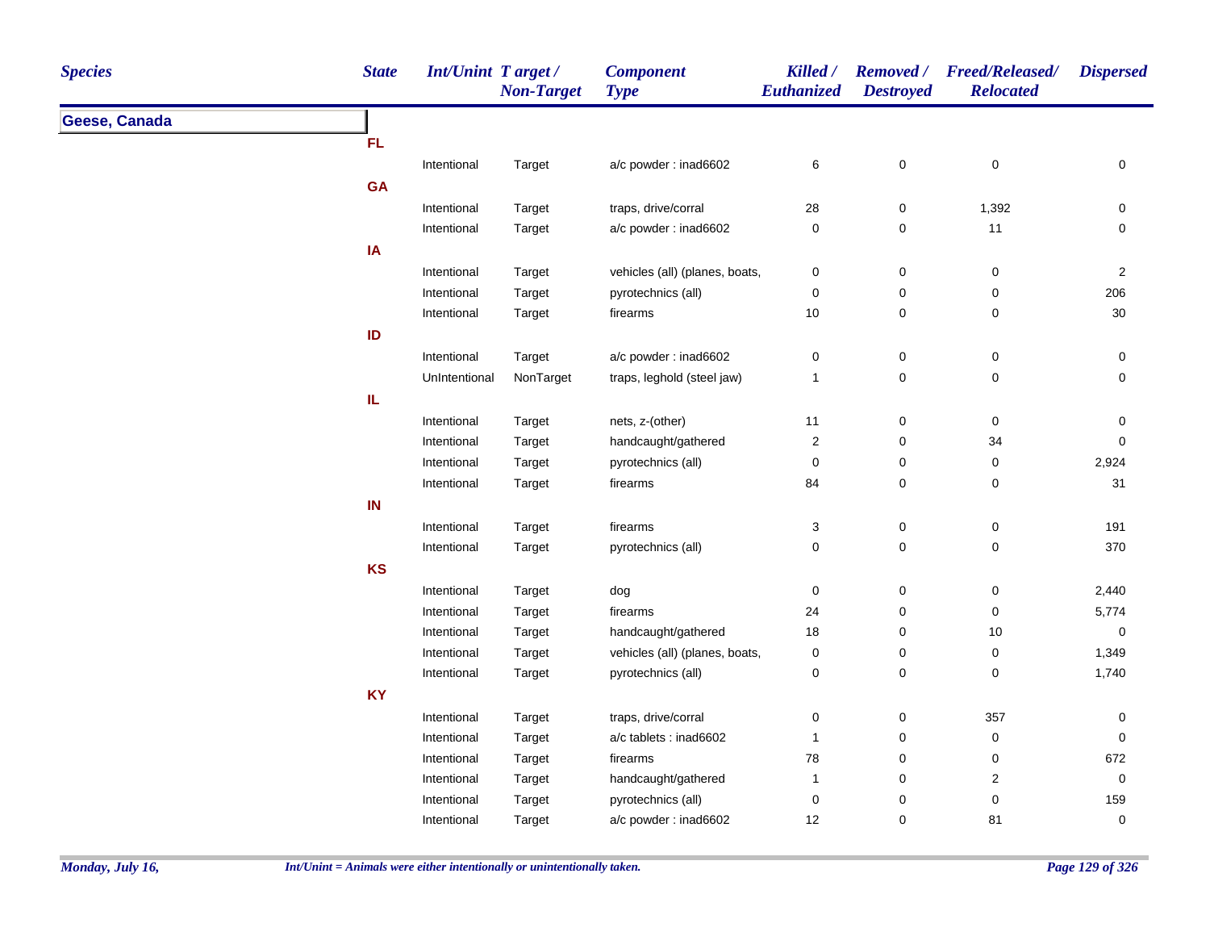| Species | State | Int/Unint | Target / Non-Target | Component Type | Killed / Euthanized | Removed / Destroyed | Freed/Released/ Relocated | Dispersed |
|---|---|---|---|---|---|---|---|---|
| **Geese, Canada** | | | | | | | | |
| | **FL** | | | | | | | |
| | | Intentional | Target | a/c powder : inad6602 | 6 | 0 | 0 | 0 |
| | **GA** | | | | | | | |
| | | Intentional | Target | traps, drive/corral | 28 | 0 | 1,392 | 0 |
| | | Intentional | Target | a/c powder : inad6602 | 0 | 0 | 11 | 0 |
| | **IA** | | | | | | | |
| | | Intentional | Target | vehicles (all) (planes, boats, | 0 | 0 | 0 | 2 |
| | | Intentional | Target | pyrotechnics (all) | 0 | 0 | 0 | 206 |
| | | Intentional | Target | firearms | 10 | 0 | 0 | 30 |
| | **ID** | | | | | | | |
| | | Intentional | Target | a/c powder : inad6602 | 0 | 0 | 0 | 0 |
| | | UnIntentional | NonTarget | traps, leghold (steel jaw) | 1 | 0 | 0 | 0 |
| | **IL** | | | | | | | |
| | | Intentional | Target | nets, z-(other) | 11 | 0 | 0 | 0 |
| | | Intentional | Target | handcaught/gathered | 2 | 0 | 34 | 0 |
| | | Intentional | Target | pyrotechnics (all) | 0 | 0 | 0 | 2,924 |
| | | Intentional | Target | firearms | 84 | 0 | 0 | 31 |
| | **IN** | | | | | | | |
| | | Intentional | Target | firearms | 3 | 0 | 0 | 191 |
| | | Intentional | Target | pyrotechnics (all) | 0 | 0 | 0 | 370 |
| | **KS** | | | | | | | |
| | | Intentional | Target | dog | 0 | 0 | 0 | 2,440 |
| | | Intentional | Target | firearms | 24 | 0 | 0 | 5,774 |
| | | Intentional | Target | handcaught/gathered | 18 | 0 | 10 | 0 |
| | | Intentional | Target | vehicles (all) (planes, boats, | 0 | 0 | 0 | 1,349 |
| | | Intentional | Target | pyrotechnics (all) | 0 | 0 | 0 | 1,740 |
| | **KY** | | | | | | | |
| | | Intentional | Target | traps, drive/corral | 0 | 0 | 357 | 0 |
| | | Intentional | Target | a/c tablets : inad6602 | 1 | 0 | 0 | 0 |
| | | Intentional | Target | firearms | 78 | 0 | 0 | 672 |
| | | Intentional | Target | handcaught/gathered | 1 | 0 | 2 | 0 |
| | | Intentional | Target | pyrotechnics (all) | 0 | 0 | 0 | 159 |
| | | Intentional | Target | a/c powder : inad6602 | 12 | 0 | 81 | 0 |

*Int/Unint = Animals were either intentionally or unintentionally taken.*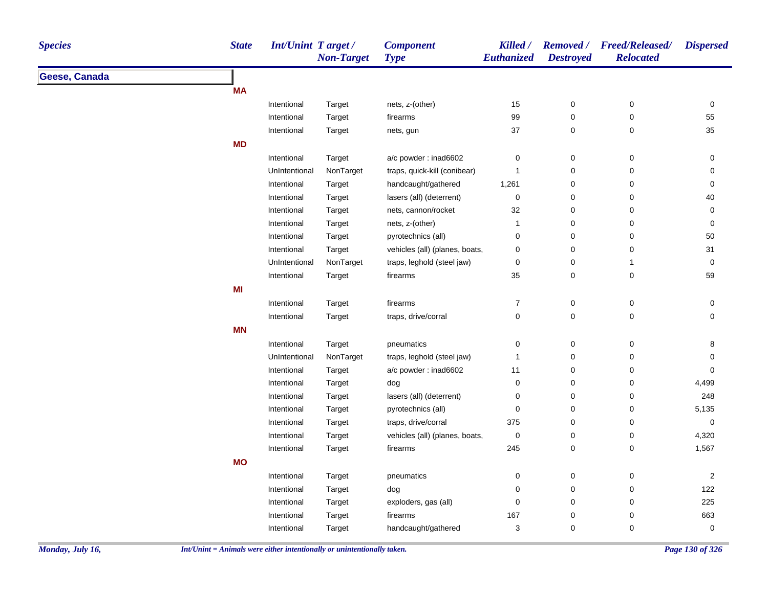| Species | State | Int/Unint | Target / Non-Target | Component Type | Killed / Euthanized | Removed / Destroyed | Freed/Released/ Relocated | Dispersed |
|---|---|---|---|---|---|---|---|---|
| **Geese, Canada** | | | | | | | | |
| | **MA** | | | | | | | |
| | | Intentional | Target | nets, z-(other) | 15 | 0 | 0 | 0 |
| | | Intentional | Target | firearms | 99 | 0 | 0 | 55 |
| | | Intentional | Target | nets, gun | 37 | 0 | 0 | 35 |
| | **MD** | | | | | | | |
| | | Intentional | Target | a/c powder : inad6602 | 0 | 0 | 0 | 0 |
| | | UnIntentional | NonTarget | traps, quick-kill (conibear) | 1 | 0 | 0 | 0 |
| | | Intentional | Target | handcaught/gathered | 1,261 | 0 | 0 | 0 |
| | | Intentional | Target | lasers (all) (deterrent) | 0 | 0 | 0 | 40 |
| | | Intentional | Target | nets, cannon/rocket | 32 | 0 | 0 | 0 |
| | | Intentional | Target | nets, z-(other) | 1 | 0 | 0 | 0 |
| | | Intentional | Target | pyrotechnics (all) | 0 | 0 | 0 | 50 |
| | | Intentional | Target | vehicles (all) (planes, boats, | 0 | 0 | 0 | 31 |
| | | UnIntentional | NonTarget | traps, leghold (steel jaw) | 0 | 0 | 1 | 0 |
| | | Intentional | Target | firearms | 35 | 0 | 0 | 59 |
| | **MI** | | | | | | | |
| | | Intentional | Target | firearms | 7 | 0 | 0 | 0 |
| | | Intentional | Target | traps, drive/corral | 0 | 0 | 0 | 0 |
| | **MN** | | | | | | | |
| | | Intentional | Target | pneumatics | 0 | 0 | 0 | 8 |
| | | UnIntentional | NonTarget | traps, leghold (steel jaw) | 1 | 0 | 0 | 0 |
| | | Intentional | Target | a/c powder : inad6602 | 11 | 0 | 0 | 0 |
| | | Intentional | Target | dog | 0 | 0 | 0 | 4,499 |
| | | Intentional | Target | lasers (all) (deterrent) | 0 | 0 | 0 | 248 |
| | | Intentional | Target | pyrotechnics (all) | 0 | 0 | 0 | 5,135 |
| | | Intentional | Target | traps, drive/corral | 375 | 0 | 0 | 0 |
| | | Intentional | Target | vehicles (all) (planes, boats, | 0 | 0 | 0 | 4,320 |
| | | Intentional | Target | firearms | 245 | 0 | 0 | 1,567 |
| | **MO** | | | | | | | |
| | | Intentional | Target | pneumatics | 0 | 0 | 0 | 2 |
| | | Intentional | Target | dog | 0 | 0 | 0 | 122 |
| | | Intentional | Target | exploders, gas (all) | 0 | 0 | 0 | 225 |
| | | Intentional | Target | firearms | 167 | 0 | 0 | 663 |
| | | Intentional | Target | handcaught/gathered | 3 | 0 | 0 | 0 |

*Int/Unint = Animals were either intentionally or unintentionally taken.*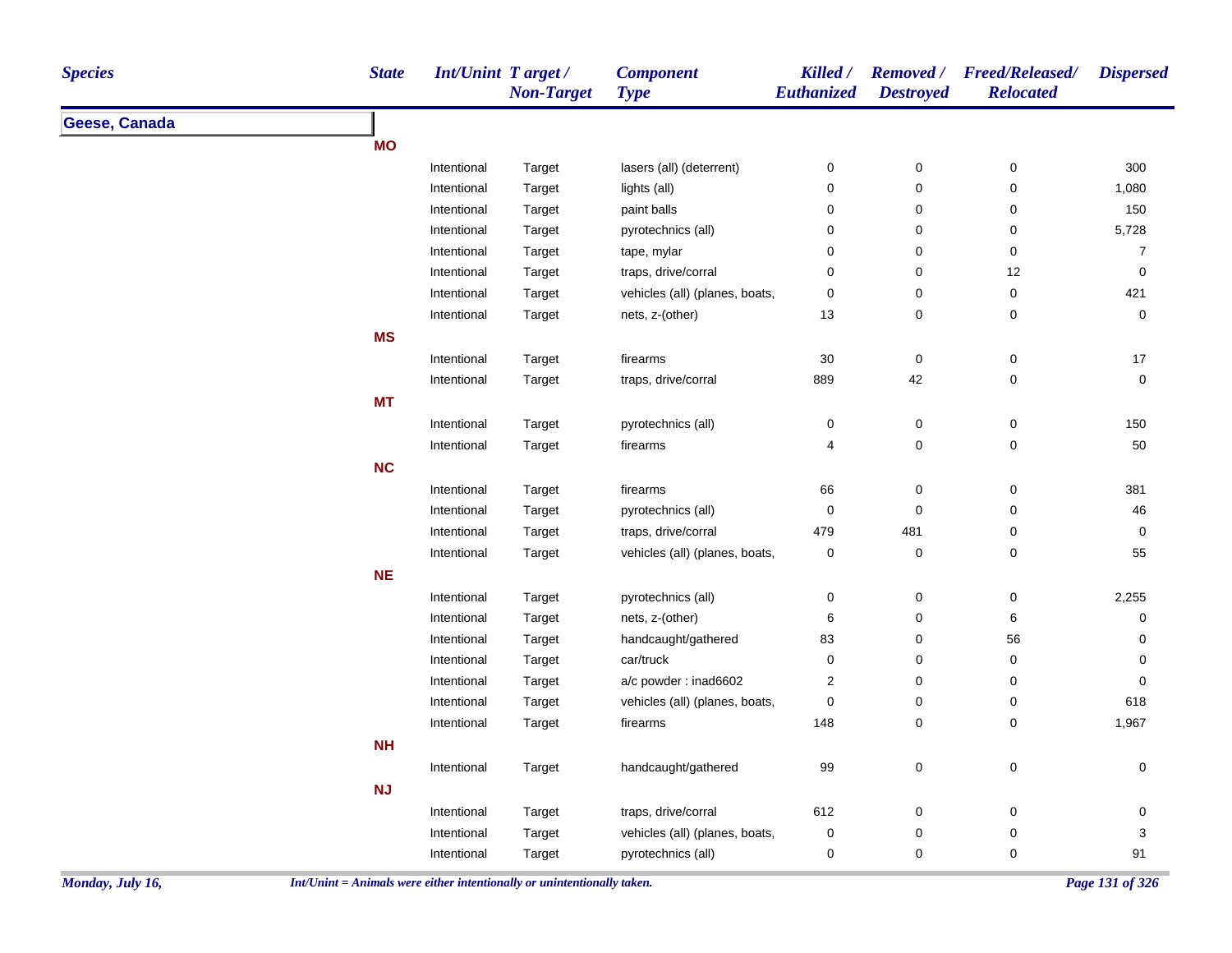| Species | State | Int/Unint | Target / Non-Target | Component Type | Killed / Euthanized | Removed / Destroyed | Freed/Released/ Relocated | Dispersed |
|---|---|---|---|---|---|---|---|---|
| **Geese, Canada** | | | | | | | | |
| | **MO** | | | | | | | |
| | | Intentional | Target | lasers (all) (deterrent) | 0 | 0 | 0 | 300 |
| | | Intentional | Target | lights (all) | 0 | 0 | 0 | 1,080 |
| | | Intentional | Target | paint balls | 0 | 0 | 0 | 150 |
| | | Intentional | Target | pyrotechnics (all) | 0 | 0 | 0 | 5,728 |
| | | Intentional | Target | tape, mylar | 0 | 0 | 0 | 7 |
| | | Intentional | Target | traps, drive/corral | 0 | 0 | 12 | 0 |
| | | Intentional | Target | vehicles (all) (planes, boats, | 0 | 0 | 0 | 421 |
| | | Intentional | Target | nets, z-(other) | 13 | 0 | 0 | 0 |
| | **MS** | | | | | | | |
| | | Intentional | Target | firearms | 30 | 0 | 0 | 17 |
| | | Intentional | Target | traps, drive/corral | 889 | 42 | 0 | 0 |
| | **MT** | | | | | | | |
| | | Intentional | Target | pyrotechnics (all) | 0 | 0 | 0 | 150 |
| | | Intentional | Target | firearms | 4 | 0 | 0 | 50 |
| | **NC** | | | | | | | |
| | | Intentional | Target | firearms | 66 | 0 | 0 | 381 |
| | | Intentional | Target | pyrotechnics (all) | 0 | 0 | 0 | 46 |
| | | Intentional | Target | traps, drive/corral | 479 | 481 | 0 | 0 |
| | | Intentional | Target | vehicles (all) (planes, boats, | 0 | 0 | 0 | 55 |
| | **NE** | | | | | | | |
| | | Intentional | Target | pyrotechnics (all) | 0 | 0 | 0 | 2,255 |
| | | Intentional | Target | nets, z-(other) | 6 | 0 | 6 | 0 |
| | | Intentional | Target | handcaught/gathered | 83 | 0 | 56 | 0 |
| | | Intentional | Target | car/truck | 0 | 0 | 0 | 0 |
| | | Intentional | Target | a/c powder : inad6602 | 2 | 0 | 0 | 0 |
| | | Intentional | Target | vehicles (all) (planes, boats, | 0 | 0 | 0 | 618 |
| | | Intentional | Target | firearms | 148 | 0 | 0 | 1,967 |
| | **NH** | | | | | | | |
| | | Intentional | Target | handcaught/gathered | 99 | 0 | 0 | 0 |
| | **NJ** | | | | | | | |
| | | Intentional | Target | traps, drive/corral | 612 | 0 | 0 | 0 |
| | | Intentional | Target | vehicles (all) (planes, boats, | 0 | 0 | 0 | 3 |
| | | Intentional | Target | pyrotechnics (all) | 0 | 0 | 0 | 91 |

*Int/Unint = Animals were either intentionally or unintentionally taken.*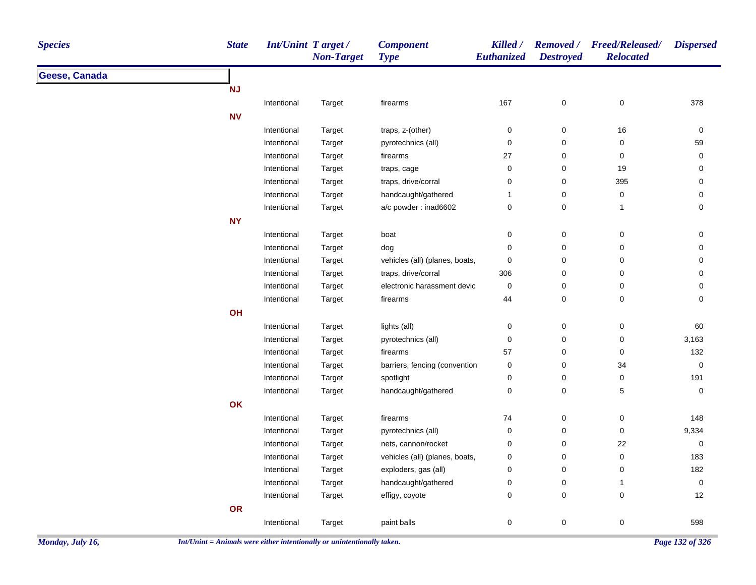| Species | State | Int/Unint | Target / Non-Target | Component Type | Killed / Euthanized | Removed / Destroyed | Freed/Released/ Relocated | Dispersed |
|---|---|---|---|---|---|---|---|---|
| **Geese, Canada** | | | | | | | | |
| | **NJ** | | | | | | | |
| | | Intentional | Target | firearms | 167 | 0 | 0 | 378 |
| | **NV** | | | | | | | |
| | | Intentional | Target | traps, z-(other) | 0 | 0 | 16 | 0 |
| | | Intentional | Target | pyrotechnics (all) | 0 | 0 | 0 | 59 |
| | | Intentional | Target | firearms | 27 | 0 | 0 | 0 |
| | | Intentional | Target | traps, cage | 0 | 0 | 19 | 0 |
| | | Intentional | Target | traps, drive/corral | 0 | 0 | 395 | 0 |
| | | Intentional | Target | handcaught/gathered | 1 | 0 | 0 | 0 |
| | | Intentional | Target | a/c powder : inad6602 | 0 | 0 | 1 | 0 |
| | **NY** | | | | | | | |
| | | Intentional | Target | boat | 0 | 0 | 0 | 0 |
| | | Intentional | Target | dog | 0 | 0 | 0 | 0 |
| | | Intentional | Target | vehicles (all) (planes, boats, | 0 | 0 | 0 | 0 |
| | | Intentional | Target | traps, drive/corral | 306 | 0 | 0 | 0 |
| | | Intentional | Target | electronic harassment devic | 0 | 0 | 0 | 0 |
| | | Intentional | Target | firearms | 44 | 0 | 0 | 0 |
| | **OH** | | | | | | | |
| | | Intentional | Target | lights (all) | 0 | 0 | 0 | 60 |
| | | Intentional | Target | pyrotechnics (all) | 0 | 0 | 0 | 3,163 |
| | | Intentional | Target | firearms | 57 | 0 | 0 | 132 |
| | | Intentional | Target | barriers, fencing (convention | 0 | 0 | 34 | 0 |
| | | Intentional | Target | spotlight | 0 | 0 | 0 | 191 |
| | | Intentional | Target | handcaught/gathered | 0 | 0 | 5 | 0 |
| | **OK** | | | | | | | |
| | | Intentional | Target | firearms | 74 | 0 | 0 | 148 |
| | | Intentional | Target | pyrotechnics (all) | 0 | 0 | 0 | 9,334 |
| | | Intentional | Target | nets, cannon/rocket | 0 | 0 | 22 | 0 |
| | | Intentional | Target | vehicles (all) (planes, boats, | 0 | 0 | 0 | 183 |
| | | Intentional | Target | exploders, gas (all) | 0 | 0 | 0 | 182 |
| | | Intentional | Target | handcaught/gathered | 0 | 0 | 1 | 0 |
| | | Intentional | Target | effigy, coyote | 0 | 0 | 0 | 12 |
| | **OR** | | | | | | | |
| | | Intentional | Target | paint balls | 0 | 0 | 0 | 598 |

*Int/Unint = Animals were either intentionally or unintentionally taken.*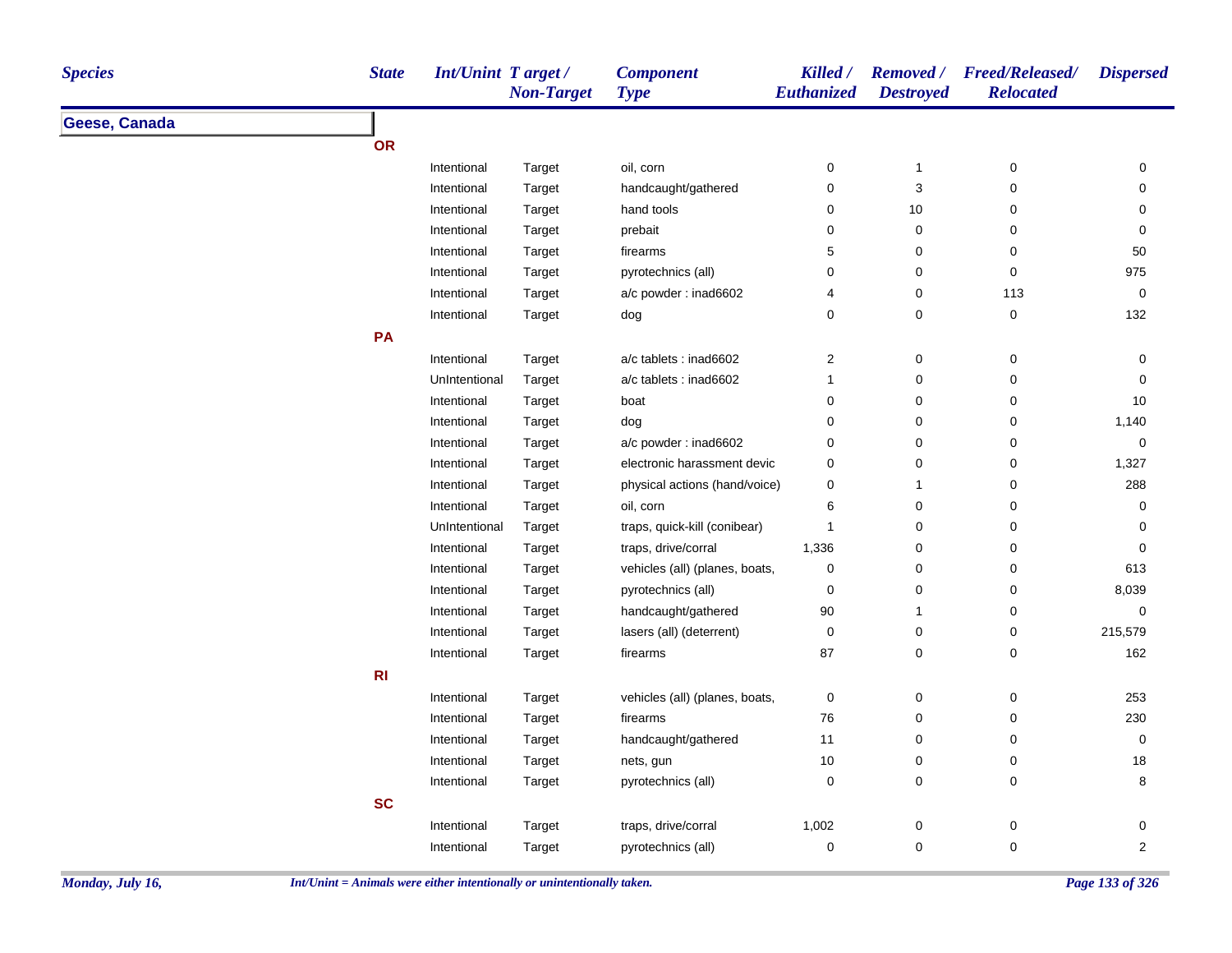| Species | State | Int/Unint | Target / Non-Target | Component Type | Killed / Euthanized | Removed / Destroyed | Freed/Released/ Relocated | Dispersed |
|---|---|---|---|---|---|---|---|---|
| **Geese, Canada** | | | | | | | | |
| | **OR** | | | | | | | |
| | | Intentional | Target | oil, corn | 0 | 1 | 0 | 0 |
| | | Intentional | Target | handcaught/gathered | 0 | 3 | 0 | 0 |
| | | Intentional | Target | hand tools | 0 | 10 | 0 | 0 |
| | | Intentional | Target | prebait | 0 | 0 | 0 | 0 |
| | | Intentional | Target | firearms | 5 | 0 | 0 | 50 |
| | | Intentional | Target | pyrotechnics (all) | 0 | 0 | 0 | 975 |
| | | Intentional | Target | a/c powder : inad6602 | 4 | 0 | 113 | 0 |
| | | Intentional | Target | dog | 0 | 0 | 0 | 132 |
| | **PA** | | | | | | | |
| | | Intentional | Target | a/c tablets : inad6602 | 2 | 0 | 0 | 0 |
| | | UnIntentional | Target | a/c tablets : inad6602 | 1 | 0 | 0 | 0 |
| | | Intentional | Target | boat | 0 | 0 | 0 | 10 |
| | | Intentional | Target | dog | 0 | 0 | 0 | 1,140 |
| | | Intentional | Target | a/c powder : inad6602 | 0 | 0 | 0 | 0 |
| | | Intentional | Target | electronic harassment devic | 0 | 0 | 0 | 1,327 |
| | | Intentional | Target | physical actions (hand/voice) | 0 | 1 | 0 | 288 |
| | | Intentional | Target | oil, corn | 6 | 0 | 0 | 0 |
| | | UnIntentional | Target | traps, quick-kill (conibear) | 1 | 0 | 0 | 0 |
| | | Intentional | Target | traps, drive/corral | 1,336 | 0 | 0 | 0 |
| | | Intentional | Target | vehicles (all) (planes, boats, | 0 | 0 | 0 | 613 |
| | | Intentional | Target | pyrotechnics (all) | 0 | 0 | 0 | 8,039 |
| | | Intentional | Target | handcaught/gathered | 90 | 1 | 0 | 0 |
| | | Intentional | Target | lasers (all) (deterrent) | 0 | 0 | 0 | 215,579 |
| | | Intentional | Target | firearms | 87 | 0 | 0 | 162 |
| | **RI** | | | | | | | |
| | | Intentional | Target | vehicles (all) (planes, boats, | 0 | 0 | 0 | 253 |
| | | Intentional | Target | firearms | 76 | 0 | 0 | 230 |
| | | Intentional | Target | handcaught/gathered | 11 | 0 | 0 | 0 |
| | | Intentional | Target | nets, gun | 10 | 0 | 0 | 18 |
| | | Intentional | Target | pyrotechnics (all) | 0 | 0 | 0 | 8 |
| | **SC** | | | | | | | |
| | | Intentional | Target | traps, drive/corral | 1,002 | 0 | 0 | 0 |
| | | Intentional | Target | pyrotechnics (all) | 0 | 0 | 0 | 2 |

*Int/Unint = Animals were either intentionally or unintentionally taken.*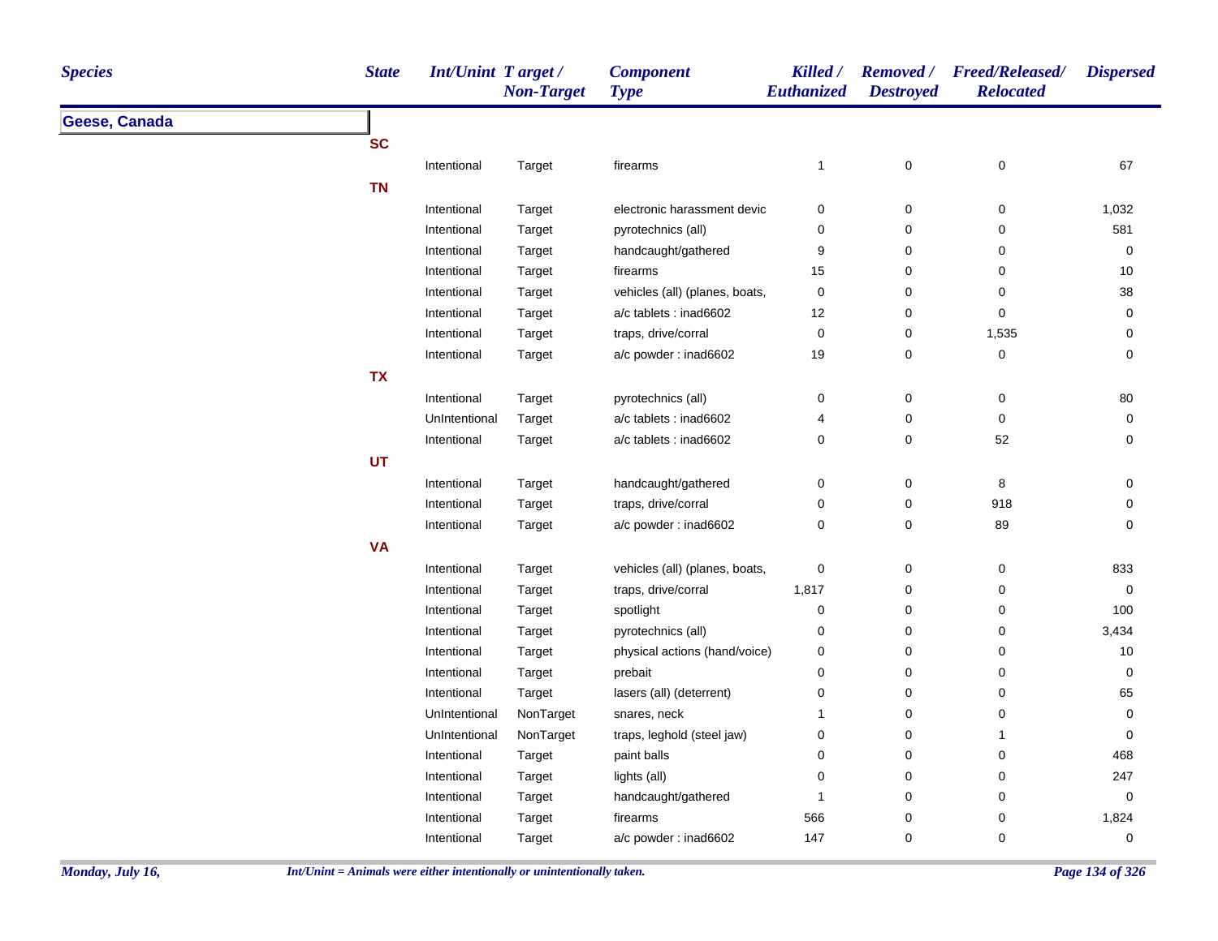| Species | State | Int/Unint | Target / Non-Target | Component Type | Killed / Euthanized | Removed / Destroyed | Freed/Released/ Relocated | Dispersed |
|---|---|---|---|---|---|---|---|---|
| **Geese, Canada** | | | | | | | | |
| | **SC** | | | | | | | |
| | | Intentional | Target | firearms | 1 | 0 | 0 | 67 |
| | **TN** | | | | | | | |
| | | Intentional | Target | electronic harassment devic | 0 | 0 | 0 | 1,032 |
| | | Intentional | Target | pyrotechnics (all) | 0 | 0 | 0 | 581 |
| | | Intentional | Target | handcaught/gathered | 9 | 0 | 0 | 0 |
| | | Intentional | Target | firearms | 15 | 0 | 0 | 10 |
| | | Intentional | Target | vehicles (all) (planes, boats, | 0 | 0 | 0 | 38 |
| | | Intentional | Target | a/c tablets : inad6602 | 12 | 0 | 0 | 0 |
| | | Intentional | Target | traps, drive/corral | 0 | 0 | 1,535 | 0 |
| | | Intentional | Target | a/c powder : inad6602 | 19 | 0 | 0 | 0 |
| | **TX** | | | | | | | |
| | | Intentional | Target | pyrotechnics (all) | 0 | 0 | 0 | 80 |
| | | UnIntentional | Target | a/c tablets : inad6602 | 4 | 0 | 0 | 0 |
| | | Intentional | Target | a/c tablets : inad6602 | 0 | 0 | 52 | 0 |
| | **UT** | | | | | | | |
| | | Intentional | Target | handcaught/gathered | 0 | 0 | 8 | 0 |
| | | Intentional | Target | traps, drive/corral | 0 | 0 | 918 | 0 |
| | | Intentional | Target | a/c powder : inad6602 | 0 | 0 | 89 | 0 |
| | **VA** | | | | | | | |
| | | Intentional | Target | vehicles (all) (planes, boats, | 0 | 0 | 0 | 833 |
| | | Intentional | Target | traps, drive/corral | 1,817 | 0 | 0 | 0 |
| | | Intentional | Target | spotlight | 0 | 0 | 0 | 100 |
| | | Intentional | Target | pyrotechnics (all) | 0 | 0 | 0 | 3,434 |
| | | Intentional | Target | physical actions (hand/voice) | 0 | 0 | 0 | 10 |
| | | Intentional | Target | prebait | 0 | 0 | 0 | 0 |
| | | Intentional | Target | lasers (all) (deterrent) | 0 | 0 | 0 | 65 |
| | | UnIntentional | NonTarget | snares, neck | 1 | 0 | 0 | 0 |
| | | UnIntentional | NonTarget | traps, leghold (steel jaw) | 0 | 0 | 1 | 0 |
| | | Intentional | Target | paint balls | 0 | 0 | 0 | 468 |
| | | Intentional | Target | lights (all) | 0 | 0 | 0 | 247 |
| | | Intentional | Target | handcaught/gathered | 1 | 0 | 0 | 0 |
| | | Intentional | Target | firearms | 566 | 0 | 0 | 1,824 |
| | | Intentional | Target | a/c powder : inad6602 | 147 | 0 | 0 | 0 |

*Int/Unint = Animals were either intentionally or unintentionally taken.*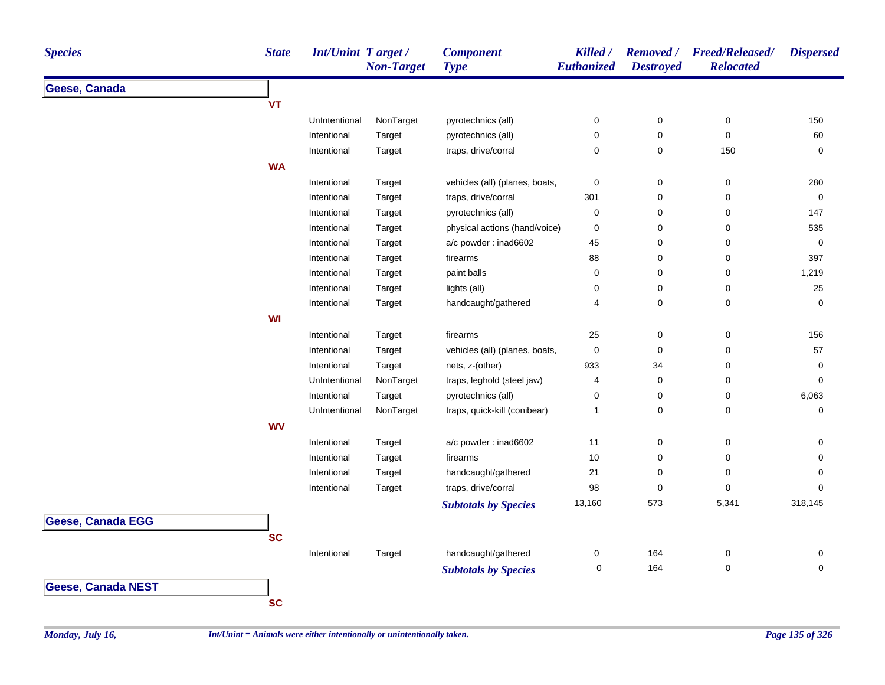| Species | State | Int/Unint | Target / Non-Target | Component Type | Killed / Euthanized | Removed / Destroyed | Freed/Released/ Relocated | Dispersed |
|---|---|---|---|---|---|---|---|---|
| **Geese, Canada** | | | | | | | | |
| | **VT** | | | | | | | |
| | | UnIntentional | NonTarget | pyrotechnics (all) | 0 | 0 | 0 | 150 |
| | | Intentional | Target | pyrotechnics (all) | 0 | 0 | 0 | 60 |
| | | Intentional | Target | traps, drive/corral | 0 | 0 | 150 | 0 |
| | **WA** | | | | | | | |
| | | Intentional | Target | vehicles (all) (planes, boats, | 0 | 0 | 0 | 280 |
| | | Intentional | Target | traps, drive/corral | 301 | 0 | 0 | 0 |
| | | Intentional | Target | pyrotechnics (all) | 0 | 0 | 0 | 147 |
| | | Intentional | Target | physical actions (hand/voice) | 0 | 0 | 0 | 535 |
| | | Intentional | Target | a/c powder : inad6602 | 45 | 0 | 0 | 0 |
| | | Intentional | Target | firearms | 88 | 0 | 0 | 397 |
| | | Intentional | Target | paint balls | 0 | 0 | 0 | 1,219 |
| | | Intentional | Target | lights (all) | 0 | 0 | 0 | 25 |
| | | Intentional | Target | handcaught/gathered | 4 | 0 | 0 | 0 |
| | **WI** | | | | | | | |
| | | Intentional | Target | firearms | 25 | 0 | 0 | 156 |
| | | Intentional | Target | vehicles (all) (planes, boats, | 0 | 0 | 0 | 57 |
| | | Intentional | Target | nets, z-(other) | 933 | 34 | 0 | 0 |
| | | UnIntentional | NonTarget | traps, leghold (steel jaw) | 4 | 0 | 0 | 0 |
| | | Intentional | Target | pyrotechnics (all) | 0 | 0 | 0 | 6,063 |
| | | UnIntentional | NonTarget | traps, quick-kill (conibear) | 1 | 0 | 0 | 0 |
| | **WV** | | | | | | | |
| | | Intentional | Target | a/c powder : inad6602 | 11 | 0 | 0 | 0 |
| | | Intentional | Target | firearms | 10 | 0 | 0 | 0 |
| | | Intentional | Target | handcaught/gathered | 21 | 0 | 0 | 0 |
| | | Intentional | Target | traps, drive/corral | 98 | 0 | 0 | 0 |
| | | | | ***Subtotals by Species*** | 13,160 | 573 | 5,341 | 318,145 |
| **Geese, Canada EGG** | | | | | | | | |
| | **SC** | | | | | | | |
| | | Intentional | Target | handcaught/gathered | 0 | 164 | 0 | 0 |
| | | | | ***Subtotals by Species*** | 0 | 164 | 0 | 0 |
| **Geese, Canada NEST** | | | | | | | | |
| | **SC** | | | | | | | |

*Monday, July 16,*

*Int/Unint = Animals were either intentionally or unintentionally taken.*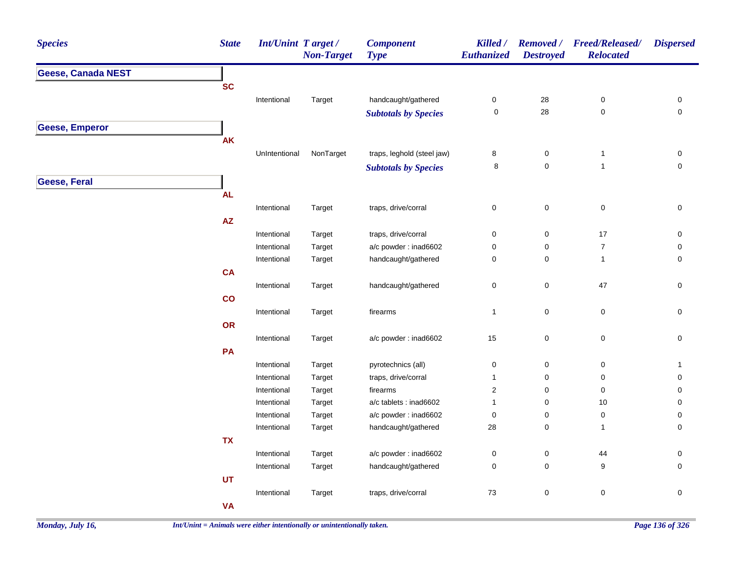| Species | State | Int/Unint | Target / Non-Target | Component Type | Killed / Euthanized | Removed / Destroyed | Freed/Released/ Relocated | Dispersed |
|---|---|---|---|---|---|---|---|---|
| **Geese, Canada NEST** | | | | | | | | |
| | **SC** | | | | | | | |
| | | Intentional | Target | handcaught/gathered | 0 | 28 | 0 | 0 |
| | | | | ***Subtotals by Species*** | 0 | 28 | 0 | 0 |
| **Geese, Emperor** | | | | | | | | |
| | **AK** | | | | | | | |
| | | UnIntentional | NonTarget | traps, leghold (steel jaw) | 8 | 0 | 1 | 0 |
| | | | | ***Subtotals by Species*** | 8 | 0 | 1 | 0 |
| **Geese, Feral** | | | | | | | | |
| | **AL** | | | | | | | |
| | | Intentional | Target | traps, drive/corral | 0 | 0 | 0 | 0 |
| | **AZ** | | | | | | | |
| | | Intentional | Target | traps, drive/corral | 0 | 0 | 17 | 0 |
| | | Intentional | Target | a/c powder : inad6602 | 0 | 0 | 7 | 0 |
| | | Intentional | Target | handcaught/gathered | 0 | 0 | 1 | 0 |
| | **CA** | | | | | | | |
| | | Intentional | Target | handcaught/gathered | 0 | 0 | 47 | 0 |
| | **CO** | | | | | | | |
| | | Intentional | Target | firearms | 1 | 0 | 0 | 0 |
| | **OR** | | | | | | | |
| | | Intentional | Target | a/c powder : inad6602 | 15 | 0 | 0 | 0 |
| | **PA** | | | | | | | |
| | | Intentional | Target | pyrotechnics (all) | 0 | 0 | 0 | 1 |
| | | Intentional | Target | traps, drive/corral | 1 | 0 | 0 | 0 |
| | | Intentional | Target | firearms | 2 | 0 | 0 | 0 |
| | | Intentional | Target | a/c tablets : inad6602 | 1 | 0 | 10 | 0 |
| | | Intentional | Target | a/c powder : inad6602 | 0 | 0 | 0 | 0 |
| | | Intentional | Target | handcaught/gathered | 28 | 0 | 1 | 0 |
| | **TX** | | | | | | | |
| | | Intentional | Target | a/c powder : inad6602 | 0 | 0 | 44 | 0 |
| | | Intentional | Target | handcaught/gathered | 0 | 0 | 9 | 0 |
| | **UT** | | | | | | | |
| | | Intentional | Target | traps, drive/corral | 73 | 0 | 0 | 0 |
| | **VA** | | | | | | | |

*Int/Unint = Animals were either intentionally or unintentionally taken.*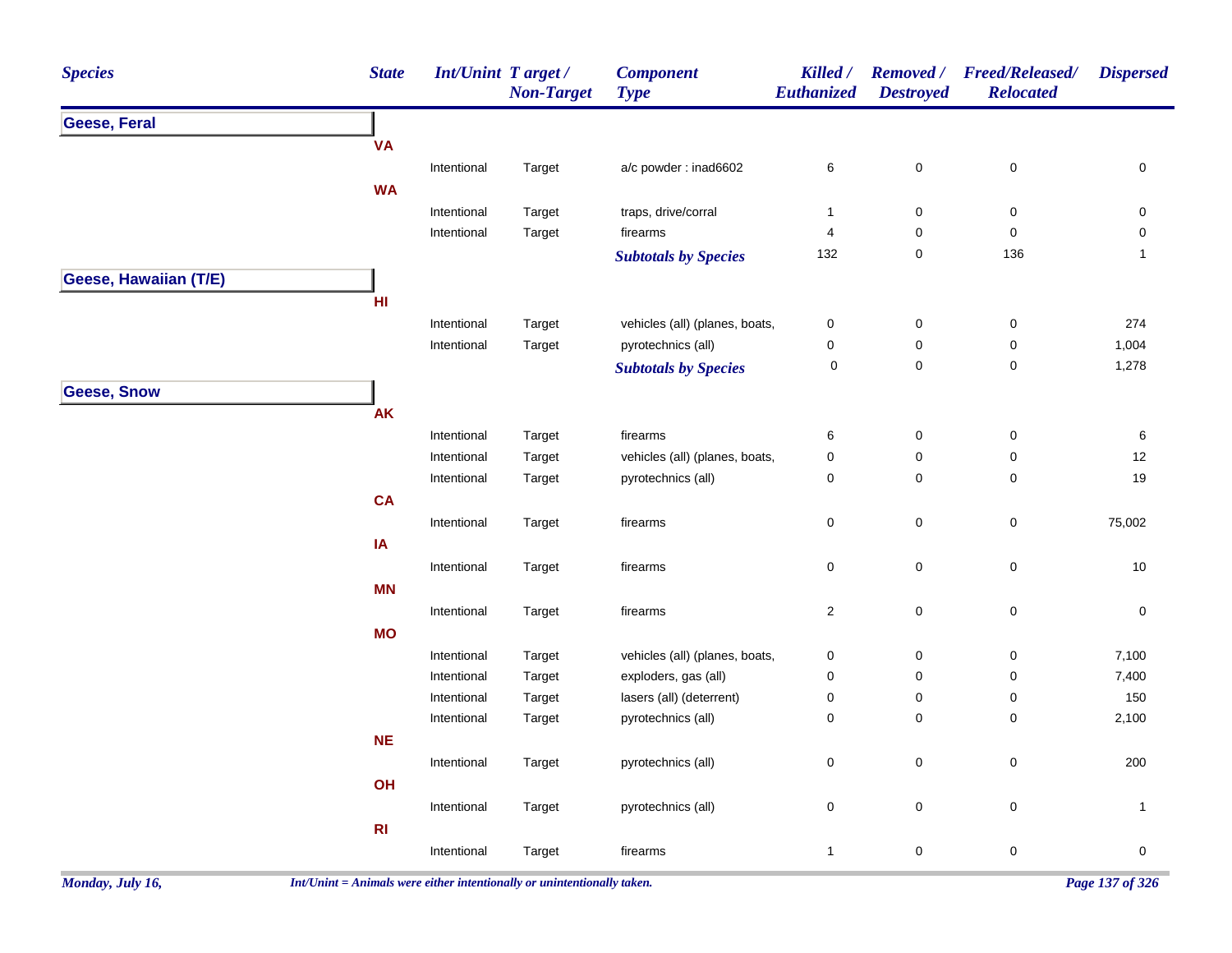| Species | State | Int/Unint | Target / Non-Target | Component Type | Killed / Euthanized | Removed / Destroyed | Freed/Released/ Relocated | Dispersed |
|---|---|---|---|---|---|---|---|---|
| **Geese, Feral** | | | | | | | | |
| | **VA** | | | | | | | |
| | | Intentional | Target | a/c powder : inad6602 | 6 | 0 | 0 | 0 |
| | **WA** | | | | | | | |
| | | Intentional | Target | traps, drive/corral | 1 | 0 | 0 | 0 |
| | | Intentional | Target | firearms | 4 | 0 | 0 | 0 |
| | | | | ***Subtotals by Species*** | 132 | 0 | 136 | 1 |
| **Geese, Hawaiian (T/E)** | | | | | | | | |
| | **HI** | | | | | | | |
| | | Intentional | Target | vehicles (all) (planes, boats, | 0 | 0 | 0 | 274 |
| | | Intentional | Target | pyrotechnics (all) | 0 | 0 | 0 | 1,004 |
| | | | | ***Subtotals by Species*** | 0 | 0 | 0 | 1,278 |
| **Geese, Snow** | | | | | | | | |
| | **AK** | | | | | | | |
| | | Intentional | Target | firearms | 6 | 0 | 0 | 6 |
| | | Intentional | Target | vehicles (all) (planes, boats, | 0 | 0 | 0 | 12 |
| | | Intentional | Target | pyrotechnics (all) | 0 | 0 | 0 | 19 |
| | **CA** | | | | | | | |
| | | Intentional | Target | firearms | 0 | 0 | 0 | 75,002 |
| | **IA** | | | | | | | |
| | | Intentional | Target | firearms | 0 | 0 | 0 | 10 |
| | **MN** | | | | | | | |
| | | Intentional | Target | firearms | 2 | 0 | 0 | 0 |
| | **MO** | | | | | | | |
| | | Intentional | Target | vehicles (all) (planes, boats, | 0 | 0 | 0 | 7,100 |
| | | Intentional | Target | exploders, gas (all) | 0 | 0 | 0 | 7,400 |
| | | Intentional | Target | lasers (all) (deterrent) | 0 | 0 | 0 | 150 |
| | | Intentional | Target | pyrotechnics (all) | 0 | 0 | 0 | 2,100 |
| | **NE** | | | | | | | |
| | | Intentional | Target | pyrotechnics (all) | 0 | 0 | 0 | 200 |
| | **OH** | | | | | | | |
| | | Intentional | Target | pyrotechnics (all) | 0 | 0 | 0 | 1 |
| | **RI** | | | | | | | |
| | | Intentional | Target | firearms | 1 | 0 | 0 | 0 |

*Int/Unint = Animals were either intentionally or unintentionally taken.*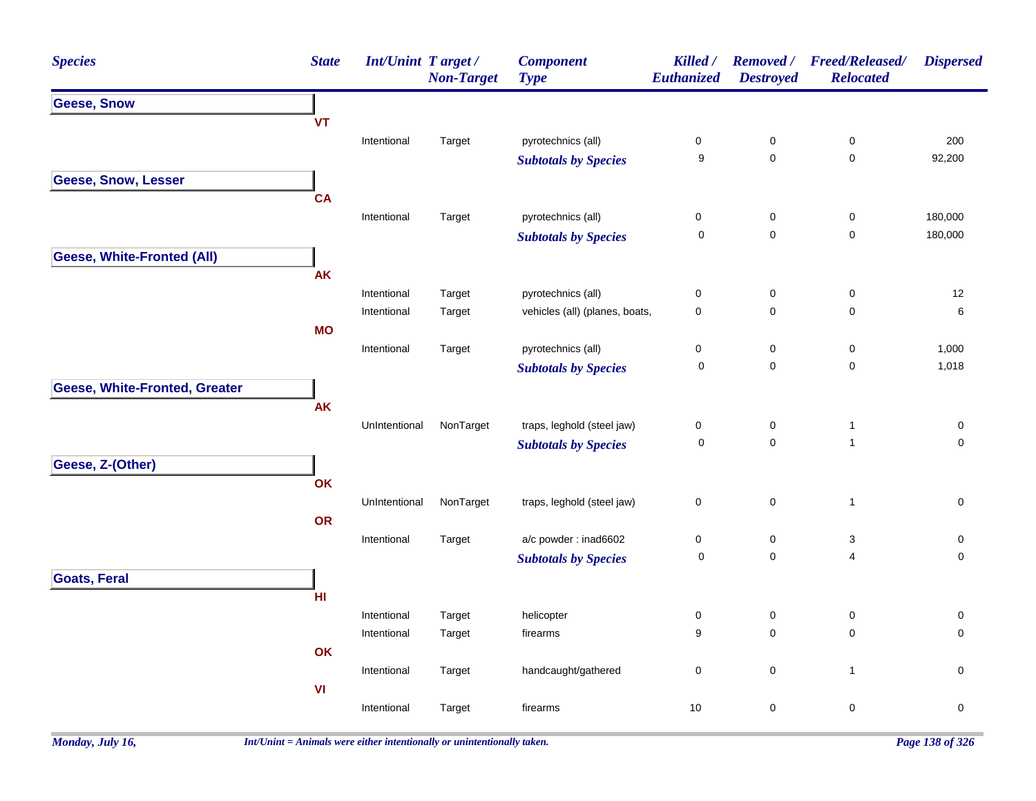| Species | State | Int/Unint | Target / Non-Target | Component Type | Killed / Euthanized | Removed / Destroyed | Freed/Released/ Relocated | Dispersed |
|---|---|---|---|---|---|---|---|---|
| **Geese, Snow** | | | | | | | | |
| | **VT** | | | | | | | |
| | | Intentional | Target | pyrotechnics (all) | 0 | 0 | 0 | 200 |
| | | | | ***Subtotals by Species*** | 9 | 0 | 0 | 92,200 |
| **Geese, Snow, Lesser** | | | | | | | | |
| | **CA** | | | | | | | |
| | | Intentional | Target | pyrotechnics (all) | 0 | 0 | 0 | 180,000 |
| | | | | ***Subtotals by Species*** | 0 | 0 | 0 | 180,000 |
| **Geese, White-Fronted (All)** | | | | | | | | |
| | **AK** | | | | | | | |
| | | Intentional | Target | pyrotechnics (all) | 0 | 0 | 0 | 12 |
| | | Intentional | Target | vehicles (all) (planes, boats, | 0 | 0 | 0 | 6 |
| | **MO** | | | | | | | |
| | | Intentional | Target | pyrotechnics (all) | 0 | 0 | 0 | 1,000 |
| | | | | ***Subtotals by Species*** | 0 | 0 | 0 | 1,018 |
| **Geese, White-Fronted, Greater** | | | | | | | | |
| | **AK** | | | | | | | |
| | | UnIntentional | NonTarget | traps, leghold (steel jaw) | 0 | 0 | 1 | 0 |
| | | | | ***Subtotals by Species*** | 0 | 0 | 1 | 0 |
| **Geese, Z-(Other)** | | | | | | | | |
| | **OK** | | | | | | | |
| | | UnIntentional | NonTarget | traps, leghold (steel jaw) | 0 | 0 | 1 | 0 |
| | **OR** | | | | | | | |
| | | Intentional | Target | a/c powder : inad6602 | 0 | 0 | 3 | 0 |
| | | | | ***Subtotals by Species*** | 0 | 0 | 4 | 0 |
| **Goats, Feral** | | | | | | | | |
| | **HI** | | | | | | | |
| | | Intentional | Target | helicopter | 0 | 0 | 0 | 0 |
| | | Intentional | Target | firearms | 9 | 0 | 0 | 0 |
| | **OK** | | | | | | | |
| | | Intentional | Target | handcaught/gathered | 0 | 0 | 1 | 0 |
| | **VI** | | | | | | | |
| | | Intentional | Target | firearms | 10 | 0 | 0 | 0 |

*Int/Unint = Animals were either intentionally or unintentionally taken.*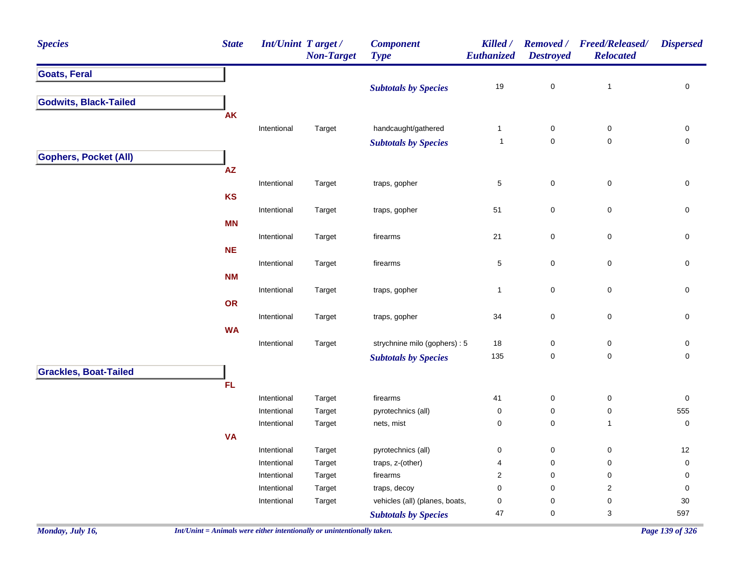| Species | State | Int/Unint | Target / Non-Target | Component Type | Killed / Euthanized | Removed / Destroyed | Freed/Released/ Relocated | Dispersed |
|---|---|---|---|---|---|---|---|---|
| **Goats, Feral** | | | | | | | | |
| | | | | ***Subtotals by Species*** | 19 | 0 | 1 | 0 |
| **Godwits, Black-Tailed** | | | | | | | | |
| | **AK** | | | | | | | |
| | | Intentional | Target | handcaught/gathered | 1 | 0 | 0 | 0 |
| | | | | ***Subtotals by Species*** | 1 | 0 | 0 | 0 |
| **Gophers, Pocket (All)** | | | | | | | | |
| | **AZ** | | | | | | | |
| | | Intentional | Target | traps, gopher | 5 | 0 | 0 | 0 |
| | **KS** | | | | | | | |
| | | Intentional | Target | traps, gopher | 51 | 0 | 0 | 0 |
| | **MN** | | | | | | | |
| | | Intentional | Target | firearms | 21 | 0 | 0 | 0 |
| | **NE** | | | | | | | |
| | | Intentional | Target | firearms | 5 | 0 | 0 | 0 |
| | **NM** | | | | | | | |
| | | Intentional | Target | traps, gopher | 1 | 0 | 0 | 0 |
| | **OR** | | | | | | | |
| | | Intentional | Target | traps, gopher | 34 | 0 | 0 | 0 |
| | **WA** | | | | | | | |
| | | Intentional | Target | strychnine milo (gophers) : 5 | 18 | 0 | 0 | 0 |
| | | | | ***Subtotals by Species*** | 135 | 0 | 0 | 0 |
| **Grackles, Boat-Tailed** | | | | | | | | |
| | **FL** | | | | | | | |
| | | Intentional | Target | firearms | 41 | 0 | 0 | 0 |
| | | Intentional | Target | pyrotechnics (all) | 0 | 0 | 0 | 555 |
| | | Intentional | Target | nets, mist | 0 | 0 | 1 | 0 |
| | **VA** | | | | | | | |
| | | Intentional | Target | pyrotechnics (all) | 0 | 0 | 0 | 12 |
| | | Intentional | Target | traps, z-(other) | 4 | 0 | 0 | 0 |
| | | Intentional | Target | firearms | 2 | 0 | 0 | 0 |
| | | Intentional | Target | traps, decoy | 0 | 0 | 2 | 0 |
| | | Intentional | Target | vehicles (all) (planes, boats, | 0 | 0 | 0 | 30 |
| | | | | ***Subtotals by Species*** | 47 | 0 | 3 | 597 |

*Int/Unint = Animals were either intentionally or unintentionally taken.*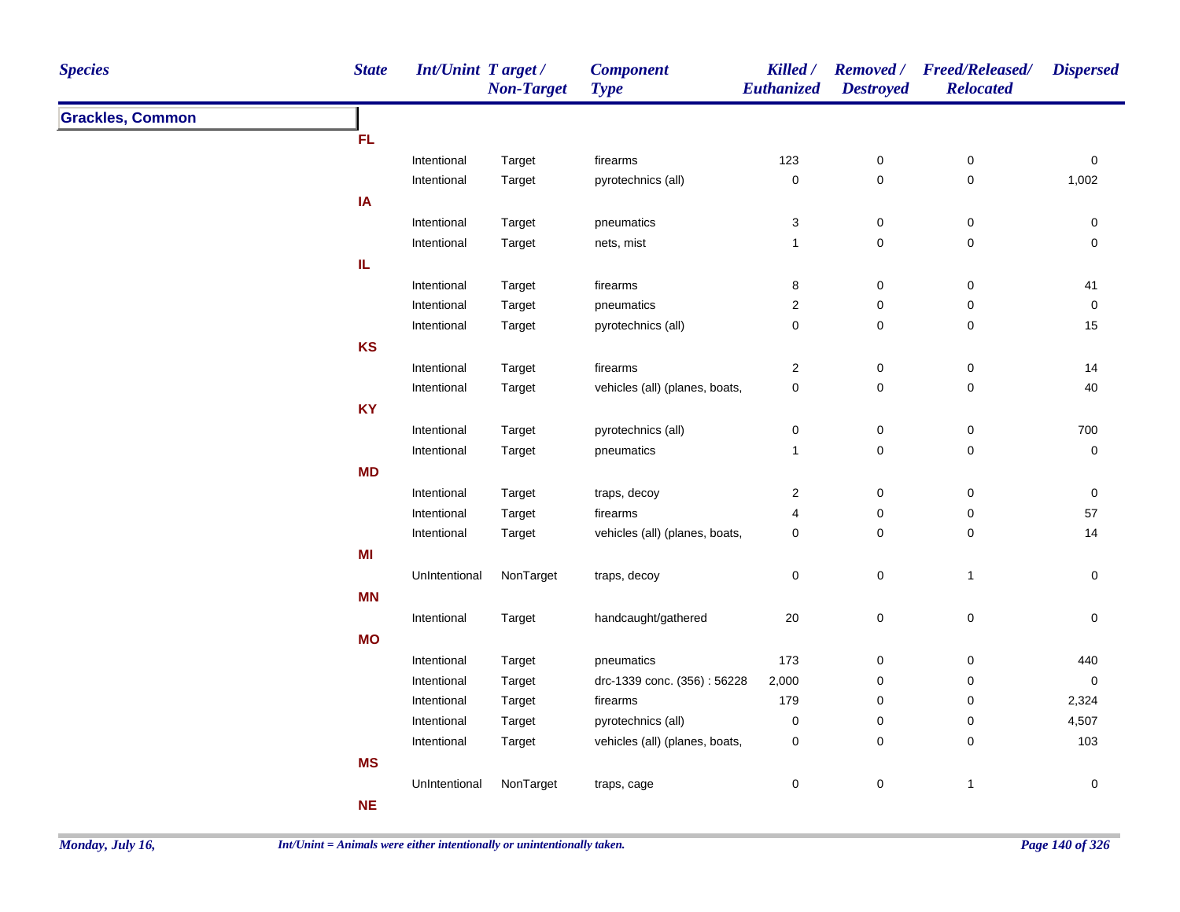| Species | State | Int/Unint | Target / Non-Target | Component Type | Killed / Euthanized | Removed / Destroyed | Freed/Released/ Relocated | Dispersed |
|---|---|---|---|---|---|---|---|---|
| **Grackles, Common** | | | | | | | | |
| | **FL** | | | | | | | |
| | | Intentional | Target | firearms | 123 | 0 | 0 | 0 |
| | | Intentional | Target | pyrotechnics (all) | 0 | 0 | 0 | 1,002 |
| | **IA** | | | | | | | |
| | | Intentional | Target | pneumatics | 3 | 0 | 0 | 0 |
| | | Intentional | Target | nets, mist | 1 | 0 | 0 | 0 |
| | **IL** | | | | | | | |
| | | Intentional | Target | firearms | 8 | 0 | 0 | 41 |
| | | Intentional | Target | pneumatics | 2 | 0 | 0 | 0 |
| | | Intentional | Target | pyrotechnics (all) | 0 | 0 | 0 | 15 |
| | **KS** | | | | | | | |
| | | Intentional | Target | firearms | 2 | 0 | 0 | 14 |
| | | Intentional | Target | vehicles (all) (planes, boats, | 0 | 0 | 0 | 40 |
| | **KY** | | | | | | | |
| | | Intentional | Target | pyrotechnics (all) | 0 | 0 | 0 | 700 |
| | | Intentional | Target | pneumatics | 1 | 0 | 0 | 0 |
| | **MD** | | | | | | | |
| | | Intentional | Target | traps, decoy | 2 | 0 | 0 | 0 |
| | | Intentional | Target | firearms | 4 | 0 | 0 | 57 |
| | | Intentional | Target | vehicles (all) (planes, boats, | 0 | 0 | 0 | 14 |
| | **MI** | | | | | | | |
| | | UnIntentional | NonTarget | traps, decoy | 0 | 0 | 1 | 0 |
| | **MN** | | | | | | | |
| | | Intentional | Target | handcaught/gathered | 20 | 0 | 0 | 0 |
| | **MO** | | | | | | | |
| | | Intentional | Target | pneumatics | 173 | 0 | 0 | 440 |
| | | Intentional | Target | drc-1339 conc. (356) : 56228 | 2,000 | 0 | 0 | 0 |
| | | Intentional | Target | firearms | 179 | 0 | 0 | 2,324 |
| | | Intentional | Target | pyrotechnics (all) | 0 | 0 | 0 | 4,507 |
| | | Intentional | Target | vehicles (all) (planes, boats, | 0 | 0 | 0 | 103 |
| | **MS** | | | | | | | |
| | | UnIntentional | NonTarget | traps, cage | 0 | 0 | 1 | 0 |
| | **NE** | | | | | | | |

*Int/Unint = Animals were either intentionally or unintentionally taken.*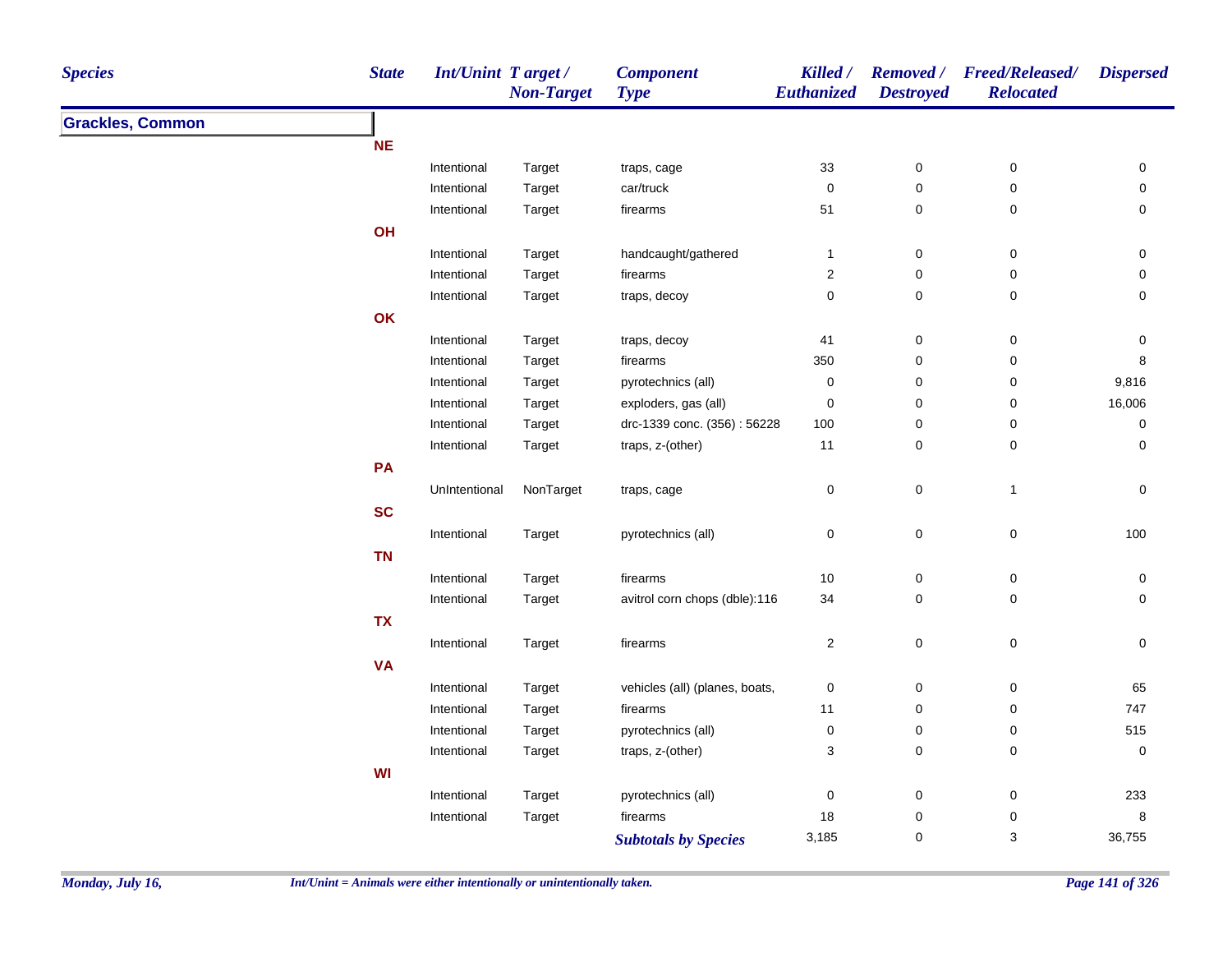| Species | State | Int/Unint | Target / Non-Target | Component Type | Killed / Euthanized | Removed / Destroyed | Freed/Released/ Relocated | Dispersed |
|---|---|---|---|---|---|---|---|---|
| **Grackles, Common** | | | | | | | | |
| | **NE** | | | | | | | |
| | | Intentional | Target | traps, cage | 33 | 0 | 0 | 0 |
| | | Intentional | Target | car/truck | 0 | 0 | 0 | 0 |
| | | Intentional | Target | firearms | 51 | 0 | 0 | 0 |
| | **OH** | | | | | | | |
| | | Intentional | Target | handcaught/gathered | 1 | 0 | 0 | 0 |
| | | Intentional | Target | firearms | 2 | 0 | 0 | 0 |
| | | Intentional | Target | traps, decoy | 0 | 0 | 0 | 0 |
| | **OK** | | | | | | | |
| | | Intentional | Target | traps, decoy | 41 | 0 | 0 | 0 |
| | | Intentional | Target | firearms | 350 | 0 | 0 | 8 |
| | | Intentional | Target | pyrotechnics (all) | 0 | 0 | 0 | 9,816 |
| | | Intentional | Target | exploders, gas (all) | 0 | 0 | 0 | 16,006 |
| | | Intentional | Target | drc-1339 conc. (356) : 56228 | 100 | 0 | 0 | 0 |
| | | Intentional | Target | traps, z-(other) | 11 | 0 | 0 | 0 |
| | **PA** | | | | | | | |
| | | UnIntentional | NonTarget | traps, cage | 0 | 0 | 1 | 0 |
| | **SC** | | | | | | | |
| | | Intentional | Target | pyrotechnics (all) | 0 | 0 | 0 | 100 |
| | **TN** | | | | | | | |
| | | Intentional | Target | firearms | 10 | 0 | 0 | 0 |
| | | Intentional | Target | avitrol corn chops (dble):116 | 34 | 0 | 0 | 0 |
| | **TX** | | | | | | | |
| | | Intentional | Target | firearms | 2 | 0 | 0 | 0 |
| | **VA** | | | | | | | |
| | | Intentional | Target | vehicles (all) (planes, boats, | 0 | 0 | 0 | 65 |
| | | Intentional | Target | firearms | 11 | 0 | 0 | 747 |
| | | Intentional | Target | pyrotechnics (all) | 0 | 0 | 0 | 515 |
| | | Intentional | Target | traps, z-(other) | 3 | 0 | 0 | 0 |
| | **WI** | | | | | | | |
| | | Intentional | Target | pyrotechnics (all) | 0 | 0 | 0 | 233 |
| | | Intentional | Target | firearms | 18 | 0 | 0 | 8 |
| | | | | ***Subtotals by Species*** | 3,185 | 0 | 3 | 36,755 |

*Int/Unint = Animals were either intentionally or unintentionally taken.*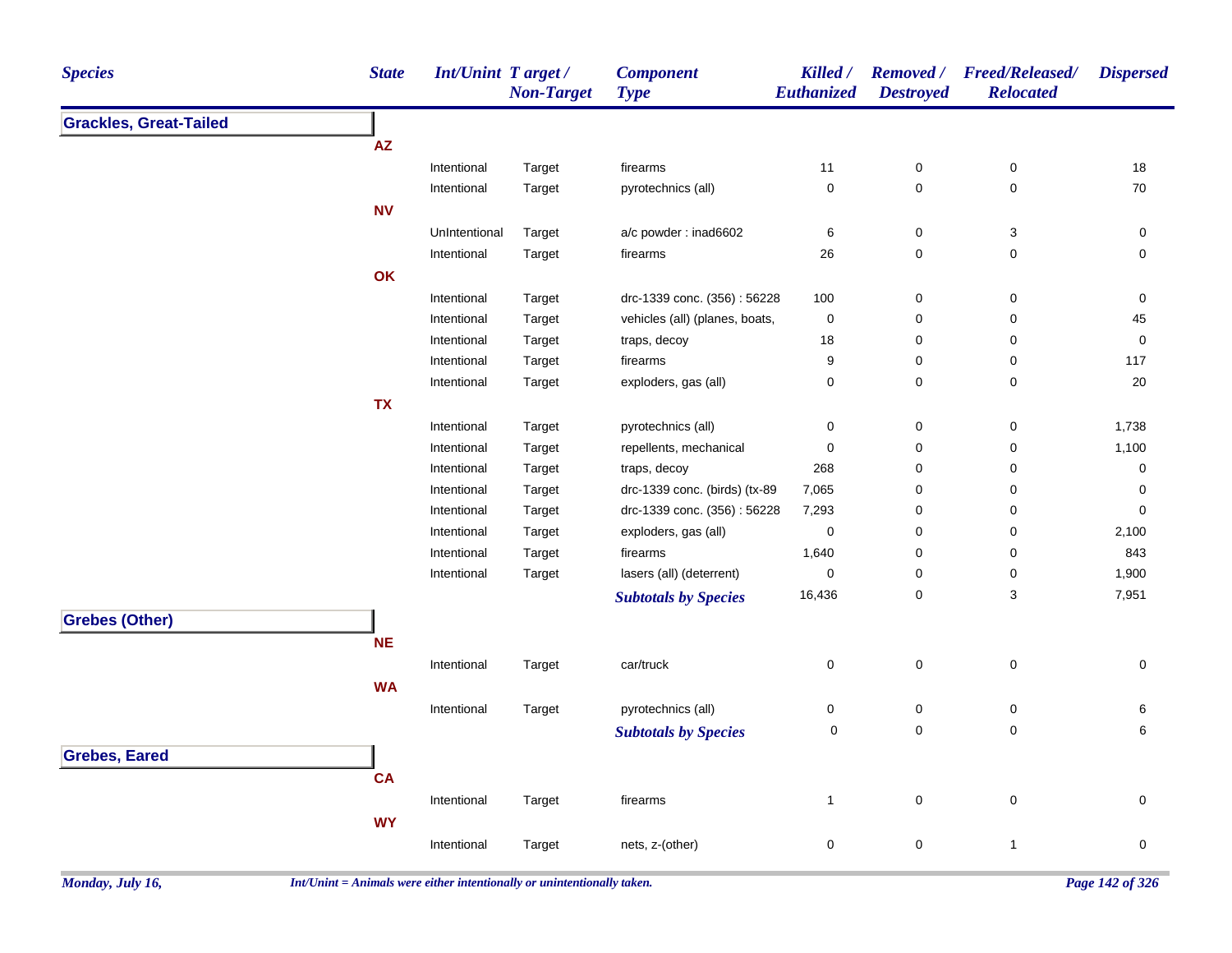| Species | State | Int/Unint | Target / Non-Target | Component Type | Killed / Euthanized | Removed / Destroyed | Freed/Released/ Relocated | Dispersed |
|---|---|---|---|---|---|---|---|---|
| **Grackles, Great-Tailed** | | | | | | | | |
| | **AZ** | | | | | | | |
| | | Intentional | Target | firearms | 11 | 0 | 0 | 18 |
| | | Intentional | Target | pyrotechnics (all) | 0 | 0 | 0 | 70 |
| | **NV** | | | | | | | |
| | | UnIntentional | Target | a/c powder : inad6602 | 6 | 0 | 3 | 0 |
| | | Intentional | Target | firearms | 26 | 0 | 0 | 0 |
| | **OK** | | | | | | | |
| | | Intentional | Target | drc-1339 conc. (356) : 56228 | 100 | 0 | 0 | 0 |
| | | Intentional | Target | vehicles (all) (planes, boats, | 0 | 0 | 0 | 45 |
| | | Intentional | Target | traps, decoy | 18 | 0 | 0 | 0 |
| | | Intentional | Target | firearms | 9 | 0 | 0 | 117 |
| | | Intentional | Target | exploders, gas (all) | 0 | 0 | 0 | 20 |
| | **TX** | | | | | | | |
| | | Intentional | Target | pyrotechnics (all) | 0 | 0 | 0 | 1,738 |
| | | Intentional | Target | repellents, mechanical | 0 | 0 | 0 | 1,100 |
| | | Intentional | Target | traps, decoy | 268 | 0 | 0 | 0 |
| | | Intentional | Target | drc-1339 conc. (birds) (tx-89 | 7,065 | 0 | 0 | 0 |
| | | Intentional | Target | drc-1339 conc. (356) : 56228 | 7,293 | 0 | 0 | 0 |
| | | Intentional | Target | exploders, gas (all) | 0 | 0 | 0 | 2,100 |
| | | Intentional | Target | firearms | 1,640 | 0 | 0 | 843 |
| | | Intentional | Target | lasers (all) (deterrent) | 0 | 0 | 0 | 1,900 |
| | | | | ***Subtotals by Species*** | 16,436 | 0 | 3 | 7,951 |
| **Grebes (Other)** | | | | | | | | |
| | **NE** | | | | | | | |
| | | Intentional | Target | car/truck | 0 | 0 | 0 | 0 |
| | **WA** | | | | | | | |
| | | Intentional | Target | pyrotechnics (all) | 0 | 0 | 0 | 6 |
| | | | | ***Subtotals by Species*** | 0 | 0 | 0 | 6 |
| **Grebes, Eared** | | | | | | | | |
| | **CA** | | | | | | | |
| | | Intentional | Target | firearms | 1 | 0 | 0 | 0 |
| | **WY** | | | | | | | |
| | | Intentional | Target | nets, z-(other) | 0 | 0 | 1 | 0 |

*Int/Unint = Animals were either intentionally or unintentionally taken.*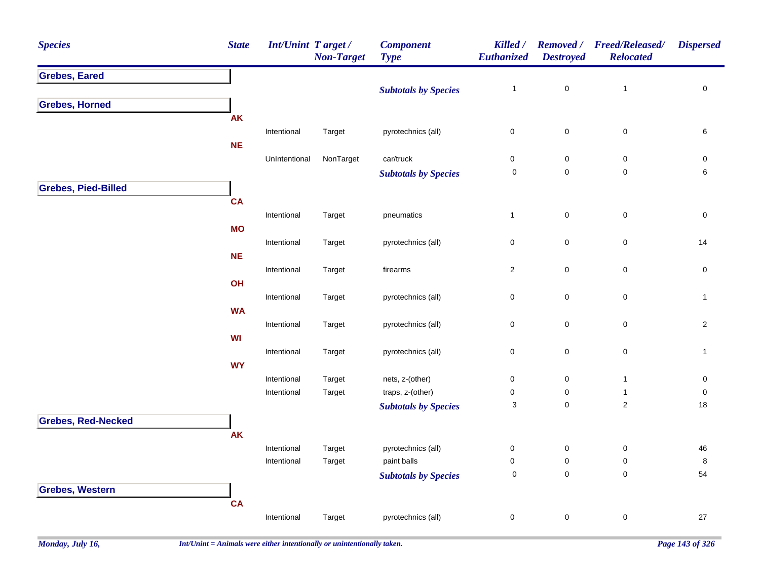| Species | State | Int/Unint | Target / Non-Target | Component Type | Killed / Euthanized | Removed / Destroyed | Freed/Released/ Relocated | Dispersed |
|---|---|---|---|---|---|---|---|---|
| **Grebes, Eared** | | | | | | | | |
| | | | | ***Subtotals by Species*** | 1 | 0 | 1 | 0 |
| **Grebes, Horned** | | | | | | | | |
| | **AK** | | | | | | | |
| | | Intentional | Target | pyrotechnics (all) | 0 | 0 | 0 | 6 |
| | **NE** | | | | | | | |
| | | UnIntentional | NonTarget | car/truck | 0 | 0 | 0 | 0 |
| | | | | ***Subtotals by Species*** | 0 | 0 | 0 | 6 |
| **Grebes, Pied-Billed** | | | | | | | | |
| | **CA** | | | | | | | |
| | | Intentional | Target | pneumatics | 1 | 0 | 0 | 0 |
| | **MO** | | | | | | | |
| | | Intentional | Target | pyrotechnics (all) | 0 | 0 | 0 | 14 |
| | **NE** | | | | | | | |
| | | Intentional | Target | firearms | 2 | 0 | 0 | 0 |
| | **OH** | | | | | | | |
| | | Intentional | Target | pyrotechnics (all) | 0 | 0 | 0 | 1 |
| | **WA** | | | | | | | |
| | | Intentional | Target | pyrotechnics (all) | 0 | 0 | 0 | 2 |
| | **WI** | | | | | | | |
| | | Intentional | Target | pyrotechnics (all) | 0 | 0 | 0 | 1 |
| | **WY** | | | | | | | |
| | | Intentional | Target | nets, z-(other) | 0 | 0 | 1 | 0 |
| | | Intentional | Target | traps, z-(other) | 0 | 0 | 1 | 0 |
| | | | | ***Subtotals by Species*** | 3 | 0 | 2 | 18 |
| **Grebes, Red-Necked** | | | | | | | | |
| | **AK** | | | | | | | |
| | | Intentional | Target | pyrotechnics (all) | 0 | 0 | 0 | 46 |
| | | Intentional | Target | paint balls | 0 | 0 | 0 | 8 |
| | | | | ***Subtotals by Species*** | 0 | 0 | 0 | 54 |
| **Grebes, Western** | | | | | | | | |
| | **CA** | | | | | | | |
| | | Intentional | Target | pyrotechnics (all) | 0 | 0 | 0 | 27 |

*Int/Unint = Animals were either intentionally or unintentionally taken.*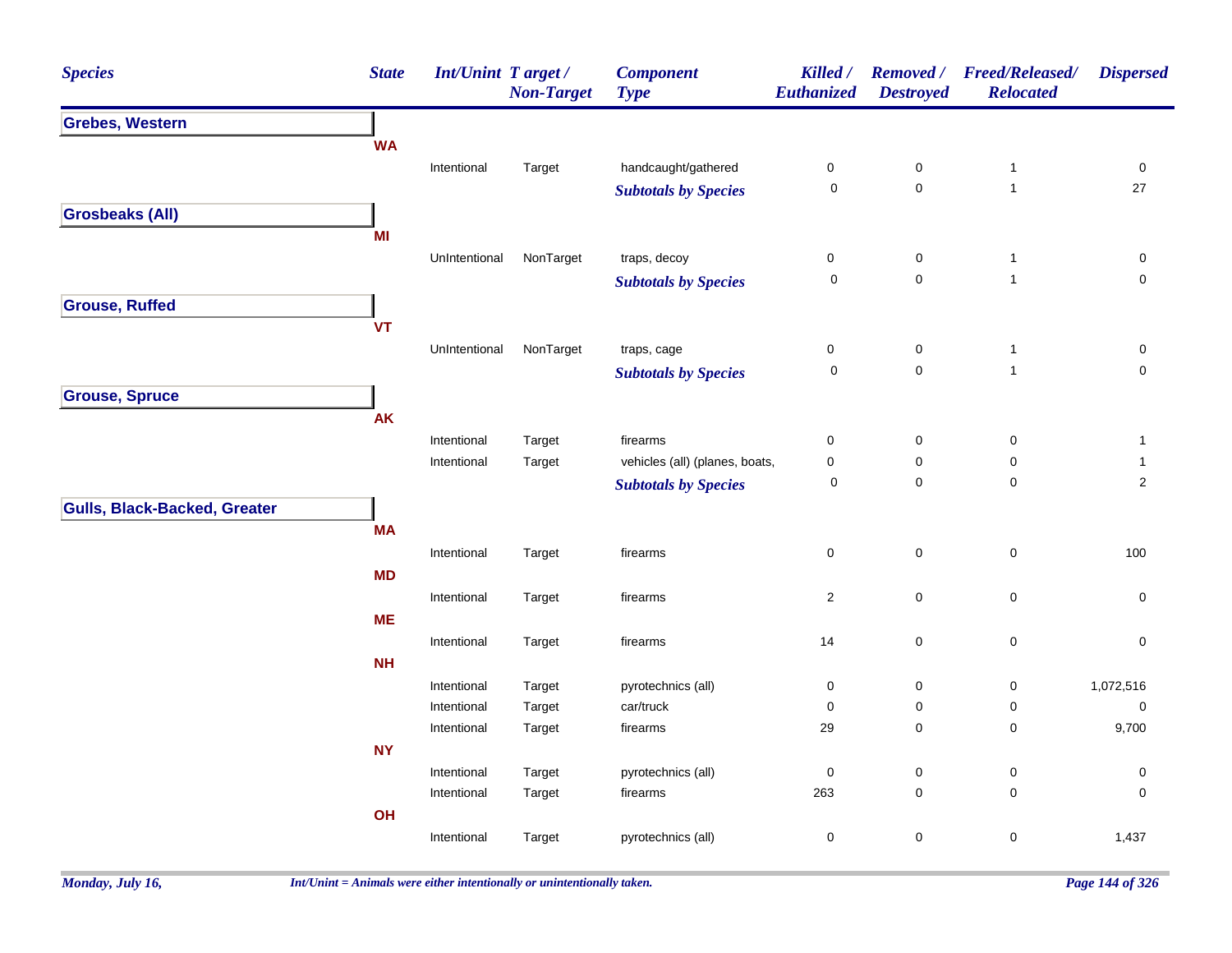| Species | State | Int/Unint | Target / Non-Target | Component Type | Killed / Euthanized | Removed / Destroyed | Freed/Released/ Relocated | Dispersed |
|---|---|---|---|---|---|---|---|---|
| **Grebes, Western** | | | | | | | | |
| | **WA** | | | | | | | |
| | | Intentional | Target | handcaught/gathered | 0 | 0 | 1 | 0 |
| | | | | ***Subtotals by Species*** | 0 | 0 | 1 | 27 |
| **Grosbeaks (All)** | | | | | | | | |
| | **MI** | | | | | | | |
| | | UnIntentional | NonTarget | traps, decoy | 0 | 0 | 1 | 0 |
| | | | | ***Subtotals by Species*** | 0 | 0 | 1 | 0 |
| **Grouse, Ruffed** | | | | | | | | |
| | **VT** | | | | | | | |
| | | UnIntentional | NonTarget | traps, cage | 0 | 0 | 1 | 0 |
| | | | | ***Subtotals by Species*** | 0 | 0 | 1 | 0 |
| **Grouse, Spruce** | | | | | | | | |
| | **AK** | | | | | | | |
| | | Intentional | Target | firearms | 0 | 0 | 0 | 1 |
| | | Intentional | Target | vehicles (all) (planes, boats, | 0 | 0 | 0 | 1 |
| | | | | ***Subtotals by Species*** | 0 | 0 | 0 | 2 |
| **Gulls, Black-Backed, Greater** | | | | | | | | |
| | **MA** | | | | | | | |
| | | Intentional | Target | firearms | 0 | 0 | 0 | 100 |
| | **MD** | | | | | | | |
| | | Intentional | Target | firearms | 2 | 0 | 0 | 0 |
| | **ME** | | | | | | | |
| | | Intentional | Target | firearms | 14 | 0 | 0 | 0 |
| | **NH** | | | | | | | |
| | | Intentional | Target | pyrotechnics (all) | 0 | 0 | 0 | 1,072,516 |
| | | Intentional | Target | car/truck | 0 | 0 | 0 | 0 |
| | | Intentional | Target | firearms | 29 | 0 | 0 | 9,700 |
| | **NY** | | | | | | | |
| | | Intentional | Target | pyrotechnics (all) | 0 | 0 | 0 | 0 |
| | | Intentional | Target | firearms | 263 | 0 | 0 | 0 |
| | **OH** | | | | | | | |
| | | Intentional | Target | pyrotechnics (all) | 0 | 0 | 0 | 1,437 |

*Monday, July 16,*

*Int/Unint = Animals were either intentionally or unintentionally taken.*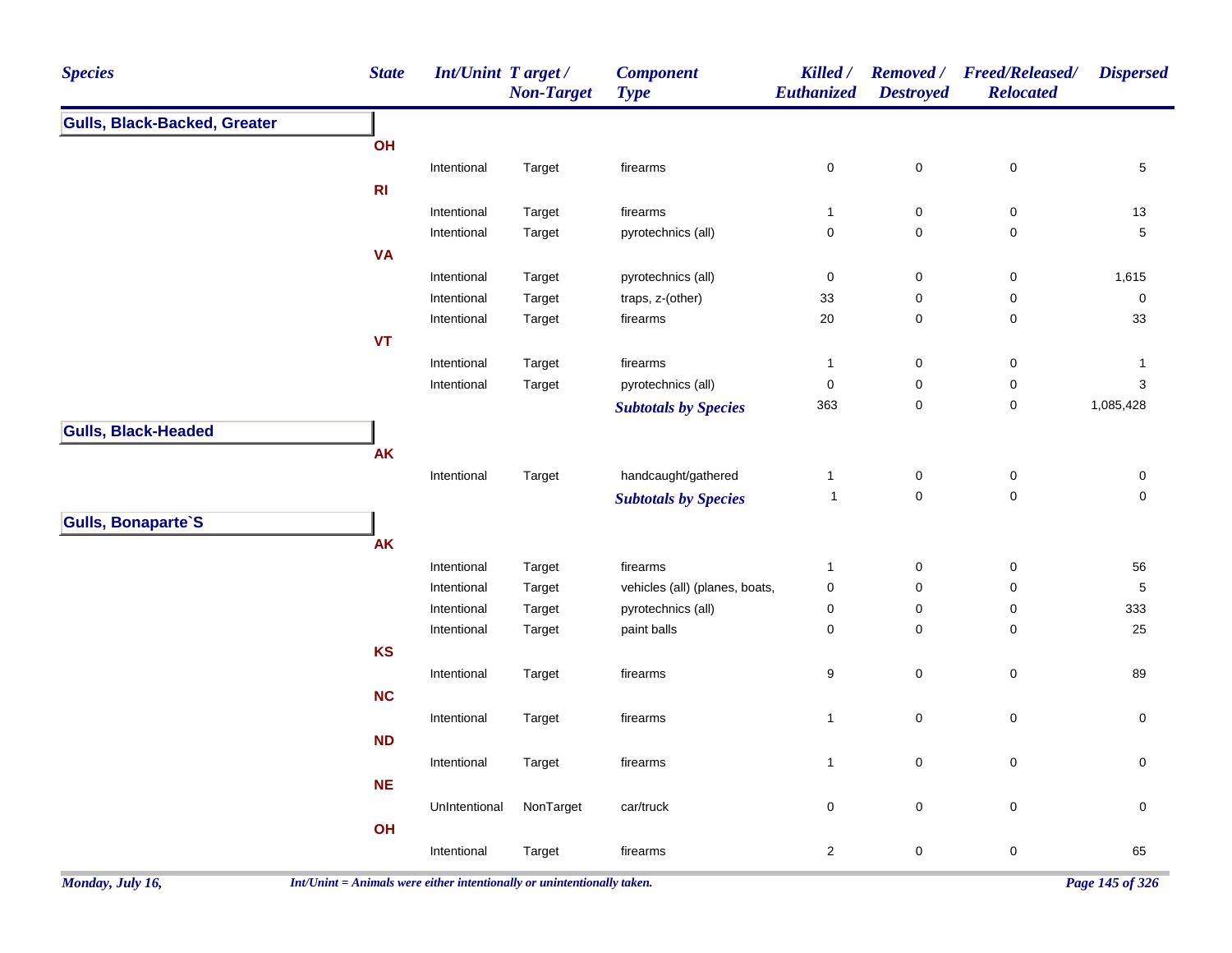| Species | State | Int/Unint | Target / Non-Target | Component Type | Killed / Euthanized | Removed / Destroyed | Freed/Released/ Relocated | Dispersed |
|---|---|---|---|---|---|---|---|---|
| **Gulls, Black-Backed, Greater** | | | | | | | | |
| | **OH** | | | | | | | |
| | | Intentional | Target | firearms | 0 | 0 | 0 | 5 |
| | **RI** | | | | | | | |
| | | Intentional | Target | firearms | 1 | 0 | 0 | 13 |
| | | Intentional | Target | pyrotechnics (all) | 0 | 0 | 0 | 5 |
| | **VA** | | | | | | | |
| | | Intentional | Target | pyrotechnics (all) | 0 | 0 | 0 | 1,615 |
| | | Intentional | Target | traps, z-(other) | 33 | 0 | 0 | 0 |
| | | Intentional | Target | firearms | 20 | 0 | 0 | 33 |
| | **VT** | | | | | | | |
| | | Intentional | Target | firearms | 1 | 0 | 0 | 1 |
| | | Intentional | Target | pyrotechnics (all) | 0 | 0 | 0 | 3 |
| | | | | ***Subtotals by Species*** | 363 | 0 | 0 | 1,085,428 |
| **Gulls, Black-Headed** | | | | | | | | |
| | **AK** | | | | | | | |
| | | Intentional | Target | handcaught/gathered | 1 | 0 | 0 | 0 |
| | | | | ***Subtotals by Species*** | 1 | 0 | 0 | 0 |
| **Gulls, Bonaparte`S** | | | | | | | | |
| | **AK** | | | | | | | |
| | | Intentional | Target | firearms | 1 | 0 | 0 | 56 |
| | | Intentional | Target | vehicles (all) (planes, boats, | 0 | 0 | 0 | 5 |
| | | Intentional | Target | pyrotechnics (all) | 0 | 0 | 0 | 333 |
| | | Intentional | Target | paint balls | 0 | 0 | 0 | 25 |
| | **KS** | | | | | | | |
| | | Intentional | Target | firearms | 9 | 0 | 0 | 89 |
| | **NC** | | | | | | | |
| | | Intentional | Target | firearms | 1 | 0 | 0 | 0 |
| | **ND** | | | | | | | |
| | | Intentional | Target | firearms | 1 | 0 | 0 | 0 |
| | **NE** | | | | | | | |
| | | UnIntentional | NonTarget | car/truck | 0 | 0 | 0 | 0 |
| | **OH** | | | | | | | |
| | | Intentional | Target | firearms | 2 | 0 | 0 | 65 |

*Int/Unint = Animals were either intentionally or unintentionally taken.*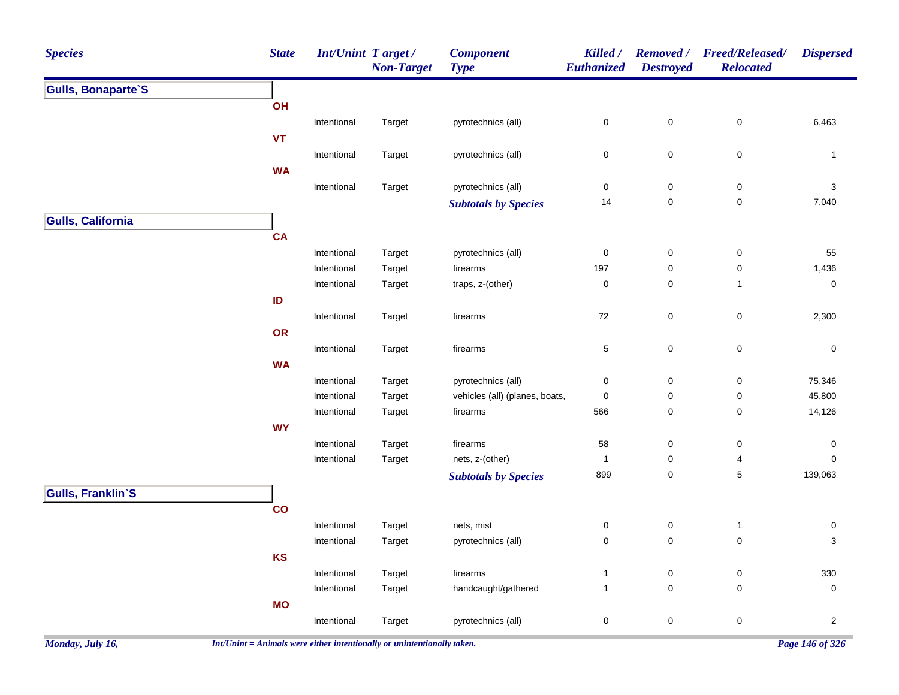| Species | State | Int/Unint | Target / Non-Target | Component Type | Killed / Euthanized | Removed / Destroyed | Freed/Released/ Relocated | Dispersed |
|---|---|---|---|---|---|---|---|---|
| **Gulls, Bonaparte`S** | | | | | | | | |
| | **OH** | | | | | | | |
| | | Intentional | Target | pyrotechnics (all) | 0 | 0 | 0 | 6,463 |
| | **VT** | | | | | | | |
| | | Intentional | Target | pyrotechnics (all) | 0 | 0 | 0 | 1 |
| | **WA** | | | | | | | |
| | | Intentional | Target | pyrotechnics (all) | 0 | 0 | 0 | 3 |
| | | | | ***Subtotals by Species*** | 14 | 0 | 0 | 7,040 |
| **Gulls, California** | | | | | | | | |
| | **CA** | | | | | | | |
| | | Intentional | Target | pyrotechnics (all) | 0 | 0 | 0 | 55 |
| | | Intentional | Target | firearms | 197 | 0 | 0 | 1,436 |
| | | Intentional | Target | traps, z-(other) | 0 | 0 | 1 | 0 |
| | **ID** | | | | | | | |
| | | Intentional | Target | firearms | 72 | 0 | 0 | 2,300 |
| | **OR** | | | | | | | |
| | | Intentional | Target | firearms | 5 | 0 | 0 | 0 |
| | **WA** | | | | | | | |
| | | Intentional | Target | pyrotechnics (all) | 0 | 0 | 0 | 75,346 |
| | | Intentional | Target | vehicles (all) (planes, boats, | 0 | 0 | 0 | 45,800 |
| | | Intentional | Target | firearms | 566 | 0 | 0 | 14,126 |
| | **WY** | | | | | | | |
| | | Intentional | Target | firearms | 58 | 0 | 0 | 0 |
| | | Intentional | Target | nets, z-(other) | 1 | 0 | 4 | 0 |
| | | | | ***Subtotals by Species*** | 899 | 0 | 5 | 139,063 |
| **Gulls, Franklin`S** | | | | | | | | |
| | **CO** | | | | | | | |
| | | Intentional | Target | nets, mist | 0 | 0 | 1 | 0 |
| | | Intentional | Target | pyrotechnics (all) | 0 | 0 | 0 | 3 |
| | **KS** | | | | | | | |
| | | Intentional | Target | firearms | 1 | 0 | 0 | 330 |
| | | Intentional | Target | handcaught/gathered | 1 | 0 | 0 | 0 |
| | **MO** | | | | | | | |
| | | Intentional | Target | pyrotechnics (all) | 0 | 0 | 0 | 2 |

*Int/Unint = Animals were either intentionally or unintentionally taken.*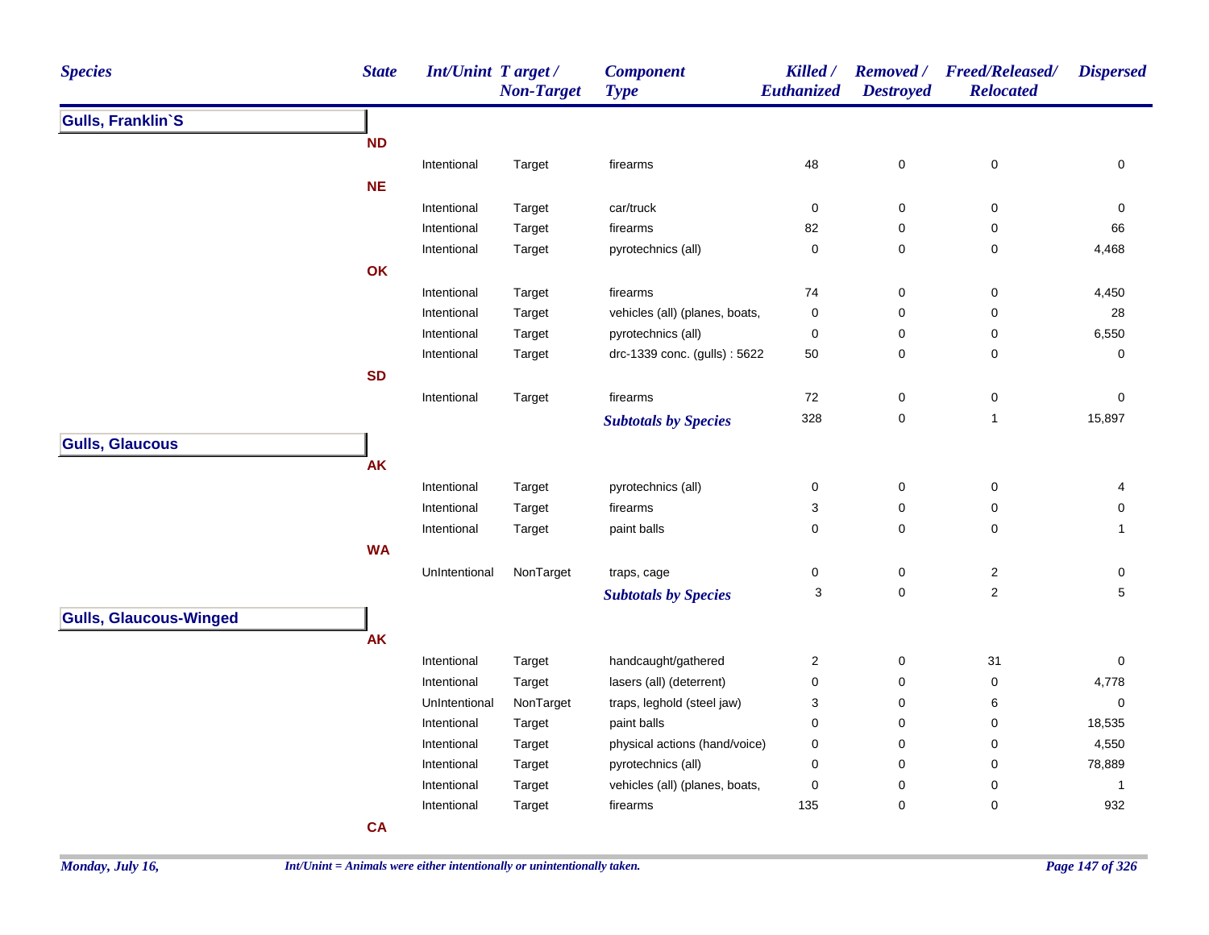| Species | State | Int/Unint | Target / Non-Target | Component Type | Killed / Euthanized | Removed / Destroyed | Freed/Released/ Relocated | Dispersed |
|---|---|---|---|---|---|---|---|---|
| **Gulls, Franklin`S** | | | | | | | | |
| | **ND** | | | | | | | |
| | | Intentional | Target | firearms | 48 | 0 | 0 | 0 |
| | **NE** | | | | | | | |
| | | Intentional | Target | car/truck | 0 | 0 | 0 | 0 |
| | | Intentional | Target | firearms | 82 | 0 | 0 | 66 |
| | | Intentional | Target | pyrotechnics (all) | 0 | 0 | 0 | 4,468 |
| | **OK** | | | | | | | |
| | | Intentional | Target | firearms | 74 | 0 | 0 | 4,450 |
| | | Intentional | Target | vehicles (all) (planes, boats, | 0 | 0 | 0 | 28 |
| | | Intentional | Target | pyrotechnics (all) | 0 | 0 | 0 | 6,550 |
| | | Intentional | Target | drc-1339 conc. (gulls) : 5622 | 50 | 0 | 0 | 0 |
| | **SD** | | | | | | | |
| | | Intentional | Target | firearms | 72 | 0 | 0 | 0 |
| | | | | ***Subtotals by Species*** | 328 | 0 | 1 | 15,897 |
| **Gulls, Glaucous** | | | | | | | | |
| | **AK** | | | | | | | |
| | | Intentional | Target | pyrotechnics (all) | 0 | 0 | 0 | 4 |
| | | Intentional | Target | firearms | 3 | 0 | 0 | 0 |
| | | Intentional | Target | paint balls | 0 | 0 | 0 | 1 |
| | **WA** | | | | | | | |
| | | UnIntentional | NonTarget | traps, cage | 0 | 0 | 2 | 0 |
| | | | | ***Subtotals by Species*** | 3 | 0 | 2 | 5 |
| **Gulls, Glaucous-Winged** | | | | | | | | |
| | **AK** | | | | | | | |
| | | Intentional | Target | handcaught/gathered | 2 | 0 | 31 | 0 |
| | | Intentional | Target | lasers (all) (deterrent) | 0 | 0 | 0 | 4,778 |
| | | UnIntentional | NonTarget | traps, leghold (steel jaw) | 3 | 0 | 6 | 0 |
| | | Intentional | Target | paint balls | 0 | 0 | 0 | 18,535 |
| | | Intentional | Target | physical actions (hand/voice) | 0 | 0 | 0 | 4,550 |
| | | Intentional | Target | pyrotechnics (all) | 0 | 0 | 0 | 78,889 |
| | | Intentional | Target | vehicles (all) (planes, boats, | 0 | 0 | 0 | 1 |
| | | Intentional | Target | firearms | 135 | 0 | 0 | 932 |
| | **CA** | | | | | | | |

*Int/Unint = Animals were either intentionally or unintentionally taken.*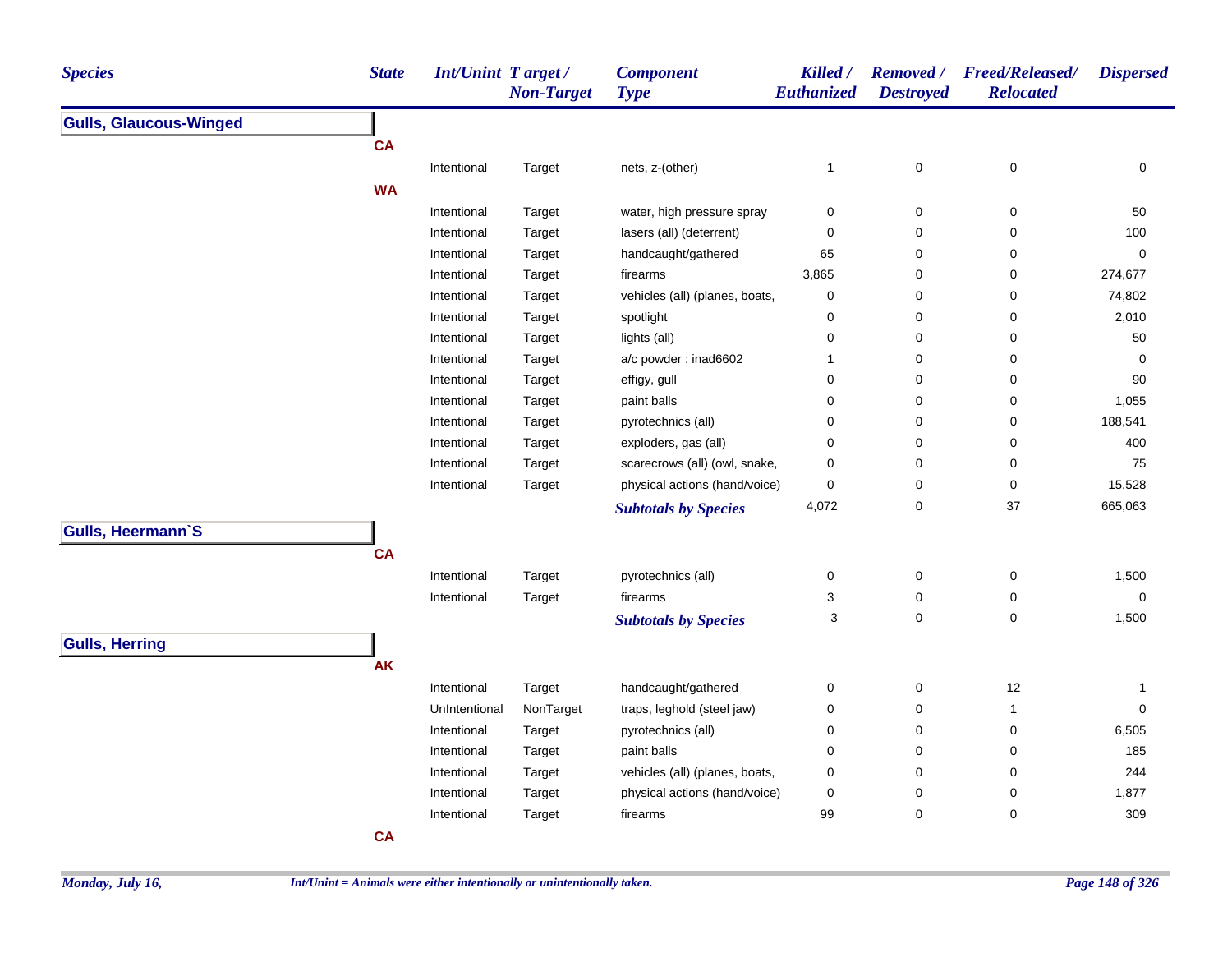| Species | State | Int/Unint | Target / Non-Target | Component Type | Killed / Euthanized | Removed / Destroyed | Freed/Released/ Relocated | Dispersed |
|---|---|---|---|---|---|---|---|---|
| **Gulls, Glaucous-Winged** | | | | | | | | |
| | CA | | | | | | | |
| | | Intentional | Target | nets, z-(other) | 1 | 0 | 0 | 0 |
| | WA | | | | | | | |
| | | Intentional | Target | water, high pressure spray | 0 | 0 | 0 | 50 |
| | | Intentional | Target | lasers (all) (deterrent) | 0 | 0 | 0 | 100 |
| | | Intentional | Target | handcaught/gathered | 65 | 0 | 0 | 0 |
| | | Intentional | Target | firearms | 3,865 | 0 | 0 | 274,677 |
| | | Intentional | Target | vehicles (all) (planes, boats, | 0 | 0 | 0 | 74,802 |
| | | Intentional | Target | spotlight | 0 | 0 | 0 | 2,010 |
| | | Intentional | Target | lights (all) | 0 | 0 | 0 | 50 |
| | | Intentional | Target | a/c powder : inad6602 | 1 | 0 | 0 | 0 |
| | | Intentional | Target | effigy, gull | 0 | 0 | 0 | 90 |
| | | Intentional | Target | paint balls | 0 | 0 | 0 | 1,055 |
| | | Intentional | Target | pyrotechnics (all) | 0 | 0 | 0 | 188,541 |
| | | Intentional | Target | exploders, gas (all) | 0 | 0 | 0 | 400 |
| | | Intentional | Target | scarecrows (all) (owl, snake, | 0 | 0 | 0 | 75 |
| | | Intentional | Target | physical actions (hand/voice) | 0 | 0 | 0 | 15,528 |
| | | | | ***Subtotals by Species*** | 4,072 | 0 | 37 | 665,063 |
| **Gulls, Heermann`S** | | | | | | | | |
| | CA | | | | | | | |
| | | Intentional | Target | pyrotechnics (all) | 0 | 0 | 0 | 1,500 |
| | | Intentional | Target | firearms | 3 | 0 | 0 | 0 |
| | | | | ***Subtotals by Species*** | 3 | 0 | 0 | 1,500 |
| **Gulls, Herring** | | | | | | | | |
| | AK | | | | | | | |
| | | Intentional | Target | handcaught/gathered | 0 | 0 | 12 | 1 |
| | | UnIntentional | NonTarget | traps, leghold (steel jaw) | 0 | 0 | 1 | 0 |
| | | Intentional | Target | pyrotechnics (all) | 0 | 0 | 0 | 6,505 |
| | | Intentional | Target | paint balls | 0 | 0 | 0 | 185 |
| | | Intentional | Target | vehicles (all) (planes, boats, | 0 | 0 | 0 | 244 |
| | | Intentional | Target | physical actions (hand/voice) | 0 | 0 | 0 | 1,877 |
| | | Intentional | Target | firearms | 99 | 0 | 0 | 309 |
| | CA | | | | | | | |

*Int/Unint = Animals were either intentionally or unintentionally taken.*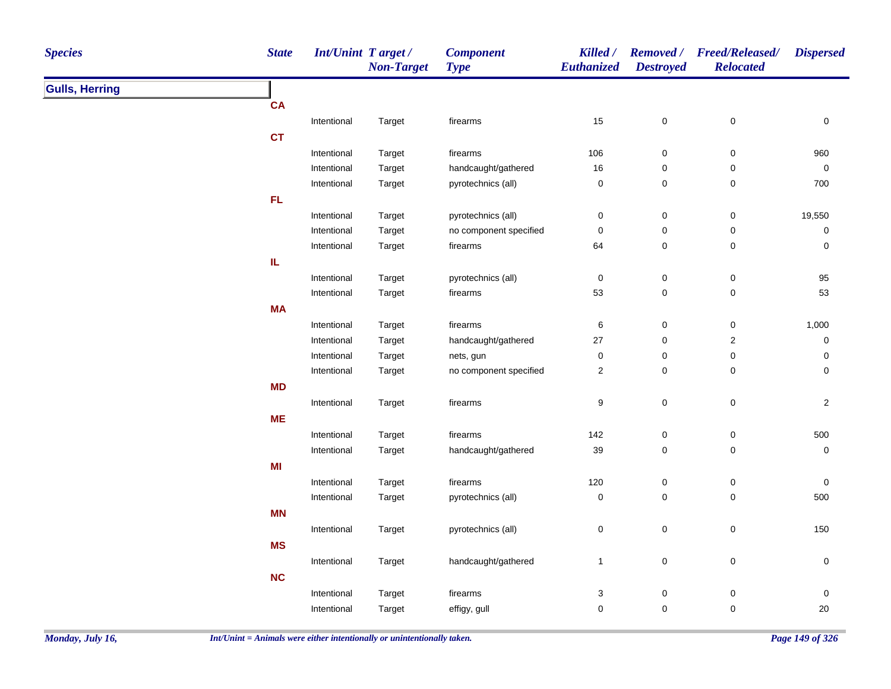| Species | State | Int/Unint | Target / Non-Target | Component Type | Killed / Euthanized | Removed / Destroyed | Freed/Released/ Relocated | Dispersed |
|---|---|---|---|---|---|---|---|---|
| **Gulls, Herring** | | | | | | | | |
| | **CA** | | | | | | | |
| | | Intentional | Target | firearms | 15 | 0 | 0 | 0 |
| | **CT** | | | | | | | |
| | | Intentional | Target | firearms | 106 | 0 | 0 | 960 |
| | | Intentional | Target | handcaught/gathered | 16 | 0 | 0 | 0 |
| | | Intentional | Target | pyrotechnics (all) | 0 | 0 | 0 | 700 |
| | **FL** | | | | | | | |
| | | Intentional | Target | pyrotechnics (all) | 0 | 0 | 0 | 19,550 |
| | | Intentional | Target | no component specified | 0 | 0 | 0 | 0 |
| | | Intentional | Target | firearms | 64 | 0 | 0 | 0 |
| | **IL** | | | | | | | |
| | | Intentional | Target | pyrotechnics (all) | 0 | 0 | 0 | 95 |
| | | Intentional | Target | firearms | 53 | 0 | 0 | 53 |
| | **MA** | | | | | | | |
| | | Intentional | Target | firearms | 6 | 0 | 0 | 1,000 |
| | | Intentional | Target | handcaught/gathered | 27 | 0 | 2 | 0 |
| | | Intentional | Target | nets, gun | 0 | 0 | 0 | 0 |
| | | Intentional | Target | no component specified | 2 | 0 | 0 | 0 |
| | **MD** | | | | | | | |
| | | Intentional | Target | firearms | 9 | 0 | 0 | 2 |
| | **ME** | | | | | | | |
| | | Intentional | Target | firearms | 142 | 0 | 0 | 500 |
| | | Intentional | Target | handcaught/gathered | 39 | 0 | 0 | 0 |
| | **MI** | | | | | | | |
| | | Intentional | Target | firearms | 120 | 0 | 0 | 0 |
| | | Intentional | Target | pyrotechnics (all) | 0 | 0 | 0 | 500 |
| | **MN** | | | | | | | |
| | | Intentional | Target | pyrotechnics (all) | 0 | 0 | 0 | 150 |
| | **MS** | | | | | | | |
| | | Intentional | Target | handcaught/gathered | 1 | 0 | 0 | 0 |
| | **NC** | | | | | | | |
| | | Intentional | Target | firearms | 3 | 0 | 0 | 0 |
| | | Intentional | Target | effigy, gull | 0 | 0 | 0 | 20 |

*Int/Unint = Animals were either intentionally or unintentionally taken.*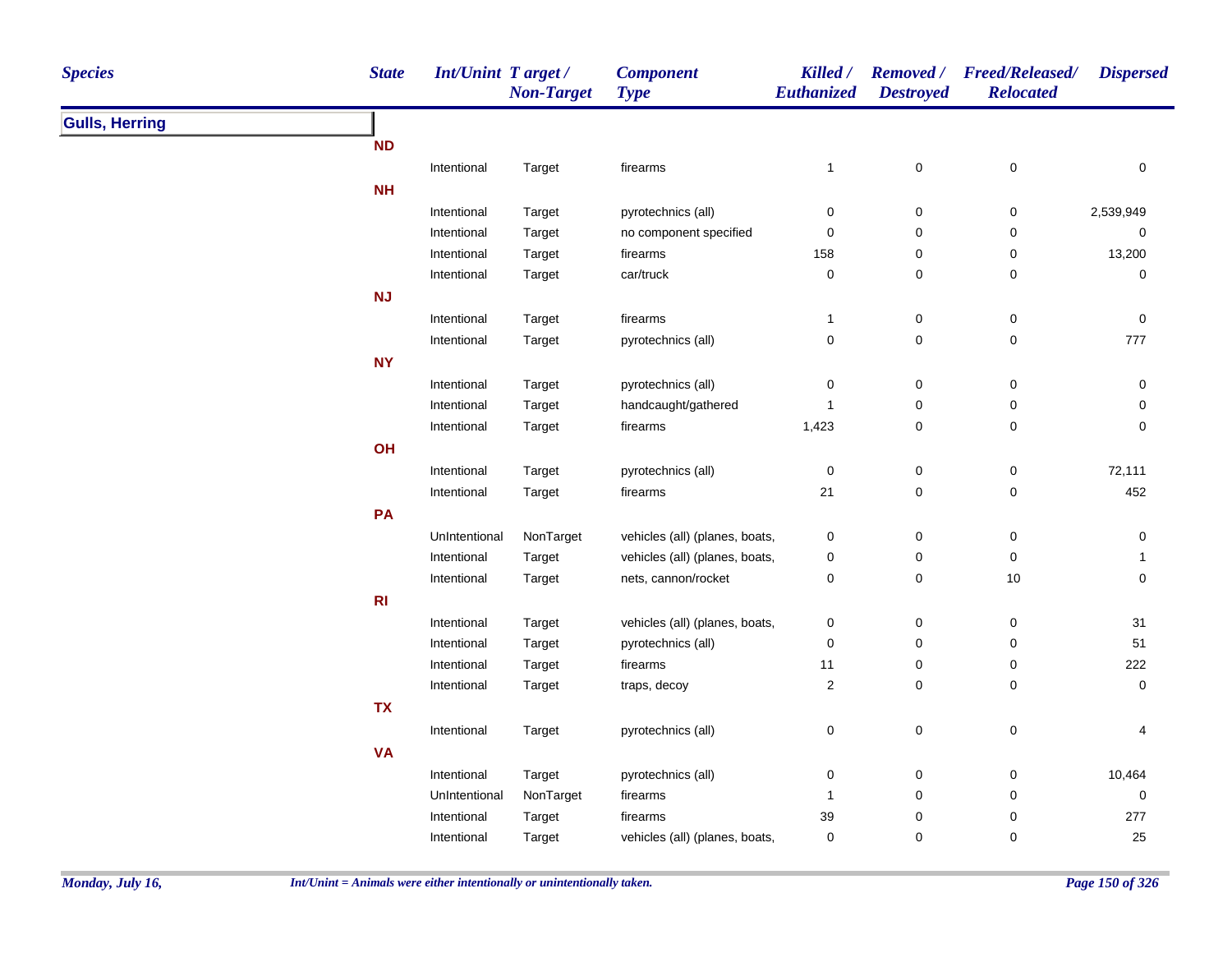| Species | State | Int/Unint | Target / Non-Target | Component Type | Killed / Euthanized | Removed / Destroyed | Freed/Released/ Relocated | Dispersed |
|---|---|---|---|---|---|---|---|---|
| **Gulls, Herring** | | | | | | | | |
| | **ND** | | | | | | | |
| | | Intentional | Target | firearms | 1 | 0 | 0 | 0 |
| | **NH** | | | | | | | |
| | | Intentional | Target | pyrotechnics (all) | 0 | 0 | 0 | 2,539,949 |
| | | Intentional | Target | no component specified | 0 | 0 | 0 | 0 |
| | | Intentional | Target | firearms | 158 | 0 | 0 | 13,200 |
| | | Intentional | Target | car/truck | 0 | 0 | 0 | 0 |
| | **NJ** | | | | | | | |
| | | Intentional | Target | firearms | 1 | 0 | 0 | 0 |
| | | Intentional | Target | pyrotechnics (all) | 0 | 0 | 0 | 777 |
| | **NY** | | | | | | | |
| | | Intentional | Target | pyrotechnics (all) | 0 | 0 | 0 | 0 |
| | | Intentional | Target | handcaught/gathered | 1 | 0 | 0 | 0 |
| | | Intentional | Target | firearms | 1,423 | 0 | 0 | 0 |
| | **OH** | | | | | | | |
| | | Intentional | Target | pyrotechnics (all) | 0 | 0 | 0 | 72,111 |
| | | Intentional | Target | firearms | 21 | 0 | 0 | 452 |
| | **PA** | | | | | | | |
| | | UnIntentional | NonTarget | vehicles (all) (planes, boats, | 0 | 0 | 0 | 0 |
| | | Intentional | Target | vehicles (all) (planes, boats, | 0 | 0 | 0 | 1 |
| | | Intentional | Target | nets, cannon/rocket | 0 | 0 | 10 | 0 |
| | **RI** | | | | | | | |
| | | Intentional | Target | vehicles (all) (planes, boats, | 0 | 0 | 0 | 31 |
| | | Intentional | Target | pyrotechnics (all) | 0 | 0 | 0 | 51 |
| | | Intentional | Target | firearms | 11 | 0 | 0 | 222 |
| | | Intentional | Target | traps, decoy | 2 | 0 | 0 | 0 |
| | **TX** | | | | | | | |
| | | Intentional | Target | pyrotechnics (all) | 0 | 0 | 0 | 4 |
| | **VA** | | | | | | | |
| | | Intentional | Target | pyrotechnics (all) | 0 | 0 | 0 | 10,464 |
| | | UnIntentional | NonTarget | firearms | 1 | 0 | 0 | 0 |
| | | Intentional | Target | firearms | 39 | 0 | 0 | 277 |
| | | Intentional | Target | vehicles (all) (planes, boats, | 0 | 0 | 0 | 25 |

*Int/Unint = Animals were either intentionally or unintentionally taken.*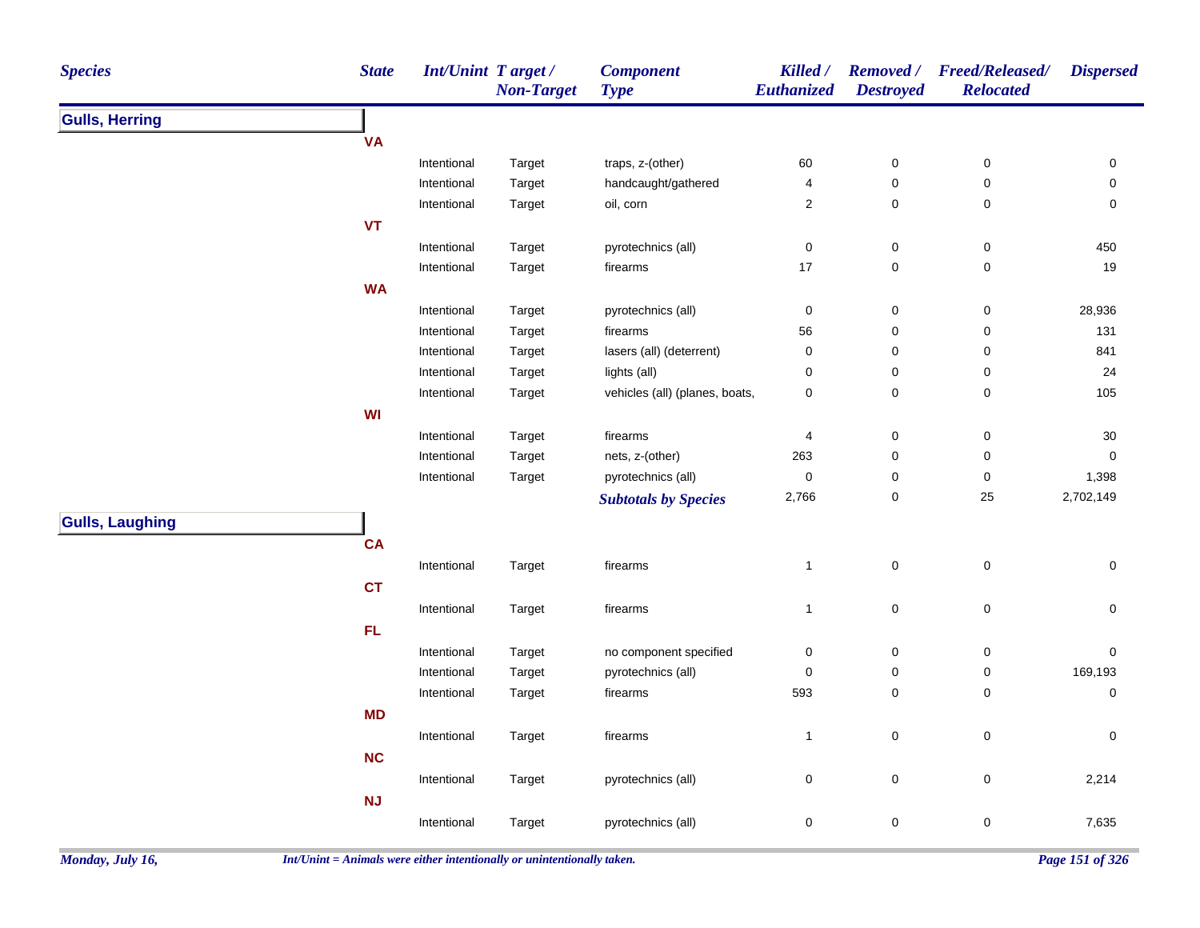| Species | State | Int/Unint | Target / Non-Target | Component Type | Killed / Euthanized | Removed / Destroyed | Freed/Released/ Relocated | Dispersed |
|---|---|---|---|---|---|---|---|---|
| **Gulls, Herring** | | | | | | | | |
| | **VA** | | | | | | | |
| | | Intentional | Target | traps, z-(other) | 60 | 0 | 0 | 0 |
| | | Intentional | Target | handcaught/gathered | 4 | 0 | 0 | 0 |
| | | Intentional | Target | oil, corn | 2 | 0 | 0 | 0 |
| | **VT** | | | | | | | |
| | | Intentional | Target | pyrotechnics (all) | 0 | 0 | 0 | 450 |
| | | Intentional | Target | firearms | 17 | 0 | 0 | 19 |
| | **WA** | | | | | | | |
| | | Intentional | Target | pyrotechnics (all) | 0 | 0 | 0 | 28,936 |
| | | Intentional | Target | firearms | 56 | 0 | 0 | 131 |
| | | Intentional | Target | lasers (all) (deterrent) | 0 | 0 | 0 | 841 |
| | | Intentional | Target | lights (all) | 0 | 0 | 0 | 24 |
| | | Intentional | Target | vehicles (all) (planes, boats, | 0 | 0 | 0 | 105 |
| | **WI** | | | | | | | |
| | | Intentional | Target | firearms | 4 | 0 | 0 | 30 |
| | | Intentional | Target | nets, z-(other) | 263 | 0 | 0 | 0 |
| | | Intentional | Target | pyrotechnics (all) | 0 | 0 | 0 | 1,398 |
| | | | | ***Subtotals by Species*** | 2,766 | 0 | 25 | 2,702,149 |
| **Gulls, Laughing** | | | | | | | | |
| | **CA** | | | | | | | |
| | | Intentional | Target | firearms | 1 | 0 | 0 | 0 |
| | **CT** | | | | | | | |
| | | Intentional | Target | firearms | 1 | 0 | 0 | 0 |
| | **FL** | | | | | | | |
| | | Intentional | Target | no component specified | 0 | 0 | 0 | 0 |
| | | Intentional | Target | pyrotechnics (all) | 0 | 0 | 0 | 169,193 |
| | | Intentional | Target | firearms | 593 | 0 | 0 | 0 |
| | **MD** | | | | | | | |
| | | Intentional | Target | firearms | 1 | 0 | 0 | 0 |
| | **NC** | | | | | | | |
| | | Intentional | Target | pyrotechnics (all) | 0 | 0 | 0 | 2,214 |
| | **NJ** | | | | | | | |
| | | Intentional | Target | pyrotechnics (all) | 0 | 0 | 0 | 7,635 |

*Int/Unint = Animals were either intentionally or unintentionally taken.*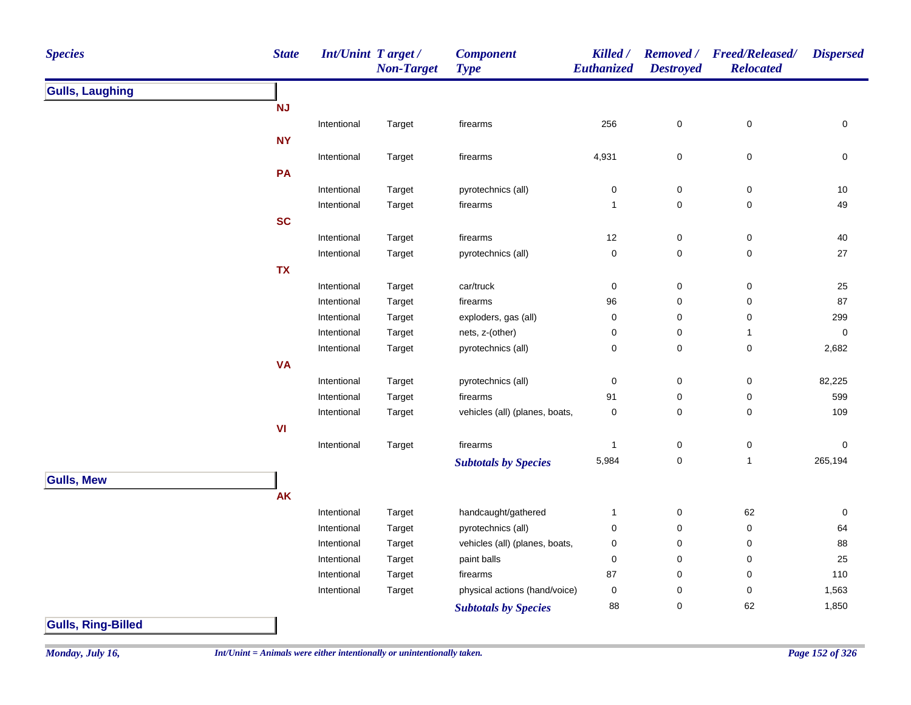| Species | State | Int/Unint | Target / Non-Target | Component Type | Killed / Euthanized | Removed / Destroyed | Freed/Released/ Relocated | Dispersed |
|---|---|---|---|---|---|---|---|---|
| **Gulls, Laughing** | | | | | | | | |
| | **NJ** | | | | | | | |
| | | Intentional | Target | firearms | 256 | 0 | 0 | 0 |
| | **NY** | | | | | | | |
| | | Intentional | Target | firearms | 4,931 | 0 | 0 | 0 |
| | **PA** | | | | | | | |
| | | Intentional | Target | pyrotechnics (all) | 0 | 0 | 0 | 10 |
| | | Intentional | Target | firearms | 1 | 0 | 0 | 49 |
| | **SC** | | | | | | | |
| | | Intentional | Target | firearms | 12 | 0 | 0 | 40 |
| | | Intentional | Target | pyrotechnics (all) | 0 | 0 | 0 | 27 |
| | **TX** | | | | | | | |
| | | Intentional | Target | car/truck | 0 | 0 | 0 | 25 |
| | | Intentional | Target | firearms | 96 | 0 | 0 | 87 |
| | | Intentional | Target | exploders, gas (all) | 0 | 0 | 0 | 299 |
| | | Intentional | Target | nets, z-(other) | 0 | 0 | 1 | 0 |
| | | Intentional | Target | pyrotechnics (all) | 0 | 0 | 0 | 2,682 |
| | **VA** | | | | | | | |
| | | Intentional | Target | pyrotechnics (all) | 0 | 0 | 0 | 82,225 |
| | | Intentional | Target | firearms | 91 | 0 | 0 | 599 |
| | | Intentional | Target | vehicles (all) (planes, boats, | 0 | 0 | 0 | 109 |
| | **VI** | | | | | | | |
| | | Intentional | Target | firearms | 1 | 0 | 0 | 0 |
| | | | | ***Subtotals by Species*** | 5,984 | 0 | 1 | 265,194 |
| **Gulls, Mew** | | | | | | | | |
| | **AK** | | | | | | | |
| | | Intentional | Target | handcaught/gathered | 1 | 0 | 62 | 0 |
| | | Intentional | Target | pyrotechnics (all) | 0 | 0 | 0 | 64 |
| | | Intentional | Target | vehicles (all) (planes, boats, | 0 | 0 | 0 | 88 |
| | | Intentional | Target | paint balls | 0 | 0 | 0 | 25 |
| | | Intentional | Target | firearms | 87 | 0 | 0 | 110 |
| | | Intentional | Target | physical actions (hand/voice) | 0 | 0 | 0 | 1,563 |
| | | | | ***Subtotals by Species*** | 88 | 0 | 62 | 1,850 |
| **Gulls, Ring-Billed** | | | | | | | | |

*Monday, July 16,*

*Int/Unint = Animals were either intentionally or unintentionally taken.*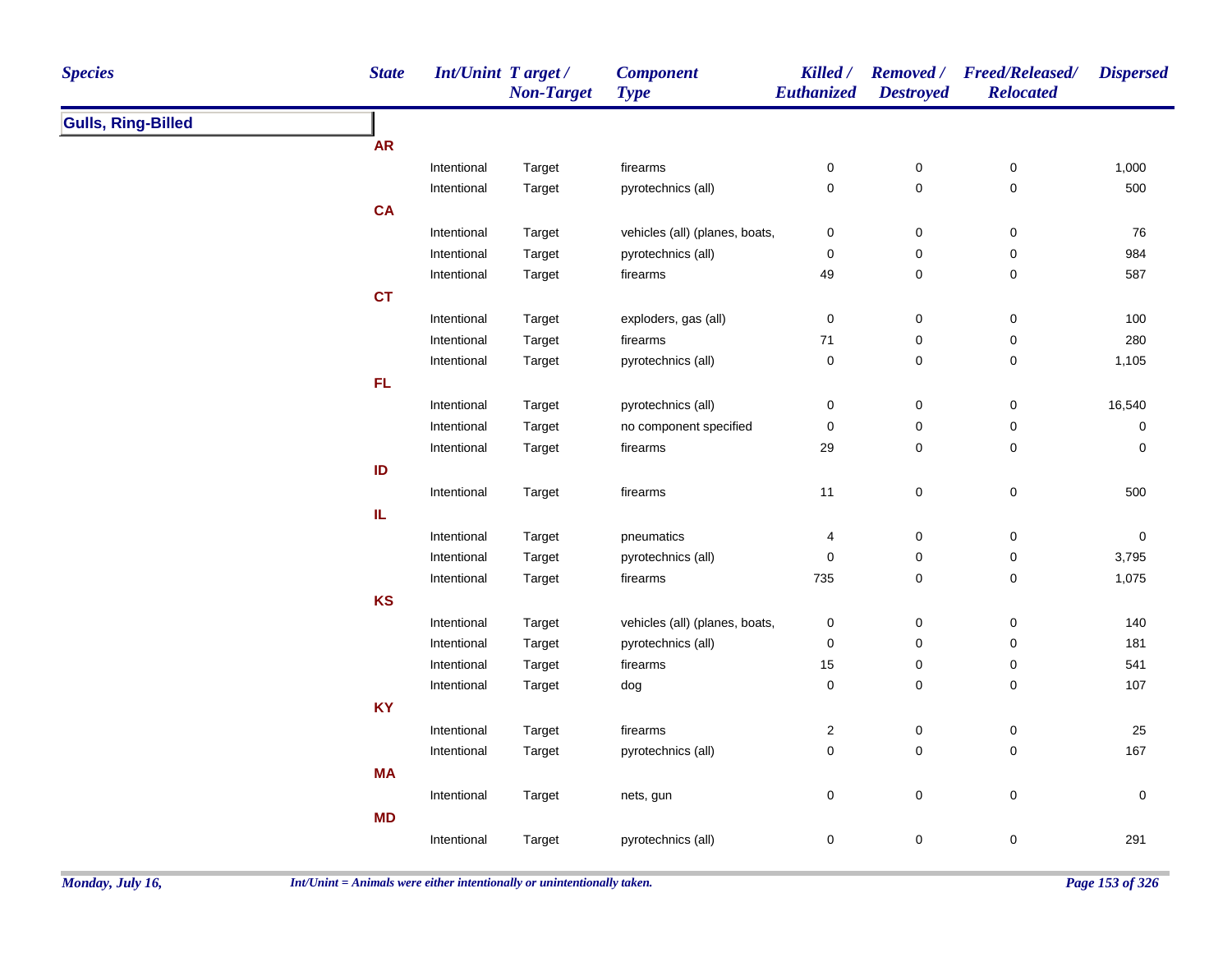| Species | State | Int/Unint | Target / Non-Target | Component Type | Killed / Euthanized | Removed / Destroyed | Freed/Released/ Relocated | Dispersed |
|---|---|---|---|---|---|---|---|---|
| **Gulls, Ring-Billed** | | | | | | | | |
| | **AR** | | | | | | | |
| | | Intentional | Target | firearms | 0 | 0 | 0 | 1,000 |
| | | Intentional | Target | pyrotechnics (all) | 0 | 0 | 0 | 500 |
| | **CA** | | | | | | | |
| | | Intentional | Target | vehicles (all) (planes, boats, | 0 | 0 | 0 | 76 |
| | | Intentional | Target | pyrotechnics (all) | 0 | 0 | 0 | 984 |
| | | Intentional | Target | firearms | 49 | 0 | 0 | 587 |
| | **CT** | | | | | | | |
| | | Intentional | Target | exploders, gas (all) | 0 | 0 | 0 | 100 |
| | | Intentional | Target | firearms | 71 | 0 | 0 | 280 |
| | | Intentional | Target | pyrotechnics (all) | 0 | 0 | 0 | 1,105 |
| | **FL** | | | | | | | |
| | | Intentional | Target | pyrotechnics (all) | 0 | 0 | 0 | 16,540 |
| | | Intentional | Target | no component specified | 0 | 0 | 0 | 0 |
| | | Intentional | Target | firearms | 29 | 0 | 0 | 0 |
| | **ID** | | | | | | | |
| | | Intentional | Target | firearms | 11 | 0 | 0 | 500 |
| | **IL** | | | | | | | |
| | | Intentional | Target | pneumatics | 4 | 0 | 0 | 0 |
| | | Intentional | Target | pyrotechnics (all) | 0 | 0 | 0 | 3,795 |
| | | Intentional | Target | firearms | 735 | 0 | 0 | 1,075 |
| | **KS** | | | | | | | |
| | | Intentional | Target | vehicles (all) (planes, boats, | 0 | 0 | 0 | 140 |
| | | Intentional | Target | pyrotechnics (all) | 0 | 0 | 0 | 181 |
| | | Intentional | Target | firearms | 15 | 0 | 0 | 541 |
| | | Intentional | Target | dog | 0 | 0 | 0 | 107 |
| | **KY** | | | | | | | |
| | | Intentional | Target | firearms | 2 | 0 | 0 | 25 |
| | | Intentional | Target | pyrotechnics (all) | 0 | 0 | 0 | 167 |
| | **MA** | | | | | | | |
| | | Intentional | Target | nets, gun | 0 | 0 | 0 | 0 |
| | **MD** | | | | | | | |
| | | Intentional | Target | pyrotechnics (all) | 0 | 0 | 0 | 291 |

*Int/Unint = Animals were either intentionally or unintentionally taken.*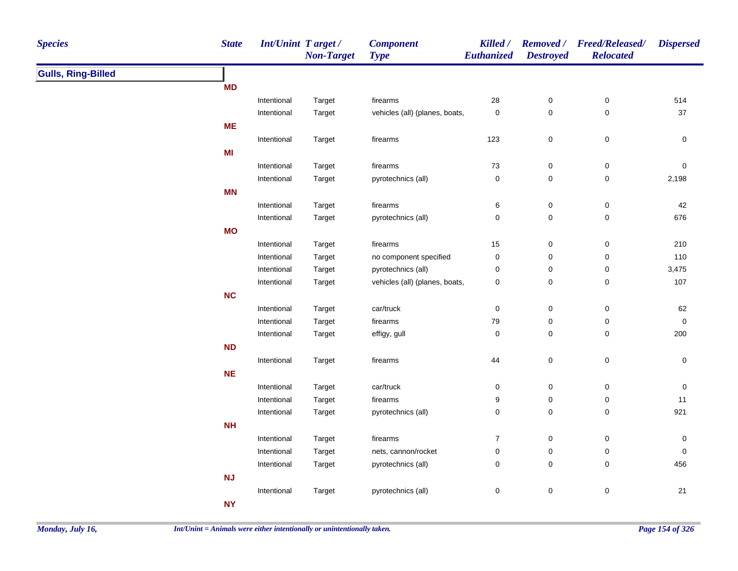| Species | State | Int/Unint | Target / Non-Target | Component Type | Killed / Euthanized | Removed / Destroyed | Freed/Released/ Relocated | Dispersed |
|---|---|---|---|---|---|---|---|---|
| **Gulls, Ring-Billed** | | | | | | | | |
| | **MD** | | | | | | | |
| | | Intentional | Target | firearms | 28 | 0 | 0 | 514 |
| | | Intentional | Target | vehicles (all) (planes, boats, | 0 | 0 | 0 | 37 |
| | **ME** | | | | | | | |
| | | Intentional | Target | firearms | 123 | 0 | 0 | 0 |
| | **MI** | | | | | | | |
| | | Intentional | Target | firearms | 73 | 0 | 0 | 0 |
| | | Intentional | Target | pyrotechnics (all) | 0 | 0 | 0 | 2,198 |
| | **MN** | | | | | | | |
| | | Intentional | Target | firearms | 6 | 0 | 0 | 42 |
| | | Intentional | Target | pyrotechnics (all) | 0 | 0 | 0 | 676 |
| | **MO** | | | | | | | |
| | | Intentional | Target | firearms | 15 | 0 | 0 | 210 |
| | | Intentional | Target | no component specified | 0 | 0 | 0 | 110 |
| | | Intentional | Target | pyrotechnics (all) | 0 | 0 | 0 | 3,475 |
| | | Intentional | Target | vehicles (all) (planes, boats, | 0 | 0 | 0 | 107 |
| | **NC** | | | | | | | |
| | | Intentional | Target | car/truck | 0 | 0 | 0 | 62 |
| | | Intentional | Target | firearms | 79 | 0 | 0 | 0 |
| | | Intentional | Target | effigy, gull | 0 | 0 | 0 | 200 |
| | **ND** | | | | | | | |
| | | Intentional | Target | firearms | 44 | 0 | 0 | 0 |
| | **NE** | | | | | | | |
| | | Intentional | Target | car/truck | 0 | 0 | 0 | 0 |
| | | Intentional | Target | firearms | 9 | 0 | 0 | 11 |
| | | Intentional | Target | pyrotechnics (all) | 0 | 0 | 0 | 921 |
| | **NH** | | | | | | | |
| | | Intentional | Target | firearms | 7 | 0 | 0 | 0 |
| | | Intentional | Target | nets, cannon/rocket | 0 | 0 | 0 | 0 |
| | | Intentional | Target | pyrotechnics (all) | 0 | 0 | 0 | 456 |
| | **NJ** | | | | | | | |
| | | Intentional | Target | pyrotechnics (all) | 0 | 0 | 0 | 21 |
| | **NY** | | | | | | | |

*Int/Unint = Animals were either intentionally or unintentionally taken.*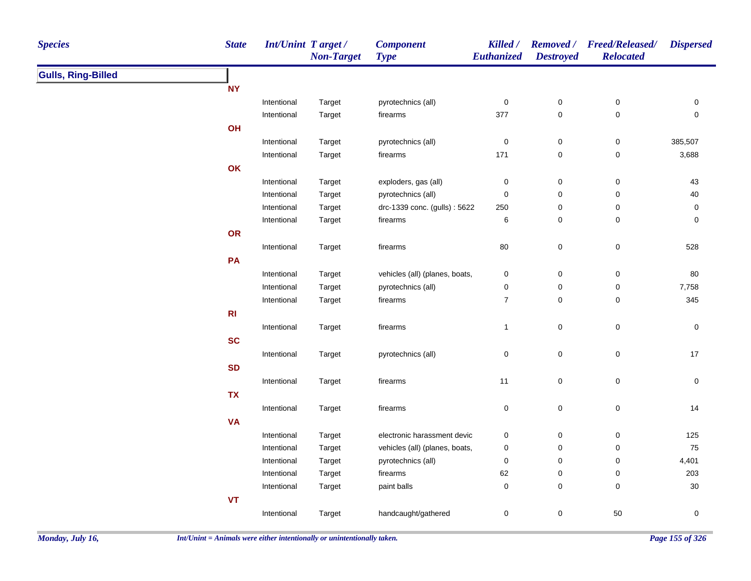| Species | State | Int/Unint | Target / Non-Target | Component Type | Killed / Euthanized | Removed / Destroyed | Freed/Released/ Relocated | Dispersed |
|---|---|---|---|---|---|---|---|---|
| **Gulls, Ring-Billed** | | | | | | | | |
| | **NY** | | | | | | | |
| | | Intentional | Target | pyrotechnics (all) | 0 | 0 | 0 | 0 |
| | | Intentional | Target | firearms | 377 | 0 | 0 | 0 |
| | **OH** | | | | | | | |
| | | Intentional | Target | pyrotechnics (all) | 0 | 0 | 0 | 385,507 |
| | | Intentional | Target | firearms | 171 | 0 | 0 | 3,688 |
| | **OK** | | | | | | | |
| | | Intentional | Target | exploders, gas (all) | 0 | 0 | 0 | 43 |
| | | Intentional | Target | pyrotechnics (all) | 0 | 0 | 0 | 40 |
| | | Intentional | Target | drc-1339 conc. (gulls) : 5622 | 250 | 0 | 0 | 0 |
| | | Intentional | Target | firearms | 6 | 0 | 0 | 0 |
| | **OR** | | | | | | | |
| | | Intentional | Target | firearms | 80 | 0 | 0 | 528 |
| | **PA** | | | | | | | |
| | | Intentional | Target | vehicles (all) (planes, boats, | 0 | 0 | 0 | 80 |
| | | Intentional | Target | pyrotechnics (all) | 0 | 0 | 0 | 7,758 |
| | | Intentional | Target | firearms | 7 | 0 | 0 | 345 |
| | **RI** | | | | | | | |
| | | Intentional | Target | firearms | 1 | 0 | 0 | 0 |
| | **SC** | | | | | | | |
| | | Intentional | Target | pyrotechnics (all) | 0 | 0 | 0 | 17 |
| | **SD** | | | | | | | |
| | | Intentional | Target | firearms | 11 | 0 | 0 | 0 |
| | **TX** | | | | | | | |
| | | Intentional | Target | firearms | 0 | 0 | 0 | 14 |
| | **VA** | | | | | | | |
| | | Intentional | Target | electronic harassment devic | 0 | 0 | 0 | 125 |
| | | Intentional | Target | vehicles (all) (planes, boats, | 0 | 0 | 0 | 75 |
| | | Intentional | Target | pyrotechnics (all) | 0 | 0 | 0 | 4,401 |
| | | Intentional | Target | firearms | 62 | 0 | 0 | 203 |
| | | Intentional | Target | paint balls | 0 | 0 | 0 | 30 |
| | **VT** | | | | | | | |
| | | Intentional | Target | handcaught/gathered | 0 | 0 | 50 | 0 |

*Int/Unint = Animals were either intentionally or unintentionally taken.*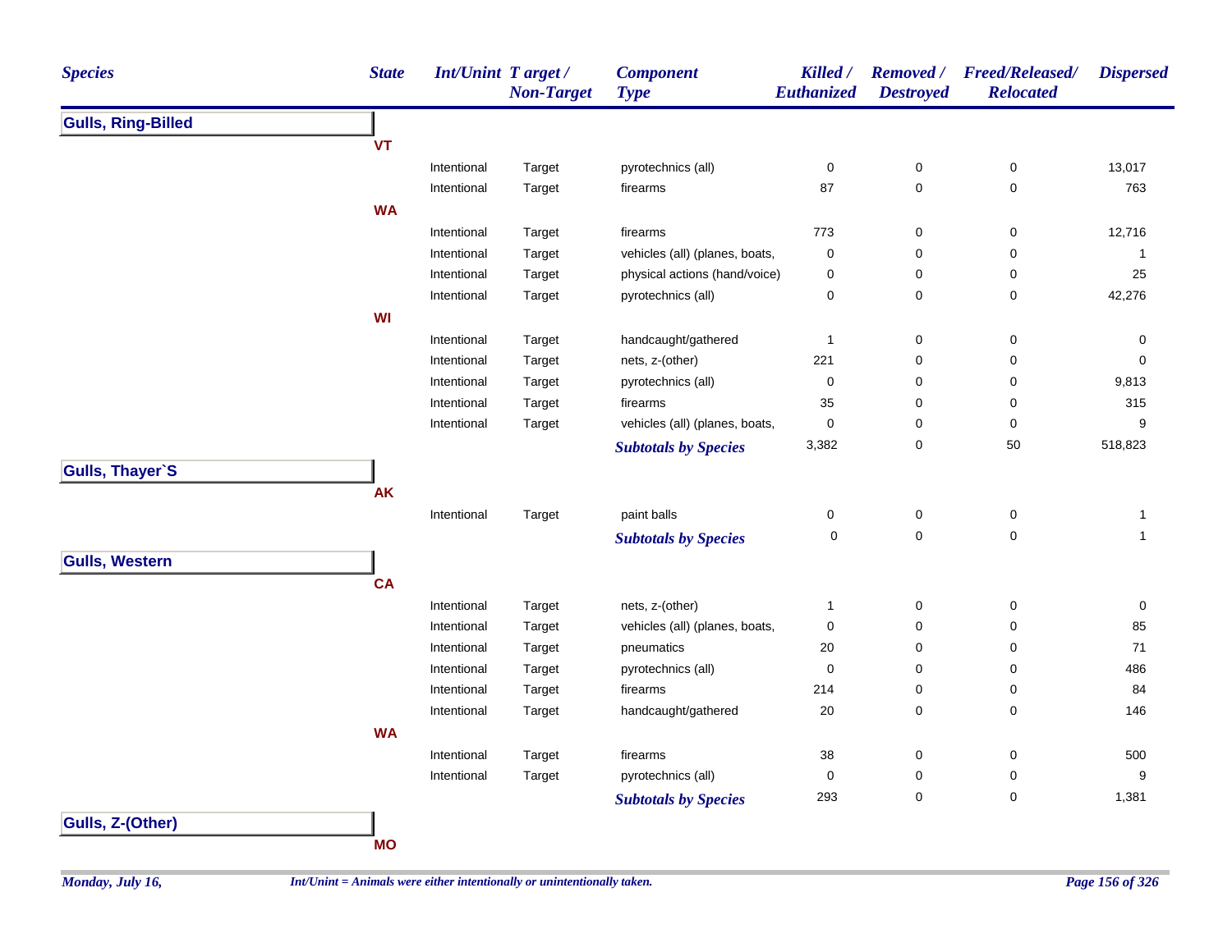| Species | State | Int/Unint | Target / Non-Target | Component Type | Killed / Euthanized | Removed / Destroyed | Freed/Released/ Relocated | Dispersed |
|---|---|---|---|---|---|---|---|---|
| **Gulls, Ring-Billed** | | | | | | | | |
| | **VT** | | | | | | | |
| | | Intentional | Target | pyrotechnics (all) | 0 | 0 | 0 | 13,017 |
| | | Intentional | Target | firearms | 87 | 0 | 0 | 763 |
| | **WA** | | | | | | | |
| | | Intentional | Target | firearms | 773 | 0 | 0 | 12,716 |
| | | Intentional | Target | vehicles (all) (planes, boats, | 0 | 0 | 0 | 1 |
| | | Intentional | Target | physical actions (hand/voice) | 0 | 0 | 0 | 25 |
| | | Intentional | Target | pyrotechnics (all) | 0 | 0 | 0 | 42,276 |
| | **WI** | | | | | | | |
| | | Intentional | Target | handcaught/gathered | 1 | 0 | 0 | 0 |
| | | Intentional | Target | nets, z-(other) | 221 | 0 | 0 | 0 |
| | | Intentional | Target | pyrotechnics (all) | 0 | 0 | 0 | 9,813 |
| | | Intentional | Target | firearms | 35 | 0 | 0 | 315 |
| | | Intentional | Target | vehicles (all) (planes, boats, | 0 | 0 | 0 | 9 |
| | | | | ***Subtotals by Species*** | 3,382 | 0 | 50 | 518,823 |
| **Gulls, Thayer`S** | | | | | | | | |
| | **AK** | | | | | | | |
| | | Intentional | Target | paint balls | 0 | 0 | 0 | 1 |
| | | | | ***Subtotals by Species*** | 0 | 0 | 0 | 1 |
| **Gulls, Western** | | | | | | | | |
| | **CA** | | | | | | | |
| | | Intentional | Target | nets, z-(other) | 1 | 0 | 0 | 0 |
| | | Intentional | Target | vehicles (all) (planes, boats, | 0 | 0 | 0 | 85 |
| | | Intentional | Target | pneumatics | 20 | 0 | 0 | 71 |
| | | Intentional | Target | pyrotechnics (all) | 0 | 0 | 0 | 486 |
| | | Intentional | Target | firearms | 214 | 0 | 0 | 84 |
| | | Intentional | Target | handcaught/gathered | 20 | 0 | 0 | 146 |
| | **WA** | | | | | | | |
| | | Intentional | Target | firearms | 38 | 0 | 0 | 500 |
| | | Intentional | Target | pyrotechnics (all) | 0 | 0 | 0 | 9 |
| | | | | ***Subtotals by Species*** | 293 | 0 | 0 | 1,381 |
| **Gulls, Z-(Other)** | | | | | | | | |
| | **MO** | | | | | | | |

*Monday, July 16,* *Int/Unint = Animals were either intentionally or unintentionally taken.*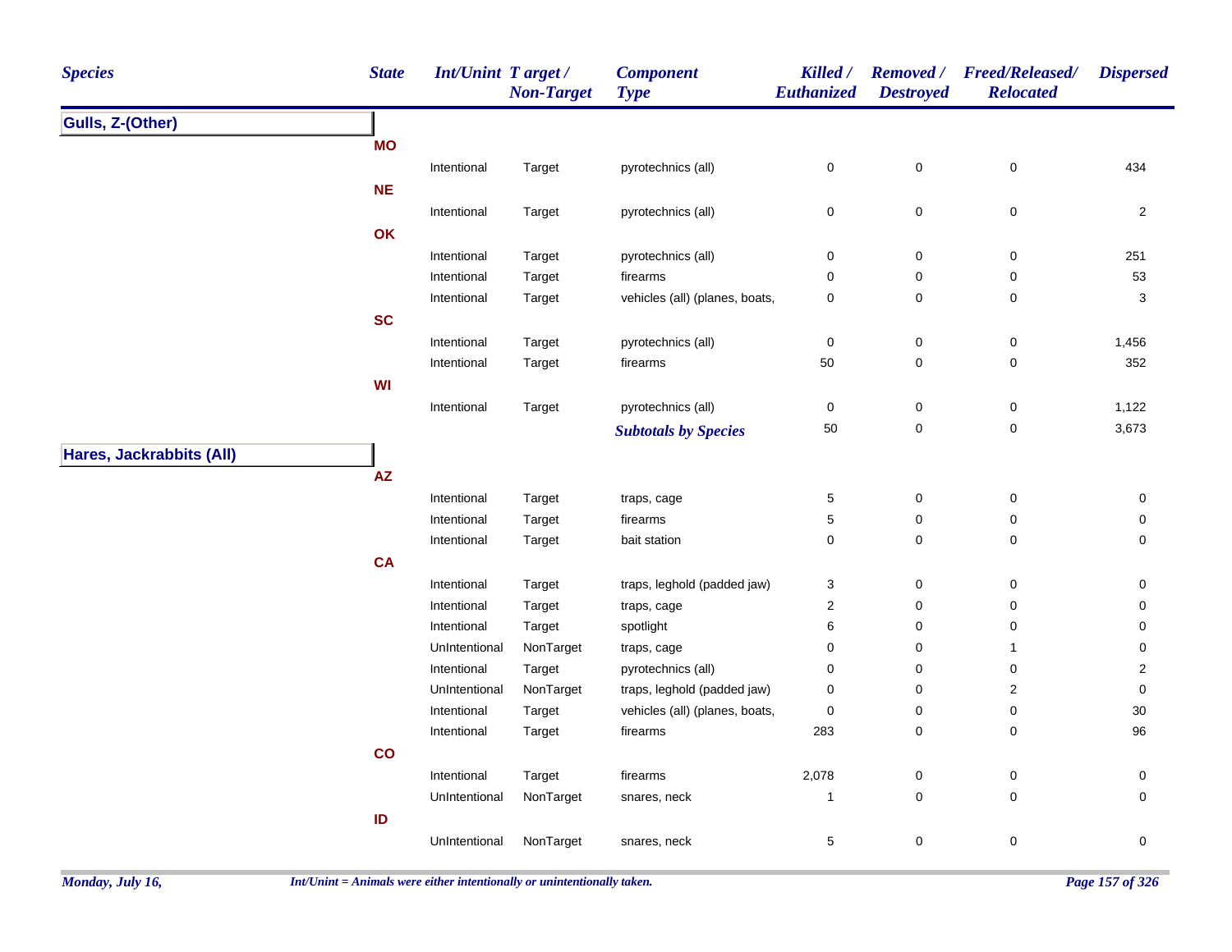| Species | State | Int/Unint | Target / Non-Target | Component Type | Killed / Euthanized | Removed / Destroyed | Freed/Released/ Relocated | Dispersed |
|---|---|---|---|---|---|---|---|---|
| **Gulls, Z-(Other)** | | | | | | | | |
| | **MO** | | | | | | | |
| | | Intentional | Target | pyrotechnics (all) | 0 | 0 | 0 | 434 |
| | **NE** | | | | | | | |
| | | Intentional | Target | pyrotechnics (all) | 0 | 0 | 0 | 2 |
| | **OK** | | | | | | | |
| | | Intentional | Target | pyrotechnics (all) | 0 | 0 | 0 | 251 |
| | | Intentional | Target | firearms | 0 | 0 | 0 | 53 |
| | | Intentional | Target | vehicles (all) (planes, boats, | 0 | 0 | 0 | 3 |
| | **SC** | | | | | | | |
| | | Intentional | Target | pyrotechnics (all) | 0 | 0 | 0 | 1,456 |
| | | Intentional | Target | firearms | 50 | 0 | 0 | 352 |
| | **WI** | | | | | | | |
| | | Intentional | Target | pyrotechnics (all) | 0 | 0 | 0 | 1,122 |
| | | | | ***Subtotals by Species*** | 50 | 0 | 0 | 3,673 |
| **Hares, Jackrabbits (All)** | | | | | | | | |
| | **AZ** | | | | | | | |
| | | Intentional | Target | traps, cage | 5 | 0 | 0 | 0 |
| | | Intentional | Target | firearms | 5 | 0 | 0 | 0 |
| | | Intentional | Target | bait station | 0 | 0 | 0 | 0 |
| | **CA** | | | | | | | |
| | | Intentional | Target | traps, leghold (padded jaw) | 3 | 0 | 0 | 0 |
| | | Intentional | Target | traps, cage | 2 | 0 | 0 | 0 |
| | | Intentional | Target | spotlight | 6 | 0 | 0 | 0 |
| | | UnIntentional | NonTarget | traps, cage | 0 | 0 | 1 | 0 |
| | | Intentional | Target | pyrotechnics (all) | 0 | 0 | 0 | 2 |
| | | UnIntentional | NonTarget | traps, leghold (padded jaw) | 0 | 0 | 2 | 0 |
| | | Intentional | Target | vehicles (all) (planes, boats, | 0 | 0 | 0 | 30 |
| | | Intentional | Target | firearms | 283 | 0 | 0 | 96 |
| | **CO** | | | | | | | |
| | | Intentional | Target | firearms | 2,078 | 0 | 0 | 0 |
| | | UnIntentional | NonTarget | snares, neck | 1 | 0 | 0 | 0 |
| | **ID** | | | | | | | |
| | | UnIntentional | NonTarget | snares, neck | 5 | 0 | 0 | 0 |

*Int/Unint = Animals were either intentionally or unintentionally taken.*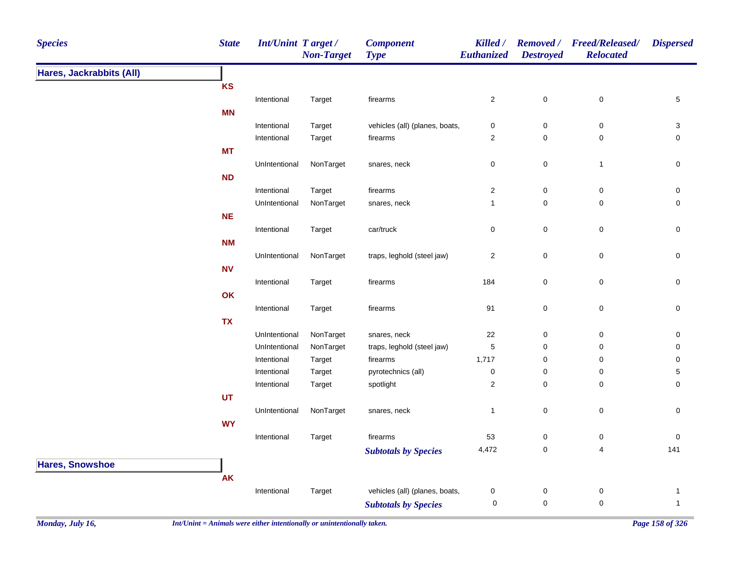| Species | State | Int/Unint | Target / Non-Target | Component Type | Killed / Euthanized | Removed / Destroyed | Freed/Released/ Relocated | Dispersed |
|---|---|---|---|---|---|---|---|---|
| **Hares, Jackrabbits (All)** | | | | | | | | |
| | **KS** | | | | | | | |
| | | Intentional | Target | firearms | 2 | 0 | 0 | 5 |
| | **MN** | | | | | | | |
| | | Intentional | Target | vehicles (all) (planes, boats, | 0 | 0 | 0 | 3 |
| | | Intentional | Target | firearms | 2 | 0 | 0 | 0 |
| | **MT** | | | | | | | |
| | | UnIntentional | NonTarget | snares, neck | 0 | 0 | 1 | 0 |
| | **ND** | | | | | | | |
| | | Intentional | Target | firearms | 2 | 0 | 0 | 0 |
| | | UnIntentional | NonTarget | snares, neck | 1 | 0 | 0 | 0 |
| | **NE** | | | | | | | |
| | | Intentional | Target | car/truck | 0 | 0 | 0 | 0 |
| | **NM** | | | | | | | |
| | | UnIntentional | NonTarget | traps, leghold (steel jaw) | 2 | 0 | 0 | 0 |
| | **NV** | | | | | | | |
| | | Intentional | Target | firearms | 184 | 0 | 0 | 0 |
| | **OK** | | | | | | | |
| | | Intentional | Target | firearms | 91 | 0 | 0 | 0 |
| | **TX** | | | | | | | |
| | | UnIntentional | NonTarget | snares, neck | 22 | 0 | 0 | 0 |
| | | UnIntentional | NonTarget | traps, leghold (steel jaw) | 5 | 0 | 0 | 0 |
| | | Intentional | Target | firearms | 1,717 | 0 | 0 | 0 |
| | | Intentional | Target | pyrotechnics (all) | 0 | 0 | 0 | 5 |
| | | Intentional | Target | spotlight | 2 | 0 | 0 | 0 |
| | **UT** | | | | | | | |
| | | UnIntentional | NonTarget | snares, neck | 1 | 0 | 0 | 0 |
| | **WY** | | | | | | | |
| | | Intentional | Target | firearms | 53 | 0 | 0 | 0 |
| | | | | ***Subtotals by Species*** | 4,472 | 0 | 4 | 141 |
| **Hares, Snowshoe** | | | | | | | | |
| | **AK** | | | | | | | |
| | | Intentional | Target | vehicles (all) (planes, boats, | 0 | 0 | 0 | 1 |
| | | | | ***Subtotals by Species*** | 0 | 0 | 0 | 1 |

*Int/Unint = Animals were either intentionally or unintentionally taken.*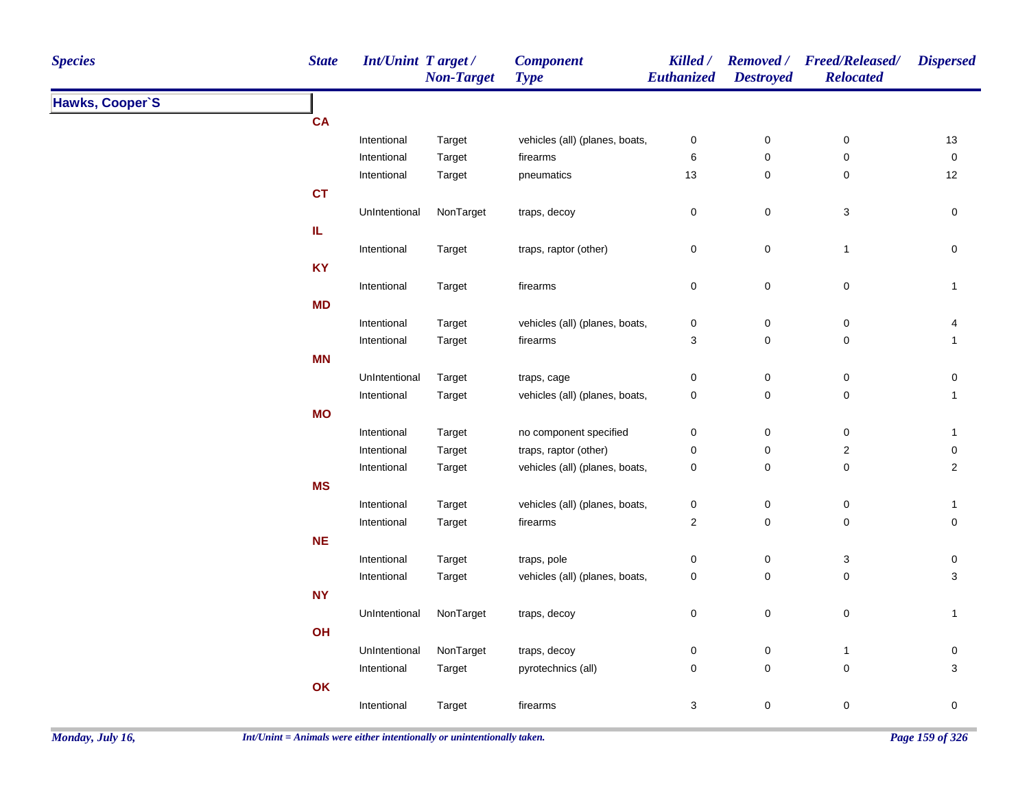| Species | State | Int/Unint | Target / Non-Target | Component Type | Killed / Euthanized | Removed / Destroyed | Freed/Released/ Relocated | Dispersed |
|---|---|---|---|---|---|---|---|---|
| **Hawks, Cooper`S** | | | | | | | | |
| | **CA** | | | | | | | |
| | | Intentional | Target | vehicles (all) (planes, boats, | 0 | 0 | 0 | 13 |
| | | Intentional | Target | firearms | 6 | 0 | 0 | 0 |
| | | Intentional | Target | pneumatics | 13 | 0 | 0 | 12 |
| | **CT** | | | | | | | |
| | | UnIntentional | NonTarget | traps, decoy | 0 | 0 | 3 | 0 |
| | **IL** | | | | | | | |
| | | Intentional | Target | traps, raptor (other) | 0 | 0 | 1 | 0 |
| | **KY** | | | | | | | |
| | | Intentional | Target | firearms | 0 | 0 | 0 | 1 |
| | **MD** | | | | | | | |
| | | Intentional | Target | vehicles (all) (planes, boats, | 0 | 0 | 0 | 4 |
| | | Intentional | Target | firearms | 3 | 0 | 0 | 1 |
| | **MN** | | | | | | | |
| | | UnIntentional | Target | traps, cage | 0 | 0 | 0 | 0 |
| | | Intentional | Target | vehicles (all) (planes, boats, | 0 | 0 | 0 | 1 |
| | **MO** | | | | | | | |
| | | Intentional | Target | no component specified | 0 | 0 | 0 | 1 |
| | | Intentional | Target | traps, raptor (other) | 0 | 0 | 2 | 0 |
| | | Intentional | Target | vehicles (all) (planes, boats, | 0 | 0 | 0 | 2 |
| | **MS** | | | | | | | |
| | | Intentional | Target | vehicles (all) (planes, boats, | 0 | 0 | 0 | 1 |
| | | Intentional | Target | firearms | 2 | 0 | 0 | 0 |
| | **NE** | | | | | | | |
| | | Intentional | Target | traps, pole | 0 | 0 | 3 | 0 |
| | | Intentional | Target | vehicles (all) (planes, boats, | 0 | 0 | 0 | 3 |
| | **NY** | | | | | | | |
| | | UnIntentional | NonTarget | traps, decoy | 0 | 0 | 0 | 1 |
| | **OH** | | | | | | | |
| | | UnIntentional | NonTarget | traps, decoy | 0 | 0 | 1 | 0 |
| | | Intentional | Target | pyrotechnics (all) | 0 | 0 | 0 | 3 |
| | **OK** | | | | | | | |
| | | Intentional | Target | firearms | 3 | 0 | 0 | 0 |

*Int/Unint = Animals were either intentionally or unintentionally taken.*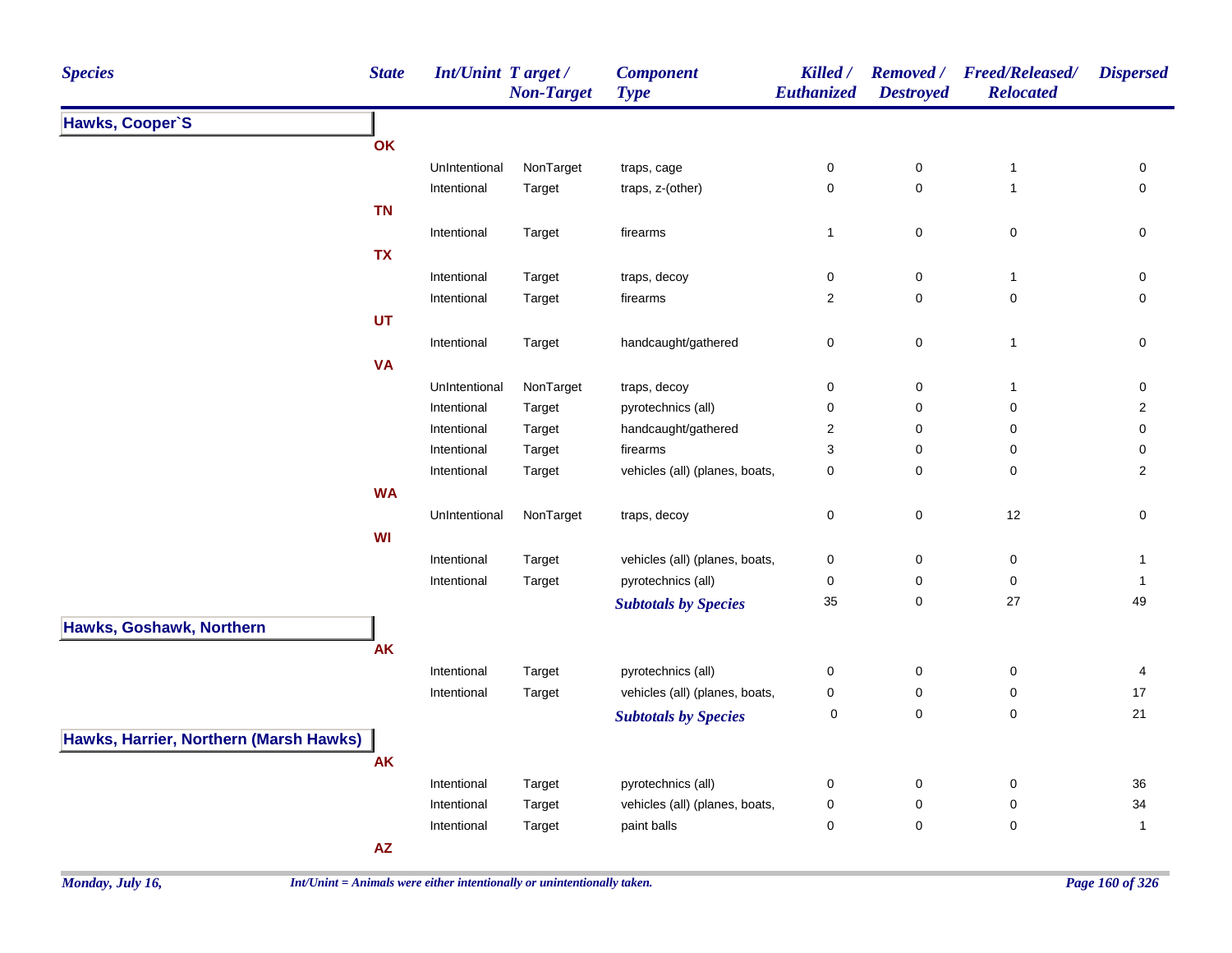| Species | State | Int/Unint | Target / Non-Target | Component Type | Killed / Euthanized | Removed / Destroyed | Freed/Released/ Relocated | Dispersed |
|---|---|---|---|---|---|---|---|---|
| **Hawks, Cooper`S** | | | | | | | | |
| | OK | | | | | | | |
| | | UnIntentional | NonTarget | traps, cage | 0 | 0 | 1 | 0 |
| | | Intentional | Target | traps, z-(other) | 0 | 0 | 1 | 0 |
| | TN | | | | | | | |
| | | Intentional | Target | firearms | 1 | 0 | 0 | 0 |
| | TX | | | | | | | |
| | | Intentional | Target | traps, decoy | 0 | 0 | 1 | 0 |
| | | Intentional | Target | firearms | 2 | 0 | 0 | 0 |
| | UT | | | | | | | |
| | | Intentional | Target | handcaught/gathered | 0 | 0 | 1 | 0 |
| | VA | | | | | | | |
| | | UnIntentional | NonTarget | traps, decoy | 0 | 0 | 1 | 0 |
| | | Intentional | Target | pyrotechnics (all) | 0 | 0 | 0 | 2 |
| | | Intentional | Target | handcaught/gathered | 2 | 0 | 0 | 0 |
| | | Intentional | Target | firearms | 3 | 0 | 0 | 0 |
| | | Intentional | Target | vehicles (all) (planes, boats, | 0 | 0 | 0 | 2 |
| | WA | | | | | | | |
| | | UnIntentional | NonTarget | traps, decoy | 0 | 0 | 12 | 0 |
| | WI | | | | | | | |
| | | Intentional | Target | vehicles (all) (planes, boats, | 0 | 0 | 0 | 1 |
| | | Intentional | Target | pyrotechnics (all) | 0 | 0 | 0 | 1 |
| | | | | ***Subtotals by Species*** | 35 | 0 | 27 | 49 |
| **Hawks, Goshawk, Northern** | | | | | | | | |
| | AK | | | | | | | |
| | | Intentional | Target | pyrotechnics (all) | 0 | 0 | 0 | 4 |
| | | Intentional | Target | vehicles (all) (planes, boats, | 0 | 0 | 0 | 17 |
| | | | | ***Subtotals by Species*** | 0 | 0 | 0 | 21 |
| **Hawks, Harrier, Northern (Marsh Hawks)** | | | | | | | | |
| | AK | | | | | | | |
| | | Intentional | Target | pyrotechnics (all) | 0 | 0 | 0 | 36 |
| | | Intentional | Target | vehicles (all) (planes, boats, | 0 | 0 | 0 | 34 |
| | | Intentional | Target | paint balls | 0 | 0 | 0 | 1 |
| | AZ | | | | | | | |

*Int/Unint = Animals were either intentionally or unintentionally taken.*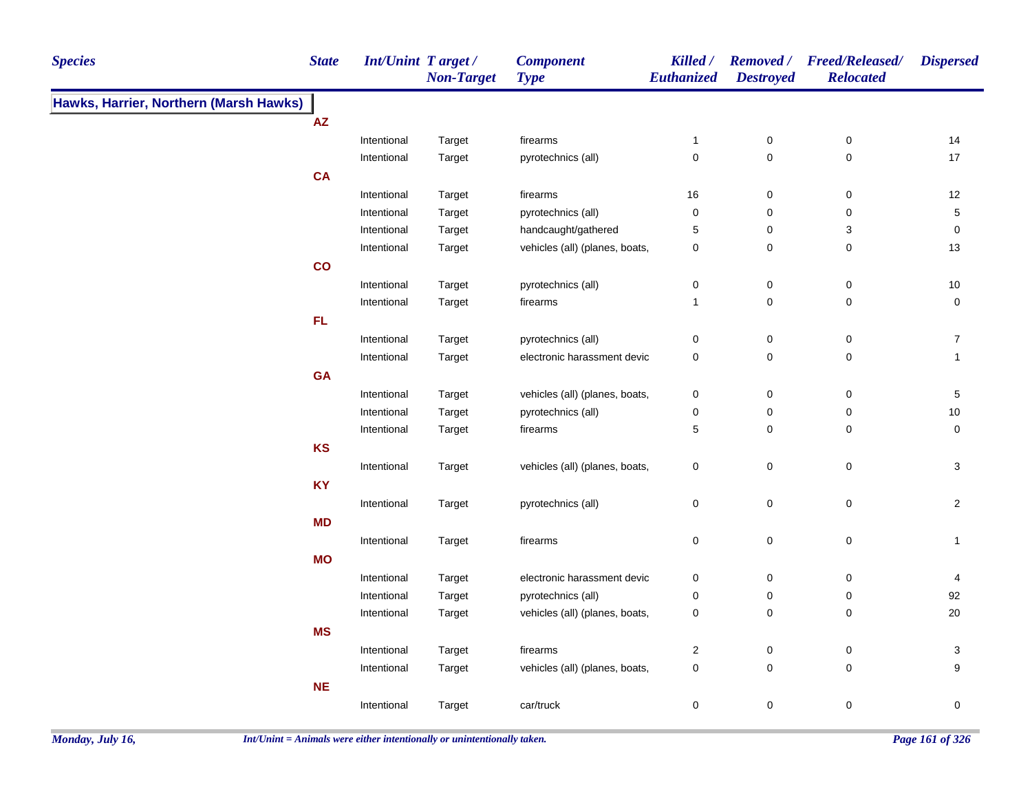| Species | State | Int/Unint | Target / Non-Target | Component Type | Killed / Euthanized | Removed / Destroyed | Freed/Released/ Relocated | Dispersed |
|---|---|---|---|---|---|---|---|---|
| **Hawks, Harrier, Northern (Marsh Hawks)** | | | | | | | | |
| | **AZ** | | | | | | | |
| | | Intentional | Target | firearms | 1 | 0 | 0 | 14 |
| | | Intentional | Target | pyrotechnics (all) | 0 | 0 | 0 | 17 |
| | **CA** | | | | | | | |
| | | Intentional | Target | firearms | 16 | 0 | 0 | 12 |
| | | Intentional | Target | pyrotechnics (all) | 0 | 0 | 0 | 5 |
| | | Intentional | Target | handcaught/gathered | 5 | 0 | 3 | 0 |
| | | Intentional | Target | vehicles (all) (planes, boats, | 0 | 0 | 0 | 13 |
| | **CO** | | | | | | | |
| | | Intentional | Target | pyrotechnics (all) | 0 | 0 | 0 | 10 |
| | | Intentional | Target | firearms | 1 | 0 | 0 | 0 |
| | **FL** | | | | | | | |
| | | Intentional | Target | pyrotechnics (all) | 0 | 0 | 0 | 7 |
| | | Intentional | Target | electronic harassment devic | 0 | 0 | 0 | 1 |
| | **GA** | | | | | | | |
| | | Intentional | Target | vehicles (all) (planes, boats, | 0 | 0 | 0 | 5 |
| | | Intentional | Target | pyrotechnics (all) | 0 | 0 | 0 | 10 |
| | | Intentional | Target | firearms | 5 | 0 | 0 | 0 |
| | **KS** | | | | | | | |
| | | Intentional | Target | vehicles (all) (planes, boats, | 0 | 0 | 0 | 3 |
| | **KY** | | | | | | | |
| | | Intentional | Target | pyrotechnics (all) | 0 | 0 | 0 | 2 |
| | **MD** | | | | | | | |
| | | Intentional | Target | firearms | 0 | 0 | 0 | 1 |
| | **MO** | | | | | | | |
| | | Intentional | Target | electronic harassment devic | 0 | 0 | 0 | 4 |
| | | Intentional | Target | pyrotechnics (all) | 0 | 0 | 0 | 92 |
| | | Intentional | Target | vehicles (all) (planes, boats, | 0 | 0 | 0 | 20 |
| | **MS** | | | | | | | |
| | | Intentional | Target | firearms | 2 | 0 | 0 | 3 |
| | | Intentional | Target | vehicles (all) (planes, boats, | 0 | 0 | 0 | 9 |
| | **NE** | | | | | | | |
| | | Intentional | Target | car/truck | 0 | 0 | 0 | 0 |

Monday, July 16,

*Int/Unint = Animals were either intentionally or unintentionally taken.*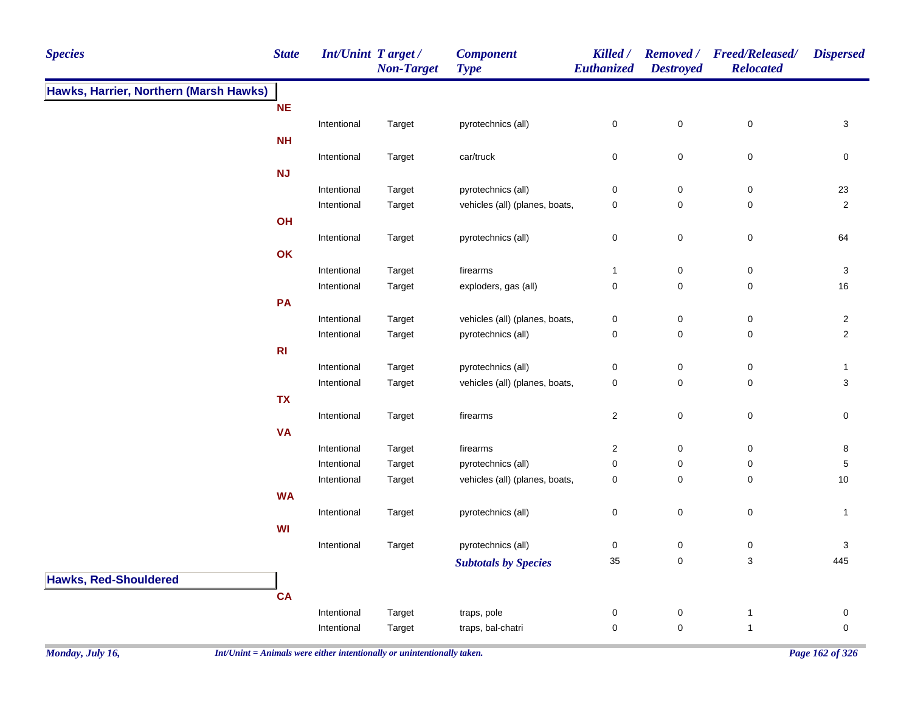| Species | State | Int/Unint | Target / Non-Target | Component Type | Killed / Euthanized | Removed / Destroyed | Freed/Released/ Relocated | Dispersed |
|---|---|---|---|---|---|---|---|---|
| **Hawks, Harrier, Northern (Marsh Hawks)** | | | | | | | | |
| | **NE** | | | | | | | |
| | | Intentional | Target | pyrotechnics (all) | 0 | 0 | 0 | 3 |
| | **NH** | | | | | | | |
| | | Intentional | Target | car/truck | 0 | 0 | 0 | 0 |
| | **NJ** | | | | | | | |
| | | Intentional | Target | pyrotechnics (all) | 0 | 0 | 0 | 23 |
| | | Intentional | Target | vehicles (all) (planes, boats, | 0 | 0 | 0 | 2 |
| | **OH** | | | | | | | |
| | | Intentional | Target | pyrotechnics (all) | 0 | 0 | 0 | 64 |
| | **OK** | | | | | | | |
| | | Intentional | Target | firearms | 1 | 0 | 0 | 3 |
| | | Intentional | Target | exploders, gas (all) | 0 | 0 | 0 | 16 |
| | **PA** | | | | | | | |
| | | Intentional | Target | vehicles (all) (planes, boats, | 0 | 0 | 0 | 2 |
| | | Intentional | Target | pyrotechnics (all) | 0 | 0 | 0 | 2 |
| | **RI** | | | | | | | |
| | | Intentional | Target | pyrotechnics (all) | 0 | 0 | 0 | 1 |
| | | Intentional | Target | vehicles (all) (planes, boats, | 0 | 0 | 0 | 3 |
| | **TX** | | | | | | | |
| | | Intentional | Target | firearms | 2 | 0 | 0 | 0 |
| | **VA** | | | | | | | |
| | | Intentional | Target | firearms | 2 | 0 | 0 | 8 |
| | | Intentional | Target | pyrotechnics (all) | 0 | 0 | 0 | 5 |
| | | Intentional | Target | vehicles (all) (planes, boats, | 0 | 0 | 0 | 10 |
| | **WA** | | | | | | | |
| | | Intentional | Target | pyrotechnics (all) | 0 | 0 | 0 | 1 |
| | **WI** | | | | | | | |
| | | Intentional | Target | pyrotechnics (all) | 0 | 0 | 0 | 3 |
| | | | | ***Subtotals by Species*** | 35 | 0 | 3 | 445 |
| **Hawks, Red-Shouldered** | | | | | | | | |
| | **CA** | | | | | | | |
| | | Intentional | Target | traps, pole | 0 | 0 | 1 | 0 |
| | | Intentional | Target | traps, bal-chatri | 0 | 0 | 1 | 0 |

*Int/Unint = Animals were either intentionally or unintentionally taken.*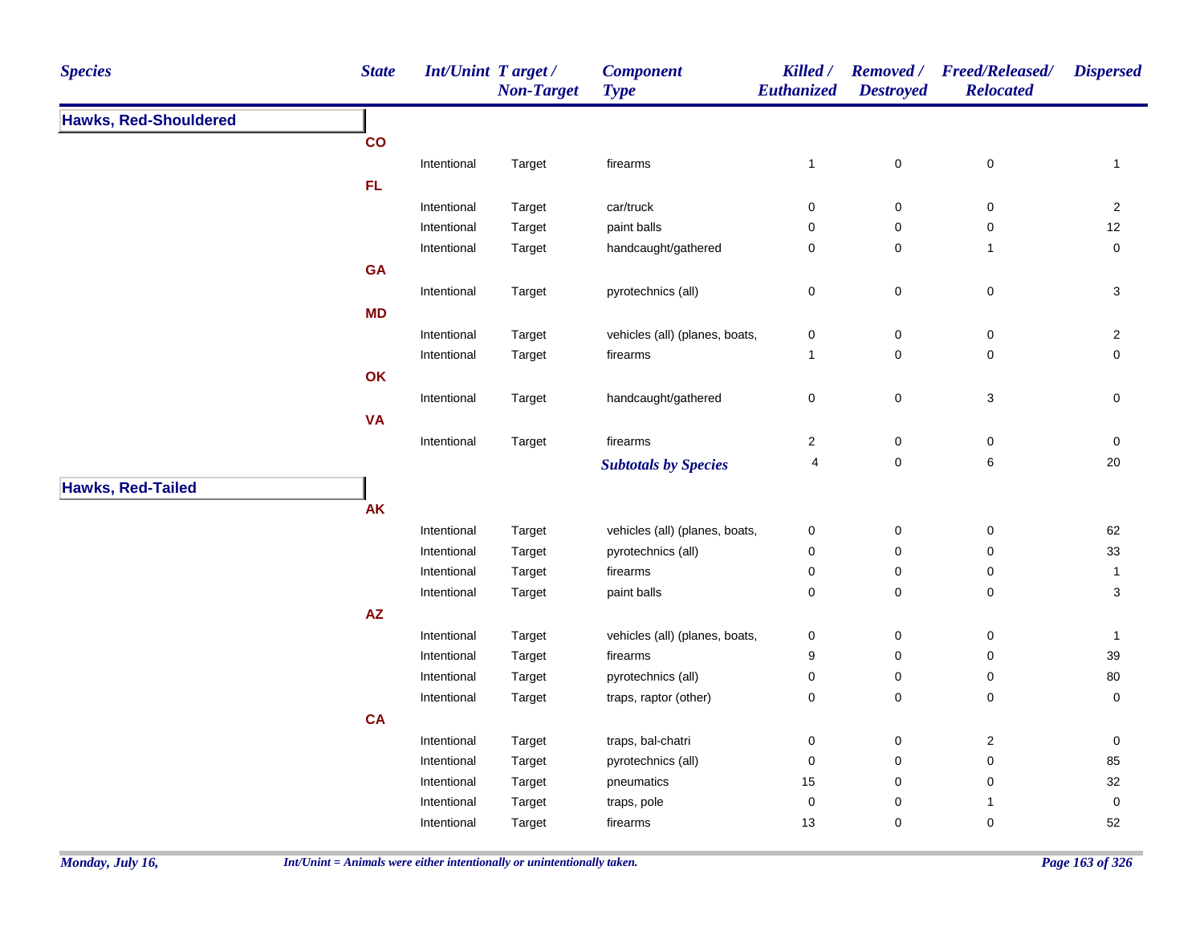| Species | State | Int/Unint | Target / Non-Target | Component Type | Killed / Euthanized | Removed / Destroyed | Freed/Released/ Relocated | Dispersed |
|---|---|---|---|---|---|---|---|---|
| **Hawks, Red-Shouldered** | | | | | | | | |
| | **CO** | | | | | | | |
| | | Intentional | Target | firearms | 1 | 0 | 0 | 1 |
| | **FL** | | | | | | | |
| | | Intentional | Target | car/truck | 0 | 0 | 0 | 2 |
| | | Intentional | Target | paint balls | 0 | 0 | 0 | 12 |
| | | Intentional | Target | handcaught/gathered | 0 | 0 | 1 | 0 |
| | **GA** | | | | | | | |
| | | Intentional | Target | pyrotechnics (all) | 0 | 0 | 0 | 3 |
| | **MD** | | | | | | | |
| | | Intentional | Target | vehicles (all) (planes, boats, | 0 | 0 | 0 | 2 |
| | | Intentional | Target | firearms | 1 | 0 | 0 | 0 |
| | **OK** | | | | | | | |
| | | Intentional | Target | handcaught/gathered | 0 | 0 | 3 | 0 |
| | **VA** | | | | | | | |
| | | Intentional | Target | firearms | 2 | 0 | 0 | 0 |
| | | | | ***Subtotals by Species*** | 4 | 0 | 6 | 20 |
| **Hawks, Red-Tailed** | | | | | | | | |
| | **AK** | | | | | | | |
| | | Intentional | Target | vehicles (all) (planes, boats, | 0 | 0 | 0 | 62 |
| | | Intentional | Target | pyrotechnics (all) | 0 | 0 | 0 | 33 |
| | | Intentional | Target | firearms | 0 | 0 | 0 | 1 |
| | | Intentional | Target | paint balls | 0 | 0 | 0 | 3 |
| | **AZ** | | | | | | | |
| | | Intentional | Target | vehicles (all) (planes, boats, | 0 | 0 | 0 | 1 |
| | | Intentional | Target | firearms | 9 | 0 | 0 | 39 |
| | | Intentional | Target | pyrotechnics (all) | 0 | 0 | 0 | 80 |
| | | Intentional | Target | traps, raptor (other) | 0 | 0 | 0 | 0 |
| | **CA** | | | | | | | |
| | | Intentional | Target | traps, bal-chatri | 0 | 0 | 2 | 0 |
| | | Intentional | Target | pyrotechnics (all) | 0 | 0 | 0 | 85 |
| | | Intentional | Target | pneumatics | 15 | 0 | 0 | 32 |
| | | Intentional | Target | traps, pole | 0 | 0 | 1 | 0 |
| | | Intentional | Target | firearms | 13 | 0 | 0 | 52 |

*Int/Unint = Animals were either intentionally or unintentionally taken.*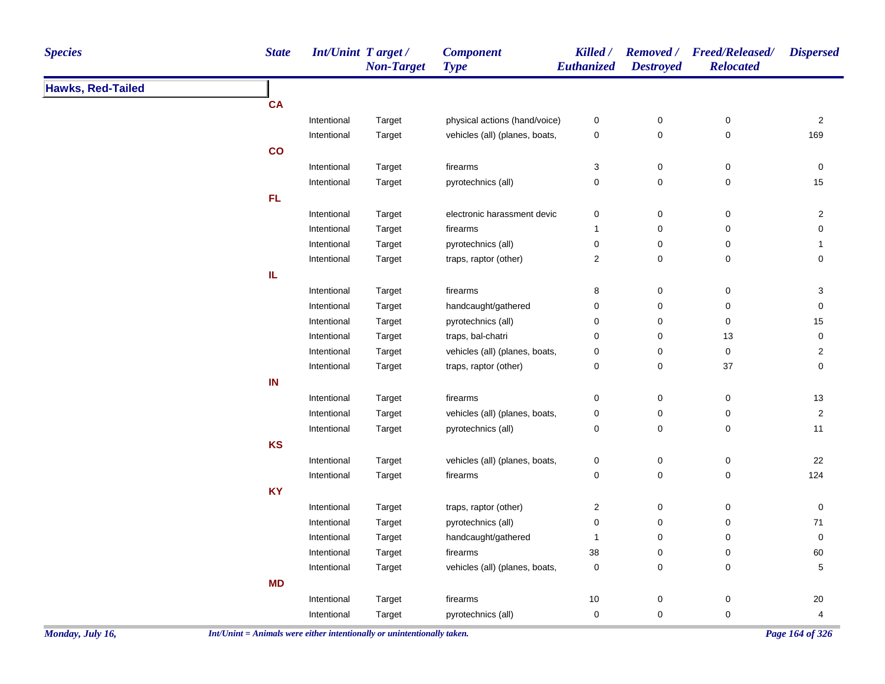| Species | State | Int/Unint | Target / Non-Target | Component Type | Killed / Euthanized | Removed / Destroyed | Freed/Released/ Relocated | Dispersed |
|---|---|---|---|---|---|---|---|---|
| **Hawks, Red-Tailed** | | | | | | | | |
| | **CA** | | | | | | | |
| | | Intentional | Target | physical actions (hand/voice) | 0 | 0 | 0 | 2 |
| | | Intentional | Target | vehicles (all) (planes, boats, | 0 | 0 | 0 | 169 |
| | **CO** | | | | | | | |
| | | Intentional | Target | firearms | 3 | 0 | 0 | 0 |
| | | Intentional | Target | pyrotechnics (all) | 0 | 0 | 0 | 15 |
| | **FL** | | | | | | | |
| | | Intentional | Target | electronic harassment devic | 0 | 0 | 0 | 2 |
| | | Intentional | Target | firearms | 1 | 0 | 0 | 0 |
| | | Intentional | Target | pyrotechnics (all) | 0 | 0 | 0 | 1 |
| | | Intentional | Target | traps, raptor (other) | 2 | 0 | 0 | 0 |
| | **IL** | | | | | | | |
| | | Intentional | Target | firearms | 8 | 0 | 0 | 3 |
| | | Intentional | Target | handcaught/gathered | 0 | 0 | 0 | 0 |
| | | Intentional | Target | pyrotechnics (all) | 0 | 0 | 0 | 15 |
| | | Intentional | Target | traps, bal-chatri | 0 | 0 | 13 | 0 |
| | | Intentional | Target | vehicles (all) (planes, boats, | 0 | 0 | 0 | 2 |
| | | Intentional | Target | traps, raptor (other) | 0 | 0 | 37 | 0 |
| | **IN** | | | | | | | |
| | | Intentional | Target | firearms | 0 | 0 | 0 | 13 |
| | | Intentional | Target | vehicles (all) (planes, boats, | 0 | 0 | 0 | 2 |
| | | Intentional | Target | pyrotechnics (all) | 0 | 0 | 0 | 11 |
| | **KS** | | | | | | | |
| | | Intentional | Target | vehicles (all) (planes, boats, | 0 | 0 | 0 | 22 |
| | | Intentional | Target | firearms | 0 | 0 | 0 | 124 |
| | **KY** | | | | | | | |
| | | Intentional | Target | traps, raptor (other) | 2 | 0 | 0 | 0 |
| | | Intentional | Target | pyrotechnics (all) | 0 | 0 | 0 | 71 |
| | | Intentional | Target | handcaught/gathered | 1 | 0 | 0 | 0 |
| | | Intentional | Target | firearms | 38 | 0 | 0 | 60 |
| | | Intentional | Target | vehicles (all) (planes, boats, | 0 | 0 | 0 | 5 |
| | **MD** | | | | | | | |
| | | Intentional | Target | firearms | 10 | 0 | 0 | 20 |
| | | Intentional | Target | pyrotechnics (all) | 0 | 0 | 0 | 4 |

*Int/Unint = Animals were either intentionally or unintentionally taken.*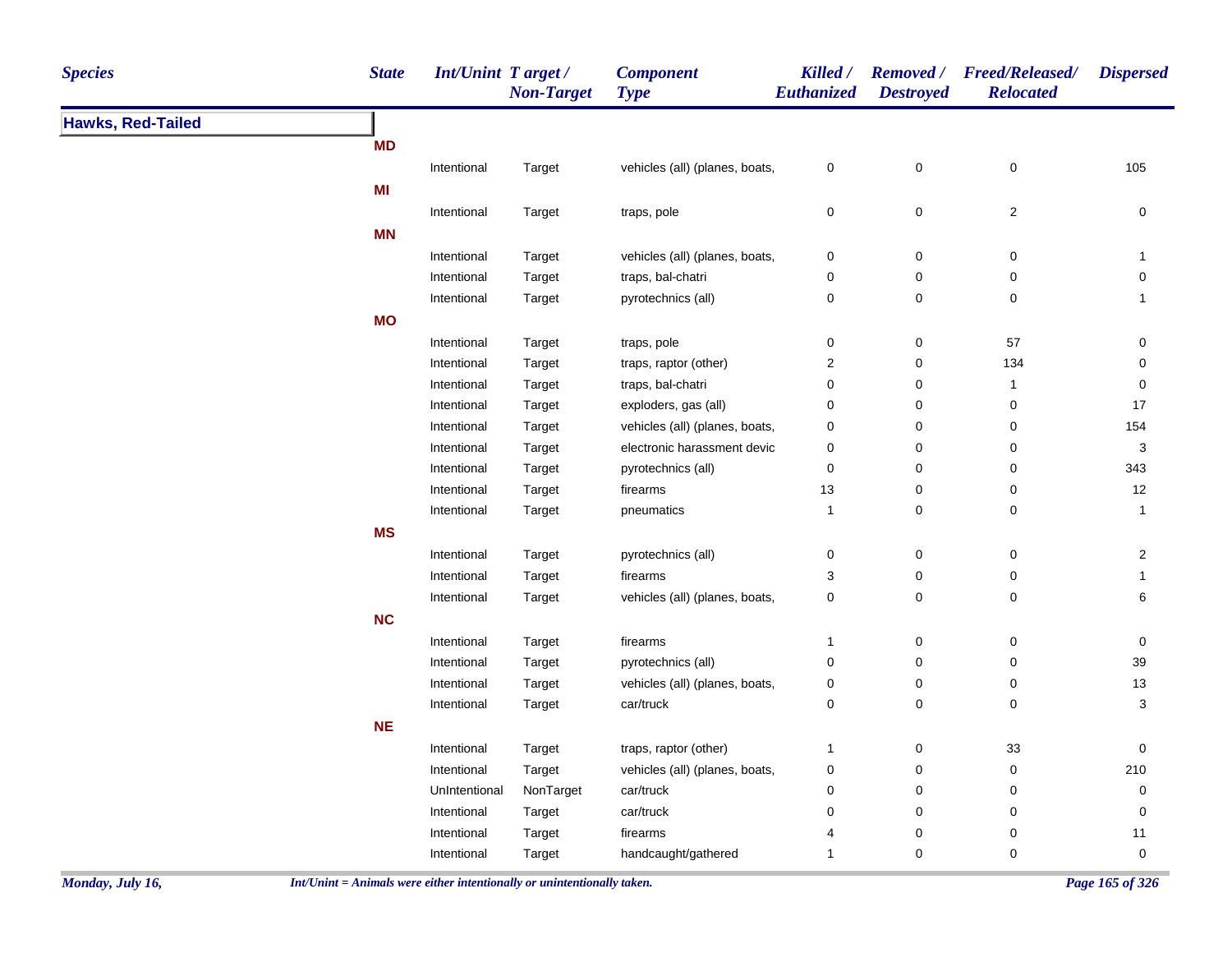| Species | State | Int/Unint | Target / Non-Target | Component Type | Killed / Euthanized | Removed / Destroyed | Freed/Released/ Relocated | Dispersed |
|---|---|---|---|---|---|---|---|---|
| **Hawks, Red-Tailed** | | | | | | | | |
| | **MD** | | | | | | | |
| | | Intentional | Target | vehicles (all) (planes, boats, | 0 | 0 | 0 | 105 |
| | **MI** | | | | | | | |
| | | Intentional | Target | traps, pole | 0 | 0 | 2 | 0 |
| | **MN** | | | | | | | |
| | | Intentional | Target | vehicles (all) (planes, boats, | 0 | 0 | 0 | 1 |
| | | Intentional | Target | traps, bal-chatri | 0 | 0 | 0 | 0 |
| | | Intentional | Target | pyrotechnics (all) | 0 | 0 | 0 | 1 |
| | **MO** | | | | | | | |
| | | Intentional | Target | traps, pole | 0 | 0 | 57 | 0 |
| | | Intentional | Target | traps, raptor (other) | 2 | 0 | 134 | 0 |
| | | Intentional | Target | traps, bal-chatri | 0 | 0 | 1 | 0 |
| | | Intentional | Target | exploders, gas (all) | 0 | 0 | 0 | 17 |
| | | Intentional | Target | vehicles (all) (planes, boats, | 0 | 0 | 0 | 154 |
| | | Intentional | Target | electronic harassment devic | 0 | 0 | 0 | 3 |
| | | Intentional | Target | pyrotechnics (all) | 0 | 0 | 0 | 343 |
| | | Intentional | Target | firearms | 13 | 0 | 0 | 12 |
| | | Intentional | Target | pneumatics | 1 | 0 | 0 | 1 |
| | **MS** | | | | | | | |
| | | Intentional | Target | pyrotechnics (all) | 0 | 0 | 0 | 2 |
| | | Intentional | Target | firearms | 3 | 0 | 0 | 1 |
| | | Intentional | Target | vehicles (all) (planes, boats, | 0 | 0 | 0 | 6 |
| | **NC** | | | | | | | |
| | | Intentional | Target | firearms | 1 | 0 | 0 | 0 |
| | | Intentional | Target | pyrotechnics (all) | 0 | 0 | 0 | 39 |
| | | Intentional | Target | vehicles (all) (planes, boats, | 0 | 0 | 0 | 13 |
| | | Intentional | Target | car/truck | 0 | 0 | 0 | 3 |
| | **NE** | | | | | | | |
| | | Intentional | Target | traps, raptor (other) | 1 | 0 | 33 | 0 |
| | | Intentional | Target | vehicles (all) (planes, boats, | 0 | 0 | 0 | 210 |
| | | UnIntentional | NonTarget | car/truck | 0 | 0 | 0 | 0 |
| | | Intentional | Target | car/truck | 0 | 0 | 0 | 0 |
| | | Intentional | Target | firearms | 4 | 0 | 0 | 11 |
| | | Intentional | Target | handcaught/gathered | 1 | 0 | 0 | 0 |

*Int/Unint = Animals were either intentionally or unintentionally taken.*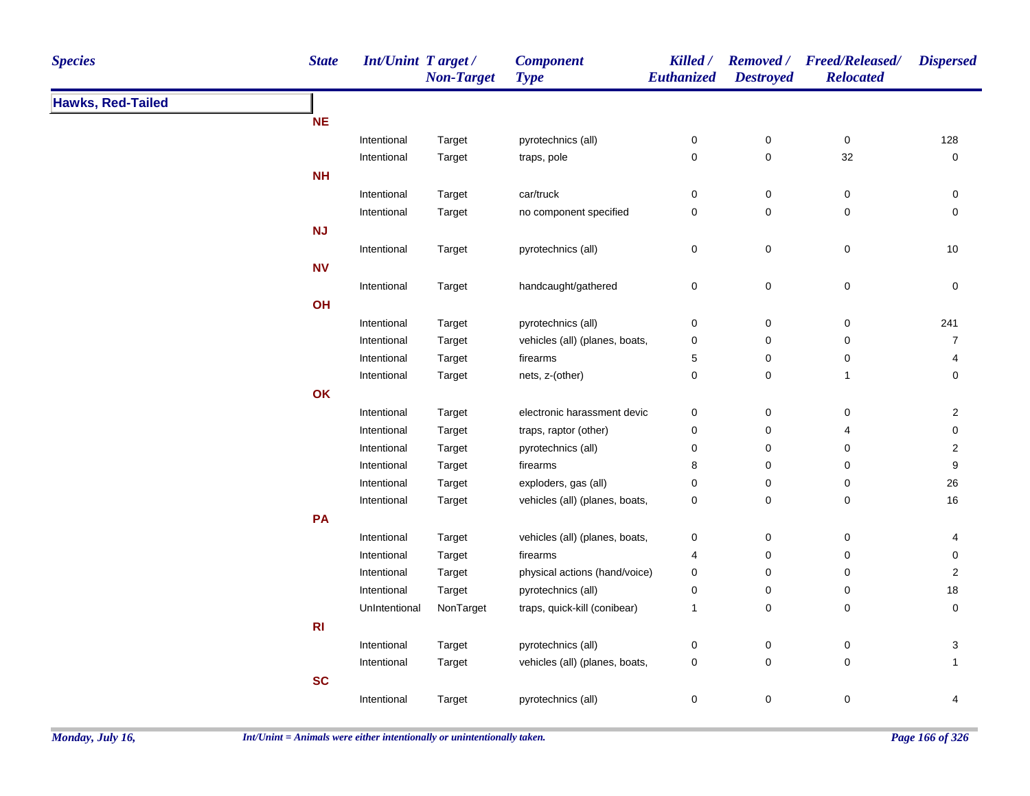| Species | State | Int/Unint | Target / Non-Target | Component Type | Killed / Euthanized | Removed / Destroyed | Freed/Released/ Relocated | Dispersed |
|---|---|---|---|---|---|---|---|---|
| **Hawks, Red-Tailed** | | | | | | | | |
| | **NE** | | | | | | | |
| | | Intentional | Target | pyrotechnics (all) | 0 | 0 | 0 | 128 |
| | | Intentional | Target | traps, pole | 0 | 0 | 32 | 0 |
| | **NH** | | | | | | | |
| | | Intentional | Target | car/truck | 0 | 0 | 0 | 0 |
| | | Intentional | Target | no component specified | 0 | 0 | 0 | 0 |
| | **NJ** | | | | | | | |
| | | Intentional | Target | pyrotechnics (all) | 0 | 0 | 0 | 10 |
| | **NV** | | | | | | | |
| | | Intentional | Target | handcaught/gathered | 0 | 0 | 0 | 0 |
| | **OH** | | | | | | | |
| | | Intentional | Target | pyrotechnics (all) | 0 | 0 | 0 | 241 |
| | | Intentional | Target | vehicles (all) (planes, boats, | 0 | 0 | 0 | 7 |
| | | Intentional | Target | firearms | 5 | 0 | 0 | 4 |
| | | Intentional | Target | nets, z-(other) | 0 | 0 | 1 | 0 |
| | **OK** | | | | | | | |
| | | Intentional | Target | electronic harassment devic | 0 | 0 | 0 | 2 |
| | | Intentional | Target | traps, raptor (other) | 0 | 0 | 4 | 0 |
| | | Intentional | Target | pyrotechnics (all) | 0 | 0 | 0 | 2 |
| | | Intentional | Target | firearms | 8 | 0 | 0 | 9 |
| | | Intentional | Target | exploders, gas (all) | 0 | 0 | 0 | 26 |
| | | Intentional | Target | vehicles (all) (planes, boats, | 0 | 0 | 0 | 16 |
| | **PA** | | | | | | | |
| | | Intentional | Target | vehicles (all) (planes, boats, | 0 | 0 | 0 | 4 |
| | | Intentional | Target | firearms | 4 | 0 | 0 | 0 |
| | | Intentional | Target | physical actions (hand/voice) | 0 | 0 | 0 | 2 |
| | | Intentional | Target | pyrotechnics (all) | 0 | 0 | 0 | 18 |
| | | UnIntentional | NonTarget | traps, quick-kill (conibear) | 1 | 0 | 0 | 0 |
| | **RI** | | | | | | | |
| | | Intentional | Target | pyrotechnics (all) | 0 | 0 | 0 | 3 |
| | | Intentional | Target | vehicles (all) (planes, boats, | 0 | 0 | 0 | 1 |
| | **SC** | | | | | | | |
| | | Intentional | Target | pyrotechnics (all) | 0 | 0 | 0 | 4 |

*Int/Unint = Animals were either intentionally or unintentionally taken.*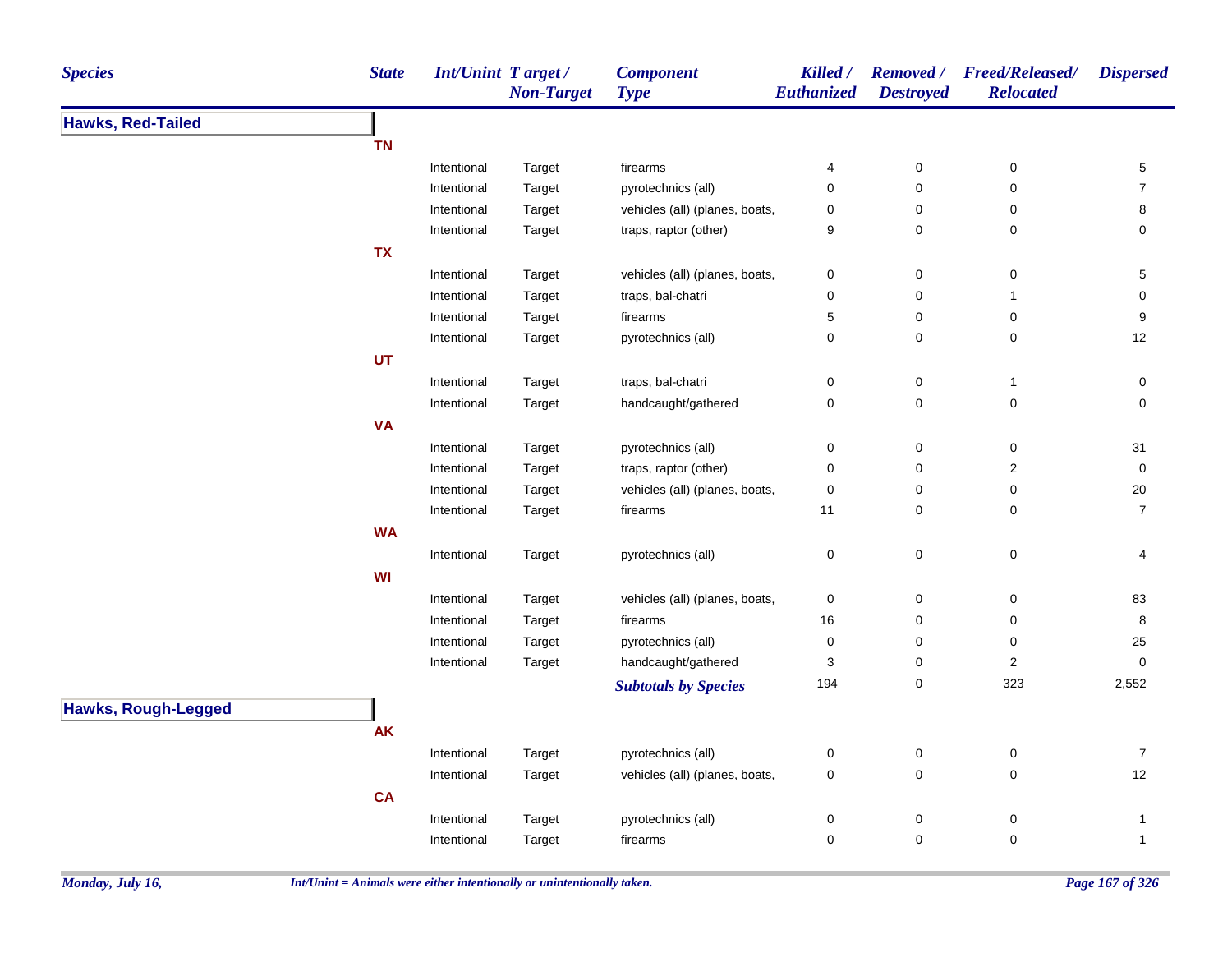| Species | State | Int/Unint | Target / Non-Target | Component Type | Killed / Euthanized | Removed / Destroyed | Freed/Released/ Relocated | Dispersed |
|---|---|---|---|---|---|---|---|---|
| **Hawks, Red-Tailed** | | | | | | | | |
| | **TN** | | | | | | | |
| | | Intentional | Target | firearms | 4 | 0 | 0 | 5 |
| | | Intentional | Target | pyrotechnics (all) | 0 | 0 | 0 | 7 |
| | | Intentional | Target | vehicles (all) (planes, boats, | 0 | 0 | 0 | 8 |
| | | Intentional | Target | traps, raptor (other) | 9 | 0 | 0 | 0 |
| | **TX** | | | | | | | |
| | | Intentional | Target | vehicles (all) (planes, boats, | 0 | 0 | 0 | 5 |
| | | Intentional | Target | traps, bal-chatri | 0 | 0 | 1 | 0 |
| | | Intentional | Target | firearms | 5 | 0 | 0 | 9 |
| | | Intentional | Target | pyrotechnics (all) | 0 | 0 | 0 | 12 |
| | **UT** | | | | | | | |
| | | Intentional | Target | traps, bal-chatri | 0 | 0 | 1 | 0 |
| | | Intentional | Target | handcaught/gathered | 0 | 0 | 0 | 0 |
| | **VA** | | | | | | | |
| | | Intentional | Target | pyrotechnics (all) | 0 | 0 | 0 | 31 |
| | | Intentional | Target | traps, raptor (other) | 0 | 0 | 2 | 0 |
| | | Intentional | Target | vehicles (all) (planes, boats, | 0 | 0 | 0 | 20 |
| | | Intentional | Target | firearms | 11 | 0 | 0 | 7 |
| | **WA** | | | | | | | |
| | | Intentional | Target | pyrotechnics (all) | 0 | 0 | 0 | 4 |
| | **WI** | | | | | | | |
| | | Intentional | Target | vehicles (all) (planes, boats, | 0 | 0 | 0 | 83 |
| | | Intentional | Target | firearms | 16 | 0 | 0 | 8 |
| | | Intentional | Target | pyrotechnics (all) | 0 | 0 | 0 | 25 |
| | | Intentional | Target | handcaught/gathered | 3 | 0 | 2 | 0 |
| | | | | ***Subtotals by Species*** | 194 | 0 | 323 | 2,552 |
| **Hawks, Rough-Legged** | | | | | | | | |
| | **AK** | | | | | | | |
| | | Intentional | Target | pyrotechnics (all) | 0 | 0 | 0 | 7 |
| | | Intentional | Target | vehicles (all) (planes, boats, | 0 | 0 | 0 | 12 |
| | **CA** | | | | | | | |
| | | Intentional | Target | pyrotechnics (all) | 0 | 0 | 0 | 1 |
| | | Intentional | Target | firearms | 0 | 0 | 0 | 1 |

*Monday, July 16,* *Int/Unint = Animals were either intentionally or unintentionally taken.*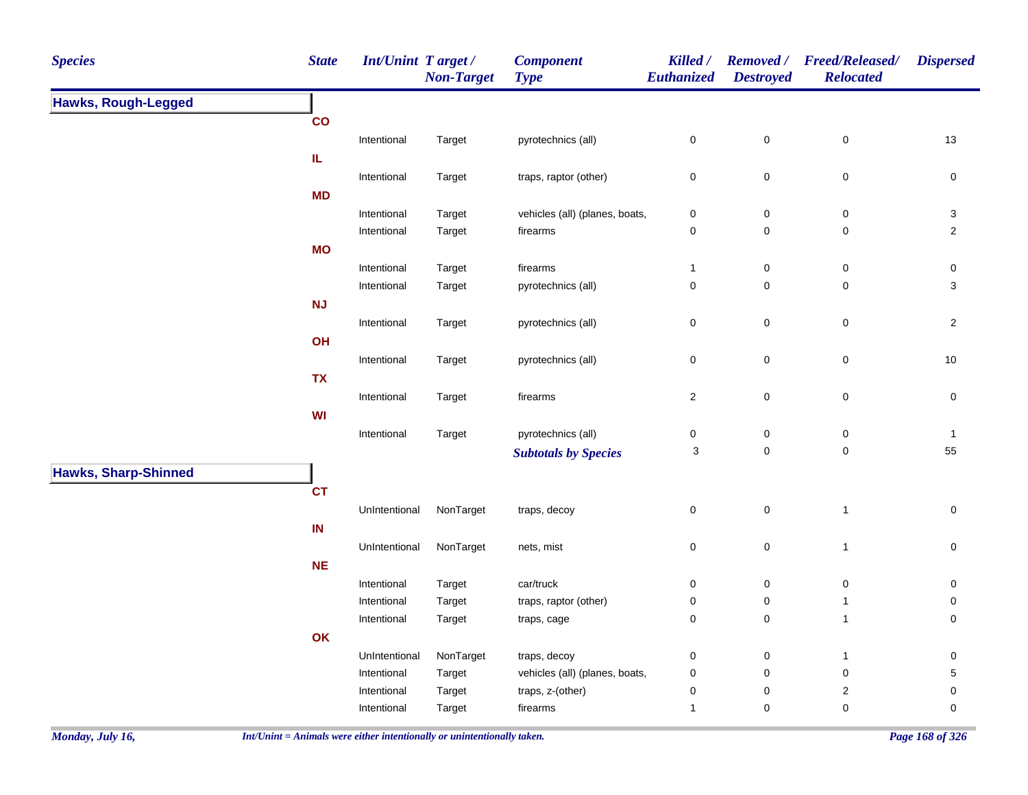| Species | State | Int/Unint | Target / Non-Target | Component Type | Killed / Euthanized | Removed / Destroyed | Freed/Released/ Relocated | Dispersed |
|---|---|---|---|---|---|---|---|---|
| **Hawks, Rough-Legged** | | | | | | | | |
| | **CO** | | | | | | | |
| | | Intentional | Target | pyrotechnics (all) | 0 | 0 | 0 | 13 |
| | **IL** | | | | | | | |
| | | Intentional | Target | traps, raptor (other) | 0 | 0 | 0 | 0 |
| | **MD** | | | | | | | |
| | | Intentional | Target | vehicles (all) (planes, boats, | 0 | 0 | 0 | 3 |
| | | Intentional | Target | firearms | 0 | 0 | 0 | 2 |
| | **MO** | | | | | | | |
| | | Intentional | Target | firearms | 1 | 0 | 0 | 0 |
| | | Intentional | Target | pyrotechnics (all) | 0 | 0 | 0 | 3 |
| | **NJ** | | | | | | | |
| | | Intentional | Target | pyrotechnics (all) | 0 | 0 | 0 | 2 |
| | **OH** | | | | | | | |
| | | Intentional | Target | pyrotechnics (all) | 0 | 0 | 0 | 10 |
| | **TX** | | | | | | | |
| | | Intentional | Target | firearms | 2 | 0 | 0 | 0 |
| | **WI** | | | | | | | |
| | | Intentional | Target | pyrotechnics (all) | 0 | 0 | 0 | 1 |
| | | | | ***Subtotals by Species*** | 3 | 0 | 0 | 55 |
| **Hawks, Sharp-Shinned** | | | | | | | | |
| | **CT** | | | | | | | |
| | | UnIntentional | NonTarget | traps, decoy | 0 | 0 | 1 | 0 |
| | **IN** | | | | | | | |
| | | UnIntentional | NonTarget | nets, mist | 0 | 0 | 1 | 0 |
| | **NE** | | | | | | | |
| | | Intentional | Target | car/truck | 0 | 0 | 0 | 0 |
| | | Intentional | Target | traps, raptor (other) | 0 | 0 | 1 | 0 |
| | | Intentional | Target | traps, cage | 0 | 0 | 1 | 0 |
| | **OK** | | | | | | | |
| | | UnIntentional | NonTarget | traps, decoy | 0 | 0 | 1 | 0 |
| | | Intentional | Target | vehicles (all) (planes, boats, | 0 | 0 | 0 | 5 |
| | | Intentional | Target | traps, z-(other) | 0 | 0 | 2 | 0 |
| | | Intentional | Target | firearms | 1 | 0 | 0 | 0 |

*Monday, July 16,*

*Int/Unint = Animals were either intentionally or unintentionally taken.*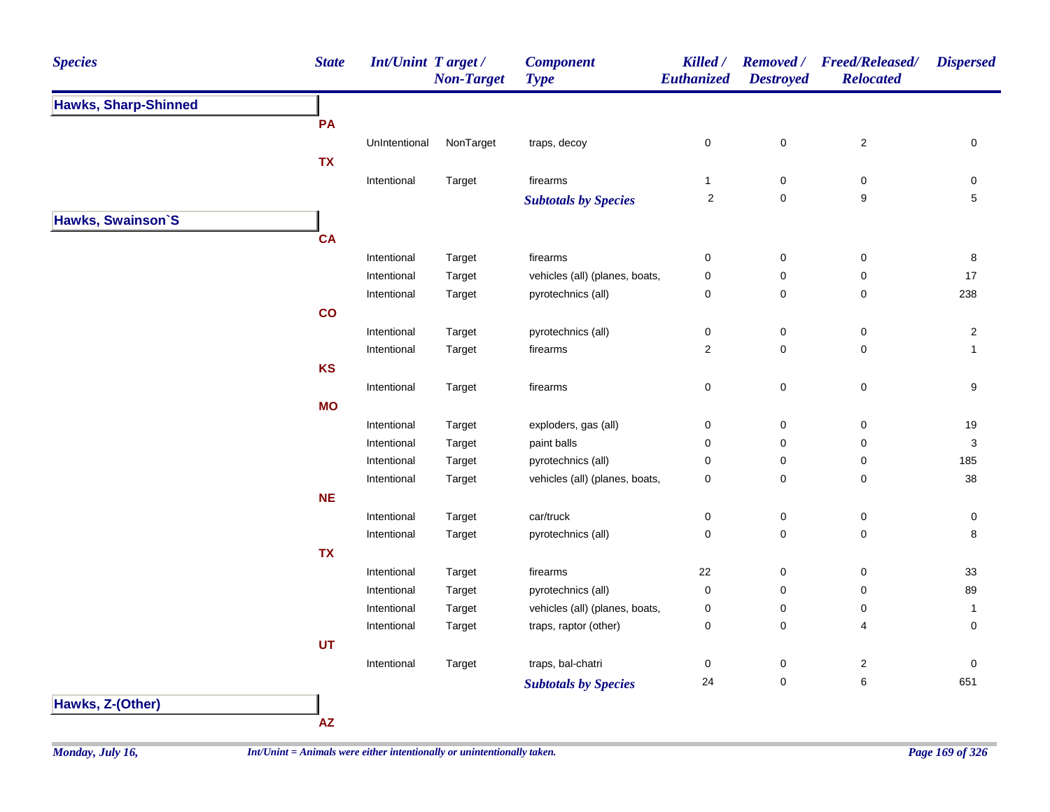| Species | State | Int/Unint | Target / Non-Target | Component Type | Killed / Euthanized | Removed / Destroyed | Freed/Released/ Relocated | Dispersed |
|---|---|---|---|---|---|---|---|---|
| **Hawks, Sharp-Shinned** | | | | | | | | |
| | **PA** | | | | | | | |
| | | UnIntentional | NonTarget | traps, decoy | 0 | 0 | 2 | 0 |
| | **TX** | | | | | | | |
| | | Intentional | Target | firearms | 1 | 0 | 0 | 0 |
| | | | | ***Subtotals by Species*** | 2 | 0 | 9 | 5 |
| **Hawks, Swainson`S** | | | | | | | | |
| | **CA** | | | | | | | |
| | | Intentional | Target | firearms | 0 | 0 | 0 | 8 |
| | | Intentional | Target | vehicles (all) (planes, boats, | 0 | 0 | 0 | 17 |
| | | Intentional | Target | pyrotechnics (all) | 0 | 0 | 0 | 238 |
| | **CO** | | | | | | | |
| | | Intentional | Target | pyrotechnics (all) | 0 | 0 | 0 | 2 |
| | | Intentional | Target | firearms | 2 | 0 | 0 | 1 |
| | **KS** | | | | | | | |
| | | Intentional | Target | firearms | 0 | 0 | 0 | 9 |
| | **MO** | | | | | | | |
| | | Intentional | Target | exploders, gas (all) | 0 | 0 | 0 | 19 |
| | | Intentional | Target | paint balls | 0 | 0 | 0 | 3 |
| | | Intentional | Target | pyrotechnics (all) | 0 | 0 | 0 | 185 |
| | | Intentional | Target | vehicles (all) (planes, boats, | 0 | 0 | 0 | 38 |
| | **NE** | | | | | | | |
| | | Intentional | Target | car/truck | 0 | 0 | 0 | 0 |
| | | Intentional | Target | pyrotechnics (all) | 0 | 0 | 0 | 8 |
| | **TX** | | | | | | | |
| | | Intentional | Target | firearms | 22 | 0 | 0 | 33 |
| | | Intentional | Target | pyrotechnics (all) | 0 | 0 | 0 | 89 |
| | | Intentional | Target | vehicles (all) (planes, boats, | 0 | 0 | 0 | 1 |
| | | Intentional | Target | traps, raptor (other) | 0 | 0 | 4 | 0 |
| | **UT** | | | | | | | |
| | | Intentional | Target | traps, bal-chatri | 0 | 0 | 2 | 0 |
| | | | | ***Subtotals by Species*** | 24 | 0 | 6 | 651 |
| **Hawks, Z-(Other)** | | | | | | | | |
| | **AZ** | | | | | | | |

*Int/Unint = Animals were either intentionally or unintentionally taken.*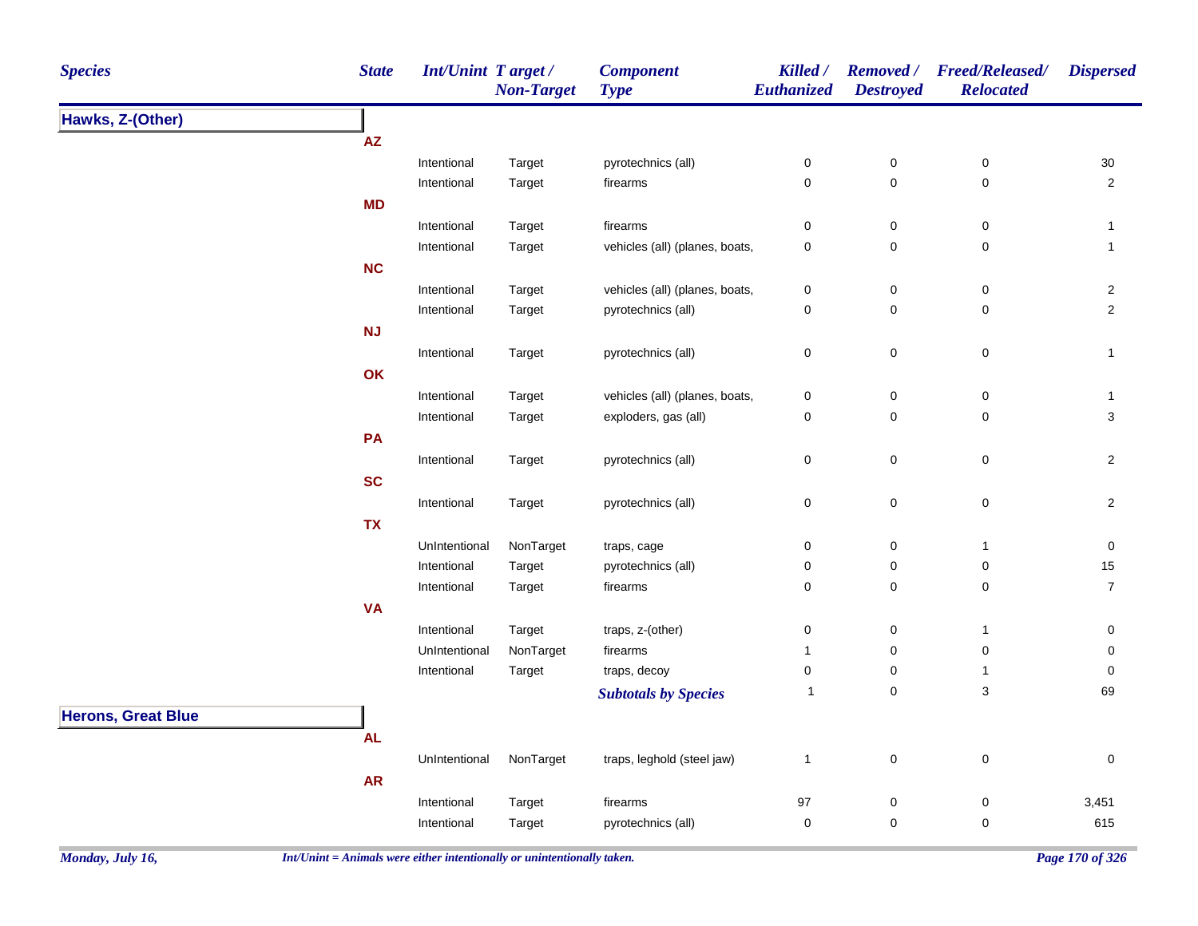| Species | State | Int/Unint | Target / Non-Target | Component Type | Killed / Euthanized | Removed / Destroyed | Freed/Released/ Relocated | Dispersed |
|---|---|---|---|---|---|---|---|---|
| **Hawks, Z-(Other)** | | | | | | | | |
| | **AZ** | | | | | | | |
| | | Intentional | Target | pyrotechnics (all) | 0 | 0 | 0 | 30 |
| | | Intentional | Target | firearms | 0 | 0 | 0 | 2 |
| | **MD** | | | | | | | |
| | | Intentional | Target | firearms | 0 | 0 | 0 | 1 |
| | | Intentional | Target | vehicles (all) (planes, boats, | 0 | 0 | 0 | 1 |
| | **NC** | | | | | | | |
| | | Intentional | Target | vehicles (all) (planes, boats, | 0 | 0 | 0 | 2 |
| | | Intentional | Target | pyrotechnics (all) | 0 | 0 | 0 | 2 |
| | **NJ** | | | | | | | |
| | | Intentional | Target | pyrotechnics (all) | 0 | 0 | 0 | 1 |
| | **OK** | | | | | | | |
| | | Intentional | Target | vehicles (all) (planes, boats, | 0 | 0 | 0 | 1 |
| | | Intentional | Target | exploders, gas (all) | 0 | 0 | 0 | 3 |
| | **PA** | | | | | | | |
| | | Intentional | Target | pyrotechnics (all) | 0 | 0 | 0 | 2 |
| | **SC** | | | | | | | |
| | | Intentional | Target | pyrotechnics (all) | 0 | 0 | 0 | 2 |
| | **TX** | | | | | | | |
| | | UnIntentional | NonTarget | traps, cage | 0 | 0 | 1 | 0 |
| | | Intentional | Target | pyrotechnics (all) | 0 | 0 | 0 | 15 |
| | | Intentional | Target | firearms | 0 | 0 | 0 | 7 |
| | **VA** | | | | | | | |
| | | Intentional | Target | traps, z-(other) | 0 | 0 | 1 | 0 |
| | | UnIntentional | NonTarget | firearms | 1 | 0 | 0 | 0 |
| | | Intentional | Target | traps, decoy | 0 | 0 | 1 | 0 |
| | | | | ***Subtotals by Species*** | 1 | 0 | 3 | 69 |
| **Herons, Great Blue** | | | | | | | | |
| | **AL** | | | | | | | |
| | | UnIntentional | NonTarget | traps, leghold (steel jaw) | 1 | 0 | 0 | 0 |
| | **AR** | | | | | | | |
| | | Intentional | Target | firearms | 97 | 0 | 0 | 3,451 |
| | | Intentional | Target | pyrotechnics (all) | 0 | 0 | 0 | 615 |

*Int/Unint = Animals were either intentionally or unintentionally taken.*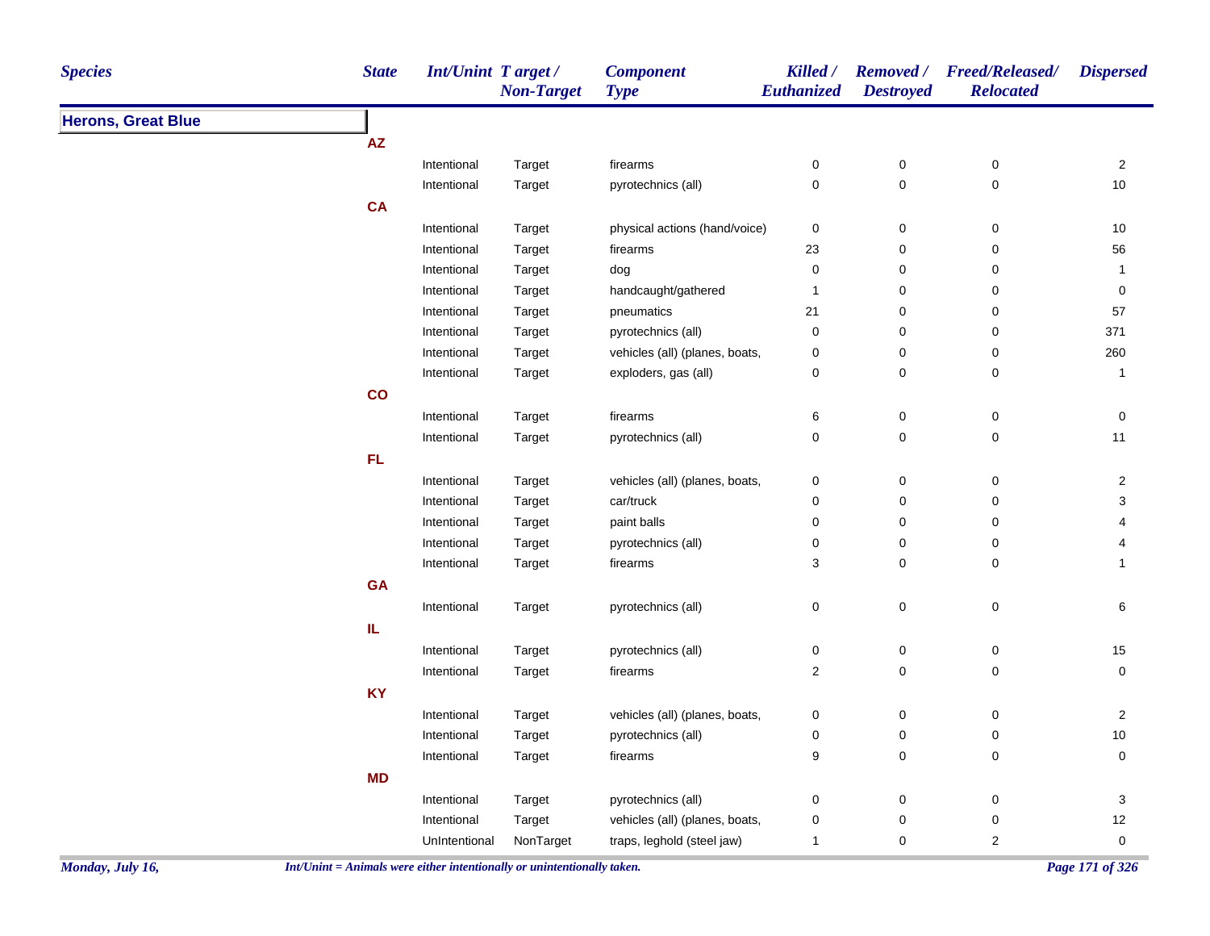| Species | State | Int/Unint | Target / Non-Target | Component Type | Killed / Euthanized | Removed / Destroyed | Freed/Released/ Relocated | Dispersed |
|---|---|---|---|---|---|---|---|---|
| **Herons, Great Blue** | | | | | | | | |
| | **AZ** | | | | | | | |
| | | Intentional | Target | firearms | 0 | 0 | 0 | 2 |
| | | Intentional | Target | pyrotechnics (all) | 0 | 0 | 0 | 10 |
| | **CA** | | | | | | | |
| | | Intentional | Target | physical actions (hand/voice) | 0 | 0 | 0 | 10 |
| | | Intentional | Target | firearms | 23 | 0 | 0 | 56 |
| | | Intentional | Target | dog | 0 | 0 | 0 | 1 |
| | | Intentional | Target | handcaught/gathered | 1 | 0 | 0 | 0 |
| | | Intentional | Target | pneumatics | 21 | 0 | 0 | 57 |
| | | Intentional | Target | pyrotechnics (all) | 0 | 0 | 0 | 371 |
| | | Intentional | Target | vehicles (all) (planes, boats, | 0 | 0 | 0 | 260 |
| | | Intentional | Target | exploders, gas (all) | 0 | 0 | 0 | 1 |
| | **CO** | | | | | | | |
| | | Intentional | Target | firearms | 6 | 0 | 0 | 0 |
| | | Intentional | Target | pyrotechnics (all) | 0 | 0 | 0 | 11 |
| | **FL** | | | | | | | |
| | | Intentional | Target | vehicles (all) (planes, boats, | 0 | 0 | 0 | 2 |
| | | Intentional | Target | car/truck | 0 | 0 | 0 | 3 |
| | | Intentional | Target | paint balls | 0 | 0 | 0 | 4 |
| | | Intentional | Target | pyrotechnics (all) | 0 | 0 | 0 | 4 |
| | | Intentional | Target | firearms | 3 | 0 | 0 | 1 |
| | **GA** | | | | | | | |
| | | Intentional | Target | pyrotechnics (all) | 0 | 0 | 0 | 6 |
| | **IL** | | | | | | | |
| | | Intentional | Target | pyrotechnics (all) | 0 | 0 | 0 | 15 |
| | | Intentional | Target | firearms | 2 | 0 | 0 | 0 |
| | **KY** | | | | | | | |
| | | Intentional | Target | vehicles (all) (planes, boats, | 0 | 0 | 0 | 2 |
| | | Intentional | Target | pyrotechnics (all) | 0 | 0 | 0 | 10 |
| | | Intentional | Target | firearms | 9 | 0 | 0 | 0 |
| | **MD** | | | | | | | |
| | | Intentional | Target | pyrotechnics (all) | 0 | 0 | 0 | 3 |
| | | Intentional | Target | vehicles (all) (planes, boats, | 0 | 0 | 0 | 12 |
| | | UnIntentional | NonTarget | traps, leghold (steel jaw) | 1 | 0 | 2 | 0 |

*Int/Unint = Animals were either intentionally or unintentionally taken.*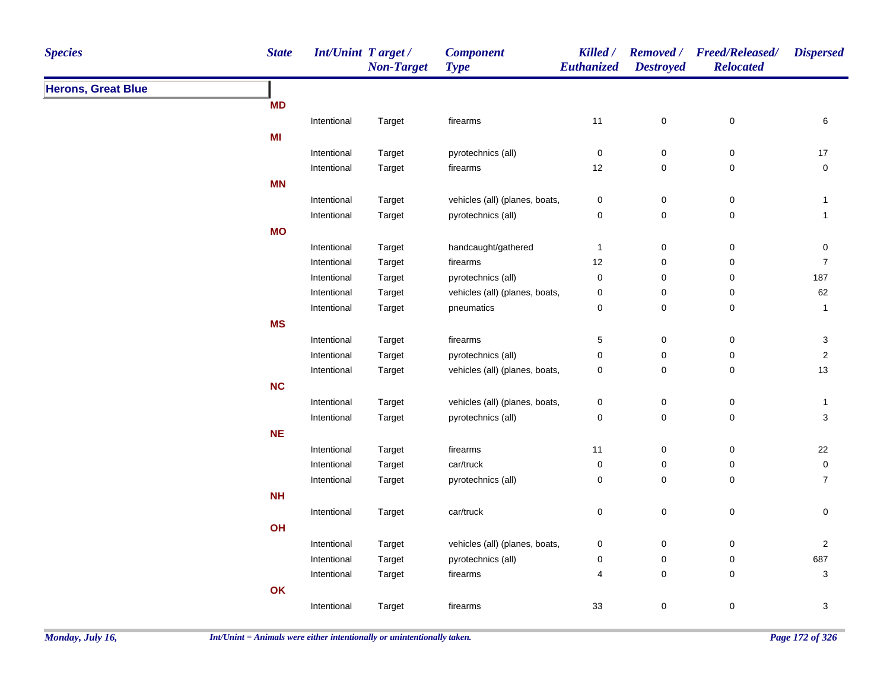| Species | State | Int/Unint | Target / Non-Target | Component Type | Killed / Euthanized | Removed / Destroyed | Freed/Released/ Relocated | Dispersed |
|---|---|---|---|---|---|---|---|---|
| **Herons, Great Blue** | | | | | | | | |
| | **MD** | | | | | | | |
| | | Intentional | Target | firearms | 11 | 0 | 0 | 6 |
| | **MI** | | | | | | | |
| | | Intentional | Target | pyrotechnics (all) | 0 | 0 | 0 | 17 |
| | | Intentional | Target | firearms | 12 | 0 | 0 | 0 |
| | **MN** | | | | | | | |
| | | Intentional | Target | vehicles (all) (planes, boats, | 0 | 0 | 0 | 1 |
| | | Intentional | Target | pyrotechnics (all) | 0 | 0 | 0 | 1 |
| | **MO** | | | | | | | |
| | | Intentional | Target | handcaught/gathered | 1 | 0 | 0 | 0 |
| | | Intentional | Target | firearms | 12 | 0 | 0 | 7 |
| | | Intentional | Target | pyrotechnics (all) | 0 | 0 | 0 | 187 |
| | | Intentional | Target | vehicles (all) (planes, boats, | 0 | 0 | 0 | 62 |
| | | Intentional | Target | pneumatics | 0 | 0 | 0 | 1 |
| | **MS** | | | | | | | |
| | | Intentional | Target | firearms | 5 | 0 | 0 | 3 |
| | | Intentional | Target | pyrotechnics (all) | 0 | 0 | 0 | 2 |
| | | Intentional | Target | vehicles (all) (planes, boats, | 0 | 0 | 0 | 13 |
| | **NC** | | | | | | | |
| | | Intentional | Target | vehicles (all) (planes, boats, | 0 | 0 | 0 | 1 |
| | | Intentional | Target | pyrotechnics (all) | 0 | 0 | 0 | 3 |
| | **NE** | | | | | | | |
| | | Intentional | Target | firearms | 11 | 0 | 0 | 22 |
| | | Intentional | Target | car/truck | 0 | 0 | 0 | 0 |
| | | Intentional | Target | pyrotechnics (all) | 0 | 0 | 0 | 7 |
| | **NH** | | | | | | | |
| | | Intentional | Target | car/truck | 0 | 0 | 0 | 0 |
| | **OH** | | | | | | | |
| | | Intentional | Target | vehicles (all) (planes, boats, | 0 | 0 | 0 | 2 |
| | | Intentional | Target | pyrotechnics (all) | 0 | 0 | 0 | 687 |
| | | Intentional | Target | firearms | 4 | 0 | 0 | 3 |
| | **OK** | | | | | | | |
| | | Intentional | Target | firearms | 33 | 0 | 0 | 3 |

*Int/Unint = Animals were either intentionally or unintentionally taken.*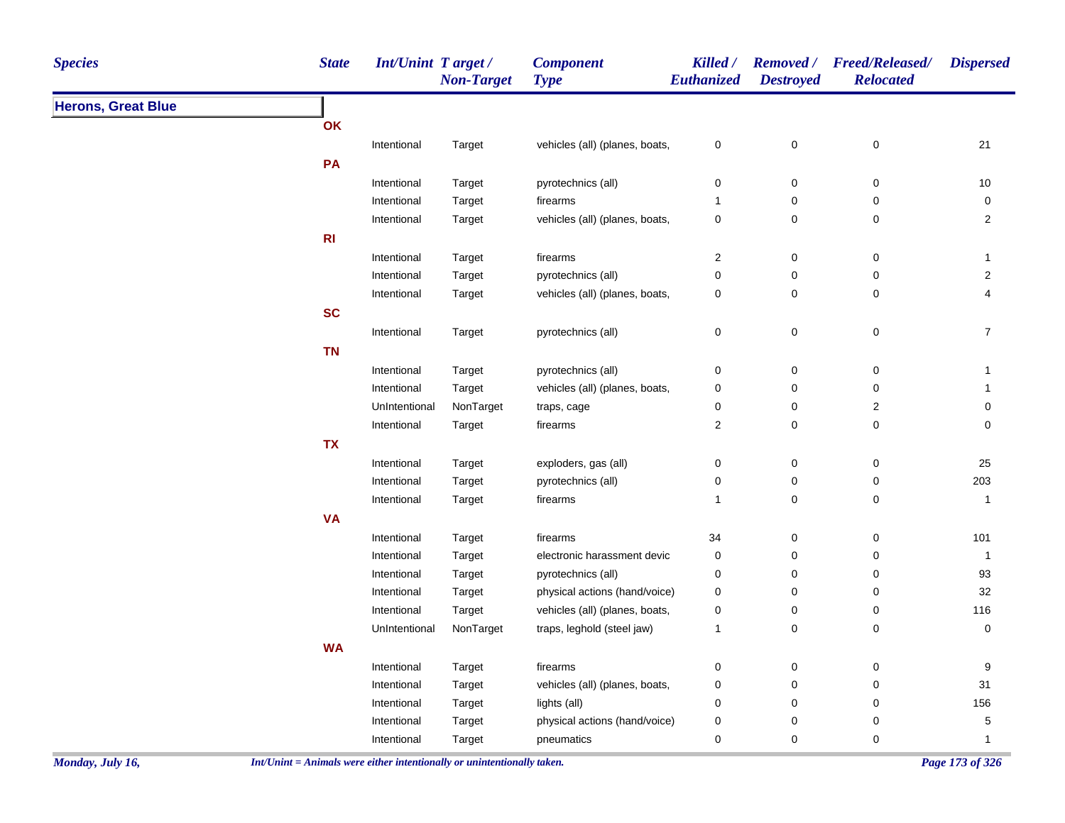| Species | State | Int/Unint | Target / Non-Target | Component Type | Killed / Euthanized | Removed / Destroyed | Freed/Released/ Relocated | Dispersed |
|---|---|---|---|---|---|---|---|---|
| **Herons, Great Blue** | | | | | | | | |
| | **OK** | | | | | | | |
| | | Intentional | Target | vehicles (all) (planes, boats, | 0 | 0 | 0 | 21 |
| | **PA** | | | | | | | |
| | | Intentional | Target | pyrotechnics (all) | 0 | 0 | 0 | 10 |
| | | Intentional | Target | firearms | 1 | 0 | 0 | 0 |
| | | Intentional | Target | vehicles (all) (planes, boats, | 0 | 0 | 0 | 2 |
| | **RI** | | | | | | | |
| | | Intentional | Target | firearms | 2 | 0 | 0 | 1 |
| | | Intentional | Target | pyrotechnics (all) | 0 | 0 | 0 | 2 |
| | | Intentional | Target | vehicles (all) (planes, boats, | 0 | 0 | 0 | 4 |
| | **SC** | | | | | | | |
| | | Intentional | Target | pyrotechnics (all) | 0 | 0 | 0 | 7 |
| | **TN** | | | | | | | |
| | | Intentional | Target | pyrotechnics (all) | 0 | 0 | 0 | 1 |
| | | Intentional | Target | vehicles (all) (planes, boats, | 0 | 0 | 0 | 1 |
| | | UnIntentional | NonTarget | traps, cage | 0 | 0 | 2 | 0 |
| | | Intentional | Target | firearms | 2 | 0 | 0 | 0 |
| | **TX** | | | | | | | |
| | | Intentional | Target | exploders, gas (all) | 0 | 0 | 0 | 25 |
| | | Intentional | Target | pyrotechnics (all) | 0 | 0 | 0 | 203 |
| | | Intentional | Target | firearms | 1 | 0 | 0 | 1 |
| | **VA** | | | | | | | |
| | | Intentional | Target | firearms | 34 | 0 | 0 | 101 |
| | | Intentional | Target | electronic harassment devic | 0 | 0 | 0 | 1 |
| | | Intentional | Target | pyrotechnics (all) | 0 | 0 | 0 | 93 |
| | | Intentional | Target | physical actions (hand/voice) | 0 | 0 | 0 | 32 |
| | | Intentional | Target | vehicles (all) (planes, boats, | 0 | 0 | 0 | 116 |
| | | UnIntentional | NonTarget | traps, leghold (steel jaw) | 1 | 0 | 0 | 0 |
| | **WA** | | | | | | | |
| | | Intentional | Target | firearms | 0 | 0 | 0 | 9 |
| | | Intentional | Target | vehicles (all) (planes, boats, | 0 | 0 | 0 | 31 |
| | | Intentional | Target | lights (all) | 0 | 0 | 0 | 156 |
| | | Intentional | Target | physical actions (hand/voice) | 0 | 0 | 0 | 5 |
| | | Intentional | Target | pneumatics | 0 | 0 | 0 | 1 |

*Int/Unint = Animals were either intentionally or unintentionally taken.*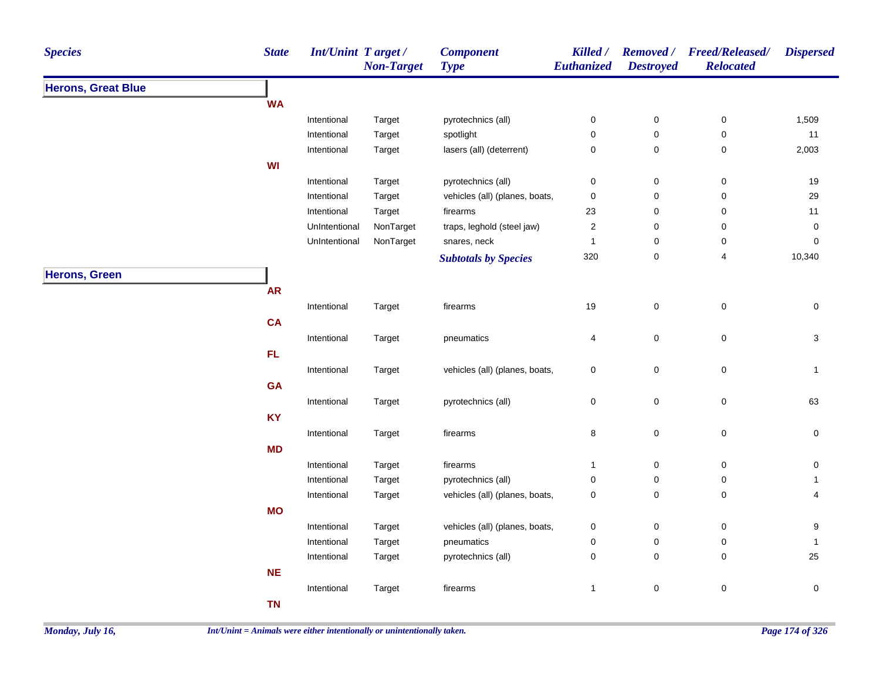| Species | State | Int/Unint | Target / Non-Target | Component Type | Killed / Euthanized | Removed / Destroyed | Freed/Released/ Relocated | Dispersed |
|---|---|---|---|---|---|---|---|---|
| **Herons, Great Blue** | | | | | | | | |
| | WA | | | | | | | |
| | | Intentional | Target | pyrotechnics (all) | 0 | 0 | 0 | 1,509 |
| | | Intentional | Target | spotlight | 0 | 0 | 0 | 11 |
| | | Intentional | Target | lasers (all) (deterrent) | 0 | 0 | 0 | 2,003 |
| | WI | | | | | | | |
| | | Intentional | Target | pyrotechnics (all) | 0 | 0 | 0 | 19 |
| | | Intentional | Target | vehicles (all) (planes, boats, | 0 | 0 | 0 | 29 |
| | | Intentional | Target | firearms | 23 | 0 | 0 | 11 |
| | | UnIntentional | NonTarget | traps, leghold (steel jaw) | 2 | 0 | 0 | 0 |
| | | UnIntentional | NonTarget | snares, neck | 1 | 0 | 0 | 0 |
| | | | | ***Subtotals by Species*** | 320 | 0 | 4 | 10,340 |
| **Herons, Green** | | | | | | | | |
| | AR | | | | | | | |
| | | Intentional | Target | firearms | 19 | 0 | 0 | 0 |
| | CA | | | | | | | |
| | | Intentional | Target | pneumatics | 4 | 0 | 0 | 3 |
| | FL | | | | | | | |
| | | Intentional | Target | vehicles (all) (planes, boats, | 0 | 0 | 0 | 1 |
| | GA | | | | | | | |
| | | Intentional | Target | pyrotechnics (all) | 0 | 0 | 0 | 63 |
| | KY | | | | | | | |
| | | Intentional | Target | firearms | 8 | 0 | 0 | 0 |
| | MD | | | | | | | |
| | | Intentional | Target | firearms | 1 | 0 | 0 | 0 |
| | | Intentional | Target | pyrotechnics (all) | 0 | 0 | 0 | 1 |
| | | Intentional | Target | vehicles (all) (planes, boats, | 0 | 0 | 0 | 4 |
| | MO | | | | | | | |
| | | Intentional | Target | vehicles (all) (planes, boats, | 0 | 0 | 0 | 9 |
| | | Intentional | Target | pneumatics | 0 | 0 | 0 | 1 |
| | | Intentional | Target | pyrotechnics (all) | 0 | 0 | 0 | 25 |
| | NE | | | | | | | |
| | | Intentional | Target | firearms | 1 | 0 | 0 | 0 |
| | TN | | | | | | | |

*Int/Unint = Animals were either intentionally or unintentionally taken.*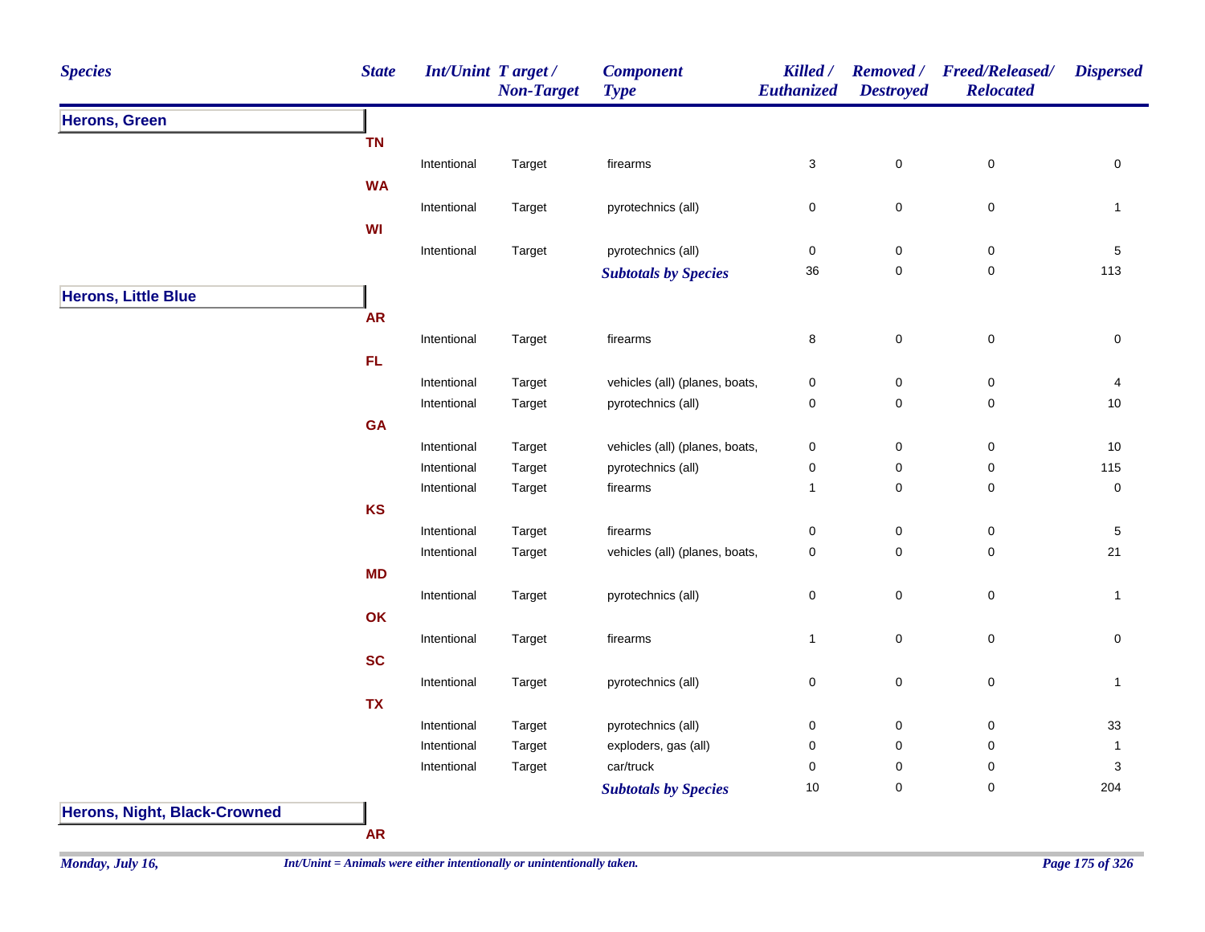| Species | State | Int/Unint | Target / Non-Target | Component Type | Killed / Euthanized | Removed / Destroyed | Freed/Released/ Relocated | Dispersed |
|---|---|---|---|---|---|---|---|---|
| **Herons, Green** | | | | | | | | |
| | TN | | | | | | | |
| | | Intentional | Target | firearms | 3 | 0 | 0 | 0 |
| | WA | | | | | | | |
| | | Intentional | Target | pyrotechnics (all) | 0 | 0 | 0 | 1 |
| | WI | | | | | | | |
| | | Intentional | Target | pyrotechnics (all) | 0 | 0 | 0 | 5 |
| | | | | ***Subtotals by Species*** | 36 | 0 | 0 | 113 |
| **Herons, Little Blue** | | | | | | | | |
| | AR | | | | | | | |
| | | Intentional | Target | firearms | 8 | 0 | 0 | 0 |
| | FL | | | | | | | |
| | | Intentional | Target | vehicles (all) (planes, boats, | 0 | 0 | 0 | 4 |
| | | Intentional | Target | pyrotechnics (all) | 0 | 0 | 0 | 10 |
| | GA | | | | | | | |
| | | Intentional | Target | vehicles (all) (planes, boats, | 0 | 0 | 0 | 10 |
| | | Intentional | Target | pyrotechnics (all) | 0 | 0 | 0 | 115 |
| | | Intentional | Target | firearms | 1 | 0 | 0 | 0 |
| | KS | | | | | | | |
| | | Intentional | Target | firearms | 0 | 0 | 0 | 5 |
| | | Intentional | Target | vehicles (all) (planes, boats, | 0 | 0 | 0 | 21 |
| | MD | | | | | | | |
| | | Intentional | Target | pyrotechnics (all) | 0 | 0 | 0 | 1 |
| | OK | | | | | | | |
| | | Intentional | Target | firearms | 1 | 0 | 0 | 0 |
| | SC | | | | | | | |
| | | Intentional | Target | pyrotechnics (all) | 0 | 0 | 0 | 1 |
| | TX | | | | | | | |
| | | Intentional | Target | pyrotechnics (all) | 0 | 0 | 0 | 33 |
| | | Intentional | Target | exploders, gas (all) | 0 | 0 | 0 | 1 |
| | | Intentional | Target | car/truck | 0 | 0 | 0 | 3 |
| | | | | ***Subtotals by Species*** | 10 | 0 | 0 | 204 |
| **Herons, Night, Black-Crowned** | | | | | | | | |
| | AR | | | | | | | |

*Int/Unint = Animals were either intentionally or unintentionally taken.*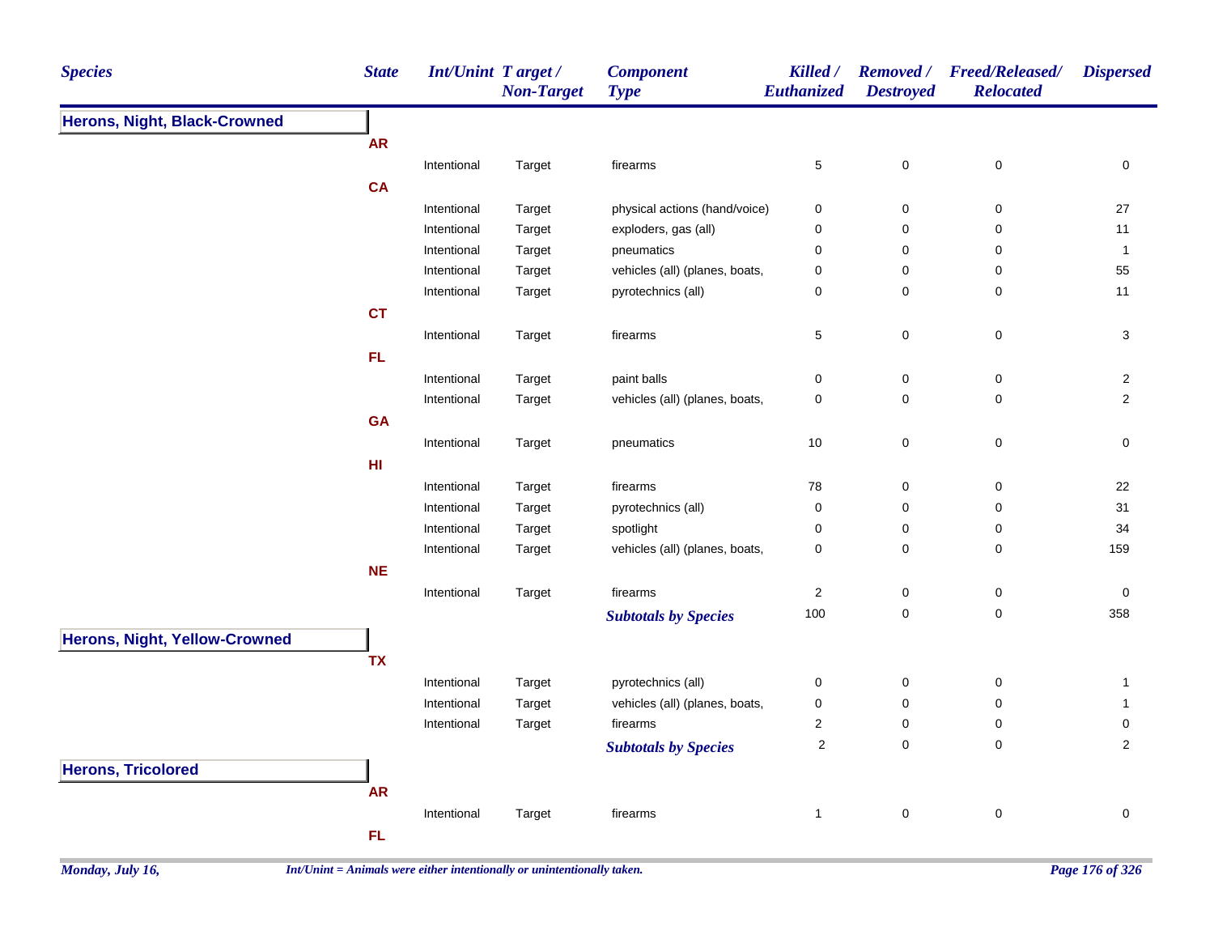| Species | State | Int/Unint | Target / Non-Target | Component Type | Killed / Euthanized | Removed / Destroyed | Freed/Released/ Relocated | Dispersed |
|---|---|---|---|---|---|---|---|---|
| **Herons, Night, Black-Crowned** | | | | | | | | |
| | **AR** | | | | | | | |
| | | Intentional | Target | firearms | 5 | 0 | 0 | 0 |
| | **CA** | | | | | | | |
| | | Intentional | Target | physical actions (hand/voice) | 0 | 0 | 0 | 27 |
| | | Intentional | Target | exploders, gas (all) | 0 | 0 | 0 | 11 |
| | | Intentional | Target | pneumatics | 0 | 0 | 0 | 1 |
| | | Intentional | Target | vehicles (all) (planes, boats, | 0 | 0 | 0 | 55 |
| | | Intentional | Target | pyrotechnics (all) | 0 | 0 | 0 | 11 |
| | **CT** | | | | | | | |
| | | Intentional | Target | firearms | 5 | 0 | 0 | 3 |
| | **FL** | | | | | | | |
| | | Intentional | Target | paint balls | 0 | 0 | 0 | 2 |
| | | Intentional | Target | vehicles (all) (planes, boats, | 0 | 0 | 0 | 2 |
| | **GA** | | | | | | | |
| | | Intentional | Target | pneumatics | 10 | 0 | 0 | 0 |
| | **HI** | | | | | | | |
| | | Intentional | Target | firearms | 78 | 0 | 0 | 22 |
| | | Intentional | Target | pyrotechnics (all) | 0 | 0 | 0 | 31 |
| | | Intentional | Target | spotlight | 0 | 0 | 0 | 34 |
| | | Intentional | Target | vehicles (all) (planes, boats, | 0 | 0 | 0 | 159 |
| | **NE** | | | | | | | |
| | | Intentional | Target | firearms | 2 | 0 | 0 | 0 |
| | | | | ***Subtotals by Species*** | 100 | 0 | 0 | 358 |
| **Herons, Night, Yellow-Crowned** | | | | | | | | |
| | **TX** | | | | | | | |
| | | Intentional | Target | pyrotechnics (all) | 0 | 0 | 0 | 1 |
| | | Intentional | Target | vehicles (all) (planes, boats, | 0 | 0 | 0 | 1 |
| | | Intentional | Target | firearms | 2 | 0 | 0 | 0 |
| | | | | ***Subtotals by Species*** | 2 | 0 | 0 | 2 |
| **Herons, Tricolored** | | | | | | | | |
| | **AR** | | | | | | | |
| | | Intentional | Target | firearms | 1 | 0 | 0 | 0 |
| | **FL** | | | | | | | |

*Int/Unint = Animals were either intentionally or unintentionally taken.*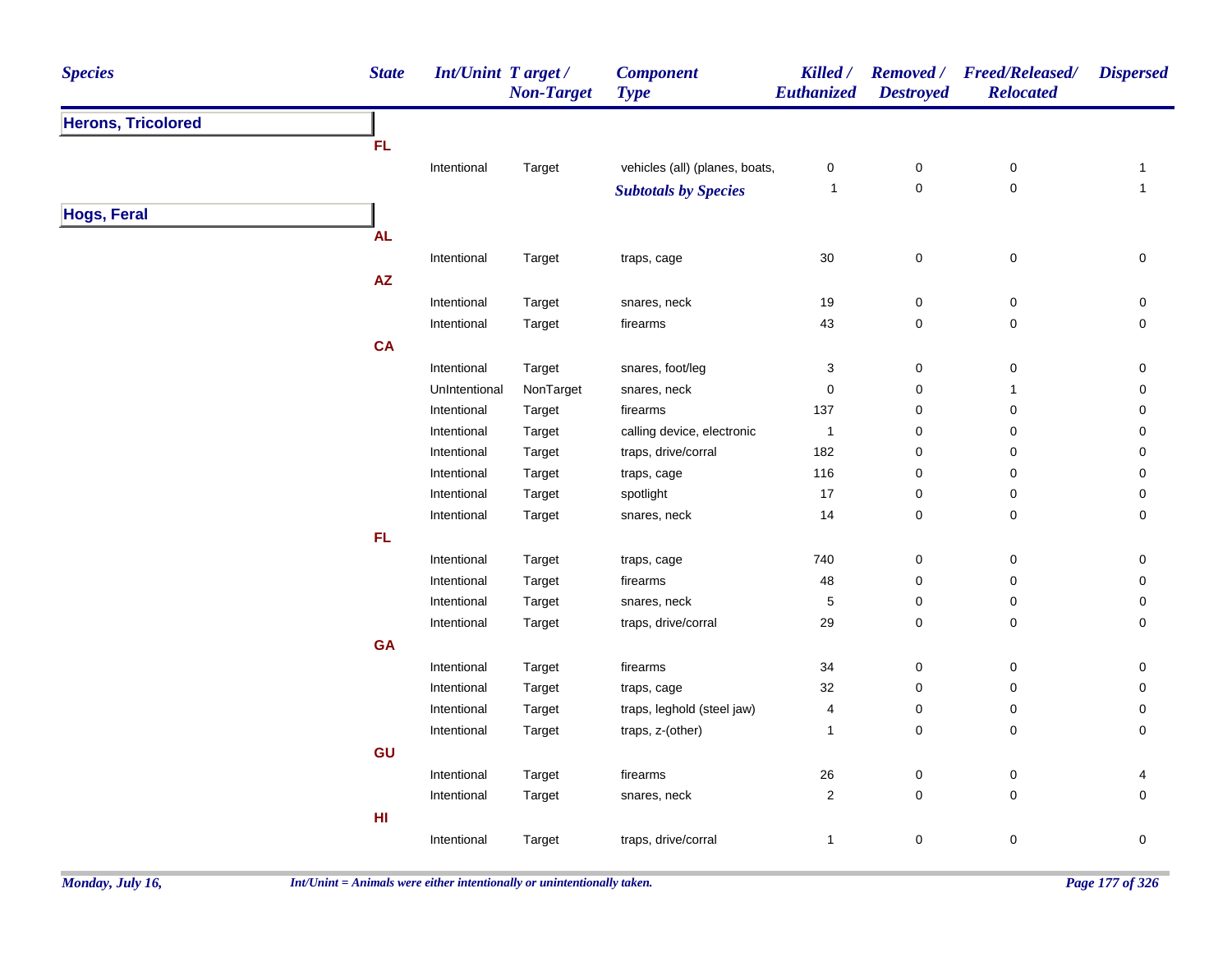| Species | State | Int/Unint | Target / Non-Target | Component Type | Killed / Euthanized | Removed / Destroyed | Freed/Released/ Relocated | Dispersed |
|---|---|---|---|---|---|---|---|---|
| **Herons, Tricolored** | | | | | | | | |
| | FL | | | | | | | |
| | | Intentional | Target | vehicles (all) (planes, boats, | 0 | 0 | 0 | 1 |
| | | | | ***Subtotals by Species*** | 1 | 0 | 0 | 1 |
| **Hogs, Feral** | | | | | | | | |
| | AL | | | | | | | |
| | | Intentional | Target | traps, cage | 30 | 0 | 0 | 0 |
| | AZ | | | | | | | |
| | | Intentional | Target | snares, neck | 19 | 0 | 0 | 0 |
| | | Intentional | Target | firearms | 43 | 0 | 0 | 0 |
| | CA | | | | | | | |
| | | Intentional | Target | snares, foot/leg | 3 | 0 | 0 | 0 |
| | | UnIntentional | NonTarget | snares, neck | 0 | 0 | 1 | 0 |
| | | Intentional | Target | firearms | 137 | 0 | 0 | 0 |
| | | Intentional | Target | calling device, electronic | 1 | 0 | 0 | 0 |
| | | Intentional | Target | traps, drive/corral | 182 | 0 | 0 | 0 |
| | | Intentional | Target | traps, cage | 116 | 0 | 0 | 0 |
| | | Intentional | Target | spotlight | 17 | 0 | 0 | 0 |
| | | Intentional | Target | snares, neck | 14 | 0 | 0 | 0 |
| | FL | | | | | | | |
| | | Intentional | Target | traps, cage | 740 | 0 | 0 | 0 |
| | | Intentional | Target | firearms | 48 | 0 | 0 | 0 |
| | | Intentional | Target | snares, neck | 5 | 0 | 0 | 0 |
| | | Intentional | Target | traps, drive/corral | 29 | 0 | 0 | 0 |
| | GA | | | | | | | |
| | | Intentional | Target | firearms | 34 | 0 | 0 | 0 |
| | | Intentional | Target | traps, cage | 32 | 0 | 0 | 0 |
| | | Intentional | Target | traps, leghold (steel jaw) | 4 | 0 | 0 | 0 |
| | | Intentional | Target | traps, z-(other) | 1 | 0 | 0 | 0 |
| | GU | | | | | | | |
| | | Intentional | Target | firearms | 26 | 0 | 0 | 4 |
| | | Intentional | Target | snares, neck | 2 | 0 | 0 | 0 |
| | HI | | | | | | | |
| | | Intentional | Target | traps, drive/corral | 1 | 0 | 0 | 0 |

*Monday, July 16,* *Int/Unint = Animals were either intentionally or unintentionally taken.*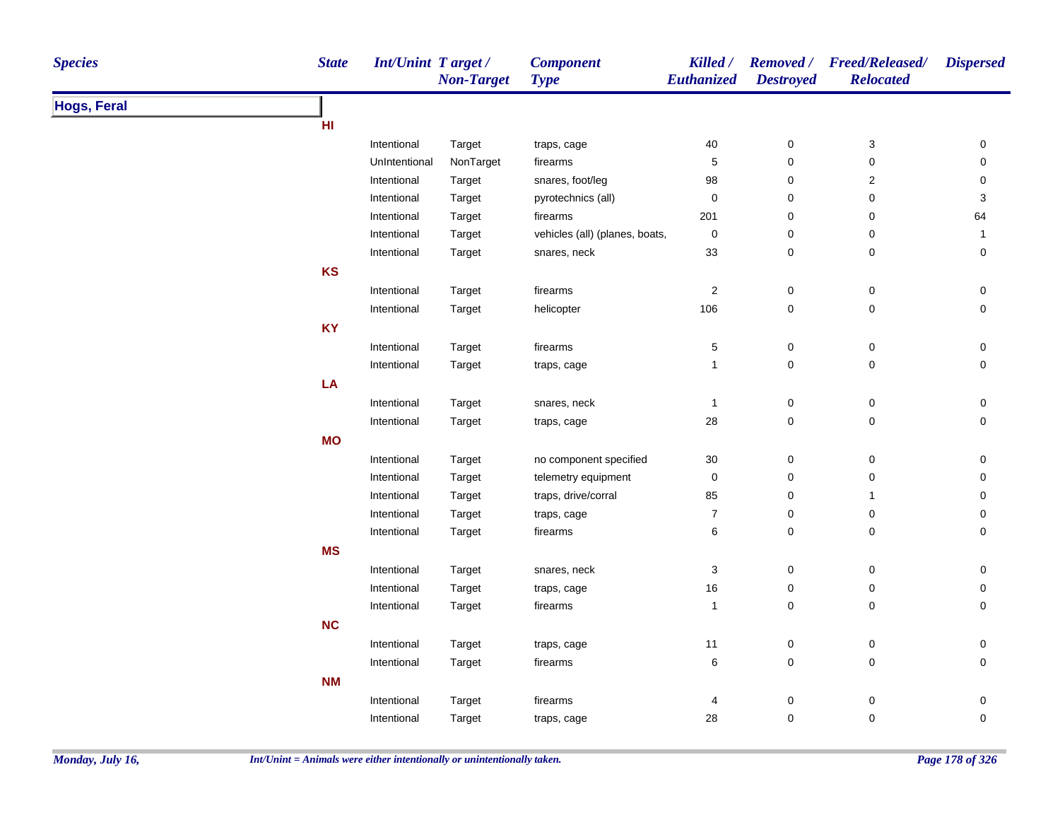| Species | State | Int/Unint | Target / Non-Target | Component Type | Killed / Euthanized | Removed / Destroyed | Freed/Released/ Relocated | Dispersed |
|---|---|---|---|---|---|---|---|---|
| **Hogs, Feral** | | | | | | | | |
| | **HI** | | | | | | | |
| | | Intentional | Target | traps, cage | 40 | 0 | 3 | 0 |
| | | UnIntentional | NonTarget | firearms | 5 | 0 | 0 | 0 |
| | | Intentional | Target | snares, foot/leg | 98 | 0 | 2 | 0 |
| | | Intentional | Target | pyrotechnics (all) | 0 | 0 | 0 | 3 |
| | | Intentional | Target | firearms | 201 | 0 | 0 | 64 |
| | | Intentional | Target | vehicles (all) (planes, boats, | 0 | 0 | 0 | 1 |
| | | Intentional | Target | snares, neck | 33 | 0 | 0 | 0 |
| | **KS** | | | | | | | |
| | | Intentional | Target | firearms | 2 | 0 | 0 | 0 |
| | | Intentional | Target | helicopter | 106 | 0 | 0 | 0 |
| | **KY** | | | | | | | |
| | | Intentional | Target | firearms | 5 | 0 | 0 | 0 |
| | | Intentional | Target | traps, cage | 1 | 0 | 0 | 0 |
| | **LA** | | | | | | | |
| | | Intentional | Target | snares, neck | 1 | 0 | 0 | 0 |
| | | Intentional | Target | traps, cage | 28 | 0 | 0 | 0 |
| | **MO** | | | | | | | |
| | | Intentional | Target | no component specified | 30 | 0 | 0 | 0 |
| | | Intentional | Target | telemetry equipment | 0 | 0 | 0 | 0 |
| | | Intentional | Target | traps, drive/corral | 85 | 0 | 1 | 0 |
| | | Intentional | Target | traps, cage | 7 | 0 | 0 | 0 |
| | | Intentional | Target | firearms | 6 | 0 | 0 | 0 |
| | **MS** | | | | | | | |
| | | Intentional | Target | snares, neck | 3 | 0 | 0 | 0 |
| | | Intentional | Target | traps, cage | 16 | 0 | 0 | 0 |
| | | Intentional | Target | firearms | 1 | 0 | 0 | 0 |
| | **NC** | | | | | | | |
| | | Intentional | Target | traps, cage | 11 | 0 | 0 | 0 |
| | | Intentional | Target | firearms | 6 | 0 | 0 | 0 |
| | **NM** | | | | | | | |
| | | Intentional | Target | firearms | 4 | 0 | 0 | 0 |
| | | Intentional | Target | traps, cage | 28 | 0 | 0 | 0 |

*Int/Unint = Animals were either intentionally or unintentionally taken.*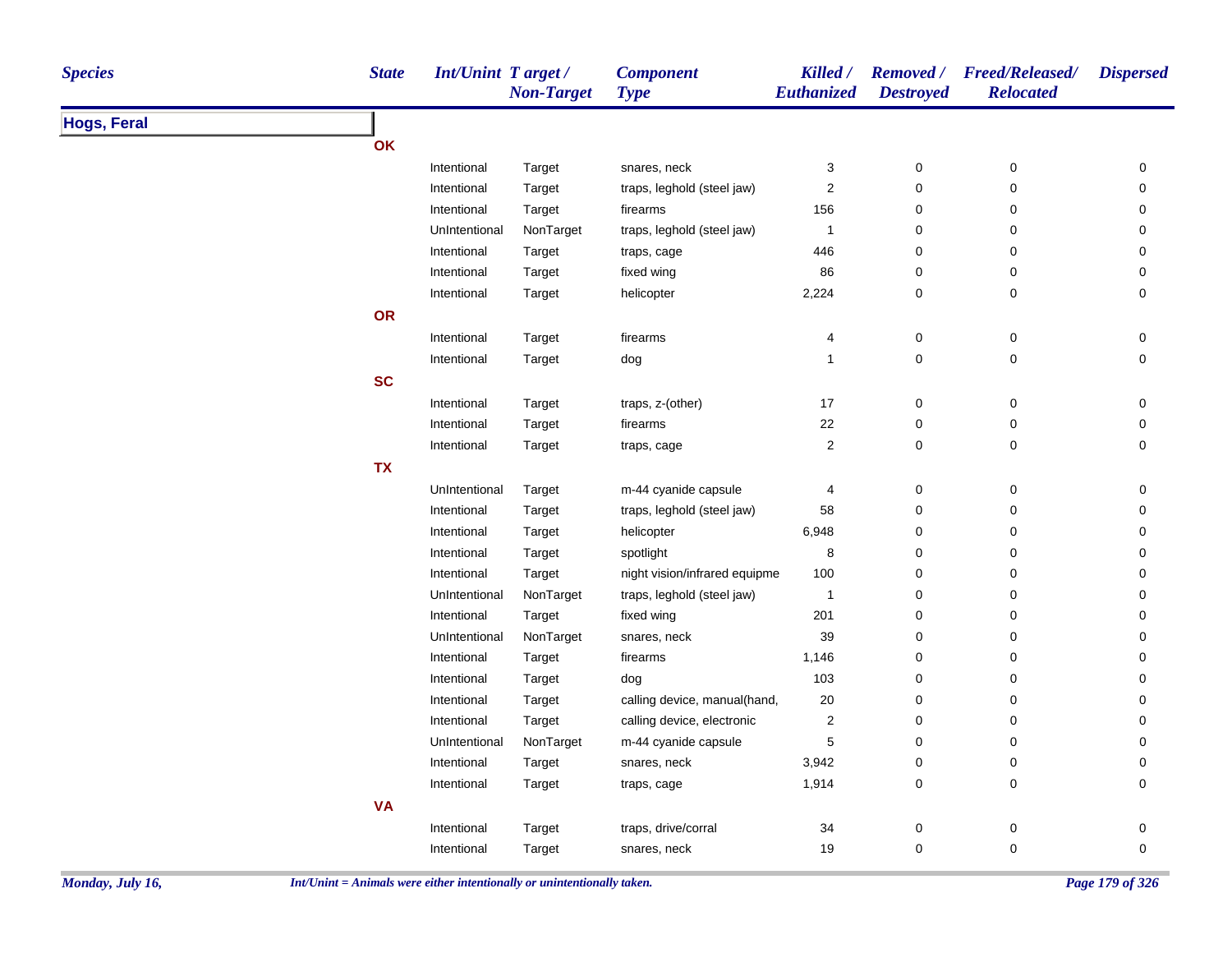| Species | State | Int/Unint | Target / Non-Target | Component Type | Killed / Euthanized | Removed / Destroyed | Freed/Released/ Relocated | Dispersed |
|---|---|---|---|---|---|---|---|---|
| **Hogs, Feral** | | | | | | | | |
| | **OK** | | | | | | | |
| | | Intentional | Target | snares, neck | 3 | 0 | 0 | 0 |
| | | Intentional | Target | traps, leghold (steel jaw) | 2 | 0 | 0 | 0 |
| | | Intentional | Target | firearms | 156 | 0 | 0 | 0 |
| | | UnIntentional | NonTarget | traps, leghold (steel jaw) | 1 | 0 | 0 | 0 |
| | | Intentional | Target | traps, cage | 446 | 0 | 0 | 0 |
| | | Intentional | Target | fixed wing | 86 | 0 | 0 | 0 |
| | | Intentional | Target | helicopter | 2,224 | 0 | 0 | 0 |
| | **OR** | | | | | | | |
| | | Intentional | Target | firearms | 4 | 0 | 0 | 0 |
| | | Intentional | Target | dog | 1 | 0 | 0 | 0 |
| | **SC** | | | | | | | |
| | | Intentional | Target | traps, z-(other) | 17 | 0 | 0 | 0 |
| | | Intentional | Target | firearms | 22 | 0 | 0 | 0 |
| | | Intentional | Target | traps, cage | 2 | 0 | 0 | 0 |
| | **TX** | | | | | | | |
| | | UnIntentional | Target | m-44 cyanide capsule | 4 | 0 | 0 | 0 |
| | | Intentional | Target | traps, leghold (steel jaw) | 58 | 0 | 0 | 0 |
| | | Intentional | Target | helicopter | 6,948 | 0 | 0 | 0 |
| | | Intentional | Target | spotlight | 8 | 0 | 0 | 0 |
| | | Intentional | Target | night vision/infrared equipme | 100 | 0 | 0 | 0 |
| | | UnIntentional | NonTarget | traps, leghold (steel jaw) | 1 | 0 | 0 | 0 |
| | | Intentional | Target | fixed wing | 201 | 0 | 0 | 0 |
| | | UnIntentional | NonTarget | snares, neck | 39 | 0 | 0 | 0 |
| | | Intentional | Target | firearms | 1,146 | 0 | 0 | 0 |
| | | Intentional | Target | dog | 103 | 0 | 0 | 0 |
| | | Intentional | Target | calling device, manual(hand, | 20 | 0 | 0 | 0 |
| | | Intentional | Target | calling device, electronic | 2 | 0 | 0 | 0 |
| | | UnIntentional | NonTarget | m-44 cyanide capsule | 5 | 0 | 0 | 0 |
| | | Intentional | Target | snares, neck | 3,942 | 0 | 0 | 0 |
| | | Intentional | Target | traps, cage | 1,914 | 0 | 0 | 0 |
| | **VA** | | | | | | | |
| | | Intentional | Target | traps, drive/corral | 34 | 0 | 0 | 0 |
| | | Intentional | Target | snares, neck | 19 | 0 | 0 | 0 |

Monday, July 16,

*Int/Unint = Animals were either intentionally or unintentionally taken.*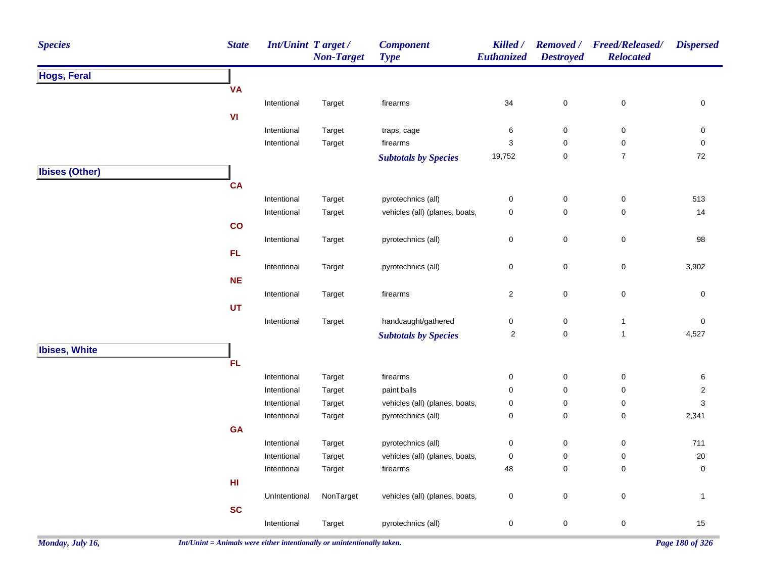| Species | State | Int/Unint | Target / Non-Target | Component Type | Killed / Euthanized | Removed / Destroyed | Freed/Released/ Relocated | Dispersed |
|---|---|---|---|---|---|---|---|---|
| **Hogs, Feral** | | | | | | | | |
| | **VA** | | | | | | | |
| | | Intentional | Target | firearms | 34 | 0 | 0 | 0 |
| | **VI** | | | | | | | |
| | | Intentional | Target | traps, cage | 6 | 0 | 0 | 0 |
| | | Intentional | Target | firearms | 3 | 0 | 0 | 0 |
| | | | | ***Subtotals by Species*** | 19,752 | 0 | 7 | 72 |
| **Ibises (Other)** | | | | | | | | |
| | **CA** | | | | | | | |
| | | Intentional | Target | pyrotechnics (all) | 0 | 0 | 0 | 513 |
| | | Intentional | Target | vehicles (all) (planes, boats, | 0 | 0 | 0 | 14 |
| | **CO** | | | | | | | |
| | | Intentional | Target | pyrotechnics (all) | 0 | 0 | 0 | 98 |
| | **FL** | | | | | | | |
| | | Intentional | Target | pyrotechnics (all) | 0 | 0 | 0 | 3,902 |
| | **NE** | | | | | | | |
| | | Intentional | Target | firearms | 2 | 0 | 0 | 0 |
| | **UT** | | | | | | | |
| | | Intentional | Target | handcaught/gathered | 0 | 0 | 1 | 0 |
| | | | | ***Subtotals by Species*** | 2 | 0 | 1 | 4,527 |
| **Ibises, White** | | | | | | | | |
| | **FL** | | | | | | | |
| | | Intentional | Target | firearms | 0 | 0 | 0 | 6 |
| | | Intentional | Target | paint balls | 0 | 0 | 0 | 2 |
| | | Intentional | Target | vehicles (all) (planes, boats, | 0 | 0 | 0 | 3 |
| | | Intentional | Target | pyrotechnics (all) | 0 | 0 | 0 | 2,341 |
| | **GA** | | | | | | | |
| | | Intentional | Target | pyrotechnics (all) | 0 | 0 | 0 | 711 |
| | | Intentional | Target | vehicles (all) (planes, boats, | 0 | 0 | 0 | 20 |
| | | Intentional | Target | firearms | 48 | 0 | 0 | 0 |
| | **HI** | | | | | | | |
| | | UnIntentional | NonTarget | vehicles (all) (planes, boats, | 0 | 0 | 0 | 1 |
| | **SC** | | | | | | | |
| | | Intentional | Target | pyrotechnics (all) | 0 | 0 | 0 | 15 |

*Monday, July 16,* *Int/Unint = Animals were either intentionally or unintentionally taken.*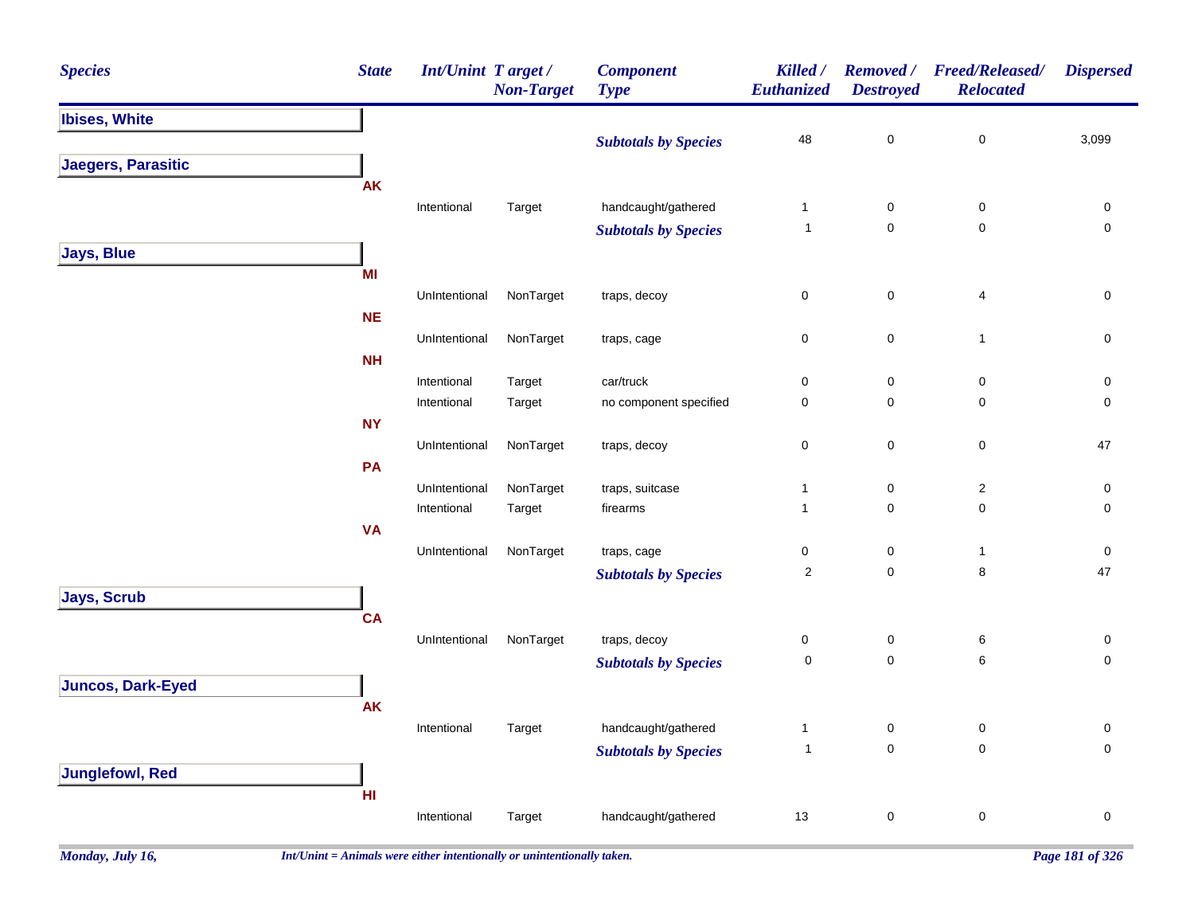| Species | State | Int/Unint | Target / Non-Target | Component Type | Killed / Euthanized | Removed / Destroyed | Freed/Released/ Relocated | Dispersed |
|---|---|---|---|---|---|---|---|---|
| **Ibises, White** | | | | | | | | |
| | | | | ***Subtotals by Species*** | 48 | 0 | 0 | 3,099 |
| **Jaegers, Parasitic** | | | | | | | | |
| | **AK** | | | | | | | |
| | | Intentional | Target | handcaught/gathered | 1 | 0 | 0 | 0 |
| | | | | ***Subtotals by Species*** | 1 | 0 | 0 | 0 |
| **Jays, Blue** | | | | | | | | |
| | **MI** | | | | | | | |
| | | UnIntentional | NonTarget | traps, decoy | 0 | 0 | 4 | 0 |
| | **NE** | | | | | | | |
| | | UnIntentional | NonTarget | traps, cage | 0 | 0 | 1 | 0 |
| | **NH** | | | | | | | |
| | | Intentional | Target | car/truck | 0 | 0 | 0 | 0 |
| | | Intentional | Target | no component specified | 0 | 0 | 0 | 0 |
| | **NY** | | | | | | | |
| | | UnIntentional | NonTarget | traps, decoy | 0 | 0 | 0 | 47 |
| | **PA** | | | | | | | |
| | | UnIntentional | NonTarget | traps, suitcase | 1 | 0 | 2 | 0 |
| | | Intentional | Target | firearms | 1 | 0 | 0 | 0 |
| | **VA** | | | | | | | |
| | | UnIntentional | NonTarget | traps, cage | 0 | 0 | 1 | 0 |
| | | | | ***Subtotals by Species*** | 2 | 0 | 8 | 47 |
| **Jays, Scrub** | | | | | | | | |
| | **CA** | | | | | | | |
| | | UnIntentional | NonTarget | traps, decoy | 0 | 0 | 6 | 0 |
| | | | | ***Subtotals by Species*** | 0 | 0 | 6 | 0 |
| **Juncos, Dark-Eyed** | | | | | | | | |
| | **AK** | | | | | | | |
| | | Intentional | Target | handcaught/gathered | 1 | 0 | 0 | 0 |
| | | | | ***Subtotals by Species*** | 1 | 0 | 0 | 0 |
| **Junglefowl, Red** | | | | | | | | |
| | **HI** | | | | | | | |
| | | Intentional | Target | handcaught/gathered | 13 | 0 | 0 | 0 |

*Monday, July 16,* *Int/Unint = Animals were either intentionally or unintentionally taken.*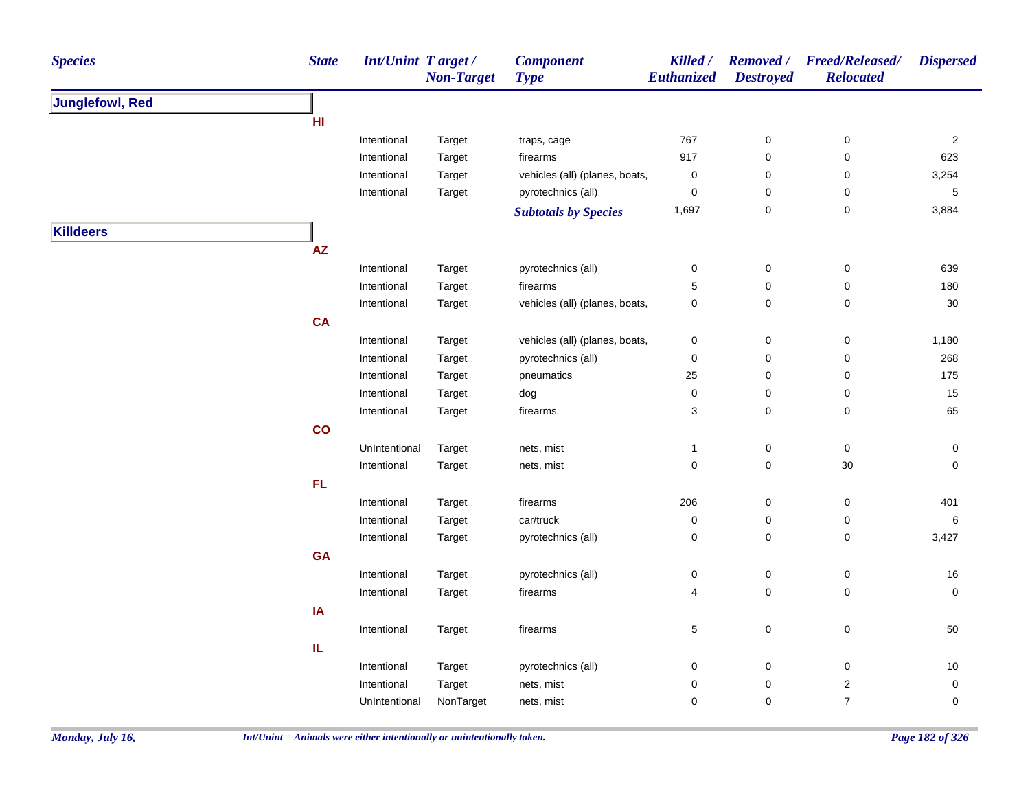| Species | State | Int/Unint | Target / Non-Target | Component Type | Killed / Euthanized | Removed / Destroyed | Freed/Released/ Relocated | Dispersed |
|---|---|---|---|---|---|---|---|---|
| **Junglefowl, Red** | | | | | | | | |
| | **HI** | | | | | | | |
| | | Intentional | Target | traps, cage | 767 | 0 | 0 | 2 |
| | | Intentional | Target | firearms | 917 | 0 | 0 | 623 |
| | | Intentional | Target | vehicles (all) (planes, boats, | 0 | 0 | 0 | 3,254 |
| | | Intentional | Target | pyrotechnics (all) | 0 | 0 | 0 | 5 |
| | | | | ***Subtotals by Species*** | 1,697 | 0 | 0 | 3,884 |
| **Killdeers** | | | | | | | | |
| | **AZ** | | | | | | | |
| | | Intentional | Target | pyrotechnics (all) | 0 | 0 | 0 | 639 |
| | | Intentional | Target | firearms | 5 | 0 | 0 | 180 |
| | | Intentional | Target | vehicles (all) (planes, boats, | 0 | 0 | 0 | 30 |
| | **CA** | | | | | | | |
| | | Intentional | Target | vehicles (all) (planes, boats, | 0 | 0 | 0 | 1,180 |
| | | Intentional | Target | pyrotechnics (all) | 0 | 0 | 0 | 268 |
| | | Intentional | Target | pneumatics | 25 | 0 | 0 | 175 |
| | | Intentional | Target | dog | 0 | 0 | 0 | 15 |
| | | Intentional | Target | firearms | 3 | 0 | 0 | 65 |
| | **CO** | | | | | | | |
| | | UnIntentional | Target | nets, mist | 1 | 0 | 0 | 0 |
| | | Intentional | Target | nets, mist | 0 | 0 | 30 | 0 |
| | **FL** | | | | | | | |
| | | Intentional | Target | firearms | 206 | 0 | 0 | 401 |
| | | Intentional | Target | car/truck | 0 | 0 | 0 | 6 |
| | | Intentional | Target | pyrotechnics (all) | 0 | 0 | 0 | 3,427 |
| | **GA** | | | | | | | |
| | | Intentional | Target | pyrotechnics (all) | 0 | 0 | 0 | 16 |
| | | Intentional | Target | firearms | 4 | 0 | 0 | 0 |
| | **IA** | | | | | | | |
| | | Intentional | Target | firearms | 5 | 0 | 0 | 50 |
| | **IL** | | | | | | | |
| | | Intentional | Target | pyrotechnics (all) | 0 | 0 | 0 | 10 |
| | | Intentional | Target | nets, mist | 0 | 0 | 2 | 0 |
| | | UnIntentional | NonTarget | nets, mist | 0 | 0 | 7 | 0 |

*Int/Unint = Animals were either intentionally or unintentionally taken.*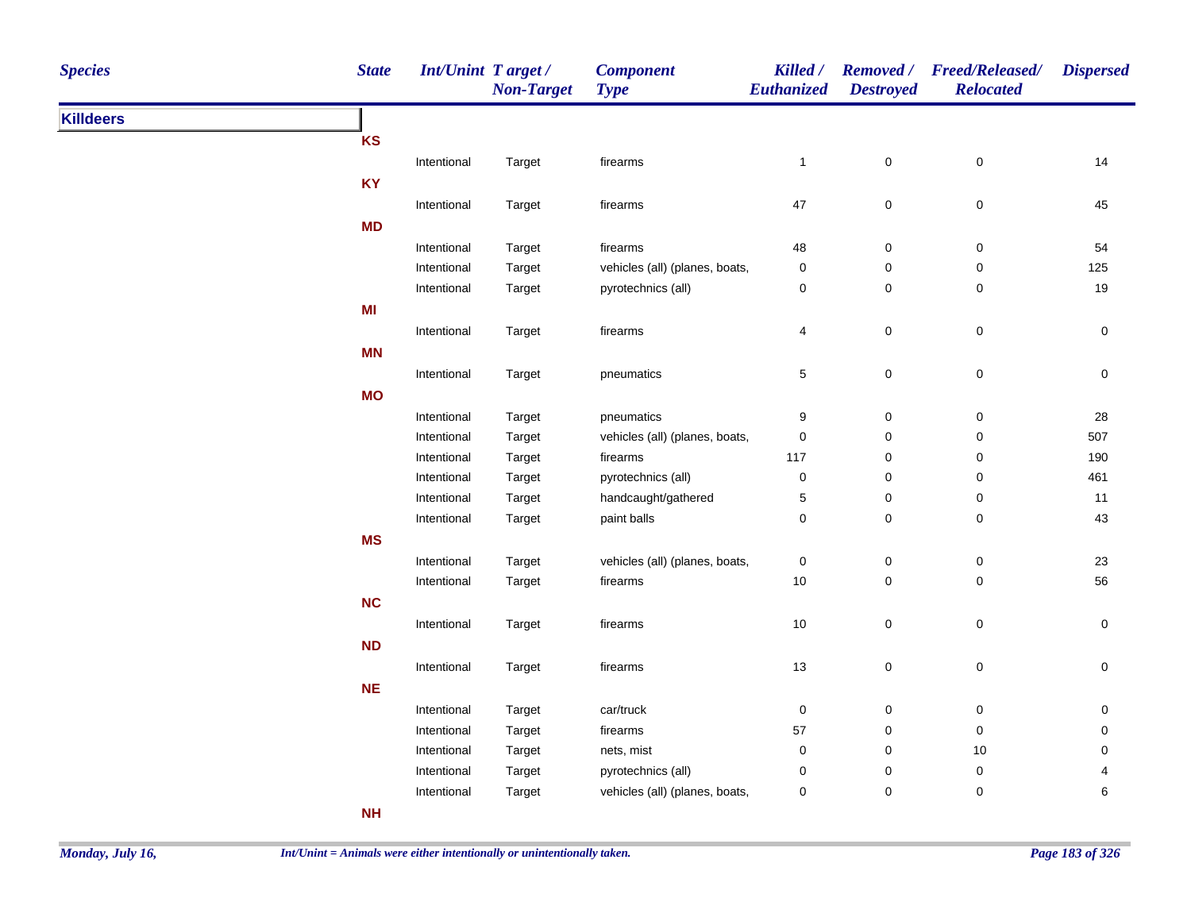| Species | State | Int/Unint | Target / Non-Target | Component Type | Killed / Euthanized | Removed / Destroyed | Freed/Released/ Relocated | Dispersed |
|---|---|---|---|---|---|---|---|---|
| **Killdeers** | | | | | | | | |
| | **KS** | | | | | | | |
| | | Intentional | Target | firearms | 1 | 0 | 0 | 14 |
| | **KY** | | | | | | | |
| | | Intentional | Target | firearms | 47 | 0 | 0 | 45 |
| | **MD** | | | | | | | |
| | | Intentional | Target | firearms | 48 | 0 | 0 | 54 |
| | | Intentional | Target | vehicles (all) (planes, boats, | 0 | 0 | 0 | 125 |
| | | Intentional | Target | pyrotechnics (all) | 0 | 0 | 0 | 19 |
| | **MI** | | | | | | | |
| | | Intentional | Target | firearms | 4 | 0 | 0 | 0 |
| | **MN** | | | | | | | |
| | | Intentional | Target | pneumatics | 5 | 0 | 0 | 0 |
| | **MO** | | | | | | | |
| | | Intentional | Target | pneumatics | 9 | 0 | 0 | 28 |
| | | Intentional | Target | vehicles (all) (planes, boats, | 0 | 0 | 0 | 507 |
| | | Intentional | Target | firearms | 117 | 0 | 0 | 190 |
| | | Intentional | Target | pyrotechnics (all) | 0 | 0 | 0 | 461 |
| | | Intentional | Target | handcaught/gathered | 5 | 0 | 0 | 11 |
| | | Intentional | Target | paint balls | 0 | 0 | 0 | 43 |
| | **MS** | | | | | | | |
| | | Intentional | Target | vehicles (all) (planes, boats, | 0 | 0 | 0 | 23 |
| | | Intentional | Target | firearms | 10 | 0 | 0 | 56 |
| | **NC** | | | | | | | |
| | | Intentional | Target | firearms | 10 | 0 | 0 | 0 |
| | **ND** | | | | | | | |
| | | Intentional | Target | firearms | 13 | 0 | 0 | 0 |
| | **NE** | | | | | | | |
| | | Intentional | Target | car/truck | 0 | 0 | 0 | 0 |
| | | Intentional | Target | firearms | 57 | 0 | 0 | 0 |
| | | Intentional | Target | nets, mist | 0 | 0 | 10 | 0 |
| | | Intentional | Target | pyrotechnics (all) | 0 | 0 | 0 | 4 |
| | | Intentional | Target | vehicles (all) (planes, boats, | 0 | 0 | 0 | 6 |
| | **NH** | | | | | | | |

*Int/Unint = Animals were either intentionally or unintentionally taken.*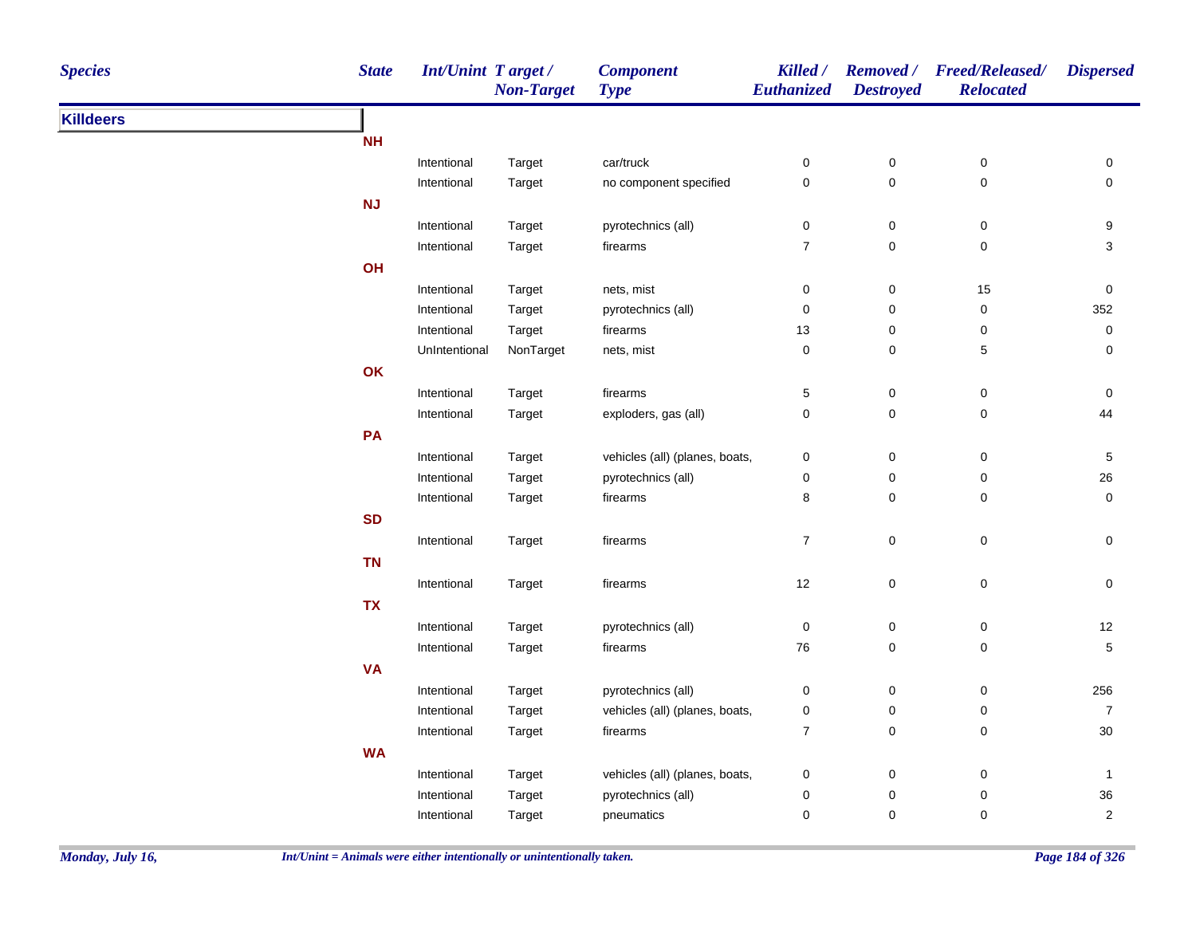| Species | State | Int/Unint | Target / Non-Target | Component Type | Killed / Euthanized | Removed / Destroyed | Freed/Released/ Relocated | Dispersed |
|---|---|---|---|---|---|---|---|---|
| **Killdeers** | | | | | | | | |
| | **NH** | | | | | | | |
| | | Intentional | Target | car/truck | 0 | 0 | 0 | 0 |
| | | Intentional | Target | no component specified | 0 | 0 | 0 | 0 |
| | **NJ** | | | | | | | |
| | | Intentional | Target | pyrotechnics (all) | 0 | 0 | 0 | 9 |
| | | Intentional | Target | firearms | 7 | 0 | 0 | 3 |
| | **OH** | | | | | | | |
| | | Intentional | Target | nets, mist | 0 | 0 | 15 | 0 |
| | | Intentional | Target | pyrotechnics (all) | 0 | 0 | 0 | 352 |
| | | Intentional | Target | firearms | 13 | 0 | 0 | 0 |
| | | UnIntentional | NonTarget | nets, mist | 0 | 0 | 5 | 0 |
| | **OK** | | | | | | | |
| | | Intentional | Target | firearms | 5 | 0 | 0 | 0 |
| | | Intentional | Target | exploders, gas (all) | 0 | 0 | 0 | 44 |
| | **PA** | | | | | | | |
| | | Intentional | Target | vehicles (all) (planes, boats, | 0 | 0 | 0 | 5 |
| | | Intentional | Target | pyrotechnics (all) | 0 | 0 | 0 | 26 |
| | | Intentional | Target | firearms | 8 | 0 | 0 | 0 |
| | **SD** | | | | | | | |
| | | Intentional | Target | firearms | 7 | 0 | 0 | 0 |
| | **TN** | | | | | | | |
| | | Intentional | Target | firearms | 12 | 0 | 0 | 0 |
| | **TX** | | | | | | | |
| | | Intentional | Target | pyrotechnics (all) | 0 | 0 | 0 | 12 |
| | | Intentional | Target | firearms | 76 | 0 | 0 | 5 |
| | **VA** | | | | | | | |
| | | Intentional | Target | pyrotechnics (all) | 0 | 0 | 0 | 256 |
| | | Intentional | Target | vehicles (all) (planes, boats, | 0 | 0 | 0 | 7 |
| | | Intentional | Target | firearms | 7 | 0 | 0 | 30 |
| | **WA** | | | | | | | |
| | | Intentional | Target | vehicles (all) (planes, boats, | 0 | 0 | 0 | 1 |
| | | Intentional | Target | pyrotechnics (all) | 0 | 0 | 0 | 36 |
| | | Intentional | Target | pneumatics | 0 | 0 | 0 | 2 |

*Int/Unint = Animals were either intentionally or unintentionally taken.*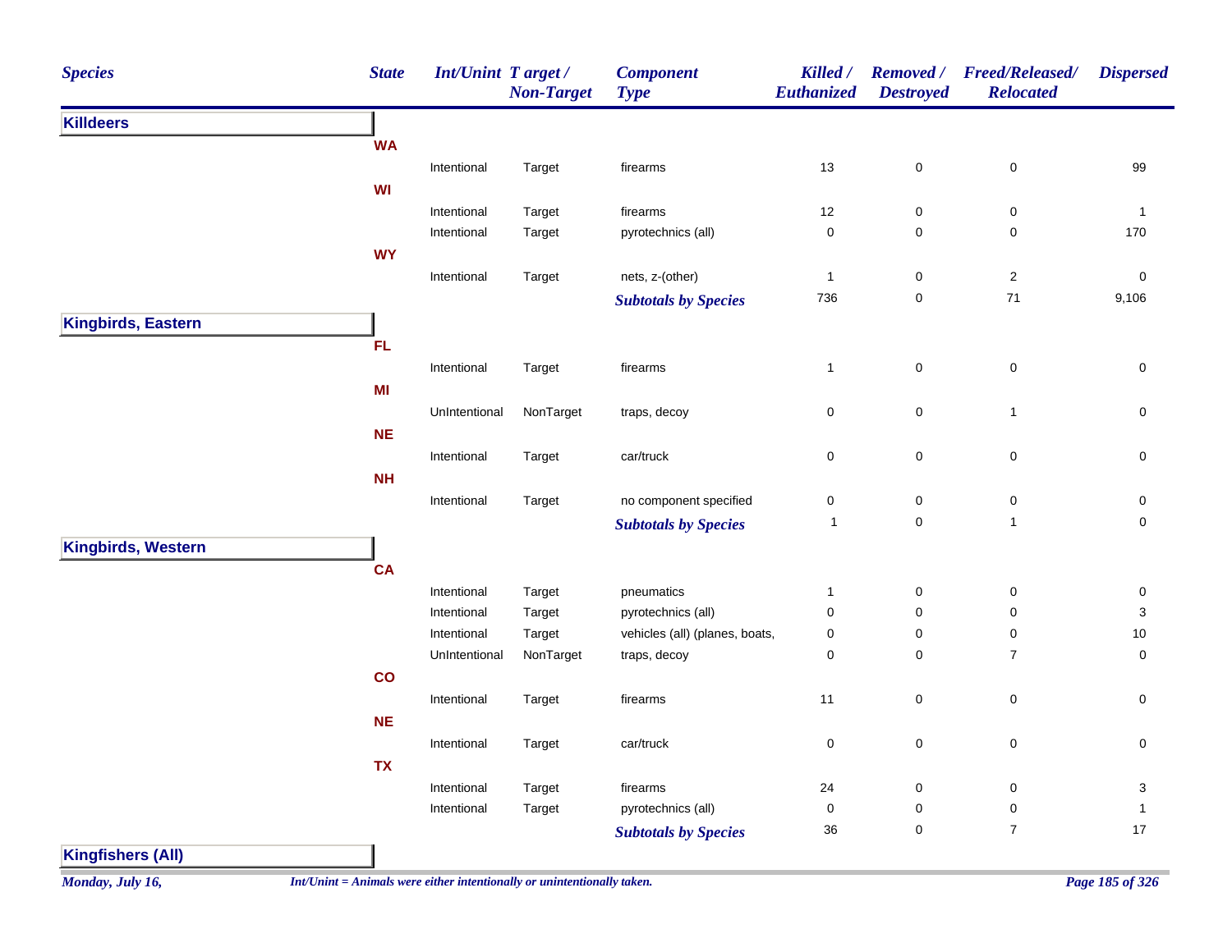| Species | State | Int/Unint | Target / Non-Target | Component Type | Killed / Euthanized | Removed / Destroyed | Freed/Released/ Relocated | Dispersed |
|---|---|---|---|---|---|---|---|---|
| **Killdeers** | | | | | | | | |
| | **WA** | | | | | | | |
| | | Intentional | Target | firearms | 13 | 0 | 0 | 99 |
| | **WI** | | | | | | | |
| | | Intentional | Target | firearms | 12 | 0 | 0 | 1 |
| | | Intentional | Target | pyrotechnics (all) | 0 | 0 | 0 | 170 |
| | **WY** | | | | | | | |
| | | Intentional | Target | nets, z-(other) | 1 | 0 | 2 | 0 |
| | | | | ***Subtotals by Species*** | 736 | 0 | 71 | 9,106 |
| **Kingbirds, Eastern** | | | | | | | | |
| | **FL** | | | | | | | |
| | | Intentional | Target | firearms | 1 | 0 | 0 | 0 |
| | **MI** | | | | | | | |
| | | UnIntentional | NonTarget | traps, decoy | 0 | 0 | 1 | 0 |
| | **NE** | | | | | | | |
| | | Intentional | Target | car/truck | 0 | 0 | 0 | 0 |
| | **NH** | | | | | | | |
| | | Intentional | Target | no component specified | 0 | 0 | 0 | 0 |
| | | | | ***Subtotals by Species*** | 1 | 0 | 1 | 0 |
| **Kingbirds, Western** | | | | | | | | |
| | **CA** | | | | | | | |
| | | Intentional | Target | pneumatics | 1 | 0 | 0 | 0 |
| | | Intentional | Target | pyrotechnics (all) | 0 | 0 | 0 | 3 |
| | | Intentional | Target | vehicles (all) (planes, boats, | 0 | 0 | 0 | 10 |
| | | UnIntentional | NonTarget | traps, decoy | 0 | 0 | 7 | 0 |
| | **CO** | | | | | | | |
| | | Intentional | Target | firearms | 11 | 0 | 0 | 0 |
| | **NE** | | | | | | | |
| | | Intentional | Target | car/truck | 0 | 0 | 0 | 0 |
| | **TX** | | | | | | | |
| | | Intentional | Target | firearms | 24 | 0 | 0 | 3 |
| | | Intentional | Target | pyrotechnics (all) | 0 | 0 | 0 | 1 |
| | | | | ***Subtotals by Species*** | 36 | 0 | 7 | 17 |
| **Kingfishers (All)** | | | | | | | | |

*Monday, July 16,*

*Int/Unint = Animals were either intentionally or unintentionally taken.*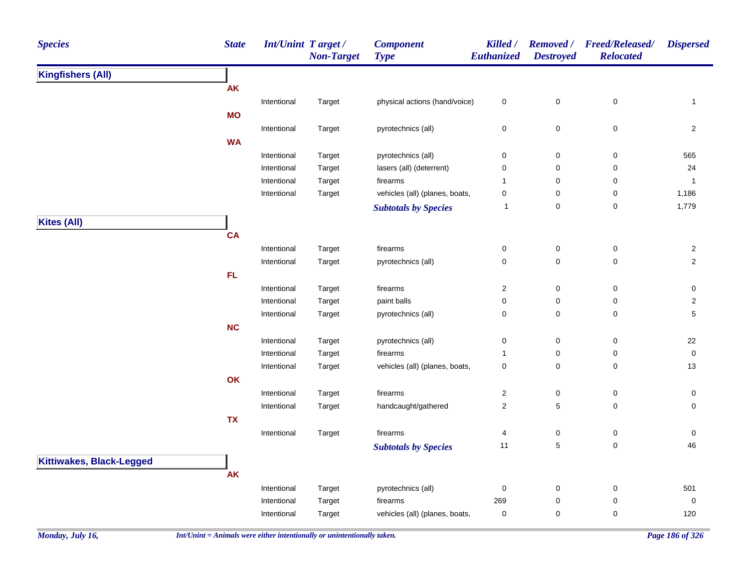| Species | State | Int/Unint | Target / Non-Target | Component Type | Killed / Euthanized | Removed / Destroyed | Freed/Released/ Relocated | Dispersed |
|---|---|---|---|---|---|---|---|---|
| **Kingfishers (All)** | | | | | | | | |
| | **AK** | | | | | | | |
| | | Intentional | Target | physical actions (hand/voice) | 0 | 0 | 0 | 1 |
| | **MO** | | | | | | | |
| | | Intentional | Target | pyrotechnics (all) | 0 | 0 | 0 | 2 |
| | **WA** | | | | | | | |
| | | Intentional | Target | pyrotechnics (all) | 0 | 0 | 0 | 565 |
| | | Intentional | Target | lasers (all) (deterrent) | 0 | 0 | 0 | 24 |
| | | Intentional | Target | firearms | 1 | 0 | 0 | 1 |
| | | Intentional | Target | vehicles (all) (planes, boats, | 0 | 0 | 0 | 1,186 |
| | | | | *Subtotals by Species* | 1 | 0 | 0 | 1,779 |
| **Kites (All)** | | | | | | | | |
| | **CA** | | | | | | | |
| | | Intentional | Target | firearms | 0 | 0 | 0 | 2 |
| | | Intentional | Target | pyrotechnics (all) | 0 | 0 | 0 | 2 |
| | **FL** | | | | | | | |
| | | Intentional | Target | firearms | 2 | 0 | 0 | 0 |
| | | Intentional | Target | paint balls | 0 | 0 | 0 | 2 |
| | | Intentional | Target | pyrotechnics (all) | 0 | 0 | 0 | 5 |
| | **NC** | | | | | | | |
| | | Intentional | Target | pyrotechnics (all) | 0 | 0 | 0 | 22 |
| | | Intentional | Target | firearms | 1 | 0 | 0 | 0 |
| | | Intentional | Target | vehicles (all) (planes, boats, | 0 | 0 | 0 | 13 |
| | **OK** | | | | | | | |
| | | Intentional | Target | firearms | 2 | 0 | 0 | 0 |
| | | Intentional | Target | handcaught/gathered | 2 | 5 | 0 | 0 |
| | **TX** | | | | | | | |
| | | Intentional | Target | firearms | 4 | 0 | 0 | 0 |
| | | | | *Subtotals by Species* | 11 | 5 | 0 | 46 |
| **Kittiwakes, Black-Legged** | | | | | | | | |
| | **AK** | | | | | | | |
| | | Intentional | Target | pyrotechnics (all) | 0 | 0 | 0 | 501 |
| | | Intentional | Target | firearms | 269 | 0 | 0 | 0 |
| | | Intentional | Target | vehicles (all) (planes, boats, | 0 | 0 | 0 | 120 |

*Int/Unint = Animals were either intentionally or unintentionally taken.*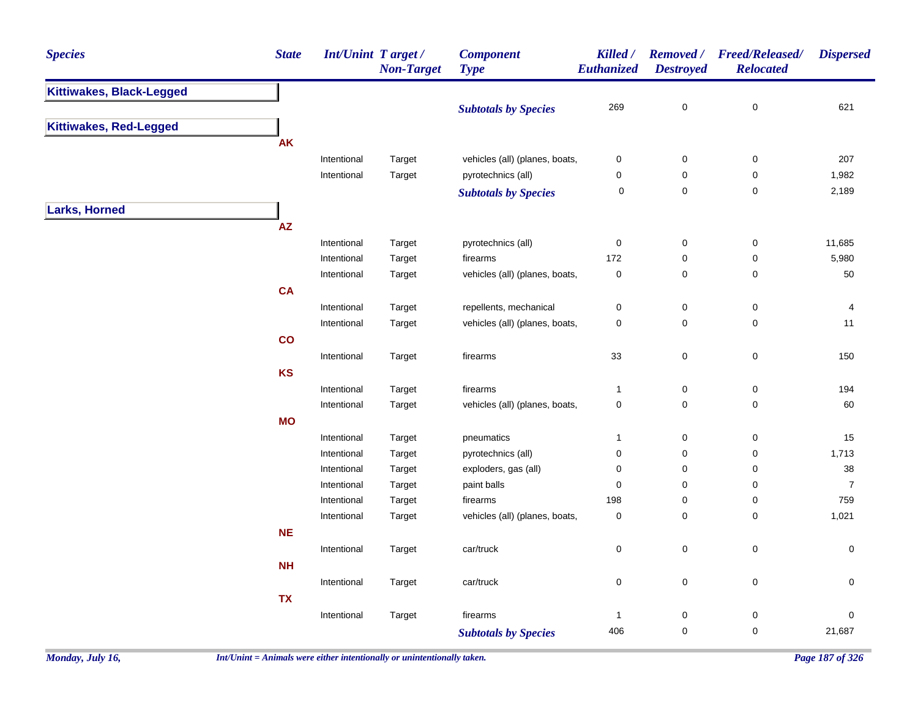| Species | State | Int/Unint | Target / Non-Target | Component Type | Killed / Euthanized | Removed / Destroyed | Freed/Released/ Relocated | Dispersed |
|---|---|---|---|---|---|---|---|---|
| **Kittiwakes, Black-Legged** | | | | | | | | |
| | | | | ***Subtotals by Species*** | 269 | 0 | 0 | 621 |
| **Kittiwakes, Red-Legged** | | | | | | | | |
| | **AK** | | | | | | | |
| | | Intentional | Target | vehicles (all) (planes, boats, | 0 | 0 | 0 | 207 |
| | | Intentional | Target | pyrotechnics (all) | 0 | 0 | 0 | 1,982 |
| | | | | ***Subtotals by Species*** | 0 | 0 | 0 | 2,189 |
| **Larks, Horned** | | | | | | | | |
| | **AZ** | | | | | | | |
| | | Intentional | Target | pyrotechnics (all) | 0 | 0 | 0 | 11,685 |
| | | Intentional | Target | firearms | 172 | 0 | 0 | 5,980 |
| | | Intentional | Target | vehicles (all) (planes, boats, | 0 | 0 | 0 | 50 |
| | **CA** | | | | | | | |
| | | Intentional | Target | repellents, mechanical | 0 | 0 | 0 | 4 |
| | | Intentional | Target | vehicles (all) (planes, boats, | 0 | 0 | 0 | 11 |
| | **CO** | | | | | | | |
| | | Intentional | Target | firearms | 33 | 0 | 0 | 150 |
| | **KS** | | | | | | | |
| | | Intentional | Target | firearms | 1 | 0 | 0 | 194 |
| | | Intentional | Target | vehicles (all) (planes, boats, | 0 | 0 | 0 | 60 |
| | **MO** | | | | | | | |
| | | Intentional | Target | pneumatics | 1 | 0 | 0 | 15 |
| | | Intentional | Target | pyrotechnics (all) | 0 | 0 | 0 | 1,713 |
| | | Intentional | Target | exploders, gas (all) | 0 | 0 | 0 | 38 |
| | | Intentional | Target | paint balls | 0 | 0 | 0 | 7 |
| | | Intentional | Target | firearms | 198 | 0 | 0 | 759 |
| | | Intentional | Target | vehicles (all) (planes, boats, | 0 | 0 | 0 | 1,021 |
| | **NE** | | | | | | | |
| | | Intentional | Target | car/truck | 0 | 0 | 0 | 0 |
| | **NH** | | | | | | | |
| | | Intentional | Target | car/truck | 0 | 0 | 0 | 0 |
| | **TX** | | | | | | | |
| | | Intentional | Target | firearms | 1 | 0 | 0 | 0 |
| | | | | ***Subtotals by Species*** | 406 | 0 | 0 | 21,687 |

*Int/Unint = Animals were either intentionally or unintentionally taken.*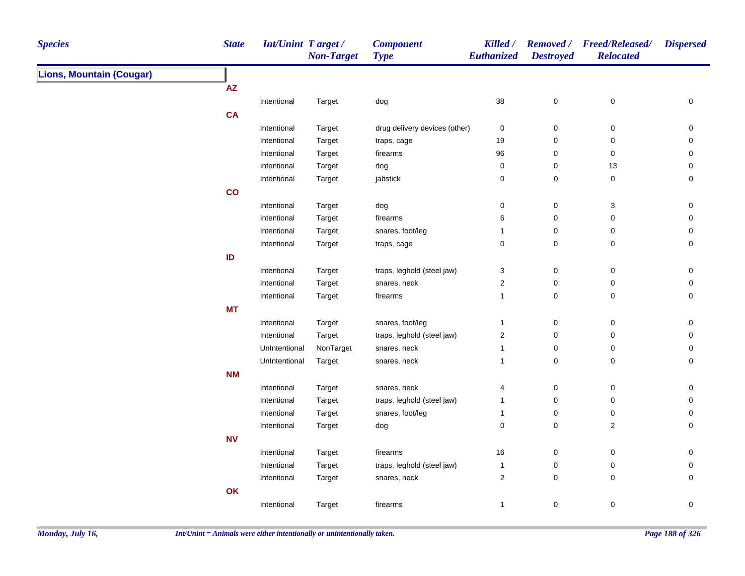| Species | State | Int/Unint | Target / Non-Target | Component Type | Killed / Euthanized | Removed / Destroyed | Freed/Released/ Relocated | Dispersed |
|---|---|---|---|---|---|---|---|---|
| **Lions, Mountain (Cougar)** | | | | | | | | |
| | **AZ** | | | | | | | |
| | | Intentional | Target | dog | 38 | 0 | 0 | 0 |
| | **CA** | | | | | | | |
| | | Intentional | Target | drug delivery devices (other) | 0 | 0 | 0 | 0 |
| | | Intentional | Target | traps, cage | 19 | 0 | 0 | 0 |
| | | Intentional | Target | firearms | 96 | 0 | 0 | 0 |
| | | Intentional | Target | dog | 0 | 0 | 13 | 0 |
| | | Intentional | Target | jabstick | 0 | 0 | 0 | 0 |
| | **CO** | | | | | | | |
| | | Intentional | Target | dog | 0 | 0 | 3 | 0 |
| | | Intentional | Target | firearms | 6 | 0 | 0 | 0 |
| | | Intentional | Target | snares, foot/leg | 1 | 0 | 0 | 0 |
| | | Intentional | Target | traps, cage | 0 | 0 | 0 | 0 |
| | **ID** | | | | | | | |
| | | Intentional | Target | traps, leghold (steel jaw) | 3 | 0 | 0 | 0 |
| | | Intentional | Target | snares, neck | 2 | 0 | 0 | 0 |
| | | Intentional | Target | firearms | 1 | 0 | 0 | 0 |
| | **MT** | | | | | | | |
| | | Intentional | Target | snares, foot/leg | 1 | 0 | 0 | 0 |
| | | Intentional | Target | traps, leghold (steel jaw) | 2 | 0 | 0 | 0 |
| | | UnIntentional | NonTarget | snares, neck | 1 | 0 | 0 | 0 |
| | | UnIntentional | Target | snares, neck | 1 | 0 | 0 | 0 |
| | **NM** | | | | | | | |
| | | Intentional | Target | snares, neck | 4 | 0 | 0 | 0 |
| | | Intentional | Target | traps, leghold (steel jaw) | 1 | 0 | 0 | 0 |
| | | Intentional | Target | snares, foot/leg | 1 | 0 | 0 | 0 |
| | | Intentional | Target | dog | 0 | 0 | 2 | 0 |
| | **NV** | | | | | | | |
| | | Intentional | Target | firearms | 16 | 0 | 0 | 0 |
| | | Intentional | Target | traps, leghold (steel jaw) | 1 | 0 | 0 | 0 |
| | | Intentional | Target | snares, neck | 2 | 0 | 0 | 0 |
| | **OK** | | | | | | | |
| | | Intentional | Target | firearms | 1 | 0 | 0 | 0 |

*Int/Unint = Animals were either intentionally or unintentionally taken.*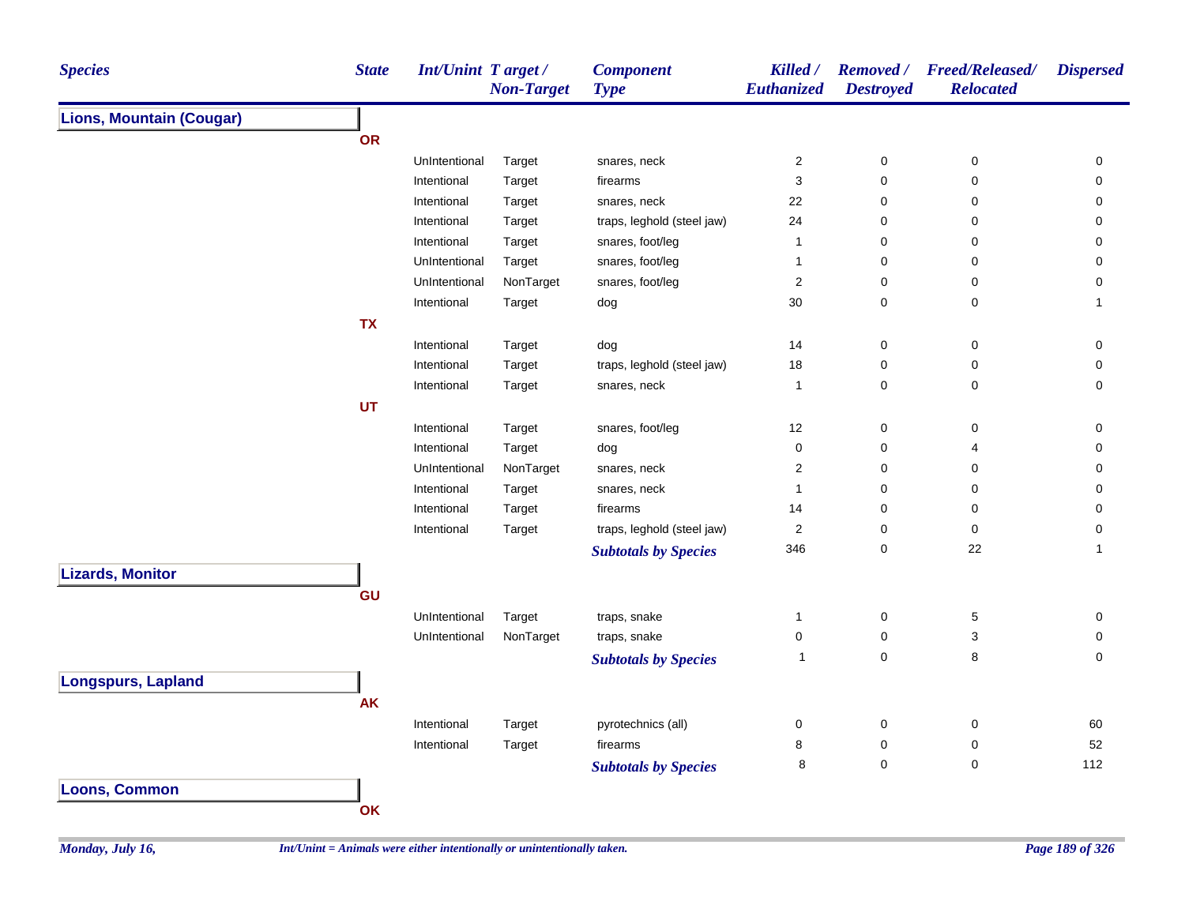| Species | State | Int/Unint | Target / Non-Target | Component Type | Killed / Euthanized | Removed / Destroyed | Freed/Released/ Relocated | Dispersed |
|---|---|---|---|---|---|---|---|---|
| **Lions, Mountain (Cougar)** | | | | | | | | |
| | **OR** | | | | | | | |
| | | UnIntentional | Target | snares, neck | 2 | 0 | 0 | 0 |
| | | Intentional | Target | firearms | 3 | 0 | 0 | 0 |
| | | Intentional | Target | snares, neck | 22 | 0 | 0 | 0 |
| | | Intentional | Target | traps, leghold (steel jaw) | 24 | 0 | 0 | 0 |
| | | Intentional | Target | snares, foot/leg | 1 | 0 | 0 | 0 |
| | | UnIntentional | Target | snares, foot/leg | 1 | 0 | 0 | 0 |
| | | UnIntentional | NonTarget | snares, foot/leg | 2 | 0 | 0 | 0 |
| | | Intentional | Target | dog | 30 | 0 | 0 | 1 |
| | **TX** | | | | | | | |
| | | Intentional | Target | dog | 14 | 0 | 0 | 0 |
| | | Intentional | Target | traps, leghold (steel jaw) | 18 | 0 | 0 | 0 |
| | | Intentional | Target | snares, neck | 1 | 0 | 0 | 0 |
| | **UT** | | | | | | | |
| | | Intentional | Target | snares, foot/leg | 12 | 0 | 0 | 0 |
| | | Intentional | Target | dog | 0 | 0 | 4 | 0 |
| | | UnIntentional | NonTarget | snares, neck | 2 | 0 | 0 | 0 |
| | | Intentional | Target | snares, neck | 1 | 0 | 0 | 0 |
| | | Intentional | Target | firearms | 14 | 0 | 0 | 0 |
| | | Intentional | Target | traps, leghold (steel jaw) | 2 | 0 | 0 | 0 |
| | | | | ***Subtotals by Species*** | 346 | 0 | 22 | 1 |
| **Lizards, Monitor** | | | | | | | | |
| | **GU** | | | | | | | |
| | | UnIntentional | Target | traps, snake | 1 | 0 | 5 | 0 |
| | | UnIntentional | NonTarget | traps, snake | 0 | 0 | 3 | 0 |
| | | | | ***Subtotals by Species*** | 1 | 0 | 8 | 0 |
| **Longspurs, Lapland** | | | | | | | | |
| | **AK** | | | | | | | |
| | | Intentional | Target | pyrotechnics (all) | 0 | 0 | 0 | 60 |
| | | Intentional | Target | firearms | 8 | 0 | 0 | 52 |
| | | | | ***Subtotals by Species*** | 8 | 0 | 0 | 112 |
| **Loons, Common** | | | | | | | | |
| | **OK** | | | | | | | |

*Int/Unint = Animals were either intentionally or unintentionally taken.*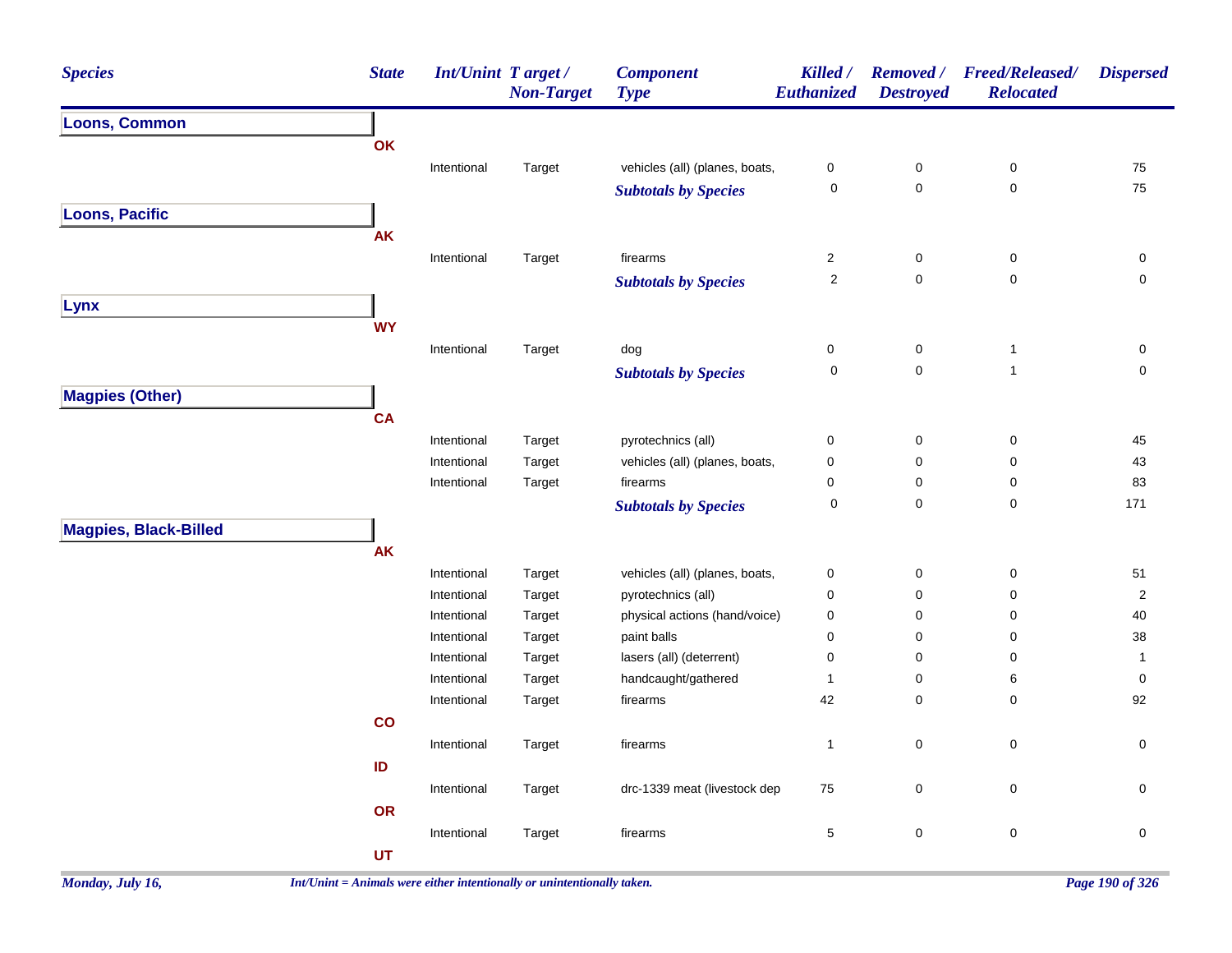| Species | State | Int/Unint | Target / Non-Target | Component Type | Killed / Euthanized | Removed / Destroyed | Freed/Released/ Relocated | Dispersed |
|---|---|---|---|---|---|---|---|---|
| **Loons, Common** | | | | | | | | |
| | OK | | | | | | | |
| | | Intentional | Target | vehicles (all) (planes, boats, | 0 | 0 | 0 | 75 |
| | | | | ***Subtotals by Species*** | 0 | 0 | 0 | 75 |
| **Loons, Pacific** | | | | | | | | |
| | AK | | | | | | | |
| | | Intentional | Target | firearms | 2 | 0 | 0 | 0 |
| | | | | ***Subtotals by Species*** | 2 | 0 | 0 | 0 |
| **Lynx** | | | | | | | | |
| | WY | | | | | | | |
| | | Intentional | Target | dog | 0 | 0 | 1 | 0 |
| | | | | ***Subtotals by Species*** | 0 | 0 | 1 | 0 |
| **Magpies (Other)** | | | | | | | | |
| | CA | | | | | | | |
| | | Intentional | Target | pyrotechnics (all) | 0 | 0 | 0 | 45 |
| | | Intentional | Target | vehicles (all) (planes, boats, | 0 | 0 | 0 | 43 |
| | | Intentional | Target | firearms | 0 | 0 | 0 | 83 |
| | | | | ***Subtotals by Species*** | 0 | 0 | 0 | 171 |
| **Magpies, Black-Billed** | | | | | | | | |
| | AK | | | | | | | |
| | | Intentional | Target | vehicles (all) (planes, boats, | 0 | 0 | 0 | 51 |
| | | Intentional | Target | pyrotechnics (all) | 0 | 0 | 0 | 2 |
| | | Intentional | Target | physical actions (hand/voice) | 0 | 0 | 0 | 40 |
| | | Intentional | Target | paint balls | 0 | 0 | 0 | 38 |
| | | Intentional | Target | lasers (all) (deterrent) | 0 | 0 | 0 | 1 |
| | | Intentional | Target | handcaught/gathered | 1 | 0 | 6 | 0 |
| | | Intentional | Target | firearms | 42 | 0 | 0 | 92 |
| | CO | | | | | | | |
| | | Intentional | Target | firearms | 1 | 0 | 0 | 0 |
| | ID | | | | | | | |
| | | Intentional | Target | drc-1339 meat (livestock dep | 75 | 0 | 0 | 0 |
| | OR | | | | | | | |
| | | Intentional | Target | firearms | 5 | 0 | 0 | 0 |
| | UT | | | | | | | |

*Int/Unint = Animals were either intentionally or unintentionally taken.*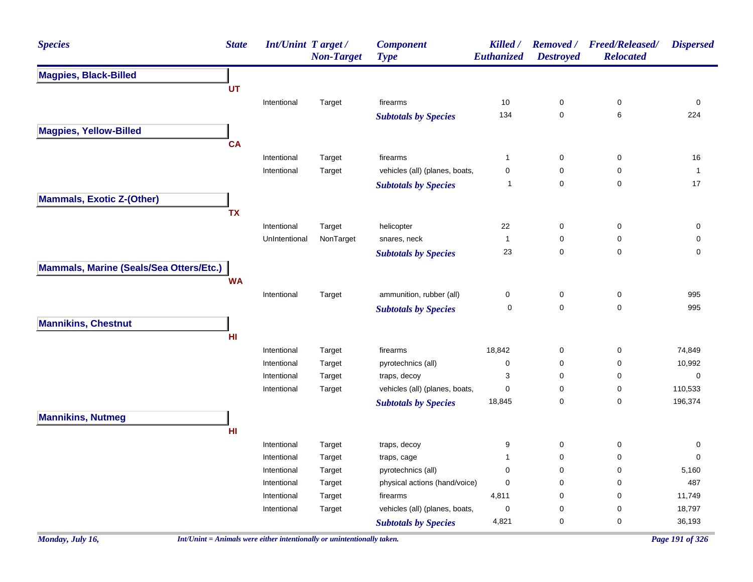| Species | State | Int/Unint | Target / Non-Target | Component Type | Killed / Euthanized | Removed / Destroyed | Freed/Released/ Relocated | Dispersed |
|---|---|---|---|---|---|---|---|---|
| **Magpies, Black-Billed** | | | | | | | | |
| | UT | | | | | | | |
| | | Intentional | Target | firearms | 10 | 0 | 0 | 0 |
| | | | | ***Subtotals by Species*** | 134 | 0 | 6 | 224 |
| **Magpies, Yellow-Billed** | | | | | | | | |
| | CA | | | | | | | |
| | | Intentional | Target | firearms | 1 | 0 | 0 | 16 |
| | | Intentional | Target | vehicles (all) (planes, boats, | 0 | 0 | 0 | 1 |
| | | | | ***Subtotals by Species*** | 1 | 0 | 0 | 17 |
| **Mammals, Exotic Z-(Other)** | | | | | | | | |
| | TX | | | | | | | |
| | | Intentional | Target | helicopter | 22 | 0 | 0 | 0 |
| | | UnIntentional | NonTarget | snares, neck | 1 | 0 | 0 | 0 |
| | | | | ***Subtotals by Species*** | 23 | 0 | 0 | 0 |
| **Mammals, Marine (Seals/Sea Otters/Etc.)** | | | | | | | | |
| | WA | | | | | | | |
| | | Intentional | Target | ammunition, rubber (all) | 0 | 0 | 0 | 995 |
| | | | | ***Subtotals by Species*** | 0 | 0 | 0 | 995 |
| **Mannikins, Chestnut** | | | | | | | | |
| | HI | | | | | | | |
| | | Intentional | Target | firearms | 18,842 | 0 | 0 | 74,849 |
| | | Intentional | Target | pyrotechnics (all) | 0 | 0 | 0 | 10,992 |
| | | Intentional | Target | traps, decoy | 3 | 0 | 0 | 0 |
| | | Intentional | Target | vehicles (all) (planes, boats, | 0 | 0 | 0 | 110,533 |
| | | | | ***Subtotals by Species*** | 18,845 | 0 | 0 | 196,374 |
| **Mannikins, Nutmeg** | | | | | | | | |
| | HI | | | | | | | |
| | | Intentional | Target | traps, decoy | 9 | 0 | 0 | 0 |
| | | Intentional | Target | traps, cage | 1 | 0 | 0 | 0 |
| | | Intentional | Target | pyrotechnics (all) | 0 | 0 | 0 | 5,160 |
| | | Intentional | Target | physical actions (hand/voice) | 0 | 0 | 0 | 487 |
| | | Intentional | Target | firearms | 4,811 | 0 | 0 | 11,749 |
| | | Intentional | Target | vehicles (all) (planes, boats, | 0 | 0 | 0 | 18,797 |
| | | | | ***Subtotals by Species*** | 4,821 | 0 | 0 | 36,193 |

*Int/Unint = Animals were either intentionally or unintentionally taken.*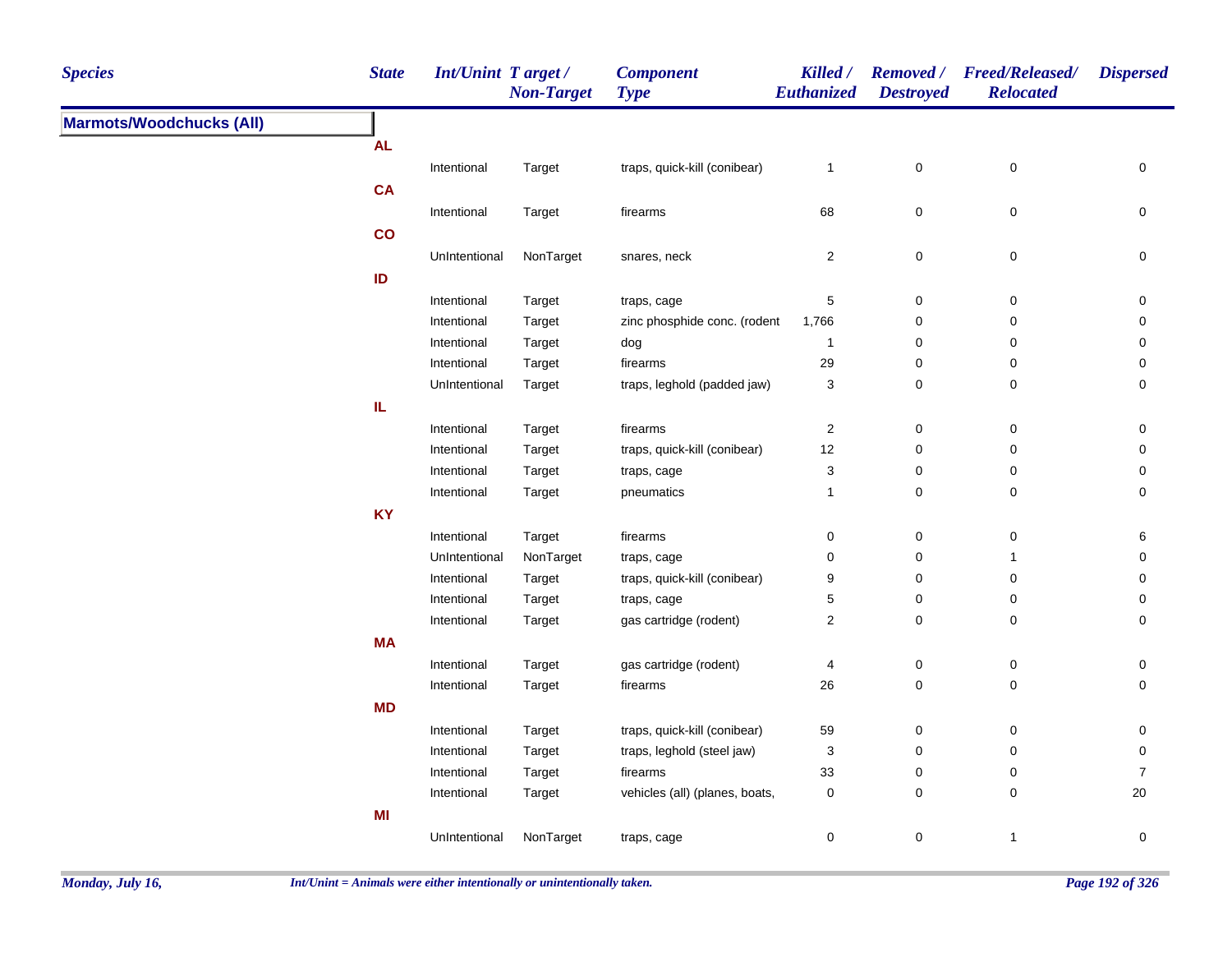| Species | State | Int/Unint | Target / Non-Target | Component Type | Killed / Euthanized | Removed / Destroyed | Freed/Released/ Relocated | Dispersed |
|---|---|---|---|---|---|---|---|---|
| **Marmots/Woodchucks (All)** | | | | | | | | |
| | **AL** | | | | | | | |
| | | Intentional | Target | traps, quick-kill (conibear) | 1 | 0 | 0 | 0 |
| | **CA** | | | | | | | |
| | | Intentional | Target | firearms | 68 | 0 | 0 | 0 |
| | **CO** | | | | | | | |
| | | UnIntentional | NonTarget | snares, neck | 2 | 0 | 0 | 0 |
| | **ID** | | | | | | | |
| | | Intentional | Target | traps, cage | 5 | 0 | 0 | 0 |
| | | Intentional | Target | zinc phosphide conc. (rodent | 1,766 | 0 | 0 | 0 |
| | | Intentional | Target | dog | 1 | 0 | 0 | 0 |
| | | Intentional | Target | firearms | 29 | 0 | 0 | 0 |
| | | UnIntentional | Target | traps, leghold (padded jaw) | 3 | 0 | 0 | 0 |
| | **IL** | | | | | | | |
| | | Intentional | Target | firearms | 2 | 0 | 0 | 0 |
| | | Intentional | Target | traps, quick-kill (conibear) | 12 | 0 | 0 | 0 |
| | | Intentional | Target | traps, cage | 3 | 0 | 0 | 0 |
| | | Intentional | Target | pneumatics | 1 | 0 | 0 | 0 |
| | **KY** | | | | | | | |
| | | Intentional | Target | firearms | 0 | 0 | 0 | 6 |
| | | UnIntentional | NonTarget | traps, cage | 0 | 0 | 1 | 0 |
| | | Intentional | Target | traps, quick-kill (conibear) | 9 | 0 | 0 | 0 |
| | | Intentional | Target | traps, cage | 5 | 0 | 0 | 0 |
| | | Intentional | Target | gas cartridge (rodent) | 2 | 0 | 0 | 0 |
| | **MA** | | | | | | | |
| | | Intentional | Target | gas cartridge (rodent) | 4 | 0 | 0 | 0 |
| | | Intentional | Target | firearms | 26 | 0 | 0 | 0 |
| | **MD** | | | | | | | |
| | | Intentional | Target | traps, quick-kill (conibear) | 59 | 0 | 0 | 0 |
| | | Intentional | Target | traps, leghold (steel jaw) | 3 | 0 | 0 | 0 |
| | | Intentional | Target | firearms | 33 | 0 | 0 | 7 |
| | | Intentional | Target | vehicles (all) (planes, boats, | 0 | 0 | 0 | 20 |
| | **MI** | | | | | | | |
| | | UnIntentional | NonTarget | traps, cage | 0 | 0 | 1 | 0 |

*Int/Unint = Animals were either intentionally or unintentionally taken.*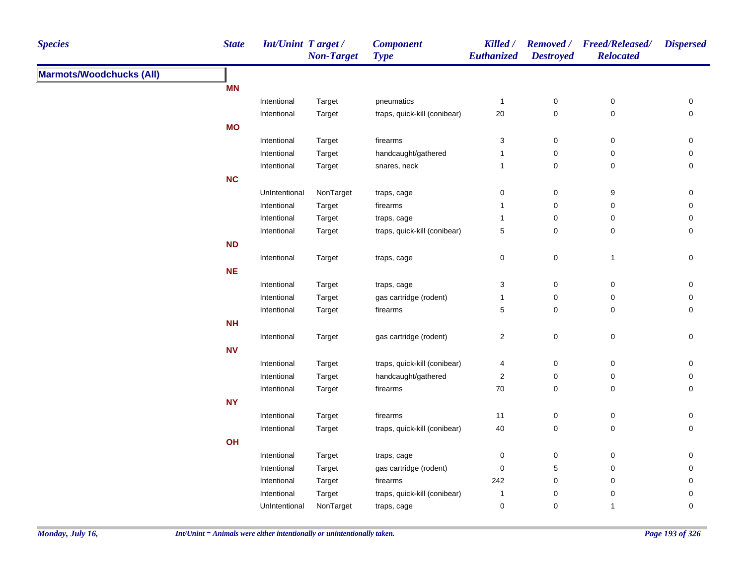| Species | State | Int/Unint | Target / Non-Target | Component Type | Killed / Euthanized | Removed / Destroyed | Freed/Released/ Relocated | Dispersed |
|---|---|---|---|---|---|---|---|---|
| **Marmots/Woodchucks (All)** | | | | | | | | |
| | **MN** | | | | | | | |
| | | Intentional | Target | pneumatics | 1 | 0 | 0 | 0 |
| | | Intentional | Target | traps, quick-kill (conibear) | 20 | 0 | 0 | 0 |
| | **MO** | | | | | | | |
| | | Intentional | Target | firearms | 3 | 0 | 0 | 0 |
| | | Intentional | Target | handcaught/gathered | 1 | 0 | 0 | 0 |
| | | Intentional | Target | snares, neck | 1 | 0 | 0 | 0 |
| | **NC** | | | | | | | |
| | | UnIntentional | NonTarget | traps, cage | 0 | 0 | 9 | 0 |
| | | Intentional | Target | firearms | 1 | 0 | 0 | 0 |
| | | Intentional | Target | traps, cage | 1 | 0 | 0 | 0 |
| | | Intentional | Target | traps, quick-kill (conibear) | 5 | 0 | 0 | 0 |
| | **ND** | | | | | | | |
| | | Intentional | Target | traps, cage | 0 | 0 | 1 | 0 |
| | **NE** | | | | | | | |
| | | Intentional | Target | traps, cage | 3 | 0 | 0 | 0 |
| | | Intentional | Target | gas cartridge (rodent) | 1 | 0 | 0 | 0 |
| | | Intentional | Target | firearms | 5 | 0 | 0 | 0 |
| | **NH** | | | | | | | |
| | | Intentional | Target | gas cartridge (rodent) | 2 | 0 | 0 | 0 |
| | **NV** | | | | | | | |
| | | Intentional | Target | traps, quick-kill (conibear) | 4 | 0 | 0 | 0 |
| | | Intentional | Target | handcaught/gathered | 2 | 0 | 0 | 0 |
| | | Intentional | Target | firearms | 70 | 0 | 0 | 0 |
| | **NY** | | | | | | | |
| | | Intentional | Target | firearms | 11 | 0 | 0 | 0 |
| | | Intentional | Target | traps, quick-kill (conibear) | 40 | 0 | 0 | 0 |
| | **OH** | | | | | | | |
| | | Intentional | Target | traps, cage | 0 | 0 | 0 | 0 |
| | | Intentional | Target | gas cartridge (rodent) | 0 | 5 | 0 | 0 |
| | | Intentional | Target | firearms | 242 | 0 | 0 | 0 |
| | | Intentional | Target | traps, quick-kill (conibear) | 1 | 0 | 0 | 0 |
| | | UnIntentional | NonTarget | traps, cage | 0 | 0 | 1 | 0 |

*Int/Unint = Animals were either intentionally or unintentionally taken.*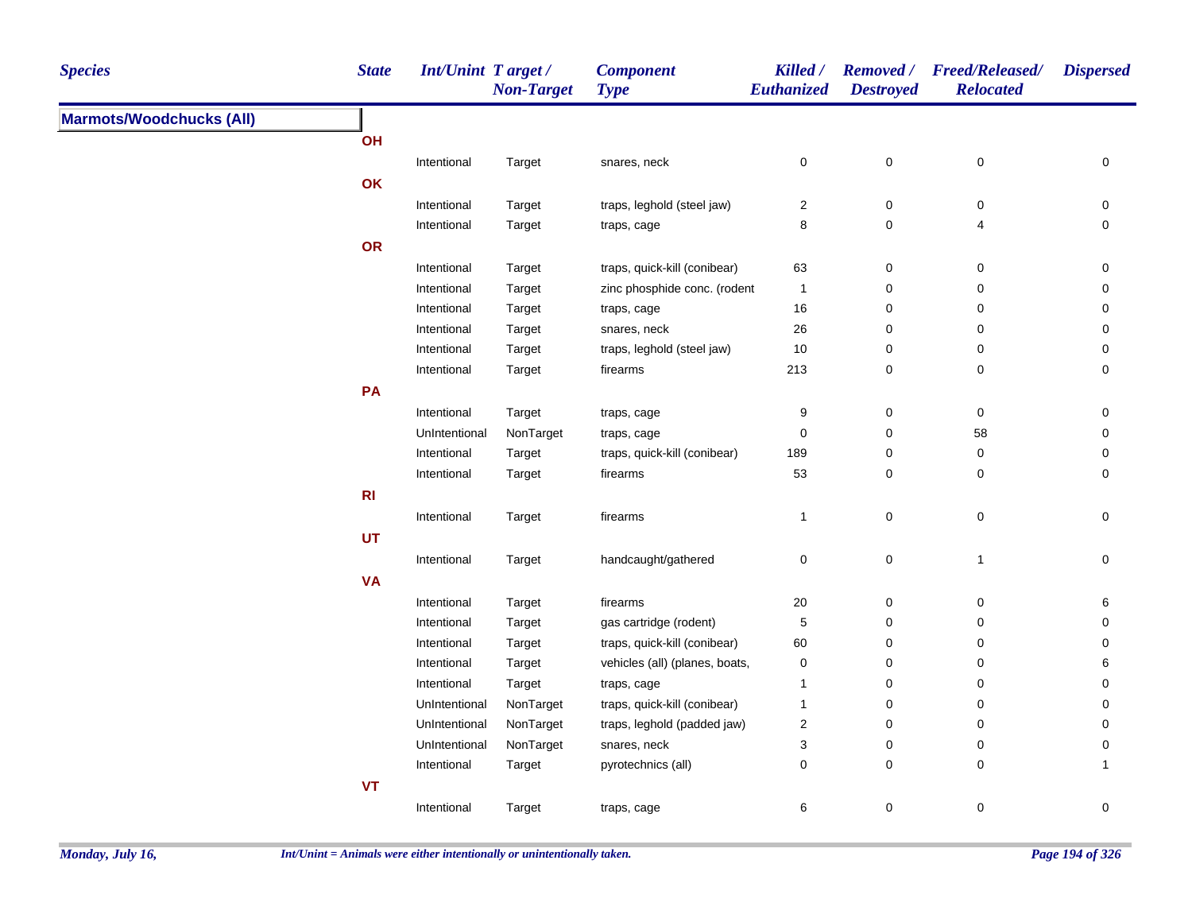| Species | State | Int/Unint | Target / Non-Target | Component Type | Killed / Euthanized | Removed / Destroyed | Freed/Released/ Relocated | Dispersed |
|---|---|---|---|---|---|---|---|---|
| **Marmots/Woodchucks (All)** | | | | | | | | |
| | **OH** | | | | | | | |
| | | Intentional | Target | snares, neck | 0 | 0 | 0 | 0 |
| | **OK** | | | | | | | |
| | | Intentional | Target | traps, leghold (steel jaw) | 2 | 0 | 0 | 0 |
| | | Intentional | Target | traps, cage | 8 | 0 | 4 | 0 |
| | **OR** | | | | | | | |
| | | Intentional | Target | traps, quick-kill (conibear) | 63 | 0 | 0 | 0 |
| | | Intentional | Target | zinc phosphide conc. (rodent | 1 | 0 | 0 | 0 |
| | | Intentional | Target | traps, cage | 16 | 0 | 0 | 0 |
| | | Intentional | Target | snares, neck | 26 | 0 | 0 | 0 |
| | | Intentional | Target | traps, leghold (steel jaw) | 10 | 0 | 0 | 0 |
| | | Intentional | Target | firearms | 213 | 0 | 0 | 0 |
| | **PA** | | | | | | | |
| | | Intentional | Target | traps, cage | 9 | 0 | 0 | 0 |
| | | UnIntentional | NonTarget | traps, cage | 0 | 0 | 58 | 0 |
| | | Intentional | Target | traps, quick-kill (conibear) | 189 | 0 | 0 | 0 |
| | | Intentional | Target | firearms | 53 | 0 | 0 | 0 |
| | **RI** | | | | | | | |
| | | Intentional | Target | firearms | 1 | 0 | 0 | 0 |
| | **UT** | | | | | | | |
| | | Intentional | Target | handcaught/gathered | 0 | 0 | 1 | 0 |
| | **VA** | | | | | | | |
| | | Intentional | Target | firearms | 20 | 0 | 0 | 6 |
| | | Intentional | Target | gas cartridge (rodent) | 5 | 0 | 0 | 0 |
| | | Intentional | Target | traps, quick-kill (conibear) | 60 | 0 | 0 | 0 |
| | | Intentional | Target | vehicles (all) (planes, boats, | 0 | 0 | 0 | 6 |
| | | Intentional | Target | traps, cage | 1 | 0 | 0 | 0 |
| | | UnIntentional | NonTarget | traps, quick-kill (conibear) | 1 | 0 | 0 | 0 |
| | | UnIntentional | NonTarget | traps, leghold (padded jaw) | 2 | 0 | 0 | 0 |
| | | UnIntentional | NonTarget | snares, neck | 3 | 0 | 0 | 0 |
| | | Intentional | Target | pyrotechnics (all) | 0 | 0 | 0 | 1 |
| | **VT** | | | | | | | |
| | | Intentional | Target | traps, cage | 6 | 0 | 0 | 0 |

*Int/Unint = Animals were either intentionally or unintentionally taken.*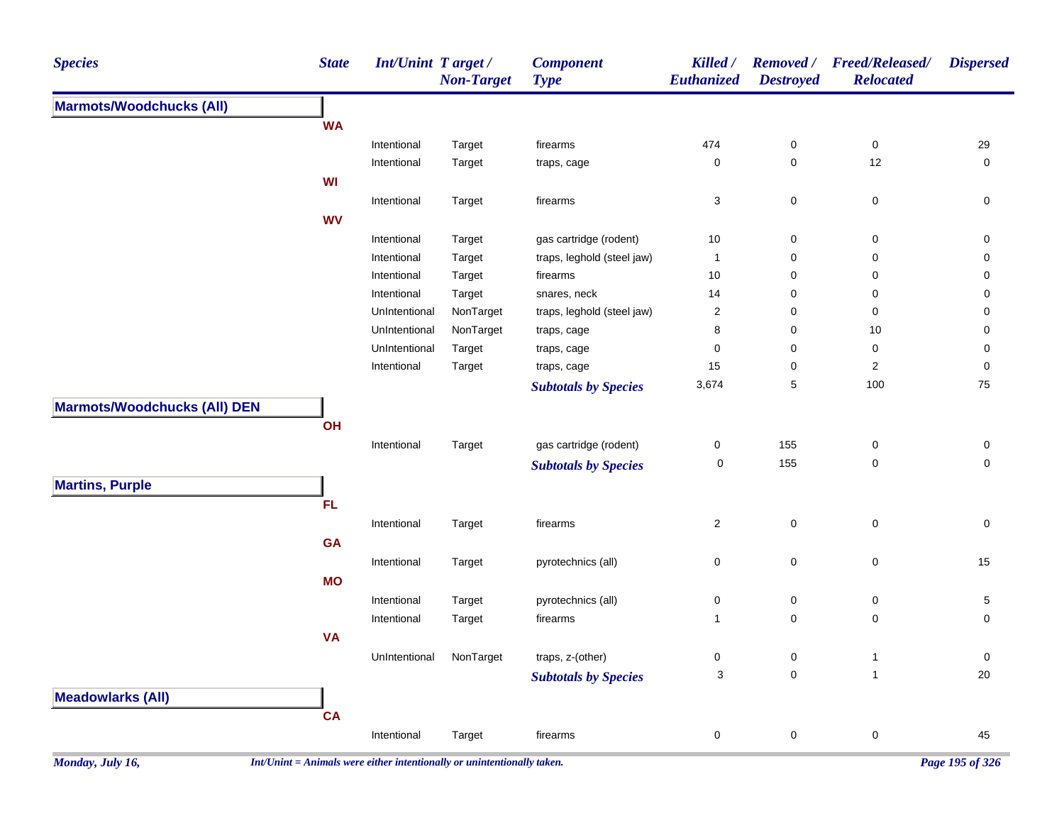| Species | State | Int/Unint | Target / Non-Target | Component Type | Killed / Euthanized | Removed / Destroyed | Freed/Released/ Relocated | Dispersed |
|---|---|---|---|---|---|---|---|---|
| **Marmots/Woodchucks (All)** | | | | | | | | |
| | **WA** | | | | | | | |
| | | Intentional | Target | firearms | 474 | 0 | 0 | 29 |
| | | Intentional | Target | traps, cage | 0 | 0 | 12 | 0 |
| | **WI** | | | | | | | |
| | | Intentional | Target | firearms | 3 | 0 | 0 | 0 |
| | **WV** | | | | | | | |
| | | Intentional | Target | gas cartridge (rodent) | 10 | 0 | 0 | 0 |
| | | Intentional | Target | traps, leghold (steel jaw) | 1 | 0 | 0 | 0 |
| | | Intentional | Target | firearms | 10 | 0 | 0 | 0 |
| | | Intentional | Target | snares, neck | 14 | 0 | 0 | 0 |
| | | UnIntentional | NonTarget | traps, leghold (steel jaw) | 2 | 0 | 0 | 0 |
| | | UnIntentional | NonTarget | traps, cage | 8 | 0 | 10 | 0 |
| | | UnIntentional | Target | traps, cage | 0 | 0 | 0 | 0 |
| | | Intentional | Target | traps, cage | 15 | 0 | 2 | 0 |
| | | | | ***Subtotals by Species*** | 3,674 | 5 | 100 | 75 |
| **Marmots/Woodchucks (All) DEN** | | | | | | | | |
| | **OH** | | | | | | | |
| | | Intentional | Target | gas cartridge (rodent) | 0 | 155 | 0 | 0 |
| | | | | ***Subtotals by Species*** | 0 | 155 | 0 | 0 |
| **Martins, Purple** | | | | | | | | |
| | **FL** | | | | | | | |
| | | Intentional | Target | firearms | 2 | 0 | 0 | 0 |
| | **GA** | | | | | | | |
| | | Intentional | Target | pyrotechnics (all) | 0 | 0 | 0 | 15 |
| | **MO** | | | | | | | |
| | | Intentional | Target | pyrotechnics (all) | 0 | 0 | 0 | 5 |
| | | Intentional | Target | firearms | 1 | 0 | 0 | 0 |
| | **VA** | | | | | | | |
| | | UnIntentional | NonTarget | traps, z-(other) | 0 | 0 | 1 | 0 |
| | | | | ***Subtotals by Species*** | 3 | 0 | 1 | 20 |
| **Meadowlarks (All)** | | | | | | | | |
| | **CA** | | | | | | | |
| | | Intentional | Target | firearms | 0 | 0 | 0 | 45 |

*Int/Unint = Animals were either intentionally or unintentionally taken.*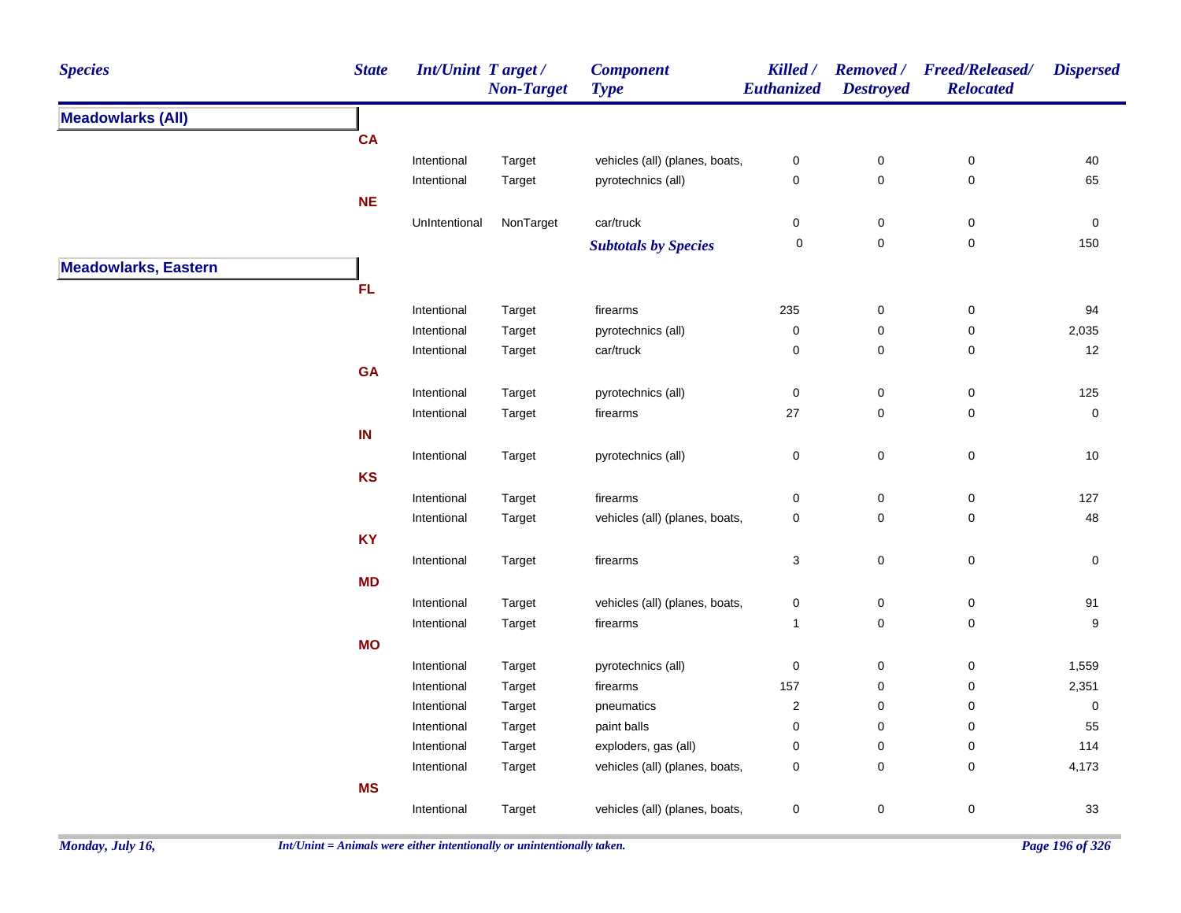| Species | State | Int/Unint | Target / Non-Target | Component Type | Killed / Euthanized | Removed / Destroyed | Freed/Released/ Relocated | Dispersed |
|---|---|---|---|---|---|---|---|---|
| **Meadowlarks (All)** | | | | | | | | |
| | CA | | | | | | | |
| | | Intentional | Target | vehicles (all) (planes, boats, | 0 | 0 | 0 | 40 |
| | | Intentional | Target | pyrotechnics (all) | 0 | 0 | 0 | 65 |
| | NE | | | | | | | |
| | | UnIntentional | NonTarget | car/truck | 0 | 0 | 0 | 0 |
| | | | | ***Subtotals by Species*** | 0 | 0 | 0 | 150 |
| **Meadowlarks, Eastern** | | | | | | | | |
| | FL | | | | | | | |
| | | Intentional | Target | firearms | 235 | 0 | 0 | 94 |
| | | Intentional | Target | pyrotechnics (all) | 0 | 0 | 0 | 2,035 |
| | | Intentional | Target | car/truck | 0 | 0 | 0 | 12 |
| | GA | | | | | | | |
| | | Intentional | Target | pyrotechnics (all) | 0 | 0 | 0 | 125 |
| | | Intentional | Target | firearms | 27 | 0 | 0 | 0 |
| | IN | | | | | | | |
| | | Intentional | Target | pyrotechnics (all) | 0 | 0 | 0 | 10 |
| | KS | | | | | | | |
| | | Intentional | Target | firearms | 0 | 0 | 0 | 127 |
| | | Intentional | Target | vehicles (all) (planes, boats, | 0 | 0 | 0 | 48 |
| | KY | | | | | | | |
| | | Intentional | Target | firearms | 3 | 0 | 0 | 0 |
| | MD | | | | | | | |
| | | Intentional | Target | vehicles (all) (planes, boats, | 0 | 0 | 0 | 91 |
| | | Intentional | Target | firearms | 1 | 0 | 0 | 9 |
| | MO | | | | | | | |
| | | Intentional | Target | pyrotechnics (all) | 0 | 0 | 0 | 1,559 |
| | | Intentional | Target | firearms | 157 | 0 | 0 | 2,351 |
| | | Intentional | Target | pneumatics | 2 | 0 | 0 | 0 |
| | | Intentional | Target | paint balls | 0 | 0 | 0 | 55 |
| | | Intentional | Target | exploders, gas (all) | 0 | 0 | 0 | 114 |
| | | Intentional | Target | vehicles (all) (planes, boats, | 0 | 0 | 0 | 4,173 |
| | MS | | | | | | | |
| | | Intentional | Target | vehicles (all) (planes, boats, | 0 | 0 | 0 | 33 |

*Int/Unint = Animals were either intentionally or unintentionally taken.*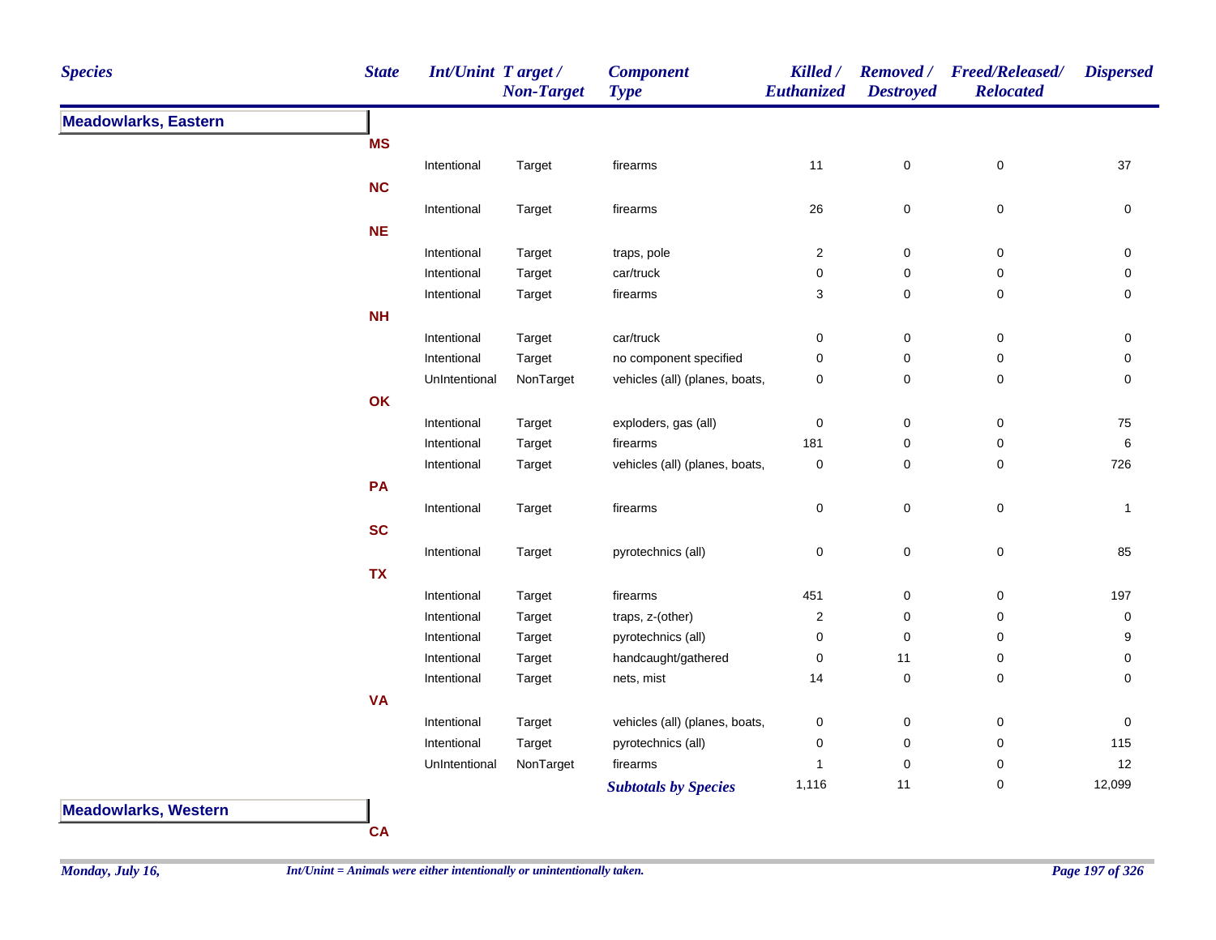| Species | State | Int/Unint | Target / Non-Target | Component Type | Killed / Euthanized | Removed / Destroyed | Freed/Released/ Relocated | Dispersed |
|---|---|---|---|---|---|---|---|---|
| **Meadowlarks, Eastern** | | | | | | | | |
| | **MS** | | | | | | | |
| | | Intentional | Target | firearms | 11 | 0 | 0 | 37 |
| | **NC** | | | | | | | |
| | | Intentional | Target | firearms | 26 | 0 | 0 | 0 |
| | **NE** | | | | | | | |
| | | Intentional | Target | traps, pole | 2 | 0 | 0 | 0 |
| | | Intentional | Target | car/truck | 0 | 0 | 0 | 0 |
| | | Intentional | Target | firearms | 3 | 0 | 0 | 0 |
| | **NH** | | | | | | | |
| | | Intentional | Target | car/truck | 0 | 0 | 0 | 0 |
| | | Intentional | Target | no component specified | 0 | 0 | 0 | 0 |
| | | UnIntentional | NonTarget | vehicles (all) (planes, boats, | 0 | 0 | 0 | 0 |
| | **OK** | | | | | | | |
| | | Intentional | Target | exploders, gas (all) | 0 | 0 | 0 | 75 |
| | | Intentional | Target | firearms | 181 | 0 | 0 | 6 |
| | | Intentional | Target | vehicles (all) (planes, boats, | 0 | 0 | 0 | 726 |
| | **PA** | | | | | | | |
| | | Intentional | Target | firearms | 0 | 0 | 0 | 1 |
| | **SC** | | | | | | | |
| | | Intentional | Target | pyrotechnics (all) | 0 | 0 | 0 | 85 |
| | **TX** | | | | | | | |
| | | Intentional | Target | firearms | 451 | 0 | 0 | 197 |
| | | Intentional | Target | traps, z-(other) | 2 | 0 | 0 | 0 |
| | | Intentional | Target | pyrotechnics (all) | 0 | 0 | 0 | 9 |
| | | Intentional | Target | handcaught/gathered | 0 | 11 | 0 | 0 |
| | | Intentional | Target | nets, mist | 14 | 0 | 0 | 0 |
| | **VA** | | | | | | | |
| | | Intentional | Target | vehicles (all) (planes, boats, | 0 | 0 | 0 | 0 |
| | | Intentional | Target | pyrotechnics (all) | 0 | 0 | 0 | 115 |
| | | UnIntentional | NonTarget | firearms | 1 | 0 | 0 | 12 |
| | | | | ***Subtotals by Species*** | 1,116 | 11 | 0 | 12,099 |
| **Meadowlarks, Western** | | | | | | | | |
| | **CA** | | | | | | | |

*Int/Unint = Animals were either intentionally or unintentionally taken.*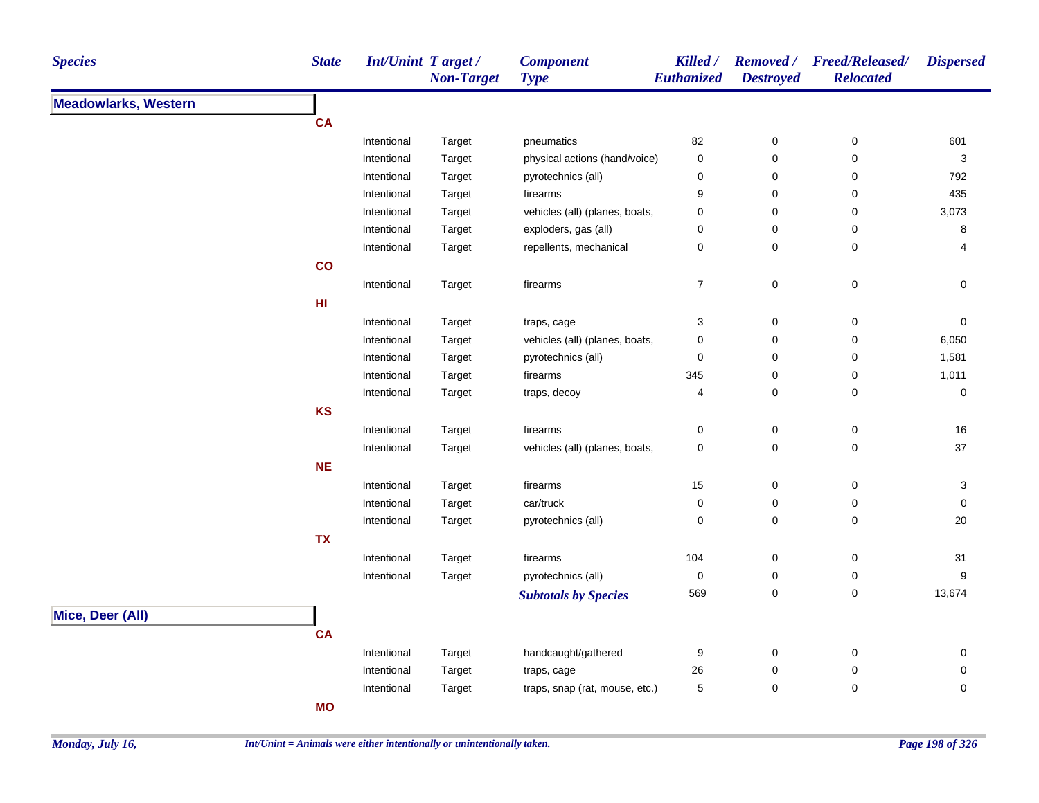| Species | State | Int/Unint | Target / Non-Target | Component Type | Killed / Euthanized | Removed / Destroyed | Freed/Released/ Relocated | Dispersed |
|---|---|---|---|---|---|---|---|---|
| **Meadowlarks, Western** | | | | | | | | |
| | **CA** | | | | | | | |
| | | Intentional | Target | pneumatics | 82 | 0 | 0 | 601 |
| | | Intentional | Target | physical actions (hand/voice) | 0 | 0 | 0 | 3 |
| | | Intentional | Target | pyrotechnics (all) | 0 | 0 | 0 | 792 |
| | | Intentional | Target | firearms | 9 | 0 | 0 | 435 |
| | | Intentional | Target | vehicles (all) (planes, boats, | 0 | 0 | 0 | 3,073 |
| | | Intentional | Target | exploders, gas (all) | 0 | 0 | 0 | 8 |
| | | Intentional | Target | repellents, mechanical | 0 | 0 | 0 | 4 |
| | **CO** | | | | | | | |
| | | Intentional | Target | firearms | 7 | 0 | 0 | 0 |
| | **HI** | | | | | | | |
| | | Intentional | Target | traps, cage | 3 | 0 | 0 | 0 |
| | | Intentional | Target | vehicles (all) (planes, boats, | 0 | 0 | 0 | 6,050 |
| | | Intentional | Target | pyrotechnics (all) | 0 | 0 | 0 | 1,581 |
| | | Intentional | Target | firearms | 345 | 0 | 0 | 1,011 |
| | | Intentional | Target | traps, decoy | 4 | 0 | 0 | 0 |
| | **KS** | | | | | | | |
| | | Intentional | Target | firearms | 0 | 0 | 0 | 16 |
| | | Intentional | Target | vehicles (all) (planes, boats, | 0 | 0 | 0 | 37 |
| | **NE** | | | | | | | |
| | | Intentional | Target | firearms | 15 | 0 | 0 | 3 |
| | | Intentional | Target | car/truck | 0 | 0 | 0 | 0 |
| | | Intentional | Target | pyrotechnics (all) | 0 | 0 | 0 | 20 |
| | **TX** | | | | | | | |
| | | Intentional | Target | firearms | 104 | 0 | 0 | 31 |
| | | Intentional | Target | pyrotechnics (all) | 0 | 0 | 0 | 9 |
| | | | | ***Subtotals by Species*** | 569 | 0 | 0 | 13,674 |
| **Mice, Deer (All)** | | | | | | | | |
| | **CA** | | | | | | | |
| | | Intentional | Target | handcaught/gathered | 9 | 0 | 0 | 0 |
| | | Intentional | Target | traps, cage | 26 | 0 | 0 | 0 |
| | | Intentional | Target | traps, snap (rat, mouse, etc.) | 5 | 0 | 0 | 0 |
| | **MO** | | | | | | | |

*Monday, July 16,*

*Int/Unint = Animals were either intentionally or unintentionally taken.*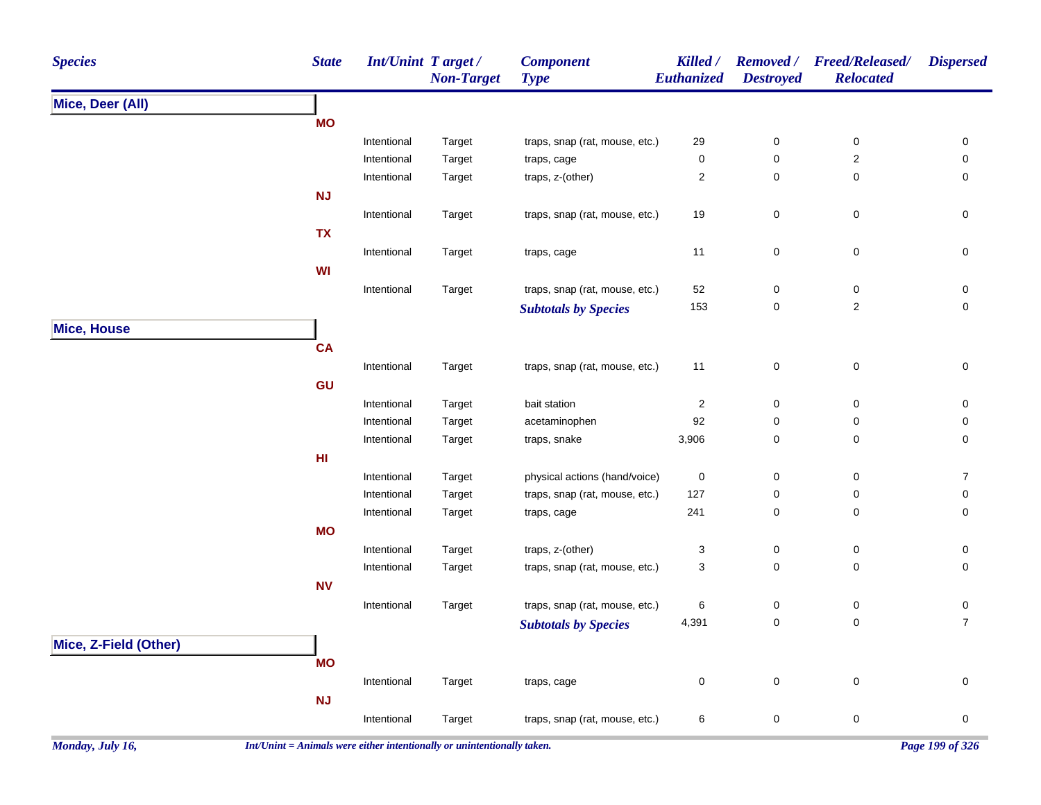| Species | State | Int/Unint | Target / Non-Target | Component Type | Killed / Euthanized | Removed / Destroyed | Freed/Released/ Relocated | Dispersed |
|---|---|---|---|---|---|---|---|---|
| **Mice, Deer (All)** | | | | | | | | |
| | **MO** | | | | | | | |
| | | Intentional | Target | traps, snap (rat, mouse, etc.) | 29 | 0 | 0 | 0 |
| | | Intentional | Target | traps, cage | 0 | 0 | 2 | 0 |
| | | Intentional | Target | traps, z-(other) | 2 | 0 | 0 | 0 |
| | **NJ** | | | | | | | |
| | | Intentional | Target | traps, snap (rat, mouse, etc.) | 19 | 0 | 0 | 0 |
| | **TX** | | | | | | | |
| | | Intentional | Target | traps, cage | 11 | 0 | 0 | 0 |
| | **WI** | | | | | | | |
| | | Intentional | Target | traps, snap (rat, mouse, etc.) | 52 | 0 | 0 | 0 |
| | | | | ***Subtotals by Species*** | 153 | 0 | 2 | 0 |
| **Mice, House** | | | | | | | | |
| | **CA** | | | | | | | |
| | | Intentional | Target | traps, snap (rat, mouse, etc.) | 11 | 0 | 0 | 0 |
| | **GU** | | | | | | | |
| | | Intentional | Target | bait station | 2 | 0 | 0 | 0 |
| | | Intentional | Target | acetaminophen | 92 | 0 | 0 | 0 |
| | | Intentional | Target | traps, snake | 3,906 | 0 | 0 | 0 |
| | **HI** | | | | | | | |
| | | Intentional | Target | physical actions (hand/voice) | 0 | 0 | 0 | 7 |
| | | Intentional | Target | traps, snap (rat, mouse, etc.) | 127 | 0 | 0 | 0 |
| | | Intentional | Target | traps, cage | 241 | 0 | 0 | 0 |
| | **MO** | | | | | | | |
| | | Intentional | Target | traps, z-(other) | 3 | 0 | 0 | 0 |
| | | Intentional | Target | traps, snap (rat, mouse, etc.) | 3 | 0 | 0 | 0 |
| | **NV** | | | | | | | |
| | | Intentional | Target | traps, snap (rat, mouse, etc.) | 6 | 0 | 0 | 0 |
| | | | | ***Subtotals by Species*** | 4,391 | 0 | 0 | 7 |
| **Mice, Z-Field (Other)** | | | | | | | | |
| | **MO** | | | | | | | |
| | | Intentional | Target | traps, cage | 0 | 0 | 0 | 0 |
| | **NJ** | | | | | | | |
| | | Intentional | Target | traps, snap (rat, mouse, etc.) | 6 | 0 | 0 | 0 |

*Int/Unint = Animals were either intentionally or unintentionally taken.*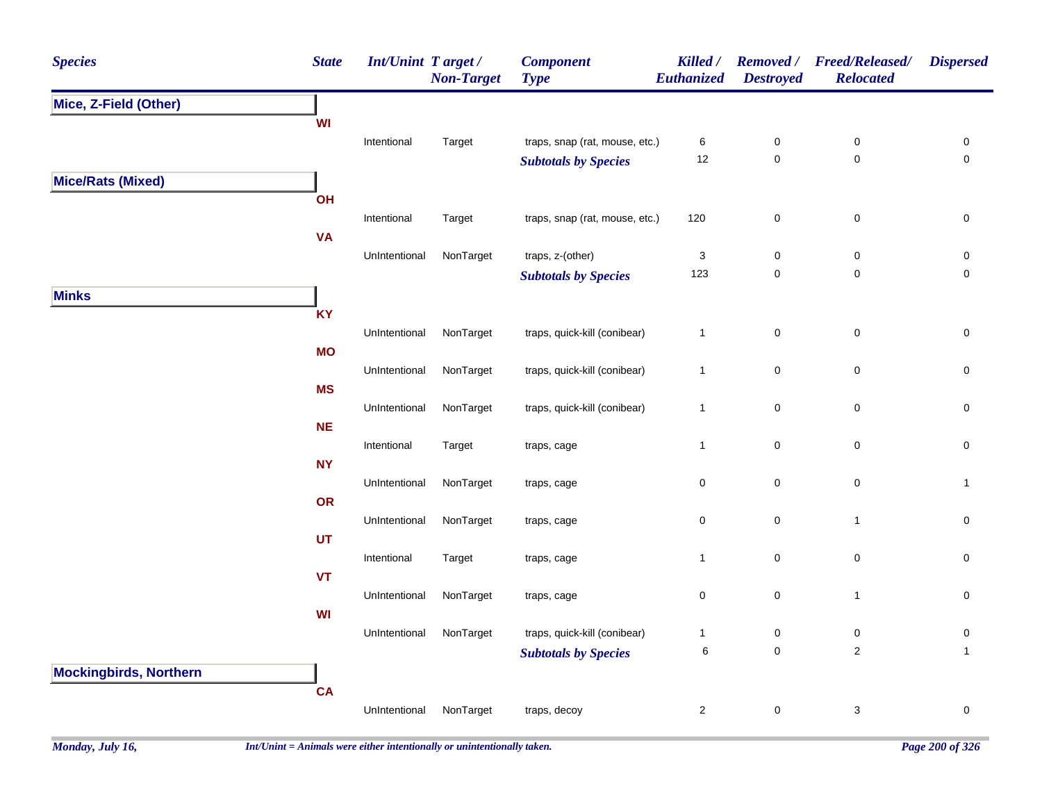| Species | State | Int/Unint | Target / Non-Target | Component Type | Killed / Euthanized | Removed / Destroyed | Freed/Released/ Relocated | Dispersed |
|---|---|---|---|---|---|---|---|---|
| **Mice, Z-Field (Other)** | | | | | | | | |
| | WI | | | | | | | |
| | | Intentional | Target | traps, snap (rat, mouse, etc.) | 6 | 0 | 0 | 0 |
| | | | | *Subtotals by Species* | 12 | 0 | 0 | 0 |
| **Mice/Rats (Mixed)** | | | | | | | | |
| | OH | | | | | | | |
| | | Intentional | Target | traps, snap (rat, mouse, etc.) | 120 | 0 | 0 | 0 |
| | VA | | | | | | | |
| | | UnIntentional | NonTarget | traps, z-(other) | 3 | 0 | 0 | 0 |
| | | | | *Subtotals by Species* | 123 | 0 | 0 | 0 |
| **Minks** | | | | | | | | |
| | KY | | | | | | | |
| | | UnIntentional | NonTarget | traps, quick-kill (conibear) | 1 | 0 | 0 | 0 |
| | MO | | | | | | | |
| | | UnIntentional | NonTarget | traps, quick-kill (conibear) | 1 | 0 | 0 | 0 |
| | MS | | | | | | | |
| | | UnIntentional | NonTarget | traps, quick-kill (conibear) | 1 | 0 | 0 | 0 |
| | NE | | | | | | | |
| | | Intentional | Target | traps, cage | 1 | 0 | 0 | 0 |
| | NY | | | | | | | |
| | | UnIntentional | NonTarget | traps, cage | 0 | 0 | 0 | 1 |
| | OR | | | | | | | |
| | | UnIntentional | NonTarget | traps, cage | 0 | 0 | 1 | 0 |
| | UT | | | | | | | |
| | | Intentional | Target | traps, cage | 1 | 0 | 0 | 0 |
| | VT | | | | | | | |
| | | UnIntentional | NonTarget | traps, cage | 0 | 0 | 1 | 0 |
| | WI | | | | | | | |
| | | UnIntentional | NonTarget | traps, quick-kill (conibear) | 1 | 0 | 0 | 0 |
| | | | | *Subtotals by Species* | 6 | 0 | 2 | 1 |
| **Mockingbirds, Northern** | | | | | | | | |
| | CA | | | | | | | |
| | | UnIntentional | NonTarget | traps, decoy | 2 | 0 | 3 | 0 |

*Int/Unint = Animals were either intentionally or unintentionally taken.*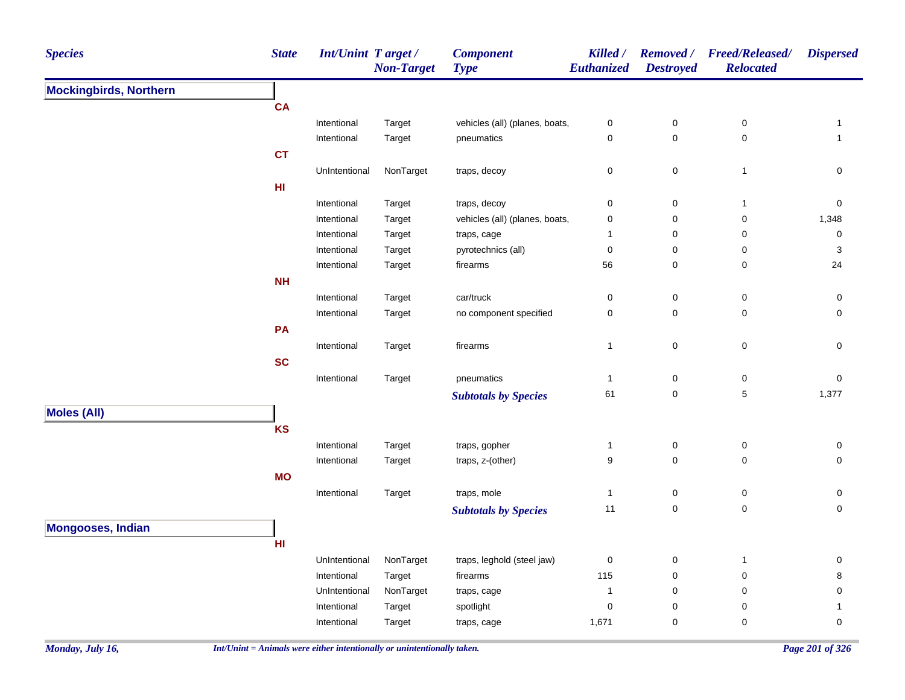| Species | State | Int/Unint | Target / Non-Target | Component Type | Killed / Euthanized | Removed / Destroyed | Freed/Released/ Relocated | Dispersed |
|---|---|---|---|---|---|---|---|---|
| **Mockingbirds, Northern** | | | | | | | | |
| | **CA** | | | | | | | |
| | | Intentional | Target | vehicles (all) (planes, boats, | 0 | 0 | 0 | 1 |
| | | Intentional | Target | pneumatics | 0 | 0 | 0 | 1 |
| | **CT** | | | | | | | |
| | | UnIntentional | NonTarget | traps, decoy | 0 | 0 | 1 | 0 |
| | **HI** | | | | | | | |
| | | Intentional | Target | traps, decoy | 0 | 0 | 1 | 0 |
| | | Intentional | Target | vehicles (all) (planes, boats, | 0 | 0 | 0 | 1,348 |
| | | Intentional | Target | traps, cage | 1 | 0 | 0 | 0 |
| | | Intentional | Target | pyrotechnics (all) | 0 | 0 | 0 | 3 |
| | | Intentional | Target | firearms | 56 | 0 | 0 | 24 |
| | **NH** | | | | | | | |
| | | Intentional | Target | car/truck | 0 | 0 | 0 | 0 |
| | | Intentional | Target | no component specified | 0 | 0 | 0 | 0 |
| | **PA** | | | | | | | |
| | | Intentional | Target | firearms | 1 | 0 | 0 | 0 |
| | **SC** | | | | | | | |
| | | Intentional | Target | pneumatics | 1 | 0 | 0 | 0 |
| | | | | ***Subtotals by Species*** | 61 | 0 | 5 | 1,377 |
| **Moles (All)** | | | | | | | | |
| | **KS** | | | | | | | |
| | | Intentional | Target | traps, gopher | 1 | 0 | 0 | 0 |
| | | Intentional | Target | traps, z-(other) | 9 | 0 | 0 | 0 |
| | **MO** | | | | | | | |
| | | Intentional | Target | traps, mole | 1 | 0 | 0 | 0 |
| | | | | ***Subtotals by Species*** | 11 | 0 | 0 | 0 |
| **Mongooses, Indian** | | | | | | | | |
| | **HI** | | | | | | | |
| | | UnIntentional | NonTarget | traps, leghold (steel jaw) | 0 | 0 | 1 | 0 |
| | | Intentional | Target | firearms | 115 | 0 | 0 | 8 |
| | | UnIntentional | NonTarget | traps, cage | 1 | 0 | 0 | 0 |
| | | Intentional | Target | spotlight | 0 | 0 | 0 | 1 |
| | | Intentional | Target | traps, cage | 1,671 | 0 | 0 | 0 |

*Int/Unint = Animals were either intentionally or unintentionally taken.*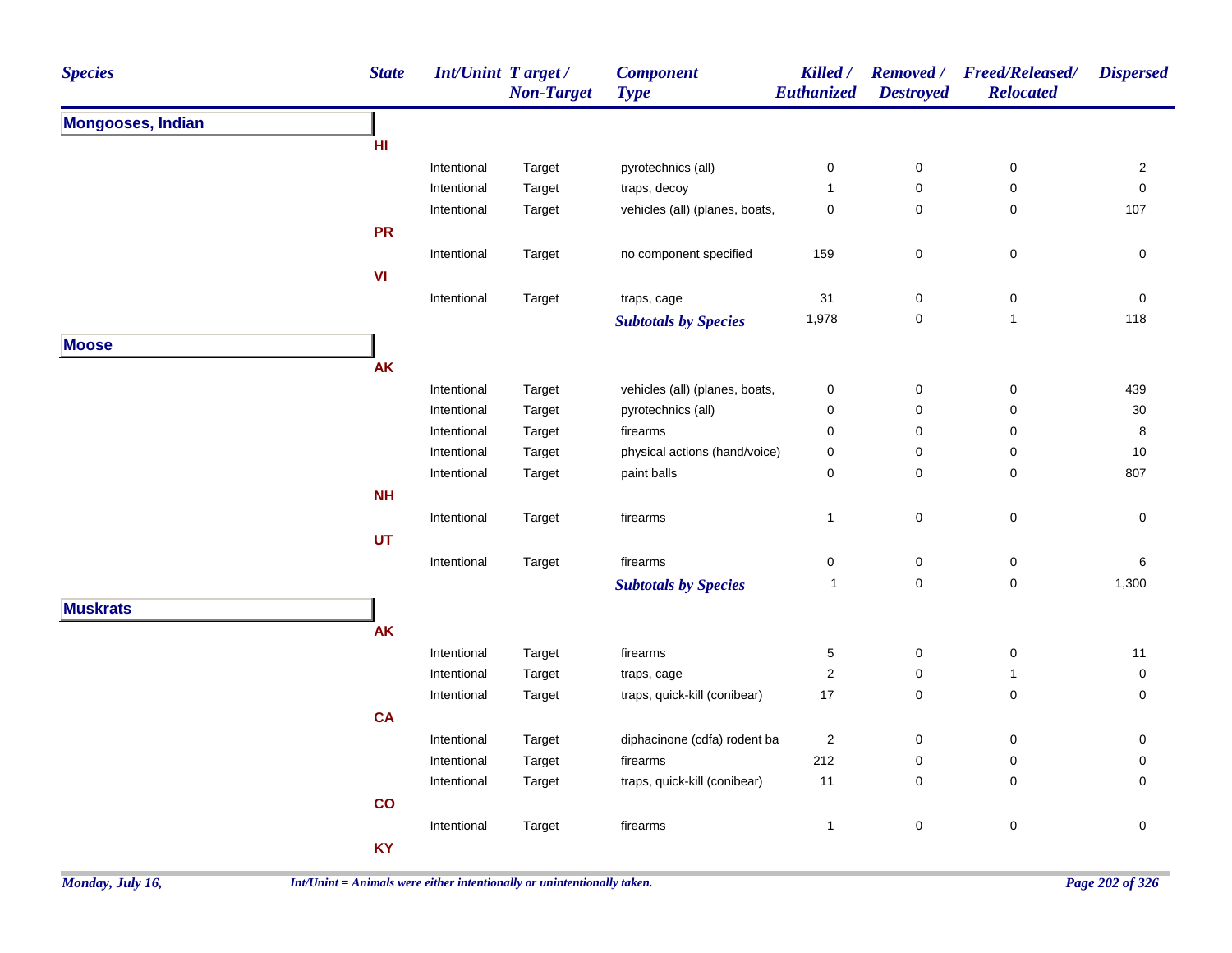| Species | State | Int/Unint | Target / Non-Target | Component Type | Killed / Euthanized | Removed / Destroyed | Freed/Released/ Relocated | Dispersed |
|---|---|---|---|---|---|---|---|---|
| **Mongooses, Indian** | | | | | | | | |
| | **HI** | | | | | | | |
| | | Intentional | Target | pyrotechnics (all) | 0 | 0 | 0 | 2 |
| | | Intentional | Target | traps, decoy | 1 | 0 | 0 | 0 |
| | | Intentional | Target | vehicles (all) (planes, boats, | 0 | 0 | 0 | 107 |
| | **PR** | | | | | | | |
| | | Intentional | Target | no component specified | 159 | 0 | 0 | 0 |
| | **VI** | | | | | | | |
| | | Intentional | Target | traps, cage | 31 | 0 | 0 | 0 |
| | | | | ***Subtotals by Species*** | 1,978 | 0 | 1 | 118 |
| **Moose** | | | | | | | | |
| | **AK** | | | | | | | |
| | | Intentional | Target | vehicles (all) (planes, boats, | 0 | 0 | 0 | 439 |
| | | Intentional | Target | pyrotechnics (all) | 0 | 0 | 0 | 30 |
| | | Intentional | Target | firearms | 0 | 0 | 0 | 8 |
| | | Intentional | Target | physical actions (hand/voice) | 0 | 0 | 0 | 10 |
| | | Intentional | Target | paint balls | 0 | 0 | 0 | 807 |
| | **NH** | | | | | | | |
| | | Intentional | Target | firearms | 1 | 0 | 0 | 0 |
| | **UT** | | | | | | | |
| | | Intentional | Target | firearms | 0 | 0 | 0 | 6 |
| | | | | ***Subtotals by Species*** | 1 | 0 | 0 | 1,300 |
| **Muskrats** | | | | | | | | |
| | **AK** | | | | | | | |
| | | Intentional | Target | firearms | 5 | 0 | 0 | 11 |
| | | Intentional | Target | traps, cage | 2 | 0 | 1 | 0 |
| | | Intentional | Target | traps, quick-kill (conibear) | 17 | 0 | 0 | 0 |
| | **CA** | | | | | | | |
| | | Intentional | Target | diphacinone (cdfa) rodent ba | 2 | 0 | 0 | 0 |
| | | Intentional | Target | firearms | 212 | 0 | 0 | 0 |
| | | Intentional | Target | traps, quick-kill (conibear) | 11 | 0 | 0 | 0 |
| | **CO** | | | | | | | |
| | | Intentional | Target | firearms | 1 | 0 | 0 | 0 |
| | **KY** | | | | | | | |

*Monday, July 16,*

*Int/Unint = Animals were either intentionally or unintentionally taken.*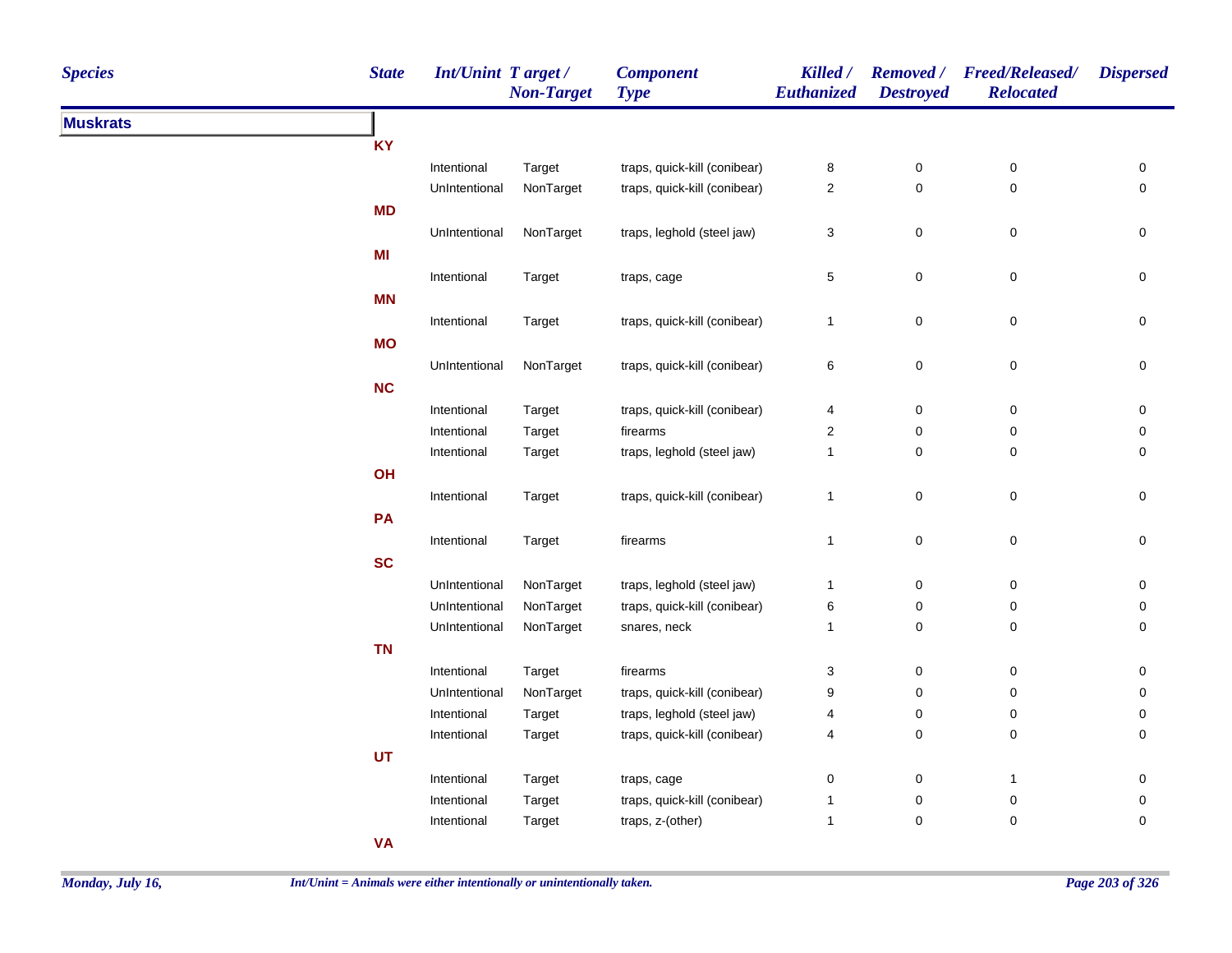| Species | State | Int/Unint | Target / Non-Target | Component Type | Killed / Euthanized | Removed / Destroyed | Freed/Released/ Relocated | Dispersed |
|---|---|---|---|---|---|---|---|---|
| **Muskrats** | | | | | | | | |
| | **KY** | | | | | | | |
| | | Intentional | Target | traps, quick-kill (conibear) | 8 | 0 | 0 | 0 |
| | | UnIntentional | NonTarget | traps, quick-kill (conibear) | 2 | 0 | 0 | 0 |
| | **MD** | | | | | | | |
| | | UnIntentional | NonTarget | traps, leghold (steel jaw) | 3 | 0 | 0 | 0 |
| | **MI** | | | | | | | |
| | | Intentional | Target | traps, cage | 5 | 0 | 0 | 0 |
| | **MN** | | | | | | | |
| | | Intentional | Target | traps, quick-kill (conibear) | 1 | 0 | 0 | 0 |
| | **MO** | | | | | | | |
| | | UnIntentional | NonTarget | traps, quick-kill (conibear) | 6 | 0 | 0 | 0 |
| | **NC** | | | | | | | |
| | | Intentional | Target | traps, quick-kill (conibear) | 4 | 0 | 0 | 0 |
| | | Intentional | Target | firearms | 2 | 0 | 0 | 0 |
| | | Intentional | Target | traps, leghold (steel jaw) | 1 | 0 | 0 | 0 |
| | **OH** | | | | | | | |
| | | Intentional | Target | traps, quick-kill (conibear) | 1 | 0 | 0 | 0 |
| | **PA** | | | | | | | |
| | | Intentional | Target | firearms | 1 | 0 | 0 | 0 |
| | **SC** | | | | | | | |
| | | UnIntentional | NonTarget | traps, leghold (steel jaw) | 1 | 0 | 0 | 0 |
| | | UnIntentional | NonTarget | traps, quick-kill (conibear) | 6 | 0 | 0 | 0 |
| | | UnIntentional | NonTarget | snares, neck | 1 | 0 | 0 | 0 |
| | **TN** | | | | | | | |
| | | Intentional | Target | firearms | 3 | 0 | 0 | 0 |
| | | UnIntentional | NonTarget | traps, quick-kill (conibear) | 9 | 0 | 0 | 0 |
| | | Intentional | Target | traps, leghold (steel jaw) | 4 | 0 | 0 | 0 |
| | | Intentional | Target | traps, quick-kill (conibear) | 4 | 0 | 0 | 0 |
| | **UT** | | | | | | | |
| | | Intentional | Target | traps, cage | 0 | 0 | 1 | 0 |
| | | Intentional | Target | traps, quick-kill (conibear) | 1 | 0 | 0 | 0 |
| | | Intentional | Target | traps, z-(other) | 1 | 0 | 0 | 0 |
| | **VA** | | | | | | | |

*Int/Unint = Animals were either intentionally or unintentionally taken.*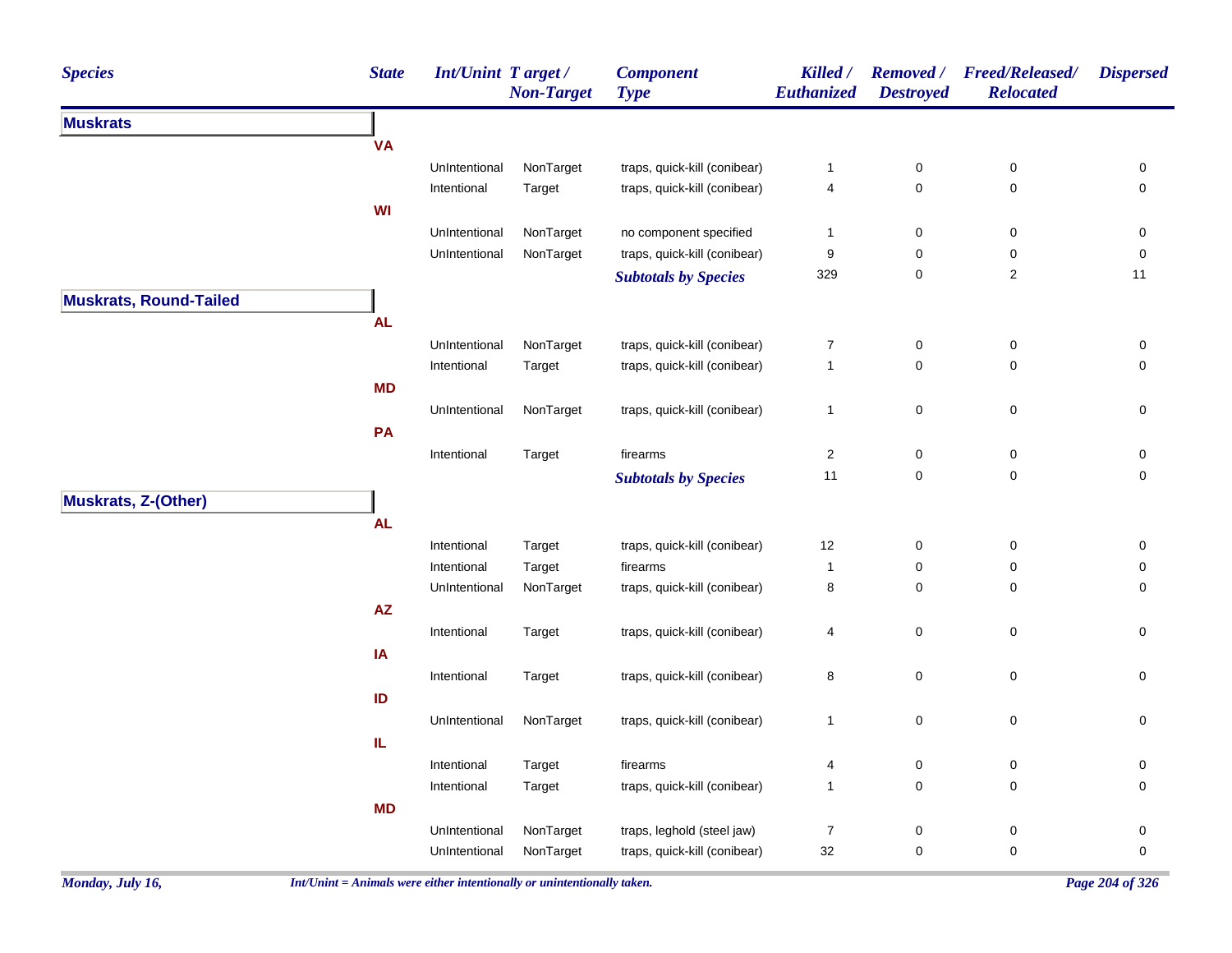| Species | State | Int/Unint | Target / Non-Target | Component Type | Killed / Euthanized | Removed / Destroyed | Freed/Released/ Relocated | Dispersed |
|---|---|---|---|---|---|---|---|---|
| **Muskrats** | | | | | | | | |
| | **VA** | | | | | | | |
| | | UnIntentional | NonTarget | traps, quick-kill (conibear) | 1 | 0 | 0 | 0 |
| | | Intentional | Target | traps, quick-kill (conibear) | 4 | 0 | 0 | 0 |
| | **WI** | | | | | | | |
| | | UnIntentional | NonTarget | no component specified | 1 | 0 | 0 | 0 |
| | | UnIntentional | NonTarget | traps, quick-kill (conibear) | 9 | 0 | 0 | 0 |
| | | | | ***Subtotals by Species*** | 329 | 0 | 2 | 11 |
| **Muskrats, Round-Tailed** | | | | | | | | |
| | **AL** | | | | | | | |
| | | UnIntentional | NonTarget | traps, quick-kill (conibear) | 7 | 0 | 0 | 0 |
| | | Intentional | Target | traps, quick-kill (conibear) | 1 | 0 | 0 | 0 |
| | **MD** | | | | | | | |
| | | UnIntentional | NonTarget | traps, quick-kill (conibear) | 1 | 0 | 0 | 0 |
| | **PA** | | | | | | | |
| | | Intentional | Target | firearms | 2 | 0 | 0 | 0 |
| | | | | ***Subtotals by Species*** | 11 | 0 | 0 | 0 |
| **Muskrats, Z-(Other)** | | | | | | | | |
| | **AL** | | | | | | | |
| | | Intentional | Target | traps, quick-kill (conibear) | 12 | 0 | 0 | 0 |
| | | Intentional | Target | firearms | 1 | 0 | 0 | 0 |
| | | UnIntentional | NonTarget | traps, quick-kill (conibear) | 8 | 0 | 0 | 0 |
| | **AZ** | | | | | | | |
| | | Intentional | Target | traps, quick-kill (conibear) | 4 | 0 | 0 | 0 |
| | **IA** | | | | | | | |
| | | Intentional | Target | traps, quick-kill (conibear) | 8 | 0 | 0 | 0 |
| | **ID** | | | | | | | |
| | | UnIntentional | NonTarget | traps, quick-kill (conibear) | 1 | 0 | 0 | 0 |
| | **IL** | | | | | | | |
| | | Intentional | Target | firearms | 4 | 0 | 0 | 0 |
| | | Intentional | Target | traps, quick-kill (conibear) | 1 | 0 | 0 | 0 |
| | **MD** | | | | | | | |
| | | UnIntentional | NonTarget | traps, leghold (steel jaw) | 7 | 0 | 0 | 0 |
| | | UnIntentional | NonTarget | traps, quick-kill (conibear) | 32 | 0 | 0 | 0 |

*Int/Unint = Animals were either intentionally or unintentionally taken.*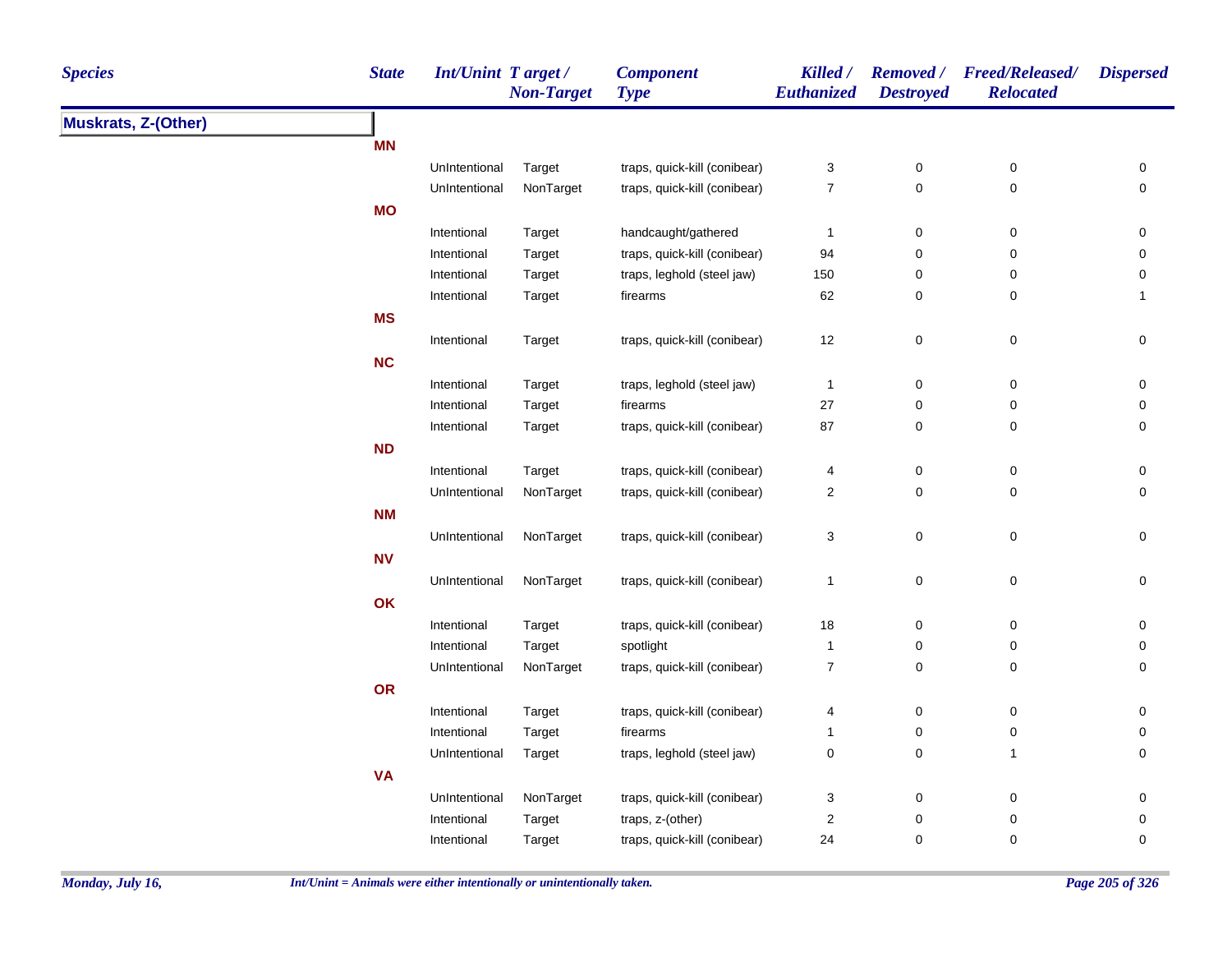| Species | State | Int/Unint | Target / Non-Target | Component Type | Killed / Euthanized | Removed / Destroyed | Freed/Released/ Relocated | Dispersed |
|---|---|---|---|---|---|---|---|---|
| **Muskrats, Z-(Other)** | | | | | | | | |
| | **MN** | | | | | | | |
| | | UnIntentional | Target | traps, quick-kill (conibear) | 3 | 0 | 0 | 0 |
| | | UnIntentional | NonTarget | traps, quick-kill (conibear) | 7 | 0 | 0 | 0 |
| | **MO** | | | | | | | |
| | | Intentional | Target | handcaught/gathered | 1 | 0 | 0 | 0 |
| | | Intentional | Target | traps, quick-kill (conibear) | 94 | 0 | 0 | 0 |
| | | Intentional | Target | traps, leghold (steel jaw) | 150 | 0 | 0 | 0 |
| | | Intentional | Target | firearms | 62 | 0 | 0 | 1 |
| | **MS** | | | | | | | |
| | | Intentional | Target | traps, quick-kill (conibear) | 12 | 0 | 0 | 0 |
| | **NC** | | | | | | | |
| | | Intentional | Target | traps, leghold (steel jaw) | 1 | 0 | 0 | 0 |
| | | Intentional | Target | firearms | 27 | 0 | 0 | 0 |
| | | Intentional | Target | traps, quick-kill (conibear) | 87 | 0 | 0 | 0 |
| | **ND** | | | | | | | |
| | | Intentional | Target | traps, quick-kill (conibear) | 4 | 0 | 0 | 0 |
| | | UnIntentional | NonTarget | traps, quick-kill (conibear) | 2 | 0 | 0 | 0 |
| | **NM** | | | | | | | |
| | | UnIntentional | NonTarget | traps, quick-kill (conibear) | 3 | 0 | 0 | 0 |
| | **NV** | | | | | | | |
| | | UnIntentional | NonTarget | traps, quick-kill (conibear) | 1 | 0 | 0 | 0 |
| | **OK** | | | | | | | |
| | | Intentional | Target | traps, quick-kill (conibear) | 18 | 0 | 0 | 0 |
| | | Intentional | Target | spotlight | 1 | 0 | 0 | 0 |
| | | UnIntentional | NonTarget | traps, quick-kill (conibear) | 7 | 0 | 0 | 0 |
| | **OR** | | | | | | | |
| | | Intentional | Target | traps, quick-kill (conibear) | 4 | 0 | 0 | 0 |
| | | Intentional | Target | firearms | 1 | 0 | 0 | 0 |
| | | UnIntentional | Target | traps, leghold (steel jaw) | 0 | 0 | 1 | 0 |
| | **VA** | | | | | | | |
| | | UnIntentional | NonTarget | traps, quick-kill (conibear) | 3 | 0 | 0 | 0 |
| | | Intentional | Target | traps, z-(other) | 2 | 0 | 0 | 0 |
| | | Intentional | Target | traps, quick-kill (conibear) | 24 | 0 | 0 | 0 |

*Int/Unint = Animals were either intentionally or unintentionally taken.*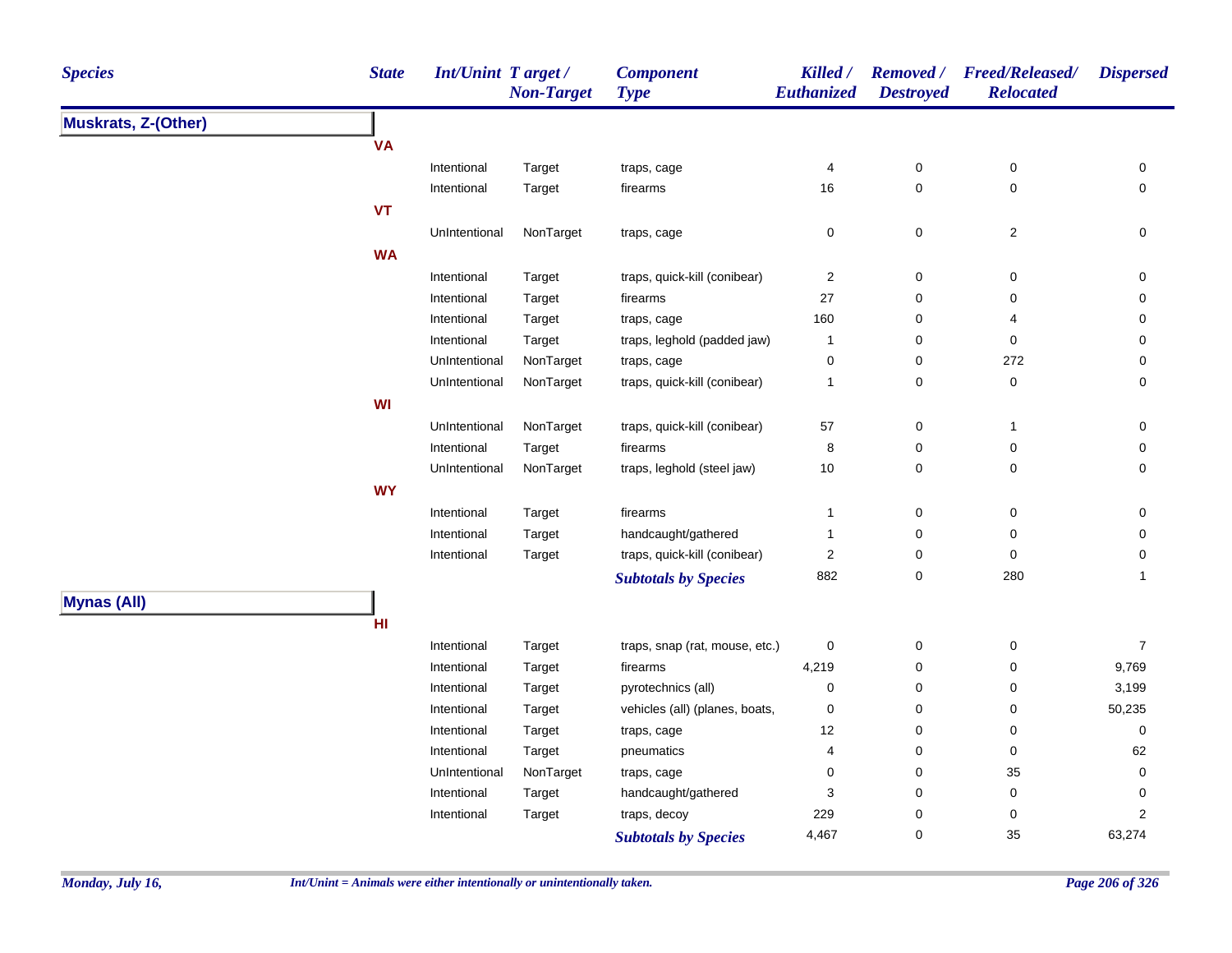| Species | State | Int/Unint | Target / Non-Target | Component Type | Killed / Euthanized | Removed / Destroyed | Freed/Released/ Relocated | Dispersed |
|---|---|---|---|---|---|---|---|---|
| **Muskrats, Z-(Other)** | | | | | | | | |
| | **VA** | | | | | | | |
| | | Intentional | Target | traps, cage | 4 | 0 | 0 | 0 |
| | | Intentional | Target | firearms | 16 | 0 | 0 | 0 |
| | **VT** | | | | | | | |
| | | UnIntentional | NonTarget | traps, cage | 0 | 0 | 2 | 0 |
| | **WA** | | | | | | | |
| | | Intentional | Target | traps, quick-kill (conibear) | 2 | 0 | 0 | 0 |
| | | Intentional | Target | firearms | 27 | 0 | 0 | 0 |
| | | Intentional | Target | traps, cage | 160 | 0 | 4 | 0 |
| | | Intentional | Target | traps, leghold (padded jaw) | 1 | 0 | 0 | 0 |
| | | UnIntentional | NonTarget | traps, cage | 0 | 0 | 272 | 0 |
| | | UnIntentional | NonTarget | traps, quick-kill (conibear) | 1 | 0 | 0 | 0 |
| | **WI** | | | | | | | |
| | | UnIntentional | NonTarget | traps, quick-kill (conibear) | 57 | 0 | 1 | 0 |
| | | Intentional | Target | firearms | 8 | 0 | 0 | 0 |
| | | UnIntentional | NonTarget | traps, leghold (steel jaw) | 10 | 0 | 0 | 0 |
| | **WY** | | | | | | | |
| | | Intentional | Target | firearms | 1 | 0 | 0 | 0 |
| | | Intentional | Target | handcaught/gathered | 1 | 0 | 0 | 0 |
| | | Intentional | Target | traps, quick-kill (conibear) | 2 | 0 | 0 | 0 |
| | | | | ***Subtotals by Species*** | 882 | 0 | 280 | 1 |
| **Mynas (All)** | | | | | | | | |
| | **HI** | | | | | | | |
| | | Intentional | Target | traps, snap (rat, mouse, etc.) | 0 | 0 | 0 | 7 |
| | | Intentional | Target | firearms | 4,219 | 0 | 0 | 9,769 |
| | | Intentional | Target | pyrotechnics (all) | 0 | 0 | 0 | 3,199 |
| | | Intentional | Target | vehicles (all) (planes, boats, | 0 | 0 | 0 | 50,235 |
| | | Intentional | Target | traps, cage | 12 | 0 | 0 | 0 |
| | | Intentional | Target | pneumatics | 4 | 0 | 0 | 62 |
| | | UnIntentional | NonTarget | traps, cage | 0 | 0 | 35 | 0 |
| | | Intentional | Target | handcaught/gathered | 3 | 0 | 0 | 0 |
| | | Intentional | Target | traps, decoy | 229 | 0 | 0 | 2 |
| | | | | ***Subtotals by Species*** | 4,467 | 0 | 35 | 63,274 |

*Monday, July 16,*

*Int/Unint = Animals were either intentionally or unintentionally taken.*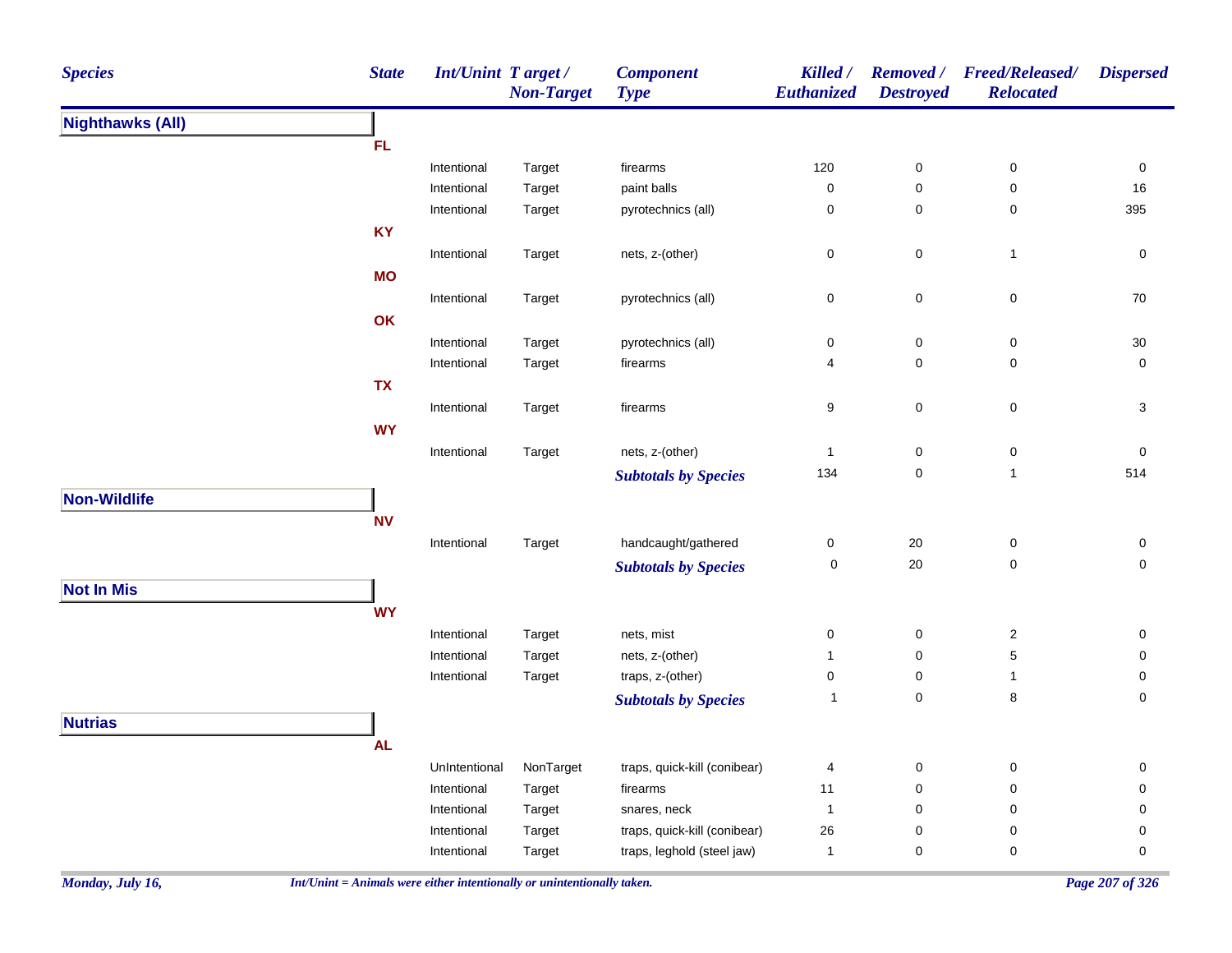| Species | State | Int/Unint | Target / Non-Target | Component Type | Killed / Euthanized | Removed / Destroyed | Freed/Released/ Relocated | Dispersed |
|---|---|---|---|---|---|---|---|---|
| **Nighthawks (All)** | | | | | | | | |
| | FL | | | | | | | |
| | | Intentional | Target | firearms | 120 | 0 | 0 | 0 |
| | | Intentional | Target | paint balls | 0 | 0 | 0 | 16 |
| | | Intentional | Target | pyrotechnics (all) | 0 | 0 | 0 | 395 |
| | KY | | | | | | | |
| | | Intentional | Target | nets, z-(other) | 0 | 0 | 1 | 0 |
| | MO | | | | | | | |
| | | Intentional | Target | pyrotechnics (all) | 0 | 0 | 0 | 70 |
| | OK | | | | | | | |
| | | Intentional | Target | pyrotechnics (all) | 0 | 0 | 0 | 30 |
| | | Intentional | Target | firearms | 4 | 0 | 0 | 0 |
| | TX | | | | | | | |
| | | Intentional | Target | firearms | 9 | 0 | 0 | 3 |
| | WY | | | | | | | |
| | | Intentional | Target | nets, z-(other) | 1 | 0 | 0 | 0 |
| | | | | ***Subtotals by Species*** | 134 | 0 | 1 | 514 |
| **Non-Wildlife** | | | | | | | | |
| | NV | | | | | | | |
| | | Intentional | Target | handcaught/gathered | 0 | 20 | 0 | 0 |
| | | | | ***Subtotals by Species*** | 0 | 20 | 0 | 0 |
| **Not In Mis** | | | | | | | | |
| | WY | | | | | | | |
| | | Intentional | Target | nets, mist | 0 | 0 | 2 | 0 |
| | | Intentional | Target | nets, z-(other) | 1 | 0 | 5 | 0 |
| | | Intentional | Target | traps, z-(other) | 0 | 0 | 1 | 0 |
| | | | | ***Subtotals by Species*** | 1 | 0 | 8 | 0 |
| **Nutrias** | | | | | | | | |
| | AL | | | | | | | |
| | | UnIntentional | NonTarget | traps, quick-kill (conibear) | 4 | 0 | 0 | 0 |
| | | Intentional | Target | firearms | 11 | 0 | 0 | 0 |
| | | Intentional | Target | snares, neck | 1 | 0 | 0 | 0 |
| | | Intentional | Target | traps, quick-kill (conibear) | 26 | 0 | 0 | 0 |
| | | Intentional | Target | traps, leghold (steel jaw) | 1 | 0 | 0 | 0 |

*Monday, July 16,*

*Int/Unint = Animals were either intentionally or unintentionally taken.*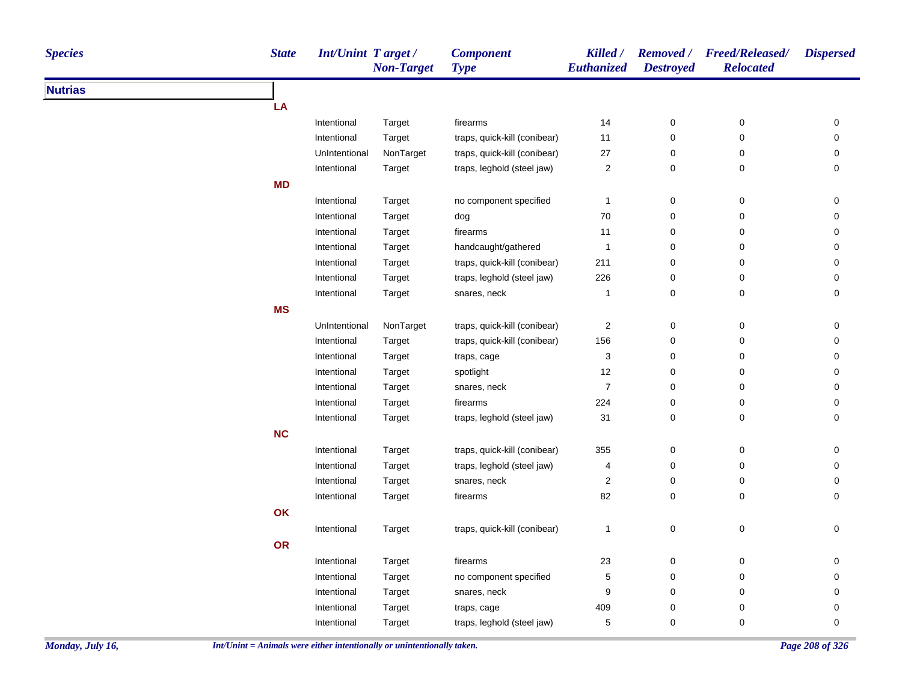| Species | State | Int/Unint | Target / Non-Target | Component Type | Killed / Euthanized | Removed / Destroyed | Freed/Released/ Relocated | Dispersed |
|---|---|---|---|---|---|---|---|---|
| **Nutrias** | | | | | | | | |
| | **LA** | | | | | | | |
| | | Intentional | Target | firearms | 14 | 0 | 0 | 0 |
| | | Intentional | Target | traps, quick-kill (conibear) | 11 | 0 | 0 | 0 |
| | | UnIntentional | NonTarget | traps, quick-kill (conibear) | 27 | 0 | 0 | 0 |
| | | Intentional | Target | traps, leghold (steel jaw) | 2 | 0 | 0 | 0 |
| | **MD** | | | | | | | |
| | | Intentional | Target | no component specified | 1 | 0 | 0 | 0 |
| | | Intentional | Target | dog | 70 | 0 | 0 | 0 |
| | | Intentional | Target | firearms | 11 | 0 | 0 | 0 |
| | | Intentional | Target | handcaught/gathered | 1 | 0 | 0 | 0 |
| | | Intentional | Target | traps, quick-kill (conibear) | 211 | 0 | 0 | 0 |
| | | Intentional | Target | traps, leghold (steel jaw) | 226 | 0 | 0 | 0 |
| | | Intentional | Target | snares, neck | 1 | 0 | 0 | 0 |
| | **MS** | | | | | | | |
| | | UnIntentional | NonTarget | traps, quick-kill (conibear) | 2 | 0 | 0 | 0 |
| | | Intentional | Target | traps, quick-kill (conibear) | 156 | 0 | 0 | 0 |
| | | Intentional | Target | traps, cage | 3 | 0 | 0 | 0 |
| | | Intentional | Target | spotlight | 12 | 0 | 0 | 0 |
| | | Intentional | Target | snares, neck | 7 | 0 | 0 | 0 |
| | | Intentional | Target | firearms | 224 | 0 | 0 | 0 |
| | | Intentional | Target | traps, leghold (steel jaw) | 31 | 0 | 0 | 0 |
| | **NC** | | | | | | | |
| | | Intentional | Target | traps, quick-kill (conibear) | 355 | 0 | 0 | 0 |
| | | Intentional | Target | traps, leghold (steel jaw) | 4 | 0 | 0 | 0 |
| | | Intentional | Target | snares, neck | 2 | 0 | 0 | 0 |
| | | Intentional | Target | firearms | 82 | 0 | 0 | 0 |
| | **OK** | | | | | | | |
| | | Intentional | Target | traps, quick-kill (conibear) | 1 | 0 | 0 | 0 |
| | **OR** | | | | | | | |
| | | Intentional | Target | firearms | 23 | 0 | 0 | 0 |
| | | Intentional | Target | no component specified | 5 | 0 | 0 | 0 |
| | | Intentional | Target | snares, neck | 9 | 0 | 0 | 0 |
| | | Intentional | Target | traps, cage | 409 | 0 | 0 | 0 |
| | | Intentional | Target | traps, leghold (steel jaw) | 5 | 0 | 0 | 0 |

*Int/Unint = Animals were either intentionally or unintentionally taken.*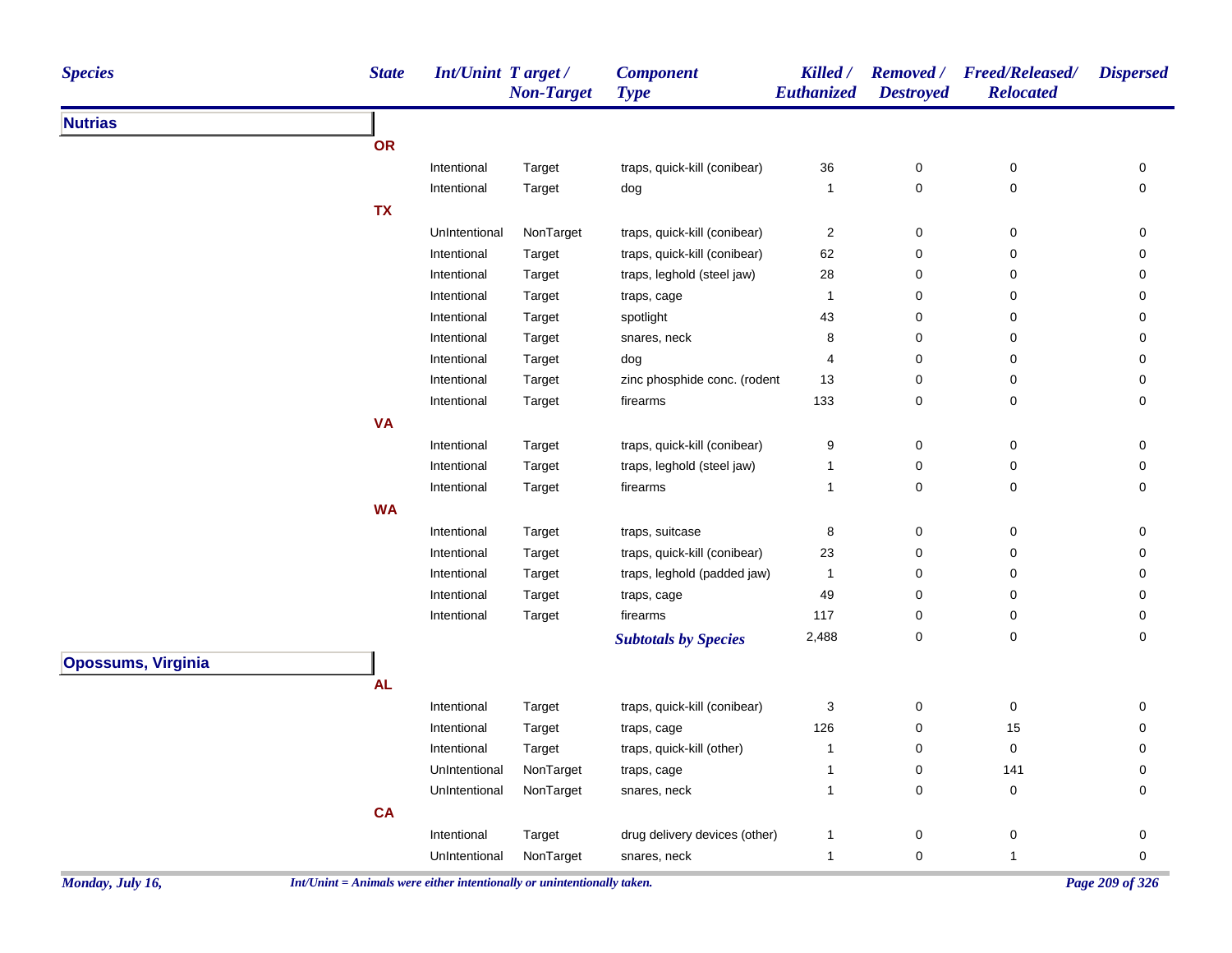| Species | State | Int/Unint | Target / Non-Target | Component Type | Killed / Euthanized | Removed / Destroyed | Freed/Released/ Relocated | Dispersed |
|---|---|---|---|---|---|---|---|---|
| **Nutrias** | | | | | | | | |
| | **OR** | | | | | | | |
| | | Intentional | Target | traps, quick-kill (conibear) | 36 | 0 | 0 | 0 |
| | | Intentional | Target | dog | 1 | 0 | 0 | 0 |
| | **TX** | | | | | | | |
| | | UnIntentional | NonTarget | traps, quick-kill (conibear) | 2 | 0 | 0 | 0 |
| | | Intentional | Target | traps, quick-kill (conibear) | 62 | 0 | 0 | 0 |
| | | Intentional | Target | traps, leghold (steel jaw) | 28 | 0 | 0 | 0 |
| | | Intentional | Target | traps, cage | 1 | 0 | 0 | 0 |
| | | Intentional | Target | spotlight | 43 | 0 | 0 | 0 |
| | | Intentional | Target | snares, neck | 8 | 0 | 0 | 0 |
| | | Intentional | Target | dog | 4 | 0 | 0 | 0 |
| | | Intentional | Target | zinc phosphide conc. (rodent | 13 | 0 | 0 | 0 |
| | | Intentional | Target | firearms | 133 | 0 | 0 | 0 |
| | **VA** | | | | | | | |
| | | Intentional | Target | traps, quick-kill (conibear) | 9 | 0 | 0 | 0 |
| | | Intentional | Target | traps, leghold (steel jaw) | 1 | 0 | 0 | 0 |
| | | Intentional | Target | firearms | 1 | 0 | 0 | 0 |
| | **WA** | | | | | | | |
| | | Intentional | Target | traps, suitcase | 8 | 0 | 0 | 0 |
| | | Intentional | Target | traps, quick-kill (conibear) | 23 | 0 | 0 | 0 |
| | | Intentional | Target | traps, leghold (padded jaw) | 1 | 0 | 0 | 0 |
| | | Intentional | Target | traps, cage | 49 | 0 | 0 | 0 |
| | | Intentional | Target | firearms | 117 | 0 | 0 | 0 |
| | | | | ***Subtotals by Species*** | 2,488 | 0 | 0 | 0 |
| **Opossums, Virginia** | | | | | | | | |
| | **AL** | | | | | | | |
| | | Intentional | Target | traps, quick-kill (conibear) | 3 | 0 | 0 | 0 |
| | | Intentional | Target | traps, cage | 126 | 0 | 15 | 0 |
| | | Intentional | Target | traps, quick-kill (other) | 1 | 0 | 0 | 0 |
| | | UnIntentional | NonTarget | traps, cage | 1 | 0 | 141 | 0 |
| | | UnIntentional | NonTarget | snares, neck | 1 | 0 | 0 | 0 |
| | **CA** | | | | | | | |
| | | Intentional | Target | drug delivery devices (other) | 1 | 0 | 0 | 0 |
| | | UnIntentional | NonTarget | snares, neck | 1 | 0 | 1 | 0 |

*Monday, July 16,*

*Int/Unint = Animals were either intentionally or unintentionally taken.*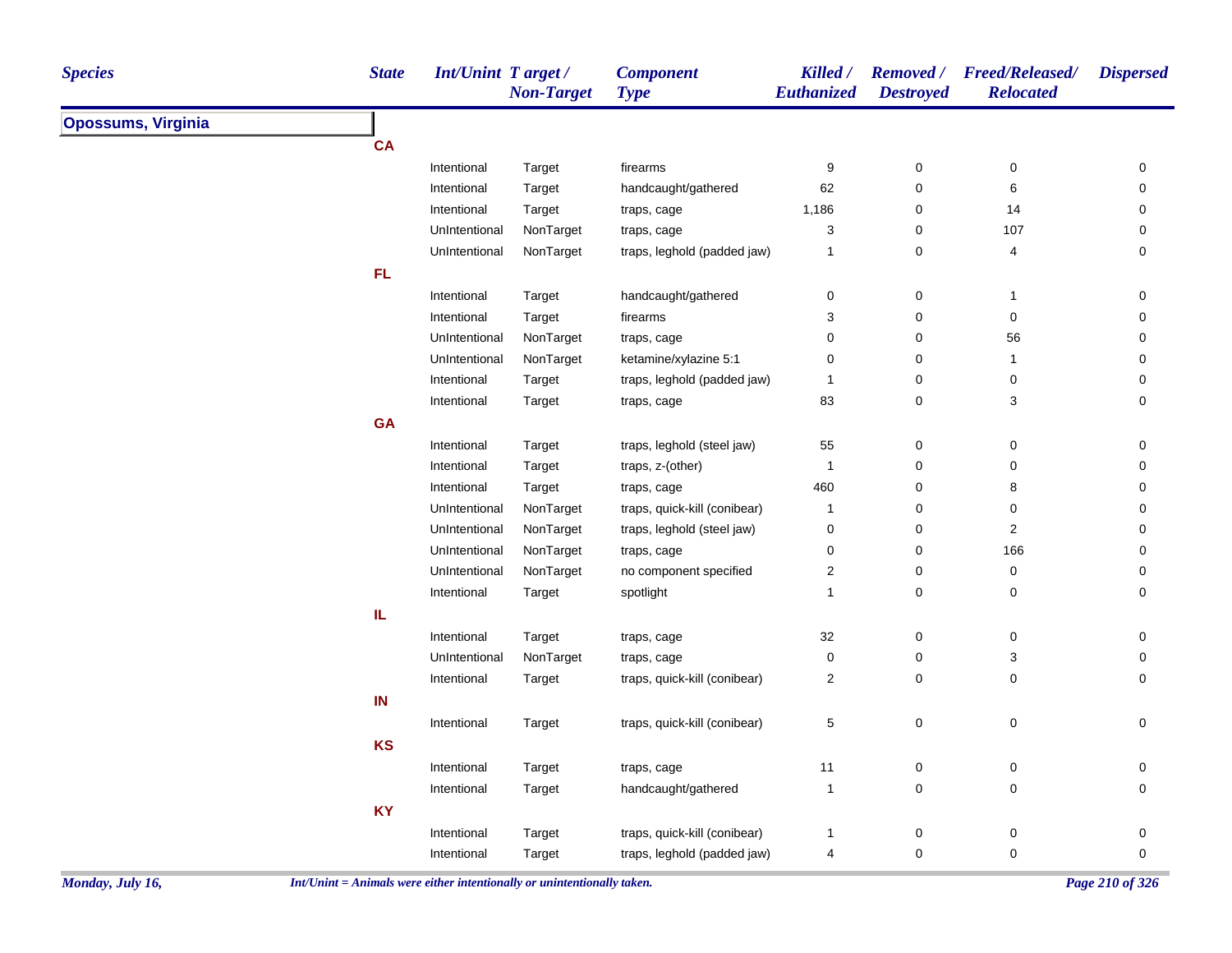| Species | State | Int/Unint | Target / Non-Target | Component Type | Killed / Euthanized | Removed / Destroyed | Freed/Released/ Relocated | Dispersed |
|---|---|---|---|---|---|---|---|---|
| **Opossums, Virginia** | | | | | | | | |
| | **CA** | | | | | | | |
| | | Intentional | Target | firearms | 9 | 0 | 0 | 0 |
| | | Intentional | Target | handcaught/gathered | 62 | 0 | 6 | 0 |
| | | Intentional | Target | traps, cage | 1,186 | 0 | 14 | 0 |
| | | UnIntentional | NonTarget | traps, cage | 3 | 0 | 107 | 0 |
| | | UnIntentional | NonTarget | traps, leghold (padded jaw) | 1 | 0 | 4 | 0 |
| | **FL** | | | | | | | |
| | | Intentional | Target | handcaught/gathered | 0 | 0 | 1 | 0 |
| | | Intentional | Target | firearms | 3 | 0 | 0 | 0 |
| | | UnIntentional | NonTarget | traps, cage | 0 | 0 | 56 | 0 |
| | | UnIntentional | NonTarget | ketamine/xylazine 5:1 | 0 | 0 | 1 | 0 |
| | | Intentional | Target | traps, leghold (padded jaw) | 1 | 0 | 0 | 0 |
| | | Intentional | Target | traps, cage | 83 | 0 | 3 | 0 |
| | **GA** | | | | | | | |
| | | Intentional | Target | traps, leghold (steel jaw) | 55 | 0 | 0 | 0 |
| | | Intentional | Target | traps, z-(other) | 1 | 0 | 0 | 0 |
| | | Intentional | Target | traps, cage | 460 | 0 | 8 | 0 |
| | | UnIntentional | NonTarget | traps, quick-kill (conibear) | 1 | 0 | 0 | 0 |
| | | UnIntentional | NonTarget | traps, leghold (steel jaw) | 0 | 0 | 2 | 0 |
| | | UnIntentional | NonTarget | traps, cage | 0 | 0 | 166 | 0 |
| | | UnIntentional | NonTarget | no component specified | 2 | 0 | 0 | 0 |
| | | Intentional | Target | spotlight | 1 | 0 | 0 | 0 |
| | **IL** | | | | | | | |
| | | Intentional | Target | traps, cage | 32 | 0 | 0 | 0 |
| | | UnIntentional | NonTarget | traps, cage | 0 | 0 | 3 | 0 |
| | | Intentional | Target | traps, quick-kill (conibear) | 2 | 0 | 0 | 0 |
| | **IN** | | | | | | | |
| | | Intentional | Target | traps, quick-kill (conibear) | 5 | 0 | 0 | 0 |
| | **KS** | | | | | | | |
| | | Intentional | Target | traps, cage | 11 | 0 | 0 | 0 |
| | | Intentional | Target | handcaught/gathered | 1 | 0 | 0 | 0 |
| | **KY** | | | | | | | |
| | | Intentional | Target | traps, quick-kill (conibear) | 1 | 0 | 0 | 0 |
| | | Intentional | Target | traps, leghold (padded jaw) | 4 | 0 | 0 | 0 |

*Int/Unint = Animals were either intentionally or unintentionally taken.*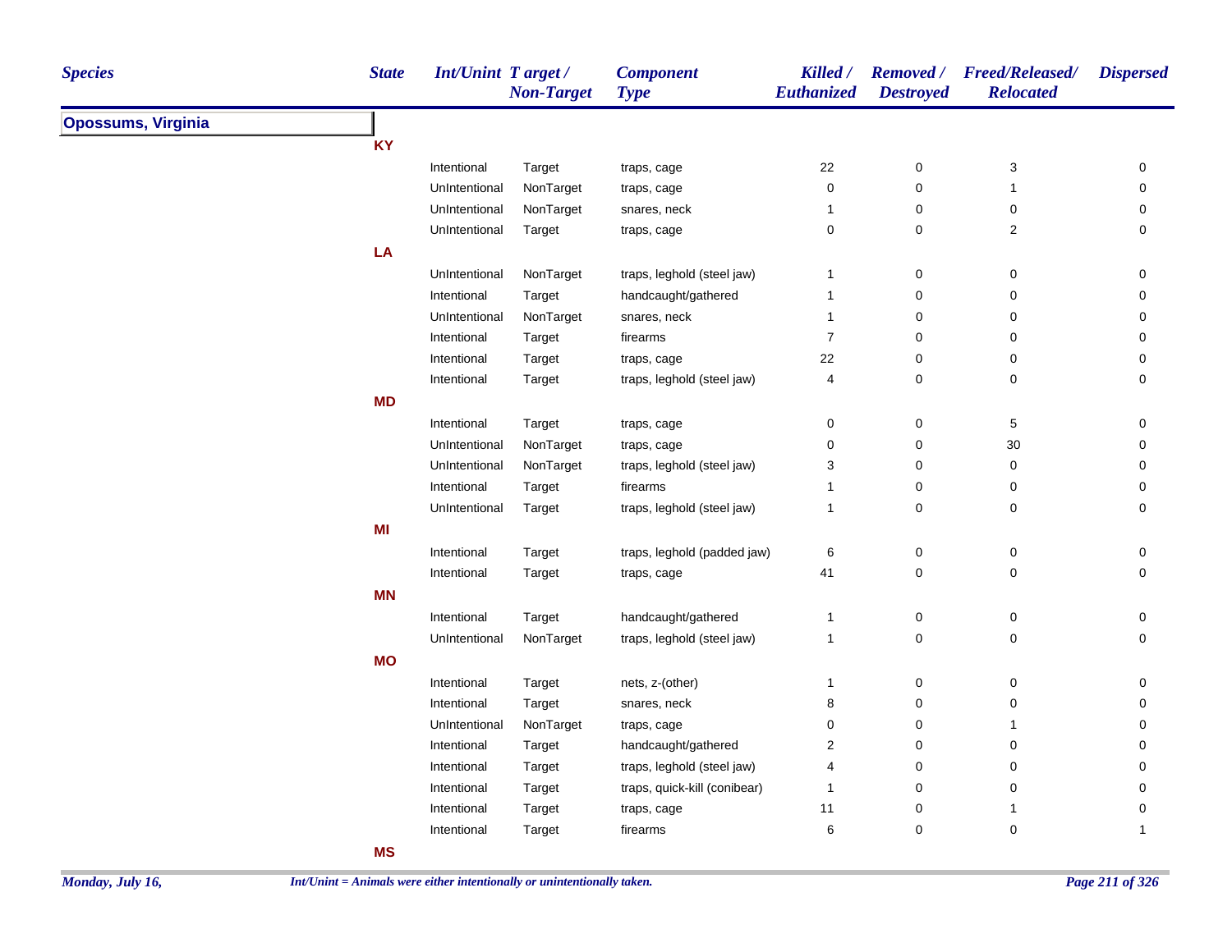| Species | State | Int/Unint | Target / Non-Target | Component Type | Killed / Euthanized | Removed / Destroyed | Freed/Released/ Relocated | Dispersed |
|---|---|---|---|---|---|---|---|---|
| **Opossums, Virginia** | | | | | | | | |
| | **KY** | | | | | | | |
| | | Intentional | Target | traps, cage | 22 | 0 | 3 | 0 |
| | | UnIntentional | NonTarget | traps, cage | 0 | 0 | 1 | 0 |
| | | UnIntentional | NonTarget | snares, neck | 1 | 0 | 0 | 0 |
| | | UnIntentional | Target | traps, cage | 0 | 0 | 2 | 0 |
| | **LA** | | | | | | | |
| | | UnIntentional | NonTarget | traps, leghold (steel jaw) | 1 | 0 | 0 | 0 |
| | | Intentional | Target | handcaught/gathered | 1 | 0 | 0 | 0 |
| | | UnIntentional | NonTarget | snares, neck | 1 | 0 | 0 | 0 |
| | | Intentional | Target | firearms | 7 | 0 | 0 | 0 |
| | | Intentional | Target | traps, cage | 22 | 0 | 0 | 0 |
| | | Intentional | Target | traps, leghold (steel jaw) | 4 | 0 | 0 | 0 |
| | **MD** | | | | | | | |
| | | Intentional | Target | traps, cage | 0 | 0 | 5 | 0 |
| | | UnIntentional | NonTarget | traps, cage | 0 | 0 | 30 | 0 |
| | | UnIntentional | NonTarget | traps, leghold (steel jaw) | 3 | 0 | 0 | 0 |
| | | Intentional | Target | firearms | 1 | 0 | 0 | 0 |
| | | UnIntentional | Target | traps, leghold (steel jaw) | 1 | 0 | 0 | 0 |
| | **MI** | | | | | | | |
| | | Intentional | Target | traps, leghold (padded jaw) | 6 | 0 | 0 | 0 |
| | | Intentional | Target | traps, cage | 41 | 0 | 0 | 0 |
| | **MN** | | | | | | | |
| | | Intentional | Target | handcaught/gathered | 1 | 0 | 0 | 0 |
| | | UnIntentional | NonTarget | traps, leghold (steel jaw) | 1 | 0 | 0 | 0 |
| | **MO** | | | | | | | |
| | | Intentional | Target | nets, z-(other) | 1 | 0 | 0 | 0 |
| | | Intentional | Target | snares, neck | 8 | 0 | 0 | 0 |
| | | UnIntentional | NonTarget | traps, cage | 0 | 0 | 1 | 0 |
| | | Intentional | Target | handcaught/gathered | 2 | 0 | 0 | 0 |
| | | Intentional | Target | traps, leghold (steel jaw) | 4 | 0 | 0 | 0 |
| | | Intentional | Target | traps, quick-kill (conibear) | 1 | 0 | 0 | 0 |
| | | Intentional | Target | traps, cage | 11 | 0 | 1 | 0 |
| | | Intentional | Target | firearms | 6 | 0 | 0 | 1 |
| | **MS** | | | | | | | |

*Int/Unint = Animals were either intentionally or unintentionally taken.*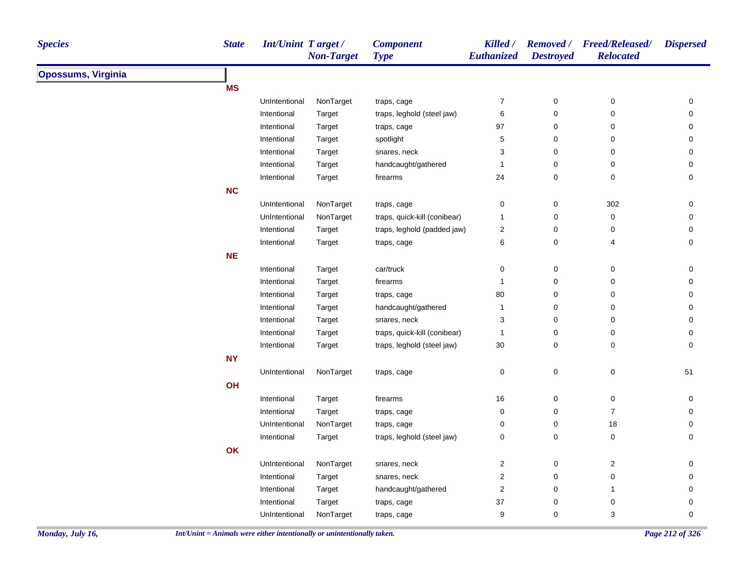| Species | State | Int/Unint | Target / Non-Target | Component Type | Killed / Euthanized | Removed / Destroyed | Freed/Released/ Relocated | Dispersed |
|---|---|---|---|---|---|---|---|---|
| **Opossums, Virginia** | | | | | | | | |
| | **MS** | | | | | | | |
| | | UnIntentional | NonTarget | traps, cage | 7 | 0 | 0 | 0 |
| | | Intentional | Target | traps, leghold (steel jaw) | 6 | 0 | 0 | 0 |
| | | Intentional | Target | traps, cage | 97 | 0 | 0 | 0 |
| | | Intentional | Target | spotlight | 5 | 0 | 0 | 0 |
| | | Intentional | Target | snares, neck | 3 | 0 | 0 | 0 |
| | | Intentional | Target | handcaught/gathered | 1 | 0 | 0 | 0 |
| | | Intentional | Target | firearms | 24 | 0 | 0 | 0 |
| | **NC** | | | | | | | |
| | | UnIntentional | NonTarget | traps, cage | 0 | 0 | 302 | 0 |
| | | UnIntentional | NonTarget | traps, quick-kill (conibear) | 1 | 0 | 0 | 0 |
| | | Intentional | Target | traps, leghold (padded jaw) | 2 | 0 | 0 | 0 |
| | | Intentional | Target | traps, cage | 6 | 0 | 4 | 0 |
| | **NE** | | | | | | | |
| | | Intentional | Target | car/truck | 0 | 0 | 0 | 0 |
| | | Intentional | Target | firearms | 1 | 0 | 0 | 0 |
| | | Intentional | Target | traps, cage | 80 | 0 | 0 | 0 |
| | | Intentional | Target | handcaught/gathered | 1 | 0 | 0 | 0 |
| | | Intentional | Target | snares, neck | 3 | 0 | 0 | 0 |
| | | Intentional | Target | traps, quick-kill (conibear) | 1 | 0 | 0 | 0 |
| | | Intentional | Target | traps, leghold (steel jaw) | 30 | 0 | 0 | 0 |
| | **NY** | | | | | | | |
| | | UnIntentional | NonTarget | traps, cage | 0 | 0 | 0 | 51 |
| | **OH** | | | | | | | |
| | | Intentional | Target | firearms | 16 | 0 | 0 | 0 |
| | | Intentional | Target | traps, cage | 0 | 0 | 7 | 0 |
| | | UnIntentional | NonTarget | traps, cage | 0 | 0 | 18 | 0 |
| | | Intentional | Target | traps, leghold (steel jaw) | 0 | 0 | 0 | 0 |
| | **OK** | | | | | | | |
| | | UnIntentional | NonTarget | snares, neck | 2 | 0 | 2 | 0 |
| | | Intentional | Target | snares, neck | 2 | 0 | 0 | 0 |
| | | Intentional | Target | handcaught/gathered | 2 | 0 | 1 | 0 |
| | | Intentional | Target | traps, cage | 37 | 0 | 0 | 0 |
| | | UnIntentional | NonTarget | traps, cage | 9 | 0 | 3 | 0 |

*Int/Unint = Animals were either intentionally or unintentionally taken.*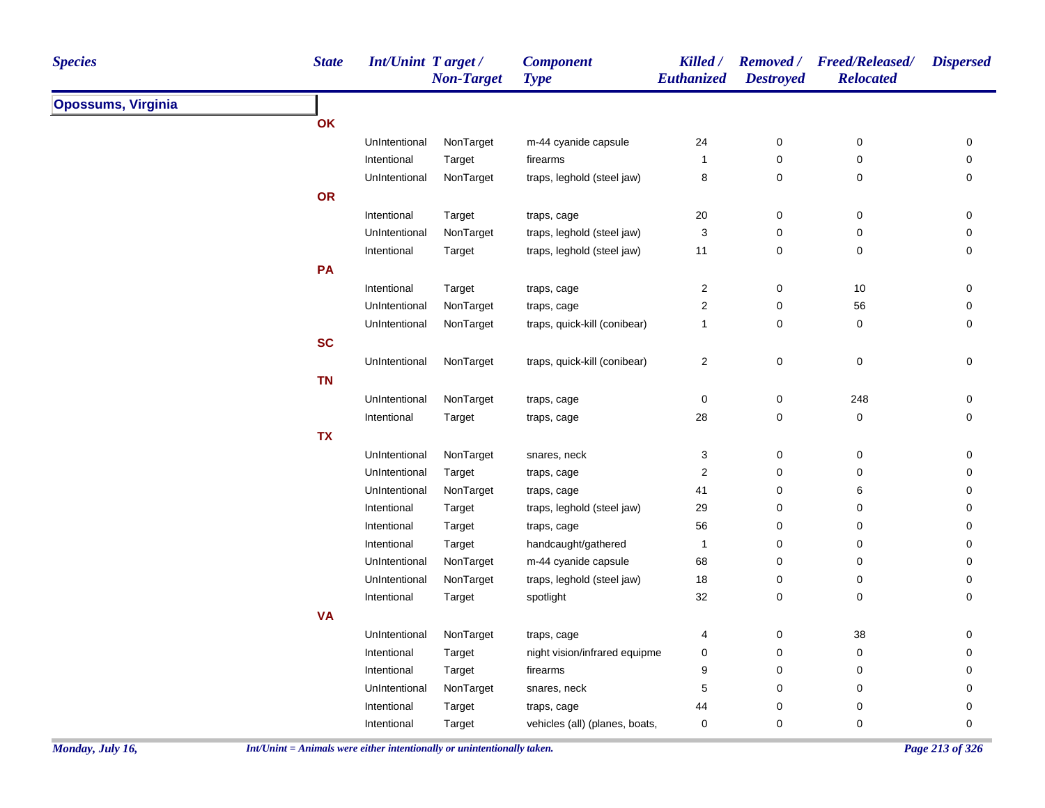| Species | State | Int/Unint | Target / Non-Target | Component Type | Killed / Euthanized | Removed / Destroyed | Freed/Released/ Relocated | Dispersed |
|---|---|---|---|---|---|---|---|---|
| **Opossums, Virginia** | | | | | | | | |
| | **OK** | | | | | | | |
| | | UnIntentional | NonTarget | m-44 cyanide capsule | 24 | 0 | 0 | 0 |
| | | Intentional | Target | firearms | 1 | 0 | 0 | 0 |
| | | UnIntentional | NonTarget | traps, leghold (steel jaw) | 8 | 0 | 0 | 0 |
| | **OR** | | | | | | | |
| | | Intentional | Target | traps, cage | 20 | 0 | 0 | 0 |
| | | UnIntentional | NonTarget | traps, leghold (steel jaw) | 3 | 0 | 0 | 0 |
| | | Intentional | Target | traps, leghold (steel jaw) | 11 | 0 | 0 | 0 |
| | **PA** | | | | | | | |
| | | Intentional | Target | traps, cage | 2 | 0 | 10 | 0 |
| | | UnIntentional | NonTarget | traps, cage | 2 | 0 | 56 | 0 |
| | | UnIntentional | NonTarget | traps, quick-kill (conibear) | 1 | 0 | 0 | 0 |
| | **SC** | | | | | | | |
| | | UnIntentional | NonTarget | traps, quick-kill (conibear) | 2 | 0 | 0 | 0 |
| | **TN** | | | | | | | |
| | | UnIntentional | NonTarget | traps, cage | 0 | 0 | 248 | 0 |
| | | Intentional | Target | traps, cage | 28 | 0 | 0 | 0 |
| | **TX** | | | | | | | |
| | | UnIntentional | NonTarget | snares, neck | 3 | 0 | 0 | 0 |
| | | UnIntentional | Target | traps, cage | 2 | 0 | 0 | 0 |
| | | UnIntentional | NonTarget | traps, cage | 41 | 0 | 6 | 0 |
| | | Intentional | Target | traps, leghold (steel jaw) | 29 | 0 | 0 | 0 |
| | | Intentional | Target | traps, cage | 56 | 0 | 0 | 0 |
| | | Intentional | Target | handcaught/gathered | 1 | 0 | 0 | 0 |
| | | UnIntentional | NonTarget | m-44 cyanide capsule | 68 | 0 | 0 | 0 |
| | | UnIntentional | NonTarget | traps, leghold (steel jaw) | 18 | 0 | 0 | 0 |
| | | Intentional | Target | spotlight | 32 | 0 | 0 | 0 |
| | **VA** | | | | | | | |
| | | UnIntentional | NonTarget | traps, cage | 4 | 0 | 38 | 0 |
| | | Intentional | Target | night vision/infrared equipme | 0 | 0 | 0 | 0 |
| | | Intentional | Target | firearms | 9 | 0 | 0 | 0 |
| | | UnIntentional | NonTarget | snares, neck | 5 | 0 | 0 | 0 |
| | | Intentional | Target | traps, cage | 44 | 0 | 0 | 0 |
| | | Intentional | Target | vehicles (all) (planes, boats, | 0 | 0 | 0 | 0 |

*Int/Unint = Animals were either intentionally or unintentionally taken.*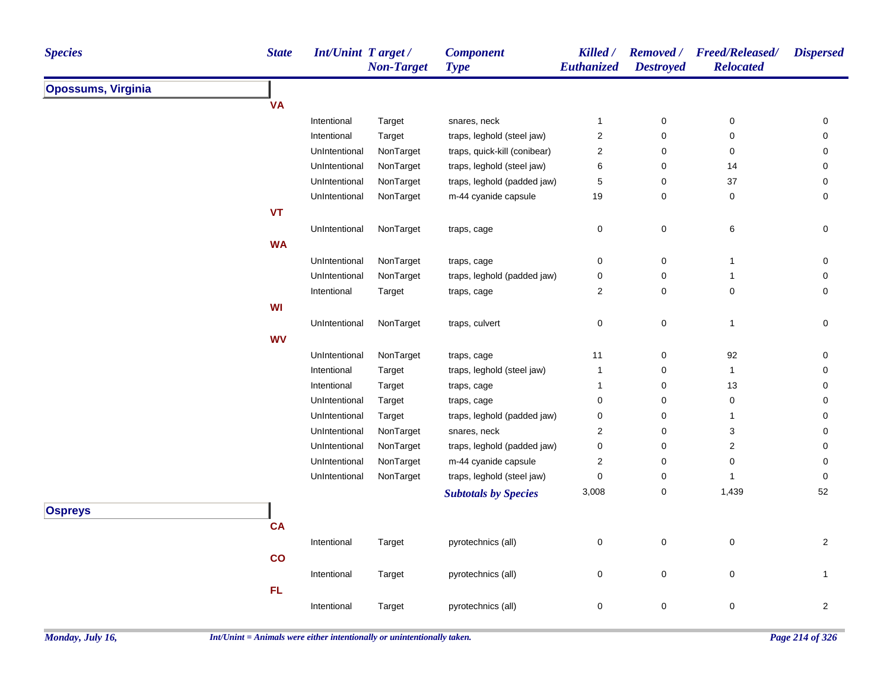| Species | State | Int/Unint | Target / Non-Target | Component Type | Killed / Euthanized | Removed / Destroyed | Freed/Released/ Relocated | Dispersed |
|---|---|---|---|---|---|---|---|---|
| **Opossums, Virginia** | | | | | | | | |
| | VA | | | | | | | |
| | | Intentional | Target | snares, neck | 1 | 0 | 0 | 0 |
| | | Intentional | Target | traps, leghold (steel jaw) | 2 | 0 | 0 | 0 |
| | | UnIntentional | NonTarget | traps, quick-kill (conibear) | 2 | 0 | 0 | 0 |
| | | UnIntentional | NonTarget | traps, leghold (steel jaw) | 6 | 0 | 14 | 0 |
| | | UnIntentional | NonTarget | traps, leghold (padded jaw) | 5 | 0 | 37 | 0 |
| | | UnIntentional | NonTarget | m-44 cyanide capsule | 19 | 0 | 0 | 0 |
| | VT | | | | | | | |
| | | UnIntentional | NonTarget | traps, cage | 0 | 0 | 6 | 0 |
| | WA | | | | | | | |
| | | UnIntentional | NonTarget | traps, cage | 0 | 0 | 1 | 0 |
| | | UnIntentional | NonTarget | traps, leghold (padded jaw) | 0 | 0 | 1 | 0 |
| | | Intentional | Target | traps, cage | 2 | 0 | 0 | 0 |
| | WI | | | | | | | |
| | | UnIntentional | NonTarget | traps, culvert | 0 | 0 | 1 | 0 |
| | WV | | | | | | | |
| | | UnIntentional | NonTarget | traps, cage | 11 | 0 | 92 | 0 |
| | | Intentional | Target | traps, leghold (steel jaw) | 1 | 0 | 1 | 0 |
| | | Intentional | Target | traps, cage | 1 | 0 | 13 | 0 |
| | | UnIntentional | Target | traps, cage | 0 | 0 | 0 | 0 |
| | | UnIntentional | Target | traps, leghold (padded jaw) | 0 | 0 | 1 | 0 |
| | | UnIntentional | NonTarget | snares, neck | 2 | 0 | 3 | 0 |
| | | UnIntentional | NonTarget | traps, leghold (padded jaw) | 0 | 0 | 2 | 0 |
| | | UnIntentional | NonTarget | m-44 cyanide capsule | 2 | 0 | 0 | 0 |
| | | UnIntentional | NonTarget | traps, leghold (steel jaw) | 0 | 0 | 1 | 0 |
| | | | | ***Subtotals by Species*** | 3,008 | 0 | 1,439 | 52 |
| **Ospreys** | | | | | | | | |
| | CA | | | | | | | |
| | | Intentional | Target | pyrotechnics (all) | 0 | 0 | 0 | 2 |
| | CO | | | | | | | |
| | | Intentional | Target | pyrotechnics (all) | 0 | 0 | 0 | 1 |
| | FL | | | | | | | |
| | | Intentional | Target | pyrotechnics (all) | 0 | 0 | 0 | 2 |

*Int/Unint = Animals were either intentionally or unintentionally taken.*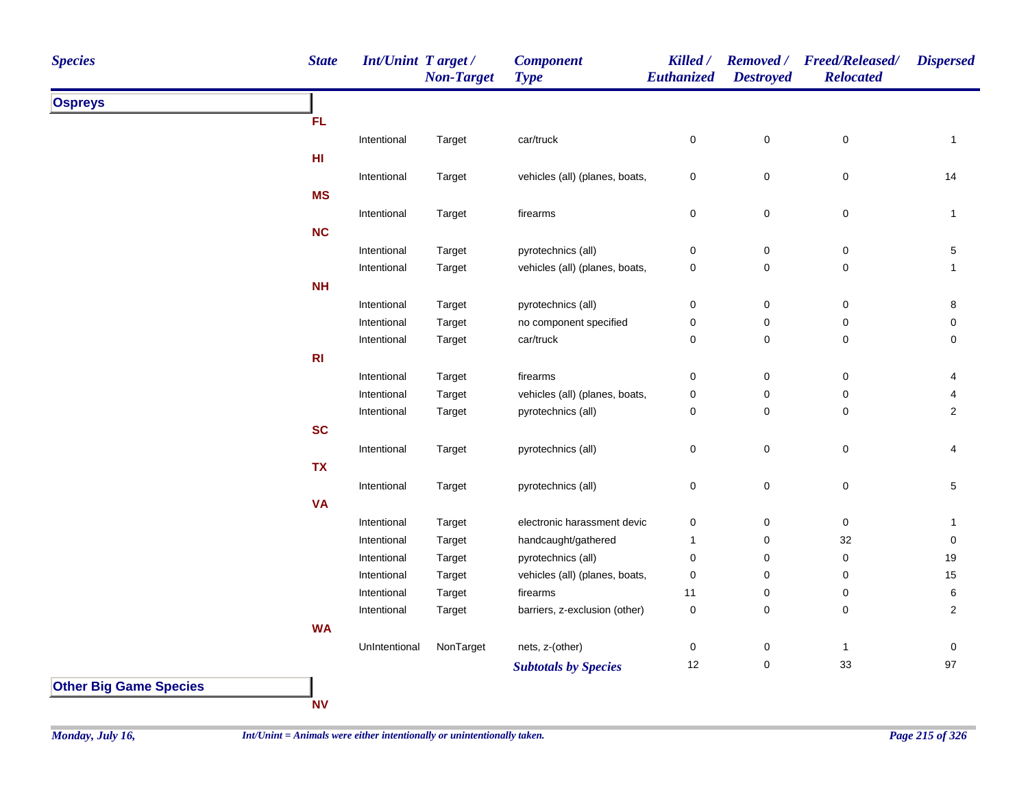| Species | State | Int/Unint | Target / Non-Target | Component Type | Killed / Euthanized | Removed / Destroyed | Freed/Released/ Relocated | Dispersed |
|---|---|---|---|---|---|---|---|---|
| **Ospreys** | | | | | | | | |
| | **FL** | | | | | | | |
| | | Intentional | Target | car/truck | 0 | 0 | 0 | 1 |
| | **HI** | | | | | | | |
| | | Intentional | Target | vehicles (all) (planes, boats, | 0 | 0 | 0 | 14 |
| | **MS** | | | | | | | |
| | | Intentional | Target | firearms | 0 | 0 | 0 | 1 |
| | **NC** | | | | | | | |
| | | Intentional | Target | pyrotechnics (all) | 0 | 0 | 0 | 5 |
| | | Intentional | Target | vehicles (all) (planes, boats, | 0 | 0 | 0 | 1 |
| | **NH** | | | | | | | |
| | | Intentional | Target | pyrotechnics (all) | 0 | 0 | 0 | 8 |
| | | Intentional | Target | no component specified | 0 | 0 | 0 | 0 |
| | | Intentional | Target | car/truck | 0 | 0 | 0 | 0 |
| | **RI** | | | | | | | |
| | | Intentional | Target | firearms | 0 | 0 | 0 | 4 |
| | | Intentional | Target | vehicles (all) (planes, boats, | 0 | 0 | 0 | 4 |
| | | Intentional | Target | pyrotechnics (all) | 0 | 0 | 0 | 2 |
| | **SC** | | | | | | | |
| | | Intentional | Target | pyrotechnics (all) | 0 | 0 | 0 | 4 |
| | **TX** | | | | | | | |
| | | Intentional | Target | pyrotechnics (all) | 0 | 0 | 0 | 5 |
| | **VA** | | | | | | | |
| | | Intentional | Target | electronic harassment devic | 0 | 0 | 0 | 1 |
| | | Intentional | Target | handcaught/gathered | 1 | 0 | 32 | 0 |
| | | Intentional | Target | pyrotechnics (all) | 0 | 0 | 0 | 19 |
| | | Intentional | Target | vehicles (all) (planes, boats, | 0 | 0 | 0 | 15 |
| | | Intentional | Target | firearms | 11 | 0 | 0 | 6 |
| | | Intentional | Target | barriers, z-exclusion (other) | 0 | 0 | 0 | 2 |
| | **WA** | | | | | | | |
| | | UnIntentional | NonTarget | nets, z-(other) | 0 | 0 | 1 | 0 |
| | | | | ***Subtotals by Species*** | 12 | 0 | 33 | 97 |
| **Other Big Game Species** | | | | | | | | |
| | **NV** | | | | | | | |

*Monday, July 16,*

*Int/Unint = Animals were either intentionally or unintentionally taken.*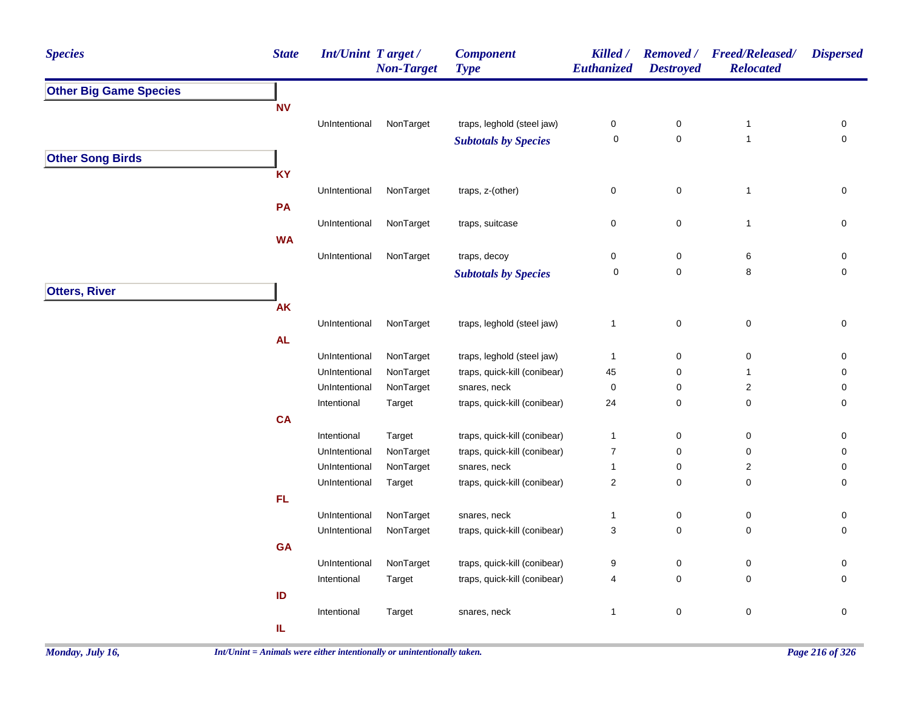| Species | State | Int/Unint | Target / Non-Target | Component Type | Killed / Euthanized | Removed / Destroyed | Freed/Released/ Relocated | Dispersed |
|---|---|---|---|---|---|---|---|---|
| **Other Big Game Species** | | | | | | | | |
| | **NV** | | | | | | | |
| | | UnIntentional | NonTarget | traps, leghold (steel jaw) | 0 | 0 | 1 | 0 |
| | | | | ***Subtotals by Species*** | 0 | 0 | 1 | 0 |
| **Other Song Birds** | | | | | | | | |
| | **KY** | | | | | | | |
| | | UnIntentional | NonTarget | traps, z-(other) | 0 | 0 | 1 | 0 |
| | **PA** | | | | | | | |
| | | UnIntentional | NonTarget | traps, suitcase | 0 | 0 | 1 | 0 |
| | **WA** | | | | | | | |
| | | UnIntentional | NonTarget | traps, decoy | 0 | 0 | 6 | 0 |
| | | | | ***Subtotals by Species*** | 0 | 0 | 8 | 0 |
| **Otters, River** | | | | | | | | |
| | **AK** | | | | | | | |
| | | UnIntentional | NonTarget | traps, leghold (steel jaw) | 1 | 0 | 0 | 0 |
| | **AL** | | | | | | | |
| | | UnIntentional | NonTarget | traps, leghold (steel jaw) | 1 | 0 | 0 | 0 |
| | | UnIntentional | NonTarget | traps, quick-kill (conibear) | 45 | 0 | 1 | 0 |
| | | UnIntentional | NonTarget | snares, neck | 0 | 0 | 2 | 0 |
| | | Intentional | Target | traps, quick-kill (conibear) | 24 | 0 | 0 | 0 |
| | **CA** | | | | | | | |
| | | Intentional | Target | traps, quick-kill (conibear) | 1 | 0 | 0 | 0 |
| | | UnIntentional | NonTarget | traps, quick-kill (conibear) | 7 | 0 | 0 | 0 |
| | | UnIntentional | NonTarget | snares, neck | 1 | 0 | 2 | 0 |
| | | UnIntentional | Target | traps, quick-kill (conibear) | 2 | 0 | 0 | 0 |
| | **FL** | | | | | | | |
| | | UnIntentional | NonTarget | snares, neck | 1 | 0 | 0 | 0 |
| | | UnIntentional | NonTarget | traps, quick-kill (conibear) | 3 | 0 | 0 | 0 |
| | **GA** | | | | | | | |
| | | UnIntentional | NonTarget | traps, quick-kill (conibear) | 9 | 0 | 0 | 0 |
| | | Intentional | Target | traps, quick-kill (conibear) | 4 | 0 | 0 | 0 |
| | **ID** | | | | | | | |
| | | Intentional | Target | snares, neck | 1 | 0 | 0 | 0 |
| | **IL** | | | | | | | |

*Int/Unint = Animals were either intentionally or unintentionally taken.*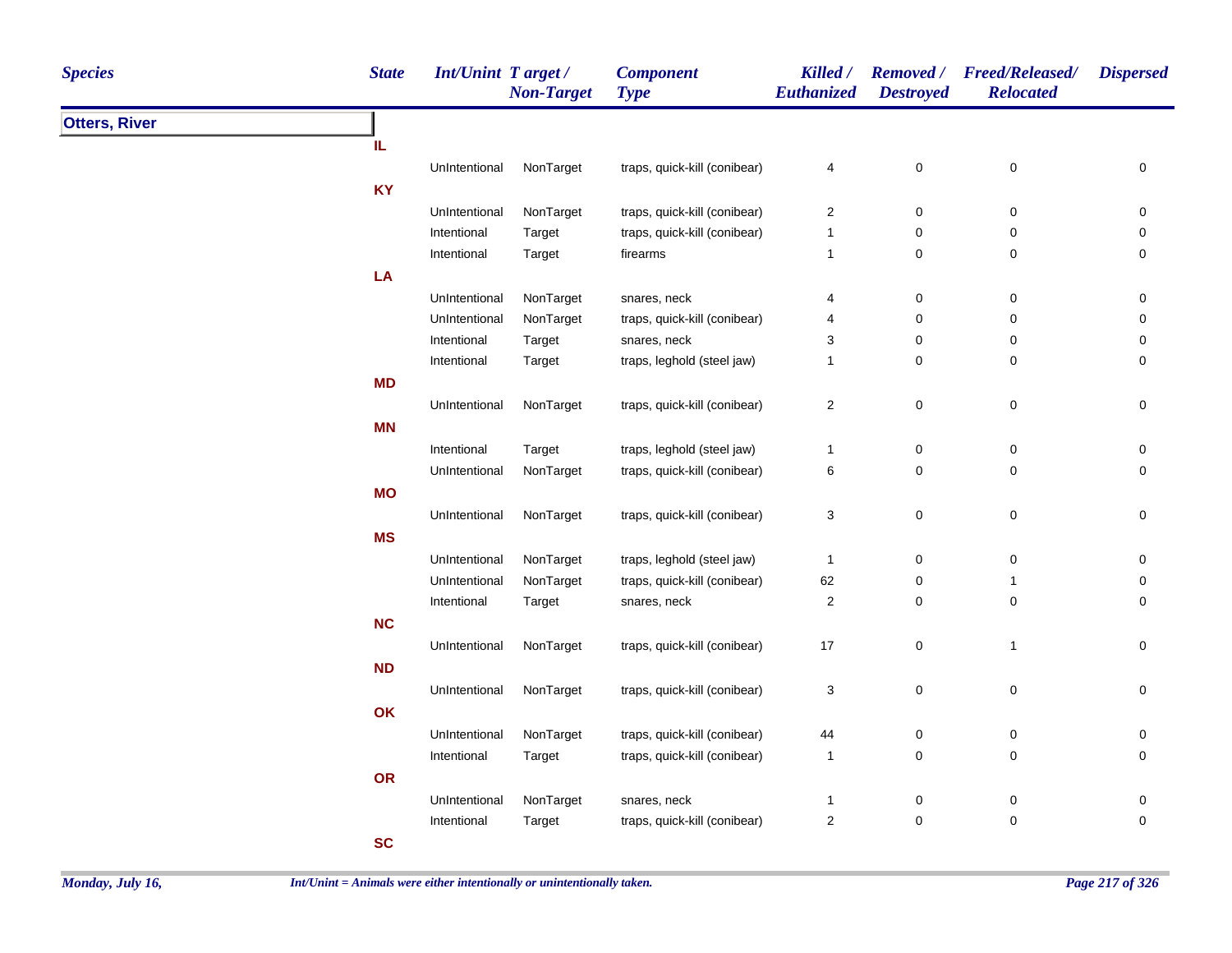| Species | State | Int/Unint | Target / Non-Target | Component Type | Killed / Euthanized | Removed / Destroyed | Freed/Released/ Relocated | Dispersed |
|---|---|---|---|---|---|---|---|---|
| **Otters, River** | | | | | | | | |
| | **IL** | | | | | | | |
| | | UnIntentional | NonTarget | traps, quick-kill (conibear) | 4 | 0 | 0 | 0 |
| | **KY** | | | | | | | |
| | | UnIntentional | NonTarget | traps, quick-kill (conibear) | 2 | 0 | 0 | 0 |
| | | Intentional | Target | traps, quick-kill (conibear) | 1 | 0 | 0 | 0 |
| | | Intentional | Target | firearms | 1 | 0 | 0 | 0 |
| | **LA** | | | | | | | |
| | | UnIntentional | NonTarget | snares, neck | 4 | 0 | 0 | 0 |
| | | UnIntentional | NonTarget | traps, quick-kill (conibear) | 4 | 0 | 0 | 0 |
| | | Intentional | Target | snares, neck | 3 | 0 | 0 | 0 |
| | | Intentional | Target | traps, leghold (steel jaw) | 1 | 0 | 0 | 0 |
| | **MD** | | | | | | | |
| | | UnIntentional | NonTarget | traps, quick-kill (conibear) | 2 | 0 | 0 | 0 |
| | **MN** | | | | | | | |
| | | Intentional | Target | traps, leghold (steel jaw) | 1 | 0 | 0 | 0 |
| | | UnIntentional | NonTarget | traps, quick-kill (conibear) | 6 | 0 | 0 | 0 |
| | **MO** | | | | | | | |
| | | UnIntentional | NonTarget | traps, quick-kill (conibear) | 3 | 0 | 0 | 0 |
| | **MS** | | | | | | | |
| | | UnIntentional | NonTarget | traps, leghold (steel jaw) | 1 | 0 | 0 | 0 |
| | | UnIntentional | NonTarget | traps, quick-kill (conibear) | 62 | 0 | 1 | 0 |
| | | Intentional | Target | snares, neck | 2 | 0 | 0 | 0 |
| | **NC** | | | | | | | |
| | | UnIntentional | NonTarget | traps, quick-kill (conibear) | 17 | 0 | 1 | 0 |
| | **ND** | | | | | | | |
| | | UnIntentional | NonTarget | traps, quick-kill (conibear) | 3 | 0 | 0 | 0 |
| | **OK** | | | | | | | |
| | | UnIntentional | NonTarget | traps, quick-kill (conibear) | 44 | 0 | 0 | 0 |
| | | Intentional | Target | traps, quick-kill (conibear) | 1 | 0 | 0 | 0 |
| | **OR** | | | | | | | |
| | | UnIntentional | NonTarget | snares, neck | 1 | 0 | 0 | 0 |
| | | Intentional | Target | traps, quick-kill (conibear) | 2 | 0 | 0 | 0 |
| | **SC** | | | | | | | |

*Int/Unint = Animals were either intentionally or unintentionally taken.*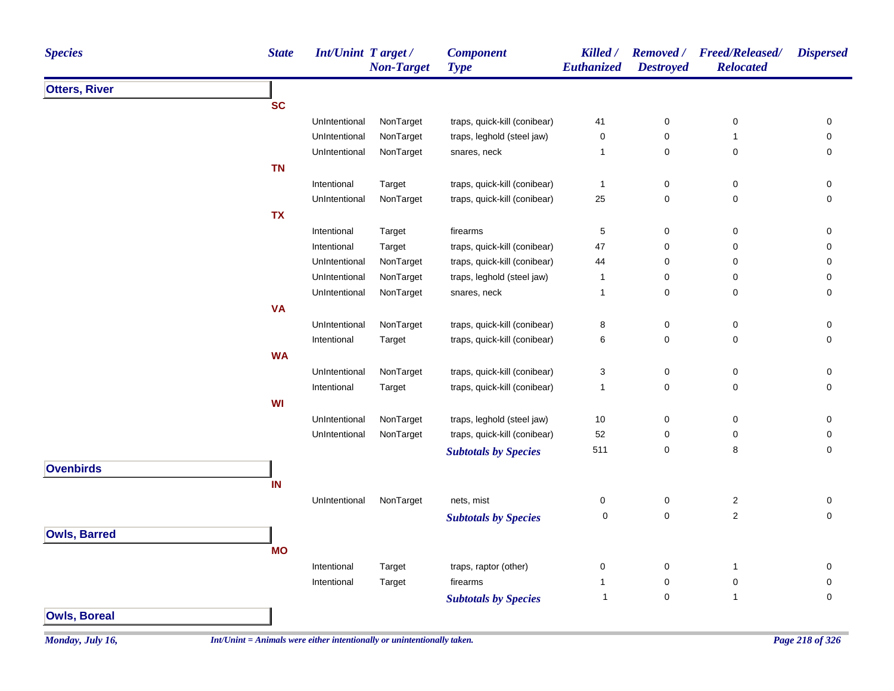| Species | State | Int/Unint | Target / Non-Target | Component Type | Killed / Euthanized | Removed / Destroyed | Freed/Released/ Relocated | Dispersed |
|---|---|---|---|---|---|---|---|---|
| **Otters, River** | | | | | | | | |
| | **SC** | | | | | | | |
| | | UnIntentional | NonTarget | traps, quick-kill (conibear) | 41 | 0 | 0 | 0 |
| | | UnIntentional | NonTarget | traps, leghold (steel jaw) | 0 | 0 | 1 | 0 |
| | | UnIntentional | NonTarget | snares, neck | 1 | 0 | 0 | 0 |
| | **TN** | | | | | | | |
| | | Intentional | Target | traps, quick-kill (conibear) | 1 | 0 | 0 | 0 |
| | | UnIntentional | NonTarget | traps, quick-kill (conibear) | 25 | 0 | 0 | 0 |
| | **TX** | | | | | | | |
| | | Intentional | Target | firearms | 5 | 0 | 0 | 0 |
| | | Intentional | Target | traps, quick-kill (conibear) | 47 | 0 | 0 | 0 |
| | | UnIntentional | NonTarget | traps, quick-kill (conibear) | 44 | 0 | 0 | 0 |
| | | UnIntentional | NonTarget | traps, leghold (steel jaw) | 1 | 0 | 0 | 0 |
| | | UnIntentional | NonTarget | snares, neck | 1 | 0 | 0 | 0 |
| | **VA** | | | | | | | |
| | | UnIntentional | NonTarget | traps, quick-kill (conibear) | 8 | 0 | 0 | 0 |
| | | Intentional | Target | traps, quick-kill (conibear) | 6 | 0 | 0 | 0 |
| | **WA** | | | | | | | |
| | | UnIntentional | NonTarget | traps, quick-kill (conibear) | 3 | 0 | 0 | 0 |
| | | Intentional | Target | traps, quick-kill (conibear) | 1 | 0 | 0 | 0 |
| | **WI** | | | | | | | |
| | | UnIntentional | NonTarget | traps, leghold (steel jaw) | 10 | 0 | 0 | 0 |
| | | UnIntentional | NonTarget | traps, quick-kill (conibear) | 52 | 0 | 0 | 0 |
| | | | | ***Subtotals by Species*** | 511 | 0 | 8 | 0 |
| **Ovenbirds** | | | | | | | | |
| | **IN** | | | | | | | |
| | | UnIntentional | NonTarget | nets, mist | 0 | 0 | 2 | 0 |
| | | | | ***Subtotals by Species*** | 0 | 0 | 2 | 0 |
| **Owls, Barred** | | | | | | | | |
| | **MO** | | | | | | | |
| | | Intentional | Target | traps, raptor (other) | 0 | 0 | 1 | 0 |
| | | Intentional | Target | firearms | 1 | 0 | 0 | 0 |
| | | | | ***Subtotals by Species*** | 1 | 0 | 1 | 0 |
| **Owls, Boreal** | | | | | | | | |

*Monday, July 16,*

*Int/Unint = Animals were either intentionally or unintentionally taken.*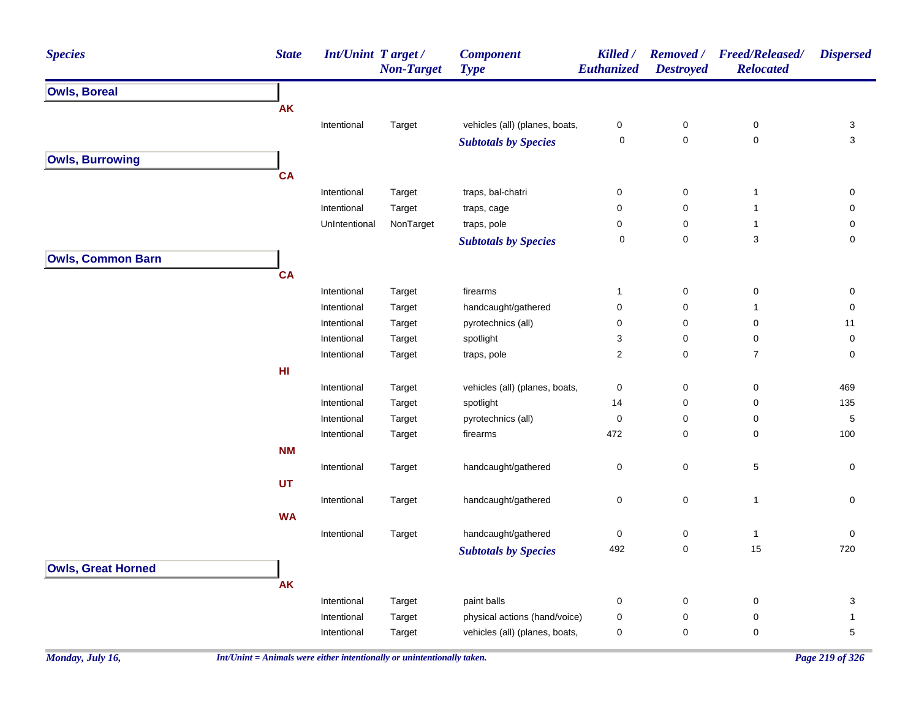| Species | State | Int/Unint | Target / Non-Target | Component Type | Killed / Euthanized | Removed / Destroyed | Freed/Released/ Relocated | Dispersed |
|---|---|---|---|---|---|---|---|---|
| **Owls, Boreal** | | | | | | | | |
| | AK | | | | | | | |
| | | Intentional | Target | vehicles (all) (planes, boats, | 0 | 0 | 0 | 3 |
| | | | | *Subtotals by Species* | 0 | 0 | 0 | 3 |
| **Owls, Burrowing** | | | | | | | | |
| | CA | | | | | | | |
| | | Intentional | Target | traps, bal-chatri | 0 | 0 | 1 | 0 |
| | | Intentional | Target | traps, cage | 0 | 0 | 1 | 0 |
| | | UnIntentional | NonTarget | traps, pole | 0 | 0 | 1 | 0 |
| | | | | *Subtotals by Species* | 0 | 0 | 3 | 0 |
| **Owls, Common Barn** | | | | | | | | |
| | CA | | | | | | | |
| | | Intentional | Target | firearms | 1 | 0 | 0 | 0 |
| | | Intentional | Target | handcaught/gathered | 0 | 0 | 1 | 0 |
| | | Intentional | Target | pyrotechnics (all) | 0 | 0 | 0 | 11 |
| | | Intentional | Target | spotlight | 3 | 0 | 0 | 0 |
| | | Intentional | Target | traps, pole | 2 | 0 | 7 | 0 |
| | HI | | | | | | | |
| | | Intentional | Target | vehicles (all) (planes, boats, | 0 | 0 | 0 | 469 |
| | | Intentional | Target | spotlight | 14 | 0 | 0 | 135 |
| | | Intentional | Target | pyrotechnics (all) | 0 | 0 | 0 | 5 |
| | | Intentional | Target | firearms | 472 | 0 | 0 | 100 |
| | NM | | | | | | | |
| | | Intentional | Target | handcaught/gathered | 0 | 0 | 5 | 0 |
| | UT | | | | | | | |
| | | Intentional | Target | handcaught/gathered | 0 | 0 | 1 | 0 |
| | WA | | | | | | | |
| | | Intentional | Target | handcaught/gathered | 0 | 0 | 1 | 0 |
| | | | | *Subtotals by Species* | 492 | 0 | 15 | 720 |
| **Owls, Great Horned** | | | | | | | | |
| | AK | | | | | | | |
| | | Intentional | Target | paint balls | 0 | 0 | 0 | 3 |
| | | Intentional | Target | physical actions (hand/voice) | 0 | 0 | 0 | 1 |
| | | Intentional | Target | vehicles (all) (planes, boats, | 0 | 0 | 0 | 5 |

*Int/Unint = Animals were either intentionally or unintentionally taken.*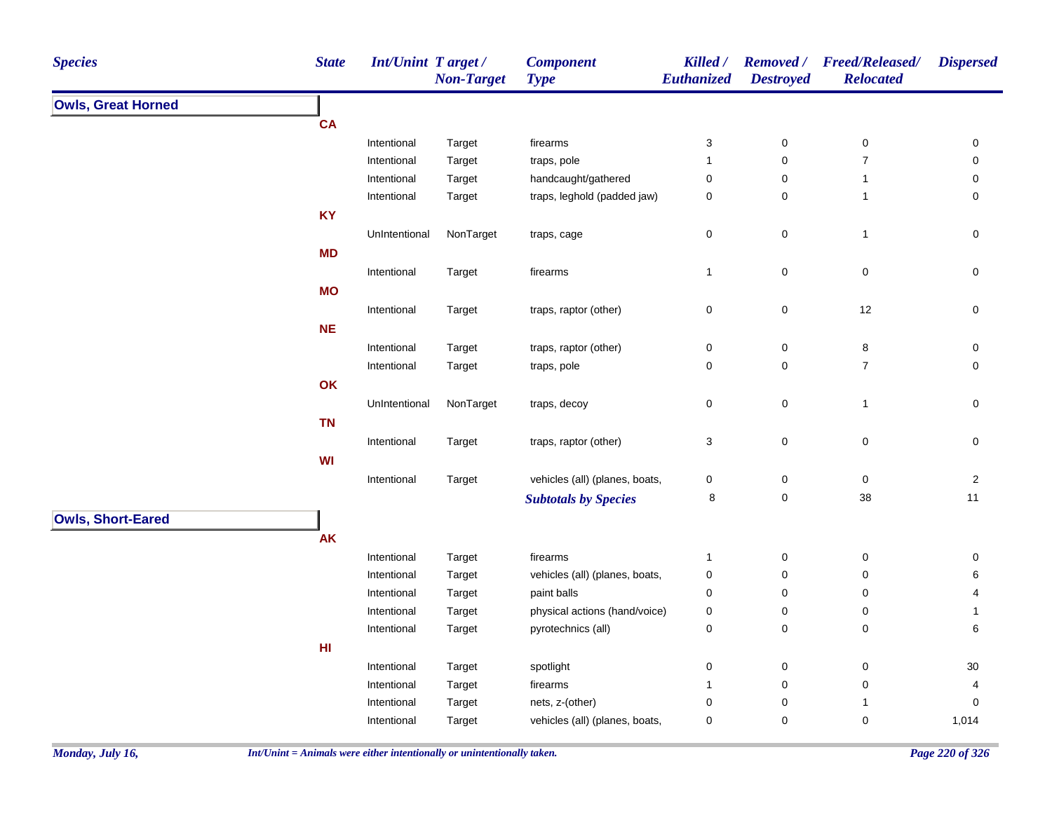| Species | State | Int/Unint | Target / Non-Target | Component Type | Killed / Euthanized | Removed / Destroyed | Freed/Released/ Relocated | Dispersed |
|---|---|---|---|---|---|---|---|---|
| **Owls, Great Horned** | | | | | | | | |
| | **CA** | | | | | | | |
| | | Intentional | Target | firearms | 3 | 0 | 0 | 0 |
| | | Intentional | Target | traps, pole | 1 | 0 | 7 | 0 |
| | | Intentional | Target | handcaught/gathered | 0 | 0 | 1 | 0 |
| | | Intentional | Target | traps, leghold (padded jaw) | 0 | 0 | 1 | 0 |
| | **KY** | | | | | | | |
| | | UnIntentional | NonTarget | traps, cage | 0 | 0 | 1 | 0 |
| | **MD** | | | | | | | |
| | | Intentional | Target | firearms | 1 | 0 | 0 | 0 |
| | **MO** | | | | | | | |
| | | Intentional | Target | traps, raptor (other) | 0 | 0 | 12 | 0 |
| | **NE** | | | | | | | |
| | | Intentional | Target | traps, raptor (other) | 0 | 0 | 8 | 0 |
| | | Intentional | Target | traps, pole | 0 | 0 | 7 | 0 |
| | **OK** | | | | | | | |
| | | UnIntentional | NonTarget | traps, decoy | 0 | 0 | 1 | 0 |
| | **TN** | | | | | | | |
| | | Intentional | Target | traps, raptor (other) | 3 | 0 | 0 | 0 |
| | **WI** | | | | | | | |
| | | Intentional | Target | vehicles (all) (planes, boats, | 0 | 0 | 0 | 2 |
| | | | | ***Subtotals by Species*** | 8 | 0 | 38 | 11 |
| **Owls, Short-Eared** | | | | | | | | |
| | **AK** | | | | | | | |
| | | Intentional | Target | firearms | 1 | 0 | 0 | 0 |
| | | Intentional | Target | vehicles (all) (planes, boats, | 0 | 0 | 0 | 6 |
| | | Intentional | Target | paint balls | 0 | 0 | 0 | 4 |
| | | Intentional | Target | physical actions (hand/voice) | 0 | 0 | 0 | 1 |
| | | Intentional | Target | pyrotechnics (all) | 0 | 0 | 0 | 6 |
| | **HI** | | | | | | | |
| | | Intentional | Target | spotlight | 0 | 0 | 0 | 30 |
| | | Intentional | Target | firearms | 1 | 0 | 0 | 4 |
| | | Intentional | Target | nets, z-(other) | 0 | 0 | 1 | 0 |
| | | Intentional | Target | vehicles (all) (planes, boats, | 0 | 0 | 0 | 1,014 |

*Int/Unint = Animals were either intentionally or unintentionally taken.*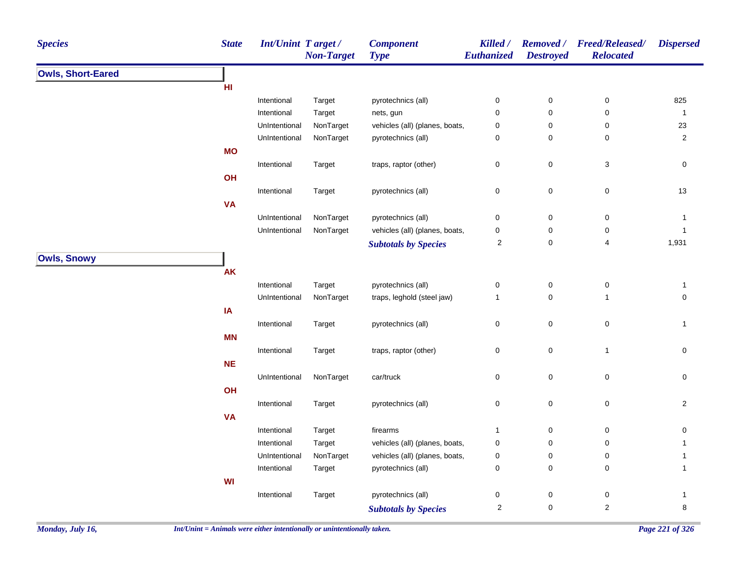| Species | State | Int/Unint | Target / Non-Target | Component Type | Killed / Euthanized | Removed / Destroyed | Freed/Released/ Relocated | Dispersed |
|---|---|---|---|---|---|---|---|---|
| **Owls, Short-Eared** | | | | | | | | |
| | **HI** | | | | | | | |
| | | Intentional | Target | pyrotechnics (all) | 0 | 0 | 0 | 825 |
| | | Intentional | Target | nets, gun | 0 | 0 | 0 | 1 |
| | | UnIntentional | NonTarget | vehicles (all) (planes, boats, | 0 | 0 | 0 | 23 |
| | | UnIntentional | NonTarget | pyrotechnics (all) | 0 | 0 | 0 | 2 |
| | **MO** | | | | | | | |
| | | Intentional | Target | traps, raptor (other) | 0 | 0 | 3 | 0 |
| | **OH** | | | | | | | |
| | | Intentional | Target | pyrotechnics (all) | 0 | 0 | 0 | 13 |
| | **VA** | | | | | | | |
| | | UnIntentional | NonTarget | pyrotechnics (all) | 0 | 0 | 0 | 1 |
| | | UnIntentional | NonTarget | vehicles (all) (planes, boats, | 0 | 0 | 0 | 1 |
| | | | | ***Subtotals by Species*** | 2 | 0 | 4 | 1,931 |
| **Owls, Snowy** | | | | | | | | |
| | **AK** | | | | | | | |
| | | Intentional | Target | pyrotechnics (all) | 0 | 0 | 0 | 1 |
| | | UnIntentional | NonTarget | traps, leghold (steel jaw) | 1 | 0 | 1 | 0 |
| | **IA** | | | | | | | |
| | | Intentional | Target | pyrotechnics (all) | 0 | 0 | 0 | 1 |
| | **MN** | | | | | | | |
| | | Intentional | Target | traps, raptor (other) | 0 | 0 | 1 | 0 |
| | **NE** | | | | | | | |
| | | UnIntentional | NonTarget | car/truck | 0 | 0 | 0 | 0 |
| | **OH** | | | | | | | |
| | | Intentional | Target | pyrotechnics (all) | 0 | 0 | 0 | 2 |
| | **VA** | | | | | | | |
| | | Intentional | Target | firearms | 1 | 0 | 0 | 0 |
| | | Intentional | Target | vehicles (all) (planes, boats, | 0 | 0 | 0 | 1 |
| | | UnIntentional | NonTarget | vehicles (all) (planes, boats, | 0 | 0 | 0 | 1 |
| | | Intentional | Target | pyrotechnics (all) | 0 | 0 | 0 | 1 |
| | **WI** | | | | | | | |
| | | Intentional | Target | pyrotechnics (all) | 0 | 0 | 0 | 1 |
| | | | | ***Subtotals by Species*** | 2 | 0 | 2 | 8 |

*Int/Unint = Animals were either intentionally or unintentionally taken.*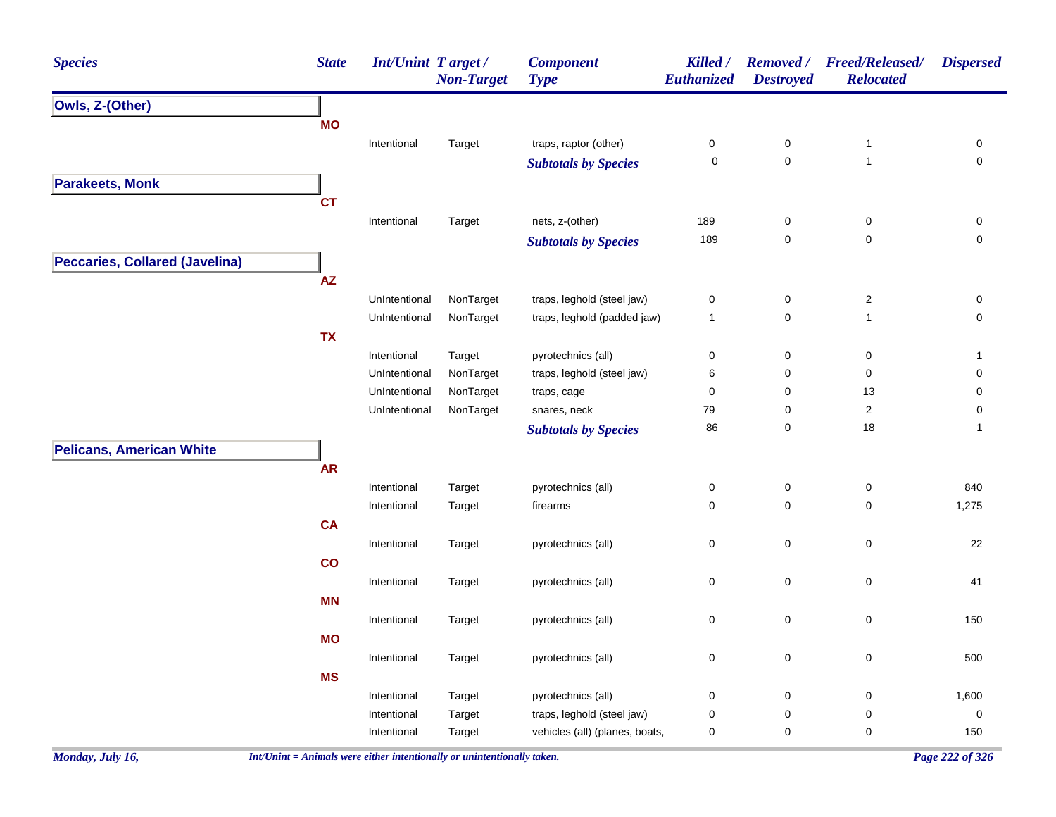| Species | State | Int/Unint | Target / Non-Target | Component Type | Killed / Euthanized | Removed / Destroyed | Freed/Released/ Relocated | Dispersed |
|---|---|---|---|---|---|---|---|---|
| **Owls, Z-(Other)** | | | | | | | | |
| | **MO** | | | | | | | |
| | | Intentional | Target | traps, raptor (other) | 0 | 0 | 1 | 0 |
| | | | | ***Subtotals by Species*** | 0 | 0 | 1 | 0 |
| **Parakeets, Monk** | | | | | | | | |
| | **CT** | | | | | | | |
| | | Intentional | Target | nets, z-(other) | 189 | 0 | 0 | 0 |
| | | | | ***Subtotals by Species*** | 189 | 0 | 0 | 0 |
| **Peccaries, Collared (Javelina)** | | | | | | | | |
| | **AZ** | | | | | | | |
| | | UnIntentional | NonTarget | traps, leghold (steel jaw) | 0 | 0 | 2 | 0 |
| | | UnIntentional | NonTarget | traps, leghold (padded jaw) | 1 | 0 | 1 | 0 |
| | **TX** | | | | | | | |
| | | Intentional | Target | pyrotechnics (all) | 0 | 0 | 0 | 1 |
| | | UnIntentional | NonTarget | traps, leghold (steel jaw) | 6 | 0 | 0 | 0 |
| | | UnIntentional | NonTarget | traps, cage | 0 | 0 | 13 | 0 |
| | | UnIntentional | NonTarget | snares, neck | 79 | 0 | 2 | 0 |
| | | | | ***Subtotals by Species*** | 86 | 0 | 18 | 1 |
| **Pelicans, American White** | | | | | | | | |
| | **AR** | | | | | | | |
| | | Intentional | Target | pyrotechnics (all) | 0 | 0 | 0 | 840 |
| | | Intentional | Target | firearms | 0 | 0 | 0 | 1,275 |
| | **CA** | | | | | | | |
| | | Intentional | Target | pyrotechnics (all) | 0 | 0 | 0 | 22 |
| | **CO** | | | | | | | |
| | | Intentional | Target | pyrotechnics (all) | 0 | 0 | 0 | 41 |
| | **MN** | | | | | | | |
| | | Intentional | Target | pyrotechnics (all) | 0 | 0 | 0 | 150 |
| | **MO** | | | | | | | |
| | | Intentional | Target | pyrotechnics (all) | 0 | 0 | 0 | 500 |
| | **MS** | | | | | | | |
| | | Intentional | Target | pyrotechnics (all) | 0 | 0 | 0 | 1,600 |
| | | Intentional | Target | traps, leghold (steel jaw) | 0 | 0 | 0 | 0 |
| | | Intentional | Target | vehicles (all) (planes, boats, | 0 | 0 | 0 | 150 |

*Int/Unint = Animals were either intentionally or unintentionally taken.*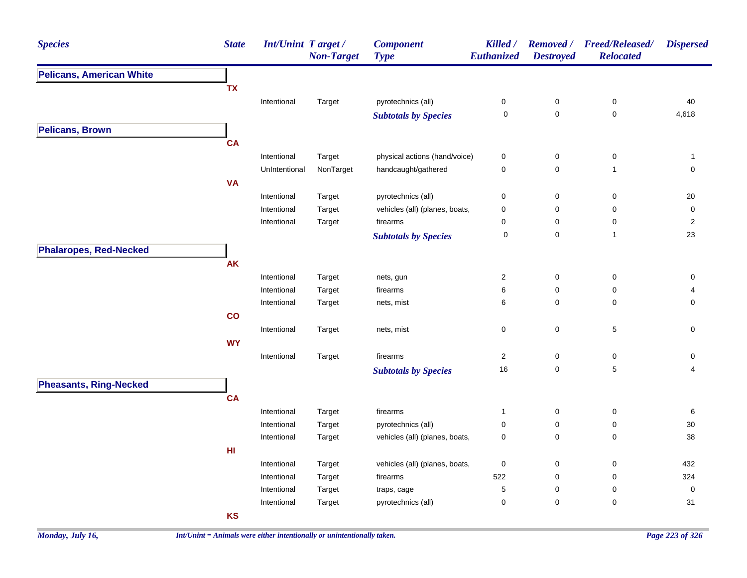| Species | State | Int/Unint | Target / Non-Target | Component Type | Killed / Euthanized | Removed / Destroyed | Freed/Released/ Relocated | Dispersed |
|---|---|---|---|---|---|---|---|---|
| **Pelicans, American White** | | | | | | | | |
| | TX | | | | | | | |
| | | Intentional | Target | pyrotechnics (all) | 0 | 0 | 0 | 40 |
| | | | | ***Subtotals by Species*** | 0 | 0 | 0 | 4,618 |
| **Pelicans, Brown** | | | | | | | | |
| | CA | | | | | | | |
| | | Intentional | Target | physical actions (hand/voice) | 0 | 0 | 0 | 1 |
| | | UnIntentional | NonTarget | handcaught/gathered | 0 | 0 | 1 | 0 |
| | VA | | | | | | | |
| | | Intentional | Target | pyrotechnics (all) | 0 | 0 | 0 | 20 |
| | | Intentional | Target | vehicles (all) (planes, boats, | 0 | 0 | 0 | 0 |
| | | Intentional | Target | firearms | 0 | 0 | 0 | 2 |
| | | | | ***Subtotals by Species*** | 0 | 0 | 1 | 23 |
| **Phalaropes, Red-Necked** | | | | | | | | |
| | AK | | | | | | | |
| | | Intentional | Target | nets, gun | 2 | 0 | 0 | 0 |
| | | Intentional | Target | firearms | 6 | 0 | 0 | 4 |
| | | Intentional | Target | nets, mist | 6 | 0 | 0 | 0 |
| | CO | | | | | | | |
| | | Intentional | Target | nets, mist | 0 | 0 | 5 | 0 |
| | WY | | | | | | | |
| | | Intentional | Target | firearms | 2 | 0 | 0 | 0 |
| | | | | ***Subtotals by Species*** | 16 | 0 | 5 | 4 |
| **Pheasants, Ring-Necked** | | | | | | | | |
| | CA | | | | | | | |
| | | Intentional | Target | firearms | 1 | 0 | 0 | 6 |
| | | Intentional | Target | pyrotechnics (all) | 0 | 0 | 0 | 30 |
| | | Intentional | Target | vehicles (all) (planes, boats, | 0 | 0 | 0 | 38 |
| | HI | | | | | | | |
| | | Intentional | Target | vehicles (all) (planes, boats, | 0 | 0 | 0 | 432 |
| | | Intentional | Target | firearms | 522 | 0 | 0 | 324 |
| | | Intentional | Target | traps, cage | 5 | 0 | 0 | 0 |
| | | Intentional | Target | pyrotechnics (all) | 0 | 0 | 0 | 31 |
| | KS | | | | | | | |

*Int/Unint = Animals were either intentionally or unintentionally taken.*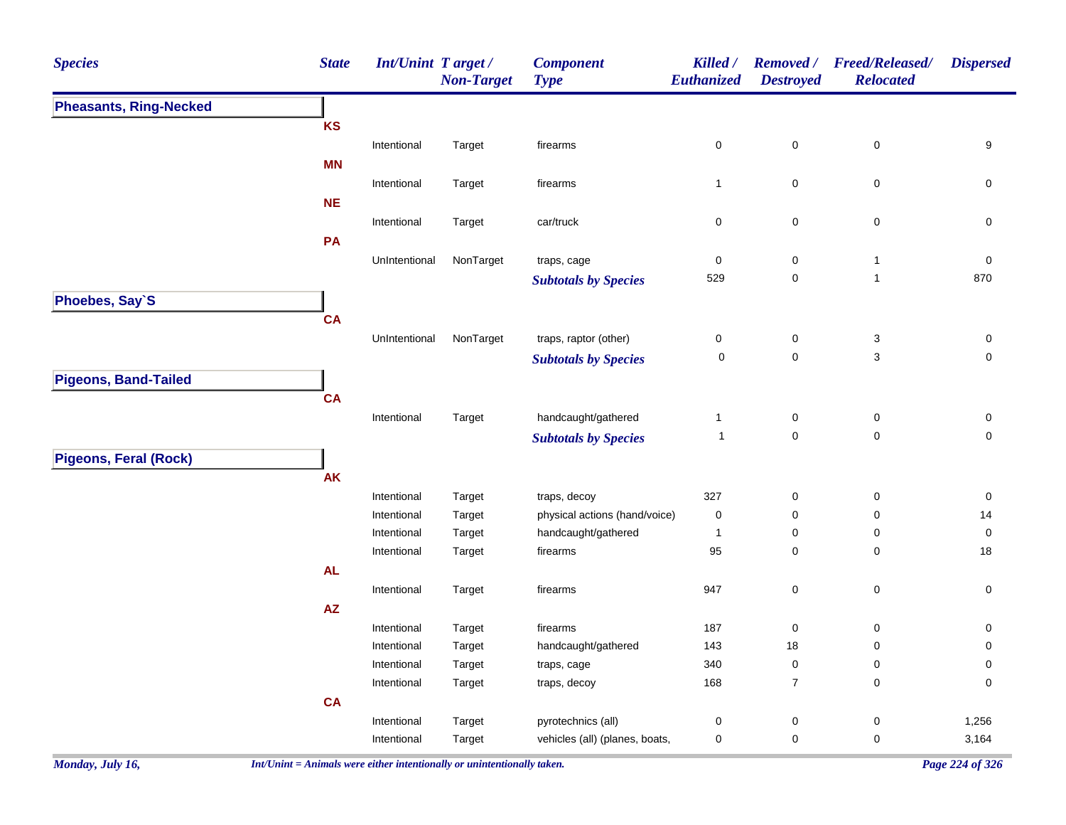| Species | State | Int/Unint | Target / Non-Target | Component Type | Killed / Euthanized | Removed / Destroyed | Freed/Released/ Relocated | Dispersed |
|---|---|---|---|---|---|---|---|---|
| **Pheasants, Ring-Necked** | | | | | | | | |
| | **KS** | | | | | | | |
| | | Intentional | Target | firearms | 0 | 0 | 0 | 9 |
| | **MN** | | | | | | | |
| | | Intentional | Target | firearms | 1 | 0 | 0 | 0 |
| | **NE** | | | | | | | |
| | | Intentional | Target | car/truck | 0 | 0 | 0 | 0 |
| | **PA** | | | | | | | |
| | | UnIntentional | NonTarget | traps, cage | 0 | 0 | 1 | 0 |
| | | | | ***Subtotals by Species*** | 529 | 0 | 1 | 870 |
| **Phoebes, Say`S** | | | | | | | | |
| | **CA** | | | | | | | |
| | | UnIntentional | NonTarget | traps, raptor (other) | 0 | 0 | 3 | 0 |
| | | | | ***Subtotals by Species*** | 0 | 0 | 3 | 0 |
| **Pigeons, Band-Tailed** | | | | | | | | |
| | **CA** | | | | | | | |
| | | Intentional | Target | handcaught/gathered | 1 | 0 | 0 | 0 |
| | | | | ***Subtotals by Species*** | 1 | 0 | 0 | 0 |
| **Pigeons, Feral (Rock)** | | | | | | | | |
| | **AK** | | | | | | | |
| | | Intentional | Target | traps, decoy | 327 | 0 | 0 | 0 |
| | | Intentional | Target | physical actions (hand/voice) | 0 | 0 | 0 | 14 |
| | | Intentional | Target | handcaught/gathered | 1 | 0 | 0 | 0 |
| | | Intentional | Target | firearms | 95 | 0 | 0 | 18 |
| | **AL** | | | | | | | |
| | | Intentional | Target | firearms | 947 | 0 | 0 | 0 |
| | **AZ** | | | | | | | |
| | | Intentional | Target | firearms | 187 | 0 | 0 | 0 |
| | | Intentional | Target | handcaught/gathered | 143 | 18 | 0 | 0 |
| | | Intentional | Target | traps, cage | 340 | 0 | 0 | 0 |
| | | Intentional | Target | traps, decoy | 168 | 7 | 0 | 0 |
| | **CA** | | | | | | | |
| | | Intentional | Target | pyrotechnics (all) | 0 | 0 | 0 | 1,256 |
| | | Intentional | Target | vehicles (all) (planes, boats, | 0 | 0 | 0 | 3,164 |

*Int/Unint = Animals were either intentionally or unintentionally taken.*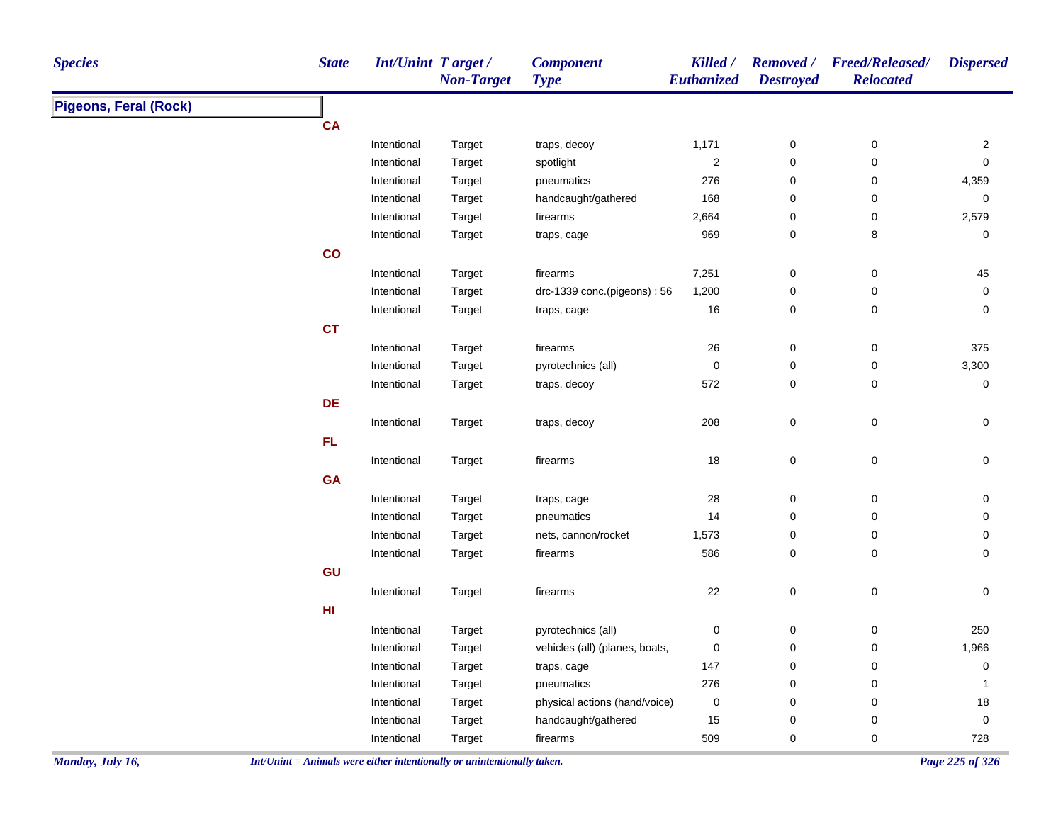| Species | State | Int/Unint | Target / Non-Target | Component Type | Killed / Euthanized | Removed / Destroyed | Freed/Released/ Relocated | Dispersed |
|---|---|---|---|---|---|---|---|---|
| **Pigeons, Feral (Rock)** | | | | | | | | |
| | **CA** | | | | | | | |
| | | Intentional | Target | traps, decoy | 1,171 | 0 | 0 | 2 |
| | | Intentional | Target | spotlight | 2 | 0 | 0 | 0 |
| | | Intentional | Target | pneumatics | 276 | 0 | 0 | 4,359 |
| | | Intentional | Target | handcaught/gathered | 168 | 0 | 0 | 0 |
| | | Intentional | Target | firearms | 2,664 | 0 | 0 | 2,579 |
| | | Intentional | Target | traps, cage | 969 | 0 | 8 | 0 |
| | **CO** | | | | | | | |
| | | Intentional | Target | firearms | 7,251 | 0 | 0 | 45 |
| | | Intentional | Target | drc-1339 conc.(pigeons) : 56 | 1,200 | 0 | 0 | 0 |
| | | Intentional | Target | traps, cage | 16 | 0 | 0 | 0 |
| | **CT** | | | | | | | |
| | | Intentional | Target | firearms | 26 | 0 | 0 | 375 |
| | | Intentional | Target | pyrotechnics (all) | 0 | 0 | 0 | 3,300 |
| | | Intentional | Target | traps, decoy | 572 | 0 | 0 | 0 |
| | **DE** | | | | | | | |
| | | Intentional | Target | traps, decoy | 208 | 0 | 0 | 0 |
| | **FL** | | | | | | | |
| | | Intentional | Target | firearms | 18 | 0 | 0 | 0 |
| | **GA** | | | | | | | |
| | | Intentional | Target | traps, cage | 28 | 0 | 0 | 0 |
| | | Intentional | Target | pneumatics | 14 | 0 | 0 | 0 |
| | | Intentional | Target | nets, cannon/rocket | 1,573 | 0 | 0 | 0 |
| | | Intentional | Target | firearms | 586 | 0 | 0 | 0 |
| | **GU** | | | | | | | |
| | | Intentional | Target | firearms | 22 | 0 | 0 | 0 |
| | **HI** | | | | | | | |
| | | Intentional | Target | pyrotechnics (all) | 0 | 0 | 0 | 250 |
| | | Intentional | Target | vehicles (all) (planes, boats, | 0 | 0 | 0 | 1,966 |
| | | Intentional | Target | traps, cage | 147 | 0 | 0 | 0 |
| | | Intentional | Target | pneumatics | 276 | 0 | 0 | 1 |
| | | Intentional | Target | physical actions (hand/voice) | 0 | 0 | 0 | 18 |
| | | Intentional | Target | handcaught/gathered | 15 | 0 | 0 | 0 |
| | | Intentional | Target | firearms | 509 | 0 | 0 | 728 |

*Int/Unint = Animals were either intentionally or unintentionally taken.*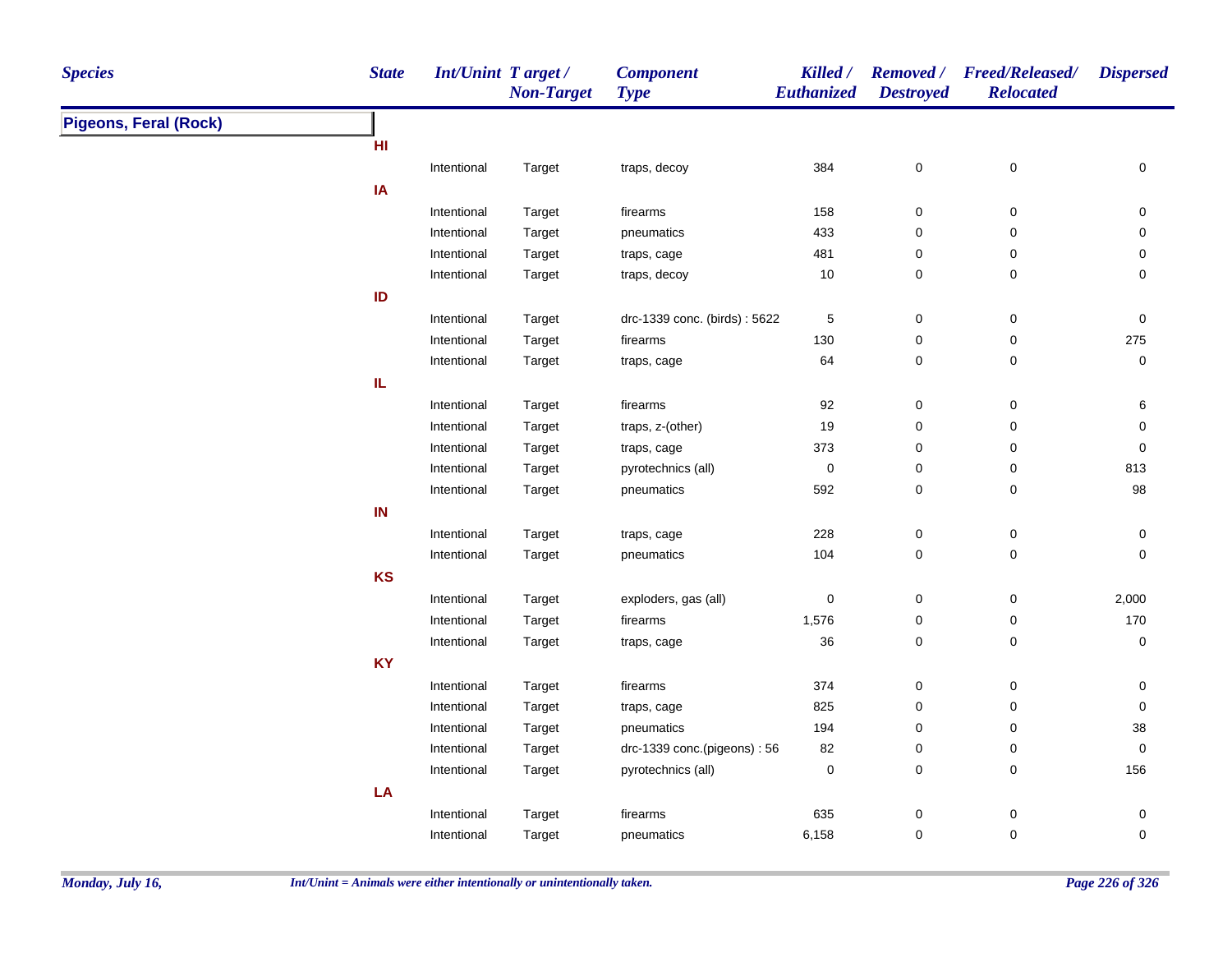| Species | State | Int/Unint | Target / Non-Target | Component Type | Killed / Euthanized | Removed / Destroyed | Freed/Released/ Relocated | Dispersed |
|---|---|---|---|---|---|---|---|---|
| **Pigeons, Feral (Rock)** | | | | | | | | |
| | **HI** | | | | | | | |
| | | Intentional | Target | traps, decoy | 384 | 0 | 0 | 0 |
| | **IA** | | | | | | | |
| | | Intentional | Target | firearms | 158 | 0 | 0 | 0 |
| | | Intentional | Target | pneumatics | 433 | 0 | 0 | 0 |
| | | Intentional | Target | traps, cage | 481 | 0 | 0 | 0 |
| | | Intentional | Target | traps, decoy | 10 | 0 | 0 | 0 |
| | **ID** | | | | | | | |
| | | Intentional | Target | drc-1339 conc. (birds) : 5622 | 5 | 0 | 0 | 0 |
| | | Intentional | Target | firearms | 130 | 0 | 0 | 275 |
| | | Intentional | Target | traps, cage | 64 | 0 | 0 | 0 |
| | **IL** | | | | | | | |
| | | Intentional | Target | firearms | 92 | 0 | 0 | 6 |
| | | Intentional | Target | traps, z-(other) | 19 | 0 | 0 | 0 |
| | | Intentional | Target | traps, cage | 373 | 0 | 0 | 0 |
| | | Intentional | Target | pyrotechnics (all) | 0 | 0 | 0 | 813 |
| | | Intentional | Target | pneumatics | 592 | 0 | 0 | 98 |
| | **IN** | | | | | | | |
| | | Intentional | Target | traps, cage | 228 | 0 | 0 | 0 |
| | | Intentional | Target | pneumatics | 104 | 0 | 0 | 0 |
| | **KS** | | | | | | | |
| | | Intentional | Target | exploders, gas (all) | 0 | 0 | 0 | 2,000 |
| | | Intentional | Target | firearms | 1,576 | 0 | 0 | 170 |
| | | Intentional | Target | traps, cage | 36 | 0 | 0 | 0 |
| | **KY** | | | | | | | |
| | | Intentional | Target | firearms | 374 | 0 | 0 | 0 |
| | | Intentional | Target | traps, cage | 825 | 0 | 0 | 0 |
| | | Intentional | Target | pneumatics | 194 | 0 | 0 | 38 |
| | | Intentional | Target | drc-1339 conc.(pigeons) : 56 | 82 | 0 | 0 | 0 |
| | | Intentional | Target | pyrotechnics (all) | 0 | 0 | 0 | 156 |
| | **LA** | | | | | | | |
| | | Intentional | Target | firearms | 635 | 0 | 0 | 0 |
| | | Intentional | Target | pneumatics | 6,158 | 0 | 0 | 0 |

*Int/Unint = Animals were either intentionally or unintentionally taken.*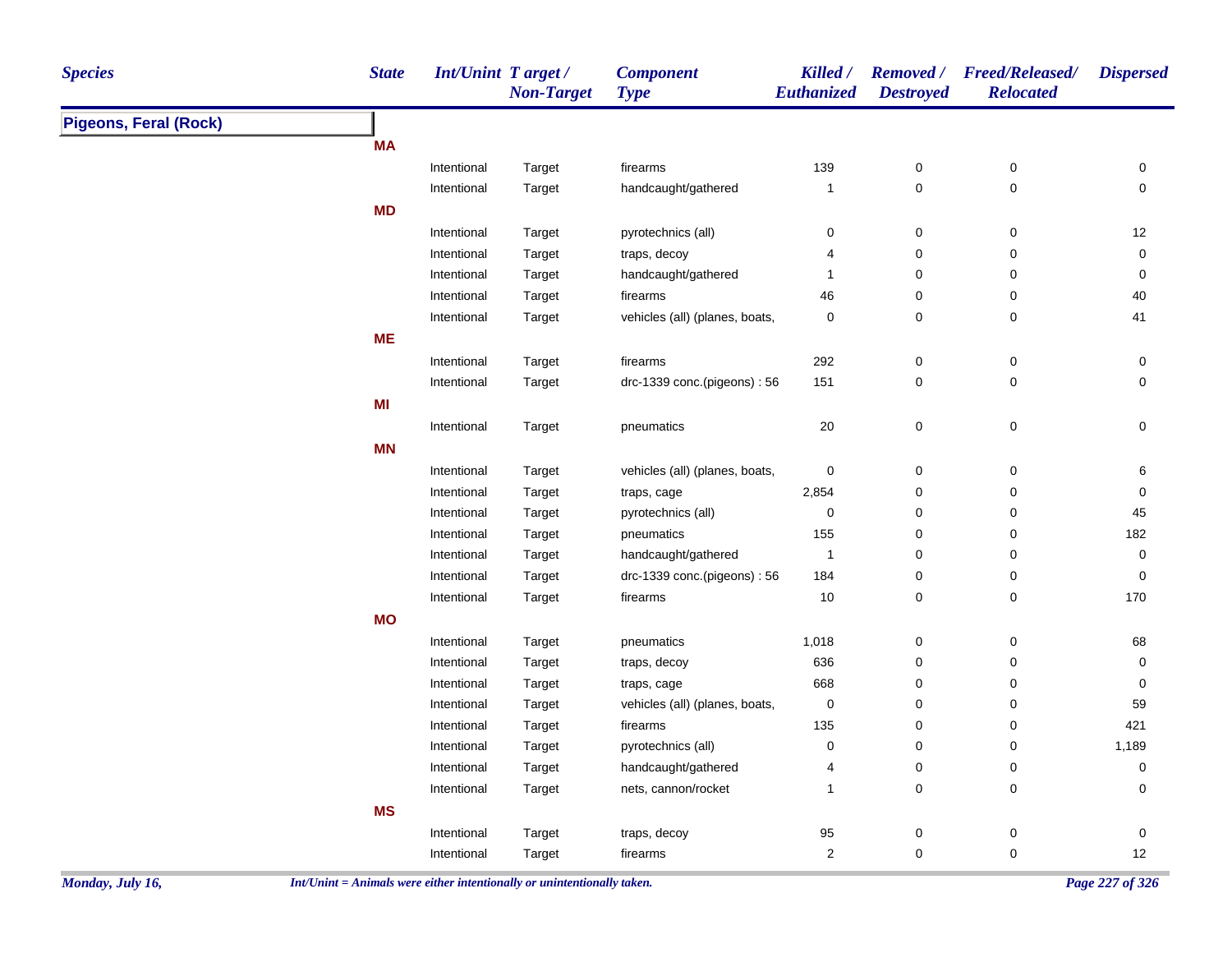| Species | State | Int/Unint | Target / Non-Target | Component Type | Killed / Euthanized | Removed / Destroyed | Freed/Released/ Relocated | Dispersed |
|---|---|---|---|---|---|---|---|---|
| **Pigeons, Feral (Rock)** | | | | | | | | |
| | **MA** | | | | | | | |
| | | Intentional | Target | firearms | 139 | 0 | 0 | 0 |
| | | Intentional | Target | handcaught/gathered | 1 | 0 | 0 | 0 |
| | **MD** | | | | | | | |
| | | Intentional | Target | pyrotechnics (all) | 0 | 0 | 0 | 12 |
| | | Intentional | Target | traps, decoy | 4 | 0 | 0 | 0 |
| | | Intentional | Target | handcaught/gathered | 1 | 0 | 0 | 0 |
| | | Intentional | Target | firearms | 46 | 0 | 0 | 40 |
| | | Intentional | Target | vehicles (all) (planes, boats, | 0 | 0 | 0 | 41 |
| | **ME** | | | | | | | |
| | | Intentional | Target | firearms | 292 | 0 | 0 | 0 |
| | | Intentional | Target | drc-1339 conc.(pigeons) : 56 | 151 | 0 | 0 | 0 |
| | **MI** | | | | | | | |
| | | Intentional | Target | pneumatics | 20 | 0 | 0 | 0 |
| | **MN** | | | | | | | |
| | | Intentional | Target | vehicles (all) (planes, boats, | 0 | 0 | 0 | 6 |
| | | Intentional | Target | traps, cage | 2,854 | 0 | 0 | 0 |
| | | Intentional | Target | pyrotechnics (all) | 0 | 0 | 0 | 45 |
| | | Intentional | Target | pneumatics | 155 | 0 | 0 | 182 |
| | | Intentional | Target | handcaught/gathered | 1 | 0 | 0 | 0 |
| | | Intentional | Target | drc-1339 conc.(pigeons) : 56 | 184 | 0 | 0 | 0 |
| | | Intentional | Target | firearms | 10 | 0 | 0 | 170 |
| | **MO** | | | | | | | |
| | | Intentional | Target | pneumatics | 1,018 | 0 | 0 | 68 |
| | | Intentional | Target | traps, decoy | 636 | 0 | 0 | 0 |
| | | Intentional | Target | traps, cage | 668 | 0 | 0 | 0 |
| | | Intentional | Target | vehicles (all) (planes, boats, | 0 | 0 | 0 | 59 |
| | | Intentional | Target | firearms | 135 | 0 | 0 | 421 |
| | | Intentional | Target | pyrotechnics (all) | 0 | 0 | 0 | 1,189 |
| | | Intentional | Target | handcaught/gathered | 4 | 0 | 0 | 0 |
| | | Intentional | Target | nets, cannon/rocket | 1 | 0 | 0 | 0 |
| | **MS** | | | | | | | |
| | | Intentional | Target | traps, decoy | 95 | 0 | 0 | 0 |
| | | Intentional | Target | firearms | 2 | 0 | 0 | 12 |

*Int/Unint = Animals were either intentionally or unintentionally taken.*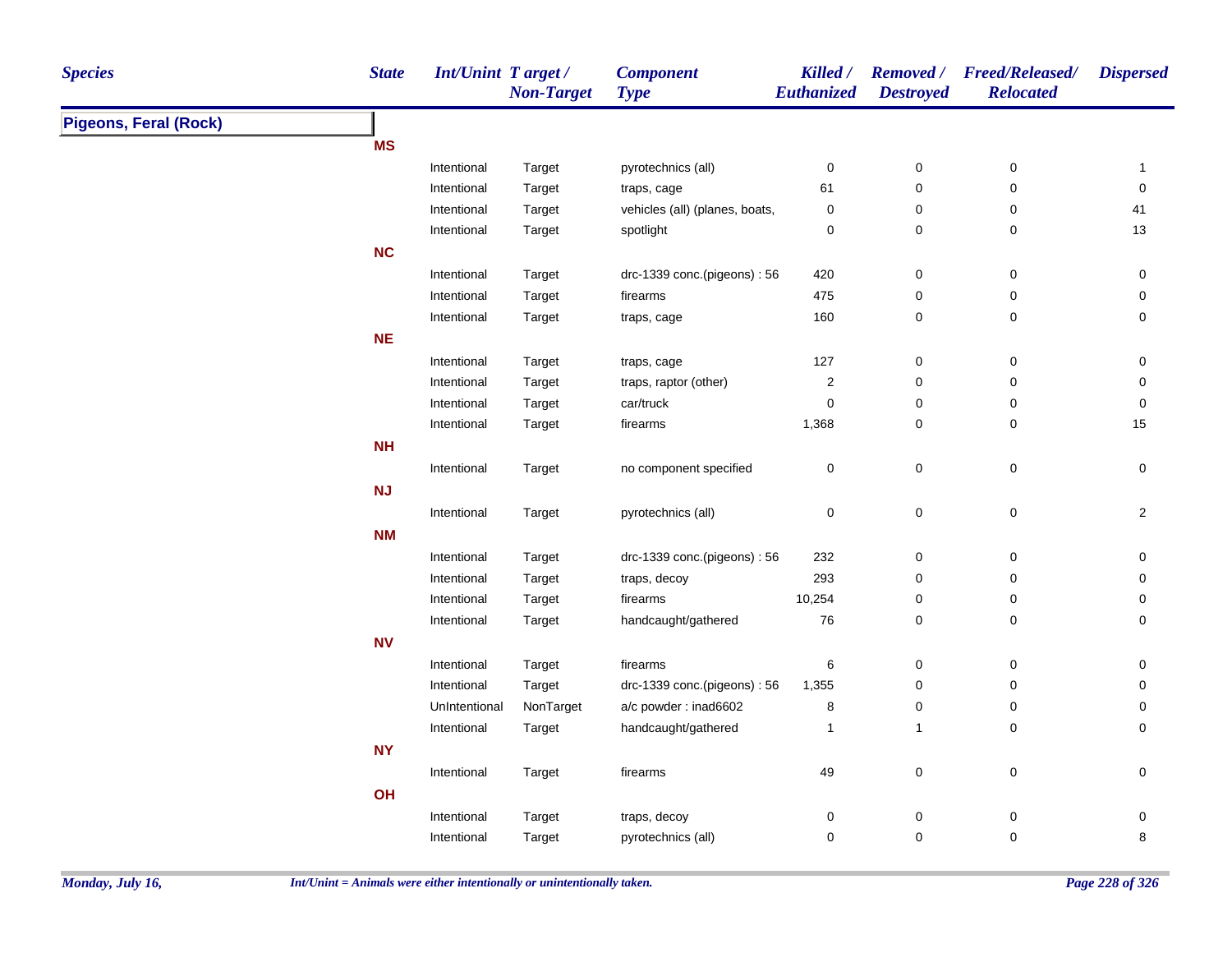| Species | State | Int/Unint | Target / Non-Target | Component Type | Killed / Euthanized | Removed / Destroyed | Freed/Released/ Relocated | Dispersed |
|---|---|---|---|---|---|---|---|---|
| **Pigeons, Feral (Rock)** | | | | | | | | |
| | **MS** | | | | | | | |
| | | Intentional | Target | pyrotechnics (all) | 0 | 0 | 0 | 1 |
| | | Intentional | Target | traps, cage | 61 | 0 | 0 | 0 |
| | | Intentional | Target | vehicles (all) (planes, boats, | 0 | 0 | 0 | 41 |
| | | Intentional | Target | spotlight | 0 | 0 | 0 | 13 |
| | **NC** | | | | | | | |
| | | Intentional | Target | drc-1339 conc.(pigeons) : 56 | 420 | 0 | 0 | 0 |
| | | Intentional | Target | firearms | 475 | 0 | 0 | 0 |
| | | Intentional | Target | traps, cage | 160 | 0 | 0 | 0 |
| | **NE** | | | | | | | |
| | | Intentional | Target | traps, cage | 127 | 0 | 0 | 0 |
| | | Intentional | Target | traps, raptor (other) | 2 | 0 | 0 | 0 |
| | | Intentional | Target | car/truck | 0 | 0 | 0 | 0 |
| | | Intentional | Target | firearms | 1,368 | 0 | 0 | 15 |
| | **NH** | | | | | | | |
| | | Intentional | Target | no component specified | 0 | 0 | 0 | 0 |
| | **NJ** | | | | | | | |
| | | Intentional | Target | pyrotechnics (all) | 0 | 0 | 0 | 2 |
| | **NM** | | | | | | | |
| | | Intentional | Target | drc-1339 conc.(pigeons) : 56 | 232 | 0 | 0 | 0 |
| | | Intentional | Target | traps, decoy | 293 | 0 | 0 | 0 |
| | | Intentional | Target | firearms | 10,254 | 0 | 0 | 0 |
| | | Intentional | Target | handcaught/gathered | 76 | 0 | 0 | 0 |
| | **NV** | | | | | | | |
| | | Intentional | Target | firearms | 6 | 0 | 0 | 0 |
| | | Intentional | Target | drc-1339 conc.(pigeons) : 56 | 1,355 | 0 | 0 | 0 |
| | | UnIntentional | NonTarget | a/c powder : inad6602 | 8 | 0 | 0 | 0 |
| | | Intentional | Target | handcaught/gathered | 1 | 1 | 0 | 0 |
| | **NY** | | | | | | | |
| | | Intentional | Target | firearms | 49 | 0 | 0 | 0 |
| | **OH** | | | | | | | |
| | | Intentional | Target | traps, decoy | 0 | 0 | 0 | 0 |
| | | Intentional | Target | pyrotechnics (all) | 0 | 0 | 0 | 8 |

*Int/Unint = Animals were either intentionally or unintentionally taken.*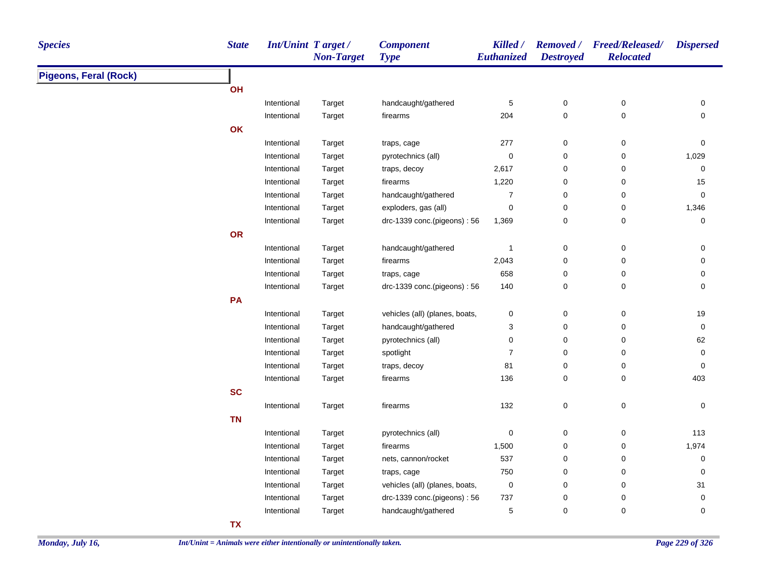| Species | State | Int/Unint | Target / Non-Target | Component Type | Killed / Euthanized | Removed / Destroyed | Freed/Released/ Relocated | Dispersed |
|---|---|---|---|---|---|---|---|---|
| **Pigeons, Feral (Rock)** | | | | | | | | |
| | **OH** | | | | | | | |
| | | Intentional | Target | handcaught/gathered | 5 | 0 | 0 | 0 |
| | | Intentional | Target | firearms | 204 | 0 | 0 | 0 |
| | **OK** | | | | | | | |
| | | Intentional | Target | traps, cage | 277 | 0 | 0 | 0 |
| | | Intentional | Target | pyrotechnics (all) | 0 | 0 | 0 | 1,029 |
| | | Intentional | Target | traps, decoy | 2,617 | 0 | 0 | 0 |
| | | Intentional | Target | firearms | 1,220 | 0 | 0 | 15 |
| | | Intentional | Target | handcaught/gathered | 7 | 0 | 0 | 0 |
| | | Intentional | Target | exploders, gas (all) | 0 | 0 | 0 | 1,346 |
| | | Intentional | Target | drc-1339 conc.(pigeons) : 56 | 1,369 | 0 | 0 | 0 |
| | **OR** | | | | | | | |
| | | Intentional | Target | handcaught/gathered | 1 | 0 | 0 | 0 |
| | | Intentional | Target | firearms | 2,043 | 0 | 0 | 0 |
| | | Intentional | Target | traps, cage | 658 | 0 | 0 | 0 |
| | | Intentional | Target | drc-1339 conc.(pigeons) : 56 | 140 | 0 | 0 | 0 |
| | **PA** | | | | | | | |
| | | Intentional | Target | vehicles (all) (planes, boats, | 0 | 0 | 0 | 19 |
| | | Intentional | Target | handcaught/gathered | 3 | 0 | 0 | 0 |
| | | Intentional | Target | pyrotechnics (all) | 0 | 0 | 0 | 62 |
| | | Intentional | Target | spotlight | 7 | 0 | 0 | 0 |
| | | Intentional | Target | traps, decoy | 81 | 0 | 0 | 0 |
| | | Intentional | Target | firearms | 136 | 0 | 0 | 403 |
| | **SC** | | | | | | | |
| | | Intentional | Target | firearms | 132 | 0 | 0 | 0 |
| | **TN** | | | | | | | |
| | | Intentional | Target | pyrotechnics (all) | 0 | 0 | 0 | 113 |
| | | Intentional | Target | firearms | 1,500 | 0 | 0 | 1,974 |
| | | Intentional | Target | nets, cannon/rocket | 537 | 0 | 0 | 0 |
| | | Intentional | Target | traps, cage | 750 | 0 | 0 | 0 |
| | | Intentional | Target | vehicles (all) (planes, boats, | 0 | 0 | 0 | 31 |
| | | Intentional | Target | drc-1339 conc.(pigeons) : 56 | 737 | 0 | 0 | 0 |
| | | Intentional | Target | handcaught/gathered | 5 | 0 | 0 | 0 |
| | **TX** | | | | | | | |

*Int/Unint = Animals were either intentionally or unintentionally taken.*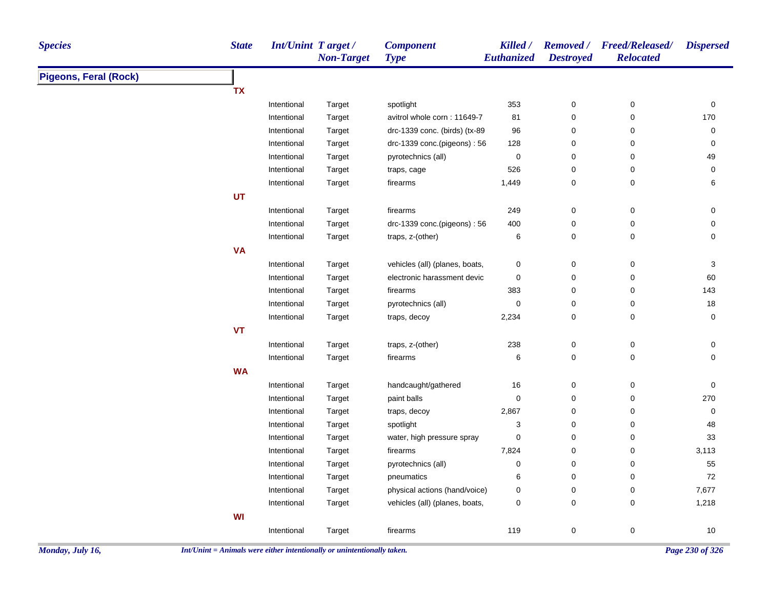| Species | State | Int/Unint | Target / Non-Target | Component Type | Killed / Euthanized | Removed / Destroyed | Freed/Released/ Relocated | Dispersed |
|---|---|---|---|---|---|---|---|---|
| **Pigeons, Feral (Rock)** | | | | | | | | |
| | **TX** | | | | | | | |
| | | Intentional | Target | spotlight | 353 | 0 | 0 | 0 |
| | | Intentional | Target | avitrol whole corn : 11649-7 | 81 | 0 | 0 | 170 |
| | | Intentional | Target | drc-1339 conc. (birds) (tx-89 | 96 | 0 | 0 | 0 |
| | | Intentional | Target | drc-1339 conc.(pigeons) : 56 | 128 | 0 | 0 | 0 |
| | | Intentional | Target | pyrotechnics (all) | 0 | 0 | 0 | 49 |
| | | Intentional | Target | traps, cage | 526 | 0 | 0 | 0 |
| | | Intentional | Target | firearms | 1,449 | 0 | 0 | 6 |
| | **UT** | | | | | | | |
| | | Intentional | Target | firearms | 249 | 0 | 0 | 0 |
| | | Intentional | Target | drc-1339 conc.(pigeons) : 56 | 400 | 0 | 0 | 0 |
| | | Intentional | Target | traps, z-(other) | 6 | 0 | 0 | 0 |
| | **VA** | | | | | | | |
| | | Intentional | Target | vehicles (all) (planes, boats, | 0 | 0 | 0 | 3 |
| | | Intentional | Target | electronic harassment devic | 0 | 0 | 0 | 60 |
| | | Intentional | Target | firearms | 383 | 0 | 0 | 143 |
| | | Intentional | Target | pyrotechnics (all) | 0 | 0 | 0 | 18 |
| | | Intentional | Target | traps, decoy | 2,234 | 0 | 0 | 0 |
| | **VT** | | | | | | | |
| | | Intentional | Target | traps, z-(other) | 238 | 0 | 0 | 0 |
| | | Intentional | Target | firearms | 6 | 0 | 0 | 0 |
| | **WA** | | | | | | | |
| | | Intentional | Target | handcaught/gathered | 16 | 0 | 0 | 0 |
| | | Intentional | Target | paint balls | 0 | 0 | 0 | 270 |
| | | Intentional | Target | traps, decoy | 2,867 | 0 | 0 | 0 |
| | | Intentional | Target | spotlight | 3 | 0 | 0 | 48 |
| | | Intentional | Target | water, high pressure spray | 0 | 0 | 0 | 33 |
| | | Intentional | Target | firearms | 7,824 | 0 | 0 | 3,113 |
| | | Intentional | Target | pyrotechnics (all) | 0 | 0 | 0 | 55 |
| | | Intentional | Target | pneumatics | 6 | 0 | 0 | 72 |
| | | Intentional | Target | physical actions (hand/voice) | 0 | 0 | 0 | 7,677 |
| | | Intentional | Target | vehicles (all) (planes, boats, | 0 | 0 | 0 | 1,218 |
| | **WI** | | | | | | | |
| | | Intentional | Target | firearms | 119 | 0 | 0 | 10 |

*Int/Unint = Animals were either intentionally or unintentionally taken.*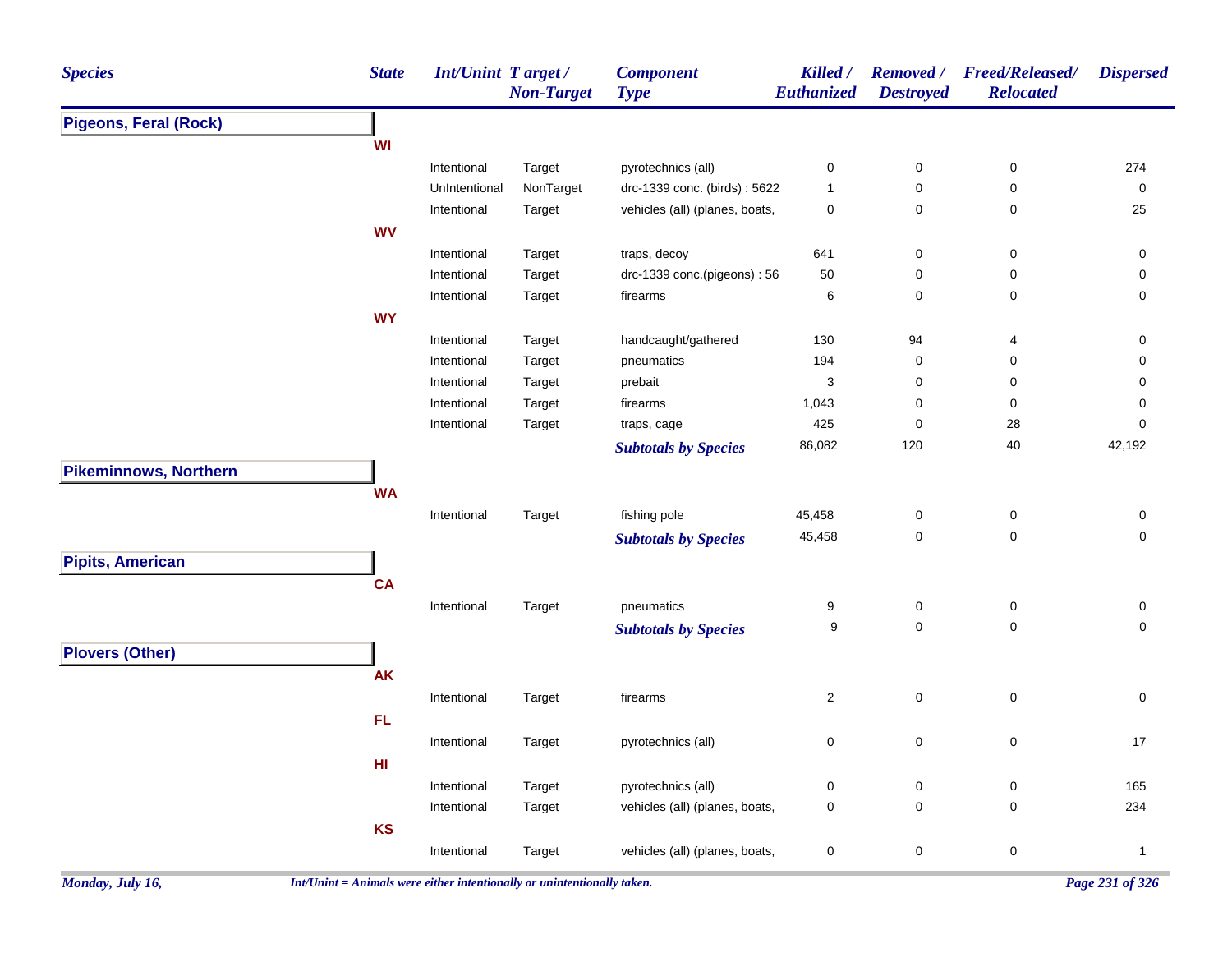| Species | State | Int/Unint | Target / Non-Target | Component Type | Killed / Euthanized | Removed / Destroyed | Freed/Released/ Relocated | Dispersed |
|---|---|---|---|---|---|---|---|---|
| **Pigeons, Feral (Rock)** | | | | | | | | |
| | **WI** | | | | | | | |
| | | Intentional | Target | pyrotechnics (all) | 0 | 0 | 0 | 274 |
| | | UnIntentional | NonTarget | drc-1339 conc. (birds) : 5622 | 1 | 0 | 0 | 0 |
| | | Intentional | Target | vehicles (all) (planes, boats, | 0 | 0 | 0 | 25 |
| | **WV** | | | | | | | |
| | | Intentional | Target | traps, decoy | 641 | 0 | 0 | 0 |
| | | Intentional | Target | drc-1339 conc.(pigeons) : 56 | 50 | 0 | 0 | 0 |
| | | Intentional | Target | firearms | 6 | 0 | 0 | 0 |
| | **WY** | | | | | | | |
| | | Intentional | Target | handcaught/gathered | 130 | 94 | 4 | 0 |
| | | Intentional | Target | pneumatics | 194 | 0 | 0 | 0 |
| | | Intentional | Target | prebait | 3 | 0 | 0 | 0 |
| | | Intentional | Target | firearms | 1,043 | 0 | 0 | 0 |
| | | Intentional | Target | traps, cage | 425 | 0 | 28 | 0 |
| | | | | *Subtotals by Species* | 86,082 | 120 | 40 | 42,192 |
| **Pikeminnows, Northern** | | | | | | | | |
| | **WA** | | | | | | | |
| | | Intentional | Target | fishing pole | 45,458 | 0 | 0 | 0 |
| | | | | *Subtotals by Species* | 45,458 | 0 | 0 | 0 |
| **Pipits, American** | | | | | | | | |
| | **CA** | | | | | | | |
| | | Intentional | Target | pneumatics | 9 | 0 | 0 | 0 |
| | | | | *Subtotals by Species* | 9 | 0 | 0 | 0 |
| **Plovers (Other)** | | | | | | | | |
| | **AK** | | | | | | | |
| | | Intentional | Target | firearms | 2 | 0 | 0 | 0 |
| | **FL** | | | | | | | |
| | | Intentional | Target | pyrotechnics (all) | 0 | 0 | 0 | 17 |
| | **HI** | | | | | | | |
| | | Intentional | Target | pyrotechnics (all) | 0 | 0 | 0 | 165 |
| | | Intentional | Target | vehicles (all) (planes, boats, | 0 | 0 | 0 | 234 |
| | **KS** | | | | | | | |
| | | Intentional | Target | vehicles (all) (planes, boats, | 0 | 0 | 0 | 1 |

*Int/Unint = Animals were either intentionally or unintentionally taken.*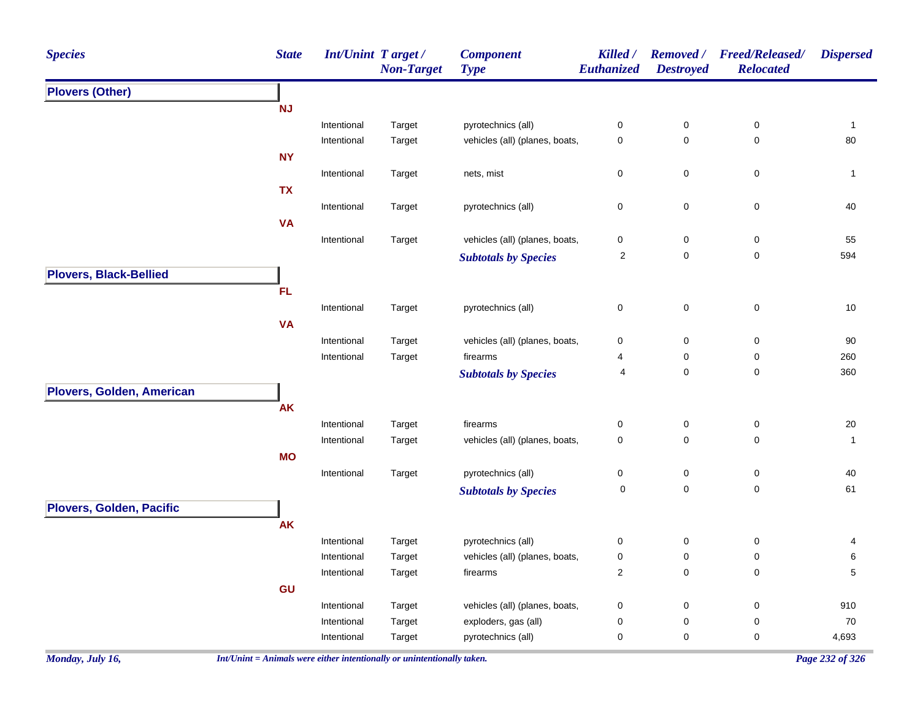| Species | State | Int/Unint | Target / Non-Target | Component Type | Killed / Euthanized | Removed / Destroyed | Freed/Released/ Relocated | Dispersed |
|---|---|---|---|---|---|---|---|---|
| **Plovers (Other)** | | | | | | | | |
| | **NJ** | | | | | | | |
| | | Intentional | Target | pyrotechnics (all) | 0 | 0 | 0 | 1 |
| | | Intentional | Target | vehicles (all) (planes, boats, | 0 | 0 | 0 | 80 |
| | **NY** | | | | | | | |
| | | Intentional | Target | nets, mist | 0 | 0 | 0 | 1 |
| | **TX** | | | | | | | |
| | | Intentional | Target | pyrotechnics (all) | 0 | 0 | 0 | 40 |
| | **VA** | | | | | | | |
| | | Intentional | Target | vehicles (all) (planes, boats, | 0 | 0 | 0 | 55 |
| | | | | ***Subtotals by Species*** | 2 | 0 | 0 | 594 |
| **Plovers, Black-Bellied** | | | | | | | | |
| | **FL** | | | | | | | |
| | | Intentional | Target | pyrotechnics (all) | 0 | 0 | 0 | 10 |
| | **VA** | | | | | | | |
| | | Intentional | Target | vehicles (all) (planes, boats, | 0 | 0 | 0 | 90 |
| | | Intentional | Target | firearms | 4 | 0 | 0 | 260 |
| | | | | ***Subtotals by Species*** | 4 | 0 | 0 | 360 |
| **Plovers, Golden, American** | | | | | | | | |
| | **AK** | | | | | | | |
| | | Intentional | Target | firearms | 0 | 0 | 0 | 20 |
| | | Intentional | Target | vehicles (all) (planes, boats, | 0 | 0 | 0 | 1 |
| | **MO** | | | | | | | |
| | | Intentional | Target | pyrotechnics (all) | 0 | 0 | 0 | 40 |
| | | | | ***Subtotals by Species*** | 0 | 0 | 0 | 61 |
| **Plovers, Golden, Pacific** | | | | | | | | |
| | **AK** | | | | | | | |
| | | Intentional | Target | pyrotechnics (all) | 0 | 0 | 0 | 4 |
| | | Intentional | Target | vehicles (all) (planes, boats, | 0 | 0 | 0 | 6 |
| | | Intentional | Target | firearms | 2 | 0 | 0 | 5 |
| | **GU** | | | | | | | |
| | | Intentional | Target | vehicles (all) (planes, boats, | 0 | 0 | 0 | 910 |
| | | Intentional | Target | exploders, gas (all) | 0 | 0 | 0 | 70 |
| | | Intentional | Target | pyrotechnics (all) | 0 | 0 | 0 | 4,693 |

*Int/Unint = Animals were either intentionally or unintentionally taken.*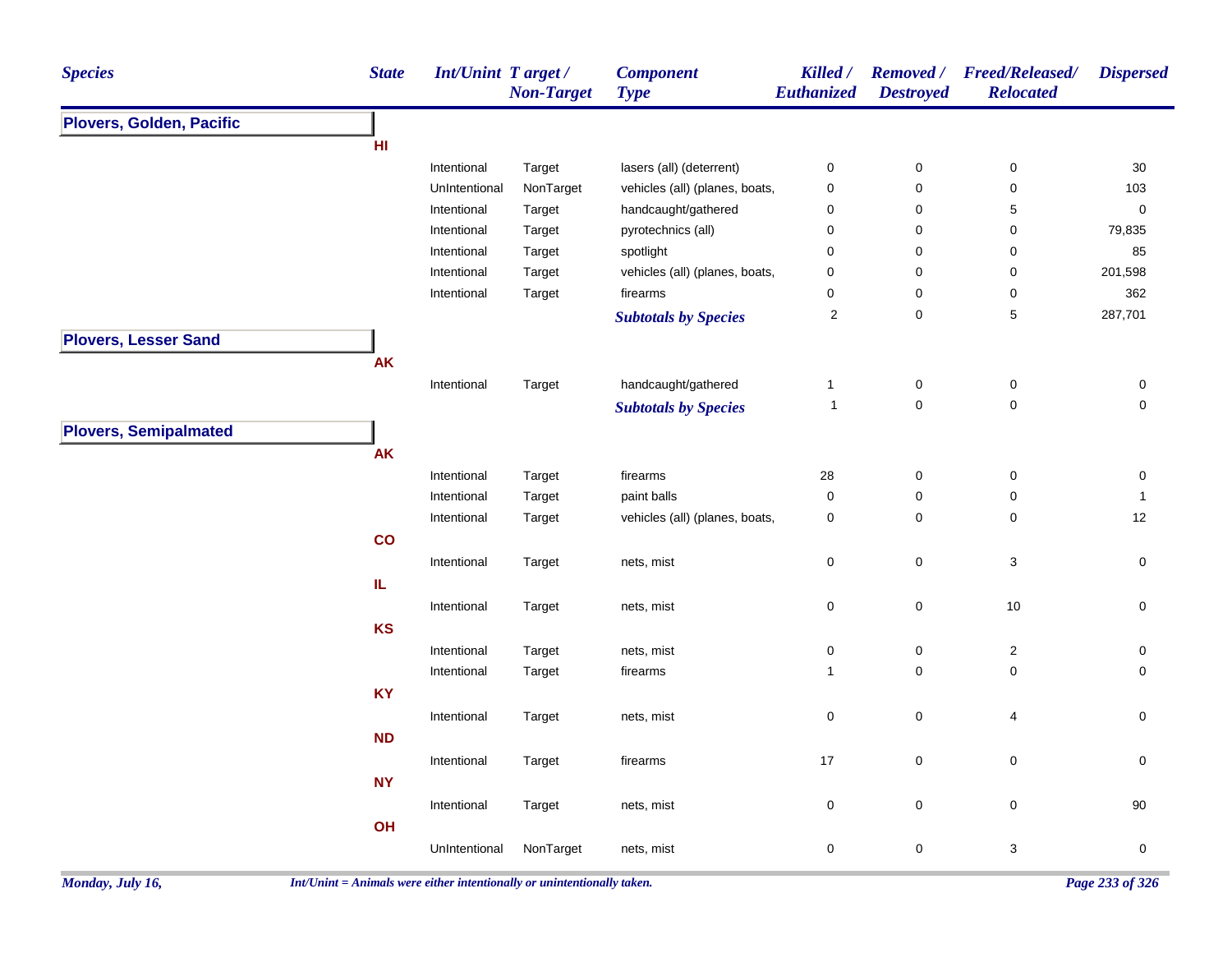| Species | State | Int/Unint | Target / Non-Target | Component Type | Killed / Euthanized | Removed / Destroyed | Freed/Released/ Relocated | Dispersed |
|---|---|---|---|---|---|---|---|---|
| **Plovers, Golden, Pacific** | | | | | | | | |
| | **HI** | | | | | | | |
| | | Intentional | Target | lasers (all) (deterrent) | 0 | 0 | 0 | 30 |
| | | UnIntentional | NonTarget | vehicles (all) (planes, boats, | 0 | 0 | 0 | 103 |
| | | Intentional | Target | handcaught/gathered | 0 | 0 | 5 | 0 |
| | | Intentional | Target | pyrotechnics (all) | 0 | 0 | 0 | 79,835 |
| | | Intentional | Target | spotlight | 0 | 0 | 0 | 85 |
| | | Intentional | Target | vehicles (all) (planes, boats, | 0 | 0 | 0 | 201,598 |
| | | Intentional | Target | firearms | 0 | 0 | 0 | 362 |
| | | | | ***Subtotals by Species*** | 2 | 0 | 5 | 287,701 |
| **Plovers, Lesser Sand** | | | | | | | | |
| | **AK** | | | | | | | |
| | | Intentional | Target | handcaught/gathered | 1 | 0 | 0 | 0 |
| | | | | ***Subtotals by Species*** | 1 | 0 | 0 | 0 |
| **Plovers, Semipalmated** | | | | | | | | |
| | **AK** | | | | | | | |
| | | Intentional | Target | firearms | 28 | 0 | 0 | 0 |
| | | Intentional | Target | paint balls | 0 | 0 | 0 | 1 |
| | | Intentional | Target | vehicles (all) (planes, boats, | 0 | 0 | 0 | 12 |
| | **CO** | | | | | | | |
| | | Intentional | Target | nets, mist | 0 | 0 | 3 | 0 |
| | **IL** | | | | | | | |
| | | Intentional | Target | nets, mist | 0 | 0 | 10 | 0 |
| | **KS** | | | | | | | |
| | | Intentional | Target | nets, mist | 0 | 0 | 2 | 0 |
| | | Intentional | Target | firearms | 1 | 0 | 0 | 0 |
| | **KY** | | | | | | | |
| | | Intentional | Target | nets, mist | 0 | 0 | 4 | 0 |
| | **ND** | | | | | | | |
| | | Intentional | Target | firearms | 17 | 0 | 0 | 0 |
| | **NY** | | | | | | | |
| | | Intentional | Target | nets, mist | 0 | 0 | 0 | 90 |
| | **OH** | | | | | | | |
| | | UnIntentional | NonTarget | nets, mist | 0 | 0 | 3 | 0 |

*Int/Unint = Animals were either intentionally or unintentionally taken.*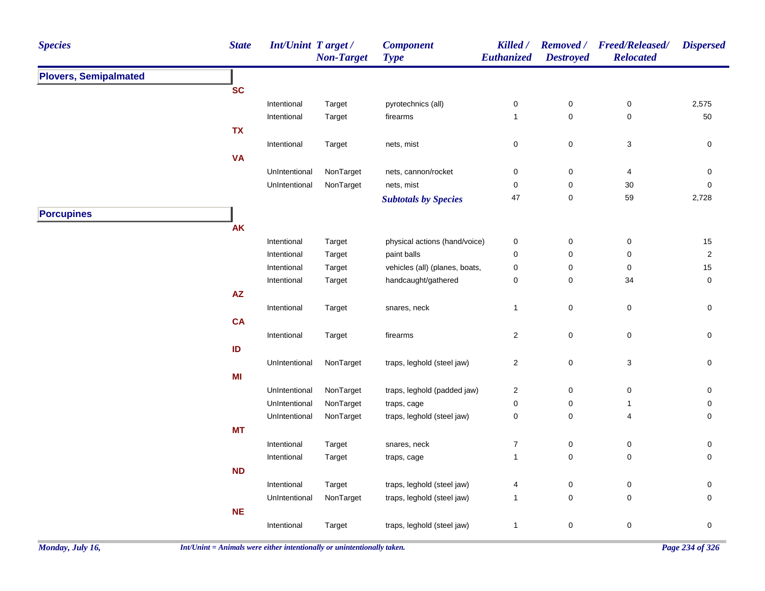| Species | State | Int/Unint | Target / Non-Target | Component Type | Killed / Euthanized | Removed / Destroyed | Freed/Released/ Relocated | Dispersed |
|---|---|---|---|---|---|---|---|---|
| **Plovers, Semipalmated** | | | | | | | | |
| | **SC** | | | | | | | |
| | | Intentional | Target | pyrotechnics (all) | 0 | 0 | 0 | 2,575 |
| | | Intentional | Target | firearms | 1 | 0 | 0 | 50 |
| | **TX** | | | | | | | |
| | | Intentional | Target | nets, mist | 0 | 0 | 3 | 0 |
| | **VA** | | | | | | | |
| | | UnIntentional | NonTarget | nets, cannon/rocket | 0 | 0 | 4 | 0 |
| | | UnIntentional | NonTarget | nets, mist | 0 | 0 | 30 | 0 |
| | | | | ***Subtotals by Species*** | 47 | 0 | 59 | 2,728 |
| **Porcupines** | | | | | | | | |
| | **AK** | | | | | | | |
| | | Intentional | Target | physical actions (hand/voice) | 0 | 0 | 0 | 15 |
| | | Intentional | Target | paint balls | 0 | 0 | 0 | 2 |
| | | Intentional | Target | vehicles (all) (planes, boats, | 0 | 0 | 0 | 15 |
| | | Intentional | Target | handcaught/gathered | 0 | 0 | 34 | 0 |
| | **AZ** | | | | | | | |
| | | Intentional | Target | snares, neck | 1 | 0 | 0 | 0 |
| | **CA** | | | | | | | |
| | | Intentional | Target | firearms | 2 | 0 | 0 | 0 |
| | **ID** | | | | | | | |
| | | UnIntentional | NonTarget | traps, leghold (steel jaw) | 2 | 0 | 3 | 0 |
| | **MI** | | | | | | | |
| | | UnIntentional | NonTarget | traps, leghold (padded jaw) | 2 | 0 | 0 | 0 |
| | | UnIntentional | NonTarget | traps, cage | 0 | 0 | 1 | 0 |
| | | UnIntentional | NonTarget | traps, leghold (steel jaw) | 0 | 0 | 4 | 0 |
| | **MT** | | | | | | | |
| | | Intentional | Target | snares, neck | 7 | 0 | 0 | 0 |
| | | Intentional | Target | traps, cage | 1 | 0 | 0 | 0 |
| | **ND** | | | | | | | |
| | | Intentional | Target | traps, leghold (steel jaw) | 4 | 0 | 0 | 0 |
| | | UnIntentional | NonTarget | traps, leghold (steel jaw) | 1 | 0 | 0 | 0 |
| | **NE** | | | | | | | |
| | | Intentional | Target | traps, leghold (steel jaw) | 1 | 0 | 0 | 0 |

*Int/Unint = Animals were either intentionally or unintentionally taken.*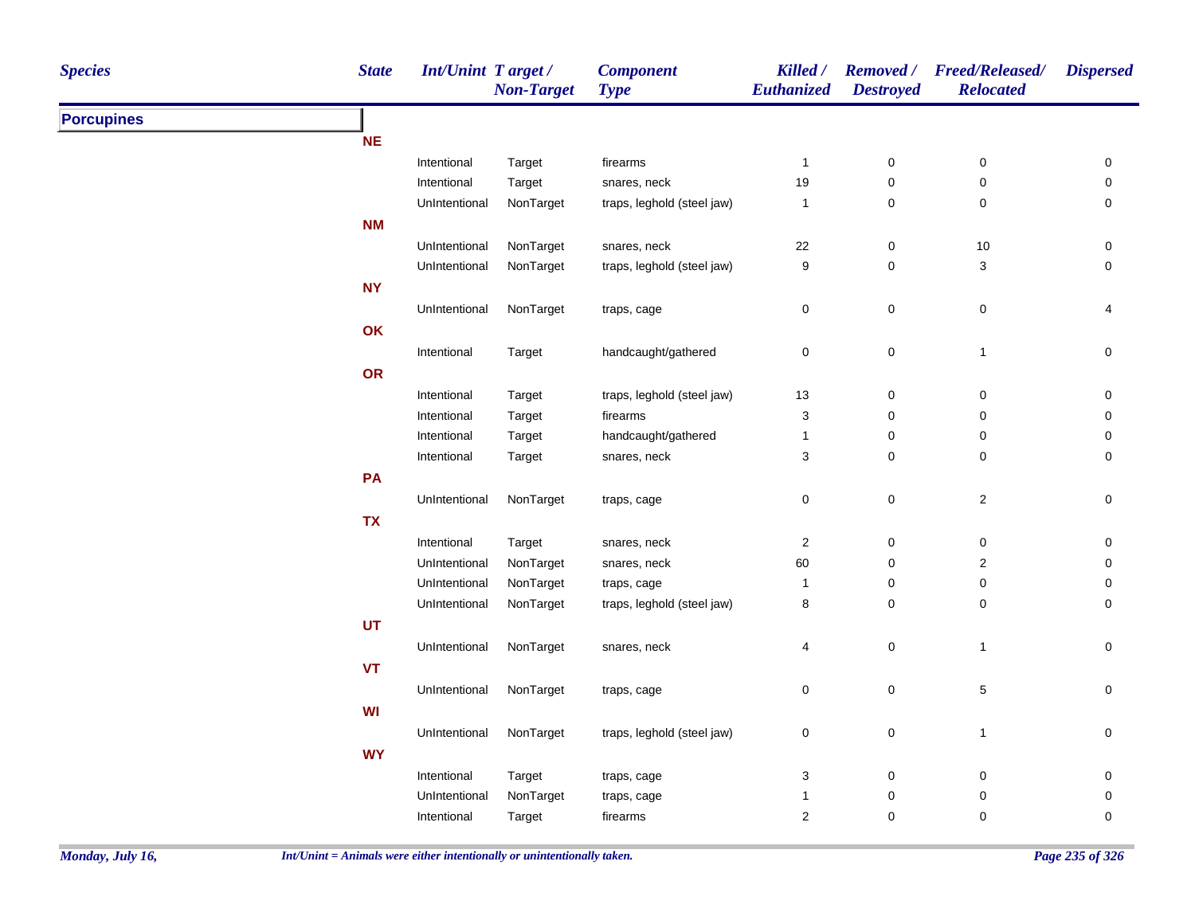| Species | State | Int/Unint | Target / Non-Target | Component Type | Killed / Euthanized | Removed / Destroyed | Freed/Released/ Relocated | Dispersed |
|---|---|---|---|---|---|---|---|---|
| **Porcupines** | | | | | | | | |
| | **NE** | | | | | | | |
| | | Intentional | Target | firearms | 1 | 0 | 0 | 0 |
| | | Intentional | Target | snares, neck | 19 | 0 | 0 | 0 |
| | | UnIntentional | NonTarget | traps, leghold (steel jaw) | 1 | 0 | 0 | 0 |
| | **NM** | | | | | | | |
| | | UnIntentional | NonTarget | snares, neck | 22 | 0 | 10 | 0 |
| | | UnIntentional | NonTarget | traps, leghold (steel jaw) | 9 | 0 | 3 | 0 |
| | **NY** | | | | | | | |
| | | UnIntentional | NonTarget | traps, cage | 0 | 0 | 0 | 4 |
| | **OK** | | | | | | | |
| | | Intentional | Target | handcaught/gathered | 0 | 0 | 1 | 0 |
| | **OR** | | | | | | | |
| | | Intentional | Target | traps, leghold (steel jaw) | 13 | 0 | 0 | 0 |
| | | Intentional | Target | firearms | 3 | 0 | 0 | 0 |
| | | Intentional | Target | handcaught/gathered | 1 | 0 | 0 | 0 |
| | | Intentional | Target | snares, neck | 3 | 0 | 0 | 0 |
| | **PA** | | | | | | | |
| | | UnIntentional | NonTarget | traps, cage | 0 | 0 | 2 | 0 |
| | **TX** | | | | | | | |
| | | Intentional | Target | snares, neck | 2 | 0 | 0 | 0 |
| | | UnIntentional | NonTarget | snares, neck | 60 | 0 | 2 | 0 |
| | | UnIntentional | NonTarget | traps, cage | 1 | 0 | 0 | 0 |
| | | UnIntentional | NonTarget | traps, leghold (steel jaw) | 8 | 0 | 0 | 0 |
| | **UT** | | | | | | | |
| | | UnIntentional | NonTarget | snares, neck | 4 | 0 | 1 | 0 |
| | **VT** | | | | | | | |
| | | UnIntentional | NonTarget | traps, cage | 0 | 0 | 5 | 0 |
| | **WI** | | | | | | | |
| | | UnIntentional | NonTarget | traps, leghold (steel jaw) | 0 | 0 | 1 | 0 |
| | **WY** | | | | | | | |
| | | Intentional | Target | traps, cage | 3 | 0 | 0 | 0 |
| | | UnIntentional | NonTarget | traps, cage | 1 | 0 | 0 | 0 |
| | | Intentional | Target | firearms | 2 | 0 | 0 | 0 |

*Int/Unint = Animals were either intentionally or unintentionally taken.*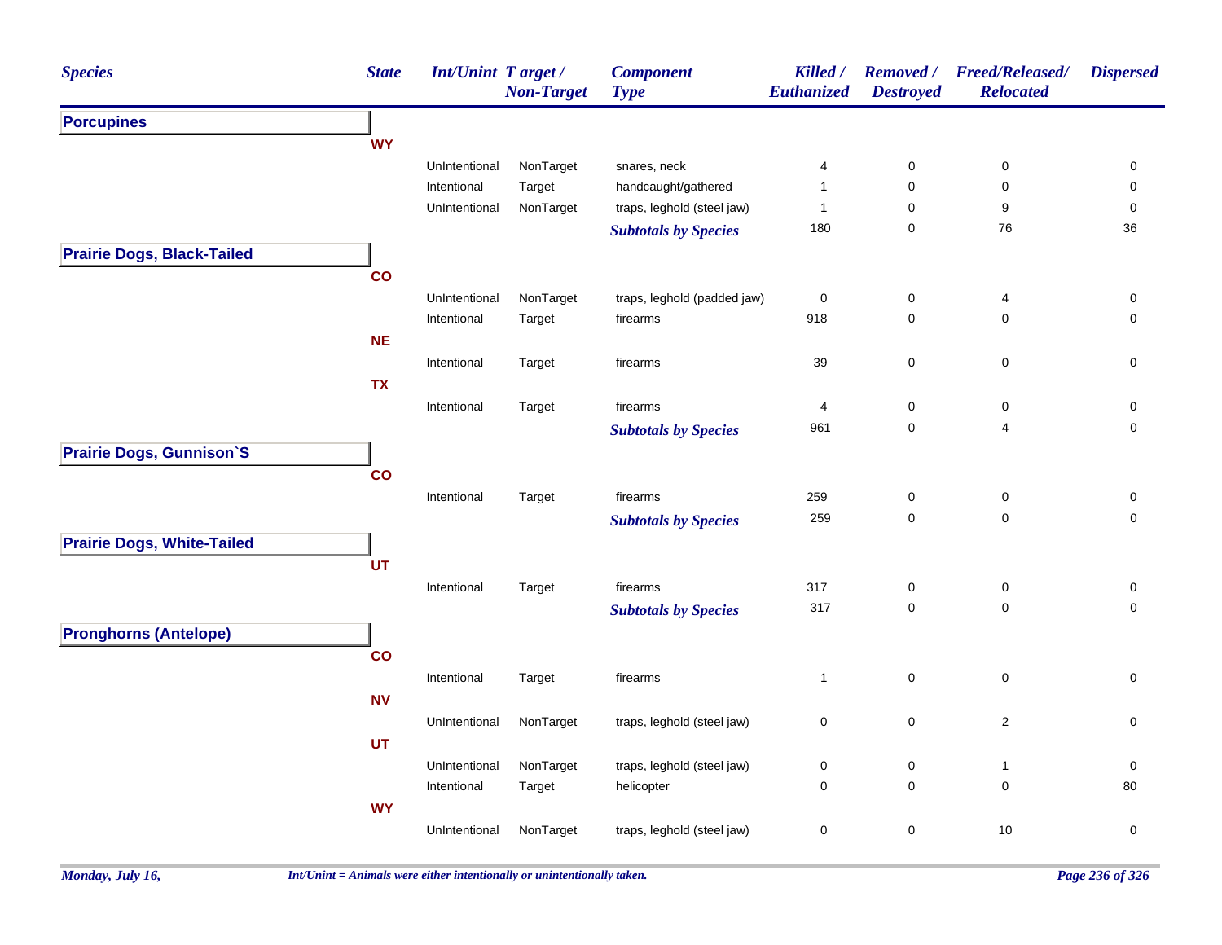| Species | State | Int/Unint | Target / Non-Target | Component Type | Killed / Euthanized | Removed / Destroyed | Freed/Released/ Relocated | Dispersed |
|---|---|---|---|---|---|---|---|---|
| **Porcupines** | | | | | | | | |
| | **WY** | | | | | | | |
| | | UnIntentional | NonTarget | snares, neck | 4 | 0 | 0 | 0 |
| | | Intentional | Target | handcaught/gathered | 1 | 0 | 0 | 0 |
| | | UnIntentional | NonTarget | traps, leghold (steel jaw) | 1 | 0 | 9 | 0 |
| | | | | ***Subtotals by Species*** | 180 | 0 | 76 | 36 |
| **Prairie Dogs, Black-Tailed** | | | | | | | | |
| | **CO** | | | | | | | |
| | | UnIntentional | NonTarget | traps, leghold (padded jaw) | 0 | 0 | 4 | 0 |
| | | Intentional | Target | firearms | 918 | 0 | 0 | 0 |
| | **NE** | | | | | | | |
| | | Intentional | Target | firearms | 39 | 0 | 0 | 0 |
| | **TX** | | | | | | | |
| | | Intentional | Target | firearms | 4 | 0 | 0 | 0 |
| | | | | ***Subtotals by Species*** | 961 | 0 | 4 | 0 |
| **Prairie Dogs, Gunnison`S** | | | | | | | | |
| | **CO** | | | | | | | |
| | | Intentional | Target | firearms | 259 | 0 | 0 | 0 |
| | | | | ***Subtotals by Species*** | 259 | 0 | 0 | 0 |
| **Prairie Dogs, White-Tailed** | | | | | | | | |
| | **UT** | | | | | | | |
| | | Intentional | Target | firearms | 317 | 0 | 0 | 0 |
| | | | | ***Subtotals by Species*** | 317 | 0 | 0 | 0 |
| **Pronghorns (Antelope)** | | | | | | | | |
| | **CO** | | | | | | | |
| | | Intentional | Target | firearms | 1 | 0 | 0 | 0 |
| | **NV** | | | | | | | |
| | | UnIntentional | NonTarget | traps, leghold (steel jaw) | 0 | 0 | 2 | 0 |
| | **UT** | | | | | | | |
| | | UnIntentional | NonTarget | traps, leghold (steel jaw) | 0 | 0 | 1 | 0 |
| | | Intentional | Target | helicopter | 0 | 0 | 0 | 80 |
| | **WY** | | | | | | | |
| | | UnIntentional | NonTarget | traps, leghold (steel jaw) | 0 | 0 | 10 | 0 |

*Int/Unint = Animals were either intentionally or unintentionally taken.*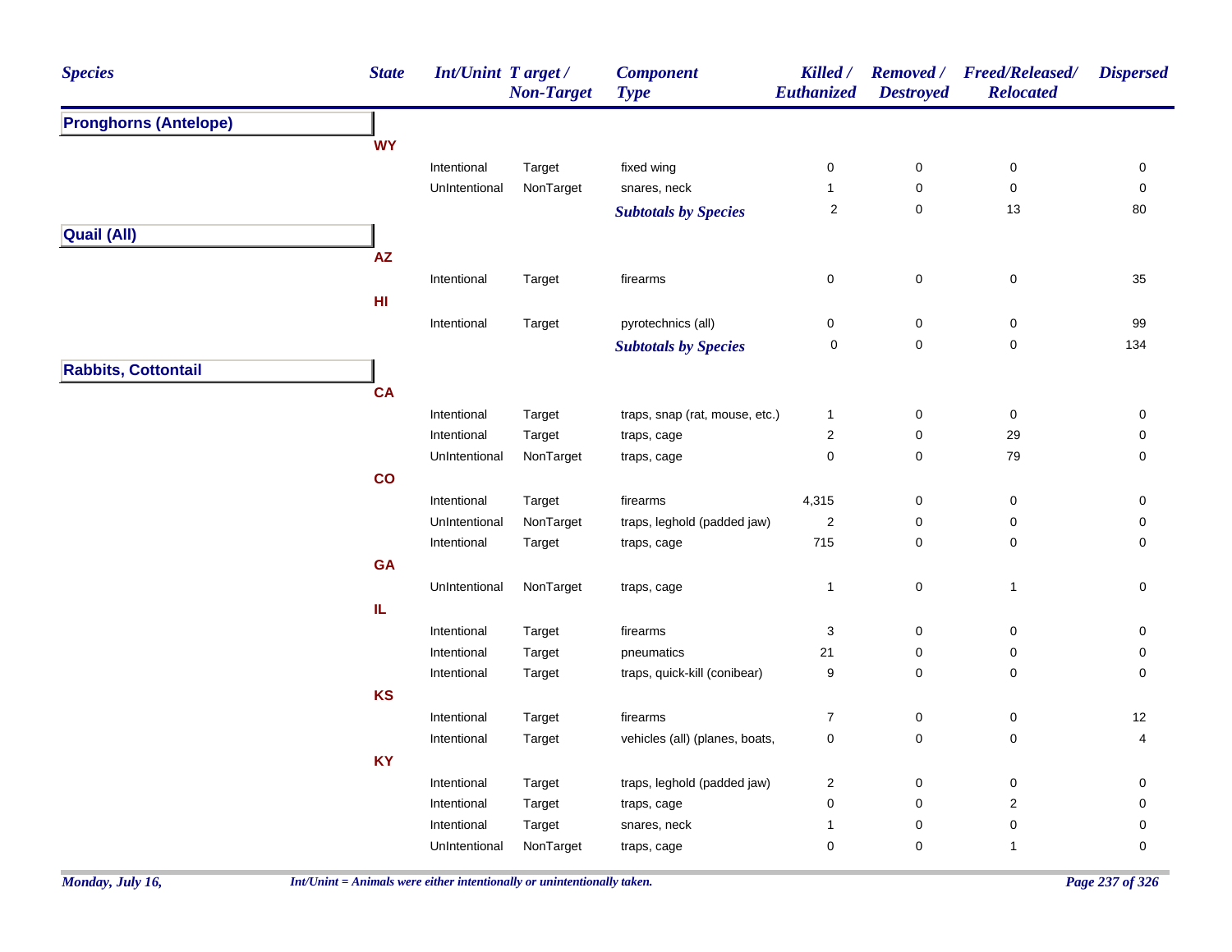| Species | State | Int/Unint | Target / Non-Target | Component Type | Killed / Euthanized | Removed / Destroyed | Freed/Released/ Relocated | Dispersed |
|---|---|---|---|---|---|---|---|---|
| **Pronghorns (Antelope)** | | | | | | | | |
| | **WY** | | | | | | | |
| | | Intentional | Target | fixed wing | 0 | 0 | 0 | 0 |
| | | UnIntentional | NonTarget | snares, neck | 1 | 0 | 0 | 0 |
| | | | | ***Subtotals by Species*** | 2 | 0 | 13 | 80 |
| **Quail (All)** | | | | | | | | |
| | **AZ** | | | | | | | |
| | | Intentional | Target | firearms | 0 | 0 | 0 | 35 |
| | **HI** | | | | | | | |
| | | Intentional | Target | pyrotechnics (all) | 0 | 0 | 0 | 99 |
| | | | | ***Subtotals by Species*** | 0 | 0 | 0 | 134 |
| **Rabbits, Cottontail** | | | | | | | | |
| | **CA** | | | | | | | |
| | | Intentional | Target | traps, snap (rat, mouse, etc.) | 1 | 0 | 0 | 0 |
| | | Intentional | Target | traps, cage | 2 | 0 | 29 | 0 |
| | | UnIntentional | NonTarget | traps, cage | 0 | 0 | 79 | 0 |
| | **CO** | | | | | | | |
| | | Intentional | Target | firearms | 4,315 | 0 | 0 | 0 |
| | | UnIntentional | NonTarget | traps, leghold (padded jaw) | 2 | 0 | 0 | 0 |
| | | Intentional | Target | traps, cage | 715 | 0 | 0 | 0 |
| | **GA** | | | | | | | |
| | | UnIntentional | NonTarget | traps, cage | 1 | 0 | 1 | 0 |
| | **IL** | | | | | | | |
| | | Intentional | Target | firearms | 3 | 0 | 0 | 0 |
| | | Intentional | Target | pneumatics | 21 | 0 | 0 | 0 |
| | | Intentional | Target | traps, quick-kill (conibear) | 9 | 0 | 0 | 0 |
| | **KS** | | | | | | | |
| | | Intentional | Target | firearms | 7 | 0 | 0 | 12 |
| | | Intentional | Target | vehicles (all) (planes, boats, | 0 | 0 | 0 | 4 |
| | **KY** | | | | | | | |
| | | Intentional | Target | traps, leghold (padded jaw) | 2 | 0 | 0 | 0 |
| | | Intentional | Target | traps, cage | 0 | 0 | 2 | 0 |
| | | Intentional | Target | snares, neck | 1 | 0 | 0 | 0 |
| | | UnIntentional | NonTarget | traps, cage | 0 | 0 | 1 | 0 |

*Int/Unint = Animals were either intentionally or unintentionally taken.*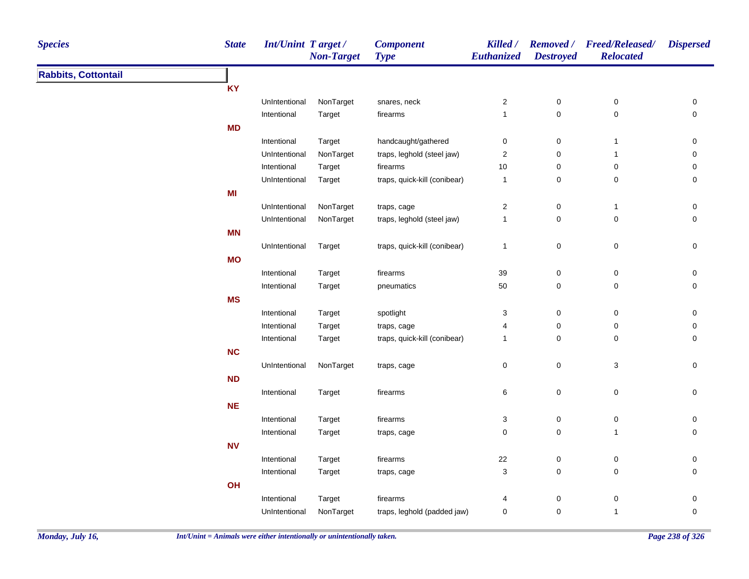| Species | State | Int/Unint | Target / Non-Target | Component Type | Killed / Euthanized | Removed / Destroyed | Freed/Released/ Relocated | Dispersed |
|---|---|---|---|---|---|---|---|---|
| **Rabbits, Cottontail** | | | | | | | | |
| | **KY** | | | | | | | |
| | | UnIntentional | NonTarget | snares, neck | 2 | 0 | 0 | 0 |
| | | Intentional | Target | firearms | 1 | 0 | 0 | 0 |
| | **MD** | | | | | | | |
| | | Intentional | Target | handcaught/gathered | 0 | 0 | 1 | 0 |
| | | UnIntentional | NonTarget | traps, leghold (steel jaw) | 2 | 0 | 1 | 0 |
| | | Intentional | Target | firearms | 10 | 0 | 0 | 0 |
| | | UnIntentional | Target | traps, quick-kill (conibear) | 1 | 0 | 0 | 0 |
| | **MI** | | | | | | | |
| | | UnIntentional | NonTarget | traps, cage | 2 | 0 | 1 | 0 |
| | | UnIntentional | NonTarget | traps, leghold (steel jaw) | 1 | 0 | 0 | 0 |
| | **MN** | | | | | | | |
| | | UnIntentional | Target | traps, quick-kill (conibear) | 1 | 0 | 0 | 0 |
| | **MO** | | | | | | | |
| | | Intentional | Target | firearms | 39 | 0 | 0 | 0 |
| | | Intentional | Target | pneumatics | 50 | 0 | 0 | 0 |
| | **MS** | | | | | | | |
| | | Intentional | Target | spotlight | 3 | 0 | 0 | 0 |
| | | Intentional | Target | traps, cage | 4 | 0 | 0 | 0 |
| | | Intentional | Target | traps, quick-kill (conibear) | 1 | 0 | 0 | 0 |
| | **NC** | | | | | | | |
| | | UnIntentional | NonTarget | traps, cage | 0 | 0 | 3 | 0 |
| | **ND** | | | | | | | |
| | | Intentional | Target | firearms | 6 | 0 | 0 | 0 |
| | **NE** | | | | | | | |
| | | Intentional | Target | firearms | 3 | 0 | 0 | 0 |
| | | Intentional | Target | traps, cage | 0 | 0 | 1 | 0 |
| | **NV** | | | | | | | |
| | | Intentional | Target | firearms | 22 | 0 | 0 | 0 |
| | | Intentional | Target | traps, cage | 3 | 0 | 0 | 0 |
| | **OH** | | | | | | | |
| | | Intentional | Target | firearms | 4 | 0 | 0 | 0 |
| | | UnIntentional | NonTarget | traps, leghold (padded jaw) | 0 | 0 | 1 | 0 |

*Int/Unint = Animals were either intentionally or unintentionally taken.*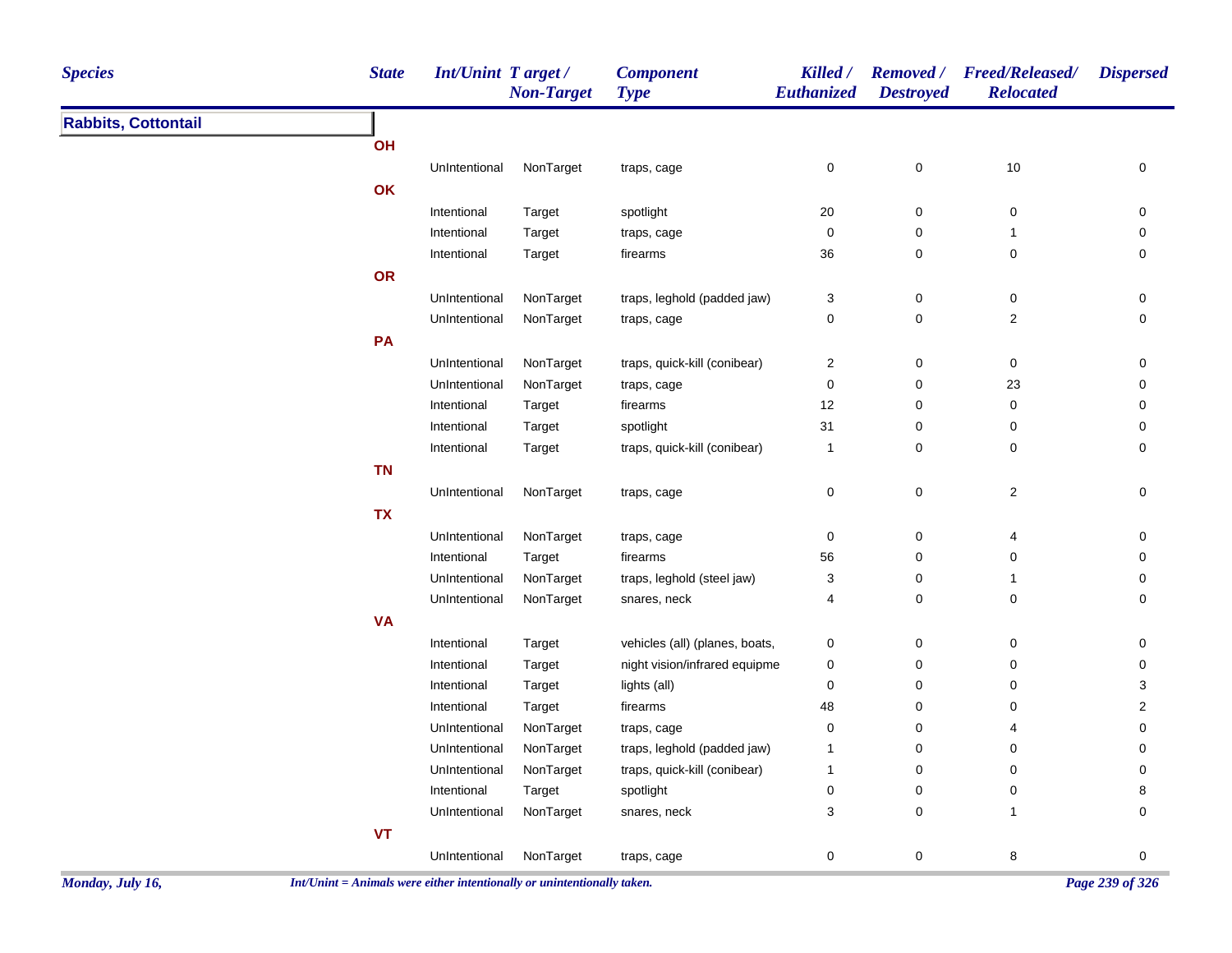| Species | State | Int/Unint | Target / Non-Target | Component Type | Killed / Euthanized | Removed / Destroyed | Freed/Released/ Relocated | Dispersed |
|---|---|---|---|---|---|---|---|---|
| **Rabbits, Cottontail** | | | | | | | | |
| | **OH** | | | | | | | |
| | | UnIntentional | NonTarget | traps, cage | 0 | 0 | 10 | 0 |
| | **OK** | | | | | | | |
| | | Intentional | Target | spotlight | 20 | 0 | 0 | 0 |
| | | Intentional | Target | traps, cage | 0 | 0 | 1 | 0 |
| | | Intentional | Target | firearms | 36 | 0 | 0 | 0 |
| | **OR** | | | | | | | |
| | | UnIntentional | NonTarget | traps, leghold (padded jaw) | 3 | 0 | 0 | 0 |
| | | UnIntentional | NonTarget | traps, cage | 0 | 0 | 2 | 0 |
| | **PA** | | | | | | | |
| | | UnIntentional | NonTarget | traps, quick-kill (conibear) | 2 | 0 | 0 | 0 |
| | | UnIntentional | NonTarget | traps, cage | 0 | 0 | 23 | 0 |
| | | Intentional | Target | firearms | 12 | 0 | 0 | 0 |
| | | Intentional | Target | spotlight | 31 | 0 | 0 | 0 |
| | | Intentional | Target | traps, quick-kill (conibear) | 1 | 0 | 0 | 0 |
| | **TN** | | | | | | | |
| | | UnIntentional | NonTarget | traps, cage | 0 | 0 | 2 | 0 |
| | **TX** | | | | | | | |
| | | UnIntentional | NonTarget | traps, cage | 0 | 0 | 4 | 0 |
| | | Intentional | Target | firearms | 56 | 0 | 0 | 0 |
| | | UnIntentional | NonTarget | traps, leghold (steel jaw) | 3 | 0 | 1 | 0 |
| | | UnIntentional | NonTarget | snares, neck | 4 | 0 | 0 | 0 |
| | **VA** | | | | | | | |
| | | Intentional | Target | vehicles (all) (planes, boats, | 0 | 0 | 0 | 0 |
| | | Intentional | Target | night vision/infrared equipme | 0 | 0 | 0 | 0 |
| | | Intentional | Target | lights (all) | 0 | 0 | 0 | 3 |
| | | Intentional | Target | firearms | 48 | 0 | 0 | 2 |
| | | UnIntentional | NonTarget | traps, cage | 0 | 0 | 4 | 0 |
| | | UnIntentional | NonTarget | traps, leghold (padded jaw) | 1 | 0 | 0 | 0 |
| | | UnIntentional | NonTarget | traps, quick-kill (conibear) | 1 | 0 | 0 | 0 |
| | | Intentional | Target | spotlight | 0 | 0 | 0 | 8 |
| | | UnIntentional | NonTarget | snares, neck | 3 | 0 | 1 | 0 |
| | **VT** | | | | | | | |
| | | UnIntentional | NonTarget | traps, cage | 0 | 0 | 8 | 0 |

*Int/Unint = Animals were either intentionally or unintentionally taken.*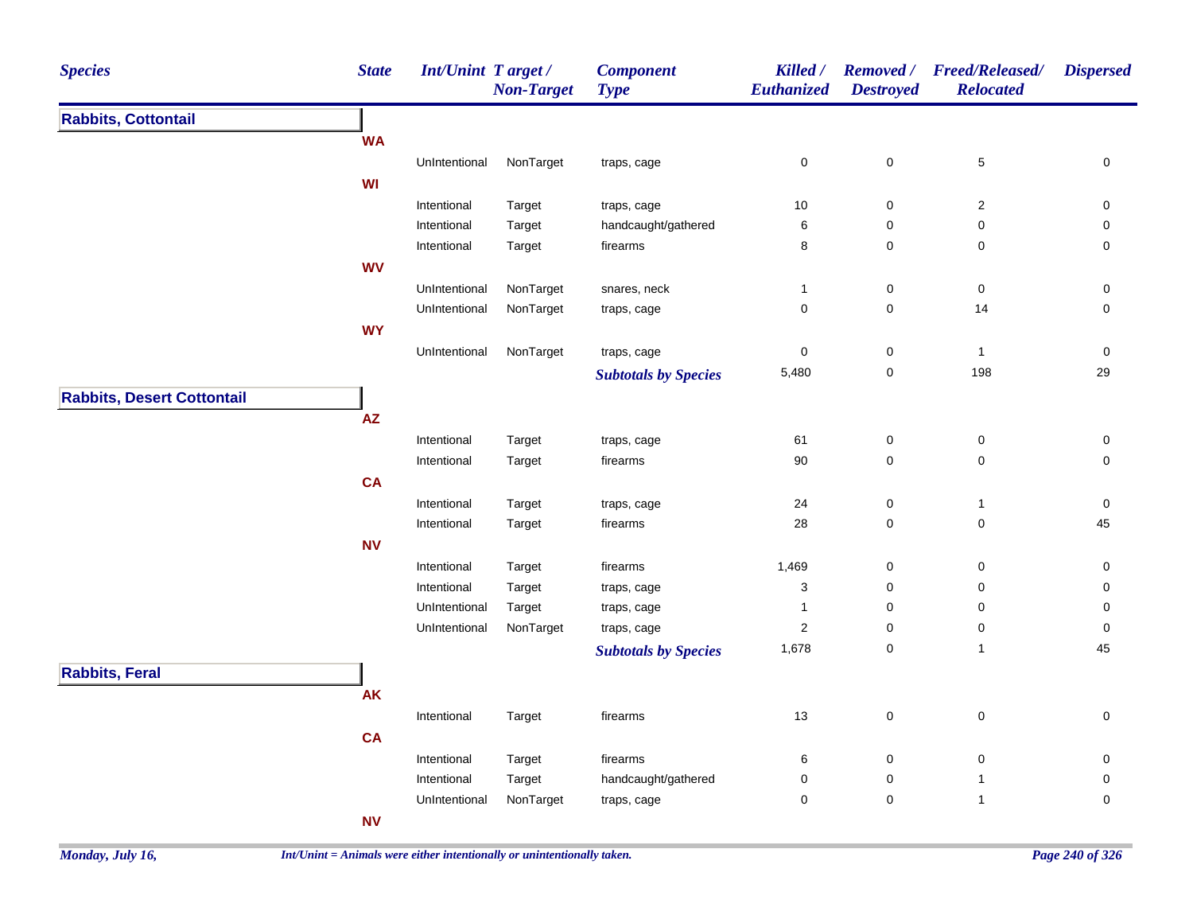| Species | State | Int/Unint | Target / Non-Target | Component Type | Killed / Euthanized | Removed / Destroyed | Freed/Released/ Relocated | Dispersed |
|---|---|---|---|---|---|---|---|---|
| **Rabbits, Cottontail** | | | | | | | | |
| | **WA** | | | | | | | |
| | | UnIntentional | NonTarget | traps, cage | 0 | 0 | 5 | 0 |
| | **WI** | | | | | | | |
| | | Intentional | Target | traps, cage | 10 | 0 | 2 | 0 |
| | | Intentional | Target | handcaught/gathered | 6 | 0 | 0 | 0 |
| | | Intentional | Target | firearms | 8 | 0 | 0 | 0 |
| | **WV** | | | | | | | |
| | | UnIntentional | NonTarget | snares, neck | 1 | 0 | 0 | 0 |
| | | UnIntentional | NonTarget | traps, cage | 0 | 0 | 14 | 0 |
| | **WY** | | | | | | | |
| | | UnIntentional | NonTarget | traps, cage | 0 | 0 | 1 | 0 |
| | | | | ***Subtotals by Species*** | 5,480 | 0 | 198 | 29 |
| **Rabbits, Desert Cottontail** | | | | | | | | |
| | **AZ** | | | | | | | |
| | | Intentional | Target | traps, cage | 61 | 0 | 0 | 0 |
| | | Intentional | Target | firearms | 90 | 0 | 0 | 0 |
| | **CA** | | | | | | | |
| | | Intentional | Target | traps, cage | 24 | 0 | 1 | 0 |
| | | Intentional | Target | firearms | 28 | 0 | 0 | 45 |
| | **NV** | | | | | | | |
| | | Intentional | Target | firearms | 1,469 | 0 | 0 | 0 |
| | | Intentional | Target | traps, cage | 3 | 0 | 0 | 0 |
| | | UnIntentional | Target | traps, cage | 1 | 0 | 0 | 0 |
| | | UnIntentional | NonTarget | traps, cage | 2 | 0 | 0 | 0 |
| | | | | ***Subtotals by Species*** | 1,678 | 0 | 1 | 45 |
| **Rabbits, Feral** | | | | | | | | |
| | **AK** | | | | | | | |
| | | Intentional | Target | firearms | 13 | 0 | 0 | 0 |
| | **CA** | | | | | | | |
| | | Intentional | Target | firearms | 6 | 0 | 0 | 0 |
| | | Intentional | Target | handcaught/gathered | 0 | 0 | 1 | 0 |
| | | UnIntentional | NonTarget | traps, cage | 0 | 0 | 1 | 0 |
| | **NV** | | | | | | | |

*Monday, July 16,*

*Int/Unint = Animals were either intentionally or unintentionally taken.*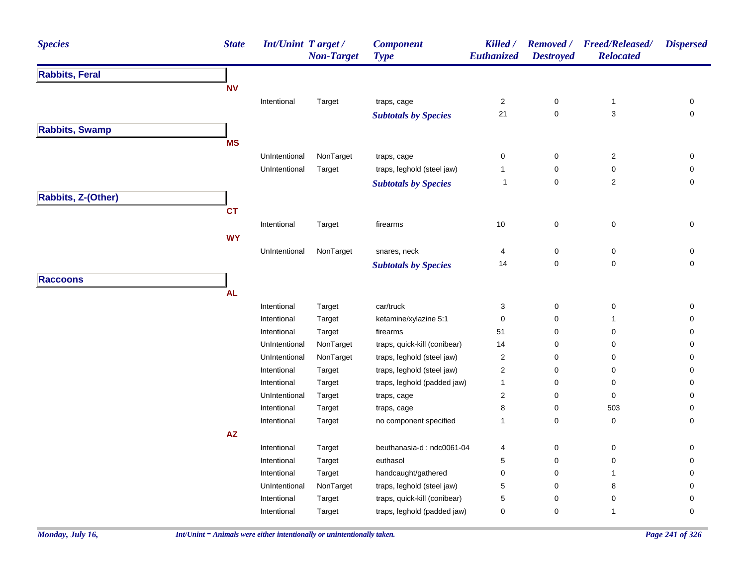| Species | State | Int/Unint | Target / Non-Target | Component Type | Killed / Euthanized | Removed / Destroyed | Freed/Released/ Relocated | Dispersed |
|---|---|---|---|---|---|---|---|---|
| **Rabbits, Feral** | | | | | | | | |
| | NV | | | | | | | |
| | | Intentional | Target | traps, cage | 2 | 0 | 1 | 0 |
| | | | | *Subtotals by Species* | 21 | 0 | 3 | 0 |
| **Rabbits, Swamp** | | | | | | | | |
| | MS | | | | | | | |
| | | UnIntentional | NonTarget | traps, cage | 0 | 0 | 2 | 0 |
| | | UnIntentional | Target | traps, leghold (steel jaw) | 1 | 0 | 0 | 0 |
| | | | | *Subtotals by Species* | 1 | 0 | 2 | 0 |
| **Rabbits, Z-(Other)** | | | | | | | | |
| | CT | | | | | | | |
| | | Intentional | Target | firearms | 10 | 0 | 0 | 0 |
| | WY | | | | | | | |
| | | UnIntentional | NonTarget | snares, neck | 4 | 0 | 0 | 0 |
| | | | | *Subtotals by Species* | 14 | 0 | 0 | 0 |
| **Raccoons** | | | | | | | | |
| | AL | | | | | | | |
| | | Intentional | Target | car/truck | 3 | 0 | 0 | 0 |
| | | Intentional | Target | ketamine/xylazine 5:1 | 0 | 0 | 1 | 0 |
| | | Intentional | Target | firearms | 51 | 0 | 0 | 0 |
| | | UnIntentional | NonTarget | traps, quick-kill (conibear) | 14 | 0 | 0 | 0 |
| | | UnIntentional | NonTarget | traps, leghold (steel jaw) | 2 | 0 | 0 | 0 |
| | | Intentional | Target | traps, leghold (steel jaw) | 2 | 0 | 0 | 0 |
| | | Intentional | Target | traps, leghold (padded jaw) | 1 | 0 | 0 | 0 |
| | | UnIntentional | Target | traps, cage | 2 | 0 | 0 | 0 |
| | | Intentional | Target | traps, cage | 8 | 0 | 503 | 0 |
| | | Intentional | Target | no component specified | 1 | 0 | 0 | 0 |
| | AZ | | | | | | | |
| | | Intentional | Target | beuthanasia-d : ndc0061-04 | 4 | 0 | 0 | 0 |
| | | Intentional | Target | euthasol | 5 | 0 | 0 | 0 |
| | | Intentional | Target | handcaught/gathered | 0 | 0 | 1 | 0 |
| | | UnIntentional | NonTarget | traps, leghold (steel jaw) | 5 | 0 | 8 | 0 |
| | | Intentional | Target | traps, quick-kill (conibear) | 5 | 0 | 0 | 0 |
| | | Intentional | Target | traps, leghold (padded jaw) | 0 | 0 | 1 | 0 |

*Int/Unint = Animals were either intentionally or unintentionally taken.*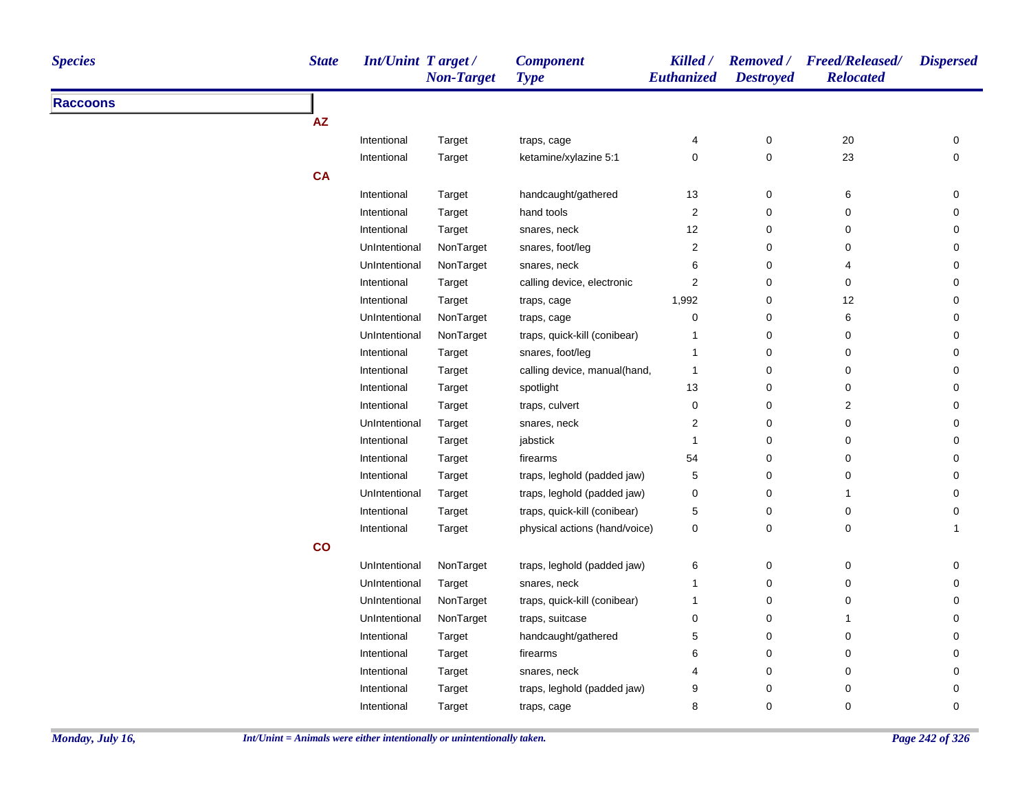| Species | State | Int/Unint | Target / Non-Target | Component Type | Killed / Euthanized | Removed / Destroyed | Freed/Released/ Relocated | Dispersed |
|---|---|---|---|---|---|---|---|---|
| **Raccoons** | | | | | | | | |
| | **AZ** | | | | | | | |
| | | Intentional | Target | traps, cage | 4 | 0 | 20 | 0 |
| | | Intentional | Target | ketamine/xylazine 5:1 | 0 | 0 | 23 | 0 |
| | **CA** | | | | | | | |
| | | Intentional | Target | handcaught/gathered | 13 | 0 | 6 | 0 |
| | | Intentional | Target | hand tools | 2 | 0 | 0 | 0 |
| | | Intentional | Target | snares, neck | 12 | 0 | 0 | 0 |
| | | UnIntentional | NonTarget | snares, foot/leg | 2 | 0 | 0 | 0 |
| | | UnIntentional | NonTarget | snares, neck | 6 | 0 | 4 | 0 |
| | | Intentional | Target | calling device, electronic | 2 | 0 | 0 | 0 |
| | | Intentional | Target | traps, cage | 1,992 | 0 | 12 | 0 |
| | | UnIntentional | NonTarget | traps, cage | 0 | 0 | 6 | 0 |
| | | UnIntentional | NonTarget | traps, quick-kill (conibear) | 1 | 0 | 0 | 0 |
| | | Intentional | Target | snares, foot/leg | 1 | 0 | 0 | 0 |
| | | Intentional | Target | calling device, manual(hand, | 1 | 0 | 0 | 0 |
| | | Intentional | Target | spotlight | 13 | 0 | 0 | 0 |
| | | Intentional | Target | traps, culvert | 0 | 0 | 2 | 0 |
| | | UnIntentional | Target | snares, neck | 2 | 0 | 0 | 0 |
| | | Intentional | Target | jabstick | 1 | 0 | 0 | 0 |
| | | Intentional | Target | firearms | 54 | 0 | 0 | 0 |
| | | Intentional | Target | traps, leghold (padded jaw) | 5 | 0 | 0 | 0 |
| | | UnIntentional | Target | traps, leghold (padded jaw) | 0 | 0 | 1 | 0 |
| | | Intentional | Target | traps, quick-kill (conibear) | 5 | 0 | 0 | 0 |
| | | Intentional | Target | physical actions (hand/voice) | 0 | 0 | 0 | 1 |
| | **CO** | | | | | | | |
| | | UnIntentional | NonTarget | traps, leghold (padded jaw) | 6 | 0 | 0 | 0 |
| | | UnIntentional | Target | snares, neck | 1 | 0 | 0 | 0 |
| | | UnIntentional | NonTarget | traps, quick-kill (conibear) | 1 | 0 | 0 | 0 |
| | | UnIntentional | NonTarget | traps, suitcase | 0 | 0 | 1 | 0 |
| | | Intentional | Target | handcaught/gathered | 5 | 0 | 0 | 0 |
| | | Intentional | Target | firearms | 6 | 0 | 0 | 0 |
| | | Intentional | Target | snares, neck | 4 | 0 | 0 | 0 |
| | | Intentional | Target | traps, leghold (padded jaw) | 9 | 0 | 0 | 0 |
| | | Intentional | Target | traps, cage | 8 | 0 | 0 | 0 |

*Int/Unint = Animals were either intentionally or unintentionally taken.*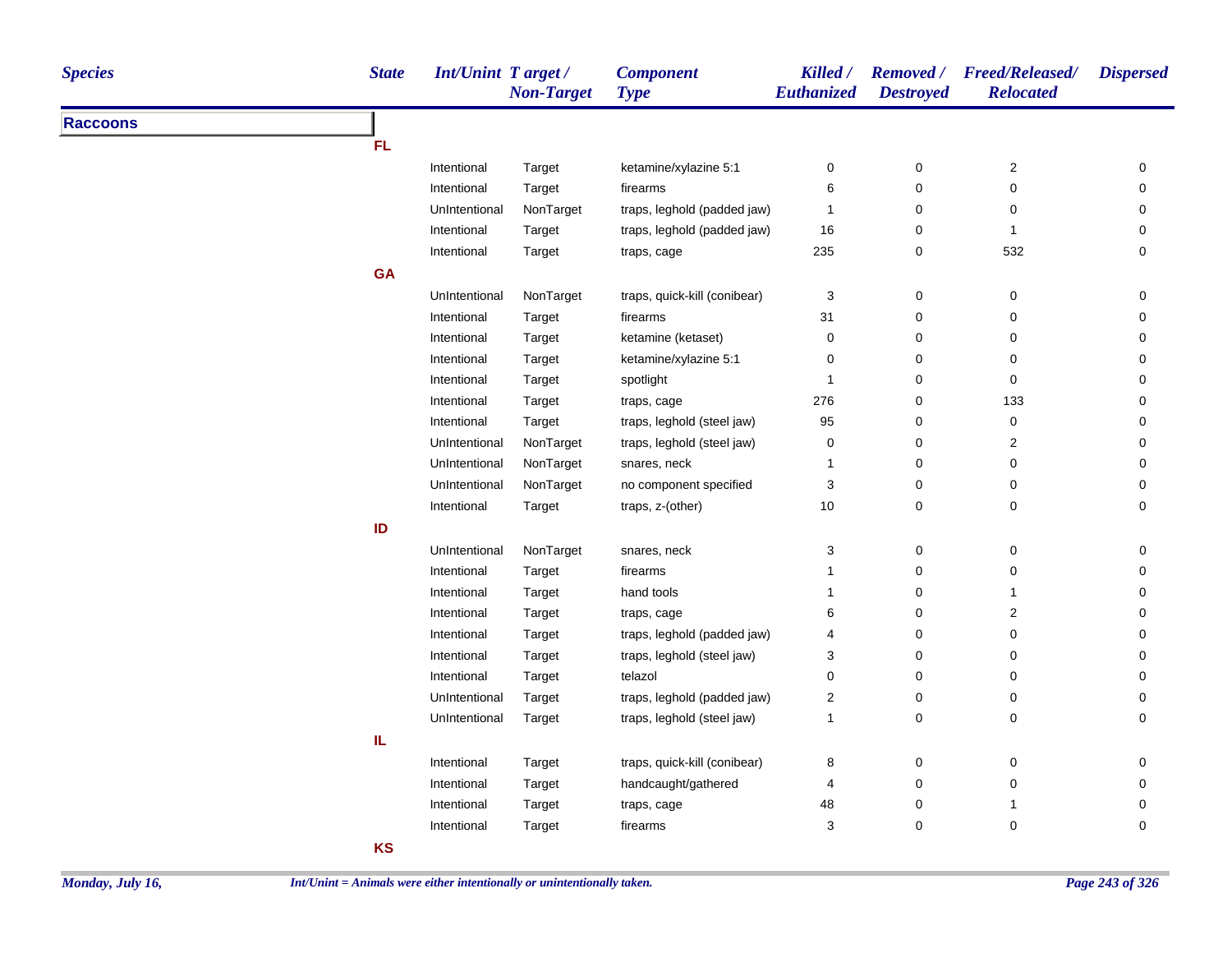| Species | State | Int/Unint | Target / Non-Target | Component Type | Killed / Euthanized | Removed / Destroyed | Freed/Released/ Relocated | Dispersed |
|---|---|---|---|---|---|---|---|---|
| **Raccoons** | | | | | | | | |
| | **FL** | | | | | | | |
| | | Intentional | Target | ketamine/xylazine 5:1 | 0 | 0 | 2 | 0 |
| | | Intentional | Target | firearms | 6 | 0 | 0 | 0 |
| | | UnIntentional | NonTarget | traps, leghold (padded jaw) | 1 | 0 | 0 | 0 |
| | | Intentional | Target | traps, leghold (padded jaw) | 16 | 0 | 1 | 0 |
| | | Intentional | Target | traps, cage | 235 | 0 | 532 | 0 |
| | **GA** | | | | | | | |
| | | UnIntentional | NonTarget | traps, quick-kill (conibear) | 3 | 0 | 0 | 0 |
| | | Intentional | Target | firearms | 31 | 0 | 0 | 0 |
| | | Intentional | Target | ketamine (ketaset) | 0 | 0 | 0 | 0 |
| | | Intentional | Target | ketamine/xylazine 5:1 | 0 | 0 | 0 | 0 |
| | | Intentional | Target | spotlight | 1 | 0 | 0 | 0 |
| | | Intentional | Target | traps, cage | 276 | 0 | 133 | 0 |
| | | Intentional | Target | traps, leghold (steel jaw) | 95 | 0 | 0 | 0 |
| | | UnIntentional | NonTarget | traps, leghold (steel jaw) | 0 | 0 | 2 | 0 |
| | | UnIntentional | NonTarget | snares, neck | 1 | 0 | 0 | 0 |
| | | UnIntentional | NonTarget | no component specified | 3 | 0 | 0 | 0 |
| | | Intentional | Target | traps, z-(other) | 10 | 0 | 0 | 0 |
| | **ID** | | | | | | | |
| | | UnIntentional | NonTarget | snares, neck | 3 | 0 | 0 | 0 |
| | | Intentional | Target | firearms | 1 | 0 | 0 | 0 |
| | | Intentional | Target | hand tools | 1 | 0 | 1 | 0 |
| | | Intentional | Target | traps, cage | 6 | 0 | 2 | 0 |
| | | Intentional | Target | traps, leghold (padded jaw) | 4 | 0 | 0 | 0 |
| | | Intentional | Target | traps, leghold (steel jaw) | 3 | 0 | 0 | 0 |
| | | Intentional | Target | telazol | 0 | 0 | 0 | 0 |
| | | UnIntentional | Target | traps, leghold (padded jaw) | 2 | 0 | 0 | 0 |
| | | UnIntentional | Target | traps, leghold (steel jaw) | 1 | 0 | 0 | 0 |
| | **IL** | | | | | | | |
| | | Intentional | Target | traps, quick-kill (conibear) | 8 | 0 | 0 | 0 |
| | | Intentional | Target | handcaught/gathered | 4 | 0 | 0 | 0 |
| | | Intentional | Target | traps, cage | 48 | 0 | 1 | 0 |
| | | Intentional | Target | firearms | 3 | 0 | 0 | 0 |
| | **KS** | | | | | | | |

*Int/Unint = Animals were either intentionally or unintentionally taken.*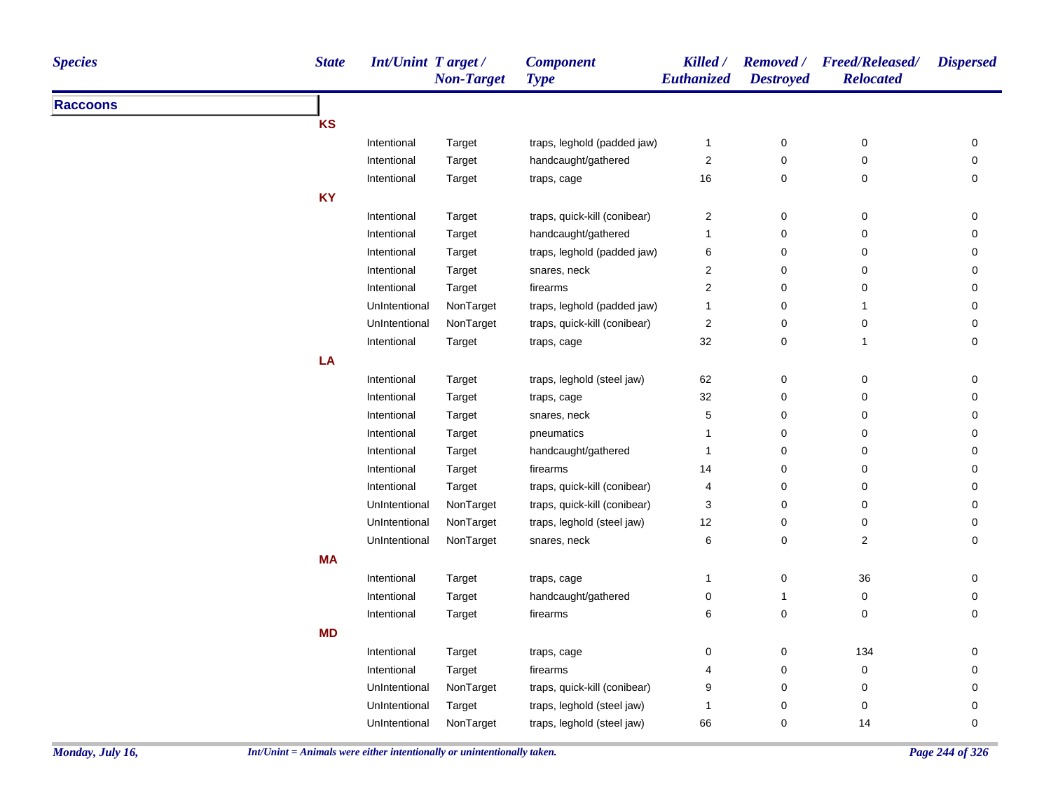| Species | State | Int/Unint | Target / Non-Target | Component Type | Killed / Euthanized | Removed / Destroyed | Freed/Released/ Relocated | Dispersed |
|---|---|---|---|---|---|---|---|---|
| **Raccoons** | | | | | | | | |
| | **KS** | | | | | | | |
| | | Intentional | Target | traps, leghold (padded jaw) | 1 | 0 | 0 | 0 |
| | | Intentional | Target | handcaught/gathered | 2 | 0 | 0 | 0 |
| | | Intentional | Target | traps, cage | 16 | 0 | 0 | 0 |
| | **KY** | | | | | | | |
| | | Intentional | Target | traps, quick-kill (conibear) | 2 | 0 | 0 | 0 |
| | | Intentional | Target | handcaught/gathered | 1 | 0 | 0 | 0 |
| | | Intentional | Target | traps, leghold (padded jaw) | 6 | 0 | 0 | 0 |
| | | Intentional | Target | snares, neck | 2 | 0 | 0 | 0 |
| | | Intentional | Target | firearms | 2 | 0 | 0 | 0 |
| | | UnIntentional | NonTarget | traps, leghold (padded jaw) | 1 | 0 | 1 | 0 |
| | | UnIntentional | NonTarget | traps, quick-kill (conibear) | 2 | 0 | 0 | 0 |
| | | Intentional | Target | traps, cage | 32 | 0 | 1 | 0 |
| | **LA** | | | | | | | |
| | | Intentional | Target | traps, leghold (steel jaw) | 62 | 0 | 0 | 0 |
| | | Intentional | Target | traps, cage | 32 | 0 | 0 | 0 |
| | | Intentional | Target | snares, neck | 5 | 0 | 0 | 0 |
| | | Intentional | Target | pneumatics | 1 | 0 | 0 | 0 |
| | | Intentional | Target | handcaught/gathered | 1 | 0 | 0 | 0 |
| | | Intentional | Target | firearms | 14 | 0 | 0 | 0 |
| | | Intentional | Target | traps, quick-kill (conibear) | 4 | 0 | 0 | 0 |
| | | UnIntentional | NonTarget | traps, quick-kill (conibear) | 3 | 0 | 0 | 0 |
| | | UnIntentional | NonTarget | traps, leghold (steel jaw) | 12 | 0 | 0 | 0 |
| | | UnIntentional | NonTarget | snares, neck | 6 | 0 | 2 | 0 |
| | **MA** | | | | | | | |
| | | Intentional | Target | traps, cage | 1 | 0 | 36 | 0 |
| | | Intentional | Target | handcaught/gathered | 0 | 1 | 0 | 0 |
| | | Intentional | Target | firearms | 6 | 0 | 0 | 0 |
| | **MD** | | | | | | | |
| | | Intentional | Target | traps, cage | 0 | 0 | 134 | 0 |
| | | Intentional | Target | firearms | 4 | 0 | 0 | 0 |
| | | UnIntentional | NonTarget | traps, quick-kill (conibear) | 9 | 0 | 0 | 0 |
| | | UnIntentional | Target | traps, leghold (steel jaw) | 1 | 0 | 0 | 0 |
| | | UnIntentional | NonTarget | traps, leghold (steel jaw) | 66 | 0 | 14 | 0 |

*Int/Unint = Animals were either intentionally or unintentionally taken.*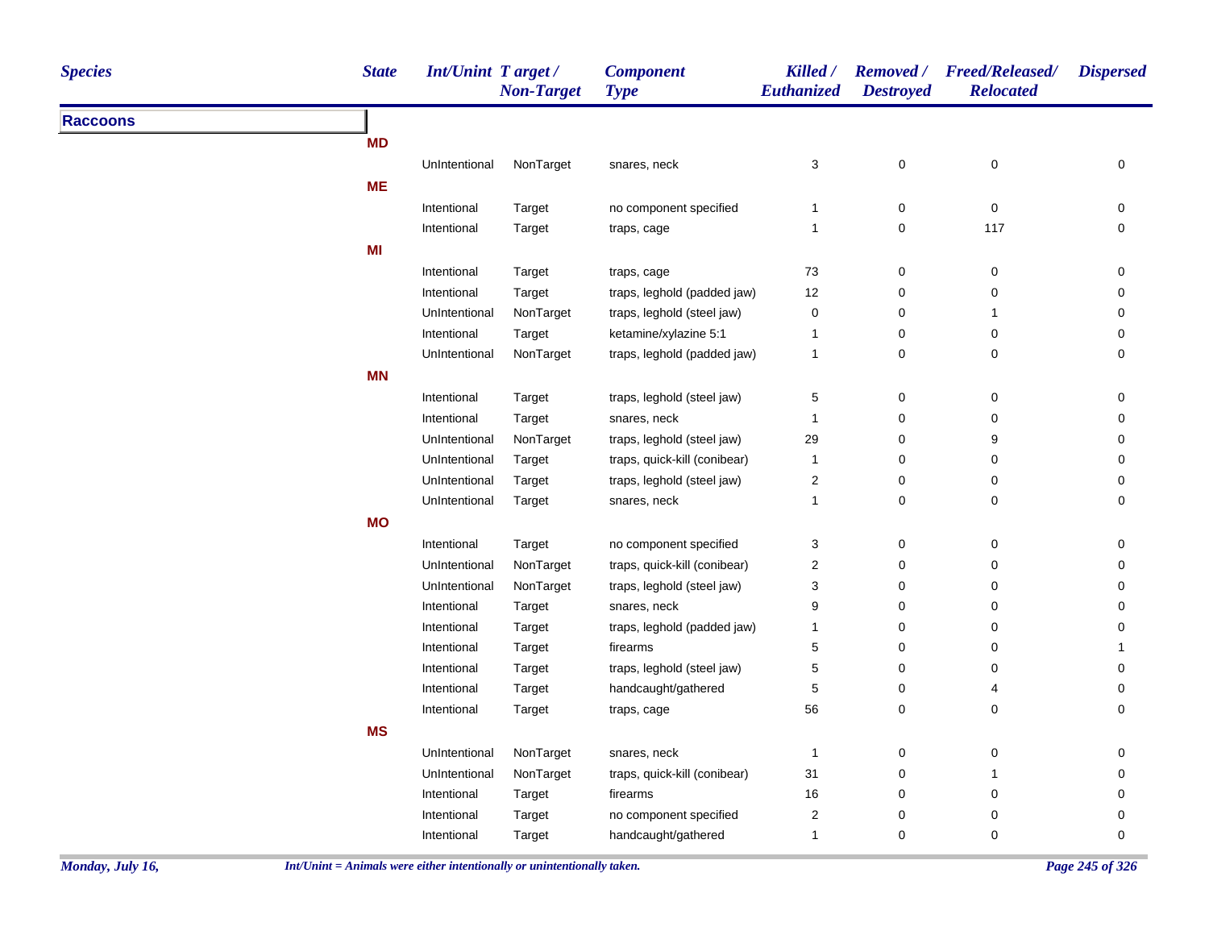| Species | State | Int/Unint | Target / Non-Target | Component Type | Killed / Euthanized | Removed / Destroyed | Freed/Released/ Relocated | Dispersed |
|---|---|---|---|---|---|---|---|---|
| **Raccoons** | | | | | | | | |
| | **MD** | | | | | | | |
| | | UnIntentional | NonTarget | snares, neck | 3 | 0 | 0 | 0 |
| | **ME** | | | | | | | |
| | | Intentional | Target | no component specified | 1 | 0 | 0 | 0 |
| | | Intentional | Target | traps, cage | 1 | 0 | 117 | 0 |
| | **MI** | | | | | | | |
| | | Intentional | Target | traps, cage | 73 | 0 | 0 | 0 |
| | | Intentional | Target | traps, leghold (padded jaw) | 12 | 0 | 0 | 0 |
| | | UnIntentional | NonTarget | traps, leghold (steel jaw) | 0 | 0 | 1 | 0 |
| | | Intentional | Target | ketamine/xylazine 5:1 | 1 | 0 | 0 | 0 |
| | | UnIntentional | NonTarget | traps, leghold (padded jaw) | 1 | 0 | 0 | 0 |
| | **MN** | | | | | | | |
| | | Intentional | Target | traps, leghold (steel jaw) | 5 | 0 | 0 | 0 |
| | | Intentional | Target | snares, neck | 1 | 0 | 0 | 0 |
| | | UnIntentional | NonTarget | traps, leghold (steel jaw) | 29 | 0 | 9 | 0 |
| | | UnIntentional | Target | traps, quick-kill (conibear) | 1 | 0 | 0 | 0 |
| | | UnIntentional | Target | traps, leghold (steel jaw) | 2 | 0 | 0 | 0 |
| | | UnIntentional | Target | snares, neck | 1 | 0 | 0 | 0 |
| | **MO** | | | | | | | |
| | | Intentional | Target | no component specified | 3 | 0 | 0 | 0 |
| | | UnIntentional | NonTarget | traps, quick-kill (conibear) | 2 | 0 | 0 | 0 |
| | | UnIntentional | NonTarget | traps, leghold (steel jaw) | 3 | 0 | 0 | 0 |
| | | Intentional | Target | snares, neck | 9 | 0 | 0 | 0 |
| | | Intentional | Target | traps, leghold (padded jaw) | 1 | 0 | 0 | 0 |
| | | Intentional | Target | firearms | 5 | 0 | 0 | 1 |
| | | Intentional | Target | traps, leghold (steel jaw) | 5 | 0 | 0 | 0 |
| | | Intentional | Target | handcaught/gathered | 5 | 0 | 4 | 0 |
| | | Intentional | Target | traps, cage | 56 | 0 | 0 | 0 |
| | **MS** | | | | | | | |
| | | UnIntentional | NonTarget | snares, neck | 1 | 0 | 0 | 0 |
| | | UnIntentional | NonTarget | traps, quick-kill (conibear) | 31 | 0 | 1 | 0 |
| | | Intentional | Target | firearms | 16 | 0 | 0 | 0 |
| | | Intentional | Target | no component specified | 2 | 0 | 0 | 0 |
| | | Intentional | Target | handcaught/gathered | 1 | 0 | 0 | 0 |

*Monday, July 16,*

*Int/Unint = Animals were either intentionally or unintentionally taken.*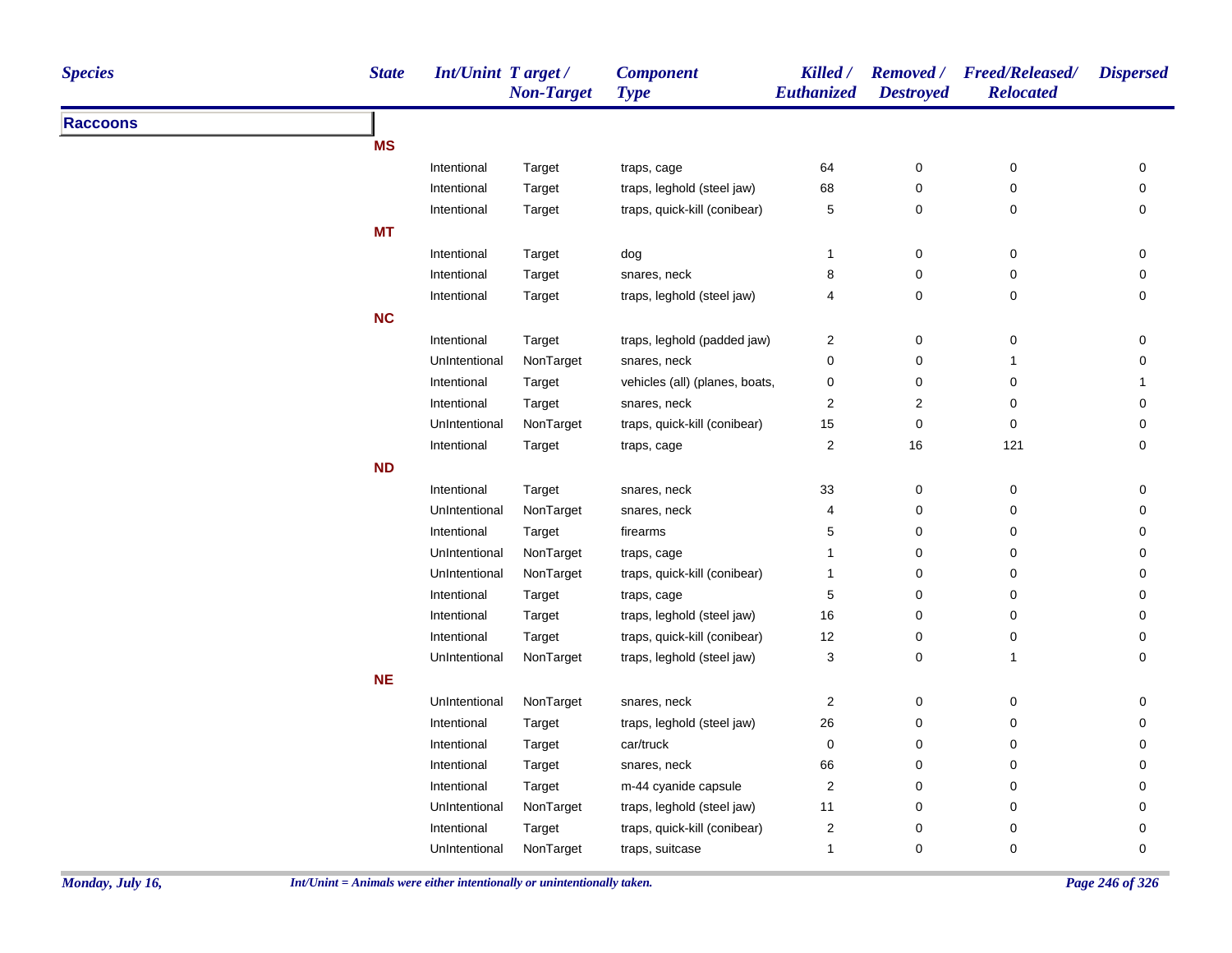| Species | State | Int/Unint | Target / Non-Target | Component Type | Killed / Euthanized | Removed / Destroyed | Freed/Released/ Relocated | Dispersed |
|---|---|---|---|---|---|---|---|---|
| **Raccoons** | | | | | | | | |
| | **MS** | | | | | | | |
| | | Intentional | Target | traps, cage | 64 | 0 | 0 | 0 |
| | | Intentional | Target | traps, leghold (steel jaw) | 68 | 0 | 0 | 0 |
| | | Intentional | Target | traps, quick-kill (conibear) | 5 | 0 | 0 | 0 |
| | **MT** | | | | | | | |
| | | Intentional | Target | dog | 1 | 0 | 0 | 0 |
| | | Intentional | Target | snares, neck | 8 | 0 | 0 | 0 |
| | | Intentional | Target | traps, leghold (steel jaw) | 4 | 0 | 0 | 0 |
| | **NC** | | | | | | | |
| | | Intentional | Target | traps, leghold (padded jaw) | 2 | 0 | 0 | 0 |
| | | UnIntentional | NonTarget | snares, neck | 0 | 0 | 1 | 0 |
| | | Intentional | Target | vehicles (all) (planes, boats, | 0 | 0 | 0 | 1 |
| | | Intentional | Target | snares, neck | 2 | 2 | 0 | 0 |
| | | UnIntentional | NonTarget | traps, quick-kill (conibear) | 15 | 0 | 0 | 0 |
| | | Intentional | Target | traps, cage | 2 | 16 | 121 | 0 |
| | **ND** | | | | | | | |
| | | Intentional | Target | snares, neck | 33 | 0 | 0 | 0 |
| | | UnIntentional | NonTarget | snares, neck | 4 | 0 | 0 | 0 |
| | | Intentional | Target | firearms | 5 | 0 | 0 | 0 |
| | | UnIntentional | NonTarget | traps, cage | 1 | 0 | 0 | 0 |
| | | UnIntentional | NonTarget | traps, quick-kill (conibear) | 1 | 0 | 0 | 0 |
| | | Intentional | Target | traps, cage | 5 | 0 | 0 | 0 |
| | | Intentional | Target | traps, leghold (steel jaw) | 16 | 0 | 0 | 0 |
| | | Intentional | Target | traps, quick-kill (conibear) | 12 | 0 | 0 | 0 |
| | | UnIntentional | NonTarget | traps, leghold (steel jaw) | 3 | 0 | 1 | 0 |
| | **NE** | | | | | | | |
| | | UnIntentional | NonTarget | snares, neck | 2 | 0 | 0 | 0 |
| | | Intentional | Target | traps, leghold (steel jaw) | 26 | 0 | 0 | 0 |
| | | Intentional | Target | car/truck | 0 | 0 | 0 | 0 |
| | | Intentional | Target | snares, neck | 66 | 0 | 0 | 0 |
| | | Intentional | Target | m-44 cyanide capsule | 2 | 0 | 0 | 0 |
| | | UnIntentional | NonTarget | traps, leghold (steel jaw) | 11 | 0 | 0 | 0 |
| | | Intentional | Target | traps, quick-kill (conibear) | 2 | 0 | 0 | 0 |
| | | UnIntentional | NonTarget | traps, suitcase | 1 | 0 | 0 | 0 |

*Int/Unint = Animals were either intentionally or unintentionally taken.*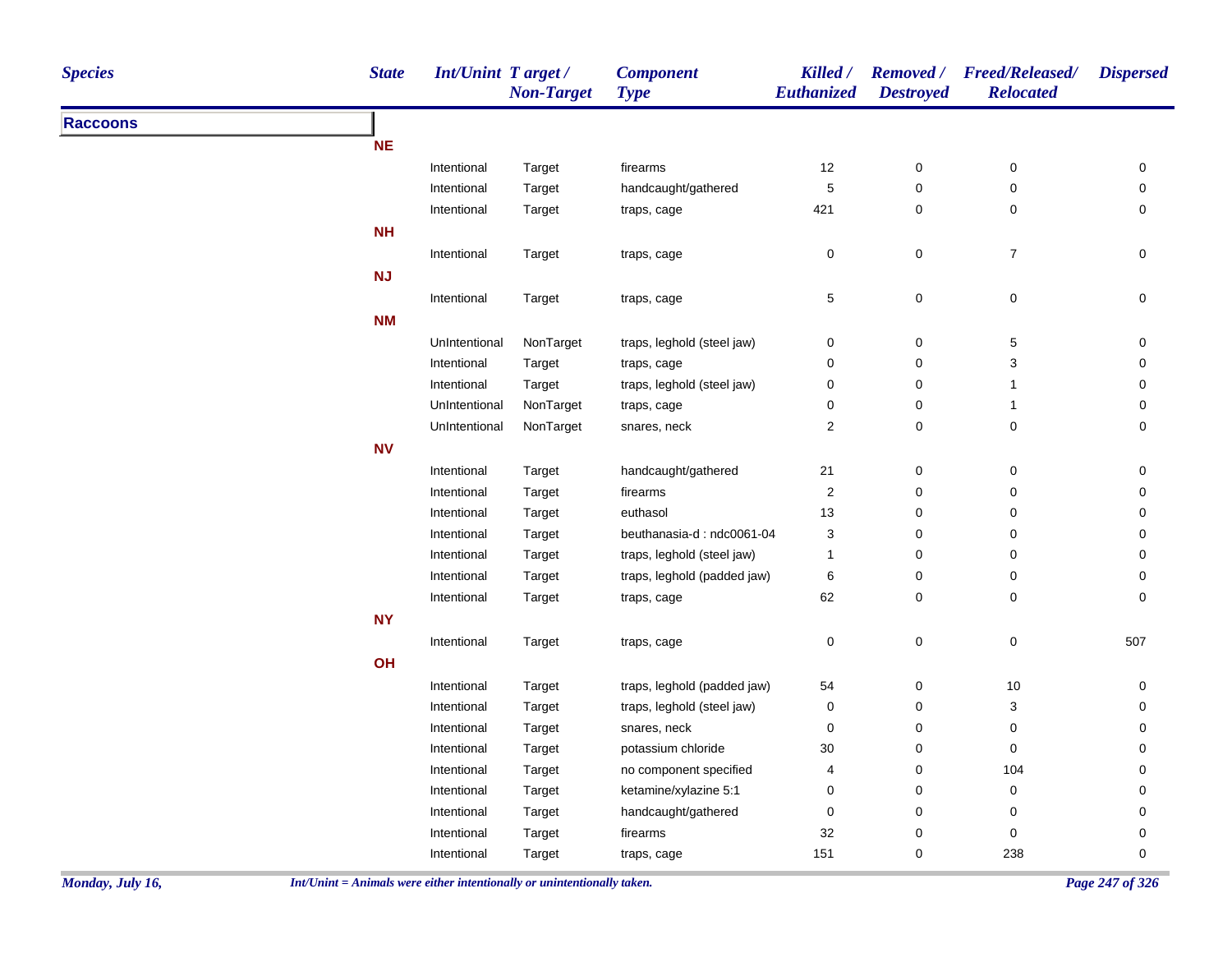| Species | State | Int/Unint | Target / Non-Target | Component Type | Killed / Euthanized | Removed / Destroyed | Freed/Released/ Relocated | Dispersed |
|---|---|---|---|---|---|---|---|---|
| **Raccoons** | | | | | | | | |
| | **NE** | | | | | | | |
| | | Intentional | Target | firearms | 12 | 0 | 0 | 0 |
| | | Intentional | Target | handcaught/gathered | 5 | 0 | 0 | 0 |
| | | Intentional | Target | traps, cage | 421 | 0 | 0 | 0 |
| | **NH** | | | | | | | |
| | | Intentional | Target | traps, cage | 0 | 0 | 7 | 0 |
| | **NJ** | | | | | | | |
| | | Intentional | Target | traps, cage | 5 | 0 | 0 | 0 |
| | **NM** | | | | | | | |
| | | UnIntentional | NonTarget | traps, leghold (steel jaw) | 0 | 0 | 5 | 0 |
| | | Intentional | Target | traps, cage | 0 | 0 | 3 | 0 |
| | | Intentional | Target | traps, leghold (steel jaw) | 0 | 0 | 1 | 0 |
| | | UnIntentional | NonTarget | traps, cage | 0 | 0 | 1 | 0 |
| | | UnIntentional | NonTarget | snares, neck | 2 | 0 | 0 | 0 |
| | **NV** | | | | | | | |
| | | Intentional | Target | handcaught/gathered | 21 | 0 | 0 | 0 |
| | | Intentional | Target | firearms | 2 | 0 | 0 | 0 |
| | | Intentional | Target | euthasol | 13 | 0 | 0 | 0 |
| | | Intentional | Target | beuthanasia-d : ndc0061-04 | 3 | 0 | 0 | 0 |
| | | Intentional | Target | traps, leghold (steel jaw) | 1 | 0 | 0 | 0 |
| | | Intentional | Target | traps, leghold (padded jaw) | 6 | 0 | 0 | 0 |
| | | Intentional | Target | traps, cage | 62 | 0 | 0 | 0 |
| | **NY** | | | | | | | |
| | | Intentional | Target | traps, cage | 0 | 0 | 0 | 507 |
| | **OH** | | | | | | | |
| | | Intentional | Target | traps, leghold (padded jaw) | 54 | 0 | 10 | 0 |
| | | Intentional | Target | traps, leghold (steel jaw) | 0 | 0 | 3 | 0 |
| | | Intentional | Target | snares, neck | 0 | 0 | 0 | 0 |
| | | Intentional | Target | potassium chloride | 30 | 0 | 0 | 0 |
| | | Intentional | Target | no component specified | 4 | 0 | 104 | 0 |
| | | Intentional | Target | ketamine/xylazine 5:1 | 0 | 0 | 0 | 0 |
| | | Intentional | Target | handcaught/gathered | 0 | 0 | 0 | 0 |
| | | Intentional | Target | firearms | 32 | 0 | 0 | 0 |
| | | Intentional | Target | traps, cage | 151 | 0 | 238 | 0 |

*Int/Unint = Animals were either intentionally or unintentionally taken.*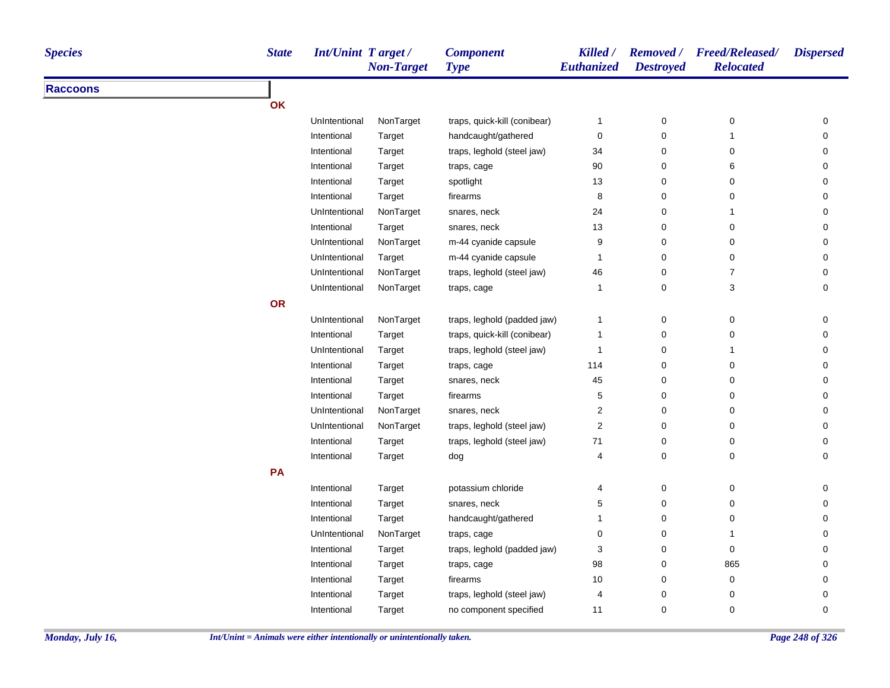| Species | State | Int/Unint | Target / Non-Target | Component Type | Killed / Euthanized | Removed / Destroyed | Freed/Released/ Relocated | Dispersed |
|---|---|---|---|---|---|---|---|---|
| **Raccoons** | | | | | | | | |
| | **OK** | | | | | | | |
| | | UnIntentional | NonTarget | traps, quick-kill (conibear) | 1 | 0 | 0 | 0 |
| | | Intentional | Target | handcaught/gathered | 0 | 0 | 1 | 0 |
| | | Intentional | Target | traps, leghold (steel jaw) | 34 | 0 | 0 | 0 |
| | | Intentional | Target | traps, cage | 90 | 0 | 6 | 0 |
| | | Intentional | Target | spotlight | 13 | 0 | 0 | 0 |
| | | Intentional | Target | firearms | 8 | 0 | 0 | 0 |
| | | UnIntentional | NonTarget | snares, neck | 24 | 0 | 1 | 0 |
| | | Intentional | Target | snares, neck | 13 | 0 | 0 | 0 |
| | | UnIntentional | NonTarget | m-44 cyanide capsule | 9 | 0 | 0 | 0 |
| | | UnIntentional | Target | m-44 cyanide capsule | 1 | 0 | 0 | 0 |
| | | UnIntentional | NonTarget | traps, leghold (steel jaw) | 46 | 0 | 7 | 0 |
| | | UnIntentional | NonTarget | traps, cage | 1 | 0 | 3 | 0 |
| | **OR** | | | | | | | |
| | | UnIntentional | NonTarget | traps, leghold (padded jaw) | 1 | 0 | 0 | 0 |
| | | Intentional | Target | traps, quick-kill (conibear) | 1 | 0 | 0 | 0 |
| | | UnIntentional | Target | traps, leghold (steel jaw) | 1 | 0 | 1 | 0 |
| | | Intentional | Target | traps, cage | 114 | 0 | 0 | 0 |
| | | Intentional | Target | snares, neck | 45 | 0 | 0 | 0 |
| | | Intentional | Target | firearms | 5 | 0 | 0 | 0 |
| | | UnIntentional | NonTarget | snares, neck | 2 | 0 | 0 | 0 |
| | | UnIntentional | NonTarget | traps, leghold (steel jaw) | 2 | 0 | 0 | 0 |
| | | Intentional | Target | traps, leghold (steel jaw) | 71 | 0 | 0 | 0 |
| | | Intentional | Target | dog | 4 | 0 | 0 | 0 |
| | **PA** | | | | | | | |
| | | Intentional | Target | potassium chloride | 4 | 0 | 0 | 0 |
| | | Intentional | Target | snares, neck | 5 | 0 | 0 | 0 |
| | | Intentional | Target | handcaught/gathered | 1 | 0 | 0 | 0 |
| | | UnIntentional | NonTarget | traps, cage | 0 | 0 | 1 | 0 |
| | | Intentional | Target | traps, leghold (padded jaw) | 3 | 0 | 0 | 0 |
| | | Intentional | Target | traps, cage | 98 | 0 | 865 | 0 |
| | | Intentional | Target | firearms | 10 | 0 | 0 | 0 |
| | | Intentional | Target | traps, leghold (steel jaw) | 4 | 0 | 0 | 0 |
| | | Intentional | Target | no component specified | 11 | 0 | 0 | 0 |

*Int/Unint = Animals were either intentionally or unintentionally taken.*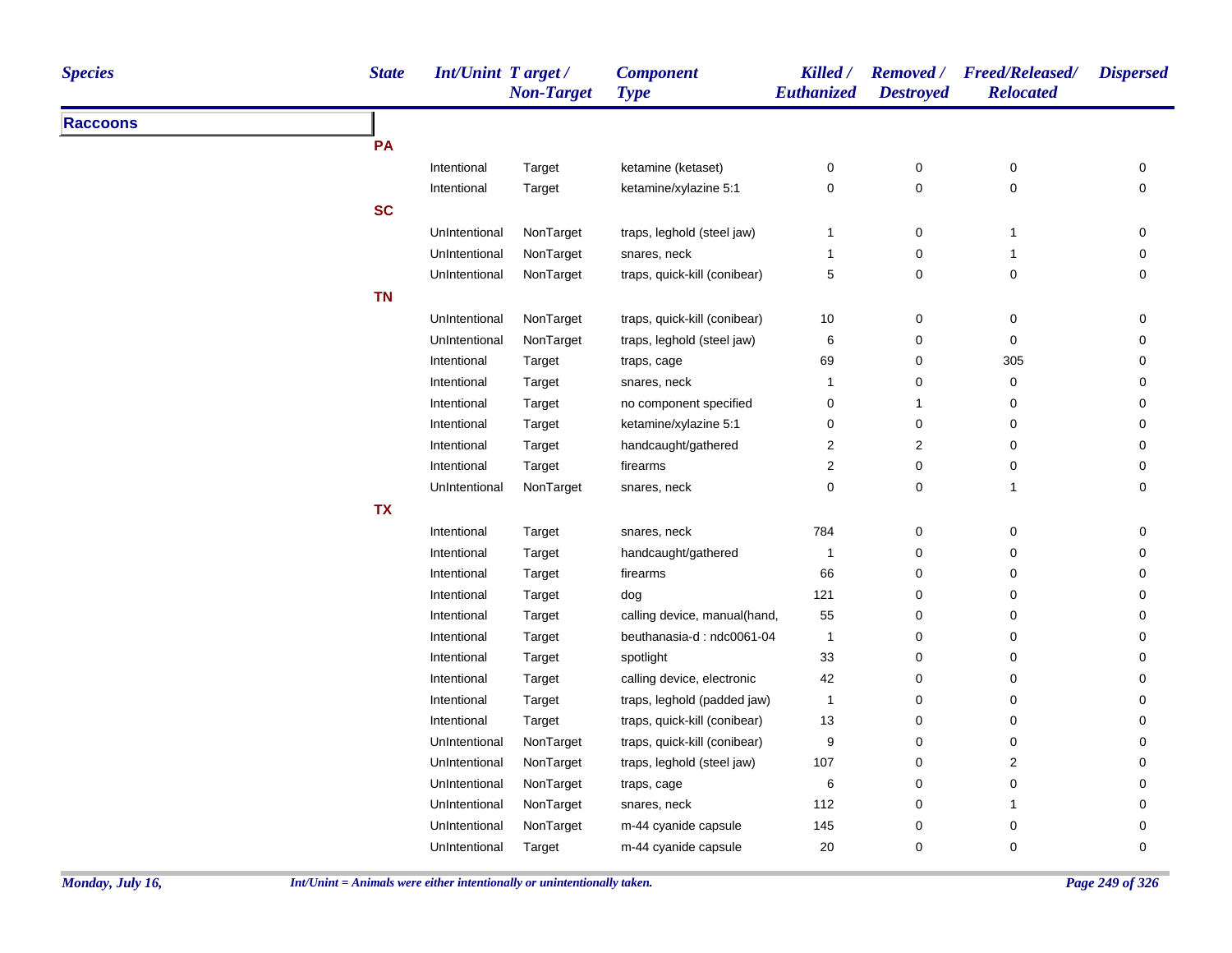| Species | State | Int/Unint | Target / Non-Target | Component Type | Killed / Euthanized | Removed / Destroyed | Freed/Released/ Relocated | Dispersed |
|---|---|---|---|---|---|---|---|---|
| **Raccoons** | | | | | | | | |
| | PA | | | | | | | |
| | | Intentional | Target | ketamine (ketaset) | 0 | 0 | 0 | 0 |
| | | Intentional | Target | ketamine/xylazine 5:1 | 0 | 0 | 0 | 0 |
| | SC | | | | | | | |
| | | UnIntentional | NonTarget | traps, leghold (steel jaw) | 1 | 0 | 1 | 0 |
| | | UnIntentional | NonTarget | snares, neck | 1 | 0 | 1 | 0 |
| | | UnIntentional | NonTarget | traps, quick-kill (conibear) | 5 | 0 | 0 | 0 |
| | TN | | | | | | | |
| | | UnIntentional | NonTarget | traps, quick-kill (conibear) | 10 | 0 | 0 | 0 |
| | | UnIntentional | NonTarget | traps, leghold (steel jaw) | 6 | 0 | 0 | 0 |
| | | Intentional | Target | traps, cage | 69 | 0 | 305 | 0 |
| | | Intentional | Target | snares, neck | 1 | 0 | 0 | 0 |
| | | Intentional | Target | no component specified | 0 | 1 | 0 | 0 |
| | | Intentional | Target | ketamine/xylazine 5:1 | 0 | 0 | 0 | 0 |
| | | Intentional | Target | handcaught/gathered | 2 | 2 | 0 | 0 |
| | | Intentional | Target | firearms | 2 | 0 | 0 | 0 |
| | | UnIntentional | NonTarget | snares, neck | 0 | 0 | 1 | 0 |
| | TX | | | | | | | |
| | | Intentional | Target | snares, neck | 784 | 0 | 0 | 0 |
| | | Intentional | Target | handcaught/gathered | 1 | 0 | 0 | 0 |
| | | Intentional | Target | firearms | 66 | 0 | 0 | 0 |
| | | Intentional | Target | dog | 121 | 0 | 0 | 0 |
| | | Intentional | Target | calling device, manual(hand, | 55 | 0 | 0 | 0 |
| | | Intentional | Target | beuthanasia-d : ndc0061-04 | 1 | 0 | 0 | 0 |
| | | Intentional | Target | spotlight | 33 | 0 | 0 | 0 |
| | | Intentional | Target | calling device, electronic | 42 | 0 | 0 | 0 |
| | | Intentional | Target | traps, leghold (padded jaw) | 1 | 0 | 0 | 0 |
| | | Intentional | Target | traps, quick-kill (conibear) | 13 | 0 | 0 | 0 |
| | | UnIntentional | NonTarget | traps, quick-kill (conibear) | 9 | 0 | 0 | 0 |
| | | UnIntentional | NonTarget | traps, leghold (steel jaw) | 107 | 0 | 2 | 0 |
| | | UnIntentional | NonTarget | traps, cage | 6 | 0 | 0 | 0 |
| | | UnIntentional | NonTarget | snares, neck | 112 | 0 | 1 | 0 |
| | | UnIntentional | NonTarget | m-44 cyanide capsule | 145 | 0 | 0 | 0 |
| | | UnIntentional | Target | m-44 cyanide capsule | 20 | 0 | 0 | 0 |

*Int/Unint = Animals were either intentionally or unintentionally taken.*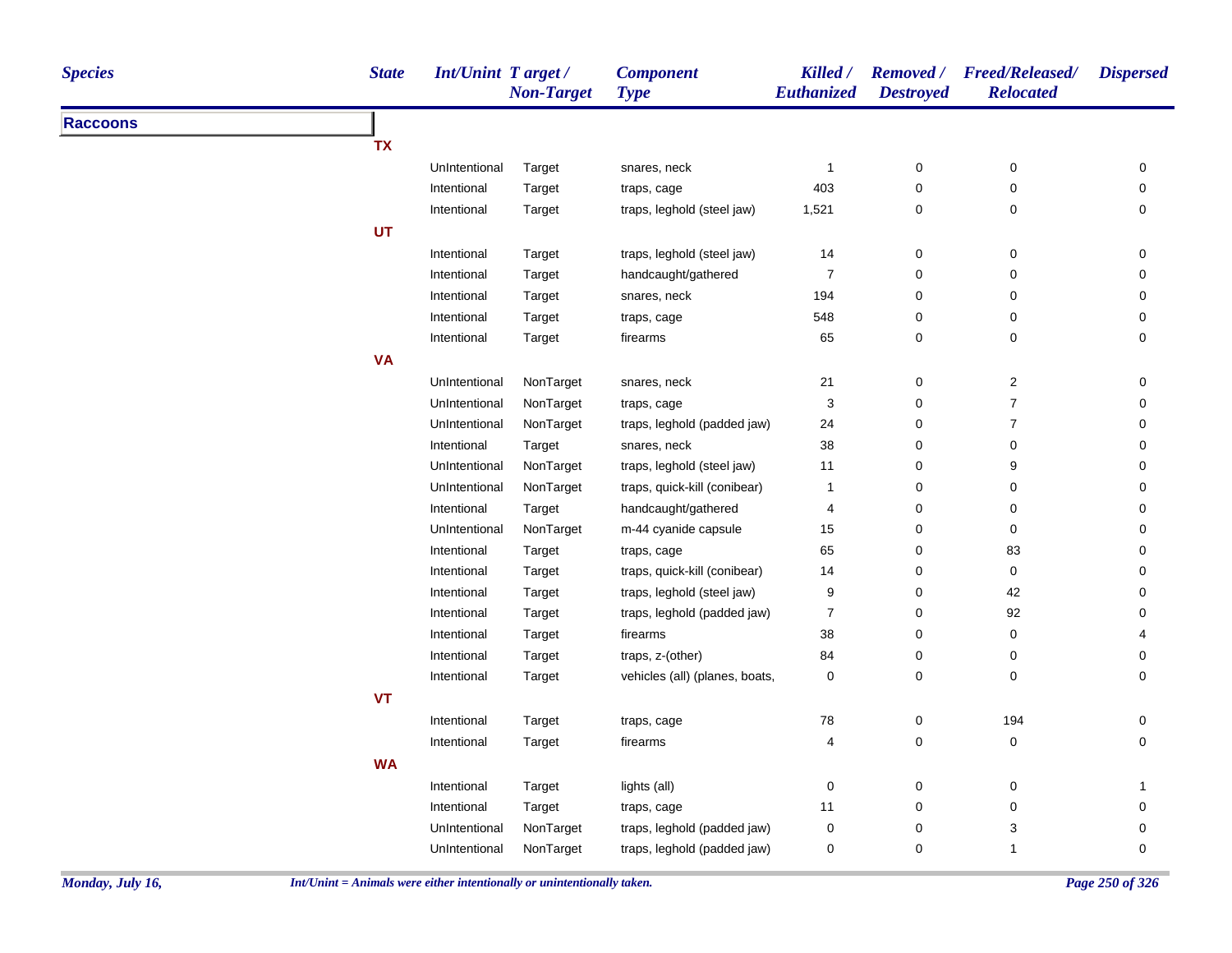| Species | State | Int/Unint | Target / Non-Target | Component Type | Killed / Euthanized | Removed / Destroyed | Freed/Released/ Relocated | Dispersed |
|---|---|---|---|---|---|---|---|---|
| **Raccoons** | | | | | | | | |
| | **TX** | | | | | | | |
| | | UnIntentional | Target | snares, neck | 1 | 0 | 0 | 0 |
| | | Intentional | Target | traps, cage | 403 | 0 | 0 | 0 |
| | | Intentional | Target | traps, leghold (steel jaw) | 1,521 | 0 | 0 | 0 |
| | **UT** | | | | | | | |
| | | Intentional | Target | traps, leghold (steel jaw) | 14 | 0 | 0 | 0 |
| | | Intentional | Target | handcaught/gathered | 7 | 0 | 0 | 0 |
| | | Intentional | Target | snares, neck | 194 | 0 | 0 | 0 |
| | | Intentional | Target | traps, cage | 548 | 0 | 0 | 0 |
| | | Intentional | Target | firearms | 65 | 0 | 0 | 0 |
| | **VA** | | | | | | | |
| | | UnIntentional | NonTarget | snares, neck | 21 | 0 | 2 | 0 |
| | | UnIntentional | NonTarget | traps, cage | 3 | 0 | 7 | 0 |
| | | UnIntentional | NonTarget | traps, leghold (padded jaw) | 24 | 0 | 7 | 0 |
| | | Intentional | Target | snares, neck | 38 | 0 | 0 | 0 |
| | | UnIntentional | NonTarget | traps, leghold (steel jaw) | 11 | 0 | 9 | 0 |
| | | UnIntentional | NonTarget | traps, quick-kill (conibear) | 1 | 0 | 0 | 0 |
| | | Intentional | Target | handcaught/gathered | 4 | 0 | 0 | 0 |
| | | UnIntentional | NonTarget | m-44 cyanide capsule | 15 | 0 | 0 | 0 |
| | | Intentional | Target | traps, cage | 65 | 0 | 83 | 0 |
| | | Intentional | Target | traps, quick-kill (conibear) | 14 | 0 | 0 | 0 |
| | | Intentional | Target | traps, leghold (steel jaw) | 9 | 0 | 42 | 0 |
| | | Intentional | Target | traps, leghold (padded jaw) | 7 | 0 | 92 | 0 |
| | | Intentional | Target | firearms | 38 | 0 | 0 | 4 |
| | | Intentional | Target | traps, z-(other) | 84 | 0 | 0 | 0 |
| | | Intentional | Target | vehicles (all) (planes, boats, | 0 | 0 | 0 | 0 |
| | **VT** | | | | | | | |
| | | Intentional | Target | traps, cage | 78 | 0 | 194 | 0 |
| | | Intentional | Target | firearms | 4 | 0 | 0 | 0 |
| | **WA** | | | | | | | |
| | | Intentional | Target | lights (all) | 0 | 0 | 0 | 1 |
| | | Intentional | Target | traps, cage | 11 | 0 | 0 | 0 |
| | | UnIntentional | NonTarget | traps, leghold (padded jaw) | 0 | 0 | 3 | 0 |
| | | UnIntentional | NonTarget | traps, leghold (padded jaw) | 0 | 0 | 1 | 0 |

*Int/Unint = Animals were either intentionally or unintentionally taken.*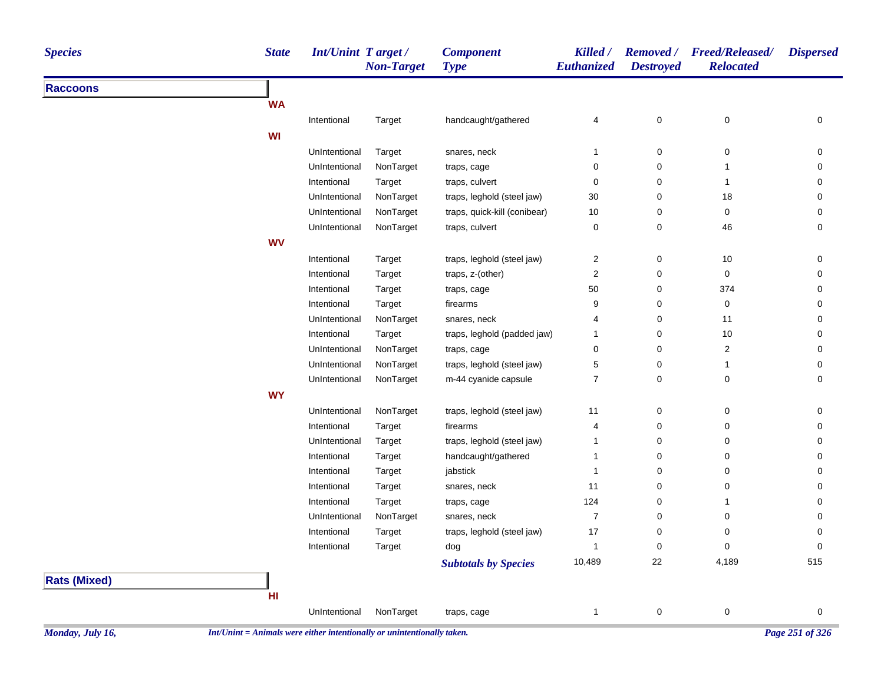| Species | State | Int/Unint | Target / Non-Target | Component Type | Killed / Euthanized | Removed / Destroyed | Freed/Released/ Relocated | Dispersed |
|---|---|---|---|---|---|---|---|---|
| **Raccoons** | | | | | | | | |
| | **WA** | | | | | | | |
| | | Intentional | Target | handcaught/gathered | 4 | 0 | 0 | 0 |
| | **WI** | | | | | | | |
| | | UnIntentional | Target | snares, neck | 1 | 0 | 0 | 0 |
| | | UnIntentional | NonTarget | traps, cage | 0 | 0 | 1 | 0 |
| | | Intentional | Target | traps, culvert | 0 | 0 | 1 | 0 |
| | | UnIntentional | NonTarget | traps, leghold (steel jaw) | 30 | 0 | 18 | 0 |
| | | UnIntentional | NonTarget | traps, quick-kill (conibear) | 10 | 0 | 0 | 0 |
| | | UnIntentional | NonTarget | traps, culvert | 0 | 0 | 46 | 0 |
| | **WV** | | | | | | | |
| | | Intentional | Target | traps, leghold (steel jaw) | 2 | 0 | 10 | 0 |
| | | Intentional | Target | traps, z-(other) | 2 | 0 | 0 | 0 |
| | | Intentional | Target | traps, cage | 50 | 0 | 374 | 0 |
| | | Intentional | Target | firearms | 9 | 0 | 0 | 0 |
| | | UnIntentional | NonTarget | snares, neck | 4 | 0 | 11 | 0 |
| | | Intentional | Target | traps, leghold (padded jaw) | 1 | 0 | 10 | 0 |
| | | UnIntentional | NonTarget | traps, cage | 0 | 0 | 2 | 0 |
| | | UnIntentional | NonTarget | traps, leghold (steel jaw) | 5 | 0 | 1 | 0 |
| | | UnIntentional | NonTarget | m-44 cyanide capsule | 7 | 0 | 0 | 0 |
| | **WY** | | | | | | | |
| | | UnIntentional | NonTarget | traps, leghold (steel jaw) | 11 | 0 | 0 | 0 |
| | | Intentional | Target | firearms | 4 | 0 | 0 | 0 |
| | | UnIntentional | Target | traps, leghold (steel jaw) | 1 | 0 | 0 | 0 |
| | | Intentional | Target | handcaught/gathered | 1 | 0 | 0 | 0 |
| | | Intentional | Target | jabstick | 1 | 0 | 0 | 0 |
| | | Intentional | Target | snares, neck | 11 | 0 | 0 | 0 |
| | | Intentional | Target | traps, cage | 124 | 0 | 1 | 0 |
| | | UnIntentional | NonTarget | snares, neck | 7 | 0 | 0 | 0 |
| | | Intentional | Target | traps, leghold (steel jaw) | 17 | 0 | 0 | 0 |
| | | Intentional | Target | dog | 1 | 0 | 0 | 0 |
| | | | | ***Subtotals by Species*** | 10,489 | 22 | 4,189 | 515 |
| **Rats (Mixed)** | | | | | | | | |
| | **HI** | | | | | | | |
| | | UnIntentional | NonTarget | traps, cage | 1 | 0 | 0 | 0 |

*Int/Unint = Animals were either intentionally or unintentionally taken.*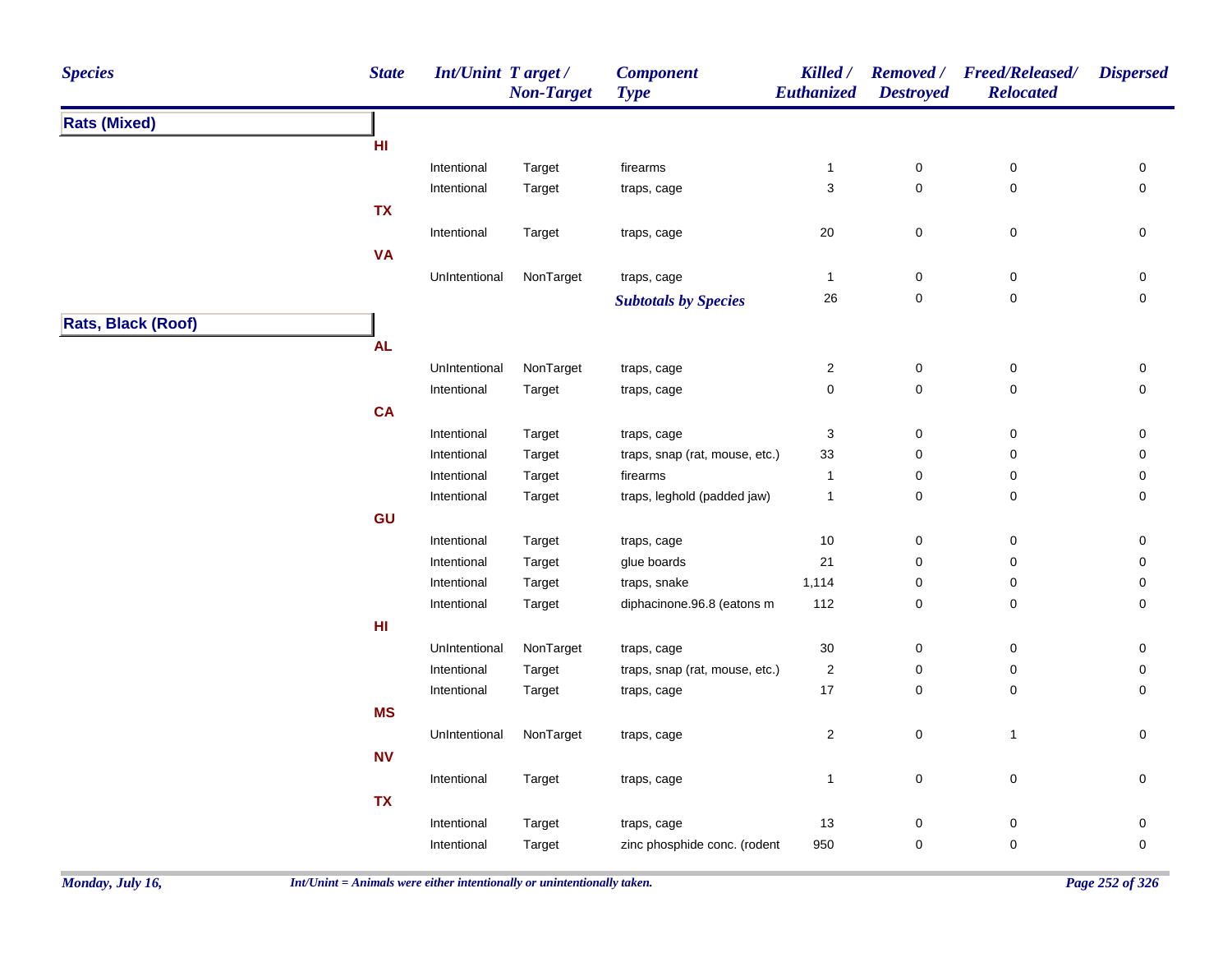| Species | State | Int/Unint | Target / Non-Target | Component Type | Killed / Euthanized | Removed / Destroyed | Freed/Released/ Relocated | Dispersed |
|---|---|---|---|---|---|---|---|---|
| **Rats (Mixed)** | | | | | | | | |
| | HI | | | | | | | |
| | | Intentional | Target | firearms | 1 | 0 | 0 | 0 |
| | | Intentional | Target | traps, cage | 3 | 0 | 0 | 0 |
| | TX | | | | | | | |
| | | Intentional | Target | traps, cage | 20 | 0 | 0 | 0 |
| | VA | | | | | | | |
| | | UnIntentional | NonTarget | traps, cage | 1 | 0 | 0 | 0 |
| | | | | ***Subtotals by Species*** | 26 | 0 | 0 | 0 |
| **Rats, Black (Roof)** | | | | | | | | |
| | AL | | | | | | | |
| | | UnIntentional | NonTarget | traps, cage | 2 | 0 | 0 | 0 |
| | | Intentional | Target | traps, cage | 0 | 0 | 0 | 0 |
| | CA | | | | | | | |
| | | Intentional | Target | traps, cage | 3 | 0 | 0 | 0 |
| | | Intentional | Target | traps, snap (rat, mouse, etc.) | 33 | 0 | 0 | 0 |
| | | Intentional | Target | firearms | 1 | 0 | 0 | 0 |
| | | Intentional | Target | traps, leghold (padded jaw) | 1 | 0 | 0 | 0 |
| | GU | | | | | | | |
| | | Intentional | Target | traps, cage | 10 | 0 | 0 | 0 |
| | | Intentional | Target | glue boards | 21 | 0 | 0 | 0 |
| | | Intentional | Target | traps, snake | 1,114 | 0 | 0 | 0 |
| | | Intentional | Target | diphacinone.96.8 (eatons m | 112 | 0 | 0 | 0 |
| | HI | | | | | | | |
| | | UnIntentional | NonTarget | traps, cage | 30 | 0 | 0 | 0 |
| | | Intentional | Target | traps, snap (rat, mouse, etc.) | 2 | 0 | 0 | 0 |
| | | Intentional | Target | traps, cage | 17 | 0 | 0 | 0 |
| | MS | | | | | | | |
| | | UnIntentional | NonTarget | traps, cage | 2 | 0 | 1 | 0 |
| | NV | | | | | | | |
| | | Intentional | Target | traps, cage | 1 | 0 | 0 | 0 |
| | TX | | | | | | | |
| | | Intentional | Target | traps, cage | 13 | 0 | 0 | 0 |
| | | Intentional | Target | zinc phosphide conc. (rodent | 950 | 0 | 0 | 0 |

*Int/Unint = Animals were either intentionally or unintentionally taken.*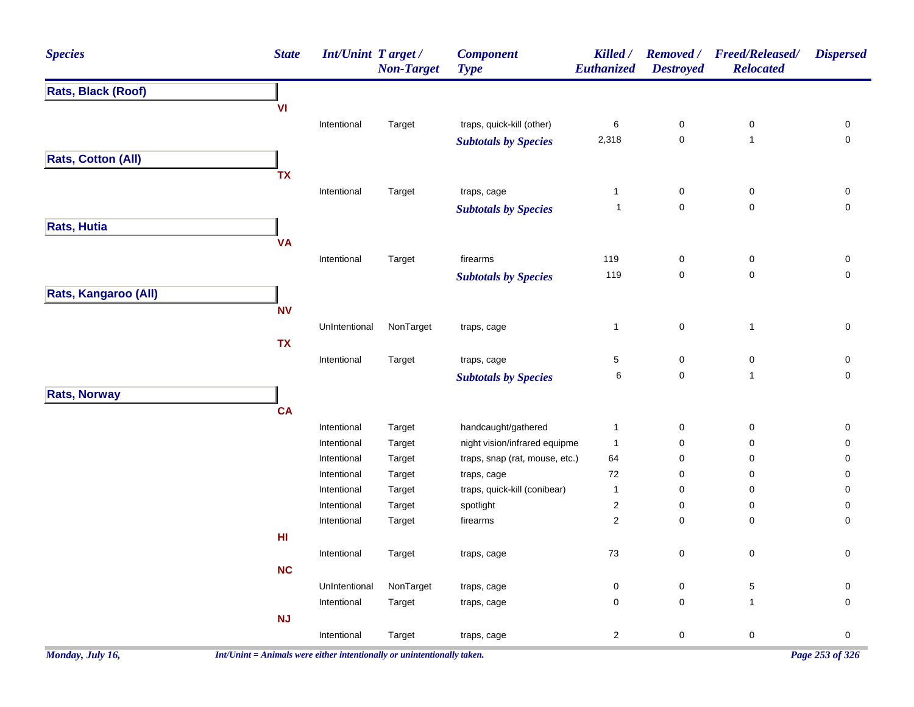| Species | State | Int/Unint | Target / Non-Target | Component Type | Killed / Euthanized | Removed / Destroyed | Freed/Released/ Relocated | Dispersed |
|---|---|---|---|---|---|---|---|---|
| **Rats, Black (Roof)** | | | | | | | | |
| | **VI** | | | | | | | |
| | | Intentional | Target | traps, quick-kill (other) | 6 | 0 | 0 | 0 |
| | | | | ***Subtotals by Species*** | 2,318 | 0 | 1 | 0 |
| **Rats, Cotton (All)** | | | | | | | | |
| | **TX** | | | | | | | |
| | | Intentional | Target | traps, cage | 1 | 0 | 0 | 0 |
| | | | | ***Subtotals by Species*** | 1 | 0 | 0 | 0 |
| **Rats, Hutia** | | | | | | | | |
| | **VA** | | | | | | | |
| | | Intentional | Target | firearms | 119 | 0 | 0 | 0 |
| | | | | ***Subtotals by Species*** | 119 | 0 | 0 | 0 |
| **Rats, Kangaroo (All)** | | | | | | | | |
| | **NV** | | | | | | | |
| | | UnIntentional | NonTarget | traps, cage | 1 | 0 | 1 | 0 |
| | **TX** | | | | | | | |
| | | Intentional | Target | traps, cage | 5 | 0 | 0 | 0 |
| | | | | ***Subtotals by Species*** | 6 | 0 | 1 | 0 |
| **Rats, Norway** | | | | | | | | |
| | **CA** | | | | | | | |
| | | Intentional | Target | handcaught/gathered | 1 | 0 | 0 | 0 |
| | | Intentional | Target | night vision/infrared equipme | 1 | 0 | 0 | 0 |
| | | Intentional | Target | traps, snap (rat, mouse, etc.) | 64 | 0 | 0 | 0 |
| | | Intentional | Target | traps, cage | 72 | 0 | 0 | 0 |
| | | Intentional | Target | traps, quick-kill (conibear) | 1 | 0 | 0 | 0 |
| | | Intentional | Target | spotlight | 2 | 0 | 0 | 0 |
| | | Intentional | Target | firearms | 2 | 0 | 0 | 0 |
| | **HI** | | | | | | | |
| | | Intentional | Target | traps, cage | 73 | 0 | 0 | 0 |
| | **NC** | | | | | | | |
| | | UnIntentional | NonTarget | traps, cage | 0 | 0 | 5 | 0 |
| | | Intentional | Target | traps, cage | 0 | 0 | 1 | 0 |
| | **NJ** | | | | | | | |
| | | Intentional | Target | traps, cage | 2 | 0 | 0 | 0 |

*Int/Unint = Animals were either intentionally or unintentionally taken.*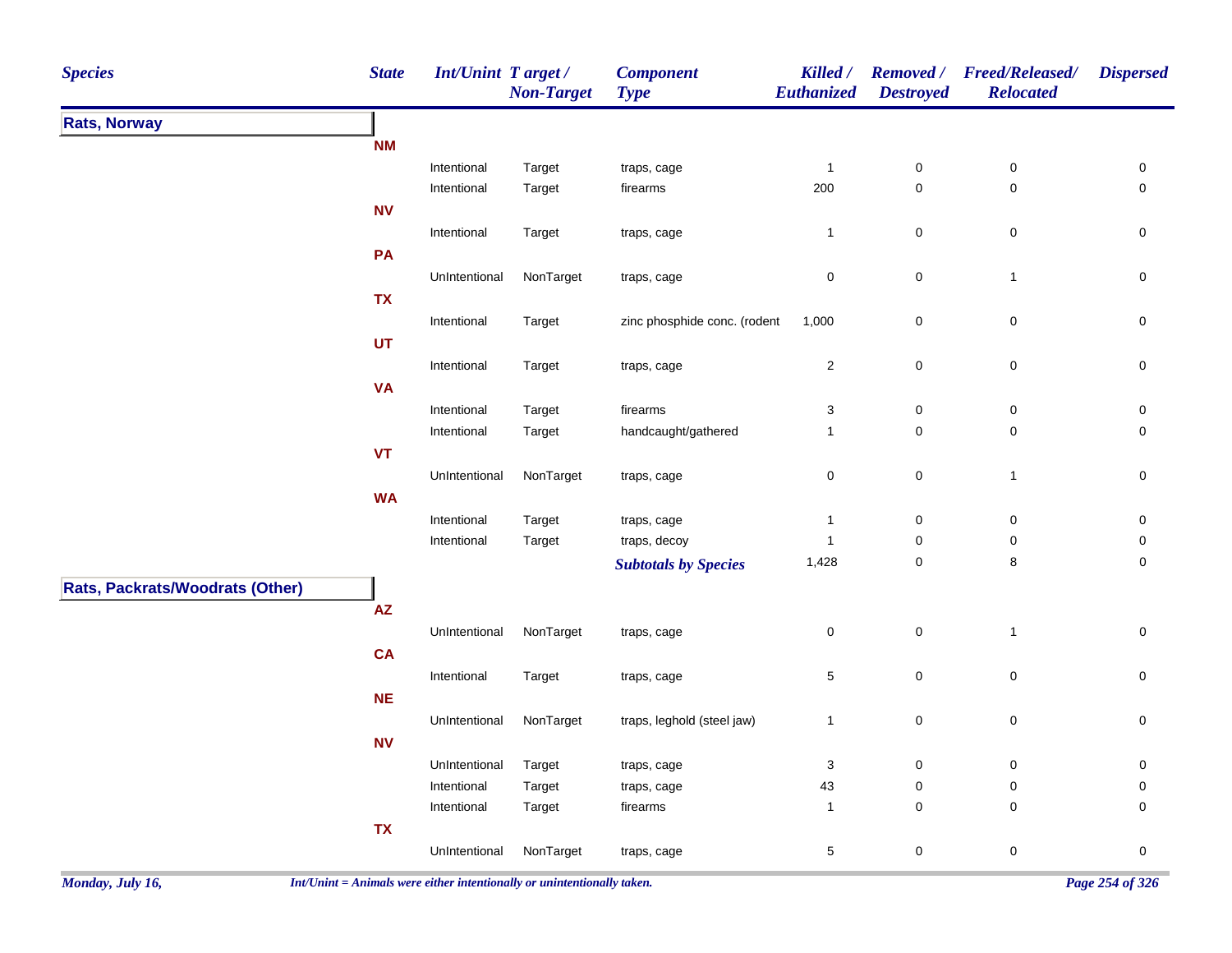| Species | State | Int/Unint | Target / Non-Target | Component Type | Killed / Euthanized | Removed / Destroyed | Freed/Released/ Relocated | Dispersed |
|---|---|---|---|---|---|---|---|---|
| **Rats, Norway** | | | | | | | | |
| | **NM** | | | | | | | |
| | | Intentional | Target | traps, cage | 1 | 0 | 0 | 0 |
| | | Intentional | Target | firearms | 200 | 0 | 0 | 0 |
| | **NV** | | | | | | | |
| | | Intentional | Target | traps, cage | 1 | 0 | 0 | 0 |
| | **PA** | | | | | | | |
| | | UnIntentional | NonTarget | traps, cage | 0 | 0 | 1 | 0 |
| | **TX** | | | | | | | |
| | | Intentional | Target | zinc phosphide conc. (rodent | 1,000 | 0 | 0 | 0 |
| | **UT** | | | | | | | |
| | | Intentional | Target | traps, cage | 2 | 0 | 0 | 0 |
| | **VA** | | | | | | | |
| | | Intentional | Target | firearms | 3 | 0 | 0 | 0 |
| | | Intentional | Target | handcaught/gathered | 1 | 0 | 0 | 0 |
| | **VT** | | | | | | | |
| | | UnIntentional | NonTarget | traps, cage | 0 | 0 | 1 | 0 |
| | **WA** | | | | | | | |
| | | Intentional | Target | traps, cage | 1 | 0 | 0 | 0 |
| | | Intentional | Target | traps, decoy | 1 | 0 | 0 | 0 |
| | | | | ***Subtotals by Species*** | 1,428 | 0 | 8 | 0 |
| **Rats, Packrats/Woodrats (Other)** | | | | | | | | |
| | **AZ** | | | | | | | |
| | | UnIntentional | NonTarget | traps, cage | 0 | 0 | 1 | 0 |
| | **CA** | | | | | | | |
| | | Intentional | Target | traps, cage | 5 | 0 | 0 | 0 |
| | **NE** | | | | | | | |
| | | UnIntentional | NonTarget | traps, leghold (steel jaw) | 1 | 0 | 0 | 0 |
| | **NV** | | | | | | | |
| | | UnIntentional | Target | traps, cage | 3 | 0 | 0 | 0 |
| | | Intentional | Target | traps, cage | 43 | 0 | 0 | 0 |
| | | Intentional | Target | firearms | 1 | 0 | 0 | 0 |
| | **TX** | | | | | | | |
| | | UnIntentional | NonTarget | traps, cage | 5 | 0 | 0 | 0 |

*Int/Unint = Animals were either intentionally or unintentionally taken.*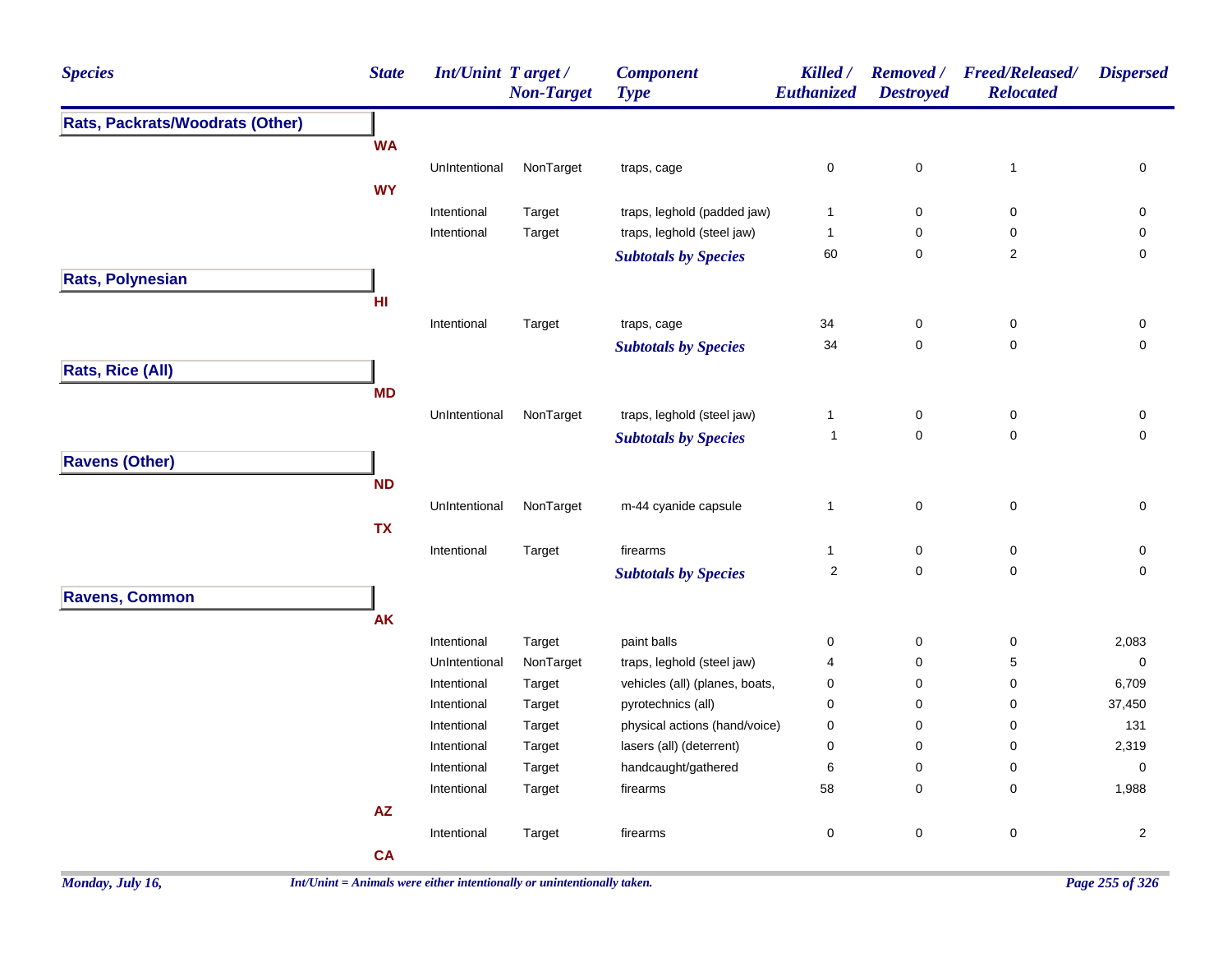| Species | State | Int/Unint | Target / Non-Target | Component Type | Killed / Euthanized | Removed / Destroyed | Freed/Released/ Relocated | Dispersed |
|---|---|---|---|---|---|---|---|---|
| **Rats, Packrats/Woodrats (Other)** | | | | | | | | |
| | **WA** | | | | | | | |
| | | UnIntentional | NonTarget | traps, cage | 0 | 0 | 1 | 0 |
| | **WY** | | | | | | | |
| | | Intentional | Target | traps, leghold (padded jaw) | 1 | 0 | 0 | 0 |
| | | Intentional | Target | traps, leghold (steel jaw) | 1 | 0 | 0 | 0 |
| | | | | ***Subtotals by Species*** | 60 | 0 | 2 | 0 |
| **Rats, Polynesian** | | | | | | | | |
| | **HI** | | | | | | | |
| | | Intentional | Target | traps, cage | 34 | 0 | 0 | 0 |
| | | | | ***Subtotals by Species*** | 34 | 0 | 0 | 0 |
| **Rats, Rice (All)** | | | | | | | | |
| | **MD** | | | | | | | |
| | | UnIntentional | NonTarget | traps, leghold (steel jaw) | 1 | 0 | 0 | 0 |
| | | | | ***Subtotals by Species*** | 1 | 0 | 0 | 0 |
| **Ravens (Other)** | | | | | | | | |
| | **ND** | | | | | | | |
| | | UnIntentional | NonTarget | m-44 cyanide capsule | 1 | 0 | 0 | 0 |
| | **TX** | | | | | | | |
| | | Intentional | Target | firearms | 1 | 0 | 0 | 0 |
| | | | | ***Subtotals by Species*** | 2 | 0 | 0 | 0 |
| **Ravens, Common** | | | | | | | | |
| | **AK** | | | | | | | |
| | | Intentional | Target | paint balls | 0 | 0 | 0 | 2,083 |
| | | UnIntentional | NonTarget | traps, leghold (steel jaw) | 4 | 0 | 5 | 0 |
| | | Intentional | Target | vehicles (all) (planes, boats, | 0 | 0 | 0 | 6,709 |
| | | Intentional | Target | pyrotechnics (all) | 0 | 0 | 0 | 37,450 |
| | | Intentional | Target | physical actions (hand/voice) | 0 | 0 | 0 | 131 |
| | | Intentional | Target | lasers (all) (deterrent) | 0 | 0 | 0 | 2,319 |
| | | Intentional | Target | handcaught/gathered | 6 | 0 | 0 | 0 |
| | | Intentional | Target | firearms | 58 | 0 | 0 | 1,988 |
| | **AZ** | | | | | | | |
| | | Intentional | Target | firearms | 0 | 0 | 0 | 2 |
| | **CA** | | | | | | | |

*Monday, July 16,* *Int/Unint = Animals were either intentionally or unintentionally taken.*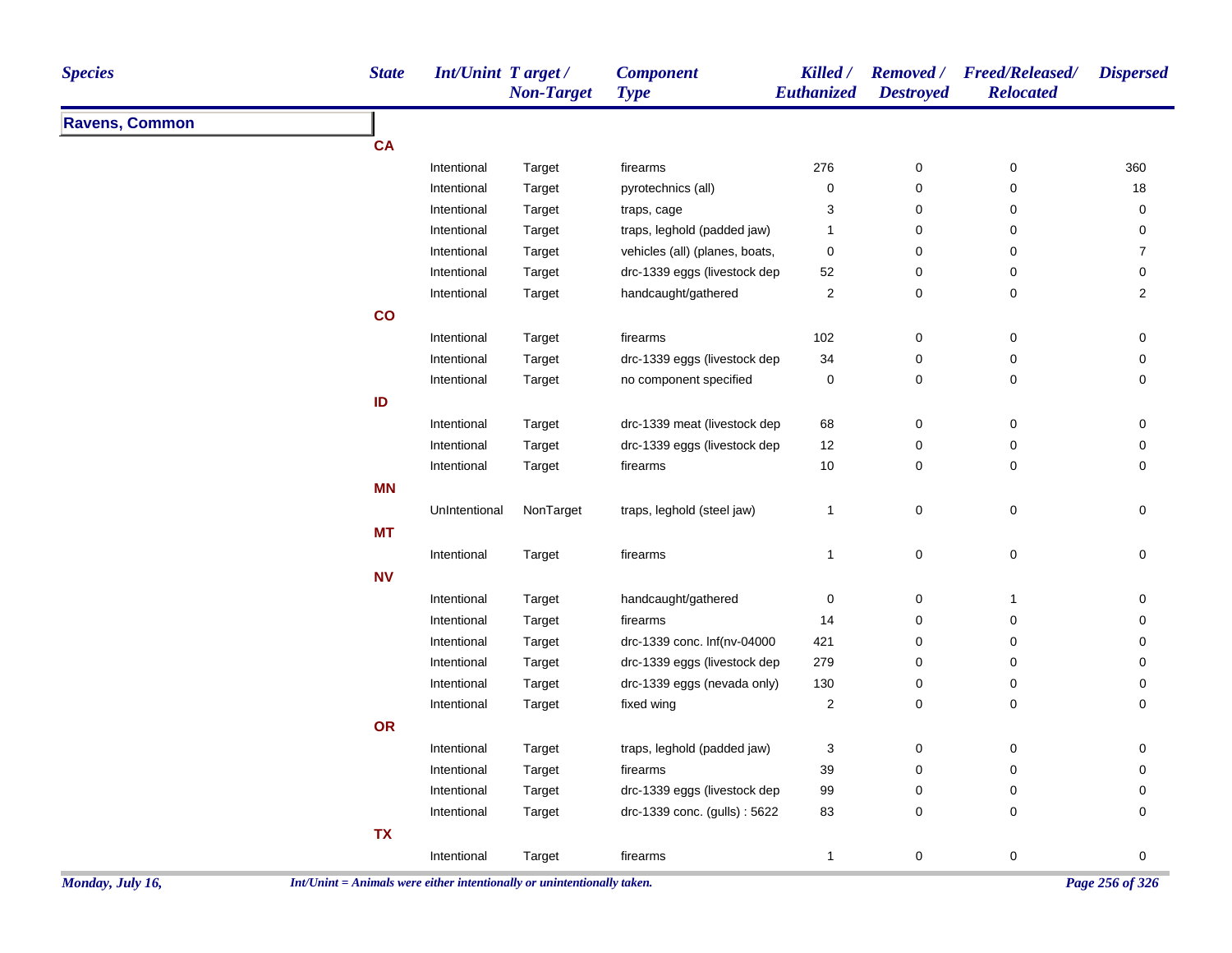| Species | State | Int/Unint | Target / Non-Target | Component Type | Killed / Euthanized | Removed / Destroyed | Freed/Released/ Relocated | Dispersed |
|---|---|---|---|---|---|---|---|---|
| **Ravens, Common** | | | | | | | | |
| | **CA** | | | | | | | |
| | | Intentional | Target | firearms | 276 | 0 | 0 | 360 |
| | | Intentional | Target | pyrotechnics (all) | 0 | 0 | 0 | 18 |
| | | Intentional | Target | traps, cage | 3 | 0 | 0 | 0 |
| | | Intentional | Target | traps, leghold (padded jaw) | 1 | 0 | 0 | 0 |
| | | Intentional | Target | vehicles (all) (planes, boats, | 0 | 0 | 0 | 7 |
| | | Intentional | Target | drc-1339 eggs (livestock dep | 52 | 0 | 0 | 0 |
| | | Intentional | Target | handcaught/gathered | 2 | 0 | 0 | 2 |
| | **CO** | | | | | | | |
| | | Intentional | Target | firearms | 102 | 0 | 0 | 0 |
| | | Intentional | Target | drc-1339 eggs (livestock dep | 34 | 0 | 0 | 0 |
| | | Intentional | Target | no component specified | 0 | 0 | 0 | 0 |
| | **ID** | | | | | | | |
| | | Intentional | Target | drc-1339 meat (livestock dep | 68 | 0 | 0 | 0 |
| | | Intentional | Target | drc-1339 eggs (livestock dep | 12 | 0 | 0 | 0 |
| | | Intentional | Target | firearms | 10 | 0 | 0 | 0 |
| | **MN** | | | | | | | |
| | | UnIntentional | NonTarget | traps, leghold (steel jaw) | 1 | 0 | 0 | 0 |
| | **MT** | | | | | | | |
| | | Intentional | Target | firearms | 1 | 0 | 0 | 0 |
| | **NV** | | | | | | | |
| | | Intentional | Target | handcaught/gathered | 0 | 0 | 1 | 0 |
| | | Intentional | Target | firearms | 14 | 0 | 0 | 0 |
| | | Intentional | Target | drc-1339 conc. lnf(nv-04000 | 421 | 0 | 0 | 0 |
| | | Intentional | Target | drc-1339 eggs (livestock dep | 279 | 0 | 0 | 0 |
| | | Intentional | Target | drc-1339 eggs (nevada only) | 130 | 0 | 0 | 0 |
| | | Intentional | Target | fixed wing | 2 | 0 | 0 | 0 |
| | **OR** | | | | | | | |
| | | Intentional | Target | traps, leghold (padded jaw) | 3 | 0 | 0 | 0 |
| | | Intentional | Target | firearms | 39 | 0 | 0 | 0 |
| | | Intentional | Target | drc-1339 eggs (livestock dep | 99 | 0 | 0 | 0 |
| | | Intentional | Target | drc-1339 conc. (gulls) : 5622 | 83 | 0 | 0 | 0 |
| | **TX** | | | | | | | |
| | | Intentional | Target | firearms | 1 | 0 | 0 | 0 |

*Int/Unint = Animals were either intentionally or unintentionally taken.*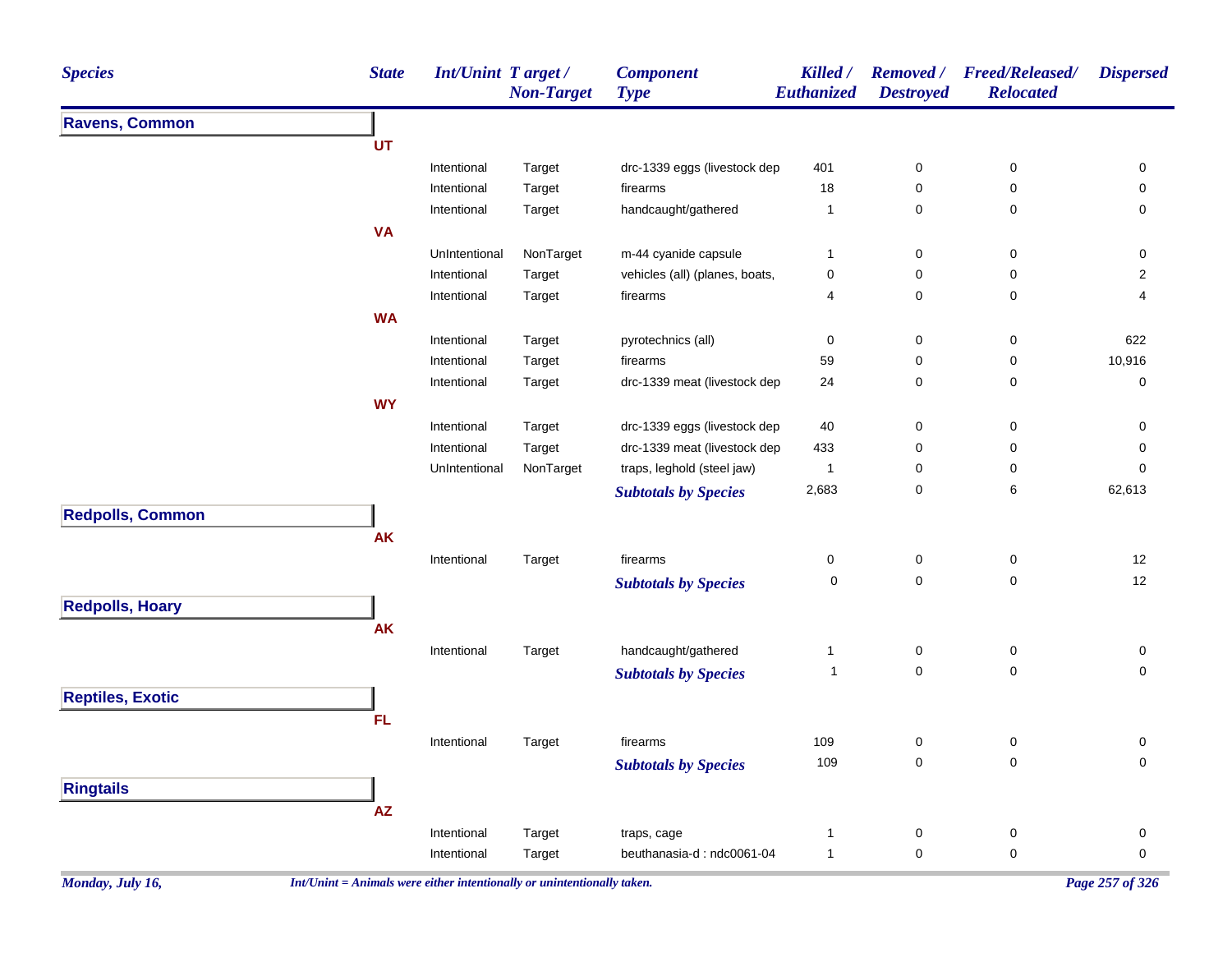| Species | State | Int/Unint | Target / Non-Target | Component Type | Killed / Euthanized | Removed / Destroyed | Freed/Released/ Relocated | Dispersed |
|---|---|---|---|---|---|---|---|---|
| **Ravens, Common** | | | | | | | | |
| | **UT** | | | | | | | |
| | | Intentional | Target | drc-1339 eggs (livestock dep | 401 | 0 | 0 | 0 |
| | | Intentional | Target | firearms | 18 | 0 | 0 | 0 |
| | | Intentional | Target | handcaught/gathered | 1 | 0 | 0 | 0 |
| | **VA** | | | | | | | |
| | | UnIntentional | NonTarget | m-44 cyanide capsule | 1 | 0 | 0 | 0 |
| | | Intentional | Target | vehicles (all) (planes, boats, | 0 | 0 | 0 | 2 |
| | | Intentional | Target | firearms | 4 | 0 | 0 | 4 |
| | **WA** | | | | | | | |
| | | Intentional | Target | pyrotechnics (all) | 0 | 0 | 0 | 622 |
| | | Intentional | Target | firearms | 59 | 0 | 0 | 10,916 |
| | | Intentional | Target | drc-1339 meat (livestock dep | 24 | 0 | 0 | 0 |
| | **WY** | | | | | | | |
| | | Intentional | Target | drc-1339 eggs (livestock dep | 40 | 0 | 0 | 0 |
| | | Intentional | Target | drc-1339 meat (livestock dep | 433 | 0 | 0 | 0 |
| | | UnIntentional | NonTarget | traps, leghold (steel jaw) | 1 | 0 | 0 | 0 |
| | | | | ***Subtotals by Species*** | 2,683 | 0 | 6 | 62,613 |
| **Redpolls, Common** | | | | | | | | |
| | **AK** | | | | | | | |
| | | Intentional | Target | firearms | 0 | 0 | 0 | 12 |
| | | | | ***Subtotals by Species*** | 0 | 0 | 0 | 12 |
| **Redpolls, Hoary** | | | | | | | | |
| | **AK** | | | | | | | |
| | | Intentional | Target | handcaught/gathered | 1 | 0 | 0 | 0 |
| | | | | ***Subtotals by Species*** | 1 | 0 | 0 | 0 |
| **Reptiles, Exotic** | | | | | | | | |
| | **FL** | | | | | | | |
| | | Intentional | Target | firearms | 109 | 0 | 0 | 0 |
| | | | | ***Subtotals by Species*** | 109 | 0 | 0 | 0 |
| **Ringtails** | | | | | | | | |
| | **AZ** | | | | | | | |
| | | Intentional | Target | traps, cage | 1 | 0 | 0 | 0 |
| | | Intentional | Target | beuthanasia-d : ndc0061-04 | 1 | 0 | 0 | 0 |

*Int/Unint = Animals were either intentionally or unintentionally taken.*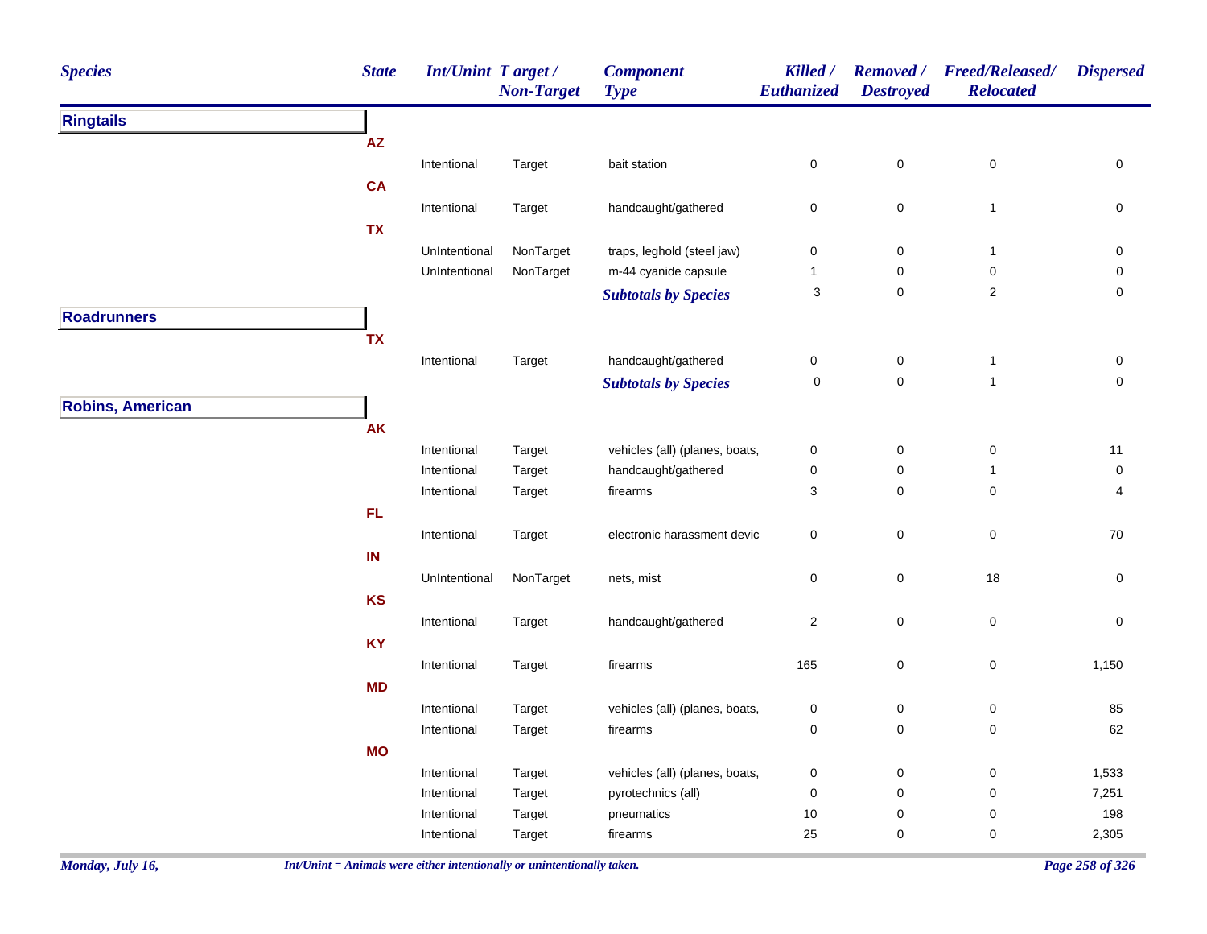| Species | State | Int/Unint | Target / Non-Target | Component Type | Killed / Euthanized | Removed / Destroyed | Freed/Released/ Relocated | Dispersed |
|---|---|---|---|---|---|---|---|---|
| **Ringtails** | | | | | | | | |
| | **AZ** | | | | | | | |
| | | Intentional | Target | bait station | 0 | 0 | 0 | 0 |
| | **CA** | | | | | | | |
| | | Intentional | Target | handcaught/gathered | 0 | 0 | 1 | 0 |
| | **TX** | | | | | | | |
| | | UnIntentional | NonTarget | traps, leghold (steel jaw) | 0 | 0 | 1 | 0 |
| | | UnIntentional | NonTarget | m-44 cyanide capsule | 1 | 0 | 0 | 0 |
| | | | | ***Subtotals by Species*** | 3 | 0 | 2 | 0 |
| **Roadrunners** | | | | | | | | |
| | **TX** | | | | | | | |
| | | Intentional | Target | handcaught/gathered | 0 | 0 | 1 | 0 |
| | | | | ***Subtotals by Species*** | 0 | 0 | 1 | 0 |
| **Robins, American** | | | | | | | | |
| | **AK** | | | | | | | |
| | | Intentional | Target | vehicles (all) (planes, boats, | 0 | 0 | 0 | 11 |
| | | Intentional | Target | handcaught/gathered | 0 | 0 | 1 | 0 |
| | | Intentional | Target | firearms | 3 | 0 | 0 | 4 |
| | **FL** | | | | | | | |
| | | Intentional | Target | electronic harassment devic | 0 | 0 | 0 | 70 |
| | **IN** | | | | | | | |
| | | UnIntentional | NonTarget | nets, mist | 0 | 0 | 18 | 0 |
| | **KS** | | | | | | | |
| | | Intentional | Target | handcaught/gathered | 2 | 0 | 0 | 0 |
| | **KY** | | | | | | | |
| | | Intentional | Target | firearms | 165 | 0 | 0 | 1,150 |
| | **MD** | | | | | | | |
| | | Intentional | Target | vehicles (all) (planes, boats, | 0 | 0 | 0 | 85 |
| | | Intentional | Target | firearms | 0 | 0 | 0 | 62 |
| | **MO** | | | | | | | |
| | | Intentional | Target | vehicles (all) (planes, boats, | 0 | 0 | 0 | 1,533 |
| | | Intentional | Target | pyrotechnics (all) | 0 | 0 | 0 | 7,251 |
| | | Intentional | Target | pneumatics | 10 | 0 | 0 | 198 |
| | | Intentional | Target | firearms | 25 | 0 | 0 | 2,305 |

*Int/Unint = Animals were either intentionally or unintentionally taken.*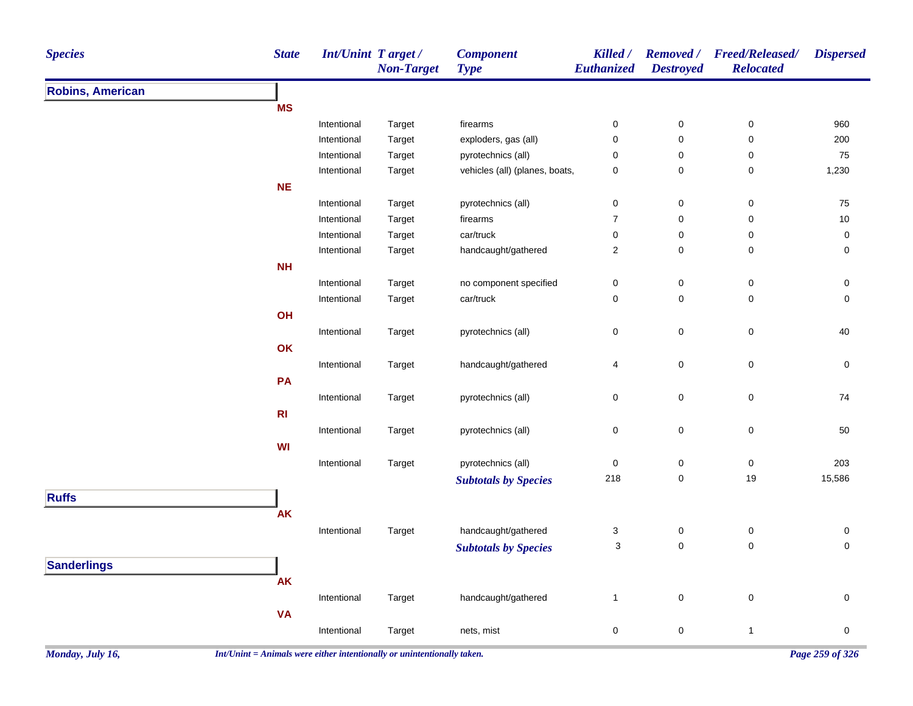| Species | State | Int/Unint | Target / Non-Target | Component Type | Killed / Euthanized | Removed / Destroyed | Freed/Released/ Relocated | Dispersed |
|---|---|---|---|---|---|---|---|---|
| **Robins, American** | | | | | | | | |
| | **MS** | | | | | | | |
| | | Intentional | Target | firearms | 0 | 0 | 0 | 960 |
| | | Intentional | Target | exploders, gas (all) | 0 | 0 | 0 | 200 |
| | | Intentional | Target | pyrotechnics (all) | 0 | 0 | 0 | 75 |
| | | Intentional | Target | vehicles (all) (planes, boats, | 0 | 0 | 0 | 1,230 |
| | **NE** | | | | | | | |
| | | Intentional | Target | pyrotechnics (all) | 0 | 0 | 0 | 75 |
| | | Intentional | Target | firearms | 7 | 0 | 0 | 10 |
| | | Intentional | Target | car/truck | 0 | 0 | 0 | 0 |
| | | Intentional | Target | handcaught/gathered | 2 | 0 | 0 | 0 |
| | **NH** | | | | | | | |
| | | Intentional | Target | no component specified | 0 | 0 | 0 | 0 |
| | | Intentional | Target | car/truck | 0 | 0 | 0 | 0 |
| | **OH** | | | | | | | |
| | | Intentional | Target | pyrotechnics (all) | 0 | 0 | 0 | 40 |
| | **OK** | | | | | | | |
| | | Intentional | Target | handcaught/gathered | 4 | 0 | 0 | 0 |
| | **PA** | | | | | | | |
| | | Intentional | Target | pyrotechnics (all) | 0 | 0 | 0 | 74 |
| | **RI** | | | | | | | |
| | | Intentional | Target | pyrotechnics (all) | 0 | 0 | 0 | 50 |
| | **WI** | | | | | | | |
| | | Intentional | Target | pyrotechnics (all) | 0 | 0 | 0 | 203 |
| | | | | ***Subtotals by Species*** | 218 | 0 | 19 | 15,586 |
| **Ruffs** | | | | | | | | |
| | **AK** | | | | | | | |
| | | Intentional | Target | handcaught/gathered | 3 | 0 | 0 | 0 |
| | | | | ***Subtotals by Species*** | 3 | 0 | 0 | 0 |
| **Sanderlings** | | | | | | | | |
| | **AK** | | | | | | | |
| | | Intentional | Target | handcaught/gathered | 1 | 0 | 0 | 0 |
| | **VA** | | | | | | | |
| | | Intentional | Target | nets, mist | 0 | 0 | 1 | 0 |

*Int/Unint = Animals were either intentionally or unintentionally taken.*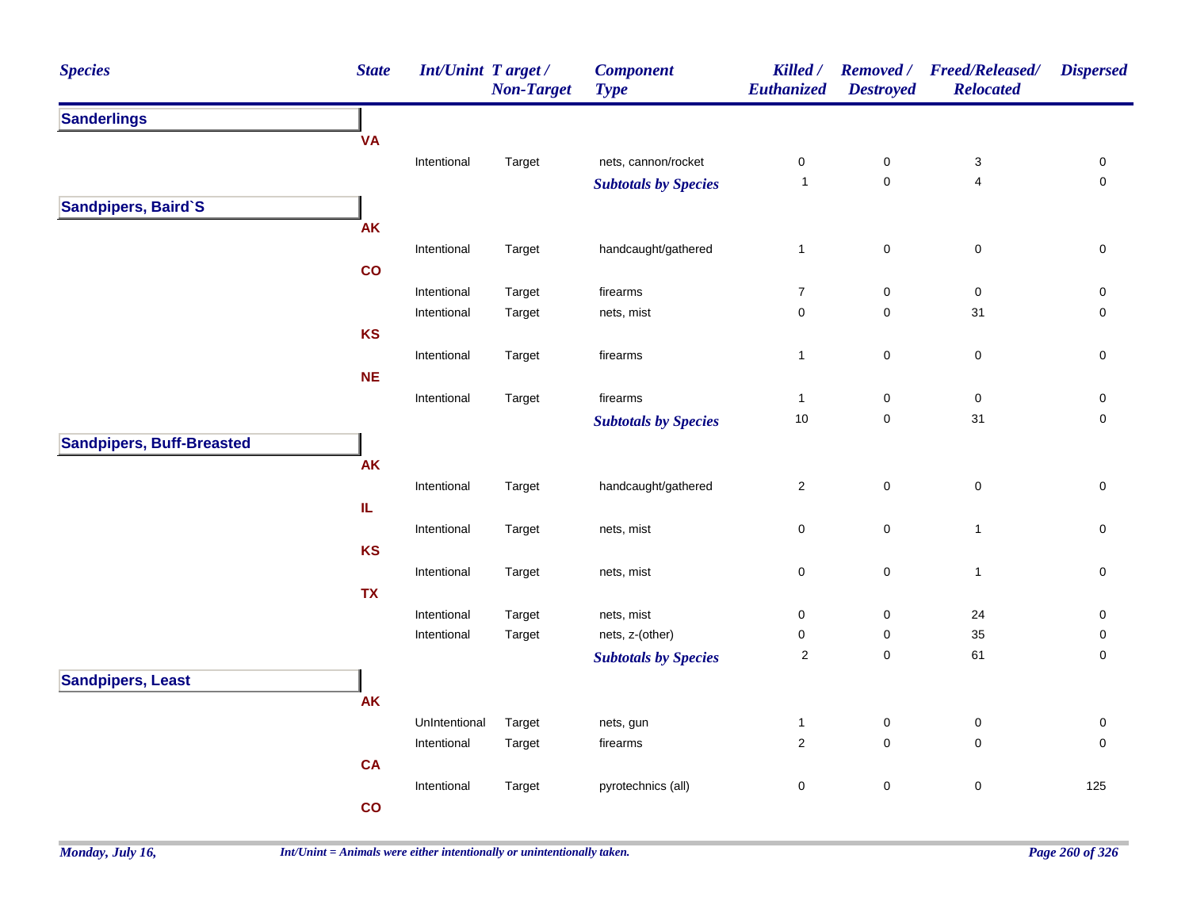| Species | State | Int/Unint | Target / Non-Target | Component Type | Killed / Euthanized | Removed / Destroyed | Freed/Released/ Relocated | Dispersed |
|---|---|---|---|---|---|---|---|---|
| **Sanderlings** | | | | | | | | |
| | **VA** | | | | | | | |
| | | Intentional | Target | nets, cannon/rocket | 0 | 0 | 3 | 0 |
| | | | | ***Subtotals by Species*** | 1 | 0 | 4 | 0 |
| **Sandpipers, Baird`S** | | | | | | | | |
| | **AK** | | | | | | | |
| | | Intentional | Target | handcaught/gathered | 1 | 0 | 0 | 0 |
| | **CO** | | | | | | | |
| | | Intentional | Target | firearms | 7 | 0 | 0 | 0 |
| | | Intentional | Target | nets, mist | 0 | 0 | 31 | 0 |
| | **KS** | | | | | | | |
| | | Intentional | Target | firearms | 1 | 0 | 0 | 0 |
| | **NE** | | | | | | | |
| | | Intentional | Target | firearms | 1 | 0 | 0 | 0 |
| | | | | ***Subtotals by Species*** | 10 | 0 | 31 | 0 |
| **Sandpipers, Buff-Breasted** | | | | | | | | |
| | **AK** | | | | | | | |
| | | Intentional | Target | handcaught/gathered | 2 | 0 | 0 | 0 |
| | **IL** | | | | | | | |
| | | Intentional | Target | nets, mist | 0 | 0 | 1 | 0 |
| | **KS** | | | | | | | |
| | | Intentional | Target | nets, mist | 0 | 0 | 1 | 0 |
| | **TX** | | | | | | | |
| | | Intentional | Target | nets, mist | 0 | 0 | 24 | 0 |
| | | Intentional | Target | nets, z-(other) | 0 | 0 | 35 | 0 |
| | | | | ***Subtotals by Species*** | 2 | 0 | 61 | 0 |
| **Sandpipers, Least** | | | | | | | | |
| | **AK** | | | | | | | |
| | | UnIntentional | Target | nets, gun | 1 | 0 | 0 | 0 |
| | | Intentional | Target | firearms | 2 | 0 | 0 | 0 |
| | **CA** | | | | | | | |
| | | Intentional | Target | pyrotechnics (all) | 0 | 0 | 0 | 125 |
| | **CO** | | | | | | | |

*Int/Unint = Animals were either intentionally or unintentionally taken.*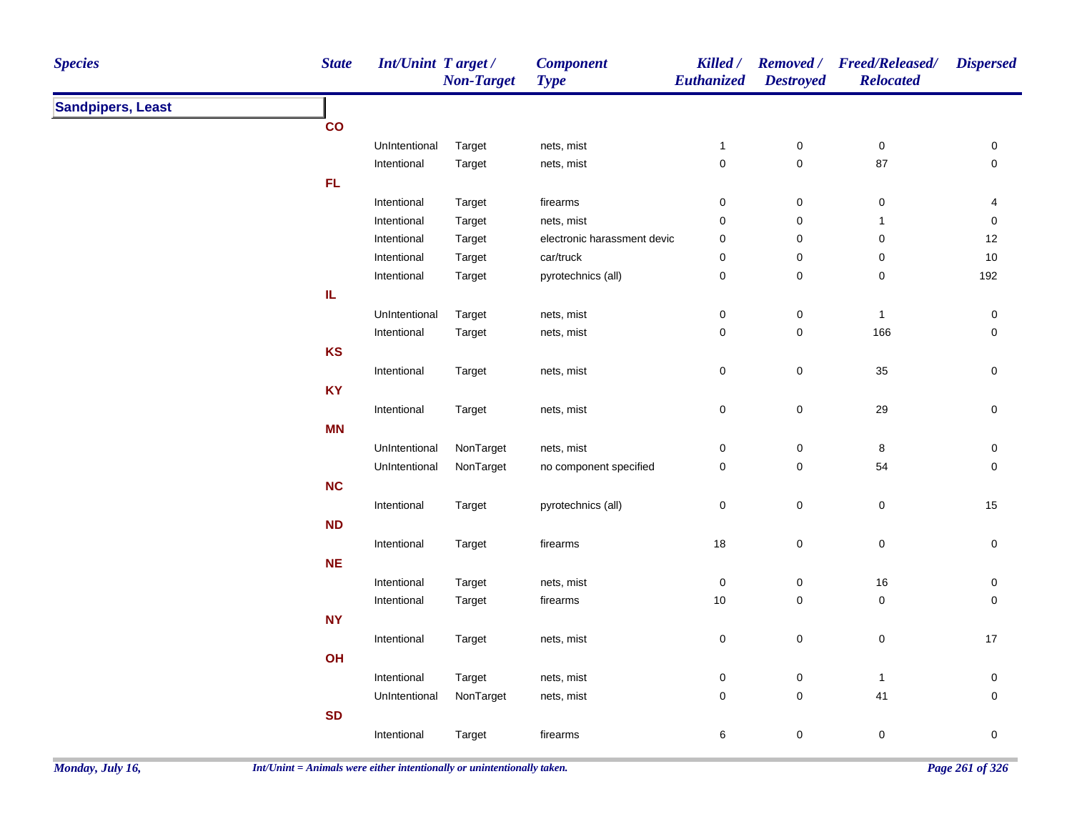| Species | State | Int/Unint | Target / Non-Target | Component Type | Killed / Euthanized | Removed / Destroyed | Freed/Released/ Relocated | Dispersed |
|---|---|---|---|---|---|---|---|---|
| **Sandpipers, Least** | | | | | | | | |
| | **CO** | | | | | | | |
| | | UnIntentional | Target | nets, mist | 1 | 0 | 0 | 0 |
| | | Intentional | Target | nets, mist | 0 | 0 | 87 | 0 |
| | **FL** | | | | | | | |
| | | Intentional | Target | firearms | 0 | 0 | 0 | 4 |
| | | Intentional | Target | nets, mist | 0 | 0 | 1 | 0 |
| | | Intentional | Target | electronic harassment devic | 0 | 0 | 0 | 12 |
| | | Intentional | Target | car/truck | 0 | 0 | 0 | 10 |
| | | Intentional | Target | pyrotechnics (all) | 0 | 0 | 0 | 192 |
| | **IL** | | | | | | | |
| | | UnIntentional | Target | nets, mist | 0 | 0 | 1 | 0 |
| | | Intentional | Target | nets, mist | 0 | 0 | 166 | 0 |
| | **KS** | | | | | | | |
| | | Intentional | Target | nets, mist | 0 | 0 | 35 | 0 |
| | **KY** | | | | | | | |
| | | Intentional | Target | nets, mist | 0 | 0 | 29 | 0 |
| | **MN** | | | | | | | |
| | | UnIntentional | NonTarget | nets, mist | 0 | 0 | 8 | 0 |
| | | UnIntentional | NonTarget | no component specified | 0 | 0 | 54 | 0 |
| | **NC** | | | | | | | |
| | | Intentional | Target | pyrotechnics (all) | 0 | 0 | 0 | 15 |
| | **ND** | | | | | | | |
| | | Intentional | Target | firearms | 18 | 0 | 0 | 0 |
| | **NE** | | | | | | | |
| | | Intentional | Target | nets, mist | 0 | 0 | 16 | 0 |
| | | Intentional | Target | firearms | 10 | 0 | 0 | 0 |
| | **NY** | | | | | | | |
| | | Intentional | Target | nets, mist | 0 | 0 | 0 | 17 |
| | **OH** | | | | | | | |
| | | Intentional | Target | nets, mist | 0 | 0 | 1 | 0 |
| | | UnIntentional | NonTarget | nets, mist | 0 | 0 | 41 | 0 |
| | **SD** | | | | | | | |
| | | Intentional | Target | firearms | 6 | 0 | 0 | 0 |

*Int/Unint = Animals were either intentionally or unintentionally taken.*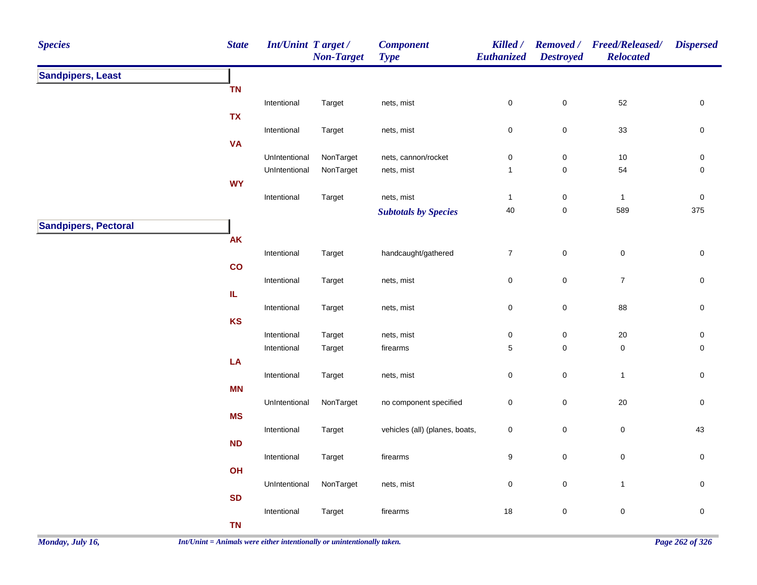| Species | State | Int/Unint | Target / Non-Target | Component Type | Killed / Euthanized | Removed / Destroyed | Freed/Released/ Relocated | Dispersed |
|---|---|---|---|---|---|---|---|---|
| **Sandpipers, Least** | | | | | | | | |
| | TN | | | | | | | |
| | | Intentional | Target | nets, mist | 0 | 0 | 52 | 0 |
| | TX | | | | | | | |
| | | Intentional | Target | nets, mist | 0 | 0 | 33 | 0 |
| | VA | | | | | | | |
| | | UnIntentional | NonTarget | nets, cannon/rocket | 0 | 0 | 10 | 0 |
| | | UnIntentional | NonTarget | nets, mist | 1 | 0 | 54 | 0 |
| | WY | | | | | | | |
| | | Intentional | Target | nets, mist | 1 | 0 | 1 | 0 |
| | | | | *Subtotals by Species* | 40 | 0 | 589 | 375 |
| **Sandpipers, Pectoral** | | | | | | | | |
| | AK | | | | | | | |
| | | Intentional | Target | handcaught/gathered | 7 | 0 | 0 | 0 |
| | CO | | | | | | | |
| | | Intentional | Target | nets, mist | 0 | 0 | 7 | 0 |
| | IL | | | | | | | |
| | | Intentional | Target | nets, mist | 0 | 0 | 88 | 0 |
| | KS | | | | | | | |
| | | Intentional | Target | nets, mist | 0 | 0 | 20 | 0 |
| | | Intentional | Target | firearms | 5 | 0 | 0 | 0 |
| | LA | | | | | | | |
| | | Intentional | Target | nets, mist | 0 | 0 | 1 | 0 |
| | MN | | | | | | | |
| | | UnIntentional | NonTarget | no component specified | 0 | 0 | 20 | 0 |
| | MS | | | | | | | |
| | | Intentional | Target | vehicles (all) (planes, boats, | 0 | 0 | 0 | 43 |
| | ND | | | | | | | |
| | | Intentional | Target | firearms | 9 | 0 | 0 | 0 |
| | OH | | | | | | | |
| | | UnIntentional | NonTarget | nets, mist | 0 | 0 | 1 | 0 |
| | SD | | | | | | | |
| | | Intentional | Target | firearms | 18 | 0 | 0 | 0 |
| | TN | | | | | | | |

*Int/Unint = Animals were either intentionally or unintentionally taken.*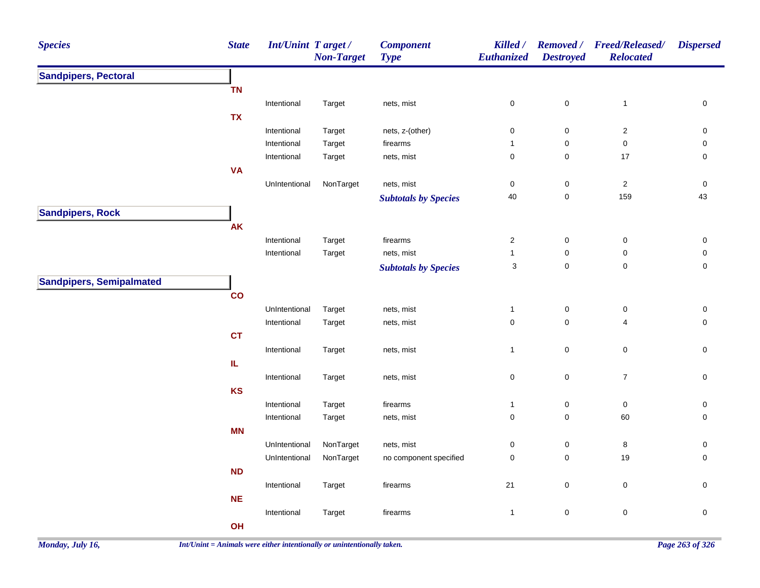| Species | State | Int/Unint | Target / Non-Target | Component Type | Killed / Euthanized | Removed / Destroyed | Freed/Released/ Relocated | Dispersed |
|---|---|---|---|---|---|---|---|---|
| **Sandpipers, Pectoral** | | | | | | | | |
| | **TN** | | | | | | | |
| | | Intentional | Target | nets, mist | 0 | 0 | 1 | 0 |
| | **TX** | | | | | | | |
| | | Intentional | Target | nets, z-(other) | 0 | 0 | 2 | 0 |
| | | Intentional | Target | firearms | 1 | 0 | 0 | 0 |
| | | Intentional | Target | nets, mist | 0 | 0 | 17 | 0 |
| | **VA** | | | | | | | |
| | | UnIntentional | NonTarget | nets, mist | 0 | 0 | 2 | 0 |
| | | | | ***Subtotals by Species*** | 40 | 0 | 159 | 43 |
| **Sandpipers, Rock** | | | | | | | | |
| | **AK** | | | | | | | |
| | | Intentional | Target | firearms | 2 | 0 | 0 | 0 |
| | | Intentional | Target | nets, mist | 1 | 0 | 0 | 0 |
| | | | | ***Subtotals by Species*** | 3 | 0 | 0 | 0 |
| **Sandpipers, Semipalmated** | | | | | | | | |
| | **CO** | | | | | | | |
| | | UnIntentional | Target | nets, mist | 1 | 0 | 0 | 0 |
| | | Intentional | Target | nets, mist | 0 | 0 | 4 | 0 |
| | **CT** | | | | | | | |
| | | Intentional | Target | nets, mist | 1 | 0 | 0 | 0 |
| | **IL** | | | | | | | |
| | | Intentional | Target | nets, mist | 0 | 0 | 7 | 0 |
| | **KS** | | | | | | | |
| | | Intentional | Target | firearms | 1 | 0 | 0 | 0 |
| | | Intentional | Target | nets, mist | 0 | 0 | 60 | 0 |
| | **MN** | | | | | | | |
| | | UnIntentional | NonTarget | nets, mist | 0 | 0 | 8 | 0 |
| | | UnIntentional | NonTarget | no component specified | 0 | 0 | 19 | 0 |
| | **ND** | | | | | | | |
| | | Intentional | Target | firearms | 21 | 0 | 0 | 0 |
| | **NE** | | | | | | | |
| | | Intentional | Target | firearms | 1 | 0 | 0 | 0 |
| | **OH** | | | | | | | |

*Int/Unint = Animals were either intentionally or unintentionally taken.*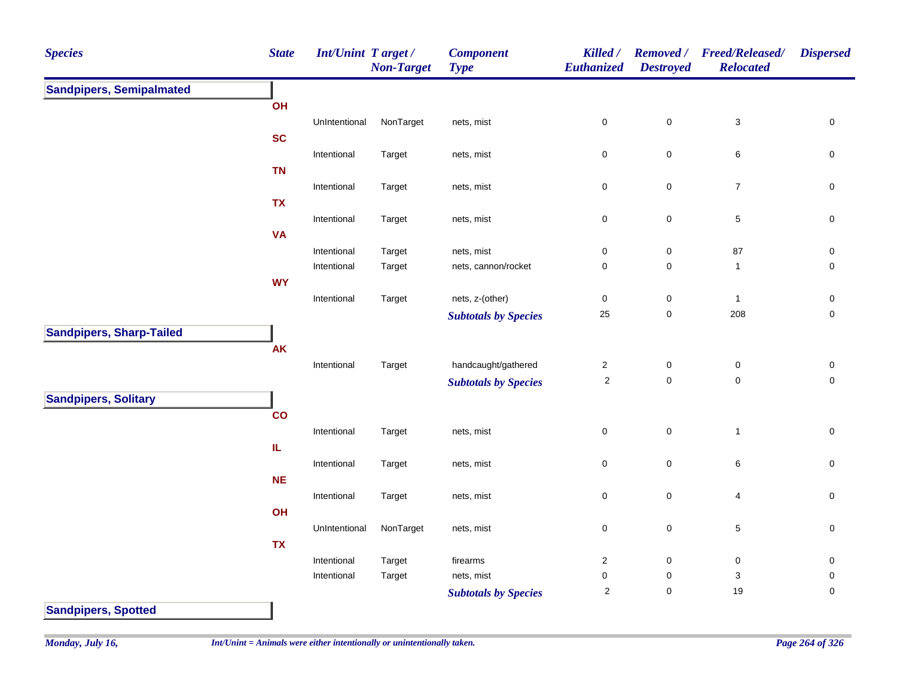| Species | State | Int/Unint | Target / Non-Target | Component Type | Killed / Euthanized | Removed / Destroyed | Freed/Released/ Relocated | Dispersed |
|---|---|---|---|---|---|---|---|---|
| **Sandpipers, Semipalmated** | | | | | | | | |
| | OH | | | | | | | |
| | | UnIntentional | NonTarget | nets, mist | 0 | 0 | 3 | 0 |
| | SC | | | | | | | |
| | | Intentional | Target | nets, mist | 0 | 0 | 6 | 0 |
| | TN | | | | | | | |
| | | Intentional | Target | nets, mist | 0 | 0 | 7 | 0 |
| | TX | | | | | | | |
| | | Intentional | Target | nets, mist | 0 | 0 | 5 | 0 |
| | VA | | | | | | | |
| | | Intentional | Target | nets, mist | 0 | 0 | 87 | 0 |
| | | Intentional | Target | nets, cannon/rocket | 0 | 0 | 1 | 0 |
| | WY | | | | | | | |
| | | Intentional | Target | nets, z-(other) | 0 | 0 | 1 | 0 |
| | | | | ***Subtotals by Species*** | 25 | 0 | 208 | 0 |
| **Sandpipers, Sharp-Tailed** | | | | | | | | |
| | AK | | | | | | | |
| | | Intentional | Target | handcaught/gathered | 2 | 0 | 0 | 0 |
| | | | | ***Subtotals by Species*** | 2 | 0 | 0 | 0 |
| **Sandpipers, Solitary** | | | | | | | | |
| | CO | | | | | | | |
| | | Intentional | Target | nets, mist | 0 | 0 | 1 | 0 |
| | IL | | | | | | | |
| | | Intentional | Target | nets, mist | 0 | 0 | 6 | 0 |
| | NE | | | | | | | |
| | | Intentional | Target | nets, mist | 0 | 0 | 4 | 0 |
| | OH | | | | | | | |
| | | UnIntentional | NonTarget | nets, mist | 0 | 0 | 5 | 0 |
| | TX | | | | | | | |
| | | Intentional | Target | firearms | 2 | 0 | 0 | 0 |
| | | Intentional | Target | nets, mist | 0 | 0 | 3 | 0 |
| | | | | ***Subtotals by Species*** | 2 | 0 | 19 | 0 |
| **Sandpipers, Spotted** | | | | | | | | |

*Int/Unint = Animals were either intentionally or unintentionally taken.*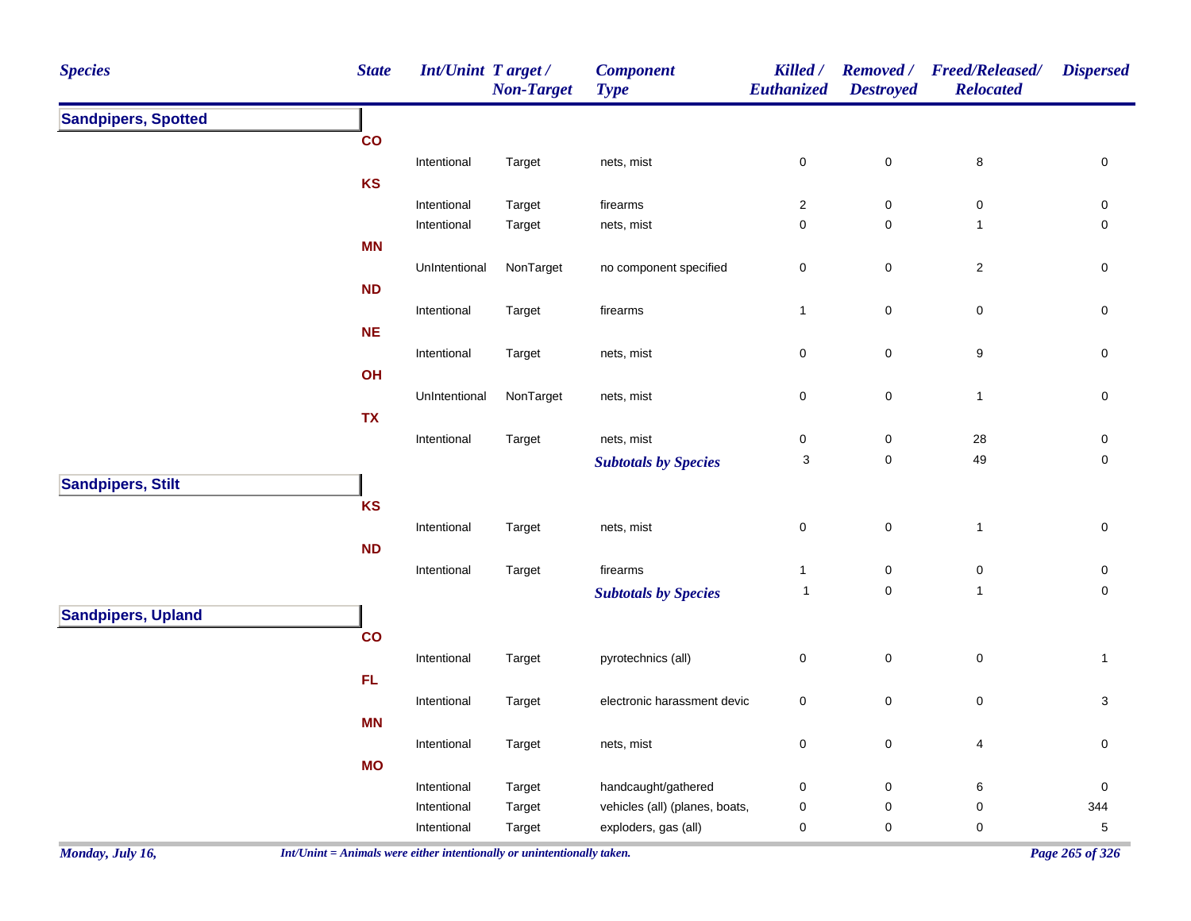| Species | State | Int/Unint | Target / Non-Target | Component Type | Killed / Euthanized | Removed / Destroyed | Freed/Released/ Relocated | Dispersed |
|---|---|---|---|---|---|---|---|---|
| **Sandpipers, Spotted** | | | | | | | | |
| | CO | | | | | | | |
| | | Intentional | Target | nets, mist | 0 | 0 | 8 | 0 |
| | KS | | | | | | | |
| | | Intentional | Target | firearms | 2 | 0 | 0 | 0 |
| | | Intentional | Target | nets, mist | 0 | 0 | 1 | 0 |
| | MN | | | | | | | |
| | | UnIntentional | NonTarget | no component specified | 0 | 0 | 2 | 0 |
| | ND | | | | | | | |
| | | Intentional | Target | firearms | 1 | 0 | 0 | 0 |
| | NE | | | | | | | |
| | | Intentional | Target | nets, mist | 0 | 0 | 9 | 0 |
| | OH | | | | | | | |
| | | UnIntentional | NonTarget | nets, mist | 0 | 0 | 1 | 0 |
| | TX | | | | | | | |
| | | Intentional | Target | nets, mist | 0 | 0 | 28 | 0 |
| | | | | ***Subtotals by Species*** | 3 | 0 | 49 | 0 |
| **Sandpipers, Stilt** | | | | | | | | |
| | KS | | | | | | | |
| | | Intentional | Target | nets, mist | 0 | 0 | 1 | 0 |
| | ND | | | | | | | |
| | | Intentional | Target | firearms | 1 | 0 | 0 | 0 |
| | | | | ***Subtotals by Species*** | 1 | 0 | 1 | 0 |
| **Sandpipers, Upland** | | | | | | | | |
| | CO | | | | | | | |
| | | Intentional | Target | pyrotechnics (all) | 0 | 0 | 0 | 1 |
| | FL | | | | | | | |
| | | Intentional | Target | electronic harassment devic | 0 | 0 | 0 | 3 |
| | MN | | | | | | | |
| | | Intentional | Target | nets, mist | 0 | 0 | 4 | 0 |
| | MO | | | | | | | |
| | | Intentional | Target | handcaught/gathered | 0 | 0 | 6 | 0 |
| | | Intentional | Target | vehicles (all) (planes, boats, | 0 | 0 | 0 | 344 |
| | | Intentional | Target | exploders, gas (all) | 0 | 0 | 0 | 5 |

*Int/Unint = Animals were either intentionally or unintentionally taken.*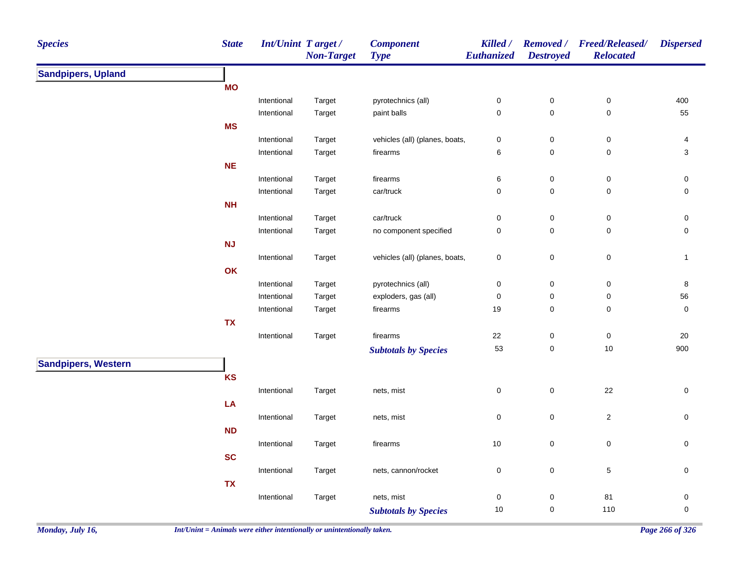| Species | State | Int/Unint | Target / Non-Target | Component Type | Killed / Euthanized | Removed / Destroyed | Freed/Released/ Relocated | Dispersed |
|---|---|---|---|---|---|---|---|---|
| **Sandpipers, Upland** | | | | | | | | |
| | **MO** | | | | | | | |
| | | Intentional | Target | pyrotechnics (all) | 0 | 0 | 0 | 400 |
| | | Intentional | Target | paint balls | 0 | 0 | 0 | 55 |
| | **MS** | | | | | | | |
| | | Intentional | Target | vehicles (all) (planes, boats, | 0 | 0 | 0 | 4 |
| | | Intentional | Target | firearms | 6 | 0 | 0 | 3 |
| | **NE** | | | | | | | |
| | | Intentional | Target | firearms | 6 | 0 | 0 | 0 |
| | | Intentional | Target | car/truck | 0 | 0 | 0 | 0 |
| | **NH** | | | | | | | |
| | | Intentional | Target | car/truck | 0 | 0 | 0 | 0 |
| | | Intentional | Target | no component specified | 0 | 0 | 0 | 0 |
| | **NJ** | | | | | | | |
| | | Intentional | Target | vehicles (all) (planes, boats, | 0 | 0 | 0 | 1 |
| | **OK** | | | | | | | |
| | | Intentional | Target | pyrotechnics (all) | 0 | 0 | 0 | 8 |
| | | Intentional | Target | exploders, gas (all) | 0 | 0 | 0 | 56 |
| | | Intentional | Target | firearms | 19 | 0 | 0 | 0 |
| | **TX** | | | | | | | |
| | | Intentional | Target | firearms | 22 | 0 | 0 | 20 |
| | | | | ***Subtotals by Species*** | 53 | 0 | 10 | 900 |
| **Sandpipers, Western** | | | | | | | | |
| | **KS** | | | | | | | |
| | | Intentional | Target | nets, mist | 0 | 0 | 22 | 0 |
| | **LA** | | | | | | | |
| | | Intentional | Target | nets, mist | 0 | 0 | 2 | 0 |
| | **ND** | | | | | | | |
| | | Intentional | Target | firearms | 10 | 0 | 0 | 0 |
| | **SC** | | | | | | | |
| | | Intentional | Target | nets, cannon/rocket | 0 | 0 | 5 | 0 |
| | **TX** | | | | | | | |
| | | Intentional | Target | nets, mist | 0 | 0 | 81 | 0 |
| | | | | ***Subtotals by Species*** | 10 | 0 | 110 | 0 |

*Int/Unint = Animals were either intentionally or unintentionally taken.*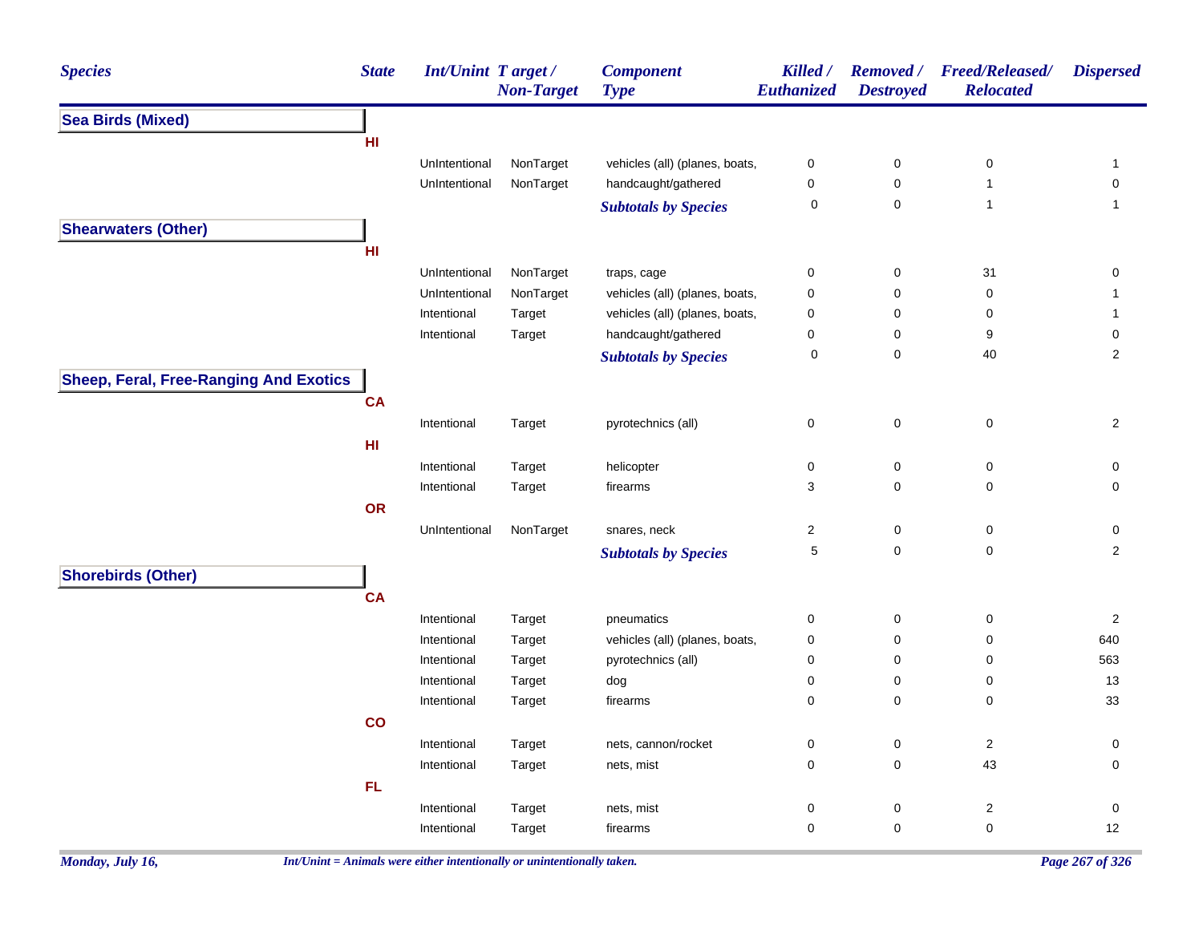| Species | State | Int/Unint | Target / Non-Target | Component Type | Killed / Euthanized | Removed / Destroyed | Freed/Released/ Relocated | Dispersed |
|---|---|---|---|---|---|---|---|---|
| **Sea Birds (Mixed)** | | | | | | | | |
| | **HI** | | | | | | | |
| | | UnIntentional | NonTarget | vehicles (all) (planes, boats, | 0 | 0 | 0 | 1 |
| | | UnIntentional | NonTarget | handcaught/gathered | 0 | 0 | 1 | 0 |
| | | | | ***Subtotals by Species*** | 0 | 0 | 1 | 1 |
| **Shearwaters (Other)** | | | | | | | | |
| | **HI** | | | | | | | |
| | | UnIntentional | NonTarget | traps, cage | 0 | 0 | 31 | 0 |
| | | UnIntentional | NonTarget | vehicles (all) (planes, boats, | 0 | 0 | 0 | 1 |
| | | Intentional | Target | vehicles (all) (planes, boats, | 0 | 0 | 0 | 1 |
| | | Intentional | Target | handcaught/gathered | 0 | 0 | 9 | 0 |
| | | | | ***Subtotals by Species*** | 0 | 0 | 40 | 2 |
| **Sheep, Feral, Free-Ranging And Exotics** | | | | | | | | |
| | **CA** | | | | | | | |
| | | Intentional | Target | pyrotechnics (all) | 0 | 0 | 0 | 2 |
| | **HI** | | | | | | | |
| | | Intentional | Target | helicopter | 0 | 0 | 0 | 0 |
| | | Intentional | Target | firearms | 3 | 0 | 0 | 0 |
| | **OR** | | | | | | | |
| | | UnIntentional | NonTarget | snares, neck | 2 | 0 | 0 | 0 |
| | | | | ***Subtotals by Species*** | 5 | 0 | 0 | 2 |
| **Shorebirds (Other)** | | | | | | | | |
| | **CA** | | | | | | | |
| | | Intentional | Target | pneumatics | 0 | 0 | 0 | 2 |
| | | Intentional | Target | vehicles (all) (planes, boats, | 0 | 0 | 0 | 640 |
| | | Intentional | Target | pyrotechnics (all) | 0 | 0 | 0 | 563 |
| | | Intentional | Target | dog | 0 | 0 | 0 | 13 |
| | | Intentional | Target | firearms | 0 | 0 | 0 | 33 |
| | **CO** | | | | | | | |
| | | Intentional | Target | nets, cannon/rocket | 0 | 0 | 2 | 0 |
| | | Intentional | Target | nets, mist | 0 | 0 | 43 | 0 |
| | **FL** | | | | | | | |
| | | Intentional | Target | nets, mist | 0 | 0 | 2 | 0 |
| | | Intentional | Target | firearms | 0 | 0 | 0 | 12 |

*Int/Unint = Animals were either intentionally or unintentionally taken.*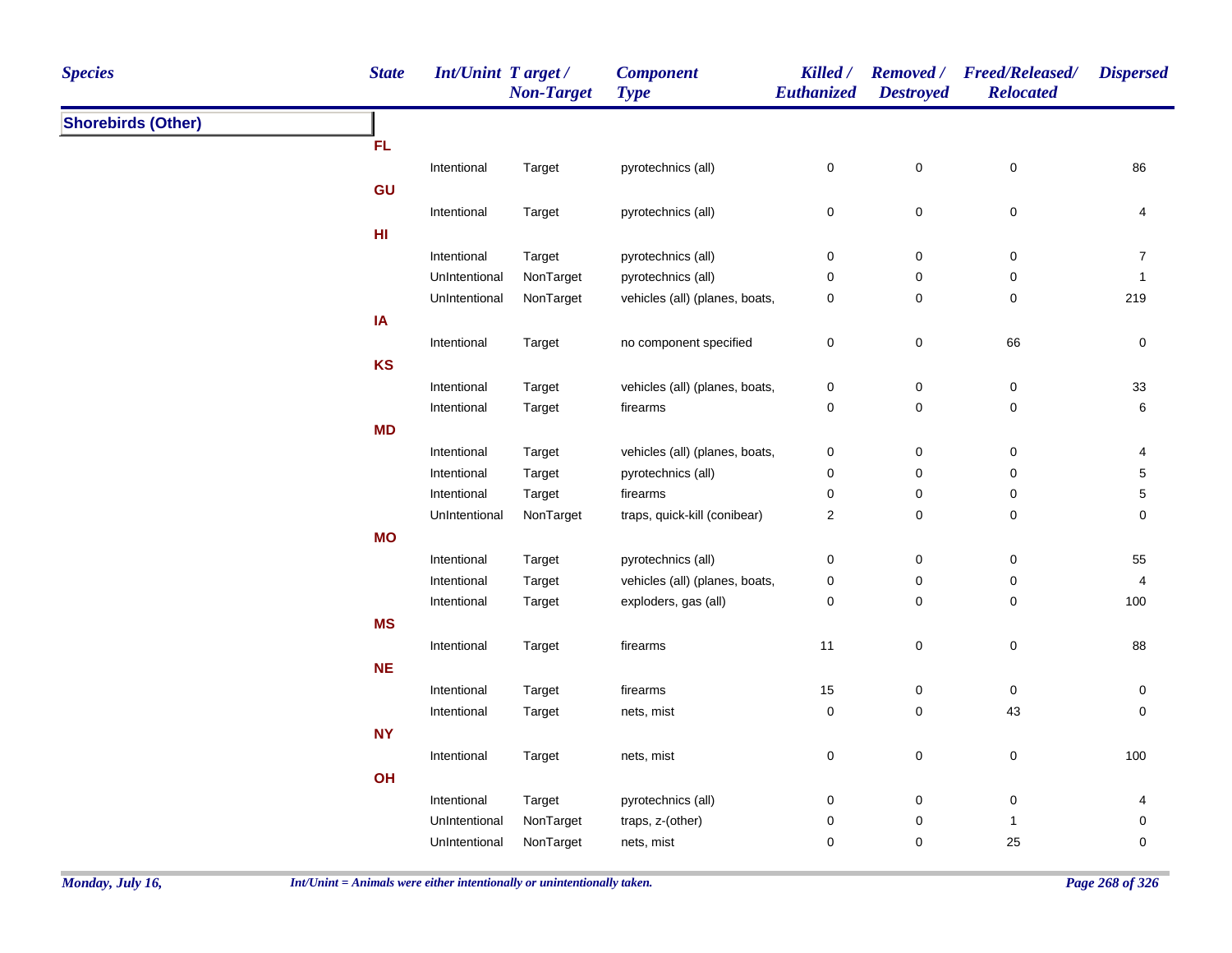| Species | State | Int/Unint | Target / Non-Target | Component Type | Killed / Euthanized | Removed / Destroyed | Freed/Released/ Relocated | Dispersed |
|---|---|---|---|---|---|---|---|---|
| **Shorebirds (Other)** | | | | | | | | |
| | **FL** | | | | | | | |
| | | Intentional | Target | pyrotechnics (all) | 0 | 0 | 0 | 86 |
| | **GU** | | | | | | | |
| | | Intentional | Target | pyrotechnics (all) | 0 | 0 | 0 | 4 |
| | **HI** | | | | | | | |
| | | Intentional | Target | pyrotechnics (all) | 0 | 0 | 0 | 7 |
| | | UnIntentional | NonTarget | pyrotechnics (all) | 0 | 0 | 0 | 1 |
| | | UnIntentional | NonTarget | vehicles (all) (planes, boats, | 0 | 0 | 0 | 219 |
| | **IA** | | | | | | | |
| | | Intentional | Target | no component specified | 0 | 0 | 66 | 0 |
| | **KS** | | | | | | | |
| | | Intentional | Target | vehicles (all) (planes, boats, | 0 | 0 | 0 | 33 |
| | | Intentional | Target | firearms | 0 | 0 | 0 | 6 |
| | **MD** | | | | | | | |
| | | Intentional | Target | vehicles (all) (planes, boats, | 0 | 0 | 0 | 4 |
| | | Intentional | Target | pyrotechnics (all) | 0 | 0 | 0 | 5 |
| | | Intentional | Target | firearms | 0 | 0 | 0 | 5 |
| | | UnIntentional | NonTarget | traps, quick-kill (conibear) | 2 | 0 | 0 | 0 |
| | **MO** | | | | | | | |
| | | Intentional | Target | pyrotechnics (all) | 0 | 0 | 0 | 55 |
| | | Intentional | Target | vehicles (all) (planes, boats, | 0 | 0 | 0 | 4 |
| | | Intentional | Target | exploders, gas (all) | 0 | 0 | 0 | 100 |
| | **MS** | | | | | | | |
| | | Intentional | Target | firearms | 11 | 0 | 0 | 88 |
| | **NE** | | | | | | | |
| | | Intentional | Target | firearms | 15 | 0 | 0 | 0 |
| | | Intentional | Target | nets, mist | 0 | 0 | 43 | 0 |
| | **NY** | | | | | | | |
| | | Intentional | Target | nets, mist | 0 | 0 | 0 | 100 |
| | **OH** | | | | | | | |
| | | Intentional | Target | pyrotechnics (all) | 0 | 0 | 0 | 4 |
| | | UnIntentional | NonTarget | traps, z-(other) | 0 | 0 | 1 | 0 |
| | | UnIntentional | NonTarget | nets, mist | 0 | 0 | 25 | 0 |

*Int/Unint = Animals were either intentionally or unintentionally taken.*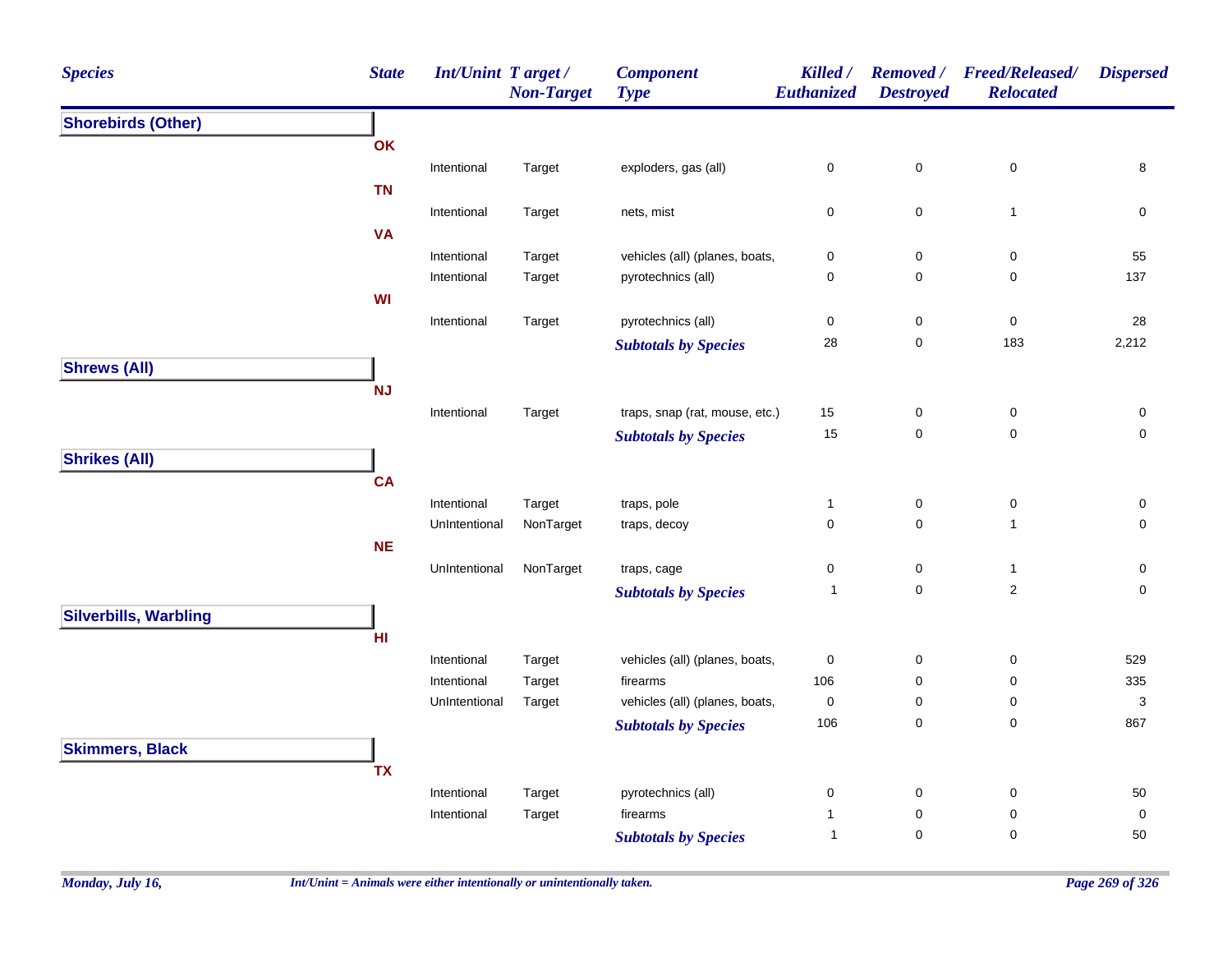| Species | State | Int/Unint | Target / Non-Target | Component Type | Killed / Euthanized | Removed / Destroyed | Freed/Released/ Relocated | Dispersed |
|---|---|---|---|---|---|---|---|---|
| **Shorebirds (Other)** | | | | | | | | |
| | OK | | | | | | | |
| | | Intentional | Target | exploders, gas (all) | 0 | 0 | 0 | 8 |
| | TN | | | | | | | |
| | | Intentional | Target | nets, mist | 0 | 0 | 1 | 0 |
| | VA | | | | | | | |
| | | Intentional | Target | vehicles (all) (planes, boats, | 0 | 0 | 0 | 55 |
| | | Intentional | Target | pyrotechnics (all) | 0 | 0 | 0 | 137 |
| | WI | | | | | | | |
| | | Intentional | Target | pyrotechnics (all) | 0 | 0 | 0 | 28 |
| | | | | *Subtotals by Species* | 28 | 0 | 183 | 2,212 |
| **Shrews (All)** | | | | | | | | |
| | NJ | | | | | | | |
| | | Intentional | Target | traps, snap (rat, mouse, etc.) | 15 | 0 | 0 | 0 |
| | | | | *Subtotals by Species* | 15 | 0 | 0 | 0 |
| **Shrikes (All)** | | | | | | | | |
| | CA | | | | | | | |
| | | Intentional | Target | traps, pole | 1 | 0 | 0 | 0 |
| | | UnIntentional | NonTarget | traps, decoy | 0 | 0 | 1 | 0 |
| | NE | | | | | | | |
| | | UnIntentional | NonTarget | traps, cage | 0 | 0 | 1 | 0 |
| | | | | *Subtotals by Species* | 1 | 0 | 2 | 0 |
| **Silverbills, Warbling** | | | | | | | | |
| | HI | | | | | | | |
| | | Intentional | Target | vehicles (all) (planes, boats, | 0 | 0 | 0 | 529 |
| | | Intentional | Target | firearms | 106 | 0 | 0 | 335 |
| | | UnIntentional | Target | vehicles (all) (planes, boats, | 0 | 0 | 0 | 3 |
| | | | | *Subtotals by Species* | 106 | 0 | 0 | 867 |
| **Skimmers, Black** | | | | | | | | |
| | TX | | | | | | | |
| | | Intentional | Target | pyrotechnics (all) | 0 | 0 | 0 | 50 |
| | | Intentional | Target | firearms | 1 | 0 | 0 | 0 |
| | | | | *Subtotals by Species* | 1 | 0 | 0 | 50 |

*Monday, July 16,*

*Int/Unint = Animals were either intentionally or unintentionally taken.*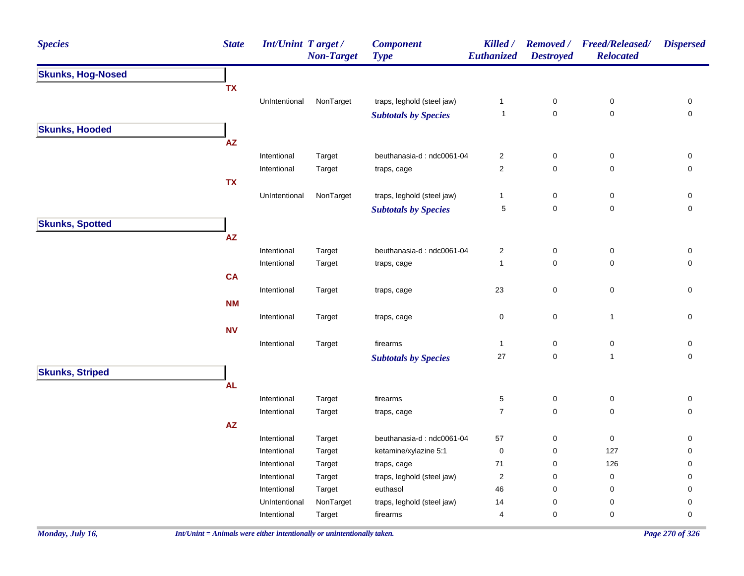| Species | State | Int/Unint | Target / Non-Target | Component Type | Killed / Euthanized | Removed / Destroyed | Freed/Released/ Relocated | Dispersed |
|---|---|---|---|---|---|---|---|---|
| **Skunks, Hog-Nosed** | | | | | | | | |
| | **TX** | | | | | | | |
| | | UnIntentional | NonTarget | traps, leghold (steel jaw) | 1 | 0 | 0 | 0 |
| | | | | ***Subtotals by Species*** | 1 | 0 | 0 | 0 |
| **Skunks, Hooded** | | | | | | | | |
| | **AZ** | | | | | | | |
| | | Intentional | Target | beuthanasia-d : ndc0061-04 | 2 | 0 | 0 | 0 |
| | | Intentional | Target | traps, cage | 2 | 0 | 0 | 0 |
| | **TX** | | | | | | | |
| | | UnIntentional | NonTarget | traps, leghold (steel jaw) | 1 | 0 | 0 | 0 |
| | | | | ***Subtotals by Species*** | 5 | 0 | 0 | 0 |
| **Skunks, Spotted** | | | | | | | | |
| | **AZ** | | | | | | | |
| | | Intentional | Target | beuthanasia-d : ndc0061-04 | 2 | 0 | 0 | 0 |
| | | Intentional | Target | traps, cage | 1 | 0 | 0 | 0 |
| | **CA** | | | | | | | |
| | | Intentional | Target | traps, cage | 23 | 0 | 0 | 0 |
| | **NM** | | | | | | | |
| | | Intentional | Target | traps, cage | 0 | 0 | 1 | 0 |
| | **NV** | | | | | | | |
| | | Intentional | Target | firearms | 1 | 0 | 0 | 0 |
| | | | | ***Subtotals by Species*** | 27 | 0 | 1 | 0 |
| **Skunks, Striped** | | | | | | | | |
| | **AL** | | | | | | | |
| | | Intentional | Target | firearms | 5 | 0 | 0 | 0 |
| | | Intentional | Target | traps, cage | 7 | 0 | 0 | 0 |
| | **AZ** | | | | | | | |
| | | Intentional | Target | beuthanasia-d : ndc0061-04 | 57 | 0 | 0 | 0 |
| | | Intentional | Target | ketamine/xylazine 5:1 | 0 | 0 | 127 | 0 |
| | | Intentional | Target | traps, cage | 71 | 0 | 126 | 0 |
| | | Intentional | Target | traps, leghold (steel jaw) | 2 | 0 | 0 | 0 |
| | | Intentional | Target | euthasol | 46 | 0 | 0 | 0 |
| | | UnIntentional | NonTarget | traps, leghold (steel jaw) | 14 | 0 | 0 | 0 |
| | | Intentional | Target | firearms | 4 | 0 | 0 | 0 |

*Int/Unint = Animals were either intentionally or unintentionally taken.*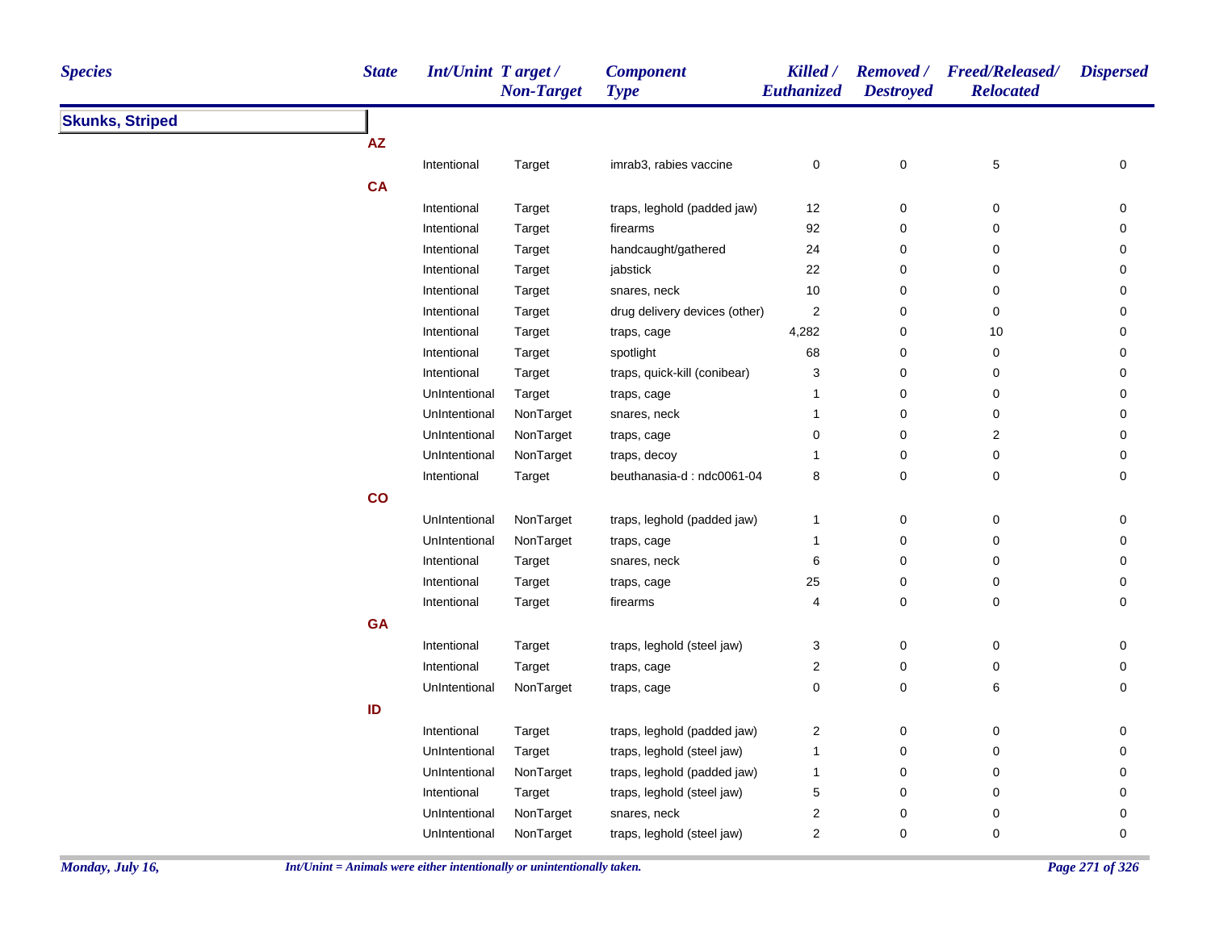| Species | State | Int/Unint | Target / Non-Target | Component Type | Killed / Euthanized | Removed / Destroyed | Freed/Released/ Relocated | Dispersed |
|---|---|---|---|---|---|---|---|---|
| **Skunks, Striped** | | | | | | | | |
| | **AZ** | | | | | | | |
| | | Intentional | Target | imrab3, rabies vaccine | 0 | 0 | 5 | 0 |
| | **CA** | | | | | | | |
| | | Intentional | Target | traps, leghold (padded jaw) | 12 | 0 | 0 | 0 |
| | | Intentional | Target | firearms | 92 | 0 | 0 | 0 |
| | | Intentional | Target | handcaught/gathered | 24 | 0 | 0 | 0 |
| | | Intentional | Target | jabstick | 22 | 0 | 0 | 0 |
| | | Intentional | Target | snares, neck | 10 | 0 | 0 | 0 |
| | | Intentional | Target | drug delivery devices (other) | 2 | 0 | 0 | 0 |
| | | Intentional | Target | traps, cage | 4,282 | 0 | 10 | 0 |
| | | Intentional | Target | spotlight | 68 | 0 | 0 | 0 |
| | | Intentional | Target | traps, quick-kill (conibear) | 3 | 0 | 0 | 0 |
| | | UnIntentional | Target | traps, cage | 1 | 0 | 0 | 0 |
| | | UnIntentional | NonTarget | snares, neck | 1 | 0 | 0 | 0 |
| | | UnIntentional | NonTarget | traps, cage | 0 | 0 | 2 | 0 |
| | | UnIntentional | NonTarget | traps, decoy | 1 | 0 | 0 | 0 |
| | | Intentional | Target | beuthanasia-d : ndc0061-04 | 8 | 0 | 0 | 0 |
| | **CO** | | | | | | | |
| | | UnIntentional | NonTarget | traps, leghold (padded jaw) | 1 | 0 | 0 | 0 |
| | | UnIntentional | NonTarget | traps, cage | 1 | 0 | 0 | 0 |
| | | Intentional | Target | snares, neck | 6 | 0 | 0 | 0 |
| | | Intentional | Target | traps, cage | 25 | 0 | 0 | 0 |
| | | Intentional | Target | firearms | 4 | 0 | 0 | 0 |
| | **GA** | | | | | | | |
| | | Intentional | Target | traps, leghold (steel jaw) | 3 | 0 | 0 | 0 |
| | | Intentional | Target | traps, cage | 2 | 0 | 0 | 0 |
| | | UnIntentional | NonTarget | traps, cage | 0 | 0 | 6 | 0 |
| | **ID** | | | | | | | |
| | | Intentional | Target | traps, leghold (padded jaw) | 2 | 0 | 0 | 0 |
| | | UnIntentional | Target | traps, leghold (steel jaw) | 1 | 0 | 0 | 0 |
| | | UnIntentional | NonTarget | traps, leghold (padded jaw) | 1 | 0 | 0 | 0 |
| | | Intentional | Target | traps, leghold (steel jaw) | 5 | 0 | 0 | 0 |
| | | UnIntentional | NonTarget | snares, neck | 2 | 0 | 0 | 0 |
| | | UnIntentional | NonTarget | traps, leghold (steel jaw) | 2 | 0 | 0 | 0 |

*Int/Unint = Animals were either intentionally or unintentionally taken.*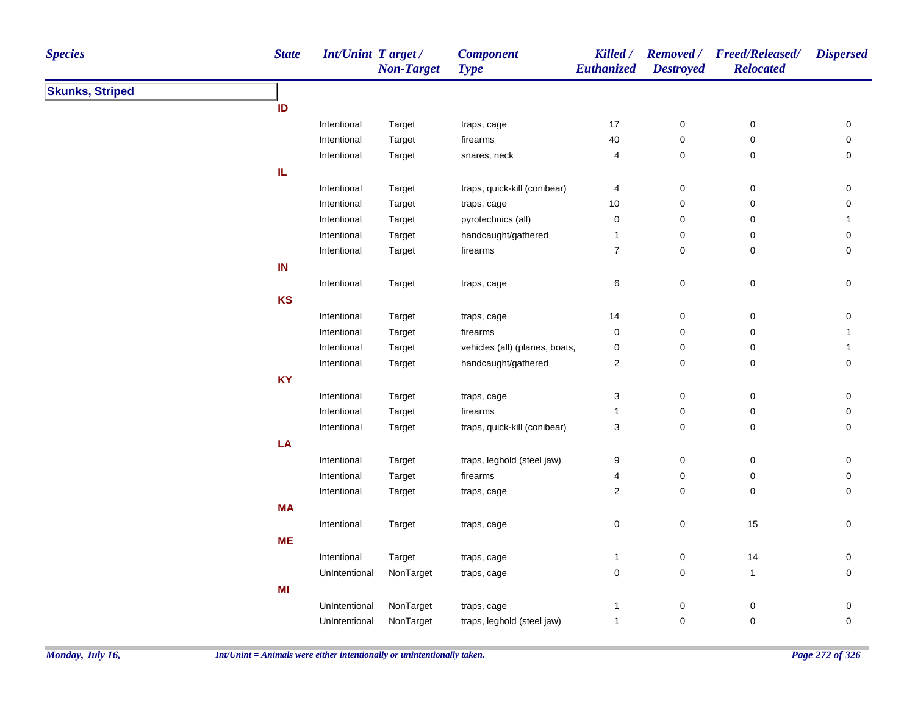| Species | State | Int/Unint | Target / Non-Target | Component Type | Killed / Euthanized | Removed / Destroyed | Freed/Released/ Relocated | Dispersed |
|---|---|---|---|---|---|---|---|---|
| **Skunks, Striped** | | | | | | | | |
| | **ID** | | | | | | | |
| | | Intentional | Target | traps, cage | 17 | 0 | 0 | 0 |
| | | Intentional | Target | firearms | 40 | 0 | 0 | 0 |
| | | Intentional | Target | snares, neck | 4 | 0 | 0 | 0 |
| | **IL** | | | | | | | |
| | | Intentional | Target | traps, quick-kill (conibear) | 4 | 0 | 0 | 0 |
| | | Intentional | Target | traps, cage | 10 | 0 | 0 | 0 |
| | | Intentional | Target | pyrotechnics (all) | 0 | 0 | 0 | 1 |
| | | Intentional | Target | handcaught/gathered | 1 | 0 | 0 | 0 |
| | | Intentional | Target | firearms | 7 | 0 | 0 | 0 |
| | **IN** | | | | | | | |
| | | Intentional | Target | traps, cage | 6 | 0 | 0 | 0 |
| | **KS** | | | | | | | |
| | | Intentional | Target | traps, cage | 14 | 0 | 0 | 0 |
| | | Intentional | Target | firearms | 0 | 0 | 0 | 1 |
| | | Intentional | Target | vehicles (all) (planes, boats, | 0 | 0 | 0 | 1 |
| | | Intentional | Target | handcaught/gathered | 2 | 0 | 0 | 0 |
| | **KY** | | | | | | | |
| | | Intentional | Target | traps, cage | 3 | 0 | 0 | 0 |
| | | Intentional | Target | firearms | 1 | 0 | 0 | 0 |
| | | Intentional | Target | traps, quick-kill (conibear) | 3 | 0 | 0 | 0 |
| | **LA** | | | | | | | |
| | | Intentional | Target | traps, leghold (steel jaw) | 9 | 0 | 0 | 0 |
| | | Intentional | Target | firearms | 4 | 0 | 0 | 0 |
| | | Intentional | Target | traps, cage | 2 | 0 | 0 | 0 |
| | **MA** | | | | | | | |
| | | Intentional | Target | traps, cage | 0 | 0 | 15 | 0 |
| | **ME** | | | | | | | |
| | | Intentional | Target | traps, cage | 1 | 0 | 14 | 0 |
| | | UnIntentional | NonTarget | traps, cage | 0 | 0 | 1 | 0 |
| | **MI** | | | | | | | |
| | | UnIntentional | NonTarget | traps, cage | 1 | 0 | 0 | 0 |
| | | UnIntentional | NonTarget | traps, leghold (steel jaw) | 1 | 0 | 0 | 0 |

*Int/Unint = Animals were either intentionally or unintentionally taken.*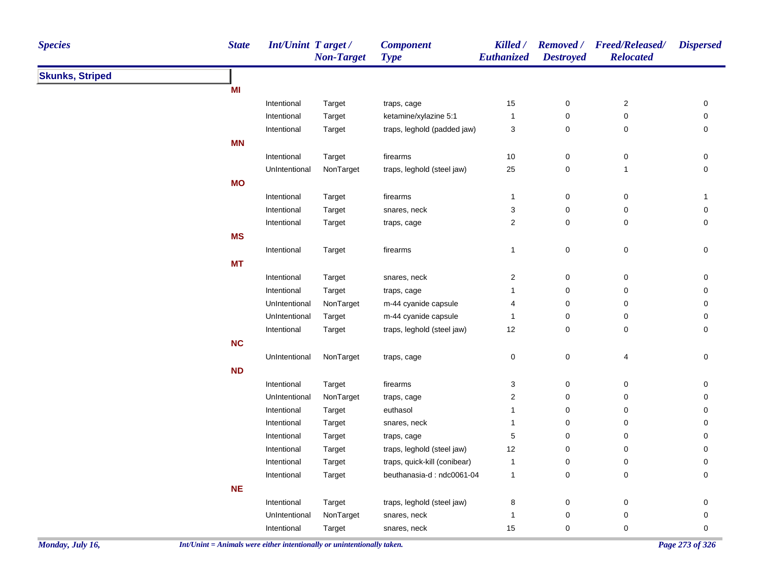| Species | State | Int/Unint | Target / Non-Target | Component Type | Killed / Euthanized | Removed / Destroyed | Freed/Released/ Relocated | Dispersed |
|---|---|---|---|---|---|---|---|---|
| **Skunks, Striped** | | | | | | | | |
| | **MI** | | | | | | | |
| | | Intentional | Target | traps, cage | 15 | 0 | 2 | 0 |
| | | Intentional | Target | ketamine/xylazine 5:1 | 1 | 0 | 0 | 0 |
| | | Intentional | Target | traps, leghold (padded jaw) | 3 | 0 | 0 | 0 |
| | **MN** | | | | | | | |
| | | Intentional | Target | firearms | 10 | 0 | 0 | 0 |
| | | UnIntentional | NonTarget | traps, leghold (steel jaw) | 25 | 0 | 1 | 0 |
| | **MO** | | | | | | | |
| | | Intentional | Target | firearms | 1 | 0 | 0 | 1 |
| | | Intentional | Target | snares, neck | 3 | 0 | 0 | 0 |
| | | Intentional | Target | traps, cage | 2 | 0 | 0 | 0 |
| | **MS** | | | | | | | |
| | | Intentional | Target | firearms | 1 | 0 | 0 | 0 |
| | **MT** | | | | | | | |
| | | Intentional | Target | snares, neck | 2 | 0 | 0 | 0 |
| | | Intentional | Target | traps, cage | 1 | 0 | 0 | 0 |
| | | UnIntentional | NonTarget | m-44 cyanide capsule | 4 | 0 | 0 | 0 |
| | | UnIntentional | Target | m-44 cyanide capsule | 1 | 0 | 0 | 0 |
| | | Intentional | Target | traps, leghold (steel jaw) | 12 | 0 | 0 | 0 |
| | **NC** | | | | | | | |
| | | UnIntentional | NonTarget | traps, cage | 0 | 0 | 4 | 0 |
| | **ND** | | | | | | | |
| | | Intentional | Target | firearms | 3 | 0 | 0 | 0 |
| | | UnIntentional | NonTarget | traps, cage | 2 | 0 | 0 | 0 |
| | | Intentional | Target | euthasol | 1 | 0 | 0 | 0 |
| | | Intentional | Target | snares, neck | 1 | 0 | 0 | 0 |
| | | Intentional | Target | traps, cage | 5 | 0 | 0 | 0 |
| | | Intentional | Target | traps, leghold (steel jaw) | 12 | 0 | 0 | 0 |
| | | Intentional | Target | traps, quick-kill (conibear) | 1 | 0 | 0 | 0 |
| | | Intentional | Target | beuthanasia-d : ndc0061-04 | 1 | 0 | 0 | 0 |
| | **NE** | | | | | | | |
| | | Intentional | Target | traps, leghold (steel jaw) | 8 | 0 | 0 | 0 |
| | | UnIntentional | NonTarget | snares, neck | 1 | 0 | 0 | 0 |
| | | Intentional | Target | snares, neck | 15 | 0 | 0 | 0 |

*Int/Unint = Animals were either intentionally or unintentionally taken.*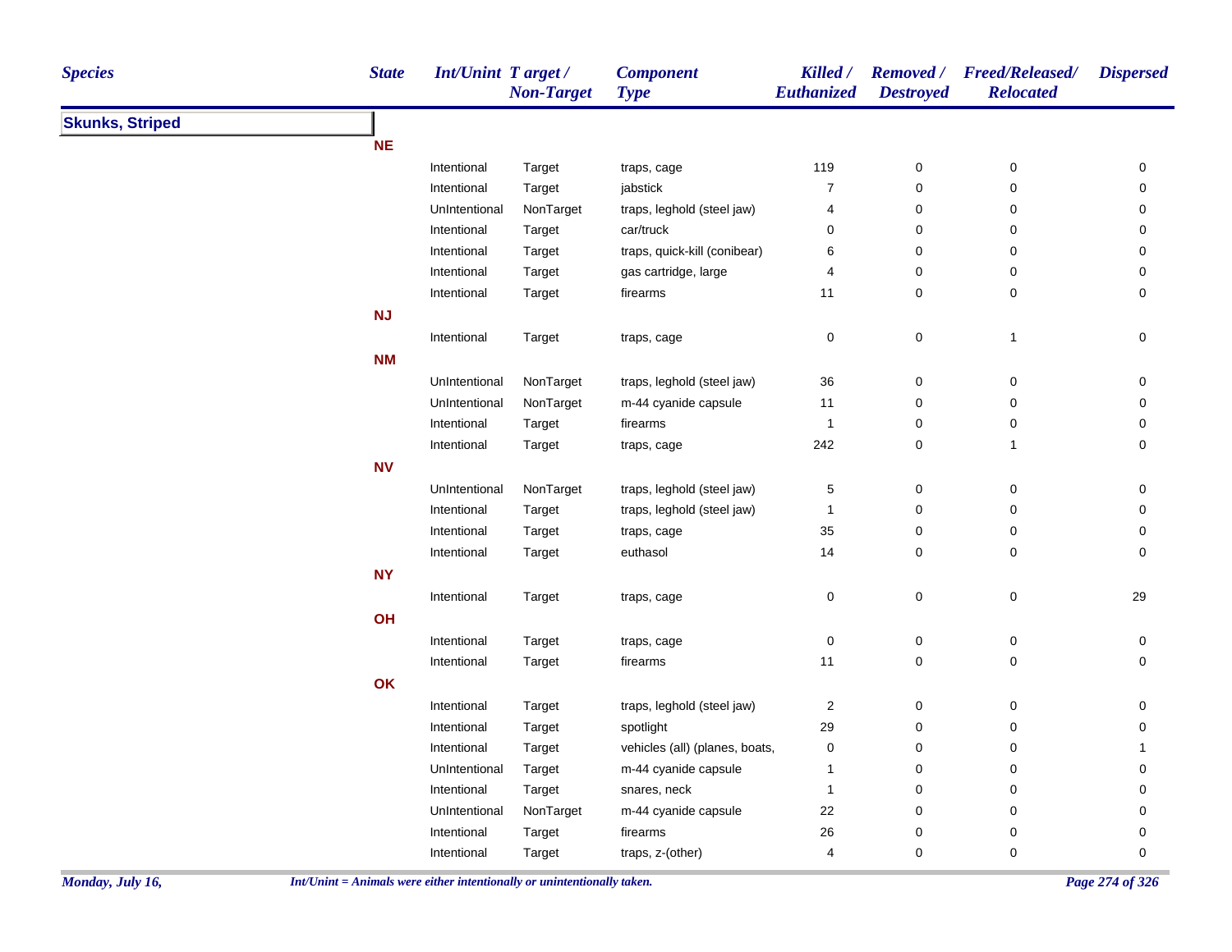| Species | State | Int/Unint | Target / Non-Target | Component Type | Killed / Euthanized | Removed / Destroyed | Freed/Released/ Relocated | Dispersed |
|---|---|---|---|---|---|---|---|---|
| **Skunks, Striped** | | | | | | | | |
| | **NE** | | | | | | | |
| | | Intentional | Target | traps, cage | 119 | 0 | 0 | 0 |
| | | Intentional | Target | jabstick | 7 | 0 | 0 | 0 |
| | | UnIntentional | NonTarget | traps, leghold (steel jaw) | 4 | 0 | 0 | 0 |
| | | Intentional | Target | car/truck | 0 | 0 | 0 | 0 |
| | | Intentional | Target | traps, quick-kill (conibear) | 6 | 0 | 0 | 0 |
| | | Intentional | Target | gas cartridge, large | 4 | 0 | 0 | 0 |
| | | Intentional | Target | firearms | 11 | 0 | 0 | 0 |
| | **NJ** | | | | | | | |
| | | Intentional | Target | traps, cage | 0 | 0 | 1 | 0 |
| | **NM** | | | | | | | |
| | | UnIntentional | NonTarget | traps, leghold (steel jaw) | 36 | 0 | 0 | 0 |
| | | UnIntentional | NonTarget | m-44 cyanide capsule | 11 | 0 | 0 | 0 |
| | | Intentional | Target | firearms | 1 | 0 | 0 | 0 |
| | | Intentional | Target | traps, cage | 242 | 0 | 1 | 0 |
| | **NV** | | | | | | | |
| | | UnIntentional | NonTarget | traps, leghold (steel jaw) | 5 | 0 | 0 | 0 |
| | | Intentional | Target | traps, leghold (steel jaw) | 1 | 0 | 0 | 0 |
| | | Intentional | Target | traps, cage | 35 | 0 | 0 | 0 |
| | | Intentional | Target | euthasol | 14 | 0 | 0 | 0 |
| | **NY** | | | | | | | |
| | | Intentional | Target | traps, cage | 0 | 0 | 0 | 29 |
| | **OH** | | | | | | | |
| | | Intentional | Target | traps, cage | 0 | 0 | 0 | 0 |
| | | Intentional | Target | firearms | 11 | 0 | 0 | 0 |
| | **OK** | | | | | | | |
| | | Intentional | Target | traps, leghold (steel jaw) | 2 | 0 | 0 | 0 |
| | | Intentional | Target | spotlight | 29 | 0 | 0 | 0 |
| | | Intentional | Target | vehicles (all) (planes, boats, | 0 | 0 | 0 | 1 |
| | | UnIntentional | Target | m-44 cyanide capsule | 1 | 0 | 0 | 0 |
| | | Intentional | Target | snares, neck | 1 | 0 | 0 | 0 |
| | | UnIntentional | NonTarget | m-44 cyanide capsule | 22 | 0 | 0 | 0 |
| | | Intentional | Target | firearms | 26 | 0 | 0 | 0 |
| | | Intentional | Target | traps, z-(other) | 4 | 0 | 0 | 0 |

*Int/Unint = Animals were either intentionally or unintentionally taken.*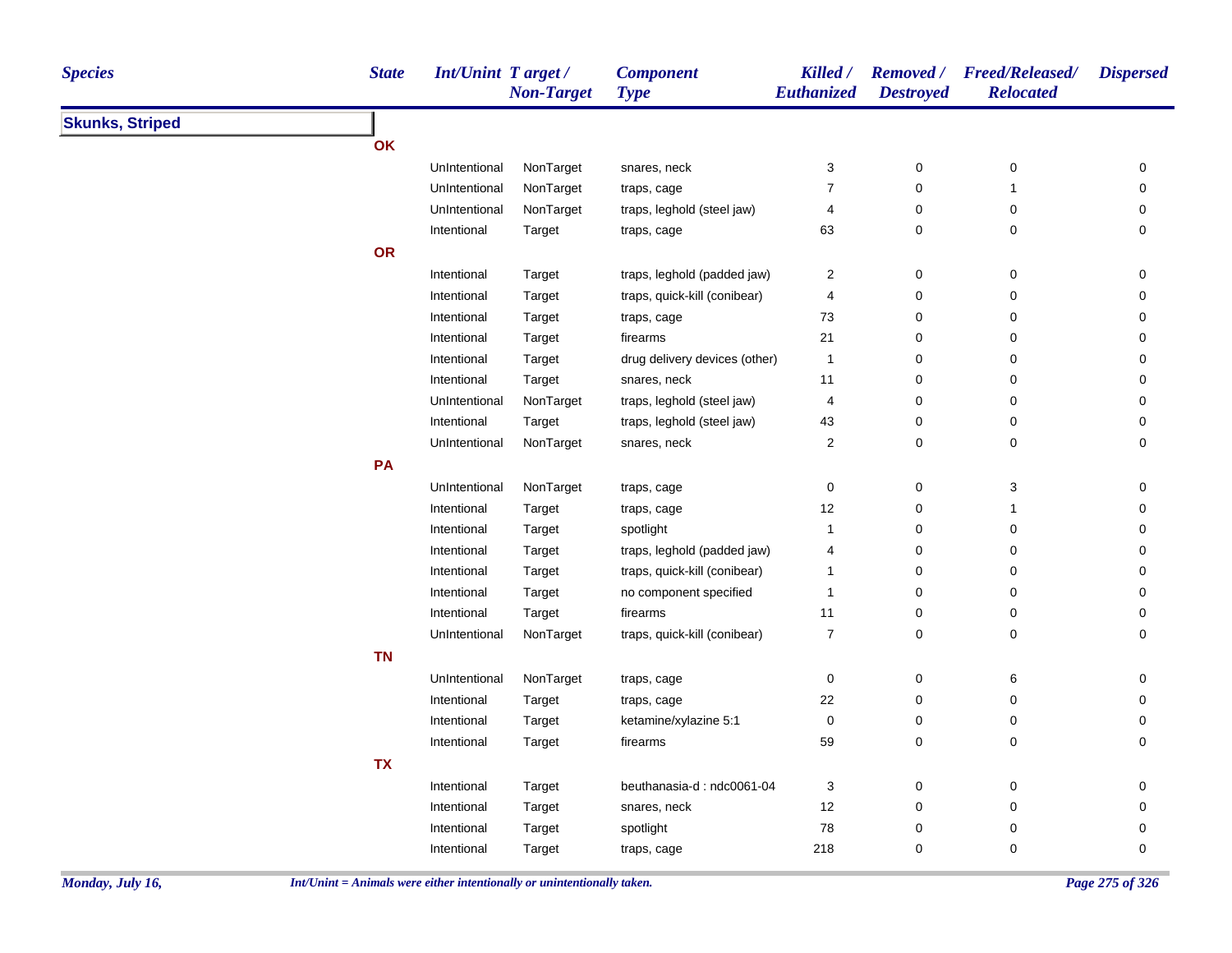| Species | State | Int/Unint | Target / Non-Target | Component Type | Killed / Euthanized | Removed / Destroyed | Freed/Released/ Relocated | Dispersed |
|---|---|---|---|---|---|---|---|---|
| **Skunks, Striped** | | | | | | | | |
| | **OK** | | | | | | | |
| | | UnIntentional | NonTarget | snares, neck | 3 | 0 | 0 | 0 |
| | | UnIntentional | NonTarget | traps, cage | 7 | 0 | 1 | 0 |
| | | UnIntentional | NonTarget | traps, leghold (steel jaw) | 4 | 0 | 0 | 0 |
| | | Intentional | Target | traps, cage | 63 | 0 | 0 | 0 |
| | **OR** | | | | | | | |
| | | Intentional | Target | traps, leghold (padded jaw) | 2 | 0 | 0 | 0 |
| | | Intentional | Target | traps, quick-kill (conibear) | 4 | 0 | 0 | 0 |
| | | Intentional | Target | traps, cage | 73 | 0 | 0 | 0 |
| | | Intentional | Target | firearms | 21 | 0 | 0 | 0 |
| | | Intentional | Target | drug delivery devices (other) | 1 | 0 | 0 | 0 |
| | | Intentional | Target | snares, neck | 11 | 0 | 0 | 0 |
| | | UnIntentional | NonTarget | traps, leghold (steel jaw) | 4 | 0 | 0 | 0 |
| | | Intentional | Target | traps, leghold (steel jaw) | 43 | 0 | 0 | 0 |
| | | UnIntentional | NonTarget | snares, neck | 2 | 0 | 0 | 0 |
| | **PA** | | | | | | | |
| | | UnIntentional | NonTarget | traps, cage | 0 | 0 | 3 | 0 |
| | | Intentional | Target | traps, cage | 12 | 0 | 1 | 0 |
| | | Intentional | Target | spotlight | 1 | 0 | 0 | 0 |
| | | Intentional | Target | traps, leghold (padded jaw) | 4 | 0 | 0 | 0 |
| | | Intentional | Target | traps, quick-kill (conibear) | 1 | 0 | 0 | 0 |
| | | Intentional | Target | no component specified | 1 | 0 | 0 | 0 |
| | | Intentional | Target | firearms | 11 | 0 | 0 | 0 |
| | | UnIntentional | NonTarget | traps, quick-kill (conibear) | 7 | 0 | 0 | 0 |
| | **TN** | | | | | | | |
| | | UnIntentional | NonTarget | traps, cage | 0 | 0 | 6 | 0 |
| | | Intentional | Target | traps, cage | 22 | 0 | 0 | 0 |
| | | Intentional | Target | ketamine/xylazine 5:1 | 0 | 0 | 0 | 0 |
| | | Intentional | Target | firearms | 59 | 0 | 0 | 0 |
| | **TX** | | | | | | | |
| | | Intentional | Target | beuthanasia-d : ndc0061-04 | 3 | 0 | 0 | 0 |
| | | Intentional | Target | snares, neck | 12 | 0 | 0 | 0 |
| | | Intentional | Target | spotlight | 78 | 0 | 0 | 0 |
| | | Intentional | Target | traps, cage | 218 | 0 | 0 | 0 |

*Int/Unint = Animals were either intentionally or unintentionally taken.*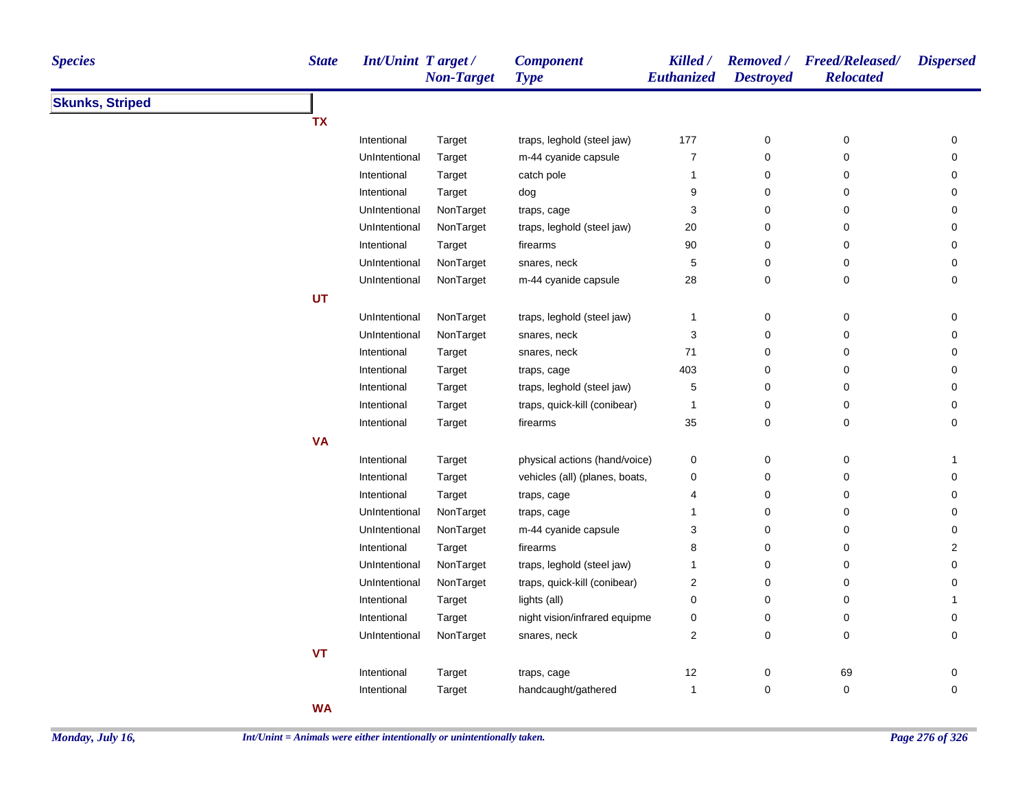| Species | State | Int/Unint | Target / Non-Target | Component Type | Killed / Euthanized | Removed / Destroyed | Freed/Released/ Relocated | Dispersed |
|---|---|---|---|---|---|---|---|---|
| **Skunks, Striped** | | | | | | | | |
| | **TX** | | | | | | | |
| | | Intentional | Target | traps, leghold (steel jaw) | 177 | 0 | 0 | 0 |
| | | UnIntentional | Target | m-44 cyanide capsule | 7 | 0 | 0 | 0 |
| | | Intentional | Target | catch pole | 1 | 0 | 0 | 0 |
| | | Intentional | Target | dog | 9 | 0 | 0 | 0 |
| | | UnIntentional | NonTarget | traps, cage | 3 | 0 | 0 | 0 |
| | | UnIntentional | NonTarget | traps, leghold (steel jaw) | 20 | 0 | 0 | 0 |
| | | Intentional | Target | firearms | 90 | 0 | 0 | 0 |
| | | UnIntentional | NonTarget | snares, neck | 5 | 0 | 0 | 0 |
| | | UnIntentional | NonTarget | m-44 cyanide capsule | 28 | 0 | 0 | 0 |
| | **UT** | | | | | | | |
| | | UnIntentional | NonTarget | traps, leghold (steel jaw) | 1 | 0 | 0 | 0 |
| | | UnIntentional | NonTarget | snares, neck | 3 | 0 | 0 | 0 |
| | | Intentional | Target | snares, neck | 71 | 0 | 0 | 0 |
| | | Intentional | Target | traps, cage | 403 | 0 | 0 | 0 |
| | | Intentional | Target | traps, leghold (steel jaw) | 5 | 0 | 0 | 0 |
| | | Intentional | Target | traps, quick-kill (conibear) | 1 | 0 | 0 | 0 |
| | | Intentional | Target | firearms | 35 | 0 | 0 | 0 |
| | **VA** | | | | | | | |
| | | Intentional | Target | physical actions (hand/voice) | 0 | 0 | 0 | 1 |
| | | Intentional | Target | vehicles (all) (planes, boats, | 0 | 0 | 0 | 0 |
| | | Intentional | Target | traps, cage | 4 | 0 | 0 | 0 |
| | | UnIntentional | NonTarget | traps, cage | 1 | 0 | 0 | 0 |
| | | UnIntentional | NonTarget | m-44 cyanide capsule | 3 | 0 | 0 | 0 |
| | | Intentional | Target | firearms | 8 | 0 | 0 | 2 |
| | | UnIntentional | NonTarget | traps, leghold (steel jaw) | 1 | 0 | 0 | 0 |
| | | UnIntentional | NonTarget | traps, quick-kill (conibear) | 2 | 0 | 0 | 0 |
| | | Intentional | Target | lights (all) | 0 | 0 | 0 | 1 |
| | | Intentional | Target | night vision/infrared equipme | 0 | 0 | 0 | 0 |
| | | UnIntentional | NonTarget | snares, neck | 2 | 0 | 0 | 0 |
| | **VT** | | | | | | | |
| | | Intentional | Target | traps, cage | 12 | 0 | 69 | 0 |
| | | Intentional | Target | handcaught/gathered | 1 | 0 | 0 | 0 |
| | **WA** | | | | | | | |

*Int/Unint = Animals were either intentionally or unintentionally taken.*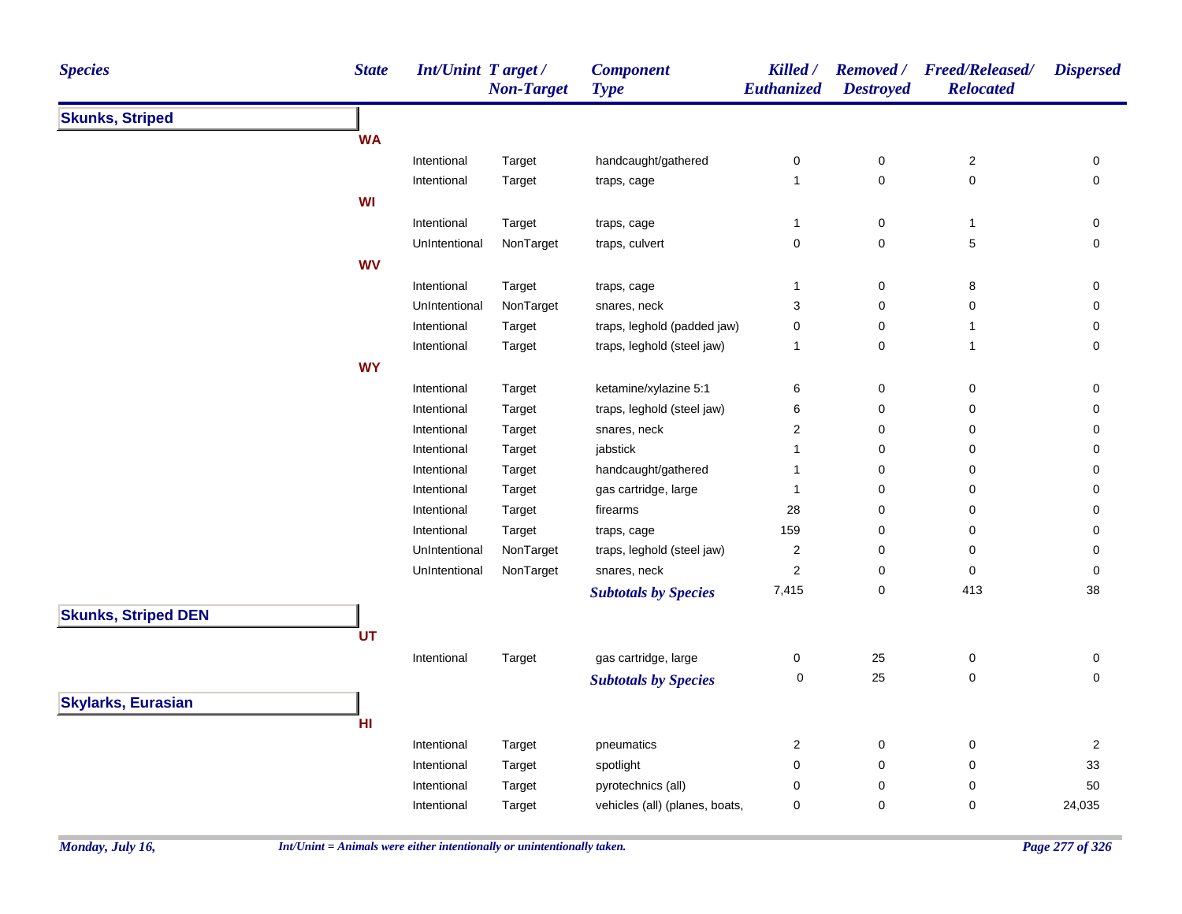| Species | State | Int/Unint | Target / Non-Target | Component Type | Killed / Euthanized | Removed / Destroyed | Freed/Released/ Relocated | Dispersed |
|---|---|---|---|---|---|---|---|---|
| **Skunks, Striped** | | | | | | | | |
| | **WA** | | | | | | | |
| | | Intentional | Target | handcaught/gathered | 0 | 0 | 2 | 0 |
| | | Intentional | Target | traps, cage | 1 | 0 | 0 | 0 |
| | **WI** | | | | | | | |
| | | Intentional | Target | traps, cage | 1 | 0 | 1 | 0 |
| | | UnIntentional | NonTarget | traps, culvert | 0 | 0 | 5 | 0 |
| | **WV** | | | | | | | |
| | | Intentional | Target | traps, cage | 1 | 0 | 8 | 0 |
| | | UnIntentional | NonTarget | snares, neck | 3 | 0 | 0 | 0 |
| | | Intentional | Target | traps, leghold (padded jaw) | 0 | 0 | 1 | 0 |
| | | Intentional | Target | traps, leghold (steel jaw) | 1 | 0 | 1 | 0 |
| | **WY** | | | | | | | |
| | | Intentional | Target | ketamine/xylazine 5:1 | 6 | 0 | 0 | 0 |
| | | Intentional | Target | traps, leghold (steel jaw) | 6 | 0 | 0 | 0 |
| | | Intentional | Target | snares, neck | 2 | 0 | 0 | 0 |
| | | Intentional | Target | jabstick | 1 | 0 | 0 | 0 |
| | | Intentional | Target | handcaught/gathered | 1 | 0 | 0 | 0 |
| | | Intentional | Target | gas cartridge, large | 1 | 0 | 0 | 0 |
| | | Intentional | Target | firearms | 28 | 0 | 0 | 0 |
| | | Intentional | Target | traps, cage | 159 | 0 | 0 | 0 |
| | | UnIntentional | NonTarget | traps, leghold (steel jaw) | 2 | 0 | 0 | 0 |
| | | UnIntentional | NonTarget | snares, neck | 2 | 0 | 0 | 0 |
| | | | | ***Subtotals by Species*** | 7,415 | 0 | 413 | 38 |
| **Skunks, Striped DEN** | | | | | | | | |
| | **UT** | | | | | | | |
| | | Intentional | Target | gas cartridge, large | 0 | 25 | 0 | 0 |
| | | | | ***Subtotals by Species*** | 0 | 25 | 0 | 0 |
| **Skylarks, Eurasian** | | | | | | | | |
| | **HI** | | | | | | | |
| | | Intentional | Target | pneumatics | 2 | 0 | 0 | 2 |
| | | Intentional | Target | spotlight | 0 | 0 | 0 | 33 |
| | | Intentional | Target | pyrotechnics (all) | 0 | 0 | 0 | 50 |
| | | Intentional | Target | vehicles (all) (planes, boats, | 0 | 0 | 0 | 24,035 |

*Monday, July 16,* *Int/Unint = Animals were either intentionally or unintentionally taken.*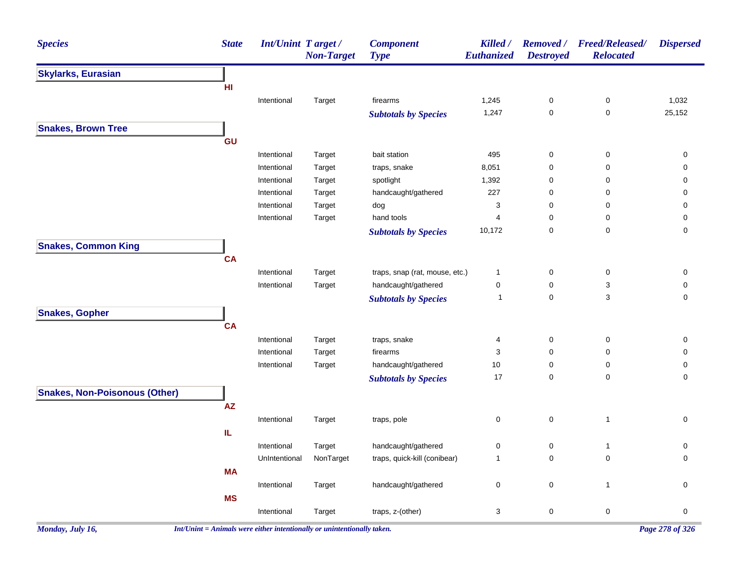| Species | State | Int/Unint | Target / Non-Target | Component Type | Killed / Euthanized | Removed / Destroyed | Freed/Released/ Relocated | Dispersed |
|---|---|---|---|---|---|---|---|---|
| **Skylarks, Eurasian** | | | | | | | | |
| | **HI** | | | | | | | |
| | | Intentional | Target | firearms | 1,245 | 0 | 0 | 1,032 |
| | | | | ***Subtotals by Species*** | 1,247 | 0 | 0 | 25,152 |
| **Snakes, Brown Tree** | | | | | | | | |
| | **GU** | | | | | | | |
| | | Intentional | Target | bait station | 495 | 0 | 0 | 0 |
| | | Intentional | Target | traps, snake | 8,051 | 0 | 0 | 0 |
| | | Intentional | Target | spotlight | 1,392 | 0 | 0 | 0 |
| | | Intentional | Target | handcaught/gathered | 227 | 0 | 0 | 0 |
| | | Intentional | Target | dog | 3 | 0 | 0 | 0 |
| | | Intentional | Target | hand tools | 4 | 0 | 0 | 0 |
| | | | | ***Subtotals by Species*** | 10,172 | 0 | 0 | 0 |
| **Snakes, Common King** | | | | | | | | |
| | **CA** | | | | | | | |
| | | Intentional | Target | traps, snap (rat, mouse, etc.) | 1 | 0 | 0 | 0 |
| | | Intentional | Target | handcaught/gathered | 0 | 0 | 3 | 0 |
| | | | | ***Subtotals by Species*** | 1 | 0 | 3 | 0 |
| **Snakes, Gopher** | | | | | | | | |
| | **CA** | | | | | | | |
| | | Intentional | Target | traps, snake | 4 | 0 | 0 | 0 |
| | | Intentional | Target | firearms | 3 | 0 | 0 | 0 |
| | | Intentional | Target | handcaught/gathered | 10 | 0 | 0 | 0 |
| | | | | ***Subtotals by Species*** | 17 | 0 | 0 | 0 |
| **Snakes, Non-Poisonous (Other)** | | | | | | | | |
| | **AZ** | | | | | | | |
| | | Intentional | Target | traps, pole | 0 | 0 | 1 | 0 |
| | **IL** | | | | | | | |
| | | Intentional | Target | handcaught/gathered | 0 | 0 | 1 | 0 |
| | | UnIntentional | NonTarget | traps, quick-kill (conibear) | 1 | 0 | 0 | 0 |
| | **MA** | | | | | | | |
| | | Intentional | Target | handcaught/gathered | 0 | 0 | 1 | 0 |
| | **MS** | | | | | | | |
| | | Intentional | Target | traps, z-(other) | 3 | 0 | 0 | 0 |

*Monday, July 16,*

*Int/Unint = Animals were either intentionally or unintentionally taken.*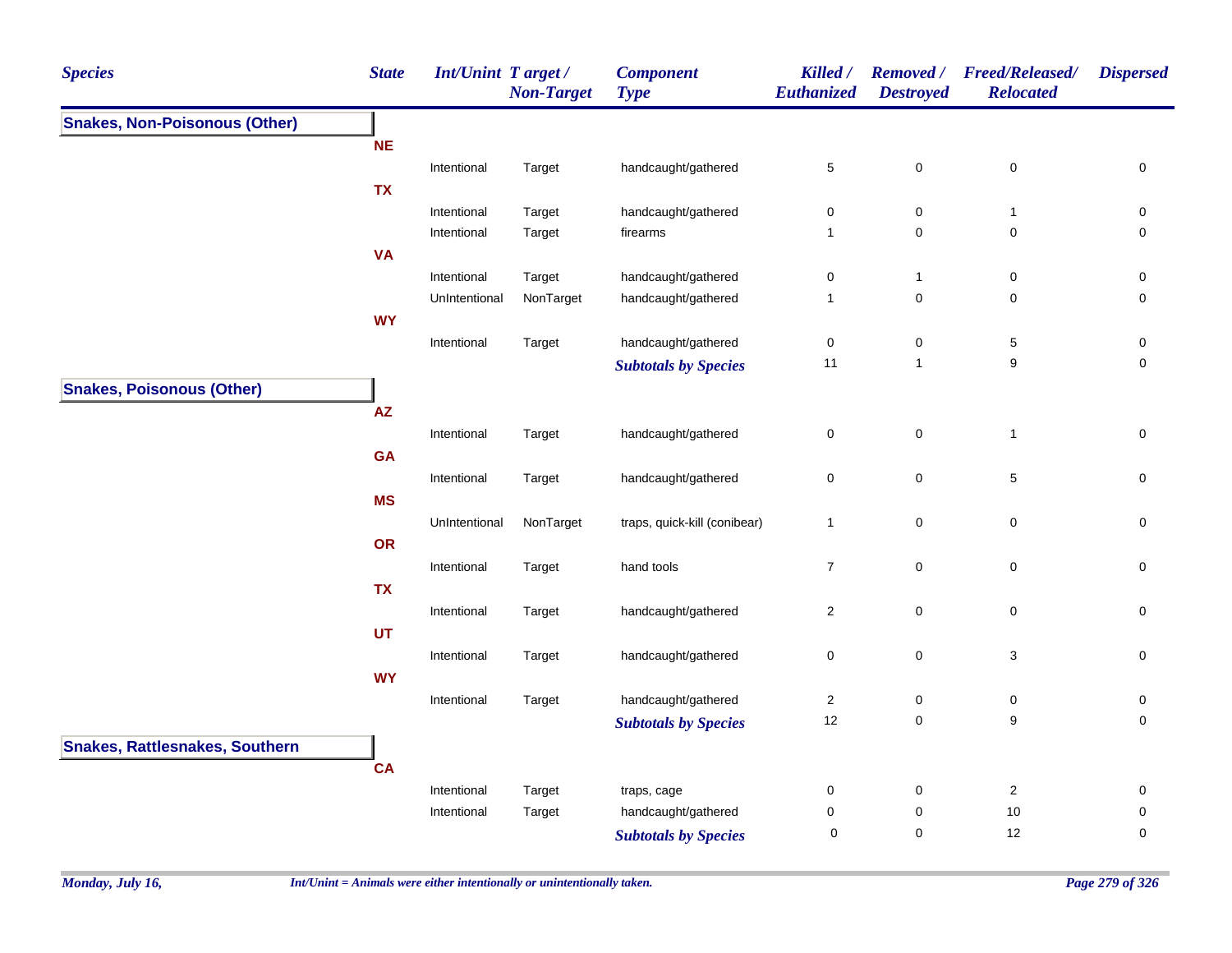| Species | State | Int/Unint | Target / Non-Target | Component Type | Killed / Euthanized | Removed / Destroyed | Freed/Released/ Relocated | Dispersed |
|---|---|---|---|---|---|---|---|---|
| **Snakes, Non-Poisonous (Other)** | | | | | | | | |
| | **NE** | | | | | | | |
| | | Intentional | Target | handcaught/gathered | 5 | 0 | 0 | 0 |
| | **TX** | | | | | | | |
| | | Intentional | Target | handcaught/gathered | 0 | 0 | 1 | 0 |
| | | Intentional | Target | firearms | 1 | 0 | 0 | 0 |
| | **VA** | | | | | | | |
| | | Intentional | Target | handcaught/gathered | 0 | 1 | 0 | 0 |
| | | UnIntentional | NonTarget | handcaught/gathered | 1 | 0 | 0 | 0 |
| | **WY** | | | | | | | |
| | | Intentional | Target | handcaught/gathered | 0 | 0 | 5 | 0 |
| | | | | ***Subtotals by Species*** | 11 | 1 | 9 | 0 |
| **Snakes, Poisonous (Other)** | | | | | | | | |
| | **AZ** | | | | | | | |
| | | Intentional | Target | handcaught/gathered | 0 | 0 | 1 | 0 |
| | **GA** | | | | | | | |
| | | Intentional | Target | handcaught/gathered | 0 | 0 | 5 | 0 |
| | **MS** | | | | | | | |
| | | UnIntentional | NonTarget | traps, quick-kill (conibear) | 1 | 0 | 0 | 0 |
| | **OR** | | | | | | | |
| | | Intentional | Target | hand tools | 7 | 0 | 0 | 0 |
| | **TX** | | | | | | | |
| | | Intentional | Target | handcaught/gathered | 2 | 0 | 0 | 0 |
| | **UT** | | | | | | | |
| | | Intentional | Target | handcaught/gathered | 0 | 0 | 3 | 0 |
| | **WY** | | | | | | | |
| | | Intentional | Target | handcaught/gathered | 2 | 0 | 0 | 0 |
| | | | | ***Subtotals by Species*** | 12 | 0 | 9 | 0 |
| **Snakes, Rattlesnakes, Southern** | | | | | | | | |
| | **CA** | | | | | | | |
| | | Intentional | Target | traps, cage | 0 | 0 | 2 | 0 |
| | | Intentional | Target | handcaught/gathered | 0 | 0 | 10 | 0 |
| | | | | ***Subtotals by Species*** | 0 | 0 | 12 | 0 |

*Monday, July 16,*

*Int/Unint = Animals were either intentionally or unintentionally taken.*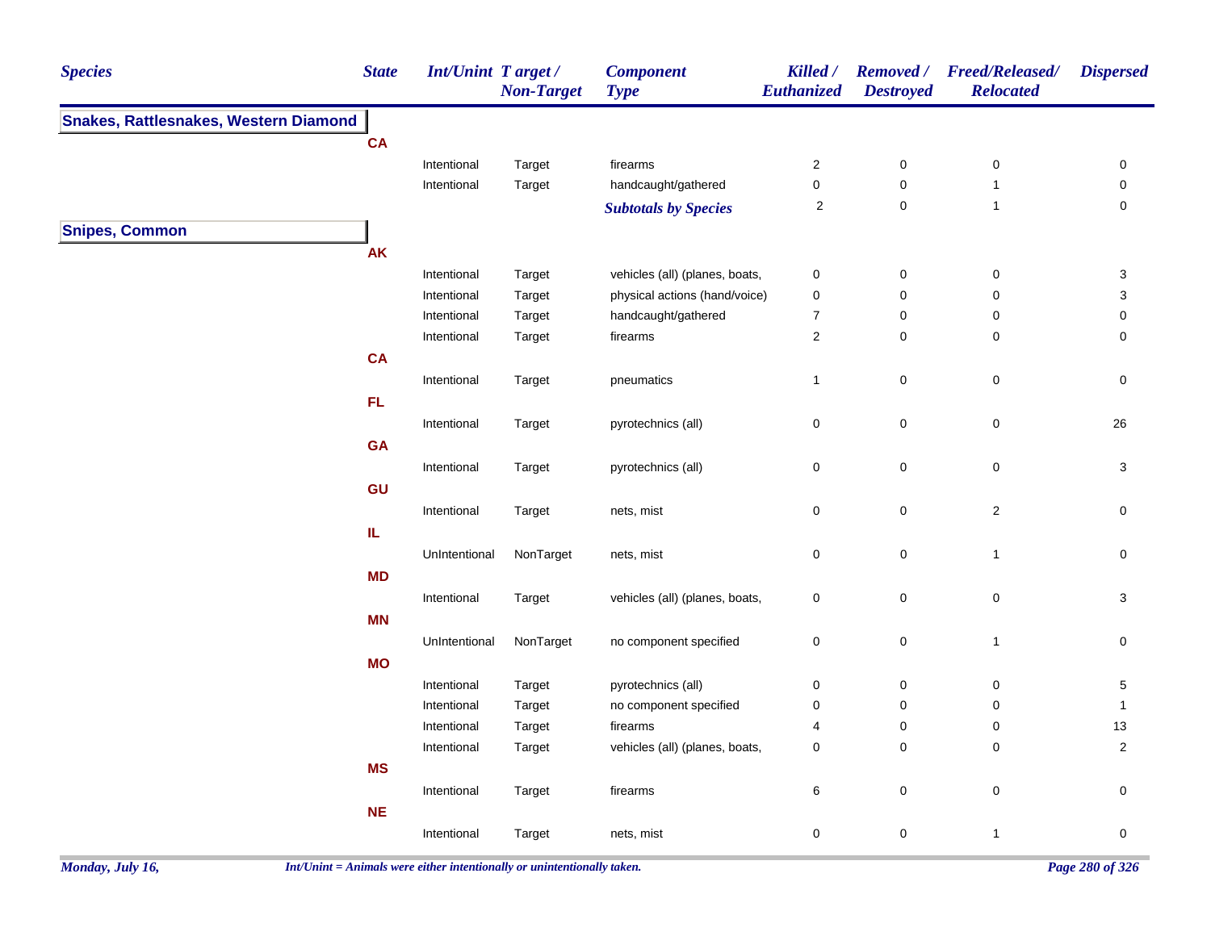| Species | State | Int/Unint | Target / Non-Target | Component Type | Killed / Euthanized | Removed / Destroyed | Freed/Released/ Relocated | Dispersed |
|---|---|---|---|---|---|---|---|---|
| **Snakes, Rattlesnakes, Western Diamond** | | | | | | | | |
| | **CA** | | | | | | | |
| | | Intentional | Target | firearms | 2 | 0 | 0 | 0 |
| | | Intentional | Target | handcaught/gathered | 0 | 0 | 1 | 0 |
| | | | | ***Subtotals by Species*** | 2 | 0 | 1 | 0 |
| **Snipes, Common** | | | | | | | | |
| | **AK** | | | | | | | |
| | | Intentional | Target | vehicles (all) (planes, boats, | 0 | 0 | 0 | 3 |
| | | Intentional | Target | physical actions (hand/voice) | 0 | 0 | 0 | 3 |
| | | Intentional | Target | handcaught/gathered | 7 | 0 | 0 | 0 |
| | | Intentional | Target | firearms | 2 | 0 | 0 | 0 |
| | **CA** | | | | | | | |
| | | Intentional | Target | pneumatics | 1 | 0 | 0 | 0 |
| | **FL** | | | | | | | |
| | | Intentional | Target | pyrotechnics (all) | 0 | 0 | 0 | 26 |
| | **GA** | | | | | | | |
| | | Intentional | Target | pyrotechnics (all) | 0 | 0 | 0 | 3 |
| | **GU** | | | | | | | |
| | | Intentional | Target | nets, mist | 0 | 0 | 2 | 0 |
| | **IL** | | | | | | | |
| | | UnIntentional | NonTarget | nets, mist | 0 | 0 | 1 | 0 |
| | **MD** | | | | | | | |
| | | Intentional | Target | vehicles (all) (planes, boats, | 0 | 0 | 0 | 3 |
| | **MN** | | | | | | | |
| | | UnIntentional | NonTarget | no component specified | 0 | 0 | 1 | 0 |
| | **MO** | | | | | | | |
| | | Intentional | Target | pyrotechnics (all) | 0 | 0 | 0 | 5 |
| | | Intentional | Target | no component specified | 0 | 0 | 0 | 1 |
| | | Intentional | Target | firearms | 4 | 0 | 0 | 13 |
| | | Intentional | Target | vehicles (all) (planes, boats, | 0 | 0 | 0 | 2 |
| | **MS** | | | | | | | |
| | | Intentional | Target | firearms | 6 | 0 | 0 | 0 |
| | **NE** | | | | | | | |
| | | Intentional | Target | nets, mist | 0 | 0 | 1 | 0 |

*Int/Unint = Animals were either intentionally or unintentionally taken.*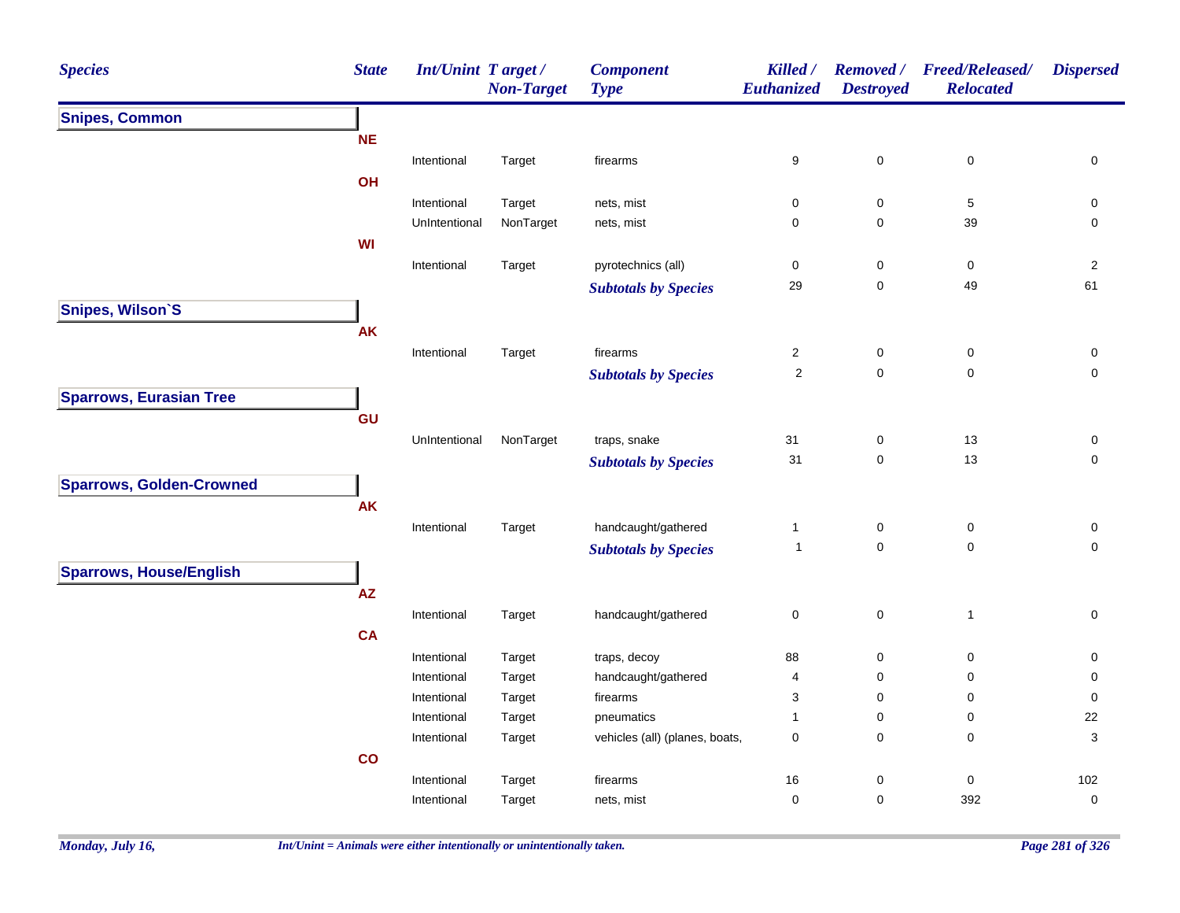| Species | State | Int/Unint | Target / Non-Target | Component Type | Killed / Euthanized | Removed / Destroyed | Freed/Released/ Relocated | Dispersed |
|---|---|---|---|---|---|---|---|---|
| **Snipes, Common** | | | | | | | | |
| | **NE** | | | | | | | |
| | | Intentional | Target | firearms | 9 | 0 | 0 | 0 |
| | **OH** | | | | | | | |
| | | Intentional | Target | nets, mist | 0 | 0 | 5 | 0 |
| | | UnIntentional | NonTarget | nets, mist | 0 | 0 | 39 | 0 |
| | **WI** | | | | | | | |
| | | Intentional | Target | pyrotechnics (all) | 0 | 0 | 0 | 2 |
| | | | | ***Subtotals by Species*** | 29 | 0 | 49 | 61 |
| **Snipes, Wilson`S** | | | | | | | | |
| | **AK** | | | | | | | |
| | | Intentional | Target | firearms | 2 | 0 | 0 | 0 |
| | | | | ***Subtotals by Species*** | 2 | 0 | 0 | 0 |
| **Sparrows, Eurasian Tree** | | | | | | | | |
| | **GU** | | | | | | | |
| | | UnIntentional | NonTarget | traps, snake | 31 | 0 | 13 | 0 |
| | | | | ***Subtotals by Species*** | 31 | 0 | 13 | 0 |
| **Sparrows, Golden-Crowned** | | | | | | | | |
| | **AK** | | | | | | | |
| | | Intentional | Target | handcaught/gathered | 1 | 0 | 0 | 0 |
| | | | | ***Subtotals by Species*** | 1 | 0 | 0 | 0 |
| **Sparrows, House/English** | | | | | | | | |
| | **AZ** | | | | | | | |
| | | Intentional | Target | handcaught/gathered | 0 | 0 | 1 | 0 |
| | **CA** | | | | | | | |
| | | Intentional | Target | traps, decoy | 88 | 0 | 0 | 0 |
| | | Intentional | Target | handcaught/gathered | 4 | 0 | 0 | 0 |
| | | Intentional | Target | firearms | 3 | 0 | 0 | 0 |
| | | Intentional | Target | pneumatics | 1 | 0 | 0 | 22 |
| | | Intentional | Target | vehicles (all) (planes, boats, | 0 | 0 | 0 | 3 |
| | **CO** | | | | | | | |
| | | Intentional | Target | firearms | 16 | 0 | 0 | 102 |
| | | Intentional | Target | nets, mist | 0 | 0 | 392 | 0 |

*Int/Unint = Animals were either intentionally or unintentionally taken.*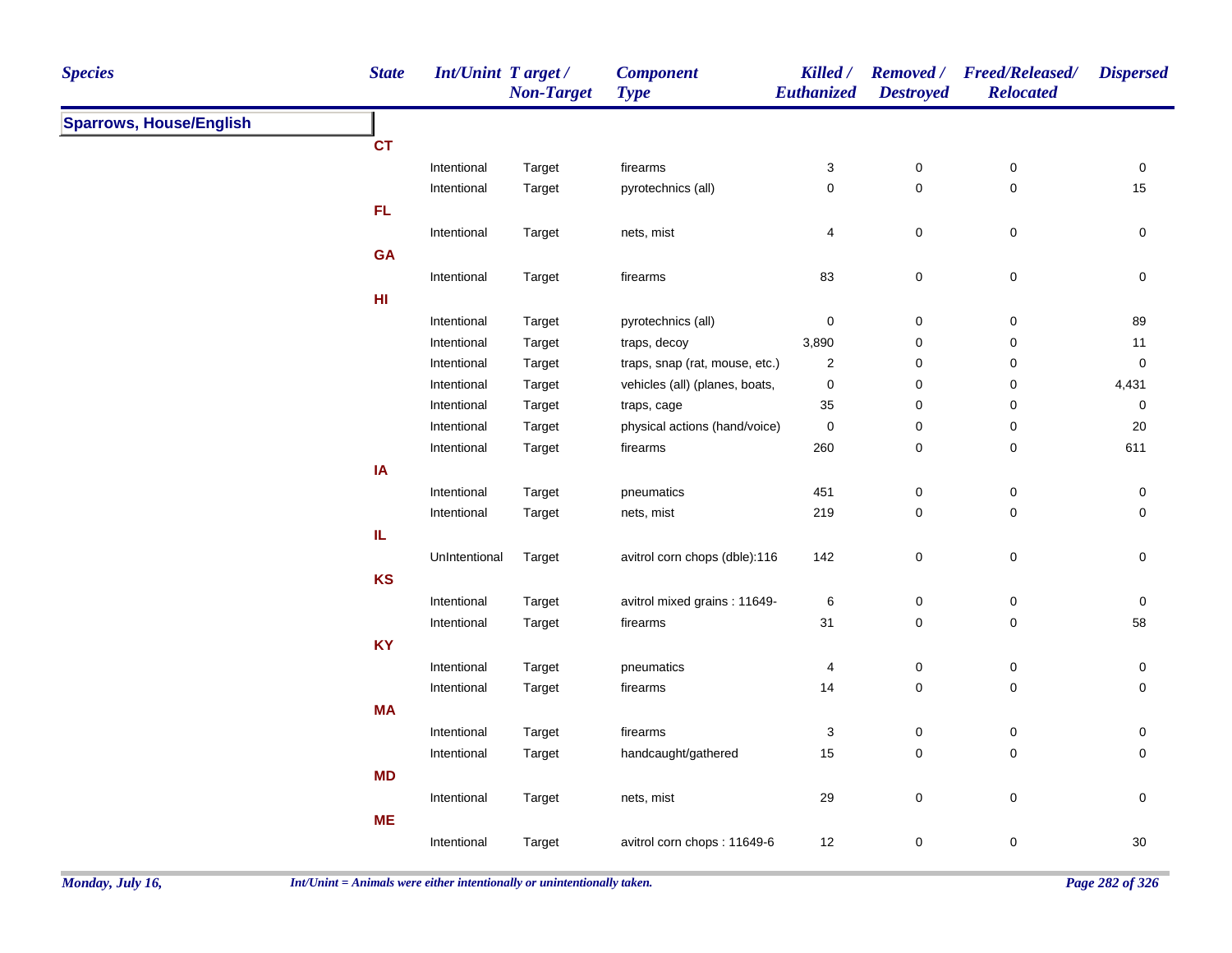| Species | State | Int/Unint | Target / Non-Target | Component Type | Killed / Euthanized | Removed / Destroyed | Freed/Released/ Relocated | Dispersed |
|---|---|---|---|---|---|---|---|---|
| **Sparrows, House/English** | | | | | | | | |
| | **CT** | | | | | | | |
| | | Intentional | Target | firearms | 3 | 0 | 0 | 0 |
| | | Intentional | Target | pyrotechnics (all) | 0 | 0 | 0 | 15 |
| | **FL** | | | | | | | |
| | | Intentional | Target | nets, mist | 4 | 0 | 0 | 0 |
| | **GA** | | | | | | | |
| | | Intentional | Target | firearms | 83 | 0 | 0 | 0 |
| | **HI** | | | | | | | |
| | | Intentional | Target | pyrotechnics (all) | 0 | 0 | 0 | 89 |
| | | Intentional | Target | traps, decoy | 3,890 | 0 | 0 | 11 |
| | | Intentional | Target | traps, snap (rat, mouse, etc.) | 2 | 0 | 0 | 0 |
| | | Intentional | Target | vehicles (all) (planes, boats, | 0 | 0 | 0 | 4,431 |
| | | Intentional | Target | traps, cage | 35 | 0 | 0 | 0 |
| | | Intentional | Target | physical actions (hand/voice) | 0 | 0 | 0 | 20 |
| | | Intentional | Target | firearms | 260 | 0 | 0 | 611 |
| | **IA** | | | | | | | |
| | | Intentional | Target | pneumatics | 451 | 0 | 0 | 0 |
| | | Intentional | Target | nets, mist | 219 | 0 | 0 | 0 |
| | **IL** | | | | | | | |
| | | UnIntentional | Target | avitrol corn chops (dble):116 | 142 | 0 | 0 | 0 |
| | **KS** | | | | | | | |
| | | Intentional | Target | avitrol mixed grains : 11649- | 6 | 0 | 0 | 0 |
| | | Intentional | Target | firearms | 31 | 0 | 0 | 58 |
| | **KY** | | | | | | | |
| | | Intentional | Target | pneumatics | 4 | 0 | 0 | 0 |
| | | Intentional | Target | firearms | 14 | 0 | 0 | 0 |
| | **MA** | | | | | | | |
| | | Intentional | Target | firearms | 3 | 0 | 0 | 0 |
| | | Intentional | Target | handcaught/gathered | 15 | 0 | 0 | 0 |
| | **MD** | | | | | | | |
| | | Intentional | Target | nets, mist | 29 | 0 | 0 | 0 |
| | **ME** | | | | | | | |
| | | Intentional | Target | avitrol corn chops : 11649-6 | 12 | 0 | 0 | 30 |

*Int/Unint = Animals were either intentionally or unintentionally taken.*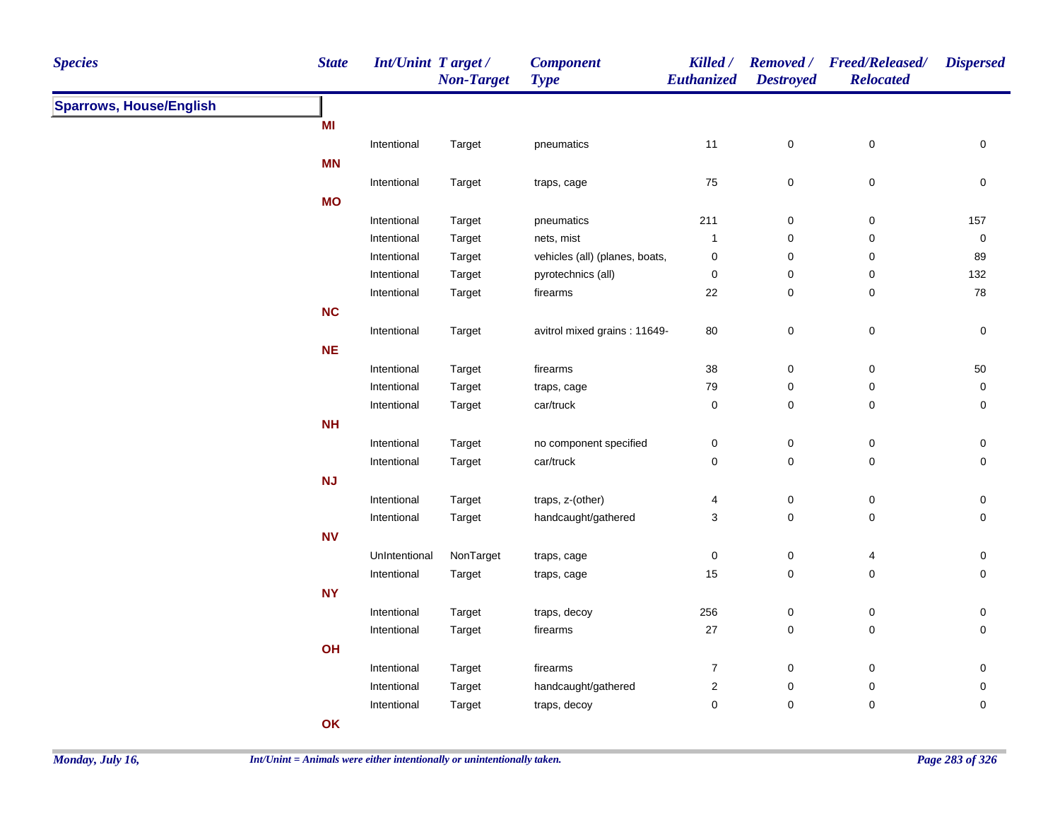| Species | State | Int/Unint | Target / Non-Target | Component Type | Killed / Euthanized | Removed / Destroyed | Freed/Released/ Relocated | Dispersed |
|---|---|---|---|---|---|---|---|---|
| **Sparrows, House/English** | | | | | | | | |
| | **MI** | | | | | | | |
| | | Intentional | Target | pneumatics | 11 | 0 | 0 | 0 |
| | **MN** | | | | | | | |
| | | Intentional | Target | traps, cage | 75 | 0 | 0 | 0 |
| | **MO** | | | | | | | |
| | | Intentional | Target | pneumatics | 211 | 0 | 0 | 157 |
| | | Intentional | Target | nets, mist | 1 | 0 | 0 | 0 |
| | | Intentional | Target | vehicles (all) (planes, boats, | 0 | 0 | 0 | 89 |
| | | Intentional | Target | pyrotechnics (all) | 0 | 0 | 0 | 132 |
| | | Intentional | Target | firearms | 22 | 0 | 0 | 78 |
| | **NC** | | | | | | | |
| | | Intentional | Target | avitrol mixed grains : 11649- | 80 | 0 | 0 | 0 |
| | **NE** | | | | | | | |
| | | Intentional | Target | firearms | 38 | 0 | 0 | 50 |
| | | Intentional | Target | traps, cage | 79 | 0 | 0 | 0 |
| | | Intentional | Target | car/truck | 0 | 0 | 0 | 0 |
| | **NH** | | | | | | | |
| | | Intentional | Target | no component specified | 0 | 0 | 0 | 0 |
| | | Intentional | Target | car/truck | 0 | 0 | 0 | 0 |
| | **NJ** | | | | | | | |
| | | Intentional | Target | traps, z-(other) | 4 | 0 | 0 | 0 |
| | | Intentional | Target | handcaught/gathered | 3 | 0 | 0 | 0 |
| | **NV** | | | | | | | |
| | | UnIntentional | NonTarget | traps, cage | 0 | 0 | 4 | 0 |
| | | Intentional | Target | traps, cage | 15 | 0 | 0 | 0 |
| | **NY** | | | | | | | |
| | | Intentional | Target | traps, decoy | 256 | 0 | 0 | 0 |
| | | Intentional | Target | firearms | 27 | 0 | 0 | 0 |
| | **OH** | | | | | | | |
| | | Intentional | Target | firearms | 7 | 0 | 0 | 0 |
| | | Intentional | Target | handcaught/gathered | 2 | 0 | 0 | 0 |
| | | Intentional | Target | traps, decoy | 0 | 0 | 0 | 0 |
| | **OK** | | | | | | | |

*Int/Unint = Animals were either intentionally or unintentionally taken.*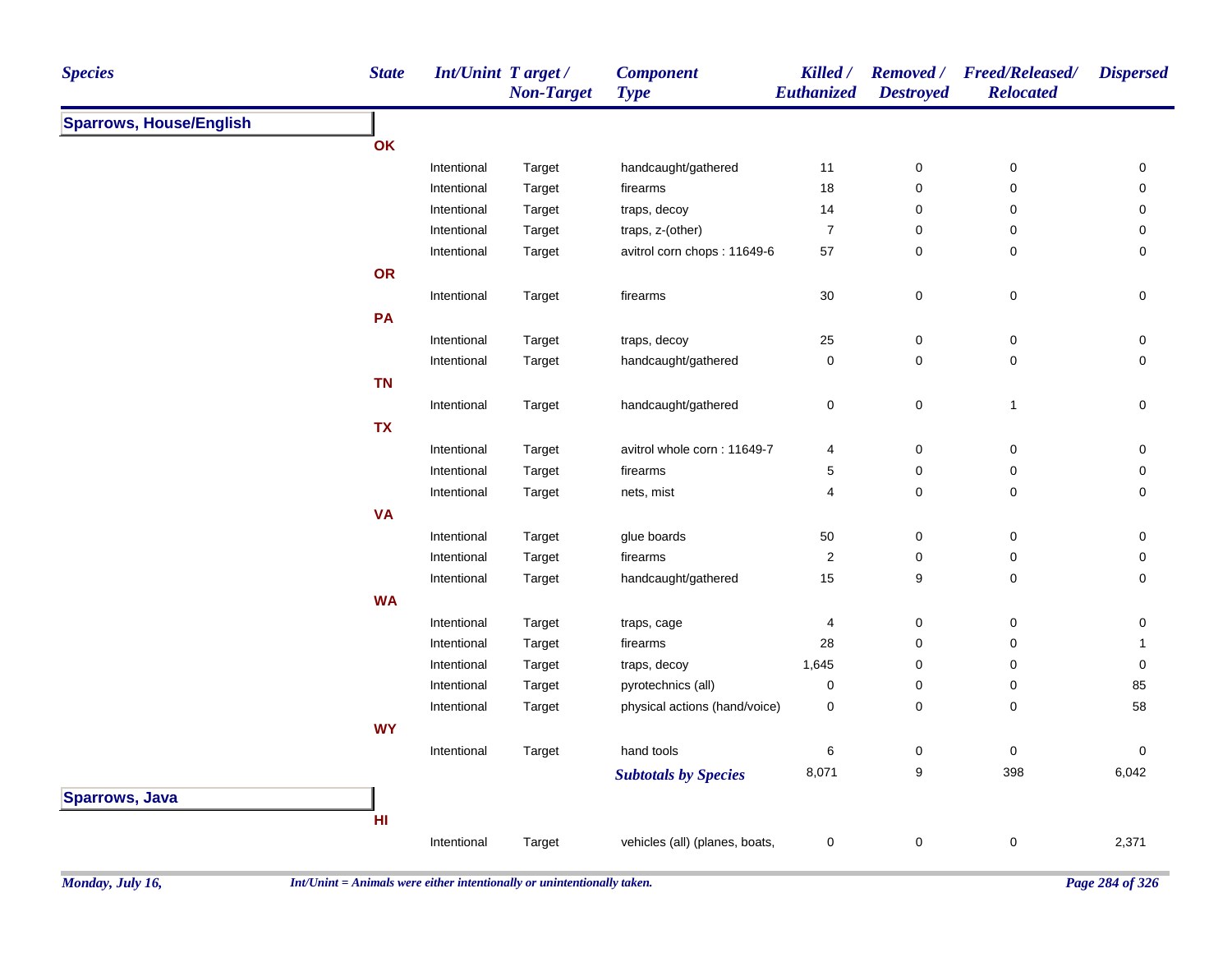| Species | State | Int/Unint | Target / Non-Target | Component Type | Killed / Euthanized | Removed / Destroyed | Freed/Released/ Relocated | Dispersed |
|---|---|---|---|---|---|---|---|---|
| **Sparrows, House/English** | | | | | | | | |
| | **OK** | | | | | | | |
| | | Intentional | Target | handcaught/gathered | 11 | 0 | 0 | 0 |
| | | Intentional | Target | firearms | 18 | 0 | 0 | 0 |
| | | Intentional | Target | traps, decoy | 14 | 0 | 0 | 0 |
| | | Intentional | Target | traps, z-(other) | 7 | 0 | 0 | 0 |
| | | Intentional | Target | avitrol corn chops : 11649-6 | 57 | 0 | 0 | 0 |
| | **OR** | | | | | | | |
| | | Intentional | Target | firearms | 30 | 0 | 0 | 0 |
| | **PA** | | | | | | | |
| | | Intentional | Target | traps, decoy | 25 | 0 | 0 | 0 |
| | | Intentional | Target | handcaught/gathered | 0 | 0 | 0 | 0 |
| | **TN** | | | | | | | |
| | | Intentional | Target | handcaught/gathered | 0 | 0 | 1 | 0 |
| | **TX** | | | | | | | |
| | | Intentional | Target | avitrol whole corn : 11649-7 | 4 | 0 | 0 | 0 |
| | | Intentional | Target | firearms | 5 | 0 | 0 | 0 |
| | | Intentional | Target | nets, mist | 4 | 0 | 0 | 0 |
| | **VA** | | | | | | | |
| | | Intentional | Target | glue boards | 50 | 0 | 0 | 0 |
| | | Intentional | Target | firearms | 2 | 0 | 0 | 0 |
| | | Intentional | Target | handcaught/gathered | 15 | 9 | 0 | 0 |
| | **WA** | | | | | | | |
| | | Intentional | Target | traps, cage | 4 | 0 | 0 | 0 |
| | | Intentional | Target | firearms | 28 | 0 | 0 | 1 |
| | | Intentional | Target | traps, decoy | 1,645 | 0 | 0 | 0 |
| | | Intentional | Target | pyrotechnics (all) | 0 | 0 | 0 | 85 |
| | | Intentional | Target | physical actions (hand/voice) | 0 | 0 | 0 | 58 |
| | **WY** | | | | | | | |
| | | Intentional | Target | hand tools | 6 | 0 | 0 | 0 |
| | | | | ***Subtotals by Species*** | 8,071 | 9 | 398 | 6,042 |
| **Sparrows, Java** | | | | | | | | |
| | **HI** | | | | | | | |
| | | Intentional | Target | vehicles (all) (planes, boats, | 0 | 0 | 0 | 2,371 |

*Int/Unint = Animals were either intentionally or unintentionally taken.*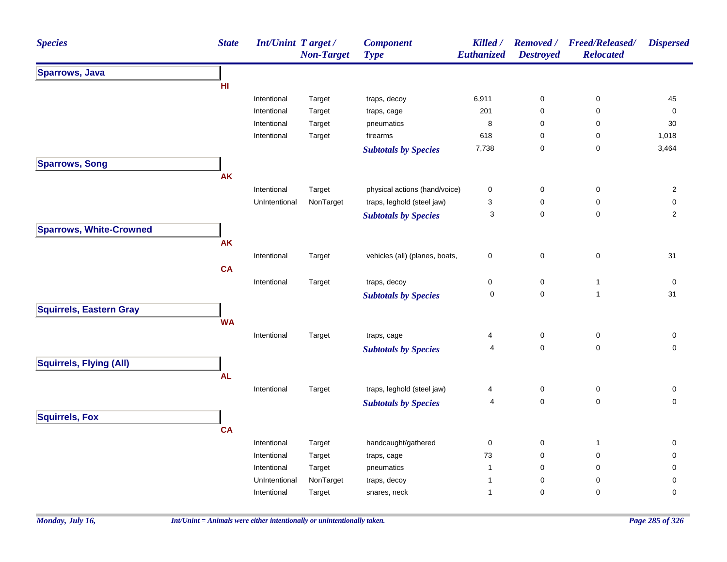| Species | State | Int/Unint | Target / Non-Target | Component Type | Killed / Euthanized | Removed / Destroyed | Freed/Released/ Relocated | Dispersed |
|---|---|---|---|---|---|---|---|---|
| **Sparrows, Java** | | | | | | | | |
| | **HI** | | | | | | | |
| | | Intentional | Target | traps, decoy | 6,911 | 0 | 0 | 45 |
| | | Intentional | Target | traps, cage | 201 | 0 | 0 | 0 |
| | | Intentional | Target | pneumatics | 8 | 0 | 0 | 30 |
| | | Intentional | Target | firearms | 618 | 0 | 0 | 1,018 |
| | | | | ***Subtotals by Species*** | 7,738 | 0 | 0 | 3,464 |
| **Sparrows, Song** | | | | | | | | |
| | **AK** | | | | | | | |
| | | Intentional | Target | physical actions (hand/voice) | 0 | 0 | 0 | 2 |
| | | UnIntentional | NonTarget | traps, leghold (steel jaw) | 3 | 0 | 0 | 0 |
| | | | | ***Subtotals by Species*** | 3 | 0 | 0 | 2 |
| **Sparrows, White-Crowned** | | | | | | | | |
| | **AK** | | | | | | | |
| | | Intentional | Target | vehicles (all) (planes, boats, | 0 | 0 | 0 | 31 |
| | **CA** | | | | | | | |
| | | Intentional | Target | traps, decoy | 0 | 0 | 1 | 0 |
| | | | | ***Subtotals by Species*** | 0 | 0 | 1 | 31 |
| **Squirrels, Eastern Gray** | | | | | | | | |
| | **WA** | | | | | | | |
| | | Intentional | Target | traps, cage | 4 | 0 | 0 | 0 |
| | | | | ***Subtotals by Species*** | 4 | 0 | 0 | 0 |
| **Squirrels, Flying (All)** | | | | | | | | |
| | **AL** | | | | | | | |
| | | Intentional | Target | traps, leghold (steel jaw) | 4 | 0 | 0 | 0 |
| | | | | ***Subtotals by Species*** | 4 | 0 | 0 | 0 |
| **Squirrels, Fox** | | | | | | | | |
| | **CA** | | | | | | | |
| | | Intentional | Target | handcaught/gathered | 0 | 0 | 1 | 0 |
| | | Intentional | Target | traps, cage | 73 | 0 | 0 | 0 |
| | | Intentional | Target | pneumatics | 1 | 0 | 0 | 0 |
| | | UnIntentional | NonTarget | traps, decoy | 1 | 0 | 0 | 0 |
| | | Intentional | Target | snares, neck | 1 | 0 | 0 | 0 |

*Int/Unint = Animals were either intentionally or unintentionally taken.*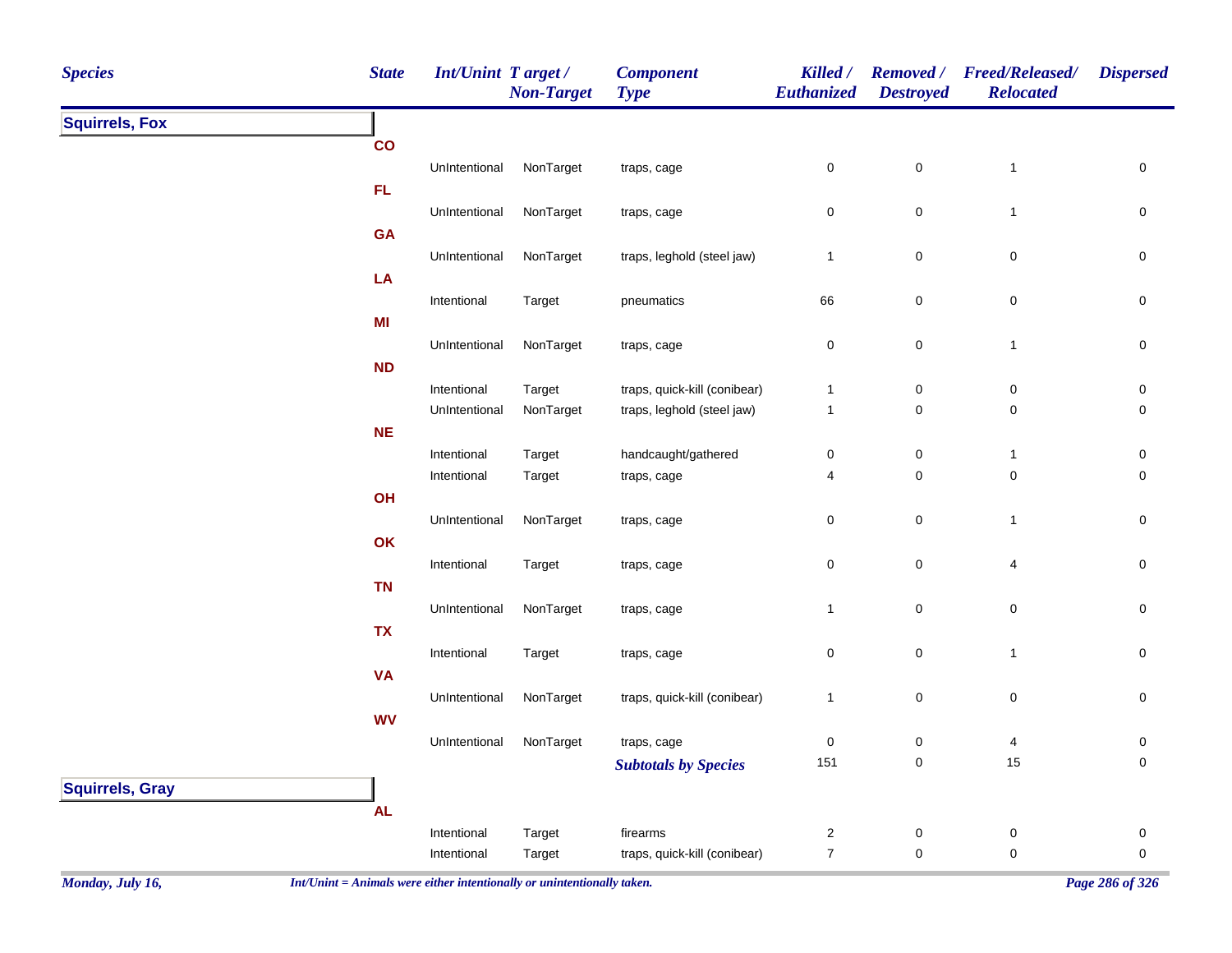| Species | State | Int/Unint | Target / Non-Target | Component Type | Killed / Euthanized | Removed / Destroyed | Freed/Released/ Relocated | Dispersed |
|---|---|---|---|---|---|---|---|---|
| **Squirrels, Fox** | | | | | | | | |
| | CO | | | | | | | |
| | | UnIntentional | NonTarget | traps, cage | 0 | 0 | 1 | 0 |
| | FL | | | | | | | |
| | | UnIntentional | NonTarget | traps, cage | 0 | 0 | 1 | 0 |
| | GA | | | | | | | |
| | | UnIntentional | NonTarget | traps, leghold (steel jaw) | 1 | 0 | 0 | 0 |
| | LA | | | | | | | |
| | | Intentional | Target | pneumatics | 66 | 0 | 0 | 0 |
| | MI | | | | | | | |
| | | UnIntentional | NonTarget | traps, cage | 0 | 0 | 1 | 0 |
| | ND | | | | | | | |
| | | Intentional | Target | traps, quick-kill (conibear) | 1 | 0 | 0 | 0 |
| | | UnIntentional | NonTarget | traps, leghold (steel jaw) | 1 | 0 | 0 | 0 |
| | NE | | | | | | | |
| | | Intentional | Target | handcaught/gathered | 0 | 0 | 1 | 0 |
| | | Intentional | Target | traps, cage | 4 | 0 | 0 | 0 |
| | OH | | | | | | | |
| | | UnIntentional | NonTarget | traps, cage | 0 | 0 | 1 | 0 |
| | OK | | | | | | | |
| | | Intentional | Target | traps, cage | 0 | 0 | 4 | 0 |
| | TN | | | | | | | |
| | | UnIntentional | NonTarget | traps, cage | 1 | 0 | 0 | 0 |
| | TX | | | | | | | |
| | | Intentional | Target | traps, cage | 0 | 0 | 1 | 0 |
| | VA | | | | | | | |
| | | UnIntentional | NonTarget | traps, quick-kill (conibear) | 1 | 0 | 0 | 0 |
| | WV | | | | | | | |
| | | UnIntentional | NonTarget | traps, cage | 0 | 0 | 4 | 0 |
| | | | | ***Subtotals by Species*** | 151 | 0 | 15 | 0 |
| **Squirrels, Gray** | | | | | | | | |
| | AL | | | | | | | |
| | | Intentional | Target | firearms | 2 | 0 | 0 | 0 |
| | | Intentional | Target | traps, quick-kill (conibear) | 7 | 0 | 0 | 0 |

*Int/Unint = Animals were either intentionally or unintentionally taken.*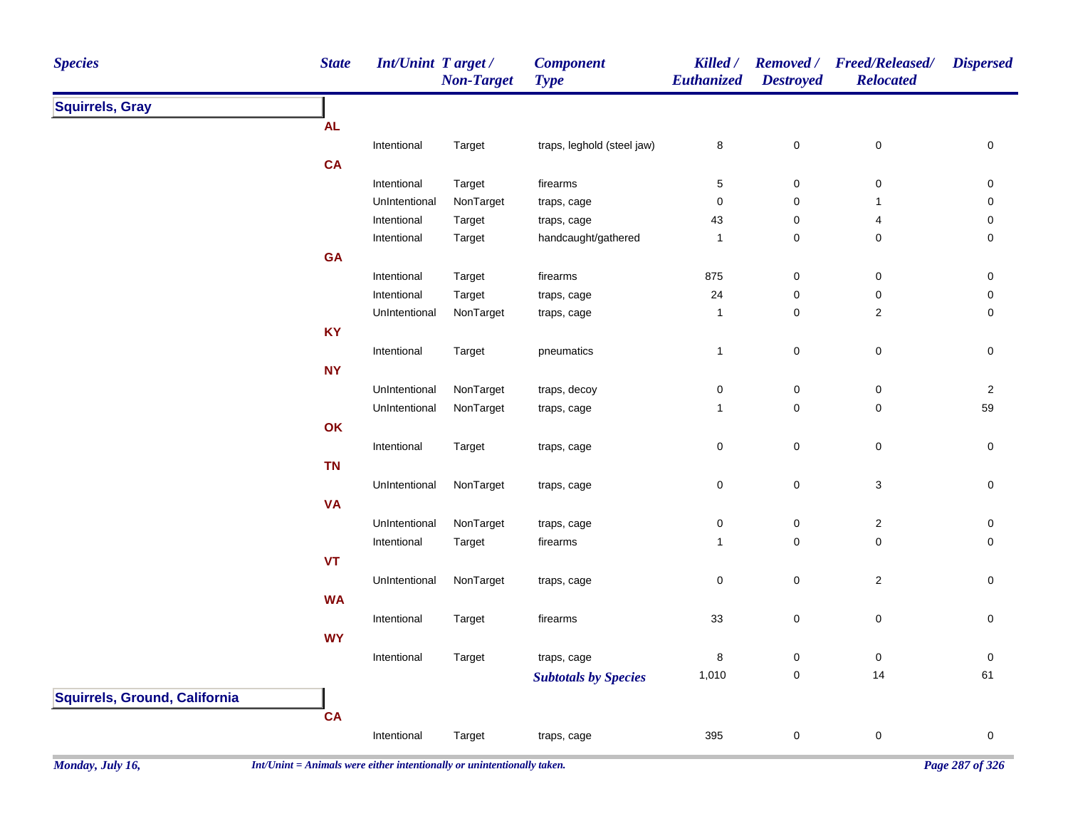| Species | State | Int/Unint | Target / Non-Target | Component Type | Killed / Euthanized | Removed / Destroyed | Freed/Released/ Relocated | Dispersed |
|---|---|---|---|---|---|---|---|---|
| **Squirrels, Gray** | | | | | | | | |
| | AL | | | | | | | |
| | | Intentional | Target | traps, leghold (steel jaw) | 8 | 0 | 0 | 0 |
| | CA | | | | | | | |
| | | Intentional | Target | firearms | 5 | 0 | 0 | 0 |
| | | UnIntentional | NonTarget | traps, cage | 0 | 0 | 1 | 0 |
| | | Intentional | Target | traps, cage | 43 | 0 | 4 | 0 |
| | | Intentional | Target | handcaught/gathered | 1 | 0 | 0 | 0 |
| | GA | | | | | | | |
| | | Intentional | Target | firearms | 875 | 0 | 0 | 0 |
| | | Intentional | Target | traps, cage | 24 | 0 | 0 | 0 |
| | | UnIntentional | NonTarget | traps, cage | 1 | 0 | 2 | 0 |
| | KY | | | | | | | |
| | | Intentional | Target | pneumatics | 1 | 0 | 0 | 0 |
| | NY | | | | | | | |
| | | UnIntentional | NonTarget | traps, decoy | 0 | 0 | 0 | 2 |
| | | UnIntentional | NonTarget | traps, cage | 1 | 0 | 0 | 59 |
| | OK | | | | | | | |
| | | Intentional | Target | traps, cage | 0 | 0 | 0 | 0 |
| | TN | | | | | | | |
| | | UnIntentional | NonTarget | traps, cage | 0 | 0 | 3 | 0 |
| | VA | | | | | | | |
| | | UnIntentional | NonTarget | traps, cage | 0 | 0 | 2 | 0 |
| | | Intentional | Target | firearms | 1 | 0 | 0 | 0 |
| | VT | | | | | | | |
| | | UnIntentional | NonTarget | traps, cage | 0 | 0 | 2 | 0 |
| | WA | | | | | | | |
| | | Intentional | Target | firearms | 33 | 0 | 0 | 0 |
| | WY | | | | | | | |
| | | Intentional | Target | traps, cage | 8 | 0 | 0 | 0 |
| | | | | ***Subtotals by Species*** | 1,010 | 0 | 14 | 61 |
| **Squirrels, Ground, California** | | | | | | | | |
| | CA | | | | | | | |
| | | Intentional | Target | traps, cage | 395 | 0 | 0 | 0 |

*Int/Unint = Animals were either intentionally or unintentionally taken.*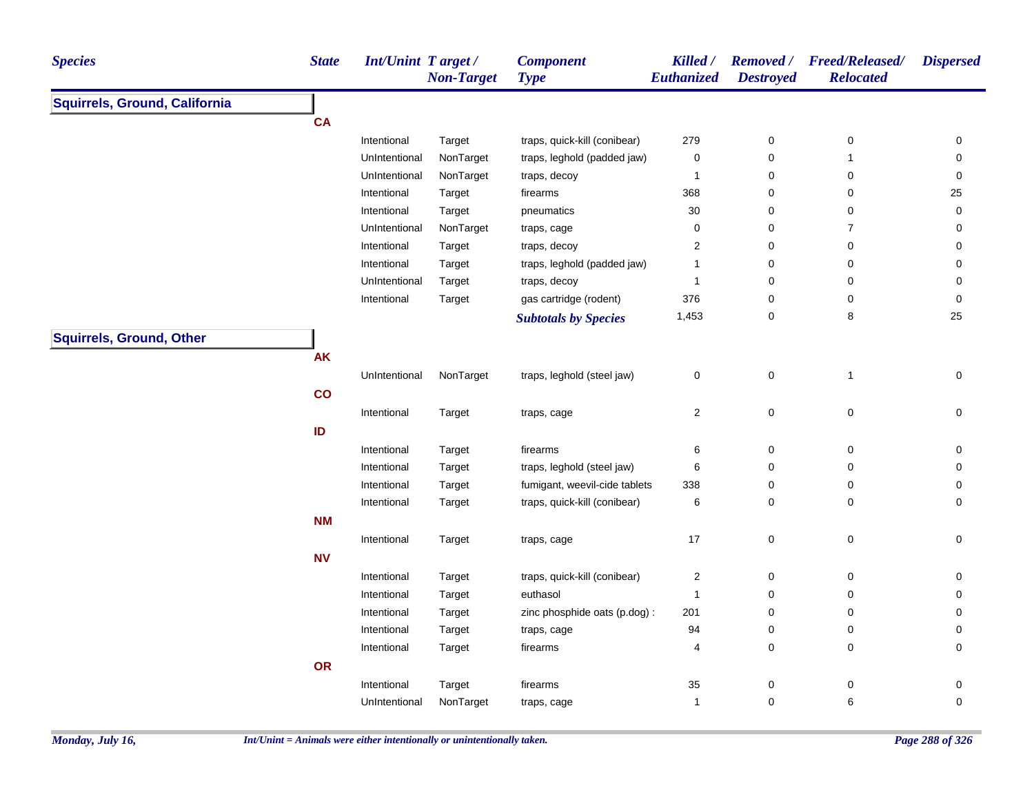| Species | State | Int/Unint | Target / Non-Target | Component Type | Killed / Euthanized | Removed / Destroyed | Freed/Released/ Relocated | Dispersed |
|---|---|---|---|---|---|---|---|---|
| **Squirrels, Ground, California** | | | | | | | | |
| | CA | | | | | | | |
| | | Intentional | Target | traps, quick-kill (conibear) | 279 | 0 | 0 | 0 |
| | | UnIntentional | NonTarget | traps, leghold (padded jaw) | 0 | 0 | 1 | 0 |
| | | UnIntentional | NonTarget | traps, decoy | 1 | 0 | 0 | 0 |
| | | Intentional | Target | firearms | 368 | 0 | 0 | 25 |
| | | Intentional | Target | pneumatics | 30 | 0 | 0 | 0 |
| | | UnIntentional | NonTarget | traps, cage | 0 | 0 | 7 | 0 |
| | | Intentional | Target | traps, decoy | 2 | 0 | 0 | 0 |
| | | Intentional | Target | traps, leghold (padded jaw) | 1 | 0 | 0 | 0 |
| | | UnIntentional | Target | traps, decoy | 1 | 0 | 0 | 0 |
| | | Intentional | Target | gas cartridge (rodent) | 376 | 0 | 0 | 0 |
| | | | | ***Subtotals by Species*** | 1,453 | 0 | 8 | 25 |
| **Squirrels, Ground, Other** | | | | | | | | |
| | AK | | | | | | | |
| | | UnIntentional | NonTarget | traps, leghold (steel jaw) | 0 | 0 | 1 | 0 |
| | CO | | | | | | | |
| | | Intentional | Target | traps, cage | 2 | 0 | 0 | 0 |
| | ID | | | | | | | |
| | | Intentional | Target | firearms | 6 | 0 | 0 | 0 |
| | | Intentional | Target | traps, leghold (steel jaw) | 6 | 0 | 0 | 0 |
| | | Intentional | Target | fumigant, weevil-cide tablets | 338 | 0 | 0 | 0 |
| | | Intentional | Target | traps, quick-kill (conibear) | 6 | 0 | 0 | 0 |
| | NM | | | | | | | |
| | | Intentional | Target | traps, cage | 17 | 0 | 0 | 0 |
| | NV | | | | | | | |
| | | Intentional | Target | traps, quick-kill (conibear) | 2 | 0 | 0 | 0 |
| | | Intentional | Target | euthasol | 1 | 0 | 0 | 0 |
| | | Intentional | Target | zinc phosphide oats (p.dog) : | 201 | 0 | 0 | 0 |
| | | Intentional | Target | traps, cage | 94 | 0 | 0 | 0 |
| | | Intentional | Target | firearms | 4 | 0 | 0 | 0 |
| | OR | | | | | | | |
| | | Intentional | Target | firearms | 35 | 0 | 0 | 0 |
| | | UnIntentional | NonTarget | traps, cage | 1 | 0 | 6 | 0 |

*Int/Unint = Animals were either intentionally or unintentionally taken.*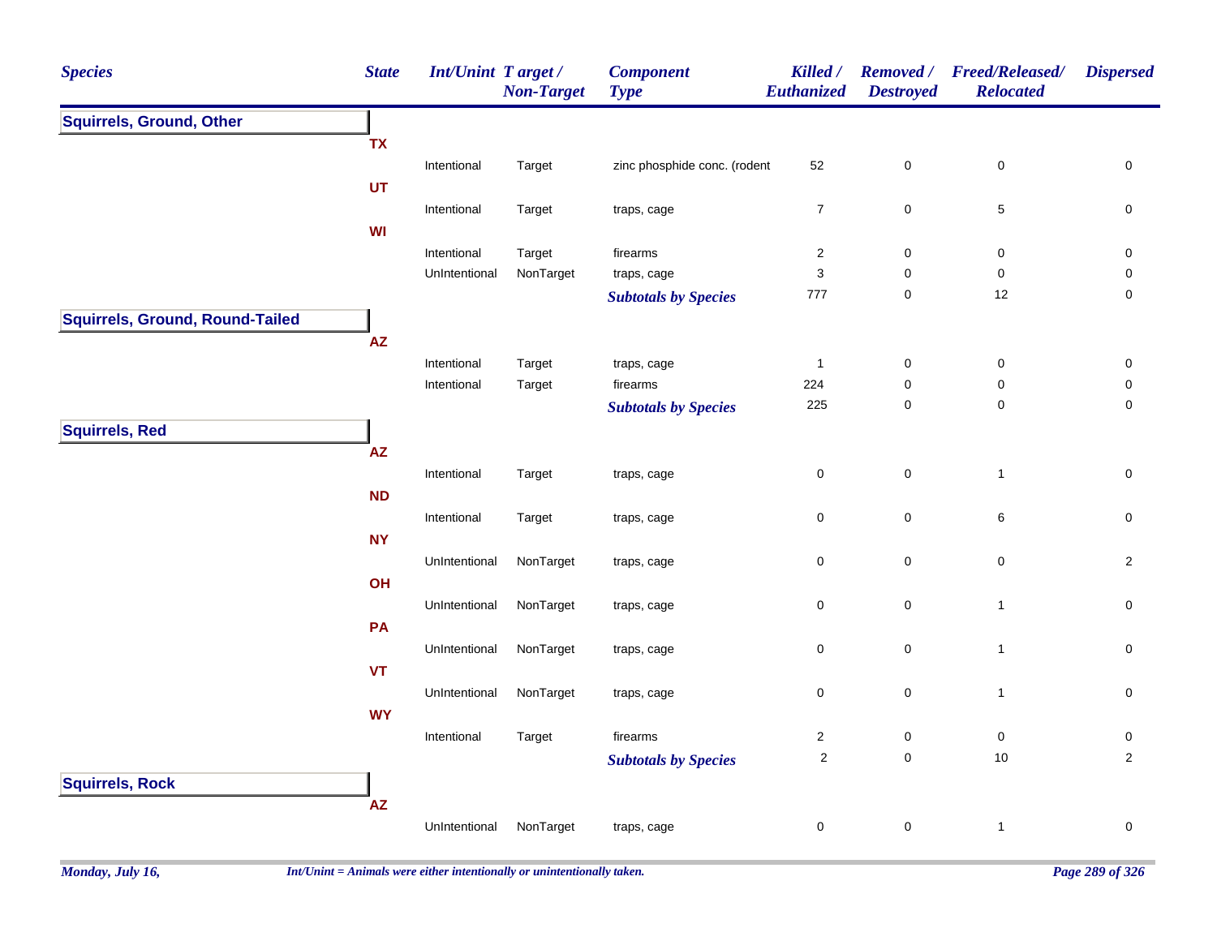| Species | State | Int/Unint | Target / Non-Target | Component Type | Killed / Euthanized | Removed / Destroyed | Freed/Released/ Relocated | Dispersed |
|---|---|---|---|---|---|---|---|---|
| **Squirrels, Ground, Other** | | | | | | | | |
| | TX | | | | | | | |
| | | Intentional | Target | zinc phosphide conc. (rodent | 52 | 0 | 0 | 0 |
| | UT | | | | | | | |
| | | Intentional | Target | traps, cage | 7 | 0 | 5 | 0 |
| | WI | | | | | | | |
| | | Intentional | Target | firearms | 2 | 0 | 0 | 0 |
| | | UnIntentional | NonTarget | traps, cage | 3 | 0 | 0 | 0 |
| | | | | ***Subtotals by Species*** | 777 | 0 | 12 | 0 |
| **Squirrels, Ground, Round-Tailed** | | | | | | | | |
| | AZ | | | | | | | |
| | | Intentional | Target | traps, cage | 1 | 0 | 0 | 0 |
| | | Intentional | Target | firearms | 224 | 0 | 0 | 0 |
| | | | | ***Subtotals by Species*** | 225 | 0 | 0 | 0 |
| **Squirrels, Red** | | | | | | | | |
| | AZ | | | | | | | |
| | | Intentional | Target | traps, cage | 0 | 0 | 1 | 0 |
| | ND | | | | | | | |
| | | Intentional | Target | traps, cage | 0 | 0 | 6 | 0 |
| | NY | | | | | | | |
| | | UnIntentional | NonTarget | traps, cage | 0 | 0 | 0 | 2 |
| | OH | | | | | | | |
| | | UnIntentional | NonTarget | traps, cage | 0 | 0 | 1 | 0 |
| | PA | | | | | | | |
| | | UnIntentional | NonTarget | traps, cage | 0 | 0 | 1 | 0 |
| | VT | | | | | | | |
| | | UnIntentional | NonTarget | traps, cage | 0 | 0 | 1 | 0 |
| | WY | | | | | | | |
| | | Intentional | Target | firearms | 2 | 0 | 0 | 0 |
| | | | | ***Subtotals by Species*** | 2 | 0 | 10 | 2 |
| **Squirrels, Rock** | | | | | | | | |
| | AZ | | | | | | | |
| | | UnIntentional | NonTarget | traps, cage | 0 | 0 | 1 | 0 |

*Int/Unint = Animals were either intentionally or unintentionally taken.*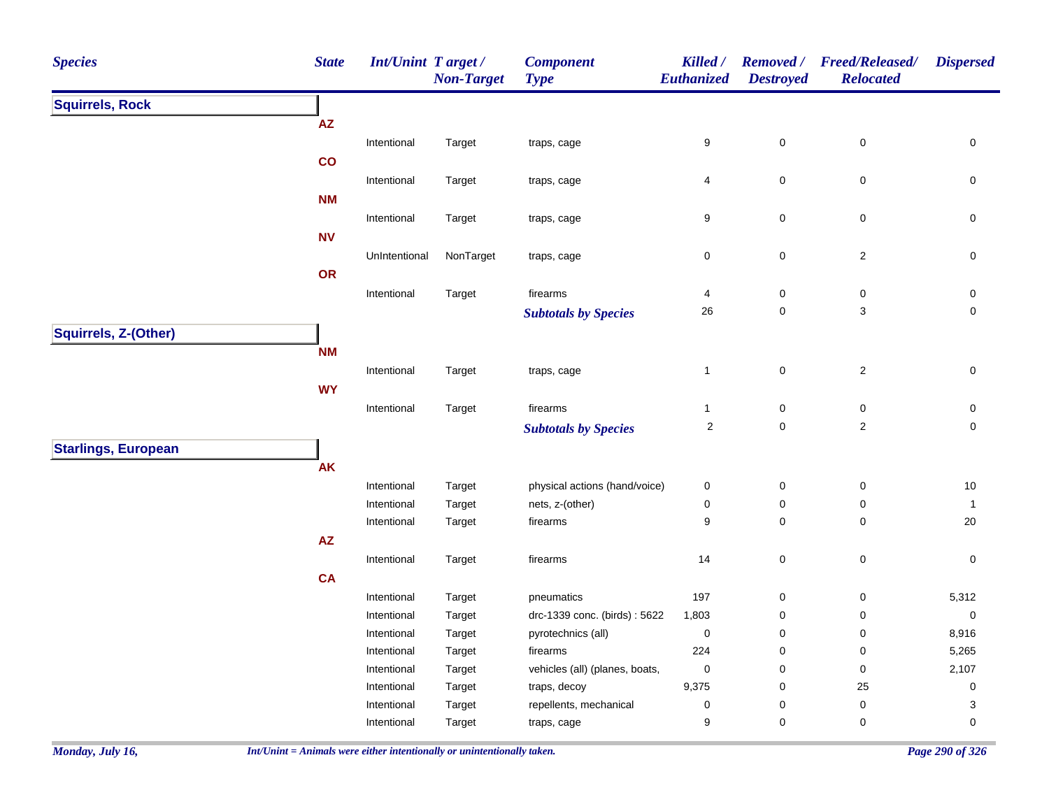| Species | State | Int/Unint | Target / Non-Target | Component Type | Killed / Euthanized | Removed / Destroyed | Freed/Released/ Relocated | Dispersed |
|---|---|---|---|---|---|---|---|---|
| **Squirrels, Rock** | | | | | | | | |
| | **AZ** | | | | | | | |
| | | Intentional | Target | traps, cage | 9 | 0 | 0 | 0 |
| | **CO** | | | | | | | |
| | | Intentional | Target | traps, cage | 4 | 0 | 0 | 0 |
| | **NM** | | | | | | | |
| | | Intentional | Target | traps, cage | 9 | 0 | 0 | 0 |
| | **NV** | | | | | | | |
| | | UnIntentional | NonTarget | traps, cage | 0 | 0 | 2 | 0 |
| | **OR** | | | | | | | |
| | | Intentional | Target | firearms | 4 | 0 | 0 | 0 |
| | | | | ***Subtotals by Species*** | 26 | 0 | 3 | 0 |
| **Squirrels, Z-(Other)** | | | | | | | | |
| | **NM** | | | | | | | |
| | | Intentional | Target | traps, cage | 1 | 0 | 2 | 0 |
| | **WY** | | | | | | | |
| | | Intentional | Target | firearms | 1 | 0 | 0 | 0 |
| | | | | ***Subtotals by Species*** | 2 | 0 | 2 | 0 |
| **Starlings, European** | | | | | | | | |
| | **AK** | | | | | | | |
| | | Intentional | Target | physical actions (hand/voice) | 0 | 0 | 0 | 10 |
| | | Intentional | Target | nets, z-(other) | 0 | 0 | 0 | 1 |
| | | Intentional | Target | firearms | 9 | 0 | 0 | 20 |
| | **AZ** | | | | | | | |
| | | Intentional | Target | firearms | 14 | 0 | 0 | 0 |
| | **CA** | | | | | | | |
| | | Intentional | Target | pneumatics | 197 | 0 | 0 | 5,312 |
| | | Intentional | Target | drc-1339 conc. (birds) : 5622 | 1,803 | 0 | 0 | 0 |
| | | Intentional | Target | pyrotechnics (all) | 0 | 0 | 0 | 8,916 |
| | | Intentional | Target | firearms | 224 | 0 | 0 | 5,265 |
| | | Intentional | Target | vehicles (all) (planes, boats, | 0 | 0 | 0 | 2,107 |
| | | Intentional | Target | traps, decoy | 9,375 | 0 | 25 | 0 |
| | | Intentional | Target | repellents, mechanical | 0 | 0 | 0 | 3 |
| | | Intentional | Target | traps, cage | 9 | 0 | 0 | 0 |

*Int/Unint = Animals were either intentionally or unintentionally taken.*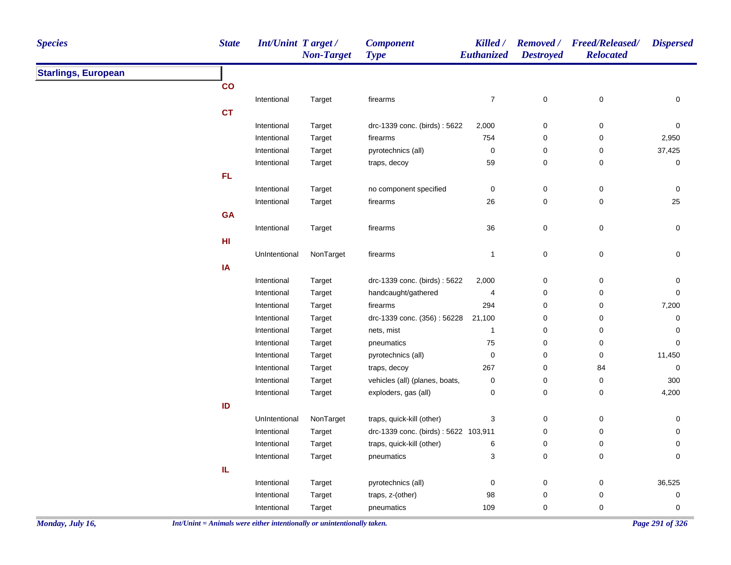| Species | State | Int/Unint | Target / Non-Target | Component Type | Killed / Euthanized | Removed / Destroyed | Freed/Released/ Relocated | Dispersed |
|---|---|---|---|---|---|---|---|---|
| **Starlings, European** | | | | | | | | |
| | **CO** | | | | | | | |
| | | Intentional | Target | firearms | 7 | 0 | 0 | 0 |
| | **CT** | | | | | | | |
| | | Intentional | Target | drc-1339 conc. (birds) : 5622 | 2,000 | 0 | 0 | 0 |
| | | Intentional | Target | firearms | 754 | 0 | 0 | 2,950 |
| | | Intentional | Target | pyrotechnics (all) | 0 | 0 | 0 | 37,425 |
| | | Intentional | Target | traps, decoy | 59 | 0 | 0 | 0 |
| | **FL** | | | | | | | |
| | | Intentional | Target | no component specified | 0 | 0 | 0 | 0 |
| | | Intentional | Target | firearms | 26 | 0 | 0 | 25 |
| | **GA** | | | | | | | |
| | | Intentional | Target | firearms | 36 | 0 | 0 | 0 |
| | **HI** | | | | | | | |
| | | UnIntentional | NonTarget | firearms | 1 | 0 | 0 | 0 |
| | **IA** | | | | | | | |
| | | Intentional | Target | drc-1339 conc. (birds) : 5622 | 2,000 | 0 | 0 | 0 |
| | | Intentional | Target | handcaught/gathered | 4 | 0 | 0 | 0 |
| | | Intentional | Target | firearms | 294 | 0 | 0 | 7,200 |
| | | Intentional | Target | drc-1339 conc. (356) : 56228 | 21,100 | 0 | 0 | 0 |
| | | Intentional | Target | nets, mist | 1 | 0 | 0 | 0 |
| | | Intentional | Target | pneumatics | 75 | 0 | 0 | 0 |
| | | Intentional | Target | pyrotechnics (all) | 0 | 0 | 0 | 11,450 |
| | | Intentional | Target | traps, decoy | 267 | 0 | 84 | 0 |
| | | Intentional | Target | vehicles (all) (planes, boats, | 0 | 0 | 0 | 300 |
| | | Intentional | Target | exploders, gas (all) | 0 | 0 | 0 | 4,200 |
| | **ID** | | | | | | | |
| | | UnIntentional | NonTarget | traps, quick-kill (other) | 3 | 0 | 0 | 0 |
| | | Intentional | Target | drc-1339 conc. (birds) : 5622 | 103,911 | 0 | 0 | 0 |
| | | Intentional | Target | traps, quick-kill (other) | 6 | 0 | 0 | 0 |
| | | Intentional | Target | pneumatics | 3 | 0 | 0 | 0 |
| | **IL** | | | | | | | |
| | | Intentional | Target | pyrotechnics (all) | 0 | 0 | 0 | 36,525 |
| | | Intentional | Target | traps, z-(other) | 98 | 0 | 0 | 0 |
| | | Intentional | Target | pneumatics | 109 | 0 | 0 | 0 |

*Int/Unint = Animals were either intentionally or unintentionally taken.*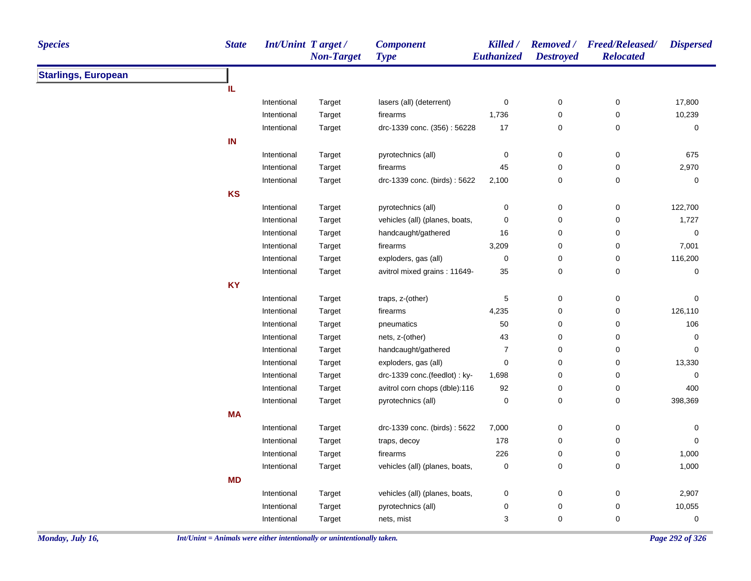| Species | State | Int/Unint | Target / Non-Target | Component Type | Killed / Euthanized | Removed / Destroyed | Freed/Released/ Relocated | Dispersed |
|---|---|---|---|---|---|---|---|---|
| **Starlings, European** | | | | | | | | |
| | **IL** | | | | | | | |
| | | Intentional | Target | lasers (all) (deterrent) | 0 | 0 | 0 | 17,800 |
| | | Intentional | Target | firearms | 1,736 | 0 | 0 | 10,239 |
| | | Intentional | Target | drc-1339 conc. (356) : 56228 | 17 | 0 | 0 | 0 |
| | **IN** | | | | | | | |
| | | Intentional | Target | pyrotechnics (all) | 0 | 0 | 0 | 675 |
| | | Intentional | Target | firearms | 45 | 0 | 0 | 2,970 |
| | | Intentional | Target | drc-1339 conc. (birds) : 5622 | 2,100 | 0 | 0 | 0 |
| | **KS** | | | | | | | |
| | | Intentional | Target | pyrotechnics (all) | 0 | 0 | 0 | 122,700 |
| | | Intentional | Target | vehicles (all) (planes, boats, | 0 | 0 | 0 | 1,727 |
| | | Intentional | Target | handcaught/gathered | 16 | 0 | 0 | 0 |
| | | Intentional | Target | firearms | 3,209 | 0 | 0 | 7,001 |
| | | Intentional | Target | exploders, gas (all) | 0 | 0 | 0 | 116,200 |
| | | Intentional | Target | avitrol mixed grains : 11649- | 35 | 0 | 0 | 0 |
| | **KY** | | | | | | | |
| | | Intentional | Target | traps, z-(other) | 5 | 0 | 0 | 0 |
| | | Intentional | Target | firearms | 4,235 | 0 | 0 | 126,110 |
| | | Intentional | Target | pneumatics | 50 | 0 | 0 | 106 |
| | | Intentional | Target | nets, z-(other) | 43 | 0 | 0 | 0 |
| | | Intentional | Target | handcaught/gathered | 7 | 0 | 0 | 0 |
| | | Intentional | Target | exploders, gas (all) | 0 | 0 | 0 | 13,330 |
| | | Intentional | Target | drc-1339 conc.(feedlot) : ky- | 1,698 | 0 | 0 | 0 |
| | | Intentional | Target | avitrol corn chops (dble):116 | 92 | 0 | 0 | 400 |
| | | Intentional | Target | pyrotechnics (all) | 0 | 0 | 0 | 398,369 |
| | **MA** | | | | | | | |
| | | Intentional | Target | drc-1339 conc. (birds) : 5622 | 7,000 | 0 | 0 | 0 |
| | | Intentional | Target | traps, decoy | 178 | 0 | 0 | 0 |
| | | Intentional | Target | firearms | 226 | 0 | 0 | 1,000 |
| | | Intentional | Target | vehicles (all) (planes, boats, | 0 | 0 | 0 | 1,000 |
| | **MD** | | | | | | | |
| | | Intentional | Target | vehicles (all) (planes, boats, | 0 | 0 | 0 | 2,907 |
| | | Intentional | Target | pyrotechnics (all) | 0 | 0 | 0 | 10,055 |
| | | Intentional | Target | nets, mist | 3 | 0 | 0 | 0 |

*Int/Unint = Animals were either intentionally or unintentionally taken.*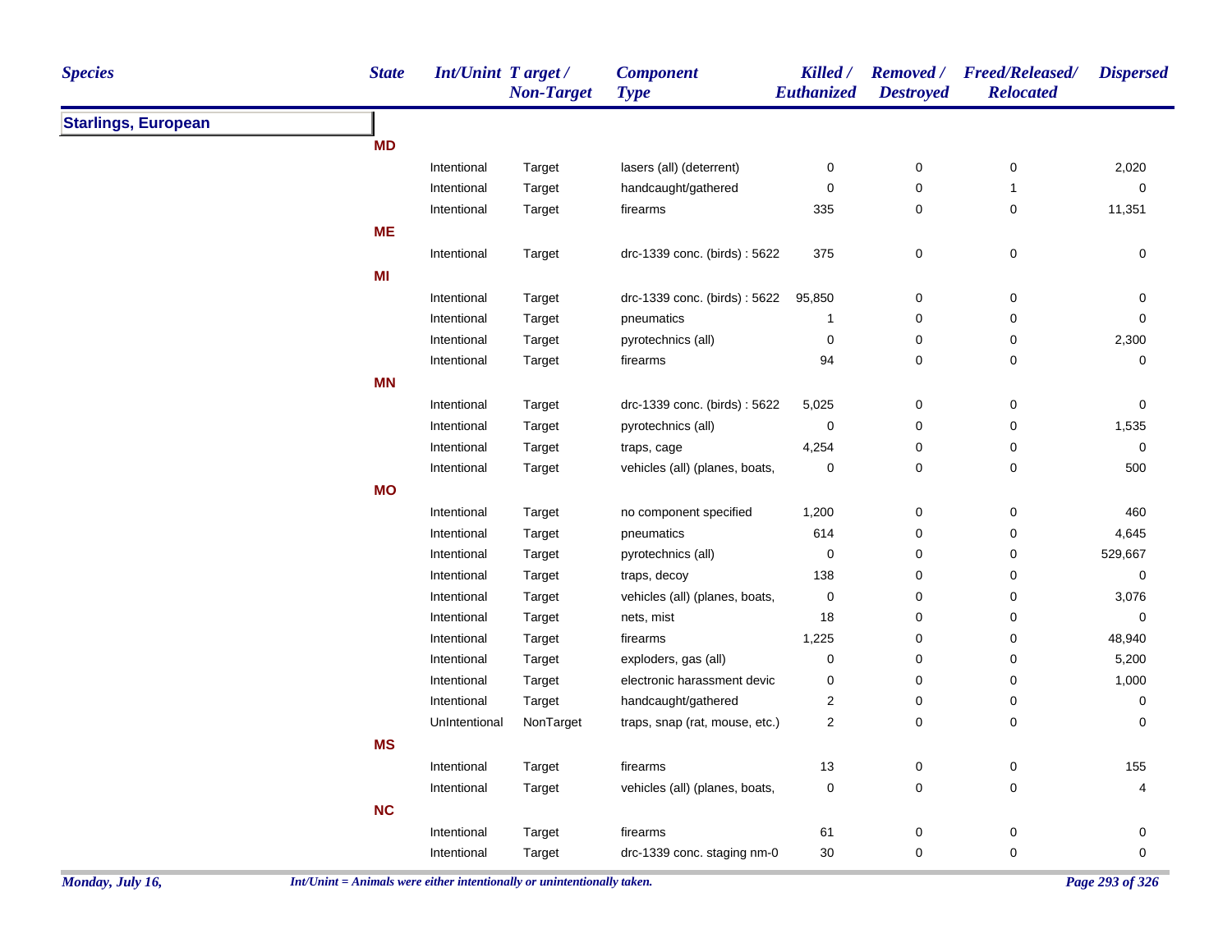| Species | State | Int/Unint | Target / Non-Target | Component Type | Killed / Euthanized | Removed / Destroyed | Freed/Released/ Relocated | Dispersed |
|---|---|---|---|---|---|---|---|---|
| **Starlings, European** | | | | | | | | |
| | **MD** | | | | | | | |
| | | Intentional | Target | lasers (all) (deterrent) | 0 | 0 | 0 | 2,020 |
| | | Intentional | Target | handcaught/gathered | 0 | 0 | 1 | 0 |
| | | Intentional | Target | firearms | 335 | 0 | 0 | 11,351 |
| | **ME** | | | | | | | |
| | | Intentional | Target | drc-1339 conc. (birds) : 5622 | 375 | 0 | 0 | 0 |
| | **MI** | | | | | | | |
| | | Intentional | Target | drc-1339 conc. (birds) : 5622 | 95,850 | 0 | 0 | 0 |
| | | Intentional | Target | pneumatics | 1 | 0 | 0 | 0 |
| | | Intentional | Target | pyrotechnics (all) | 0 | 0 | 0 | 2,300 |
| | | Intentional | Target | firearms | 94 | 0 | 0 | 0 |
| | **MN** | | | | | | | |
| | | Intentional | Target | drc-1339 conc. (birds) : 5622 | 5,025 | 0 | 0 | 0 |
| | | Intentional | Target | pyrotechnics (all) | 0 | 0 | 0 | 1,535 |
| | | Intentional | Target | traps, cage | 4,254 | 0 | 0 | 0 |
| | | Intentional | Target | vehicles (all) (planes, boats, | 0 | 0 | 0 | 500 |
| | **MO** | | | | | | | |
| | | Intentional | Target | no component specified | 1,200 | 0 | 0 | 460 |
| | | Intentional | Target | pneumatics | 614 | 0 | 0 | 4,645 |
| | | Intentional | Target | pyrotechnics (all) | 0 | 0 | 0 | 529,667 |
| | | Intentional | Target | traps, decoy | 138 | 0 | 0 | 0 |
| | | Intentional | Target | vehicles (all) (planes, boats, | 0 | 0 | 0 | 3,076 |
| | | Intentional | Target | nets, mist | 18 | 0 | 0 | 0 |
| | | Intentional | Target | firearms | 1,225 | 0 | 0 | 48,940 |
| | | Intentional | Target | exploders, gas (all) | 0 | 0 | 0 | 5,200 |
| | | Intentional | Target | electronic harassment devic | 0 | 0 | 0 | 1,000 |
| | | Intentional | Target | handcaught/gathered | 2 | 0 | 0 | 0 |
| | | UnIntentional | NonTarget | traps, snap (rat, mouse, etc.) | 2 | 0 | 0 | 0 |
| | **MS** | | | | | | | |
| | | Intentional | Target | firearms | 13 | 0 | 0 | 155 |
| | | Intentional | Target | vehicles (all) (planes, boats, | 0 | 0 | 0 | 4 |
| | **NC** | | | | | | | |
| | | Intentional | Target | firearms | 61 | 0 | 0 | 0 |
| | | Intentional | Target | drc-1339 conc. staging nm-0 | 30 | 0 | 0 | 0 |

*Int/Unint = Animals were either intentionally or unintentionally taken.*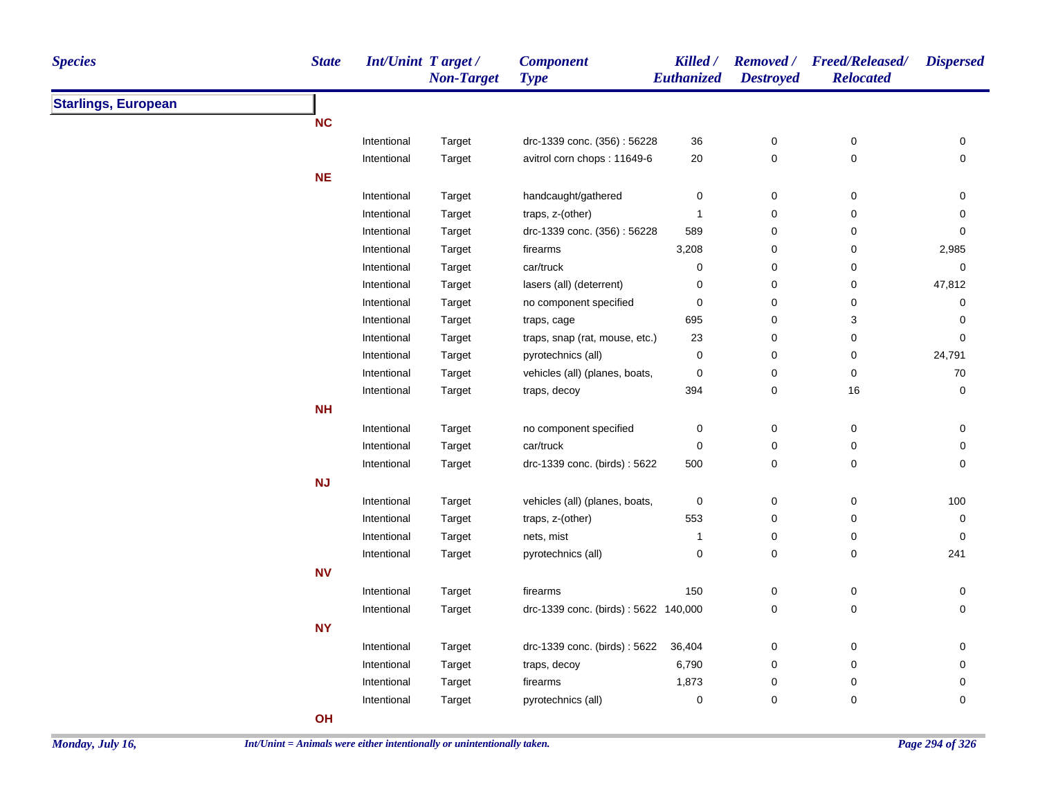| Species | State | Int/Unint | Target / Non-Target | Component Type | Killed / Euthanized | Removed / Destroyed | Freed/Released/ Relocated | Dispersed |
|---|---|---|---|---|---|---|---|---|
| **Starlings, European** | | | | | | | | |
| | **NC** | | | | | | | |
| | | Intentional | Target | drc-1339 conc. (356) : 56228 | 36 | 0 | 0 | 0 |
| | | Intentional | Target | avitrol corn chops : 11649-6 | 20 | 0 | 0 | 0 |
| | **NE** | | | | | | | |
| | | Intentional | Target | handcaught/gathered | 0 | 0 | 0 | 0 |
| | | Intentional | Target | traps, z-(other) | 1 | 0 | 0 | 0 |
| | | Intentional | Target | drc-1339 conc. (356) : 56228 | 589 | 0 | 0 | 0 |
| | | Intentional | Target | firearms | 3,208 | 0 | 0 | 2,985 |
| | | Intentional | Target | car/truck | 0 | 0 | 0 | 0 |
| | | Intentional | Target | lasers (all) (deterrent) | 0 | 0 | 0 | 47,812 |
| | | Intentional | Target | no component specified | 0 | 0 | 0 | 0 |
| | | Intentional | Target | traps, cage | 695 | 0 | 3 | 0 |
| | | Intentional | Target | traps, snap (rat, mouse, etc.) | 23 | 0 | 0 | 0 |
| | | Intentional | Target | pyrotechnics (all) | 0 | 0 | 0 | 24,791 |
| | | Intentional | Target | vehicles (all) (planes, boats, | 0 | 0 | 0 | 70 |
| | | Intentional | Target | traps, decoy | 394 | 0 | 16 | 0 |
| | **NH** | | | | | | | |
| | | Intentional | Target | no component specified | 0 | 0 | 0 | 0 |
| | | Intentional | Target | car/truck | 0 | 0 | 0 | 0 |
| | | Intentional | Target | drc-1339 conc. (birds) : 5622 | 500 | 0 | 0 | 0 |
| | **NJ** | | | | | | | |
| | | Intentional | Target | vehicles (all) (planes, boats, | 0 | 0 | 0 | 100 |
| | | Intentional | Target | traps, z-(other) | 553 | 0 | 0 | 0 |
| | | Intentional | Target | nets, mist | 1 | 0 | 0 | 0 |
| | | Intentional | Target | pyrotechnics (all) | 0 | 0 | 0 | 241 |
| | **NV** | | | | | | | |
| | | Intentional | Target | firearms | 150 | 0 | 0 | 0 |
| | | Intentional | Target | drc-1339 conc. (birds) : 5622 | 140,000 | 0 | 0 | 0 |
| | **NY** | | | | | | | |
| | | Intentional | Target | drc-1339 conc. (birds) : 5622 | 36,404 | 0 | 0 | 0 |
| | | Intentional | Target | traps, decoy | 6,790 | 0 | 0 | 0 |
| | | Intentional | Target | firearms | 1,873 | 0 | 0 | 0 |
| | | Intentional | Target | pyrotechnics (all) | 0 | 0 | 0 | 0 |
| | **OH** | | | | | | | |

*Int/Unint = Animals were either intentionally or unintentionally taken.*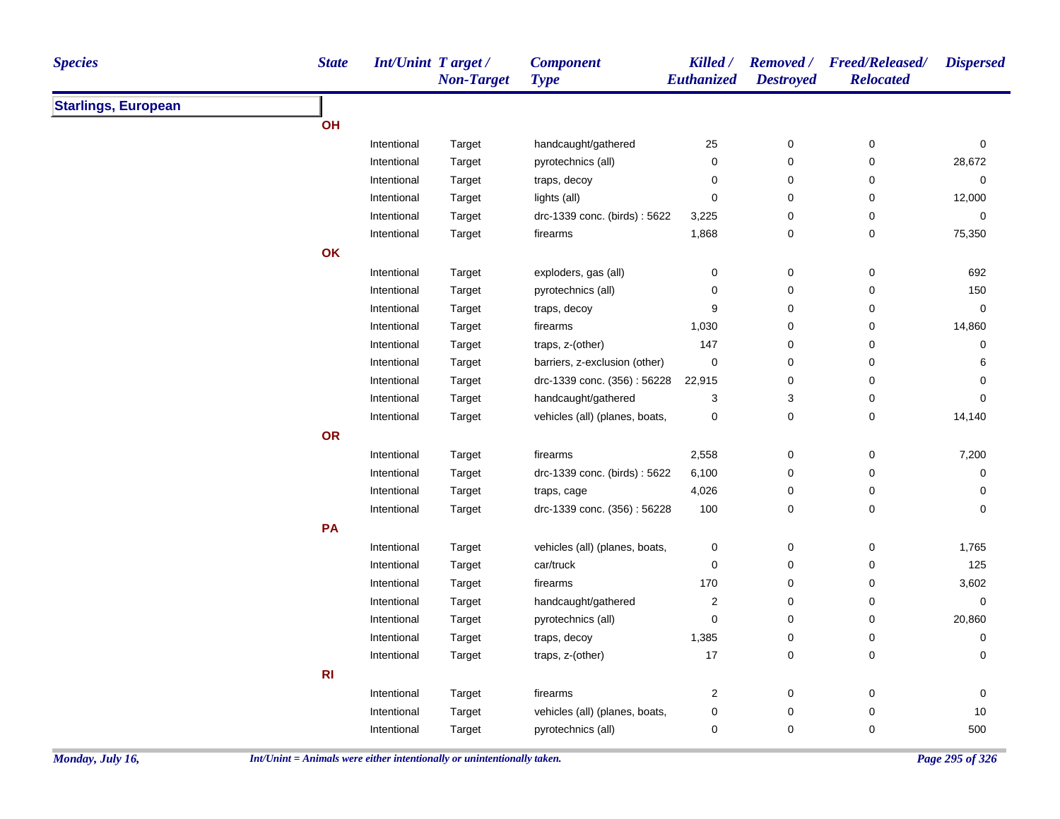| Species | State | Int/Unint | Target / Non-Target | Component Type | Killed / Euthanized | Removed / Destroyed | Freed/Released/ Relocated | Dispersed |
|---|---|---|---|---|---|---|---|---|
| **Starlings, European** | | | | | | | | |
| | **OH** | | | | | | | |
| | | Intentional | Target | handcaught/gathered | 25 | 0 | 0 | 0 |
| | | Intentional | Target | pyrotechnics (all) | 0 | 0 | 0 | 28,672 |
| | | Intentional | Target | traps, decoy | 0 | 0 | 0 | 0 |
| | | Intentional | Target | lights (all) | 0 | 0 | 0 | 12,000 |
| | | Intentional | Target | drc-1339 conc. (birds) : 5622 | 3,225 | 0 | 0 | 0 |
| | | Intentional | Target | firearms | 1,868 | 0 | 0 | 75,350 |
| | **OK** | | | | | | | |
| | | Intentional | Target | exploders, gas (all) | 0 | 0 | 0 | 692 |
| | | Intentional | Target | pyrotechnics (all) | 0 | 0 | 0 | 150 |
| | | Intentional | Target | traps, decoy | 9 | 0 | 0 | 0 |
| | | Intentional | Target | firearms | 1,030 | 0 | 0 | 14,860 |
| | | Intentional | Target | traps, z-(other) | 147 | 0 | 0 | 0 |
| | | Intentional | Target | barriers, z-exclusion (other) | 0 | 0 | 0 | 6 |
| | | Intentional | Target | drc-1339 conc. (356) : 56228 | 22,915 | 0 | 0 | 0 |
| | | Intentional | Target | handcaught/gathered | 3 | 3 | 0 | 0 |
| | | Intentional | Target | vehicles (all) (planes, boats, | 0 | 0 | 0 | 14,140 |
| | **OR** | | | | | | | |
| | | Intentional | Target | firearms | 2,558 | 0 | 0 | 7,200 |
| | | Intentional | Target | drc-1339 conc. (birds) : 5622 | 6,100 | 0 | 0 | 0 |
| | | Intentional | Target | traps, cage | 4,026 | 0 | 0 | 0 |
| | | Intentional | Target | drc-1339 conc. (356) : 56228 | 100 | 0 | 0 | 0 |
| | **PA** | | | | | | | |
| | | Intentional | Target | vehicles (all) (planes, boats, | 0 | 0 | 0 | 1,765 |
| | | Intentional | Target | car/truck | 0 | 0 | 0 | 125 |
| | | Intentional | Target | firearms | 170 | 0 | 0 | 3,602 |
| | | Intentional | Target | handcaught/gathered | 2 | 0 | 0 | 0 |
| | | Intentional | Target | pyrotechnics (all) | 0 | 0 | 0 | 20,860 |
| | | Intentional | Target | traps, decoy | 1,385 | 0 | 0 | 0 |
| | | Intentional | Target | traps, z-(other) | 17 | 0 | 0 | 0 |
| | **RI** | | | | | | | |
| | | Intentional | Target | firearms | 2 | 0 | 0 | 0 |
| | | Intentional | Target | vehicles (all) (planes, boats, | 0 | 0 | 0 | 10 |
| | | Intentional | Target | pyrotechnics (all) | 0 | 0 | 0 | 500 |

*Int/Unint = Animals were either intentionally or unintentionally taken.*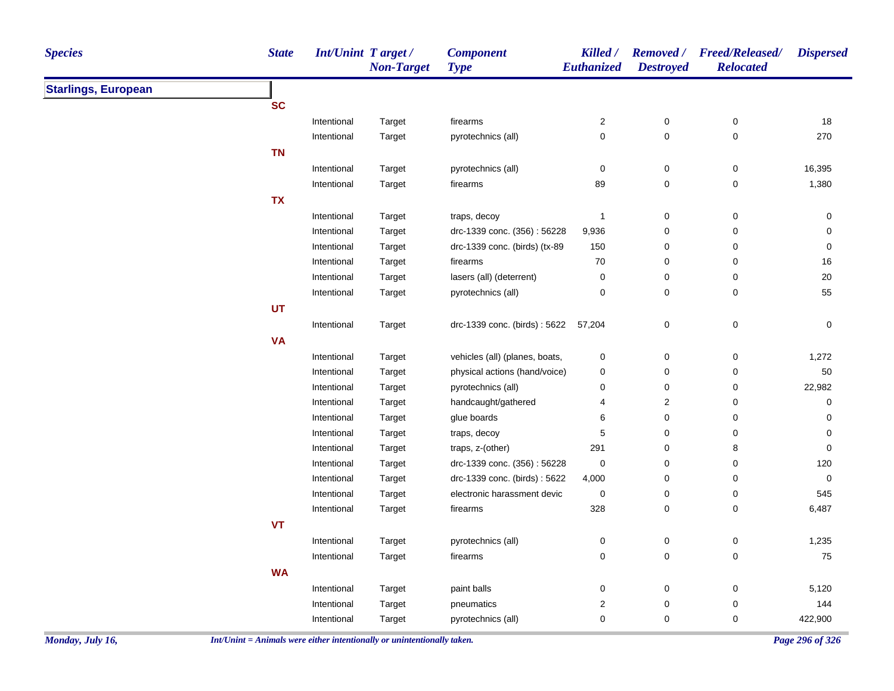| Species | State | Int/Unint | Target / Non-Target | Component Type | Killed / Euthanized | Removed / Destroyed | Freed/Released/ Relocated | Dispersed |
|---|---|---|---|---|---|---|---|---|
| **Starlings, European** | | | | | | | | |
| | **SC** | | | | | | | |
| | | Intentional | Target | firearms | 2 | 0 | 0 | 18 |
| | | Intentional | Target | pyrotechnics (all) | 0 | 0 | 0 | 270 |
| | **TN** | | | | | | | |
| | | Intentional | Target | pyrotechnics (all) | 0 | 0 | 0 | 16,395 |
| | | Intentional | Target | firearms | 89 | 0 | 0 | 1,380 |
| | **TX** | | | | | | | |
| | | Intentional | Target | traps, decoy | 1 | 0 | 0 | 0 |
| | | Intentional | Target | drc-1339 conc. (356) : 56228 | 9,936 | 0 | 0 | 0 |
| | | Intentional | Target | drc-1339 conc. (birds) (tx-89 | 150 | 0 | 0 | 0 |
| | | Intentional | Target | firearms | 70 | 0 | 0 | 16 |
| | | Intentional | Target | lasers (all) (deterrent) | 0 | 0 | 0 | 20 |
| | | Intentional | Target | pyrotechnics (all) | 0 | 0 | 0 | 55 |
| | **UT** | | | | | | | |
| | | Intentional | Target | drc-1339 conc. (birds) : 5622 | 57,204 | 0 | 0 | 0 |
| | **VA** | | | | | | | |
| | | Intentional | Target | vehicles (all) (planes, boats, | 0 | 0 | 0 | 1,272 |
| | | Intentional | Target | physical actions (hand/voice) | 0 | 0 | 0 | 50 |
| | | Intentional | Target | pyrotechnics (all) | 0 | 0 | 0 | 22,982 |
| | | Intentional | Target | handcaught/gathered | 4 | 2 | 0 | 0 |
| | | Intentional | Target | glue boards | 6 | 0 | 0 | 0 |
| | | Intentional | Target | traps, decoy | 5 | 0 | 0 | 0 |
| | | Intentional | Target | traps, z-(other) | 291 | 0 | 8 | 0 |
| | | Intentional | Target | drc-1339 conc. (356) : 56228 | 0 | 0 | 0 | 120 |
| | | Intentional | Target | drc-1339 conc. (birds) : 5622 | 4,000 | 0 | 0 | 0 |
| | | Intentional | Target | electronic harassment devic | 0 | 0 | 0 | 545 |
| | | Intentional | Target | firearms | 328 | 0 | 0 | 6,487 |
| | **VT** | | | | | | | |
| | | Intentional | Target | pyrotechnics (all) | 0 | 0 | 0 | 1,235 |
| | | Intentional | Target | firearms | 0 | 0 | 0 | 75 |
| | **WA** | | | | | | | |
| | | Intentional | Target | paint balls | 0 | 0 | 0 | 5,120 |
| | | Intentional | Target | pneumatics | 2 | 0 | 0 | 144 |
| | | Intentional | Target | pyrotechnics (all) | 0 | 0 | 0 | 422,900 |

*Int/Unint = Animals were either intentionally or unintentionally taken.*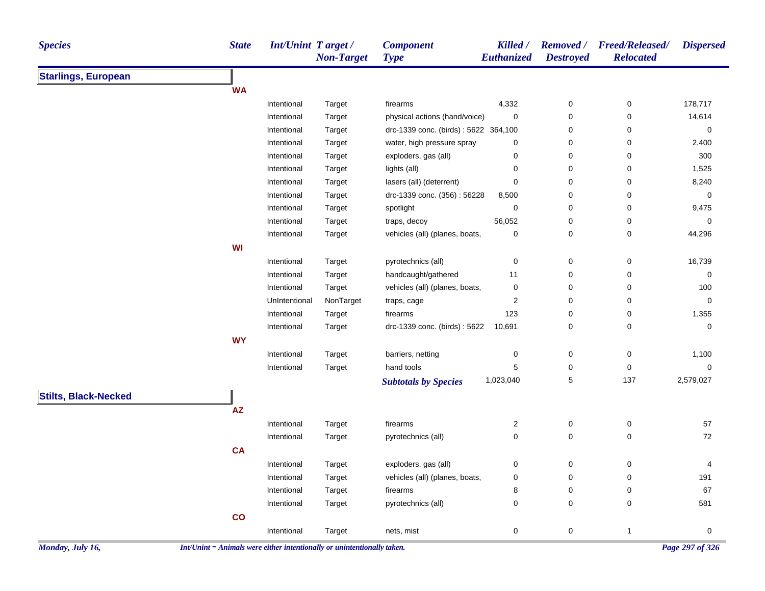| Species | State | Int/Unint | Target / Non-Target | Component Type | Killed / Euthanized | Removed / Destroyed | Freed/Released/ Relocated | Dispersed |
|---|---|---|---|---|---|---|---|---|
| **Starlings, European** | | | | | | | | |
| | **WA** | | | | | | | |
| | | Intentional | Target | firearms | 4,332 | 0 | 0 | 178,717 |
| | | Intentional | Target | physical actions (hand/voice) | 0 | 0 | 0 | 14,614 |
| | | Intentional | Target | drc-1339 conc. (birds) : 5622 | 364,100 | 0 | 0 | 0 |
| | | Intentional | Target | water, high pressure spray | 0 | 0 | 0 | 2,400 |
| | | Intentional | Target | exploders, gas (all) | 0 | 0 | 0 | 300 |
| | | Intentional | Target | lights (all) | 0 | 0 | 0 | 1,525 |
| | | Intentional | Target | lasers (all) (deterrent) | 0 | 0 | 0 | 8,240 |
| | | Intentional | Target | drc-1339 conc. (356) : 56228 | 8,500 | 0 | 0 | 0 |
| | | Intentional | Target | spotlight | 0 | 0 | 0 | 9,475 |
| | | Intentional | Target | traps, decoy | 56,052 | 0 | 0 | 0 |
| | | Intentional | Target | vehicles (all) (planes, boats, | 0 | 0 | 0 | 44,296 |
| | **WI** | | | | | | | |
| | | Intentional | Target | pyrotechnics (all) | 0 | 0 | 0 | 16,739 |
| | | Intentional | Target | handcaught/gathered | 11 | 0 | 0 | 0 |
| | | Intentional | Target | vehicles (all) (planes, boats, | 0 | 0 | 0 | 100 |
| | | UnIntentional | NonTarget | traps, cage | 2 | 0 | 0 | 0 |
| | | Intentional | Target | firearms | 123 | 0 | 0 | 1,355 |
| | | Intentional | Target | drc-1339 conc. (birds) : 5622 | 10,691 | 0 | 0 | 0 |
| | **WY** | | | | | | | |
| | | Intentional | Target | barriers, netting | 0 | 0 | 0 | 1,100 |
| | | Intentional | Target | hand tools | 5 | 0 | 0 | 0 |
| | | | | ***Subtotals by Species*** | 1,023,040 | 5 | 137 | 2,579,027 |
| **Stilts, Black-Necked** | | | | | | | | |
| | **AZ** | | | | | | | |
| | | Intentional | Target | firearms | 2 | 0 | 0 | 57 |
| | | Intentional | Target | pyrotechnics (all) | 0 | 0 | 0 | 72 |
| | **CA** | | | | | | | |
| | | Intentional | Target | exploders, gas (all) | 0 | 0 | 0 | 4 |
| | | Intentional | Target | vehicles (all) (planes, boats, | 0 | 0 | 0 | 191 |
| | | Intentional | Target | firearms | 8 | 0 | 0 | 67 |
| | | Intentional | Target | pyrotechnics (all) | 0 | 0 | 0 | 581 |
| | **CO** | | | | | | | |
| | | Intentional | Target | nets, mist | 0 | 0 | 1 | 0 |

*Int/Unint = Animals were either intentionally or unintentionally taken.*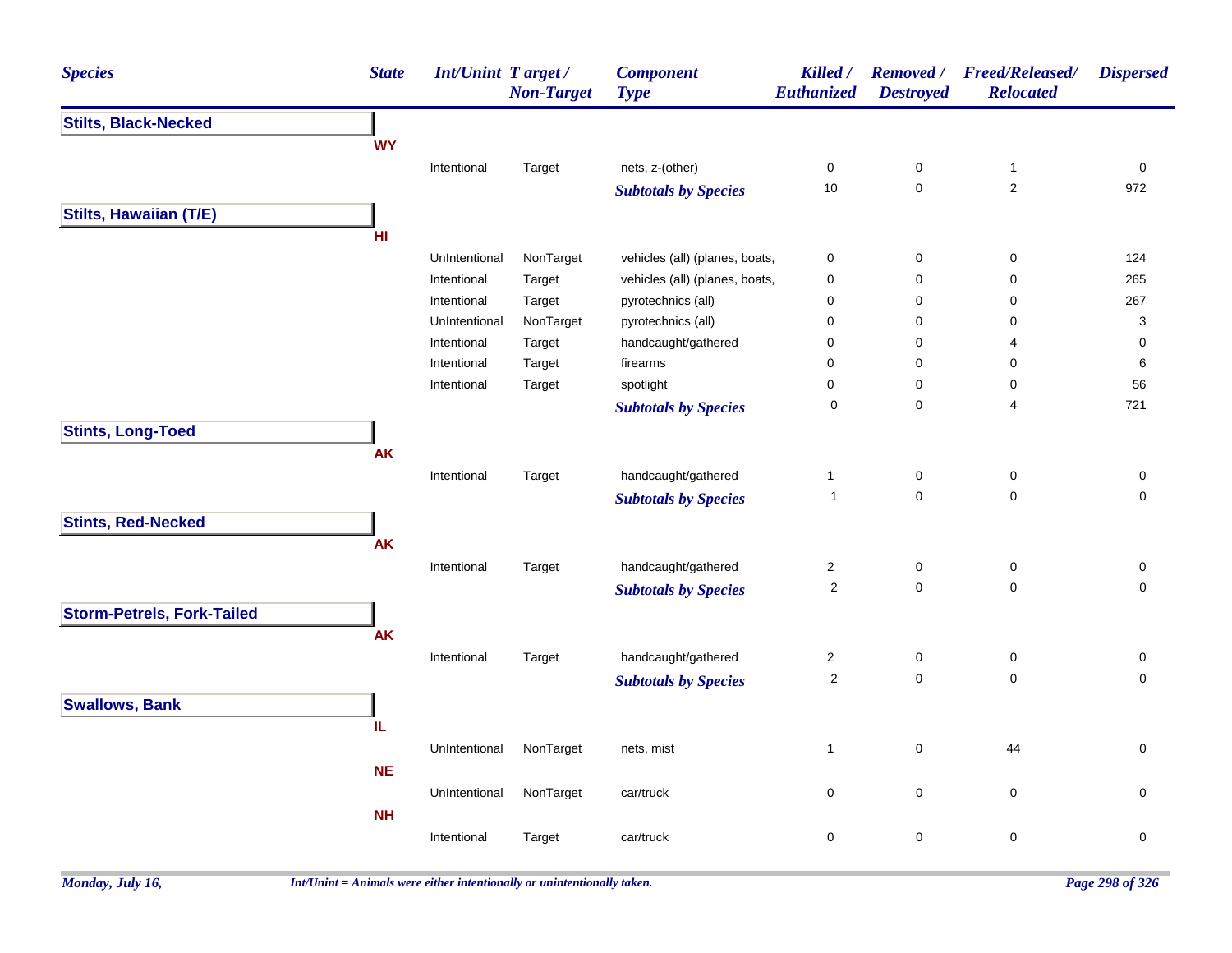| Species | State | Int/Unint | Target / Non-Target | Component Type | Killed / Euthanized | Removed / Destroyed | Freed/Released/ Relocated | Dispersed |
|---|---|---|---|---|---|---|---|---|
| **Stilts, Black-Necked** | | | | | | | | |
| | **WY** | | | | | | | |
| | | Intentional | Target | nets, z-(other) | 0 | 0 | 1 | 0 |
| | | | | ***Subtotals by Species*** | 10 | 0 | 2 | 972 |
| **Stilts, Hawaiian (T/E)** | | | | | | | | |
| | **HI** | | | | | | | |
| | | UnIntentional | NonTarget | vehicles (all) (planes, boats, | 0 | 0 | 0 | 124 |
| | | Intentional | Target | vehicles (all) (planes, boats, | 0 | 0 | 0 | 265 |
| | | Intentional | Target | pyrotechnics (all) | 0 | 0 | 0 | 267 |
| | | UnIntentional | NonTarget | pyrotechnics (all) | 0 | 0 | 0 | 3 |
| | | Intentional | Target | handcaught/gathered | 0 | 0 | 4 | 0 |
| | | Intentional | Target | firearms | 0 | 0 | 0 | 6 |
| | | Intentional | Target | spotlight | 0 | 0 | 0 | 56 |
| | | | | ***Subtotals by Species*** | 0 | 0 | 4 | 721 |
| **Stints, Long-Toed** | | | | | | | | |
| | **AK** | | | | | | | |
| | | Intentional | Target | handcaught/gathered | 1 | 0 | 0 | 0 |
| | | | | ***Subtotals by Species*** | 1 | 0 | 0 | 0 |
| **Stints, Red-Necked** | | | | | | | | |
| | **AK** | | | | | | | |
| | | Intentional | Target | handcaught/gathered | 2 | 0 | 0 | 0 |
| | | | | ***Subtotals by Species*** | 2 | 0 | 0 | 0 |
| **Storm-Petrels, Fork-Tailed** | | | | | | | | |
| | **AK** | | | | | | | |
| | | Intentional | Target | handcaught/gathered | 2 | 0 | 0 | 0 |
| | | | | ***Subtotals by Species*** | 2 | 0 | 0 | 0 |
| **Swallows, Bank** | | | | | | | | |
| | **IL** | | | | | | | |
| | | UnIntentional | NonTarget | nets, mist | 1 | 0 | 44 | 0 |
| | **NE** | | | | | | | |
| | | UnIntentional | NonTarget | car/truck | 0 | 0 | 0 | 0 |
| | **NH** | | | | | | | |
| | | Intentional | Target | car/truck | 0 | 0 | 0 | 0 |

*Int/Unint = Animals were either intentionally or unintentionally taken.*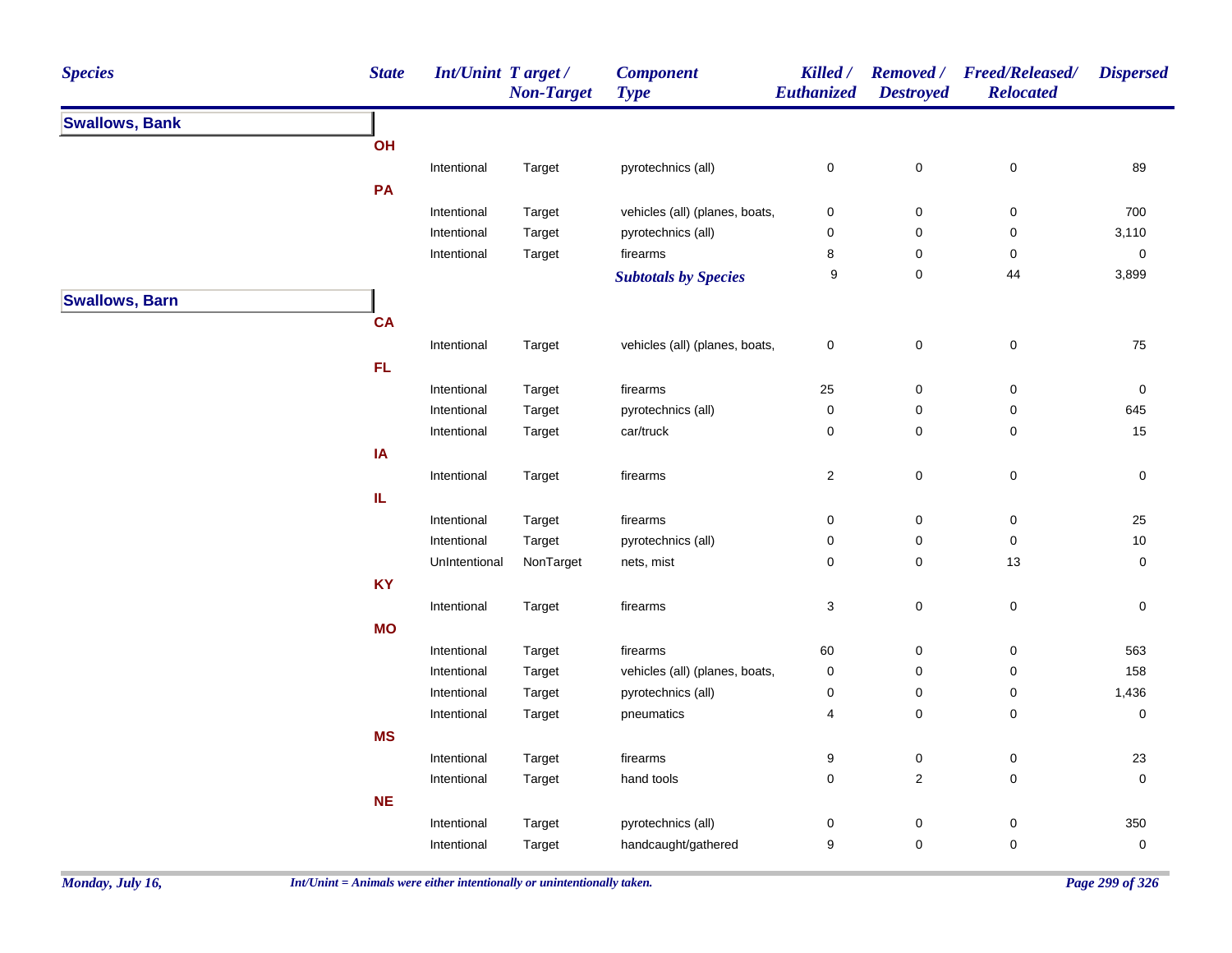| Species | State | Int/Unint | Target / Non-Target | Component Type | Killed / Euthanized | Removed / Destroyed | Freed/Released/ Relocated | Dispersed |
|---|---|---|---|---|---|---|---|---|
| **Swallows, Bank** | | | | | | | | |
| | **OH** | | | | | | | |
| | | Intentional | Target | pyrotechnics (all) | 0 | 0 | 0 | 89 |
| | **PA** | | | | | | | |
| | | Intentional | Target | vehicles (all) (planes, boats, | 0 | 0 | 0 | 700 |
| | | Intentional | Target | pyrotechnics (all) | 0 | 0 | 0 | 3,110 |
| | | Intentional | Target | firearms | 8 | 0 | 0 | 0 |
| | | | | ***Subtotals by Species*** | 9 | 0 | 44 | 3,899 |
| **Swallows, Barn** | | | | | | | | |
| | **CA** | | | | | | | |
| | | Intentional | Target | vehicles (all) (planes, boats, | 0 | 0 | 0 | 75 |
| | **FL** | | | | | | | |
| | | Intentional | Target | firearms | 25 | 0 | 0 | 0 |
| | | Intentional | Target | pyrotechnics (all) | 0 | 0 | 0 | 645 |
| | | Intentional | Target | car/truck | 0 | 0 | 0 | 15 |
| | **IA** | | | | | | | |
| | | Intentional | Target | firearms | 2 | 0 | 0 | 0 |
| | **IL** | | | | | | | |
| | | Intentional | Target | firearms | 0 | 0 | 0 | 25 |
| | | Intentional | Target | pyrotechnics (all) | 0 | 0 | 0 | 10 |
| | | UnIntentional | NonTarget | nets, mist | 0 | 0 | 13 | 0 |
| | **KY** | | | | | | | |
| | | Intentional | Target | firearms | 3 | 0 | 0 | 0 |
| | **MO** | | | | | | | |
| | | Intentional | Target | firearms | 60 | 0 | 0 | 563 |
| | | Intentional | Target | vehicles (all) (planes, boats, | 0 | 0 | 0 | 158 |
| | | Intentional | Target | pyrotechnics (all) | 0 | 0 | 0 | 1,436 |
| | | Intentional | Target | pneumatics | 4 | 0 | 0 | 0 |
| | **MS** | | | | | | | |
| | | Intentional | Target | firearms | 9 | 0 | 0 | 23 |
| | | Intentional | Target | hand tools | 0 | 2 | 0 | 0 |
| | **NE** | | | | | | | |
| | | Intentional | Target | pyrotechnics (all) | 0 | 0 | 0 | 350 |
| | | Intentional | Target | handcaught/gathered | 9 | 0 | 0 | 0 |

*Monday, July 16,* *Int/Unint = Animals were either intentionally or unintentionally taken.*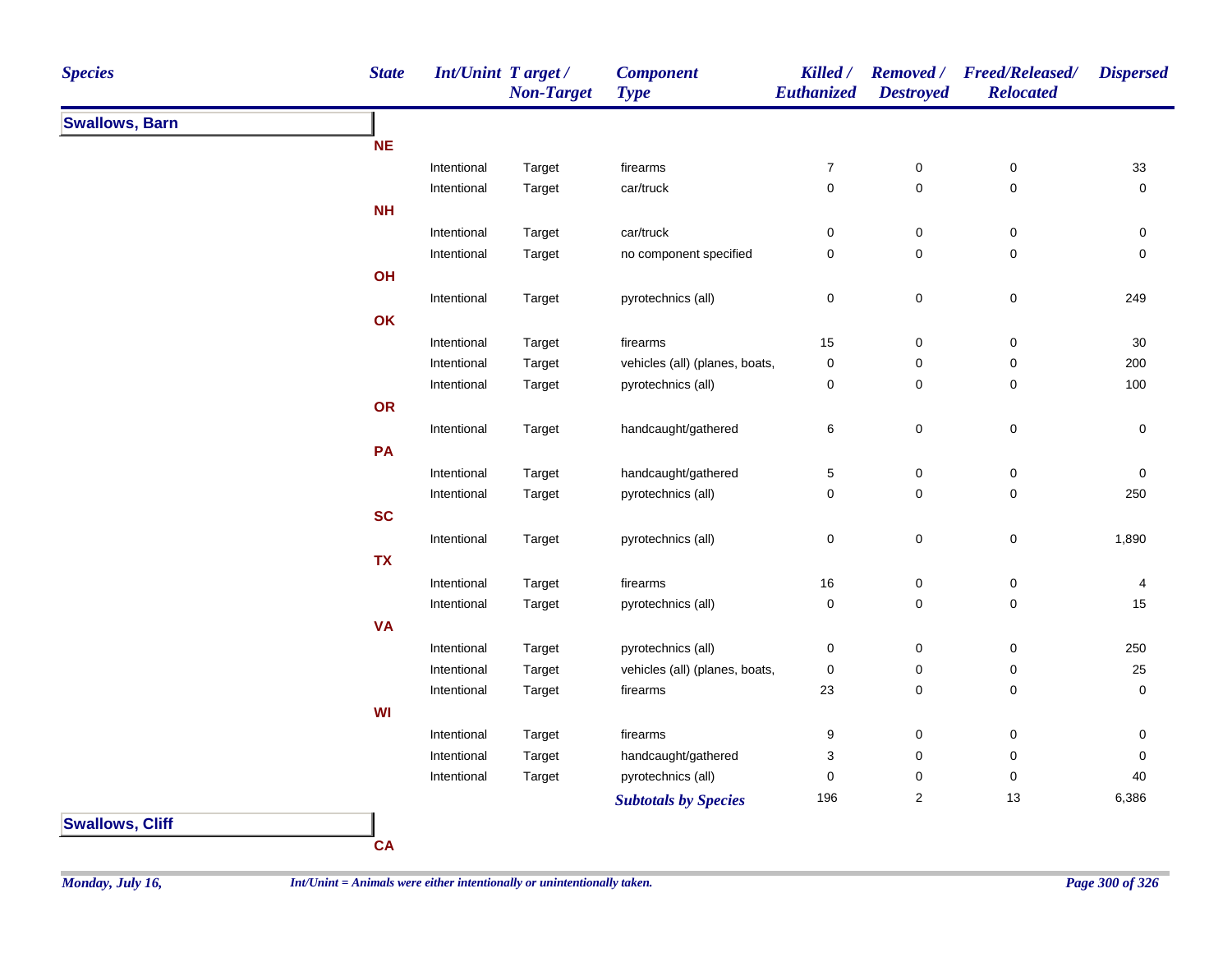| Species | State | Int/Unint | Target / Non-Target | Component Type | Killed / Euthanized | Removed / Destroyed | Freed/Released/ Relocated | Dispersed |
|---|---|---|---|---|---|---|---|---|
| **Swallows, Barn** | | | | | | | | |
| | **NE** | | | | | | | |
| | | Intentional | Target | firearms | 7 | 0 | 0 | 33 |
| | | Intentional | Target | car/truck | 0 | 0 | 0 | 0 |
| | **NH** | | | | | | | |
| | | Intentional | Target | car/truck | 0 | 0 | 0 | 0 |
| | | Intentional | Target | no component specified | 0 | 0 | 0 | 0 |
| | **OH** | | | | | | | |
| | | Intentional | Target | pyrotechnics (all) | 0 | 0 | 0 | 249 |
| | **OK** | | | | | | | |
| | | Intentional | Target | firearms | 15 | 0 | 0 | 30 |
| | | Intentional | Target | vehicles (all) (planes, boats, | 0 | 0 | 0 | 200 |
| | | Intentional | Target | pyrotechnics (all) | 0 | 0 | 0 | 100 |
| | **OR** | | | | | | | |
| | | Intentional | Target | handcaught/gathered | 6 | 0 | 0 | 0 |
| | **PA** | | | | | | | |
| | | Intentional | Target | handcaught/gathered | 5 | 0 | 0 | 0 |
| | | Intentional | Target | pyrotechnics (all) | 0 | 0 | 0 | 250 |
| | **SC** | | | | | | | |
| | | Intentional | Target | pyrotechnics (all) | 0 | 0 | 0 | 1,890 |
| | **TX** | | | | | | | |
| | | Intentional | Target | firearms | 16 | 0 | 0 | 4 |
| | | Intentional | Target | pyrotechnics (all) | 0 | 0 | 0 | 15 |
| | **VA** | | | | | | | |
| | | Intentional | Target | pyrotechnics (all) | 0 | 0 | 0 | 250 |
| | | Intentional | Target | vehicles (all) (planes, boats, | 0 | 0 | 0 | 25 |
| | | Intentional | Target | firearms | 23 | 0 | 0 | 0 |
| | **WI** | | | | | | | |
| | | Intentional | Target | firearms | 9 | 0 | 0 | 0 |
| | | Intentional | Target | handcaught/gathered | 3 | 0 | 0 | 0 |
| | | Intentional | Target | pyrotechnics (all) | 0 | 0 | 0 | 40 |
| | | | | ***Subtotals by Species*** | 196 | 2 | 13 | 6,386 |
| **Swallows, Cliff** | | | | | | | | |
| | **CA** | | | | | | | |

*Monday, July 16,* *Int/Unint = Animals were either intentionally or unintentionally taken.*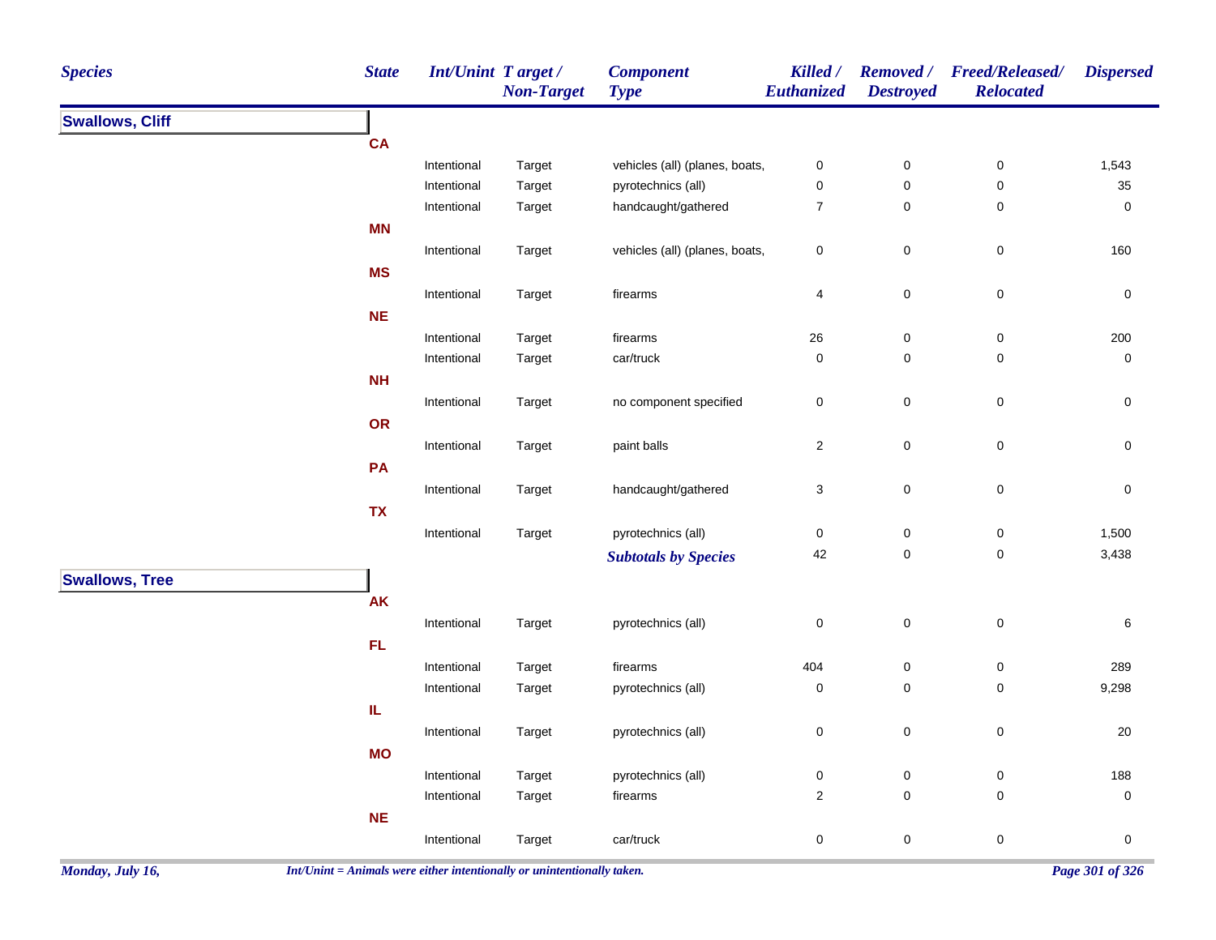| Species | State | Int/Unint | Target / Non-Target | Component Type | Killed / Euthanized | Removed / Destroyed | Freed/Released/ Relocated | Dispersed |
|---|---|---|---|---|---|---|---|---|
| **Swallows, Cliff** | | | | | | | | |
| | **CA** | | | | | | | |
| | | Intentional | Target | vehicles (all) (planes, boats, | 0 | 0 | 0 | 1,543 |
| | | Intentional | Target | pyrotechnics (all) | 0 | 0 | 0 | 35 |
| | | Intentional | Target | handcaught/gathered | 7 | 0 | 0 | 0 |
| | **MN** | | | | | | | |
| | | Intentional | Target | vehicles (all) (planes, boats, | 0 | 0 | 0 | 160 |
| | **MS** | | | | | | | |
| | | Intentional | Target | firearms | 4 | 0 | 0 | 0 |
| | **NE** | | | | | | | |
| | | Intentional | Target | firearms | 26 | 0 | 0 | 200 |
| | | Intentional | Target | car/truck | 0 | 0 | 0 | 0 |
| | **NH** | | | | | | | |
| | | Intentional | Target | no component specified | 0 | 0 | 0 | 0 |
| | **OR** | | | | | | | |
| | | Intentional | Target | paint balls | 2 | 0 | 0 | 0 |
| | **PA** | | | | | | | |
| | | Intentional | Target | handcaught/gathered | 3 | 0 | 0 | 0 |
| | **TX** | | | | | | | |
| | | Intentional | Target | pyrotechnics (all) | 0 | 0 | 0 | 1,500 |
| | | | | ***Subtotals by Species*** | 42 | 0 | 0 | 3,438 |
| **Swallows, Tree** | | | | | | | | |
| | **AK** | | | | | | | |
| | | Intentional | Target | pyrotechnics (all) | 0 | 0 | 0 | 6 |
| | **FL** | | | | | | | |
| | | Intentional | Target | firearms | 404 | 0 | 0 | 289 |
| | | Intentional | Target | pyrotechnics (all) | 0 | 0 | 0 | 9,298 |
| | **IL** | | | | | | | |
| | | Intentional | Target | pyrotechnics (all) | 0 | 0 | 0 | 20 |
| | **MO** | | | | | | | |
| | | Intentional | Target | pyrotechnics (all) | 0 | 0 | 0 | 188 |
| | | Intentional | Target | firearms | 2 | 0 | 0 | 0 |
| | **NE** | | | | | | | |
| | | Intentional | Target | car/truck | 0 | 0 | 0 | 0 |

*Int/Unint = Animals were either intentionally or unintentionally taken.*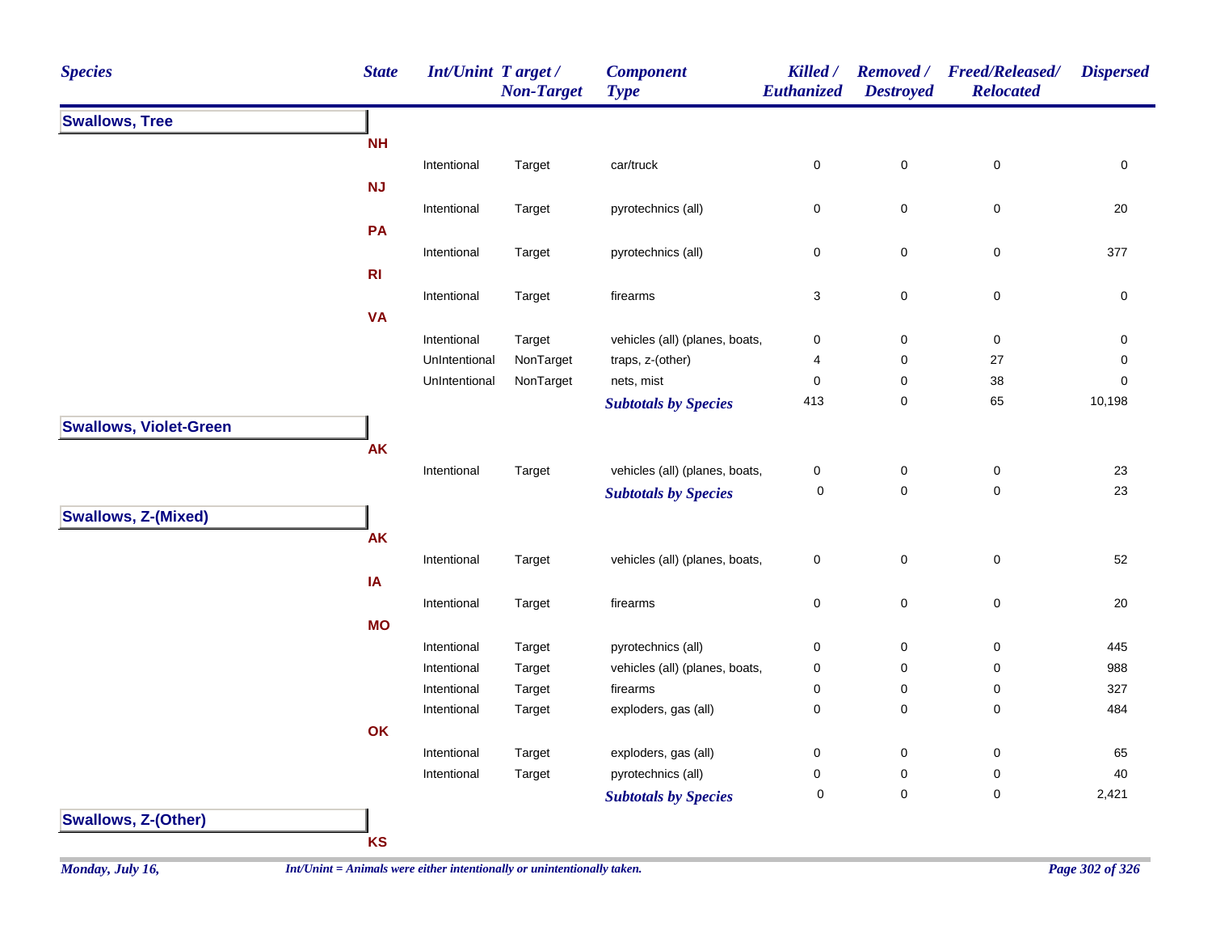| Species | State | Int/Unint | Target / Non-Target | Component Type | Killed / Euthanized | Removed / Destroyed | Freed/Released/ Relocated | Dispersed |
|---|---|---|---|---|---|---|---|---|
| **Swallows, Tree** | | | | | | | | |
| | **NH** | | | | | | | |
| | | Intentional | Target | car/truck | 0 | 0 | 0 | 0 |
| | **NJ** | | | | | | | |
| | | Intentional | Target | pyrotechnics (all) | 0 | 0 | 0 | 20 |
| | **PA** | | | | | | | |
| | | Intentional | Target | pyrotechnics (all) | 0 | 0 | 0 | 377 |
| | **RI** | | | | | | | |
| | | Intentional | Target | firearms | 3 | 0 | 0 | 0 |
| | **VA** | | | | | | | |
| | | Intentional | Target | vehicles (all) (planes, boats, | 0 | 0 | 0 | 0 |
| | | UnIntentional | NonTarget | traps, z-(other) | 4 | 0 | 27 | 0 |
| | | UnIntentional | NonTarget | nets, mist | 0 | 0 | 38 | 0 |
| | | | | ***Subtotals by Species*** | 413 | 0 | 65 | 10,198 |
| **Swallows, Violet-Green** | | | | | | | | |
| | **AK** | | | | | | | |
| | | Intentional | Target | vehicles (all) (planes, boats, | 0 | 0 | 0 | 23 |
| | | | | ***Subtotals by Species*** | 0 | 0 | 0 | 23 |
| **Swallows, Z-(Mixed)** | | | | | | | | |
| | **AK** | | | | | | | |
| | | Intentional | Target | vehicles (all) (planes, boats, | 0 | 0 | 0 | 52 |
| | **IA** | | | | | | | |
| | | Intentional | Target | firearms | 0 | 0 | 0 | 20 |
| | **MO** | | | | | | | |
| | | Intentional | Target | pyrotechnics (all) | 0 | 0 | 0 | 445 |
| | | Intentional | Target | vehicles (all) (planes, boats, | 0 | 0 | 0 | 988 |
| | | Intentional | Target | firearms | 0 | 0 | 0 | 327 |
| | | Intentional | Target | exploders, gas (all) | 0 | 0 | 0 | 484 |
| | **OK** | | | | | | | |
| | | Intentional | Target | exploders, gas (all) | 0 | 0 | 0 | 65 |
| | | Intentional | Target | pyrotechnics (all) | 0 | 0 | 0 | 40 |
| | | | | ***Subtotals by Species*** | 0 | 0 | 0 | 2,421 |
| **Swallows, Z-(Other)** | | | | | | | | |
| | **KS** | | | | | | | |

*Monday, July 16,*

*Int/Unint = Animals were either intentionally or unintentionally taken.*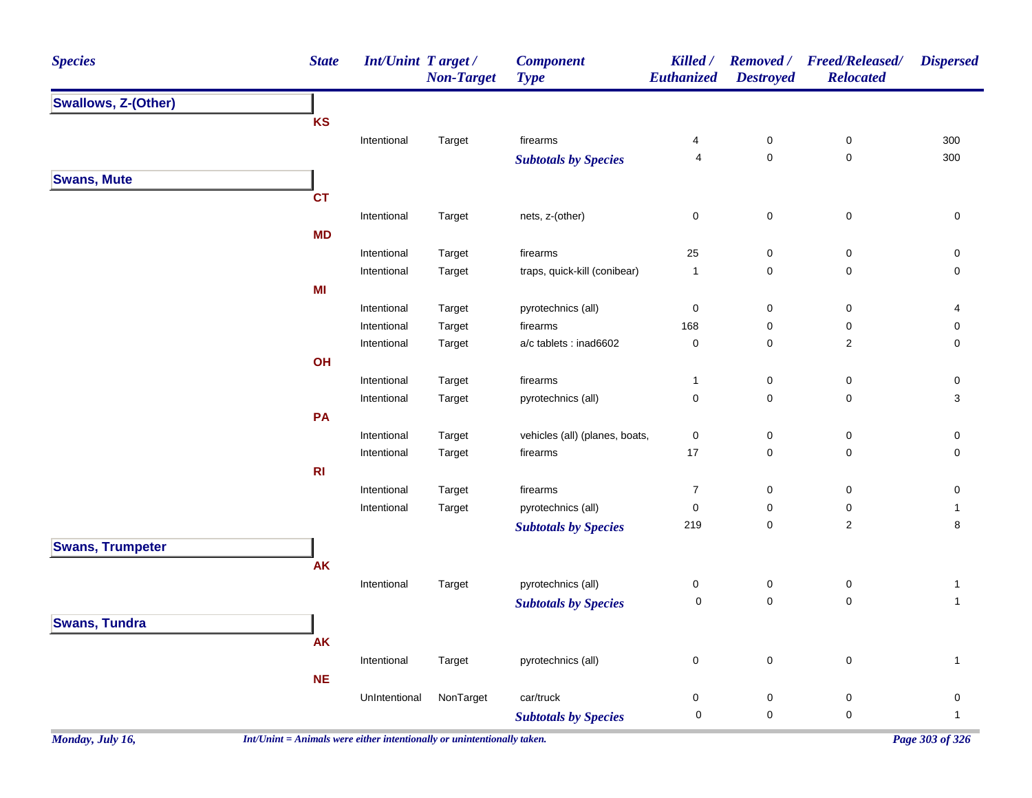| Species | State | Int/Unint | Target / Non-Target | Component Type | Killed / Euthanized | Removed / Destroyed | Freed/Released/ Relocated | Dispersed |
|---|---|---|---|---|---|---|---|---|
| **Swallows, Z-(Other)** | | | | | | | | |
| | **KS** | | | | | | | |
| | | Intentional | Target | firearms | 4 | 0 | 0 | 300 |
| | | | | ***Subtotals by Species*** | 4 | 0 | 0 | 300 |
| **Swans, Mute** | | | | | | | | |
| | **CT** | | | | | | | |
| | | Intentional | Target | nets, z-(other) | 0 | 0 | 0 | 0 |
| | **MD** | | | | | | | |
| | | Intentional | Target | firearms | 25 | 0 | 0 | 0 |
| | | Intentional | Target | traps, quick-kill (conibear) | 1 | 0 | 0 | 0 |
| | **MI** | | | | | | | |
| | | Intentional | Target | pyrotechnics (all) | 0 | 0 | 0 | 4 |
| | | Intentional | Target | firearms | 168 | 0 | 0 | 0 |
| | | Intentional | Target | a/c tablets : inad6602 | 0 | 0 | 2 | 0 |
| | **OH** | | | | | | | |
| | | Intentional | Target | firearms | 1 | 0 | 0 | 0 |
| | | Intentional | Target | pyrotechnics (all) | 0 | 0 | 0 | 3 |
| | **PA** | | | | | | | |
| | | Intentional | Target | vehicles (all) (planes, boats, | 0 | 0 | 0 | 0 |
| | | Intentional | Target | firearms | 17 | 0 | 0 | 0 |
| | **RI** | | | | | | | |
| | | Intentional | Target | firearms | 7 | 0 | 0 | 0 |
| | | Intentional | Target | pyrotechnics (all) | 0 | 0 | 0 | 1 |
| | | | | ***Subtotals by Species*** | 219 | 0 | 2 | 8 |
| **Swans, Trumpeter** | | | | | | | | |
| | **AK** | | | | | | | |
| | | Intentional | Target | pyrotechnics (all) | 0 | 0 | 0 | 1 |
| | | | | ***Subtotals by Species*** | 0 | 0 | 0 | 1 |
| **Swans, Tundra** | | | | | | | | |
| | **AK** | | | | | | | |
| | | Intentional | Target | pyrotechnics (all) | 0 | 0 | 0 | 1 |
| | **NE** | | | | | | | |
| | | UnIntentional | NonTarget | car/truck | 0 | 0 | 0 | 0 |
| | | | | ***Subtotals by Species*** | 0 | 0 | 0 | 1 |

*Monday, July 16,* *Int/Unint = Animals were either intentionally or unintentionally taken.*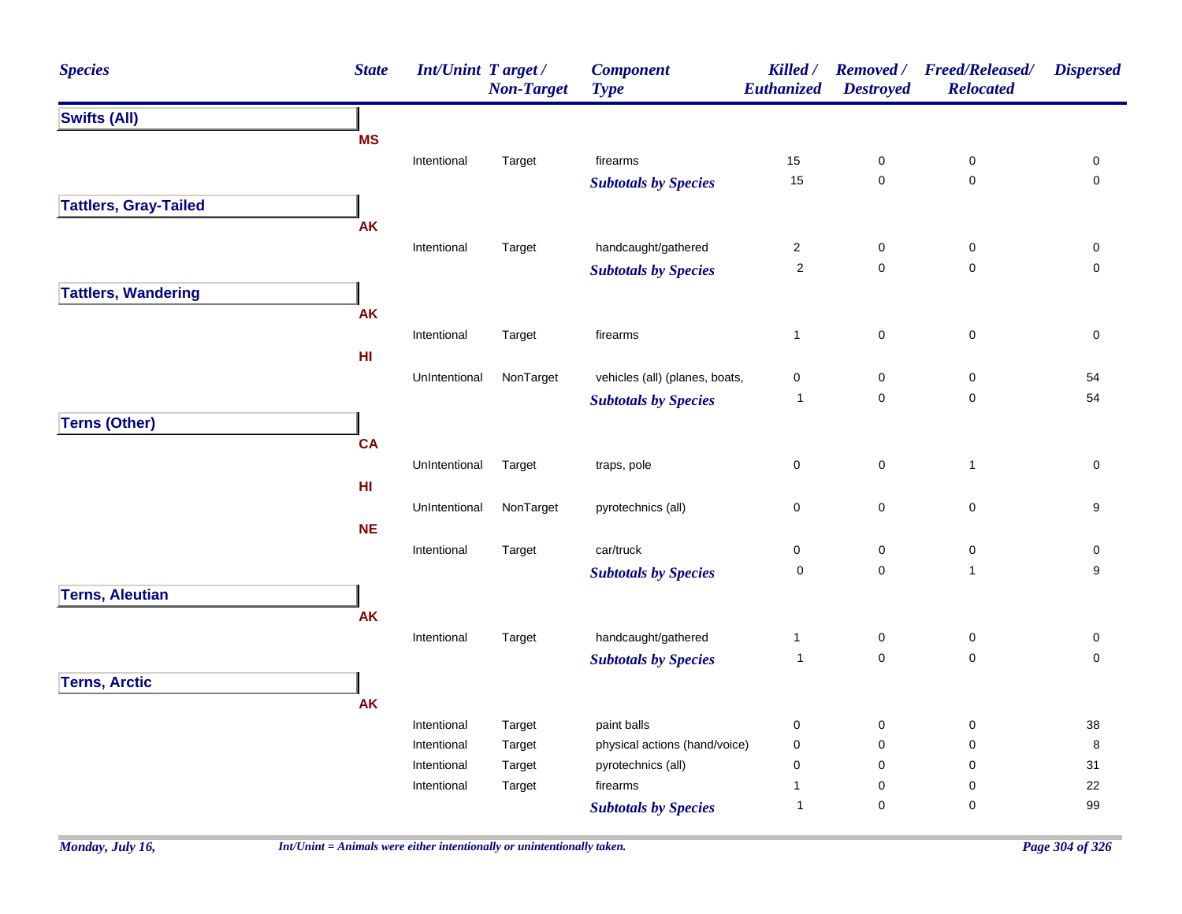| Species | State | Int/Unint | Target / Non-Target | Component Type | Killed / Euthanized | Removed / Destroyed | Freed/Released/ Relocated | Dispersed |
|---|---|---|---|---|---|---|---|---|
| **Swifts (All)** | | | | | | | | |
| | **MS** | | | | | | | |
| | | Intentional | Target | firearms | 15 | 0 | 0 | 0 |
| | | | | ***Subtotals by Species*** | 15 | 0 | 0 | 0 |
| **Tattlers, Gray-Tailed** | | | | | | | | |
| | **AK** | | | | | | | |
| | | Intentional | Target | handcaught/gathered | 2 | 0 | 0 | 0 |
| | | | | ***Subtotals by Species*** | 2 | 0 | 0 | 0 |
| **Tattlers, Wandering** | | | | | | | | |
| | **AK** | | | | | | | |
| | | Intentional | Target | firearms | 1 | 0 | 0 | 0 |
| | **HI** | | | | | | | |
| | | UnIntentional | NonTarget | vehicles (all) (planes, boats, | 0 | 0 | 0 | 54 |
| | | | | ***Subtotals by Species*** | 1 | 0 | 0 | 54 |
| **Terns (Other)** | | | | | | | | |
| | **CA** | | | | | | | |
| | | UnIntentional | Target | traps, pole | 0 | 0 | 1 | 0 |
| | **HI** | | | | | | | |
| | | UnIntentional | NonTarget | pyrotechnics (all) | 0 | 0 | 0 | 9 |
| | **NE** | | | | | | | |
| | | Intentional | Target | car/truck | 0 | 0 | 0 | 0 |
| | | | | ***Subtotals by Species*** | 0 | 0 | 1 | 9 |
| **Terns, Aleutian** | | | | | | | | |
| | **AK** | | | | | | | |
| | | Intentional | Target | handcaught/gathered | 1 | 0 | 0 | 0 |
| | | | | ***Subtotals by Species*** | 1 | 0 | 0 | 0 |
| **Terns, Arctic** | | | | | | | | |
| | **AK** | | | | | | | |
| | | Intentional | Target | paint balls | 0 | 0 | 0 | 38 |
| | | Intentional | Target | physical actions (hand/voice) | 0 | 0 | 0 | 8 |
| | | Intentional | Target | pyrotechnics (all) | 0 | 0 | 0 | 31 |
| | | Intentional | Target | firearms | 1 | 0 | 0 | 22 |
| | | | | ***Subtotals by Species*** | 1 | 0 | 0 | 99 |

*Int/Unint = Animals were either intentionally or unintentionally taken.*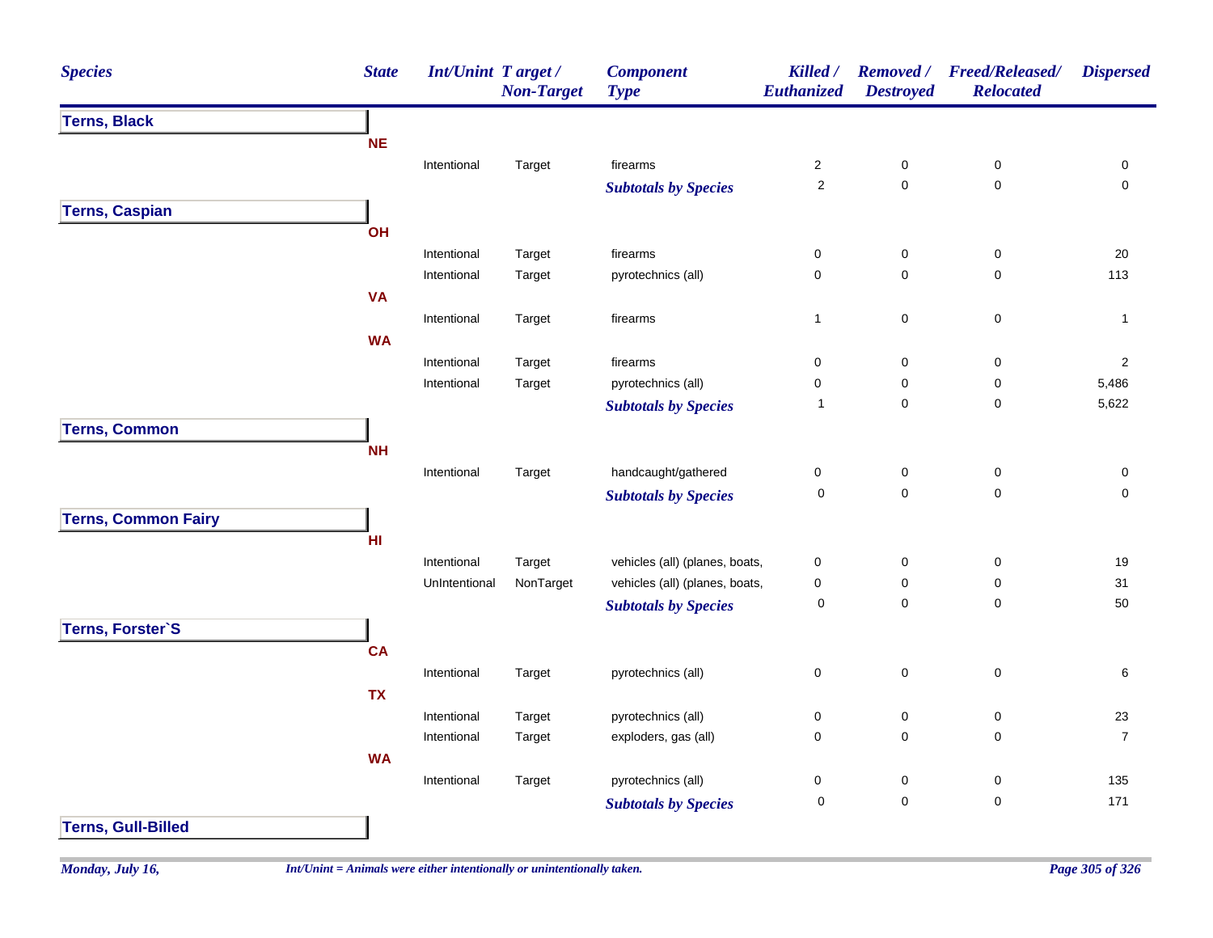| Species | State | Int/Unint | Target / Non-Target | Component Type | Killed / Euthanized | Removed / Destroyed | Freed/Released/ Relocated | Dispersed |
|---|---|---|---|---|---|---|---|---|
| **Terns, Black** | | | | | | | | |
| | **NE** | | | | | | | |
| | | Intentional | Target | firearms | 2 | 0 | 0 | 0 |
| | | | | ***Subtotals by Species*** | 2 | 0 | 0 | 0 |
| **Terns, Caspian** | | | | | | | | |
| | **OH** | | | | | | | |
| | | Intentional | Target | firearms | 0 | 0 | 0 | 20 |
| | | Intentional | Target | pyrotechnics (all) | 0 | 0 | 0 | 113 |
| | **VA** | | | | | | | |
| | | Intentional | Target | firearms | 1 | 0 | 0 | 1 |
| | **WA** | | | | | | | |
| | | Intentional | Target | firearms | 0 | 0 | 0 | 2 |
| | | Intentional | Target | pyrotechnics (all) | 0 | 0 | 0 | 5,486 |
| | | | | ***Subtotals by Species*** | 1 | 0 | 0 | 5,622 |
| **Terns, Common** | | | | | | | | |
| | **NH** | | | | | | | |
| | | Intentional | Target | handcaught/gathered | 0 | 0 | 0 | 0 |
| | | | | ***Subtotals by Species*** | 0 | 0 | 0 | 0 |
| **Terns, Common Fairy** | | | | | | | | |
| | **HI** | | | | | | | |
| | | Intentional | Target | vehicles (all) (planes, boats, | 0 | 0 | 0 | 19 |
| | | UnIntentional | NonTarget | vehicles (all) (planes, boats, | 0 | 0 | 0 | 31 |
| | | | | ***Subtotals by Species*** | 0 | 0 | 0 | 50 |
| **Terns, Forster`S** | | | | | | | | |
| | **CA** | | | | | | | |
| | | Intentional | Target | pyrotechnics (all) | 0 | 0 | 0 | 6 |
| | **TX** | | | | | | | |
| | | Intentional | Target | pyrotechnics (all) | 0 | 0 | 0 | 23 |
| | | Intentional | Target | exploders, gas (all) | 0 | 0 | 0 | 7 |
| | **WA** | | | | | | | |
| | | Intentional | Target | pyrotechnics (all) | 0 | 0 | 0 | 135 |
| | | | | ***Subtotals by Species*** | 0 | 0 | 0 | 171 |
| **Terns, Gull-Billed** | | | | | | | | |

*Int/Unint = Animals were either intentionally or unintentionally taken.*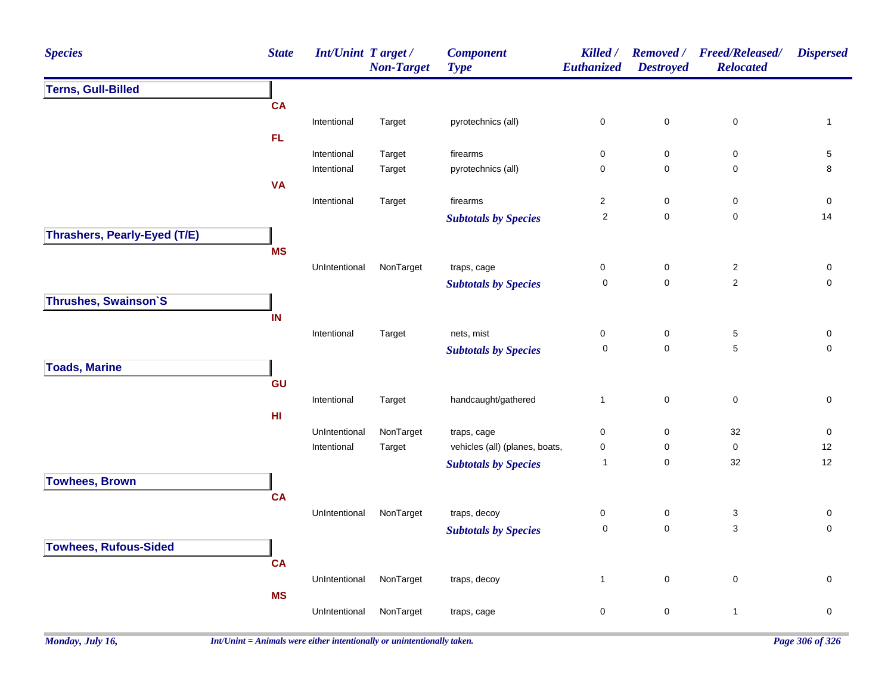| Species | State | Int/Unint | Target / Non-Target | Component Type | Killed / Euthanized | Removed / Destroyed | Freed/Released/ Relocated | Dispersed |
|---|---|---|---|---|---|---|---|---|
| **Terns, Gull-Billed** | | | | | | | | |
| | CA | | | | | | | |
| | | Intentional | Target | pyrotechnics (all) | 0 | 0 | 0 | 1 |
| | FL | | | | | | | |
| | | Intentional | Target | firearms | 0 | 0 | 0 | 5 |
| | | Intentional | Target | pyrotechnics (all) | 0 | 0 | 0 | 8 |
| | VA | | | | | | | |
| | | Intentional | Target | firearms | 2 | 0 | 0 | 0 |
| | | | | *Subtotals by Species* | 2 | 0 | 0 | 14 |
| **Thrashers, Pearly-Eyed (T/E)** | | | | | | | | |
| | MS | | | | | | | |
| | | UnIntentional | NonTarget | traps, cage | 0 | 0 | 2 | 0 |
| | | | | *Subtotals by Species* | 0 | 0 | 2 | 0 |
| **Thrushes, Swainson`S** | | | | | | | | |
| | IN | | | | | | | |
| | | Intentional | Target | nets, mist | 0 | 0 | 5 | 0 |
| | | | | *Subtotals by Species* | 0 | 0 | 5 | 0 |
| **Toads, Marine** | | | | | | | | |
| | GU | | | | | | | |
| | | Intentional | Target | handcaught/gathered | 1 | 0 | 0 | 0 |
| | HI | | | | | | | |
| | | UnIntentional | NonTarget | traps, cage | 0 | 0 | 32 | 0 |
| | | Intentional | Target | vehicles (all) (planes, boats, | 0 | 0 | 0 | 12 |
| | | | | *Subtotals by Species* | 1 | 0 | 32 | 12 |
| **Towhees, Brown** | | | | | | | | |
| | CA | | | | | | | |
| | | UnIntentional | NonTarget | traps, decoy | 0 | 0 | 3 | 0 |
| | | | | *Subtotals by Species* | 0 | 0 | 3 | 0 |
| **Towhees, Rufous-Sided** | | | | | | | | |
| | CA | | | | | | | |
| | | UnIntentional | NonTarget | traps, decoy | 1 | 0 | 0 | 0 |
| | MS | | | | | | | |
| | | UnIntentional | NonTarget | traps, cage | 0 | 0 | 1 | 0 |

*Int/Unint = Animals were either intentionally or unintentionally taken.*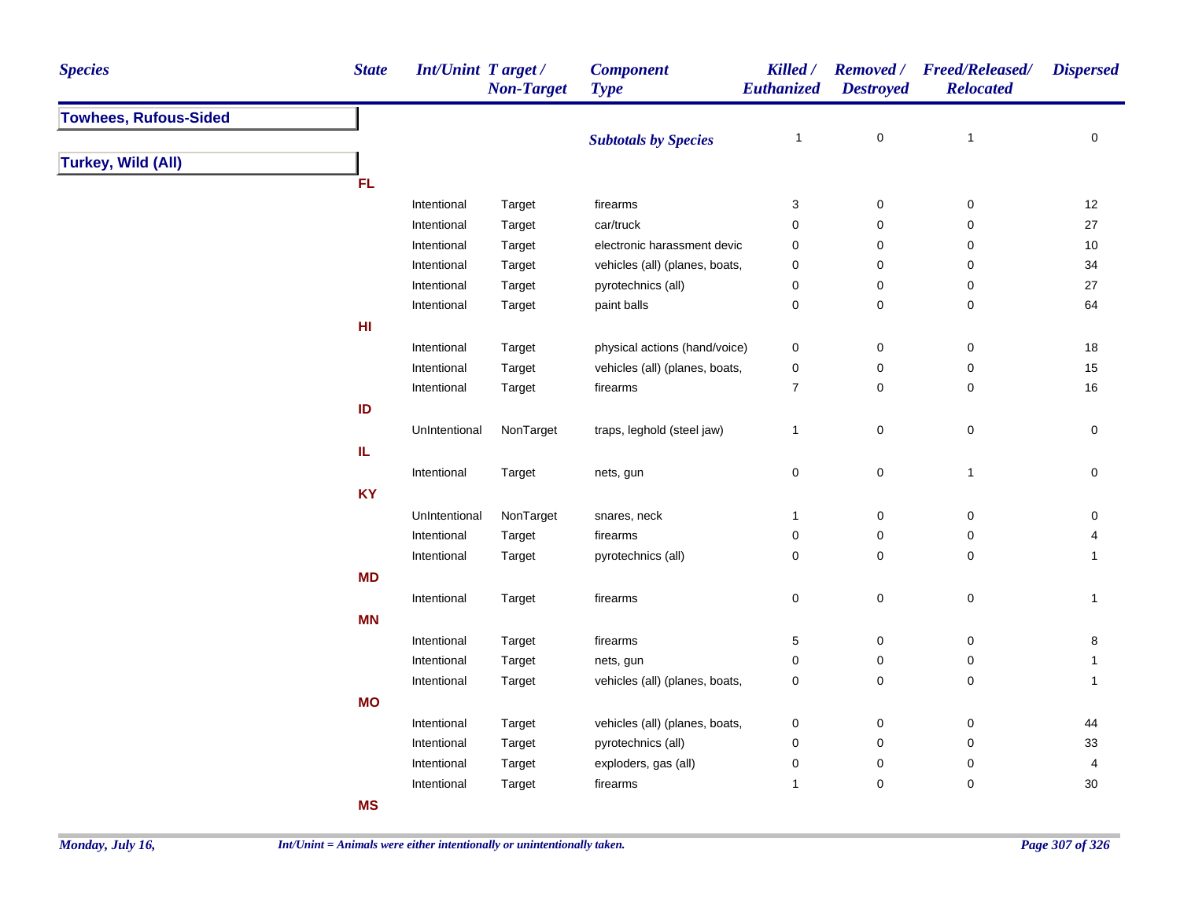| Species | State | Int/Unint | Target / Non-Target | Component Type | Killed / Euthanized | Removed / Destroyed | Freed/Released/ Relocated | Dispersed |
|---|---|---|---|---|---|---|---|---|
| **Towhees, Rufous-Sided** | | | | | | | | |
| | | | | *Subtotals by Species* | 1 | 0 | 1 | 0 |
| **Turkey, Wild (All)** | | | | | | | | |
| | **FL** | | | | | | | |
| | | Intentional | Target | firearms | 3 | 0 | 0 | 12 |
| | | Intentional | Target | car/truck | 0 | 0 | 0 | 27 |
| | | Intentional | Target | electronic harassment devic | 0 | 0 | 0 | 10 |
| | | Intentional | Target | vehicles (all) (planes, boats, | 0 | 0 | 0 | 34 |
| | | Intentional | Target | pyrotechnics (all) | 0 | 0 | 0 | 27 |
| | | Intentional | Target | paint balls | 0 | 0 | 0 | 64 |
| | **HI** | | | | | | | |
| | | Intentional | Target | physical actions (hand/voice) | 0 | 0 | 0 | 18 |
| | | Intentional | Target | vehicles (all) (planes, boats, | 0 | 0 | 0 | 15 |
| | | Intentional | Target | firearms | 7 | 0 | 0 | 16 |
| | **ID** | | | | | | | |
| | | UnIntentional | NonTarget | traps, leghold (steel jaw) | 1 | 0 | 0 | 0 |
| | **IL** | | | | | | | |
| | | Intentional | Target | nets, gun | 0 | 0 | 1 | 0 |
| | **KY** | | | | | | | |
| | | UnIntentional | NonTarget | snares, neck | 1 | 0 | 0 | 0 |
| | | Intentional | Target | firearms | 0 | 0 | 0 | 4 |
| | | Intentional | Target | pyrotechnics (all) | 0 | 0 | 0 | 1 |
| | **MD** | | | | | | | |
| | | Intentional | Target | firearms | 0 | 0 | 0 | 1 |
| | **MN** | | | | | | | |
| | | Intentional | Target | firearms | 5 | 0 | 0 | 8 |
| | | Intentional | Target | nets, gun | 0 | 0 | 0 | 1 |
| | | Intentional | Target | vehicles (all) (planes, boats, | 0 | 0 | 0 | 1 |
| | **MO** | | | | | | | |
| | | Intentional | Target | vehicles (all) (planes, boats, | 0 | 0 | 0 | 44 |
| | | Intentional | Target | pyrotechnics (all) | 0 | 0 | 0 | 33 |
| | | Intentional | Target | exploders, gas (all) | 0 | 0 | 0 | 4 |
| | | Intentional | Target | firearms | 1 | 0 | 0 | 30 |
| | **MS** | | | | | | | |

*Monday, July 16,*

*Int/Unint = Animals were either intentionally or unintentionally taken.*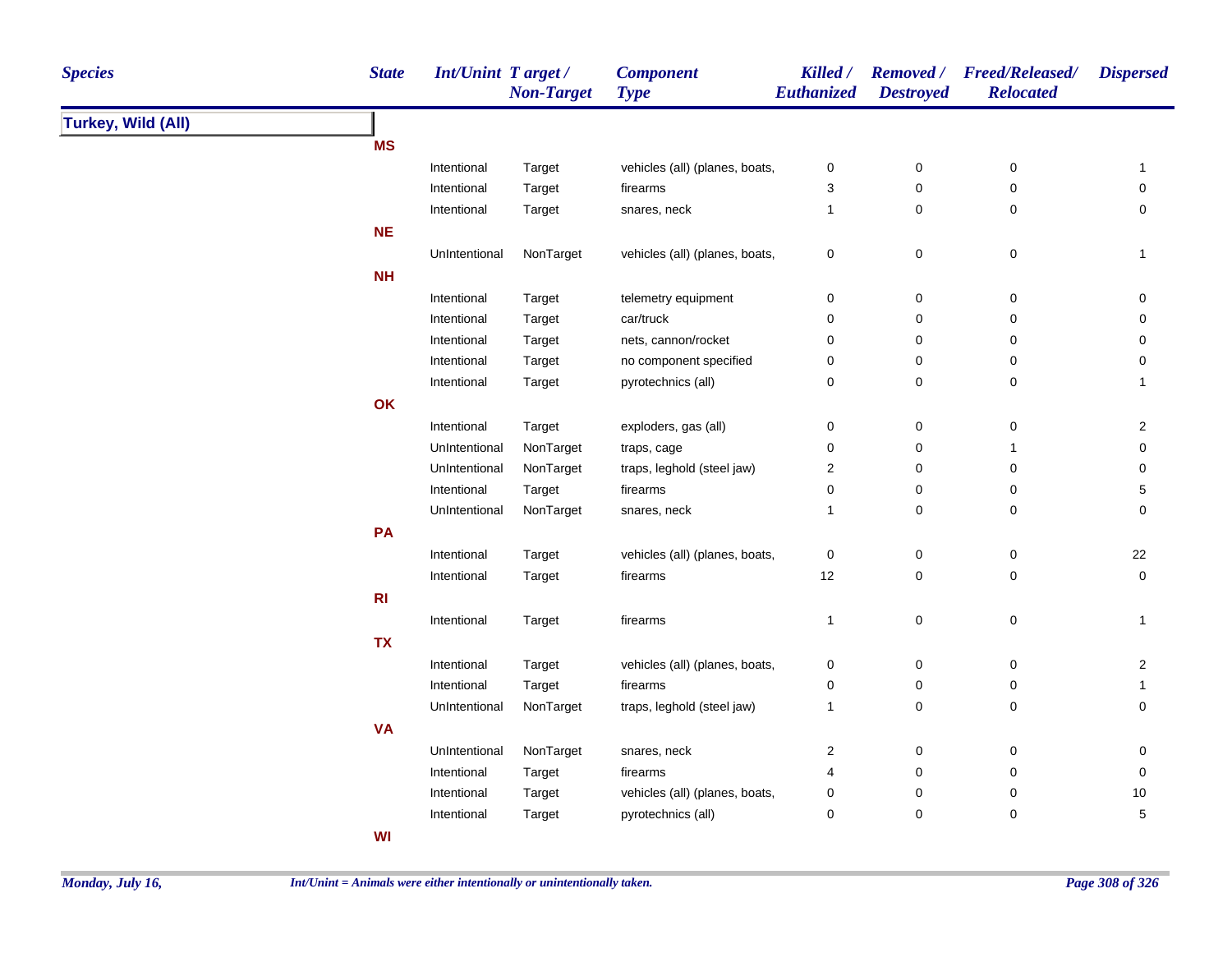| Species | State | Int/Unint | Target / Non-Target | Component Type | Killed / Euthanized | Removed / Destroyed | Freed/Released/ Relocated | Dispersed |
|---|---|---|---|---|---|---|---|---|
| **Turkey, Wild (All)** | | | | | | | | |
| | **MS** | | | | | | | |
| | | Intentional | Target | vehicles (all) (planes, boats, | 0 | 0 | 0 | 1 |
| | | Intentional | Target | firearms | 3 | 0 | 0 | 0 |
| | | Intentional | Target | snares, neck | 1 | 0 | 0 | 0 |
| | **NE** | | | | | | | |
| | | UnIntentional | NonTarget | vehicles (all) (planes, boats, | 0 | 0 | 0 | 1 |
| | **NH** | | | | | | | |
| | | Intentional | Target | telemetry equipment | 0 | 0 | 0 | 0 |
| | | Intentional | Target | car/truck | 0 | 0 | 0 | 0 |
| | | Intentional | Target | nets, cannon/rocket | 0 | 0 | 0 | 0 |
| | | Intentional | Target | no component specified | 0 | 0 | 0 | 0 |
| | | Intentional | Target | pyrotechnics (all) | 0 | 0 | 0 | 1 |
| | **OK** | | | | | | | |
| | | Intentional | Target | exploders, gas (all) | 0 | 0 | 0 | 2 |
| | | UnIntentional | NonTarget | traps, cage | 0 | 0 | 1 | 0 |
| | | UnIntentional | NonTarget | traps, leghold (steel jaw) | 2 | 0 | 0 | 0 |
| | | Intentional | Target | firearms | 0 | 0 | 0 | 5 |
| | | UnIntentional | NonTarget | snares, neck | 1 | 0 | 0 | 0 |
| | **PA** | | | | | | | |
| | | Intentional | Target | vehicles (all) (planes, boats, | 0 | 0 | 0 | 22 |
| | | Intentional | Target | firearms | 12 | 0 | 0 | 0 |
| | **RI** | | | | | | | |
| | | Intentional | Target | firearms | 1 | 0 | 0 | 1 |
| | **TX** | | | | | | | |
| | | Intentional | Target | vehicles (all) (planes, boats, | 0 | 0 | 0 | 2 |
| | | Intentional | Target | firearms | 0 | 0 | 0 | 1 |
| | | UnIntentional | NonTarget | traps, leghold (steel jaw) | 1 | 0 | 0 | 0 |
| | **VA** | | | | | | | |
| | | UnIntentional | NonTarget | snares, neck | 2 | 0 | 0 | 0 |
| | | Intentional | Target | firearms | 4 | 0 | 0 | 0 |
| | | Intentional | Target | vehicles (all) (planes, boats, | 0 | 0 | 0 | 10 |
| | | Intentional | Target | pyrotechnics (all) | 0 | 0 | 0 | 5 |
| | **WI** | | | | | | | |

*Int/Unint = Animals were either intentionally or unintentionally taken.*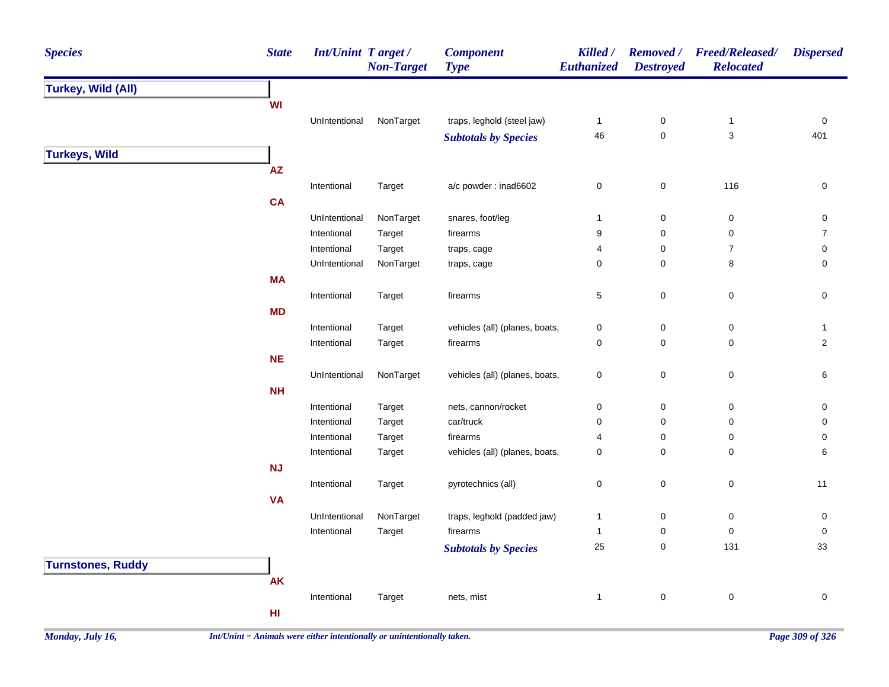| Species | State | Int/Unint | Target / Non-Target | Component Type | Killed / Euthanized | Removed / Destroyed | Freed/Released/ Relocated | Dispersed |
|---|---|---|---|---|---|---|---|---|
| **Turkey, Wild (All)** | | | | | | | | |
| | **WI** | | | | | | | |
| | | UnIntentional | NonTarget | traps, leghold (steel jaw) | 1 | 0 | 1 | 0 |
| | | | | ***Subtotals by Species*** | 46 | 0 | 3 | 401 |
| **Turkeys, Wild** | | | | | | | | |
| | **AZ** | | | | | | | |
| | | Intentional | Target | a/c powder : inad6602 | 0 | 0 | 116 | 0 |
| | **CA** | | | | | | | |
| | | UnIntentional | NonTarget | snares, foot/leg | 1 | 0 | 0 | 0 |
| | | Intentional | Target | firearms | 9 | 0 | 0 | 7 |
| | | Intentional | Target | traps, cage | 4 | 0 | 7 | 0 |
| | | UnIntentional | NonTarget | traps, cage | 0 | 0 | 8 | 0 |
| | **MA** | | | | | | | |
| | | Intentional | Target | firearms | 5 | 0 | 0 | 0 |
| | **MD** | | | | | | | |
| | | Intentional | Target | vehicles (all) (planes, boats, | 0 | 0 | 0 | 1 |
| | | Intentional | Target | firearms | 0 | 0 | 0 | 2 |
| | **NE** | | | | | | | |
| | | UnIntentional | NonTarget | vehicles (all) (planes, boats, | 0 | 0 | 0 | 6 |
| | **NH** | | | | | | | |
| | | Intentional | Target | nets, cannon/rocket | 0 | 0 | 0 | 0 |
| | | Intentional | Target | car/truck | 0 | 0 | 0 | 0 |
| | | Intentional | Target | firearms | 4 | 0 | 0 | 0 |
| | | Intentional | Target | vehicles (all) (planes, boats, | 0 | 0 | 0 | 6 |
| | **NJ** | | | | | | | |
| | | Intentional | Target | pyrotechnics (all) | 0 | 0 | 0 | 11 |
| | **VA** | | | | | | | |
| | | UnIntentional | NonTarget | traps, leghold (padded jaw) | 1 | 0 | 0 | 0 |
| | | Intentional | Target | firearms | 1 | 0 | 0 | 0 |
| | | | | ***Subtotals by Species*** | 25 | 0 | 131 | 33 |
| **Turnstones, Ruddy** | | | | | | | | |
| | **AK** | | | | | | | |
| | | Intentional | Target | nets, mist | 1 | 0 | 0 | 0 |
| | **HI** | | | | | | | |

*Int/Unint = Animals were either intentionally or unintentionally taken.*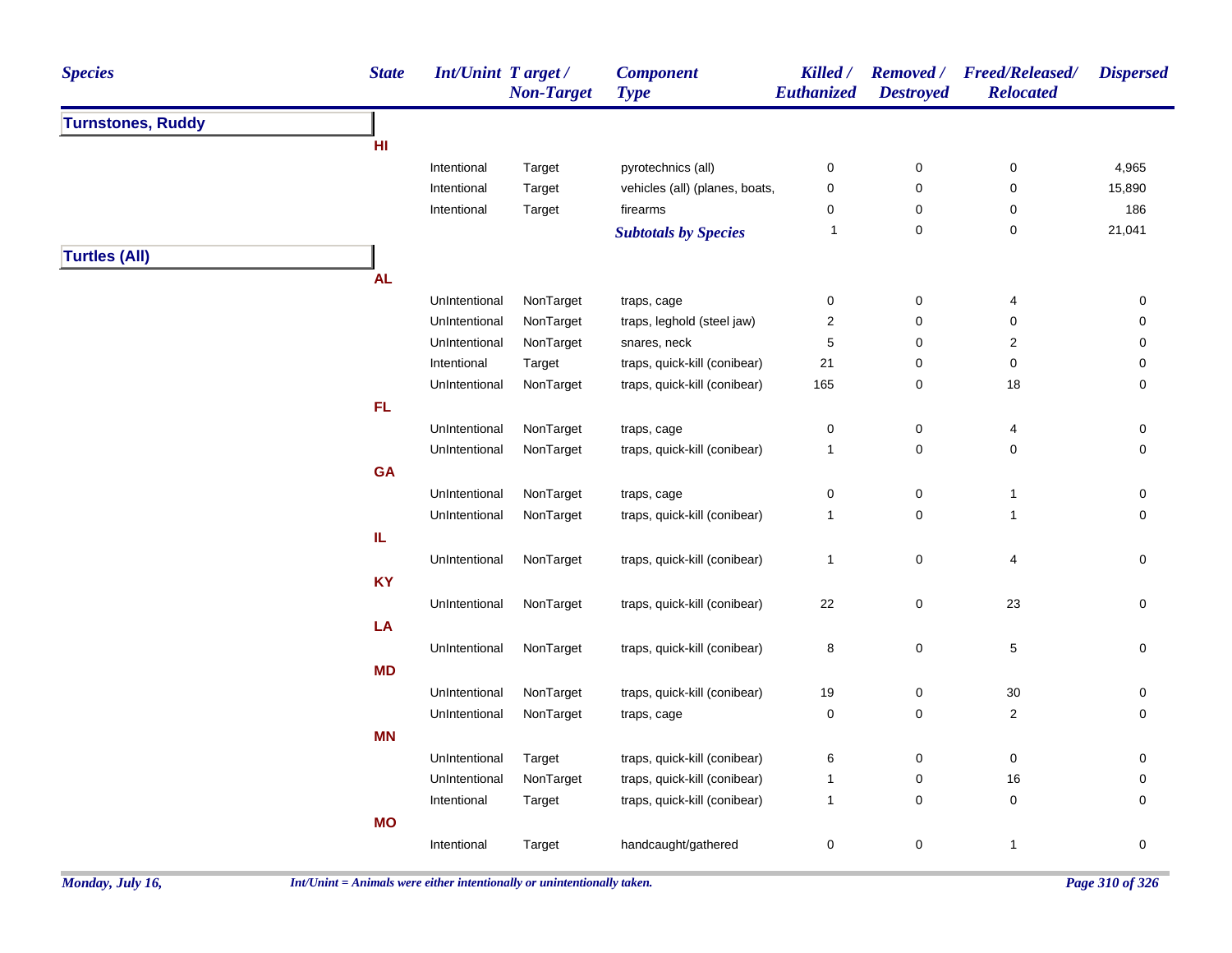| Species | State | Int/Unint | Target / Non-Target | Component Type | Killed / Euthanized | Removed / Destroyed | Freed/Released/ Relocated | Dispersed |
|---|---|---|---|---|---|---|---|---|
| **Turnstones, Ruddy** | | | | | | | | |
| | HI | | | | | | | |
| | | Intentional | Target | pyrotechnics (all) | 0 | 0 | 0 | 4,965 |
| | | Intentional | Target | vehicles (all) (planes, boats, | 0 | 0 | 0 | 15,890 |
| | | Intentional | Target | firearms | 0 | 0 | 0 | 186 |
| | | | | ***Subtotals by Species*** | 1 | 0 | 0 | 21,041 |
| **Turtles (All)** | | | | | | | | |
| | AL | | | | | | | |
| | | UnIntentional | NonTarget | traps, cage | 0 | 0 | 4 | 0 |
| | | UnIntentional | NonTarget | traps, leghold (steel jaw) | 2 | 0 | 0 | 0 |
| | | UnIntentional | NonTarget | snares, neck | 5 | 0 | 2 | 0 |
| | | Intentional | Target | traps, quick-kill (conibear) | 21 | 0 | 0 | 0 |
| | | UnIntentional | NonTarget | traps, quick-kill (conibear) | 165 | 0 | 18 | 0 |
| | FL | | | | | | | |
| | | UnIntentional | NonTarget | traps, cage | 0 | 0 | 4 | 0 |
| | | UnIntentional | NonTarget | traps, quick-kill (conibear) | 1 | 0 | 0 | 0 |
| | GA | | | | | | | |
| | | UnIntentional | NonTarget | traps, cage | 0 | 0 | 1 | 0 |
| | | UnIntentional | NonTarget | traps, quick-kill (conibear) | 1 | 0 | 1 | 0 |
| | IL | | | | | | | |
| | | UnIntentional | NonTarget | traps, quick-kill (conibear) | 1 | 0 | 4 | 0 |
| | KY | | | | | | | |
| | | UnIntentional | NonTarget | traps, quick-kill (conibear) | 22 | 0 | 23 | 0 |
| | LA | | | | | | | |
| | | UnIntentional | NonTarget | traps, quick-kill (conibear) | 8 | 0 | 5 | 0 |
| | MD | | | | | | | |
| | | UnIntentional | NonTarget | traps, quick-kill (conibear) | 19 | 0 | 30 | 0 |
| | | UnIntentional | NonTarget | traps, cage | 0 | 0 | 2 | 0 |
| | MN | | | | | | | |
| | | UnIntentional | Target | traps, quick-kill (conibear) | 6 | 0 | 0 | 0 |
| | | UnIntentional | NonTarget | traps, quick-kill (conibear) | 1 | 0 | 16 | 0 |
| | | Intentional | Target | traps, quick-kill (conibear) | 1 | 0 | 0 | 0 |
| | MO | | | | | | | |
| | | Intentional | Target | handcaught/gathered | 0 | 0 | 1 | 0 |

*Int/Unint = Animals were either intentionally or unintentionally taken.*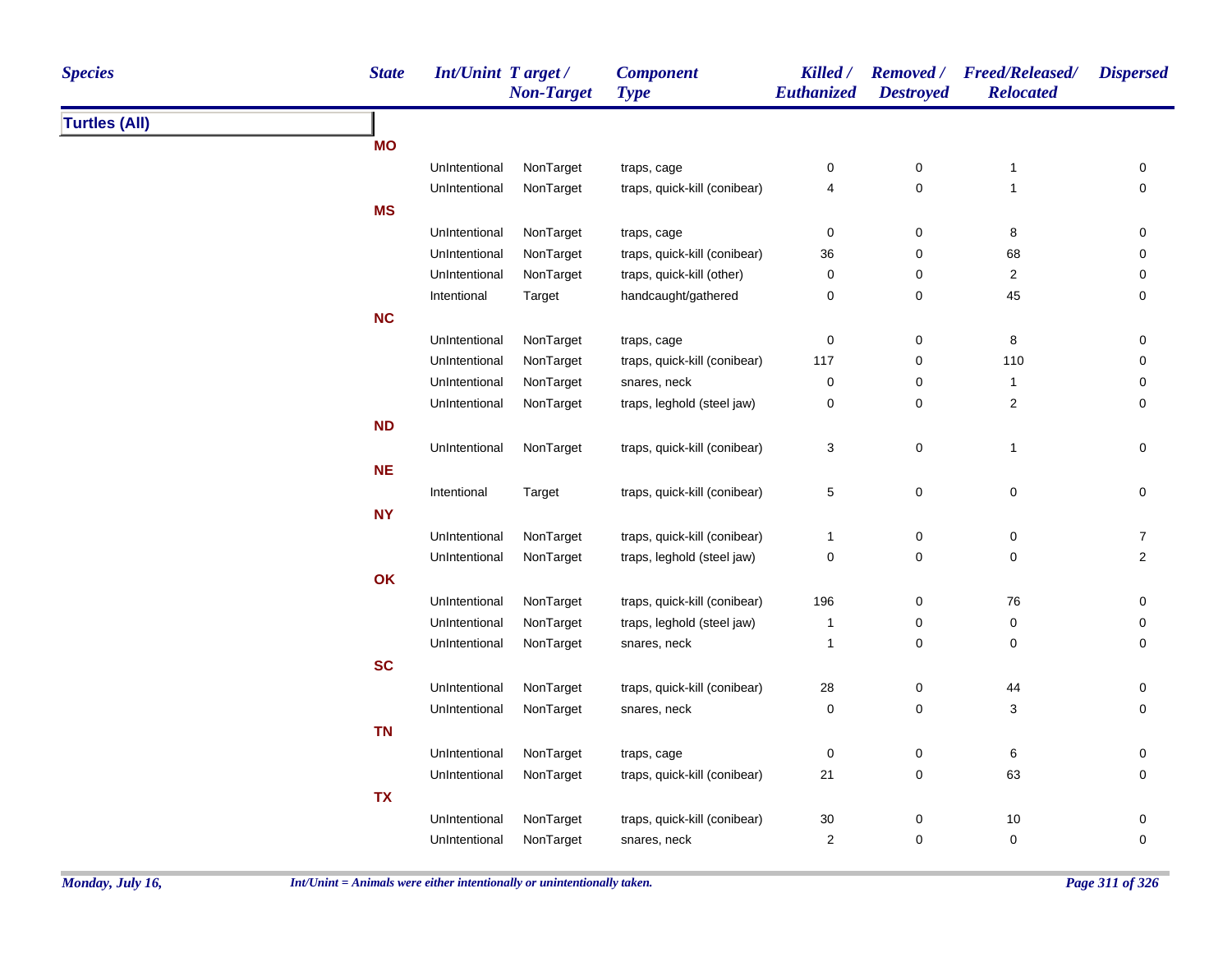| Species | State | Int/Unint | Target / Non-Target | Component Type | Killed / Euthanized | Removed / Destroyed | Freed/Released/ Relocated | Dispersed |
|---|---|---|---|---|---|---|---|---|
| **Turtles (All)** | | | | | | | | |
| | **MO** | | | | | | | |
| | | UnIntentional | NonTarget | traps, cage | 0 | 0 | 1 | 0 |
| | | UnIntentional | NonTarget | traps, quick-kill (conibear) | 4 | 0 | 1 | 0 |
| | **MS** | | | | | | | |
| | | UnIntentional | NonTarget | traps, cage | 0 | 0 | 8 | 0 |
| | | UnIntentional | NonTarget | traps, quick-kill (conibear) | 36 | 0 | 68 | 0 |
| | | UnIntentional | NonTarget | traps, quick-kill (other) | 0 | 0 | 2 | 0 |
| | | Intentional | Target | handcaught/gathered | 0 | 0 | 45 | 0 |
| | **NC** | | | | | | | |
| | | UnIntentional | NonTarget | traps, cage | 0 | 0 | 8 | 0 |
| | | UnIntentional | NonTarget | traps, quick-kill (conibear) | 117 | 0 | 110 | 0 |
| | | UnIntentional | NonTarget | snares, neck | 0 | 0 | 1 | 0 |
| | | UnIntentional | NonTarget | traps, leghold (steel jaw) | 0 | 0 | 2 | 0 |
| | **ND** | | | | | | | |
| | | UnIntentional | NonTarget | traps, quick-kill (conibear) | 3 | 0 | 1 | 0 |
| | **NE** | | | | | | | |
| | | Intentional | Target | traps, quick-kill (conibear) | 5 | 0 | 0 | 0 |
| | **NY** | | | | | | | |
| | | UnIntentional | NonTarget | traps, quick-kill (conibear) | 1 | 0 | 0 | 7 |
| | | UnIntentional | NonTarget | traps, leghold (steel jaw) | 0 | 0 | 0 | 2 |
| | **OK** | | | | | | | |
| | | UnIntentional | NonTarget | traps, quick-kill (conibear) | 196 | 0 | 76 | 0 |
| | | UnIntentional | NonTarget | traps, leghold (steel jaw) | 1 | 0 | 0 | 0 |
| | | UnIntentional | NonTarget | snares, neck | 1 | 0 | 0 | 0 |
| | **SC** | | | | | | | |
| | | UnIntentional | NonTarget | traps, quick-kill (conibear) | 28 | 0 | 44 | 0 |
| | | UnIntentional | NonTarget | snares, neck | 0 | 0 | 3 | 0 |
| | **TN** | | | | | | | |
| | | UnIntentional | NonTarget | traps, cage | 0 | 0 | 6 | 0 |
| | | UnIntentional | NonTarget | traps, quick-kill (conibear) | 21 | 0 | 63 | 0 |
| | **TX** | | | | | | | |
| | | UnIntentional | NonTarget | traps, quick-kill (conibear) | 30 | 0 | 10 | 0 |
| | | UnIntentional | NonTarget | snares, neck | 2 | 0 | 0 | 0 |

*Int/Unint = Animals were either intentionally or unintentionally taken.*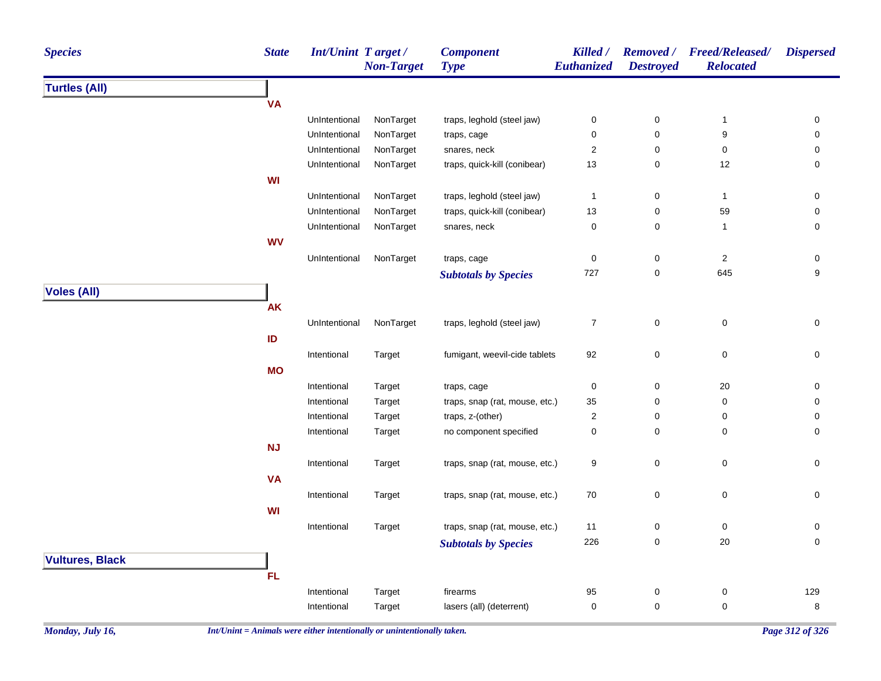| Species | State | Int/Unint | Target / Non-Target | Component Type | Killed / Euthanized | Removed / Destroyed | Freed/Released/ Relocated | Dispersed |
|---|---|---|---|---|---|---|---|---|
| **Turtles (All)** | | | | | | | | |
| | **VA** | | | | | | | |
| | | UnIntentional | NonTarget | traps, leghold (steel jaw) | 0 | 0 | 1 | 0 |
| | | UnIntentional | NonTarget | traps, cage | 0 | 0 | 9 | 0 |
| | | UnIntentional | NonTarget | snares, neck | 2 | 0 | 0 | 0 |
| | | UnIntentional | NonTarget | traps, quick-kill (conibear) | 13 | 0 | 12 | 0 |
| | **WI** | | | | | | | |
| | | UnIntentional | NonTarget | traps, leghold (steel jaw) | 1 | 0 | 1 | 0 |
| | | UnIntentional | NonTarget | traps, quick-kill (conibear) | 13 | 0 | 59 | 0 |
| | | UnIntentional | NonTarget | snares, neck | 0 | 0 | 1 | 0 |
| | **WV** | | | | | | | |
| | | UnIntentional | NonTarget | traps, cage | 0 | 0 | 2 | 0 |
| | | | | ***Subtotals by Species*** | 727 | 0 | 645 | 9 |
| **Voles (All)** | | | | | | | | |
| | **AK** | | | | | | | |
| | | UnIntentional | NonTarget | traps, leghold (steel jaw) | 7 | 0 | 0 | 0 |
| | **ID** | | | | | | | |
| | | Intentional | Target | fumigant, weevil-cide tablets | 92 | 0 | 0 | 0 |
| | **MO** | | | | | | | |
| | | Intentional | Target | traps, cage | 0 | 0 | 20 | 0 |
| | | Intentional | Target | traps, snap (rat, mouse, etc.) | 35 | 0 | 0 | 0 |
| | | Intentional | Target | traps, z-(other) | 2 | 0 | 0 | 0 |
| | | Intentional | Target | no component specified | 0 | 0 | 0 | 0 |
| | **NJ** | | | | | | | |
| | | Intentional | Target | traps, snap (rat, mouse, etc.) | 9 | 0 | 0 | 0 |
| | **VA** | | | | | | | |
| | | Intentional | Target | traps, snap (rat, mouse, etc.) | 70 | 0 | 0 | 0 |
| | **WI** | | | | | | | |
| | | Intentional | Target | traps, snap (rat, mouse, etc.) | 11 | 0 | 0 | 0 |
| | | | | ***Subtotals by Species*** | 226 | 0 | 20 | 0 |
| **Vultures, Black** | | | | | | | | |
| | **FL** | | | | | | | |
| | | Intentional | Target | firearms | 95 | 0 | 0 | 129 |
| | | Intentional | Target | lasers (all) (deterrent) | 0 | 0 | 0 | 8 |

*Int/Unint = Animals were either intentionally or unintentionally taken.*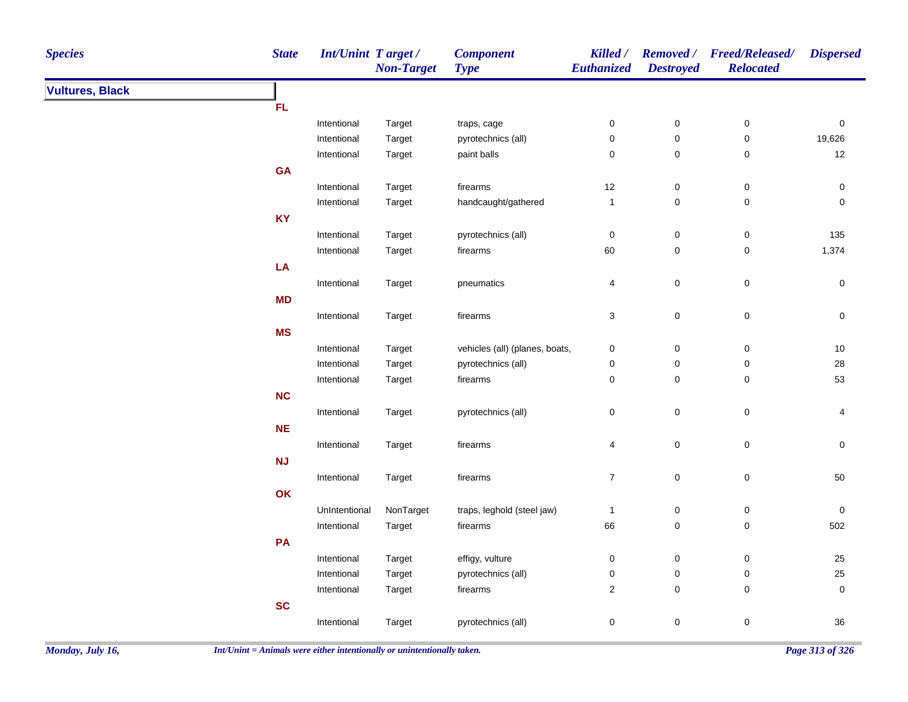| Species | State | Int/Unint | Target / Non-Target | Component Type | Killed / Euthanized | Removed / Destroyed | Freed/Released/ Relocated | Dispersed |
|---|---|---|---|---|---|---|---|---|
| **Vultures, Black** | | | | | | | | |
| | **FL** | | | | | | | |
| | | Intentional | Target | traps, cage | 0 | 0 | 0 | 0 |
| | | Intentional | Target | pyrotechnics (all) | 0 | 0 | 0 | 19,626 |
| | | Intentional | Target | paint balls | 0 | 0 | 0 | 12 |
| | **GA** | | | | | | | |
| | | Intentional | Target | firearms | 12 | 0 | 0 | 0 |
| | | Intentional | Target | handcaught/gathered | 1 | 0 | 0 | 0 |
| | **KY** | | | | | | | |
| | | Intentional | Target | pyrotechnics (all) | 0 | 0 | 0 | 135 |
| | | Intentional | Target | firearms | 60 | 0 | 0 | 1,374 |
| | **LA** | | | | | | | |
| | | Intentional | Target | pneumatics | 4 | 0 | 0 | 0 |
| | **MD** | | | | | | | |
| | | Intentional | Target | firearms | 3 | 0 | 0 | 0 |
| | **MS** | | | | | | | |
| | | Intentional | Target | vehicles (all) (planes, boats, | 0 | 0 | 0 | 10 |
| | | Intentional | Target | pyrotechnics (all) | 0 | 0 | 0 | 28 |
| | | Intentional | Target | firearms | 0 | 0 | 0 | 53 |
| | **NC** | | | | | | | |
| | | Intentional | Target | pyrotechnics (all) | 0 | 0 | 0 | 4 |
| | **NE** | | | | | | | |
| | | Intentional | Target | firearms | 4 | 0 | 0 | 0 |
| | **NJ** | | | | | | | |
| | | Intentional | Target | firearms | 7 | 0 | 0 | 50 |
| | **OK** | | | | | | | |
| | | UnIntentional | NonTarget | traps, leghold (steel jaw) | 1 | 0 | 0 | 0 |
| | | Intentional | Target | firearms | 66 | 0 | 0 | 502 |
| | **PA** | | | | | | | |
| | | Intentional | Target | effigy, vulture | 0 | 0 | 0 | 25 |
| | | Intentional | Target | pyrotechnics (all) | 0 | 0 | 0 | 25 |
| | | Intentional | Target | firearms | 2 | 0 | 0 | 0 |
| | **SC** | | | | | | | |
| | | Intentional | Target | pyrotechnics (all) | 0 | 0 | 0 | 36 |

*Int/Unint = Animals were either intentionally or unintentionally taken.*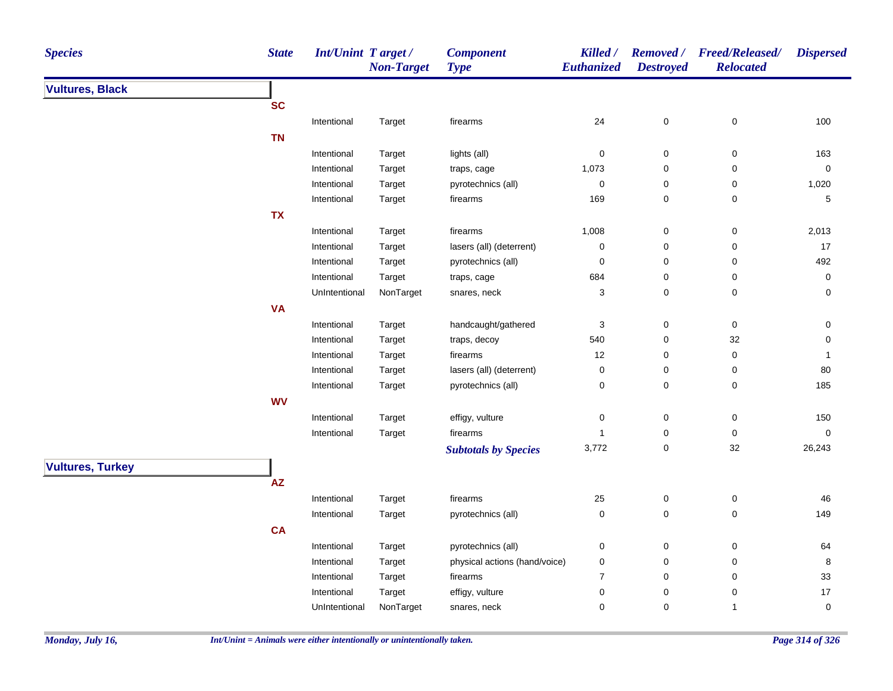| Species | State | Int/Unint | Target / Non-Target | Component Type | Killed / Euthanized | Removed / Destroyed | Freed/Released/ Relocated | Dispersed |
|---|---|---|---|---|---|---|---|---|
| **Vultures, Black** | | | | | | | | |
| | SC | | | | | | | |
| | | Intentional | Target | firearms | 24 | 0 | 0 | 100 |
| | TN | | | | | | | |
| | | Intentional | Target | lights (all) | 0 | 0 | 0 | 163 |
| | | Intentional | Target | traps, cage | 1,073 | 0 | 0 | 0 |
| | | Intentional | Target | pyrotechnics (all) | 0 | 0 | 0 | 1,020 |
| | | Intentional | Target | firearms | 169 | 0 | 0 | 5 |
| | TX | | | | | | | |
| | | Intentional | Target | firearms | 1,008 | 0 | 0 | 2,013 |
| | | Intentional | Target | lasers (all) (deterrent) | 0 | 0 | 0 | 17 |
| | | Intentional | Target | pyrotechnics (all) | 0 | 0 | 0 | 492 |
| | | Intentional | Target | traps, cage | 684 | 0 | 0 | 0 |
| | | UnIntentional | NonTarget | snares, neck | 3 | 0 | 0 | 0 |
| | VA | | | | | | | |
| | | Intentional | Target | handcaught/gathered | 3 | 0 | 0 | 0 |
| | | Intentional | Target | traps, decoy | 540 | 0 | 32 | 0 |
| | | Intentional | Target | firearms | 12 | 0 | 0 | 1 |
| | | Intentional | Target | lasers (all) (deterrent) | 0 | 0 | 0 | 80 |
| | | Intentional | Target | pyrotechnics (all) | 0 | 0 | 0 | 185 |
| | WV | | | | | | | |
| | | Intentional | Target | effigy, vulture | 0 | 0 | 0 | 150 |
| | | Intentional | Target | firearms | 1 | 0 | 0 | 0 |
| | | | | ***Subtotals by Species*** | 3,772 | 0 | 32 | 26,243 |
| **Vultures, Turkey** | | | | | | | | |
| | AZ | | | | | | | |
| | | Intentional | Target | firearms | 25 | 0 | 0 | 46 |
| | | Intentional | Target | pyrotechnics (all) | 0 | 0 | 0 | 149 |
| | CA | | | | | | | |
| | | Intentional | Target | pyrotechnics (all) | 0 | 0 | 0 | 64 |
| | | Intentional | Target | physical actions (hand/voice) | 0 | 0 | 0 | 8 |
| | | Intentional | Target | firearms | 7 | 0 | 0 | 33 |
| | | Intentional | Target | effigy, vulture | 0 | 0 | 0 | 17 |
| | | UnIntentional | NonTarget | snares, neck | 0 | 0 | 1 | 0 |

*Int/Unint = Animals were either intentionally or unintentionally taken.*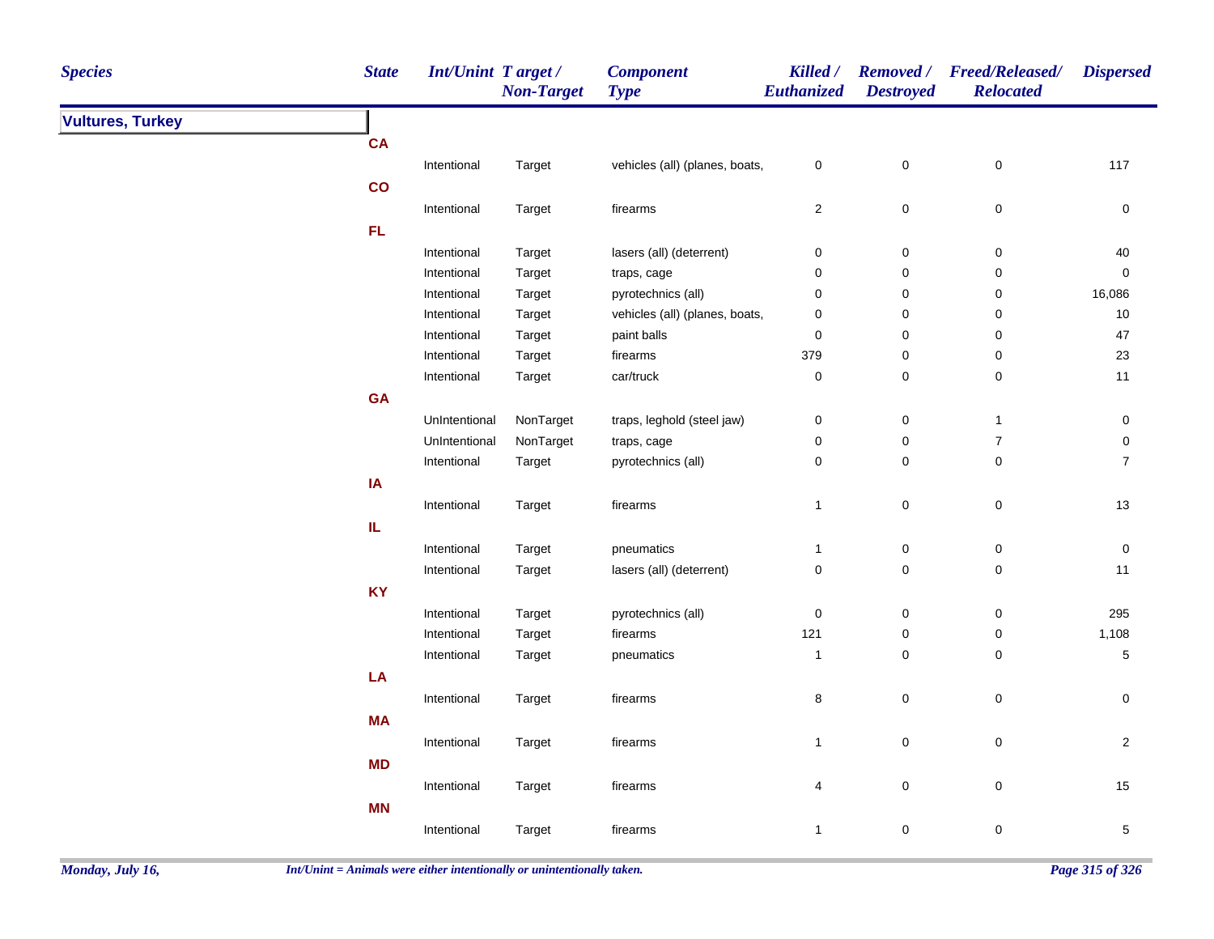| Species | State | Int/Unint | Target / Non-Target | Component Type | Killed / Euthanized | Removed / Destroyed | Freed/Released/ Relocated | Dispersed |
|---|---|---|---|---|---|---|---|---|
| **Vultures, Turkey** | | | | | | | | |
| | **CA** | | | | | | | |
| | | Intentional | Target | vehicles (all) (planes, boats, | 0 | 0 | 0 | 117 |
| | **CO** | | | | | | | |
| | | Intentional | Target | firearms | 2 | 0 | 0 | 0 |
| | **FL** | | | | | | | |
| | | Intentional | Target | lasers (all) (deterrent) | 0 | 0 | 0 | 40 |
| | | Intentional | Target | traps, cage | 0 | 0 | 0 | 0 |
| | | Intentional | Target | pyrotechnics (all) | 0 | 0 | 0 | 16,086 |
| | | Intentional | Target | vehicles (all) (planes, boats, | 0 | 0 | 0 | 10 |
| | | Intentional | Target | paint balls | 0 | 0 | 0 | 47 |
| | | Intentional | Target | firearms | 379 | 0 | 0 | 23 |
| | | Intentional | Target | car/truck | 0 | 0 | 0 | 11 |
| | **GA** | | | | | | | |
| | | UnIntentional | NonTarget | traps, leghold (steel jaw) | 0 | 0 | 1 | 0 |
| | | UnIntentional | NonTarget | traps, cage | 0 | 0 | 7 | 0 |
| | | Intentional | Target | pyrotechnics (all) | 0 | 0 | 0 | 7 |
| | **IA** | | | | | | | |
| | | Intentional | Target | firearms | 1 | 0 | 0 | 13 |
| | **IL** | | | | | | | |
| | | Intentional | Target | pneumatics | 1 | 0 | 0 | 0 |
| | | Intentional | Target | lasers (all) (deterrent) | 0 | 0 | 0 | 11 |
| | **KY** | | | | | | | |
| | | Intentional | Target | pyrotechnics (all) | 0 | 0 | 0 | 295 |
| | | Intentional | Target | firearms | 121 | 0 | 0 | 1,108 |
| | | Intentional | Target | pneumatics | 1 | 0 | 0 | 5 |
| | **LA** | | | | | | | |
| | | Intentional | Target | firearms | 8 | 0 | 0 | 0 |
| | **MA** | | | | | | | |
| | | Intentional | Target | firearms | 1 | 0 | 0 | 2 |
| | **MD** | | | | | | | |
| | | Intentional | Target | firearms | 4 | 0 | 0 | 15 |
| | **MN** | | | | | | | |
| | | Intentional | Target | firearms | 1 | 0 | 0 | 5 |

*Int/Unint = Animals were either intentionally or unintentionally taken.*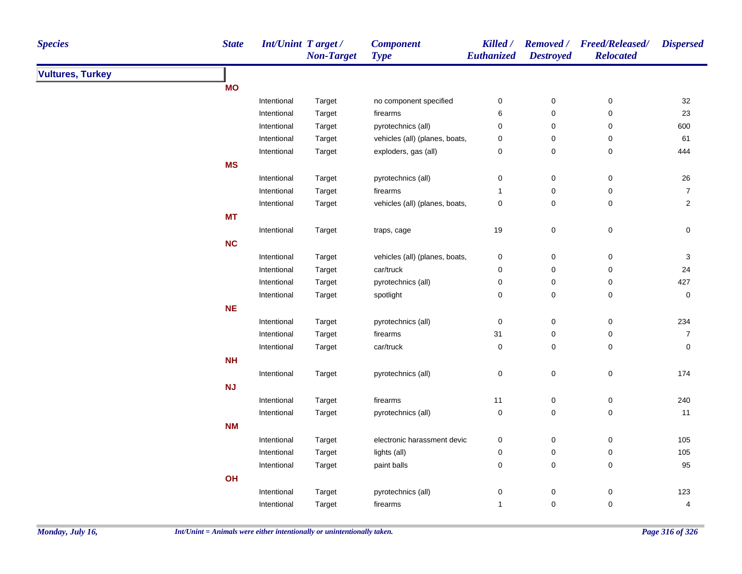| Species | State | Int/Unint | Target / Non-Target | Component Type | Killed / Euthanized | Removed / Destroyed | Freed/Released/ Relocated | Dispersed |
|---|---|---|---|---|---|---|---|---|
| **Vultures, Turkey** | | | | | | | | |
| | **MO** | | | | | | | |
| | | Intentional | Target | no component specified | 0 | 0 | 0 | 32 |
| | | Intentional | Target | firearms | 6 | 0 | 0 | 23 |
| | | Intentional | Target | pyrotechnics (all) | 0 | 0 | 0 | 600 |
| | | Intentional | Target | vehicles (all) (planes, boats, | 0 | 0 | 0 | 61 |
| | | Intentional | Target | exploders, gas (all) | 0 | 0 | 0 | 444 |
| | **MS** | | | | | | | |
| | | Intentional | Target | pyrotechnics (all) | 0 | 0 | 0 | 26 |
| | | Intentional | Target | firearms | 1 | 0 | 0 | 7 |
| | | Intentional | Target | vehicles (all) (planes, boats, | 0 | 0 | 0 | 2 |
| | **MT** | | | | | | | |
| | | Intentional | Target | traps, cage | 19 | 0 | 0 | 0 |
| | **NC** | | | | | | | |
| | | Intentional | Target | vehicles (all) (planes, boats, | 0 | 0 | 0 | 3 |
| | | Intentional | Target | car/truck | 0 | 0 | 0 | 24 |
| | | Intentional | Target | pyrotechnics (all) | 0 | 0 | 0 | 427 |
| | | Intentional | Target | spotlight | 0 | 0 | 0 | 0 |
| | **NE** | | | | | | | |
| | | Intentional | Target | pyrotechnics (all) | 0 | 0 | 0 | 234 |
| | | Intentional | Target | firearms | 31 | 0 | 0 | 7 |
| | | Intentional | Target | car/truck | 0 | 0 | 0 | 0 |
| | **NH** | | | | | | | |
| | | Intentional | Target | pyrotechnics (all) | 0 | 0 | 0 | 174 |
| | **NJ** | | | | | | | |
| | | Intentional | Target | firearms | 11 | 0 | 0 | 240 |
| | | Intentional | Target | pyrotechnics (all) | 0 | 0 | 0 | 11 |
| | **NM** | | | | | | | |
| | | Intentional | Target | electronic harassment devic | 0 | 0 | 0 | 105 |
| | | Intentional | Target | lights (all) | 0 | 0 | 0 | 105 |
| | | Intentional | Target | paint balls | 0 | 0 | 0 | 95 |
| | **OH** | | | | | | | |
| | | Intentional | Target | pyrotechnics (all) | 0 | 0 | 0 | 123 |
| | | Intentional | Target | firearms | 1 | 0 | 0 | 4 |

*Int/Unint = Animals were either intentionally or unintentionally taken.*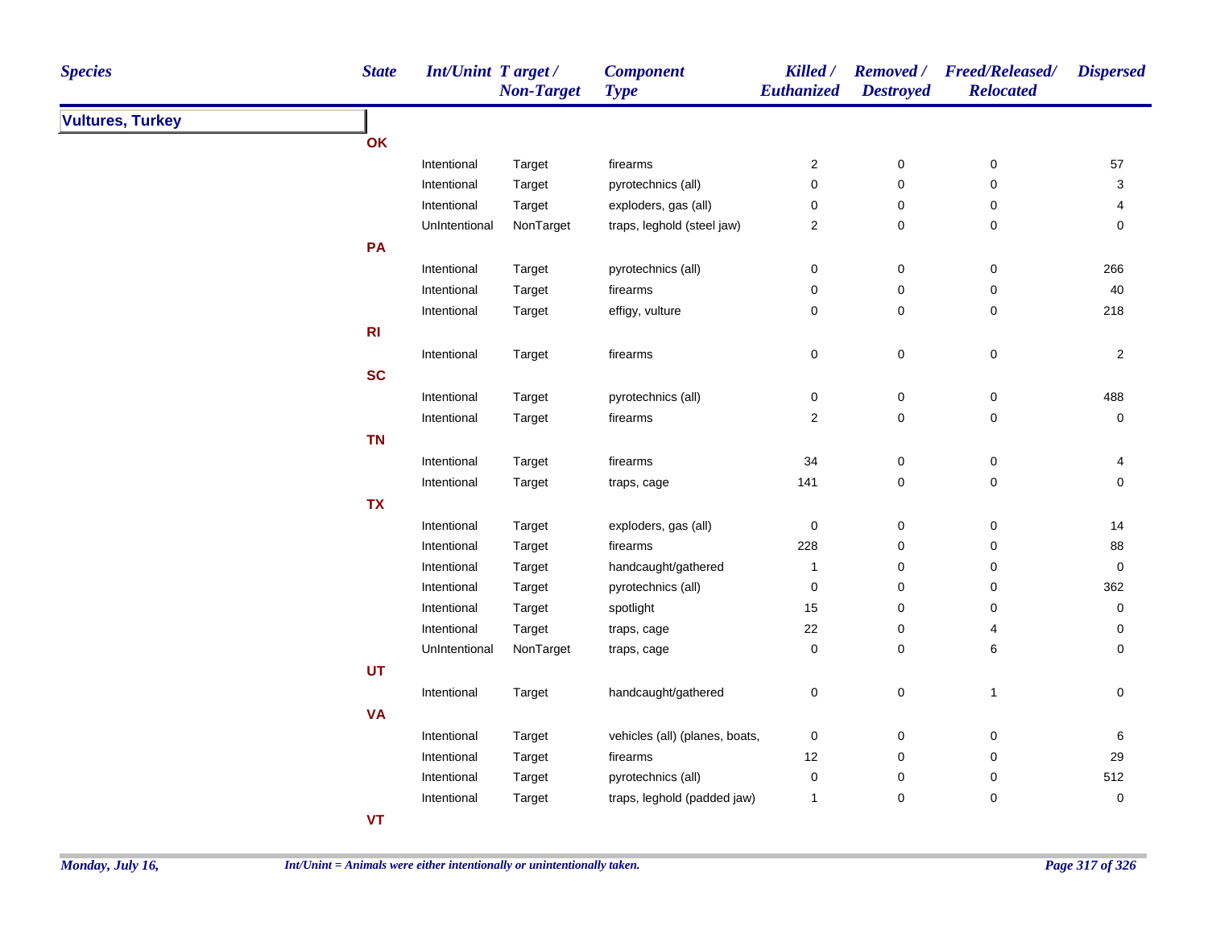| Species | State | Int/Unint | Target / Non-Target | Component Type | Killed / Euthanized | Removed / Destroyed | Freed/Released/ Relocated | Dispersed |
|---|---|---|---|---|---|---|---|---|
| **Vultures, Turkey** | | | | | | | | |
| | **OK** | | | | | | | |
| | | Intentional | Target | firearms | 2 | 0 | 0 | 57 |
| | | Intentional | Target | pyrotechnics (all) | 0 | 0 | 0 | 3 |
| | | Intentional | Target | exploders, gas (all) | 0 | 0 | 0 | 4 |
| | | UnIntentional | NonTarget | traps, leghold (steel jaw) | 2 | 0 | 0 | 0 |
| | **PA** | | | | | | | |
| | | Intentional | Target | pyrotechnics (all) | 0 | 0 | 0 | 266 |
| | | Intentional | Target | firearms | 0 | 0 | 0 | 40 |
| | | Intentional | Target | effigy, vulture | 0 | 0 | 0 | 218 |
| | **RI** | | | | | | | |
| | | Intentional | Target | firearms | 0 | 0 | 0 | 2 |
| | **SC** | | | | | | | |
| | | Intentional | Target | pyrotechnics (all) | 0 | 0 | 0 | 488 |
| | | Intentional | Target | firearms | 2 | 0 | 0 | 0 |
| | **TN** | | | | | | | |
| | | Intentional | Target | firearms | 34 | 0 | 0 | 4 |
| | | Intentional | Target | traps, cage | 141 | 0 | 0 | 0 |
| | **TX** | | | | | | | |
| | | Intentional | Target | exploders, gas (all) | 0 | 0 | 0 | 14 |
| | | Intentional | Target | firearms | 228 | 0 | 0 | 88 |
| | | Intentional | Target | handcaught/gathered | 1 | 0 | 0 | 0 |
| | | Intentional | Target | pyrotechnics (all) | 0 | 0 | 0 | 362 |
| | | Intentional | Target | spotlight | 15 | 0 | 0 | 0 |
| | | Intentional | Target | traps, cage | 22 | 0 | 4 | 0 |
| | | UnIntentional | NonTarget | traps, cage | 0 | 0 | 6 | 0 |
| | **UT** | | | | | | | |
| | | Intentional | Target | handcaught/gathered | 0 | 0 | 1 | 0 |
| | **VA** | | | | | | | |
| | | Intentional | Target | vehicles (all) (planes, boats, | 0 | 0 | 0 | 6 |
| | | Intentional | Target | firearms | 12 | 0 | 0 | 29 |
| | | Intentional | Target | pyrotechnics (all) | 0 | 0 | 0 | 512 |
| | | Intentional | Target | traps, leghold (padded jaw) | 1 | 0 | 0 | 0 |
| | **VT** | | | | | | | |

*Int/Unint = Animals were either intentionally or unintentionally taken.*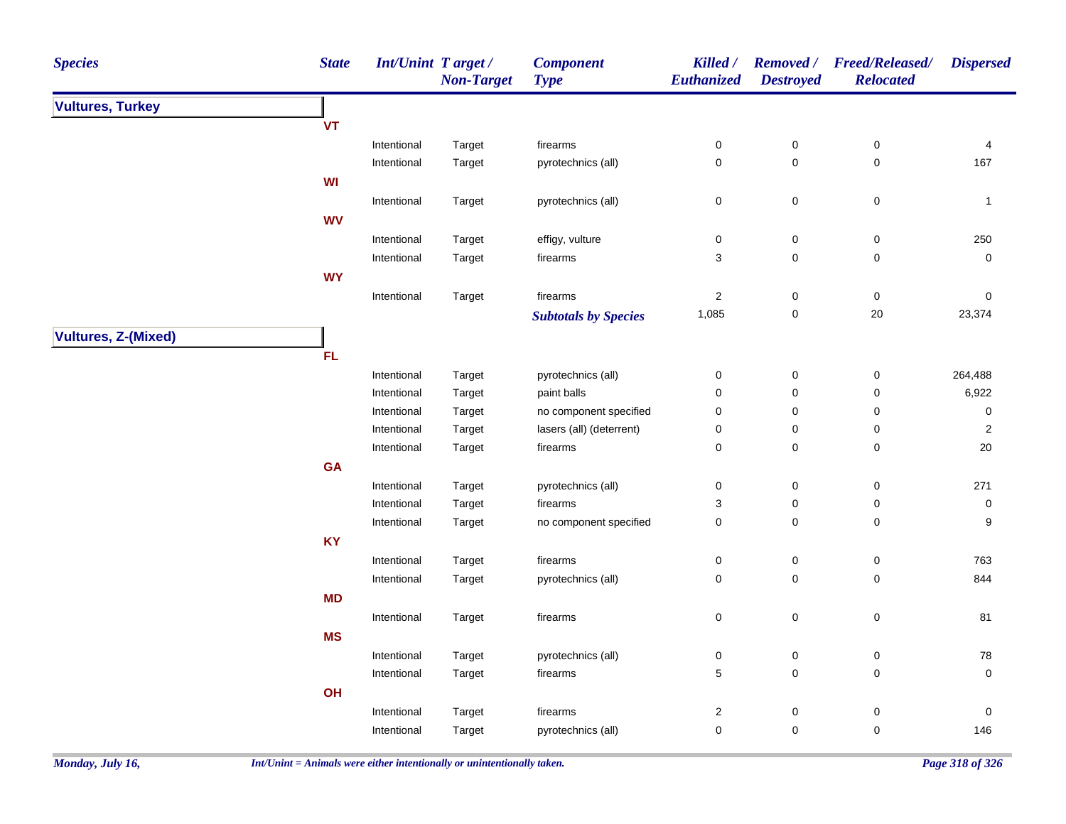| Species | State | Int/Unint | Target / Non-Target | Component Type | Killed / Euthanized | Removed / Destroyed | Freed/Released/ Relocated | Dispersed |
|---|---|---|---|---|---|---|---|---|
| **Vultures, Turkey** | | | | | | | | |
| | **VT** | | | | | | | |
| | | Intentional | Target | firearms | 0 | 0 | 0 | 4 |
| | | Intentional | Target | pyrotechnics (all) | 0 | 0 | 0 | 167 |
| | **WI** | | | | | | | |
| | | Intentional | Target | pyrotechnics (all) | 0 | 0 | 0 | 1 |
| | **WV** | | | | | | | |
| | | Intentional | Target | effigy, vulture | 0 | 0 | 0 | 250 |
| | | Intentional | Target | firearms | 3 | 0 | 0 | 0 |
| | **WY** | | | | | | | |
| | | Intentional | Target | firearms | 2 | 0 | 0 | 0 |
| | | | | ***Subtotals by Species*** | 1,085 | 0 | 20 | 23,374 |
| **Vultures, Z-(Mixed)** | | | | | | | | |
| | **FL** | | | | | | | |
| | | Intentional | Target | pyrotechnics (all) | 0 | 0 | 0 | 264,488 |
| | | Intentional | Target | paint balls | 0 | 0 | 0 | 6,922 |
| | | Intentional | Target | no component specified | 0 | 0 | 0 | 0 |
| | | Intentional | Target | lasers (all) (deterrent) | 0 | 0 | 0 | 2 |
| | | Intentional | Target | firearms | 0 | 0 | 0 | 20 |
| | **GA** | | | | | | | |
| | | Intentional | Target | pyrotechnics (all) | 0 | 0 | 0 | 271 |
| | | Intentional | Target | firearms | 3 | 0 | 0 | 0 |
| | | Intentional | Target | no component specified | 0 | 0 | 0 | 9 |
| | **KY** | | | | | | | |
| | | Intentional | Target | firearms | 0 | 0 | 0 | 763 |
| | | Intentional | Target | pyrotechnics (all) | 0 | 0 | 0 | 844 |
| | **MD** | | | | | | | |
| | | Intentional | Target | firearms | 0 | 0 | 0 | 81 |
| | **MS** | | | | | | | |
| | | Intentional | Target | pyrotechnics (all) | 0 | 0 | 0 | 78 |
| | | Intentional | Target | firearms | 5 | 0 | 0 | 0 |
| | **OH** | | | | | | | |
| | | Intentional | Target | firearms | 2 | 0 | 0 | 0 |
| | | Intentional | Target | pyrotechnics (all) | 0 | 0 | 0 | 146 |

*Monday, July 16,*

*Int/Unint = Animals were either intentionally or unintentionally taken.*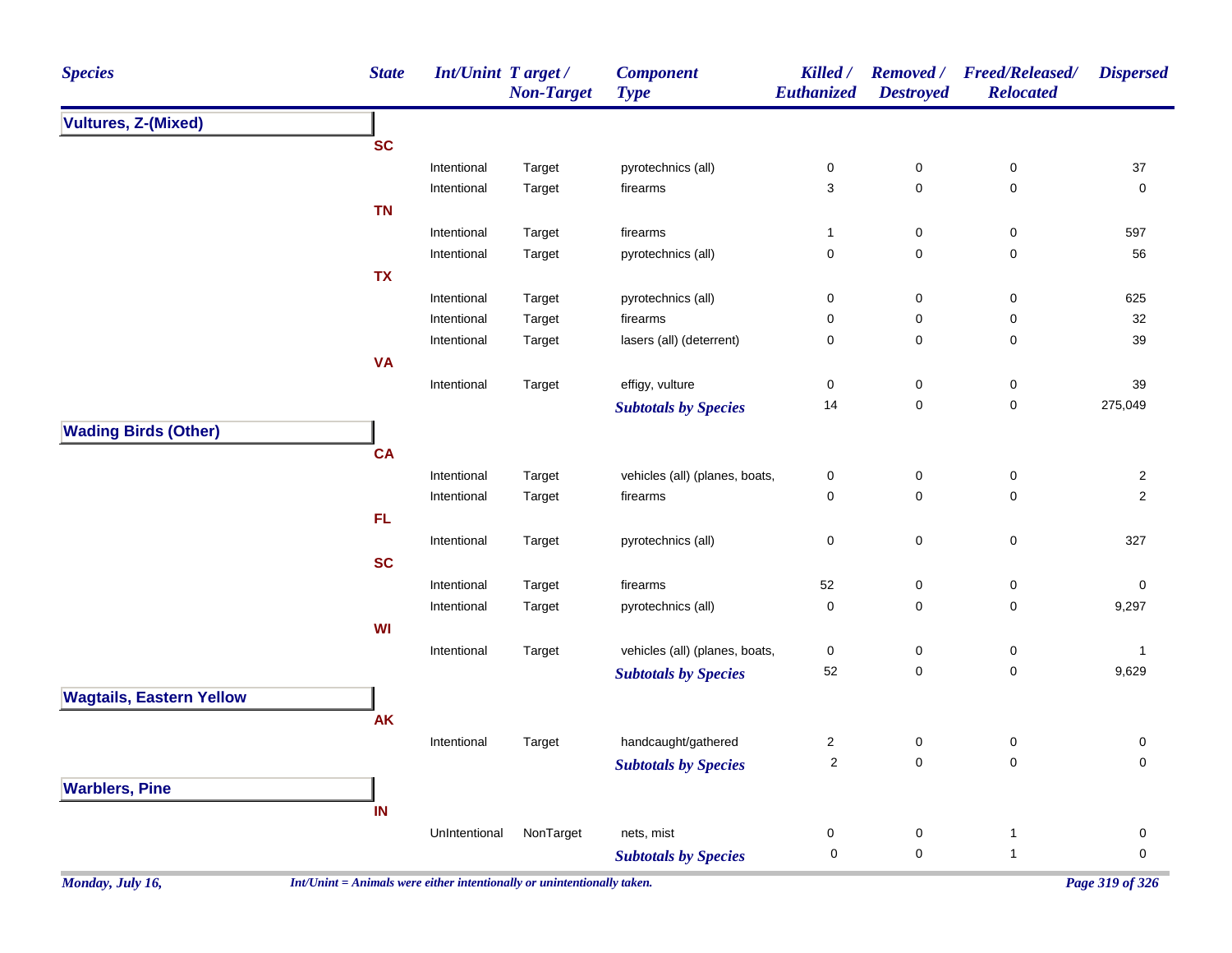| Species | State | Int/Unint | Target / Non-Target | Component Type | Killed / Euthanized | Removed / Destroyed | Freed/Released/ Relocated | Dispersed |
|---|---|---|---|---|---|---|---|---|
| **Vultures, Z-(Mixed)** | | | | | | | | |
| | SC | | | | | | | |
| | | Intentional | Target | pyrotechnics (all) | 0 | 0 | 0 | 37 |
| | | Intentional | Target | firearms | 3 | 0 | 0 | 0 |
| | TN | | | | | | | |
| | | Intentional | Target | firearms | 1 | 0 | 0 | 597 |
| | | Intentional | Target | pyrotechnics (all) | 0 | 0 | 0 | 56 |
| | TX | | | | | | | |
| | | Intentional | Target | pyrotechnics (all) | 0 | 0 | 0 | 625 |
| | | Intentional | Target | firearms | 0 | 0 | 0 | 32 |
| | | Intentional | Target | lasers (all) (deterrent) | 0 | 0 | 0 | 39 |
| | VA | | | | | | | |
| | | Intentional | Target | effigy, vulture | 0 | 0 | 0 | 39 |
| | | | | ***Subtotals by Species*** | 14 | 0 | 0 | 275,049 |
| **Wading Birds (Other)** | | | | | | | | |
| | CA | | | | | | | |
| | | Intentional | Target | vehicles (all) (planes, boats, | 0 | 0 | 0 | 2 |
| | | Intentional | Target | firearms | 0 | 0 | 0 | 2 |
| | FL | | | | | | | |
| | | Intentional | Target | pyrotechnics (all) | 0 | 0 | 0 | 327 |
| | SC | | | | | | | |
| | | Intentional | Target | firearms | 52 | 0 | 0 | 0 |
| | | Intentional | Target | pyrotechnics (all) | 0 | 0 | 0 | 9,297 |
| | WI | | | | | | | |
| | | Intentional | Target | vehicles (all) (planes, boats, | 0 | 0 | 0 | 1 |
| | | | | ***Subtotals by Species*** | 52 | 0 | 0 | 9,629 |
| **Wagtails, Eastern Yellow** | | | | | | | | |
| | AK | | | | | | | |
| | | Intentional | Target | handcaught/gathered | 2 | 0 | 0 | 0 |
| | | | | ***Subtotals by Species*** | 2 | 0 | 0 | 0 |
| **Warblers, Pine** | | | | | | | | |
| | IN | | | | | | | |
| | | UnIntentional | NonTarget | nets, mist | 0 | 0 | 1 | 0 |
| | | | | ***Subtotals by Species*** | 0 | 0 | 1 | 0 |

*Int/Unint = Animals were either intentionally or unintentionally taken.*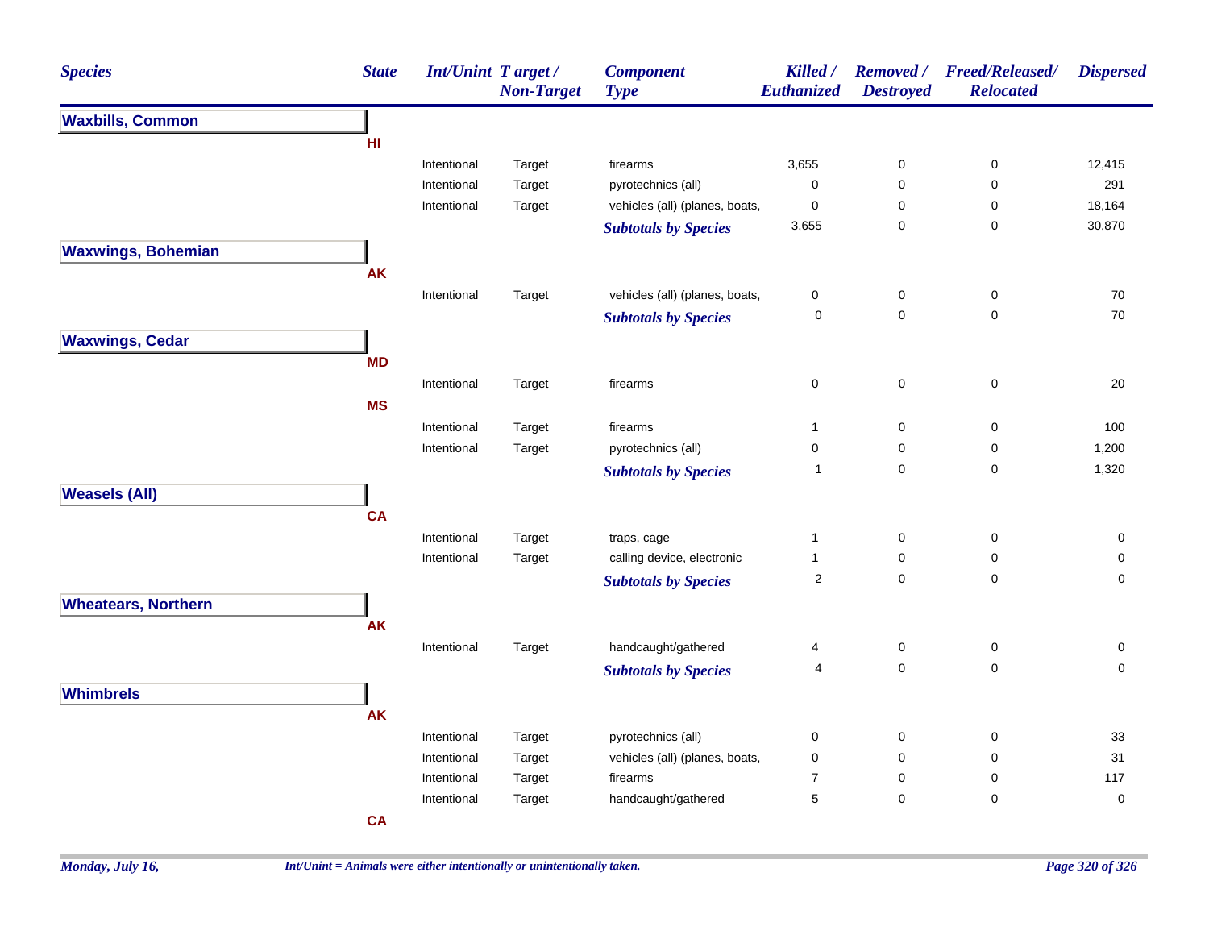| Species | State | Int/Unint | Target / Non-Target | Component Type | Killed / Euthanized | Removed / Destroyed | Freed/Released/ Relocated | Dispersed |
|---|---|---|---|---|---|---|---|---|
| **Waxbills, Common** | | | | | | | | |
| | **HI** | | | | | | | |
| | | Intentional | Target | firearms | 3,655 | 0 | 0 | 12,415 |
| | | Intentional | Target | pyrotechnics (all) | 0 | 0 | 0 | 291 |
| | | Intentional | Target | vehicles (all) (planes, boats, | 0 | 0 | 0 | 18,164 |
| | | | | ***Subtotals by Species*** | 3,655 | 0 | 0 | 30,870 |
| **Waxwings, Bohemian** | | | | | | | | |
| | **AK** | | | | | | | |
| | | Intentional | Target | vehicles (all) (planes, boats, | 0 | 0 | 0 | 70 |
| | | | | ***Subtotals by Species*** | 0 | 0 | 0 | 70 |
| **Waxwings, Cedar** | | | | | | | | |
| | **MD** | | | | | | | |
| | | Intentional | Target | firearms | 0 | 0 | 0 | 20 |
| | **MS** | | | | | | | |
| | | Intentional | Target | firearms | 1 | 0 | 0 | 100 |
| | | Intentional | Target | pyrotechnics (all) | 0 | 0 | 0 | 1,200 |
| | | | | ***Subtotals by Species*** | 1 | 0 | 0 | 1,320 |
| **Weasels (All)** | | | | | | | | |
| | **CA** | | | | | | | |
| | | Intentional | Target | traps, cage | 1 | 0 | 0 | 0 |
| | | Intentional | Target | calling device, electronic | 1 | 0 | 0 | 0 |
| | | | | ***Subtotals by Species*** | 2 | 0 | 0 | 0 |
| **Wheatears, Northern** | | | | | | | | |
| | **AK** | | | | | | | |
| | | Intentional | Target | handcaught/gathered | 4 | 0 | 0 | 0 |
| | | | | ***Subtotals by Species*** | 4 | 0 | 0 | 0 |
| **Whimbrels** | | | | | | | | |
| | **AK** | | | | | | | |
| | | Intentional | Target | pyrotechnics (all) | 0 | 0 | 0 | 33 |
| | | Intentional | Target | vehicles (all) (planes, boats, | 0 | 0 | 0 | 31 |
| | | Intentional | Target | firearms | 7 | 0 | 0 | 117 |
| | | Intentional | Target | handcaught/gathered | 5 | 0 | 0 | 0 |
| | **CA** | | | | | | | |

*Int/Unint = Animals were either intentionally or unintentionally taken.*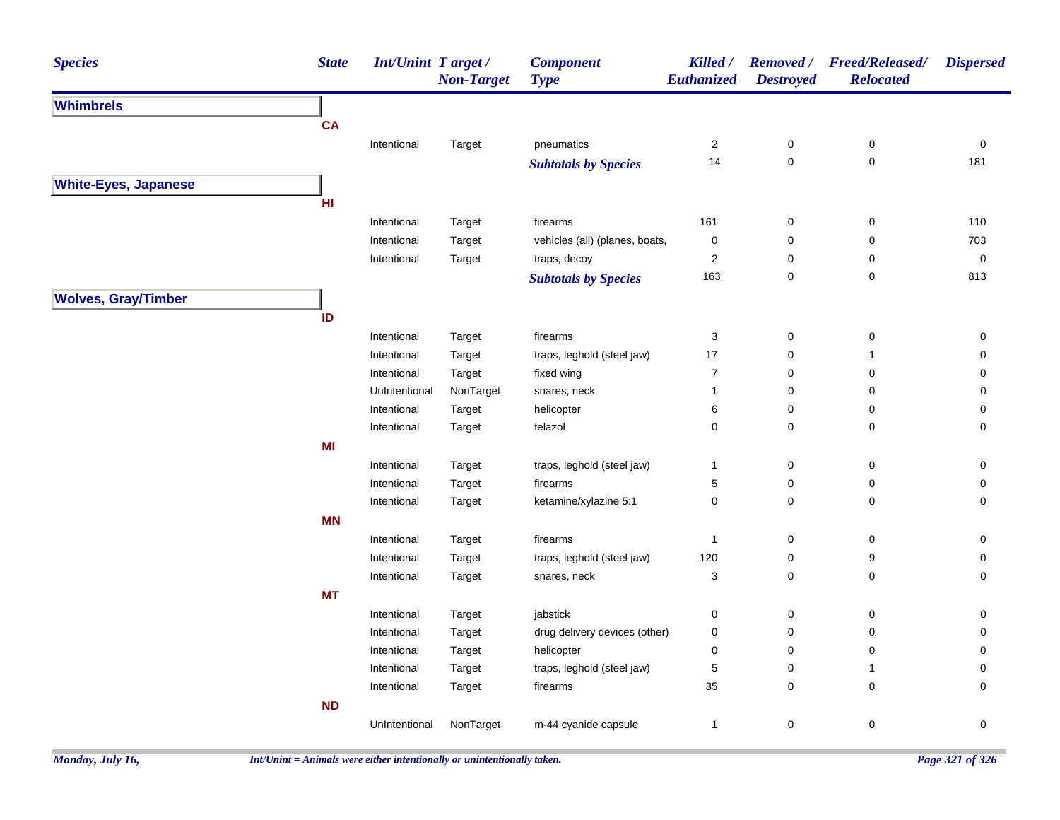| Species | State | Int/Unint | Target / Non-Target | Component Type | Killed / Euthanized | Removed / Destroyed | Freed/Released/ Relocated | Dispersed |
|---|---|---|---|---|---|---|---|---|
| **Whimbrels** | | | | | | | | |
| | CA | | | | | | | |
| | | Intentional | Target | pneumatics | 2 | 0 | 0 | 0 |
| | | | | *Subtotals by Species* | 14 | 0 | 0 | 181 |
| **White-Eyes, Japanese** | | | | | | | | |
| | HI | | | | | | | |
| | | Intentional | Target | firearms | 161 | 0 | 0 | 110 |
| | | Intentional | Target | vehicles (all) (planes, boats, | 0 | 0 | 0 | 703 |
| | | Intentional | Target | traps, decoy | 2 | 0 | 0 | 0 |
| | | | | *Subtotals by Species* | 163 | 0 | 0 | 813 |
| **Wolves, Gray/Timber** | | | | | | | | |
| | ID | | | | | | | |
| | | Intentional | Target | firearms | 3 | 0 | 0 | 0 |
| | | Intentional | Target | traps, leghold (steel jaw) | 17 | 0 | 1 | 0 |
| | | Intentional | Target | fixed wing | 7 | 0 | 0 | 0 |
| | | UnIntentional | NonTarget | snares, neck | 1 | 0 | 0 | 0 |
| | | Intentional | Target | helicopter | 6 | 0 | 0 | 0 |
| | | Intentional | Target | telazol | 0 | 0 | 0 | 0 |
| | MI | | | | | | | |
| | | Intentional | Target | traps, leghold (steel jaw) | 1 | 0 | 0 | 0 |
| | | Intentional | Target | firearms | 5 | 0 | 0 | 0 |
| | | Intentional | Target | ketamine/xylazine 5:1 | 0 | 0 | 0 | 0 |
| | MN | | | | | | | |
| | | Intentional | Target | firearms | 1 | 0 | 0 | 0 |
| | | Intentional | Target | traps, leghold (steel jaw) | 120 | 0 | 9 | 0 |
| | | Intentional | Target | snares, neck | 3 | 0 | 0 | 0 |
| | MT | | | | | | | |
| | | Intentional | Target | jabstick | 0 | 0 | 0 | 0 |
| | | Intentional | Target | drug delivery devices (other) | 0 | 0 | 0 | 0 |
| | | Intentional | Target | helicopter | 0 | 0 | 0 | 0 |
| | | Intentional | Target | traps, leghold (steel jaw) | 5 | 0 | 1 | 0 |
| | | Intentional | Target | firearms | 35 | 0 | 0 | 0 |
| | ND | | | | | | | |
| | | UnIntentional | NonTarget | m-44 cyanide capsule | 1 | 0 | 0 | 0 |

*Int/Unint = Animals were either intentionally or unintentionally taken.*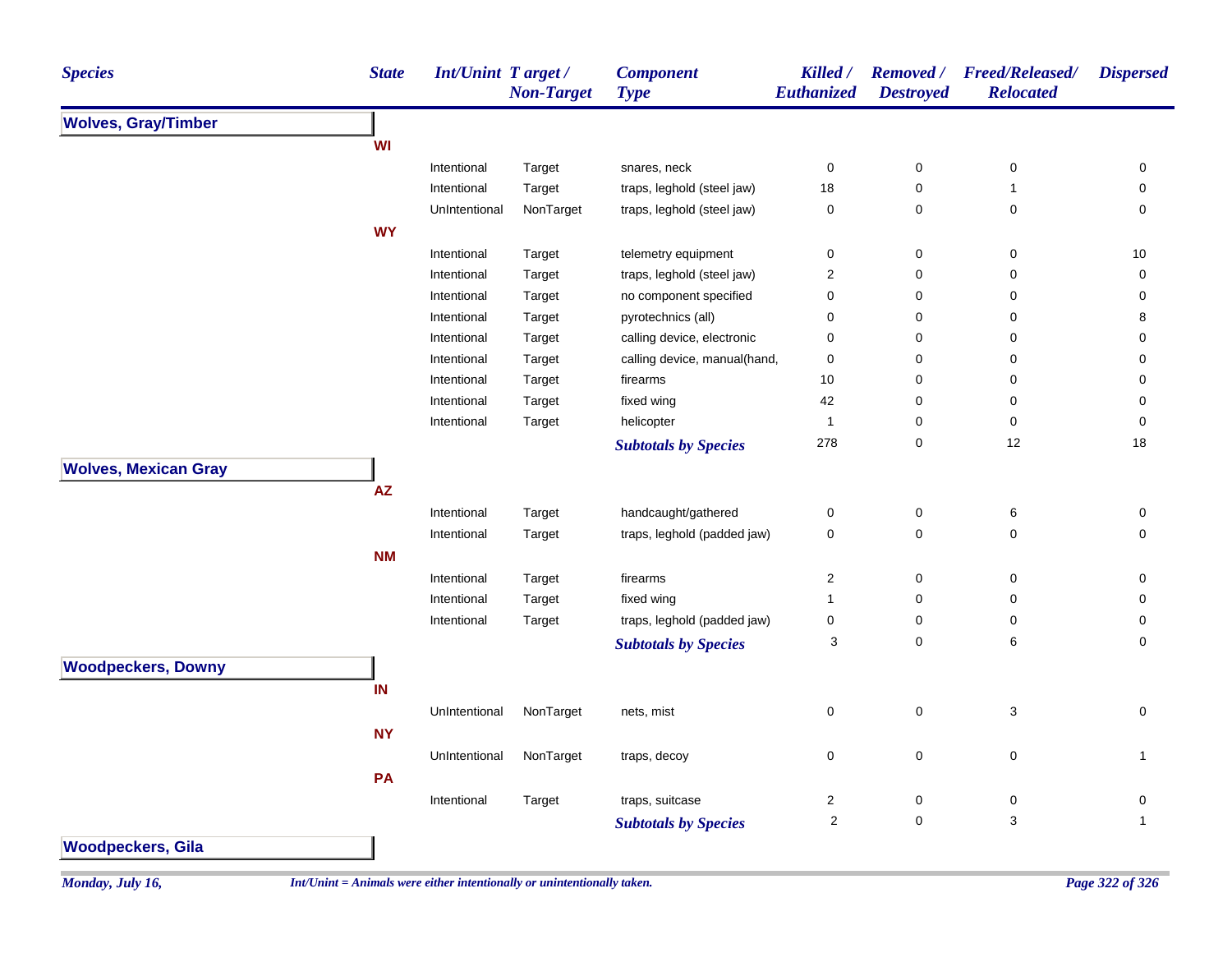| Species | State | Int/Unint | Target / Non-Target | Component Type | Killed / Euthanized | Removed / Destroyed | Freed/Released/ Relocated | Dispersed |
|---|---|---|---|---|---|---|---|---|
| **Wolves, Gray/Timber** | | | | | | | | |
| | **WI** | | | | | | | |
| | | Intentional | Target | snares, neck | 0 | 0 | 0 | 0 |
| | | Intentional | Target | traps, leghold (steel jaw) | 18 | 0 | 1 | 0 |
| | | UnIntentional | NonTarget | traps, leghold (steel jaw) | 0 | 0 | 0 | 0 |
| | **WY** | | | | | | | |
| | | Intentional | Target | telemetry equipment | 0 | 0 | 0 | 10 |
| | | Intentional | Target | traps, leghold (steel jaw) | 2 | 0 | 0 | 0 |
| | | Intentional | Target | no component specified | 0 | 0 | 0 | 0 |
| | | Intentional | Target | pyrotechnics (all) | 0 | 0 | 0 | 8 |
| | | Intentional | Target | calling device, electronic | 0 | 0 | 0 | 0 |
| | | Intentional | Target | calling device, manual(hand, | 0 | 0 | 0 | 0 |
| | | Intentional | Target | firearms | 10 | 0 | 0 | 0 |
| | | Intentional | Target | fixed wing | 42 | 0 | 0 | 0 |
| | | Intentional | Target | helicopter | 1 | 0 | 0 | 0 |
| | | | | ***Subtotals by Species*** | 278 | 0 | 12 | 18 |
| **Wolves, Mexican Gray** | | | | | | | | |
| | **AZ** | | | | | | | |
| | | Intentional | Target | handcaught/gathered | 0 | 0 | 6 | 0 |
| | | Intentional | Target | traps, leghold (padded jaw) | 0 | 0 | 0 | 0 |
| | **NM** | | | | | | | |
| | | Intentional | Target | firearms | 2 | 0 | 0 | 0 |
| | | Intentional | Target | fixed wing | 1 | 0 | 0 | 0 |
| | | Intentional | Target | traps, leghold (padded jaw) | 0 | 0 | 0 | 0 |
| | | | | ***Subtotals by Species*** | 3 | 0 | 6 | 0 |
| **Woodpeckers, Downy** | | | | | | | | |
| | **IN** | | | | | | | |
| | | UnIntentional | NonTarget | nets, mist | 0 | 0 | 3 | 0 |
| | **NY** | | | | | | | |
| | | UnIntentional | NonTarget | traps, decoy | 0 | 0 | 0 | 1 |
| | **PA** | | | | | | | |
| | | Intentional | Target | traps, suitcase | 2 | 0 | 0 | 0 |
| | | | | ***Subtotals by Species*** | 2 | 0 | 3 | 1 |
| **Woodpeckers, Gila** | | | | | | | | |

*Monday, July 16,* *Int/Unint = Animals were either intentionally or unintentionally taken.*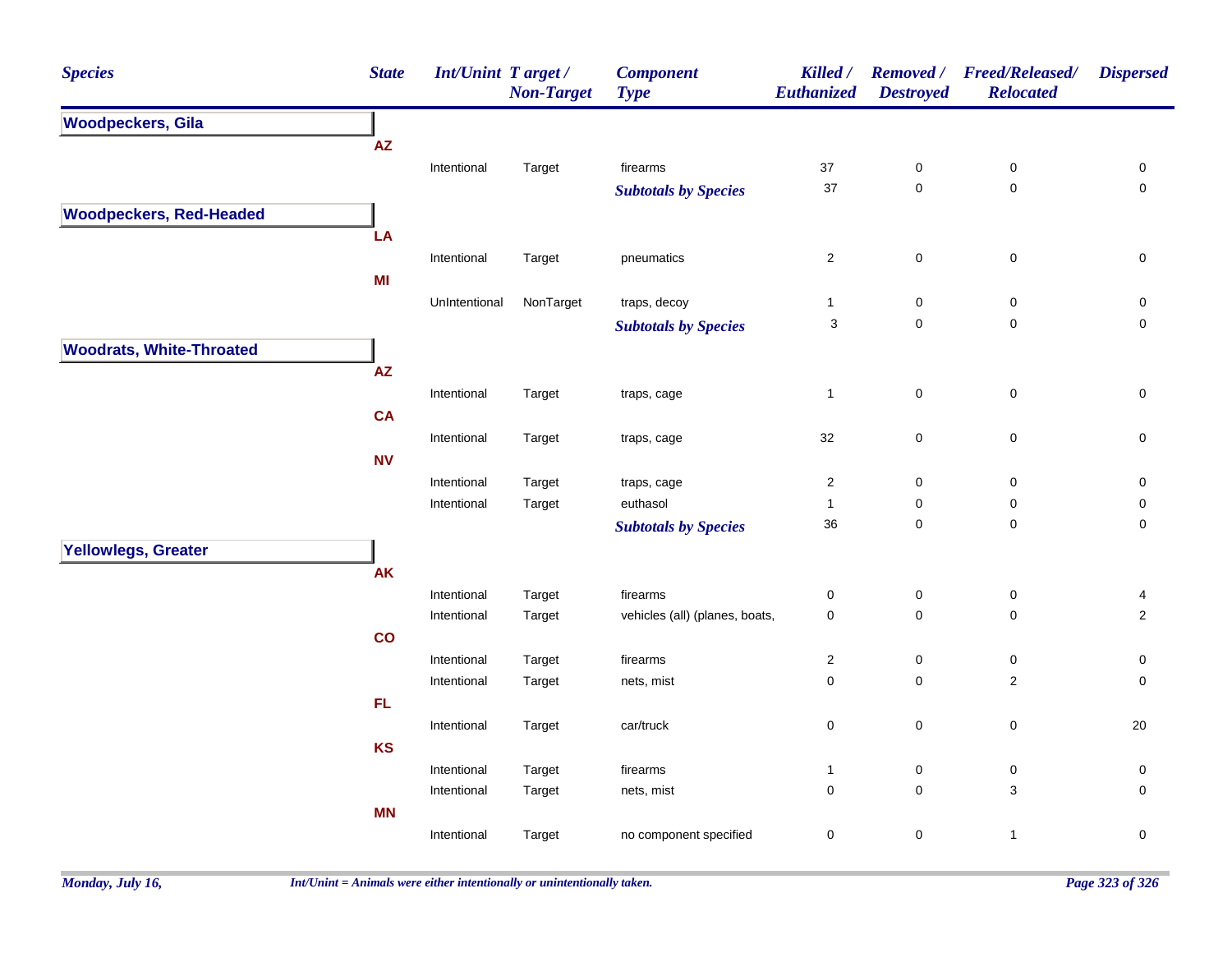| Species | State | Int/Unint | Target / Non-Target | Component Type | Killed / Euthanized | Removed / Destroyed | Freed/Released/ Relocated | Dispersed |
|---|---|---|---|---|---|---|---|---|
| **Woodpeckers, Gila** | | | | | | | | |
| | AZ | | | | | | | |
| | | Intentional | Target | firearms | 37 | 0 | 0 | 0 |
| | | | | ***Subtotals by Species*** | 37 | 0 | 0 | 0 |
| **Woodpeckers, Red-Headed** | | | | | | | | |
| | LA | | | | | | | |
| | | Intentional | Target | pneumatics | 2 | 0 | 0 | 0 |
| | MI | | | | | | | |
| | | UnIntentional | NonTarget | traps, decoy | 1 | 0 | 0 | 0 |
| | | | | ***Subtotals by Species*** | 3 | 0 | 0 | 0 |
| **Woodrats, White-Throated** | | | | | | | | |
| | AZ | | | | | | | |
| | | Intentional | Target | traps, cage | 1 | 0 | 0 | 0 |
| | CA | | | | | | | |
| | | Intentional | Target | traps, cage | 32 | 0 | 0 | 0 |
| | NV | | | | | | | |
| | | Intentional | Target | traps, cage | 2 | 0 | 0 | 0 |
| | | Intentional | Target | euthasol | 1 | 0 | 0 | 0 |
| | | | | ***Subtotals by Species*** | 36 | 0 | 0 | 0 |
| **Yellowlegs, Greater** | | | | | | | | |
| | AK | | | | | | | |
| | | Intentional | Target | firearms | 0 | 0 | 0 | 4 |
| | | Intentional | Target | vehicles (all) (planes, boats, | 0 | 0 | 0 | 2 |
| | CO | | | | | | | |
| | | Intentional | Target | firearms | 2 | 0 | 0 | 0 |
| | | Intentional | Target | nets, mist | 0 | 0 | 2 | 0 |
| | FL | | | | | | | |
| | | Intentional | Target | car/truck | 0 | 0 | 0 | 20 |
| | KS | | | | | | | |
| | | Intentional | Target | firearms | 1 | 0 | 0 | 0 |
| | | Intentional | Target | nets, mist | 0 | 0 | 3 | 0 |
| | MN | | | | | | | |
| | | Intentional | Target | no component specified | 0 | 0 | 1 | 0 |

*Int/Unint = Animals were either intentionally or unintentionally taken.*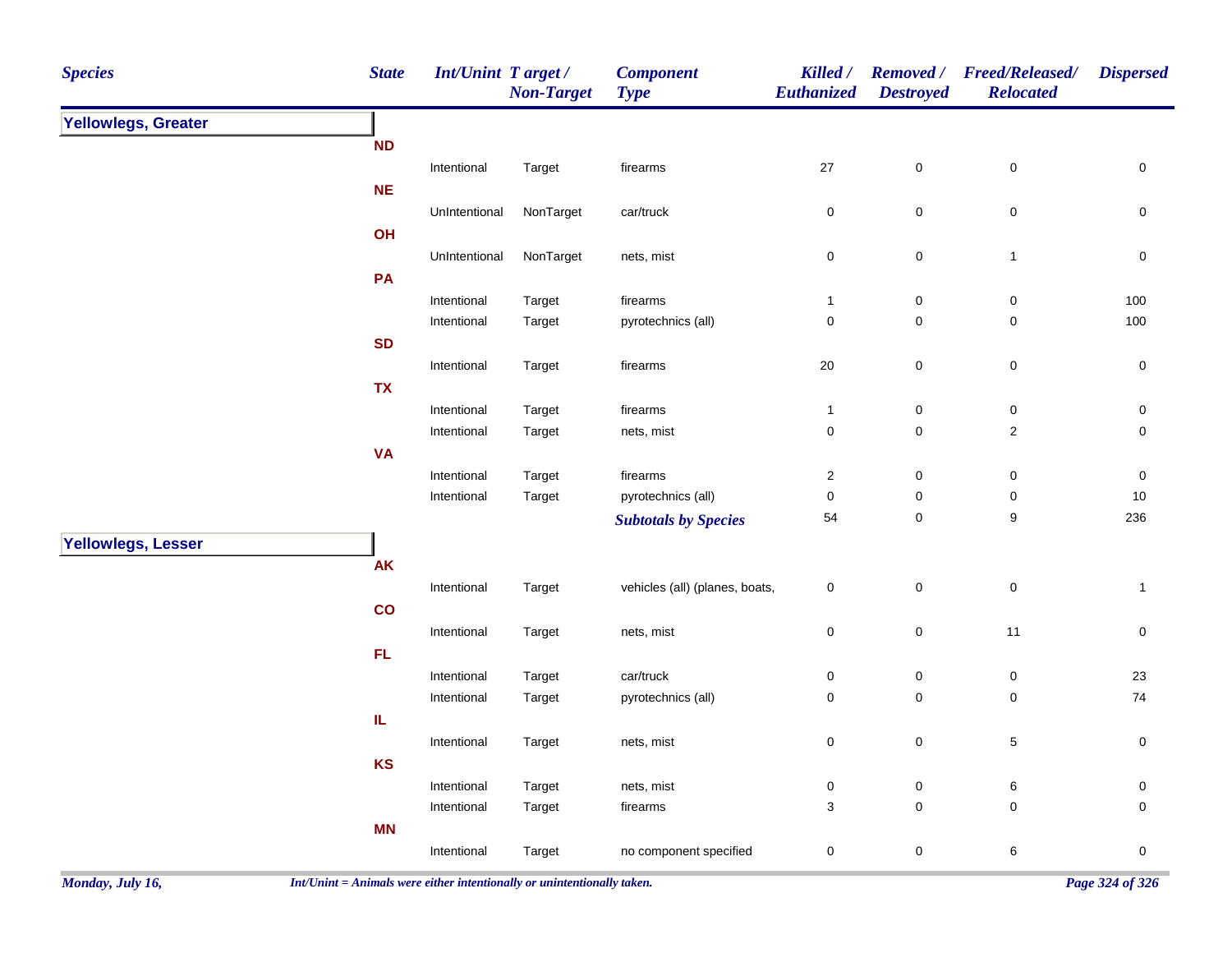| Species | State | Int/Unint | Target / Non-Target | Component Type | Killed / Euthanized | Removed / Destroyed | Freed/Released/ Relocated | Dispersed |
|---|---|---|---|---|---|---|---|---|
| **Yellowlegs, Greater** | | | | | | | | |
| | **ND** | | | | | | | |
| | | Intentional | Target | firearms | 27 | 0 | 0 | 0 |
| | **NE** | | | | | | | |
| | | UnIntentional | NonTarget | car/truck | 0 | 0 | 0 | 0 |
| | **OH** | | | | | | | |
| | | UnIntentional | NonTarget | nets, mist | 0 | 0 | 1 | 0 |
| | **PA** | | | | | | | |
| | | Intentional | Target | firearms | 1 | 0 | 0 | 100 |
| | | Intentional | Target | pyrotechnics (all) | 0 | 0 | 0 | 100 |
| | **SD** | | | | | | | |
| | | Intentional | Target | firearms | 20 | 0 | 0 | 0 |
| | **TX** | | | | | | | |
| | | Intentional | Target | firearms | 1 | 0 | 0 | 0 |
| | | Intentional | Target | nets, mist | 0 | 0 | 2 | 0 |
| | **VA** | | | | | | | |
| | | Intentional | Target | firearms | 2 | 0 | 0 | 0 |
| | | Intentional | Target | pyrotechnics (all) | 0 | 0 | 0 | 10 |
| | | | | ***Subtotals by Species*** | 54 | 0 | 9 | 236 |
| **Yellowlegs, Lesser** | | | | | | | | |
| | **AK** | | | | | | | |
| | | Intentional | Target | vehicles (all) (planes, boats, | 0 | 0 | 0 | 1 |
| | **CO** | | | | | | | |
| | | Intentional | Target | nets, mist | 0 | 0 | 11 | 0 |
| | **FL** | | | | | | | |
| | | Intentional | Target | car/truck | 0 | 0 | 0 | 23 |
| | | Intentional | Target | pyrotechnics (all) | 0 | 0 | 0 | 74 |
| | **IL** | | | | | | | |
| | | Intentional | Target | nets, mist | 0 | 0 | 5 | 0 |
| | **KS** | | | | | | | |
| | | Intentional | Target | nets, mist | 0 | 0 | 6 | 0 |
| | | Intentional | Target | firearms | 3 | 0 | 0 | 0 |
| | **MN** | | | | | | | |
| | | Intentional | Target | no component specified | 0 | 0 | 6 | 0 |

*Int/Unint = Animals were either intentionally or unintentionally taken.*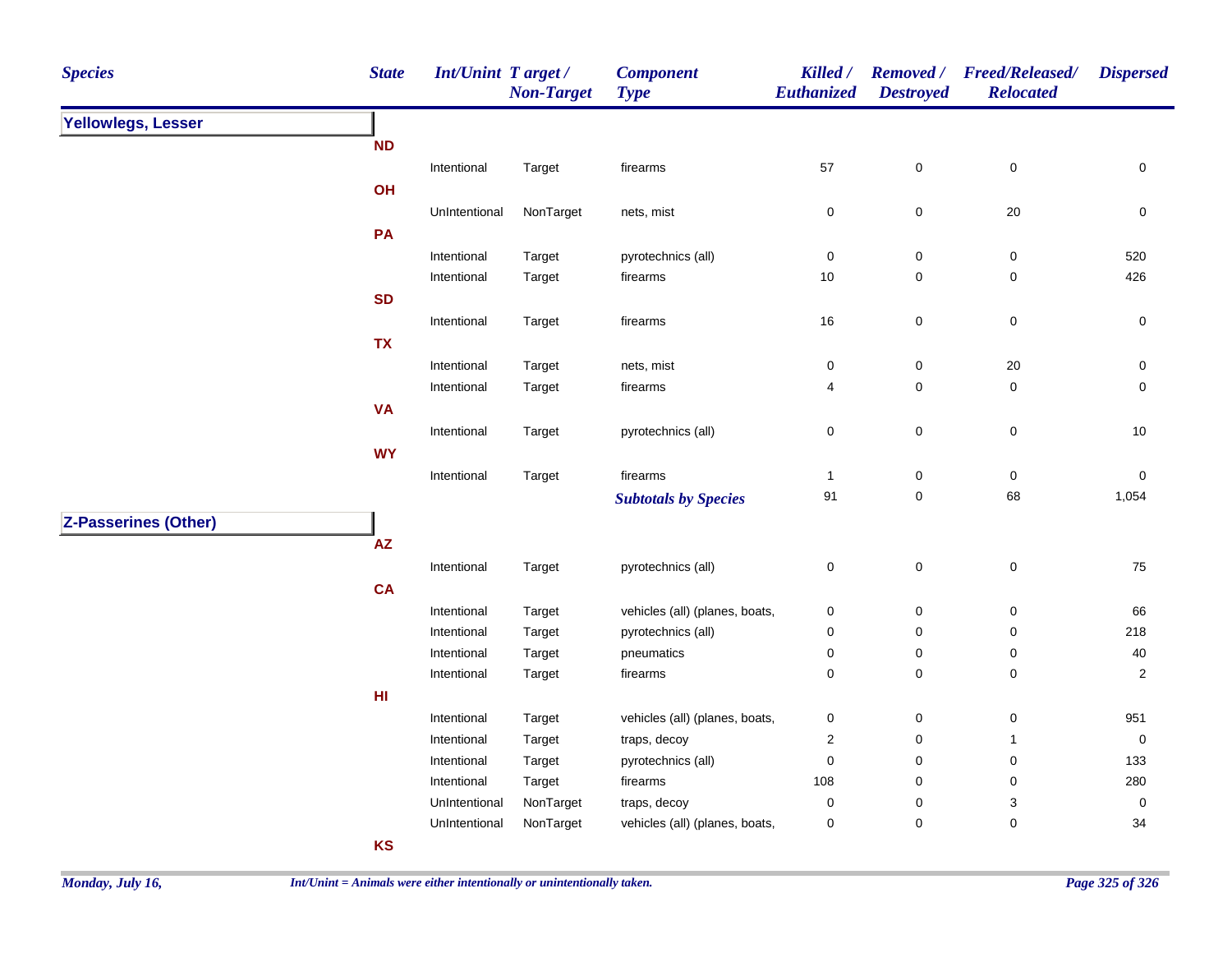| Species | State | Int/Unint | Target / Non-Target | Component Type | Killed / Euthanized | Removed / Destroyed | Freed/Released/ Relocated | Dispersed |
|---|---|---|---|---|---|---|---|---|
| **Yellowlegs, Lesser** | | | | | | | | |
| | **ND** | | | | | | | |
| | | Intentional | Target | firearms | 57 | 0 | 0 | 0 |
| | **OH** | | | | | | | |
| | | UnIntentional | NonTarget | nets, mist | 0 | 0 | 20 | 0 |
| | **PA** | | | | | | | |
| | | Intentional | Target | pyrotechnics (all) | 0 | 0 | 0 | 520 |
| | | Intentional | Target | firearms | 10 | 0 | 0 | 426 |
| | **SD** | | | | | | | |
| | | Intentional | Target | firearms | 16 | 0 | 0 | 0 |
| | **TX** | | | | | | | |
| | | Intentional | Target | nets, mist | 0 | 0 | 20 | 0 |
| | | Intentional | Target | firearms | 4 | 0 | 0 | 0 |
| | **VA** | | | | | | | |
| | | Intentional | Target | pyrotechnics (all) | 0 | 0 | 0 | 10 |
| | **WY** | | | | | | | |
| | | Intentional | Target | firearms | 1 | 0 | 0 | 0 |
| | | | | *Subtotals by Species* | 91 | 0 | 68 | 1,054 |
| **Z-Passerines (Other)** | | | | | | | | |
| | **AZ** | | | | | | | |
| | | Intentional | Target | pyrotechnics (all) | 0 | 0 | 0 | 75 |
| | **CA** | | | | | | | |
| | | Intentional | Target | vehicles (all) (planes, boats, | 0 | 0 | 0 | 66 |
| | | Intentional | Target | pyrotechnics (all) | 0 | 0 | 0 | 218 |
| | | Intentional | Target | pneumatics | 0 | 0 | 0 | 40 |
| | | Intentional | Target | firearms | 0 | 0 | 0 | 2 |
| | **HI** | | | | | | | |
| | | Intentional | Target | vehicles (all) (planes, boats, | 0 | 0 | 0 | 951 |
| | | Intentional | Target | traps, decoy | 2 | 0 | 1 | 0 |
| | | Intentional | Target | pyrotechnics (all) | 0 | 0 | 0 | 133 |
| | | Intentional | Target | firearms | 108 | 0 | 0 | 280 |
| | | UnIntentional | NonTarget | traps, decoy | 0 | 0 | 3 | 0 |
| | | UnIntentional | NonTarget | vehicles (all) (planes, boats, | 0 | 0 | 0 | 34 |
| | **KS** | | | | | | | |

*Int/Unint = Animals were either intentionally or unintentionally taken.*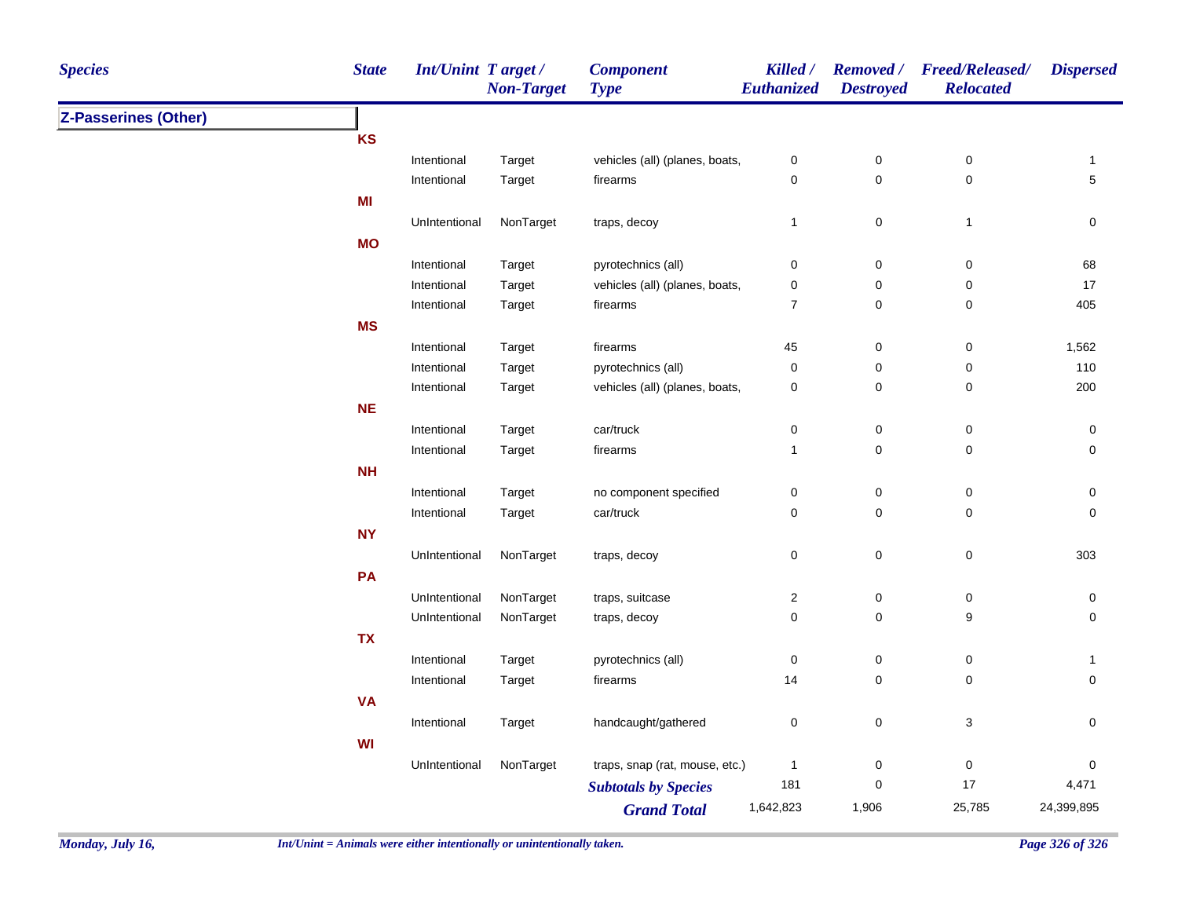| Species | State | Int/Unint | Target / Non-Target | Component Type | Killed / Euthanized | Removed / Destroyed | Freed/Released/ Relocated | Dispersed |
|---|---|---|---|---|---|---|---|---|
| **Z-Passerines (Other)** | | | | | | | | |
| | **KS** | | | | | | | |
| | | Intentional | Target | vehicles (all) (planes, boats, | 0 | 0 | 0 | 1 |
| | | Intentional | Target | firearms | 0 | 0 | 0 | 5 |
| | **MI** | | | | | | | |
| | | UnIntentional | NonTarget | traps, decoy | 1 | 0 | 1 | 0 |
| | **MO** | | | | | | | |
| | | Intentional | Target | pyrotechnics (all) | 0 | 0 | 0 | 68 |
| | | Intentional | Target | vehicles (all) (planes, boats, | 0 | 0 | 0 | 17 |
| | | Intentional | Target | firearms | 7 | 0 | 0 | 405 |
| | **MS** | | | | | | | |
| | | Intentional | Target | firearms | 45 | 0 | 0 | 1,562 |
| | | Intentional | Target | pyrotechnics (all) | 0 | 0 | 0 | 110 |
| | | Intentional | Target | vehicles (all) (planes, boats, | 0 | 0 | 0 | 200 |
| | **NE** | | | | | | | |
| | | Intentional | Target | car/truck | 0 | 0 | 0 | 0 |
| | | Intentional | Target | firearms | 1 | 0 | 0 | 0 |
| | **NH** | | | | | | | |
| | | Intentional | Target | no component specified | 0 | 0 | 0 | 0 |
| | | Intentional | Target | car/truck | 0 | 0 | 0 | 0 |
| | **NY** | | | | | | | |
| | | UnIntentional | NonTarget | traps, decoy | 0 | 0 | 0 | 303 |
| | **PA** | | | | | | | |
| | | UnIntentional | NonTarget | traps, suitcase | 2 | 0 | 0 | 0 |
| | | UnIntentional | NonTarget | traps, decoy | 0 | 0 | 9 | 0 |
| | **TX** | | | | | | | |
| | | Intentional | Target | pyrotechnics (all) | 0 | 0 | 0 | 1 |
| | | Intentional | Target | firearms | 14 | 0 | 0 | 0 |
| | **VA** | | | | | | | |
| | | Intentional | Target | handcaught/gathered | 0 | 0 | 3 | 0 |
| | **WI** | | | | | | | |
| | | UnIntentional | NonTarget | traps, snap (rat, mouse, etc.) | 1 | 0 | 0 | 0 |
| | | | | ***Subtotals by Species*** | 181 | 0 | 17 | 4,471 |
| | | | | ***Grand Total*** | 1,642,823 | 1,906 | 25,785 | 24,399,895 |

*Monday, July 16,*

*Int/Unint = Animals were either intentionally or unintentionally taken.*